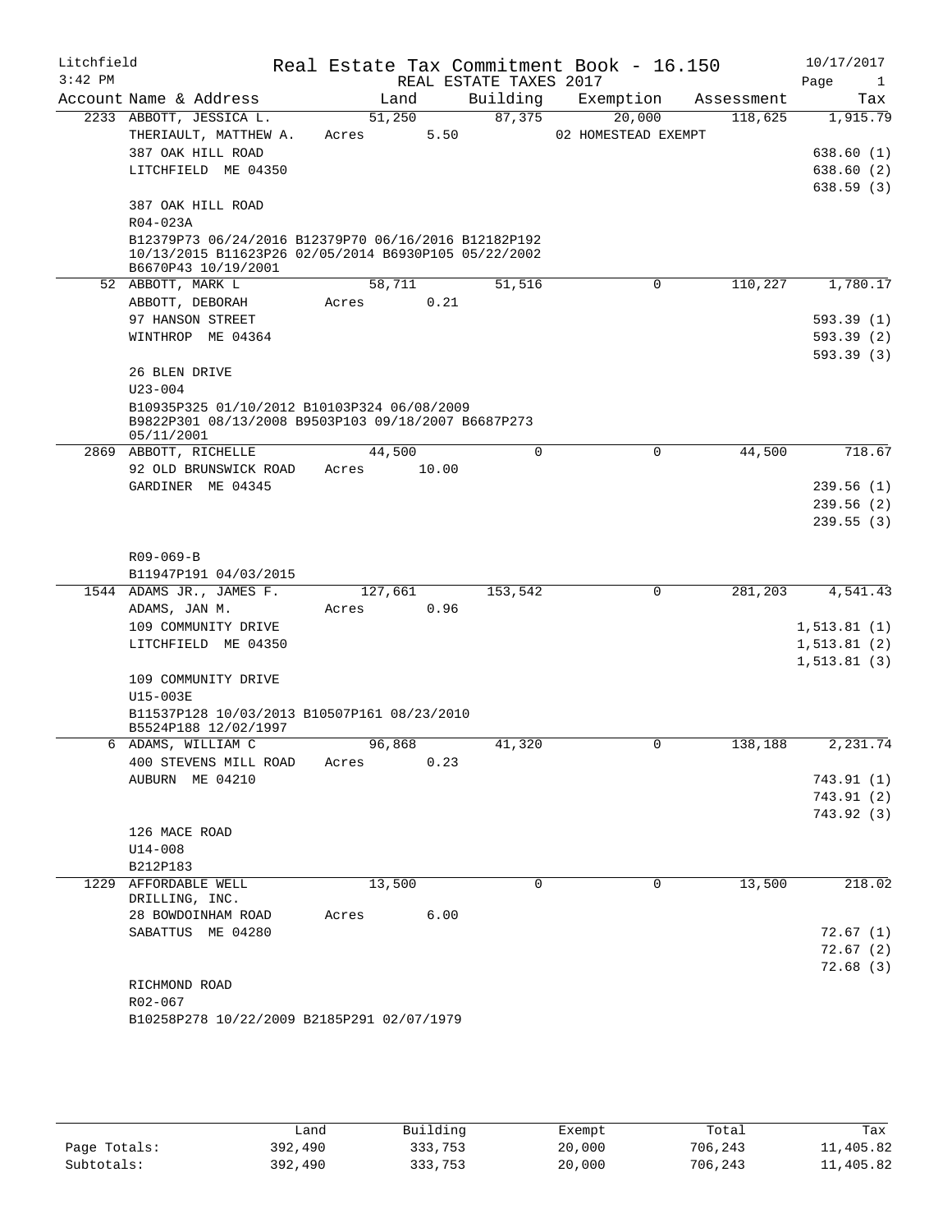Litchfield
3:42 PM

# Real Estate Tax Commitment Book - 16.150

REAL ESTATE TAXES 2017

10/17/2017

| Account Name & Address | Land | Building | Exemption | Assessment | Tax |
|---|---|---|---|---|---|
| 2233 ABBOTT, JESSICA L. | 51,250 | 87,375 | 20,000 | 118,625 | 1,915.79 |
| THERIAULT, MATTHEW A. | Acres 5.50 | | 02 HOMESTEAD EXEMPT | | |
| 387 OAK HILL ROAD | | | | | 638.60 (1) |
| LITCHFIELD ME 04350 | | | | | 638.60 (2) |
| | | | | | 638.59 (3) |
| 387 OAK HILL ROAD | | | | | |
| R04-023A | | | | | |
| B12379P73 06/24/2016 B12379P70 06/16/2016 B12182P192 10/13/2015 B11623P26 02/05/2014 B6930P105 05/22/2002 B6670P43 10/19/2001 | | | | | |
| 52 ABBOTT, MARK L | 58,711 | 51,516 | 0 | 110,227 | 1,780.17 |
| ABBOTT, DEBORAH | Acres 0.21 | | | | |
| 97 HANSON STREET | | | | | 593.39 (1) |
| WINTHROP ME 04364 | | | | | 593.39 (2) |
| | | | | | 593.39 (3) |
| 26 BLEN DRIVE | | | | | |
| U23-004 | | | | | |
| B10935P325 01/10/2012 B10103P324 06/08/2009 B9822P301 08/13/2008 B9503P103 09/18/2007 B6687P273 05/11/2001 | | | | | |
| 2869 ABBOTT, RICHELLE | 44,500 | 0 | 0 | 44,500 | 718.67 |
| 92 OLD BRUNSWICK ROAD | Acres 10.00 | | | | |
| GARDINER ME 04345 | | | | | 239.56 (1) |
| | | | | | 239.56 (2) |
| | | | | | 239.55 (3) |
| R09-069-B | | | | | |
| B11947P191 04/03/2015 | | | | | |
| 1544 ADAMS JR., JAMES F. | 127,661 | 153,542 | 0 | 281,203 | 4,541.43 |
| ADAMS, JAN M. | Acres 0.96 | | | | |
| 109 COMMUNITY DRIVE | | | | | 1,513.81 (1) |
| LITCHFIELD ME 04350 | | | | | 1,513.81 (2) |
| | | | | | 1,513.81 (3) |
| 109 COMMUNITY DRIVE | | | | | |
| U15-003E | | | | | |
| B11537P128 10/03/2013 B10507P161 08/23/2010 B5524P188 12/02/1997 | | | | | |
| 6 ADAMS, WILLIAM C | 96,868 | 41,320 | 0 | 138,188 | 2,231.74 |
| 400 STEVENS MILL ROAD | Acres 0.23 | | | | |
| AUBURN ME 04210 | | | | | 743.91 (1) |
| | | | | | 743.91 (2) |
| | | | | | 743.92 (3) |
| 126 MACE ROAD | | | | | |
| U14-008 | | | | | |
| B212P183 | | | | | |
| 1229 AFFORDABLE WELL DRILLING, INC. | 13,500 | 0 | 0 | 13,500 | 218.02 |
| 28 BOWDOINHAM ROAD | Acres 6.00 | | | | |
| SABATTUS ME 04280 | | | | | 72.67 (1) |
| | | | | | 72.67 (2) |
| | | | | | 72.68 (3) |
| RICHMOND ROAD | | | | | |
| R02-067 | | | | | |
| B10258P278 10/22/2009 B2185P291 02/07/1979 | | | | | |

| | Land | Building | Exempt | Total | Tax |
|---|---|---|---|---|---|
| Page Totals: | 392,490 | 333,753 | 20,000 | 706,243 | 11,405.82 |
| Subtotals: | 392,490 | 333,753 | 20,000 | 706,243 | 11,405.82 |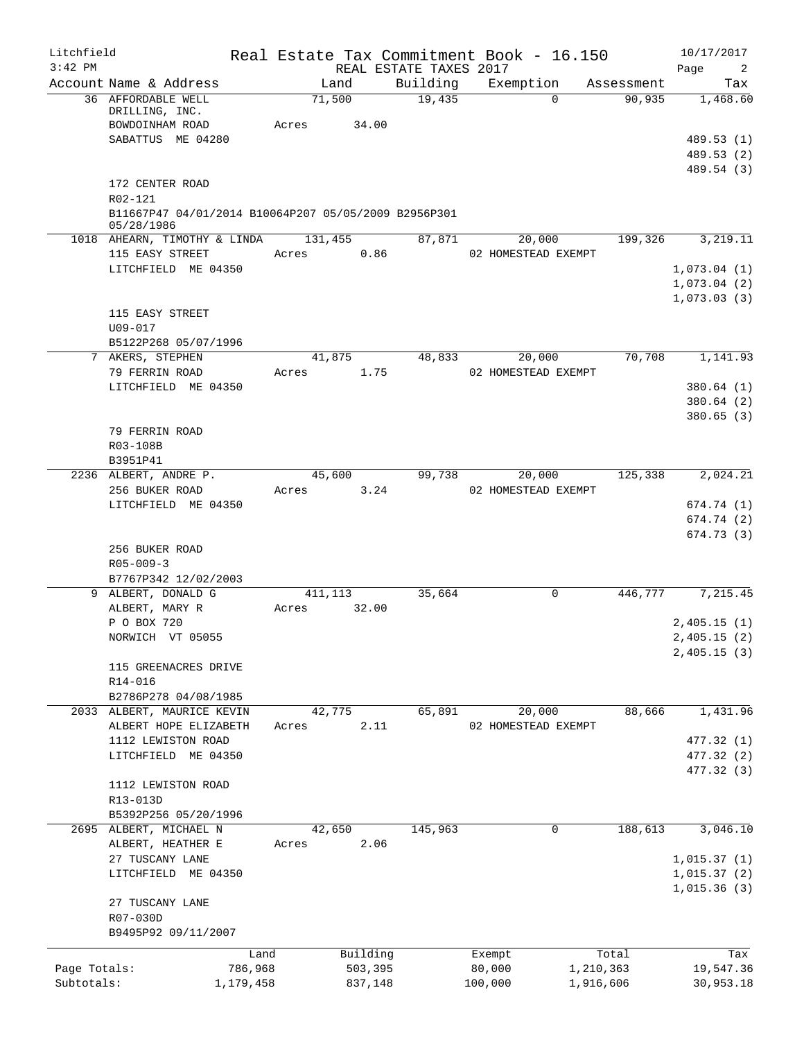Litchfield
3:42 PM

# Real Estate Tax Commitment Book - 16.150

REAL ESTATE TAXES 2017

10/17/2017

| Account | Name & Address | Land | Building | Exemption | Assessment | Tax |
|---|---|---|---|---|---|---|
| 36 | AFFORDABLE WELL DRILLING, INC.<br>BOWDOINHAM ROAD<br>SABATTUS ME 04280<br><br>172 CENTER ROAD<br>R02-121<br>B11667P47 04/01/2014 B10064P207 05/05/2009 B2956P301 05/28/1986 | 71,500<br>Acres 34.00 | 19,435 | 0 | 90,935 | 1,468.60<br><br>489.53 (1)<br>489.53 (2)<br>489.54 (3) |
| 1018 | AHEARN, TIMOTHY & LINDA<br>115 EASY STREET<br>LITCHFIELD ME 04350<br><br>115 EASY STREET<br>U09-017<br>B5122P268 05/07/1996 | 131,455<br>Acres 0.86 | 87,871 | 20,000<br>02 HOMESTEAD EXEMPT | 199,326 | 3,219.11<br><br>1,073.04 (1)<br>1,073.04 (2)<br>1,073.03 (3) |
| 7 | AKERS, STEPHEN<br>79 FERRIN ROAD<br>LITCHFIELD ME 04350<br><br>79 FERRIN ROAD<br>R03-108B<br>B3951P41 | 41,875<br>Acres 1.75 | 48,833 | 20,000<br>02 HOMESTEAD EXEMPT | 70,708 | 1,141.93<br><br>380.64 (1)<br>380.64 (2)<br>380.65 (3) |
| 2236 | ALBERT, ANDRE P.<br>256 BUKER ROAD<br>LITCHFIELD ME 04350<br><br>256 BUKER ROAD<br>R05-009-3<br>B7767P342 12/02/2003 | 45,600<br>Acres 3.24 | 99,738 | 20,000<br>02 HOMESTEAD EXEMPT | 125,338 | 2,024.21<br><br>674.74 (1)<br>674.74 (2)<br>674.73 (3) |
| 9 | ALBERT, DONALD G<br>ALBERT, MARY R<br>P O BOX 720<br>NORWICH VT 05055<br><br>115 GREENACRES DRIVE<br>R14-016<br>B2786P278 04/08/1985 | 411,113<br>Acres 32.00 | 35,664 | 0 | 446,777 | 7,215.45<br><br>2,405.15 (1)<br>2,405.15 (2)<br>2,405.15 (3) |
| 2033 | ALBERT, MAURICE KEVIN<br>ALBERT HOPE ELIZABETH<br>1112 LEWISTON ROAD<br>LITCHFIELD ME 04350<br><br>1112 LEWISTON ROAD<br>R13-013D<br>B5392P256 05/20/1996 | 42,775<br>Acres 2.11 | 65,891 | 20,000<br>02 HOMESTEAD EXEMPT | 88,666 | 1,431.96<br><br>477.32 (1)<br>477.32 (2)<br>477.32 (3) |
| 2695 | ALBERT, MICHAEL N<br>ALBERT, HEATHER E<br>27 TUSCANY LANE<br>LITCHFIELD ME 04350<br><br>27 TUSCANY LANE<br>R07-030D<br>B9495P92 09/11/2007 | 42,650<br>Acres 2.06 | 145,963 | 0 | 188,613 | 3,046.10<br><br>1,015.37 (1)<br>1,015.37 (2)<br>1,015.36 (3) |

| | Land | Building | Exempt | Total | Tax |
|---|---|---|---|---|---|
| Page Totals: | 786,968 | 503,395 | 80,000 | 1,210,363 | 19,547.36 |
| Subtotals: | 1,179,458 | 837,148 | 100,000 | 1,916,606 | 30,953.18 |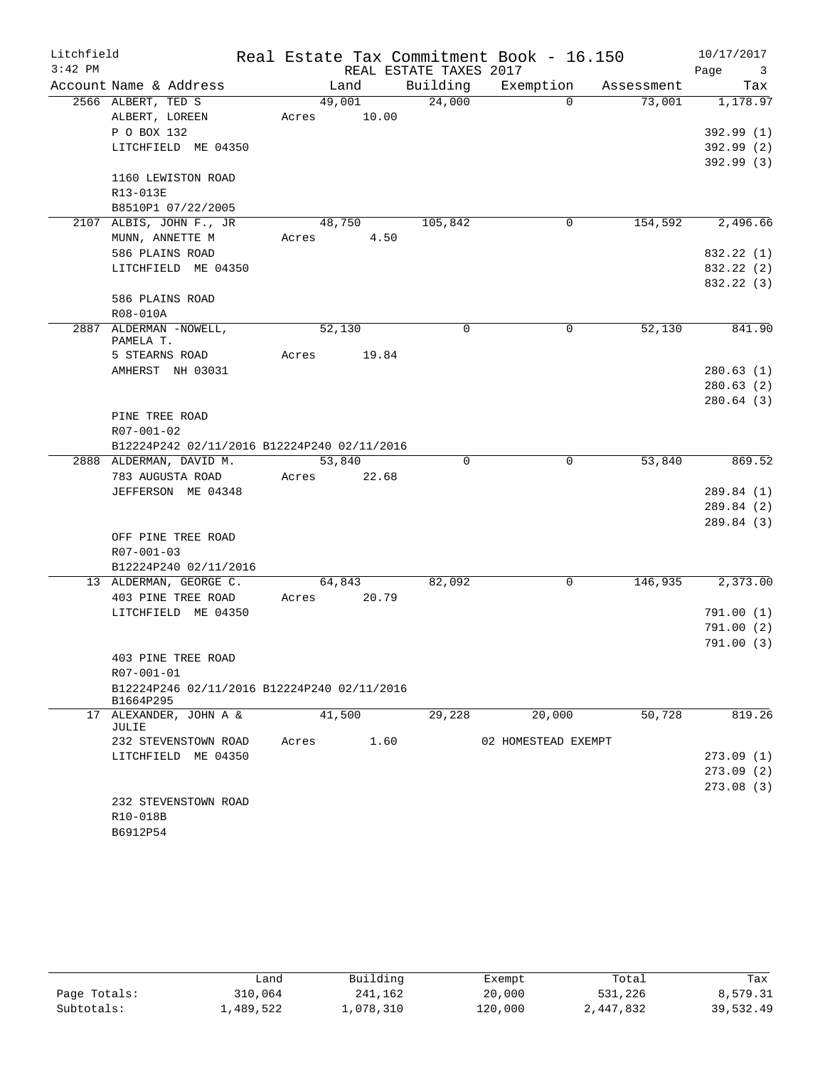# Real Estate Tax Commitment Book - 16.150

Litchfield 3:42 PM — REAL ESTATE TAXES 2017 — 10/17/2017

| Account Name & Address | Land | Building | Exemption | Assessment | Tax |
|---|---|---|---|---|---|
| 2566 ALBERT, TED S | 49,001 | 24,000 | 0 | 73,001 | 1,178.97 |
| ALBERT, LOREEN | Acres 10.00 | | | | |
| P O BOX 132 | | | | | 392.99 (1) |
| LITCHFIELD ME 04350 | | | | | 392.99 (2) |
| | | | | | 392.99 (3) |
| 1160 LEWISTON ROAD | | | | | |
| R13-013E | | | | | |
| B8510P1 07/22/2005 | | | | | |
| 2107 ALBIS, JOHN F., JR | 48,750 | 105,842 | 0 | 154,592 | 2,496.66 |
| MUNN, ANNETTE M | Acres 4.50 | | | | |
| 586 PLAINS ROAD | | | | | 832.22 (1) |
| LITCHFIELD ME 04350 | | | | | 832.22 (2) |
| | | | | | 832.22 (3) |
| 586 PLAINS ROAD | | | | | |
| R08-010A | | | | | |
| 2887 ALDERMAN -NOWELL, PAMELA T. | 52,130 | 0 | 0 | 52,130 | 841.90 |
| 5 STEARNS ROAD | Acres 19.84 | | | | |
| AMHERST NH 03031 | | | | | 280.63 (1) |
| | | | | | 280.63 (2) |
| | | | | | 280.64 (3) |
| PINE TREE ROAD | | | | | |
| R07-001-02 | | | | | |
| B12224P242 02/11/2016 B12224P240 02/11/2016 | | | | | |
| 2888 ALDERMAN, DAVID M. | 53,840 | 0 | 0 | 53,840 | 869.52 |
| 783 AUGUSTA ROAD | Acres 22.68 | | | | |
| JEFFERSON ME 04348 | | | | | 289.84 (1) |
| | | | | | 289.84 (2) |
| | | | | | 289.84 (3) |
| OFF PINE TREE ROAD | | | | | |
| R07-001-03 | | | | | |
| B12224P240 02/11/2016 | | | | | |
| 13 ALDERMAN, GEORGE C. | 64,843 | 82,092 | 0 | 146,935 | 2,373.00 |
| 403 PINE TREE ROAD | Acres 20.79 | | | | |
| LITCHFIELD ME 04350 | | | | | 791.00 (1) |
| | | | | | 791.00 (2) |
| | | | | | 791.00 (3) |
| 403 PINE TREE ROAD | | | | | |
| R07-001-01 | | | | | |
| B12224P246 02/11/2016 B12224P240 02/11/2016 B1664P295 | | | | | |
| 17 ALEXANDER, JOHN A & JULIE | 41,500 | 29,228 | 20,000 | 50,728 | 819.26 |
| 232 STEVENSTOWN ROAD | Acres 1.60 | | 02 HOMESTEAD EXEMPT | | |
| LITCHFIELD ME 04350 | | | | | 273.09 (1) |
| | | | | | 273.09 (2) |
| | | | | | 273.08 (3) |
| 232 STEVENSTOWN ROAD | | | | | |
| R10-018B | | | | | |
| B6912P54 | | | | | |

| | Land | Building | Exempt | Total | Tax |
|---|---|---|---|---|---|
| Page Totals: | 310,064 | 241,162 | 20,000 | 531,226 | 8,579.31 |
| Subtotals: | 1,489,522 | 1,078,310 | 120,000 | 2,447,832 | 39,532.49 |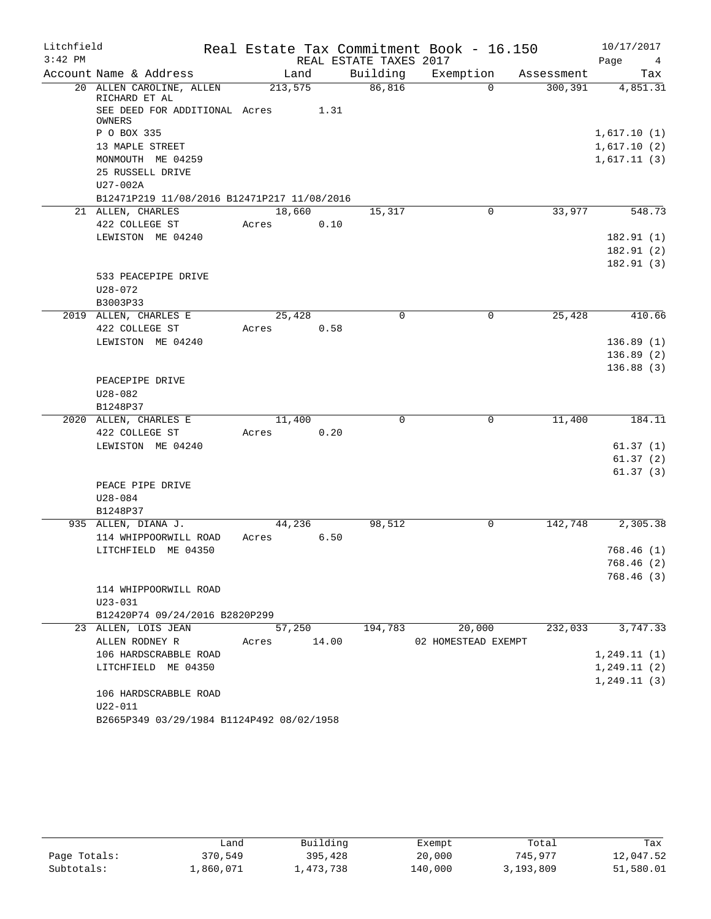Litchfield
3:42 PM

Real Estate Tax Commitment Book - 16.150
REAL ESTATE TAXES 2017

10/17/2017

| Account | Name & Address | Land | Building | Exemption | Assessment | Tax |
|---|---|---|---|---|---|---|
| 20 | ALLEN CAROLINE, ALLEN RICHARD ET AL | 213,575 | 86,816 | 0 | 300,391 | 4,851.31 |
| | SEE DEED FOR ADDITIONAL OWNERS | Acres 1.31 | | | | |
| | P O BOX 335 | | | | | 1,617.10 (1) |
| | 13 MAPLE STREET | | | | | 1,617.10 (2) |
| | MONMOUTH ME 04259 | | | | | 1,617.11 (3) |
| | 25 RUSSELL DRIVE | | | | | |
| | U27-002A | | | | | |
| | B12471P219 11/08/2016 B12471P217 11/08/2016 | | | | | |
| 21 | ALLEN, CHARLES | 18,660 | 15,317 | 0 | 33,977 | 548.73 |
| | 422 COLLEGE ST | Acres 0.10 | | | | |
| | LEWISTON ME 04240 | | | | | 182.91 (1) |
| | | | | | | 182.91 (2) |
| | | | | | | 182.91 (3) |
| | 533 PEACEPIPE DRIVE | | | | | |
| | U28-072 | | | | | |
| | B3003P33 | | | | | |
| 2019 | ALLEN, CHARLES E | 25,428 | 0 | 0 | 25,428 | 410.66 |
| | 422 COLLEGE ST | Acres 0.58 | | | | |
| | LEWISTON ME 04240 | | | | | 136.89 (1) |
| | | | | | | 136.89 (2) |
| | | | | | | 136.88 (3) |
| | PEACEPIPE DRIVE | | | | | |
| | U28-082 | | | | | |
| | B1248P37 | | | | | |
| 2020 | ALLEN, CHARLES E | 11,400 | 0 | 0 | 11,400 | 184.11 |
| | 422 COLLEGE ST | Acres 0.20 | | | | |
| | LEWISTON ME 04240 | | | | | 61.37 (1) |
| | | | | | | 61.37 (2) |
| | | | | | | 61.37 (3) |
| | PEACE PIPE DRIVE | | | | | |
| | U28-084 | | | | | |
| | B1248P37 | | | | | |
| 935 | ALLEN, DIANA J. | 44,236 | 98,512 | 0 | 142,748 | 2,305.38 |
| | 114 WHIPPOORWILL ROAD | Acres 6.50 | | | | |
| | LITCHFIELD ME 04350 | | | | | 768.46 (1) |
| | | | | | | 768.46 (2) |
| | | | | | | 768.46 (3) |
| | 114 WHIPPOORWILL ROAD | | | | | |
| | U23-031 | | | | | |
| | B12420P74 09/24/2016 B2820P299 | | | | | |
| 23 | ALLEN, LOIS JEAN | 57,250 | 194,783 | 20,000 | 232,033 | 3,747.33 |
| | ALLEN RODNEY R | Acres 14.00 | | 02 HOMESTEAD EXEMPT | | |
| | 106 HARDSCRABBLE ROAD | | | | | 1,249.11 (1) |
| | LITCHFIELD ME 04350 | | | | | 1,249.11 (2) |
| | | | | | | 1,249.11 (3) |
| | 106 HARDSCRABBLE ROAD | | | | | |
| | U22-011 | | | | | |
| | B2665P349 03/29/1984 B1124P492 08/02/1958 | | | | | |

| | Land | Building | Exempt | Total | Tax |
|---|---|---|---|---|---|
| Page Totals: | 370,549 | 395,428 | 20,000 | 745,977 | 12,047.52 |
| Subtotals: | 1,860,071 | 1,473,738 | 140,000 | 3,193,809 | 51,580.01 |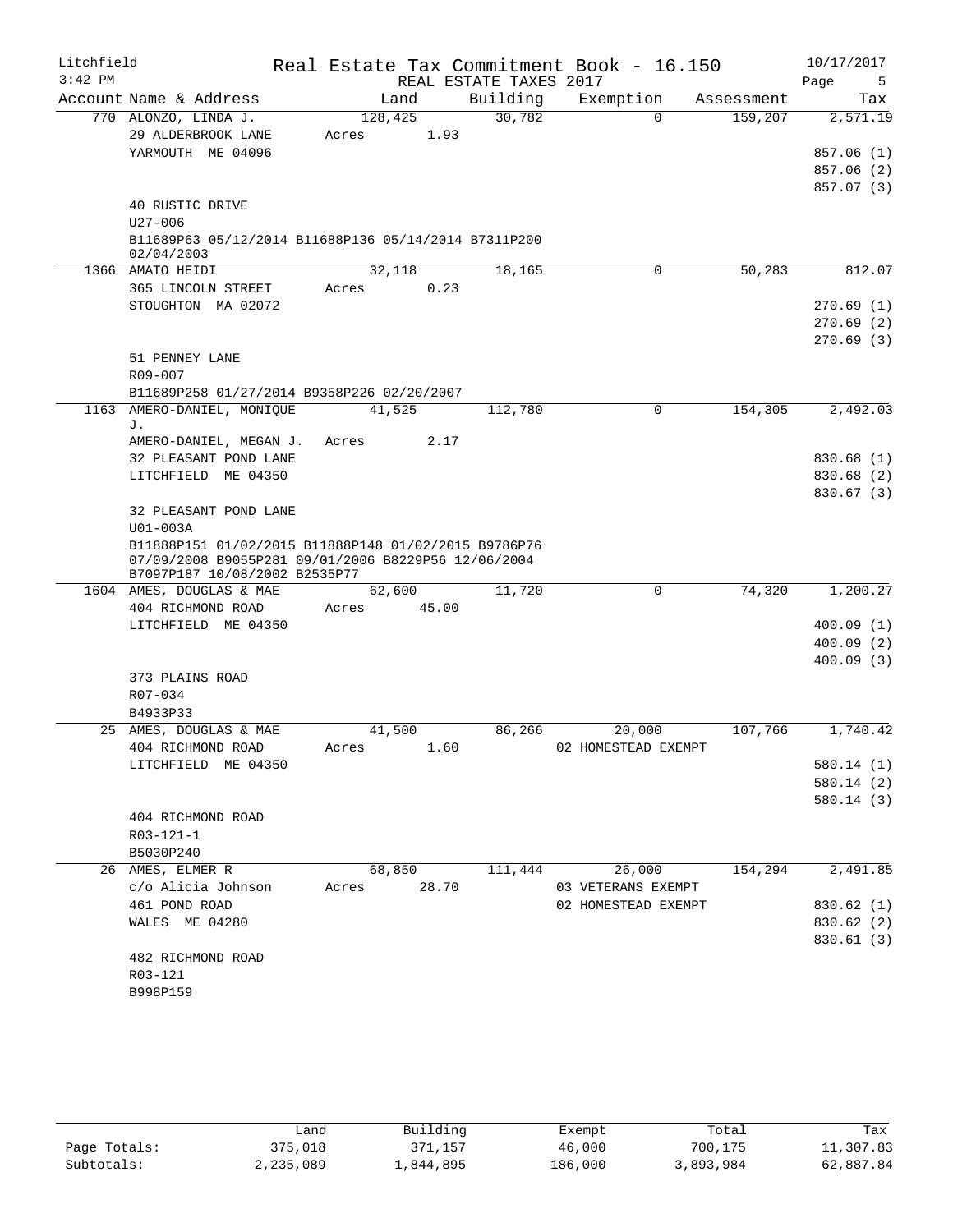Litchfield
3:42 PM

# Real Estate Tax Commitment Book - 16.150

REAL ESTATE TAXES 2017

10/17/2017

| Account | Name & Address | Land | Building | Exemption | Assessment | Tax |
|---|---|---|---|---|---|---|
| 770 | ALONZO, LINDA J. | 128,425 | 30,782 | 0 | 159,207 | 2,571.19 |
| | 29 ALDERBROOK LANE | Acres 1.93 | | | | |
| | YARMOUTH ME 04096 | | | | | 857.06 (1) |
| | | | | | | 857.06 (2) |
| | | | | | | 857.07 (3) |
| | 40 RUSTIC DRIVE | | | | | |
| | U27-006 | | | | | |
| | B11689P63 05/12/2014 B11688P136 05/14/2014 B7311P200 02/04/2003 | | | | | |
| 1366 | AMATO HEIDI | 32,118 | 18,165 | 0 | 50,283 | 812.07 |
| | 365 LINCOLN STREET | Acres 0.23 | | | | |
| | STOUGHTON MA 02072 | | | | | 270.69 (1) |
| | | | | | | 270.69 (2) |
| | | | | | | 270.69 (3) |
| | 51 PENNEY LANE | | | | | |
| | R09-007 | | | | | |
| | B11689P258 01/27/2014 B9358P226 02/20/2007 | | | | | |
| 1163 | AMERO-DANIEL, MONIQUE J. | 41,525 | 112,780 | 0 | 154,305 | 2,492.03 |
| | AMERO-DANIEL, MEGAN J. | Acres 2.17 | | | | |
| | 32 PLEASANT POND LANE | | | | | 830.68 (1) |
| | LITCHFIELD ME 04350 | | | | | 830.68 (2) |
| | | | | | | 830.67 (3) |
| | 32 PLEASANT POND LANE | | | | | |
| | U01-003A | | | | | |
| | B11888P151 01/02/2015 B11888P148 01/02/2015 B9786P76 07/09/2008 B9055P281 09/01/2006 B8229P56 12/06/2004 B7097P187 10/08/2002 B2535P77 | | | | | |
| 1604 | AMES, DOUGLAS & MAE | 62,600 | 11,720 | 0 | 74,320 | 1,200.27 |
| | 404 RICHMOND ROAD | Acres 45.00 | | | | |
| | LITCHFIELD ME 04350 | | | | | 400.09 (1) |
| | | | | | | 400.09 (2) |
| | | | | | | 400.09 (3) |
| | 373 PLAINS ROAD | | | | | |
| | R07-034 | | | | | |
| | B4933P33 | | | | | |
| 25 | AMES, DOUGLAS & MAE | 41,500 | 86,266 | 20,000 | 107,766 | 1,740.42 |
| | 404 RICHMOND ROAD | Acres 1.60 | | 02 HOMESTEAD EXEMPT | | |
| | LITCHFIELD ME 04350 | | | | | 580.14 (1) |
| | | | | | | 580.14 (2) |
| | | | | | | 580.14 (3) |
| | 404 RICHMOND ROAD | | | | | |
| | R03-121-1 | | | | | |
| | B5030P240 | | | | | |
| 26 | AMES, ELMER R | 68,850 | 111,444 | 26,000 | 154,294 | 2,491.85 |
| | c/o Alicia Johnson | Acres 28.70 | | 03 VETERANS EXEMPT | | |
| | 461 POND ROAD | | | 02 HOMESTEAD EXEMPT | | 830.62 (1) |
| | WALES ME 04280 | | | | | 830.62 (2) |
| | | | | | | 830.61 (3) |
| | 482 RICHMOND ROAD | | | | | |
| | R03-121 | | | | | |
| | B998P159 | | | | | |

| | Land | Building | Exempt | Total | Tax |
|---|---|---|---|---|---|
| Page Totals: | 375,018 | 371,157 | 46,000 | 700,175 | 11,307.83 |
| Subtotals: | 2,235,089 | 1,844,895 | 186,000 | 3,893,984 | 62,887.84 |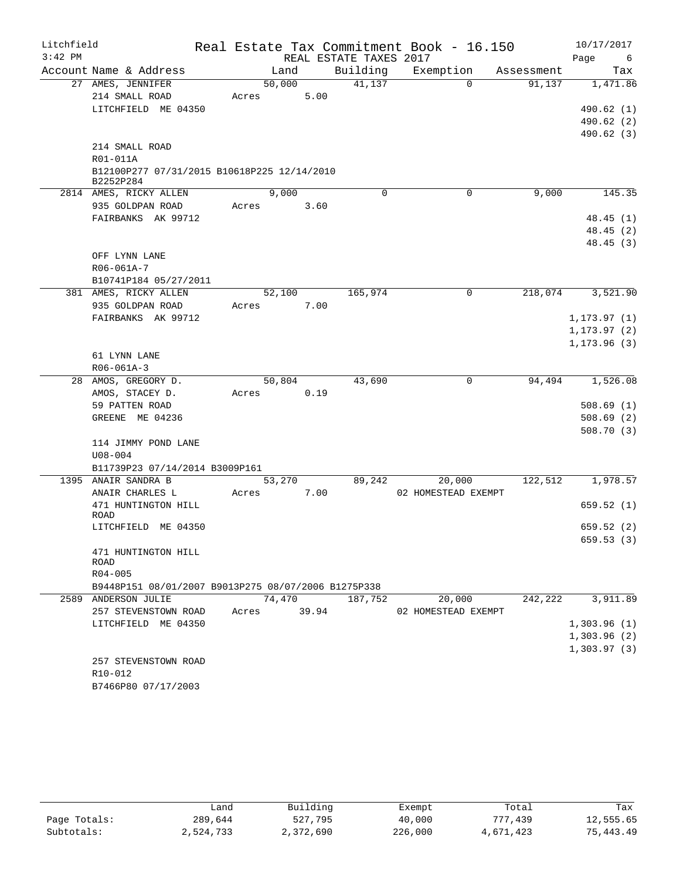Litchfield
3:42 PM

# Real Estate Tax Commitment Book - 16.150

REAL ESTATE TAXES 2017

10/17/2017

| Account | Name & Address | Land | Building | Exemption | Assessment | Tax |
|---|---|---|---|---|---|---|
| 27 | AMES, JENNIFER<br>214 SMALL ROAD<br>LITCHFIELD ME 04350<br><br>214 SMALL ROAD<br>R01-011A<br>B12100P277 07/31/2015 B10618P225 12/14/2010 B2252P284 | 50,000<br>Acres 5.00 | 41,137 | 0 | 91,137 | 1,471.86<br>490.62 (1)<br>490.62 (2)<br>490.62 (3) |
| 2814 | AMES, RICKY ALLEN<br>935 GOLDPAN ROAD<br>FAIRBANKS AK 99712<br><br>OFF LYNN LANE<br>R06-061A-7<br>B10741P184 05/27/2011 | 9,000<br>Acres 3.60 | 0 | 0 | 9,000 | 145.35<br>48.45 (1)<br>48.45 (2)<br>48.45 (3) |
| 381 | AMES, RICKY ALLEN<br>935 GOLDPAN ROAD<br>FAIRBANKS AK 99712<br><br>61 LYNN LANE<br>R06-061A-3 | 52,100<br>Acres 7.00 | 165,974 | 0 | 218,074 | 3,521.90<br>1,173.97 (1)<br>1,173.97 (2)<br>1,173.96 (3) |
| 28 | AMOS, GREGORY D.<br>AMOS, STACEY D.<br>59 PATTEN ROAD<br>GREENE ME 04236<br><br>114 JIMMY POND LANE<br>U08-004<br>B11739P23 07/14/2014 B3009P161 | 50,804<br>Acres 0.19 | 43,690 | 0 | 94,494 | 1,526.08<br>508.69 (1)<br>508.69 (2)<br>508.70 (3) |
| 1395 | ANAIR SANDRA B<br>ANAIR CHARLES L<br>471 HUNTINGTON HILL ROAD<br>LITCHFIELD ME 04350<br><br>471 HUNTINGTON HILL ROAD<br>R04-005<br>B9448P151 08/01/2007 B9013P275 08/07/2006 B1275P338 | 53,270<br>Acres 7.00 | 89,242 | 20,000<br>02 HOMESTEAD EXEMPT | 122,512 | 1,978.57<br>659.52 (1)<br>659.52 (2)<br>659.53 (3) |
| 2589 | ANDERSON JULIE<br>257 STEVENSTOWN ROAD<br>LITCHFIELD ME 04350<br><br>257 STEVENSTOWN ROAD<br>R10-012<br>B7466P80 07/17/2003 | 74,470<br>Acres 39.94 | 187,752 | 20,000<br>02 HOMESTEAD EXEMPT | 242,222 | 3,911.89<br>1,303.96 (1)<br>1,303.96 (2)<br>1,303.97 (3) |

|  | Land | Building | Exempt | Total | Tax |
|---|---|---|---|---|---|
| Page Totals: | 289,644 | 527,795 | 40,000 | 777,439 | 12,555.65 |
| Subtotals: | 2,524,733 | 2,372,690 | 226,000 | 4,671,423 | 75,443.49 |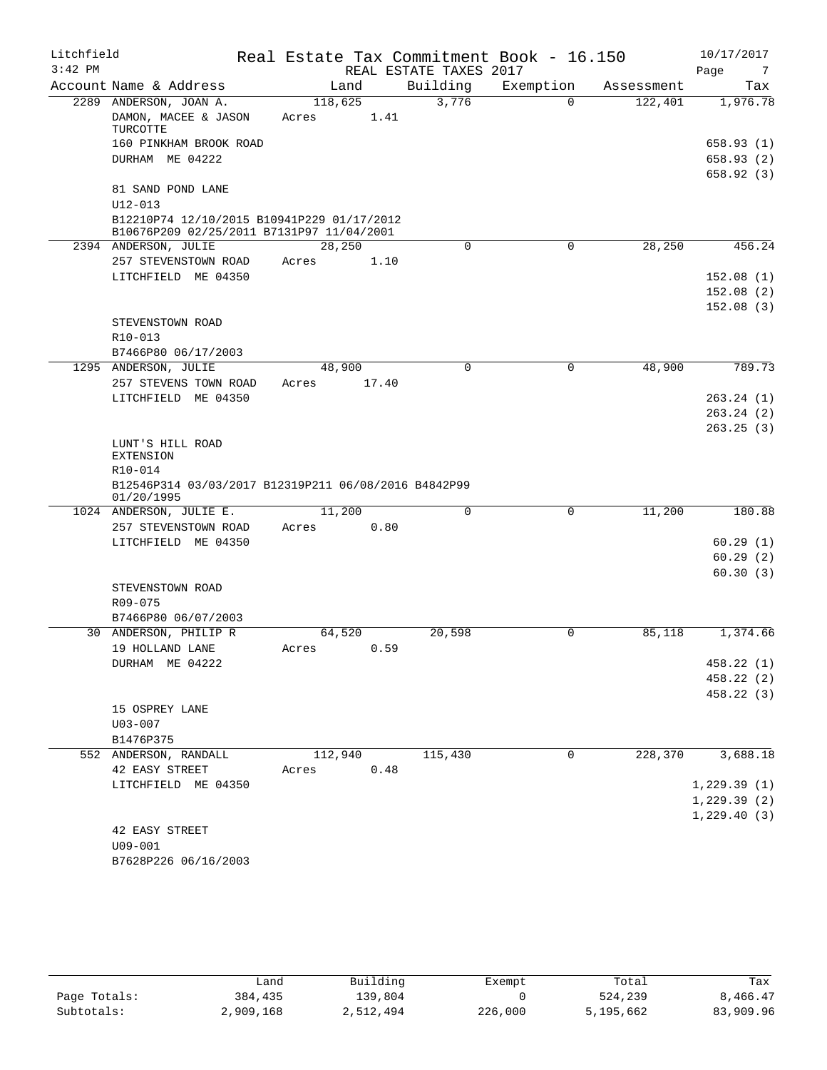Litchfield
3:42 PM

# Real Estate Tax Commitment Book - 16.150

REAL ESTATE TAXES 2017

10/17/2017

| Account Name & Address | Land | Building | Exemption | Assessment | Tax |
|---|---|---|---|---|---|
| 2289 ANDERSON, JOAN A. | 118,625 | 3,776 | 0 | 122,401 | 1,976.78 |
| DAMON, MACEE & JASON TURCOTTE | Acres 1.41 | | | | |
| 160 PINKHAM BROOK ROAD | | | | | 658.93 (1) |
| DURHAM ME 04222 | | | | | 658.93 (2) |
| | | | | | 658.92 (3) |
| 81 SAND POND LANE | | | | | |
| U12-013 | | | | | |
| B12210P74 12/10/2015 B10941P229 01/17/2012 B10676P209 02/25/2011 B7131P97 11/04/2001 | | | | | |
| 2394 ANDERSON, JULIE | 28,250 | 0 | 0 | 28,250 | 456.24 |
| 257 STEVENSTOWN ROAD | Acres 1.10 | | | | |
| LITCHFIELD ME 04350 | | | | | 152.08 (1) |
| | | | | | 152.08 (2) |
| | | | | | 152.08 (3) |
| STEVENSTOWN ROAD | | | | | |
| R10-013 | | | | | |
| B7466P80 06/17/2003 | | | | | |
| 1295 ANDERSON, JULIE | 48,900 | 0 | 0 | 48,900 | 789.73 |
| 257 STEVENS TOWN ROAD | Acres 17.40 | | | | |
| LITCHFIELD ME 04350 | | | | | 263.24 (1) |
| | | | | | 263.24 (2) |
| | | | | | 263.25 (3) |
| LUNT'S HILL ROAD EXTENSION | | | | | |
| R10-014 | | | | | |
| B12546P314 03/03/2017 B12319P211 06/08/2016 B4842P99 01/20/1995 | | | | | |
| 1024 ANDERSON, JULIE E. | 11,200 | 0 | 0 | 11,200 | 180.88 |
| 257 STEVENSTOWN ROAD | Acres 0.80 | | | | |
| LITCHFIELD ME 04350 | | | | | 60.29 (1) |
| | | | | | 60.29 (2) |
| | | | | | 60.30 (3) |
| STEVENSTOWN ROAD | | | | | |
| R09-075 | | | | | |
| B7466P80 06/07/2003 | | | | | |
| 30 ANDERSON, PHILIP R | 64,520 | 20,598 | 0 | 85,118 | 1,374.66 |
| 19 HOLLAND LANE | Acres 0.59 | | | | |
| DURHAM ME 04222 | | | | | 458.22 (1) |
| | | | | | 458.22 (2) |
| | | | | | 458.22 (3) |
| 15 OSPREY LANE | | | | | |
| U03-007 | | | | | |
| B1476P375 | | | | | |
| 552 ANDERSON, RANDALL | 112,940 | 115,430 | 0 | 228,370 | 3,688.18 |
| 42 EASY STREET | Acres 0.48 | | | | |
| LITCHFIELD ME 04350 | | | | | 1,229.39 (1) |
| | | | | | 1,229.39 (2) |
| | | | | | 1,229.40 (3) |
| 42 EASY STREET | | | | | |
| U09-001 | | | | | |
| B7628P226 06/16/2003 | | | | | |

| | Land | Building | Exempt | Total | Tax |
|---|---|---|---|---|---|
| Page Totals: | 384,435 | 139,804 | 0 | 524,239 | 8,466.47 |
| Subtotals: | 2,909,168 | 2,512,494 | 226,000 | 5,195,662 | 83,909.96 |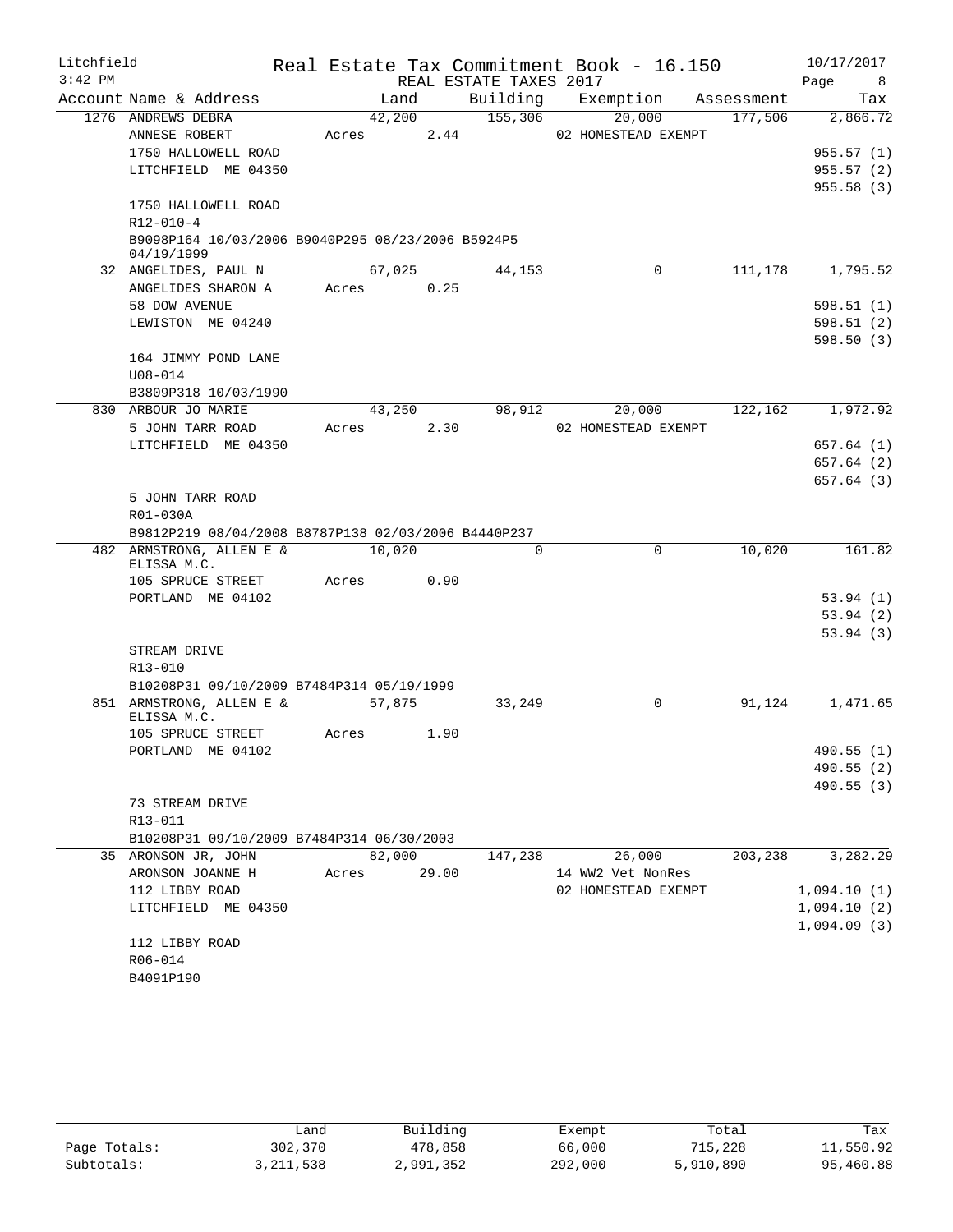Litchfield Real Estate Tax Commitment Book - 16.150 10/17/2017
3:42 PM REAL ESTATE TAXES 2017

| Account Name & Address | Land | Building | Exemption | Assessment | Tax |
|---|---|---|---|---|---|
| 1276 ANDREWS DEBRA | 42,200 | 155,306 | 20,000 | 177,506 | 2,866.72 |
| ANNESE ROBERT | Acres 2.44 | | 02 HOMESTEAD EXEMPT | | |
| 1750 HALLOWELL ROAD | | | | | 955.57 (1) |
| LITCHFIELD ME 04350 | | | | | 955.57 (2) |
| | | | | | 955.58 (3) |
| 1750 HALLOWELL ROAD | | | | | |
| R12-010-4 | | | | | |
| B9098P164 10/03/2006 B9040P295 08/23/2006 B5924P5 04/19/1999 | | | | | |
| 32 ANGELIDES, PAUL N | 67,025 | 44,153 | 0 | 111,178 | 1,795.52 |
| ANGELIDES SHARON A | Acres 0.25 | | | | |
| 58 DOW AVENUE | | | | | 598.51 (1) |
| LEWISTON ME 04240 | | | | | 598.51 (2) |
| | | | | | 598.50 (3) |
| 164 JIMMY POND LANE | | | | | |
| U08-014 | | | | | |
| B3809P318 10/03/1990 | | | | | |
| 830 ARBOUR JO MARIE | 43,250 | 98,912 | 20,000 | 122,162 | 1,972.92 |
| 5 JOHN TARR ROAD | Acres 2.30 | | 02 HOMESTEAD EXEMPT | | |
| LITCHFIELD ME 04350 | | | | | 657.64 (1) |
| | | | | | 657.64 (2) |
| | | | | | 657.64 (3) |
| 5 JOHN TARR ROAD | | | | | |
| R01-030A | | | | | |
| B9812P219 08/04/2008 B8787P138 02/03/2006 B4440P237 | | | | | |
| 482 ARMSTRONG, ALLEN E & ELISSA M.C. | 10,020 | 0 | 0 | 10,020 | 161.82 |
| 105 SPRUCE STREET | Acres 0.90 | | | | |
| PORTLAND ME 04102 | | | | | 53.94 (1) |
| | | | | | 53.94 (2) |
| | | | | | 53.94 (3) |
| STREAM DRIVE | | | | | |
| R13-010 | | | | | |
| B10208P31 09/10/2009 B7484P314 05/19/1999 | | | | | |
| 851 ARMSTRONG, ALLEN E & ELISSA M.C. | 57,875 | 33,249 | 0 | 91,124 | 1,471.65 |
| 105 SPRUCE STREET | Acres 1.90 | | | | |
| PORTLAND ME 04102 | | | | | 490.55 (1) |
| | | | | | 490.55 (2) |
| | | | | | 490.55 (3) |
| 73 STREAM DRIVE | | | | | |
| R13-011 | | | | | |
| B10208P31 09/10/2009 B7484P314 06/30/2003 | | | | | |
| 35 ARONSON JR, JOHN | 82,000 | 147,238 | 26,000 | 203,238 | 3,282.29 |
| ARONSON JOANNE H | Acres 29.00 | | 14 WW2 Vet NonRes | | |
| 112 LIBBY ROAD | | | 02 HOMESTEAD EXEMPT | | 1,094.10 (1) |
| LITCHFIELD ME 04350 | | | | | 1,094.10 (2) |
| | | | | | 1,094.09 (3) |
| 112 LIBBY ROAD | | | | | |
| R06-014 | | | | | |
| B4091P190 | | | | | |

| | Land | Building | Exempt | Total | Tax |
|---|---|---|---|---|---|
| Page Totals: | 302,370 | 478,858 | 66,000 | 715,228 | 11,550.92 |
| Subtotals: | 3,211,538 | 2,991,352 | 292,000 | 5,910,890 | 95,460.88 |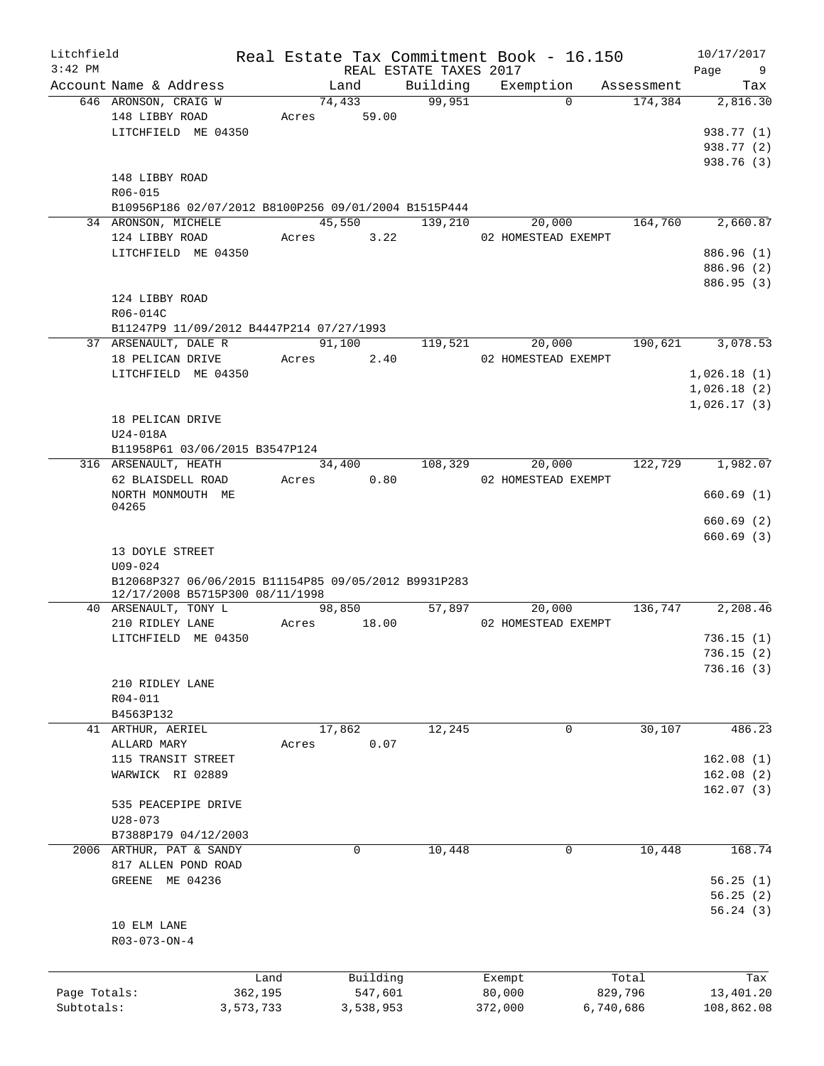Litchfield
3:42 PM

Real Estate Tax Commitment Book - 16.150
REAL ESTATE TAXES 2017

10/17/2017

| Account Name & Address | Land | Building | Exemption | Assessment | Tax |
|---|---|---|---|---|---|
| 646 ARONSON, CRAIG W | 74,433 | 99,951 | 0 | 174,384 | 2,816.30 |
| 148 LIBBY ROAD | Acres 59.00 | | | | |
| LITCHFIELD ME 04350 | | | | | 938.77 (1) |
| | | | | | 938.77 (2) |
| | | | | | 938.76 (3) |
| 148 LIBBY ROAD | | | | | |
| R06-015 | | | | | |
| B10956P186 02/07/2012 B8100P256 09/01/2004 B1515P444 | | | | | |
| 34 ARONSON, MICHELE | 45,550 | 139,210 | 20,000 | 164,760 | 2,660.87 |
| 124 LIBBY ROAD | Acres 3.22 | | 02 HOMESTEAD EXEMPT | | |
| LITCHFIELD ME 04350 | | | | | 886.96 (1) |
| | | | | | 886.96 (2) |
| | | | | | 886.95 (3) |
| 124 LIBBY ROAD | | | | | |
| R06-014C | | | | | |
| B11247P9 11/09/2012 B4447P214 07/27/1993 | | | | | |
| 37 ARSENAULT, DALE R | 91,100 | 119,521 | 20,000 | 190,621 | 3,078.53 |
| 18 PELICAN DRIVE | Acres 2.40 | | 02 HOMESTEAD EXEMPT | | |
| LITCHFIELD ME 04350 | | | | | 1,026.18 (1) |
| | | | | | 1,026.18 (2) |
| | | | | | 1,026.17 (3) |
| 18 PELICAN DRIVE | | | | | |
| U24-018A | | | | | |
| B11958P61 03/06/2015 B3547P124 | | | | | |
| 316 ARSENAULT, HEATH | 34,400 | 108,329 | 20,000 | 122,729 | 1,982.07 |
| 62 BLAISDELL ROAD | Acres 0.80 | | 02 HOMESTEAD EXEMPT | | |
| NORTH MONMOUTH ME 04265 | | | | | 660.69 (1) |
| | | | | | 660.69 (2) |
| | | | | | 660.69 (3) |
| 13 DOYLE STREET | | | | | |
| U09-024 | | | | | |
| B12068P327 06/06/2015 B11154P85 09/05/2012 B9931P283 12/17/2008 B5715P300 08/11/1998 | | | | | |
| 40 ARSENAULT, TONY L | 98,850 | 57,897 | 20,000 | 136,747 | 2,208.46 |
| 210 RIDLEY LANE | Acres 18.00 | | 02 HOMESTEAD EXEMPT | | |
| LITCHFIELD ME 04350 | | | | | 736.15 (1) |
| | | | | | 736.15 (2) |
| | | | | | 736.16 (3) |
| 210 RIDLEY LANE | | | | | |
| R04-011 | | | | | |
| B4563P132 | | | | | |
| 41 ARTHUR, AERIEL | 17,862 | 12,245 | 0 | 30,107 | 486.23 |
| ALLARD MARY | Acres 0.07 | | | | |
| 115 TRANSIT STREET | | | | | 162.08 (1) |
| WARWICK RI 02889 | | | | | 162.08 (2) |
| | | | | | 162.07 (3) |
| 535 PEACEPIPE DRIVE | | | | | |
| U28-073 | | | | | |
| B7388P179 04/12/2003 | | | | | |
| 2006 ARTHUR, PAT & SANDY | 0 | 10,448 | 0 | 10,448 | 168.74 |
| 817 ALLEN POND ROAD | | | | | |
| GREENE ME 04236 | | | | | 56.25 (1) |
| | | | | | 56.25 (2) |
| | | | | | 56.24 (3) |
| 10 ELM LANE | | | | | |
| R03-073-ON-4 | | | | | |

| | Land | Building | Exempt | Total | Tax |
|---|---|---|---|---|---|
| Page Totals: | 362,195 | 547,601 | 80,000 | 829,796 | 13,401.20 |
| Subtotals: | 3,573,733 | 3,538,953 | 372,000 | 6,740,686 | 108,862.08 |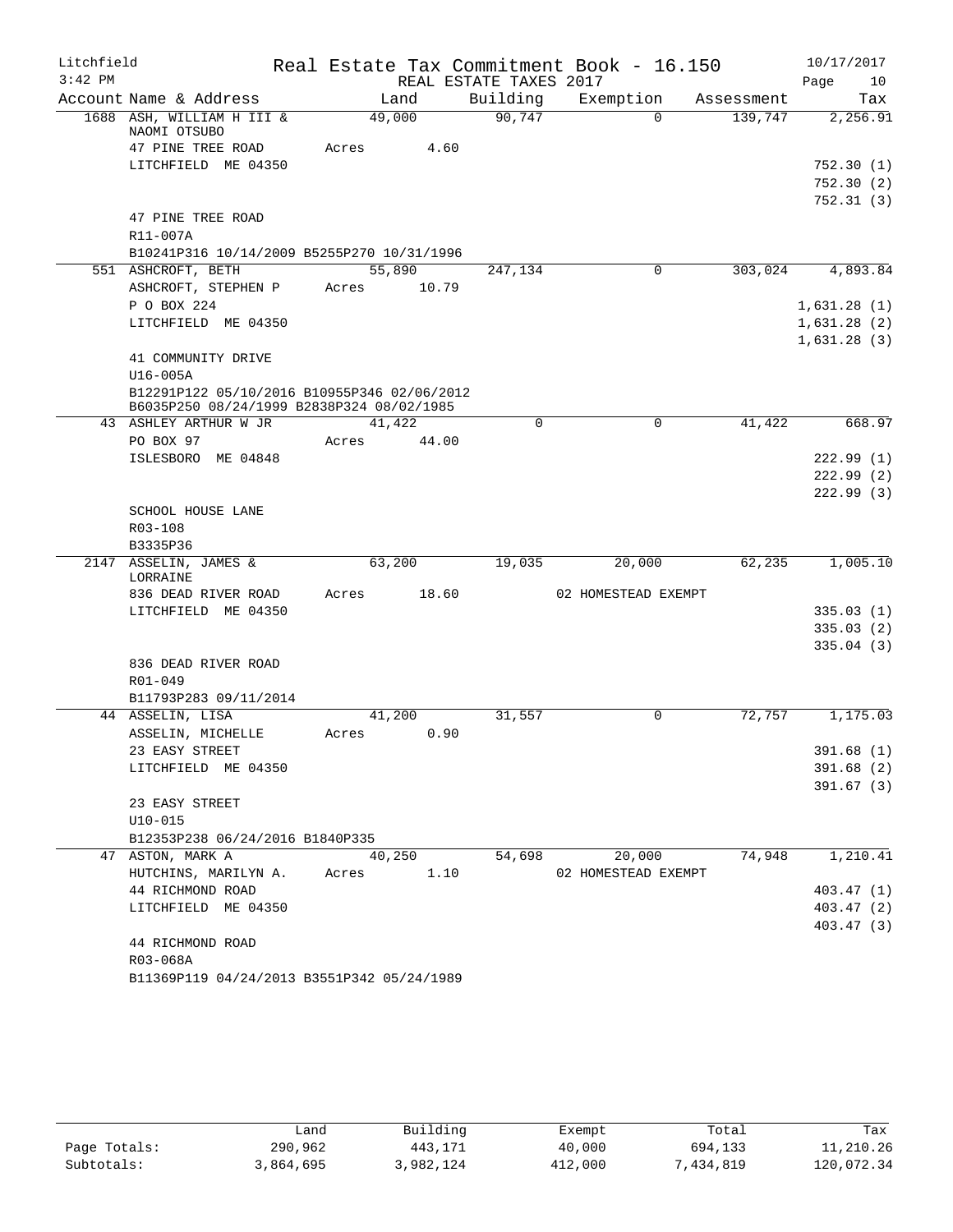Litchfield
3:42 PM

Real Estate Tax Commitment Book - 16.150
REAL ESTATE TAXES 2017

10/17/2017

| Account Name & Address | Land | Building | Exemption | Assessment | Tax |
|---|---|---|---|---|---|
| 1688 ASH, WILLIAM H III & NAOMI OTSUBO | 49,000 | 90,747 | 0 | 139,747 | 2,256.91 |
| 47 PINE TREE ROAD | Acres 4.60 | | | | |
| LITCHFIELD ME 04350 | | | | | 752.30 (1) |
| | | | | | 752.30 (2) |
| | | | | | 752.31 (3) |
| 47 PINE TREE ROAD | | | | | |
| R11-007A | | | | | |
| B10241P316 10/14/2009 B5255P270 10/31/1996 | | | | | |
| 551 ASHCROFT, BETH | 55,890 | 247,134 | 0 | 303,024 | 4,893.84 |
| ASHCROFT, STEPHEN P | Acres 10.79 | | | | |
| P O BOX 224 | | | | | 1,631.28 (1) |
| LITCHFIELD ME 04350 | | | | | 1,631.28 (2) |
| | | | | | 1,631.28 (3) |
| 41 COMMUNITY DRIVE | | | | | |
| U16-005A | | | | | |
| B12291P122 05/10/2016 B10955P346 02/06/2012 B6035P250 08/24/1999 B2838P324 08/02/1985 | | | | | |
| 43 ASHLEY ARTHUR W JR | 41,422 | 0 | 0 | 41,422 | 668.97 |
| PO BOX 97 | Acres 44.00 | | | | |
| ISLESBORO ME 04848 | | | | | 222.99 (1) |
| | | | | | 222.99 (2) |
| | | | | | 222.99 (3) |
| SCHOOL HOUSE LANE | | | | | |
| R03-108 | | | | | |
| B3335P36 | | | | | |
| 2147 ASSELIN, JAMES & LORRAINE | 63,200 | 19,035 | 20,000 | 62,235 | 1,005.10 |
| 836 DEAD RIVER ROAD | Acres 18.60 | | 02 HOMESTEAD EXEMPT | | |
| LITCHFIELD ME 04350 | | | | | 335.03 (1) |
| | | | | | 335.03 (2) |
| | | | | | 335.04 (3) |
| 836 DEAD RIVER ROAD | | | | | |
| R01-049 | | | | | |
| B11793P283 09/11/2014 | | | | | |
| 44 ASSELIN, LISA | 41,200 | 31,557 | 0 | 72,757 | 1,175.03 |
| ASSELIN, MICHELLE | Acres 0.90 | | | | |
| 23 EASY STREET | | | | | 391.68 (1) |
| LITCHFIELD ME 04350 | | | | | 391.68 (2) |
| | | | | | 391.67 (3) |
| 23 EASY STREET | | | | | |
| U10-015 | | | | | |
| B12353P238 06/24/2016 B1840P335 | | | | | |
| 47 ASTON, MARK A | 40,250 | 54,698 | 20,000 | 74,948 | 1,210.41 |
| HUTCHINS, MARILYN A. | Acres 1.10 | | 02 HOMESTEAD EXEMPT | | |
| 44 RICHMOND ROAD | | | | | 403.47 (1) |
| LITCHFIELD ME 04350 | | | | | 403.47 (2) |
| | | | | | 403.47 (3) |
| 44 RICHMOND ROAD | | | | | |
| R03-068A | | | | | |
| B11369P119 04/24/2013 B3551P342 05/24/1989 | | | | | |

| | Land | Building | Exempt | Total | Tax |
|---|---|---|---|---|---|
| Page Totals: | 290,962 | 443,171 | 40,000 | 694,133 | 11,210.26 |
| Subtotals: | 3,864,695 | 3,982,124 | 412,000 | 7,434,819 | 120,072.34 |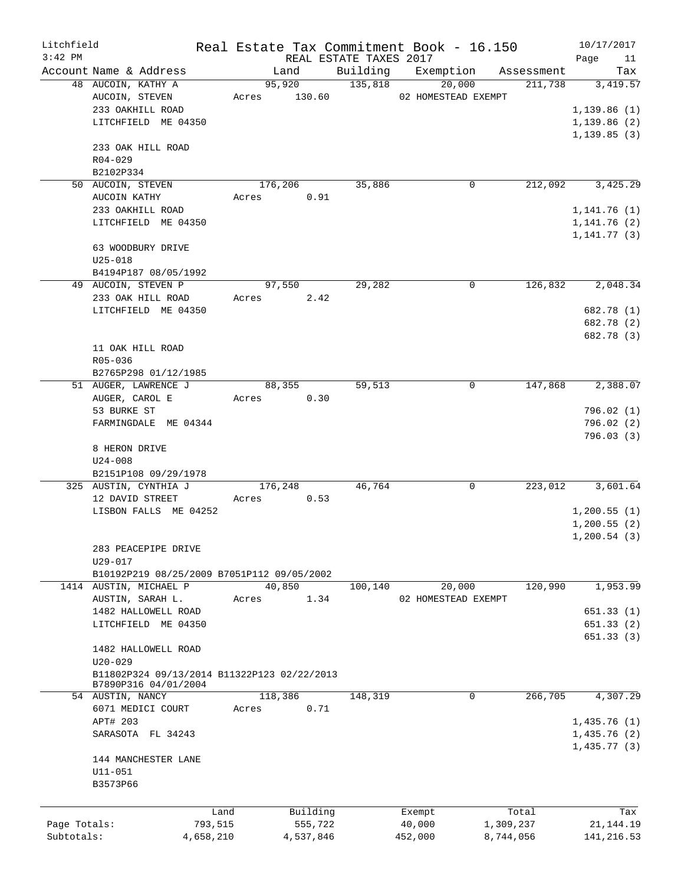Litchfield
3:42 PM

# Real Estate Tax Commitment Book - 16.150

REAL ESTATE TAXES 2017

10/17/2017

| Account | Name & Address | Land | Building | Exemption | Assessment | Tax |
|---|---|---|---|---|---|---|
| 48 | AUCOIN, KATHY A | 95,920 | 135,818 | 20,000 | 211,738 | 3,419.57 |
| | AUCOIN, STEVEN | Acres 130.60 | | 02 HOMESTEAD EXEMPT | | |
| | 233 OAKHILL ROAD | | | | | 1,139.86 (1) |
| | LITCHFIELD ME 04350 | | | | | 1,139.86 (2) |
| | | | | | | 1,139.85 (3) |
| | 233 OAK HILL ROAD | | | | | |
| | R04-029 | | | | | |
| | B2102P334 | | | | | |
| 50 | AUCOIN, STEVEN | 176,206 | 35,886 | 0 | 212,092 | 3,425.29 |
| | AUCOIN KATHY | Acres 0.91 | | | | |
| | 233 OAKHILL ROAD | | | | | 1,141.76 (1) |
| | LITCHFIELD ME 04350 | | | | | 1,141.76 (2) |
| | | | | | | 1,141.77 (3) |
| | 63 WOODBURY DRIVE | | | | | |
| | U25-018 | | | | | |
| | B4194P187 08/05/1992 | | | | | |
| 49 | AUCOIN, STEVEN P | 97,550 | 29,282 | 0 | 126,832 | 2,048.34 |
| | 233 OAK HILL ROAD | Acres 2.42 | | | | |
| | LITCHFIELD ME 04350 | | | | | 682.78 (1) |
| | | | | | | 682.78 (2) |
| | | | | | | 682.78 (3) |
| | 11 OAK HILL ROAD | | | | | |
| | R05-036 | | | | | |
| | B2765P298 01/12/1985 | | | | | |
| 51 | AUGER, LAWRENCE J | 88,355 | 59,513 | 0 | 147,868 | 2,388.07 |
| | AUGER, CAROL E | Acres 0.30 | | | | |
| | 53 BURKE ST | | | | | 796.02 (1) |
| | FARMINGDALE ME 04344 | | | | | 796.02 (2) |
| | | | | | | 796.03 (3) |
| | 8 HERON DRIVE | | | | | |
| | U24-008 | | | | | |
| | B2151P108 09/29/1978 | | | | | |
| 325 | AUSTIN, CYNTHIA J | 176,248 | 46,764 | 0 | 223,012 | 3,601.64 |
| | 12 DAVID STREET | Acres 0.53 | | | | |
| | LISBON FALLS ME 04252 | | | | | 1,200.55 (1) |
| | | | | | | 1,200.55 (2) |
| | | | | | | 1,200.54 (3) |
| | 283 PEACEPIPE DRIVE | | | | | |
| | U29-017 | | | | | |
| | B10192P219 08/25/2009 B7051P112 09/05/2002 | | | | | |
| 1414 | AUSTIN, MICHAEL P | 40,850 | 100,140 | 20,000 | 120,990 | 1,953.99 |
| | AUSTIN, SARAH L. | Acres 1.34 | | 02 HOMESTEAD EXEMPT | | |
| | 1482 HALLOWELL ROAD | | | | | 651.33 (1) |
| | LITCHFIELD ME 04350 | | | | | 651.33 (2) |
| | | | | | | 651.33 (3) |
| | 1482 HALLOWELL ROAD | | | | | |
| | U20-029 | | | | | |
| | B11802P324 09/13/2014 B11322P123 02/22/2013 B7890P316 04/01/2004 | | | | | |
| 54 | AUSTIN, NANCY | 118,386 | 148,319 | 0 | 266,705 | 4,307.29 |
| | 6071 MEDICI COURT | Acres 0.71 | | | | |
| | APT# 203 | | | | | 1,435.76 (1) |
| | SARASOTA FL 34243 | | | | | 1,435.76 (2) |
| | | | | | | 1,435.77 (3) |
| | 144 MANCHESTER LANE | | | | | |
| | U11-051 | | | | | |
| | B3573P66 | | | | | |

| | Land | Building | Exempt | Total | Tax |
|---|---|---|---|---|---|
| Page Totals: | 793,515 | 555,722 | 40,000 | 1,309,237 | 21,144.19 |
| Subtotals: | 4,658,210 | 4,537,846 | 452,000 | 8,744,056 | 141,216.53 |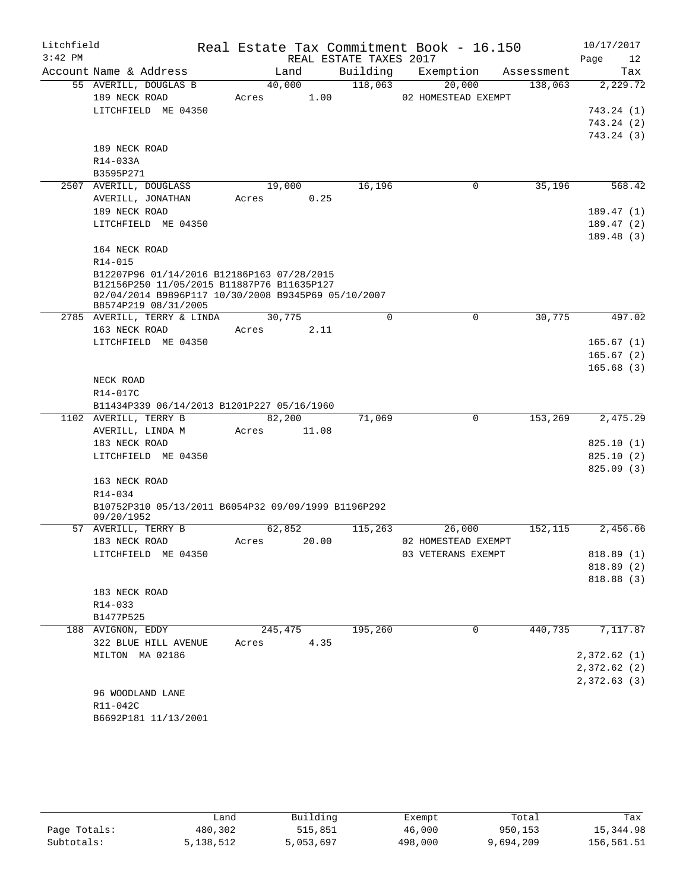Litchfield
3:42 PM

# Real Estate Tax Commitment Book - 16.150

REAL ESTATE TAXES 2017

10/17/2017

| Account | Name & Address | Land | Building | Exemption | Assessment | Tax |
|---|---|---|---|---|---|---|
| 55 | AVERILL, DOUGLAS B | 40,000 | 118,063 | 20,000 | 138,063 | 2,229.72 |
| | 189 NECK ROAD | Acres 1.00 | | 02 HOMESTEAD EXEMPT | | |
| | LITCHFIELD ME 04350 | | | | | 743.24 (1) |
| | | | | | | 743.24 (2) |
| | | | | | | 743.24 (3) |
| | 189 NECK ROAD | | | | | |
| | R14-033A | | | | | |
| | B3595P271 | | | | | |
| 2507 | AVERILL, DOUGLASS | 19,000 | 16,196 | 0 | 35,196 | 568.42 |
| | AVERILL, JONATHAN | Acres 0.25 | | | | |
| | 189 NECK ROAD | | | | | 189.47 (1) |
| | LITCHFIELD ME 04350 | | | | | 189.47 (2) |
| | | | | | | 189.48 (3) |
| | 164 NECK ROAD | | | | | |
| | R14-015 | | | | | |
| | B12207P96 01/14/2016 B12186P163 07/28/2015 B12156P250 11/05/2015 B11887P76 B11635P127 02/04/2014 B9896P117 10/30/2008 B9345P69 05/10/2007 B8574P219 08/31/2005 | | | | | |
| 2785 | AVERILL, TERRY & LINDA | 30,775 | 0 | 0 | 30,775 | 497.02 |
| | 163 NECK ROAD | Acres 2.11 | | | | |
| | LITCHFIELD ME 04350 | | | | | 165.67 (1) |
| | | | | | | 165.67 (2) |
| | | | | | | 165.68 (3) |
| | NECK ROAD | | | | | |
| | R14-017C | | | | | |
| | B11434P339 06/14/2013 B1201P227 05/16/1960 | | | | | |
| 1102 | AVERILL, TERRY B | 82,200 | 71,069 | 0 | 153,269 | 2,475.29 |
| | AVERILL, LINDA M | Acres 11.08 | | | | |
| | 183 NECK ROAD | | | | | 825.10 (1) |
| | LITCHFIELD ME 04350 | | | | | 825.10 (2) |
| | | | | | | 825.09 (3) |
| | 163 NECK ROAD | | | | | |
| | R14-034 | | | | | |
| | B10752P310 05/13/2011 B6054P32 09/09/1999 B1196P292 09/20/1952 | | | | | |
| 57 | AVERILL, TERRY B | 62,852 | 115,263 | 26,000 | 152,115 | 2,456.66 |
| | 183 NECK ROAD | Acres 20.00 | | 02 HOMESTEAD EXEMPT | | |
| | LITCHFIELD ME 04350 | | | 03 VETERANS EXEMPT | | 818.89 (1) |
| | | | | | | 818.89 (2) |
| | | | | | | 818.88 (3) |
| | 183 NECK ROAD | | | | | |
| | R14-033 | | | | | |
| | B1477P525 | | | | | |
| 188 | AVIGNON, EDDY | 245,475 | 195,260 | 0 | 440,735 | 7,117.87 |
| | 322 BLUE HILL AVENUE | Acres 4.35 | | | | |
| | MILTON MA 02186 | | | | | 2,372.62 (1) |
| | | | | | | 2,372.62 (2) |
| | | | | | | 2,372.63 (3) |
| | 96 WOODLAND LANE | | | | | |
| | R11-042C | | | | | |
| | B6692P181 11/13/2001 | | | | | |

| | Land | Building | Exempt | Total | Tax |
|---|---|---|---|---|---|
| Page Totals: | 480,302 | 515,851 | 46,000 | 950,153 | 15,344.98 |
| Subtotals: | 5,138,512 | 5,053,697 | 498,000 | 9,694,209 | 156,561.51 |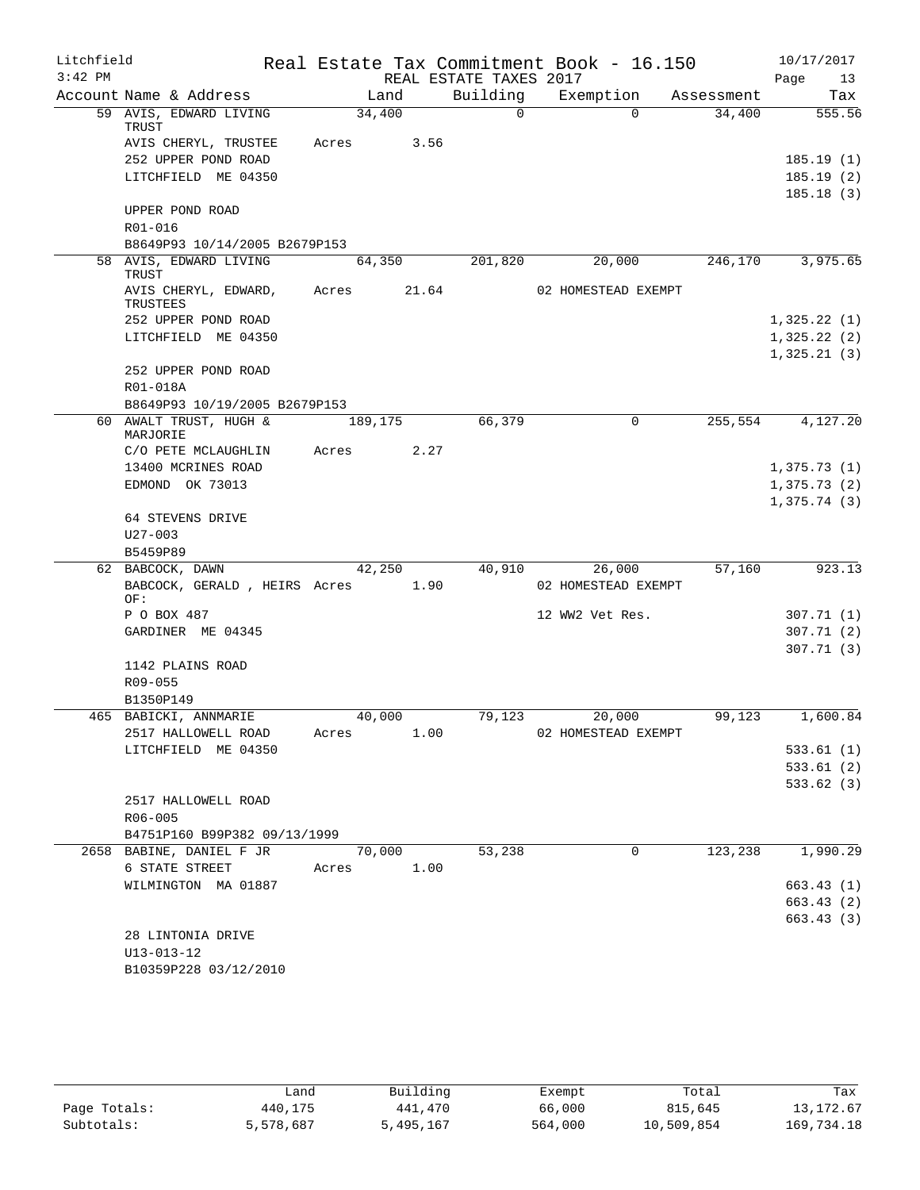Litchfield Real Estate Tax Commitment Book - 16.150 10/17/2017
3:42 PM REAL ESTATE TAXES 2017 Page 13

| Account | Name & Address | Land | Building | Exemption | Assessment | Tax |
|---|---|---|---|---|---|---|
| 59 | AVIS, EDWARD LIVING TRUST | 34,400 | 0 | 0 | 34,400 | 555.56 |
| | AVIS CHERYL, TRUSTEE | Acres 3.56 | | | | |
| | 252 UPPER POND ROAD | | | | | 185.19 (1) |
| | LITCHFIELD ME 04350 | | | | | 185.19 (2) |
| | | | | | | 185.18 (3) |
| | UPPER POND ROAD | | | | | |
| | R01-016 | | | | | |
| | B8649P93 10/14/2005 B2679P153 | | | | | |
| 58 | AVIS, EDWARD LIVING TRUST | 64,350 | 201,820 | 20,000 | 246,170 | 3,975.65 |
| | AVIS CHERYL, EDWARD, TRUSTEES | Acres 21.64 | | 02 HOMESTEAD EXEMPT | | |
| | 252 UPPER POND ROAD | | | | | 1,325.22 (1) |
| | LITCHFIELD ME 04350 | | | | | 1,325.22 (2) |
| | | | | | | 1,325.21 (3) |
| | 252 UPPER POND ROAD | | | | | |
| | R01-018A | | | | | |
| | B8649P93 10/19/2005 B2679P153 | | | | | |
| 60 | AWALT TRUST, HUGH & MARJORIE | 189,175 | 66,379 | 0 | 255,554 | 4,127.20 |
| | C/O PETE MCLAUGHLIN | Acres 2.27 | | | | |
| | 13400 MCRINES ROAD | | | | | 1,375.73 (1) |
| | EDMOND OK 73013 | | | | | 1,375.73 (2) |
| | | | | | | 1,375.74 (3) |
| | 64 STEVENS DRIVE | | | | | |
| | U27-003 | | | | | |
| | B5459P89 | | | | | |
| 62 | BABCOCK, DAWN | 42,250 | 40,910 | 26,000 | 57,160 | 923.13 |
| | BABCOCK, GERALD , HEIRS OF: | Acres 1.90 | | 02 HOMESTEAD EXEMPT | | |
| | P O BOX 487 | | | 12 WW2 Vet Res. | | 307.71 (1) |
| | GARDINER ME 04345 | | | | | 307.71 (2) |
| | | | | | | 307.71 (3) |
| | 1142 PLAINS ROAD | | | | | |
| | R09-055 | | | | | |
| | B1350P149 | | | | | |
| 465 | BABICKI, ANNMARIE | 40,000 | 79,123 | 20,000 | 99,123 | 1,600.84 |
| | 2517 HALLOWELL ROAD | Acres 1.00 | | 02 HOMESTEAD EXEMPT | | |
| | LITCHFIELD ME 04350 | | | | | 533.61 (1) |
| | | | | | | 533.61 (2) |
| | | | | | | 533.62 (3) |
| | 2517 HALLOWELL ROAD | | | | | |
| | R06-005 | | | | | |
| | B4751P160 B99P382 09/13/1999 | | | | | |
| 2658 | BABINE, DANIEL F JR | 70,000 | 53,238 | 0 | 123,238 | 1,990.29 |
| | 6 STATE STREET | Acres 1.00 | | | | |
| | WILMINGTON MA 01887 | | | | | 663.43 (1) |
| | | | | | | 663.43 (2) |
| | | | | | | 663.43 (3) |
| | 28 LINTONIA DRIVE | | | | | |
| | U13-013-12 | | | | | |
| | B10359P228 03/12/2010 | | | | | |

| | Land | Building | Exempt | Total | Tax |
|---|---|---|---|---|---|
| Page Totals: | 440,175 | 441,470 | 66,000 | 815,645 | 13,172.67 |
| Subtotals: | 5,578,687 | 5,495,167 | 564,000 | 10,509,854 | 169,734.18 |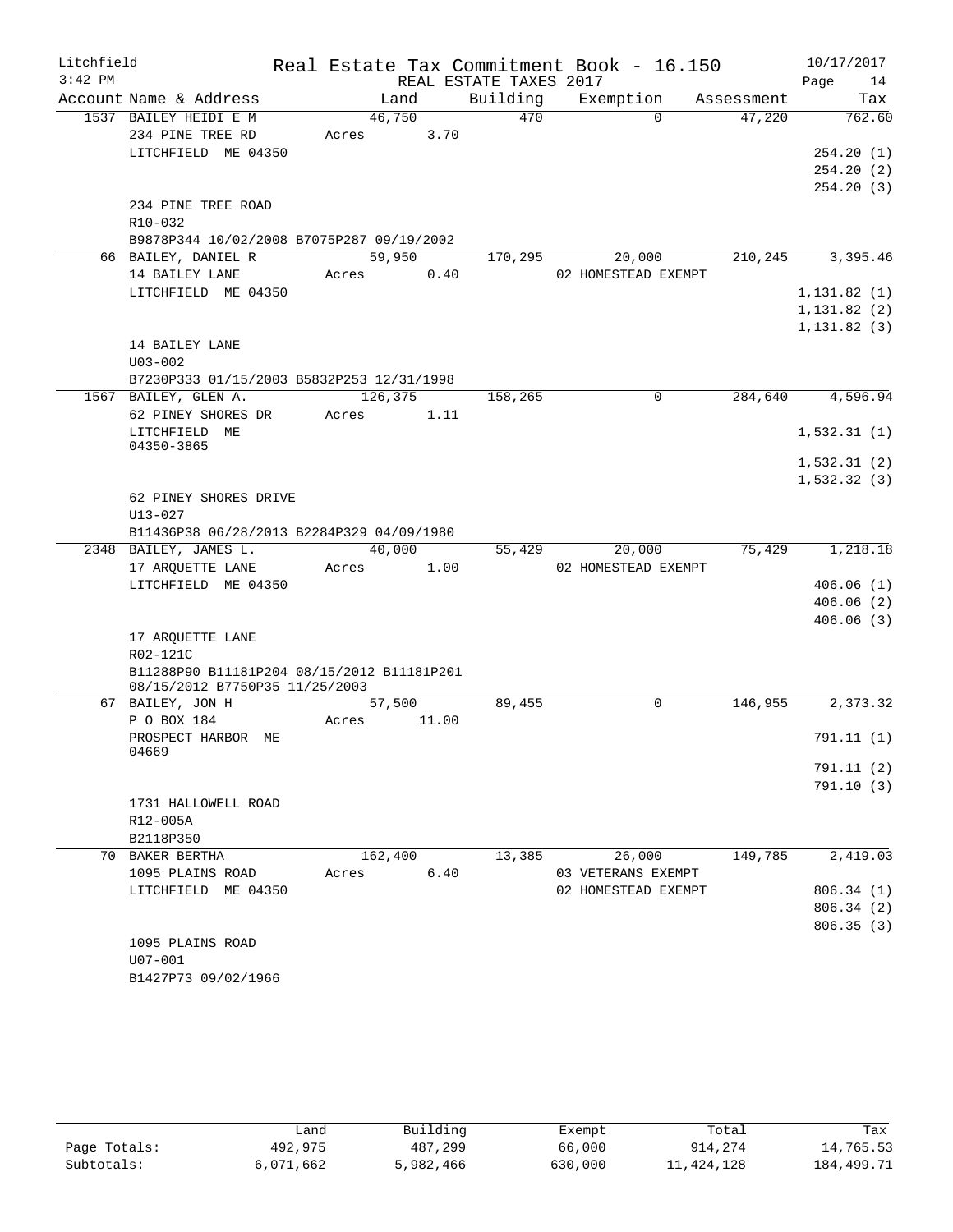Litchfield
3:42 PM

Real Estate Tax Commitment Book - 16.150
REAL ESTATE TAXES 2017

10/17/2017

| Account Name & Address | Land | Building | Exemption | Assessment | Tax |
|---|---|---|---|---|---|
| 1537 BAILEY HEIDI E M | 46,750 | 470 | 0 | 47,220 | 762.60 |
| 234 PINE TREE RD | Acres 3.70 | | | | |
| LITCHFIELD ME 04350 | | | | | 254.20 (1) |
| | | | | | 254.20 (2) |
| | | | | | 254.20 (3) |
| 234 PINE TREE ROAD | | | | | |
| R10-032 | | | | | |
| B9878P344 10/02/2008 B7075P287 09/19/2002 | | | | | |
| 66 BAILEY, DANIEL R | 59,950 | 170,295 | 20,000 | 210,245 | 3,395.46 |
| 14 BAILEY LANE | Acres 0.40 | | 02 HOMESTEAD EXEMPT | | |
| LITCHFIELD ME 04350 | | | | | 1,131.82 (1) |
| | | | | | 1,131.82 (2) |
| | | | | | 1,131.82 (3) |
| 14 BAILEY LANE | | | | | |
| U03-002 | | | | | |
| B7230P333 01/15/2003 B5832P253 12/31/1998 | | | | | |
| 1567 BAILEY, GLEN A. | 126,375 | 158,265 | 0 | 284,640 | 4,596.94 |
| 62 PINEY SHORES DR | Acres 1.11 | | | | |
| LITCHFIELD ME 04350-3865 | | | | | 1,532.31 (1) |
| | | | | | 1,532.31 (2) |
| | | | | | 1,532.32 (3) |
| 62 PINEY SHORES DRIVE | | | | | |
| U13-027 | | | | | |
| B11436P38 06/28/2013 B2284P329 04/09/1980 | | | | | |
| 2348 BAILEY, JAMES L. | 40,000 | 55,429 | 20,000 | 75,429 | 1,218.18 |
| 17 ARQUETTE LANE | Acres 1.00 | | 02 HOMESTEAD EXEMPT | | |
| LITCHFIELD ME 04350 | | | | | 406.06 (1) |
| | | | | | 406.06 (2) |
| | | | | | 406.06 (3) |
| 17 ARQUETTE LANE | | | | | |
| R02-121C | | | | | |
| B11288P90 B11181P204 08/15/2012 B11181P201 08/15/2012 B7750P35 11/25/2003 | | | | | |
| 67 BAILEY, JON H | 57,500 | 89,455 | 0 | 146,955 | 2,373.32 |
| P O BOX 184 | Acres 11.00 | | | | |
| PROSPECT HARBOR ME 04669 | | | | | 791.11 (1) |
| | | | | | 791.11 (2) |
| | | | | | 791.10 (3) |
| 1731 HALLOWELL ROAD | | | | | |
| R12-005A | | | | | |
| B2118P350 | | | | | |
| 70 BAKER BERTHA | 162,400 | 13,385 | 26,000 | 149,785 | 2,419.03 |
| 1095 PLAINS ROAD | Acres 6.40 | | 03 VETERANS EXEMPT | | |
| LITCHFIELD ME 04350 | | | 02 HOMESTEAD EXEMPT | | 806.34 (1) |
| | | | | | 806.34 (2) |
| | | | | | 806.35 (3) |
| 1095 PLAINS ROAD | | | | | |
| U07-001 | | | | | |
| B1427P73 09/02/1966 | | | | | |

| | Land | Building | Exempt | Total | Tax |
|---|---|---|---|---|---|
| Page Totals: | 492,975 | 487,299 | 66,000 | 914,274 | 14,765.53 |
| Subtotals: | 6,071,662 | 5,982,466 | 630,000 | 11,424,128 | 184,499.71 |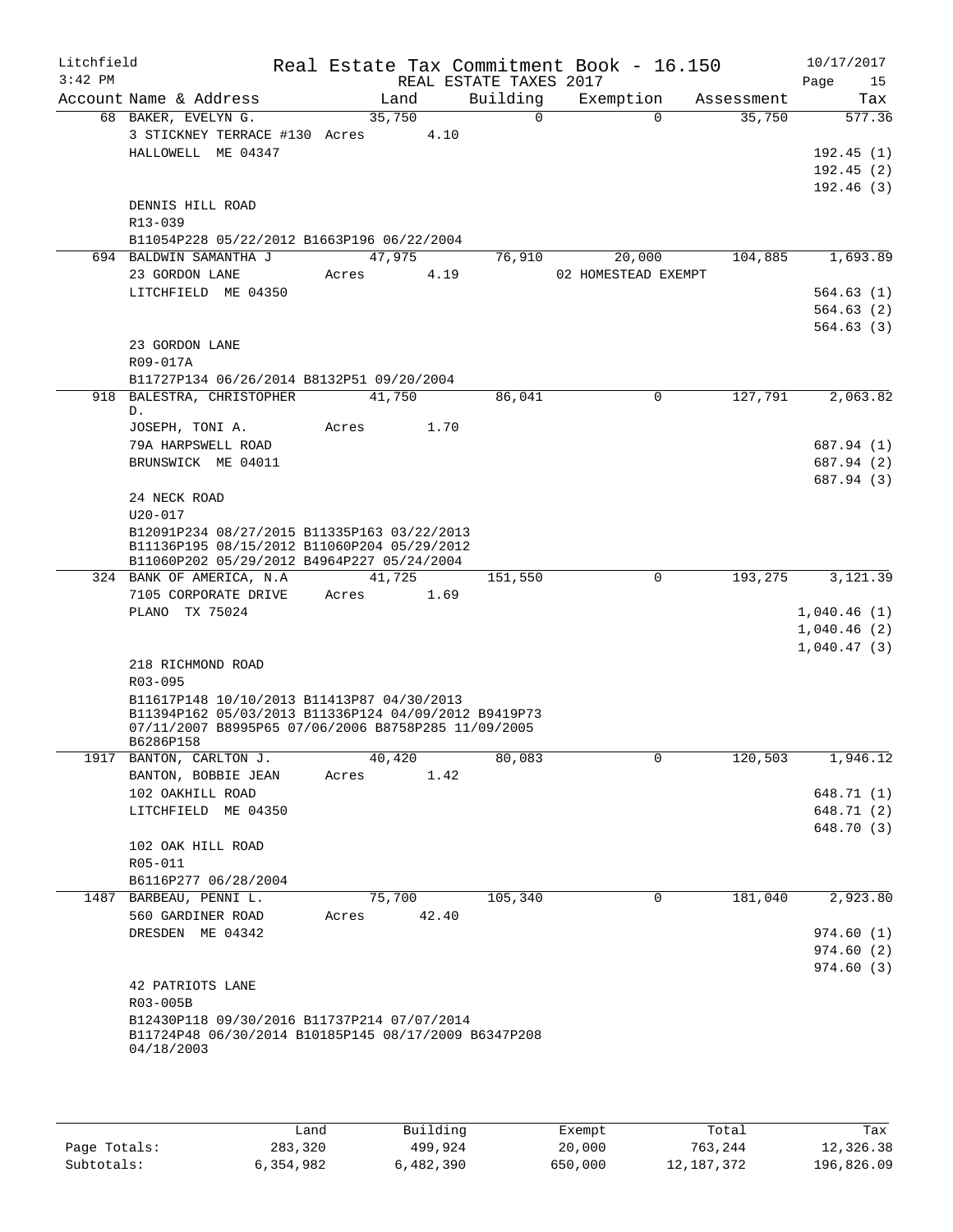Litchfield
3:42 PM

Real Estate Tax Commitment Book - 16.150
REAL ESTATE TAXES 2017

10/17/2017

| Account Name & Address | Land | Building | Exemption | Assessment | Tax |
|---|---|---|---|---|---|
| 68 BAKER, EVELYN G. | 35,750 | 0 | 0 | 35,750 | 577.36 |
| 3 STICKNEY TERRACE #130 Acres 4.10 | | | | | |
| HALLOWELL ME 04347 | | | | | 192.45 (1) |
| | | | | | 192.45 (2) |
| | | | | | 192.46 (3) |
| DENNIS HILL ROAD | | | | | |
| R13-039 | | | | | |
| B11054P228 05/22/2012 B1663P196 06/22/2004 | | | | | |
| 694 BALDWIN SAMANTHA J | 47,975 | 76,910 | 20,000 | 104,885 | 1,693.89 |
| 23 GORDON LANE Acres 4.19 | | | 02 HOMESTEAD EXEMPT | | |
| LITCHFIELD ME 04350 | | | | | 564.63 (1) |
| | | | | | 564.63 (2) |
| | | | | | 564.63 (3) |
| 23 GORDON LANE | | | | | |
| R09-017A | | | | | |
| B11727P134 06/26/2014 B8132P51 09/20/2004 | | | | | |
| 918 BALESTRA, CHRISTOPHER D. | 41,750 | 86,041 | 0 | 127,791 | 2,063.82 |
| JOSEPH, TONI A. Acres 1.70 | | | | | |
| 79A HARPSWELL ROAD | | | | | 687.94 (1) |
| BRUNSWICK ME 04011 | | | | | 687.94 (2) |
| | | | | | 687.94 (3) |
| 24 NECK ROAD | | | | | |
| U20-017 | | | | | |
| B12091P234 08/27/2015 B11335P163 03/22/2013 B11136P195 08/15/2012 B11060P204 05/29/2012 B11060P202 05/29/2012 B4964P227 05/24/2004 | | | | | |
| 324 BANK OF AMERICA, N.A | 41,725 | 151,550 | 0 | 193,275 | 3,121.39 |
| 7105 CORPORATE DRIVE Acres 1.69 | | | | | |
| PLANO TX 75024 | | | | | 1,040.46 (1) |
| | | | | | 1,040.46 (2) |
| | | | | | 1,040.47 (3) |
| 218 RICHMOND ROAD | | | | | |
| R03-095 | | | | | |
| B11617P148 10/10/2013 B11413P87 04/30/2013 B11394P162 05/03/2013 B11336P124 04/09/2012 B9419P73 07/11/2007 B8995P65 07/06/2006 B8758P285 11/09/2005 B6286P158 | | | | | |
| 1917 BANTON, CARLTON J. | 40,420 | 80,083 | 0 | 120,503 | 1,946.12 |
| BANTON, BOBBIE JEAN Acres 1.42 | | | | | |
| 102 OAKHILL ROAD | | | | | 648.71 (1) |
| LITCHFIELD ME 04350 | | | | | 648.71 (2) |
| | | | | | 648.70 (3) |
| 102 OAK HILL ROAD | | | | | |
| R05-011 | | | | | |
| B6116P277 06/28/2004 | | | | | |
| 1487 BARBEAU, PENNI L. | 75,700 | 105,340 | 0 | 181,040 | 2,923.80 |
| 560 GARDINER ROAD Acres 42.40 | | | | | |
| DRESDEN ME 04342 | | | | | 974.60 (1) |
| | | | | | 974.60 (2) |
| | | | | | 974.60 (3) |
| 42 PATRIOTS LANE | | | | | |
| R03-005B | | | | | |
| B12430P118 09/30/2016 B11737P214 07/07/2014 B11724P48 06/30/2014 B10185P145 08/17/2009 B6347P208 04/18/2003 | | | | | |

| | Land | Building | Exempt | Total | Tax |
|---|---|---|---|---|---|
| Page Totals: | 283,320 | 499,924 | 20,000 | 763,244 | 12,326.38 |
| Subtotals: | 6,354,982 | 6,482,390 | 650,000 | 12,187,372 | 196,826.09 |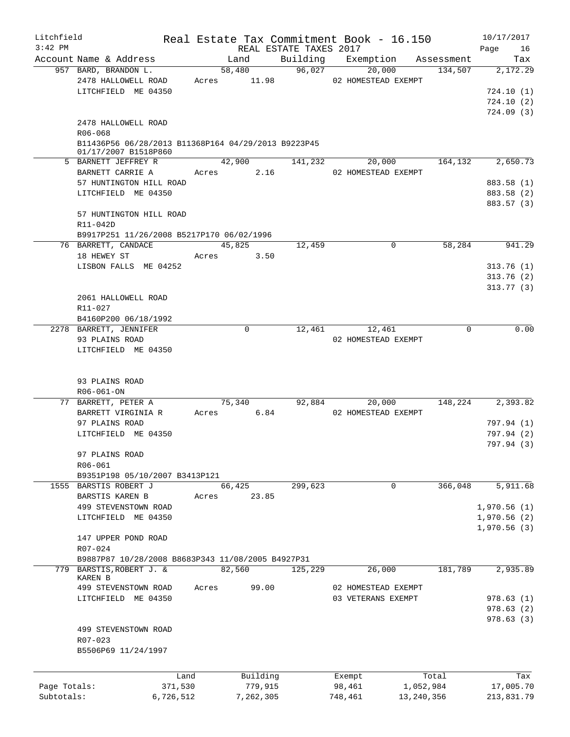Litchfield  Real Estate Tax Commitment Book - 16.150  10/17/2017
3:42 PM  REAL ESTATE TAXES 2017

| Account | Name & Address | Land | Building | Exemption | Assessment | Tax |
|---|---|---|---|---|---|---|
| 957 | BARD, BRANDON L. | 58,480 | 96,027 | 20,000 | 134,507 | 2,172.29 |
| | 2478 HALLOWELL ROAD | Acres 11.98 | | 02 HOMESTEAD EXEMPT | | |
| | LITCHFIELD ME 04350 | | | | | 724.10 (1) |
| | | | | | | 724.10 (2) |
| | | | | | | 724.09 (3) |
| | 2478 HALLOWELL ROAD | | | | | |
| | R06-068 | | | | | |
| | B11436P56 06/28/2013 B11368P164 04/29/2013 B9223P45 01/17/2007 B1518P860 | | | | | |
| 5 | BARNETT JEFFREY R | 42,900 | 141,232 | 20,000 | 164,132 | 2,650.73 |
| | BARNETT CARRIE A | Acres 2.16 | | 02 HOMESTEAD EXEMPT | | |
| | 57 HUNTINGTON HILL ROAD | | | | | 883.58 (1) |
| | LITCHFIELD ME 04350 | | | | | 883.58 (2) |
| | | | | | | 883.57 (3) |
| | 57 HUNTINGTON HILL ROAD | | | | | |
| | R11-042D | | | | | |
| | B9917P251 11/26/2008 B5217P170 06/02/1996 | | | | | |
| 76 | BARRETT, CANDACE | 45,825 | 12,459 | 0 | 58,284 | 941.29 |
| | 18 HEWEY ST | Acres 3.50 | | | | |
| | LISBON FALLS ME 04252 | | | | | 313.76 (1) |
| | | | | | | 313.76 (2) |
| | | | | | | 313.77 (3) |
| | 2061 HALLOWELL ROAD | | | | | |
| | R11-027 | | | | | |
| | B4160P200 06/18/1992 | | | | | |
| 2278 | BARRETT, JENNIFER | 0 | 12,461 | 12,461 | 0 | 0.00 |
| | 93 PLAINS ROAD | | | 02 HOMESTEAD EXEMPT | | |
| | LITCHFIELD ME 04350 | | | | | |
| | 93 PLAINS ROAD | | | | | |
| | R06-061-ON | | | | | |
| 77 | BARRETT, PETER A | 75,340 | 92,884 | 20,000 | 148,224 | 2,393.82 |
| | BARRETT VIRGINIA R | Acres 6.84 | | 02 HOMESTEAD EXEMPT | | |
| | 97 PLAINS ROAD | | | | | 797.94 (1) |
| | LITCHFIELD ME 04350 | | | | | 797.94 (2) |
| | | | | | | 797.94 (3) |
| | 97 PLAINS ROAD | | | | | |
| | R06-061 | | | | | |
| | B9351P198 05/10/2007 B3413P121 | | | | | |
| 1555 | BARSTIS ROBERT J | 66,425 | 299,623 | 0 | 366,048 | 5,911.68 |
| | BARSTIS KAREN B | Acres 23.85 | | | | |
| | 499 STEVENSTOWN ROAD | | | | | 1,970.56 (1) |
| | LITCHFIELD ME 04350 | | | | | 1,970.56 (2) |
| | | | | | | 1,970.56 (3) |
| | 147 UPPER POND ROAD | | | | | |
| | R07-024 | | | | | |
| | B9887P87 10/28/2008 B8683P343 11/08/2005 B4927P31 | | | | | |
| 779 | BARSTIS,ROBERT J. & KAREN B | 82,560 | 125,229 | 26,000 | 181,789 | 2,935.89 |
| | 499 STEVENSTOWN ROAD | Acres 99.00 | | 02 HOMESTEAD EXEMPT | | |
| | LITCHFIELD ME 04350 | | | 03 VETERANS EXEMPT | | 978.63 (1) |
| | | | | | | 978.63 (2) |
| | | | | | | 978.63 (3) |
| | 499 STEVENSTOWN ROAD | | | | | |
| | R07-023 | | | | | |
| | B5506P69 11/24/1997 | | | | | |

| | Land | Building | Exempt | Total | Tax |
|---|---|---|---|---|---|
| Page Totals: | 371,530 | 779,915 | 98,461 | 1,052,984 | 17,005.70 |
| Subtotals: | 6,726,512 | 7,262,305 | 748,461 | 13,240,356 | 213,831.79 |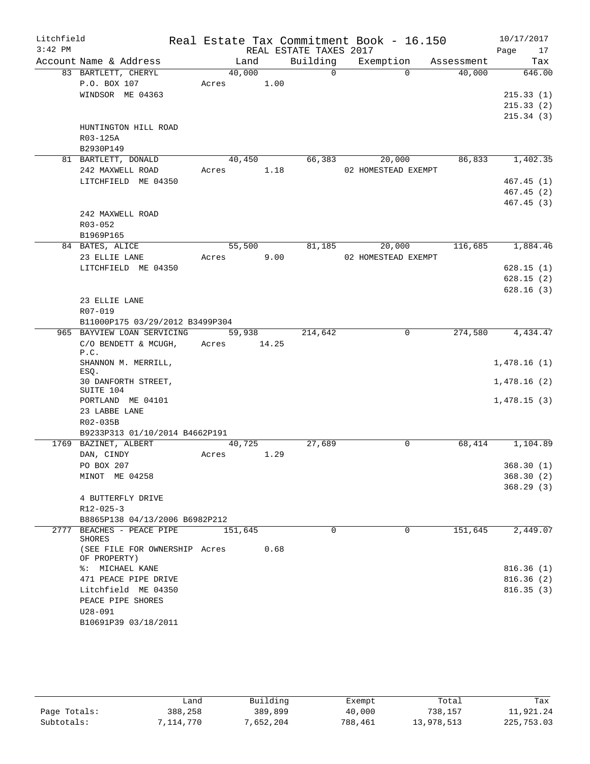Litchfield
3:42 PM

Real Estate Tax Commitment Book - 16.150
REAL ESTATE TAXES 2017

10/17/2017

| Account | Name & Address | Land | Building | Exemption | Assessment | Tax |
|---|---|---|---|---|---|---|
| 83 | BARTLETT, CHERYL | 40,000 | 0 | 0 | 40,000 | 646.00 |
| | P.O. BOX 107 | Acres 1.00 | | | | |
| | WINDSOR ME 04363 | | | | | 215.33 (1) |
| | | | | | | 215.33 (2) |
| | | | | | | 215.34 (3) |
| | HUNTINGTON HILL ROAD | | | | | |
| | R03-125A | | | | | |
| | B2930P149 | | | | | |
| 81 | BARTLETT, DONALD | 40,450 | 66,383 | 20,000 | 86,833 | 1,402.35 |
| | 242 MAXWELL ROAD | Acres 1.18 | | 02 HOMESTEAD EXEMPT | | |
| | LITCHFIELD ME 04350 | | | | | 467.45 (1) |
| | | | | | | 467.45 (2) |
| | | | | | | 467.45 (3) |
| | 242 MAXWELL ROAD | | | | | |
| | R03-052 | | | | | |
| | B1969P165 | | | | | |
| 84 | BATES, ALICE | 55,500 | 81,185 | 20,000 | 116,685 | 1,884.46 |
| | 23 ELLIE LANE | Acres 9.00 | | 02 HOMESTEAD EXEMPT | | |
| | LITCHFIELD ME 04350 | | | | | 628.15 (1) |
| | | | | | | 628.15 (2) |
| | | | | | | 628.16 (3) |
| | 23 ELLIE LANE | | | | | |
| | R07-019 | | | | | |
| | B11000P175 03/29/2012 B3499P304 | | | | | |
| 965 | BAYVIEW LOAN SERVICING | 59,938 | 214,642 | 0 | 274,580 | 4,434.47 |
| | C/O BENDETT & MCUGH, P.C. | Acres 14.25 | | | | |
| | SHANNON M. MERRILL, ESQ. | | | | | 1,478.16 (1) |
| | 30 DANFORTH STREET, SUITE 104 | | | | | 1,478.16 (2) |
| | PORTLAND ME 04101 | | | | | 1,478.15 (3) |
| | 23 LABBE LANE | | | | | |
| | R02-035B | | | | | |
| | B9233P313 01/10/2014 B4662P191 | | | | | |
| 1769 | BAZINET, ALBERT | 40,725 | 27,689 | 0 | 68,414 | 1,104.89 |
| | DAN, CINDY | Acres 1.29 | | | | |
| | PO BOX 207 | | | | | 368.30 (1) |
| | MINOT ME 04258 | | | | | 368.30 (2) |
| | | | | | | 368.29 (3) |
| | 4 BUTTERFLY DRIVE | | | | | |
| | R12-025-3 | | | | | |
| | B8865P138 04/13/2006 B6982P212 | | | | | |
| 2777 | BEACHES - PEACE PIPE SHORES | 151,645 | 0 | 0 | 151,645 | 2,449.07 |
| | (SEE FILE FOR OWNERSHIP OF PROPERTY) | Acres 0.68 | | | | |
| | %: MICHAEL KANE | | | | | 816.36 (1) |
| | 471 PEACE PIPE DRIVE | | | | | 816.36 (2) |
| | Litchfield ME 04350 | | | | | 816.35 (3) |
| | PEACE PIPE SHORES | | | | | |
| | U28-091 | | | | | |
| | B10691P39 03/18/2011 | | | | | |

| | Land | Building | Exempt | Total | Tax |
|---|---|---|---|---|---|
| Page Totals: | 388,258 | 389,899 | 40,000 | 738,157 | 11,921.24 |
| Subtotals: | 7,114,770 | 7,652,204 | 788,461 | 13,978,513 | 225,753.03 |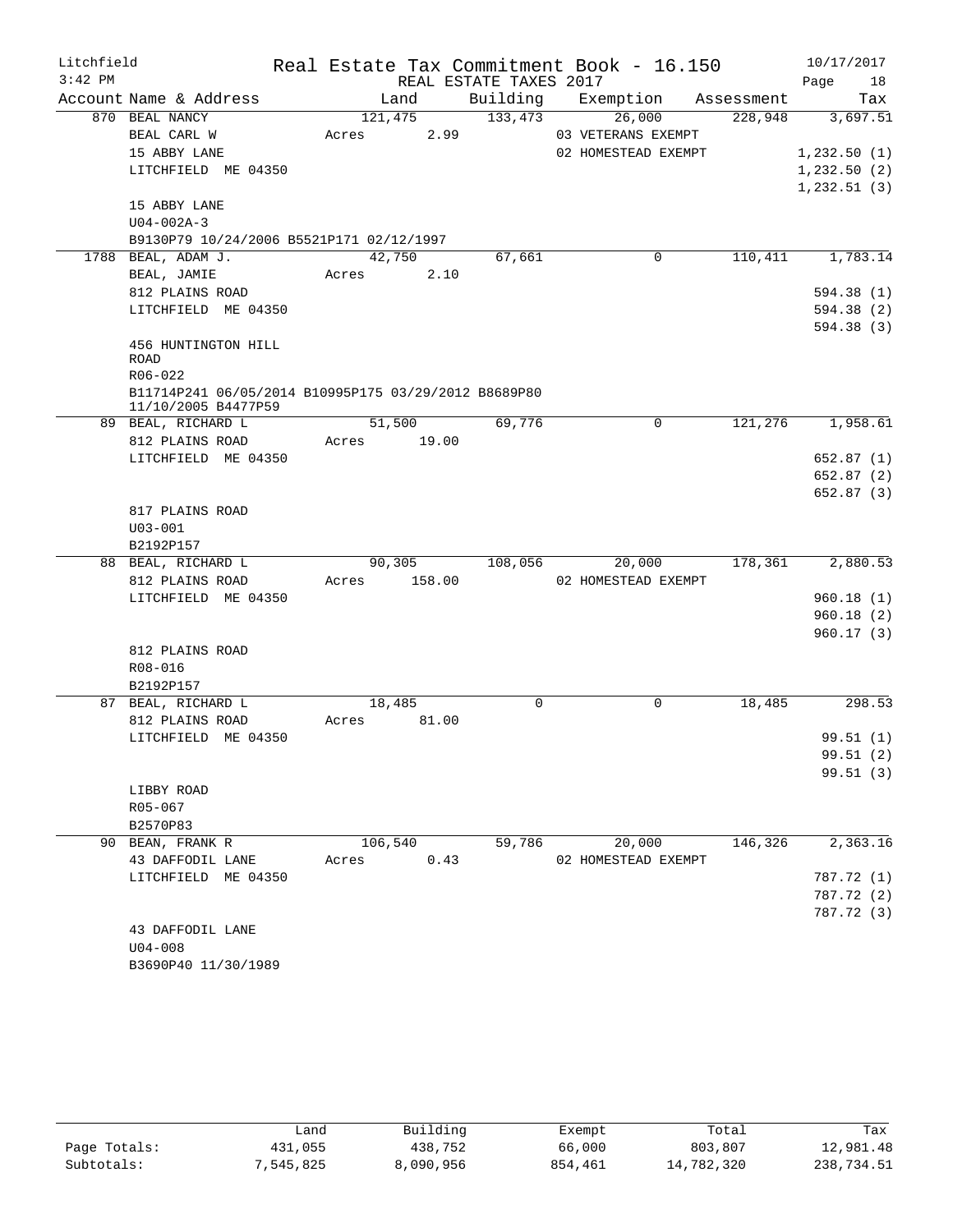Litchfield
3:42 PM

Real Estate Tax Commitment Book - 16.150
REAL ESTATE TAXES 2017

10/17/2017

| Account Name & Address | Land | Building | Exemption | Assessment | Tax |
|---|---|---|---|---|---|
| 870 BEAL NANCY | 121,475 | 133,473 | 26,000 | 228,948 | 3,697.51 |
| BEAL CARL W | Acres 2.99 | | 03 VETERANS EXEMPT | | |
| 15 ABBY LANE | | | 02 HOMESTEAD EXEMPT | | 1,232.50 (1) |
| LITCHFIELD ME 04350 | | | | | 1,232.50 (2) |
| | | | | | 1,232.51 (3) |
| 15 ABBY LANE | | | | | |
| U04-002A-3 | | | | | |
| B9130P79 10/24/2006 B5521P171 02/12/1997 | | | | | |
| 1788 BEAL, ADAM J. | 42,750 | 67,661 | 0 | 110,411 | 1,783.14 |
| BEAL, JAMIE | Acres 2.10 | | | | |
| 812 PLAINS ROAD | | | | | 594.38 (1) |
| LITCHFIELD ME 04350 | | | | | 594.38 (2) |
| | | | | | 594.38 (3) |
| 456 HUNTINGTON HILL ROAD | | | | | |
| R06-022 | | | | | |
| B11714P241 06/05/2014 B10995P175 03/29/2012 B8689P80 11/10/2005 B4477P59 | | | | | |
| 89 BEAL, RICHARD L | 51,500 | 69,776 | 0 | 121,276 | 1,958.61 |
| 812 PLAINS ROAD | Acres 19.00 | | | | |
| LITCHFIELD ME 04350 | | | | | 652.87 (1) |
| | | | | | 652.87 (2) |
| | | | | | 652.87 (3) |
| 817 PLAINS ROAD | | | | | |
| U03-001 | | | | | |
| B2192P157 | | | | | |
| 88 BEAL, RICHARD L | 90,305 | 108,056 | 20,000 | 178,361 | 2,880.53 |
| 812 PLAINS ROAD | Acres 158.00 | | 02 HOMESTEAD EXEMPT | | |
| LITCHFIELD ME 04350 | | | | | 960.18 (1) |
| | | | | | 960.18 (2) |
| | | | | | 960.17 (3) |
| 812 PLAINS ROAD | | | | | |
| R08-016 | | | | | |
| B2192P157 | | | | | |
| 87 BEAL, RICHARD L | 18,485 | 0 | 0 | 18,485 | 298.53 |
| 812 PLAINS ROAD | Acres 81.00 | | | | |
| LITCHFIELD ME 04350 | | | | | 99.51 (1) |
| | | | | | 99.51 (2) |
| | | | | | 99.51 (3) |
| LIBBY ROAD | | | | | |
| R05-067 | | | | | |
| B2570P83 | | | | | |
| 90 BEAN, FRANK R | 106,540 | 59,786 | 20,000 | 146,326 | 2,363.16 |
| 43 DAFFODIL LANE | Acres 0.43 | | 02 HOMESTEAD EXEMPT | | |
| LITCHFIELD ME 04350 | | | | | 787.72 (1) |
| | | | | | 787.72 (2) |
| | | | | | 787.72 (3) |
| 43 DAFFODIL LANE | | | | | |
| U04-008 | | | | | |
| B3690P40 11/30/1989 | | | | | |

| | Land | Building | Exempt | Total | Tax |
|---|---|---|---|---|---|
| Page Totals: | 431,055 | 438,752 | 66,000 | 803,807 | 12,981.48 |
| Subtotals: | 7,545,825 | 8,090,956 | 854,461 | 14,782,320 | 238,734.51 |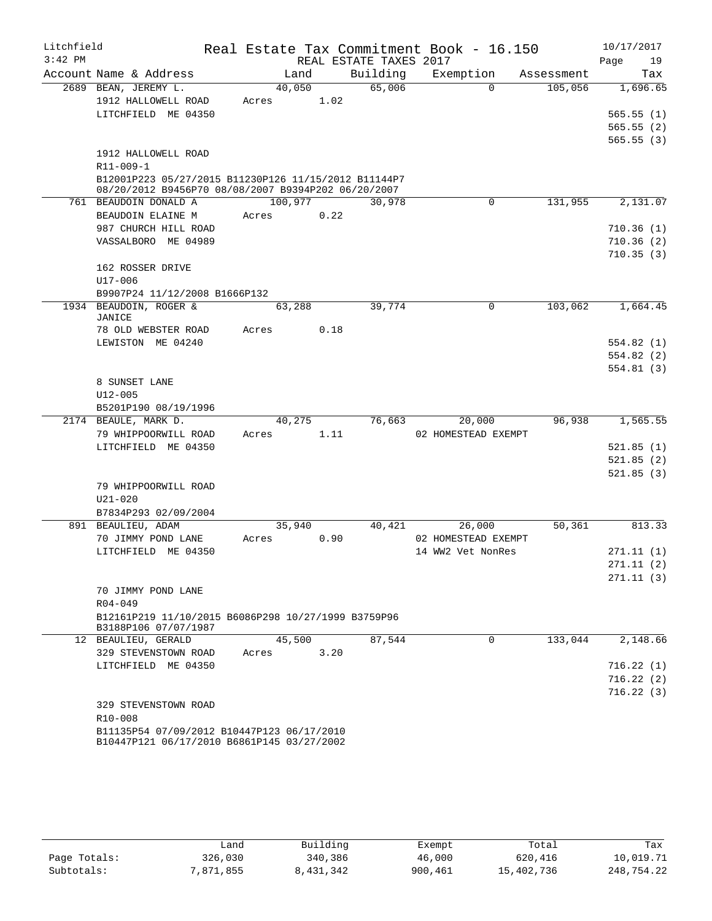Litchfield
3:42 PM

# Real Estate Tax Commitment Book - 16.150

REAL ESTATE TAXES 2017

10/17/2017

| Account | Name & Address | Land | Building | Exemption | Assessment | Tax |
|---|---|---|---|---|---|---|
| 2689 | BEAN, JEREMY L. | 40,050 | 65,006 | 0 | 105,056 | 1,696.65 |
| | 1912 HALLOWELL ROAD | Acres 1.02 | | | | |
| | LITCHFIELD ME 04350 | | | | | 565.55 (1) |
| | | | | | | 565.55 (2) |
| | | | | | | 565.55 (3) |
| | 1912 HALLOWELL ROAD | | | | | |
| | R11-009-1 | | | | | |
| | B12001P223 05/27/2015 B11230P126 11/15/2012 B11144P7 08/20/2012 B9456P70 08/08/2007 B9394P202 06/20/2007 | | | | | |
| 761 | BEAUDOIN DONALD A | 100,977 | 30,978 | 0 | 131,955 | 2,131.07 |
| | BEAUDOIN ELAINE M | Acres 0.22 | | | | |
| | 987 CHURCH HILL ROAD | | | | | 710.36 (1) |
| | VASSALBORO ME 04989 | | | | | 710.36 (2) |
| | | | | | | 710.35 (3) |
| | 162 ROSSER DRIVE | | | | | |
| | U17-006 | | | | | |
| | B9907P24 11/12/2008 B1666P132 | | | | | |
| 1934 | BEAUDOIN, ROGER & JANICE | 63,288 | 39,774 | 0 | 103,062 | 1,664.45 |
| | 78 OLD WEBSTER ROAD | Acres 0.18 | | | | |
| | LEWISTON ME 04240 | | | | | 554.82 (1) |
| | | | | | | 554.82 (2) |
| | | | | | | 554.81 (3) |
| | 8 SUNSET LANE | | | | | |
| | U12-005 | | | | | |
| | B5201P190 08/19/1996 | | | | | |
| 2174 | BEAULE, MARK D. | 40,275 | 76,663 | 20,000 | 96,938 | 1,565.55 |
| | 79 WHIPPOORWILL ROAD | Acres 1.11 | | 02 HOMESTEAD EXEMPT | | |
| | LITCHFIELD ME 04350 | | | | | 521.85 (1) |
| | | | | | | 521.85 (2) |
| | | | | | | 521.85 (3) |
| | 79 WHIPPOORWILL ROAD | | | | | |
| | U21-020 | | | | | |
| | B7834P293 02/09/2004 | | | | | |
| 891 | BEAULIEU, ADAM | 35,940 | 40,421 | 26,000 | 50,361 | 813.33 |
| | 70 JIMMY POND LANE | Acres 0.90 | | 02 HOMESTEAD EXEMPT | | |
| | LITCHFIELD ME 04350 | | | 14 WW2 Vet NonRes | | 271.11 (1) |
| | | | | | | 271.11 (2) |
| | | | | | | 271.11 (3) |
| | 70 JIMMY POND LANE | | | | | |
| | R04-049 | | | | | |
| | B12161P219 11/10/2015 B6086P298 10/27/1999 B3759P96 B3188P106 07/07/1987 | | | | | |
| 12 | BEAULIEU, GERALD | 45,500 | 87,544 | 0 | 133,044 | 2,148.66 |
| | 329 STEVENSTOWN ROAD | Acres 3.20 | | | | |
| | LITCHFIELD ME 04350 | | | | | 716.22 (1) |
| | | | | | | 716.22 (2) |
| | | | | | | 716.22 (3) |
| | 329 STEVENSTOWN ROAD | | | | | |
| | R10-008 | | | | | |
| | B11135P54 07/09/2012 B10447P123 06/17/2010 B10447P121 06/17/2010 B6861P145 03/27/2002 | | | | | |

| | Land | Building | Exempt | Total | Tax |
|---|---|---|---|---|---|
| Page Totals: | 326,030 | 340,386 | 46,000 | 620,416 | 10,019.71 |
| Subtotals: | 7,871,855 | 8,431,342 | 900,461 | 15,402,736 | 248,754.22 |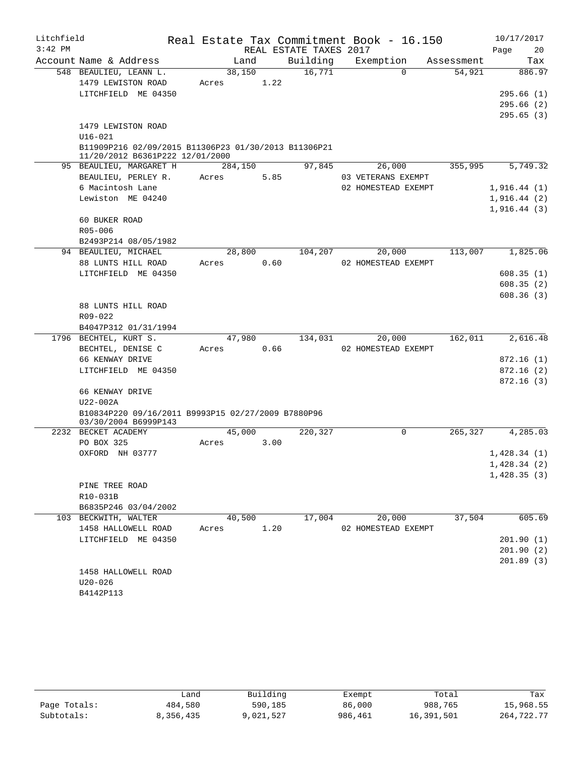Litchfield
3:42 PM

# Real Estate Tax Commitment Book - 16.150

REAL ESTATE TAXES 2017

10/17/2017

| Account | Name & Address | Land | Building | Exemption | Assessment | Tax |
|---|---|---|---|---|---|---|
| 548 | BEAULIEU, LEANN L. | 38,150 | 16,771 | 0 | 54,921 | 886.97 |
| | 1479 LEWISTON ROAD | Acres 1.22 | | | | |
| | LITCHFIELD ME 04350 | | | | | 295.66 (1) |
| | | | | | | 295.66 (2) |
| | | | | | | 295.65 (3) |
| | 1479 LEWISTON ROAD | | | | | |
| | U16-021 | | | | | |
| | B11909P216 02/09/2015 B11306P23 01/30/2013 B11306P21 11/20/2012 B6361P222 12/01/2000 | | | | | |
| 95 | BEAULIEU, MARGARET H | 284,150 | 97,845 | 26,000 | 355,995 | 5,749.32 |
| | BEAULIEU, PERLEY R. | Acres 5.85 | | 03 VETERANS EXEMPT | | |
| | 6 Macintosh Lane | | | 02 HOMESTEAD EXEMPT | | 1,916.44 (1) |
| | Lewiston ME 04240 | | | | | 1,916.44 (2) |
| | | | | | | 1,916.44 (3) |
| | 60 BUKER ROAD | | | | | |
| | R05-006 | | | | | |
| | B2493P214 08/05/1982 | | | | | |
| 94 | BEAULIEU, MICHAEL | 28,800 | 104,207 | 20,000 | 113,007 | 1,825.06 |
| | 88 LUNTS HILL ROAD | Acres 0.60 | | 02 HOMESTEAD EXEMPT | | |
| | LITCHFIELD ME 04350 | | | | | 608.35 (1) |
| | | | | | | 608.35 (2) |
| | | | | | | 608.36 (3) |
| | 88 LUNTS HILL ROAD | | | | | |
| | R09-022 | | | | | |
| | B4047P312 01/31/1994 | | | | | |
| 1796 | BECHTEL, KURT S. | 47,980 | 134,031 | 20,000 | 162,011 | 2,616.48 |
| | BECHTEL, DENISE C | Acres 0.66 | | 02 HOMESTEAD EXEMPT | | |
| | 66 KENWAY DRIVE | | | | | 872.16 (1) |
| | LITCHFIELD ME 04350 | | | | | 872.16 (2) |
| | | | | | | 872.16 (3) |
| | 66 KENWAY DRIVE | | | | | |
| | U22-002A | | | | | |
| | B10834P220 09/16/2011 B9993P15 02/27/2009 B7880P96 03/30/2004 B6999P143 | | | | | |
| 2232 | BECKET ACADEMY | 45,000 | 220,327 | 0 | 265,327 | 4,285.03 |
| | PO BOX 325 | Acres 3.00 | | | | |
| | OXFORD NH 03777 | | | | | 1,428.34 (1) |
| | | | | | | 1,428.34 (2) |
| | | | | | | 1,428.35 (3) |
| | PINE TREE ROAD | | | | | |
| | R10-031B | | | | | |
| | B6835P246 03/04/2002 | | | | | |
| 103 | BECKWITH, WALTER | 40,500 | 17,004 | 20,000 | 37,504 | 605.69 |
| | 1458 HALLOWELL ROAD | Acres 1.20 | | 02 HOMESTEAD EXEMPT | | |
| | LITCHFIELD ME 04350 | | | | | 201.90 (1) |
| | | | | | | 201.90 (2) |
| | | | | | | 201.89 (3) |
| | 1458 HALLOWELL ROAD | | | | | |
| | U20-026 | | | | | |
| | B4142P113 | | | | | |

| | Land | Building | Exempt | Total | Tax |
|---|---|---|---|---|---|
| Page Totals: | 484,580 | 590,185 | 86,000 | 988,765 | 15,968.55 |
| Subtotals: | 8,356,435 | 9,021,527 | 986,461 | 16,391,501 | 264,722.77 |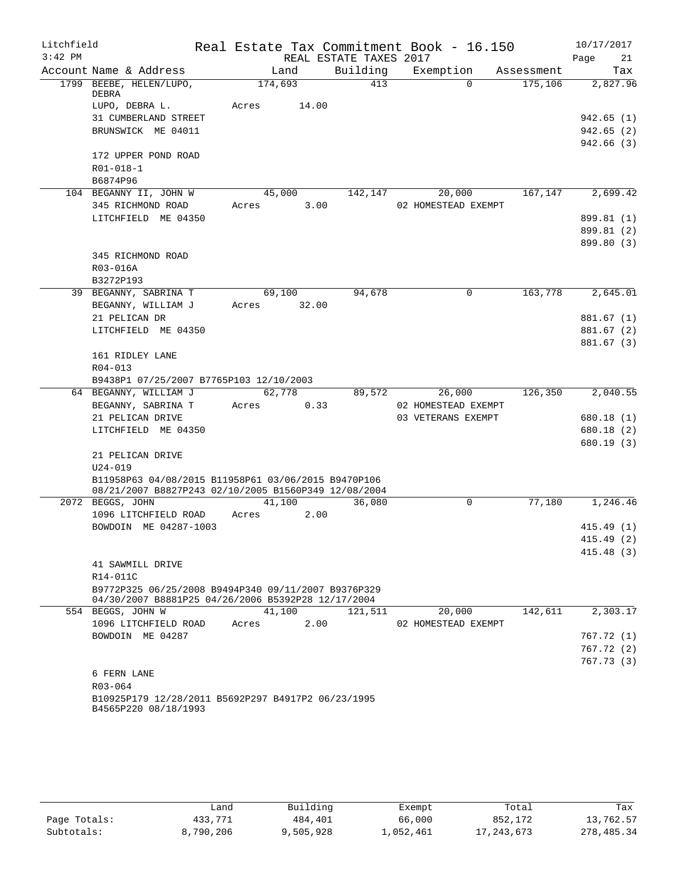Litchfield | Real Estate Tax Commitment Book - 16.150 | 10/17/2017
3:42 PM | REAL ESTATE TAXES 2017 | Page 21

| Account Name & Address | Land | Building | Exemption | Assessment | Tax |
|---|---|---|---|---|---|
| 1799 BEEBE, HELEN/LUPO, DEBRA | 174,693 | 413 | 0 | 175,106 | 2,827.96 |
| LUPO, DEBRA L. | Acres 14.00 | | | | |
| 31 CUMBERLAND STREET | | | | | 942.65 (1) |
| BRUNSWICK ME 04011 | | | | | 942.65 (2) |
| | | | | | 942.66 (3) |
| 172 UPPER POND ROAD | | | | | |
| R01-018-1 | | | | | |
| B6874P96 | | | | | |
| 104 BEGANNY II, JOHN W | 45,000 | 142,147 | 20,000 | 167,147 | 2,699.42 |
| 345 RICHMOND ROAD | Acres 3.00 | | 02 HOMESTEAD EXEMPT | | |
| LITCHFIELD ME 04350 | | | | | 899.81 (1) |
| | | | | | 899.81 (2) |
| | | | | | 899.80 (3) |
| 345 RICHMOND ROAD | | | | | |
| R03-016A | | | | | |
| B3272P193 | | | | | |
| 39 BEGANNY, SABRINA T | 69,100 | 94,678 | 0 | 163,778 | 2,645.01 |
| BEGANNY, WILLIAM J | Acres 32.00 | | | | |
| 21 PELICAN DR | | | | | 881.67 (1) |
| LITCHFIELD ME 04350 | | | | | 881.67 (2) |
| | | | | | 881.67 (3) |
| 161 RIDLEY LANE | | | | | |
| R04-013 | | | | | |
| B9438P1 07/25/2007 B7765P103 12/10/2003 | | | | | |
| 64 BEGANNY, WILLIAM J | 62,778 | 89,572 | 26,000 | 126,350 | 2,040.55 |
| BEGANNY, SABRINA T | Acres 0.33 | | 02 HOMESTEAD EXEMPT | | |
| 21 PELICAN DRIVE | | | 03 VETERANS EXEMPT | | 680.18 (1) |
| LITCHFIELD ME 04350 | | | | | 680.18 (2) |
| | | | | | 680.19 (3) |
| 21 PELICAN DRIVE | | | | | |
| U24-019 | | | | | |
| B11958P63 04/08/2015 B11958P61 03/06/2015 B9470P106 08/21/2007 B8827P243 02/10/2005 B1560P349 12/08/2004 | | | | | |
| 2072 BEGGS, JOHN | 41,100 | 36,080 | 0 | 77,180 | 1,246.46 |
| 1096 LITCHFIELD ROAD | Acres 2.00 | | | | |
| BOWDOIN ME 04287-1003 | | | | | 415.49 (1) |
| | | | | | 415.49 (2) |
| | | | | | 415.48 (3) |
| 41 SAWMILL DRIVE | | | | | |
| R14-011C | | | | | |
| B9772P325 06/25/2008 B9494P340 09/11/2007 B9376P329 04/30/2007 B8881P25 04/26/2006 B5392P28 12/17/2004 | | | | | |
| 554 BEGGS, JOHN W | 41,100 | 121,511 | 20,000 | 142,611 | 2,303.17 |
| 1096 LITCHFIELD ROAD | Acres 2.00 | | 02 HOMESTEAD EXEMPT | | |
| BOWDOIN ME 04287 | | | | | 767.72 (1) |
| | | | | | 767.72 (2) |
| | | | | | 767.73 (3) |
| 6 FERN LANE | | | | | |
| R03-064 | | | | | |
| B10925P179 12/28/2011 B5692P297 B4917P2 06/23/1995 B4565P220 08/18/1993 | | | | | |

| | Land | Building | Exempt | Total | Tax |
|---|---|---|---|---|---|
| Page Totals: | 433,771 | 484,401 | 66,000 | 852,172 | 13,762.57 |
| Subtotals: | 8,790,206 | 9,505,928 | 1,052,461 | 17,243,673 | 278,485.34 |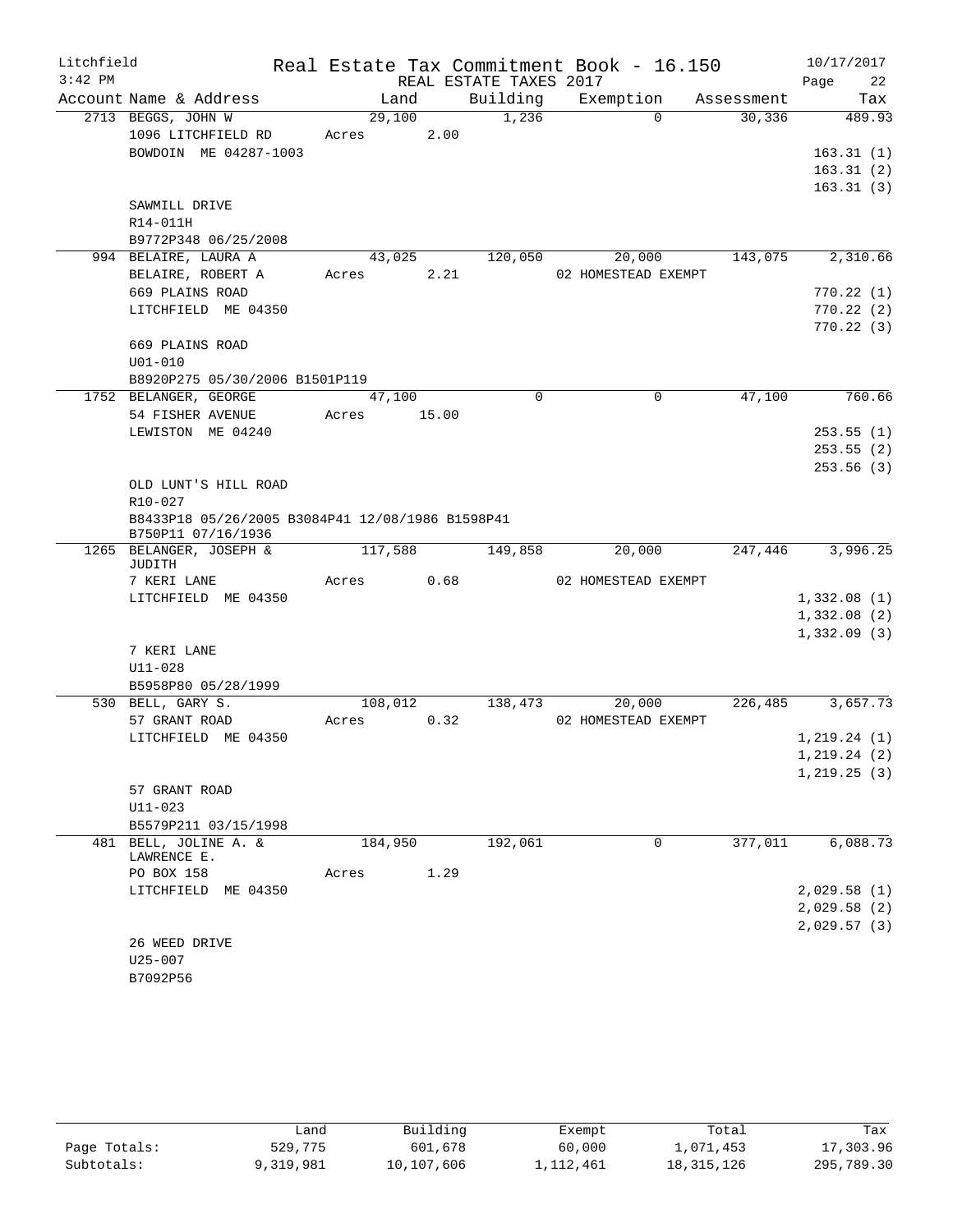Litchfield
3:42 PM

Real Estate Tax Commitment Book - 16.150
REAL ESTATE TAXES 2017

10/17/2017

| Account | Name & Address | Land | Building | Exemption | Assessment | Tax |
|---|---|---|---|---|---|---|
| 2713 | BEGGS, JOHN W | 29,100 | 1,236 | 0 | 30,336 | 489.93 |
| | 1096 LITCHFIELD RD | Acres 2.00 | | | | |
| | BOWDOIN ME 04287-1003 | | | | | 163.31 (1) |
| | | | | | | 163.31 (2) |
| | | | | | | 163.31 (3) |
| | SAWMILL DRIVE | | | | | |
| | R14-011H | | | | | |
| | B9772P348 06/25/2008 | | | | | |
| 994 | BELAIRE, LAURA A | 43,025 | 120,050 | 20,000 | 143,075 | 2,310.66 |
| | BELAIRE, ROBERT A | Acres 2.21 | | 02 HOMESTEAD EXEMPT | | |
| | 669 PLAINS ROAD | | | | | 770.22 (1) |
| | LITCHFIELD ME 04350 | | | | | 770.22 (2) |
| | | | | | | 770.22 (3) |
| | 669 PLAINS ROAD | | | | | |
| | U01-010 | | | | | |
| | B8920P275 05/30/2006 B1501P119 | | | | | |
| 1752 | BELANGER, GEORGE | 47,100 | 0 | 0 | 47,100 | 760.66 |
| | 54 FISHER AVENUE | Acres 15.00 | | | | |
| | LEWISTON ME 04240 | | | | | 253.55 (1) |
| | | | | | | 253.55 (2) |
| | | | | | | 253.56 (3) |
| | OLD LUNT'S HILL ROAD | | | | | |
| | R10-027 | | | | | |
| | B8433P18 05/26/2005 B3084P41 12/08/1986 B1598P41 B750P11 07/16/1936 | | | | | |
| 1265 | BELANGER, JOSEPH & JUDITH | 117,588 | 149,858 | 20,000 | 247,446 | 3,996.25 |
| | 7 KERI LANE | Acres 0.68 | | 02 HOMESTEAD EXEMPT | | |
| | LITCHFIELD ME 04350 | | | | | 1,332.08 (1) |
| | | | | | | 1,332.08 (2) |
| | | | | | | 1,332.09 (3) |
| | 7 KERI LANE | | | | | |
| | U11-028 | | | | | |
| | B5958P80 05/28/1999 | | | | | |
| 530 | BELL, GARY S. | 108,012 | 138,473 | 20,000 | 226,485 | 3,657.73 |
| | 57 GRANT ROAD | Acres 0.32 | | 02 HOMESTEAD EXEMPT | | |
| | LITCHFIELD ME 04350 | | | | | 1,219.24 (1) |
| | | | | | | 1,219.24 (2) |
| | | | | | | 1,219.25 (3) |
| | 57 GRANT ROAD | | | | | |
| | U11-023 | | | | | |
| | B5579P211 03/15/1998 | | | | | |
| 481 | BELL, JOLINE A. & LAWRENCE E. | 184,950 | 192,061 | 0 | 377,011 | 6,088.73 |
| | PO BOX 158 | Acres 1.29 | | | | |
| | LITCHFIELD ME 04350 | | | | | 2,029.58 (1) |
| | | | | | | 2,029.58 (2) |
| | | | | | | 2,029.57 (3) |
| | 26 WEED DRIVE | | | | | |
| | U25-007 | | | | | |
| | B7092P56 | | | | | |

| | Land | Building | Exempt | Total | Tax |
|---|---|---|---|---|---|
| Page Totals: | 529,775 | 601,678 | 60,000 | 1,071,453 | 17,303.96 |
| Subtotals: | 9,319,981 | 10,107,606 | 1,112,461 | 18,315,126 | 295,789.30 |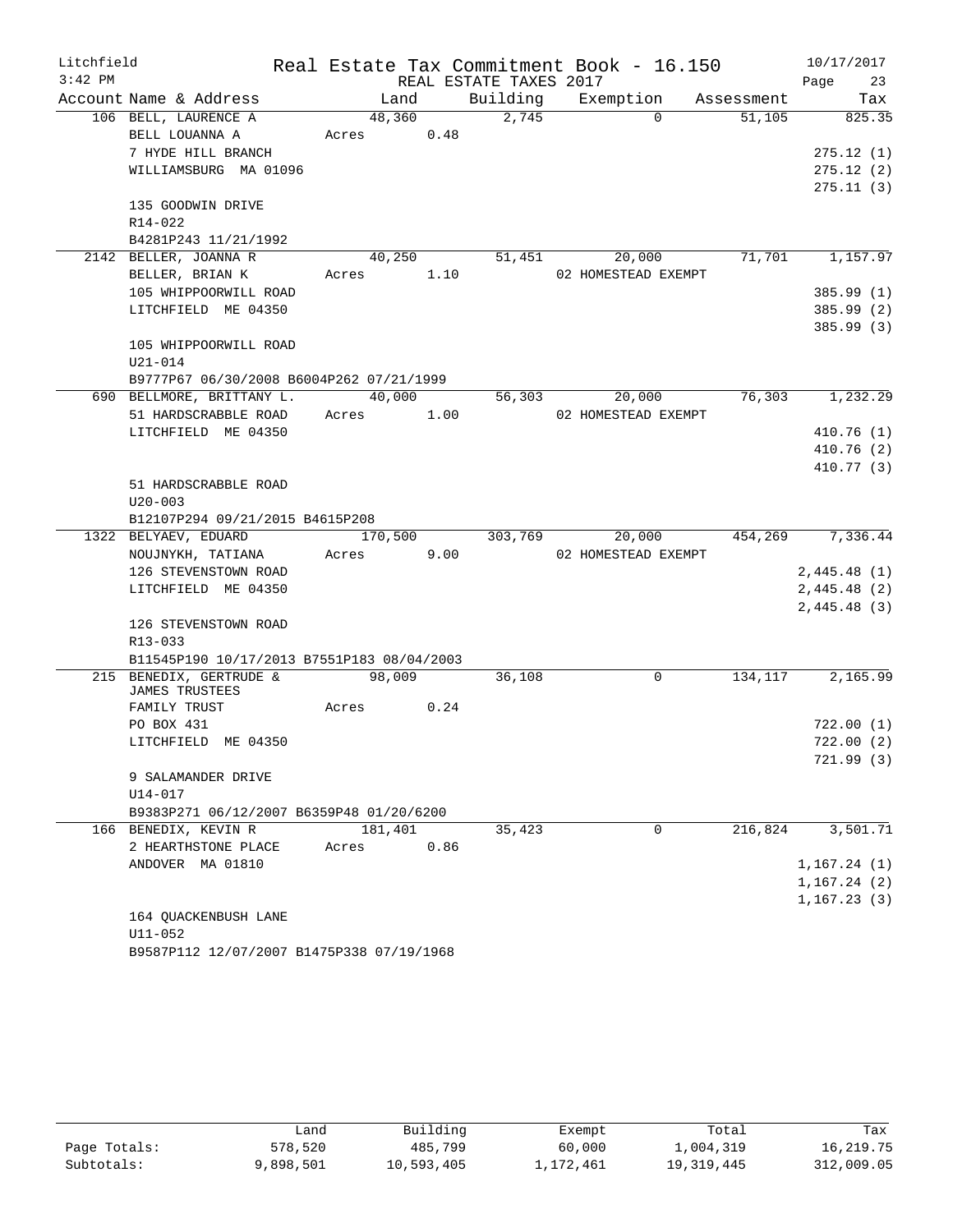Litchfield
3:42 PM

# Real Estate Tax Commitment Book - 16.150

REAL ESTATE TAXES 2017

10/17/2017

| Account | Name & Address | Land | Building | Exemption | Assessment | Tax |
|---|---|---|---|---|---|---|
| 106 | BELL, LAURENCE A<br>BELL LOUANNA A<br>7 HYDE HILL BRANCH<br>WILLIAMSBURG MA 01096<br><br>135 GOODWIN DRIVE<br>R14-022<br>B4281P243 11/21/1992 | 48,360<br>Acres 0.48 | 2,745 | 0 | 51,105 | 825.35<br>275.12 (1)<br>275.12 (2)<br>275.11 (3) |
| 2142 | BELLER, JOANNA R<br>BELLER, BRIAN K<br>105 WHIPPOORWILL ROAD<br>LITCHFIELD ME 04350<br><br>105 WHIPPOORWILL ROAD<br>U21-014<br>B9777P67 06/30/2008 B6004P262 07/21/1999 | 40,250<br>Acres 1.10 | 51,451 | 20,000<br>02 HOMESTEAD EXEMPT | 71,701 | 1,157.97<br>385.99 (1)<br>385.99 (2)<br>385.99 (3) |
| 690 | BELLMORE, BRITTANY L.<br>51 HARDSCRABBLE ROAD<br>LITCHFIELD ME 04350<br><br>51 HARDSCRABBLE ROAD<br>U20-003<br>B12107P294 09/21/2015 B4615P208 | 40,000<br>Acres 1.00 | 56,303 | 20,000<br>02 HOMESTEAD EXEMPT | 76,303 | 1,232.29<br>410.76 (1)<br>410.76 (2)<br>410.77 (3) |
| 1322 | BELYAEV, EDUARD<br>NOUJNYKH, TATIANA<br>126 STEVENSTOWN ROAD<br>LITCHFIELD ME 04350<br><br>126 STEVENSTOWN ROAD<br>R13-033<br>B11545P190 10/17/2013 B7551P183 08/04/2003 | 170,500<br>Acres 9.00 | 303,769 | 20,000<br>02 HOMESTEAD EXEMPT | 454,269 | 7,336.44<br>2,445.48 (1)<br>2,445.48 (2)<br>2,445.48 (3) |
| 215 | BENEDIX, GERTRUDE &<br>JAMES TRUSTEES<br>FAMILY TRUST<br>PO BOX 431<br>LITCHFIELD ME 04350<br><br>9 SALAMANDER DRIVE<br>U14-017<br>B9383P271 06/12/2007 B6359P48 01/20/6200 | 98,009<br>Acres 0.24 | 36,108 | 0 | 134,117 | 2,165.99<br>722.00 (1)<br>722.00 (2)<br>721.99 (3) |
| 166 | BENEDIX, KEVIN R<br>2 HEARTHSTONE PLACE<br>ANDOVER MA 01810<br><br>164 QUACKENBUSH LANE<br>U11-052<br>B9587P112 12/07/2007 B1475P338 07/19/1968 | 181,401<br>Acres 0.86 | 35,423 | 0 | 216,824 | 3,501.71<br>1,167.24 (1)<br>1,167.24 (2)<br>1,167.23 (3) |

| | Land | Building | Exempt | Total | Tax |
|---|---|---|---|---|---|
| Page Totals: | 578,520 | 485,799 | 60,000 | 1,004,319 | 16,219.75 |
| Subtotals: | 9,898,501 | 10,593,405 | 1,172,461 | 19,319,445 | 312,009.05 |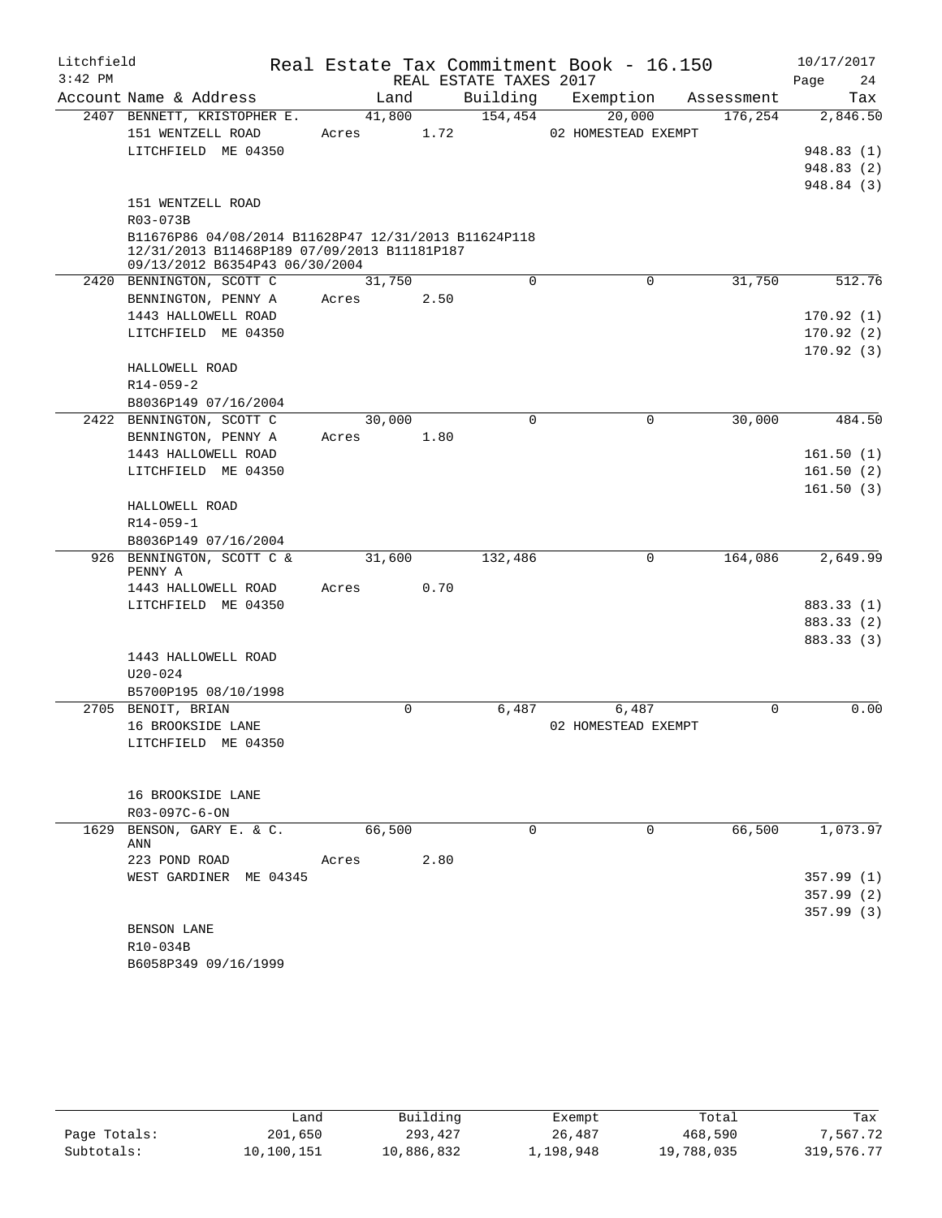Litchfield — Real Estate Tax Commitment Book - 16.150 — 10/17/2017
3:42 PM — REAL ESTATE TAXES 2017 — Page 24

| Account | Name & Address | Land | Building | Exemption | Assessment | Tax |
|---|---|---|---|---|---|---|
| 2407 | BENNETT, KRISTOPHER E. | 41,800 | 154,454 | 20,000 | 176,254 | 2,846.50 |
| | 151 WENTZELL ROAD | Acres 1.72 | | 02 HOMESTEAD EXEMPT | | |
| | LITCHFIELD ME 04350 | | | | | 948.83 (1) |
| | | | | | | 948.83 (2) |
| | | | | | | 948.84 (3) |
| | 151 WENTZELL ROAD | | | | | |
| | R03-073B | | | | | |
| | B11676P86 04/08/2014 B11628P47 12/31/2013 B11624P118 12/31/2013 B11468P189 07/09/2013 B11181P187 09/13/2012 B6354P43 06/30/2004 | | | | | |
| 2420 | BENNINGTON, SCOTT C | 31,750 | 0 | 0 | 31,750 | 512.76 |
| | BENNINGTON, PENNY A | Acres 2.50 | | | | |
| | 1443 HALLOWELL ROAD | | | | | 170.92 (1) |
| | LITCHFIELD ME 04350 | | | | | 170.92 (2) |
| | | | | | | 170.92 (3) |
| | HALLOWELL ROAD | | | | | |
| | R14-059-2 | | | | | |
| | B8036P149 07/16/2004 | | | | | |
| 2422 | BENNINGTON, SCOTT C | 30,000 | 0 | 0 | 30,000 | 484.50 |
| | BENNINGTON, PENNY A | Acres 1.80 | | | | |
| | 1443 HALLOWELL ROAD | | | | | 161.50 (1) |
| | LITCHFIELD ME 04350 | | | | | 161.50 (2) |
| | | | | | | 161.50 (3) |
| | HALLOWELL ROAD | | | | | |
| | R14-059-1 | | | | | |
| | B8036P149 07/16/2004 | | | | | |
| 926 | BENNINGTON, SCOTT C & PENNY A | 31,600 | 132,486 | 0 | 164,086 | 2,649.99 |
| | 1443 HALLOWELL ROAD | Acres 0.70 | | | | |
| | LITCHFIELD ME 04350 | | | | | 883.33 (1) |
| | | | | | | 883.33 (2) |
| | | | | | | 883.33 (3) |
| | 1443 HALLOWELL ROAD | | | | | |
| | U20-024 | | | | | |
| | B5700P195 08/10/1998 | | | | | |
| 2705 | BENOIT, BRIAN | 0 | 6,487 | 6,487 | 0 | 0.00 |
| | 16 BROOKSIDE LANE | | | 02 HOMESTEAD EXEMPT | | |
| | LITCHFIELD ME 04350 | | | | | |
| | 16 BROOKSIDE LANE | | | | | |
| | R03-097C-6-ON | | | | | |
| 1629 | BENSON, GARY E. & C. ANN | 66,500 | 0 | 0 | 66,500 | 1,073.97 |
| | 223 POND ROAD | Acres 2.80 | | | | |
| | WEST GARDINER ME 04345 | | | | | 357.99 (1) |
| | | | | | | 357.99 (2) |
| | | | | | | 357.99 (3) |
| | BENSON LANE | | | | | |
| | R10-034B | | | | | |
| | B6058P349 09/16/1999 | | | | | |

| | Land | Building | Exempt | Total | Tax |
|---|---|---|---|---|---|
| Page Totals: | 201,650 | 293,427 | 26,487 | 468,590 | 7,567.72 |
| Subtotals: | 10,100,151 | 10,886,832 | 1,198,948 | 19,788,035 | 319,576.77 |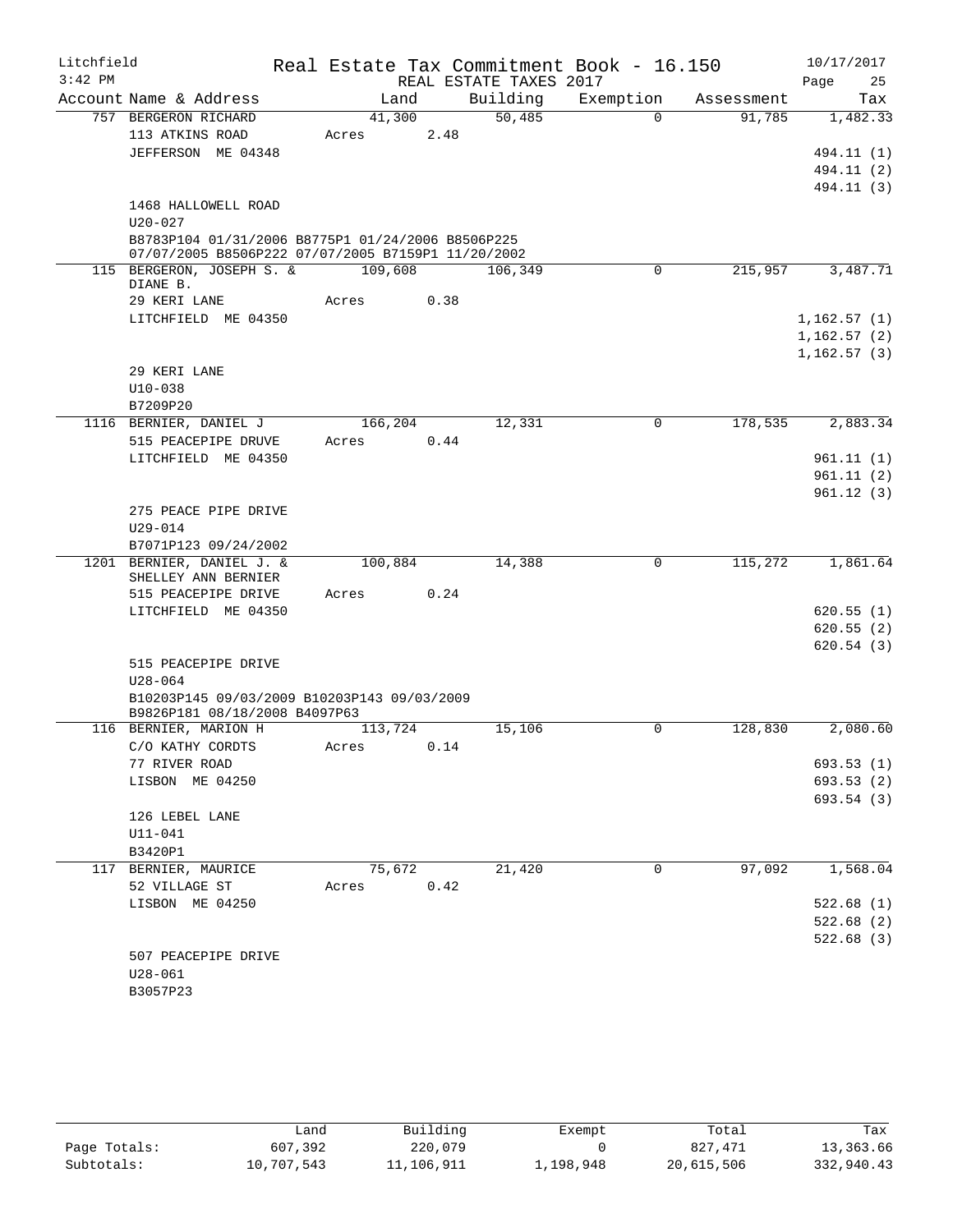Litchfield
3:42 PM

Real Estate Tax Commitment Book - 16.150
REAL ESTATE TAXES 2017

10/17/2017

| Account | Name & Address | Land | Building | Exemption | Assessment | Tax |
|---|---|---|---|---|---|---|
| 757 | BERGERON RICHARD | 41,300 | 50,485 | 0 | 91,785 | 1,482.33 |
| | 113 ATKINS ROAD | Acres 2.48 | | | | |
| | JEFFERSON ME 04348 | | | | | 494.11 (1) |
| | | | | | | 494.11 (2) |
| | | | | | | 494.11 (3) |
| | 1468 HALLOWELL ROAD | | | | | |
| | U20-027 | | | | | |
| | B8783P104 01/31/2006 B8775P1 01/24/2006 B8506P225 07/07/2005 B8506P222 07/07/2005 B7159P1 11/20/2002 | | | | | |
| 115 | BERGERON, JOSEPH S. & DIANE B. | 109,608 | 106,349 | 0 | 215,957 | 3,487.71 |
| | 29 KERI LANE | Acres 0.38 | | | | |
| | LITCHFIELD ME 04350 | | | | | 1,162.57 (1) |
| | | | | | | 1,162.57 (2) |
| | | | | | | 1,162.57 (3) |
| | 29 KERI LANE | | | | | |
| | U10-038 | | | | | |
| | B7209P20 | | | | | |
| 1116 | BERNIER, DANIEL J | 166,204 | 12,331 | 0 | 178,535 | 2,883.34 |
| | 515 PEACEPIPE DRUVE | Acres 0.44 | | | | |
| | LITCHFIELD ME 04350 | | | | | 961.11 (1) |
| | | | | | | 961.11 (2) |
| | | | | | | 961.12 (3) |
| | 275 PEACE PIPE DRIVE | | | | | |
| | U29-014 | | | | | |
| | B7071P123 09/24/2002 | | | | | |
| 1201 | BERNIER, DANIEL J. & SHELLEY ANN BERNIER | 100,884 | 14,388 | 0 | 115,272 | 1,861.64 |
| | 515 PEACEPIPE DRIVE | Acres 0.24 | | | | |
| | LITCHFIELD ME 04350 | | | | | 620.55 (1) |
| | | | | | | 620.55 (2) |
| | | | | | | 620.54 (3) |
| | 515 PEACEPIPE DRIVE | | | | | |
| | U28-064 | | | | | |
| | B10203P145 09/03/2009 B10203P143 09/03/2009 B9826P181 08/18/2008 B4097P63 | | | | | |
| 116 | BERNIER, MARION H | 113,724 | 15,106 | 0 | 128,830 | 2,080.60 |
| | C/O KATHY CORDTS | Acres 0.14 | | | | |
| | 77 RIVER ROAD | | | | | 693.53 (1) |
| | LISBON ME 04250 | | | | | 693.53 (2) |
| | | | | | | 693.54 (3) |
| | 126 LEBEL LANE | | | | | |
| | U11-041 | | | | | |
| | B3420P1 | | | | | |
| 117 | BERNIER, MAURICE | 75,672 | 21,420 | 0 | 97,092 | 1,568.04 |
| | 52 VILLAGE ST | Acres 0.42 | | | | |
| | LISBON ME 04250 | | | | | 522.68 (1) |
| | | | | | | 522.68 (2) |
| | | | | | | 522.68 (3) |
| | 507 PEACEPIPE DRIVE | | | | | |
| | U28-061 | | | | | |
| | B3057P23 | | | | | |

| | Land | Building | Exempt | Total | Tax |
|---|---|---|---|---|---|
| Page Totals: | 607,392 | 220,079 | 0 | 827,471 | 13,363.66 |
| Subtotals: | 10,707,543 | 11,106,911 | 1,198,948 | 20,615,506 | 332,940.43 |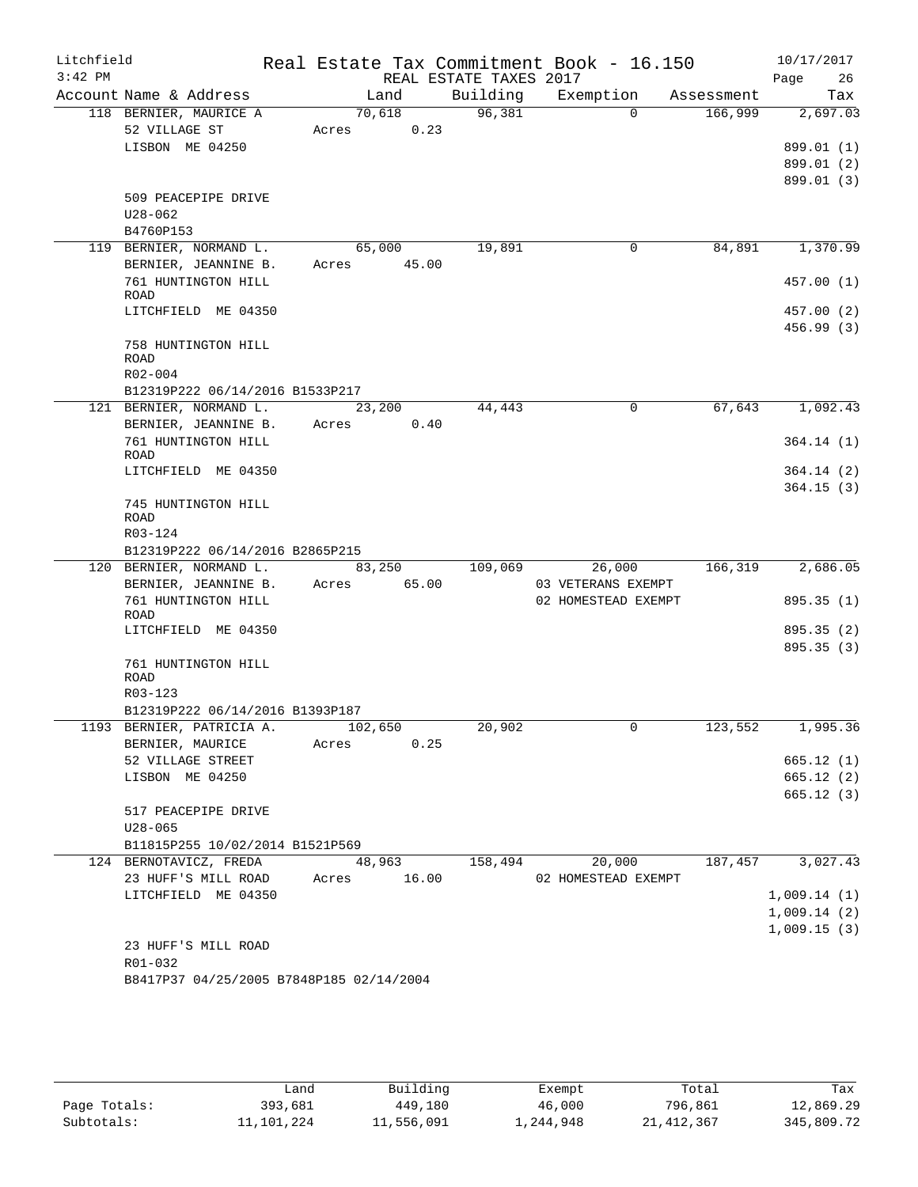Litchfield
3:42 PM

# Real Estate Tax Commitment Book - 16.150

REAL ESTATE TAXES 2017

10/17/2017
Page 26

| Account | Name & Address | Land | Building | Exemption | Assessment | Tax |
|---|---|---|---|---|---|---|
| 118 | BERNIER, MAURICE A<br>52 VILLAGE ST<br>LISBON ME 04250<br><br>509 PEACEPIPE DRIVE<br>U28-062<br>B4760P153 | 70,618<br>Acres 0.23 | 96,381 | 0 | 166,999 | 2,697.03<br><br>899.01 (1)<br>899.01 (2)<br>899.01 (3) |
| 119 | BERNIER, NORMAND L.<br>BERNIER, JEANNINE B.<br>761 HUNTINGTON HILL ROAD<br>LITCHFIELD ME 04350<br><br>758 HUNTINGTON HILL ROAD<br>R02-004<br>B12319P222 06/14/2016 B1533P217 | 65,000<br>Acres 45.00 | 19,891 | 0 | 84,891 | 1,370.99<br><br>457.00 (1)<br>457.00 (2)<br>456.99 (3) |
| 121 | BERNIER, NORMAND L.<br>BERNIER, JEANNINE B.<br>761 HUNTINGTON HILL ROAD<br>LITCHFIELD ME 04350<br><br>745 HUNTINGTON HILL ROAD<br>R03-124<br>B12319P222 06/14/2016 B2865P215 | 23,200<br>Acres 0.40 | 44,443 | 0 | 67,643 | 1,092.43<br><br>364.14 (1)<br>364.14 (2)<br>364.15 (3) |
| 120 | BERNIER, NORMAND L.<br>BERNIER, JEANNINE B.<br>761 HUNTINGTON HILL ROAD<br>LITCHFIELD ME 04350<br><br>761 HUNTINGTON HILL ROAD<br>R03-123<br>B12319P222 06/14/2016 B1393P187 | 83,250<br>Acres 65.00 | 109,069 | 26,000<br>03 VETERANS EXEMPT<br>02 HOMESTEAD EXEMPT | 166,319 | 2,686.05<br><br>895.35 (1)<br>895.35 (2)<br>895.35 (3) |
| 1193 | BERNIER, PATRICIA A.<br>BERNIER, MAURICE<br>52 VILLAGE STREET<br>LISBON ME 04250<br><br>517 PEACEPIPE DRIVE<br>U28-065<br>B11815P255 10/02/2014 B1521P569 | 102,650<br>Acres 0.25 | 20,902 | 0 | 123,552 | 1,995.36<br><br>665.12 (1)<br>665.12 (2)<br>665.12 (3) |
| 124 | BERNOTAVICZ, FREDA<br>23 HUFF'S MILL ROAD<br>LITCHFIELD ME 04350<br><br>23 HUFF'S MILL ROAD<br>R01-032<br>B8417P37 04/25/2005 B7848P185 02/14/2004 | 48,963<br>Acres 16.00 | 158,494 | 20,000<br>02 HOMESTEAD EXEMPT | 187,457 | 3,027.43<br><br>1,009.14 (1)<br>1,009.14 (2)<br>1,009.15 (3) |

| | Land | Building | Exempt | Total | Tax |
|---|---|---|---|---|---|
| Page Totals: | 393,681 | 449,180 | 46,000 | 796,861 | 12,869.29 |
| Subtotals: | 11,101,224 | 11,556,091 | 1,244,948 | 21,412,367 | 345,809.72 |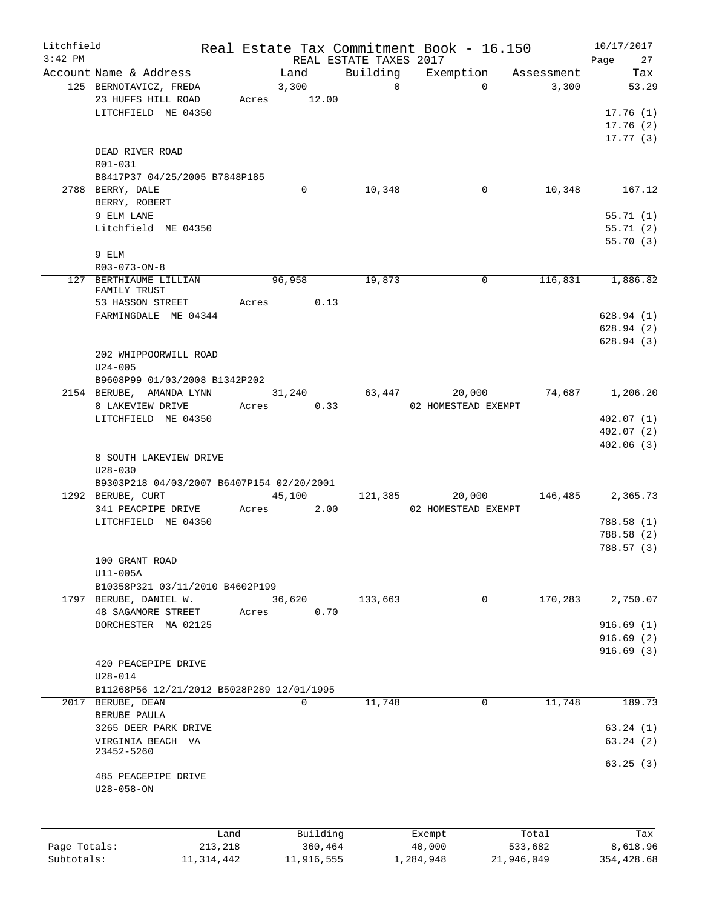Litchfield
3:42 PM

# Real Estate Tax Commitment Book - 16.150
## REAL ESTATE TAXES 2017

10/17/2017

| Account Name & Address | Land | Building | Exemption | Assessment | Tax |
|---|---|---|---|---|---|
| 125 BERNOTAVICZ, FREDA | 3,300 | 0 | 0 | 3,300 | 53.29 |
| 23 HUFFS HILL ROAD | Acres 12.00 | | | | |
| LITCHFIELD ME 04350 | | | | | 17.76 (1) |
| | | | | | 17.76 (2) |
| | | | | | 17.77 (3) |
| DEAD RIVER ROAD | | | | | |
| R01-031 | | | | | |
| B8417P37 04/25/2005 B7848P185 | | | | | |
| 2788 BERRY, DALE | 0 | 10,348 | 0 | 10,348 | 167.12 |
| BERRY, ROBERT | | | | | |
| 9 ELM LANE | | | | | 55.71 (1) |
| Litchfield ME 04350 | | | | | 55.71 (2) |
| | | | | | 55.70 (3) |
| 9 ELM | | | | | |
| R03-073-ON-8 | | | | | |
| 127 BERTHIAUME LILLIAN FAMILY TRUST | 96,958 | 19,873 | 0 | 116,831 | 1,886.82 |
| 53 HASSON STREET | Acres 0.13 | | | | |
| FARMINGDALE ME 04344 | | | | | 628.94 (1) |
| | | | | | 628.94 (2) |
| | | | | | 628.94 (3) |
| 202 WHIPPOORWILL ROAD | | | | | |
| U24-005 | | | | | |
| B9608P99 01/03/2008 B1342P202 | | | | | |
| 2154 BERUBE, AMANDA LYNN | 31,240 | 63,447 | 20,000 | 74,687 | 1,206.20 |
| 8 LAKEVIEW DRIVE | Acres 0.33 | | 02 HOMESTEAD EXEMPT | | |
| LITCHFIELD ME 04350 | | | | | 402.07 (1) |
| | | | | | 402.07 (2) |
| | | | | | 402.06 (3) |
| 8 SOUTH LAKEVIEW DRIVE | | | | | |
| U28-030 | | | | | |
| B9303P218 04/03/2007 B6407P154 02/20/2001 | | | | | |
| 1292 BERUBE, CURT | 45,100 | 121,385 | 20,000 | 146,485 | 2,365.73 |
| 341 PEACPIPE DRIVE | Acres 2.00 | | 02 HOMESTEAD EXEMPT | | |
| LITCHFIELD ME 04350 | | | | | 788.58 (1) |
| | | | | | 788.58 (2) |
| | | | | | 788.57 (3) |
| 100 GRANT ROAD | | | | | |
| U11-005A | | | | | |
| B10358P321 03/11/2010 B4602P199 | | | | | |
| 1797 BERUBE, DANIEL W. | 36,620 | 133,663 | 0 | 170,283 | 2,750.07 |
| 48 SAGAMORE STREET | Acres 0.70 | | | | |
| DORCHESTER MA 02125 | | | | | 916.69 (1) |
| | | | | | 916.69 (2) |
| | | | | | 916.69 (3) |
| 420 PEACEPIPE DRIVE | | | | | |
| U28-014 | | | | | |
| B11268P56 12/21/2012 B5028P289 12/01/1995 | | | | | |
| 2017 BERUBE, DEAN | 0 | 11,748 | 0 | 11,748 | 189.73 |
| BERUBE PAULA | | | | | |
| 3265 DEER PARK DRIVE | | | | | 63.24 (1) |
| VIRGINIA BEACH VA 23452-5260 | | | | | 63.24 (2) |
| | | | | | 63.25 (3) |
| 485 PEACEPIPE DRIVE | | | | | |
| U28-058-ON | | | | | |

| | Land | Building | Exempt | Total | Tax |
|---|---|---|---|---|---|
| Page Totals: | 213,218 | 360,464 | 40,000 | 533,682 | 8,618.96 |
| Subtotals: | 11,314,442 | 11,916,555 | 1,284,948 | 21,946,049 | 354,428.68 |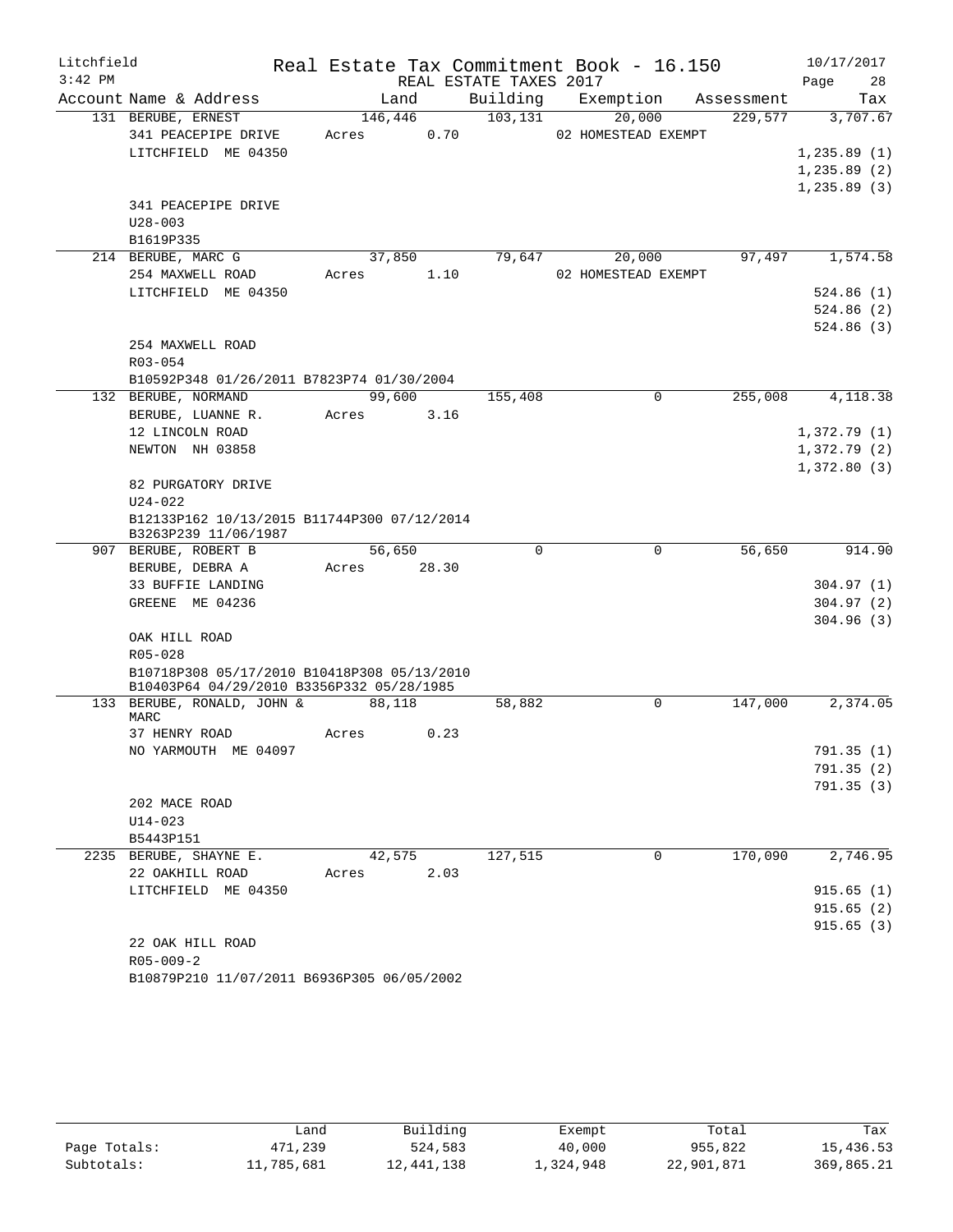Litchfield — Real Estate Tax Commitment Book - 16.150 — 10/17/2017
3:42 PM — REAL ESTATE TAXES 2017

| Account Name & Address | Land | Building | Exemption | Assessment | Tax |
|---|---|---|---|---|---|
| 131 BERUBE, ERNEST | 146,446 | 103,131 | 20,000 | 229,577 | 3,707.67 |
| 341 PEACEPIPE DRIVE | Acres 0.70 | | 02 HOMESTEAD EXEMPT | | |
| LITCHFIELD ME 04350 | | | | | 1,235.89 (1) |
| | | | | | 1,235.89 (2) |
| | | | | | 1,235.89 (3) |
| 341 PEACEPIPE DRIVE | | | | | |
| U28-003 | | | | | |
| B1619P335 | | | | | |
| 214 BERUBE, MARC G | 37,850 | 79,647 | 20,000 | 97,497 | 1,574.58 |
| 254 MAXWELL ROAD | Acres 1.10 | | 02 HOMESTEAD EXEMPT | | |
| LITCHFIELD ME 04350 | | | | | 524.86 (1) |
| | | | | | 524.86 (2) |
| | | | | | 524.86 (3) |
| 254 MAXWELL ROAD | | | | | |
| R03-054 | | | | | |
| B10592P348 01/26/2011 B7823P74 01/30/2004 | | | | | |
| 132 BERUBE, NORMAND | 99,600 | 155,408 | 0 | 255,008 | 4,118.38 |
| BERUBE, LUANNE R. | Acres 3.16 | | | | |
| 12 LINCOLN ROAD | | | | | 1,372.79 (1) |
| NEWTON NH 03858 | | | | | 1,372.79 (2) |
| | | | | | 1,372.80 (3) |
| 82 PURGATORY DRIVE | | | | | |
| U24-022 | | | | | |
| B12133P162 10/13/2015 B11744P300 07/12/2014 B3263P239 11/06/1987 | | | | | |
| 907 BERUBE, ROBERT B | 56,650 | 0 | 0 | 56,650 | 914.90 |
| BERUBE, DEBRA A | Acres 28.30 | | | | |
| 33 BUFFIE LANDING | | | | | 304.97 (1) |
| GREENE ME 04236 | | | | | 304.97 (2) |
| | | | | | 304.96 (3) |
| OAK HILL ROAD | | | | | |
| R05-028 | | | | | |
| B10718P308 05/17/2010 B10418P308 05/13/2010 B10403P64 04/29/2010 B3356P332 05/28/1985 | | | | | |
| 133 BERUBE, RONALD, JOHN & MARC | 88,118 | 58,882 | 0 | 147,000 | 2,374.05 |
| 37 HENRY ROAD | Acres 0.23 | | | | |
| NO YARMOUTH ME 04097 | | | | | 791.35 (1) |
| | | | | | 791.35 (2) |
| | | | | | 791.35 (3) |
| 202 MACE ROAD | | | | | |
| U14-023 | | | | | |
| B5443P151 | | | | | |
| 2235 BERUBE, SHAYNE E. | 42,575 | 127,515 | 0 | 170,090 | 2,746.95 |
| 22 OAKHILL ROAD | Acres 2.03 | | | | |
| LITCHFIELD ME 04350 | | | | | 915.65 (1) |
| | | | | | 915.65 (2) |
| | | | | | 915.65 (3) |
| 22 OAK HILL ROAD | | | | | |
| R05-009-2 | | | | | |
| B10879P210 11/07/2011 B6936P305 06/05/2002 | | | | | |

| | Land | Building | Exempt | Total | Tax |
|---|---|---|---|---|---|
| Page Totals: | 471,239 | 524,583 | 40,000 | 955,822 | 15,436.53 |
| Subtotals: | 11,785,681 | 12,441,138 | 1,324,948 | 22,901,871 | 369,865.21 |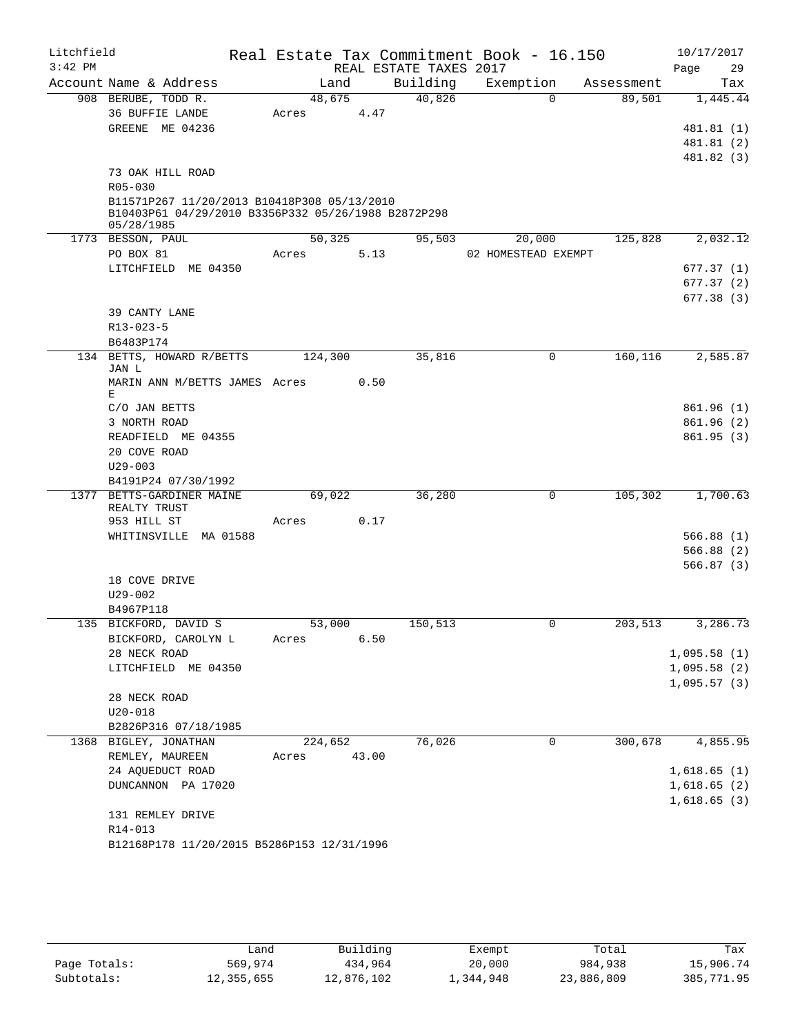Litchfield
3:42 PM

# Real Estate Tax Commitment Book - 16.150

REAL ESTATE TAXES 2017

10/17/2017

| Account Name & Address | Land | Building | Exemption | Assessment | Tax |
|---|---|---|---|---|---|
| 908 BERUBE, TODD R. | 48,675 | 40,826 | 0 | 89,501 | 1,445.44 |
| 36 BUFFIE LANDE | Acres 4.47 | | | | |
| GREENE ME 04236 | | | | | 481.81 (1) |
| | | | | | 481.81 (2) |
| | | | | | 481.82 (3) |
| 73 OAK HILL ROAD | | | | | |
| R05-030 | | | | | |
| B11571P267 11/20/2013 B10418P308 05/13/2010 B10403P61 04/29/2010 B3356P332 05/26/1988 B2872P298 05/28/1985 | | | | | |
| 1773 BESSON, PAUL | 50,325 | 95,503 | 20,000 | 125,828 | 2,032.12 |
| PO BOX 81 | Acres 5.13 | | 02 HOMESTEAD EXEMPT | | |
| LITCHFIELD ME 04350 | | | | | 677.37 (1) |
| | | | | | 677.37 (2) |
| | | | | | 677.38 (3) |
| 39 CANTY LANE | | | | | |
| R13-023-5 | | | | | |
| B6483P174 | | | | | |
| 134 BETTS, HOWARD R/BETTS JAN L | 124,300 | 35,816 | 0 | 160,116 | 2,585.87 |
| MARIN ANN M/BETTS JAMES E | Acres 0.50 | | | | |
| C/O JAN BETTS | | | | | 861.96 (1) |
| 3 NORTH ROAD | | | | | 861.96 (2) |
| READFIELD ME 04355 | | | | | 861.95 (3) |
| 20 COVE ROAD | | | | | |
| U29-003 | | | | | |
| B4191P24 07/30/1992 | | | | | |
| 1377 BETTS-GARDINER MAINE REALTY TRUST | 69,022 | 36,280 | 0 | 105,302 | 1,700.63 |
| 953 HILL ST | Acres 0.17 | | | | |
| WHITINSVILLE MA 01588 | | | | | 566.88 (1) |
| | | | | | 566.88 (2) |
| | | | | | 566.87 (3) |
| 18 COVE DRIVE | | | | | |
| U29-002 | | | | | |
| B4967P118 | | | | | |
| 135 BICKFORD, DAVID S | 53,000 | 150,513 | 0 | 203,513 | 3,286.73 |
| BICKFORD, CAROLYN L | Acres 6.50 | | | | |
| 28 NECK ROAD | | | | | 1,095.58 (1) |
| LITCHFIELD ME 04350 | | | | | 1,095.58 (2) |
| | | | | | 1,095.57 (3) |
| 28 NECK ROAD | | | | | |
| U20-018 | | | | | |
| B2826P316 07/18/1985 | | | | | |
| 1368 BIGLEY, JONATHAN | 224,652 | 76,026 | 0 | 300,678 | 4,855.95 |
| REMLEY, MAUREEN | Acres 43.00 | | | | |
| 24 AQUEDUCT ROAD | | | | | 1,618.65 (1) |
| DUNCANNON PA 17020 | | | | | 1,618.65 (2) |
| | | | | | 1,618.65 (3) |
| 131 REMLEY DRIVE | | | | | |
| R14-013 | | | | | |
| B12168P178 11/20/2015 B5286P153 12/31/1996 | | | | | |

| | Land | Building | Exempt | Total | Tax |
|---|---|---|---|---|---|
| Page Totals: | 569,974 | 434,964 | 20,000 | 984,938 | 15,906.74 |
| Subtotals: | 12,355,655 | 12,876,102 | 1,344,948 | 23,886,809 | 385,771.95 |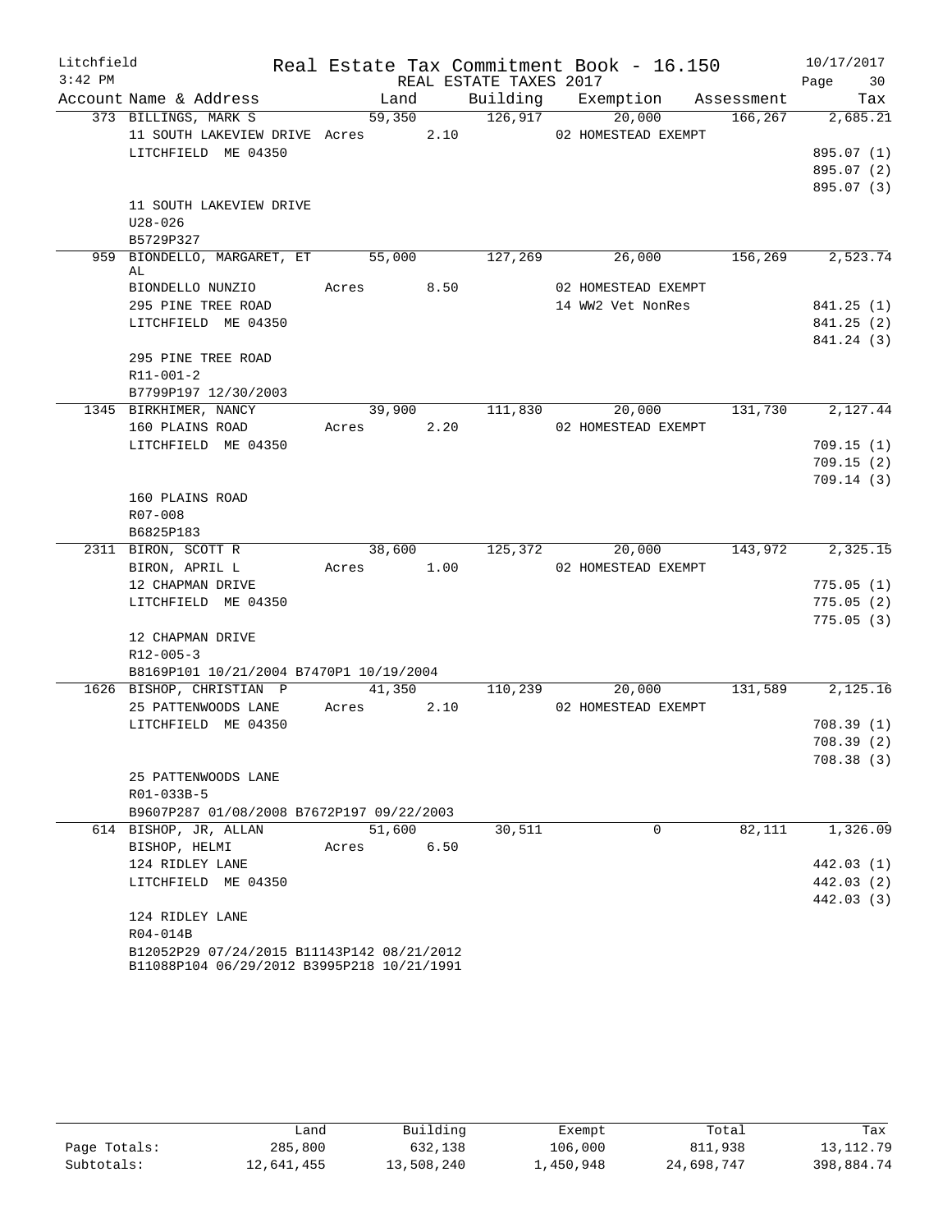Litchfield | Real Estate Tax Commitment Book - 16.150 | 10/17/2017
3:42 PM | REAL ESTATE TAXES 2017

| Account Name & Address | Land | Building | Exemption | Assessment | Tax |
|---|---|---|---|---|---|
| 373 BILLINGS, MARK S | 59,350 | 126,917 | 20,000 | 166,267 | 2,685.21 |
| 11 SOUTH LAKEVIEW DRIVE | Acres 2.10 | | 02 HOMESTEAD EXEMPT | | |
| LITCHFIELD ME 04350 | | | | | 895.07 (1) |
| | | | | | 895.07 (2) |
| | | | | | 895.07 (3) |
| 11 SOUTH LAKEVIEW DRIVE | | | | | |
| U28-026 | | | | | |
| B5729P327 | | | | | |
| 959 BIONDELLO, MARGARET, ET AL | 55,000 | 127,269 | 26,000 | 156,269 | 2,523.74 |
| BIONDELLO NUNZIO | Acres 8.50 | | 02 HOMESTEAD EXEMPT | | |
| 295 PINE TREE ROAD | | | 14 WW2 Vet NonRes | | 841.25 (1) |
| LITCHFIELD ME 04350 | | | | | 841.25 (2) |
| | | | | | 841.24 (3) |
| 295 PINE TREE ROAD | | | | | |
| R11-001-2 | | | | | |
| B7799P197 12/30/2003 | | | | | |
| 1345 BIRKHIMER, NANCY | 39,900 | 111,830 | 20,000 | 131,730 | 2,127.44 |
| 160 PLAINS ROAD | Acres 2.20 | | 02 HOMESTEAD EXEMPT | | |
| LITCHFIELD ME 04350 | | | | | 709.15 (1) |
| | | | | | 709.15 (2) |
| | | | | | 709.14 (3) |
| 160 PLAINS ROAD | | | | | |
| R07-008 | | | | | |
| B6825P183 | | | | | |
| 2311 BIRON, SCOTT R | 38,600 | 125,372 | 20,000 | 143,972 | 2,325.15 |
| BIRON, APRIL L | Acres 1.00 | | 02 HOMESTEAD EXEMPT | | |
| 12 CHAPMAN DRIVE | | | | | 775.05 (1) |
| LITCHFIELD ME 04350 | | | | | 775.05 (2) |
| | | | | | 775.05 (3) |
| 12 CHAPMAN DRIVE | | | | | |
| R12-005-3 | | | | | |
| B8169P101 10/21/2004 B7470P1 10/19/2004 | | | | | |
| 1626 BISHOP, CHRISTIAN P | 41,350 | 110,239 | 20,000 | 131,589 | 2,125.16 |
| 25 PATTENWOODS LANE | Acres 2.10 | | 02 HOMESTEAD EXEMPT | | |
| LITCHFIELD ME 04350 | | | | | 708.39 (1) |
| | | | | | 708.39 (2) |
| | | | | | 708.38 (3) |
| 25 PATTENWOODS LANE | | | | | |
| R01-033B-5 | | | | | |
| B9607P287 01/08/2008 B7672P197 09/22/2003 | | | | | |
| 614 BISHOP, JR, ALLAN | 51,600 | 30,511 | 0 | 82,111 | 1,326.09 |
| BISHOP, HELMI | Acres 6.50 | | | | |
| 124 RIDLEY LANE | | | | | 442.03 (1) |
| LITCHFIELD ME 04350 | | | | | 442.03 (2) |
| | | | | | 442.03 (3) |
| 124 RIDLEY LANE | | | | | |
| R04-014B | | | | | |
| B12052P29 07/24/2015 B11143P142 08/21/2012 | | | | | |
| B11088P104 06/29/2012 B3995P218 10/21/1991 | | | | | |

| | Land | Building | Exempt | Total | Tax |
|---|---|---|---|---|---|
| Page Totals: | 285,800 | 632,138 | 106,000 | 811,938 | 13,112.79 |
| Subtotals: | 12,641,455 | 13,508,240 | 1,450,948 | 24,698,747 | 398,884.74 |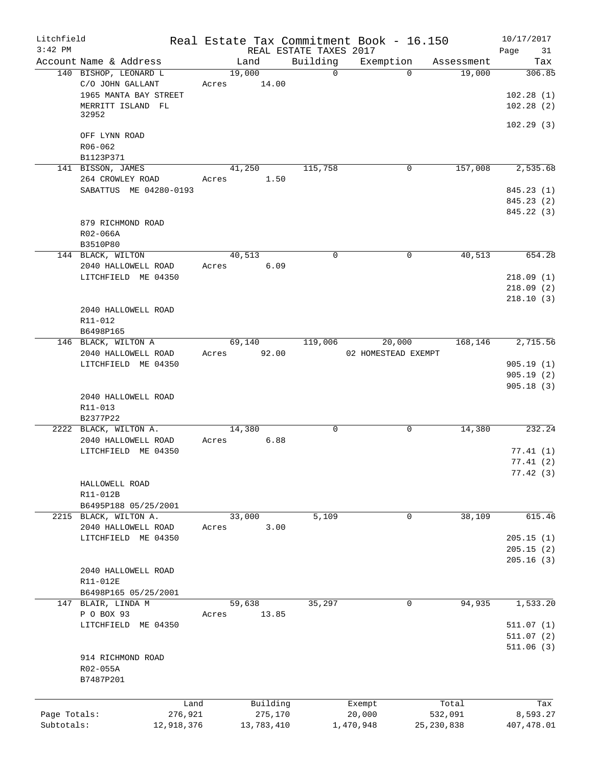Litchfield
3:42 PM

# Real Estate Tax Commitment Book - 16.150
REAL ESTATE TAXES 2017

10/17/2017

| Account Name & Address | Land | Building | Exemption | Assessment | Tax |
|---|---|---|---|---|---|
| 140 BISHOP, LEONARD L | 19,000 | 0 | 0 | 19,000 | 306.85 |
| C/O JOHN GALLANT | Acres 14.00 | | | | |
| 1965 MANTA BAY STREET | | | | | 102.28 (1) |
| MERRITT ISLAND FL 32952 | | | | | 102.28 (2) |
| | | | | | 102.29 (3) |
| OFF LYNN ROAD | | | | | |
| R06-062 | | | | | |
| B1123P371 | | | | | |
| 141 BISSON, JAMES | 41,250 | 115,758 | 0 | 157,008 | 2,535.68 |
| 264 CROWLEY ROAD | Acres 1.50 | | | | |
| SABATTUS ME 04280-0193 | | | | | 845.23 (1) |
| | | | | | 845.23 (2) |
| | | | | | 845.22 (3) |
| 879 RICHMOND ROAD | | | | | |
| R02-066A | | | | | |
| B3510P80 | | | | | |
| 144 BLACK, WILTON | 40,513 | 0 | 0 | 40,513 | 654.28 |
| 2040 HALLOWELL ROAD | Acres 6.09 | | | | |
| LITCHFIELD ME 04350 | | | | | 218.09 (1) |
| | | | | | 218.09 (2) |
| | | | | | 218.10 (3) |
| 2040 HALLOWELL ROAD | | | | | |
| R11-012 | | | | | |
| B6498P165 | | | | | |
| 146 BLACK, WILTON A | 69,140 | 119,006 | 20,000 | 168,146 | 2,715.56 |
| 2040 HALLOWELL ROAD | Acres 92.00 | | 02 HOMESTEAD EXEMPT | | |
| LITCHFIELD ME 04350 | | | | | 905.19 (1) |
| | | | | | 905.19 (2) |
| | | | | | 905.18 (3) |
| 2040 HALLOWELL ROAD | | | | | |
| R11-013 | | | | | |
| B2377P22 | | | | | |
| 2222 BLACK, WILTON A. | 14,380 | 0 | 0 | 14,380 | 232.24 |
| 2040 HALLOWELL ROAD | Acres 6.88 | | | | |
| LITCHFIELD ME 04350 | | | | | 77.41 (1) |
| | | | | | 77.41 (2) |
| | | | | | 77.42 (3) |
| HALLOWELL ROAD | | | | | |
| R11-012B | | | | | |
| B6495P188 05/25/2001 | | | | | |
| 2215 BLACK, WILTON A. | 33,000 | 5,109 | 0 | 38,109 | 615.46 |
| 2040 HALLOWELL ROAD | Acres 3.00 | | | | |
| LITCHFIELD ME 04350 | | | | | 205.15 (1) |
| | | | | | 205.15 (2) |
| | | | | | 205.16 (3) |
| 2040 HALLOWELL ROAD | | | | | |
| R11-012E | | | | | |
| B6498P165 05/25/2001 | | | | | |
| 147 BLAIR, LINDA M | 59,638 | 35,297 | 0 | 94,935 | 1,533.20 |
| P O BOX 93 | Acres 13.85 | | | | |
| LITCHFIELD ME 04350 | | | | | 511.07 (1) |
| | | | | | 511.07 (2) |
| | | | | | 511.06 (3) |
| 914 RICHMOND ROAD | | | | | |
| R02-055A | | | | | |
| B7487P201 | | | | | |

| | Land | Building | Exempt | Total | Tax |
|---|---|---|---|---|---|
| Page Totals: | 276,921 | 275,170 | 20,000 | 532,091 | 8,593.27 |
| Subtotals: | 12,918,376 | 13,783,410 | 1,470,948 | 25,230,838 | 407,478.01 |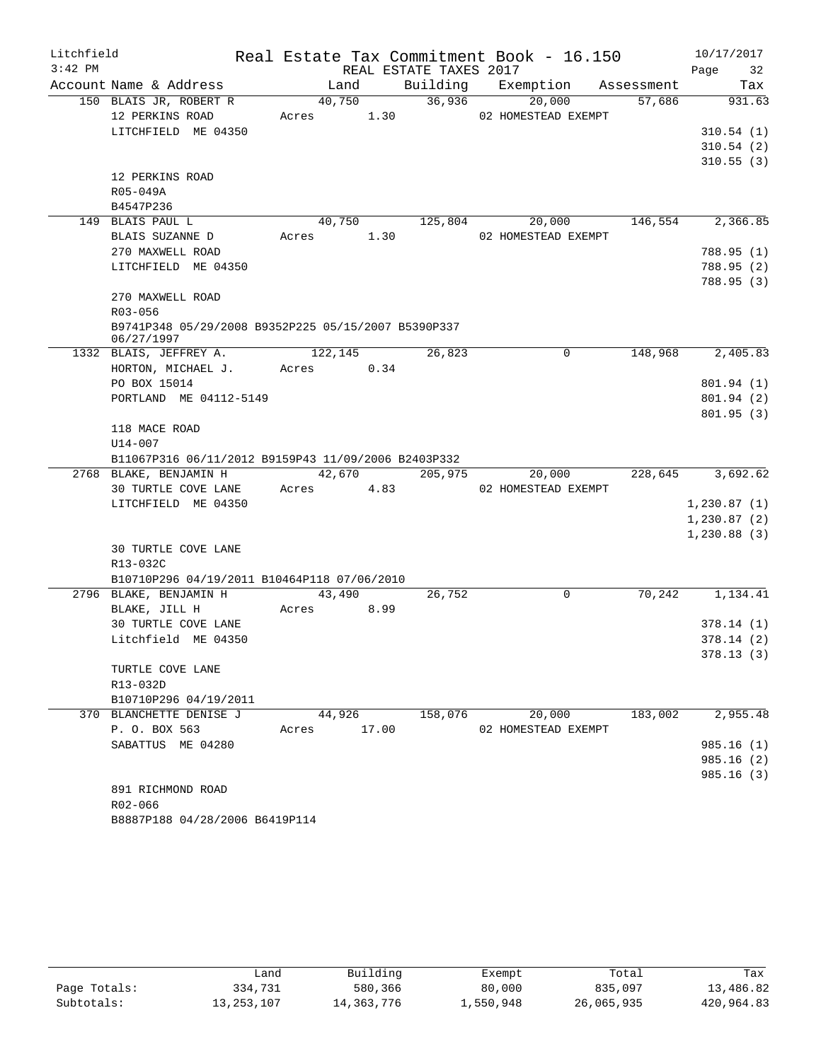Litchfield Real Estate Tax Commitment Book - 16.150 10/17/2017
3:42 PM REAL ESTATE TAXES 2017

| Account Name & Address | Land | Building | Exemption | Assessment | Tax |
|---|---|---|---|---|---|
| 150 BLAIS JR, ROBERT R | 40,750 | 36,936 | 20,000 | 57,686 | 931.63 |
| 12 PERKINS ROAD | Acres 1.30 | | 02 HOMESTEAD EXEMPT | | |
| LITCHFIELD ME 04350 | | | | | 310.54 (1) |
| | | | | | 310.54 (2) |
| | | | | | 310.55 (3) |
| 12 PERKINS ROAD | | | | | |
| R05-049A | | | | | |
| B4547P236 | | | | | |
| 149 BLAIS PAUL L | 40,750 | 125,804 | 20,000 | 146,554 | 2,366.85 |
| BLAIS SUZANNE D | Acres 1.30 | | 02 HOMESTEAD EXEMPT | | |
| 270 MAXWELL ROAD | | | | | 788.95 (1) |
| LITCHFIELD ME 04350 | | | | | 788.95 (2) |
| | | | | | 788.95 (3) |
| 270 MAXWELL ROAD | | | | | |
| R03-056 | | | | | |
| B9741P348 05/29/2008 B9352P225 05/15/2007 B5390P337 06/27/1997 | | | | | |
| 1332 BLAIS, JEFFREY A. | 122,145 | 26,823 | 0 | 148,968 | 2,405.83 |
| HORTON, MICHAEL J. | Acres 0.34 | | | | |
| PO BOX 15014 | | | | | 801.94 (1) |
| PORTLAND ME 04112-5149 | | | | | 801.94 (2) |
| | | | | | 801.95 (3) |
| 118 MACE ROAD | | | | | |
| U14-007 | | | | | |
| B11067P316 06/11/2012 B9159P43 11/09/2006 B2403P332 | | | | | |
| 2768 BLAKE, BENJAMIN H | 42,670 | 205,975 | 20,000 | 228,645 | 3,692.62 |
| 30 TURTLE COVE LANE | Acres 4.83 | | 02 HOMESTEAD EXEMPT | | |
| LITCHFIELD ME 04350 | | | | | 1,230.87 (1) |
| | | | | | 1,230.87 (2) |
| | | | | | 1,230.88 (3) |
| 30 TURTLE COVE LANE | | | | | |
| R13-032C | | | | | |
| B10710P296 04/19/2011 B10464P118 07/06/2010 | | | | | |
| 2796 BLAKE, BENJAMIN H | 43,490 | 26,752 | 0 | 70,242 | 1,134.41 |
| BLAKE, JILL H | Acres 8.99 | | | | |
| 30 TURTLE COVE LANE | | | | | 378.14 (1) |
| Litchfield ME 04350 | | | | | 378.14 (2) |
| | | | | | 378.13 (3) |
| TURTLE COVE LANE | | | | | |
| R13-032D | | | | | |
| B10710P296 04/19/2011 | | | | | |
| 370 BLANCHETTE DENISE J | 44,926 | 158,076 | 20,000 | 183,002 | 2,955.48 |
| P. O. BOX 563 | Acres 17.00 | | 02 HOMESTEAD EXEMPT | | |
| SABATTUS ME 04280 | | | | | 985.16 (1) |
| | | | | | 985.16 (2) |
| | | | | | 985.16 (3) |
| 891 RICHMOND ROAD | | | | | |
| R02-066 | | | | | |
| B8887P188 04/28/2006 B6419P114 | | | | | |

| | Land | Building | Exempt | Total | Tax |
|---|---|---|---|---|---|
| Page Totals: | 334,731 | 580,366 | 80,000 | 835,097 | 13,486.82 |
| Subtotals: | 13,253,107 | 14,363,776 | 1,550,948 | 26,065,935 | 420,964.83 |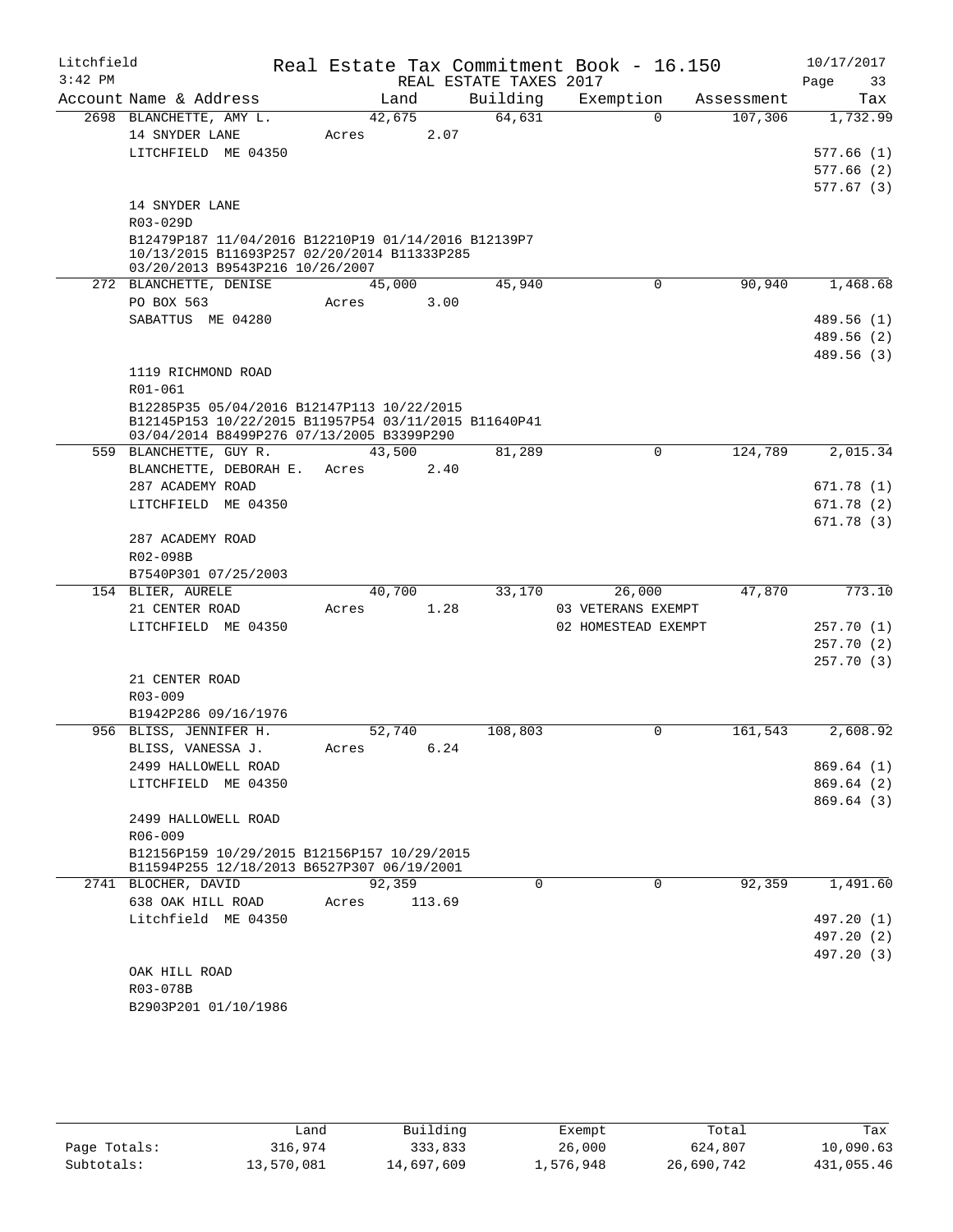Litchfield
3:42 PM

# Real Estate Tax Commitment Book - 16.150

REAL ESTATE TAXES 2017

10/17/2017

| Account | Name & Address | Land | Building | Exemption | Assessment | Tax |
|---|---|---|---|---|---|---|
| 2698 | BLANCHETTE, AMY L. | 42,675 | 64,631 | 0 | 107,306 | 1,732.99 |
| | 14 SNYDER LANE | Acres 2.07 | | | | |
| | LITCHFIELD ME 04350 | | | | | 577.66 (1) |
| | | | | | | 577.66 (2) |
| | | | | | | 577.67 (3) |
| | 14 SNYDER LANE | | | | | |
| | R03-029D | | | | | |
| | B12479P187 11/04/2016 B12210P19 01/14/2016 B12139P7 10/13/2015 B11693P257 02/20/2014 B11333P285 03/20/2013 B9543P216 10/26/2007 | | | | | |
| 272 | BLANCHETTE, DENISE | 45,000 | 45,940 | 0 | 90,940 | 1,468.68 |
| | PO BOX 563 | Acres 3.00 | | | | |
| | SABATTUS ME 04280 | | | | | 489.56 (1) |
| | | | | | | 489.56 (2) |
| | | | | | | 489.56 (3) |
| | 1119 RICHMOND ROAD | | | | | |
| | R01-061 | | | | | |
| | B12285P35 05/04/2016 B12147P113 10/22/2015 B12145P153 10/22/2015 B11957P54 03/11/2015 B11640P41 03/04/2014 B8499P276 07/13/2005 B3399P290 | | | | | |
| 559 | BLANCHETTE, GUY R. | 43,500 | 81,289 | 0 | 124,789 | 2,015.34 |
| | BLANCHETTE, DEBORAH E. | Acres 2.40 | | | | |
| | 287 ACADEMY ROAD | | | | | 671.78 (1) |
| | LITCHFIELD ME 04350 | | | | | 671.78 (2) |
| | | | | | | 671.78 (3) |
| | 287 ACADEMY ROAD | | | | | |
| | R02-098B | | | | | |
| | B7540P301 07/25/2003 | | | | | |
| 154 | BLIER, AURELE | 40,700 | 33,170 | 26,000 | 47,870 | 773.10 |
| | 21 CENTER ROAD | Acres 1.28 | | 03 VETERANS EXEMPT | | |
| | LITCHFIELD ME 04350 | | | 02 HOMESTEAD EXEMPT | | 257.70 (1) |
| | | | | | | 257.70 (2) |
| | | | | | | 257.70 (3) |
| | 21 CENTER ROAD | | | | | |
| | R03-009 | | | | | |
| | B1942P286 09/16/1976 | | | | | |
| 956 | BLISS, JENNIFER H. | 52,740 | 108,803 | 0 | 161,543 | 2,608.92 |
| | BLISS, VANESSA J. | Acres 6.24 | | | | |
| | 2499 HALLOWELL ROAD | | | | | 869.64 (1) |
| | LITCHFIELD ME 04350 | | | | | 869.64 (2) |
| | | | | | | 869.64 (3) |
| | 2499 HALLOWELL ROAD | | | | | |
| | R06-009 | | | | | |
| | B12156P159 10/29/2015 B12156P157 10/29/2015 B11594P255 12/18/2013 B6527P307 06/19/2001 | | | | | |
| 2741 | BLOCHER, DAVID | 92,359 | 0 | 0 | 92,359 | 1,491.60 |
| | 638 OAK HILL ROAD | Acres 113.69 | | | | |
| | Litchfield ME 04350 | | | | | 497.20 (1) |
| | | | | | | 497.20 (2) |
| | | | | | | 497.20 (3) |
| | OAK HILL ROAD | | | | | |
| | R03-078B | | | | | |
| | B2903P201 01/10/1986 | | | | | |

| | Land | Building | Exempt | Total | Tax |
|---|---|---|---|---|---|
| Page Totals: | 316,974 | 333,833 | 26,000 | 624,807 | 10,090.63 |
| Subtotals: | 13,570,081 | 14,697,609 | 1,576,948 | 26,690,742 | 431,055.46 |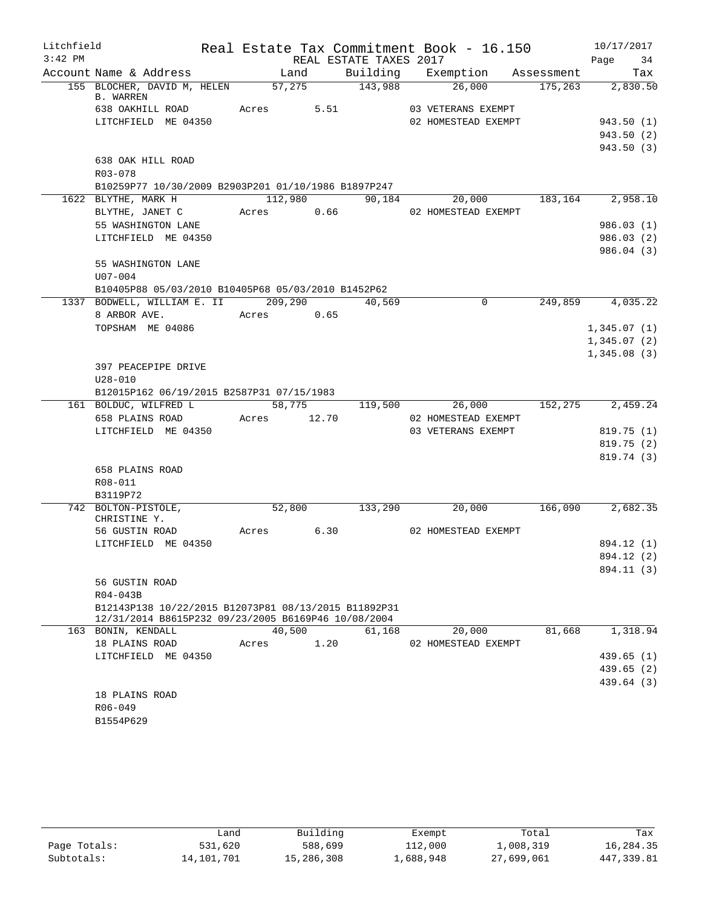Litchfield
3:42 PM

# Real Estate Tax Commitment Book - 16.150

REAL ESTATE TAXES 2017

10/17/2017

| Account Name & Address | Land | Building | Exemption | Assessment | Tax |
|---|---|---|---|---|---|
| 155 BLOCHER, DAVID M, HELEN B. WARREN | 57,275 | 143,988 | 26,000 | 175,263 | 2,830.50 |
| 638 OAKHILL ROAD | Acres 5.51 | | 03 VETERANS EXEMPT | | |
| LITCHFIELD ME 04350 | | | 02 HOMESTEAD EXEMPT | | 943.50 (1) |
| | | | | | 943.50 (2) |
| | | | | | 943.50 (3) |
| 638 OAK HILL ROAD | | | | | |
| R03-078 | | | | | |
| B10259P77 10/30/2009 B2903P201 01/10/1986 B1897P247 | | | | | |
| 1622 BLYTHE, MARK H | 112,980 | 90,184 | 20,000 | 183,164 | 2,958.10 |
| BLYTHE, JANET C | Acres 0.66 | | 02 HOMESTEAD EXEMPT | | |
| 55 WASHINGTON LANE | | | | | 986.03 (1) |
| LITCHFIELD ME 04350 | | | | | 986.03 (2) |
| | | | | | 986.04 (3) |
| 55 WASHINGTON LANE | | | | | |
| U07-004 | | | | | |
| B10405P88 05/03/2010 B10405P68 05/03/2010 B1452P62 | | | | | |
| 1337 BODWELL, WILLIAM E. II | 209,290 | 40,569 | 0 | 249,859 | 4,035.22 |
| 8 ARBOR AVE. | Acres 0.65 | | | | |
| TOPSHAM ME 04086 | | | | | 1,345.07 (1) |
| | | | | | 1,345.07 (2) |
| | | | | | 1,345.08 (3) |
| 397 PEACEPIPE DRIVE | | | | | |
| U28-010 | | | | | |
| B12015P162 06/19/2015 B2587P31 07/15/1983 | | | | | |
| 161 BOLDUC, WILFRED L | 58,775 | 119,500 | 26,000 | 152,275 | 2,459.24 |
| 658 PLAINS ROAD | Acres 12.70 | | 02 HOMESTEAD EXEMPT | | |
| LITCHFIELD ME 04350 | | | 03 VETERANS EXEMPT | | 819.75 (1) |
| | | | | | 819.75 (2) |
| | | | | | 819.74 (3) |
| 658 PLAINS ROAD | | | | | |
| R08-011 | | | | | |
| B3119P72 | | | | | |
| 742 BOLTON-PISTOLE, CHRISTINE Y. | 52,800 | 133,290 | 20,000 | 166,090 | 2,682.35 |
| 56 GUSTIN ROAD | Acres 6.30 | | 02 HOMESTEAD EXEMPT | | |
| LITCHFIELD ME 04350 | | | | | 894.12 (1) |
| | | | | | 894.12 (2) |
| | | | | | 894.11 (3) |
| 56 GUSTIN ROAD | | | | | |
| R04-043B | | | | | |
| B12143P138 10/22/2015 B12073P81 08/13/2015 B11892P31 12/31/2014 B8615P232 09/23/2005 B6169P46 10/08/2004 | | | | | |
| 163 BONIN, KENDALL | 40,500 | 61,168 | 20,000 | 81,668 | 1,318.94 |
| 18 PLAINS ROAD | Acres 1.20 | | 02 HOMESTEAD EXEMPT | | |
| LITCHFIELD ME 04350 | | | | | 439.65 (1) |
| | | | | | 439.65 (2) |
| | | | | | 439.64 (3) |
| 18 PLAINS ROAD | | | | | |
| R06-049 | | | | | |
| B1554P629 | | | | | |

| | Land | Building | Exempt | Total | Tax |
|---|---|---|---|---|---|
| Page Totals: | 531,620 | 588,699 | 112,000 | 1,008,319 | 16,284.35 |
| Subtotals: | 14,101,701 | 15,286,308 | 1,688,948 | 27,699,061 | 447,339.81 |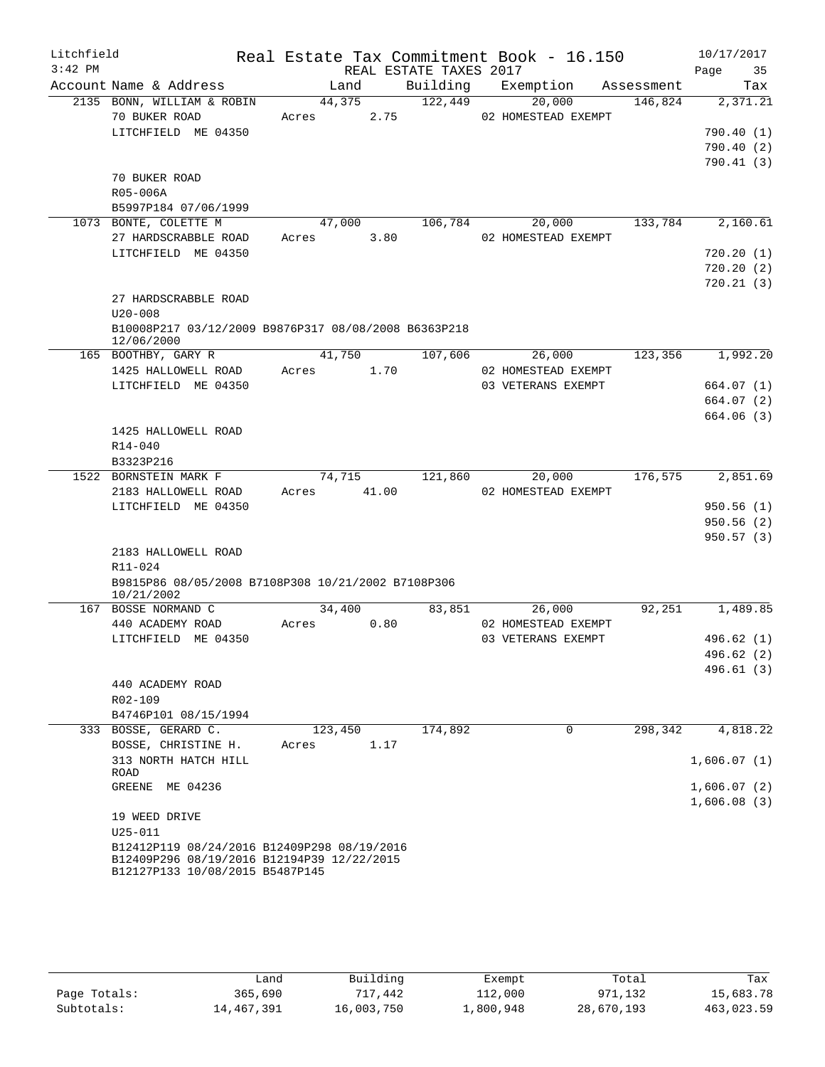Litchfield
3:42 PM

Real Estate Tax Commitment Book - 16.150
REAL ESTATE TAXES 2017

10/17/2017

| Account | Name & Address | Land | Building | Exemption | Assessment | Tax |
|---|---|---|---|---|---|---|
| 2135 | BONN, WILLIAM & ROBIN | 44,375 | 122,449 | 20,000 | 146,824 | 2,371.21 |
| | 70 BUKER ROAD | Acres 2.75 | | 02 HOMESTEAD EXEMPT | | |
| | LITCHFIELD ME 04350 | | | | | 790.40 (1) |
| | | | | | | 790.40 (2) |
| | | | | | | 790.41 (3) |
| | 70 BUKER ROAD | | | | | |
| | R05-006A | | | | | |
| | B5997P184 07/06/1999 | | | | | |
| 1073 | BONTE, COLETTE M | 47,000 | 106,784 | 20,000 | 133,784 | 2,160.61 |
| | 27 HARDSCRABBLE ROAD | Acres 3.80 | | 02 HOMESTEAD EXEMPT | | |
| | LITCHFIELD ME 04350 | | | | | 720.20 (1) |
| | | | | | | 720.20 (2) |
| | | | | | | 720.21 (3) |
| | 27 HARDSCRABBLE ROAD | | | | | |
| | U20-008 | | | | | |
| | B10008P217 03/12/2009 B9876P317 08/08/2008 B6363P218 12/06/2000 | | | | | |
| 165 | BOOTHBY, GARY R | 41,750 | 107,606 | 26,000 | 123,356 | 1,992.20 |
| | 1425 HALLOWELL ROAD | Acres 1.70 | | 02 HOMESTEAD EXEMPT | | |
| | LITCHFIELD ME 04350 | | | 03 VETERANS EXEMPT | | 664.07 (1) |
| | | | | | | 664.07 (2) |
| | | | | | | 664.06 (3) |
| | 1425 HALLOWELL ROAD | | | | | |
| | R14-040 | | | | | |
| | B3323P216 | | | | | |
| 1522 | BORNSTEIN MARK F | 74,715 | 121,860 | 20,000 | 176,575 | 2,851.69 |
| | 2183 HALLOWELL ROAD | Acres 41.00 | | 02 HOMESTEAD EXEMPT | | |
| | LITCHFIELD ME 04350 | | | | | 950.56 (1) |
| | | | | | | 950.56 (2) |
| | | | | | | 950.57 (3) |
| | 2183 HALLOWELL ROAD | | | | | |
| | R11-024 | | | | | |
| | B9815P86 08/05/2008 B7108P308 10/21/2002 B7108P306 10/21/2002 | | | | | |
| 167 | BOSSE NORMAND C | 34,400 | 83,851 | 26,000 | 92,251 | 1,489.85 |
| | 440 ACADEMY ROAD | Acres 0.80 | | 02 HOMESTEAD EXEMPT | | |
| | LITCHFIELD ME 04350 | | | 03 VETERANS EXEMPT | | 496.62 (1) |
| | | | | | | 496.62 (2) |
| | | | | | | 496.61 (3) |
| | 440 ACADEMY ROAD | | | | | |
| | R02-109 | | | | | |
| | B4746P101 08/15/1994 | | | | | |
| 333 | BOSSE, GERARD C. | 123,450 | 174,892 | 0 | 298,342 | 4,818.22 |
| | BOSSE, CHRISTINE H. | Acres 1.17 | | | | |
| | 313 NORTH HATCH HILL ROAD | | | | | 1,606.07 (1) |
| | GREENE ME 04236 | | | | | 1,606.07 (2) |
| | | | | | | 1,606.08 (3) |
| | 19 WEED DRIVE | | | | | |
| | U25-011 | | | | | |
| | B12412P119 08/24/2016 B12409P298 08/19/2016 B12409P296 08/19/2016 B12194P39 12/22/2015 B12127P133 10/08/2015 B5487P145 | | | | | |

| | Land | Building | Exempt | Total | Tax |
|---|---|---|---|---|---|
| Page Totals: | 365,690 | 717,442 | 112,000 | 971,132 | 15,683.78 |
| Subtotals: | 14,467,391 | 16,003,750 | 1,800,948 | 28,670,193 | 463,023.59 |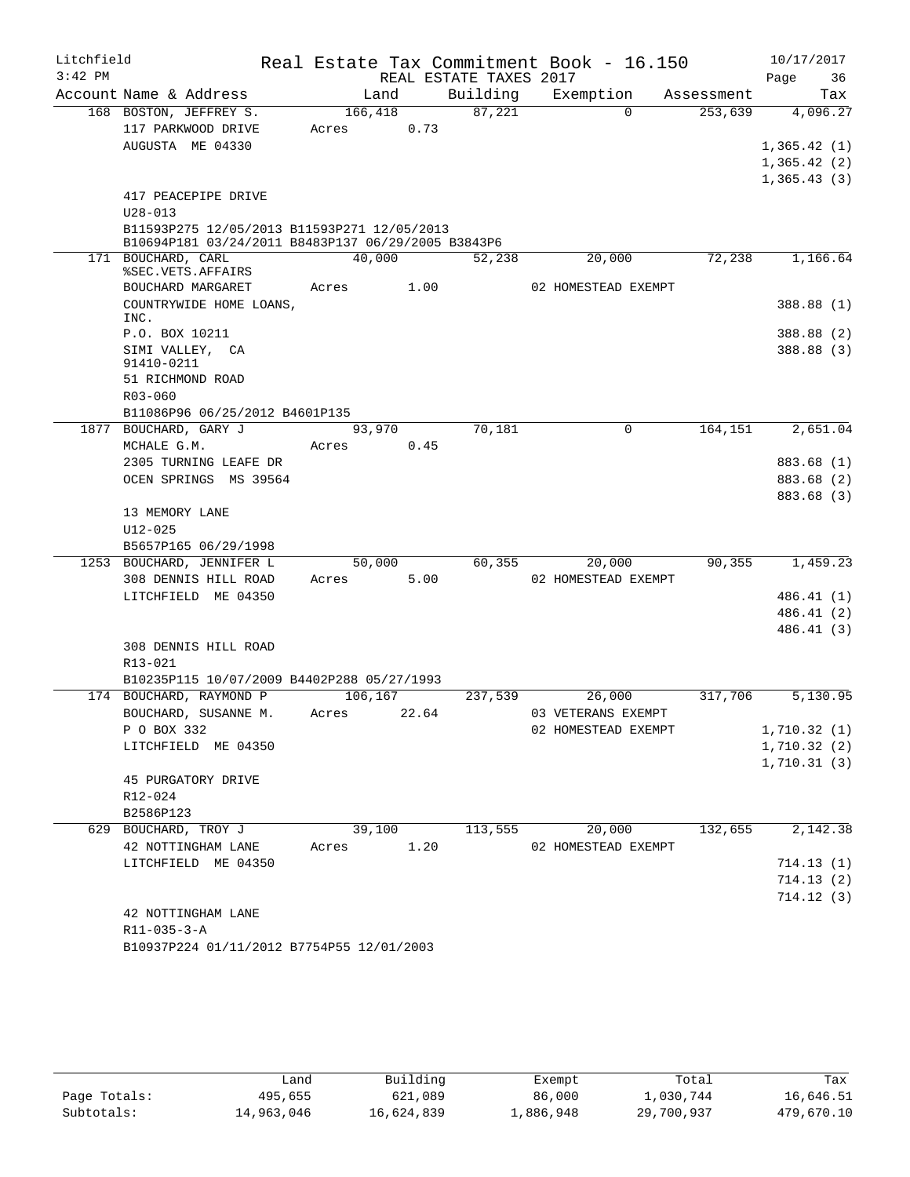Litchfield
3:42 PM

Real Estate Tax Commitment Book - 16.150
REAL ESTATE TAXES 2017

10/17/2017

| Account | Name & Address | Land | Building | Exemption | Assessment | Tax |
|---|---|---|---|---|---|---|
| 168 | BOSTON, JEFFREY S. | 166,418 | 87,221 | 0 | 253,639 | 4,096.27 |
| | 117 PARKWOOD DRIVE | Acres 0.73 | | | | |
| | AUGUSTA ME 04330 | | | | | 1,365.42 (1) |
| | | | | | | 1,365.42 (2) |
| | | | | | | 1,365.43 (3) |
| | 417 PEACEPIPE DRIVE | | | | | |
| | U28-013 | | | | | |
| | B11593P275 12/05/2013 B11593P271 12/05/2013 B10694P181 03/24/2011 B8483P137 06/29/2005 B3843P6 | | | | | |
| 171 | BOUCHARD, CARL %SEC.VETS.AFFAIRS | 40,000 | 52,238 | 20,000 | 72,238 | 1,166.64 |
| | BOUCHARD MARGARET | Acres 1.00 | | 02 HOMESTEAD EXEMPT | | |
| | COUNTRYWIDE HOME LOANS, INC. | | | | | 388.88 (1) |
| | P.O. BOX 10211 | | | | | 388.88 (2) |
| | SIMI VALLEY, CA 91410-0211 | | | | | 388.88 (3) |
| | 51 RICHMOND ROAD | | | | | |
| | R03-060 | | | | | |
| | B11086P96 06/25/2012 B4601P135 | | | | | |
| 1877 | BOUCHARD, GARY J | 93,970 | 70,181 | 0 | 164,151 | 2,651.04 |
| | MCHALE G.M. | Acres 0.45 | | | | |
| | 2305 TURNING LEAFE DR | | | | | 883.68 (1) |
| | OCEN SPRINGS MS 39564 | | | | | 883.68 (2) |
| | | | | | | 883.68 (3) |
| | 13 MEMORY LANE | | | | | |
| | U12-025 | | | | | |
| | B5657P165 06/29/1998 | | | | | |
| 1253 | BOUCHARD, JENNIFER L | 50,000 | 60,355 | 20,000 | 90,355 | 1,459.23 |
| | 308 DENNIS HILL ROAD | Acres 5.00 | | 02 HOMESTEAD EXEMPT | | |
| | LITCHFIELD ME 04350 | | | | | 486.41 (1) |
| | | | | | | 486.41 (2) |
| | | | | | | 486.41 (3) |
| | 308 DENNIS HILL ROAD | | | | | |
| | R13-021 | | | | | |
| | B10235P115 10/07/2009 B4402P288 05/27/1993 | | | | | |
| 174 | BOUCHARD, RAYMOND P | 106,167 | 237,539 | 26,000 | 317,706 | 5,130.95 |
| | BOUCHARD, SUSANNE M. | Acres 22.64 | | 03 VETERANS EXEMPT | | |
| | P O BOX 332 | | | 02 HOMESTEAD EXEMPT | | 1,710.32 (1) |
| | LITCHFIELD ME 04350 | | | | | 1,710.32 (2) |
| | | | | | | 1,710.31 (3) |
| | 45 PURGATORY DRIVE | | | | | |
| | R12-024 | | | | | |
| | B2586P123 | | | | | |
| 629 | BOUCHARD, TROY J | 39,100 | 113,555 | 20,000 | 132,655 | 2,142.38 |
| | 42 NOTTINGHAM LANE | Acres 1.20 | | 02 HOMESTEAD EXEMPT | | |
| | LITCHFIELD ME 04350 | | | | | 714.13 (1) |
| | | | | | | 714.13 (2) |
| | | | | | | 714.12 (3) |
| | 42 NOTTINGHAM LANE | | | | | |
| | R11-035-3-A | | | | | |
| | B10937P224 01/11/2012 B7754P55 12/01/2003 | | | | | |

| | Land | Building | Exempt | Total | Tax |
|---|---|---|---|---|---|
| Page Totals: | 495,655 | 621,089 | 86,000 | 1,030,744 | 16,646.51 |
| Subtotals: | 14,963,046 | 16,624,839 | 1,886,948 | 29,700,937 | 479,670.10 |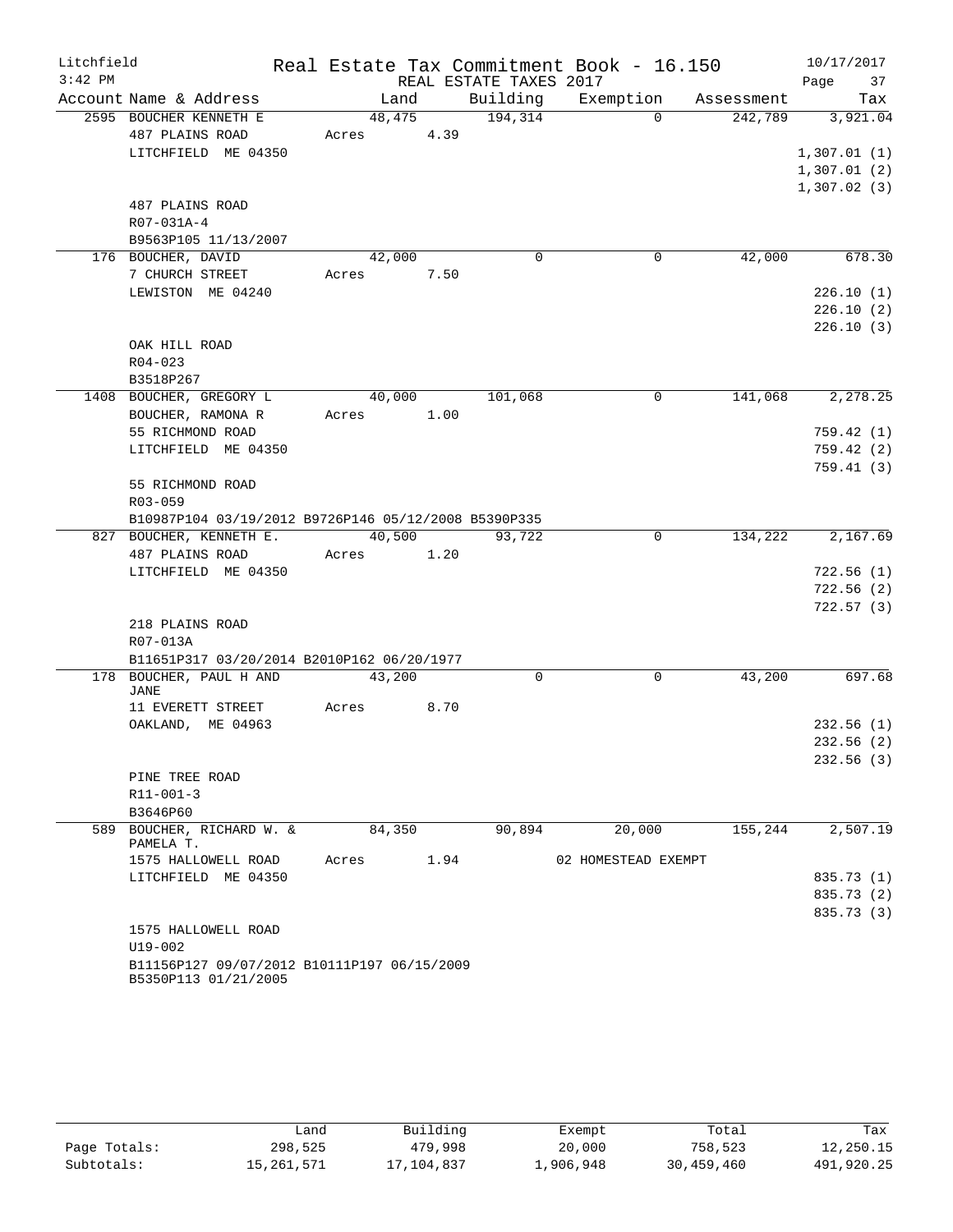Litchfield 3:42 PM

Real Estate Tax Commitment Book - 16.150

REAL ESTATE TAXES 2017

10/17/2017 Page 37

| Account | Name & Address | Land | Building | Exemption | Assessment | Tax |
|---|---|---|---|---|---|---|
| 2595 | BOUCHER KENNETH E<br>487 PLAINS ROAD<br>LITCHFIELD ME 04350<br><br>487 PLAINS ROAD<br>R07-031A-4<br>B9563P105 11/13/2007 | 48,475<br>Acres 4.39 | 194,314 | 0 | 242,789 | 3,921.04<br><br>1,307.01 (1)<br>1,307.01 (2)<br>1,307.02 (3) |
| 176 | BOUCHER, DAVID<br>7 CHURCH STREET<br>LEWISTON ME 04240<br><br>OAK HILL ROAD<br>R04-023<br>B3518P267 | 42,000<br>Acres 7.50 | 0 | 0 | 42,000 | 678.30<br><br>226.10 (1)<br>226.10 (2)<br>226.10 (3) |
| 1408 | BOUCHER, GREGORY L<br>BOUCHER, RAMONA R<br>55 RICHMOND ROAD<br>LITCHFIELD ME 04350<br><br>55 RICHMOND ROAD<br>R03-059<br>B10987P104 03/19/2012 B9726P146 05/12/2008 B5390P335 | 40,000<br>Acres 1.00 | 101,068 | 0 | 141,068 | 2,278.25<br><br>759.42 (1)<br>759.42 (2)<br>759.41 (3) |
| 827 | BOUCHER, KENNETH E.<br>487 PLAINS ROAD<br>LITCHFIELD ME 04350<br><br>218 PLAINS ROAD<br>R07-013A<br>B11651P317 03/20/2014 B2010P162 06/20/1977 | 40,500<br>Acres 1.20 | 93,722 | 0 | 134,222 | 2,167.69<br><br>722.56 (1)<br>722.56 (2)<br>722.57 (3) |
| 178 | BOUCHER, PAUL H AND JANE<br>11 EVERETT STREET<br>OAKLAND, ME 04963<br><br>PINE TREE ROAD<br>R11-001-3<br>B3646P60 | 43,200<br>Acres 8.70 | 0 | 0 | 43,200 | 697.68<br><br>232.56 (1)<br>232.56 (2)<br>232.56 (3) |
| 589 | BOUCHER, RICHARD W. & PAMELA T.<br>1575 HALLOWELL ROAD<br>LITCHFIELD ME 04350<br><br>1575 HALLOWELL ROAD<br>U19-002<br>B11156P127 09/07/2012 B10111P197 06/15/2009 B5350P113 01/21/2005 | 84,350<br>Acres 1.94 | 90,894 | 20,000<br>02 HOMESTEAD EXEMPT | 155,244 | 2,507.19<br><br>835.73 (1)<br>835.73 (2)<br>835.73 (3) |

| | Land | Building | Exempt | Total | Tax |
|---|---|---|---|---|---|
| Page Totals: | 298,525 | 479,998 | 20,000 | 758,523 | 12,250.15 |
| Subtotals: | 15,261,571 | 17,104,837 | 1,906,948 | 30,459,460 | 491,920.25 |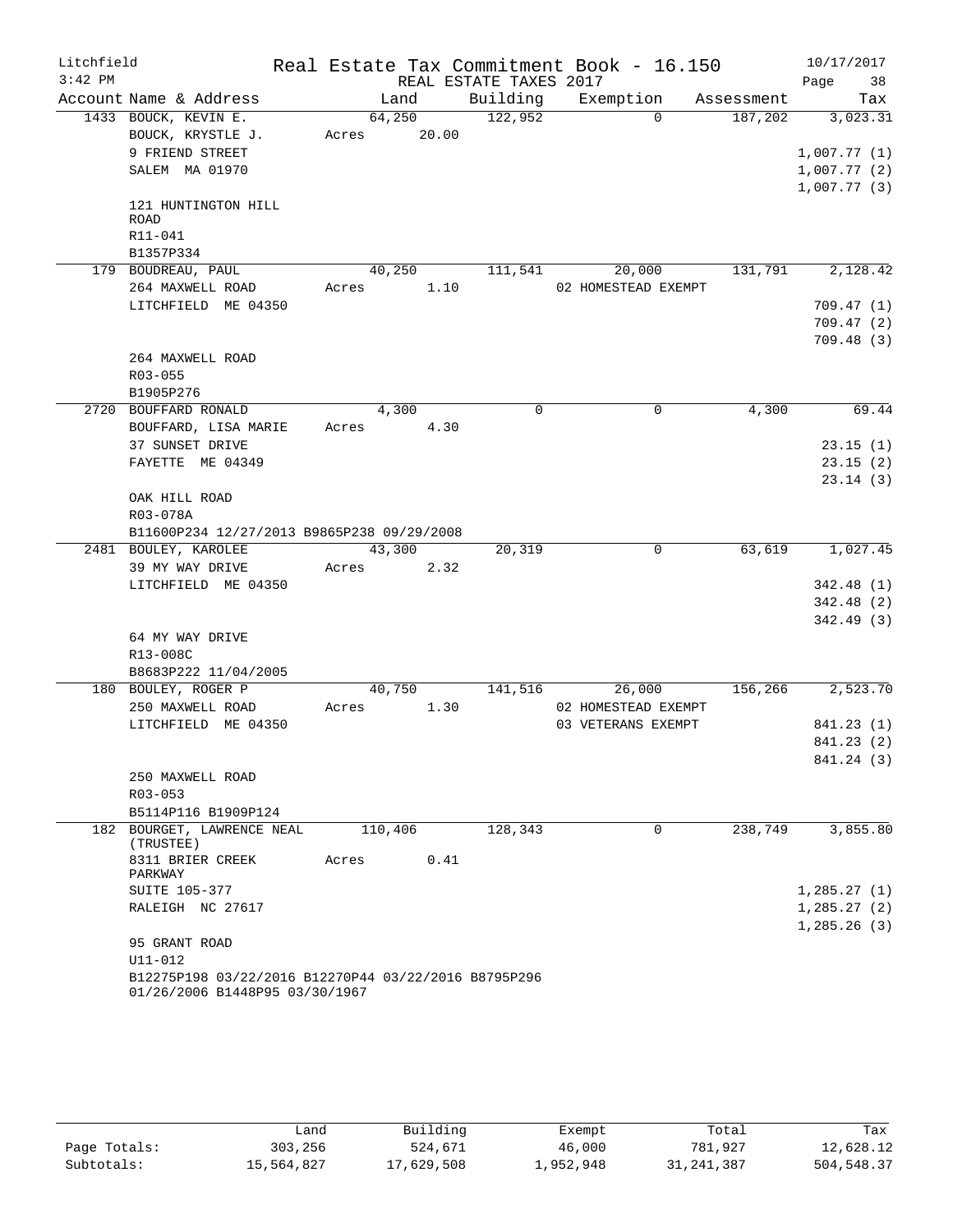Litchfield
3:42 PM

Real Estate Tax Commitment Book - 16.150
REAL ESTATE TAXES 2017

10/17/2017

| Account Name & Address | Land | Building | Exemption | Assessment | Tax |
|---|---|---|---|---|---|
| 1433 BOUCK, KEVIN E. | 64,250 | 122,952 | 0 | 187,202 | 3,023.31 |
| BOUCK, KRYSTLE J. | Acres 20.00 | | | | |
| 9 FRIEND STREET | | | | | 1,007.77 (1) |
| SALEM MA 01970 | | | | | 1,007.77 (2) |
| | | | | | 1,007.77 (3) |
| 121 HUNTINGTON HILL ROAD | | | | | |
| R11-041 | | | | | |
| B1357P334 | | | | | |
| 179 BOUDREAU, PAUL | 40,250 | 111,541 | 20,000 | 131,791 | 2,128.42 |
| 264 MAXWELL ROAD | Acres 1.10 | | 02 HOMESTEAD EXEMPT | | |
| LITCHFIELD ME 04350 | | | | | 709.47 (1) |
| | | | | | 709.47 (2) |
| | | | | | 709.48 (3) |
| 264 MAXWELL ROAD | | | | | |
| R03-055 | | | | | |
| B1905P276 | | | | | |
| 2720 BOUFFARD RONALD | 4,300 | 0 | 0 | 4,300 | 69.44 |
| BOUFFARD, LISA MARIE | Acres 4.30 | | | | |
| 37 SUNSET DRIVE | | | | | 23.15 (1) |
| FAYETTE ME 04349 | | | | | 23.15 (2) |
| | | | | | 23.14 (3) |
| OAK HILL ROAD | | | | | |
| R03-078A | | | | | |
| B11600P234 12/27/2013 B9865P238 09/29/2008 | | | | | |
| 2481 BOULEY, KAROLEE | 43,300 | 20,319 | 0 | 63,619 | 1,027.45 |
| 39 MY WAY DRIVE | Acres 2.32 | | | | |
| LITCHFIELD ME 04350 | | | | | 342.48 (1) |
| | | | | | 342.48 (2) |
| | | | | | 342.49 (3) |
| 64 MY WAY DRIVE | | | | | |
| R13-008C | | | | | |
| B8683P222 11/04/2005 | | | | | |
| 180 BOULEY, ROGER P | 40,750 | 141,516 | 26,000 | 156,266 | 2,523.70 |
| 250 MAXWELL ROAD | Acres 1.30 | | 02 HOMESTEAD EXEMPT | | |
| LITCHFIELD ME 04350 | | | 03 VETERANS EXEMPT | | 841.23 (1) |
| | | | | | 841.23 (2) |
| | | | | | 841.24 (3) |
| 250 MAXWELL ROAD | | | | | |
| R03-053 | | | | | |
| B5114P116 B1909P124 | | | | | |
| 182 BOURGET, LAWRENCE NEAL (TRUSTEE) | 110,406 | 128,343 | 0 | 238,749 | 3,855.80 |
| 8311 BRIER CREEK PARKWAY | Acres 0.41 | | | | |
| SUITE 105-377 | | | | | 1,285.27 (1) |
| RALEIGH NC 27617 | | | | | 1,285.27 (2) |
| | | | | | 1,285.26 (3) |
| 95 GRANT ROAD | | | | | |
| U11-012 | | | | | |
| B12275P198 03/22/2016 B12270P44 03/22/2016 B8795P296 01/26/2006 B1448P95 03/30/1967 | | | | | |

| | Land | Building | Exempt | Total | Tax |
|---|---|---|---|---|---|
| Page Totals: | 303,256 | 524,671 | 46,000 | 781,927 | 12,628.12 |
| Subtotals: | 15,564,827 | 17,629,508 | 1,952,948 | 31,241,387 | 504,548.37 |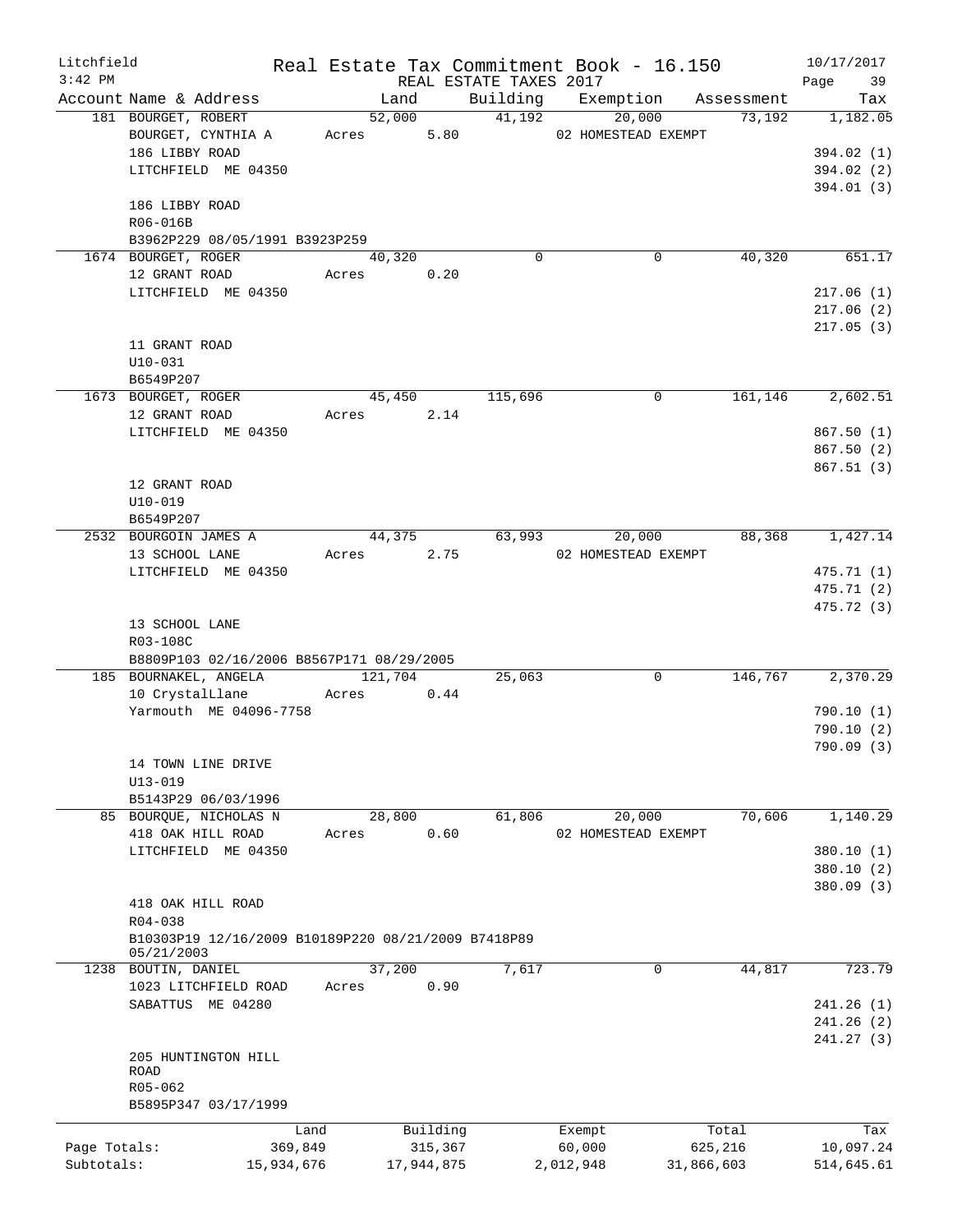Litchfield  Real Estate Tax Commitment Book - 16.150  10/17/2017
3:42 PM  REAL ESTATE TAXES 2017  Page 39

| Account Name & Address | Land | Building | Exemption | Assessment | Tax |
|---|---|---|---|---|---|
| 181 BOURGET, ROBERT | 52,000 | 41,192 | 20,000 | 73,192 | 1,182.05 |
| BOURGET, CYNTHIA A | Acres 5.80 | | 02 HOMESTEAD EXEMPT | | |
| 186 LIBBY ROAD | | | | | 394.02 (1) |
| LITCHFIELD ME 04350 | | | | | 394.02 (2) |
| | | | | | 394.01 (3) |
| 186 LIBBY ROAD | | | | | |
| R06-016B | | | | | |
| B3962P229 08/05/1991 B3923P259 | | | | | |
| 1674 BOURGET, ROGER | 40,320 | 0 | 0 | 40,320 | 651.17 |
| 12 GRANT ROAD | Acres 0.20 | | | | |
| LITCHFIELD ME 04350 | | | | | 217.06 (1) |
| | | | | | 217.06 (2) |
| | | | | | 217.05 (3) |
| 11 GRANT ROAD | | | | | |
| U10-031 | | | | | |
| B6549P207 | | | | | |
| 1673 BOURGET, ROGER | 45,450 | 115,696 | 0 | 161,146 | 2,602.51 |
| 12 GRANT ROAD | Acres 2.14 | | | | |
| LITCHFIELD ME 04350 | | | | | 867.50 (1) |
| | | | | | 867.50 (2) |
| | | | | | 867.51 (3) |
| 12 GRANT ROAD | | | | | |
| U10-019 | | | | | |
| B6549P207 | | | | | |
| 2532 BOURGOIN JAMES A | 44,375 | 63,993 | 20,000 | 88,368 | 1,427.14 |
| 13 SCHOOL LANE | Acres 2.75 | | 02 HOMESTEAD EXEMPT | | |
| LITCHFIELD ME 04350 | | | | | 475.71 (1) |
| | | | | | 475.71 (2) |
| | | | | | 475.72 (3) |
| 13 SCHOOL LANE | | | | | |
| R03-108C | | | | | |
| B8809P103 02/16/2006 B8567P171 08/29/2005 | | | | | |
| 185 BOURNAKEL, ANGELA | 121,704 | 25,063 | 0 | 146,767 | 2,370.29 |
| 10 CrystalLlane | Acres 0.44 | | | | |
| Yarmouth ME 04096-7758 | | | | | 790.10 (1) |
| | | | | | 790.10 (2) |
| | | | | | 790.09 (3) |
| 14 TOWN LINE DRIVE | | | | | |
| U13-019 | | | | | |
| B5143P29 06/03/1996 | | | | | |
| 85 BOURQUE, NICHOLAS N | 28,800 | 61,806 | 20,000 | 70,606 | 1,140.29 |
| 418 OAK HILL ROAD | Acres 0.60 | | 02 HOMESTEAD EXEMPT | | |
| LITCHFIELD ME 04350 | | | | | 380.10 (1) |
| | | | | | 380.10 (2) |
| | | | | | 380.09 (3) |
| 418 OAK HILL ROAD | | | | | |
| R04-038 | | | | | |
| B10303P19 12/16/2009 B10189P220 08/21/2009 B7418P89 05/21/2003 | | | | | |
| 1238 BOUTIN, DANIEL | 37,200 | 7,617 | 0 | 44,817 | 723.79 |
| 1023 LITCHFIELD ROAD | Acres 0.90 | | | | |
| SABATTUS ME 04280 | | | | | 241.26 (1) |
| | | | | | 241.26 (2) |
| | | | | | 241.27 (3) |
| 205 HUNTINGTON HILL ROAD | | | | | |
| R05-062 | | | | | |
| B5895P347 03/17/1999 | | | | | |

| | Land | Building | Exempt | Total | Tax |
|---|---|---|---|---|---|
| Page Totals: | 369,849 | 315,367 | 60,000 | 625,216 | 10,097.24 |
| Subtotals: | 15,934,676 | 17,944,875 | 2,012,948 | 31,866,603 | 514,645.61 |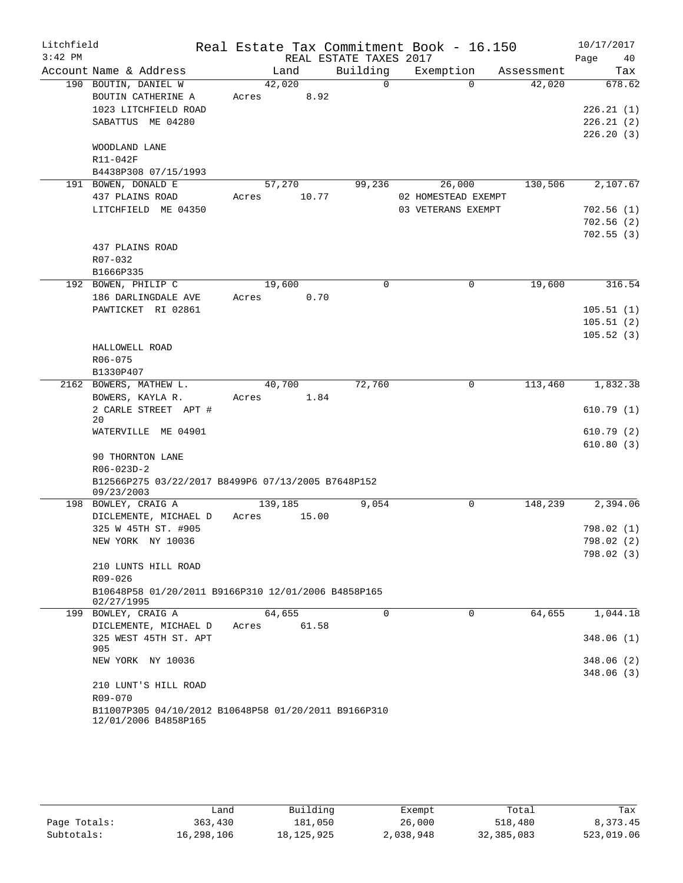Litchfield
3:42 PM

Real Estate Tax Commitment Book - 16.150
REAL ESTATE TAXES 2017

10/17/2017

| Account Name & Address | Land | Building | Exemption | Assessment | Tax |
|---|---|---|---|---|---|
| 190 BOUTIN, DANIEL W | 42,020 | 0 | 0 | 42,020 | 678.62 |
| BOUTIN CATHERINE A | Acres 8.92 | | | | |
| 1023 LITCHFIELD ROAD | | | | | 226.21 (1) |
| SABATTUS ME 04280 | | | | | 226.21 (2) |
| | | | | | 226.20 (3) |
| WOODLAND LANE | | | | | |
| R11-042F | | | | | |
| B4438P308 07/15/1993 | | | | | |
| 191 BOWEN, DONALD E | 57,270 | 99,236 | 26,000 | 130,506 | 2,107.67 |
| 437 PLAINS ROAD | Acres 10.77 | | 02 HOMESTEAD EXEMPT | | |
| LITCHFIELD ME 04350 | | | 03 VETERANS EXEMPT | | 702.56 (1) |
| | | | | | 702.56 (2) |
| | | | | | 702.55 (3) |
| 437 PLAINS ROAD | | | | | |
| R07-032 | | | | | |
| B1666P335 | | | | | |
| 192 BOWEN, PHILIP C | 19,600 | 0 | 0 | 19,600 | 316.54 |
| 186 DARLINGDALE AVE | Acres 0.70 | | | | |
| PAWTICKET RI 02861 | | | | | 105.51 (1) |
| | | | | | 105.51 (2) |
| | | | | | 105.52 (3) |
| HALLOWELL ROAD | | | | | |
| R06-075 | | | | | |
| B1330P407 | | | | | |
| 2162 BOWERS, MATHEW L. | 40,700 | 72,760 | 0 | 113,460 | 1,832.38 |
| BOWERS, KAYLA R. | Acres 1.84 | | | | |
| 2 CARLE STREET APT # 20 | | | | | 610.79 (1) |
| WATERVILLE ME 04901 | | | | | 610.79 (2) |
| | | | | | 610.80 (3) |
| 90 THORNTON LANE | | | | | |
| R06-023D-2 | | | | | |
| B12566P275 03/22/2017 B8499P6 07/13/2005 B7648P152 09/23/2003 | | | | | |
| 198 BOWLEY, CRAIG A | 139,185 | 9,054 | 0 | 148,239 | 2,394.06 |
| DICLEMENTE, MICHAEL D | Acres 15.00 | | | | |
| 325 W 45TH ST. #905 | | | | | 798.02 (1) |
| NEW YORK NY 10036 | | | | | 798.02 (2) |
| | | | | | 798.02 (3) |
| 210 LUNTS HILL ROAD | | | | | |
| R09-026 | | | | | |
| B10648P58 01/20/2011 B9166P310 12/01/2006 B4858P165 02/27/1995 | | | | | |
| 199 BOWLEY, CRAIG A | 64,655 | 0 | 0 | 64,655 | 1,044.18 |
| DICLEMENTE, MICHAEL D | Acres 61.58 | | | | |
| 325 WEST 45TH ST. APT 905 | | | | | 348.06 (1) |
| NEW YORK NY 10036 | | | | | 348.06 (2) |
| | | | | | 348.06 (3) |
| 210 LUNT'S HILL ROAD | | | | | |
| R09-070 | | | | | |
| B11007P305 04/10/2012 B10648P58 01/20/2011 B9166P310 12/01/2006 B4858P165 | | | | | |

| | Land | Building | Exempt | Total | Tax |
|---|---|---|---|---|---|
| Page Totals: | 363,430 | 181,050 | 26,000 | 518,480 | 8,373.45 |
| Subtotals: | 16,298,106 | 18,125,925 | 2,038,948 | 32,385,083 | 523,019.06 |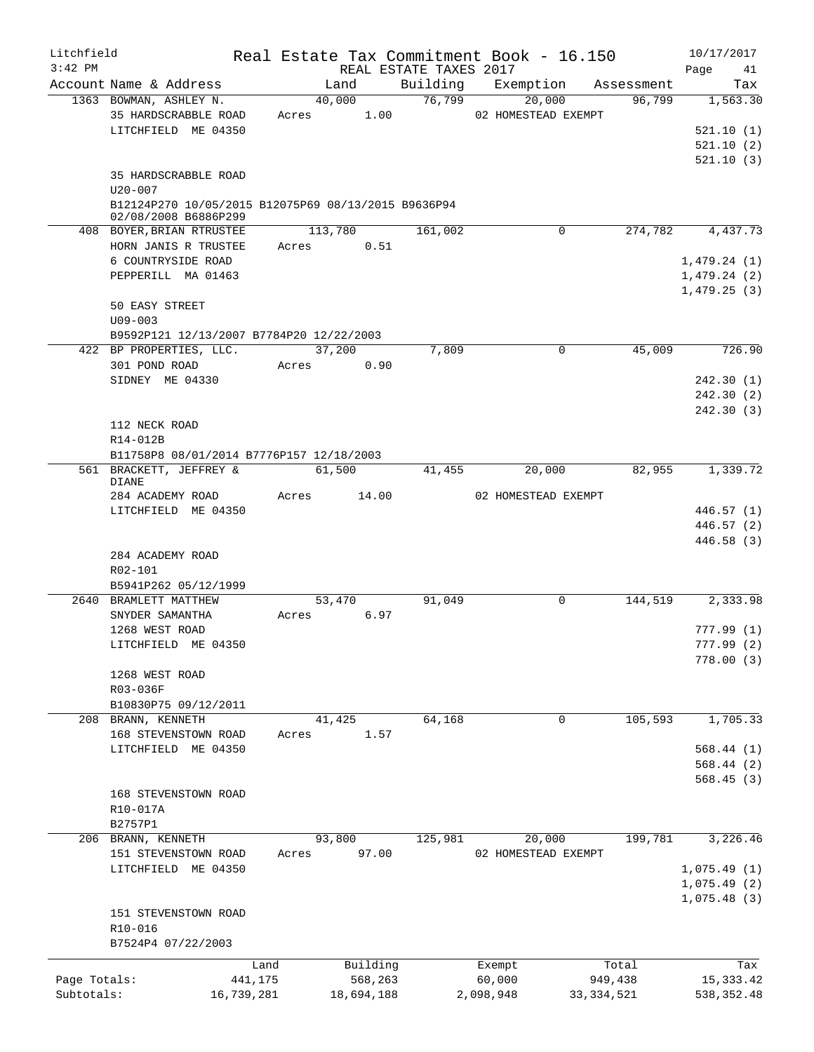Litchfield
3:42 PM

Real Estate Tax Commitment Book - 16.150

REAL ESTATE TAXES 2017

10/17/2017

| Account Name & Address | Land | Building | Exemption | Assessment | Tax |
|---|---|---|---|---|---|
| 1363 BOWMAN, ASHLEY N. | 40,000 | 76,799 | 20,000 | 96,799 | 1,563.30 |
| 35 HARDSCRABBLE ROAD | Acres 1.00 | | 02 HOMESTEAD EXEMPT | | |
| LITCHFIELD ME 04350 | | | | | 521.10 (1) |
| | | | | | 521.10 (2) |
| | | | | | 521.10 (3) |
| 35 HARDSCRABBLE ROAD | | | | | |
| U20-007 | | | | | |
| B12124P270 10/05/2015 B12075P69 08/13/2015 B9636P94 02/08/2008 B6886P299 | | | | | |
| 408 BOYER, BRIAN RTRUSTEE | 113,780 | 161,002 | 0 | 274,782 | 4,437.73 |
| HORN JANIS R TRUSTEE | Acres 0.51 | | | | |
| 6 COUNTRYSIDE ROAD | | | | | 1,479.24 (1) |
| PEPPERILL MA 01463 | | | | | 1,479.24 (2) |
| | | | | | 1,479.25 (3) |
| 50 EASY STREET | | | | | |
| U09-003 | | | | | |
| B9592P121 12/13/2007 B7784P20 12/22/2003 | | | | | |
| 422 BP PROPERTIES, LLC. | 37,200 | 7,809 | 0 | 45,009 | 726.90 |
| 301 POND ROAD | Acres 0.90 | | | | |
| SIDNEY ME 04330 | | | | | 242.30 (1) |
| | | | | | 242.30 (2) |
| | | | | | 242.30 (3) |
| 112 NECK ROAD | | | | | |
| R14-012B | | | | | |
| B11758P8 08/01/2014 B7776P157 12/18/2003 | | | | | |
| 561 BRACKETT, JEFFREY & DIANE | 61,500 | 41,455 | 20,000 | 82,955 | 1,339.72 |
| 284 ACADEMY ROAD | Acres 14.00 | | 02 HOMESTEAD EXEMPT | | |
| LITCHFIELD ME 04350 | | | | | 446.57 (1) |
| | | | | | 446.57 (2) |
| | | | | | 446.58 (3) |
| 284 ACADEMY ROAD | | | | | |
| R02-101 | | | | | |
| B5941P262 05/12/1999 | | | | | |
| 2640 BRAMLETT MATTHEW | 53,470 | 91,049 | 0 | 144,519 | 2,333.98 |
| SNYDER SAMANTHA | Acres 6.97 | | | | |
| 1268 WEST ROAD | | | | | 777.99 (1) |
| LITCHFIELD ME 04350 | | | | | 777.99 (2) |
| | | | | | 778.00 (3) |
| 1268 WEST ROAD | | | | | |
| R03-036F | | | | | |
| B10830P75 09/12/2011 | | | | | |
| 208 BRANN, KENNETH | 41,425 | 64,168 | 0 | 105,593 | 1,705.33 |
| 168 STEVENSTOWN ROAD | Acres 1.57 | | | | |
| LITCHFIELD ME 04350 | | | | | 568.44 (1) |
| | | | | | 568.44 (2) |
| | | | | | 568.45 (3) |
| 168 STEVENSTOWN ROAD | | | | | |
| R10-017A | | | | | |
| B2757P1 | | | | | |
| 206 BRANN, KENNETH | 93,800 | 125,981 | 20,000 | 199,781 | 3,226.46 |
| 151 STEVENSTOWN ROAD | Acres 97.00 | | 02 HOMESTEAD EXEMPT | | |
| LITCHFIELD ME 04350 | | | | | 1,075.49 (1) |
| | | | | | 1,075.49 (2) |
| | | | | | 1,075.48 (3) |
| 151 STEVENSTOWN ROAD | | | | | |
| R10-016 | | | | | |
| B7524P4 07/22/2003 | | | | | |

| | Land | Building | Exempt | Total | Tax |
|---|---|---|---|---|---|
| Page Totals: | 441,175 | 568,263 | 60,000 | 949,438 | 15,333.42 |
| Subtotals: | 16,739,281 | 18,694,188 | 2,098,948 | 33,334,521 | 538,352.48 |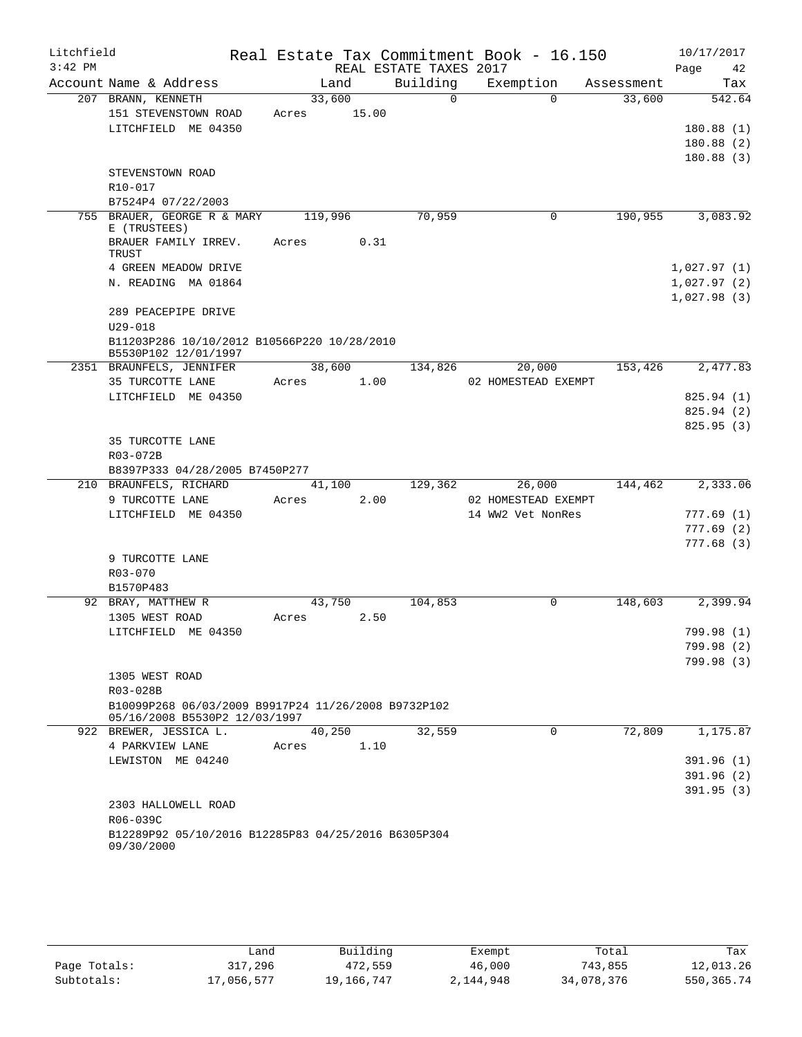Litchfield
3:42 PM

# Real Estate Tax Commitment Book - 16.150

REAL ESTATE TAXES 2017

10/17/2017

| Account | Name & Address | Land | Building | Exemption | Assessment | Tax |
|---|---|---|---|---|---|---|
| 207 | BRANN, KENNETH | 33,600 | 0 | 0 | 33,600 | 542.64 |
| | 151 STEVENSTOWN ROAD | Acres 15.00 | | | | |
| | LITCHFIELD ME 04350 | | | | | 180.88 (1) |
| | | | | | | 180.88 (2) |
| | | | | | | 180.88 (3) |
| | STEVENSTOWN ROAD | | | | | |
| | R10-017 | | | | | |
| | B7524P4 07/22/2003 | | | | | |
| 755 | BRAUER, GEORGE R & MARY E (TRUSTEES) | 119,996 | 70,959 | 0 | 190,955 | 3,083.92 |
| | BRAUER FAMILY IRREV. TRUST | Acres 0.31 | | | | |
| | 4 GREEN MEADOW DRIVE | | | | | 1,027.97 (1) |
| | N. READING MA 01864 | | | | | 1,027.97 (2) |
| | | | | | | 1,027.98 (3) |
| | 289 PEACEPIPE DRIVE | | | | | |
| | U29-018 | | | | | |
| | B11203P286 10/10/2012 B10566P220 10/28/2010 B5530P102 12/01/1997 | | | | | |
| 2351 | BRAUNFELS, JENNIFER | 38,600 | 134,826 | 20,000 | 153,426 | 2,477.83 |
| | 35 TURCOTTE LANE | Acres 1.00 | | 02 HOMESTEAD EXEMPT | | |
| | LITCHFIELD ME 04350 | | | | | 825.94 (1) |
| | | | | | | 825.94 (2) |
| | | | | | | 825.95 (3) |
| | 35 TURCOTTE LANE | | | | | |
| | R03-072B | | | | | |
| | B8397P333 04/28/2005 B7450P277 | | | | | |
| 210 | BRAUNFELS, RICHARD | 41,100 | 129,362 | 26,000 | 144,462 | 2,333.06 |
| | 9 TURCOTTE LANE | Acres 2.00 | | 02 HOMESTEAD EXEMPT | | |
| | LITCHFIELD ME 04350 | | | 14 WW2 Vet NonRes | | 777.69 (1) |
| | | | | | | 777.69 (2) |
| | | | | | | 777.68 (3) |
| | 9 TURCOTTE LANE | | | | | |
| | R03-070 | | | | | |
| | B1570P483 | | | | | |
| 92 | BRAY, MATTHEW R | 43,750 | 104,853 | 0 | 148,603 | 2,399.94 |
| | 1305 WEST ROAD | Acres 2.50 | | | | |
| | LITCHFIELD ME 04350 | | | | | 799.98 (1) |
| | | | | | | 799.98 (2) |
| | | | | | | 799.98 (3) |
| | 1305 WEST ROAD | | | | | |
| | R03-028B | | | | | |
| | B10099P268 06/03/2009 B9917P24 11/26/2008 B9732P102 05/16/2008 B5530P2 12/03/1997 | | | | | |
| 922 | BREWER, JESSICA L. | 40,250 | 32,559 | 0 | 72,809 | 1,175.87 |
| | 4 PARKVIEW LANE | Acres 1.10 | | | | |
| | LEWISTON ME 04240 | | | | | 391.96 (1) |
| | | | | | | 391.96 (2) |
| | | | | | | 391.95 (3) |
| | 2303 HALLOWELL ROAD | | | | | |
| | R06-039C | | | | | |
| | B12289P92 05/10/2016 B12285P83 04/25/2016 B6305P304 09/30/2000 | | | | | |

| | Land | Building | Exempt | Total | Tax |
|---|---|---|---|---|---|
| Page Totals: | 317,296 | 472,559 | 46,000 | 743,855 | 12,013.26 |
| Subtotals: | 17,056,577 | 19,166,747 | 2,144,948 | 34,078,376 | 550,365.74 |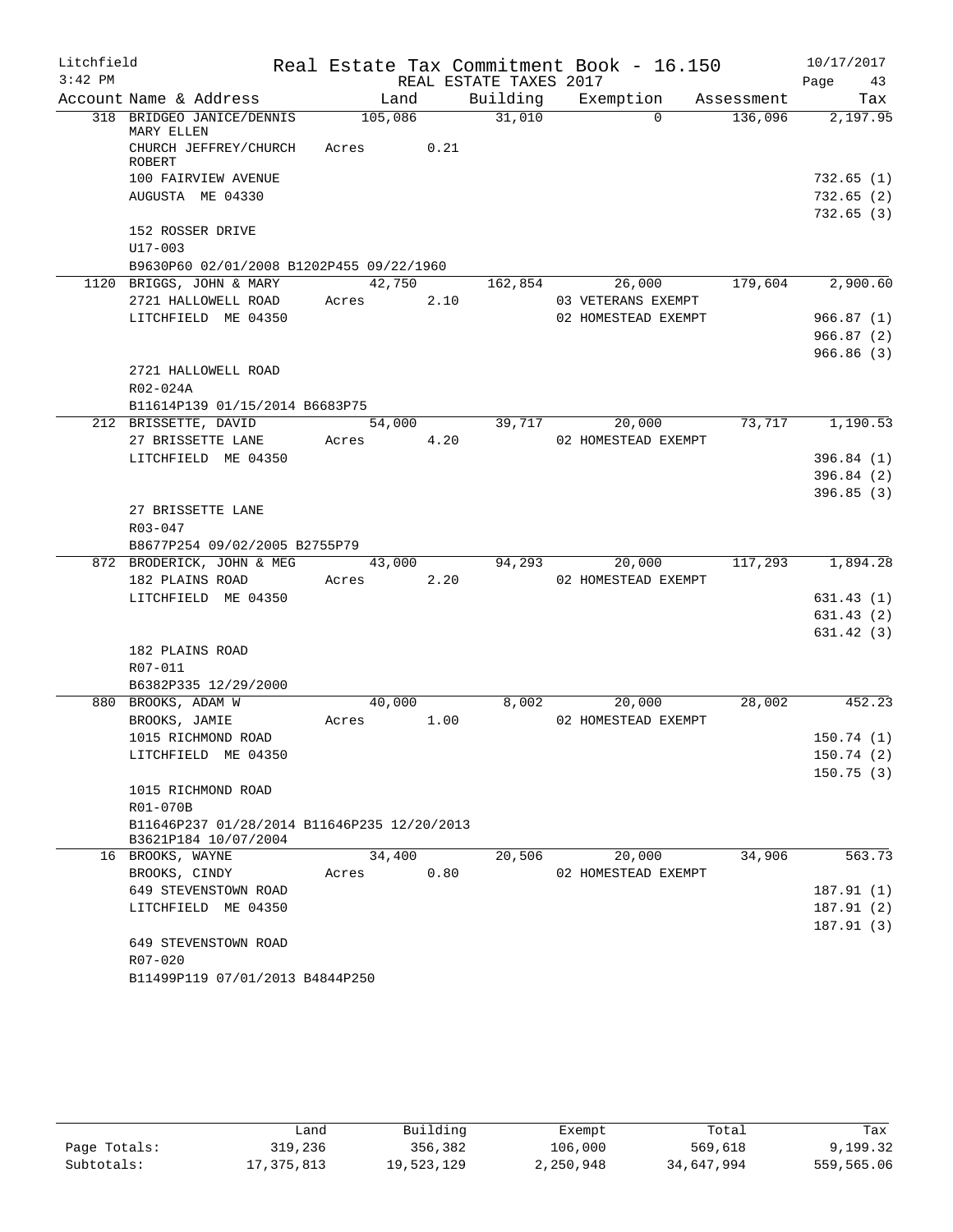Litchfield
3:42 PM

# Real Estate Tax Commitment Book - 16.150

REAL ESTATE TAXES 2017

10/17/2017

| Account | Name & Address | Land | Building | Exemption | Assessment | Tax |
|---|---|---|---|---|---|---|
| 318 | BRIDGEO JANICE/DENNIS MARY ELLEN | 105,086 | 31,010 | 0 | 136,096 | 2,197.95 |
| | CHURCH JEFFREY/CHURCH ROBERT | Acres 0.21 | | | | |
| | 100 FAIRVIEW AVENUE | | | | | 732.65 (1) |
| | AUGUSTA ME 04330 | | | | | 732.65 (2) |
| | | | | | | 732.65 (3) |
| | 152 ROSSER DRIVE | | | | | |
| | U17-003 | | | | | |
| | B9630P60 02/01/2008 B1202P455 09/22/1960 | | | | | |
| 1120 | BRIGGS, JOHN & MARY | 42,750 | 162,854 | 26,000 | 179,604 | 2,900.60 |
| | 2721 HALLOWELL ROAD | Acres 2.10 | | 03 VETERANS EXEMPT | | |
| | LITCHFIELD ME 04350 | | | 02 HOMESTEAD EXEMPT | | 966.87 (1) |
| | | | | | | 966.87 (2) |
| | | | | | | 966.86 (3) |
| | 2721 HALLOWELL ROAD | | | | | |
| | R02-024A | | | | | |
| | B11614P139 01/15/2014 B6683P75 | | | | | |
| 212 | BRISSETTE, DAVID | 54,000 | 39,717 | 20,000 | 73,717 | 1,190.53 |
| | 27 BRISSETTE LANE | Acres 4.20 | | 02 HOMESTEAD EXEMPT | | |
| | LITCHFIELD ME 04350 | | | | | 396.84 (1) |
| | | | | | | 396.84 (2) |
| | | | | | | 396.85 (3) |
| | 27 BRISSETTE LANE | | | | | |
| | R03-047 | | | | | |
| | B8677P254 09/02/2005 B2755P79 | | | | | |
| 872 | BRODERICK, JOHN & MEG | 43,000 | 94,293 | 20,000 | 117,293 | 1,894.28 |
| | 182 PLAINS ROAD | Acres 2.20 | | 02 HOMESTEAD EXEMPT | | |
| | LITCHFIELD ME 04350 | | | | | 631.43 (1) |
| | | | | | | 631.43 (2) |
| | | | | | | 631.42 (3) |
| | 182 PLAINS ROAD | | | | | |
| | R07-011 | | | | | |
| | B6382P335 12/29/2000 | | | | | |
| 880 | BROOKS, ADAM W | 40,000 | 8,002 | 20,000 | 28,002 | 452.23 |
| | BROOKS, JAMIE | Acres 1.00 | | 02 HOMESTEAD EXEMPT | | |
| | 1015 RICHMOND ROAD | | | | | 150.74 (1) |
| | LITCHFIELD ME 04350 | | | | | 150.74 (2) |
| | | | | | | 150.75 (3) |
| | 1015 RICHMOND ROAD | | | | | |
| | R01-070B | | | | | |
| | B11646P237 01/28/2014 B11646P235 12/20/2013 B3621P184 10/07/2004 | | | | | |
| 16 | BROOKS, WAYNE | 34,400 | 20,506 | 20,000 | 34,906 | 563.73 |
| | BROOKS, CINDY | Acres 0.80 | | 02 HOMESTEAD EXEMPT | | |
| | 649 STEVENSTOWN ROAD | | | | | 187.91 (1) |
| | LITCHFIELD ME 04350 | | | | | 187.91 (2) |
| | | | | | | 187.91 (3) |
| | 649 STEVENSTOWN ROAD | | | | | |
| | R07-020 | | | | | |
| | B11499P119 07/01/2013 B4844P250 | | | | | |

| | Land | Building | Exempt | Total | Tax |
|---|---|---|---|---|---|
| Page Totals: | 319,236 | 356,382 | 106,000 | 569,618 | 9,199.32 |
| Subtotals: | 17,375,813 | 19,523,129 | 2,250,948 | 34,647,994 | 559,565.06 |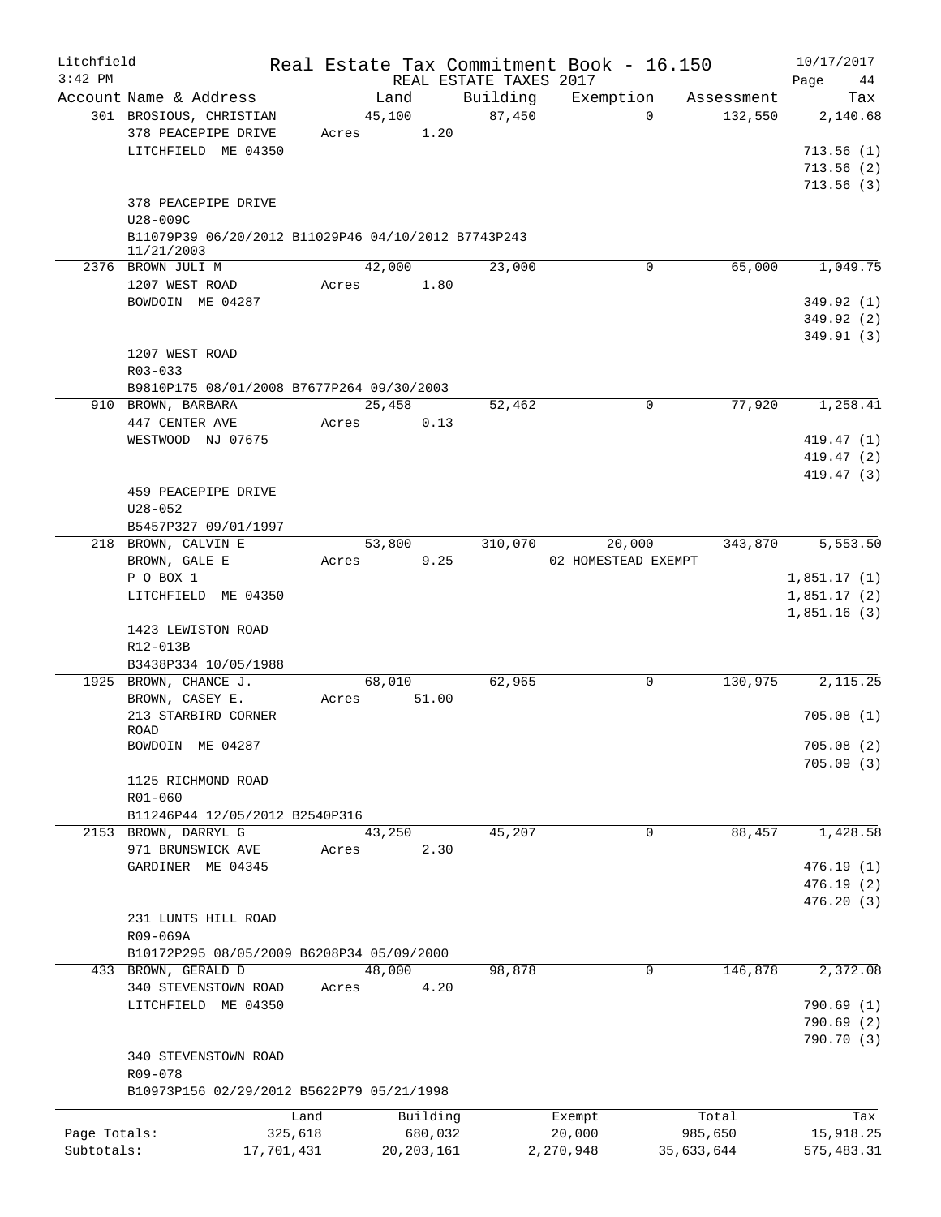Litchfield 3:42 PM

# Real Estate Tax Commitment Book - 16.150

REAL ESTATE TAXES 2017

10/17/2017

| Account Name & Address | Land | Building | Exemption | Assessment | Tax |
|---|---|---|---|---|---|
| 301 BROSIOUS, CHRISTIAN | 45,100 | 87,450 | 0 | 132,550 | 2,140.68 |
| 378 PEACEPIPE DRIVE | Acres 1.20 | | | | |
| LITCHFIELD ME 04350 | | | | | 713.56 (1) |
| | | | | | 713.56 (2) |
| | | | | | 713.56 (3) |
| 378 PEACEPIPE DRIVE | | | | | |
| U28-009C | | | | | |
| B11079P39 06/20/2012 B11029P46 04/10/2012 B7743P243 11/21/2003 | | | | | |
| 2376 BROWN JULI M | 42,000 | 23,000 | 0 | 65,000 | 1,049.75 |
| 1207 WEST ROAD | Acres 1.80 | | | | |
| BOWDOIN ME 04287 | | | | | 349.92 (1) |
| | | | | | 349.92 (2) |
| | | | | | 349.91 (3) |
| 1207 WEST ROAD | | | | | |
| R03-033 | | | | | |
| B9810P175 08/01/2008 B7677P264 09/30/2003 | | | | | |
| 910 BROWN, BARBARA | 25,458 | 52,462 | 0 | 77,920 | 1,258.41 |
| 447 CENTER AVE | Acres 0.13 | | | | |
| WESTWOOD NJ 07675 | | | | | 419.47 (1) |
| | | | | | 419.47 (2) |
| | | | | | 419.47 (3) |
| 459 PEACEPIPE DRIVE | | | | | |
| U28-052 | | | | | |
| B5457P327 09/01/1997 | | | | | |
| 218 BROWN, CALVIN E | 53,800 | 310,070 | 20,000 | 343,870 | 5,553.50 |
| BROWN, GALE E | Acres 9.25 | | 02 HOMESTEAD EXEMPT | | |
| P O BOX 1 | | | | | 1,851.17 (1) |
| LITCHFIELD ME 04350 | | | | | 1,851.17 (2) |
| | | | | | 1,851.16 (3) |
| 1423 LEWISTON ROAD | | | | | |
| R12-013B | | | | | |
| B3438P334 10/05/1988 | | | | | |
| 1925 BROWN, CHANCE J. | 68,010 | 62,965 | 0 | 130,975 | 2,115.25 |
| BROWN, CASEY E. | Acres 51.00 | | | | |
| 213 STARBIRD CORNER ROAD | | | | | 705.08 (1) |
| BOWDOIN ME 04287 | | | | | 705.08 (2) |
| | | | | | 705.09 (3) |
| 1125 RICHMOND ROAD | | | | | |
| R01-060 | | | | | |
| B11246P44 12/05/2012 B2540P316 | | | | | |
| 2153 BROWN, DARRYL G | 43,250 | 45,207 | 0 | 88,457 | 1,428.58 |
| 971 BRUNSWICK AVE | Acres 2.30 | | | | |
| GARDINER ME 04345 | | | | | 476.19 (1) |
| | | | | | 476.19 (2) |
| | | | | | 476.20 (3) |
| 231 LUNTS HILL ROAD | | | | | |
| R09-069A | | | | | |
| B10172P295 08/05/2009 B6208P34 05/09/2000 | | | | | |
| 433 BROWN, GERALD D | 48,000 | 98,878 | 0 | 146,878 | 2,372.08 |
| 340 STEVENSTOWN ROAD | Acres 4.20 | | | | |
| LITCHFIELD ME 04350 | | | | | 790.69 (1) |
| | | | | | 790.69 (2) |
| | | | | | 790.70 (3) |
| 340 STEVENSTOWN ROAD | | | | | |
| R09-078 | | | | | |
| B10973P156 02/29/2012 B5622P79 05/21/1998 | | | | | |

| | Land | Building | Exempt | Total | Tax |
|---|---|---|---|---|---|
| Page Totals: | 325,618 | 680,032 | 20,000 | 985,650 | 15,918.25 |
| Subtotals: | 17,701,431 | 20,203,161 | 2,270,948 | 35,633,644 | 575,483.31 |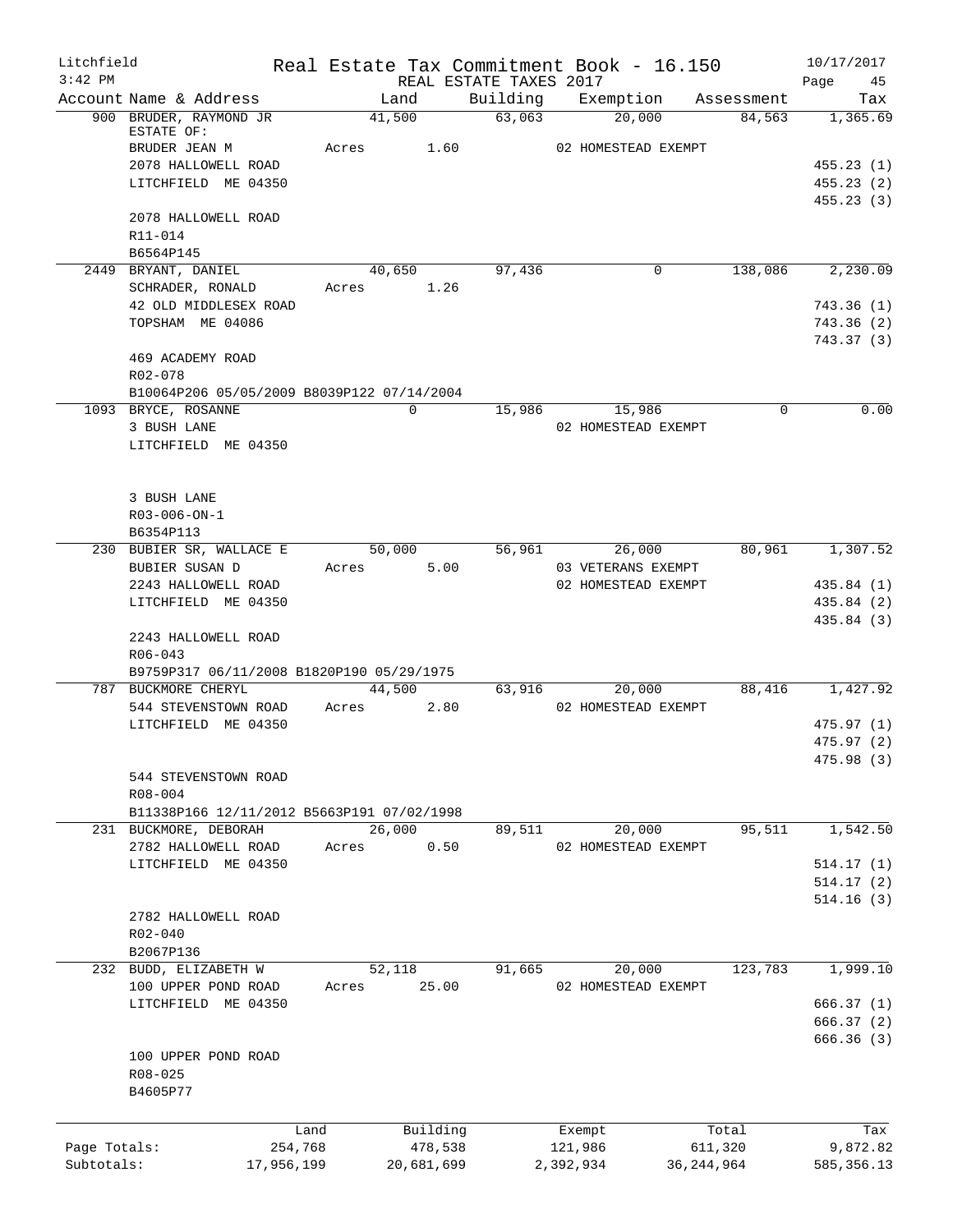Litchfield
3:42 PM

Real Estate Tax Commitment Book - 16.150
REAL ESTATE TAXES 2017

10/17/2017

| Account Name & Address | Land | Building | Exemption | Assessment | Tax |
|---|---|---|---|---|---|
| 900 BRUDER, RAYMOND JR | 41,500 | 63,063 | 20,000 | 84,563 | 1,365.69 |
| ESTATE OF: | | | | | |
| BRUDER JEAN M | Acres 1.60 | | 02 HOMESTEAD EXEMPT | | |
| 2078 HALLOWELL ROAD | | | | | 455.23 (1) |
| LITCHFIELD ME 04350 | | | | | 455.23 (2) |
| | | | | | 455.23 (3) |
| 2078 HALLOWELL ROAD | | | | | |
| R11-014 | | | | | |
| B6564P145 | | | | | |
| 2449 BRYANT, DANIEL | 40,650 | 97,436 | 0 | 138,086 | 2,230.09 |
| SCHRADER, RONALD | Acres 1.26 | | | | |
| 42 OLD MIDDLESEX ROAD | | | | | 743.36 (1) |
| TOPSHAM ME 04086 | | | | | 743.36 (2) |
| | | | | | 743.37 (3) |
| 469 ACADEMY ROAD | | | | | |
| R02-078 | | | | | |
| B10064P206 05/05/2009 B8039P122 07/14/2004 | | | | | |
| 1093 BRYCE, ROSANNE | 0 | 15,986 | 15,986 | 0 | 0.00 |
| 3 BUSH LANE | | | 02 HOMESTEAD EXEMPT | | |
| LITCHFIELD ME 04350 | | | | | |
| 3 BUSH LANE | | | | | |
| R03-006-ON-1 | | | | | |
| B6354P113 | | | | | |
| 230 BUBIER SR, WALLACE E | 50,000 | 56,961 | 26,000 | 80,961 | 1,307.52 |
| BUBIER SUSAN D | Acres 5.00 | | 03 VETERANS EXEMPT | | |
| 2243 HALLOWELL ROAD | | | 02 HOMESTEAD EXEMPT | | 435.84 (1) |
| LITCHFIELD ME 04350 | | | | | 435.84 (2) |
| | | | | | 435.84 (3) |
| 2243 HALLOWELL ROAD | | | | | |
| R06-043 | | | | | |
| B9759P317 06/11/2008 B1820P190 05/29/1975 | | | | | |
| 787 BUCKMORE CHERYL | 44,500 | 63,916 | 20,000 | 88,416 | 1,427.92 |
| 544 STEVENSTOWN ROAD | Acres 2.80 | | 02 HOMESTEAD EXEMPT | | |
| LITCHFIELD ME 04350 | | | | | 475.97 (1) |
| | | | | | 475.97 (2) |
| | | | | | 475.98 (3) |
| 544 STEVENSTOWN ROAD | | | | | |
| R08-004 | | | | | |
| B11338P166 12/11/2012 B5663P191 07/02/1998 | | | | | |
| 231 BUCKMORE, DEBORAH | 26,000 | 89,511 | 20,000 | 95,511 | 1,542.50 |
| 2782 HALLOWELL ROAD | Acres 0.50 | | 02 HOMESTEAD EXEMPT | | |
| LITCHFIELD ME 04350 | | | | | 514.17 (1) |
| | | | | | 514.17 (2) |
| | | | | | 514.16 (3) |
| 2782 HALLOWELL ROAD | | | | | |
| R02-040 | | | | | |
| B2067P136 | | | | | |
| 232 BUDD, ELIZABETH W | 52,118 | 91,665 | 20,000 | 123,783 | 1,999.10 |
| 100 UPPER POND ROAD | Acres 25.00 | | 02 HOMESTEAD EXEMPT | | |
| LITCHFIELD ME 04350 | | | | | 666.37 (1) |
| | | | | | 666.37 (2) |
| | | | | | 666.36 (3) |
| 100 UPPER POND ROAD | | | | | |
| R08-025 | | | | | |
| B4605P77 | | | | | |

| | Land | Building | Exempt | Total | Tax |
|---|---|---|---|---|---|
| Page Totals: | 254,768 | 478,538 | 121,986 | 611,320 | 9,872.82 |
| Subtotals: | 17,956,199 | 20,681,699 | 2,392,934 | 36,244,964 | 585,356.13 |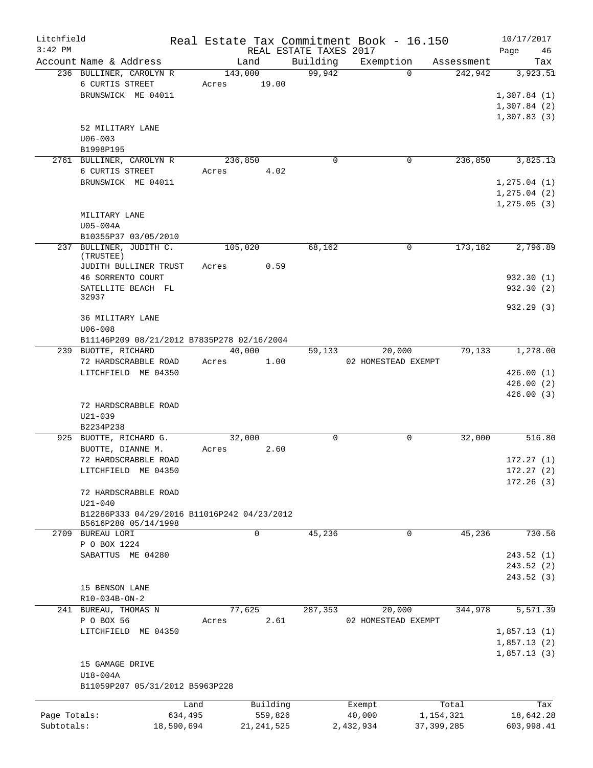Litchfield Real Estate Tax Commitment Book - 16.150 10/17/2017
3:42 PM REAL ESTATE TAXES 2017

| Account Name & Address | Land | Building | Exemption | Assessment | Tax |
|---|---|---|---|---|---|
| 236 BULLINER, CAROLYN R | 143,000 | 99,942 | 0 | 242,942 | 3,923.51 |
| 6 CURTIS STREET | Acres 19.00 | | | | |
| BRUNSWICK ME 04011 | | | | | 1,307.84 (1) |
| | | | | | 1,307.84 (2) |
| | | | | | 1,307.83 (3) |
| 52 MILITARY LANE | | | | | |
| U06-003 | | | | | |
| B1998P195 | | | | | |
| 2761 BULLINER, CAROLYN R | 236,850 | 0 | 0 | 236,850 | 3,825.13 |
| 6 CURTIS STREET | Acres 4.02 | | | | |
| BRUNSWICK ME 04011 | | | | | 1,275.04 (1) |
| | | | | | 1,275.04 (2) |
| | | | | | 1,275.05 (3) |
| MILITARY LANE | | | | | |
| U05-004A | | | | | |
| B10355P37 03/05/2010 | | | | | |
| 237 BULLINER, JUDITH C. (TRUSTEE) | 105,020 | 68,162 | 0 | 173,182 | 2,796.89 |
| JUDITH BULLINER TRUST | Acres 0.59 | | | | |
| 46 SORRENTO COURT | | | | | 932.30 (1) |
| SATELLITE BEACH FL 32937 | | | | | 932.30 (2) |
| | | | | | 932.29 (3) |
| 36 MILITARY LANE | | | | | |
| U06-008 | | | | | |
| B11146P209 08/21/2012 B7835P278 02/16/2004 | | | | | |
| 239 BUOTTE, RICHARD | 40,000 | 59,133 | 20,000 | 79,133 | 1,278.00 |
| 72 HARDSCRABBLE ROAD | Acres 1.00 | | 02 HOMESTEAD EXEMPT | | |
| LITCHFIELD ME 04350 | | | | | 426.00 (1) |
| | | | | | 426.00 (2) |
| | | | | | 426.00 (3) |
| 72 HARDSCRABBLE ROAD | | | | | |
| U21-039 | | | | | |
| B2234P238 | | | | | |
| 925 BUOTTE, RICHARD G. | 32,000 | 0 | 0 | 32,000 | 516.80 |
| BUOTTE, DIANNE M. | Acres 2.60 | | | | |
| 72 HARDSCRABBLE ROAD | | | | | 172.27 (1) |
| LITCHFIELD ME 04350 | | | | | 172.27 (2) |
| | | | | | 172.26 (3) |
| 72 HARDSCRABBLE ROAD | | | | | |
| U21-040 | | | | | |
| B12286P333 04/29/2016 B11016P242 04/23/2012 B5616P280 05/14/1998 | | | | | |
| 2709 BUREAU LORI | 0 | 45,236 | 0 | 45,236 | 730.56 |
| P O BOX 1224 | | | | | |
| SABATTUS ME 04280 | | | | | 243.52 (1) |
| | | | | | 243.52 (2) |
| | | | | | 243.52 (3) |
| 15 BENSON LANE | | | | | |
| R10-034B-ON-2 | | | | | |
| 241 BUREAU, THOMAS N | 77,625 | 287,353 | 20,000 | 344,978 | 5,571.39 |
| P O BOX 56 | Acres 2.61 | | 02 HOMESTEAD EXEMPT | | |
| LITCHFIELD ME 04350 | | | | | 1,857.13 (1) |
| | | | | | 1,857.13 (2) |
| | | | | | 1,857.13 (3) |
| 15 GAMAGE DRIVE | | | | | |
| U18-004A | | | | | |
| B11059P207 05/31/2012 B5963P228 | | | | | |

| | Land | Building | Exempt | Total | Tax |
|---|---|---|---|---|---|
| Page Totals: | 634,495 | 559,826 | 40,000 | 1,154,321 | 18,642.28 |
| Subtotals: | 18,590,694 | 21,241,525 | 2,432,934 | 37,399,285 | 603,998.41 |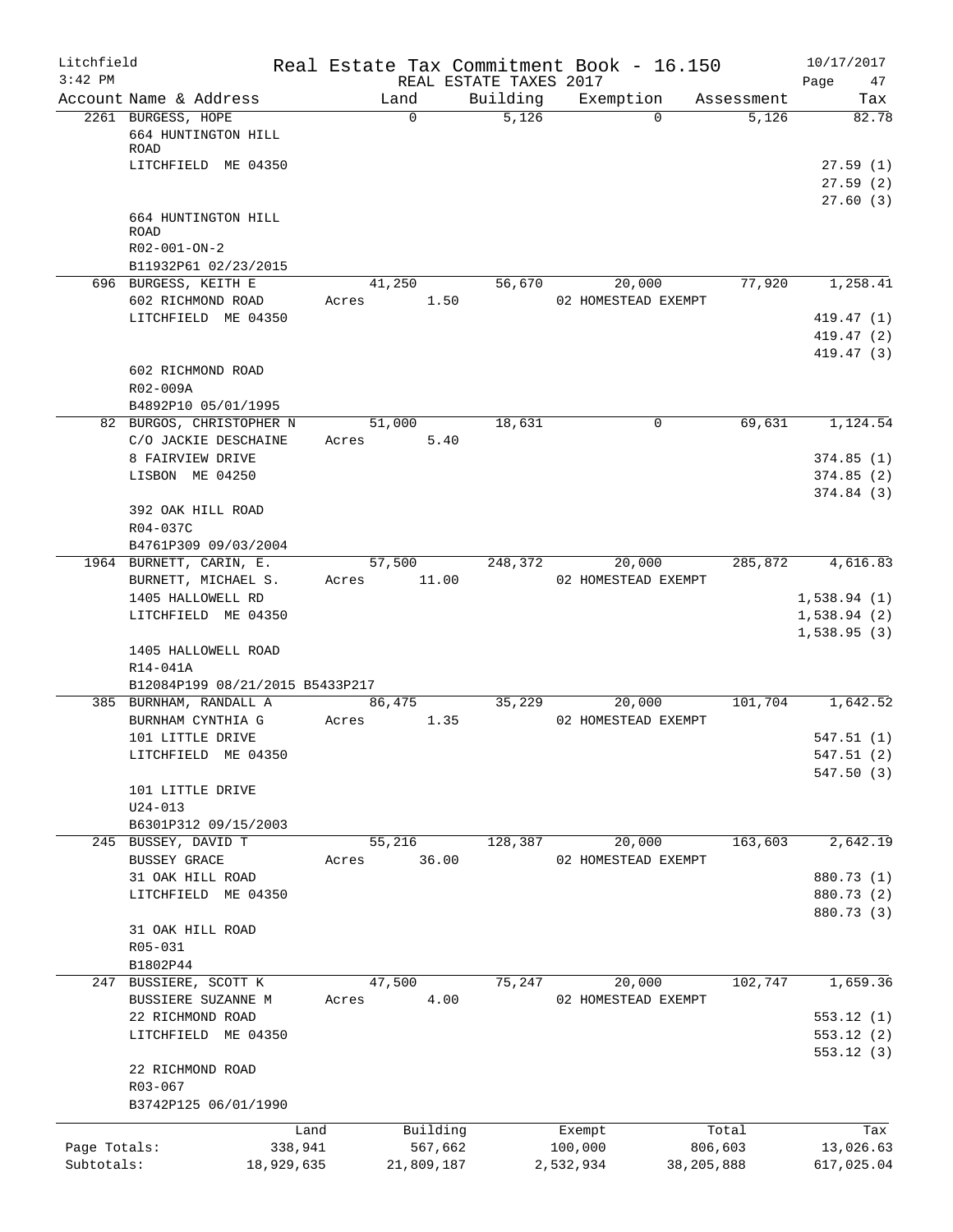Litchfield
3:42 PM

Real Estate Tax Commitment Book - 16.150
REAL ESTATE TAXES 2017

10/17/2017

| Account Name & Address | Land | Building | Exemption | Assessment | Tax |
|---|---|---|---|---|---|
| 2261 BURGESS, HOPE | 0 | 5,126 | 0 | 5,126 | 82.78 |
| 664 HUNTINGTON HILL ROAD | | | | | |
| LITCHFIELD ME 04350 | | | | | 27.59 (1) |
| | | | | | 27.59 (2) |
| | | | | | 27.60 (3) |
| 664 HUNTINGTON HILL ROAD | | | | | |
| R02-001-ON-2 | | | | | |
| B11932P61 02/23/2015 | | | | | |
| 696 BURGESS, KEITH E | 41,250 | 56,670 | 20,000 | 77,920 | 1,258.41 |
| 602 RICHMOND ROAD | Acres 1.50 | | 02 HOMESTEAD EXEMPT | | |
| LITCHFIELD ME 04350 | | | | | 419.47 (1) |
| | | | | | 419.47 (2) |
| | | | | | 419.47 (3) |
| 602 RICHMOND ROAD | | | | | |
| R02-009A | | | | | |
| B4892P10 05/01/1995 | | | | | |
| 82 BURGOS, CHRISTOPHER N | 51,000 | 18,631 | 0 | 69,631 | 1,124.54 |
| C/O JACKIE DESCHAINE | Acres 5.40 | | | | |
| 8 FAIRVIEW DRIVE | | | | | 374.85 (1) |
| LISBON ME 04250 | | | | | 374.85 (2) |
| | | | | | 374.84 (3) |
| 392 OAK HILL ROAD | | | | | |
| R04-037C | | | | | |
| B4761P309 09/03/2004 | | | | | |
| 1964 BURNETT, CARIN, E. | 57,500 | 248,372 | 20,000 | 285,872 | 4,616.83 |
| BURNETT, MICHAEL S. | Acres 11.00 | | 02 HOMESTEAD EXEMPT | | |
| 1405 HALLOWELL RD | | | | | 1,538.94 (1) |
| LITCHFIELD ME 04350 | | | | | 1,538.94 (2) |
| | | | | | 1,538.95 (3) |
| 1405 HALLOWELL ROAD | | | | | |
| R14-041A | | | | | |
| B12084P199 08/21/2015 B5433P217 | | | | | |
| 385 BURNHAM, RANDALL A | 86,475 | 35,229 | 20,000 | 101,704 | 1,642.52 |
| BURNHAM CYNTHIA G | Acres 1.35 | | 02 HOMESTEAD EXEMPT | | |
| 101 LITTLE DRIVE | | | | | 547.51 (1) |
| LITCHFIELD ME 04350 | | | | | 547.51 (2) |
| | | | | | 547.50 (3) |
| 101 LITTLE DRIVE | | | | | |
| U24-013 | | | | | |
| B6301P312 09/15/2003 | | | | | |
| 245 BUSSEY, DAVID T | 55,216 | 128,387 | 20,000 | 163,603 | 2,642.19 |
| BUSSEY GRACE | Acres 36.00 | | 02 HOMESTEAD EXEMPT | | |
| 31 OAK HILL ROAD | | | | | 880.73 (1) |
| LITCHFIELD ME 04350 | | | | | 880.73 (2) |
| | | | | | 880.73 (3) |
| 31 OAK HILL ROAD | | | | | |
| R05-031 | | | | | |
| B1802P44 | | | | | |
| 247 BUSSIERE, SCOTT K | 47,500 | 75,247 | 20,000 | 102,747 | 1,659.36 |
| BUSSIERE SUZANNE M | Acres 4.00 | | 02 HOMESTEAD EXEMPT | | |
| 22 RICHMOND ROAD | | | | | 553.12 (1) |
| LITCHFIELD ME 04350 | | | | | 553.12 (2) |
| | | | | | 553.12 (3) |
| 22 RICHMOND ROAD | | | | | |
| R03-067 | | | | | |
| B3742P125 06/01/1990 | | | | | |

| | Land | Building | Exempt | Total | Tax |
|---|---|---|---|---|---|
| Page Totals: | 338,941 | 567,662 | 100,000 | 806,603 | 13,026.63 |
| Subtotals: | 18,929,635 | 21,809,187 | 2,532,934 | 38,205,888 | 617,025.04 |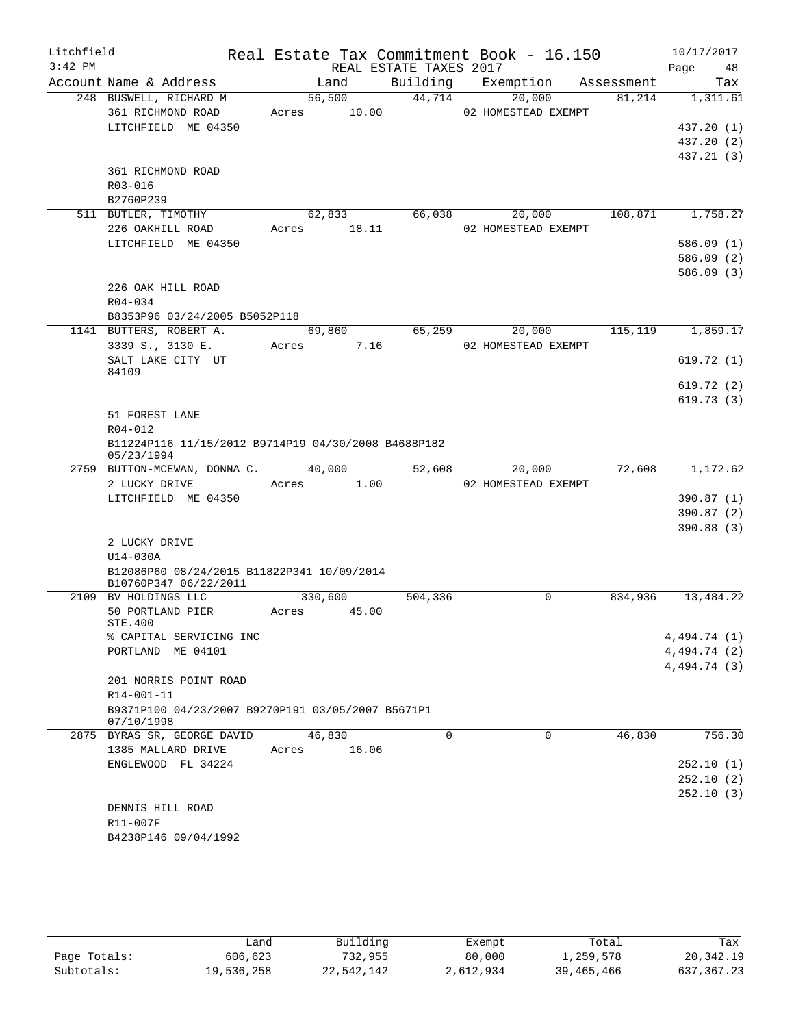Litchfield
3:42 PM

Real Estate Tax Commitment Book - 16.150
REAL ESTATE TAXES 2017

10/17/2017

| Account | Name & Address | Land | Building | Exemption | Assessment | Tax |
|---|---|---|---|---|---|---|
| 248 | BUSWELL, RICHARD M | 56,500 | 44,714 | 20,000 | 81,214 | 1,311.61 |
| | 361 RICHMOND ROAD | Acres 10.00 | | 02 HOMESTEAD EXEMPT | | |
| | LITCHFIELD ME 04350 | | | | | 437.20 (1) |
| | | | | | | 437.20 (2) |
| | | | | | | 437.21 (3) |
| | 361 RICHMOND ROAD | | | | | |
| | R03-016 | | | | | |
| | B2760P239 | | | | | |
| 511 | BUTLER, TIMOTHY | 62,833 | 66,038 | 20,000 | 108,871 | 1,758.27 |
| | 226 OAKHILL ROAD | Acres 18.11 | | 02 HOMESTEAD EXEMPT | | |
| | LITCHFIELD ME 04350 | | | | | 586.09 (1) |
| | | | | | | 586.09 (2) |
| | | | | | | 586.09 (3) |
| | 226 OAK HILL ROAD | | | | | |
| | R04-034 | | | | | |
| | B8353P96 03/24/2005 B5052P118 | | | | | |
| 1141 | BUTTERS, ROBERT A. | 69,860 | 65,259 | 20,000 | 115,119 | 1,859.17 |
| | 3339 S., 3130 E. | Acres 7.16 | | 02 HOMESTEAD EXEMPT | | |
| | SALT LAKE CITY UT 84109 | | | | | 619.72 (1) |
| | | | | | | 619.72 (2) |
| | | | | | | 619.73 (3) |
| | 51 FOREST LANE | | | | | |
| | R04-012 | | | | | |
| | B11224P116 11/15/2012 B9714P19 04/30/2008 B4688P182 05/23/1994 | | | | | |
| 2759 | BUTTON-MCEWAN, DONNA C. | 40,000 | 52,608 | 20,000 | 72,608 | 1,172.62 |
| | 2 LUCKY DRIVE | Acres 1.00 | | 02 HOMESTEAD EXEMPT | | |
| | LITCHFIELD ME 04350 | | | | | 390.87 (1) |
| | | | | | | 390.87 (2) |
| | | | | | | 390.88 (3) |
| | 2 LUCKY DRIVE | | | | | |
| | U14-030A | | | | | |
| | B12086P60 08/24/2015 B11822P341 10/09/2014 B10760P347 06/22/2011 | | | | | |
| 2109 | BV HOLDINGS LLC | 330,600 | 504,336 | 0 | 834,936 | 13,484.22 |
| | 50 PORTLAND PIER STE.400 | Acres 45.00 | | | | |
| | % CAPITAL SERVICING INC | | | | | 4,494.74 (1) |
| | PORTLAND ME 04101 | | | | | 4,494.74 (2) |
| | | | | | | 4,494.74 (3) |
| | 201 NORRIS POINT ROAD | | | | | |
| | R14-001-11 | | | | | |
| | B9371P100 04/23/2007 B9270P191 03/05/2007 B5671P1 07/10/1998 | | | | | |
| 2875 | BYRAS SR, GEORGE DAVID | 46,830 | 0 | 0 | 46,830 | 756.30 |
| | 1385 MALLARD DRIVE | Acres 16.06 | | | | |
| | ENGLEWOOD FL 34224 | | | | | 252.10 (1) |
| | | | | | | 252.10 (2) |
| | | | | | | 252.10 (3) |
| | DENNIS HILL ROAD | | | | | |
| | R11-007F | | | | | |
| | B4238P146 09/04/1992 | | | | | |

| | Land | Building | Exempt | Total | Tax |
|---|---|---|---|---|---|
| Page Totals: | 606,623 | 732,955 | 80,000 | 1,259,578 | 20,342.19 |
| Subtotals: | 19,536,258 | 22,542,142 | 2,612,934 | 39,465,466 | 637,367.23 |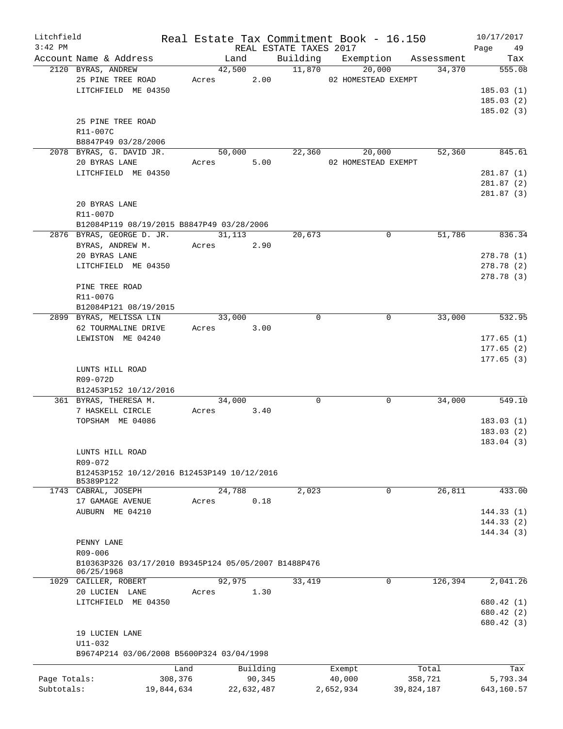Litchfield Real Estate Tax Commitment Book - 16.150 10/17/2017
3:42 PM REAL ESTATE TAXES 2017 Page 49

| Account Name & Address | Land | Building | Exemption | Assessment | Tax |
|---|---|---|---|---|---|
| 2120 BYRAS, ANDREW | 42,500 | 11,870 | 20,000 | 34,370 | 555.08 |
| 25 PINE TREE ROAD | Acres 2.00 | | 02 HOMESTEAD EXEMPT | | |
| LITCHFIELD ME 04350 | | | | | 185.03 (1) |
| | | | | | 185.03 (2) |
| | | | | | 185.02 (3) |
| 25 PINE TREE ROAD | | | | | |
| R11-007C | | | | | |
| B8847P49 03/28/2006 | | | | | |
| 2078 BYRAS, G. DAVID JR. | 50,000 | 22,360 | 20,000 | 52,360 | 845.61 |
| 20 BYRAS LANE | Acres 5.00 | | 02 HOMESTEAD EXEMPT | | |
| LITCHFIELD ME 04350 | | | | | 281.87 (1) |
| | | | | | 281.87 (2) |
| | | | | | 281.87 (3) |
| 20 BYRAS LANE | | | | | |
| R11-007D | | | | | |
| B12084P119 08/19/2015 B8847P49 03/28/2006 | | | | | |
| 2876 BYRAS, GEORGE D. JR. | 31,113 | 20,673 | 0 | 51,786 | 836.34 |
| BYRAS, ANDREW M. | Acres 2.90 | | | | |
| 20 BYRAS LANE | | | | | 278.78 (1) |
| LITCHFIELD ME 04350 | | | | | 278.78 (2) |
| | | | | | 278.78 (3) |
| PINE TREE ROAD | | | | | |
| R11-007G | | | | | |
| B12084P121 08/19/2015 | | | | | |
| 2899 BYRAS, MELISSA LIN | 33,000 | 0 | 0 | 33,000 | 532.95 |
| 62 TOURMALINE DRIVE | Acres 3.00 | | | | |
| LEWISTON ME 04240 | | | | | 177.65 (1) |
| | | | | | 177.65 (2) |
| | | | | | 177.65 (3) |
| LUNTS HILL ROAD | | | | | |
| R09-072D | | | | | |
| B12453P152 10/12/2016 | | | | | |
| 361 BYRAS, THERESA M. | 34,000 | 0 | 0 | 34,000 | 549.10 |
| 7 HASKELL CIRCLE | Acres 3.40 | | | | |
| TOPSHAM ME 04086 | | | | | 183.03 (1) |
| | | | | | 183.03 (2) |
| | | | | | 183.04 (3) |
| LUNTS HILL ROAD | | | | | |
| R09-072 | | | | | |
| B12453P152 10/12/2016 B12453P149 10/12/2016 B5389P122 | | | | | |
| 1743 CABRAL, JOSEPH | 24,788 | 2,023 | 0 | 26,811 | 433.00 |
| 17 GAMAGE AVENUE | Acres 0.18 | | | | |
| AUBURN ME 04210 | | | | | 144.33 (1) |
| | | | | | 144.33 (2) |
| | | | | | 144.34 (3) |
| PENNY LANE | | | | | |
| R09-006 | | | | | |
| B10363P326 03/17/2010 B9345P124 05/05/2007 B1488P476 06/25/1968 | | | | | |
| 1029 CAILLER, ROBERT | 92,975 | 33,419 | 0 | 126,394 | 2,041.26 |
| 20 LUCIEN LANE | Acres 1.30 | | | | |
| LITCHFIELD ME 04350 | | | | | 680.42 (1) |
| | | | | | 680.42 (2) |
| | | | | | 680.42 (3) |
| 19 LUCIEN LANE | | | | | |
| U11-032 | | | | | |
| B9674P214 03/06/2008 B5600P324 03/04/1998 | | | | | |

| | Land | Building | Exempt | Total | Tax |
|---|---|---|---|---|---|
| Page Totals: | 308,376 | 90,345 | 40,000 | 358,721 | 5,793.34 |
| Subtotals: | 19,844,634 | 22,632,487 | 2,652,934 | 39,824,187 | 643,160.57 |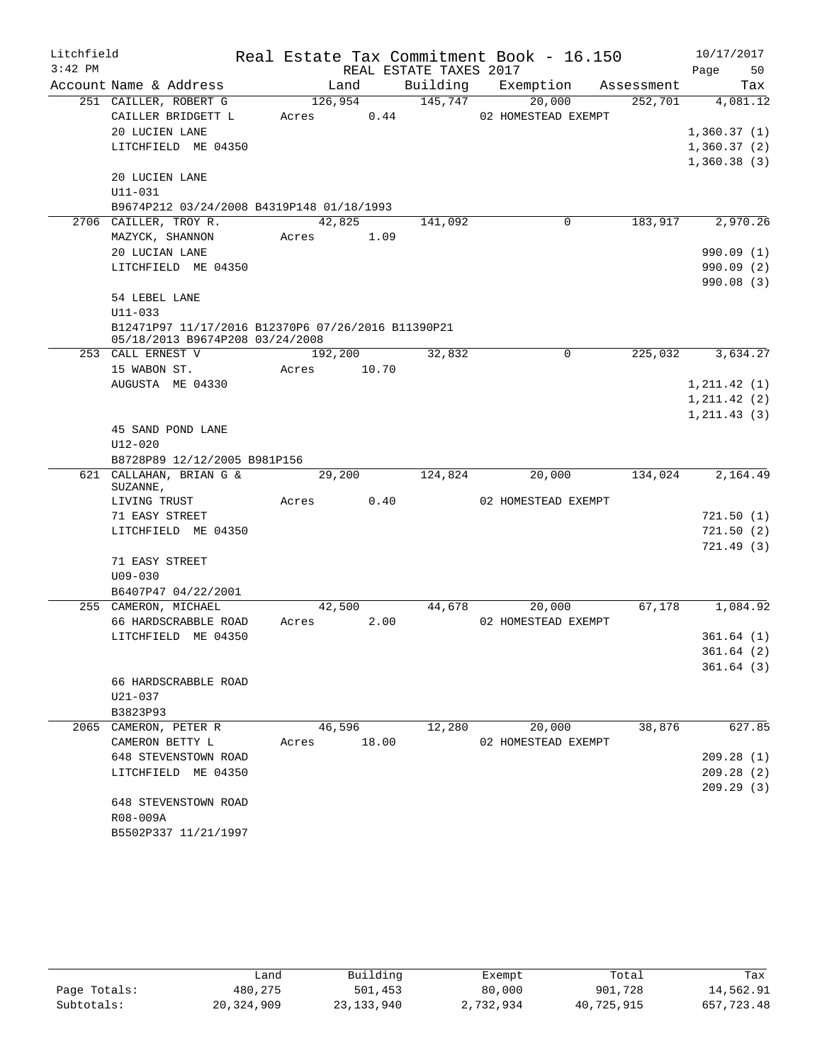Litchfield  
3:42 PM

# Real Estate Tax Commitment Book - 16.150

REAL ESTATE TAXES 2017

10/17/2017  
Page 50

| Account Name & Address | Land | Building | Exemption | Assessment | Tax |
|---|---|---|---|---|---|
| 251 CAILLER, ROBERT G | 126,954 | 145,747 | 20,000 | 252,701 | 4,081.12 |
| CAILLER BRIDGETT L | Acres 0.44 | | 02 HOMESTEAD EXEMPT | | |
| 20 LUCIEN LANE | | | | | 1,360.37 (1) |
| LITCHFIELD ME 04350 | | | | | 1,360.37 (2) |
| | | | | | 1,360.38 (3) |
| 20 LUCIEN LANE | | | | | |
| U11-031 | | | | | |
| B9674P212 03/24/2008 B4319P148 01/18/1993 | | | | | |
| 2706 CAILLER, TROY R. | 42,825 | 141,092 | 0 | 183,917 | 2,970.26 |
| MAZYCK, SHANNON | Acres 1.09 | | | | |
| 20 LUCIAN LANE | | | | | 990.09 (1) |
| LITCHFIELD ME 04350 | | | | | 990.09 (2) |
| | | | | | 990.08 (3) |
| 54 LEBEL LANE | | | | | |
| U11-033 | | | | | |
| B12471P97 11/17/2016 B12370P6 07/26/2016 B11390P21 05/18/2013 B9674P208 03/24/2008 | | | | | |
| 253 CALL ERNEST V | 192,200 | 32,832 | 0 | 225,032 | 3,634.27 |
| 15 WABON ST. | Acres 10.70 | | | | |
| AUGUSTA ME 04330 | | | | | 1,211.42 (1) |
| | | | | | 1,211.42 (2) |
| | | | | | 1,211.43 (3) |
| 45 SAND POND LANE | | | | | |
| U12-020 | | | | | |
| B8728P89 12/12/2005 B981P156 | | | | | |
| 621 CALLAHAN, BRIAN G & SUZANNE, | 29,200 | 124,824 | 20,000 | 134,024 | 2,164.49 |
| LIVING TRUST | Acres 0.40 | | 02 HOMESTEAD EXEMPT | | |
| 71 EASY STREET | | | | | 721.50 (1) |
| LITCHFIELD ME 04350 | | | | | 721.50 (2) |
| | | | | | 721.49 (3) |
| 71 EASY STREET | | | | | |
| U09-030 | | | | | |
| B6407P47 04/22/2001 | | | | | |
| 255 CAMERON, MICHAEL | 42,500 | 44,678 | 20,000 | 67,178 | 1,084.92 |
| 66 HARDSCRABBLE ROAD | Acres 2.00 | | 02 HOMESTEAD EXEMPT | | |
| LITCHFIELD ME 04350 | | | | | 361.64 (1) |
| | | | | | 361.64 (2) |
| | | | | | 361.64 (3) |
| 66 HARDSCRABBLE ROAD | | | | | |
| U21-037 | | | | | |
| B3823P93 | | | | | |
| 2065 CAMERON, PETER R | 46,596 | 12,280 | 20,000 | 38,876 | 627.85 |
| CAMERON BETTY L | Acres 18.00 | | 02 HOMESTEAD EXEMPT | | |
| 648 STEVENSTOWN ROAD | | | | | 209.28 (1) |
| LITCHFIELD ME 04350 | | | | | 209.28 (2) |
| | | | | | 209.29 (3) |
| 648 STEVENSTOWN ROAD | | | | | |
| R08-009A | | | | | |
| B5502P337 11/21/1997 | | | | | |

| | Land | Building | Exempt | Total | Tax |
|---|---|---|---|---|---|
| Page Totals: | 480,275 | 501,453 | 80,000 | 901,728 | 14,562.91 |
| Subtotals: | 20,324,909 | 23,133,940 | 2,732,934 | 40,725,915 | 657,723.48 |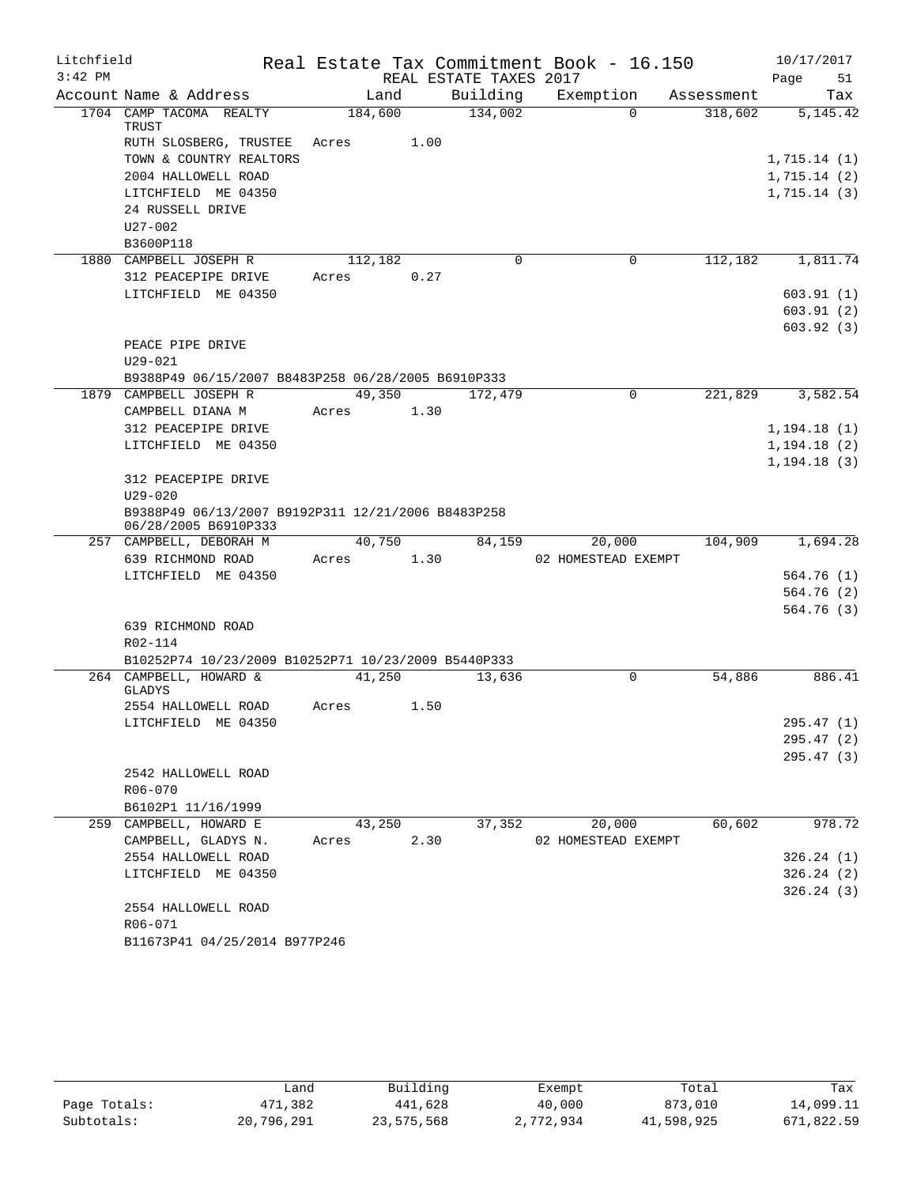Litchfield — Real Estate Tax Commitment Book - 16.150 — 10/17/2017
3:42 PM — REAL ESTATE TAXES 2017 — Page 51

| Account Name & Address | Land | Building | Exemption | Assessment | Tax |
|---|---|---|---|---|---|
| 1704 CAMP TACOMA REALTY TRUST | 184,600 | 134,002 | 0 | 318,602 | 5,145.42 |
| RUTH SLOSBERG, TRUSTEE | Acres 1.00 | | | | |
| TOWN & COUNTRY REALTORS | | | | | 1,715.14 (1) |
| 2004 HALLOWELL ROAD | | | | | 1,715.14 (2) |
| LITCHFIELD ME 04350 | | | | | 1,715.14 (3) |
| 24 RUSSELL DRIVE | | | | | |
| U27-002 | | | | | |
| B3600P118 | | | | | |
| 1880 CAMPBELL JOSEPH R | 112,182 | 0 | 0 | 112,182 | 1,811.74 |
| 312 PEACEPIPE DRIVE | Acres 0.27 | | | | |
| LITCHFIELD ME 04350 | | | | | 603.91 (1) |
| | | | | | 603.91 (2) |
| | | | | | 603.92 (3) |
| PEACE PIPE DRIVE | | | | | |
| U29-021 | | | | | |
| B9388P49 06/15/2007 B8483P258 06/28/2005 B6910P333 | | | | | |
| 1879 CAMPBELL JOSEPH R | 49,350 | 172,479 | 0 | 221,829 | 3,582.54 |
| CAMPBELL DIANA M | Acres 1.30 | | | | |
| 312 PEACEPIPE DRIVE | | | | | 1,194.18 (1) |
| LITCHFIELD ME 04350 | | | | | 1,194.18 (2) |
| | | | | | 1,194.18 (3) |
| 312 PEACEPIPE DRIVE | | | | | |
| U29-020 | | | | | |
| B9388P49 06/13/2007 B9192P311 12/21/2006 B8483P258 06/28/2005 B6910P333 | | | | | |
| 257 CAMPBELL, DEBORAH M | 40,750 | 84,159 | 20,000 | 104,909 | 1,694.28 |
| 639 RICHMOND ROAD | Acres 1.30 | | 02 HOMESTEAD EXEMPT | | |
| LITCHFIELD ME 04350 | | | | | 564.76 (1) |
| | | | | | 564.76 (2) |
| | | | | | 564.76 (3) |
| 639 RICHMOND ROAD | | | | | |
| R02-114 | | | | | |
| B10252P74 10/23/2009 B10252P71 10/23/2009 B5440P333 | | | | | |
| 264 CAMPBELL, HOWARD & GLADYS | 41,250 | 13,636 | 0 | 54,886 | 886.41 |
| 2554 HALLOWELL ROAD | Acres 1.50 | | | | |
| LITCHFIELD ME 04350 | | | | | 295.47 (1) |
| | | | | | 295.47 (2) |
| | | | | | 295.47 (3) |
| 2542 HALLOWELL ROAD | | | | | |
| R06-070 | | | | | |
| B6102P1 11/16/1999 | | | | | |
| 259 CAMPBELL, HOWARD E | 43,250 | 37,352 | 20,000 | 60,602 | 978.72 |
| CAMPBELL, GLADYS N. | Acres 2.30 | | 02 HOMESTEAD EXEMPT | | |
| 2554 HALLOWELL ROAD | | | | | 326.24 (1) |
| LITCHFIELD ME 04350 | | | | | 326.24 (2) |
| | | | | | 326.24 (3) |
| 2554 HALLOWELL ROAD | | | | | |
| R06-071 | | | | | |
| B11673P41 04/25/2014 B977P246 | | | | | |

| | Land | Building | Exempt | Total | Tax |
|---|---|---|---|---|---|
| Page Totals: | 471,382 | 441,628 | 40,000 | 873,010 | 14,099.11 |
| Subtotals: | 20,796,291 | 23,575,568 | 2,772,934 | 41,598,925 | 671,822.59 |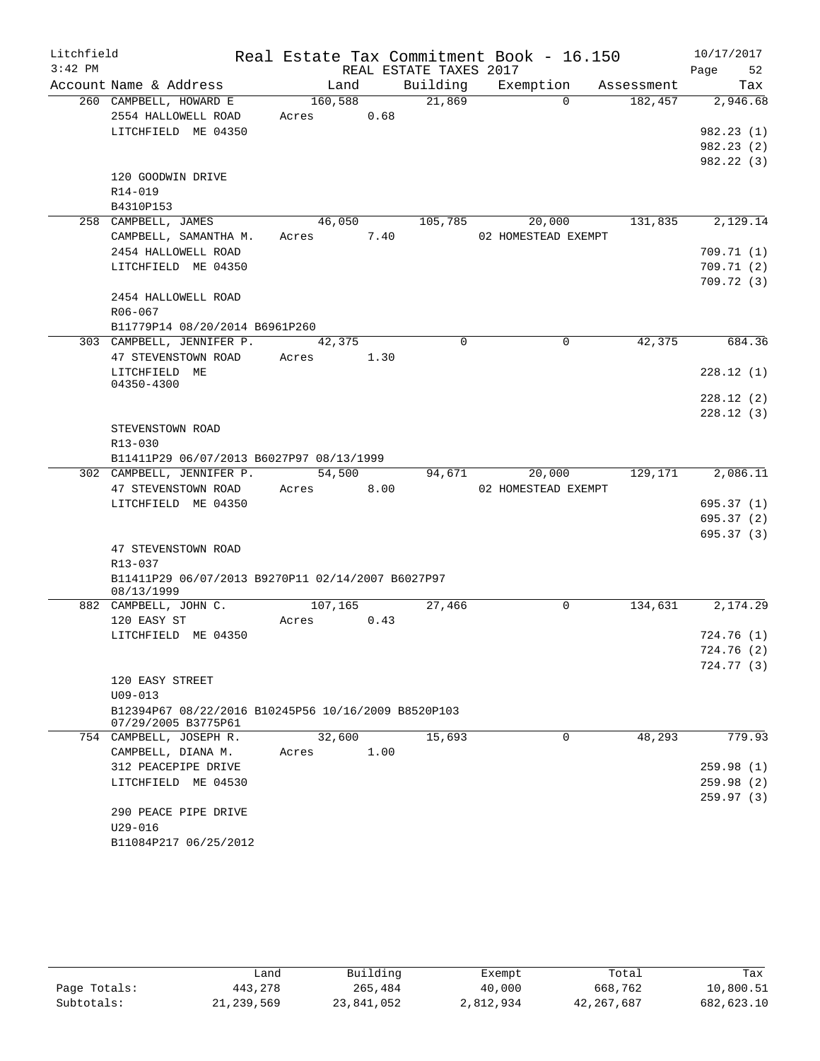Litchfield Real Estate Tax Commitment Book - 16.150 10/17/2017
3:42 PM REAL ESTATE TAXES 2017

| Account Name & Address | Land | Building | Exemption | Assessment | Tax |
|---|---|---|---|---|---|
| 260 CAMPBELL, HOWARD E | 160,588 | 21,869 | 0 | 182,457 | 2,946.68 |
| 2554 HALLOWELL ROAD | Acres 0.68 | | | | |
| LITCHFIELD ME 04350 | | | | | 982.23 (1) |
| | | | | | 982.23 (2) |
| | | | | | 982.22 (3) |
| 120 GOODWIN DRIVE | | | | | |
| R14-019 | | | | | |
| B4310P153 | | | | | |
| 258 CAMPBELL, JAMES | 46,050 | 105,785 | 20,000 | 131,835 | 2,129.14 |
| CAMPBELL, SAMANTHA M. | Acres 7.40 | | 02 HOMESTEAD EXEMPT | | |
| 2454 HALLOWELL ROAD | | | | | 709.71 (1) |
| LITCHFIELD ME 04350 | | | | | 709.71 (2) |
| | | | | | 709.72 (3) |
| 2454 HALLOWELL ROAD | | | | | |
| R06-067 | | | | | |
| B11779P14 08/20/2014 B6961P260 | | | | | |
| 303 CAMPBELL, JENNIFER P. | 42,375 | 0 | 0 | 42,375 | 684.36 |
| 47 STEVENSTOWN ROAD | Acres 1.30 | | | | |
| LITCHFIELD ME 04350-4300 | | | | | 228.12 (1) |
| | | | | | 228.12 (2) |
| | | | | | 228.12 (3) |
| STEVENSTOWN ROAD | | | | | |
| R13-030 | | | | | |
| B11411P29 06/07/2013 B6027P97 08/13/1999 | | | | | |
| 302 CAMPBELL, JENNIFER P. | 54,500 | 94,671 | 20,000 | 129,171 | 2,086.11 |
| 47 STEVENSTOWN ROAD | Acres 8.00 | | 02 HOMESTEAD EXEMPT | | |
| LITCHFIELD ME 04350 | | | | | 695.37 (1) |
| | | | | | 695.37 (2) |
| | | | | | 695.37 (3) |
| 47 STEVENSTOWN ROAD | | | | | |
| R13-037 | | | | | |
| B11411P29 06/07/2013 B9270P11 02/14/2007 B6027P97 08/13/1999 | | | | | |
| 882 CAMPBELL, JOHN C. | 107,165 | 27,466 | 0 | 134,631 | 2,174.29 |
| 120 EASY ST | Acres 0.43 | | | | |
| LITCHFIELD ME 04350 | | | | | 724.76 (1) |
| | | | | | 724.76 (2) |
| | | | | | 724.77 (3) |
| 120 EASY STREET | | | | | |
| U09-013 | | | | | |
| B12394P67 08/22/2016 B10245P56 10/16/2009 B8520P103 07/29/2005 B3775P61 | | | | | |
| 754 CAMPBELL, JOSEPH R. | 32,600 | 15,693 | 0 | 48,293 | 779.93 |
| CAMPBELL, DIANA M. | Acres 1.00 | | | | |
| 312 PEACEPIPE DRIVE | | | | | 259.98 (1) |
| LITCHFIELD ME 04530 | | | | | 259.98 (2) |
| | | | | | 259.97 (3) |
| 290 PEACE PIPE DRIVE | | | | | |
| U29-016 | | | | | |
| B11084P217 06/25/2012 | | | | | |

| | Land | Building | Exempt | Total | Tax |
|---|---|---|---|---|---|
| Page Totals: | 443,278 | 265,484 | 40,000 | 668,762 | 10,800.51 |
| Subtotals: | 21,239,569 | 23,841,052 | 2,812,934 | 42,267,687 | 682,623.10 |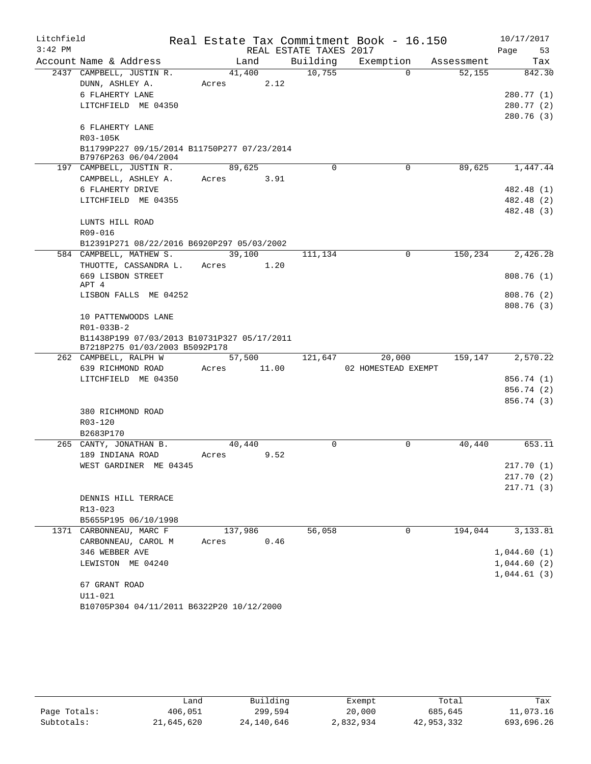Litchfield
3:42 PM

Real Estate Tax Commitment Book - 16.150
REAL ESTATE TAXES 2017

10/17/2017

| Account | Name & Address | Land | Building | Exemption | Assessment | Tax |
|---|---|---|---|---|---|---|
| 2437 | CAMPBELL, JUSTIN R. | 41,400 | 10,755 | 0 | 52,155 | 842.30 |
| | DUNN, ASHLEY A. | Acres 2.12 | | | | |
| | 6 FLAHERTY LANE | | | | | 280.77 (1) |
| | LITCHFIELD ME 04350 | | | | | 280.77 (2) |
| | | | | | | 280.76 (3) |
| | 6 FLAHERTY LANE | | | | | |
| | R03-105K | | | | | |
| | B11799P227 09/15/2014 B11750P277 07/23/2014 B7976P263 06/04/2004 | | | | | |
| 197 | CAMPBELL, JUSTIN R. | 89,625 | 0 | 0 | 89,625 | 1,447.44 |
| | CAMPBELL, ASHLEY A. | Acres 3.91 | | | | |
| | 6 FLAHERTY DRIVE | | | | | 482.48 (1) |
| | LITCHFIELD ME 04355 | | | | | 482.48 (2) |
| | | | | | | 482.48 (3) |
| | LUNTS HILL ROAD | | | | | |
| | R09-016 | | | | | |
| | B12391P271 08/22/2016 B6920P297 05/03/2002 | | | | | |
| 584 | CAMPBELL, MATHEW S. | 39,100 | 111,134 | 0 | 150,234 | 2,426.28 |
| | THUOTTE, CASSANDRA L. | Acres 1.20 | | | | |
| | 669 LISBON STREET APT 4 | | | | | 808.76 (1) |
| | LISBON FALLS ME 04252 | | | | | 808.76 (2) |
| | | | | | | 808.76 (3) |
| | 10 PATTENWOODS LANE | | | | | |
| | R01-033B-2 | | | | | |
| | B11438P199 07/03/2013 B10731P327 05/17/2011 B7218P275 01/03/2003 B5092P178 | | | | | |
| 262 | CAMPBELL, RALPH W | 57,500 | 121,647 | 20,000 | 159,147 | 2,570.22 |
| | 639 RICHMOND ROAD | Acres 11.00 | | 02 HOMESTEAD EXEMPT | | |
| | LITCHFIELD ME 04350 | | | | | 856.74 (1) |
| | | | | | | 856.74 (2) |
| | | | | | | 856.74 (3) |
| | 380 RICHMOND ROAD | | | | | |
| | R03-120 | | | | | |
| | B2683P170 | | | | | |
| 265 | CANTY, JONATHAN B. | 40,440 | 0 | 0 | 40,440 | 653.11 |
| | 189 INDIANA ROAD | Acres 9.52 | | | | |
| | WEST GARDINER ME 04345 | | | | | 217.70 (1) |
| | | | | | | 217.70 (2) |
| | | | | | | 217.71 (3) |
| | DENNIS HILL TERRACE | | | | | |
| | R13-023 | | | | | |
| | B5655P195 06/10/1998 | | | | | |
| 1371 | CARBONNEAU, MARC F | 137,986 | 56,058 | 0 | 194,044 | 3,133.81 |
| | CARBONNEAU, CAROL M | Acres 0.46 | | | | |
| | 346 WEBBER AVE | | | | | 1,044.60 (1) |
| | LEWISTON ME 04240 | | | | | 1,044.60 (2) |
| | | | | | | 1,044.61 (3) |
| | 67 GRANT ROAD | | | | | |
| | U11-021 | | | | | |
| | B10705P304 04/11/2011 B6322P20 10/12/2000 | | | | | |

| | Land | Building | Exempt | Total | Tax |
|---|---|---|---|---|---|
| Page Totals: | 406,051 | 299,594 | 20,000 | 685,645 | 11,073.16 |
| Subtotals: | 21,645,620 | 24,140,646 | 2,832,934 | 42,953,332 | 693,696.26 |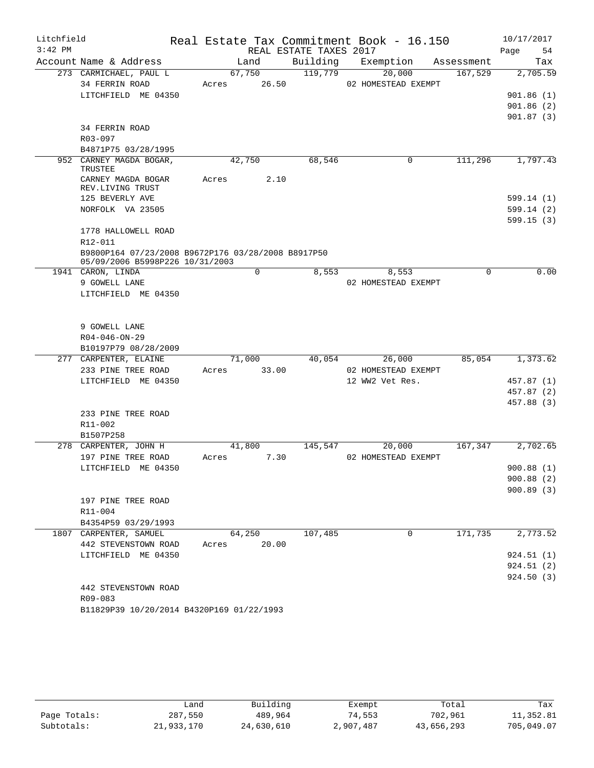Litchfield Real Estate Tax Commitment Book - 16.150 10/17/2017
3:42 PM REAL ESTATE TAXES 2017 Page 54

| Account Name & Address | Land | Building | Exemption | Assessment | Tax |
|---|---|---|---|---|---|
| 273 CARMICHAEL, PAUL L | 67,750 | 119,779 | 20,000 | 167,529 | 2,705.59 |
| 34 FERRIN ROAD | Acres 26.50 | | 02 HOMESTEAD EXEMPT | | |
| LITCHFIELD ME 04350 | | | | | 901.86 (1) |
| | | | | | 901.86 (2) |
| | | | | | 901.87 (3) |
| 34 FERRIN ROAD | | | | | |
| R03-097 | | | | | |
| B4871P75 03/28/1995 | | | | | |
| 952 CARNEY MAGDA BOGAR, TRUSTEE | 42,750 | 68,546 | 0 | 111,296 | 1,797.43 |
| CARNEY MAGDA BOGAR REV.LIVING TRUST | Acres 2.10 | | | | |
| 125 BEVERLY AVE | | | | | 599.14 (1) |
| NORFOLK VA 23505 | | | | | 599.14 (2) |
| | | | | | 599.15 (3) |
| 1778 HALLOWELL ROAD | | | | | |
| R12-011 | | | | | |
| B9800P164 07/23/2008 B9672P176 03/28/2008 B8917P50 05/09/2006 B5998P226 10/31/2003 | | | | | |
| 1941 CARON, LINDA | 0 | 8,553 | 8,553 | 0 | 0.00 |
| 9 GOWELL LANE | | | 02 HOMESTEAD EXEMPT | | |
| LITCHFIELD ME 04350 | | | | | |
| 9 GOWELL LANE | | | | | |
| R04-046-ON-29 | | | | | |
| B10197P79 08/28/2009 | | | | | |
| 277 CARPENTER, ELAINE | 71,000 | 40,054 | 26,000 | 85,054 | 1,373.62 |
| 233 PINE TREE ROAD | Acres 33.00 | | 02 HOMESTEAD EXEMPT | | |
| LITCHFIELD ME 04350 | | | 12 WW2 Vet Res. | | 457.87 (1) |
| | | | | | 457.87 (2) |
| | | | | | 457.88 (3) |
| 233 PINE TREE ROAD | | | | | |
| R11-002 | | | | | |
| B1507P258 | | | | | |
| 278 CARPENTER, JOHN H | 41,800 | 145,547 | 20,000 | 167,347 | 2,702.65 |
| 197 PINE TREE ROAD | Acres 7.30 | | 02 HOMESTEAD EXEMPT | | |
| LITCHFIELD ME 04350 | | | | | 900.88 (1) |
| | | | | | 900.88 (2) |
| | | | | | 900.89 (3) |
| 197 PINE TREE ROAD | | | | | |
| R11-004 | | | | | |
| B4354P59 03/29/1993 | | | | | |
| 1807 CARPENTER, SAMUEL | 64,250 | 107,485 | 0 | 171,735 | 2,773.52 |
| 442 STEVENSTOWN ROAD | Acres 20.00 | | | | |
| LITCHFIELD ME 04350 | | | | | 924.51 (1) |
| | | | | | 924.51 (2) |
| | | | | | 924.50 (3) |
| 442 STEVENSTOWN ROAD | | | | | |
| R09-083 | | | | | |
| B11829P39 10/20/2014 B4320P169 01/22/1993 | | | | | |

| | Land | Building | Exempt | Total | Tax |
|---|---|---|---|---|---|
| Page Totals: | 287,550 | 489,964 | 74,553 | 702,961 | 11,352.81 |
| Subtotals: | 21,933,170 | 24,630,610 | 2,907,487 | 43,656,293 | 705,049.07 |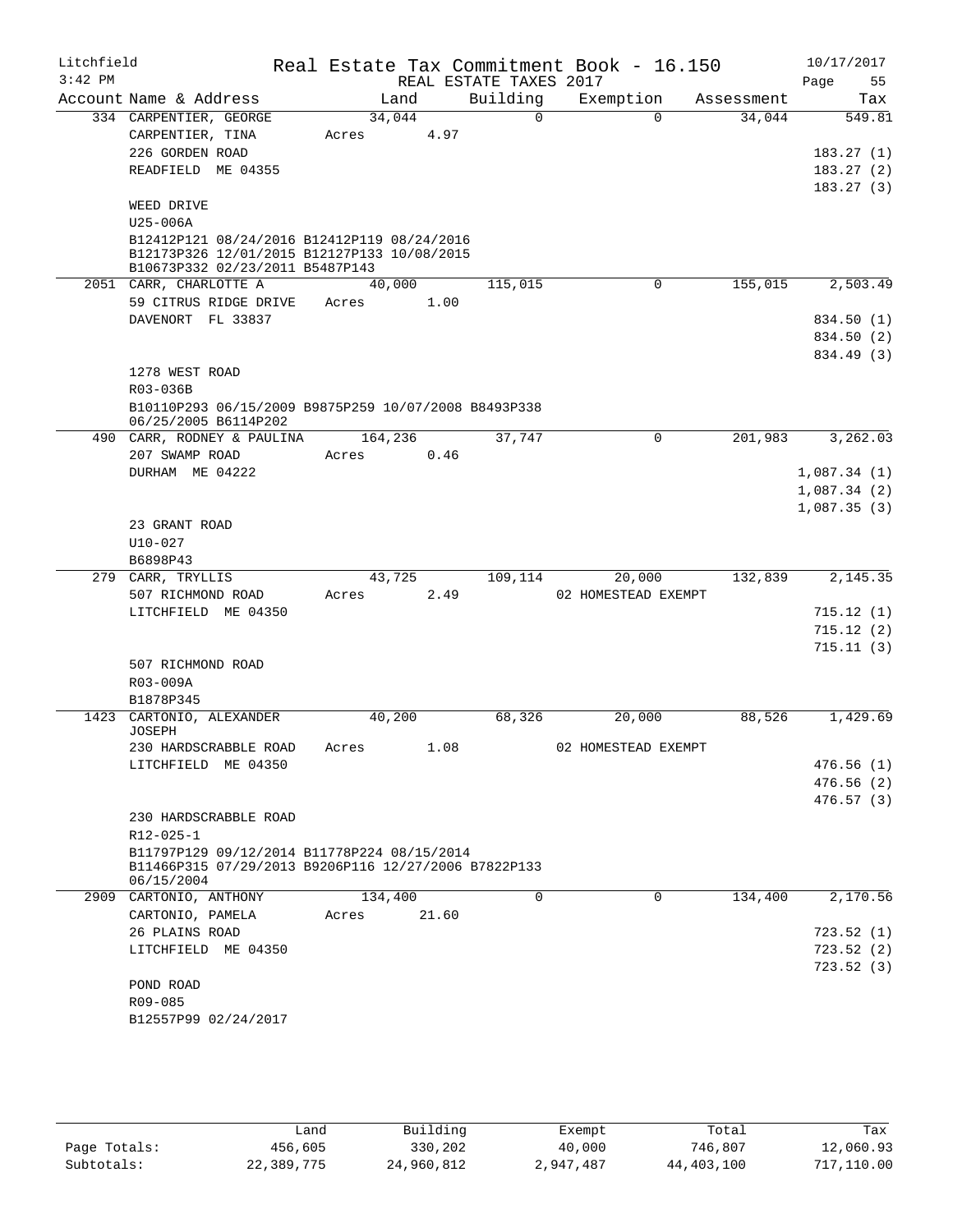Litchfield
3:42 PM

# Real Estate Tax Commitment Book - 16.150

REAL ESTATE TAXES 2017

10/17/2017

| Account | Name & Address | Land | Building | Exemption | Assessment | Tax |
|---|---|---|---|---|---|---|
| 334 | CARPENTIER, GEORGE | 34,044 | 0 | 0 | 34,044 | 549.81 |
| | CARPENTIER, TINA | Acres 4.97 | | | | |
| | 226 GORDEN ROAD | | | | | 183.27 (1) |
| | READFIELD ME 04355 | | | | | 183.27 (2) |
| | | | | | | 183.27 (3) |
| | WEED DRIVE | | | | | |
| | U25-006A | | | | | |
| | B12412P121 08/24/2016 B12412P119 08/24/2016 B12173P326 12/01/2015 B12127P133 10/08/2015 B10673P332 02/23/2011 B5487P143 | | | | | |
| 2051 | CARR, CHARLOTTE A | 40,000 | 115,015 | 0 | 155,015 | 2,503.49 |
| | 59 CITRUS RIDGE DRIVE | Acres 1.00 | | | | |
| | DAVENORT FL 33837 | | | | | 834.50 (1) |
| | | | | | | 834.50 (2) |
| | | | | | | 834.49 (3) |
| | 1278 WEST ROAD | | | | | |
| | R03-036B | | | | | |
| | B10110P293 06/15/2009 B9875P259 10/07/2008 B8493P338 06/25/2005 B6114P202 | | | | | |
| 490 | CARR, RODNEY & PAULINA | 164,236 | 37,747 | 0 | 201,983 | 3,262.03 |
| | 207 SWAMP ROAD | Acres 0.46 | | | | |
| | DURHAM ME 04222 | | | | | 1,087.34 (1) |
| | | | | | | 1,087.34 (2) |
| | | | | | | 1,087.35 (3) |
| | 23 GRANT ROAD | | | | | |
| | U10-027 | | | | | |
| | B6898P43 | | | | | |
| 279 | CARR, TRYLLIS | 43,725 | 109,114 | 20,000 | 132,839 | 2,145.35 |
| | 507 RICHMOND ROAD | Acres 2.49 | | 02 HOMESTEAD EXEMPT | | |
| | LITCHFIELD ME 04350 | | | | | 715.12 (1) |
| | | | | | | 715.12 (2) |
| | | | | | | 715.11 (3) |
| | 507 RICHMOND ROAD | | | | | |
| | R03-009A | | | | | |
| | B1878P345 | | | | | |
| 1423 | CARTONIO, ALEXANDER JOSEPH | 40,200 | 68,326 | 20,000 | 88,526 | 1,429.69 |
| | 230 HARDSCRABBLE ROAD | Acres 1.08 | | 02 HOMESTEAD EXEMPT | | |
| | LITCHFIELD ME 04350 | | | | | 476.56 (1) |
| | | | | | | 476.56 (2) |
| | | | | | | 476.57 (3) |
| | 230 HARDSCRABBLE ROAD | | | | | |
| | R12-025-1 | | | | | |
| | B11797P129 09/12/2014 B11778P224 08/15/2014 B11466P315 07/29/2013 B9206P116 12/27/2006 B7822P133 06/15/2004 | | | | | |
| 2909 | CARTONIO, ANTHONY | 134,400 | 0 | 0 | 134,400 | 2,170.56 |
| | CARTONIO, PAMELA | Acres 21.60 | | | | |
| | 26 PLAINS ROAD | | | | | 723.52 (1) |
| | LITCHFIELD ME 04350 | | | | | 723.52 (2) |
| | | | | | | 723.52 (3) |
| | POND ROAD | | | | | |
| | R09-085 | | | | | |
| | B12557P99 02/24/2017 | | | | | |

| | Land | Building | Exempt | Total | Tax |
|---|---|---|---|---|---|
| Page Totals: | 456,605 | 330,202 | 40,000 | 746,807 | 12,060.93 |
| Subtotals: | 22,389,775 | 24,960,812 | 2,947,487 | 44,403,100 | 717,110.00 |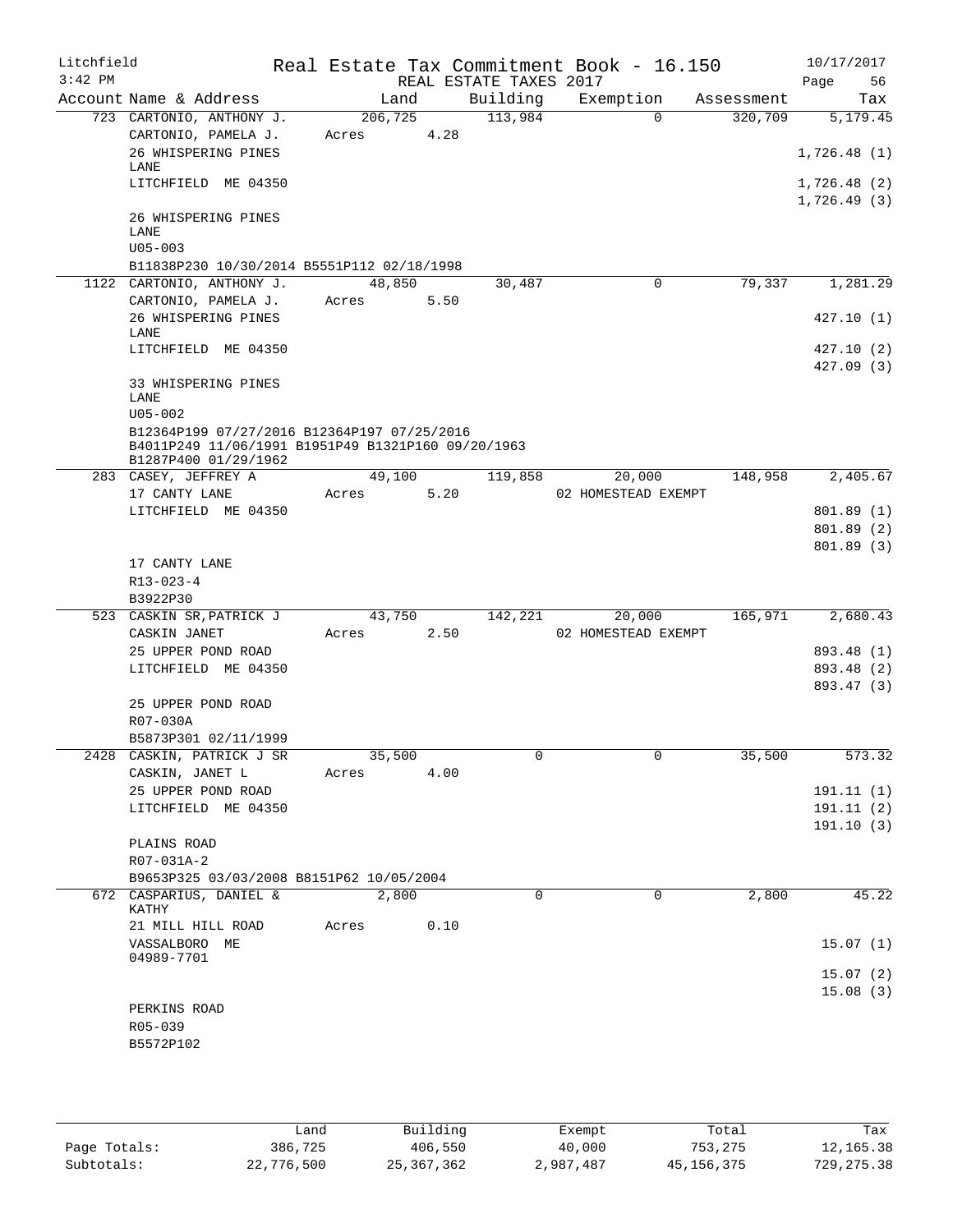Litchfield
3:42 PM

# Real Estate Tax Commitment Book - 16.150

REAL ESTATE TAXES 2017

10/17/2017

| Account | Name & Address | Land | Building | Exemption | Assessment | Tax |
|---|---|---|---|---|---|---|
| 723 | CARTONIO, ANTHONY J. | 206,725 | 113,984 | 0 | 320,709 | 5,179.45 |
| | CARTONIO, PAMELA J. | Acres 4.28 | | | | |
| | 26 WHISPERING PINES LANE | | | | | 1,726.48 (1) |
| | LITCHFIELD ME 04350 | | | | | 1,726.48 (2) |
| | | | | | | 1,726.49 (3) |
| | 26 WHISPERING PINES LANE | | | | | |
| | U05-003 | | | | | |
| | B11838P230 10/30/2014 B5551P112 02/18/1998 | | | | | |
| 1122 | CARTONIO, ANTHONY J. | 48,850 | 30,487 | 0 | 79,337 | 1,281.29 |
| | CARTONIO, PAMELA J. | Acres 5.50 | | | | |
| | 26 WHISPERING PINES LANE | | | | | 427.10 (1) |
| | LITCHFIELD ME 04350 | | | | | 427.10 (2) |
| | | | | | | 427.09 (3) |
| | 33 WHISPERING PINES LANE | | | | | |
| | U05-002 | | | | | |
| | B12364P199 07/27/2016 B12364P197 07/25/2016 B4011P249 11/06/1991 B1951P49 B1321P160 09/20/1963 B1287P400 01/29/1962 | | | | | |
| 283 | CASEY, JEFFREY A | 49,100 | 119,858 | 20,000 | 148,958 | 2,405.67 |
| | 17 CANTY LANE | Acres 5.20 | | 02 HOMESTEAD EXEMPT | | |
| | LITCHFIELD ME 04350 | | | | | 801.89 (1) |
| | | | | | | 801.89 (2) |
| | | | | | | 801.89 (3) |
| | 17 CANTY LANE | | | | | |
| | R13-023-4 | | | | | |
| | B3922P30 | | | | | |
| 523 | CASKIN SR,PATRICK J | 43,750 | 142,221 | 20,000 | 165,971 | 2,680.43 |
| | CASKIN JANET | Acres 2.50 | | 02 HOMESTEAD EXEMPT | | |
| | 25 UPPER POND ROAD | | | | | 893.48 (1) |
| | LITCHFIELD ME 04350 | | | | | 893.48 (2) |
| | | | | | | 893.47 (3) |
| | 25 UPPER POND ROAD | | | | | |
| | R07-030A | | | | | |
| | B5873P301 02/11/1999 | | | | | |
| 2428 | CASKIN, PATRICK J SR | 35,500 | 0 | 0 | 35,500 | 573.32 |
| | CASKIN, JANET L | Acres 4.00 | | | | |
| | 25 UPPER POND ROAD | | | | | 191.11 (1) |
| | LITCHFIELD ME 04350 | | | | | 191.11 (2) |
| | | | | | | 191.10 (3) |
| | PLAINS ROAD | | | | | |
| | R07-031A-2 | | | | | |
| | B9653P325 03/03/2008 B8151P62 10/05/2004 | | | | | |
| 672 | CASPARIUS, DANIEL & KATHY | 2,800 | 0 | 0 | 2,800 | 45.22 |
| | 21 MILL HILL ROAD | Acres 0.10 | | | | |
| | VASSALBORO ME 04989-7701 | | | | | 15.07 (1) |
| | | | | | | 15.07 (2) |
| | | | | | | 15.08 (3) |
| | PERKINS ROAD | | | | | |
| | R05-039 | | | | | |
| | B5572P102 | | | | | |

| | Land | Building | Exempt | Total | Tax |
|---|---|---|---|---|---|
| Page Totals: | 386,725 | 406,550 | 40,000 | 753,275 | 12,165.38 |
| Subtotals: | 22,776,500 | 25,367,362 | 2,987,487 | 45,156,375 | 729,275.38 |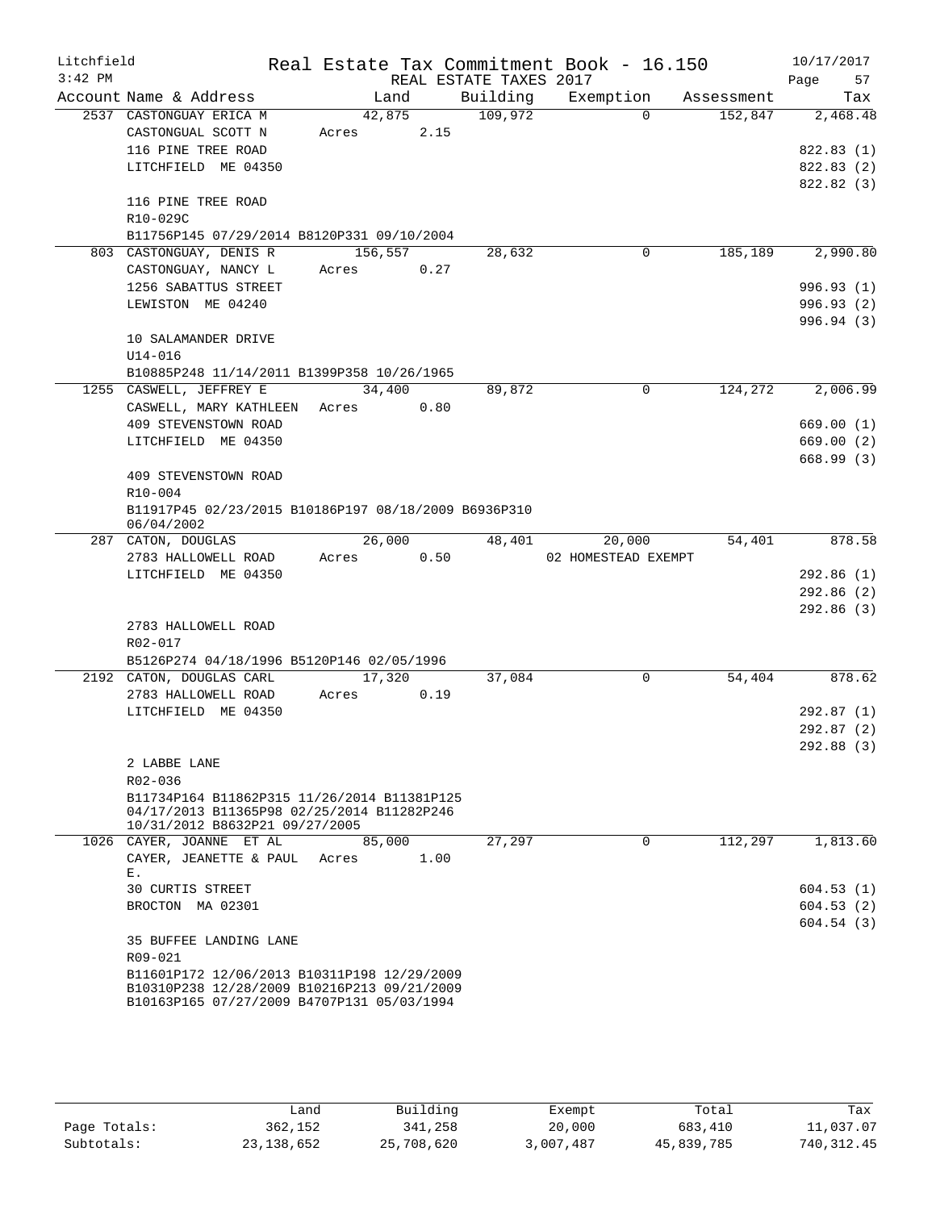Litchfield Real Estate Tax Commitment Book - 16.150 10/17/2017
3:42 PM REAL ESTATE TAXES 2017

| Account Name & Address | Land | Building | Exemption | Assessment | Tax |
|---|---|---|---|---|---|
| 2537 CASTONGUAY ERICA M | 42,875 | 109,972 | 0 | 152,847 | 2,468.48 |
| CASTONGUAL SCOTT N | Acres 2.15 | | | | |
| 116 PINE TREE ROAD | | | | | 822.83 (1) |
| LITCHFIELD ME 04350 | | | | | 822.83 (2) |
| | | | | | 822.82 (3) |
| 116 PINE TREE ROAD | | | | | |
| R10-029C | | | | | |
| B11756P145 07/29/2014 B8120P331 09/10/2004 | | | | | |
| 803 CASTONGUAY, DENIS R | 156,557 | 28,632 | 0 | 185,189 | 2,990.80 |
| CASTONGUAY, NANCY L | Acres 0.27 | | | | |
| 1256 SABATTUS STREET | | | | | 996.93 (1) |
| LEWISTON ME 04240 | | | | | 996.93 (2) |
| | | | | | 996.94 (3) |
| 10 SALAMANDER DRIVE | | | | | |
| U14-016 | | | | | |
| B10885P248 11/14/2011 B1399P358 10/26/1965 | | | | | |
| 1255 CASWELL, JEFFREY E | 34,400 | 89,872 | 0 | 124,272 | 2,006.99 |
| CASWELL, MARY KATHLEEN | Acres 0.80 | | | | |
| 409 STEVENSTOWN ROAD | | | | | 669.00 (1) |
| LITCHFIELD ME 04350 | | | | | 669.00 (2) |
| | | | | | 668.99 (3) |
| 409 STEVENSTOWN ROAD | | | | | |
| R10-004 | | | | | |
| B11917P45 02/23/2015 B10186P197 08/18/2009 B6936P310 06/04/2002 | | | | | |
| 287 CATON, DOUGLAS | 26,000 | 48,401 | 20,000 | 54,401 | 878.58 |
| 2783 HALLOWELL ROAD | Acres 0.50 | | 02 HOMESTEAD EXEMPT | | |
| LITCHFIELD ME 04350 | | | | | 292.86 (1) |
| | | | | | 292.86 (2) |
| | | | | | 292.86 (3) |
| 2783 HALLOWELL ROAD | | | | | |
| R02-017 | | | | | |
| B5126P274 04/18/1996 B5120P146 02/05/1996 | | | | | |
| 2192 CATON, DOUGLAS CARL | 17,320 | 37,084 | 0 | 54,404 | 878.62 |
| 2783 HALLOWELL ROAD | Acres 0.19 | | | | |
| LITCHFIELD ME 04350 | | | | | 292.87 (1) |
| | | | | | 292.87 (2) |
| | | | | | 292.88 (3) |
| 2 LABBE LANE | | | | | |
| R02-036 | | | | | |
| B11734P164 B11862P315 11/26/2014 B11381P125 04/17/2013 B11365P98 02/25/2014 B11282P246 10/31/2012 B8632P21 09/27/2005 | | | | | |
| 1026 CAYER, JOANNE ET AL | 85,000 | 27,297 | 0 | 112,297 | 1,813.60 |
| CAYER, JEANETTE & PAUL E. | Acres 1.00 | | | | |
| 30 CURTIS STREET | | | | | 604.53 (1) |
| BROCTON MA 02301 | | | | | 604.53 (2) |
| | | | | | 604.54 (3) |
| 35 BUFFEE LANDING LANE | | | | | |
| R09-021 | | | | | |
| B11601P172 12/06/2013 B10311P198 12/29/2009 B10310P238 12/28/2009 B10216P213 09/21/2009 B10163P165 07/27/2009 B4707P131 05/03/1994 | | | | | |

| | Land | Building | Exempt | Total | Tax |
|---|---|---|---|---|---|
| Page Totals: | 362,152 | 341,258 | 20,000 | 683,410 | 11,037.07 |
| Subtotals: | 23,138,652 | 25,708,620 | 3,007,487 | 45,839,785 | 740,312.45 |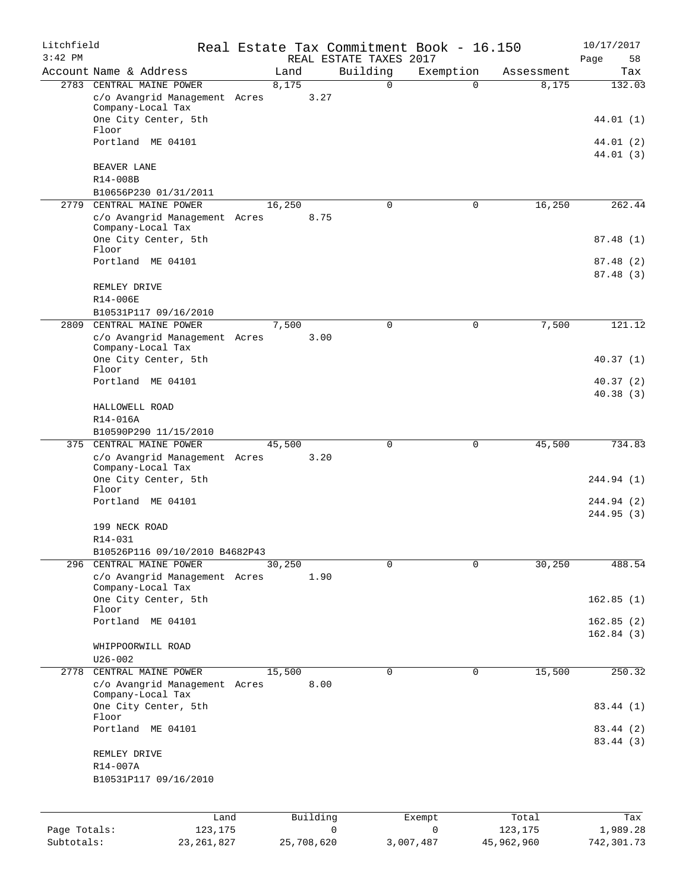Litchfield  
3:42 PM

# Real Estate Tax Commitment Book - 16.150

REAL ESTATE TAXES 2017

10/17/2017

| Account | Name & Address | Land | Building | Exemption | Assessment | Tax |
|---|---|---|---|---|---|---|
| 2783 | CENTRAL MAINE POWER<br>c/o Avangrid Management Company-Local Tax<br>One City Center, 5th Floor<br>Portland ME 04101<br>BEAVER LANE<br>R14-008B<br>B10656P230 01/31/2011 | 8,175<br>Acres 3.27 | 0 | 0 | 8,175 | 132.03<br>44.01 (1)<br>44.01 (2)<br>44.01 (3) |
| 2779 | CENTRAL MAINE POWER<br>c/o Avangrid Management Company-Local Tax<br>One City Center, 5th Floor<br>Portland ME 04101<br>REMLEY DRIVE<br>R14-006E<br>B10531P117 09/16/2010 | 16,250<br>Acres 8.75 | 0 | 0 | 16,250 | 262.44<br>87.48 (1)<br>87.48 (2)<br>87.48 (3) |
| 2809 | CENTRAL MAINE POWER<br>c/o Avangrid Management Company-Local Tax<br>One City Center, 5th Floor<br>Portland ME 04101<br>HALLOWELL ROAD<br>R14-016A<br>B10590P290 11/15/2010 | 7,500<br>Acres 3.00 | 0 | 0 | 7,500 | 121.12<br>40.37 (1)<br>40.37 (2)<br>40.38 (3) |
| 375 | CENTRAL MAINE POWER<br>c/o Avangrid Management Company-Local Tax<br>One City Center, 5th Floor<br>Portland ME 04101<br>199 NECK ROAD<br>R14-031<br>B10526P116 09/10/2010 B4682P43 | 45,500<br>Acres 3.20 | 0 | 0 | 45,500 | 734.83<br>244.94 (1)<br>244.94 (2)<br>244.95 (3) |
| 296 | CENTRAL MAINE POWER<br>c/o Avangrid Management Company-Local Tax<br>One City Center, 5th Floor<br>Portland ME 04101<br>WHIPPOORWILL ROAD<br>U26-002 | 30,250<br>Acres 1.90 | 0 | 0 | 30,250 | 488.54<br>162.85 (1)<br>162.85 (2)<br>162.84 (3) |
| 2778 | CENTRAL MAINE POWER<br>c/o Avangrid Management Company-Local Tax<br>One City Center, 5th Floor<br>Portland ME 04101<br>REMLEY DRIVE<br>R14-007A<br>B10531P117 09/16/2010 | 15,500<br>Acres 8.00 | 0 | 0 | 15,500 | 250.32<br>83.44 (1)<br>83.44 (2)<br>83.44 (3) |

| | Land | Building | Exempt | Total | Tax |
|---|---|---|---|---|---|
| Page Totals: | 123,175 | 0 | 0 | 123,175 | 1,989.28 |
| Subtotals: | 23,261,827 | 25,708,620 | 3,007,487 | 45,962,960 | 742,301.73 |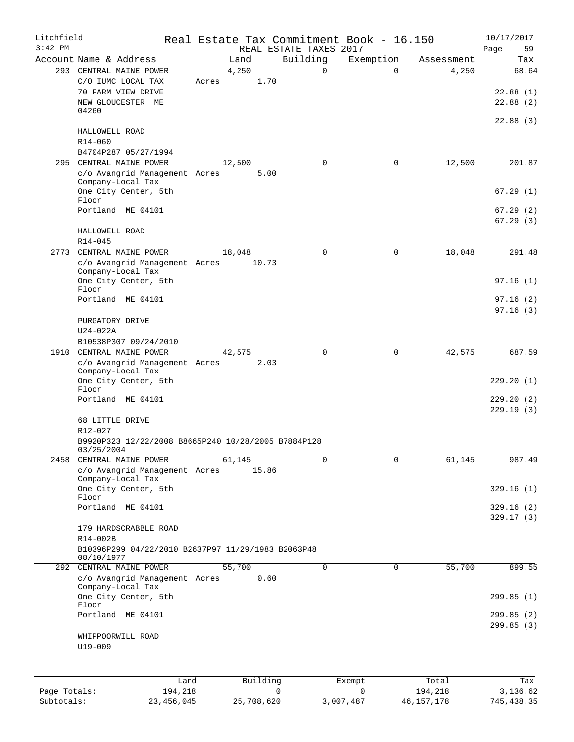Litchfield
3:42 PM

Real Estate Tax Commitment Book - 16.150
REAL ESTATE TAXES 2017

10/17/2017

| Account | Name & Address | Land | Building | Exemption | Assessment | Tax |
|---|---|---|---|---|---|---|
| 293 | CENTRAL MAINE POWER<br>C/O IUMC LOCAL TAX<br>70 FARM VIEW DRIVE<br>NEW GLOUCESTER ME<br>04260<br>HALLOWELL ROAD<br>R14-060<br>B4704P287 05/27/1994 | 4,250<br>Acres 1.70 | 0 | 0 | 4,250 | 68.64<br>22.88 (1)<br>22.88 (2)<br>22.88 (3) |
| 295 | CENTRAL MAINE POWER<br>c/o Avangrid Management Company-Local Tax<br>One City Center, 5th Floor<br>Portland ME 04101<br>HALLOWELL ROAD<br>R14-045 | 12,500<br>Acres 5.00 | 0 | 0 | 12,500 | 201.87<br>67.29 (1)<br>67.29 (2)<br>67.29 (3) |
| 2773 | CENTRAL MAINE POWER<br>c/o Avangrid Management Company-Local Tax<br>One City Center, 5th Floor<br>Portland ME 04101<br>PURGATORY DRIVE<br>U24-022A<br>B10538P307 09/24/2010 | 18,048<br>Acres 10.73 | 0 | 0 | 18,048 | 291.48<br>97.16 (1)<br>97.16 (2)<br>97.16 (3) |
| 1910 | CENTRAL MAINE POWER<br>c/o Avangrid Management Company-Local Tax<br>One City Center, 5th Floor<br>Portland ME 04101<br>68 LITTLE DRIVE<br>R12-027<br>B9920P323 12/22/2008 B8665P240 10/28/2005 B7884P128 03/25/2004 | 42,575<br>Acres 2.03 | 0 | 0 | 42,575 | 687.59<br>229.20 (1)<br>229.20 (2)<br>229.19 (3) |
| 2458 | CENTRAL MAINE POWER<br>c/o Avangrid Management Company-Local Tax<br>One City Center, 5th Floor<br>Portland ME 04101<br>179 HARDSCRABBLE ROAD<br>R14-002B<br>B10396P299 04/22/2010 B2637P97 11/29/1983 B2063P48 08/10/1977 | 61,145<br>Acres 15.86 | 0 | 0 | 61,145 | 987.49<br>329.16 (1)<br>329.16 (2)<br>329.17 (3) |
| 292 | CENTRAL MAINE POWER<br>c/o Avangrid Management Company-Local Tax<br>One City Center, 5th Floor<br>Portland ME 04101<br>WHIPPOORWILL ROAD<br>U19-009 | 55,700<br>Acres 0.60 | 0 | 0 | 55,700 | 899.55<br>299.85 (1)<br>299.85 (2)<br>299.85 (3) |

| | Land | Building | Exempt | Total | Tax |
|---|---|---|---|---|---|
| Page Totals: | 194,218 | 0 | 0 | 194,218 | 3,136.62 |
| Subtotals: | 23,456,045 | 25,708,620 | 3,007,487 | 46,157,178 | 745,438.35 |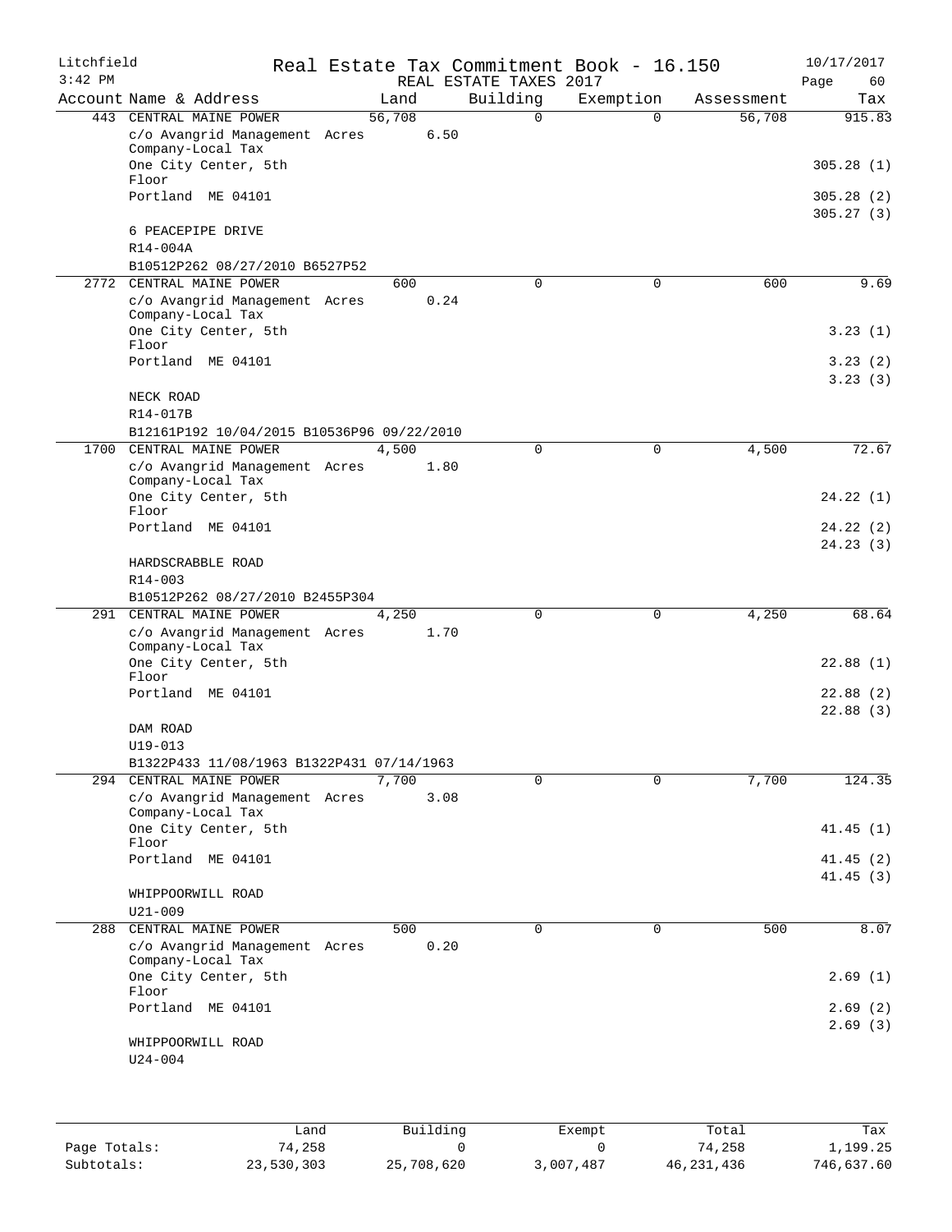# Real Estate Tax Commitment Book - 16.150

Litchfield
3:42 PM

REAL ESTATE TAXES 2017

10/17/2017

| Account | Name & Address | Land | Building | Exemption | Assessment | Tax |
|---|---|---|---|---|---|---|
| 443 | CENTRAL MAINE POWER | 56,708 | 0 | 0 | 56,708 | 915.83 |
| | c/o Avangrid Management Company-Local Tax | Acres 6.50 | | | | |
| | One City Center, 5th Floor | | | | | 305.28 (1) |
| | Portland ME 04101 | | | | | 305.28 (2) |
| | | | | | | 305.27 (3) |
| | 6 PEACEPIPE DRIVE | | | | | |
| | R14-004A | | | | | |
| | B10512P262 08/27/2010 B6527P52 | | | | | |
| 2772 | CENTRAL MAINE POWER | 600 | 0 | 0 | 600 | 9.69 |
| | c/o Avangrid Management Company-Local Tax | Acres 0.24 | | | | |
| | One City Center, 5th Floor | | | | | 3.23 (1) |
| | Portland ME 04101 | | | | | 3.23 (2) |
| | | | | | | 3.23 (3) |
| | NECK ROAD | | | | | |
| | R14-017B | | | | | |
| | B12161P192 10/04/2015 B10536P96 09/22/2010 | | | | | |
| 1700 | CENTRAL MAINE POWER | 4,500 | 0 | 0 | 4,500 | 72.67 |
| | c/o Avangrid Management Company-Local Tax | Acres 1.80 | | | | |
| | One City Center, 5th Floor | | | | | 24.22 (1) |
| | Portland ME 04101 | | | | | 24.22 (2) |
| | | | | | | 24.23 (3) |
| | HARDSCRABBLE ROAD | | | | | |
| | R14-003 | | | | | |
| | B10512P262 08/27/2010 B2455P304 | | | | | |
| 291 | CENTRAL MAINE POWER | 4,250 | 0 | 0 | 4,250 | 68.64 |
| | c/o Avangrid Management Company-Local Tax | Acres 1.70 | | | | |
| | One City Center, 5th Floor | | | | | 22.88 (1) |
| | Portland ME 04101 | | | | | 22.88 (2) |
| | | | | | | 22.88 (3) |
| | DAM ROAD | | | | | |
| | U19-013 | | | | | |
| | B1322P433 11/08/1963 B1322P431 07/14/1963 | | | | | |
| 294 | CENTRAL MAINE POWER | 7,700 | 0 | 0 | 7,700 | 124.35 |
| | c/o Avangrid Management Company-Local Tax | Acres 3.08 | | | | |
| | One City Center, 5th Floor | | | | | 41.45 (1) |
| | Portland ME 04101 | | | | | 41.45 (2) |
| | | | | | | 41.45 (3) |
| | WHIPPOORWILL ROAD | | | | | |
| | U21-009 | | | | | |
| 288 | CENTRAL MAINE POWER | 500 | 0 | 0 | 500 | 8.07 |
| | c/o Avangrid Management Company-Local Tax | Acres 0.20 | | | | |
| | One City Center, 5th Floor | | | | | 2.69 (1) |
| | Portland ME 04101 | | | | | 2.69 (2) |
| | | | | | | 2.69 (3) |
| | WHIPPOORWILL ROAD | | | | | |
| | U24-004 | | | | | |

| | Land | Building | Exempt | Total | Tax |
|---|---|---|---|---|---|
| Page Totals: | 74,258 | 0 | 0 | 74,258 | 1,199.25 |
| Subtotals: | 23,530,303 | 25,708,620 | 3,007,487 | 46,231,436 | 746,637.60 |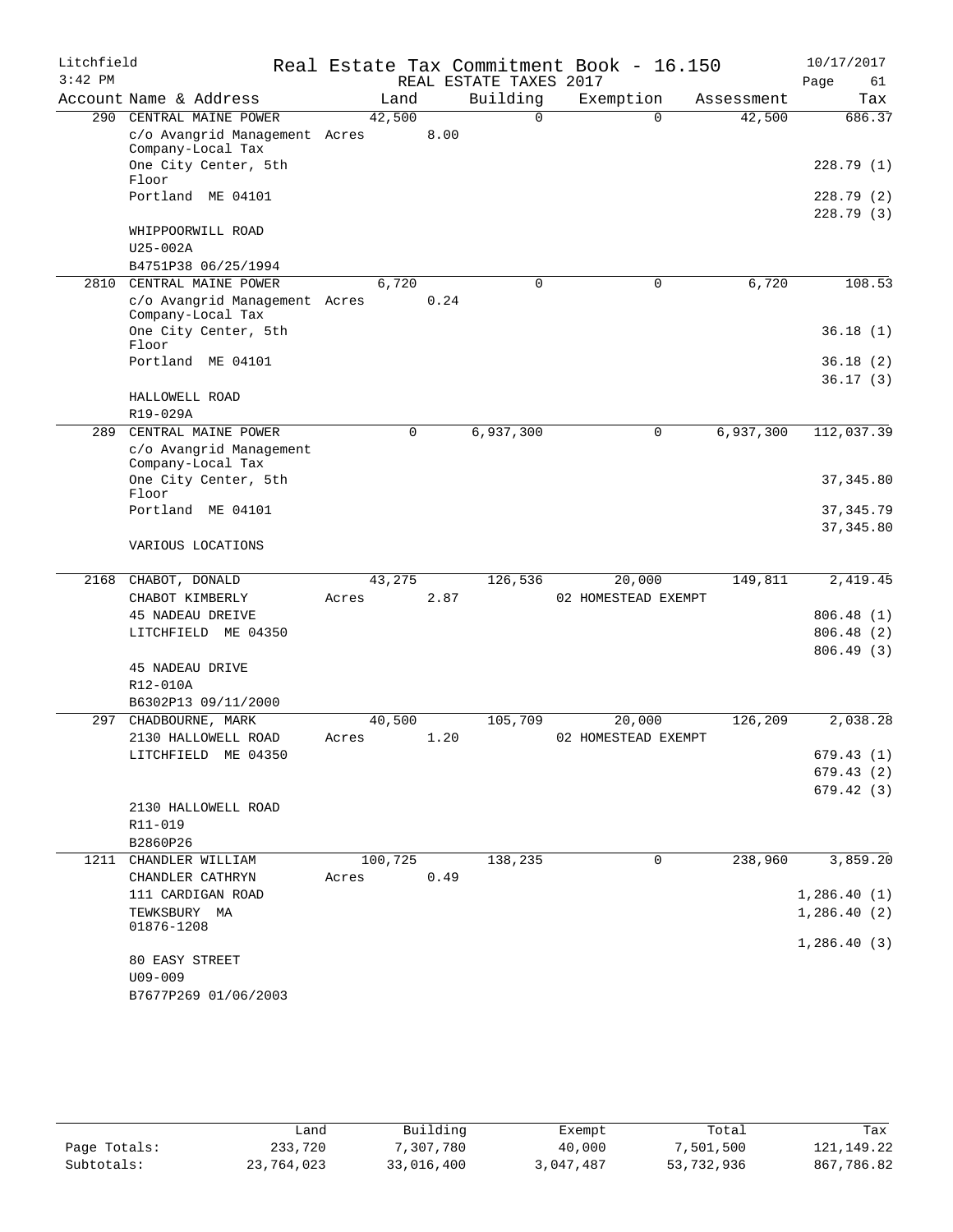Litchfield
3:42 PM

# Real Estate Tax Commitment Book - 16.150

REAL ESTATE TAXES 2017

10/17/2017

| Account | Name & Address | Land | Building | Exemption | Assessment | Tax |
|---|---|---|---|---|---|---|
| 290 | CENTRAL MAINE POWER | 42,500 | 0 | 0 | 42,500 | 686.37 |
| | c/o Avangrid Management Company-Local Tax | Acres 8.00 | | | | |
| | One City Center, 5th Floor | | | | | 228.79 (1) |
| | Portland ME 04101 | | | | | 228.79 (2) |
| | | | | | | 228.79 (3) |
| | WHIPPOORWILL ROAD | | | | | |
| | U25-002A | | | | | |
| | B4751P38 06/25/1994 | | | | | |
| 2810 | CENTRAL MAINE POWER | 6,720 | 0 | 0 | 6,720 | 108.53 |
| | c/o Avangrid Management Company-Local Tax | Acres 0.24 | | | | |
| | One City Center, 5th Floor | | | | | 36.18 (1) |
| | Portland ME 04101 | | | | | 36.18 (2) |
| | | | | | | 36.17 (3) |
| | HALLOWELL ROAD | | | | | |
| | R19-029A | | | | | |
| 289 | CENTRAL MAINE POWER | 0 | 6,937,300 | 0 | 6,937,300 | 112,037.39 |
| | c/o Avangrid Management Company-Local Tax | | | | | |
| | One City Center, 5th Floor | | | | | 37,345.80 |
| | Portland ME 04101 | | | | | 37,345.79 |
| | | | | | | 37,345.80 |
| | VARIOUS LOCATIONS | | | | | |
| 2168 | CHABOT, DONALD | 43,275 | 126,536 | 20,000 | 149,811 | 2,419.45 |
| | CHABOT KIMBERLY | Acres 2.87 | | 02 HOMESTEAD EXEMPT | | |
| | 45 NADEAU DREIVE | | | | | 806.48 (1) |
| | LITCHFIELD ME 04350 | | | | | 806.48 (2) |
| | | | | | | 806.49 (3) |
| | 45 NADEAU DRIVE | | | | | |
| | R12-010A | | | | | |
| | B6302P13 09/11/2000 | | | | | |
| 297 | CHADBOURNE, MARK | 40,500 | 105,709 | 20,000 | 126,209 | 2,038.28 |
| | 2130 HALLOWELL ROAD | Acres 1.20 | | 02 HOMESTEAD EXEMPT | | |
| | LITCHFIELD ME 04350 | | | | | 679.43 (1) |
| | | | | | | 679.43 (2) |
| | | | | | | 679.42 (3) |
| | 2130 HALLOWELL ROAD | | | | | |
| | R11-019 | | | | | |
| | B2860P26 | | | | | |
| 1211 | CHANDLER WILLIAM | 100,725 | 138,235 | 0 | 238,960 | 3,859.20 |
| | CHANDLER CATHRYN | Acres 0.49 | | | | |
| | 111 CARDIGAN ROAD | | | | | 1,286.40 (1) |
| | TEWKSBURY MA 01876-1208 | | | | | 1,286.40 (2) |
| | | | | | | 1,286.40 (3) |
| | 80 EASY STREET | | | | | |
| | U09-009 | | | | | |
| | B7677P269 01/06/2003 | | | | | |

| | Land | Building | Exempt | Total | Tax |
|---|---|---|---|---|---|
| Page Totals: | 233,720 | 7,307,780 | 40,000 | 7,501,500 | 121,149.22 |
| Subtotals: | 23,764,023 | 33,016,400 | 3,047,487 | 53,732,936 | 867,786.82 |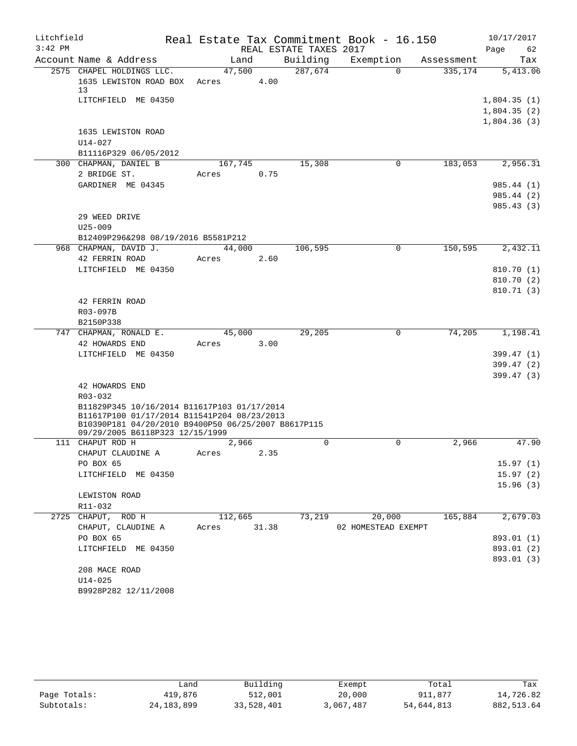Litchfield
3:42 PM

# Real Estate Tax Commitment Book - 16.150

REAL ESTATE TAXES 2017

10/17/2017

| Account | Name & Address | Land | Building | Exemption | Assessment | Tax |
|---|---|---|---|---|---|---|
| 2575 | CHAPEL HOLDINGS LLC. | 47,500 | 287,674 | 0 | 335,174 | 5,413.06 |
| | 1635 LEWISTON ROAD BOX 13 | Acres 4.00 | | | | |
| | LITCHFIELD ME 04350 | | | | | 1,804.35 (1) |
| | | | | | | 1,804.35 (2) |
| | | | | | | 1,804.36 (3) |
| | 1635 LEWISTON ROAD | | | | | |
| | U14-027 | | | | | |
| | B11116P329 06/05/2012 | | | | | |
| 300 | CHAPMAN, DANIEL B | 167,745 | 15,308 | 0 | 183,053 | 2,956.31 |
| | 2 BRIDGE ST. | Acres 0.75 | | | | |
| | GARDINER ME 04345 | | | | | 985.44 (1) |
| | | | | | | 985.44 (2) |
| | | | | | | 985.43 (3) |
| | 29 WEED DRIVE | | | | | |
| | U25-009 | | | | | |
| | B12409P296&298 08/19/2016 B5581P212 | | | | | |
| 968 | CHAPMAN, DAVID J. | 44,000 | 106,595 | 0 | 150,595 | 2,432.11 |
| | 42 FERRIN ROAD | Acres 2.60 | | | | |
| | LITCHFIELD ME 04350 | | | | | 810.70 (1) |
| | | | | | | 810.70 (2) |
| | | | | | | 810.71 (3) |
| | 42 FERRIN ROAD | | | | | |
| | R03-097B | | | | | |
| | B2150P338 | | | | | |
| 747 | CHAPMAN, RONALD E. | 45,000 | 29,205 | 0 | 74,205 | 1,198.41 |
| | 42 HOWARDS END | Acres 3.00 | | | | |
| | LITCHFIELD ME 04350 | | | | | 399.47 (1) |
| | | | | | | 399.47 (2) |
| | | | | | | 399.47 (3) |
| | 42 HOWARDS END | | | | | |
| | R03-032 | | | | | |
| | B11829P345 10/16/2014 B11617P103 01/17/2014 B11617P100 01/17/2014 B11541P204 08/23/2013 B10390P181 04/20/2010 B9400P50 06/25/2007 B8617P115 09/29/2005 B6118P323 12/15/1999 | | | | | |
| 111 | CHAPUT ROD H | 2,966 | 0 | 0 | 2,966 | 47.90 |
| | CHAPUT CLAUDINE A | Acres 2.35 | | | | |
| | PO BOX 65 | | | | | 15.97 (1) |
| | LITCHFIELD ME 04350 | | | | | 15.97 (2) |
| | | | | | | 15.96 (3) |
| | LEWISTON ROAD | | | | | |
| | R11-032 | | | | | |
| 2725 | CHAPUT, ROD H | 112,665 | 73,219 | 20,000 | 165,884 | 2,679.03 |
| | CHAPUT, CLAUDINE A | Acres 31.38 | | 02 HOMESTEAD EXEMPT | | |
| | PO BOX 65 | | | | | 893.01 (1) |
| | LITCHFIELD ME 04350 | | | | | 893.01 (2) |
| | | | | | | 893.01 (3) |
| | 208 MACE ROAD | | | | | |
| | U14-025 | | | | | |
| | B9928P282 12/11/2008 | | | | | |

| | Land | Building | Exempt | Total | Tax |
|---|---|---|---|---|---|
| Page Totals: | 419,876 | 512,001 | 20,000 | 911,877 | 14,726.82 |
| Subtotals: | 24,183,899 | 33,528,401 | 3,067,487 | 54,644,813 | 882,513.64 |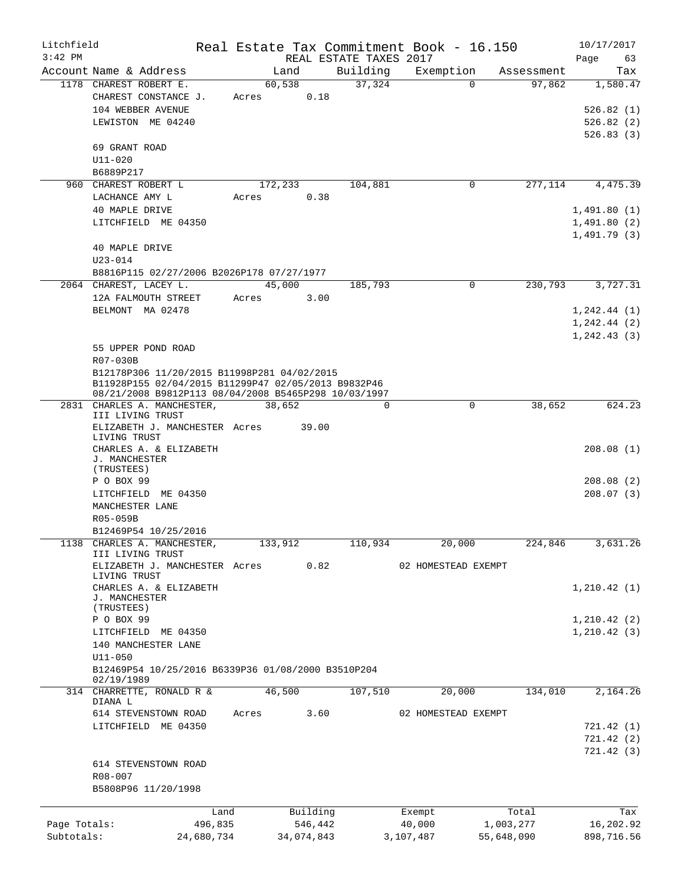Litchfield 3:42 PM

# Real Estate Tax Commitment Book - 16.150

REAL ESTATE TAXES 2017

10/17/2017

| Account | Name & Address | Land | Building | Exemption | Assessment | Tax |
|---|---|---|---|---|---|---|
| 1178 | CHAREST ROBERT E. | 60,538 | 37,324 | 0 | 97,862 | 1,580.47 |
| | CHAREST CONSTANCE J. | Acres 0.18 | | | | |
| | 104 WEBBER AVENUE | | | | | 526.82 (1) |
| | LEWISTON ME 04240 | | | | | 526.82 (2) |
| | | | | | | 526.83 (3) |
| | 69 GRANT ROAD | | | | | |
| | U11-020 | | | | | |
| | B6889P217 | | | | | |
| 960 | CHAREST ROBERT L | 172,233 | 104,881 | 0 | 277,114 | 4,475.39 |
| | LACHANCE AMY L | Acres 0.38 | | | | |
| | 40 MAPLE DRIVE | | | | | 1,491.80 (1) |
| | LITCHFIELD ME 04350 | | | | | 1,491.80 (2) |
| | | | | | | 1,491.79 (3) |
| | 40 MAPLE DRIVE | | | | | |
| | U23-014 | | | | | |
| | B8816P115 02/27/2006 B2026P178 07/27/1977 | | | | | |
| 2064 | CHAREST, LACEY L. | 45,000 | 185,793 | 0 | 230,793 | 3,727.31 |
| | 12A FALMOUTH STREET | Acres 3.00 | | | | |
| | BELMONT MA 02478 | | | | | 1,242.44 (1) |
| | | | | | | 1,242.44 (2) |
| | | | | | | 1,242.43 (3) |
| | 55 UPPER POND ROAD | | | | | |
| | R07-030B | | | | | |
| | B12178P306 11/20/2015 B11998P281 04/02/2015 B11928P155 02/04/2015 B11299P47 02/05/2013 B9832P46 08/21/2008 B9812P113 08/04/2008 B5465P298 10/03/1997 | | | | | |
| 2831 | CHARLES A. MANCHESTER, III LIVING TRUST | 38,652 | 0 | 0 | 38,652 | 624.23 |
| | ELIZABETH J. MANCHESTER LIVING TRUST | Acres 39.00 | | | | |
| | CHARLES A. & ELIZABETH J. MANCHESTER (TRUSTEES) | | | | | 208.08 (1) |
| | P O BOX 99 | | | | | 208.08 (2) |
| | LITCHFIELD ME 04350 | | | | | 208.07 (3) |
| | MANCHESTER LANE | | | | | |
| | R05-059B | | | | | |
| | B12469P54 10/25/2016 | | | | | |
| 1138 | CHARLES A. MANCHESTER, III LIVING TRUST | 133,912 | 110,934 | 20,000 | 224,846 | 3,631.26 |
| | ELIZABETH J. MANCHESTER LIVING TRUST | Acres 0.82 | | 02 HOMESTEAD EXEMPT | | |
| | CHARLES A. & ELIZABETH J. MANCHESTER (TRUSTEES) | | | | | 1,210.42 (1) |
| | P O BOX 99 | | | | | 1,210.42 (2) |
| | LITCHFIELD ME 04350 | | | | | 1,210.42 (3) |
| | 140 MANCHESTER LANE | | | | | |
| | U11-050 | | | | | |
| | B12469P54 10/25/2016 B6339P36 01/08/2000 B3510P204 02/19/1989 | | | | | |
| 314 | CHARRETTE, RONALD R & DIANA L | 46,500 | 107,510 | 20,000 | 134,010 | 2,164.26 |
| | 614 STEVENSTOWN ROAD | Acres 3.60 | | 02 HOMESTEAD EXEMPT | | |
| | LITCHFIELD ME 04350 | | | | | 721.42 (1) |
| | | | | | | 721.42 (2) |
| | | | | | | 721.42 (3) |
| | 614 STEVENSTOWN ROAD | | | | | |
| | R08-007 | | | | | |
| | B5808P96 11/20/1998 | | | | | |

| | Land | Building | Exempt | Total | Tax |
|---|---|---|---|---|---|
| Page Totals: | 496,835 | 546,442 | 40,000 | 1,003,277 | 16,202.92 |
| Subtotals: | 24,680,734 | 34,074,843 | 3,107,487 | 55,648,090 | 898,716.56 |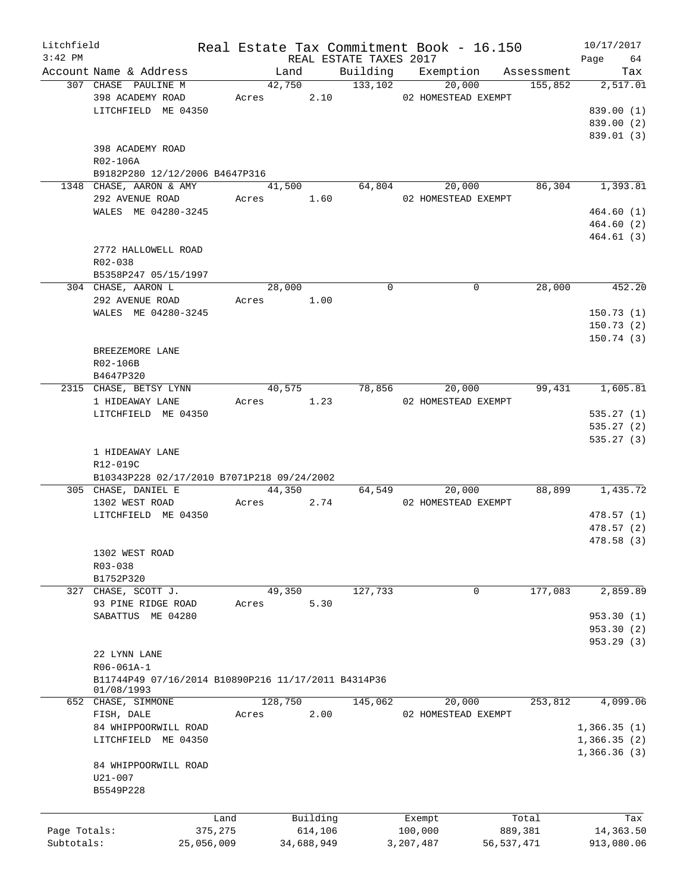Litchfield  Real Estate Tax Commitment Book - 16.150  10/17/2017
3:42 PM  REAL ESTATE TAXES 2017  Page 64

| Account | Name & Address | Land | Building | Exemption | Assessment | Tax |
|---|---|---|---|---|---|---|
| 307 | CHASE PAULINE M | 42,750 | 133,102 | 20,000 | 155,852 | 2,517.01 |
| | 398 ACADEMY ROAD | Acres 2.10 | | 02 HOMESTEAD EXEMPT | | |
| | LITCHFIELD ME 04350 | | | | | 839.00 (1) |
| | | | | | | 839.00 (2) |
| | | | | | | 839.01 (3) |
| | 398 ACADEMY ROAD | | | | | |
| | R02-106A | | | | | |
| | B9182P280 12/12/2006 B4647P316 | | | | | |
| 1348 | CHASE, AARON & AMY | 41,500 | 64,804 | 20,000 | 86,304 | 1,393.81 |
| | 292 AVENUE ROAD | Acres 1.60 | | 02 HOMESTEAD EXEMPT | | |
| | WALES ME 04280-3245 | | | | | 464.60 (1) |
| | | | | | | 464.60 (2) |
| | | | | | | 464.61 (3) |
| | 2772 HALLOWELL ROAD | | | | | |
| | R02-038 | | | | | |
| | B5358P247 05/15/1997 | | | | | |
| 304 | CHASE, AARON L | 28,000 | 0 | 0 | 28,000 | 452.20 |
| | 292 AVENUE ROAD | Acres 1.00 | | | | |
| | WALES ME 04280-3245 | | | | | 150.73 (1) |
| | | | | | | 150.73 (2) |
| | | | | | | 150.74 (3) |
| | BREEZEMORE LANE | | | | | |
| | R02-106B | | | | | |
| | B4647P320 | | | | | |
| 2315 | CHASE, BETSY LYNN | 40,575 | 78,856 | 20,000 | 99,431 | 1,605.81 |
| | 1 HIDEAWAY LANE | Acres 1.23 | | 02 HOMESTEAD EXEMPT | | |
| | LITCHFIELD ME 04350 | | | | | 535.27 (1) |
| | | | | | | 535.27 (2) |
| | | | | | | 535.27 (3) |
| | 1 HIDEAWAY LANE | | | | | |
| | R12-019C | | | | | |
| | B10343P228 02/17/2010 B7071P218 09/24/2002 | | | | | |
| 305 | CHASE, DANIEL E | 44,350 | 64,549 | 20,000 | 88,899 | 1,435.72 |
| | 1302 WEST ROAD | Acres 2.74 | | 02 HOMESTEAD EXEMPT | | |
| | LITCHFIELD ME 04350 | | | | | 478.57 (1) |
| | | | | | | 478.57 (2) |
| | | | | | | 478.58 (3) |
| | 1302 WEST ROAD | | | | | |
| | R03-038 | | | | | |
| | B1752P320 | | | | | |
| 327 | CHASE, SCOTT J. | 49,350 | 127,733 | 0 | 177,083 | 2,859.89 |
| | 93 PINE RIDGE ROAD | Acres 5.30 | | | | |
| | SABATTUS ME 04280 | | | | | 953.30 (1) |
| | | | | | | 953.30 (2) |
| | | | | | | 953.29 (3) |
| | 22 LYNN LANE | | | | | |
| | R06-061A-1 | | | | | |
| | B11744P49 07/16/2014 B10890P216 11/17/2011 B4314P36 01/08/1993 | | | | | |
| 652 | CHASE, SIMMONE | 128,750 | 145,062 | 20,000 | 253,812 | 4,099.06 |
| | FISH, DALE | Acres 2.00 | | 02 HOMESTEAD EXEMPT | | |
| | 84 WHIPPOORWILL ROAD | | | | | 1,366.35 (1) |
| | LITCHFIELD ME 04350 | | | | | 1,366.35 (2) |
| | | | | | | 1,366.36 (3) |
| | 84 WHIPPOORWILL ROAD | | | | | |
| | U21-007 | | | | | |
| | B5549P228 | | | | | |

| | Land | Building | Exempt | Total | Tax |
|---|---|---|---|---|---|
| Page Totals: | 375,275 | 614,106 | 100,000 | 889,381 | 14,363.50 |
| Subtotals: | 25,056,009 | 34,688,949 | 3,207,487 | 56,537,471 | 913,080.06 |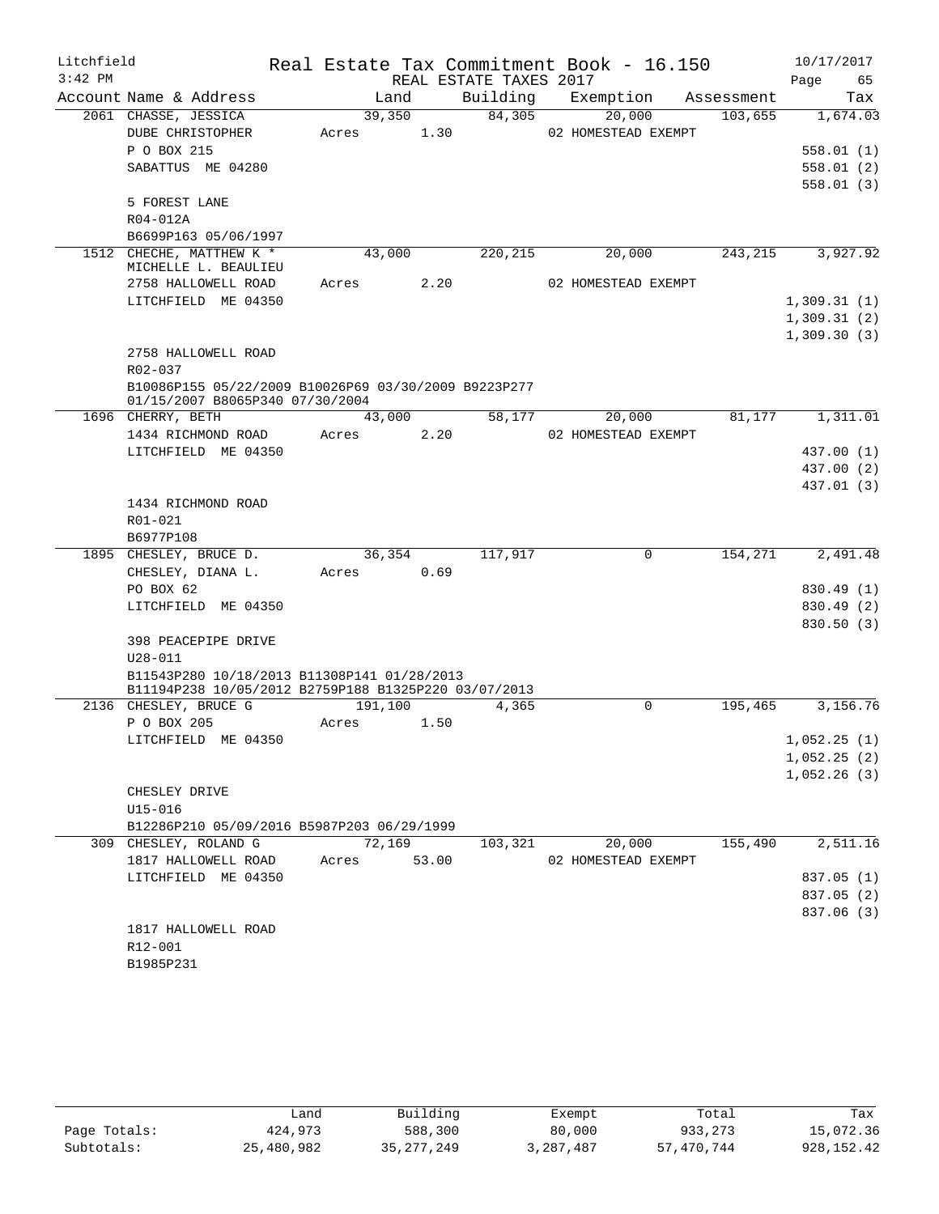Litchfield
3:42 PM

# Real Estate Tax Commitment Book - 16.150

REAL ESTATE TAXES 2017

10/17/2017

| Account Name & Address | Land | Building | Exemption | Assessment | Tax |
|---|---|---|---|---|---|
| 2061 CHASSE, JESSICA | 39,350 | 84,305 | 20,000 | 103,655 | 1,674.03 |
| DUBE CHRISTOPHER | Acres 1.30 | | 02 HOMESTEAD EXEMPT | | |
| P O BOX 215 | | | | | 558.01 (1) |
| SABATTUS ME 04280 | | | | | 558.01 (2) |
| | | | | | 558.01 (3) |
| 5 FOREST LANE | | | | | |
| R04-012A | | | | | |
| B6699P163 05/06/1997 | | | | | |
| 1512 CHECHE, MATTHEW K * | 43,000 | 220,215 | 20,000 | 243,215 | 3,927.92 |
| MICHELLE L. BEAULIEU | | | | | |
| 2758 HALLOWELL ROAD | Acres 2.20 | | 02 HOMESTEAD EXEMPT | | |
| LITCHFIELD ME 04350 | | | | | 1,309.31 (1) |
| | | | | | 1,309.31 (2) |
| | | | | | 1,309.30 (3) |
| 2758 HALLOWELL ROAD | | | | | |
| R02-037 | | | | | |
| B10086P155 05/22/2009 B10026P69 03/30/2009 B9223P277 01/15/2007 B8065P340 07/30/2004 | | | | | |
| 1696 CHERRY, BETH | 43,000 | 58,177 | 20,000 | 81,177 | 1,311.01 |
| 1434 RICHMOND ROAD | Acres 2.20 | | 02 HOMESTEAD EXEMPT | | |
| LITCHFIELD ME 04350 | | | | | 437.00 (1) |
| | | | | | 437.00 (2) |
| | | | | | 437.01 (3) |
| 1434 RICHMOND ROAD | | | | | |
| R01-021 | | | | | |
| B6977P108 | | | | | |
| 1895 CHESLEY, BRUCE D. | 36,354 | 117,917 | 0 | 154,271 | 2,491.48 |
| CHESLEY, DIANA L. | Acres 0.69 | | | | |
| PO BOX 62 | | | | | 830.49 (1) |
| LITCHFIELD ME 04350 | | | | | 830.49 (2) |
| | | | | | 830.50 (3) |
| 398 PEACEPIPE DRIVE | | | | | |
| U28-011 | | | | | |
| B11543P280 10/18/2013 B11308P141 01/28/2013 B11194P238 10/05/2012 B2759P188 B1325P220 03/07/2013 | | | | | |
| 2136 CHESLEY, BRUCE G | 191,100 | 4,365 | 0 | 195,465 | 3,156.76 |
| P O BOX 205 | Acres 1.50 | | | | |
| LITCHFIELD ME 04350 | | | | | 1,052.25 (1) |
| | | | | | 1,052.25 (2) |
| | | | | | 1,052.26 (3) |
| CHESLEY DRIVE | | | | | |
| U15-016 | | | | | |
| B12286P210 05/09/2016 B5987P203 06/29/1999 | | | | | |
| 309 CHESLEY, ROLAND G | 72,169 | 103,321 | 20,000 | 155,490 | 2,511.16 |
| 1817 HALLOWELL ROAD | Acres 53.00 | | 02 HOMESTEAD EXEMPT | | |
| LITCHFIELD ME 04350 | | | | | 837.05 (1) |
| | | | | | 837.05 (2) |
| | | | | | 837.06 (3) |
| 1817 HALLOWELL ROAD | | | | | |
| R12-001 | | | | | |
| B1985P231 | | | | | |

| | Land | Building | Exempt | Total | Tax |
|---|---|---|---|---|---|
| Page Totals: | 424,973 | 588,300 | 80,000 | 933,273 | 15,072.36 |
| Subtotals: | 25,480,982 | 35,277,249 | 3,287,487 | 57,470,744 | 928,152.42 |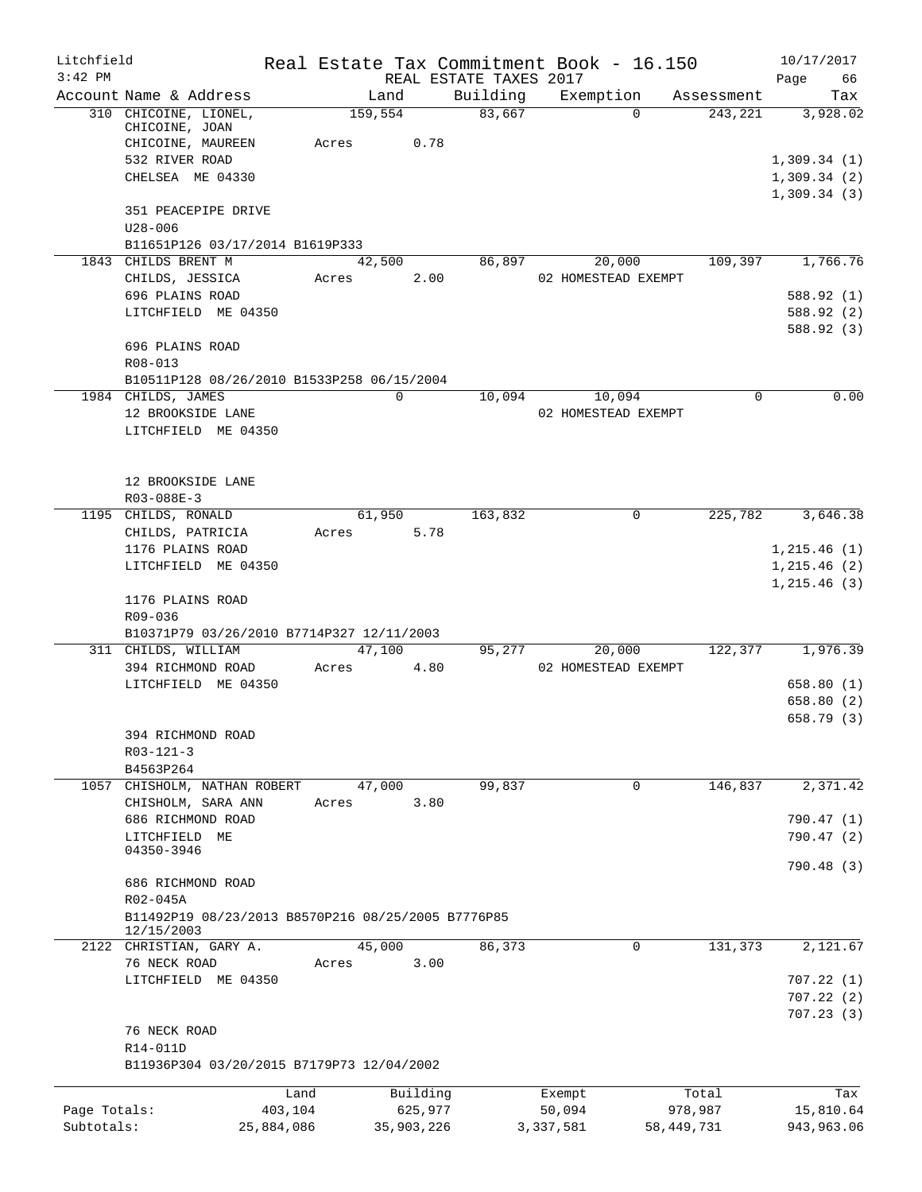Litchfield
3:42 PM

Real Estate Tax Commitment Book - 16.150
REAL ESTATE TAXES 2017

10/17/2017

| Account | Name & Address | Land | Building | Exemption | Assessment | Tax |
|---|---|---|---|---|---|---|
| 310 | CHICOINE, LIONEL, CHICOINE, JOAN, CHICOINE, MAUREEN, 532 RIVER ROAD, CHELSEA ME 04330 | 159,554 Acres 0.78 | 83,667 | 0 | 243,221 | 3,928.02 |
| | 351 PEACEPIPE DRIVE | | | | | 1,309.34 (1) |
| | U28-006 | | | | | 1,309.34 (2) |
| | B11651P126 03/17/2014 B1619P333 | | | | | 1,309.34 (3) |
| 1843 | CHILDS BRENT M, CHILDS, JESSICA, 696 PLAINS ROAD, LITCHFIELD ME 04350 | 42,500 Acres 2.00 | 86,897 | 20,000 02 HOMESTEAD EXEMPT | 109,397 | 1,766.76 |
| | 696 PLAINS ROAD | | | | | 588.92 (1) |
| | R08-013 | | | | | 588.92 (2) |
| | B10511P128 08/26/2010 B1533P258 06/15/2004 | | | | | 588.92 (3) |
| 1984 | CHILDS, JAMES, 12 BROOKSIDE LANE, LITCHFIELD ME 04350 | 0 | 10,094 | 10,094 02 HOMESTEAD EXEMPT | 0 | 0.00 |
| | 12 BROOKSIDE LANE | | | | | |
| | R03-088E-3 | | | | | |
| 1195 | CHILDS, RONALD, CHILDS, PATRICIA, 1176 PLAINS ROAD, LITCHFIELD ME 04350 | 61,950 Acres 5.78 | 163,832 | 0 | 225,782 | 3,646.38 |
| | 1176 PLAINS ROAD | | | | | 1,215.46 (1) |
| | R09-036 | | | | | 1,215.46 (2) |
| | B10371P79 03/26/2010 B7714P327 12/11/2003 | | | | | 1,215.46 (3) |
| 311 | CHILDS, WILLIAM, 394 RICHMOND ROAD, LITCHFIELD ME 04350 | 47,100 Acres 4.80 | 95,277 | 20,000 02 HOMESTEAD EXEMPT | 122,377 | 1,976.39 |
| | 394 RICHMOND ROAD | | | | | 658.80 (1) |
| | R03-121-3 | | | | | 658.80 (2) |
| | B4563P264 | | | | | 658.79 (3) |
| 1057 | CHISHOLM, NATHAN ROBERT, CHISHOLM, SARA ANN, 686 RICHMOND ROAD, LITCHFIELD ME 04350-3946 | 47,000 Acres 3.80 | 99,837 | 0 | 146,837 | 2,371.42 |
| | 686 RICHMOND ROAD | | | | | 790.47 (1) |
| | R02-045A | | | | | 790.47 (2) |
| | B11492P19 08/23/2013 B8570P216 08/25/2005 B7776P85 12/15/2003 | | | | | 790.48 (3) |
| 2122 | CHRISTIAN, GARY A., 76 NECK ROAD, LITCHFIELD ME 04350 | 45,000 Acres 3.00 | 86,373 | 0 | 131,373 | 2,121.67 |
| | 76 NECK ROAD | | | | | 707.22 (1) |
| | R14-011D | | | | | 707.22 (2) |
| | B11936P304 03/20/2015 B7179P73 12/04/2002 | | | | | 707.23 (3) |

| | Land | Building | Exempt | Total | Tax |
|---|---|---|---|---|---|
| Page Totals: | 403,104 | 625,977 | 50,094 | 978,987 | 15,810.64 |
| Subtotals: | 25,884,086 | 35,903,226 | 3,337,581 | 58,449,731 | 943,963.06 |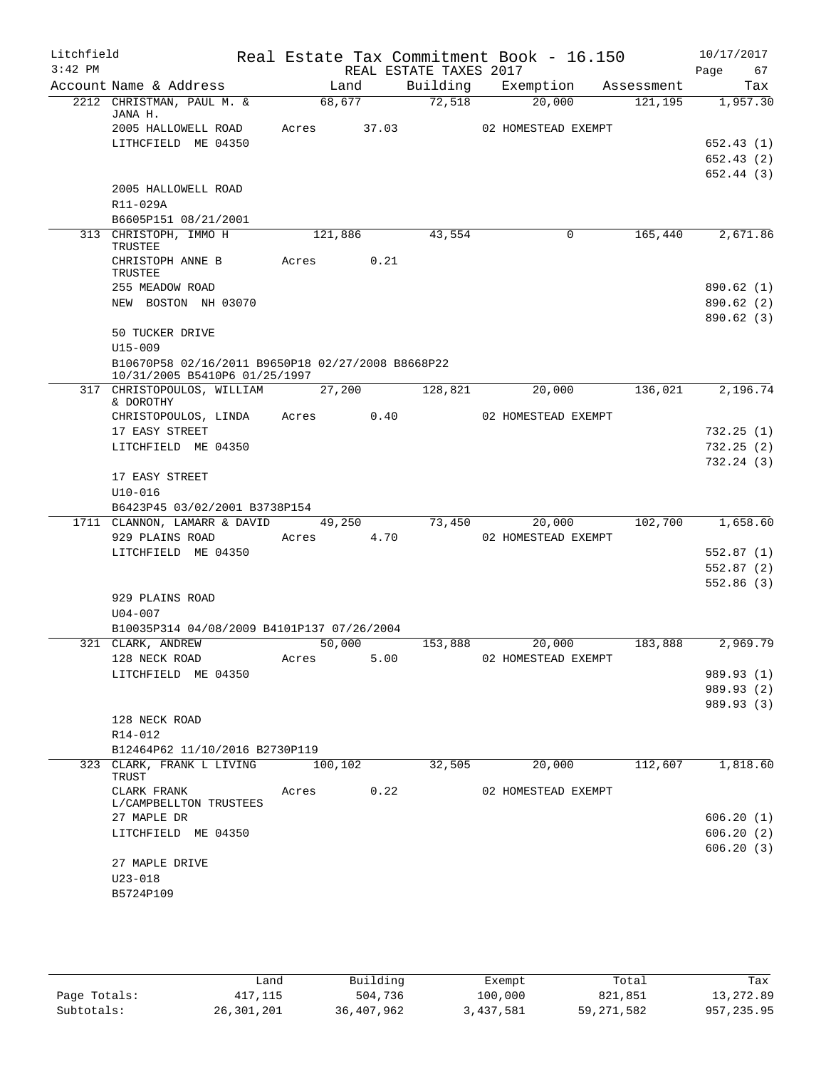Litchfield
3:42 PM

Real Estate Tax Commitment Book - 16.150
REAL ESTATE TAXES 2017

10/17/2017

| Account Name & Address | Land | Building | Exemption | Assessment | Tax |
|---|---|---|---|---|---|
| 2212 CHRISTMAN, PAUL M. & JANA H. | 68,677 | 72,518 | 20,000 | 121,195 | 1,957.30 |
| 2005 HALLOWELL ROAD | Acres 37.03 | | 02 HOMESTEAD EXEMPT | | |
| LITHCFIELD ME 04350 | | | | | 652.43 (1) |
| | | | | | 652.43 (2) |
| | | | | | 652.44 (3) |
| 2005 HALLOWELL ROAD | | | | | |
| R11-029A | | | | | |
| B6605P151 08/21/2001 | | | | | |
| 313 CHRISTOPH, IMMO H TRUSTEE | 121,886 | 43,554 | 0 | 165,440 | 2,671.86 |
| CHRISTOPH ANNE B TRUSTEE | Acres 0.21 | | | | |
| 255 MEADOW ROAD | | | | | 890.62 (1) |
| NEW BOSTON NH 03070 | | | | | 890.62 (2) |
| | | | | | 890.62 (3) |
| 50 TUCKER DRIVE | | | | | |
| U15-009 | | | | | |
| B10670P58 02/16/2011 B9650P18 02/27/2008 B8668P22 10/31/2005 B5410P6 01/25/1997 | | | | | |
| 317 CHRISTOPOULOS, WILLIAM & DOROTHY | 27,200 | 128,821 | 20,000 | 136,021 | 2,196.74 |
| CHRISTOPOULOS, LINDA | Acres 0.40 | | 02 HOMESTEAD EXEMPT | | |
| 17 EASY STREET | | | | | 732.25 (1) |
| LITCHFIELD ME 04350 | | | | | 732.25 (2) |
| | | | | | 732.24 (3) |
| 17 EASY STREET | | | | | |
| U10-016 | | | | | |
| B6423P45 03/02/2001 B3738P154 | | | | | |
| 1711 CLANNON, LAMARR & DAVID | 49,250 | 73,450 | 20,000 | 102,700 | 1,658.60 |
| 929 PLAINS ROAD | Acres 4.70 | | 02 HOMESTEAD EXEMPT | | |
| LITCHFIELD ME 04350 | | | | | 552.87 (1) |
| | | | | | 552.87 (2) |
| | | | | | 552.86 (3) |
| 929 PLAINS ROAD | | | | | |
| U04-007 | | | | | |
| B10035P314 04/08/2009 B4101P137 07/26/2004 | | | | | |
| 321 CLARK, ANDREW | 50,000 | 153,888 | 20,000 | 183,888 | 2,969.79 |
| 128 NECK ROAD | Acres 5.00 | | 02 HOMESTEAD EXEMPT | | |
| LITCHFIELD ME 04350 | | | | | 989.93 (1) |
| | | | | | 989.93 (2) |
| | | | | | 989.93 (3) |
| 128 NECK ROAD | | | | | |
| R14-012 | | | | | |
| B12464P62 11/10/2016 B2730P119 | | | | | |
| 323 CLARK, FRANK L LIVING TRUST | 100,102 | 32,505 | 20,000 | 112,607 | 1,818.60 |
| CLARK FRANK L/CAMPBELLTON TRUSTEES | Acres 0.22 | | 02 HOMESTEAD EXEMPT | | |
| 27 MAPLE DR | | | | | 606.20 (1) |
| LITCHFIELD ME 04350 | | | | | 606.20 (2) |
| | | | | | 606.20 (3) |
| 27 MAPLE DRIVE | | | | | |
| U23-018 | | | | | |
| B5724P109 | | | | | |

| | Land | Building | Exempt | Total | Tax |
|---|---|---|---|---|---|
| Page Totals: | 417,115 | 504,736 | 100,000 | 821,851 | 13,272.89 |
| Subtotals: | 26,301,201 | 36,407,962 | 3,437,581 | 59,271,582 | 957,235.95 |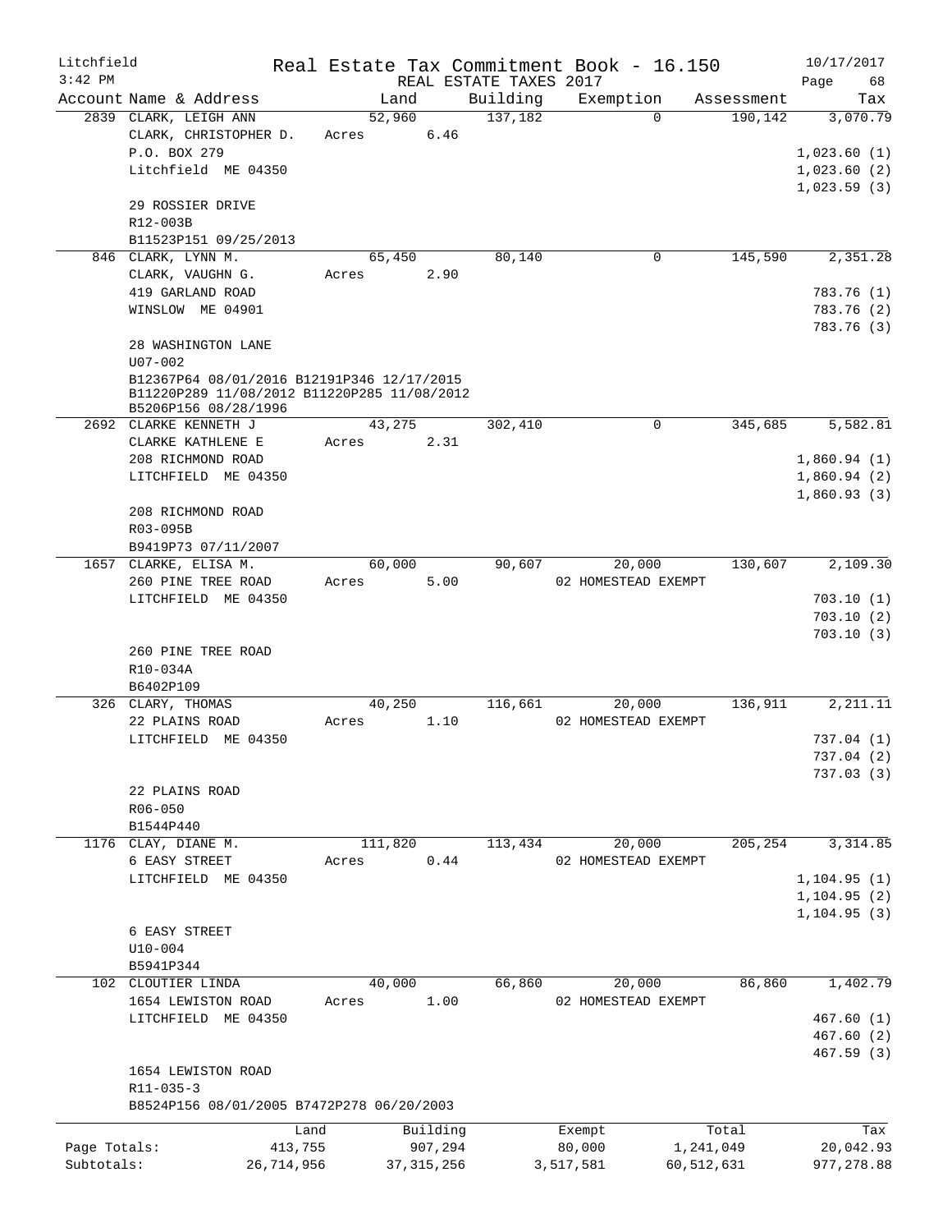Litchfield
3:42 PM

# Real Estate Tax Commitment Book - 16.150
REAL ESTATE TAXES 2017

10/17/2017

| Account Name & Address | Land | Building | Exemption | Assessment | Tax |
|---|---|---|---|---|---|
| 2839 CLARK, LEIGH ANN | 52,960 | 137,182 | 0 | 190,142 | 3,070.79 |
| CLARK, CHRISTOPHER D. | Acres 6.46 | | | | |
| P.O. BOX 279 | | | | | 1,023.60 (1) |
| Litchfield ME 04350 | | | | | 1,023.60 (2) |
| | | | | | 1,023.59 (3) |
| 29 ROSSIER DRIVE | | | | | |
| R12-003B | | | | | |
| B11523P151 09/25/2013 | | | | | |
| 846 CLARK, LYNN M. | 65,450 | 80,140 | 0 | 145,590 | 2,351.28 |
| CLARK, VAUGHN G. | Acres 2.90 | | | | |
| 419 GARLAND ROAD | | | | | 783.76 (1) |
| WINSLOW ME 04901 | | | | | 783.76 (2) |
| | | | | | 783.76 (3) |
| 28 WASHINGTON LANE | | | | | |
| U07-002 | | | | | |
| B12367P64 08/01/2016 B12191P346 12/17/2015 | | | | | |
| B11220P289 11/08/2012 B11220P285 11/08/2012 | | | | | |
| B5206P156 08/28/1996 | | | | | |
| 2692 CLARKE KENNETH J | 43,275 | 302,410 | 0 | 345,685 | 5,582.81 |
| CLARKE KATHLENE E | Acres 2.31 | | | | |
| 208 RICHMOND ROAD | | | | | 1,860.94 (1) |
| LITCHFIELD ME 04350 | | | | | 1,860.94 (2) |
| | | | | | 1,860.93 (3) |
| 208 RICHMOND ROAD | | | | | |
| R03-095B | | | | | |
| B9419P73 07/11/2007 | | | | | |
| 1657 CLARKE, ELISA M. | 60,000 | 90,607 | 20,000 | 130,607 | 2,109.30 |
| 260 PINE TREE ROAD | Acres 5.00 | | 02 HOMESTEAD EXEMPT | | |
| LITCHFIELD ME 04350 | | | | | 703.10 (1) |
| | | | | | 703.10 (2) |
| | | | | | 703.10 (3) |
| 260 PINE TREE ROAD | | | | | |
| R10-034A | | | | | |
| B6402P109 | | | | | |
| 326 CLARY, THOMAS | 40,250 | 116,661 | 20,000 | 136,911 | 2,211.11 |
| 22 PLAINS ROAD | Acres 1.10 | | 02 HOMESTEAD EXEMPT | | |
| LITCHFIELD ME 04350 | | | | | 737.04 (1) |
| | | | | | 737.04 (2) |
| | | | | | 737.03 (3) |
| 22 PLAINS ROAD | | | | | |
| R06-050 | | | | | |
| B1544P440 | | | | | |
| 1176 CLAY, DIANE M. | 111,820 | 113,434 | 20,000 | 205,254 | 3,314.85 |
| 6 EASY STREET | Acres 0.44 | | 02 HOMESTEAD EXEMPT | | |
| LITCHFIELD ME 04350 | | | | | 1,104.95 (1) |
| | | | | | 1,104.95 (2) |
| | | | | | 1,104.95 (3) |
| 6 EASY STREET | | | | | |
| U10-004 | | | | | |
| B5941P344 | | | | | |
| 102 CLOUTIER LINDA | 40,000 | 66,860 | 20,000 | 86,860 | 1,402.79 |
| 1654 LEWISTON ROAD | Acres 1.00 | | 02 HOMESTEAD EXEMPT | | |
| LITCHFIELD ME 04350 | | | | | 467.60 (1) |
| | | | | | 467.60 (2) |
| | | | | | 467.59 (3) |
| 1654 LEWISTON ROAD | | | | | |
| R11-035-3 | | | | | |
| B8524P156 08/01/2005 B7472P278 06/20/2003 | | | | | |

| | Land | Building | Exempt | Total | Tax |
|---|---|---|---|---|---|
| Page Totals: | 413,755 | 907,294 | 80,000 | 1,241,049 | 20,042.93 |
| Subtotals: | 26,714,956 | 37,315,256 | 3,517,581 | 60,512,631 | 977,278.88 |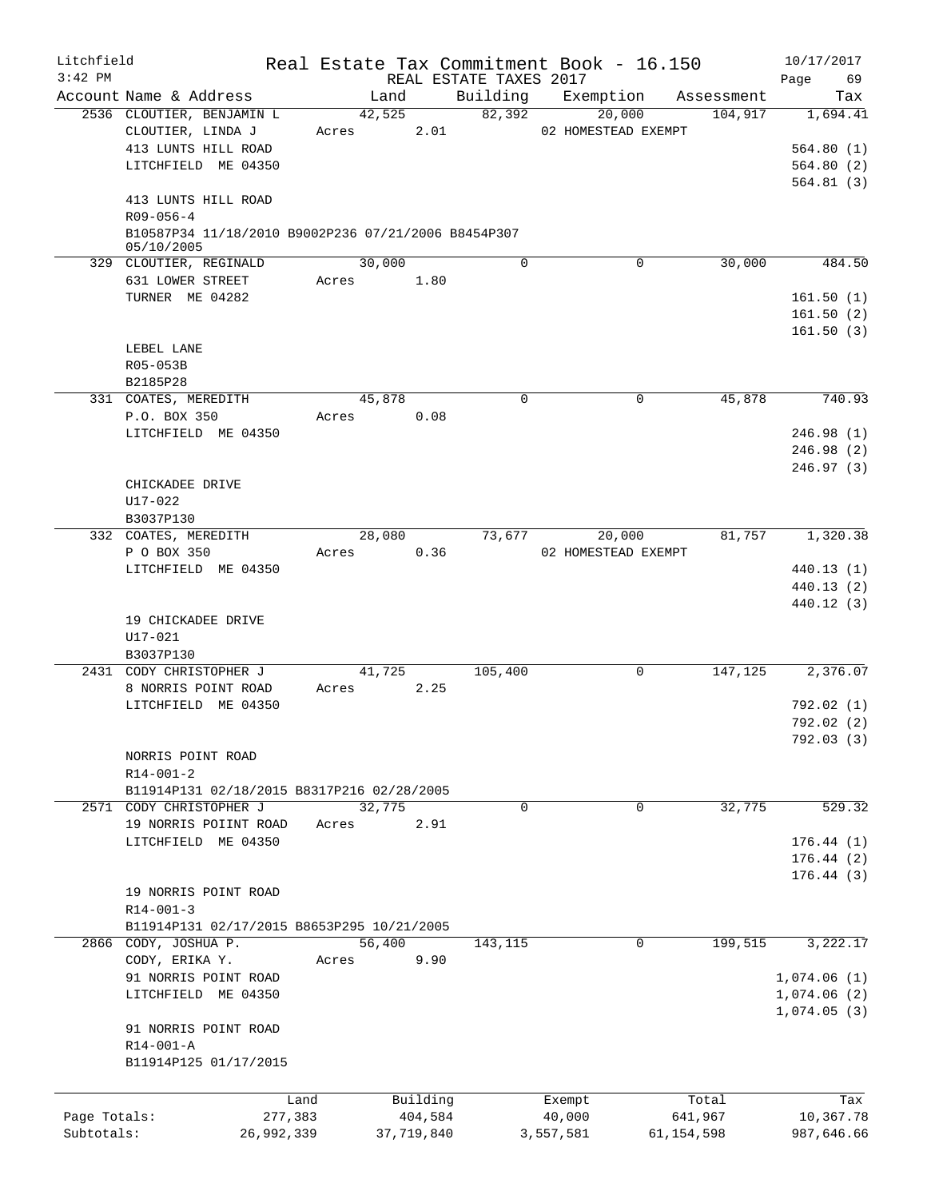Litchfield
3:42 PM

# Real Estate Tax Commitment Book - 16.150

REAL ESTATE TAXES 2017

10/17/2017

| Account | Name & Address | Land | Building | Exemption | Assessment | Tax |
|---|---|---|---|---|---|---|
| 2536 | CLOUTIER, BENJAMIN L | 42,525 | 82,392 | 20,000 | 104,917 | 1,694.41 |
| | CLOUTIER, LINDA J | Acres 2.01 | | 02 HOMESTEAD EXEMPT | | |
| | 413 LUNTS HILL ROAD | | | | | 564.80 (1) |
| | LITCHFIELD ME 04350 | | | | | 564.80 (2) |
| | | | | | | 564.81 (3) |
| | 413 LUNTS HILL ROAD | | | | | |
| | R09-056-4 | | | | | |
| | B10587P34 11/18/2010 B9002P236 07/21/2006 B8454P307 05/10/2005 | | | | | |
| 329 | CLOUTIER, REGINALD | 30,000 | 0 | 0 | 30,000 | 484.50 |
| | 631 LOWER STREET | Acres 1.80 | | | | |
| | TURNER ME 04282 | | | | | 161.50 (1) |
| | | | | | | 161.50 (2) |
| | | | | | | 161.50 (3) |
| | LEBEL LANE | | | | | |
| | R05-053B | | | | | |
| | B2185P28 | | | | | |
| 331 | COATES, MEREDITH | 45,878 | 0 | 0 | 45,878 | 740.93 |
| | P.O. BOX 350 | Acres 0.08 | | | | |
| | LITCHFIELD ME 04350 | | | | | 246.98 (1) |
| | | | | | | 246.98 (2) |
| | | | | | | 246.97 (3) |
| | CHICKADEE DRIVE | | | | | |
| | U17-022 | | | | | |
| | B3037P130 | | | | | |
| 332 | COATES, MEREDITH | 28,080 | 73,677 | 20,000 | 81,757 | 1,320.38 |
| | P O BOX 350 | Acres 0.36 | | 02 HOMESTEAD EXEMPT | | |
| | LITCHFIELD ME 04350 | | | | | 440.13 (1) |
| | | | | | | 440.13 (2) |
| | | | | | | 440.12 (3) |
| | 19 CHICKADEE DRIVE | | | | | |
| | U17-021 | | | | | |
| | B3037P130 | | | | | |
| 2431 | CODY CHRISTOPHER J | 41,725 | 105,400 | 0 | 147,125 | 2,376.07 |
| | 8 NORRIS POINT ROAD | Acres 2.25 | | | | |
| | LITCHFIELD ME 04350 | | | | | 792.02 (1) |
| | | | | | | 792.02 (2) |
| | | | | | | 792.03 (3) |
| | NORRIS POINT ROAD | | | | | |
| | R14-001-2 | | | | | |
| | B11914P131 02/18/2015 B8317P216 02/28/2005 | | | | | |
| 2571 | CODY CHRISTOPHER J | 32,775 | 0 | 0 | 32,775 | 529.32 |
| | 19 NORRIS POIINT ROAD | Acres 2.91 | | | | |
| | LITCHFIELD ME 04350 | | | | | 176.44 (1) |
| | | | | | | 176.44 (2) |
| | | | | | | 176.44 (3) |
| | 19 NORRIS POINT ROAD | | | | | |
| | R14-001-3 | | | | | |
| | B11914P131 02/17/2015 B8653P295 10/21/2005 | | | | | |
| 2866 | CODY, JOSHUA P. | 56,400 | 143,115 | 0 | 199,515 | 3,222.17 |
| | CODY, ERIKA Y. | Acres 9.90 | | | | |
| | 91 NORRIS POINT ROAD | | | | | 1,074.06 (1) |
| | LITCHFIELD ME 04350 | | | | | 1,074.06 (2) |
| | | | | | | 1,074.05 (3) |
| | 91 NORRIS POINT ROAD | | | | | |
| | R14-001-A | | | | | |
| | B11914P125 01/17/2015 | | | | | |

| | Land | Building | Exempt | Total | Tax |
|---|---|---|---|---|---|
| Page Totals: | 277,383 | 404,584 | 40,000 | 641,967 | 10,367.78 |
| Subtotals: | 26,992,339 | 37,719,840 | 3,557,581 | 61,154,598 | 987,646.66 |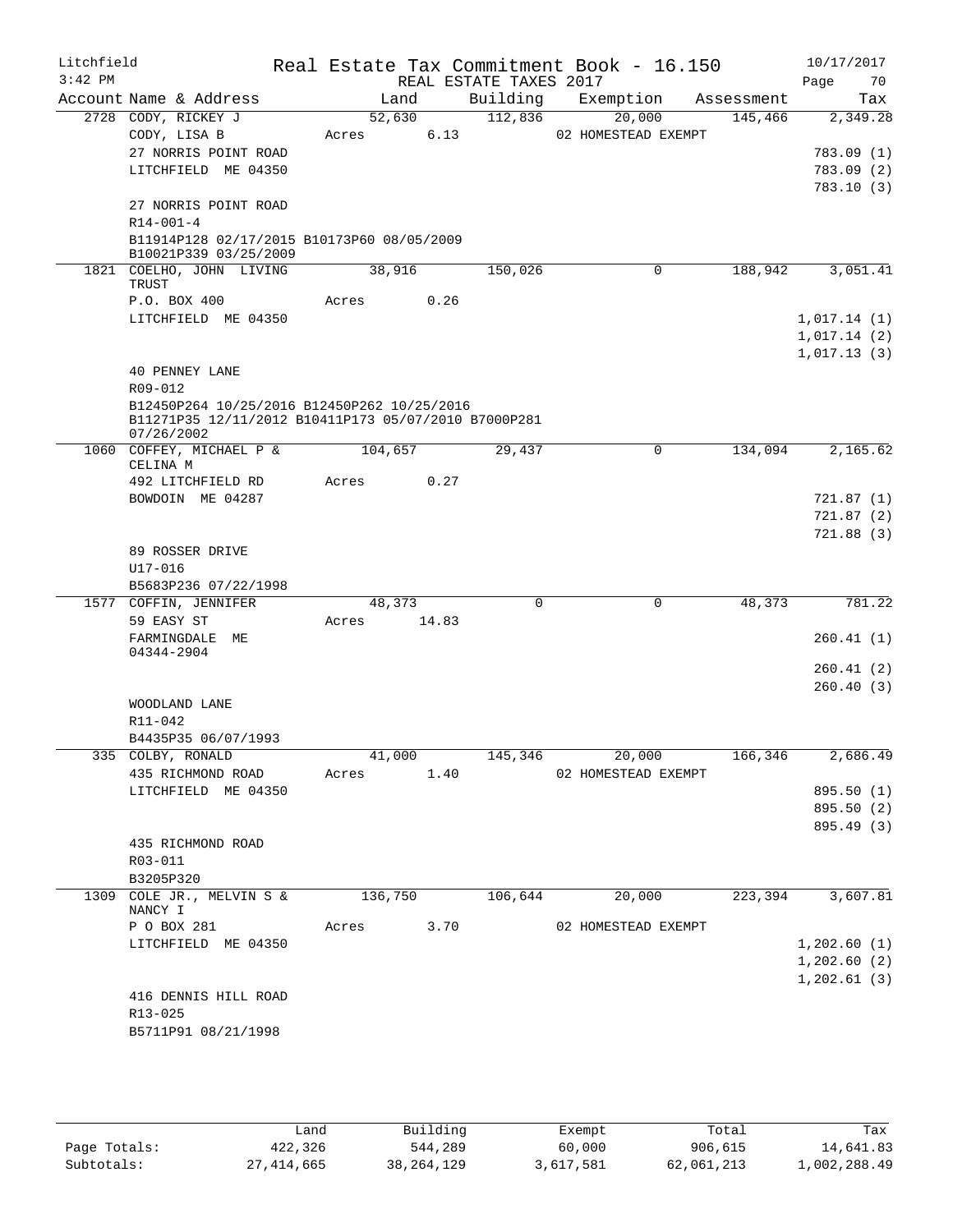Litchfield
3:42 PM

Real Estate Tax Commitment Book - 16.150
REAL ESTATE TAXES 2017

10/17/2017

| Account Name & Address | Land | Building | Exemption | Assessment | Tax |
|---|---|---|---|---|---|
| 2728 CODY, RICKEY J | 52,630 | 112,836 | 20,000 | 145,466 | 2,349.28 |
| CODY, LISA B | Acres 6.13 | | 02 HOMESTEAD EXEMPT | | |
| 27 NORRIS POINT ROAD | | | | | 783.09 (1) |
| LITCHFIELD ME 04350 | | | | | 783.09 (2) |
| | | | | | 783.10 (3) |
| 27 NORRIS POINT ROAD | | | | | |
| R14-001-4 | | | | | |
| B11914P128 02/17/2015 B10173P60 08/05/2009 B10021P339 03/25/2009 | | | | | |
| 1821 COELHO, JOHN LIVING TRUST | 38,916 | 150,026 | 0 | 188,942 | 3,051.41 |
| P.O. BOX 400 | Acres 0.26 | | | | |
| LITCHFIELD ME 04350 | | | | | 1,017.14 (1) |
| | | | | | 1,017.14 (2) |
| | | | | | 1,017.13 (3) |
| 40 PENNEY LANE | | | | | |
| R09-012 | | | | | |
| B12450P264 10/25/2016 B12450P262 10/25/2016 B11271P35 12/11/2012 B10411P173 05/07/2010 B7000P281 07/26/2002 | | | | | |
| 1060 COFFEY, MICHAEL P & CELINA M | 104,657 | 29,437 | 0 | 134,094 | 2,165.62 |
| 492 LITCHFIELD RD | Acres 0.27 | | | | |
| BOWDOIN ME 04287 | | | | | 721.87 (1) |
| | | | | | 721.87 (2) |
| | | | | | 721.88 (3) |
| 89 ROSSER DRIVE | | | | | |
| U17-016 | | | | | |
| B5683P236 07/22/1998 | | | | | |
| 1577 COFFIN, JENNIFER | 48,373 | 0 | 0 | 48,373 | 781.22 |
| 59 EASY ST | Acres 14.83 | | | | |
| FARMINGDALE ME 04344-2904 | | | | | 260.41 (1) |
| | | | | | 260.41 (2) |
| | | | | | 260.40 (3) |
| WOODLAND LANE | | | | | |
| R11-042 | | | | | |
| B4435P35 06/07/1993 | | | | | |
| 335 COLBY, RONALD | 41,000 | 145,346 | 20,000 | 166,346 | 2,686.49 |
| 435 RICHMOND ROAD | Acres 1.40 | | 02 HOMESTEAD EXEMPT | | |
| LITCHFIELD ME 04350 | | | | | 895.50 (1) |
| | | | | | 895.50 (2) |
| | | | | | 895.49 (3) |
| 435 RICHMOND ROAD | | | | | |
| R03-011 | | | | | |
| B3205P320 | | | | | |
| 1309 COLE JR., MELVIN S & NANCY I | 136,750 | 106,644 | 20,000 | 223,394 | 3,607.81 |
| P O BOX 281 | Acres 3.70 | | 02 HOMESTEAD EXEMPT | | |
| LITCHFIELD ME 04350 | | | | | 1,202.60 (1) |
| | | | | | 1,202.60 (2) |
| | | | | | 1,202.61 (3) |
| 416 DENNIS HILL ROAD | | | | | |
| R13-025 | | | | | |
| B5711P91 08/21/1998 | | | | | |

| | Land | Building | Exempt | Total | Tax |
|---|---|---|---|---|---|
| Page Totals: | 422,326 | 544,289 | 60,000 | 906,615 | 14,641.83 |
| Subtotals: | 27,414,665 | 38,264,129 | 3,617,581 | 62,061,213 | 1,002,288.49 |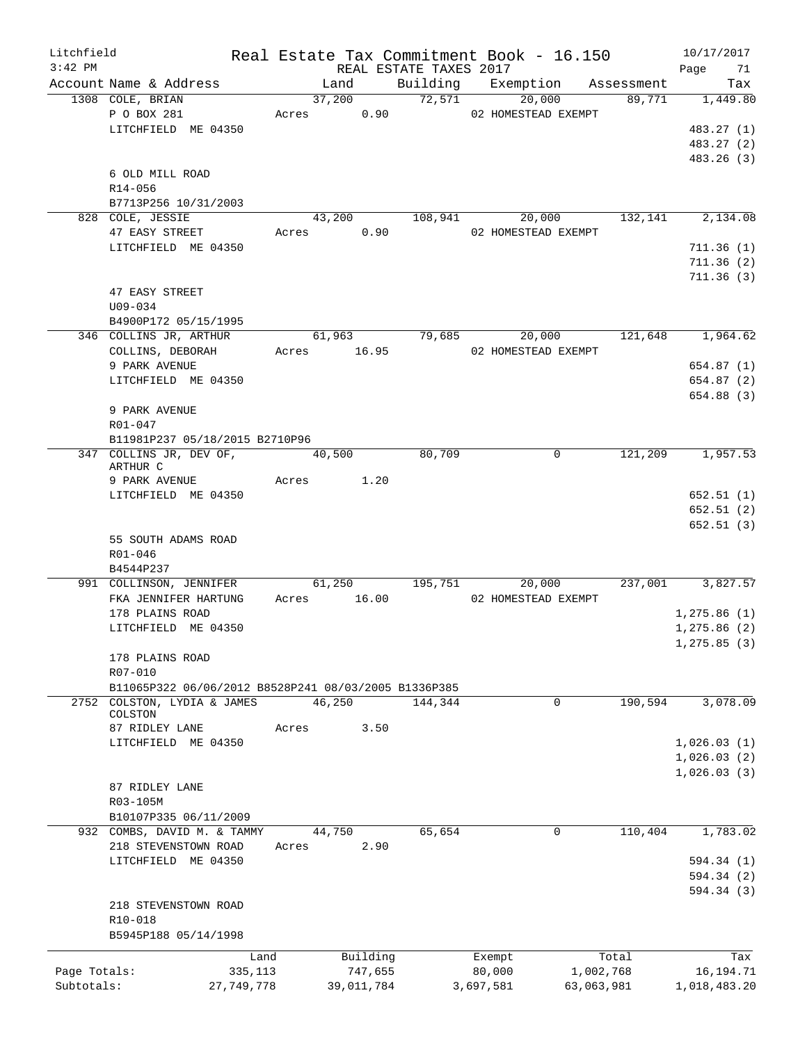Litchfield
3:42 PM

Real Estate Tax Commitment Book - 16.150
REAL ESTATE TAXES 2017

10/17/2017

| Account | Name & Address | Land | Building | Exemption | Assessment | Tax |
|---|---|---|---|---|---|---|
| 1308 | COLE, BRIAN<br>P O BOX 281<br>LITCHFIELD ME 04350<br><br>6 OLD MILL ROAD<br>R14-056<br>B7713P256 10/31/2003 | 37,200<br>Acres 0.90 | 72,571 | 20,000<br>02 HOMESTEAD EXEMPT | 89,771 | 1,449.80<br>483.27 (1)<br>483.27 (2)<br>483.26 (3) |
| 828 | COLE, JESSIE<br>47 EASY STREET<br>LITCHFIELD ME 04350<br><br>47 EASY STREET<br>U09-034<br>B4900P172 05/15/1995 | 43,200<br>Acres 0.90 | 108,941 | 20,000<br>02 HOMESTEAD EXEMPT | 132,141 | 2,134.08<br>711.36 (1)<br>711.36 (2)<br>711.36 (3) |
| 346 | COLLINS JR, ARTHUR<br>COLLINS, DEBORAH<br>9 PARK AVENUE<br>LITCHFIELD ME 04350<br><br>9 PARK AVENUE<br>R01-047<br>B11981P237 05/18/2015 B2710P96 | 61,963<br>Acres 16.95 | 79,685 | 20,000<br>02 HOMESTEAD EXEMPT | 121,648 | 1,964.62<br>654.87 (1)<br>654.87 (2)<br>654.88 (3) |
| 347 | COLLINS JR, DEV OF, ARTHUR C<br>9 PARK AVENUE<br>LITCHFIELD ME 04350<br><br>55 SOUTH ADAMS ROAD<br>R01-046<br>B4544P237 | 40,500<br>Acres 1.20 | 80,709 | 0 | 121,209 | 1,957.53<br>652.51 (1)<br>652.51 (2)<br>652.51 (3) |
| 991 | COLLINSON, JENNIFER<br>FKA JENNIFER HARTUNG<br>178 PLAINS ROAD<br>LITCHFIELD ME 04350<br><br>178 PLAINS ROAD<br>R07-010<br>B11065P322 06/06/2012 B8528P241 08/03/2005 B1336P385 | 61,250<br>Acres 16.00 | 195,751 | 20,000<br>02 HOMESTEAD EXEMPT | 237,001 | 3,827.57<br>1,275.86 (1)<br>1,275.86 (2)<br>1,275.85 (3) |
| 2752 | COLSTON, LYDIA & JAMES COLSTON<br>87 RIDLEY LANE<br>LITCHFIELD ME 04350<br><br>87 RIDLEY LANE<br>R03-105M<br>B10107P335 06/11/2009 | 46,250<br>Acres 3.50 | 144,344 | 0 | 190,594 | 3,078.09<br>1,026.03 (1)<br>1,026.03 (2)<br>1,026.03 (3) |
| 932 | COMBS, DAVID M. & TAMMY<br>218 STEVENSTOWN ROAD<br>LITCHFIELD ME 04350<br><br>218 STEVENSTOWN ROAD<br>R10-018<br>B5945P188 05/14/1998 | 44,750<br>Acres 2.90 | 65,654 | 0 | 110,404 | 1,783.02<br>594.34 (1)<br>594.34 (2)<br>594.34 (3) |

| | Land | Building | Exempt | Total | Tax |
|---|---|---|---|---|---|
| Page Totals: | 335,113 | 747,655 | 80,000 | 1,002,768 | 16,194.71 |
| Subtotals: | 27,749,778 | 39,011,784 | 3,697,581 | 63,063,981 | 1,018,483.20 |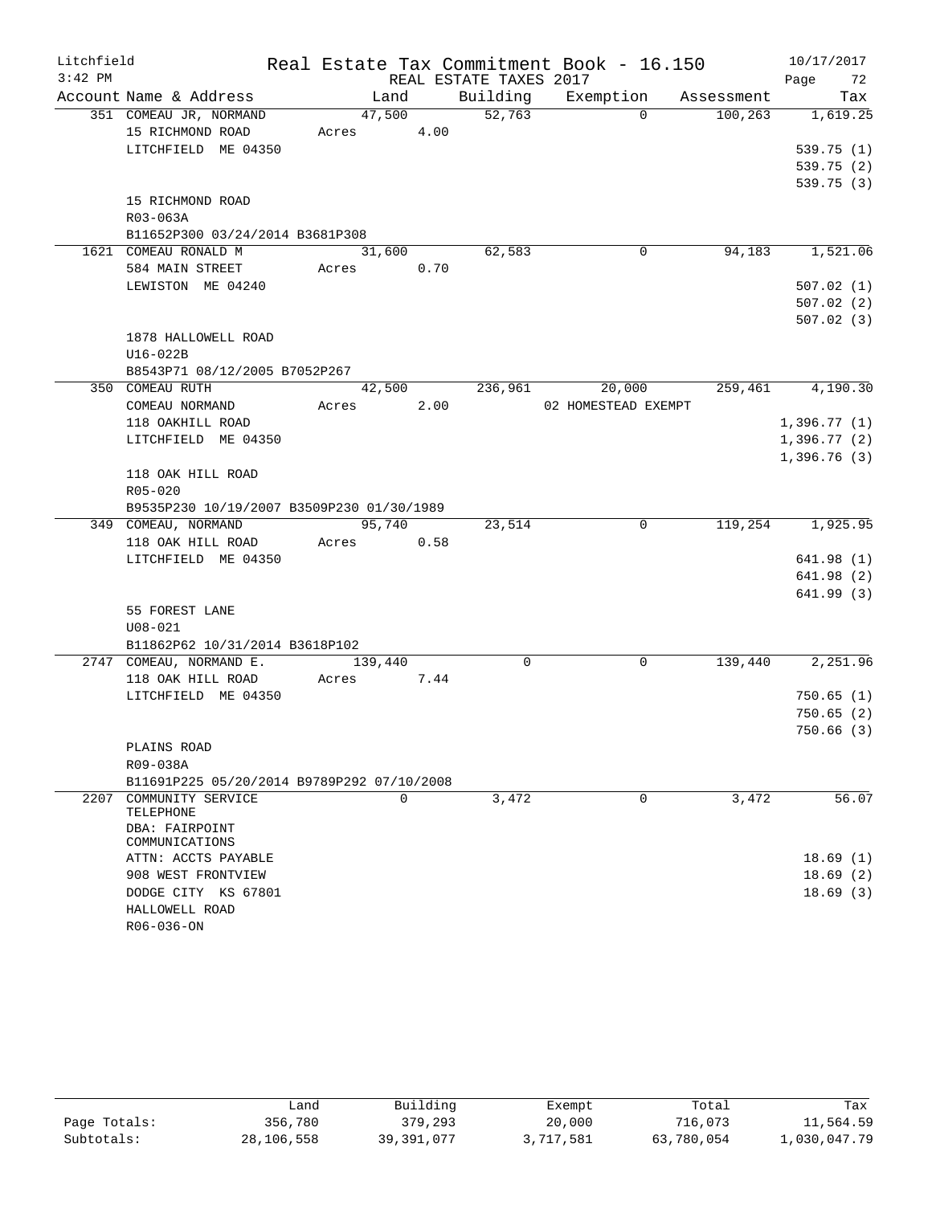Litchfield
3:42 PM

# Real Estate Tax Commitment Book - 16.150

REAL ESTATE TAXES 2017

10/17/2017
Page 72

| Account Name & Address | Land | Building | Exemption | Assessment | Tax |
|---|---|---|---|---|---|
| 351 COMEAU JR, NORMAND | 47,500 | 52,763 | 0 | 100,263 | 1,619.25 |
| 15 RICHMOND ROAD | Acres 4.00 | | | | |
| LITCHFIELD ME 04350 | | | | | 539.75 (1) |
| | | | | | 539.75 (2) |
| | | | | | 539.75 (3) |
| 15 RICHMOND ROAD | | | | | |
| R03-063A | | | | | |
| B11652P300 03/24/2014 B3681P308 | | | | | |
| 1621 COMEAU RONALD M | 31,600 | 62,583 | 0 | 94,183 | 1,521.06 |
| 584 MAIN STREET | Acres 0.70 | | | | |
| LEWISTON ME 04240 | | | | | 507.02 (1) |
| | | | | | 507.02 (2) |
| | | | | | 507.02 (3) |
| 1878 HALLOWELL ROAD | | | | | |
| U16-022B | | | | | |
| B8543P71 08/12/2005 B7052P267 | | | | | |
| 350 COMEAU RUTH | 42,500 | 236,961 | 20,000 | 259,461 | 4,190.30 |
| COMEAU NORMAND | Acres 2.00 | | 02 HOMESTEAD EXEMPT | | |
| 118 OAKHILL ROAD | | | | | 1,396.77 (1) |
| LITCHFIELD ME 04350 | | | | | 1,396.77 (2) |
| | | | | | 1,396.76 (3) |
| 118 OAK HILL ROAD | | | | | |
| R05-020 | | | | | |
| B9535P230 10/19/2007 B3509P230 01/30/1989 | | | | | |
| 349 COMEAU, NORMAND | 95,740 | 23,514 | 0 | 119,254 | 1,925.95 |
| 118 OAK HILL ROAD | Acres 0.58 | | | | |
| LITCHFIELD ME 04350 | | | | | 641.98 (1) |
| | | | | | 641.98 (2) |
| | | | | | 641.99 (3) |
| 55 FOREST LANE | | | | | |
| U08-021 | | | | | |
| B11862P62 10/31/2014 B3618P102 | | | | | |
| 2747 COMEAU, NORMAND E. | 139,440 | 0 | 0 | 139,440 | 2,251.96 |
| 118 OAK HILL ROAD | Acres 7.44 | | | | |
| LITCHFIELD ME 04350 | | | | | 750.65 (1) |
| | | | | | 750.65 (2) |
| | | | | | 750.66 (3) |
| PLAINS ROAD | | | | | |
| R09-038A | | | | | |
| B11691P225 05/20/2014 B9789P292 07/10/2008 | | | | | |
| 2207 COMMUNITY SERVICE TELEPHONE | 0 | 3,472 | 0 | 3,472 | 56.07 |
| DBA: FAIRPOINT COMMUNICATIONS | | | | | |
| ATTN: ACCTS PAYABLE | | | | | 18.69 (1) |
| 908 WEST FRONTVIEW | | | | | 18.69 (2) |
| DODGE CITY KS 67801 | | | | | 18.69 (3) |
| HALLOWELL ROAD | | | | | |
| R06-036-ON | | | | | |

| | Land | Building | Exempt | Total | Tax |
|---|---|---|---|---|---|
| Page Totals: | 356,780 | 379,293 | 20,000 | 716,073 | 11,564.59 |
| Subtotals: | 28,106,558 | 39,391,077 | 3,717,581 | 63,780,054 | 1,030,047.79 |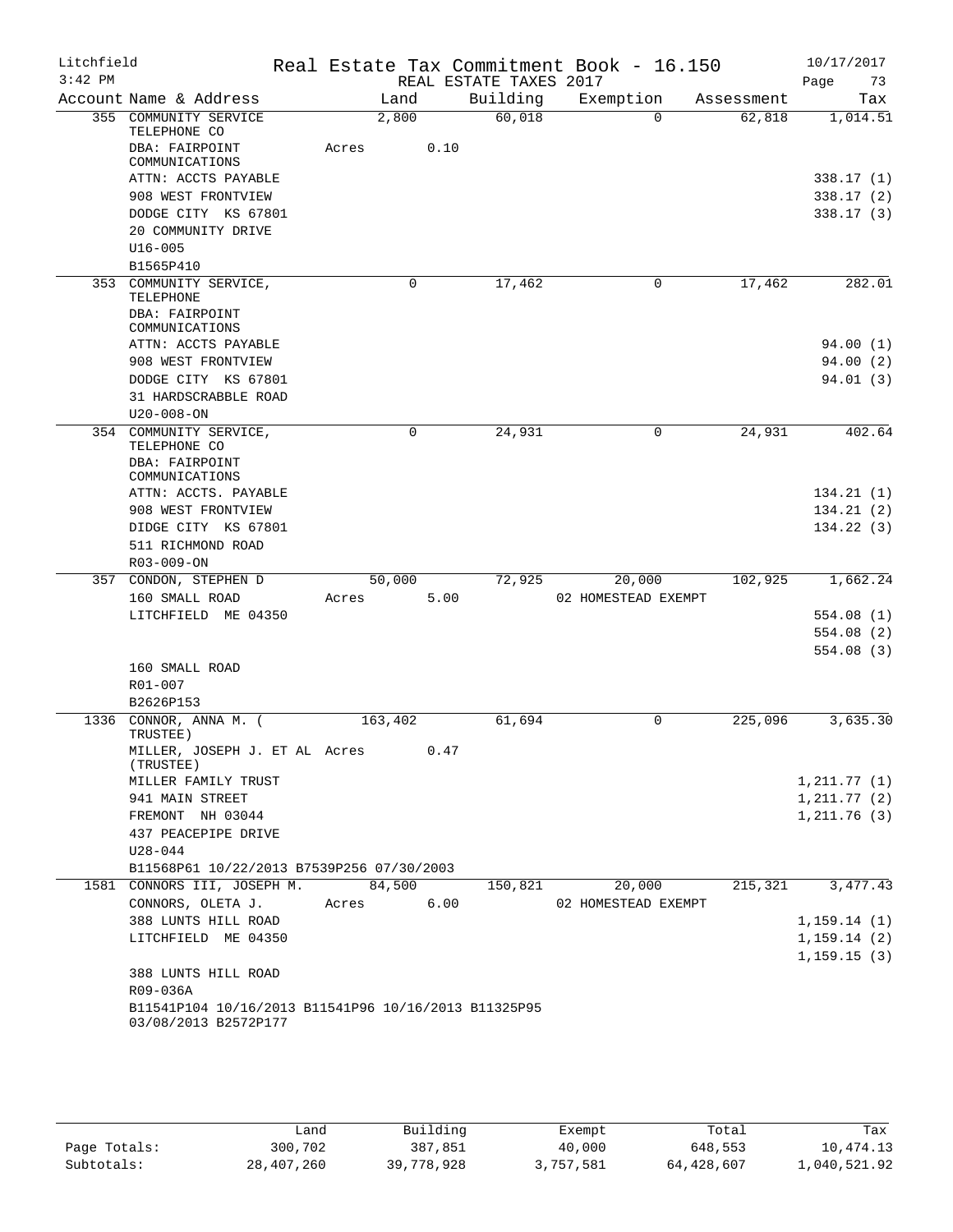Litchfield
3:42 PM

Real Estate Tax Commitment Book - 16.150
REAL ESTATE TAXES 2017

10/17/2017

| Account Name & Address | Land | Building | Exemption | Assessment | Tax |
|---|---|---|---|---|---|
| 355 COMMUNITY SERVICE TELEPHONE CO | 2,800 | 60,018 | 0 | 62,818 | 1,014.51 |
| DBA: FAIRPOINT COMMUNICATIONS | Acres 0.10 | | | | |
| ATTN: ACCTS PAYABLE | | | | | 338.17 (1) |
| 908 WEST FRONTVIEW | | | | | 338.17 (2) |
| DODGE CITY KS 67801 | | | | | 338.17 (3) |
| 20 COMMUNITY DRIVE | | | | | |
| U16-005 | | | | | |
| B1565P410 | | | | | |
| 353 COMMUNITY SERVICE, TELEPHONE | 0 | 17,462 | 0 | 17,462 | 282.01 |
| DBA: FAIRPOINT COMMUNICATIONS | | | | | |
| ATTN: ACCTS PAYABLE | | | | | 94.00 (1) |
| 908 WEST FRONTVIEW | | | | | 94.00 (2) |
| DODGE CITY KS 67801 | | | | | 94.01 (3) |
| 31 HARDSCRABBLE ROAD | | | | | |
| U20-008-ON | | | | | |
| 354 COMMUNITY SERVICE, TELEPHONE CO | 0 | 24,931 | 0 | 24,931 | 402.64 |
| DBA: FAIRPOINT COMMUNICATIONS | | | | | |
| ATTN: ACCTS. PAYABLE | | | | | 134.21 (1) |
| 908 WEST FRONTVIEW | | | | | 134.21 (2) |
| DIDGE CITY KS 67801 | | | | | 134.22 (3) |
| 511 RICHMOND ROAD | | | | | |
| R03-009-ON | | | | | |
| 357 CONDON, STEPHEN D | 50,000 | 72,925 | 20,000 | 102,925 | 1,662.24 |
| 160 SMALL ROAD | Acres 5.00 | | 02 HOMESTEAD EXEMPT | | |
| LITCHFIELD ME 04350 | | | | | 554.08 (1) |
| | | | | | 554.08 (2) |
| | | | | | 554.08 (3) |
| 160 SMALL ROAD | | | | | |
| R01-007 | | | | | |
| B2626P153 | | | | | |
| 1336 CONNOR, ANNA M. ( TRUSTEE) | 163,402 | 61,694 | 0 | 225,096 | 3,635.30 |
| MILLER, JOSEPH J. ET AL (TRUSTEE) | Acres 0.47 | | | | |
| MILLER FAMILY TRUST | | | | | 1,211.77 (1) |
| 941 MAIN STREET | | | | | 1,211.77 (2) |
| FREMONT NH 03044 | | | | | 1,211.76 (3) |
| 437 PEACEPIPE DRIVE | | | | | |
| U28-044 | | | | | |
| B11568P61 10/22/2013 B7539P256 07/30/2003 | | | | | |
| 1581 CONNORS III, JOSEPH M. | 84,500 | 150,821 | 20,000 | 215,321 | 3,477.43 |
| CONNORS, OLETA J. | Acres 6.00 | | 02 HOMESTEAD EXEMPT | | |
| 388 LUNTS HILL ROAD | | | | | 1,159.14 (1) |
| LITCHFIELD ME 04350 | | | | | 1,159.14 (2) |
| | | | | | 1,159.15 (3) |
| 388 LUNTS HILL ROAD | | | | | |
| R09-036A | | | | | |
| B11541P104 10/16/2013 B11541P96 10/16/2013 B11325P95 03/08/2013 B2572P177 | | | | | |

| | Land | Building | Exempt | Total | Tax |
|---|---|---|---|---|---|
| Page Totals: | 300,702 | 387,851 | 40,000 | 648,553 | 10,474.13 |
| Subtotals: | 28,407,260 | 39,778,928 | 3,757,581 | 64,428,607 | 1,040,521.92 |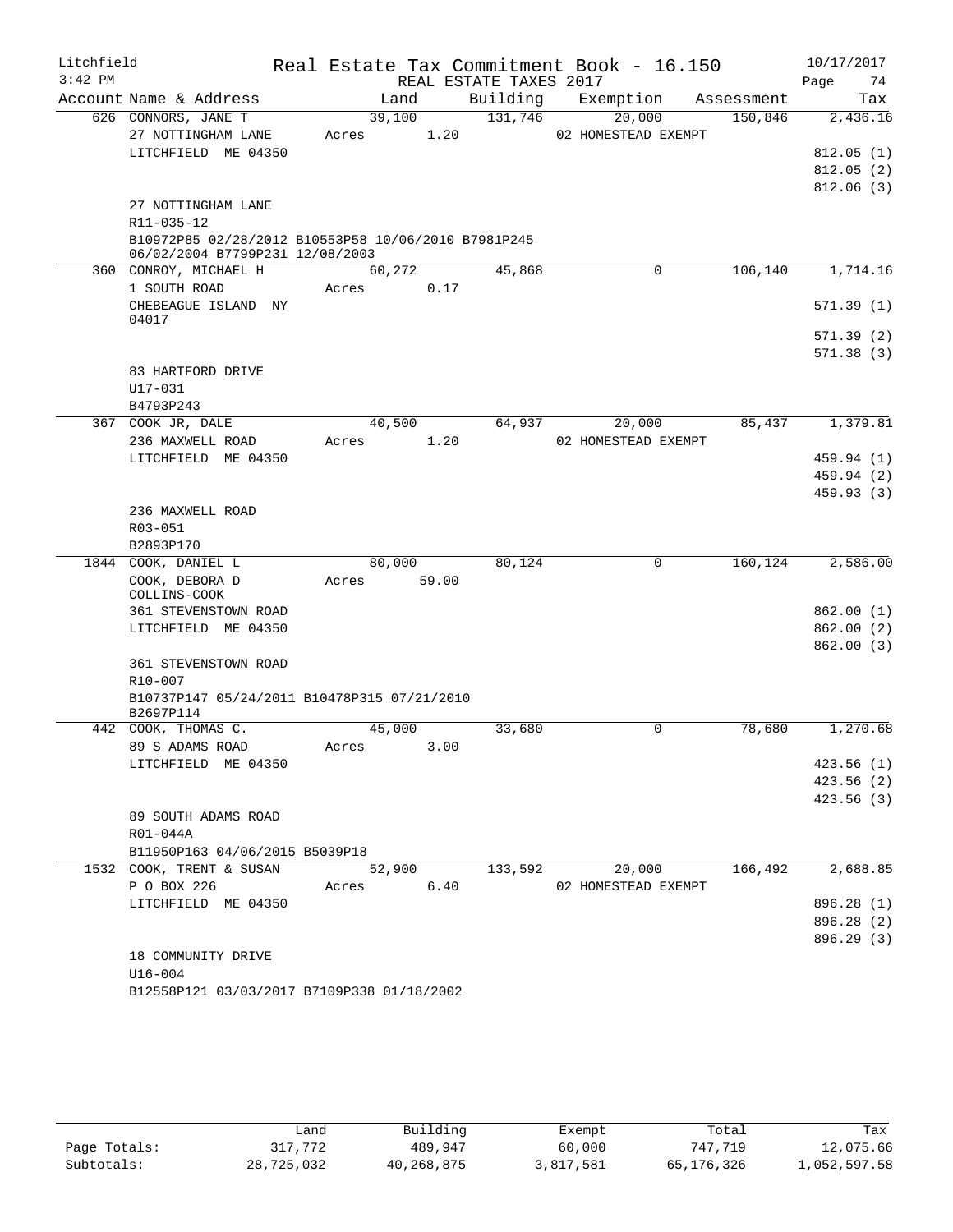Litchfield Real Estate Tax Commitment Book - 16.150 10/17/2017
3:42 PM REAL ESTATE TAXES 2017

| Account Name & Address | Land | Building | Exemption | Assessment | Tax |
|---|---|---|---|---|---|
| 626 CONNORS, JANE T | 39,100 | 131,746 | 20,000 | 150,846 | 2,436.16 |
| 27 NOTTINGHAM LANE | Acres 1.20 | | 02 HOMESTEAD EXEMPT | | |
| LITCHFIELD ME 04350 | | | | | 812.05 (1) |
| | | | | | 812.05 (2) |
| | | | | | 812.06 (3) |
| 27 NOTTINGHAM LANE | | | | | |
| R11-035-12 | | | | | |
| B10972P85 02/28/2012 B10553P58 10/06/2010 B7981P245 06/02/2004 B7799P231 12/08/2003 | | | | | |
| 360 CONROY, MICHAEL H | 60,272 | 45,868 | 0 | 106,140 | 1,714.16 |
| 1 SOUTH ROAD | Acres 0.17 | | | | |
| CHEBEAGUE ISLAND NY 04017 | | | | | 571.39 (1) |
| | | | | | 571.39 (2) |
| | | | | | 571.38 (3) |
| 83 HARTFORD DRIVE | | | | | |
| U17-031 | | | | | |
| B4793P243 | | | | | |
| 367 COOK JR, DALE | 40,500 | 64,937 | 20,000 | 85,437 | 1,379.81 |
| 236 MAXWELL ROAD | Acres 1.20 | | 02 HOMESTEAD EXEMPT | | |
| LITCHFIELD ME 04350 | | | | | 459.94 (1) |
| | | | | | 459.94 (2) |
| | | | | | 459.93 (3) |
| 236 MAXWELL ROAD | | | | | |
| R03-051 | | | | | |
| B2893P170 | | | | | |
| 1844 COOK, DANIEL L | 80,000 | 80,124 | 0 | 160,124 | 2,586.00 |
| COOK, DEBORA D COLLINS-COOK | Acres 59.00 | | | | |
| 361 STEVENSTOWN ROAD | | | | | 862.00 (1) |
| LITCHFIELD ME 04350 | | | | | 862.00 (2) |
| | | | | | 862.00 (3) |
| 361 STEVENSTOWN ROAD | | | | | |
| R10-007 | | | | | |
| B10737P147 05/24/2011 B10478P315 07/21/2010 B2697P114 | | | | | |
| 442 COOK, THOMAS C. | 45,000 | 33,680 | 0 | 78,680 | 1,270.68 |
| 89 S ADAMS ROAD | Acres 3.00 | | | | |
| LITCHFIELD ME 04350 | | | | | 423.56 (1) |
| | | | | | 423.56 (2) |
| | | | | | 423.56 (3) |
| 89 SOUTH ADAMS ROAD | | | | | |
| R01-044A | | | | | |
| B11950P163 04/06/2015 B5039P18 | | | | | |
| 1532 COOK, TRENT & SUSAN | 52,900 | 133,592 | 20,000 | 166,492 | 2,688.85 |
| P O BOX 226 | Acres 6.40 | | 02 HOMESTEAD EXEMPT | | |
| LITCHFIELD ME 04350 | | | | | 896.28 (1) |
| | | | | | 896.28 (2) |
| | | | | | 896.29 (3) |
| 18 COMMUNITY DRIVE | | | | | |
| U16-004 | | | | | |
| B12558P121 03/03/2017 B7109P338 01/18/2002 | | | | | |

| | Land | Building | Exempt | Total | Tax |
|---|---|---|---|---|---|
| Page Totals: | 317,772 | 489,947 | 60,000 | 747,719 | 12,075.66 |
| Subtotals: | 28,725,032 | 40,268,875 | 3,817,581 | 65,176,326 | 1,052,597.58 |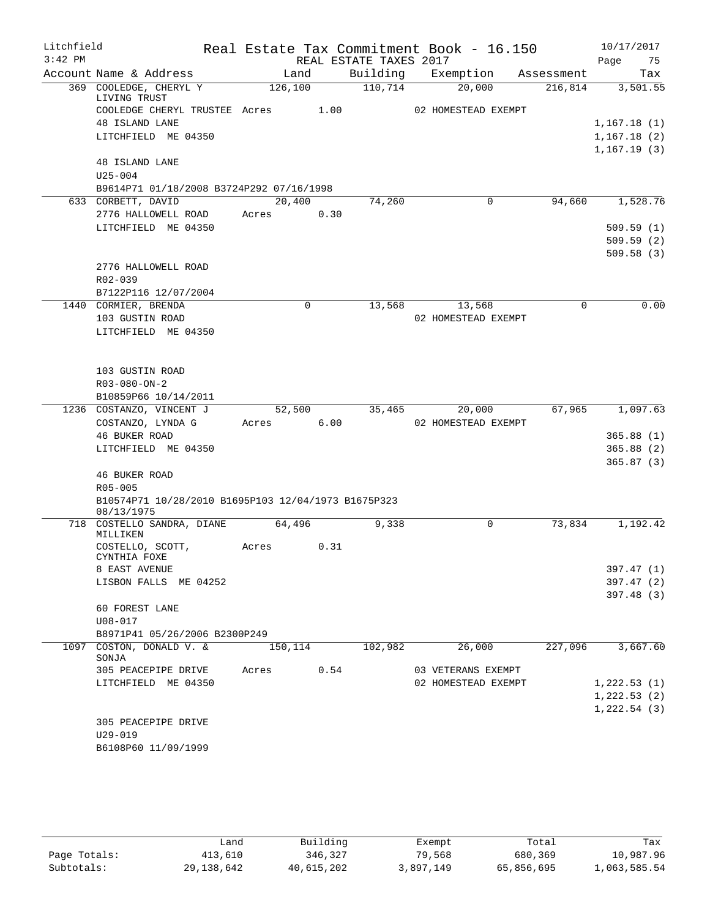Litchfield — Real Estate Tax Commitment Book - 16.150 — 10/17/2017
3:42 PM — REAL ESTATE TAXES 2017

| Account Name & Address | Land | Building | Exemption | Assessment | Tax |
|---|---|---|---|---|---|
| 369 COOLEDGE, CHERYL Y LIVING TRUST | 126,100 | 110,714 | 20,000 | 216,814 | 3,501.55 |
| COOLEDGE CHERYL TRUSTEE | Acres 1.00 | | 02 HOMESTEAD EXEMPT | | |
| 48 ISLAND LANE | | | | | 1,167.18 (1) |
| LITCHFIELD ME 04350 | | | | | 1,167.18 (2) |
| | | | | | 1,167.19 (3) |
| 48 ISLAND LANE | | | | | |
| U25-004 | | | | | |
| B9614P71 01/18/2008 B3724P292 07/16/1998 | | | | | |
| 633 CORBETT, DAVID | 20,400 | 74,260 | 0 | 94,660 | 1,528.76 |
| 2776 HALLOWELL ROAD | Acres 0.30 | | | | |
| LITCHFIELD ME 04350 | | | | | 509.59 (1) |
| | | | | | 509.59 (2) |
| | | | | | 509.58 (3) |
| 2776 HALLOWELL ROAD | | | | | |
| R02-039 | | | | | |
| B7122P116 12/07/2004 | | | | | |
| 1440 CORMIER, BRENDA | 0 | 13,568 | 13,568 | 0 | 0.00 |
| 103 GUSTIN ROAD | | | 02 HOMESTEAD EXEMPT | | |
| LITCHFIELD ME 04350 | | | | | |
| 103 GUSTIN ROAD | | | | | |
| R03-080-ON-2 | | | | | |
| B10859P66 10/14/2011 | | | | | |
| 1236 COSTANZO, VINCENT J | 52,500 | 35,465 | 20,000 | 67,965 | 1,097.63 |
| COSTANZO, LYNDA G | Acres 6.00 | | 02 HOMESTEAD EXEMPT | | |
| 46 BUKER ROAD | | | | | 365.88 (1) |
| LITCHFIELD ME 04350 | | | | | 365.88 (2) |
| | | | | | 365.87 (3) |
| 46 BUKER ROAD | | | | | |
| R05-005 | | | | | |
| B10574P71 10/28/2010 B1695P103 12/04/1973 B1675P323 08/13/1975 | | | | | |
| 718 COSTELLO SANDRA, DIANE MILLIKEN | 64,496 | 9,338 | 0 | 73,834 | 1,192.42 |
| COSTELLO, SCOTT, CYNTHIA FOXE | Acres 0.31 | | | | |
| 8 EAST AVENUE | | | | | 397.47 (1) |
| LISBON FALLS ME 04252 | | | | | 397.47 (2) |
| | | | | | 397.48 (3) |
| 60 FOREST LANE | | | | | |
| U08-017 | | | | | |
| B8971P41 05/26/2006 B2300P249 | | | | | |
| 1097 COSTON, DONALD V. & SONJA | 150,114 | 102,982 | 26,000 | 227,096 | 3,667.60 |
| 305 PEACEPIPE DRIVE | Acres 0.54 | | 03 VETERANS EXEMPT | | |
| LITCHFIELD ME 04350 | | | 02 HOMESTEAD EXEMPT | | 1,222.53 (1) |
| | | | | | 1,222.53 (2) |
| | | | | | 1,222.54 (3) |
| 305 PEACEPIPE DRIVE | | | | | |
| U29-019 | | | | | |
| B6108P60 11/09/1999 | | | | | |

| | Land | Building | Exempt | Total | Tax |
|---|---|---|---|---|---|
| Page Totals: | 413,610 | 346,327 | 79,568 | 680,369 | 10,987.96 |
| Subtotals: | 29,138,642 | 40,615,202 | 3,897,149 | 65,856,695 | 1,063,585.54 |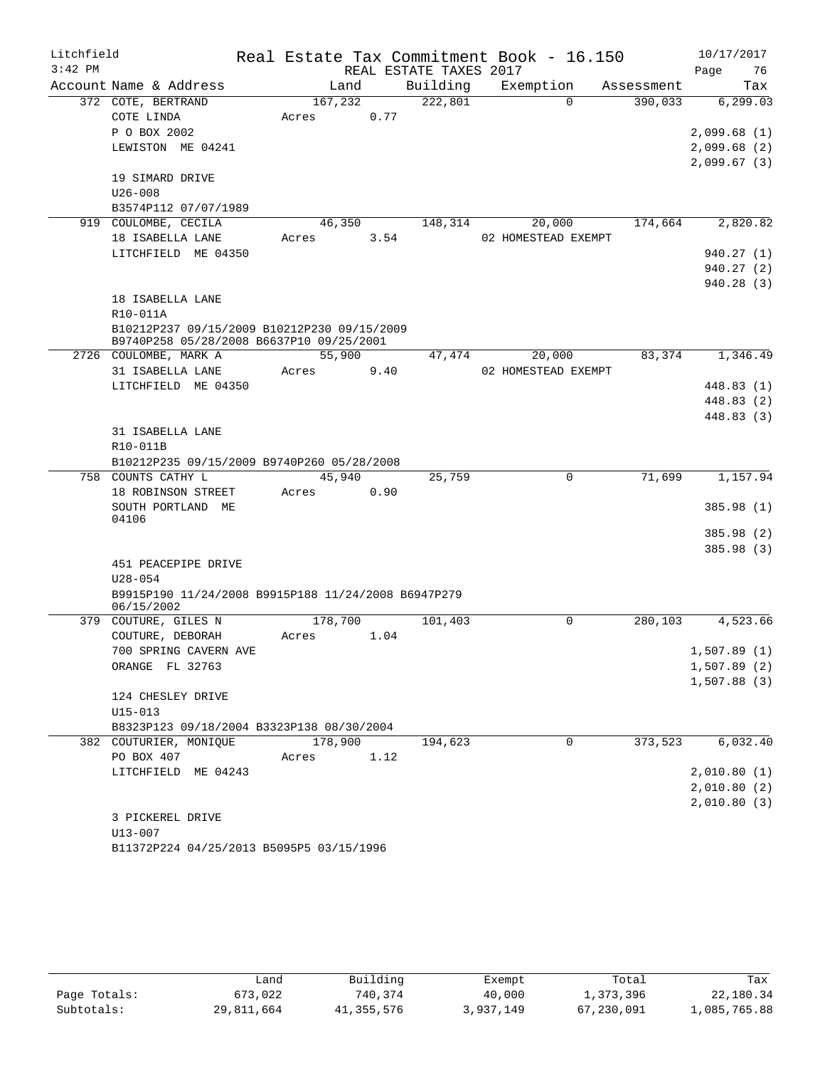Litchfield  
3:42 PM

# Real Estate Tax Commitment Book - 16.150

REAL ESTATE TAXES 2017

10/17/2017

| Account Name & Address | Land | Building | Exemption | Assessment | Tax |
|---|---|---|---|---|---|
| 372 COTE, BERTRAND | 167,232 | 222,801 | 0 | 390,033 | 6,299.03 |
| COTE LINDA | Acres 0.77 | | | | |
| P O BOX 2002 | | | | | 2,099.68 (1) |
| LEWISTON ME 04241 | | | | | 2,099.68 (2) |
| | | | | | 2,099.67 (3) |
| 19 SIMARD DRIVE | | | | | |
| U26-008 | | | | | |
| B3574P112 07/07/1989 | | | | | |
| 919 COULOMBE, CECILA | 46,350 | 148,314 | 20,000 | 174,664 | 2,820.82 |
| 18 ISABELLA LANE | Acres 3.54 | | 02 HOMESTEAD EXEMPT | | |
| LITCHFIELD ME 04350 | | | | | 940.27 (1) |
| | | | | | 940.27 (2) |
| | | | | | 940.28 (3) |
| 18 ISABELLA LANE | | | | | |
| R10-011A | | | | | |
| B10212P237 09/15/2009 B10212P230 09/15/2009 B9740P258 05/28/2008 B6637P10 09/25/2001 | | | | | |
| 2726 COULOMBE, MARK A | 55,900 | 47,474 | 20,000 | 83,374 | 1,346.49 |
| 31 ISABELLA LANE | Acres 9.40 | | 02 HOMESTEAD EXEMPT | | |
| LITCHFIELD ME 04350 | | | | | 448.83 (1) |
| | | | | | 448.83 (2) |
| | | | | | 448.83 (3) |
| 31 ISABELLA LANE | | | | | |
| R10-011B | | | | | |
| B10212P235 09/15/2009 B9740P260 05/28/2008 | | | | | |
| 758 COUNTS CATHY L | 45,940 | 25,759 | 0 | 71,699 | 1,157.94 |
| 18 ROBINSON STREET | Acres 0.90 | | | | |
| SOUTH PORTLAND ME 04106 | | | | | 385.98 (1) |
| | | | | | 385.98 (2) |
| | | | | | 385.98 (3) |
| 451 PEACEPIPE DRIVE | | | | | |
| U28-054 | | | | | |
| B9915P190 11/24/2008 B9915P188 11/24/2008 B6947P279 06/15/2002 | | | | | |
| 379 COUTURE, GILES N | 178,700 | 101,403 | 0 | 280,103 | 4,523.66 |
| COUTURE, DEBORAH | Acres 1.04 | | | | |
| 700 SPRING CAVERN AVE | | | | | 1,507.89 (1) |
| ORANGE FL 32763 | | | | | 1,507.89 (2) |
| | | | | | 1,507.88 (3) |
| 124 CHESLEY DRIVE | | | | | |
| U15-013 | | | | | |
| B8323P123 09/18/2004 B3323P138 08/30/2004 | | | | | |
| 382 COUTURIER, MONIQUE | 178,900 | 194,623 | 0 | 373,523 | 6,032.40 |
| PO BOX 407 | Acres 1.12 | | | | |
| LITCHFIELD ME 04243 | | | | | 2,010.80 (1) |
| | | | | | 2,010.80 (2) |
| | | | | | 2,010.80 (3) |
| 3 PICKEREL DRIVE | | | | | |
| U13-007 | | | | | |
| B11372P224 04/25/2013 B5095P5 03/15/1996 | | | | | |

| | Land | Building | Exempt | Total | Tax |
|---|---|---|---|---|---|
| Page Totals: | 673,022 | 740,374 | 40,000 | 1,373,396 | 22,180.34 |
| Subtotals: | 29,811,664 | 41,355,576 | 3,937,149 | 67,230,091 | 1,085,765.88 |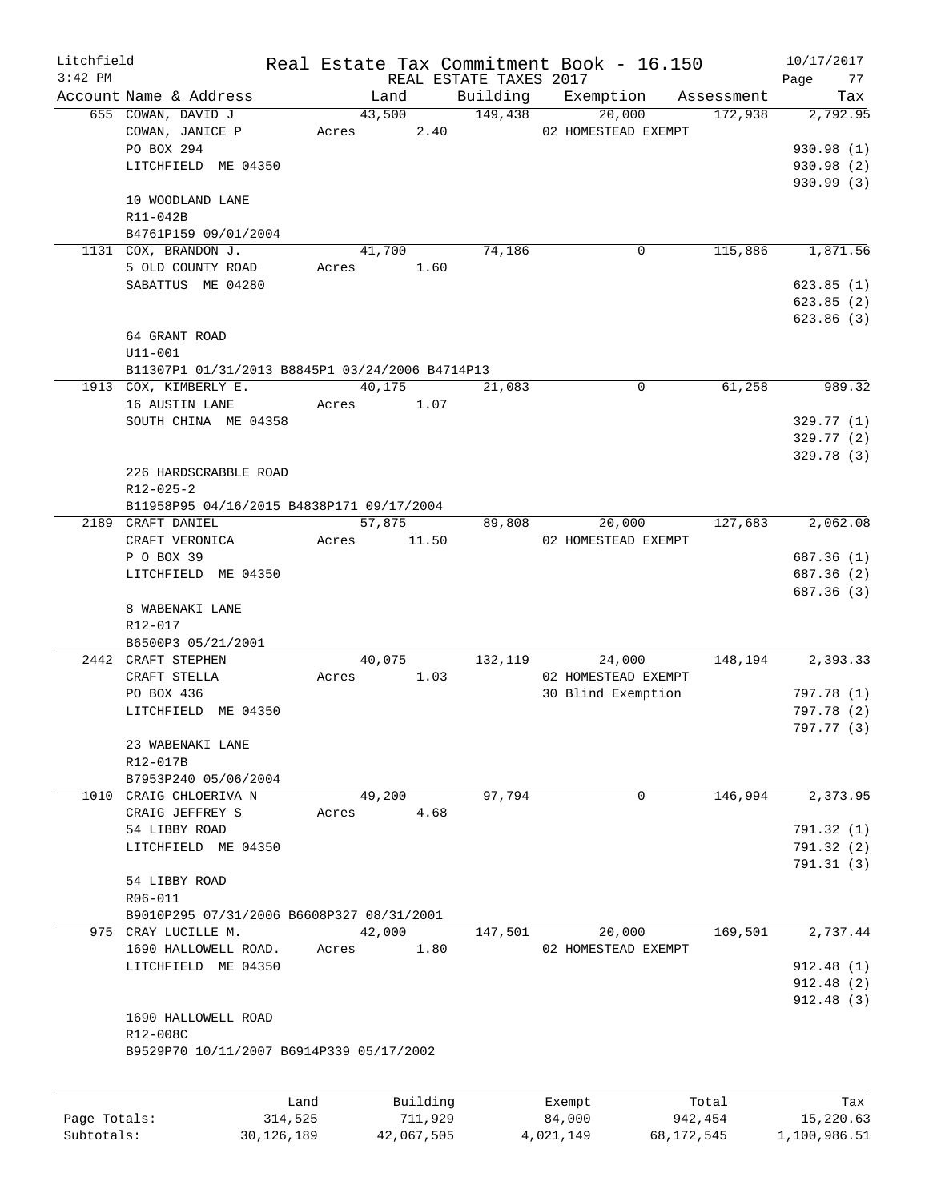Litchfield 3:42 PM

Real Estate Tax Commitment Book - 16.150
REAL ESTATE TAXES 2017

10/17/2017

| Account Name & Address | Land | Building | Exemption | Assessment | Tax |
|---|---|---|---|---|---|
| 655 COWAN, DAVID J | 43,500 | 149,438 | 20,000 | 172,938 | 2,792.95 |
| COWAN, JANICE P | Acres 2.40 | | 02 HOMESTEAD EXEMPT | | |
| PO BOX 294 | | | | | 930.98 (1) |
| LITCHFIELD ME 04350 | | | | | 930.98 (2) |
| | | | | | 930.99 (3) |
| 10 WOODLAND LANE | | | | | |
| R11-042B | | | | | |
| B4761P159 09/01/2004 | | | | | |
| 1131 COX, BRANDON J. | 41,700 | 74,186 | 0 | 115,886 | 1,871.56 |
| 5 OLD COUNTY ROAD | Acres 1.60 | | | | |
| SABATTUS ME 04280 | | | | | 623.85 (1) |
| | | | | | 623.85 (2) |
| | | | | | 623.86 (3) |
| 64 GRANT ROAD | | | | | |
| U11-001 | | | | | |
| B11307P1 01/31/2013 B8845P1 03/24/2006 B4714P13 | | | | | |
| 1913 COX, KIMBERLY E. | 40,175 | 21,083 | 0 | 61,258 | 989.32 |
| 16 AUSTIN LANE | Acres 1.07 | | | | |
| SOUTH CHINA ME 04358 | | | | | 329.77 (1) |
| | | | | | 329.77 (2) |
| | | | | | 329.78 (3) |
| 226 HARDSCRABBLE ROAD | | | | | |
| R12-025-2 | | | | | |
| B11958P95 04/16/2015 B4838P171 09/17/2004 | | | | | |
| 2189 CRAFT DANIEL | 57,875 | 89,808 | 20,000 | 127,683 | 2,062.08 |
| CRAFT VERONICA | Acres 11.50 | | 02 HOMESTEAD EXEMPT | | |
| P O BOX 39 | | | | | 687.36 (1) |
| LITCHFIELD ME 04350 | | | | | 687.36 (2) |
| | | | | | 687.36 (3) |
| 8 WABENAKI LANE | | | | | |
| R12-017 | | | | | |
| B6500P3 05/21/2001 | | | | | |
| 2442 CRAFT STEPHEN | 40,075 | 132,119 | 24,000 | 148,194 | 2,393.33 |
| CRAFT STELLA | Acres 1.03 | | 02 HOMESTEAD EXEMPT | | |
| PO BOX 436 | | | 30 Blind Exemption | | 797.78 (1) |
| LITCHFIELD ME 04350 | | | | | 797.78 (2) |
| | | | | | 797.77 (3) |
| 23 WABENAKI LANE | | | | | |
| R12-017B | | | | | |
| B7953P240 05/06/2004 | | | | | |
| 1010 CRAIG CHLOERIVA N | 49,200 | 97,794 | 0 | 146,994 | 2,373.95 |
| CRAIG JEFFREY S | Acres 4.68 | | | | |
| 54 LIBBY ROAD | | | | | 791.32 (1) |
| LITCHFIELD ME 04350 | | | | | 791.32 (2) |
| | | | | | 791.31 (3) |
| 54 LIBBY ROAD | | | | | |
| R06-011 | | | | | |
| B9010P295 07/31/2006 B6608P327 08/31/2001 | | | | | |
| 975 CRAY LUCILLE M. | 42,000 | 147,501 | 20,000 | 169,501 | 2,737.44 |
| 1690 HALLOWELL ROAD. | Acres 1.80 | | 02 HOMESTEAD EXEMPT | | |
| LITCHFIELD ME 04350 | | | | | 912.48 (1) |
| | | | | | 912.48 (2) |
| | | | | | 912.48 (3) |
| 1690 HALLOWELL ROAD | | | | | |
| R12-008C | | | | | |
| B9529P70 10/11/2007 B6914P339 05/17/2002 | | | | | |

| | Land | Building | Exempt | Total | Tax |
|---|---|---|---|---|---|
| Page Totals: | 314,525 | 711,929 | 84,000 | 942,454 | 15,220.63 |
| Subtotals: | 30,126,189 | 42,067,505 | 4,021,149 | 68,172,545 | 1,100,986.51 |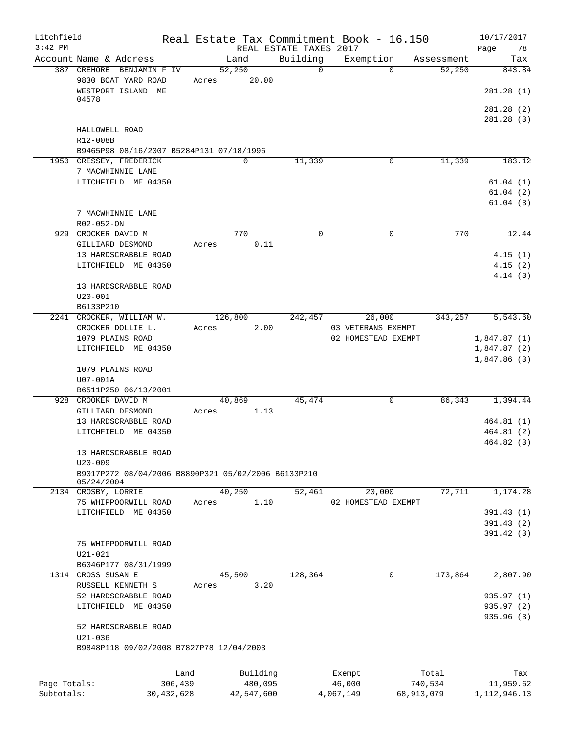Litchfield  
3:42 PM

# Real Estate Tax Commitment Book - 16.150

REAL ESTATE TAXES 2017

10/17/2017

| Account | Name & Address | Land | Building | Exemption | Assessment | Tax |
|---|---|---|---|---|---|---|
| 387 | CREHORE BENJAMIN F IV | 52,250 | 0 | 0 | 52,250 | 843.84 |
| | 9830 BOAT YARD ROAD | Acres 20.00 | | | | |
| | WESTPORT ISLAND ME 04578 | | | | | 281.28 (1) |
| | | | | | | 281.28 (2) |
| | | | | | | 281.28 (3) |
| | HALLOWELL ROAD | | | | | |
| | R12-008B | | | | | |
| | B9465P98 08/16/2007 B5284P131 07/18/1996 | | | | | |
| 1950 | CRESSEY, FREDERICK | 0 | 11,339 | 0 | 11,339 | 183.12 |
| | 7 MACWHINNIE LANE | | | | | |
| | LITCHFIELD ME 04350 | | | | | 61.04 (1) |
| | | | | | | 61.04 (2) |
| | | | | | | 61.04 (3) |
| | 7 MACWHINNIE LANE | | | | | |
| | R02-052-ON | | | | | |
| 929 | CROCKER DAVID M | 770 | 0 | 0 | 770 | 12.44 |
| | GILLIARD DESMOND | Acres 0.11 | | | | |
| | 13 HARDSCRABBLE ROAD | | | | | 4.15 (1) |
| | LITCHFIELD ME 04350 | | | | | 4.15 (2) |
| | | | | | | 4.14 (3) |
| | 13 HARDSCRABBLE ROAD | | | | | |
| | U20-001 | | | | | |
| | B6133P210 | | | | | |
| 2241 | CROCKER, WILLIAM W. | 126,800 | 242,457 | 26,000 | 343,257 | 5,543.60 |
| | CROCKER DOLLIE L. | Acres 2.00 | | 03 VETERANS EXEMPT | | |
| | 1079 PLAINS ROAD | | | 02 HOMESTEAD EXEMPT | | 1,847.87 (1) |
| | LITCHFIELD ME 04350 | | | | | 1,847.87 (2) |
| | | | | | | 1,847.86 (3) |
| | 1079 PLAINS ROAD | | | | | |
| | U07-001A | | | | | |
| | B6511P250 06/13/2001 | | | | | |
| 928 | CROOKER DAVID M | 40,869 | 45,474 | 0 | 86,343 | 1,394.44 |
| | GILLIARD DESMOND | Acres 1.13 | | | | |
| | 13 HARDSCRABBLE ROAD | | | | | 464.81 (1) |
| | LITCHFIELD ME 04350 | | | | | 464.81 (2) |
| | | | | | | 464.82 (3) |
| | 13 HARDSCRABBLE ROAD | | | | | |
| | U20-009 | | | | | |
| | B9017P272 08/04/2006 B8890P321 05/02/2006 B6133P210 05/24/2004 | | | | | |
| 2134 | CROSBY, LORRIE | 40,250 | 52,461 | 20,000 | 72,711 | 1,174.28 |
| | 75 WHIPPOORWILL ROAD | Acres 1.10 | | 02 HOMESTEAD EXEMPT | | |
| | LITCHFIELD ME 04350 | | | | | 391.43 (1) |
| | | | | | | 391.43 (2) |
| | | | | | | 391.42 (3) |
| | 75 WHIPPOORWILL ROAD | | | | | |
| | U21-021 | | | | | |
| | B6046P177 08/31/1999 | | | | | |
| 1314 | CROSS SUSAN E | 45,500 | 128,364 | 0 | 173,864 | 2,807.90 |
| | RUSSELL KENNETH S | Acres 3.20 | | | | |
| | 52 HARDSCRABBLE ROAD | | | | | 935.97 (1) |
| | LITCHFIELD ME 04350 | | | | | 935.97 (2) |
| | | | | | | 935.96 (3) |
| | 52 HARDSCRABBLE ROAD | | | | | |
| | U21-036 | | | | | |
| | B9848P118 09/02/2008 B7827P78 12/04/2003 | | | | | |

| | Land | Building | Exempt | Total | Tax |
|---|---|---|---|---|---|
| Page Totals: | 306,439 | 480,095 | 46,000 | 740,534 | 11,959.62 |
| Subtotals: | 30,432,628 | 42,547,600 | 4,067,149 | 68,913,079 | 1,112,946.13 |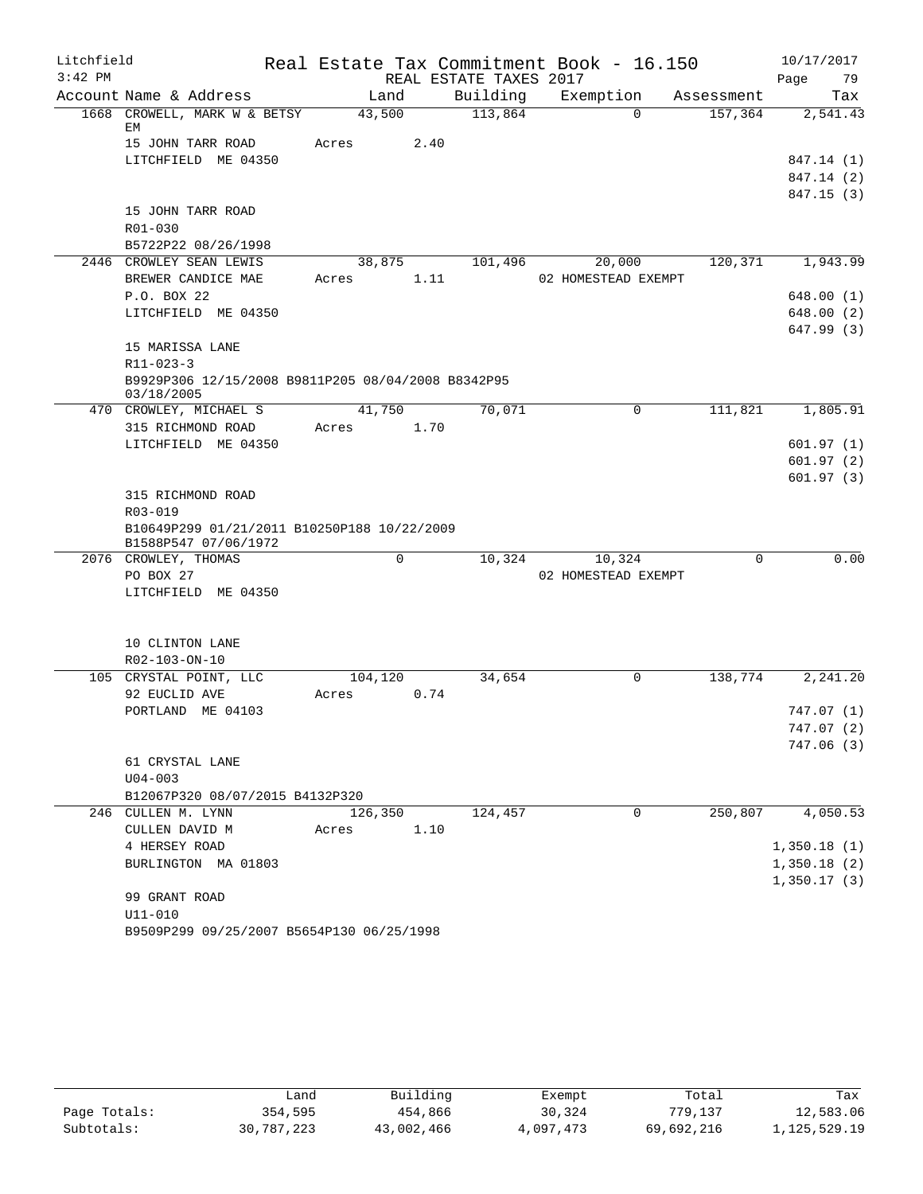Litchfield 3:42 PM

Real Estate Tax Commitment Book - 16.150
REAL ESTATE TAXES 2017

10/17/2017

| Account | Name & Address | Land | Building | Exemption | Assessment | Tax |
|---|---|---|---|---|---|---|
| 1668 | CROWELL, MARK W & BETSY EM | 43,500 | 113,864 | 0 | 157,364 | 2,541.43 |
| | 15 JOHN TARR ROAD | Acres 2.40 | | | | |
| | LITCHFIELD ME 04350 | | | | | 847.14 (1) |
| | | | | | | 847.14 (2) |
| | | | | | | 847.15 (3) |
| | 15 JOHN TARR ROAD | | | | | |
| | R01-030 | | | | | |
| | B5722P22 08/26/1998 | | | | | |
| 2446 | CROWLEY SEAN LEWIS | 38,875 | 101,496 | 20,000 | 120,371 | 1,943.99 |
| | BREWER CANDICE MAE | Acres 1.11 | | 02 HOMESTEAD EXEMPT | | |
| | P.O. BOX 22 | | | | | 648.00 (1) |
| | LITCHFIELD ME 04350 | | | | | 648.00 (2) |
| | | | | | | 647.99 (3) |
| | 15 MARISSA LANE | | | | | |
| | R11-023-3 | | | | | |
| | B9929P306 12/15/2008 B9811P205 08/04/2008 B8342P95 03/18/2005 | | | | | |
| 470 | CROWLEY, MICHAEL S | 41,750 | 70,071 | 0 | 111,821 | 1,805.91 |
| | 315 RICHMOND ROAD | Acres 1.70 | | | | |
| | LITCHFIELD ME 04350 | | | | | 601.97 (1) |
| | | | | | | 601.97 (2) |
| | | | | | | 601.97 (3) |
| | 315 RICHMOND ROAD | | | | | |
| | R03-019 | | | | | |
| | B10649P299 01/21/2011 B10250P188 10/22/2009 B1588P547 07/06/1972 | | | | | |
| 2076 | CROWLEY, THOMAS | 0 | 10,324 | 10,324 | 0 | 0.00 |
| | PO BOX 27 | | | 02 HOMESTEAD EXEMPT | | |
| | LITCHFIELD ME 04350 | | | | | |
| | 10 CLINTON LANE | | | | | |
| | R02-103-ON-10 | | | | | |
| 105 | CRYSTAL POINT, LLC | 104,120 | 34,654 | 0 | 138,774 | 2,241.20 |
| | 92 EUCLID AVE | Acres 0.74 | | | | |
| | PORTLAND ME 04103 | | | | | 747.07 (1) |
| | | | | | | 747.07 (2) |
| | | | | | | 747.06 (3) |
| | 61 CRYSTAL LANE | | | | | |
| | U04-003 | | | | | |
| | B12067P320 08/07/2015 B4132P320 | | | | | |
| 246 | CULLEN M. LYNN | 126,350 | 124,457 | 0 | 250,807 | 4,050.53 |
| | CULLEN DAVID M | Acres 1.10 | | | | |
| | 4 HERSEY ROAD | | | | | 1,350.18 (1) |
| | BURLINGTON MA 01803 | | | | | 1,350.18 (2) |
| | | | | | | 1,350.17 (3) |
| | 99 GRANT ROAD | | | | | |
| | U11-010 | | | | | |
| | B9509P299 09/25/2007 B5654P130 06/25/1998 | | | | | |

| | Land | Building | Exempt | Total | Tax |
|---|---|---|---|---|---|
| Page Totals: | 354,595 | 454,866 | 30,324 | 779,137 | 12,583.06 |
| Subtotals: | 30,787,223 | 43,002,466 | 4,097,473 | 69,692,216 | 1,125,529.19 |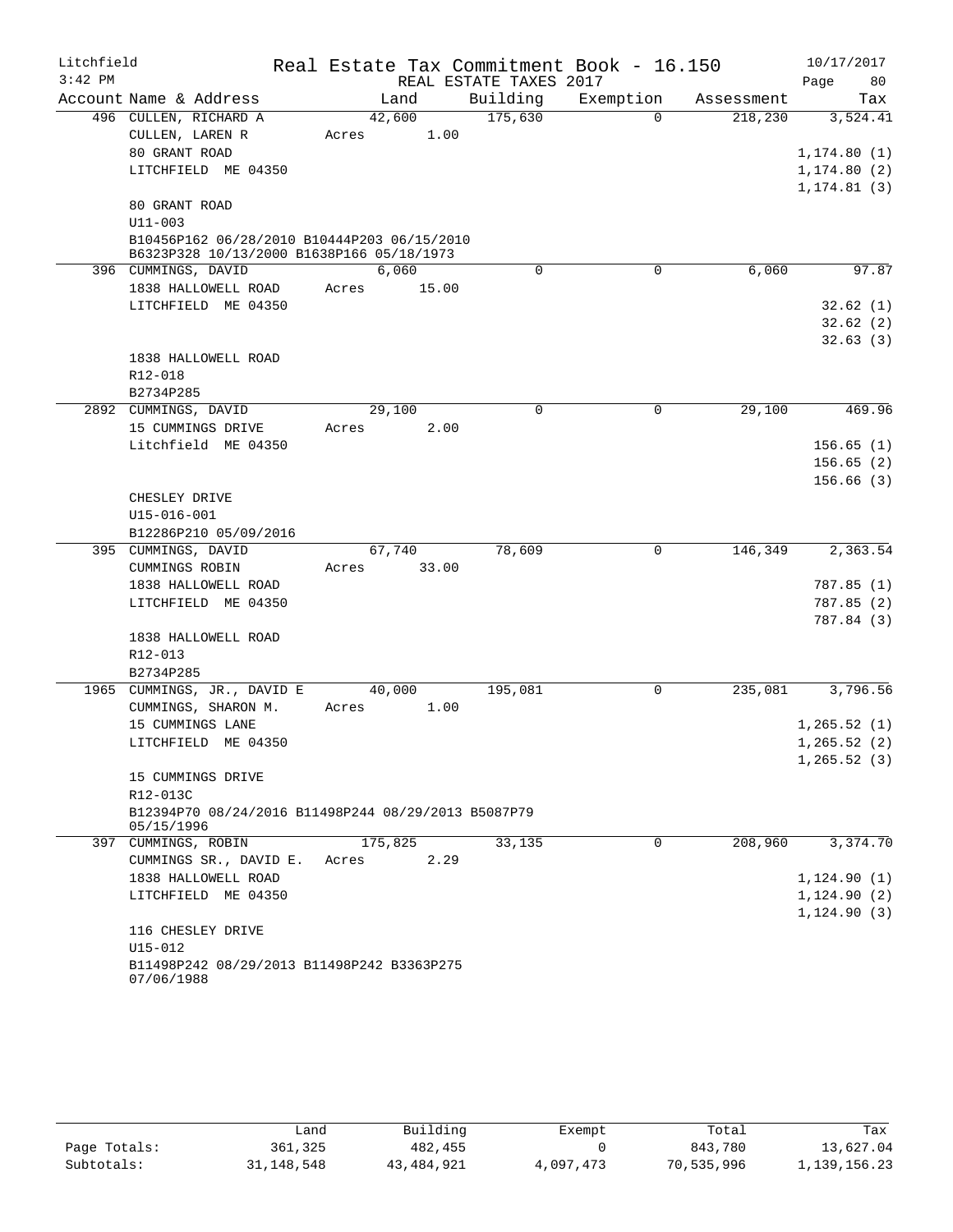Litchfield 3:42 PM

Real Estate Tax Commitment Book - 16.150
REAL ESTATE TAXES 2017

10/17/2017

| Account Name & Address | Land | Building | Exemption | Assessment | Tax |
|---|---|---|---|---|---|
| 496 CULLEN, RICHARD A | 42,600 | 175,630 | 0 | 218,230 | 3,524.41 |
| CULLEN, LAREN R | Acres 1.00 | | | | |
| 80 GRANT ROAD | | | | | 1,174.80 (1) |
| LITCHFIELD ME 04350 | | | | | 1,174.80 (2) |
| | | | | | 1,174.81 (3) |
| 80 GRANT ROAD | | | | | |
| U11-003 | | | | | |
| B10456P162 06/28/2010 B10444P203 06/15/2010 B6323P328 10/13/2000 B1638P166 05/18/1973 | | | | | |
| 396 CUMMINGS, DAVID | 6,060 | 0 | 0 | 6,060 | 97.87 |
| 1838 HALLOWELL ROAD | Acres 15.00 | | | | |
| LITCHFIELD ME 04350 | | | | | 32.62 (1) |
| | | | | | 32.62 (2) |
| | | | | | 32.63 (3) |
| 1838 HALLOWELL ROAD | | | | | |
| R12-018 | | | | | |
| B2734P285 | | | | | |
| 2892 CUMMINGS, DAVID | 29,100 | 0 | 0 | 29,100 | 469.96 |
| 15 CUMMINGS DRIVE | Acres 2.00 | | | | |
| Litchfield ME 04350 | | | | | 156.65 (1) |
| | | | | | 156.65 (2) |
| | | | | | 156.66 (3) |
| CHESLEY DRIVE | | | | | |
| U15-016-001 | | | | | |
| B12286P210 05/09/2016 | | | | | |
| 395 CUMMINGS, DAVID | 67,740 | 78,609 | 0 | 146,349 | 2,363.54 |
| CUMMINGS ROBIN | Acres 33.00 | | | | |
| 1838 HALLOWELL ROAD | | | | | 787.85 (1) |
| LITCHFIELD ME 04350 | | | | | 787.85 (2) |
| | | | | | 787.84 (3) |
| 1838 HALLOWELL ROAD | | | | | |
| R12-013 | | | | | |
| B2734P285 | | | | | |
| 1965 CUMMINGS, JR., DAVID E | 40,000 | 195,081 | 0 | 235,081 | 3,796.56 |
| CUMMINGS, SHARON M. | Acres 1.00 | | | | |
| 15 CUMMINGS LANE | | | | | 1,265.52 (1) |
| LITCHFIELD ME 04350 | | | | | 1,265.52 (2) |
| | | | | | 1,265.52 (3) |
| 15 CUMMINGS DRIVE | | | | | |
| R12-013C | | | | | |
| B12394P70 08/24/2016 B11498P244 08/29/2013 B5087P79 05/15/1996 | | | | | |
| 397 CUMMINGS, ROBIN | 175,825 | 33,135 | 0 | 208,960 | 3,374.70 |
| CUMMINGS SR., DAVID E. | Acres 2.29 | | | | |
| 1838 HALLOWELL ROAD | | | | | 1,124.90 (1) |
| LITCHFIELD ME 04350 | | | | | 1,124.90 (2) |
| | | | | | 1,124.90 (3) |
| 116 CHESLEY DRIVE | | | | | |
| U15-012 | | | | | |
| B11498P242 08/29/2013 B11498P242 B3363P275 07/06/1988 | | | | | |

| | Land | Building | Exempt | Total | Tax |
|---|---|---|---|---|---|
| Page Totals: | 361,325 | 482,455 | 0 | 843,780 | 13,627.04 |
| Subtotals: | 31,148,548 | 43,484,921 | 4,097,473 | 70,535,996 | 1,139,156.23 |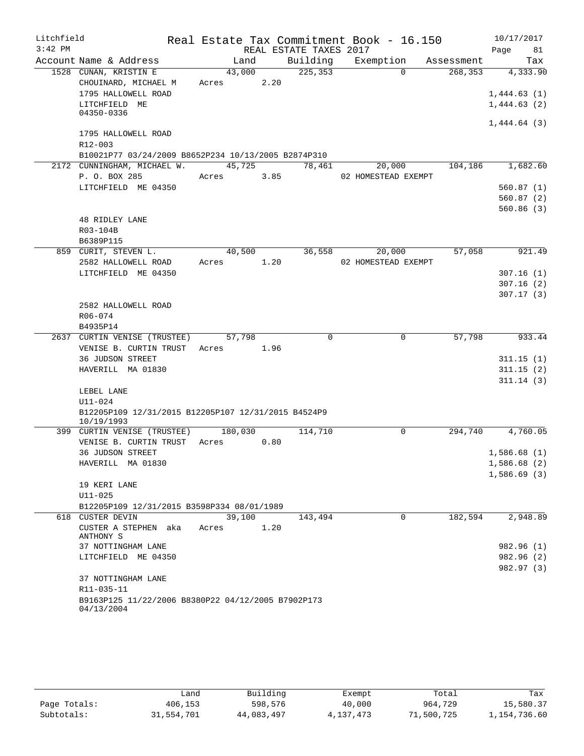Litchfield Real Estate Tax Commitment Book - 16.150 10/17/2017
3:42 PM REAL ESTATE TAXES 2017 Page 81

| Account Name & Address | Land | Building | Exemption | Assessment | Tax |
|---|---|---|---|---|---|
| 1528 CUNAN, KRISTIN E | 43,000 | 225,353 | 0 | 268,353 | 4,333.90 |
| CHOUINARD, MICHAEL M | Acres 2.20 | | | | |
| 1795 HALLOWELL ROAD | | | | | 1,444.63 (1) |
| LITCHFIELD ME | | | | | 1,444.63 (2) |
| 04350-0336 | | | | | |
| | | | | | 1,444.64 (3) |
| 1795 HALLOWELL ROAD | | | | | |
| R12-003 | | | | | |
| B10021P77 03/24/2009 B8652P234 10/13/2005 B2874P310 | | | | | |
| 2172 CUNNINGHAM, MICHAEL W. | 45,725 | 78,461 | 20,000 | 104,186 | 1,682.60 |
| P. O. BOX 285 | Acres 3.85 | | 02 HOMESTEAD EXEMPT | | |
| LITCHFIELD ME 04350 | | | | | 560.87 (1) |
| | | | | | 560.87 (2) |
| | | | | | 560.86 (3) |
| 48 RIDLEY LANE | | | | | |
| R03-104B | | | | | |
| B6389P115 | | | | | |
| 859 CURIT, STEVEN L. | 40,500 | 36,558 | 20,000 | 57,058 | 921.49 |
| 2582 HALLOWELL ROAD | Acres 1.20 | | 02 HOMESTEAD EXEMPT | | |
| LITCHFIELD ME 04350 | | | | | 307.16 (1) |
| | | | | | 307.16 (2) |
| | | | | | 307.17 (3) |
| 2582 HALLOWELL ROAD | | | | | |
| R06-074 | | | | | |
| B4935P14 | | | | | |
| 2637 CURTIN VENISE (TRUSTEE) | 57,798 | 0 | 0 | 57,798 | 933.44 |
| VENISE B. CURTIN TRUST | Acres 1.96 | | | | |
| 36 JUDSON STREET | | | | | 311.15 (1) |
| HAVERILL MA 01830 | | | | | 311.15 (2) |
| | | | | | 311.14 (3) |
| LEBEL LANE | | | | | |
| U11-024 | | | | | |
| B12205P109 12/31/2015 B12205P107 12/31/2015 B4524P9 10/19/1993 | | | | | |
| 399 CURTIN VENISE (TRUSTEE) | 180,030 | 114,710 | 0 | 294,740 | 4,760.05 |
| VENISE B. CURTIN TRUST | Acres 0.80 | | | | |
| 36 JUDSON STREET | | | | | 1,586.68 (1) |
| HAVERILL MA 01830 | | | | | 1,586.68 (2) |
| | | | | | 1,586.69 (3) |
| 19 KERI LANE | | | | | |
| U11-025 | | | | | |
| B12205P109 12/31/2015 B3598P334 08/01/1989 | | | | | |
| 618 CUSTER DEVIN | 39,100 | 143,494 | 0 | 182,594 | 2,948.89 |
| CUSTER A STEPHEN aka ANTHONY S | Acres 1.20 | | | | |
| 37 NOTTINGHAM LANE | | | | | 982.96 (1) |
| LITCHFIELD ME 04350 | | | | | 982.96 (2) |
| | | | | | 982.97 (3) |
| 37 NOTTINGHAM LANE | | | | | |
| R11-035-11 | | | | | |
| B9163P125 11/22/2006 B8380P22 04/12/2005 B7902P173 04/13/2004 | | | | | |

| | Land | Building | Exempt | Total | Tax |
|---|---|---|---|---|---|
| Page Totals: | 406,153 | 598,576 | 40,000 | 964,729 | 15,580.37 |
| Subtotals: | 31,554,701 | 44,083,497 | 4,137,473 | 71,500,725 | 1,154,736.60 |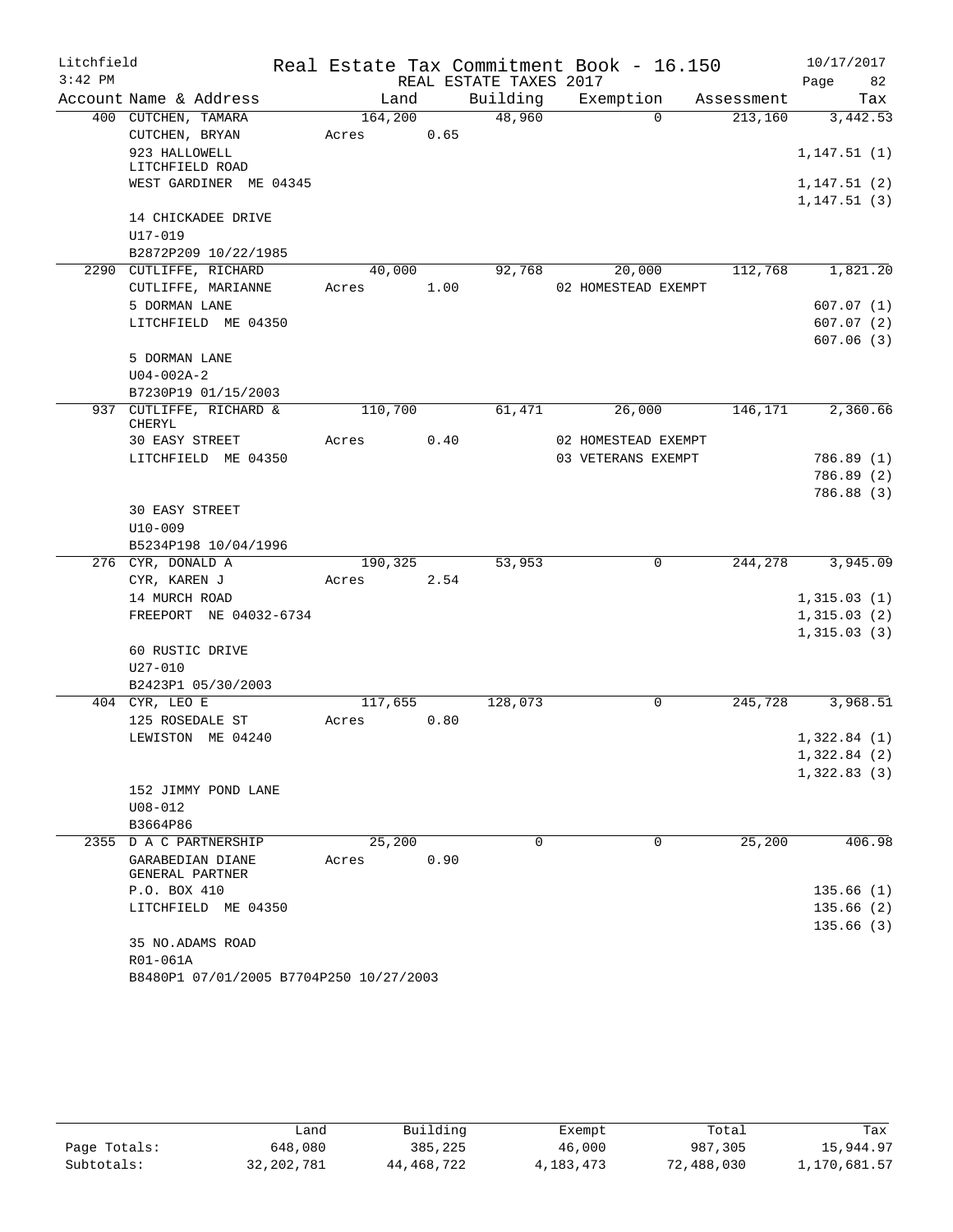Litchfield
3:42 PM

# Real Estate Tax Commitment Book - 16.150

REAL ESTATE TAXES 2017

10/17/2017
Page 82

| Account Name & Address | Land | Building | Exemption | Assessment | Tax |
|---|---|---|---|---|---|
| 400 CUTCHEN, TAMARA | 164,200 | 48,960 | 0 | 213,160 | 3,442.53 |
| CUTCHEN, BRYAN | Acres 0.65 | | | | |
| 923 HALLOWELL LITCHFIELD ROAD | | | | | 1,147.51 (1) |
| WEST GARDINER ME 04345 | | | | | 1,147.51 (2) |
| | | | | | 1,147.51 (3) |
| 14 CHICKADEE DRIVE | | | | | |
| U17-019 | | | | | |
| B2872P209 10/22/1985 | | | | | |
| 2290 CUTLIFFE, RICHARD | 40,000 | 92,768 | 20,000 | 112,768 | 1,821.20 |
| CUTLIFFE, MARIANNE | Acres 1.00 | | 02 HOMESTEAD EXEMPT | | |
| 5 DORMAN LANE | | | | | 607.07 (1) |
| LITCHFIELD ME 04350 | | | | | 607.07 (2) |
| | | | | | 607.06 (3) |
| 5 DORMAN LANE | | | | | |
| U04-002A-2 | | | | | |
| B7230P19 01/15/2003 | | | | | |
| 937 CUTLIFFE, RICHARD & CHERYL | 110,700 | 61,471 | 26,000 | 146,171 | 2,360.66 |
| 30 EASY STREET | Acres 0.40 | | 02 HOMESTEAD EXEMPT | | |
| LITCHFIELD ME 04350 | | | 03 VETERANS EXEMPT | | 786.89 (1) |
| | | | | | 786.89 (2) |
| | | | | | 786.88 (3) |
| 30 EASY STREET | | | | | |
| U10-009 | | | | | |
| B5234P198 10/04/1996 | | | | | |
| 276 CYR, DONALD A | 190,325 | 53,953 | 0 | 244,278 | 3,945.09 |
| CYR, KAREN J | Acres 2.54 | | | | |
| 14 MURCH ROAD | | | | | 1,315.03 (1) |
| FREEPORT NE 04032-6734 | | | | | 1,315.03 (2) |
| | | | | | 1,315.03 (3) |
| 60 RUSTIC DRIVE | | | | | |
| U27-010 | | | | | |
| B2423P1 05/30/2003 | | | | | |
| 404 CYR, LEO E | 117,655 | 128,073 | 0 | 245,728 | 3,968.51 |
| 125 ROSEDALE ST | Acres 0.80 | | | | |
| LEWISTON ME 04240 | | | | | 1,322.84 (1) |
| | | | | | 1,322.84 (2) |
| | | | | | 1,322.83 (3) |
| 152 JIMMY POND LANE | | | | | |
| U08-012 | | | | | |
| B3664P86 | | | | | |
| 2355 D A C PARTNERSHIP | 25,200 | 0 | 0 | 25,200 | 406.98 |
| GARABEDIAN DIANE GENERAL PARTNER | Acres 0.90 | | | | |
| P.O. BOX 410 | | | | | 135.66 (1) |
| LITCHFIELD ME 04350 | | | | | 135.66 (2) |
| | | | | | 135.66 (3) |
| 35 NO.ADAMS ROAD | | | | | |
| R01-061A | | | | | |
| B8480P1 07/01/2005 B7704P250 10/27/2003 | | | | | |

| | Land | Building | Exempt | Total | Tax |
|---|---|---|---|---|---|
| Page Totals: | 648,080 | 385,225 | 46,000 | 987,305 | 15,944.97 |
| Subtotals: | 32,202,781 | 44,468,722 | 4,183,473 | 72,488,030 | 1,170,681.57 |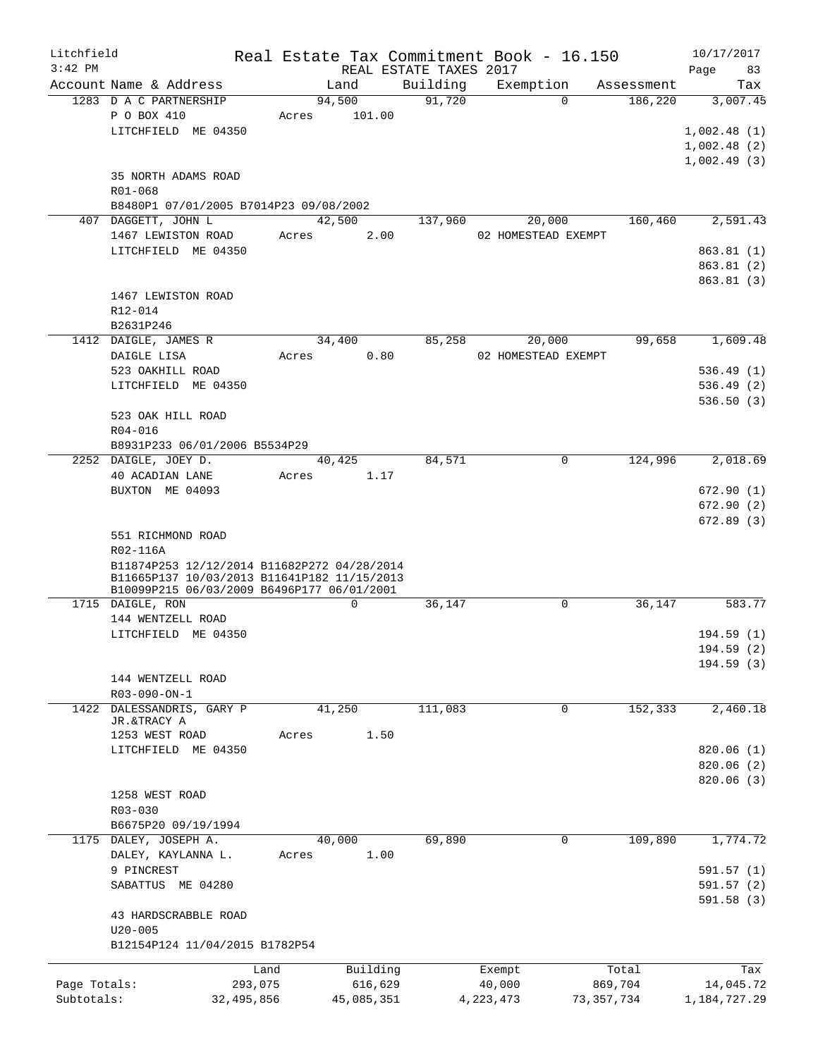Litchfield
3:42 PM

Real Estate Tax Commitment Book - 16.150
REAL ESTATE TAXES 2017

10/17/2017

| Account | Name & Address | Land | Building | Exemption | Assessment | Tax |
|---|---|---|---|---|---|---|
| 1283 | D A C PARTNERSHIP | 94,500 | 91,720 | 0 | 186,220 | 3,007.45 |
| | P O BOX 410 | Acres 101.00 | | | | |
| | LITCHFIELD ME 04350 | | | | | 1,002.48 (1) |
| | | | | | | 1,002.48 (2) |
| | | | | | | 1,002.49 (3) |
| | 35 NORTH ADAMS ROAD | | | | | |
| | R01-068 | | | | | |
| | B8480P1 07/01/2005 B7014P23 09/08/2002 | | | | | |
| 407 | DAGGETT, JOHN L | 42,500 | 137,960 | 20,000 | 160,460 | 2,591.43 |
| | 1467 LEWISTON ROAD | Acres 2.00 | | 02 HOMESTEAD EXEMPT | | |
| | LITCHFIELD ME 04350 | | | | | 863.81 (1) |
| | | | | | | 863.81 (2) |
| | | | | | | 863.81 (3) |
| | 1467 LEWISTON ROAD | | | | | |
| | R12-014 | | | | | |
| | B2631P246 | | | | | |
| 1412 | DAIGLE, JAMES R | 34,400 | 85,258 | 20,000 | 99,658 | 1,609.48 |
| | DAIGLE LISA | Acres 0.80 | | 02 HOMESTEAD EXEMPT | | |
| | 523 OAKHILL ROAD | | | | | 536.49 (1) |
| | LITCHFIELD ME 04350 | | | | | 536.49 (2) |
| | | | | | | 536.50 (3) |
| | 523 OAK HILL ROAD | | | | | |
| | R04-016 | | | | | |
| | B8931P233 06/01/2006 B5534P29 | | | | | |
| 2252 | DAIGLE, JOEY D. | 40,425 | 84,571 | 0 | 124,996 | 2,018.69 |
| | 40 ACADIAN LANE | Acres 1.17 | | | | |
| | BUXTON ME 04093 | | | | | 672.90 (1) |
| | | | | | | 672.90 (2) |
| | | | | | | 672.89 (3) |
| | 551 RICHMOND ROAD | | | | | |
| | R02-116A | | | | | |
| | B11874P253 12/12/2014 B11682P272 04/28/2014 B11665P137 10/03/2013 B11641P182 11/15/2013 B10099P215 06/03/2009 B6496P177 06/01/2001 | | | | | |
| 1715 | DAIGLE, RON | 0 | 36,147 | 0 | 36,147 | 583.77 |
| | 144 WENTZELL ROAD | | | | | |
| | LITCHFIELD ME 04350 | | | | | 194.59 (1) |
| | | | | | | 194.59 (2) |
| | | | | | | 194.59 (3) |
| | 144 WENTZELL ROAD | | | | | |
| | R03-090-ON-1 | | | | | |
| 1422 | DALESSANDRIS, GARY P JR.&TRACY A | 41,250 | 111,083 | 0 | 152,333 | 2,460.18 |
| | 1253 WEST ROAD | Acres 1.50 | | | | |
| | LITCHFIELD ME 04350 | | | | | 820.06 (1) |
| | | | | | | 820.06 (2) |
| | | | | | | 820.06 (3) |
| | 1258 WEST ROAD | | | | | |
| | R03-030 | | | | | |
| | B6675P20 09/19/1994 | | | | | |
| 1175 | DALEY, JOSEPH A. | 40,000 | 69,890 | 0 | 109,890 | 1,774.72 |
| | DALEY, KAYLANNA L. | Acres 1.00 | | | | |
| | 9 PINCREST | | | | | 591.57 (1) |
| | SABATTUS ME 04280 | | | | | 591.57 (2) |
| | | | | | | 591.58 (3) |
| | 43 HARDSCRABBLE ROAD | | | | | |
| | U20-005 | | | | | |
| | B12154P124 11/04/2015 B1782P54 | | | | | |

| | Land | Building | Exempt | Total | Tax |
|---|---|---|---|---|---|
| Page Totals: | 293,075 | 616,629 | 40,000 | 869,704 | 14,045.72 |
| Subtotals: | 32,495,856 | 45,085,351 | 4,223,473 | 73,357,734 | 1,184,727.29 |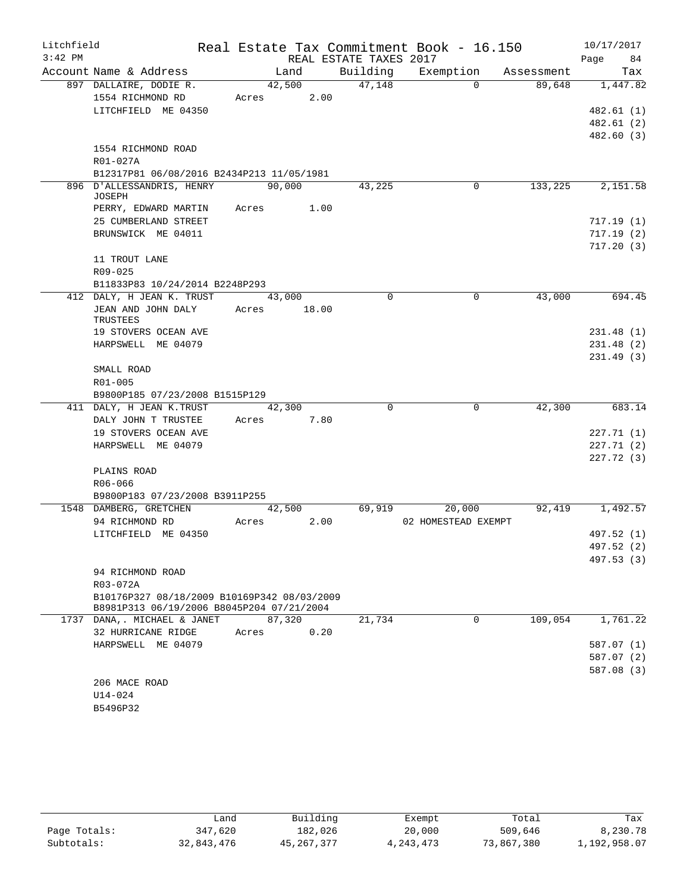Litchfield
3:42 PM

# Real Estate Tax Commitment Book - 16.150
## REAL ESTATE TAXES 2017

10/17/2017
Page 84

| Account Name & Address | Land | Building | Exemption | Assessment | Tax |
|---|---|---|---|---|---|
| 897 DALLAIRE, DODIE R. | 42,500 | 47,148 | 0 | 89,648 | 1,447.82 |
| 1554 RICHMOND RD | Acres 2.00 | | | | |
| LITCHFIELD ME 04350 | | | | | 482.61 (1) |
| | | | | | 482.61 (2) |
| | | | | | 482.60 (3) |
| 1554 RICHMOND ROAD | | | | | |
| R01-027A | | | | | |
| B12317P81 06/08/2016 B2434P213 11/05/1981 | | | | | |
| 896 D'ALLESSANDRIS, HENRY JOSEPH | 90,000 | 43,225 | 0 | 133,225 | 2,151.58 |
| PERRY, EDWARD MARTIN | Acres 1.00 | | | | |
| 25 CUMBERLAND STREET | | | | | 717.19 (1) |
| BRUNSWICK ME 04011 | | | | | 717.19 (2) |
| | | | | | 717.20 (3) |
| 11 TROUT LANE | | | | | |
| R09-025 | | | | | |
| B11833P83 10/24/2014 B2248P293 | | | | | |
| 412 DALY, H JEAN K. TRUST | 43,000 | 0 | 0 | 43,000 | 694.45 |
| JEAN AND JOHN DALY TRUSTEES | Acres 18.00 | | | | |
| 19 STOVERS OCEAN AVE | | | | | 231.48 (1) |
| HARPSWELL ME 04079 | | | | | 231.48 (2) |
| | | | | | 231.49 (3) |
| SMALL ROAD | | | | | |
| R01-005 | | | | | |
| B9800P185 07/23/2008 B1515P129 | | | | | |
| 411 DALY, H JEAN K.TRUST | 42,300 | 0 | 0 | 42,300 | 683.14 |
| DALY JOHN T TRUSTEE | Acres 7.80 | | | | |
| 19 STOVERS OCEAN AVE | | | | | 227.71 (1) |
| HARPSWELL ME 04079 | | | | | 227.71 (2) |
| | | | | | 227.72 (3) |
| PLAINS ROAD | | | | | |
| R06-066 | | | | | |
| B9800P183 07/23/2008 B3911P255 | | | | | |
| 1548 DAMBERG, GRETCHEN | 42,500 | 69,919 | 20,000 | 92,419 | 1,492.57 |
| 94 RICHMOND RD | Acres 2.00 | | 02 HOMESTEAD EXEMPT | | |
| LITCHFIELD ME 04350 | | | | | 497.52 (1) |
| | | | | | 497.52 (2) |
| | | | | | 497.53 (3) |
| 94 RICHMOND ROAD | | | | | |
| R03-072A | | | | | |
| B10176P327 08/18/2009 B10169P342 08/03/2009 B8981P313 06/19/2006 B8045P204 07/21/2004 | | | | | |
| 1737 DANA,. MICHAEL & JANET | 87,320 | 21,734 | 0 | 109,054 | 1,761.22 |
| 32 HURRICANE RIDGE | Acres 0.20 | | | | |
| HARPSWELL ME 04079 | | | | | 587.07 (1) |
| | | | | | 587.07 (2) |
| | | | | | 587.08 (3) |
| 206 MACE ROAD | | | | | |
| U14-024 | | | | | |
| B5496P32 | | | | | |

| | Land | Building | Exempt | Total | Tax |
|---|---|---|---|---|---|
| Page Totals: | 347,620 | 182,026 | 20,000 | 509,646 | 8,230.78 |
| Subtotals: | 32,843,476 | 45,267,377 | 4,243,473 | 73,867,380 | 1,192,958.07 |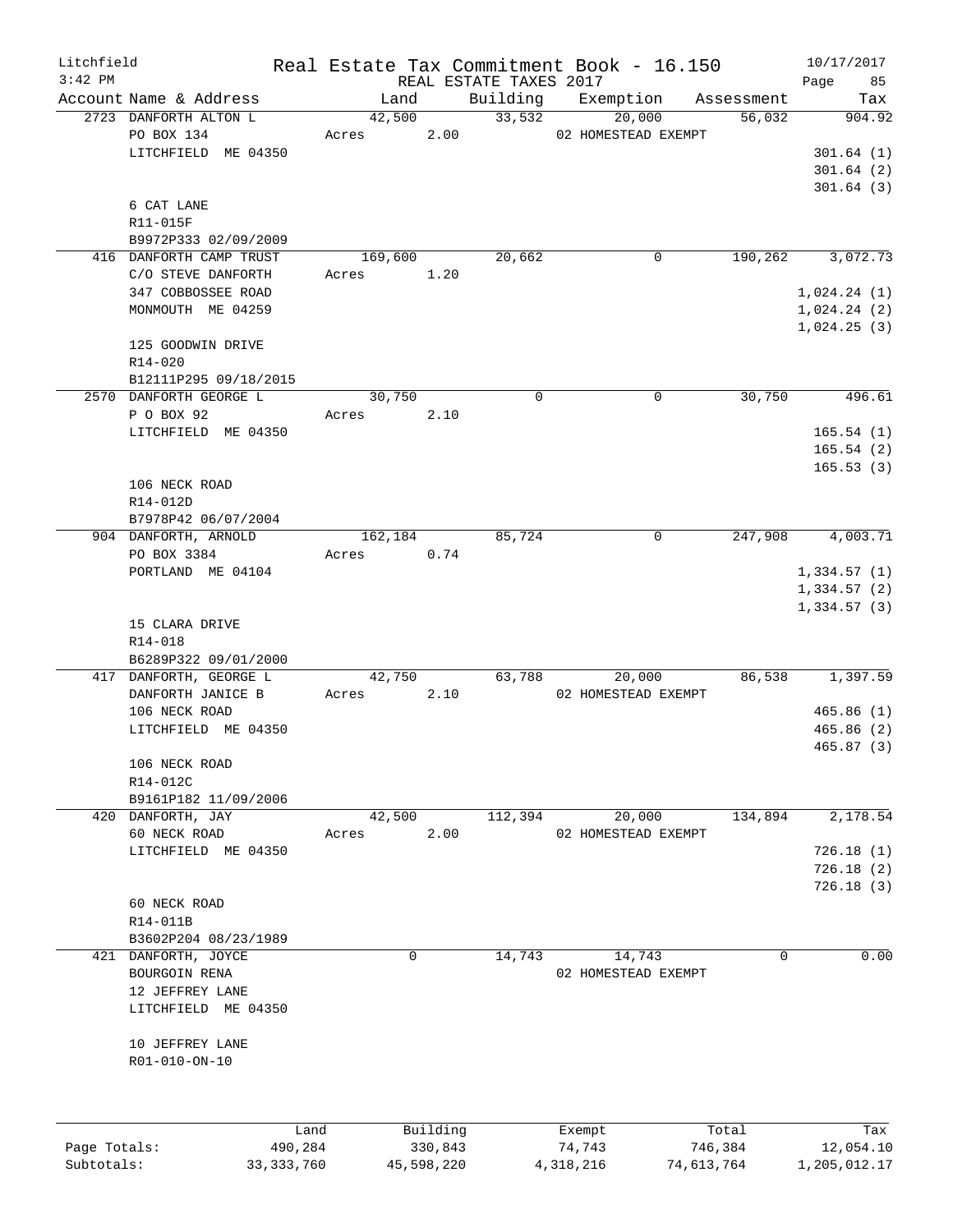Litchfield
3:42 PM

Real Estate Tax Commitment Book - 16.150
REAL ESTATE TAXES 2017

10/17/2017

| Account Name & Address | Land | Building | Exemption | Assessment | Tax |
|---|---|---|---|---|---|
| 2723 DANFORTH ALTON L | 42,500 | 33,532 | 20,000 | 56,032 | 904.92 |
| PO BOX 134 | Acres 2.00 | | 02 HOMESTEAD EXEMPT | | |
| LITCHFIELD ME 04350 | | | | | 301.64 (1) |
| | | | | | 301.64 (2) |
| | | | | | 301.64 (3) |
| 6 CAT LANE | | | | | |
| R11-015F | | | | | |
| B9972P333 02/09/2009 | | | | | |
| 416 DANFORTH CAMP TRUST | 169,600 | 20,662 | 0 | 190,262 | 3,072.73 |
| C/O STEVE DANFORTH | Acres 1.20 | | | | |
| 347 COBBOSSEE ROAD | | | | | 1,024.24 (1) |
| MONMOUTH ME 04259 | | | | | 1,024.24 (2) |
| | | | | | 1,024.25 (3) |
| 125 GOODWIN DRIVE | | | | | |
| R14-020 | | | | | |
| B12111P295 09/18/2015 | | | | | |
| 2570 DANFORTH GEORGE L | 30,750 | 0 | 0 | 30,750 | 496.61 |
| P O BOX 92 | Acres 2.10 | | | | |
| LITCHFIELD ME 04350 | | | | | 165.54 (1) |
| | | | | | 165.54 (2) |
| | | | | | 165.53 (3) |
| 106 NECK ROAD | | | | | |
| R14-012D | | | | | |
| B7978P42 06/07/2004 | | | | | |
| 904 DANFORTH, ARNOLD | 162,184 | 85,724 | 0 | 247,908 | 4,003.71 |
| PO BOX 3384 | Acres 0.74 | | | | |
| PORTLAND ME 04104 | | | | | 1,334.57 (1) |
| | | | | | 1,334.57 (2) |
| | | | | | 1,334.57 (3) |
| 15 CLARA DRIVE | | | | | |
| R14-018 | | | | | |
| B6289P322 09/01/2000 | | | | | |
| 417 DANFORTH, GEORGE L | 42,750 | 63,788 | 20,000 | 86,538 | 1,397.59 |
| DANFORTH JANICE B | Acres 2.10 | | 02 HOMESTEAD EXEMPT | | |
| 106 NECK ROAD | | | | | 465.86 (1) |
| LITCHFIELD ME 04350 | | | | | 465.86 (2) |
| | | | | | 465.87 (3) |
| 106 NECK ROAD | | | | | |
| R14-012C | | | | | |
| B9161P182 11/09/2006 | | | | | |
| 420 DANFORTH, JAY | 42,500 | 112,394 | 20,000 | 134,894 | 2,178.54 |
| 60 NECK ROAD | Acres 2.00 | | 02 HOMESTEAD EXEMPT | | |
| LITCHFIELD ME 04350 | | | | | 726.18 (1) |
| | | | | | 726.18 (2) |
| | | | | | 726.18 (3) |
| 60 NECK ROAD | | | | | |
| R14-011B | | | | | |
| B3602P204 08/23/1989 | | | | | |
| 421 DANFORTH, JOYCE | 0 | 14,743 | 14,743 | 0 | 0.00 |
| BOURGOIN RENA | | | 02 HOMESTEAD EXEMPT | | |
| 12 JEFFREY LANE | | | | | |
| LITCHFIELD ME 04350 | | | | | |
| 10 JEFFREY LANE | | | | | |
| R01-010-ON-10 | | | | | |

| | Land | Building | Exempt | Total | Tax |
|---|---|---|---|---|---|
| Page Totals: | 490,284 | 330,843 | 74,743 | 746,384 | 12,054.10 |
| Subtotals: | 33,333,760 | 45,598,220 | 4,318,216 | 74,613,764 | 1,205,012.17 |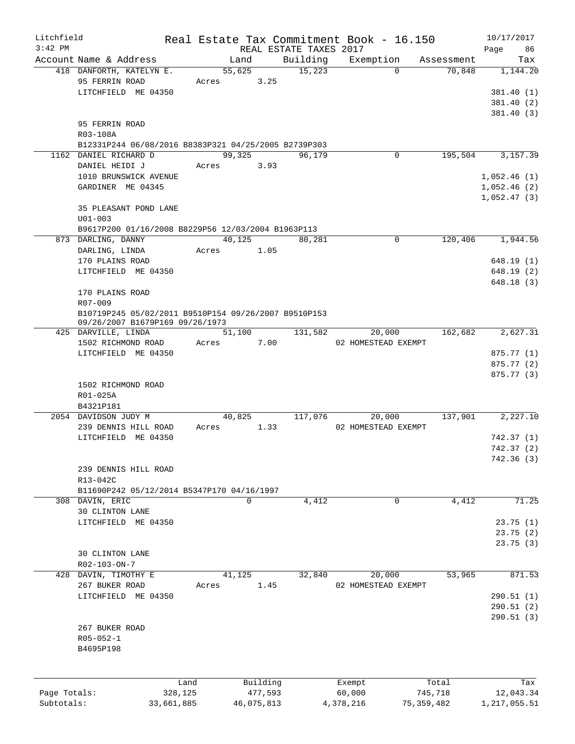Litchfield 3:42 PM

# Real Estate Tax Commitment Book - 16.150

REAL ESTATE TAXES 2017

10/17/2017

| Account | Name & Address | Land | Building | Exemption | Assessment | Tax |
|---|---|---|---|---|---|---|
| 418 | DANFORTH, KATELYN E. | 55,625 | 15,223 | 0 | 70,848 | 1,144.20 |
| | 95 FERRIN ROAD | Acres 3.25 | | | | |
| | LITCHFIELD ME 04350 | | | | | 381.40 (1) |
| | | | | | | 381.40 (2) |
| | | | | | | 381.40 (3) |
| | 95 FERRIN ROAD | | | | | |
| | R03-108A | | | | | |
| | B12331P244 06/08/2016 B8383P321 04/25/2005 B2739P303 | | | | | |
| 1162 | DANIEL RICHARD D | 99,325 | 96,179 | 0 | 195,504 | 3,157.39 |
| | DANIEL HEIDI J | Acres 3.93 | | | | |
| | 1010 BRUNSWICK AVENUE | | | | | 1,052.46 (1) |
| | GARDINER ME 04345 | | | | | 1,052.46 (2) |
| | | | | | | 1,052.47 (3) |
| | 35 PLEASANT POND LANE | | | | | |
| | U01-003 | | | | | |
| | B9617P200 01/16/2008 B8229P56 12/03/2004 B1963P113 | | | | | |
| 873 | DARLING, DANNY | 40,125 | 80,281 | 0 | 120,406 | 1,944.56 |
| | DARLING, LINDA | Acres 1.05 | | | | |
| | 170 PLAINS ROAD | | | | | 648.19 (1) |
| | LITCHFIELD ME 04350 | | | | | 648.19 (2) |
| | | | | | | 648.18 (3) |
| | 170 PLAINS ROAD | | | | | |
| | R07-009 | | | | | |
| | B10719P245 05/02/2011 B9510P154 09/26/2007 B9510P153 09/26/2007 B1679P169 09/26/1973 | | | | | |
| 425 | DARVILLE, LINDA | 51,100 | 131,582 | 20,000 | 162,682 | 2,627.31 |
| | 1502 RICHMOND ROAD | Acres 7.00 | | 02 HOMESTEAD EXEMPT | | |
| | LITCHFIELD ME 04350 | | | | | 875.77 (1) |
| | | | | | | 875.77 (2) |
| | | | | | | 875.77 (3) |
| | 1502 RICHMOND ROAD | | | | | |
| | R01-025A | | | | | |
| | B4321P181 | | | | | |
| 2054 | DAVIDSON JUDY M | 40,825 | 117,076 | 20,000 | 137,901 | 2,227.10 |
| | 239 DENNIS HILL ROAD | Acres 1.33 | | 02 HOMESTEAD EXEMPT | | |
| | LITCHFIELD ME 04350 | | | | | 742.37 (1) |
| | | | | | | 742.37 (2) |
| | | | | | | 742.36 (3) |
| | 239 DENNIS HILL ROAD | | | | | |
| | R13-042C | | | | | |
| | B11690P242 05/12/2014 B5347P170 04/16/1997 | | | | | |
| 308 | DAVIN, ERIC | 0 | 4,412 | 0 | 4,412 | 71.25 |
| | 30 CLINTON LANE | | | | | |
| | LITCHFIELD ME 04350 | | | | | 23.75 (1) |
| | | | | | | 23.75 (2) |
| | | | | | | 23.75 (3) |
| | 30 CLINTON LANE | | | | | |
| | R02-103-ON-7 | | | | | |
| 428 | DAVIN, TIMOTHY E | 41,125 | 32,840 | 20,000 | 53,965 | 871.53 |
| | 267 BUKER ROAD | Acres 1.45 | | 02 HOMESTEAD EXEMPT | | |
| | LITCHFIELD ME 04350 | | | | | 290.51 (1) |
| | | | | | | 290.51 (2) |
| | | | | | | 290.51 (3) |
| | 267 BUKER ROAD | | | | | |
| | R05-052-1 | | | | | |
| | B4695P198 | | | | | |

| | Land | Building | Exempt | Total | Tax |
|---|---|---|---|---|---|
| Page Totals: | 328,125 | 477,593 | 60,000 | 745,718 | 12,043.34 |
| Subtotals: | 33,661,885 | 46,075,813 | 4,378,216 | 75,359,482 | 1,217,055.51 |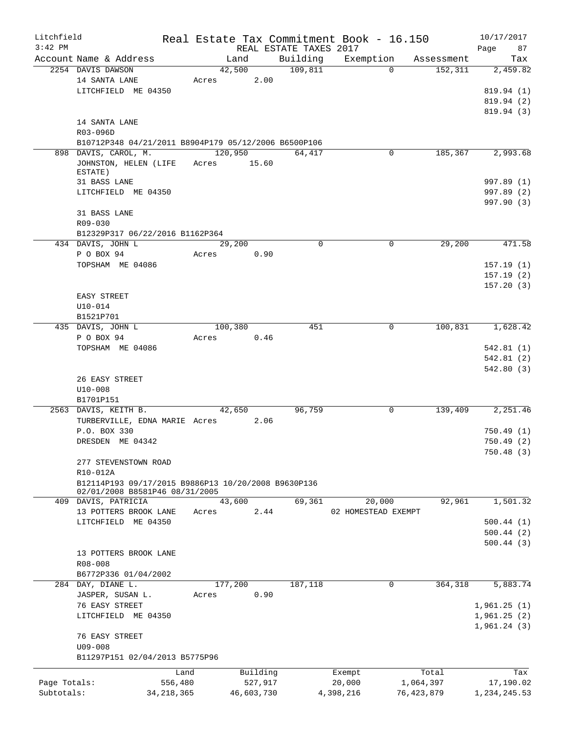Litchfield | Real Estate Tax Commitment Book - 16.150 | 10/17/2017
3:42 PM | REAL ESTATE TAXES 2017

| Account Name & Address | Land | Building | Exemption | Assessment | Tax |
|---|---|---|---|---|---|
| 2254 DAVIS DAWSON | 42,500 | 109,811 | 0 | 152,311 | 2,459.82 |
| 14 SANTA LANE | Acres 2.00 | | | | |
| LITCHFIELD ME 04350 | | | | | 819.94 (1) |
| | | | | | 819.94 (2) |
| | | | | | 819.94 (3) |
| 14 SANTA LANE | | | | | |
| R03-096D | | | | | |
| B10712P348 04/21/2011 B8904P179 05/12/2006 B6500P106 | | | | | |
| 898 DAVIS, CAROL, M. | 120,950 | 64,417 | 0 | 185,367 | 2,993.68 |
| JOHNSTON, HELEN (LIFE ESTATE) | Acres 15.60 | | | | |
| 31 BASS LANE | | | | | 997.89 (1) |
| LITCHFIELD ME 04350 | | | | | 997.89 (2) |
| | | | | | 997.90 (3) |
| 31 BASS LANE | | | | | |
| R09-030 | | | | | |
| B12329P317 06/22/2016 B1162P364 | | | | | |
| 434 DAVIS, JOHN L | 29,200 | 0 | 0 | 29,200 | 471.58 |
| P O BOX 94 | Acres 0.90 | | | | |
| TOPSHAM ME 04086 | | | | | 157.19 (1) |
| | | | | | 157.19 (2) |
| | | | | | 157.20 (3) |
| EASY STREET | | | | | |
| U10-014 | | | | | |
| B1521P701 | | | | | |
| 435 DAVIS, JOHN L | 100,380 | 451 | 0 | 100,831 | 1,628.42 |
| P O BOX 94 | Acres 0.46 | | | | |
| TOPSHAM ME 04086 | | | | | 542.81 (1) |
| | | | | | 542.81 (2) |
| | | | | | 542.80 (3) |
| 26 EASY STREET | | | | | |
| U10-008 | | | | | |
| B1701P151 | | | | | |
| 2563 DAVIS, KEITH B. | 42,650 | 96,759 | 0 | 139,409 | 2,251.46 |
| TURBERVILLE, EDNA MARIE | Acres 2.06 | | | | |
| P.O. BOX 330 | | | | | 750.49 (1) |
| DRESDEN ME 04342 | | | | | 750.49 (2) |
| | | | | | 750.48 (3) |
| 277 STEVENSTOWN ROAD | | | | | |
| R10-012A | | | | | |
| B12114P193 09/17/2015 B9886P13 10/20/2008 B9630P136 02/01/2008 B8581P46 08/31/2005 | | | | | |
| 409 DAVIS, PATRICIA | 43,600 | 69,361 | 20,000 | 92,961 | 1,501.32 |
| 13 POTTERS BROOK LANE | Acres 2.44 | | 02 HOMESTEAD EXEMPT | | |
| LITCHFIELD ME 04350 | | | | | 500.44 (1) |
| | | | | | 500.44 (2) |
| | | | | | 500.44 (3) |
| 13 POTTERS BROOK LANE | | | | | |
| R08-008 | | | | | |
| B6772P336 01/04/2002 | | | | | |
| 284 DAY, DIANE L. | 177,200 | 187,118 | 0 | 364,318 | 5,883.74 |
| JASPER, SUSAN L. | Acres 0.90 | | | | |
| 76 EASY STREET | | | | | 1,961.25 (1) |
| LITCHFIELD ME 04350 | | | | | 1,961.25 (2) |
| | | | | | 1,961.24 (3) |
| 76 EASY STREET | | | | | |
| U09-008 | | | | | |
| B11297P151 02/04/2013 B5775P96 | | | | | |

| | Land | Building | Exempt | Total | Tax |
|---|---|---|---|---|---|
| Page Totals: | 556,480 | 527,917 | 20,000 | 1,064,397 | 17,190.02 |
| Subtotals: | 34,218,365 | 46,603,730 | 4,398,216 | 76,423,879 | 1,234,245.53 |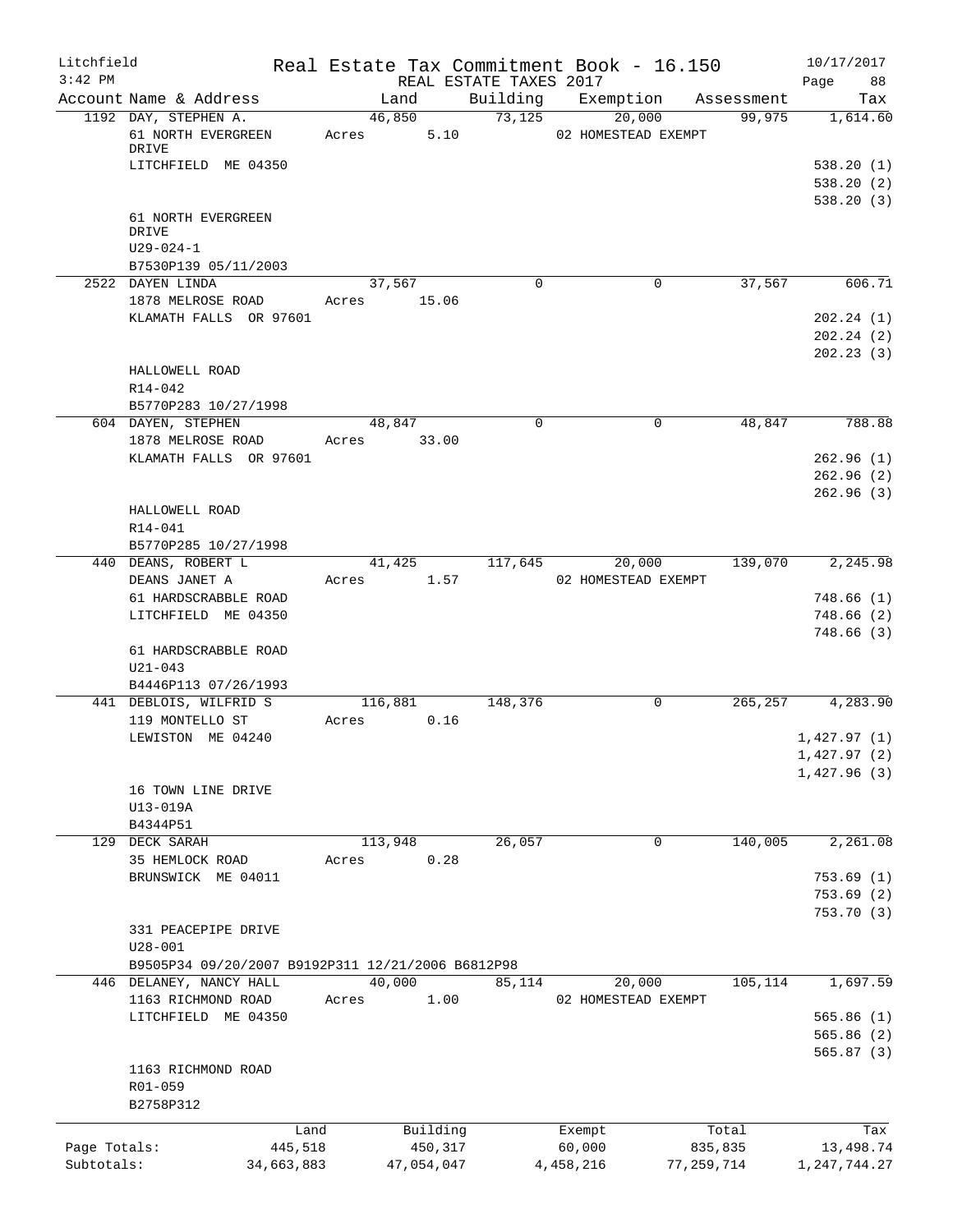Litchfield  
3:42 PM

# Real Estate Tax Commitment Book - 16.150

REAL ESTATE TAXES 2017

10/17/2017  
Page 88

| Account Name & Address | Land | Building | Exemption | Assessment | Tax |
|---|---|---|---|---|---|
| 1192 DAY, STEPHEN A. | 46,850 | 73,125 | 20,000 | 99,975 | 1,614.60 |
| 61 NORTH EVERGREEN DRIVE | Acres 5.10 | | 02 HOMESTEAD EXEMPT | | |
| LITCHFIELD ME 04350 | | | | | 538.20 (1) |
| | | | | | 538.20 (2) |
| | | | | | 538.20 (3) |
| 61 NORTH EVERGREEN DRIVE | | | | | |
| U29-024-1 | | | | | |
| B7530P139 05/11/2003 | | | | | |
| 2522 DAYEN LINDA | 37,567 | 0 | 0 | 37,567 | 606.71 |
| 1878 MELROSE ROAD | Acres 15.06 | | | | |
| KLAMATH FALLS OR 97601 | | | | | 202.24 (1) |
| | | | | | 202.24 (2) |
| | | | | | 202.23 (3) |
| HALLOWELL ROAD | | | | | |
| R14-042 | | | | | |
| B5770P283 10/27/1998 | | | | | |
| 604 DAYEN, STEPHEN | 48,847 | 0 | 0 | 48,847 | 788.88 |
| 1878 MELROSE ROAD | Acres 33.00 | | | | |
| KLAMATH FALLS OR 97601 | | | | | 262.96 (1) |
| | | | | | 262.96 (2) |
| | | | | | 262.96 (3) |
| HALLOWELL ROAD | | | | | |
| R14-041 | | | | | |
| B5770P285 10/27/1998 | | | | | |
| 440 DEANS, ROBERT L | 41,425 | 117,645 | 20,000 | 139,070 | 2,245.98 |
| DEANS JANET A | Acres 1.57 | | 02 HOMESTEAD EXEMPT | | |
| 61 HARDSCRABBLE ROAD | | | | | 748.66 (1) |
| LITCHFIELD ME 04350 | | | | | 748.66 (2) |
| | | | | | 748.66 (3) |
| 61 HARDSCRABBLE ROAD | | | | | |
| U21-043 | | | | | |
| B4446P113 07/26/1993 | | | | | |
| 441 DEBLOIS, WILFRID S | 116,881 | 148,376 | 0 | 265,257 | 4,283.90 |
| 119 MONTELLO ST | Acres 0.16 | | | | |
| LEWISTON ME 04240 | | | | | 1,427.97 (1) |
| | | | | | 1,427.97 (2) |
| | | | | | 1,427.96 (3) |
| 16 TOWN LINE DRIVE | | | | | |
| U13-019A | | | | | |
| B4344P51 | | | | | |
| 129 DECK SARAH | 113,948 | 26,057 | 0 | 140,005 | 2,261.08 |
| 35 HEMLOCK ROAD | Acres 0.28 | | | | |
| BRUNSWICK ME 04011 | | | | | 753.69 (1) |
| | | | | | 753.69 (2) |
| | | | | | 753.70 (3) |
| 331 PEACEPIPE DRIVE | | | | | |
| U28-001 | | | | | |
| B9505P34 09/20/2007 B9192P311 12/21/2006 B6812P98 | | | | | |
| 446 DELANEY, NANCY HALL | 40,000 | 85,114 | 20,000 | 105,114 | 1,697.59 |
| 1163 RICHMOND ROAD | Acres 1.00 | | 02 HOMESTEAD EXEMPT | | |
| LITCHFIELD ME 04350 | | | | | 565.86 (1) |
| | | | | | 565.86 (2) |
| | | | | | 565.87 (3) |
| 1163 RICHMOND ROAD | | | | | |
| R01-059 | | | | | |
| B2758P312 | | | | | |

| | Land | Building | Exempt | Total | Tax |
|---|---|---|---|---|---|
| Page Totals: | 445,518 | 450,317 | 60,000 | 835,835 | 13,498.74 |
| Subtotals: | 34,663,883 | 47,054,047 | 4,458,216 | 77,259,714 | 1,247,744.27 |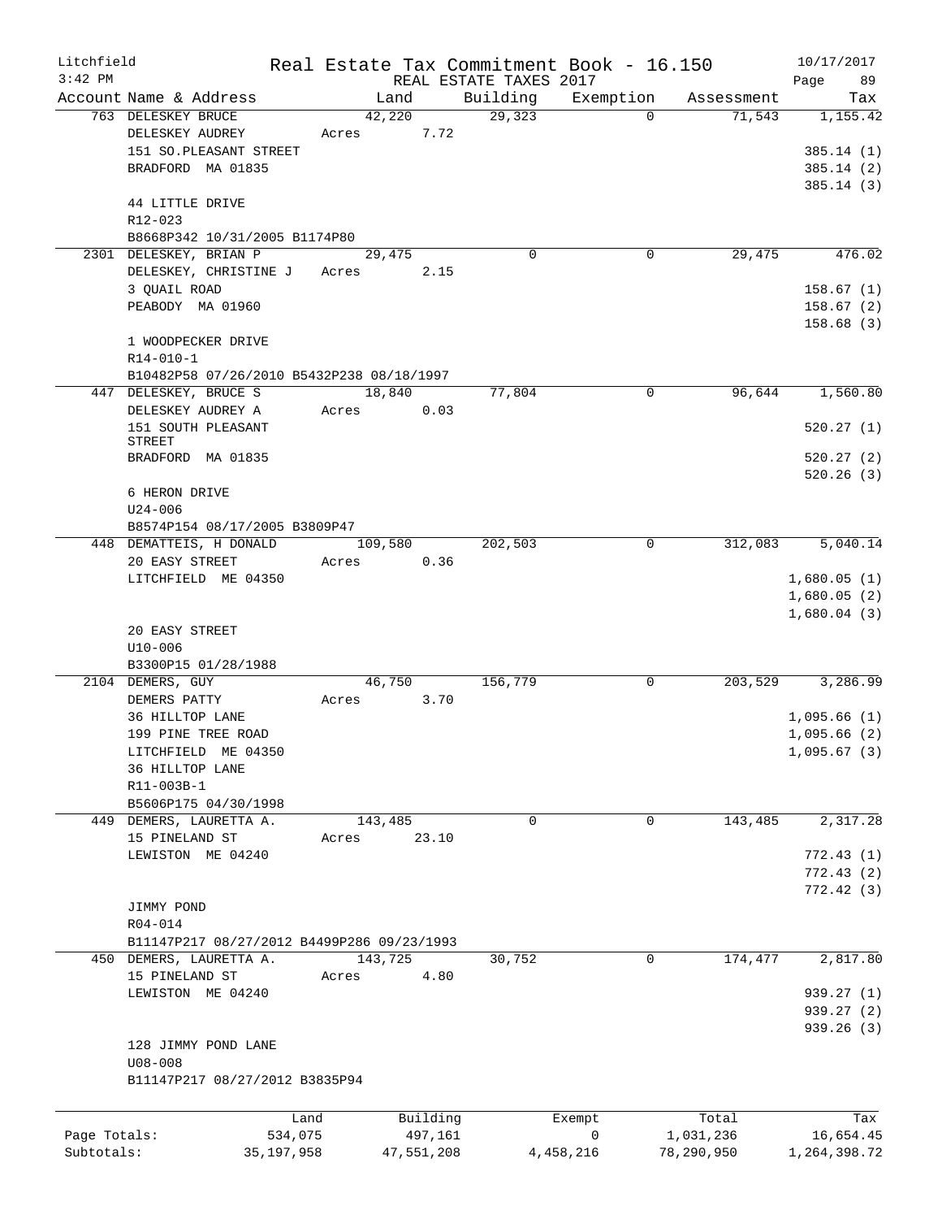Litchfield
3:42 PM

Real Estate Tax Commitment Book - 16.150
REAL ESTATE TAXES 2017

10/17/2017
Page 89

| Account Name & Address | Land | Building | Exemption | Assessment | Tax |
|---|---|---|---|---|---|
| 763 DELESKEY BRUCE | 42,220 | 29,323 | 0 | 71,543 | 1,155.42 |
| DELESKEY AUDREY | Acres 7.72 | | | | |
| 151 SO.PLEASANT STREET | | | | | 385.14 (1) |
| BRADFORD MA 01835 | | | | | 385.14 (2) |
| | | | | | 385.14 (3) |
| 44 LITTLE DRIVE | | | | | |
| R12-023 | | | | | |
| B8668P342 10/31/2005 B1174P80 | | | | | |
| 2301 DELESKEY, BRIAN P | 29,475 | 0 | 0 | 29,475 | 476.02 |
| DELESKEY, CHRISTINE J | Acres 2.15 | | | | |
| 3 QUAIL ROAD | | | | | 158.67 (1) |
| PEABODY MA 01960 | | | | | 158.67 (2) |
| | | | | | 158.68 (3) |
| 1 WOODPECKER DRIVE | | | | | |
| R14-010-1 | | | | | |
| B10482P58 07/26/2010 B5432P238 08/18/1997 | | | | | |
| 447 DELESKEY, BRUCE S | 18,840 | 77,804 | 0 | 96,644 | 1,560.80 |
| DELESKEY AUDREY A | Acres 0.03 | | | | |
| 151 SOUTH PLEASANT STREET | | | | | 520.27 (1) |
| BRADFORD MA 01835 | | | | | 520.27 (2) |
| | | | | | 520.26 (3) |
| 6 HERON DRIVE | | | | | |
| U24-006 | | | | | |
| B8574P154 08/17/2005 B3809P47 | | | | | |
| 448 DEMATTEIS, H DONALD | 109,580 | 202,503 | 0 | 312,083 | 5,040.14 |
| 20 EASY STREET | Acres 0.36 | | | | |
| LITCHFIELD ME 04350 | | | | | 1,680.05 (1) |
| | | | | | 1,680.05 (2) |
| | | | | | 1,680.04 (3) |
| 20 EASY STREET | | | | | |
| U10-006 | | | | | |
| B3300P15 01/28/1988 | | | | | |
| 2104 DEMERS, GUY | 46,750 | 156,779 | 0 | 203,529 | 3,286.99 |
| DEMERS PATTY | Acres 3.70 | | | | |
| 36 HILLTOP LANE | | | | | 1,095.66 (1) |
| 199 PINE TREE ROAD | | | | | 1,095.66 (2) |
| LITCHFIELD ME 04350 | | | | | 1,095.67 (3) |
| 36 HILLTOP LANE | | | | | |
| R11-003B-1 | | | | | |
| B5606P175 04/30/1998 | | | | | |
| 449 DEMERS, LAURETTA A. | 143,485 | 0 | 0 | 143,485 | 2,317.28 |
| 15 PINELAND ST | Acres 23.10 | | | | |
| LEWISTON ME 04240 | | | | | 772.43 (1) |
| | | | | | 772.43 (2) |
| | | | | | 772.42 (3) |
| JIMMY POND | | | | | |
| R04-014 | | | | | |
| B11147P217 08/27/2012 B4499P286 09/23/1993 | | | | | |
| 450 DEMERS, LAURETTA A. | 143,725 | 30,752 | 0 | 174,477 | 2,817.80 |
| 15 PINELAND ST | Acres 4.80 | | | | |
| LEWISTON ME 04240 | | | | | 939.27 (1) |
| | | | | | 939.27 (2) |
| | | | | | 939.26 (3) |
| 128 JIMMY POND LANE | | | | | |
| U08-008 | | | | | |
| B11147P217 08/27/2012 B3835P94 | | | | | |

| | Land | Building | Exempt | Total | Tax |
|---|---|---|---|---|---|
| Page Totals: | 534,075 | 497,161 | 0 | 1,031,236 | 16,654.45 |
| Subtotals: | 35,197,958 | 47,551,208 | 4,458,216 | 78,290,950 | 1,264,398.72 |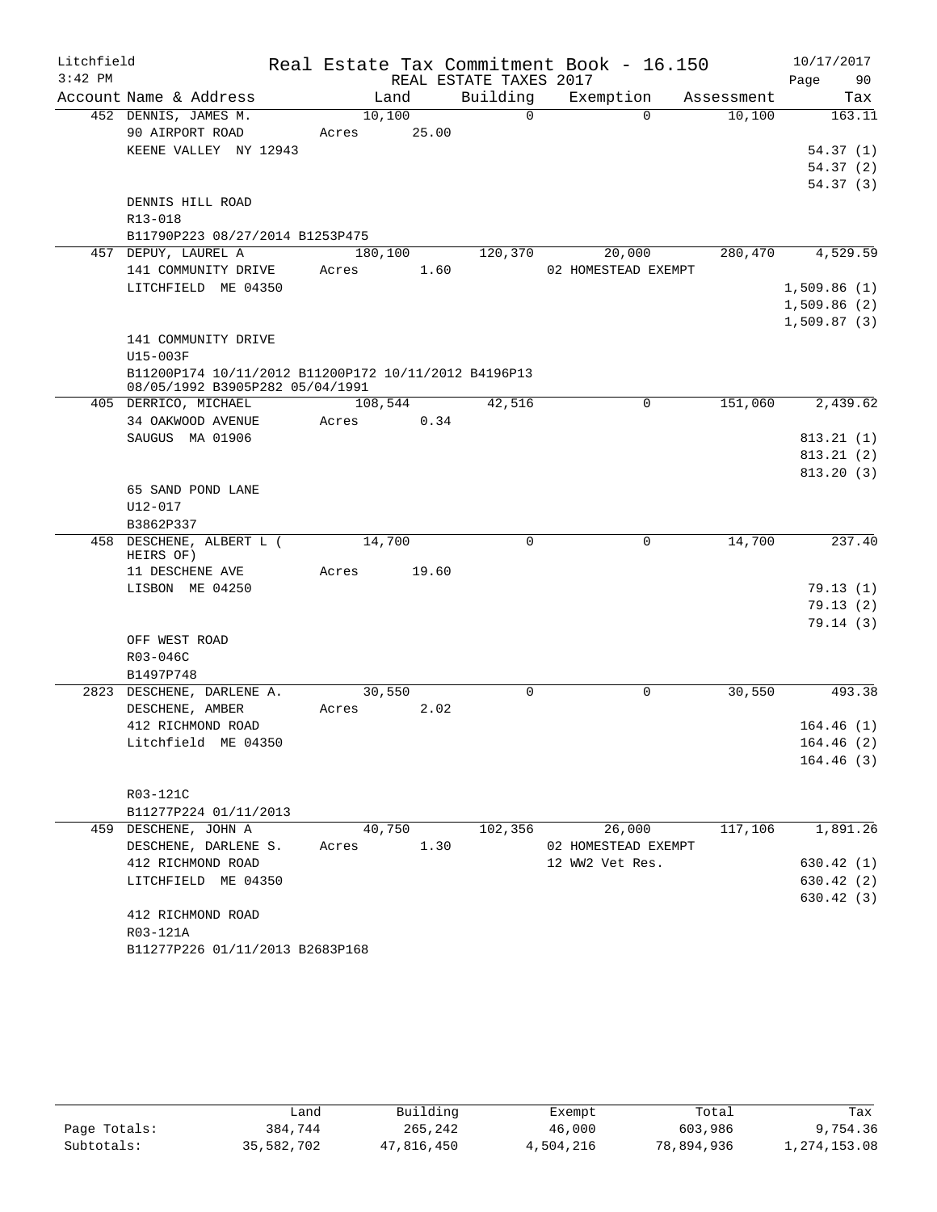Litchfield
3:42 PM

# Real Estate Tax Commitment Book - 16.150

REAL ESTATE TAXES 2017

10/17/2017
Page 90

| Account | Name & Address | Land | Building | Exemption | Assessment | Tax |
|---|---|---|---|---|---|---|
| 452 | DENNIS, JAMES M.<br>90 AIRPORT ROAD<br>KEENE VALLEY NY 12943<br><br>DENNIS HILL ROAD<br>R13-018<br>B11790P223 08/27/2014 B1253P475 | 10,100<br>Acres 25.00 | 0 | 0 | 10,100 | 163.11<br><br>54.37 (1)<br>54.37 (2)<br>54.37 (3) |
| 457 | DEPUY, LAUREL A<br>141 COMMUNITY DRIVE<br>LITCHFIELD ME 04350<br><br>141 COMMUNITY DRIVE<br>U15-003F<br>B11200P174 10/11/2012 B11200P172 10/11/2012 B4196P13 08/05/1992 B3905P282 05/04/1991 | 180,100<br>Acres 1.60 | 120,370 | 20,000<br>02 HOMESTEAD EXEMPT | 280,470 | 4,529.59<br><br>1,509.86 (1)<br>1,509.86 (2)<br>1,509.87 (3) |
| 405 | DERRICO, MICHAEL<br>34 OAKWOOD AVENUE<br>SAUGUS MA 01906<br><br>65 SAND POND LANE<br>U12-017<br>B3862P337 | 108,544<br>Acres 0.34 | 42,516 | 0 | 151,060 | 2,439.62<br><br>813.21 (1)<br>813.21 (2)<br>813.20 (3) |
| 458 | DESCHENE, ALBERT L ( HEIRS OF)<br>11 DESCHENE AVE<br>LISBON ME 04250<br><br>OFF WEST ROAD<br>R03-046C<br>B1497P748 | 14,700<br>Acres 19.60 | 0 | 0 | 14,700 | 237.40<br><br>79.13 (1)<br>79.13 (2)<br>79.14 (3) |
| 2823 | DESCHENE, DARLENE A.<br>DESCHENE, AMBER<br>412 RICHMOND ROAD<br>Litchfield ME 04350<br><br>R03-121C<br>B11277P224 01/11/2013 | 30,550<br>Acres 2.02 | 0 | 0 | 30,550 | 493.38<br><br>164.46 (1)<br>164.46 (2)<br>164.46 (3) |
| 459 | DESCHENE, JOHN A<br>DESCHENE, DARLENE S.<br>412 RICHMOND ROAD<br>LITCHFIELD ME 04350<br><br>412 RICHMOND ROAD<br>R03-121A<br>B11277P226 01/11/2013 B2683P168 | 40,750<br>Acres 1.30 | 102,356 | 26,000<br>02 HOMESTEAD EXEMPT<br>12 WW2 Vet Res. | 117,106 | 1,891.26<br><br>630.42 (1)<br>630.42 (2)<br>630.42 (3) |

| | Land | Building | Exempt | Total | Tax |
|---|---|---|---|---|---|
| Page Totals: | 384,744 | 265,242 | 46,000 | 603,986 | 9,754.36 |
| Subtotals: | 35,582,702 | 47,816,450 | 4,504,216 | 78,894,936 | 1,274,153.08 |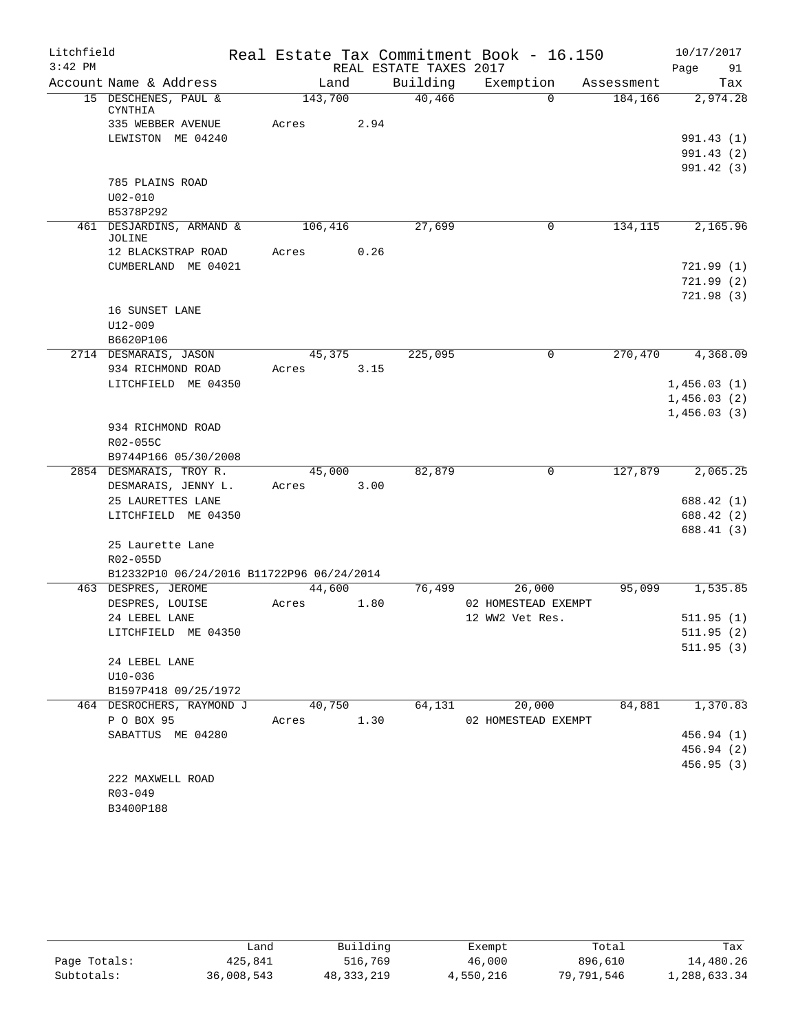Litchfield
3:42 PM

Real Estate Tax Commitment Book - 16.150
REAL ESTATE TAXES 2017

10/17/2017
Page 91

| Account | Name & Address | Land | Building | Exemption | Assessment | Tax |
|---|---|---|---|---|---|---|
| 15 | DESCHENES, PAUL & CYNTHIA | 143,700 | 40,466 | 0 | 184,166 | 2,974.28 |
| | 335 WEBBER AVENUE | Acres 2.94 | | | | |
| | LEWISTON ME 04240 | | | | | 991.43 (1) |
| | | | | | | 991.43 (2) |
| | | | | | | 991.42 (3) |
| | 785 PLAINS ROAD | | | | | |
| | U02-010 | | | | | |
| | B5378P292 | | | | | |
| 461 | DESJARDINS, ARMAND & JOLINE | 106,416 | 27,699 | 0 | 134,115 | 2,165.96 |
| | 12 BLACKSTRAP ROAD | Acres 0.26 | | | | |
| | CUMBERLAND ME 04021 | | | | | 721.99 (1) |
| | | | | | | 721.99 (2) |
| | | | | | | 721.98 (3) |
| | 16 SUNSET LANE | | | | | |
| | U12-009 | | | | | |
| | B6620P106 | | | | | |
| 2714 | DESMARAIS, JASON | 45,375 | 225,095 | 0 | 270,470 | 4,368.09 |
| | 934 RICHMOND ROAD | Acres 3.15 | | | | |
| | LITCHFIELD ME 04350 | | | | | 1,456.03 (1) |
| | | | | | | 1,456.03 (2) |
| | | | | | | 1,456.03 (3) |
| | 934 RICHMOND ROAD | | | | | |
| | R02-055C | | | | | |
| | B9744P166 05/30/2008 | | | | | |
| 2854 | DESMARAIS, TROY R. | 45,000 | 82,879 | 0 | 127,879 | 2,065.25 |
| | DESMARAIS, JENNY L. | Acres 3.00 | | | | |
| | 25 LAURETTES LANE | | | | | 688.42 (1) |
| | LITCHFIELD ME 04350 | | | | | 688.42 (2) |
| | | | | | | 688.41 (3) |
| | 25 Laurette Lane | | | | | |
| | R02-055D | | | | | |
| | B12332P10 06/24/2016 B11722P96 06/24/2014 | | | | | |
| 463 | DESPRES, JEROME | 44,600 | 76,499 | 26,000 | 95,099 | 1,535.85 |
| | DESPRES, LOUISE | Acres 1.80 | | 02 HOMESTEAD EXEMPT | | |
| | 24 LEBEL LANE | | | 12 WW2 Vet Res. | | 511.95 (1) |
| | LITCHFIELD ME 04350 | | | | | 511.95 (2) |
| | | | | | | 511.95 (3) |
| | 24 LEBEL LANE | | | | | |
| | U10-036 | | | | | |
| | B1597P418 09/25/1972 | | | | | |
| 464 | DESROCHERS, RAYMOND J | 40,750 | 64,131 | 20,000 | 84,881 | 1,370.83 |
| | P O BOX 95 | Acres 1.30 | | 02 HOMESTEAD EXEMPT | | |
| | SABATTUS ME 04280 | | | | | 456.94 (1) |
| | | | | | | 456.94 (2) |
| | | | | | | 456.95 (3) |
| | 222 MAXWELL ROAD | | | | | |
| | R03-049 | | | | | |
| | B3400P188 | | | | | |

| | Land | Building | Exempt | Total | Tax |
|---|---|---|---|---|---|
| Page Totals: | 425,841 | 516,769 | 46,000 | 896,610 | 14,480.26 |
| Subtotals: | 36,008,543 | 48,333,219 | 4,550,216 | 79,791,546 | 1,288,633.34 |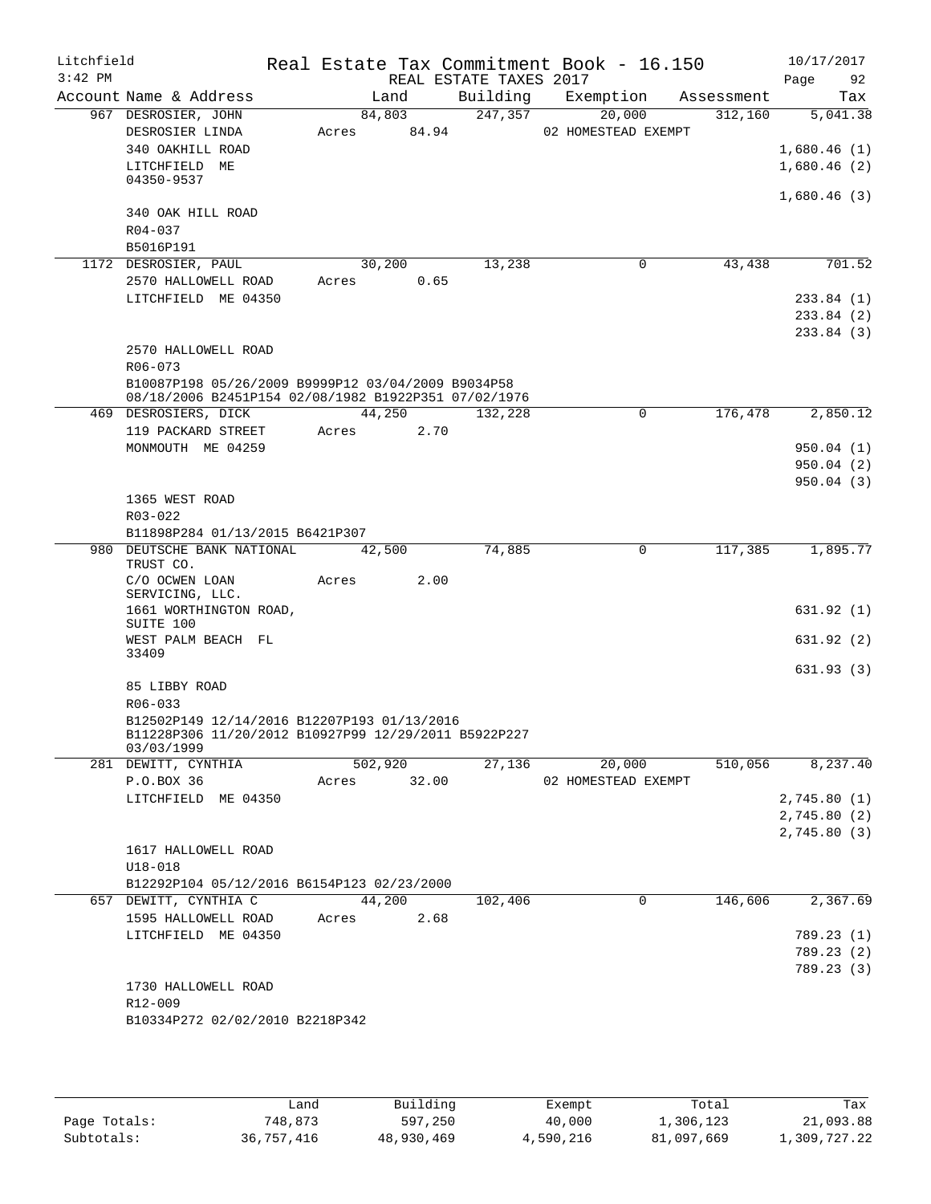Litchfield
3:42 PM

# Real Estate Tax Commitment Book - 16.150

REAL ESTATE TAXES 2017

10/17/2017
Page 92

| Account Name & Address | Land | Building | Exemption | Assessment | Tax |
|---|---|---|---|---|---|
| 967 DESROSIER, JOHN | 84,803 | 247,357 | 20,000 | 312,160 | 5,041.38 |
| DESROSIER LINDA | Acres 84.94 | | 02 HOMESTEAD EXEMPT | | |
| 340 OAKHILL ROAD | | | | | 1,680.46 (1) |
| LITCHFIELD ME 04350-9537 | | | | | 1,680.46 (2) |
| | | | | | 1,680.46 (3) |
| 340 OAK HILL ROAD | | | | | |
| R04-037 | | | | | |
| B5016P191 | | | | | |
| 1172 DESROSIER, PAUL | 30,200 | 13,238 | 0 | 43,438 | 701.52 |
| 2570 HALLOWELL ROAD | Acres 0.65 | | | | |
| LITCHFIELD ME 04350 | | | | | 233.84 (1) |
| | | | | | 233.84 (2) |
| | | | | | 233.84 (3) |
| 2570 HALLOWELL ROAD | | | | | |
| R06-073 | | | | | |
| B10087P198 05/26/2009 B9999P12 03/04/2009 B9034P58 08/18/2006 B2451P154 02/08/1982 B1922P351 07/02/1976 | | | | | |
| 469 DESROSIERS, DICK | 44,250 | 132,228 | 0 | 176,478 | 2,850.12 |
| 119 PACKARD STREET | Acres 2.70 | | | | |
| MONMOUTH ME 04259 | | | | | 950.04 (1) |
| | | | | | 950.04 (2) |
| | | | | | 950.04 (3) |
| 1365 WEST ROAD | | | | | |
| R03-022 | | | | | |
| B11898P284 01/13/2015 B6421P307 | | | | | |
| 980 DEUTSCHE BANK NATIONAL TRUST CO. | 42,500 | 74,885 | 0 | 117,385 | 1,895.77 |
| C/O OCWEN LOAN SERVICING, LLC. | Acres 2.00 | | | | |
| 1661 WORTHINGTON ROAD, SUITE 100 | | | | | 631.92 (1) |
| WEST PALM BEACH FL 33409 | | | | | 631.92 (2) |
| | | | | | 631.93 (3) |
| 85 LIBBY ROAD | | | | | |
| R06-033 | | | | | |
| B12502P149 12/14/2016 B12207P193 01/13/2016 B11228P306 11/20/2012 B10927P99 12/29/2011 B5922P227 03/03/1999 | | | | | |
| 281 DEWITT, CYNTHIA | 502,920 | 27,136 | 20,000 | 510,056 | 8,237.40 |
| P.O.BOX 36 | Acres 32.00 | | 02 HOMESTEAD EXEMPT | | |
| LITCHFIELD ME 04350 | | | | | 2,745.80 (1) |
| | | | | | 2,745.80 (2) |
| | | | | | 2,745.80 (3) |
| 1617 HALLOWELL ROAD | | | | | |
| U18-018 | | | | | |
| B12292P104 05/12/2016 B6154P123 02/23/2000 | | | | | |
| 657 DEWITT, CYNTHIA C | 44,200 | 102,406 | 0 | 146,606 | 2,367.69 |
| 1595 HALLOWELL ROAD | Acres 2.68 | | | | |
| LITCHFIELD ME 04350 | | | | | 789.23 (1) |
| | | | | | 789.23 (2) |
| | | | | | 789.23 (3) |
| 1730 HALLOWELL ROAD | | | | | |
| R12-009 | | | | | |
| B10334P272 02/02/2010 B2218P342 | | | | | |

| | Land | Building | Exempt | Total | Tax |
|---|---|---|---|---|---|
| Page Totals: | 748,873 | 597,250 | 40,000 | 1,306,123 | 21,093.88 |
| Subtotals: | 36,757,416 | 48,930,469 | 4,590,216 | 81,097,669 | 1,309,727.22 |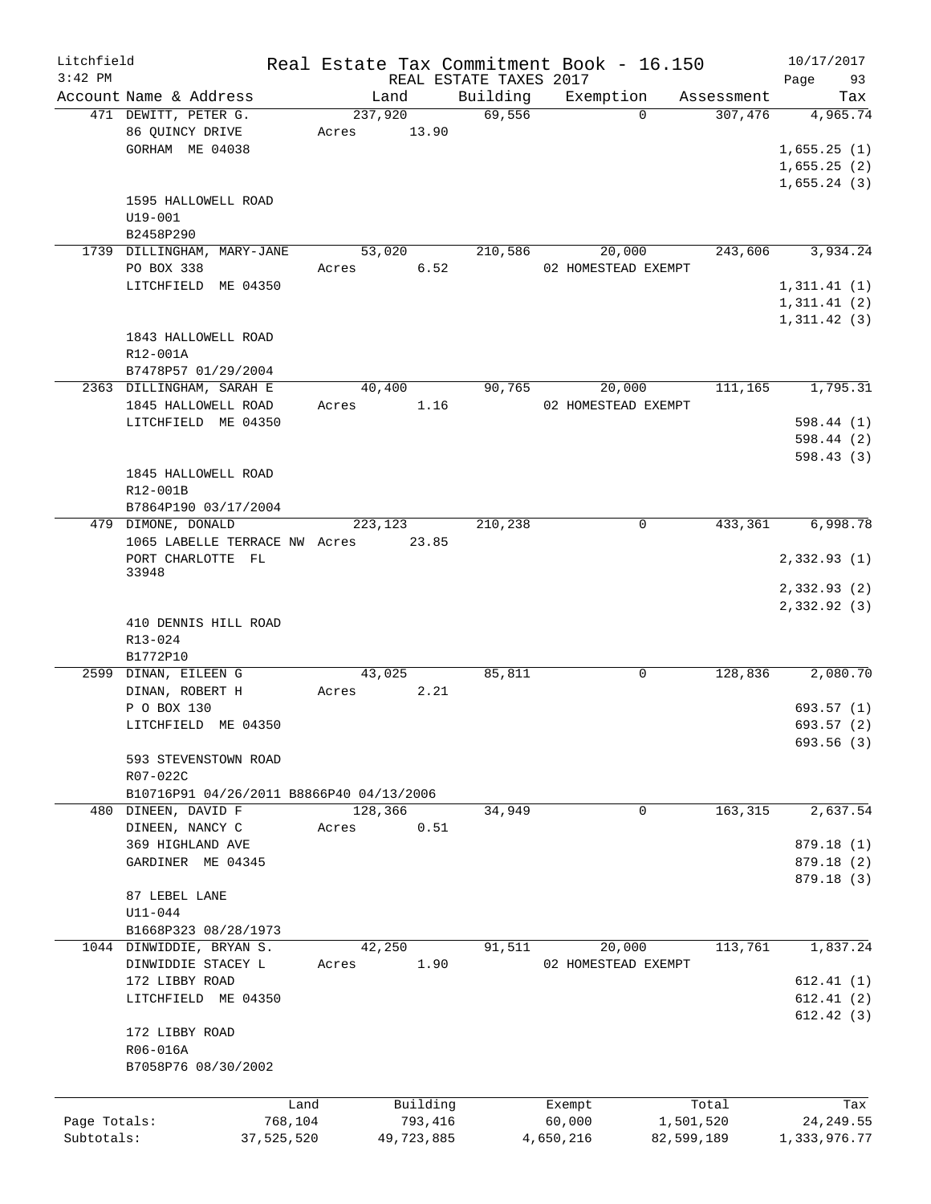Litchfield
3:42 PM

Real Estate Tax Commitment Book - 16.150

REAL ESTATE TAXES 2017

10/17/2017
Page 93

| Account | Name & Address | Land | Building | Exemption | Assessment | Tax |
|---|---|---|---|---|---|---|
| 471 | DEWITT, PETER G. | 237,920 | 69,556 | 0 | 307,476 | 4,965.74 |
| | 86 QUINCY DRIVE | Acres 13.90 | | | | |
| | GORHAM ME 04038 | | | | | 1,655.25 (1) |
| | | | | | | 1,655.25 (2) |
| | | | | | | 1,655.24 (3) |
| | 1595 HALLOWELL ROAD | | | | | |
| | U19-001 | | | | | |
| | B2458P290 | | | | | |
| 1739 | DILLINGHAM, MARY-JANE | 53,020 | 210,586 | 20,000 | 243,606 | 3,934.24 |
| | PO BOX 338 | Acres 6.52 | | 02 HOMESTEAD EXEMPT | | |
| | LITCHFIELD ME 04350 | | | | | 1,311.41 (1) |
| | | | | | | 1,311.41 (2) |
| | | | | | | 1,311.42 (3) |
| | 1843 HALLOWELL ROAD | | | | | |
| | R12-001A | | | | | |
| | B7478P57 01/29/2004 | | | | | |
| 2363 | DILLINGHAM, SARAH E | 40,400 | 90,765 | 20,000 | 111,165 | 1,795.31 |
| | 1845 HALLOWELL ROAD | Acres 1.16 | | 02 HOMESTEAD EXEMPT | | |
| | LITCHFIELD ME 04350 | | | | | 598.44 (1) |
| | | | | | | 598.44 (2) |
| | | | | | | 598.43 (3) |
| | 1845 HALLOWELL ROAD | | | | | |
| | R12-001B | | | | | |
| | B7864P190 03/17/2004 | | | | | |
| 479 | DIMONE, DONALD | 223,123 | 210,238 | 0 | 433,361 | 6,998.78 |
| | 1065 LABELLE TERRACE NW | Acres 23.85 | | | | |
| | PORT CHARLOTTE FL 33948 | | | | | 2,332.93 (1) |
| | | | | | | 2,332.93 (2) |
| | | | | | | 2,332.92 (3) |
| | 410 DENNIS HILL ROAD | | | | | |
| | R13-024 | | | | | |
| | B1772P10 | | | | | |
| 2599 | DINAN, EILEEN G | 43,025 | 85,811 | 0 | 128,836 | 2,080.70 |
| | DINAN, ROBERT H | Acres 2.21 | | | | |
| | P O BOX 130 | | | | | 693.57 (1) |
| | LITCHFIELD ME 04350 | | | | | 693.57 (2) |
| | | | | | | 693.56 (3) |
| | 593 STEVENSTOWN ROAD | | | | | |
| | R07-022C | | | | | |
| | B10716P91 04/26/2011 B8866P40 04/13/2006 | | | | | |
| 480 | DINEEN, DAVID F | 128,366 | 34,949 | 0 | 163,315 | 2,637.54 |
| | DINEEN, NANCY C | Acres 0.51 | | | | |
| | 369 HIGHLAND AVE | | | | | 879.18 (1) |
| | GARDINER ME 04345 | | | | | 879.18 (2) |
| | | | | | | 879.18 (3) |
| | 87 LEBEL LANE | | | | | |
| | U11-044 | | | | | |
| | B1668P323 08/28/1973 | | | | | |
| 1044 | DINWIDDIE, BRYAN S. | 42,250 | 91,511 | 20,000 | 113,761 | 1,837.24 |
| | DINWIDDIE STACEY L | Acres 1.90 | | 02 HOMESTEAD EXEMPT | | |
| | 172 LIBBY ROAD | | | | | 612.41 (1) |
| | LITCHFIELD ME 04350 | | | | | 612.41 (2) |
| | | | | | | 612.42 (3) |
| | 172 LIBBY ROAD | | | | | |
| | R06-016A | | | | | |
| | B7058P76 08/30/2002 | | | | | |

| | Land | Building | Exempt | Total | Tax |
|---|---|---|---|---|---|
| Page Totals: | 768,104 | 793,416 | 60,000 | 1,501,520 | 24,249.55 |
| Subtotals: | 37,525,520 | 49,723,885 | 4,650,216 | 82,599,189 | 1,333,976.77 |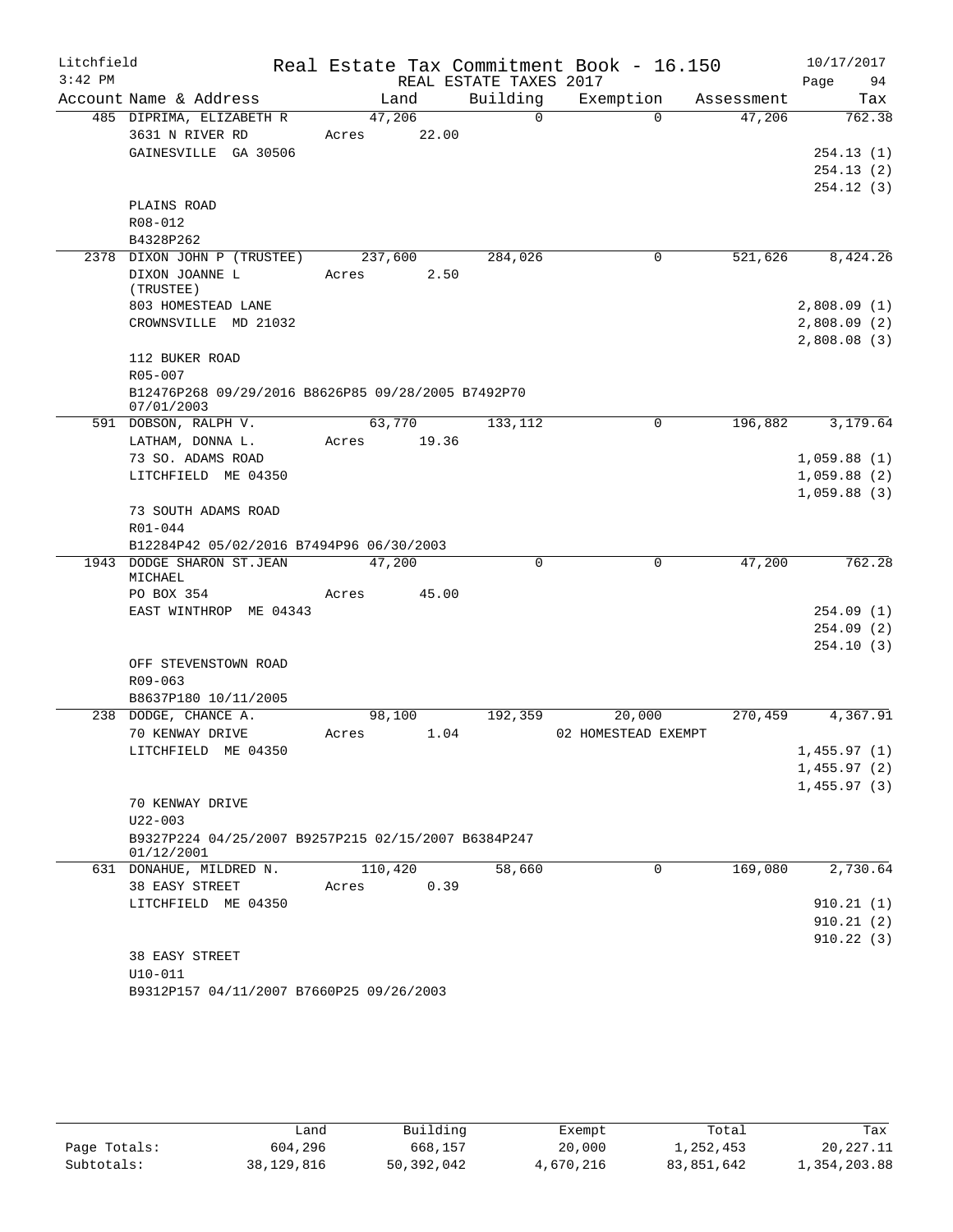Litchfield  Real Estate Tax Commitment Book - 16.150  10/17/2017
3:42 PM  REAL ESTATE TAXES 2017

| Account Name & Address | Land | Building | Exemption | Assessment | Tax |
|---|---|---|---|---|---|
| 485 DIPRIMA, ELIZABETH R | 47,206 | 0 | 0 | 47,206 | 762.38 |
| 3631 N RIVER RD | Acres 22.00 | | | | |
| GAINESVILLE GA 30506 | | | | | 254.13 (1) |
| | | | | | 254.13 (2) |
| | | | | | 254.12 (3) |
| PLAINS ROAD | | | | | |
| R08-012 | | | | | |
| B4328P262 | | | | | |
| 2378 DIXON JOHN P (TRUSTEE) | 237,600 | 284,026 | 0 | 521,626 | 8,424.26 |
| DIXON JOANNE L (TRUSTEE) | Acres 2.50 | | | | |
| 803 HOMESTEAD LANE | | | | | 2,808.09 (1) |
| CROWNSVILLE MD 21032 | | | | | 2,808.09 (2) |
| | | | | | 2,808.08 (3) |
| 112 BUKER ROAD | | | | | |
| R05-007 | | | | | |
| B12476P268 09/29/2016 B8626P85 09/28/2005 B7492P70 07/01/2003 | | | | | |
| 591 DOBSON, RALPH V. | 63,770 | 133,112 | 0 | 196,882 | 3,179.64 |
| LATHAM, DONNA L. | Acres 19.36 | | | | |
| 73 SO. ADAMS ROAD | | | | | 1,059.88 (1) |
| LITCHFIELD ME 04350 | | | | | 1,059.88 (2) |
| | | | | | 1,059.88 (3) |
| 73 SOUTH ADAMS ROAD | | | | | |
| R01-044 | | | | | |
| B12284P42 05/02/2016 B7494P96 06/30/2003 | | | | | |
| 1943 DODGE SHARON ST.JEAN MICHAEL | 47,200 | 0 | 0 | 47,200 | 762.28 |
| PO BOX 354 | Acres 45.00 | | | | |
| EAST WINTHROP ME 04343 | | | | | 254.09 (1) |
| | | | | | 254.09 (2) |
| | | | | | 254.10 (3) |
| OFF STEVENSTOWN ROAD | | | | | |
| R09-063 | | | | | |
| B8637P180 10/11/2005 | | | | | |
| 238 DODGE, CHANCE A. | 98,100 | 192,359 | 20,000 | 270,459 | 4,367.91 |
| 70 KENWAY DRIVE | Acres 1.04 | | 02 HOMESTEAD EXEMPT | | |
| LITCHFIELD ME 04350 | | | | | 1,455.97 (1) |
| | | | | | 1,455.97 (2) |
| | | | | | 1,455.97 (3) |
| 70 KENWAY DRIVE | | | | | |
| U22-003 | | | | | |
| B9327P224 04/25/2007 B9257P215 02/15/2007 B6384P247 01/12/2001 | | | | | |
| 631 DONAHUE, MILDRED N. | 110,420 | 58,660 | 0 | 169,080 | 2,730.64 |
| 38 EASY STREET | Acres 0.39 | | | | |
| LITCHFIELD ME 04350 | | | | | 910.21 (1) |
| | | | | | 910.21 (2) |
| | | | | | 910.22 (3) |
| 38 EASY STREET | | | | | |
| U10-011 | | | | | |
| B9312P157 04/11/2007 B7660P25 09/26/2003 | | | | | |

| | Land | Building | Exempt | Total | Tax |
|---|---|---|---|---|---|
| Page Totals: | 604,296 | 668,157 | 20,000 | 1,252,453 | 20,227.11 |
| Subtotals: | 38,129,816 | 50,392,042 | 4,670,216 | 83,851,642 | 1,354,203.88 |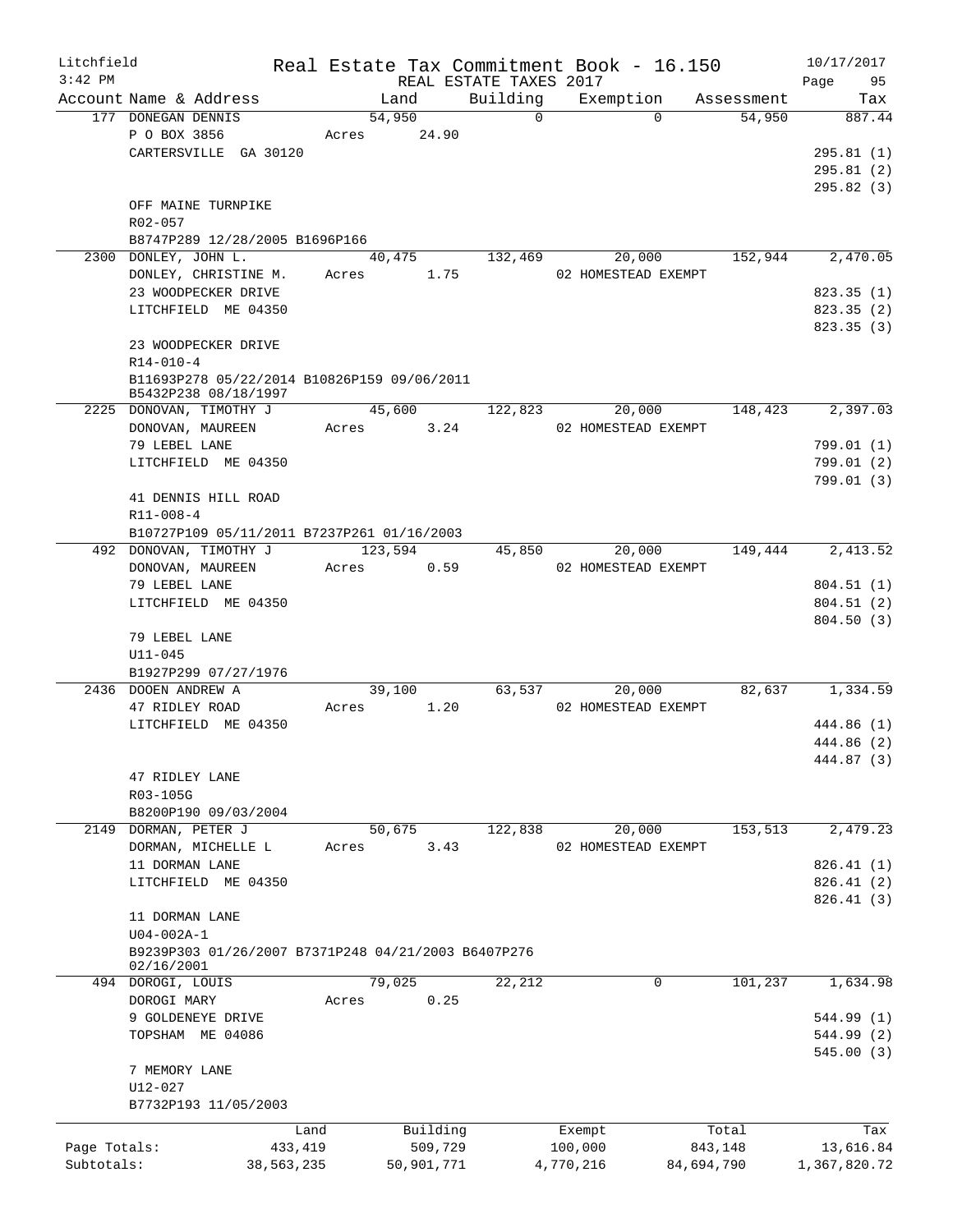Litchfield
3:42 PM

# Real Estate Tax Commitment Book - 16.150

REAL ESTATE TAXES 2017

10/17/2017

| Account | Name & Address | Land | Building | Exemption | Assessment | Tax |
|---|---|---|---|---|---|---|
| 177 | DONEGAN DENNIS | 54,950 | 0 | 0 | 54,950 | 887.44 |
| | P O BOX 3856 | Acres 24.90 | | | | |
| | CARTERSVILLE GA 30120 | | | | | 295.81 (1) |
| | | | | | | 295.81 (2) |
| | | | | | | 295.82 (3) |
| | OFF MAINE TURNPIKE | | | | | |
| | R02-057 | | | | | |
| | B8747P289 12/28/2005 B1696P166 | | | | | |
| 2300 | DONLEY, JOHN L. | 40,475 | 132,469 | 20,000 | 152,944 | 2,470.05 |
| | DONLEY, CHRISTINE M. | Acres 1.75 | | 02 HOMESTEAD EXEMPT | | |
| | 23 WOODPECKER DRIVE | | | | | 823.35 (1) |
| | LITCHFIELD ME 04350 | | | | | 823.35 (2) |
| | | | | | | 823.35 (3) |
| | 23 WOODPECKER DRIVE | | | | | |
| | R14-010-4 | | | | | |
| | B11693P278 05/22/2014 B10826P159 09/06/2011 B5432P238 08/18/1997 | | | | | |
| 2225 | DONOVAN, TIMOTHY J | 45,600 | 122,823 | 20,000 | 148,423 | 2,397.03 |
| | DONOVAN, MAUREEN | Acres 3.24 | | 02 HOMESTEAD EXEMPT | | |
| | 79 LEBEL LANE | | | | | 799.01 (1) |
| | LITCHFIELD ME 04350 | | | | | 799.01 (2) |
| | | | | | | 799.01 (3) |
| | 41 DENNIS HILL ROAD | | | | | |
| | R11-008-4 | | | | | |
| | B10727P109 05/11/2011 B7237P261 01/16/2003 | | | | | |
| 492 | DONOVAN, TIMOTHY J | 123,594 | 45,850 | 20,000 | 149,444 | 2,413.52 |
| | DONOVAN, MAUREEN | Acres 0.59 | | 02 HOMESTEAD EXEMPT | | |
| | 79 LEBEL LANE | | | | | 804.51 (1) |
| | LITCHFIELD ME 04350 | | | | | 804.51 (2) |
| | | | | | | 804.50 (3) |
| | 79 LEBEL LANE | | | | | |
| | U11-045 | | | | | |
| | B1927P299 07/27/1976 | | | | | |
| 2436 | DOOEN ANDREW A | 39,100 | 63,537 | 20,000 | 82,637 | 1,334.59 |
| | 47 RIDLEY ROAD | Acres 1.20 | | 02 HOMESTEAD EXEMPT | | |
| | LITCHFIELD ME 04350 | | | | | 444.86 (1) |
| | | | | | | 444.86 (2) |
| | | | | | | 444.87 (3) |
| | 47 RIDLEY LANE | | | | | |
| | R03-105G | | | | | |
| | B8200P190 09/03/2004 | | | | | |
| 2149 | DORMAN, PETER J | 50,675 | 122,838 | 20,000 | 153,513 | 2,479.23 |
| | DORMAN, MICHELLE L | Acres 3.43 | | 02 HOMESTEAD EXEMPT | | |
| | 11 DORMAN LANE | | | | | 826.41 (1) |
| | LITCHFIELD ME 04350 | | | | | 826.41 (2) |
| | | | | | | 826.41 (3) |
| | 11 DORMAN LANE | | | | | |
| | U04-002A-1 | | | | | |
| | B9239P303 01/26/2007 B7371P248 04/21/2003 B6407P276 02/16/2001 | | | | | |
| 494 | DOROGI, LOUIS | 79,025 | 22,212 | 0 | 101,237 | 1,634.98 |
| | DOROGI MARY | Acres 0.25 | | | | |
| | 9 GOLDENEYE DRIVE | | | | | 544.99 (1) |
| | TOPSHAM ME 04086 | | | | | 544.99 (2) |
| | | | | | | 545.00 (3) |
| | 7 MEMORY LANE | | | | | |
| | U12-027 | | | | | |
| | B7732P193 11/05/2003 | | | | | |

| | Land | Building | Exempt | Total | Tax |
|---|---|---|---|---|---|
| Page Totals: | 433,419 | 509,729 | 100,000 | 843,148 | 13,616.84 |
| Subtotals: | 38,563,235 | 50,901,771 | 4,770,216 | 84,694,790 | 1,367,820.72 |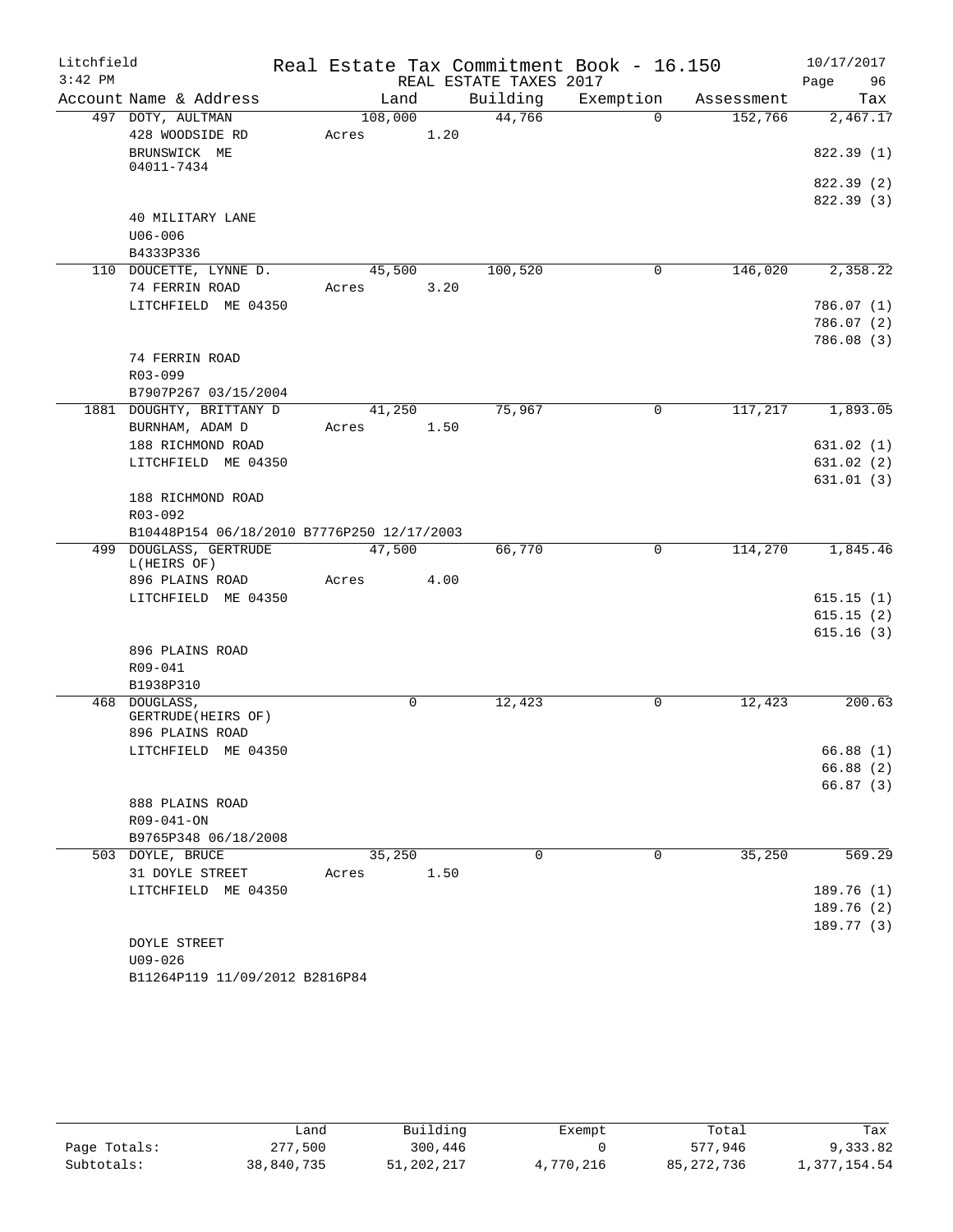Litchfield
3:42 PM

# Real Estate Tax Commitment Book - 16.150

REAL ESTATE TAXES 2017

10/17/2017

| Account | Name & Address | Land | Building | Exemption | Assessment | Tax |
|---|---|---|---|---|---|---|
| 497 | DOTY, AULTMAN<br>428 WOODSIDE RD<br>BRUNSWICK ME<br>04011-7434<br><br>40 MILITARY LANE<br>U06-006<br>B4333P336 | 108,000<br>Acres 1.20 | 44,766 | 0 | 152,766 | 2,467.17<br><br>822.39 (1)<br>822.39 (2)<br>822.39 (3) |
| 110 | DOUCETTE, LYNNE D.<br>74 FERRIN ROAD<br>LITCHFIELD ME 04350<br><br>74 FERRIN ROAD<br>R03-099<br>B7907P267 03/15/2004 | 45,500<br>Acres 3.20 | 100,520 | 0 | 146,020 | 2,358.22<br><br>786.07 (1)<br>786.07 (2)<br>786.08 (3) |
| 1881 | DOUGHTY, BRITTANY D<br>BURNHAM, ADAM D<br>188 RICHMOND ROAD<br>LITCHFIELD ME 04350<br><br>188 RICHMOND ROAD<br>R03-092<br>B10448P154 06/18/2010 B7776P250 12/17/2003 | 41,250<br>Acres 1.50 | 75,967 | 0 | 117,217 | 1,893.05<br><br>631.02 (1)<br>631.02 (2)<br>631.01 (3) |
| 499 | DOUGLASS, GERTRUDE<br>L(HEIRS OF)<br>896 PLAINS ROAD<br>LITCHFIELD ME 04350<br><br>896 PLAINS ROAD<br>R09-041<br>B1938P310 | 47,500<br>Acres 4.00 | 66,770 | 0 | 114,270 | 1,845.46<br><br>615.15 (1)<br>615.15 (2)<br>615.16 (3) |
| 468 | DOUGLASS,<br>GERTRUDE(HEIRS OF)<br>896 PLAINS ROAD<br>LITCHFIELD ME 04350<br><br>888 PLAINS ROAD<br>R09-041-ON<br>B9765P348 06/18/2008 | 0 | 12,423 | 0 | 12,423 | 200.63<br><br>66.88 (1)<br>66.88 (2)<br>66.87 (3) |
| 503 | DOYLE, BRUCE<br>31 DOYLE STREET<br>LITCHFIELD ME 04350<br><br>DOYLE STREET<br>U09-026<br>B11264P119 11/09/2012 B2816P84 | 35,250<br>Acres 1.50 | 0 | 0 | 35,250 | 569.29<br><br>189.76 (1)<br>189.76 (2)<br>189.77 (3) |

| | Land | Building | Exempt | Total | Tax |
|---|---|---|---|---|---|
| Page Totals: | 277,500 | 300,446 | 0 | 577,946 | 9,333.82 |
| Subtotals: | 38,840,735 | 51,202,217 | 4,770,216 | 85,272,736 | 1,377,154.54 |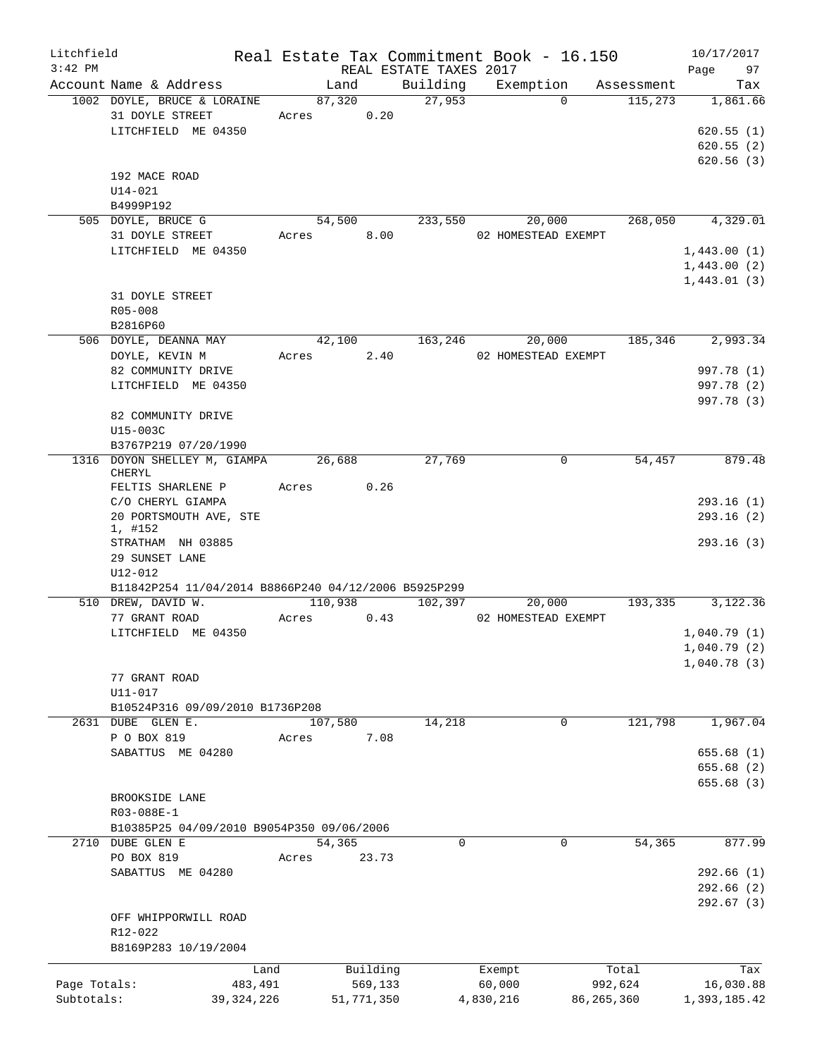Litchfield
3:42 PM

Real Estate Tax Commitment Book - 16.150
REAL ESTATE TAXES 2017

10/17/2017
Page 97

| Account | Name & Address | Land | Building | Exemption | Assessment | Tax |
|---|---|---|---|---|---|---|
| 1002 | DOYLE, BRUCE & LORAINE | 87,320 | 27,953 | 0 | 115,273 | 1,861.66 |
| | 31 DOYLE STREET | Acres 0.20 | | | | |
| | LITCHFIELD ME 04350 | | | | | 620.55 (1) |
| | | | | | | 620.55 (2) |
| | | | | | | 620.56 (3) |
| | 192 MACE ROAD | | | | | |
| | U14-021 | | | | | |
| | B4999P192 | | | | | |
| 505 | DOYLE, BRUCE G | 54,500 | 233,550 | 20,000 | 268,050 | 4,329.01 |
| | 31 DOYLE STREET | Acres 8.00 | | 02 HOMESTEAD EXEMPT | | |
| | LITCHFIELD ME 04350 | | | | | 1,443.00 (1) |
| | | | | | | 1,443.00 (2) |
| | | | | | | 1,443.01 (3) |
| | 31 DOYLE STREET | | | | | |
| | R05-008 | | | | | |
| | B2816P60 | | | | | |
| 506 | DOYLE, DEANNA MAY | 42,100 | 163,246 | 20,000 | 185,346 | 2,993.34 |
| | DOYLE, KEVIN M | Acres 2.40 | | 02 HOMESTEAD EXEMPT | | |
| | 82 COMMUNITY DRIVE | | | | | 997.78 (1) |
| | LITCHFIELD ME 04350 | | | | | 997.78 (2) |
| | | | | | | 997.78 (3) |
| | 82 COMMUNITY DRIVE | | | | | |
| | U15-003C | | | | | |
| | B3767P219 07/20/1990 | | | | | |
| 1316 | DOYON SHELLEY M, GIAMPA CHERYL | 26,688 | 27,769 | 0 | 54,457 | 879.48 |
| | FELTIS SHARLENE P | Acres 0.26 | | | | |
| | C/O CHERYL GIAMPA | | | | | 293.16 (1) |
| | 20 PORTSMOUTH AVE, STE 1, #152 | | | | | 293.16 (2) |
| | STRATHAM NH 03885 | | | | | 293.16 (3) |
| | 29 SUNSET LANE | | | | | |
| | U12-012 | | | | | |
| | B11842P254 11/04/2014 B8866P240 04/12/2006 B5925P299 | | | | | |
| 510 | DREW, DAVID W. | 110,938 | 102,397 | 20,000 | 193,335 | 3,122.36 |
| | 77 GRANT ROAD | Acres 0.43 | | 02 HOMESTEAD EXEMPT | | |
| | LITCHFIELD ME 04350 | | | | | 1,040.79 (1) |
| | | | | | | 1,040.79 (2) |
| | | | | | | 1,040.78 (3) |
| | 77 GRANT ROAD | | | | | |
| | U11-017 | | | | | |
| | B10524P316 09/09/2010 B1736P208 | | | | | |
| 2631 | DUBE GLEN E. | 107,580 | 14,218 | 0 | 121,798 | 1,967.04 |
| | P O BOX 819 | Acres 7.08 | | | | |
| | SABATTUS ME 04280 | | | | | 655.68 (1) |
| | | | | | | 655.68 (2) |
| | | | | | | 655.68 (3) |
| | BROOKSIDE LANE | | | | | |
| | R03-088E-1 | | | | | |
| | B10385P25 04/09/2010 B9054P350 09/06/2006 | | | | | |
| 2710 | DUBE GLEN E | 54,365 | 0 | 0 | 54,365 | 877.99 |
| | PO BOX 819 | Acres 23.73 | | | | |
| | SABATTUS ME 04280 | | | | | 292.66 (1) |
| | | | | | | 292.66 (2) |
| | | | | | | 292.67 (3) |
| | OFF WHIPPORWILL ROAD | | | | | |
| | R12-022 | | | | | |
| | B8169P283 10/19/2004 | | | | | |

| | Land | Building | Exempt | Total | Tax |
|---|---|---|---|---|---|
| Page Totals: | 483,491 | 569,133 | 60,000 | 992,624 | 16,030.88 |
| Subtotals: | 39,324,226 | 51,771,350 | 4,830,216 | 86,265,360 | 1,393,185.42 |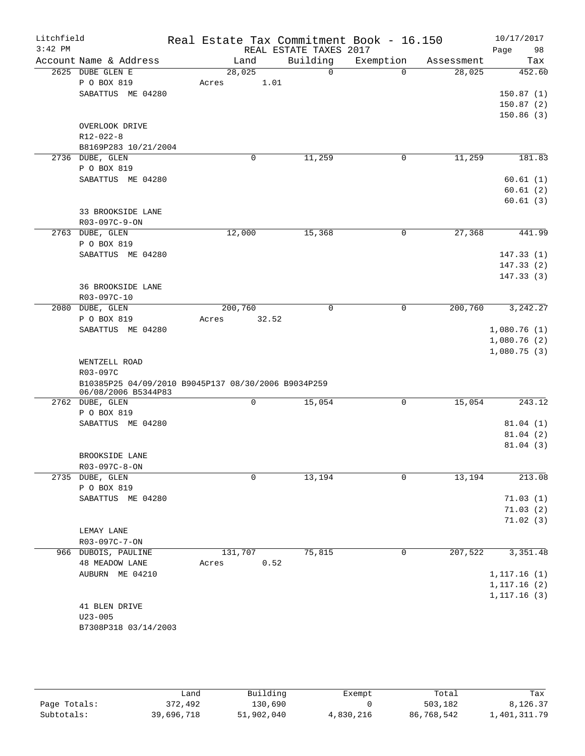Litchfield
3:42 PM

# Real Estate Tax Commitment Book - 16.150

REAL ESTATE TAXES 2017

10/17/2017

| Account | Name & Address | Land | Building | Exemption | Assessment | Tax |
|---|---|---|---|---|---|---|
| 2625 | DUBE GLEN E | 28,025 | 0 | 0 | 28,025 | 452.60 |
| | P O BOX 819 | Acres 1.01 | | | | |
| | SABATTUS ME 04280 | | | | | 150.87 (1) |
| | | | | | | 150.87 (2) |
| | | | | | | 150.86 (3) |
| | OVERLOOK DRIVE | | | | | |
| | R12-022-8 | | | | | |
| | B8169P283 10/21/2004 | | | | | |
| 2736 | DUBE, GLEN | 0 | 11,259 | 0 | 11,259 | 181.83 |
| | P O BOX 819 | | | | | |
| | SABATTUS ME 04280 | | | | | 60.61 (1) |
| | | | | | | 60.61 (2) |
| | | | | | | 60.61 (3) |
| | 33 BROOKSIDE LANE | | | | | |
| | R03-097C-9-ON | | | | | |
| 2763 | DUBE, GLEN | 12,000 | 15,368 | 0 | 27,368 | 441.99 |
| | P O BOX 819 | | | | | |
| | SABATTUS ME 04280 | | | | | 147.33 (1) |
| | | | | | | 147.33 (2) |
| | | | | | | 147.33 (3) |
| | 36 BROOKSIDE LANE | | | | | |
| | R03-097C-10 | | | | | |
| 2080 | DUBE, GLEN | 200,760 | 0 | 0 | 200,760 | 3,242.27 |
| | P O BOX 819 | Acres 32.52 | | | | |
| | SABATTUS ME 04280 | | | | | 1,080.76 (1) |
| | | | | | | 1,080.76 (2) |
| | | | | | | 1,080.75 (3) |
| | WENTZELL ROAD | | | | | |
| | R03-097C | | | | | |
| | B10385P25 04/09/2010 B9045P137 08/30/2006 B9034P259 06/08/2006 B5344P83 | | | | | |
| 2762 | DUBE, GLEN | 0 | 15,054 | 0 | 15,054 | 243.12 |
| | P O BOX 819 | | | | | |
| | SABATTUS ME 04280 | | | | | 81.04 (1) |
| | | | | | | 81.04 (2) |
| | | | | | | 81.04 (3) |
| | BROOKSIDE LANE | | | | | |
| | R03-097C-8-ON | | | | | |
| 2735 | DUBE, GLEN | 0 | 13,194 | 0 | 13,194 | 213.08 |
| | P O BOX 819 | | | | | |
| | SABATTUS ME 04280 | | | | | 71.03 (1) |
| | | | | | | 71.03 (2) |
| | | | | | | 71.02 (3) |
| | LEMAY LANE | | | | | |
| | R03-097C-7-ON | | | | | |
| 966 | DUBOIS, PAULINE | 131,707 | 75,815 | 0 | 207,522 | 3,351.48 |
| | 48 MEADOW LANE | Acres 0.52 | | | | |
| | AUBURN ME 04210 | | | | | 1,117.16 (1) |
| | | | | | | 1,117.16 (2) |
| | | | | | | 1,117.16 (3) |
| | 41 BLEN DRIVE | | | | | |
| | U23-005 | | | | | |
| | B7308P318 03/14/2003 | | | | | |

| | Land | Building | Exempt | Total | Tax |
|---|---|---|---|---|---|
| Page Totals: | 372,492 | 130,690 | 0 | 503,182 | 8,126.37 |
| Subtotals: | 39,696,718 | 51,902,040 | 4,830,216 | 86,768,542 | 1,401,311.79 |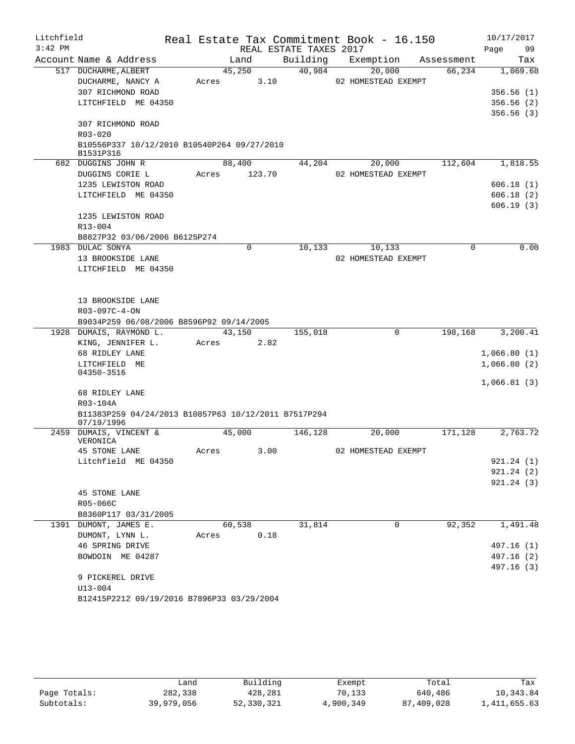Litchfield 3:42 PM — Real Estate Tax Commitment Book - 16.150 — REAL ESTATE TAXES 2017 — 10/17/2017 Page 99

| Account Name & Address | Land | Building | Exemption | Assessment | Tax |
|---|---|---|---|---|---|
| 517 DUCHARME, ALBERT | 45,250 | 40,984 | 20,000 | 66,234 | 1,069.68 |
| DUCHARME, NANCY A | Acres 3.10 | | 02 HOMESTEAD EXEMPT | | |
| 307 RICHMOND ROAD | | | | | 356.56 (1) |
| LITCHFIELD ME 04350 | | | | | 356.56 (2) |
| | | | | | 356.56 (3) |
| 307 RICHMOND ROAD | | | | | |
| R03-020 | | | | | |
| B10556P337 10/12/2010 B10540P264 09/27/2010 B1531P316 | | | | | |
| 682 DUGGINS JOHN R | 88,400 | 44,204 | 20,000 | 112,604 | 1,818.55 |
| DUGGINS CORIE L | Acres 123.70 | | 02 HOMESTEAD EXEMPT | | |
| 1235 LEWISTON ROAD | | | | | 606.18 (1) |
| LITCHFIELD ME 04350 | | | | | 606.18 (2) |
| | | | | | 606.19 (3) |
| 1235 LEWISTON ROAD | | | | | |
| R13-004 | | | | | |
| B8827P32 03/06/2006 B6125P274 | | | | | |
| 1983 DULAC SONYA | 0 | 10,133 | 10,133 | 0 | 0.00 |
| 13 BROOKSIDE LANE | | | 02 HOMESTEAD EXEMPT | | |
| LITCHFIELD ME 04350 | | | | | |
| 13 BROOKSIDE LANE | | | | | |
| R03-097C-4-ON | | | | | |
| B9034P259 06/08/2006 B8596P92 09/14/2005 | | | | | |
| 1928 DUMAIS, RAYMOND L. | 43,150 | 155,018 | 0 | 198,168 | 3,200.41 |
| KING, JENNIFER L. | Acres 2.82 | | | | |
| 68 RIDLEY LANE | | | | | 1,066.80 (1) |
| LITCHFIELD ME 04350-3516 | | | | | 1,066.80 (2) |
| | | | | | 1,066.81 (3) |
| 68 RIDLEY LANE | | | | | |
| R03-104A | | | | | |
| B11383P259 04/24/2013 B10857P63 10/12/2011 B7517P294 07/19/1996 | | | | | |
| 2459 DUMAIS, VINCENT & VERONICA | 45,000 | 146,128 | 20,000 | 171,128 | 2,763.72 |
| 45 STONE LANE | Acres 3.00 | | 02 HOMESTEAD EXEMPT | | |
| Litchfield ME 04350 | | | | | 921.24 (1) |
| | | | | | 921.24 (2) |
| | | | | | 921.24 (3) |
| 45 STONE LANE | | | | | |
| R05-066C | | | | | |
| B8360P117 03/31/2005 | | | | | |
| 1391 DUMONT, JAMES E. | 60,538 | 31,814 | 0 | 92,352 | 1,491.48 |
| DUMONT, LYNN L. | Acres 0.18 | | | | |
| 46 SPRING DRIVE | | | | | 497.16 (1) |
| BOWDOIN ME 04287 | | | | | 497.16 (2) |
| | | | | | 497.16 (3) |
| 9 PICKEREL DRIVE | | | | | |
| U13-004 | | | | | |
| B12415P2212 09/19/2016 B7896P33 03/29/2004 | | | | | |

| | Land | Building | Exempt | Total | Tax |
|---|---|---|---|---|---|
| Page Totals: | 282,338 | 428,281 | 70,133 | 640,486 | 10,343.84 |
| Subtotals: | 39,979,056 | 52,330,321 | 4,900,349 | 87,409,028 | 1,411,655.63 |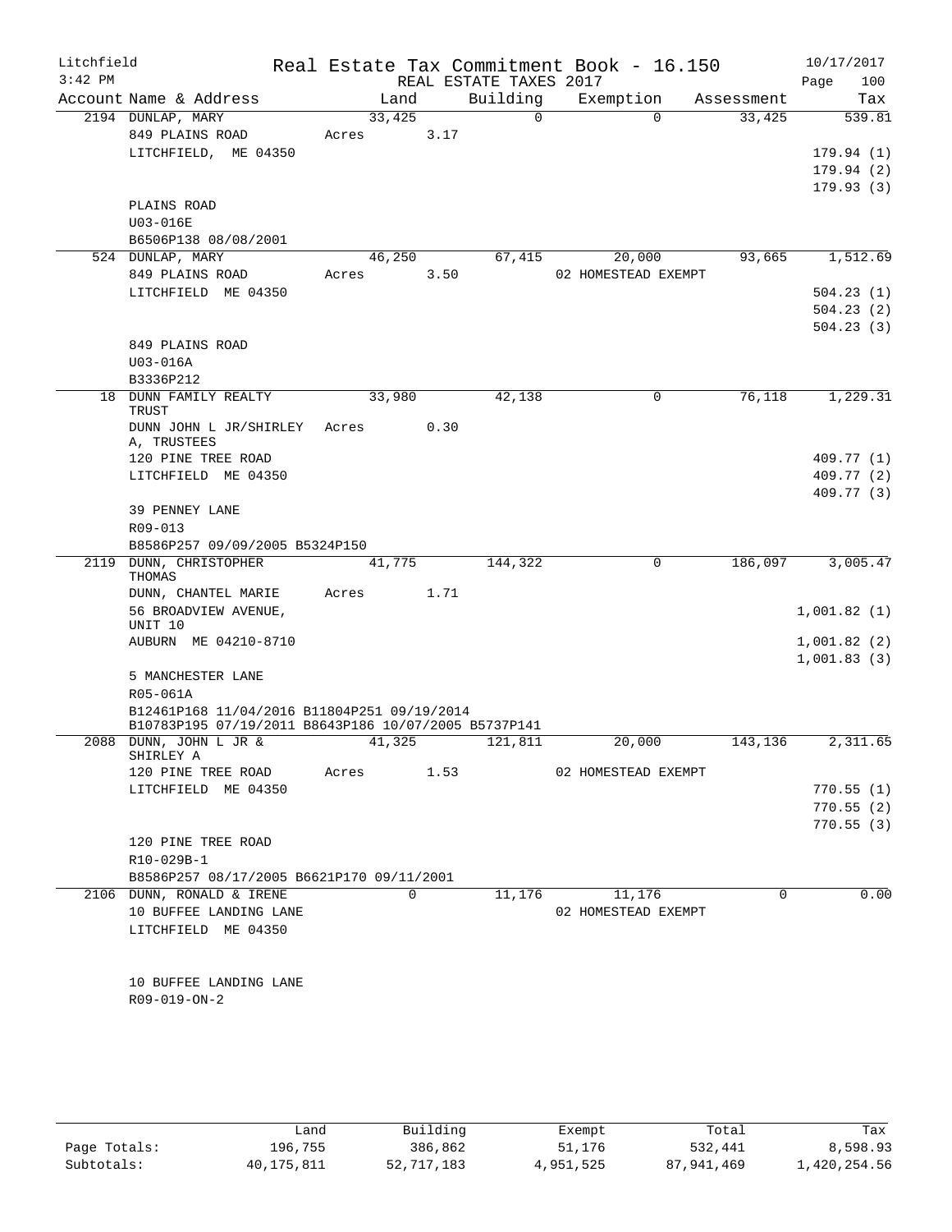Litchfield
3:42 PM

# Real Estate Tax Commitment Book - 16.150

REAL ESTATE TAXES 2017

10/17/2017

| Account | Name & Address | Land | Building | Exemption | Assessment | Tax |
|---|---|---|---|---|---|---|
| 2194 | DUNLAP, MARY<br>849 PLAINS ROAD<br>LITCHFIELD, ME 04350<br><br>PLAINS ROAD<br>U03-016E<br>B6506P138 08/08/2001 | 33,425<br>Acres 3.17 | 0 | 0 | 33,425 | 539.81<br><br>179.94 (1)<br>179.94 (2)<br>179.93 (3) |
| 524 | DUNLAP, MARY<br>849 PLAINS ROAD<br>LITCHFIELD ME 04350<br><br>849 PLAINS ROAD<br>U03-016A<br>B3336P212 | 46,250<br>Acres 3.50 | 67,415 | 20,000<br>02 HOMESTEAD EXEMPT | 93,665 | 1,512.69<br><br>504.23 (1)<br>504.23 (2)<br>504.23 (3) |
| 18 | DUNN FAMILY REALTY TRUST<br>DUNN JOHN L JR/SHIRLEY A, TRUSTEES<br>120 PINE TREE ROAD<br>LITCHFIELD ME 04350<br><br>39 PENNEY LANE<br>R09-013<br>B8586P257 09/09/2005 B5324P150 | 33,980<br>Acres 0.30 | 42,138 | 0 | 76,118 | 1,229.31<br><br>409.77 (1)<br>409.77 (2)<br>409.77 (3) |
| 2119 | DUNN, CHRISTOPHER THOMAS<br>DUNN, CHANTEL MARIE<br>56 BROADVIEW AVENUE, UNIT 10<br>AUBURN ME 04210-8710<br><br>5 MANCHESTER LANE<br>R05-061A<br>B12461P168 11/04/2016 B11804P251 09/19/2014<br>B10783P195 07/19/2011 B8643P186 10/07/2005 B5737P141 | 41,775<br>Acres 1.71 | 144,322 | 0 | 186,097 | 3,005.47<br><br>1,001.82 (1)<br>1,001.82 (2)<br>1,001.83 (3) |
| 2088 | DUNN, JOHN L JR & SHIRLEY A<br>120 PINE TREE ROAD<br>LITCHFIELD ME 04350<br><br>120 PINE TREE ROAD<br>R10-029B-1<br>B8586P257 08/17/2005 B6621P170 09/11/2001 | 41,325<br>Acres 1.53 | 121,811 | 20,000<br>02 HOMESTEAD EXEMPT | 143,136 | 2,311.65<br><br>770.55 (1)<br>770.55 (2)<br>770.55 (3) |
| 2106 | DUNN, RONALD & IRENE<br>10 BUFFEE LANDING LANE<br>LITCHFIELD ME 04350<br><br>10 BUFFEE LANDING LANE<br>R09-019-ON-2 | 0 | 11,176 | 11,176<br>02 HOMESTEAD EXEMPT | 0 | 0.00 |

|  | Land | Building | Exempt | Total | Tax |
|---|---|---|---|---|---|
| Page Totals: | 196,755 | 386,862 | 51,176 | 532,441 | 8,598.93 |
| Subtotals: | 40,175,811 | 52,717,183 | 4,951,525 | 87,941,469 | 1,420,254.56 |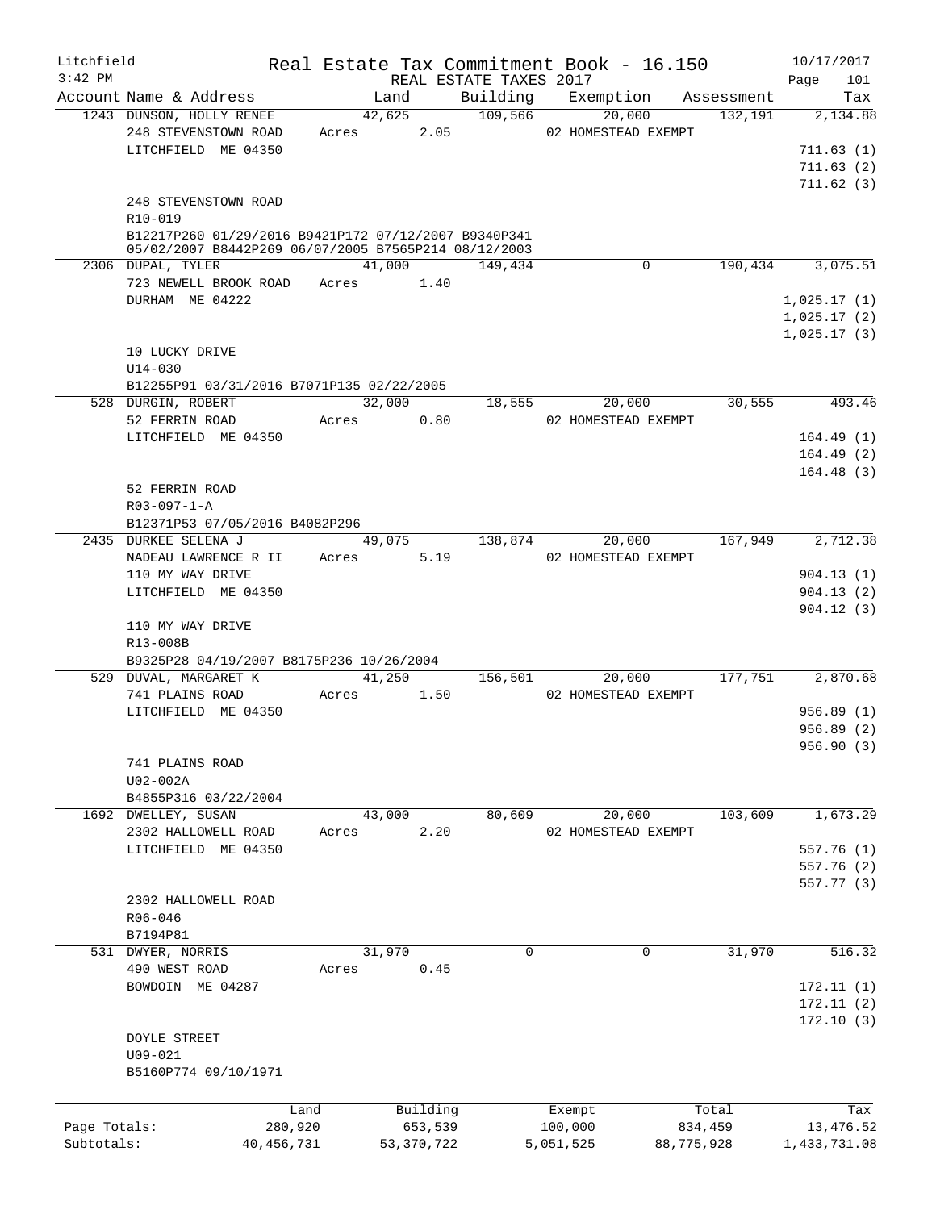Litchfield    Real Estate Tax Commitment Book - 16.150    10/17/2017
3:42 PM    REAL ESTATE TAXES 2017    Page 101

| Account Name & Address | Land | Building | Exemption | Assessment | Tax |
|---|---|---|---|---|---|
| 1243 DUNSON, HOLLY RENEE | 42,625 | 109,566 | 20,000 | 132,191 | 2,134.88 |
| 248 STEVENSTOWN ROAD | Acres 2.05 | | 02 HOMESTEAD EXEMPT | | |
| LITCHFIELD ME 04350 | | | | | 711.63 (1) |
| | | | | | 711.63 (2) |
| | | | | | 711.62 (3) |
| 248 STEVENSTOWN ROAD | | | | | |
| R10-019 | | | | | |
| B12217P260 01/29/2016 B9421P172 07/12/2007 B9340P341 05/02/2007 B8442P269 06/07/2005 B7565P214 08/12/2003 | | | | | |
| 2306 DUPAL, TYLER | 41,000 | 149,434 | 0 | 190,434 | 3,075.51 |
| 723 NEWELL BROOK ROAD | Acres 1.40 | | | | |
| DURHAM ME 04222 | | | | | 1,025.17 (1) |
| | | | | | 1,025.17 (2) |
| | | | | | 1,025.17 (3) |
| 10 LUCKY DRIVE | | | | | |
| U14-030 | | | | | |
| B12255P91 03/31/2016 B7071P135 02/22/2005 | | | | | |
| 528 DURGIN, ROBERT | 32,000 | 18,555 | 20,000 | 30,555 | 493.46 |
| 52 FERRIN ROAD | Acres 0.80 | | 02 HOMESTEAD EXEMPT | | |
| LITCHFIELD ME 04350 | | | | | 164.49 (1) |
| | | | | | 164.49 (2) |
| | | | | | 164.48 (3) |
| 52 FERRIN ROAD | | | | | |
| R03-097-1-A | | | | | |
| B12371P53 07/05/2016 B4082P296 | | | | | |
| 2435 DURKEE SELENA J | 49,075 | 138,874 | 20,000 | 167,949 | 2,712.38 |
| NADEAU LAWRENCE R II | Acres 5.19 | | 02 HOMESTEAD EXEMPT | | |
| 110 MY WAY DRIVE | | | | | 904.13 (1) |
| LITCHFIELD ME 04350 | | | | | 904.13 (2) |
| | | | | | 904.12 (3) |
| 110 MY WAY DRIVE | | | | | |
| R13-008B | | | | | |
| B9325P28 04/19/2007 B8175P236 10/26/2004 | | | | | |
| 529 DUVAL, MARGARET K | 41,250 | 156,501 | 20,000 | 177,751 | 2,870.68 |
| 741 PLAINS ROAD | Acres 1.50 | | 02 HOMESTEAD EXEMPT | | |
| LITCHFIELD ME 04350 | | | | | 956.89 (1) |
| | | | | | 956.89 (2) |
| | | | | | 956.90 (3) |
| 741 PLAINS ROAD | | | | | |
| U02-002A | | | | | |
| B4855P316 03/22/2004 | | | | | |
| 1692 DWELLEY, SUSAN | 43,000 | 80,609 | 20,000 | 103,609 | 1,673.29 |
| 2302 HALLOWELL ROAD | Acres 2.20 | | 02 HOMESTEAD EXEMPT | | |
| LITCHFIELD ME 04350 | | | | | 557.76 (1) |
| | | | | | 557.76 (2) |
| | | | | | 557.77 (3) |
| 2302 HALLOWELL ROAD | | | | | |
| R06-046 | | | | | |
| B7194P81 | | | | | |
| 531 DWYER, NORRIS | 31,970 | 0 | 0 | 31,970 | 516.32 |
| 490 WEST ROAD | Acres 0.45 | | | | |
| BOWDOIN ME 04287 | | | | | 172.11 (1) |
| | | | | | 172.11 (2) |
| | | | | | 172.10 (3) |
| DOYLE STREET | | | | | |
| U09-021 | | | | | |
| B5160P774 09/10/1971 | | | | | |

| | Land | Building | Exempt | Total | Tax |
|---|---|---|---|---|---|
| Page Totals: | 280,920 | 653,539 | 100,000 | 834,459 | 13,476.52 |
| Subtotals: | 40,456,731 | 53,370,722 | 5,051,525 | 88,775,928 | 1,433,731.08 |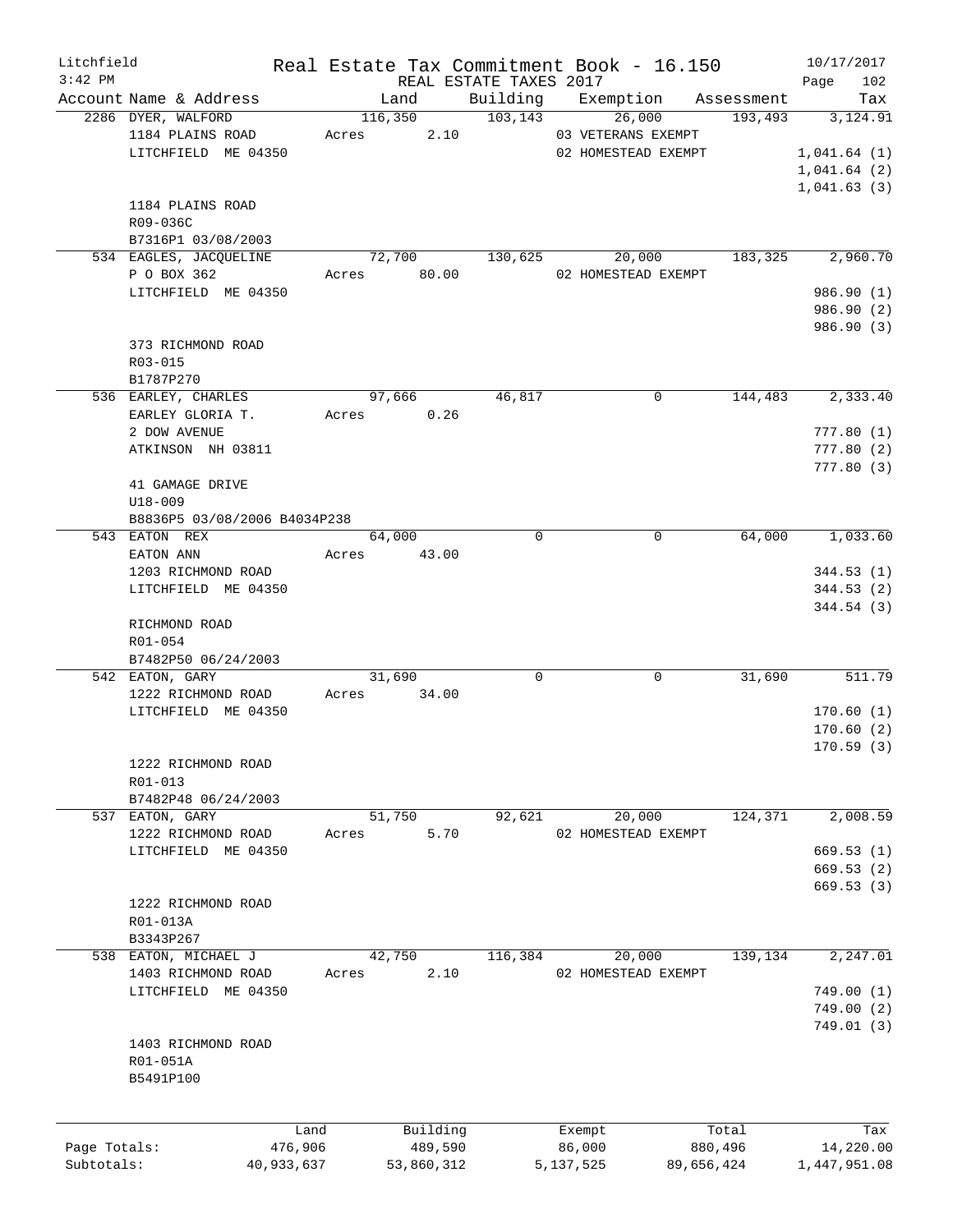Litchfield Real Estate Tax Commitment Book - 16.150 10/17/2017
3:42 PM REAL ESTATE TAXES 2017 Page 102

| Account Name & Address | Land | Building | Exemption | Assessment | Tax |
|---|---|---|---|---|---|
| 2286 DYER, WALFORD | 116,350 | 103,143 | 26,000 | 193,493 | 3,124.91 |
| 1184 PLAINS ROAD | Acres 2.10 | | 03 VETERANS EXEMPT | | |
| LITCHFIELD ME 04350 | | | 02 HOMESTEAD EXEMPT | | 1,041.64 (1) |
| | | | | | 1,041.64 (2) |
| | | | | | 1,041.63 (3) |
| 1184 PLAINS ROAD | | | | | |
| R09-036C | | | | | |
| B7316P1 03/08/2003 | | | | | |
| 534 EAGLES, JACQUELINE | 72,700 | 130,625 | 20,000 | 183,325 | 2,960.70 |
| P O BOX 362 | Acres 80.00 | | 02 HOMESTEAD EXEMPT | | |
| LITCHFIELD ME 04350 | | | | | 986.90 (1) |
| | | | | | 986.90 (2) |
| | | | | | 986.90 (3) |
| 373 RICHMOND ROAD | | | | | |
| R03-015 | | | | | |
| B1787P270 | | | | | |
| 536 EARLEY, CHARLES | 97,666 | 46,817 | 0 | 144,483 | 2,333.40 |
| EARLEY GLORIA T. | Acres 0.26 | | | | |
| 2 DOW AVENUE | | | | | 777.80 (1) |
| ATKINSON NH 03811 | | | | | 777.80 (2) |
| | | | | | 777.80 (3) |
| 41 GAMAGE DRIVE | | | | | |
| U18-009 | | | | | |
| B8836P5 03/08/2006 B4034P238 | | | | | |
| 543 EATON REX | 64,000 | 0 | 0 | 64,000 | 1,033.60 |
| EATON ANN | Acres 43.00 | | | | |
| 1203 RICHMOND ROAD | | | | | 344.53 (1) |
| LITCHFIELD ME 04350 | | | | | 344.53 (2) |
| | | | | | 344.54 (3) |
| RICHMOND ROAD | | | | | |
| R01-054 | | | | | |
| B7482P50 06/24/2003 | | | | | |
| 542 EATON, GARY | 31,690 | 0 | 0 | 31,690 | 511.79 |
| 1222 RICHMOND ROAD | Acres 34.00 | | | | |
| LITCHFIELD ME 04350 | | | | | 170.60 (1) |
| | | | | | 170.60 (2) |
| | | | | | 170.59 (3) |
| 1222 RICHMOND ROAD | | | | | |
| R01-013 | | | | | |
| B7482P48 06/24/2003 | | | | | |
| 537 EATON, GARY | 51,750 | 92,621 | 20,000 | 124,371 | 2,008.59 |
| 1222 RICHMOND ROAD | Acres 5.70 | | 02 HOMESTEAD EXEMPT | | |
| LITCHFIELD ME 04350 | | | | | 669.53 (1) |
| | | | | | 669.53 (2) |
| | | | | | 669.53 (3) |
| 1222 RICHMOND ROAD | | | | | |
| R01-013A | | | | | |
| B3343P267 | | | | | |
| 538 EATON, MICHAEL J | 42,750 | 116,384 | 20,000 | 139,134 | 2,247.01 |
| 1403 RICHMOND ROAD | Acres 2.10 | | 02 HOMESTEAD EXEMPT | | |
| LITCHFIELD ME 04350 | | | | | 749.00 (1) |
| | | | | | 749.00 (2) |
| | | | | | 749.01 (3) |
| 1403 RICHMOND ROAD | | | | | |
| R01-051A | | | | | |
| B5491P100 | | | | | |

| | Land | Building | Exempt | Total | Tax |
|---|---|---|---|---|---|
| Page Totals: | 476,906 | 489,590 | 86,000 | 880,496 | 14,220.00 |
| Subtotals: | 40,933,637 | 53,860,312 | 5,137,525 | 89,656,424 | 1,447,951.08 |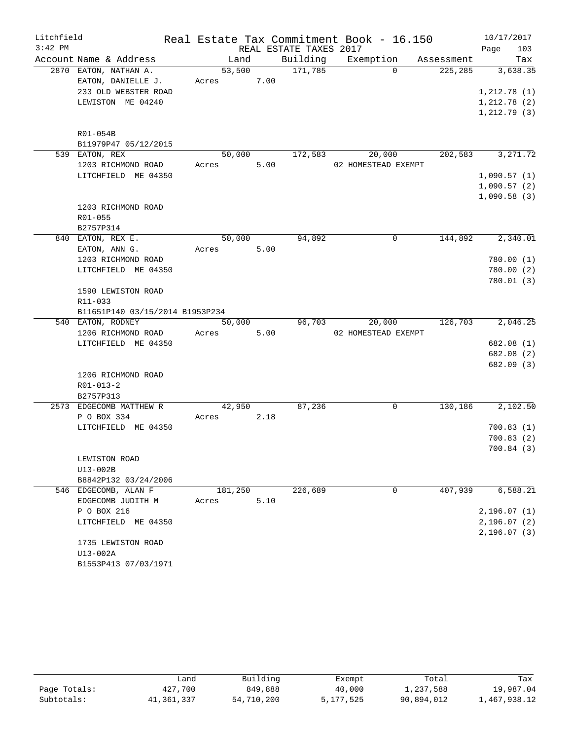Litchfield
3:42 PM

# Real Estate Tax Commitment Book - 16.150

REAL ESTATE TAXES 2017

10/17/2017
Page 103

| Account | Name & Address | Land | Building | Exemption | Assessment | Tax |
|---|---|---|---|---|---|---|
| 2870 | EATON, NATHAN A.<br>EATON, DANIELLE J.<br>233 OLD WEBSTER ROAD<br>LEWISTON ME 04240<br><br>R01-054B<br>B11979P47 05/12/2015 | 53,500<br>Acres 7.00 | 171,785 | 0 | 225,285 | 3,638.35<br>1,212.78 (1)<br>1,212.78 (2)<br>1,212.79 (3) |
| 539 | EATON, REX<br>1203 RICHMOND ROAD<br>LITCHFIELD ME 04350<br><br>1203 RICHMOND ROAD<br>R01-055<br>B2757P314 | 50,000<br>Acres 5.00 | 172,583 | 20,000<br>02 HOMESTEAD EXEMPT | 202,583 | 3,271.72<br>1,090.57 (1)<br>1,090.57 (2)<br>1,090.58 (3) |
| 840 | EATON, REX E.<br>EATON, ANN G.<br>1203 RICHMOND ROAD<br>LITCHFIELD ME 04350<br><br>1590 LEWISTON ROAD<br>R11-033<br>B11651P140 03/15/2014 B1953P234 | 50,000<br>Acres 5.00 | 94,892 | 0 | 144,892 | 2,340.01<br>780.00 (1)<br>780.00 (2)<br>780.01 (3) |
| 540 | EATON, RODNEY<br>1206 RICHMOND ROAD<br>LITCHFIELD ME 04350<br><br>1206 RICHMOND ROAD<br>R01-013-2<br>B2757P313 | 50,000<br>Acres 5.00 | 96,703 | 20,000<br>02 HOMESTEAD EXEMPT | 126,703 | 2,046.25<br>682.08 (1)<br>682.08 (2)<br>682.09 (3) |
| 2573 | EDGECOMB MATTHEW R<br>P O BOX 334<br>LITCHFIELD ME 04350<br><br>LEWISTON ROAD<br>U13-002B<br>B8842P132 03/24/2006 | 42,950<br>Acres 2.18 | 87,236 | 0 | 130,186 | 2,102.50<br>700.83 (1)<br>700.83 (2)<br>700.84 (3) |
| 546 | EDGECOMB, ALAN F<br>EDGECOMB JUDITH M<br>P O BOX 216<br>LITCHFIELD ME 04350<br><br>1735 LEWISTON ROAD<br>U13-002A<br>B1553P413 07/03/1971 | 181,250<br>Acres 5.10 | 226,689 | 0 | 407,939 | 6,588.21<br>2,196.07 (1)<br>2,196.07 (2)<br>2,196.07 (3) |

| | Land | Building | Exempt | Total | Tax |
|---|---|---|---|---|---|
| Page Totals: | 427,700 | 849,888 | 40,000 | 1,237,588 | 19,987.04 |
| Subtotals: | 41,361,337 | 54,710,200 | 5,177,525 | 90,894,012 | 1,467,938.12 |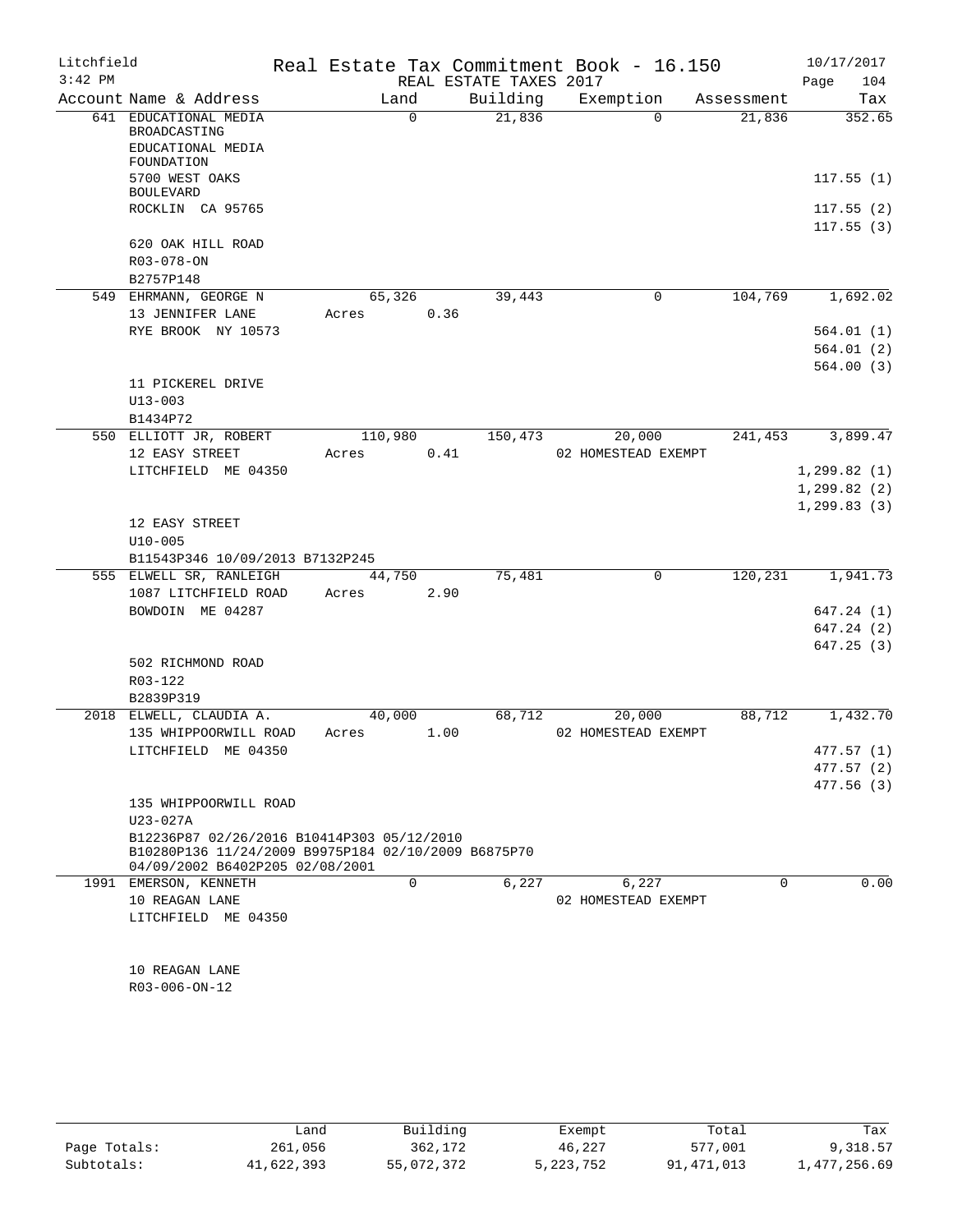Litchfield Real Estate Tax Commitment Book - 16.150 10/17/2017

3:42 PM REAL ESTATE TAXES 2017

| Account Name & Address | Land | Building | Exemption | Assessment | Tax |
|---|---|---|---|---|---|
| 641 EDUCATIONAL MEDIA BROADCASTING | 0 | 21,836 | 0 | 21,836 | 352.65 |
| EDUCATIONAL MEDIA FOUNDATION | | | | | |
| 5700 WEST OAKS BOULEVARD | | | | | 117.55 (1) |
| ROCKLIN CA 95765 | | | | | 117.55 (2) |
| | | | | | 117.55 (3) |
| 620 OAK HILL ROAD | | | | | |
| R03-078-ON | | | | | |
| B2757P148 | | | | | |
| 549 EHRMANN, GEORGE N | 65,326 | 39,443 | 0 | 104,769 | 1,692.02 |
| 13 JENNIFER LANE | Acres 0.36 | | | | |
| RYE BROOK NY 10573 | | | | | 564.01 (1) |
| | | | | | 564.01 (2) |
| | | | | | 564.00 (3) |
| 11 PICKEREL DRIVE | | | | | |
| U13-003 | | | | | |
| B1434P72 | | | | | |
| 550 ELLIOTT JR, ROBERT | 110,980 | 150,473 | 20,000 | 241,453 | 3,899.47 |
| 12 EASY STREET | Acres 0.41 | | 02 HOMESTEAD EXEMPT | | |
| LITCHFIELD ME 04350 | | | | | 1,299.82 (1) |
| | | | | | 1,299.82 (2) |
| | | | | | 1,299.83 (3) |
| 12 EASY STREET | | | | | |
| U10-005 | | | | | |
| B11543P346 10/09/2013 B7132P245 | | | | | |
| 555 ELWELL SR, RANLEIGH | 44,750 | 75,481 | 0 | 120,231 | 1,941.73 |
| 1087 LITCHFIELD ROAD | Acres 2.90 | | | | |
| BOWDOIN ME 04287 | | | | | 647.24 (1) |
| | | | | | 647.24 (2) |
| | | | | | 647.25 (3) |
| 502 RICHMOND ROAD | | | | | |
| R03-122 | | | | | |
| B2839P319 | | | | | |
| 2018 ELWELL, CLAUDIA A. | 40,000 | 68,712 | 20,000 | 88,712 | 1,432.70 |
| 135 WHIPPOORWILL ROAD | Acres 1.00 | | 02 HOMESTEAD EXEMPT | | |
| LITCHFIELD ME 04350 | | | | | 477.57 (1) |
| | | | | | 477.57 (2) |
| | | | | | 477.56 (3) |
| 135 WHIPPOORWILL ROAD | | | | | |
| U23-027A | | | | | |
| B12236P87 02/26/2016 B10414P303 05/12/2010 B10280P136 11/24/2009 B9975P184 02/10/2009 B6875P70 04/09/2002 B6402P205 02/08/2001 | | | | | |
| 1991 EMERSON, KENNETH | 0 | 6,227 | 6,227 | 0 | 0.00 |
| 10 REAGAN LANE | | | 02 HOMESTEAD EXEMPT | | |
| LITCHFIELD ME 04350 | | | | | |
| 10 REAGAN LANE | | | | | |
| R03-006-ON-12 | | | | | |

| | Land | Building | Exempt | Total | Tax |
|---|---|---|---|---|---|
| Page Totals: | 261,056 | 362,172 | 46,227 | 577,001 | 9,318.57 |
| Subtotals: | 41,622,393 | 55,072,372 | 5,223,752 | 91,471,013 | 1,477,256.69 |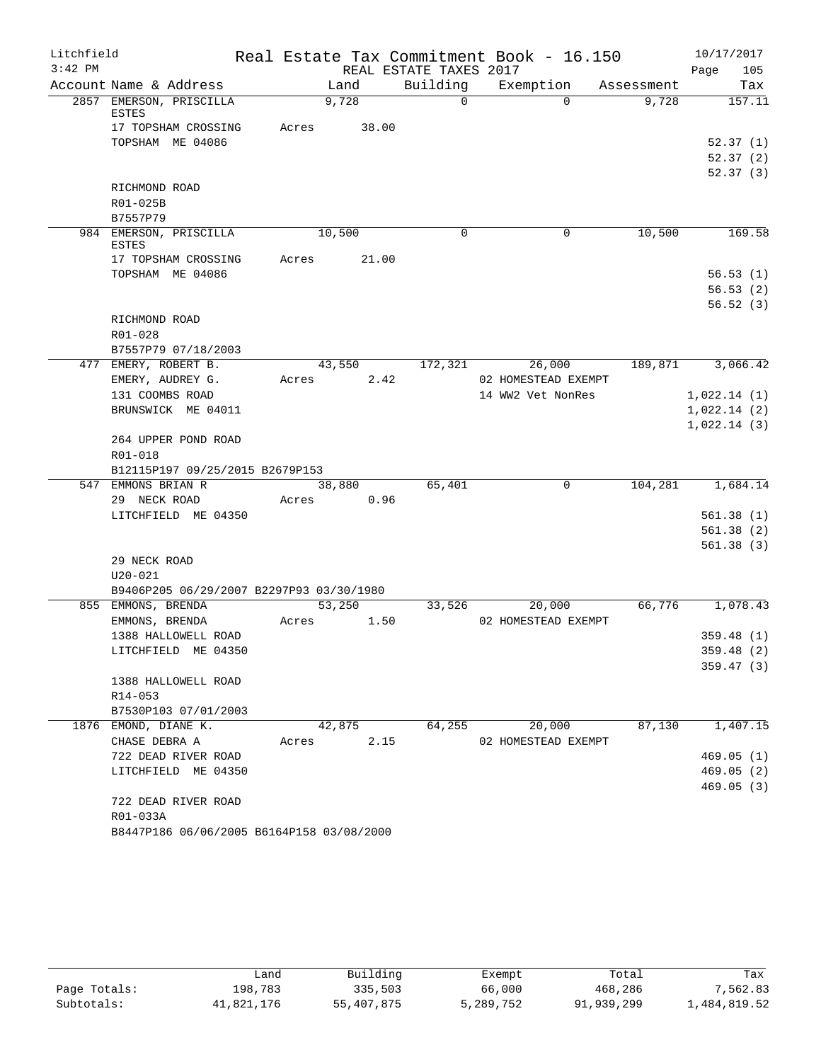Litchfield
3:42 PM

Real Estate Tax Commitment Book - 16.150
REAL ESTATE TAXES 2017

10/17/2017

| Account | Name & Address | Land | Building | Exemption | Assessment | Tax |
|---|---|---|---|---|---|---|
| 2857 | EMERSON, PRISCILLA ESTES | 9,728 | 0 | 0 | 9,728 | 157.11 |
| | 17 TOPSHAM CROSSING | Acres 38.00 | | | | |
| | TOPSHAM ME 04086 | | | | | 52.37 (1) |
| | | | | | | 52.37 (2) |
| | | | | | | 52.37 (3) |
| | RICHMOND ROAD | | | | | |
| | R01-025B | | | | | |
| | B7557P79 | | | | | |
| 984 | EMERSON, PRISCILLA ESTES | 10,500 | 0 | 0 | 10,500 | 169.58 |
| | 17 TOPSHAM CROSSING | Acres 21.00 | | | | |
| | TOPSHAM ME 04086 | | | | | 56.53 (1) |
| | | | | | | 56.53 (2) |
| | | | | | | 56.52 (3) |
| | RICHMOND ROAD | | | | | |
| | R01-028 | | | | | |
| | B7557P79 07/18/2003 | | | | | |
| 477 | EMERY, ROBERT B. | 43,550 | 172,321 | 26,000 | 189,871 | 3,066.42 |
| | EMERY, AUDREY G. | Acres 2.42 | | 02 HOMESTEAD EXEMPT | | |
| | 131 COOMBS ROAD | | | 14 WW2 Vet NonRes | | 1,022.14 (1) |
| | BRUNSWICK ME 04011 | | | | | 1,022.14 (2) |
| | | | | | | 1,022.14 (3) |
| | 264 UPPER POND ROAD | | | | | |
| | R01-018 | | | | | |
| | B12115P197 09/25/2015 B2679P153 | | | | | |
| 547 | EMMONS BRIAN R | 38,880 | 65,401 | 0 | 104,281 | 1,684.14 |
| | 29 NECK ROAD | Acres 0.96 | | | | |
| | LITCHFIELD ME 04350 | | | | | 561.38 (1) |
| | | | | | | 561.38 (2) |
| | | | | | | 561.38 (3) |
| | 29 NECK ROAD | | | | | |
| | U20-021 | | | | | |
| | B9406P205 06/29/2007 B2297P93 03/30/1980 | | | | | |
| 855 | EMMONS, BRENDA | 53,250 | 33,526 | 20,000 | 66,776 | 1,078.43 |
| | EMMONS, BRENDA | Acres 1.50 | | 02 HOMESTEAD EXEMPT | | |
| | 1388 HALLOWELL ROAD | | | | | 359.48 (1) |
| | LITCHFIELD ME 04350 | | | | | 359.48 (2) |
| | | | | | | 359.47 (3) |
| | 1388 HALLOWELL ROAD | | | | | |
| | R14-053 | | | | | |
| | B7530P103 07/01/2003 | | | | | |
| 1876 | EMOND, DIANE K. | 42,875 | 64,255 | 20,000 | 87,130 | 1,407.15 |
| | CHASE DEBRA A | Acres 2.15 | | 02 HOMESTEAD EXEMPT | | |
| | 722 DEAD RIVER ROAD | | | | | 469.05 (1) |
| | LITCHFIELD ME 04350 | | | | | 469.05 (2) |
| | | | | | | 469.05 (3) |
| | 722 DEAD RIVER ROAD | | | | | |
| | R01-033A | | | | | |
| | B8447P186 06/06/2005 B6164P158 03/08/2000 | | | | | |

| | Land | Building | Exempt | Total | Tax |
|---|---|---|---|---|---|
| Page Totals: | 198,783 | 335,503 | 66,000 | 468,286 | 7,562.83 |
| Subtotals: | 41,821,176 | 55,407,875 | 5,289,752 | 91,939,299 | 1,484,819.52 |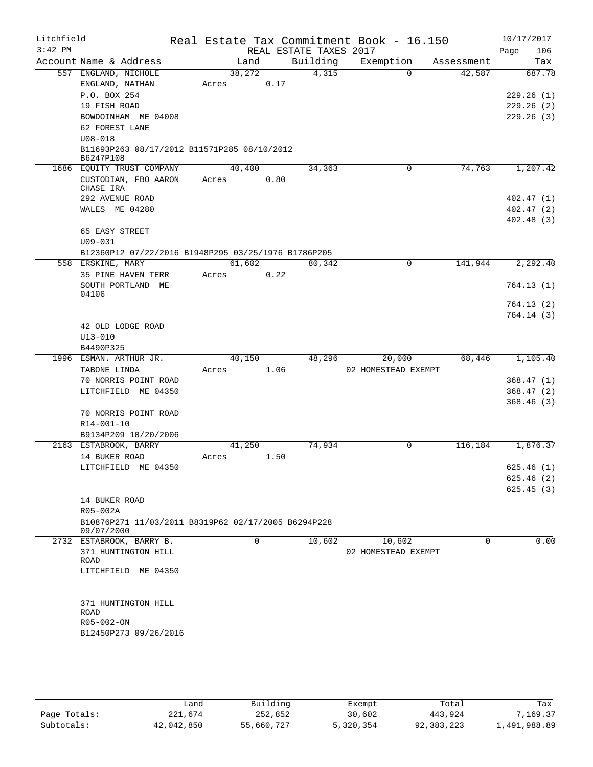Litchfield 3:42 PM

# Real Estate Tax Commitment Book - 16.150

REAL ESTATE TAXES 2017

10/17/2017

| Account | Name & Address | Land | Building | Exemption | Assessment | Tax |
|---|---|---|---|---|---|---|
| 557 | ENGLAND, NICHOLE<br>ENGLAND, NATHAN<br>P.O. BOX 254<br>19 FISH ROAD<br>BOWDOINHAM ME 04008<br>62 FOREST LANE<br>U08-018<br>B11693P263 08/17/2012 B11571P285 08/10/2012 B6247P108 | 38,272<br>Acres 0.17 | 4,315 | 0 | 42,587 | 687.78<br>229.26 (1)<br>229.26 (2)<br>229.26 (3) |
| 1686 | EQUITY TRUST COMPANY<br>CUSTODIAN, FBO AARON CHASE IRA<br>292 AVENUE ROAD<br>WALES ME 04280<br>65 EASY STREET<br>U09-031<br>B12360P12 07/22/2016 B1948P295 03/25/1976 B1786P205 | 40,400<br>Acres 0.80 | 34,363 | 0 | 74,763 | 1,207.42<br>402.47 (1)<br>402.47 (2)<br>402.48 (3) |
| 558 | ERSKINE, MARY<br>35 PINE HAVEN TERR<br>SOUTH PORTLAND ME 04106<br>42 OLD LODGE ROAD<br>U13-010<br>B4490P325 | 61,602<br>Acres 0.22 | 80,342 | 0 | 141,944 | 2,292.40<br>764.13 (1)<br>764.13 (2)<br>764.14 (3) |
| 1996 | ESMAN. ARTHUR JR.<br>TABONE LINDA<br>70 NORRIS POINT ROAD<br>LITCHFIELD ME 04350<br>70 NORRIS POINT ROAD<br>R14-001-10<br>B9134P209 10/20/2006 | 40,150<br>Acres 1.06 | 48,296 | 20,000<br>02 HOMESTEAD EXEMPT | 68,446 | 1,105.40<br>368.47 (1)<br>368.47 (2)<br>368.46 (3) |
| 2163 | ESTABROOK, BARRY<br>14 BUKER ROAD<br>LITCHFIELD ME 04350<br>14 BUKER ROAD<br>R05-002A<br>B10876P271 11/03/2011 B8319P62 02/17/2005 B6294P228 09/07/2000 | 41,250<br>Acres 1.50 | 74,934 | 0 | 116,184 | 1,876.37<br>625.46 (1)<br>625.46 (2)<br>625.45 (3) |
| 2732 | ESTABROOK, BARRY B.<br>371 HUNTINGTON HILL ROAD<br>LITCHFIELD ME 04350<br>371 HUNTINGTON HILL ROAD<br>R05-002-ON<br>B12450P273 09/26/2016 | 0 | 10,602 | 10,602<br>02 HOMESTEAD EXEMPT | 0 | 0.00 |

| | Land | Building | Exempt | Total | Tax |
|---|---|---|---|---|---|
| Page Totals: | 221,674 | 252,852 | 30,602 | 443,924 | 7,169.37 |
| Subtotals: | 42,042,850 | 55,660,727 | 5,320,354 | 92,383,223 | 1,491,988.89 |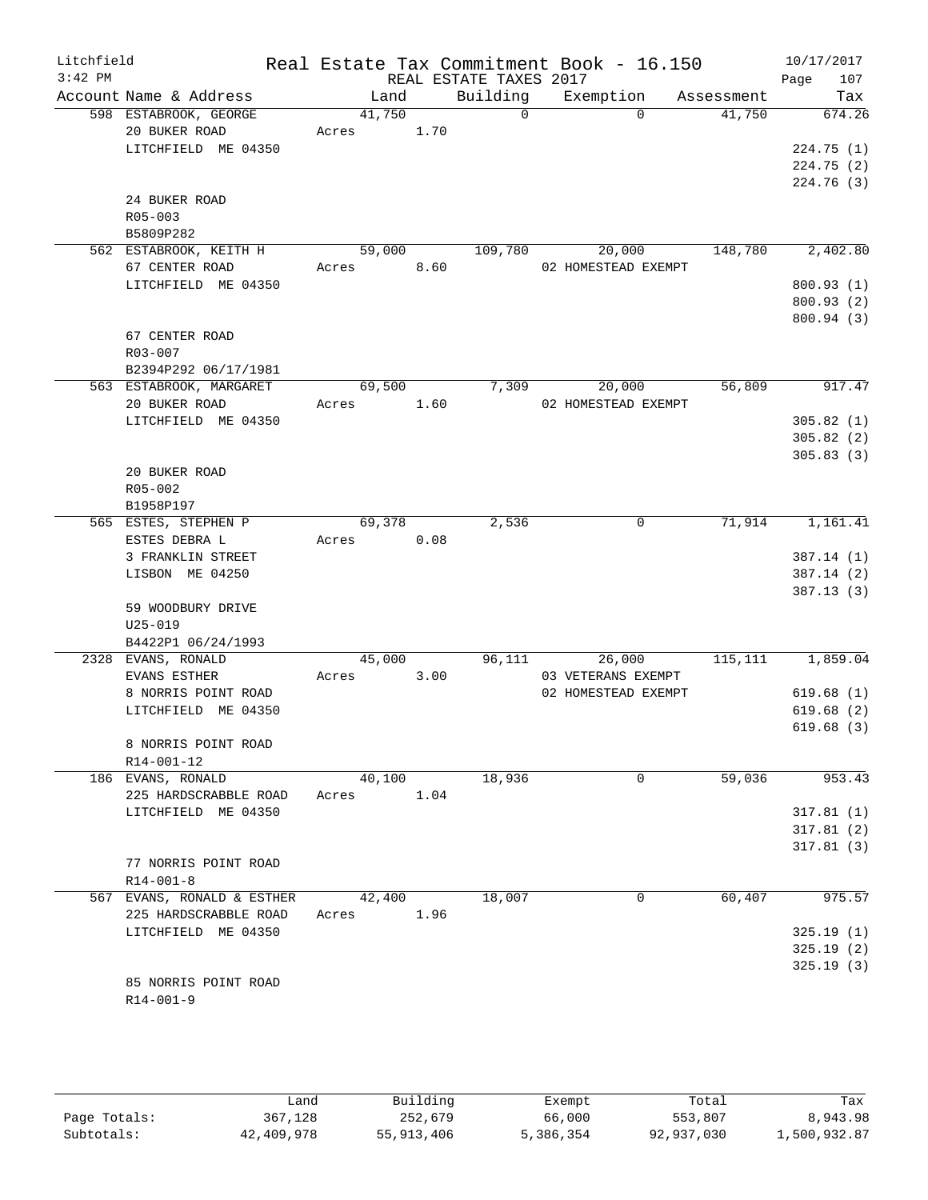Litchfield                Real Estate Tax Commitment Book - 16.150                10/17/2017
3:42 PM                          REAL ESTATE TAXES 2017

| Account | Name & Address | Land | Building | Exemption | Assessment | Tax |
|---|---|---|---|---|---|---|
| 598 | ESTABROOK, GEORGE<br>20 BUKER ROAD<br>LITCHFIELD ME 04350<br><br>24 BUKER ROAD<br>R05-003<br>B5809P282 | 41,750<br>Acres 1.70 | 0 | 0 | 41,750 | 674.26<br>224.75 (1)<br>224.75 (2)<br>224.76 (3) |
| 562 | ESTABROOK, KEITH H<br>67 CENTER ROAD<br>LITCHFIELD ME 04350<br><br>67 CENTER ROAD<br>R03-007<br>B2394P292 06/17/1981 | 59,000<br>Acres 8.60 | 109,780 | 20,000<br>02 HOMESTEAD EXEMPT | 148,780 | 2,402.80<br>800.93 (1)<br>800.93 (2)<br>800.94 (3) |
| 563 | ESTABROOK, MARGARET<br>20 BUKER ROAD<br>LITCHFIELD ME 04350<br><br>20 BUKER ROAD<br>R05-002<br>B1958P197 | 69,500<br>Acres 1.60 | 7,309 | 20,000<br>02 HOMESTEAD EXEMPT | 56,809 | 917.47<br>305.82 (1)<br>305.82 (2)<br>305.83 (3) |
| 565 | ESTES, STEPHEN P<br>ESTES DEBRA L<br>3 FRANKLIN STREET<br>LISBON ME 04250<br><br>59 WOODBURY DRIVE<br>U25-019<br>B4422P1 06/24/1993 | 69,378<br>Acres 0.08 | 2,536 | 0 | 71,914 | 1,161.41<br>387.14 (1)<br>387.14 (2)<br>387.13 (3) |
| 2328 | EVANS, RONALD<br>EVANS ESTHER<br>8 NORRIS POINT ROAD<br>LITCHFIELD ME 04350<br><br>8 NORRIS POINT ROAD<br>R14-001-12 | 45,000<br>Acres 3.00 | 96,111 | 26,000<br>03 VETERANS EXEMPT<br>02 HOMESTEAD EXEMPT | 115,111 | 1,859.04<br>619.68 (1)<br>619.68 (2)<br>619.68 (3) |
| 186 | EVANS, RONALD<br>225 HARDSCRABBLE ROAD<br>LITCHFIELD ME 04350<br><br>77 NORRIS POINT ROAD<br>R14-001-8 | 40,100<br>Acres 1.04 | 18,936 | 0 | 59,036 | 953.43<br>317.81 (1)<br>317.81 (2)<br>317.81 (3) |
| 567 | EVANS, RONALD & ESTHER<br>225 HARDSCRABBLE ROAD<br>LITCHFIELD ME 04350<br><br>85 NORRIS POINT ROAD<br>R14-001-9 | 42,400<br>Acres 1.96 | 18,007 | 0 | 60,407 | 975.57<br>325.19 (1)<br>325.19 (2)<br>325.19 (3) |

| | Land | Building | Exempt | Total | Tax |
|---|---|---|---|---|---|
| Page Totals: | 367,128 | 252,679 | 66,000 | 553,807 | 8,943.98 |
| Subtotals: | 42,409,978 | 55,913,406 | 5,386,354 | 92,937,030 | 1,500,932.87 |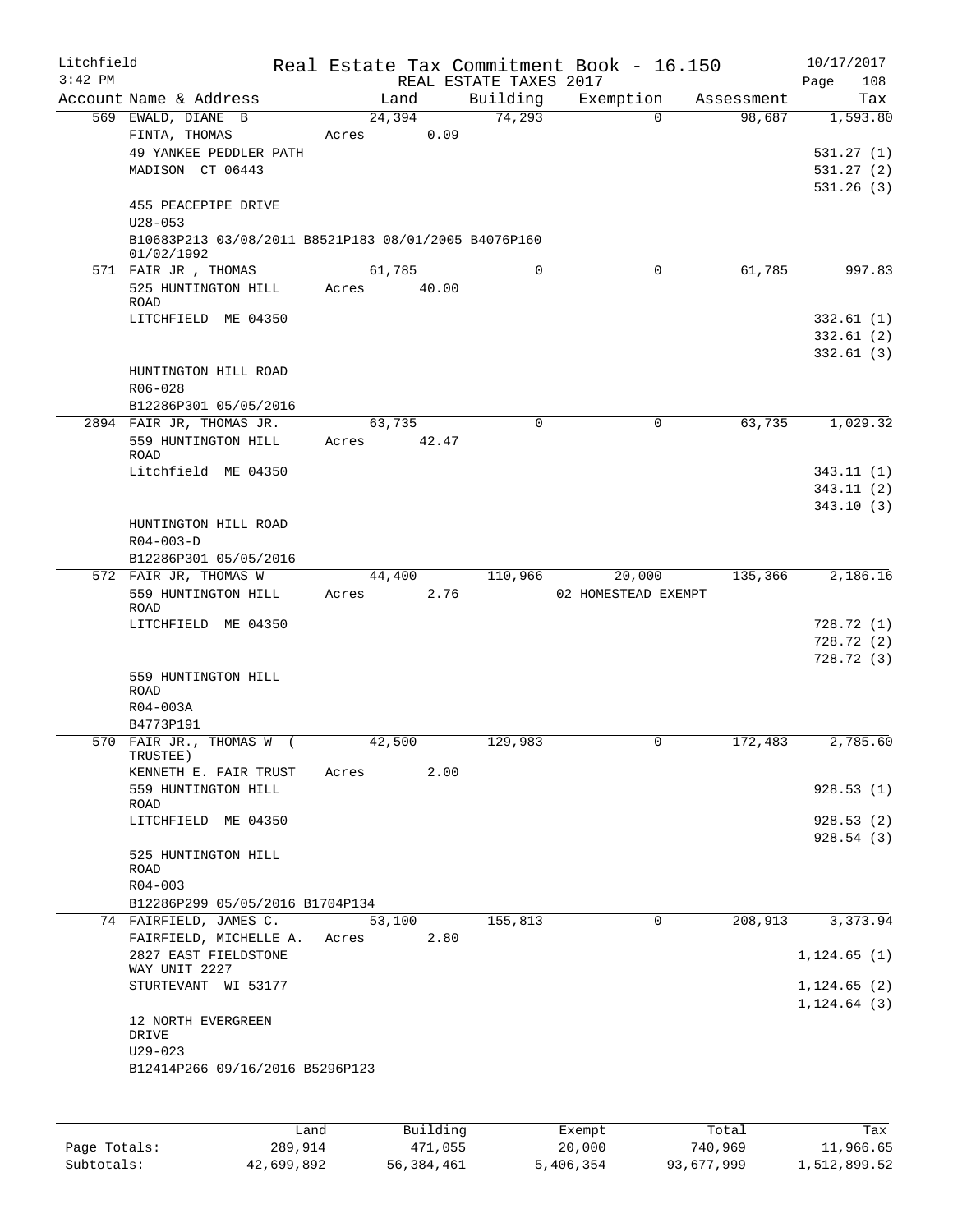Litchfield
3:42 PM

Real Estate Tax Commitment Book - 16.150
REAL ESTATE TAXES 2017

10/17/2017

| Account | Name & Address | Land | Building | Exemption | Assessment | Tax |
|---|---|---|---|---|---|---|
| 569 | EWALD, DIANE B<br>FINTA, THOMAS<br>49 YANKEE PEDDLER PATH<br>MADISON CT 06443<br><br>455 PEACEPIPE DRIVE<br>U28-053<br>B10683P213 03/08/2011 B8521P183 08/01/2005 B4076P160 01/02/1992 | 24,394<br>Acres 0.09 | 74,293 | 0 | 98,687 | 1,593.80<br><br>531.27 (1)<br>531.27 (2)<br>531.26 (3) |
| 571 | FAIR JR , THOMAS<br>525 HUNTINGTON HILL ROAD<br>LITCHFIELD ME 04350<br><br>HUNTINGTON HILL ROAD<br>R06-028<br>B12286P301 05/05/2016 | 61,785<br>Acres 40.00 | 0 | 0 | 61,785 | 997.83<br><br>332.61 (1)<br>332.61 (2)<br>332.61 (3) |
| 2894 | FAIR JR, THOMAS JR.<br>559 HUNTINGTON HILL ROAD<br>Litchfield ME 04350<br><br>HUNTINGTON HILL ROAD<br>R04-003-D<br>B12286P301 05/05/2016 | 63,735<br>Acres 42.47 | 0 | 0 | 63,735 | 1,029.32<br><br>343.11 (1)<br>343.11 (2)<br>343.10 (3) |
| 572 | FAIR JR, THOMAS W<br>559 HUNTINGTON HILL ROAD<br>LITCHFIELD ME 04350<br><br>559 HUNTINGTON HILL ROAD<br>R04-003A<br>B4773P191 | 44,400<br>Acres 2.76 | 110,966 | 20,000<br>02 HOMESTEAD EXEMPT | 135,366 | 2,186.16<br><br>728.72 (1)<br>728.72 (2)<br>728.72 (3) |
| 570 | FAIR JR., THOMAS W ( TRUSTEE)<br>KENNETH E. FAIR TRUST<br>559 HUNTINGTON HILL ROAD<br>LITCHFIELD ME 04350<br><br>525 HUNTINGTON HILL ROAD<br>R04-003<br>B12286P299 05/05/2016 B1704P134 | 42,500<br>Acres 2.00 | 129,983 | 0 | 172,483 | 2,785.60<br><br>928.53 (1)<br>928.53 (2)<br>928.54 (3) |
| 74 | FAIRFIELD, JAMES C.<br>FAIRFIELD, MICHELLE A.<br>2827 EAST FIELDSTONE WAY UNIT 2227<br>STURTEVANT WI 53177<br><br>12 NORTH EVERGREEN DRIVE<br>U29-023<br>B12414P266 09/16/2016 B5296P123 | 53,100<br>Acres 2.80 | 155,813 | 0 | 208,913 | 3,373.94<br><br>1,124.65 (1)<br>1,124.65 (2)<br>1,124.64 (3) |

| | Land | Building | Exempt | Total | Tax |
|---|---|---|---|---|---|
| Page Totals: | 289,914 | 471,055 | 20,000 | 740,969 | 11,966.65 |
| Subtotals: | 42,699,892 | 56,384,461 | 5,406,354 | 93,677,999 | 1,512,899.52 |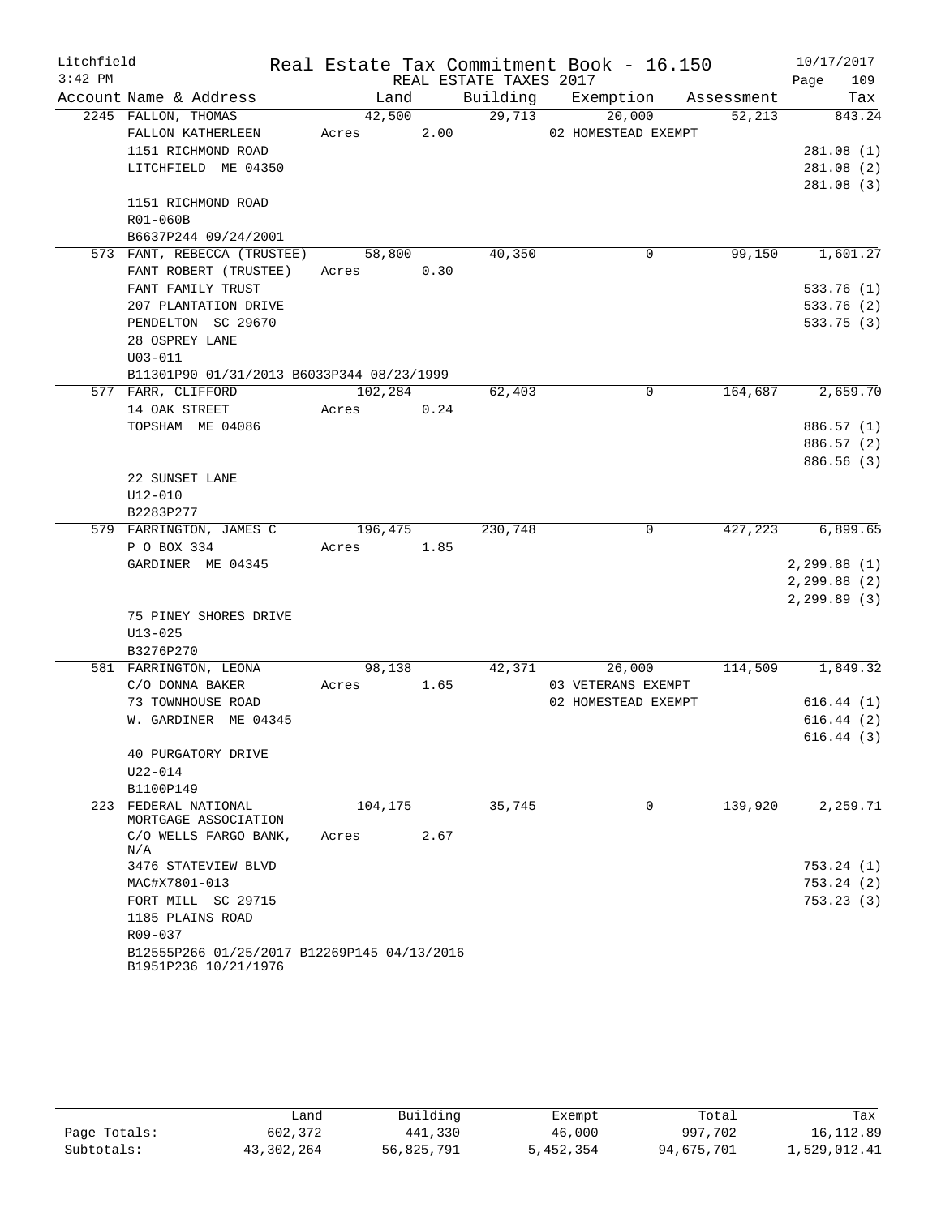Litchfield 3:42 PM

# Real Estate Tax Commitment Book - 16.150

REAL ESTATE TAXES 2017

10/17/2017 Page 109

| Account Name & Address | Land | Building | Exemption | Assessment | Tax |
|---|---|---|---|---|---|
| 2245 FALLON, THOMAS | 42,500 | 29,713 | 20,000 | 52,213 | 843.24 |
| FALLON KATHERLEEN | Acres 2.00 | | 02 HOMESTEAD EXEMPT | | |
| 1151 RICHMOND ROAD | | | | | 281.08 (1) |
| LITCHFIELD ME 04350 | | | | | 281.08 (2) |
| | | | | | 281.08 (3) |
| 1151 RICHMOND ROAD | | | | | |
| R01-060B | | | | | |
| B6637P244 09/24/2001 | | | | | |
| 573 FANT, REBECCA (TRUSTEE) | 58,800 | 40,350 | 0 | 99,150 | 1,601.27 |
| FANT ROBERT (TRUSTEE) | Acres 0.30 | | | | |
| FANT FAMILY TRUST | | | | | 533.76 (1) |
| 207 PLANTATION DRIVE | | | | | 533.76 (2) |
| PENDELTON SC 29670 | | | | | 533.75 (3) |
| 28 OSPREY LANE | | | | | |
| U03-011 | | | | | |
| B11301P90 01/31/2013 B6033P344 08/23/1999 | | | | | |
| 577 FARR, CLIFFORD | 102,284 | 62,403 | 0 | 164,687 | 2,659.70 |
| 14 OAK STREET | Acres 0.24 | | | | |
| TOPSHAM ME 04086 | | | | | 886.57 (1) |
| | | | | | 886.57 (2) |
| | | | | | 886.56 (3) |
| 22 SUNSET LANE | | | | | |
| U12-010 | | | | | |
| B2283P277 | | | | | |
| 579 FARRINGTON, JAMES C | 196,475 | 230,748 | 0 | 427,223 | 6,899.65 |
| P O BOX 334 | Acres 1.85 | | | | |
| GARDINER ME 04345 | | | | | 2,299.88 (1) |
| | | | | | 2,299.88 (2) |
| | | | | | 2,299.89 (3) |
| 75 PINEY SHORES DRIVE | | | | | |
| U13-025 | | | | | |
| B3276P270 | | | | | |
| 581 FARRINGTON, LEONA | 98,138 | 42,371 | 26,000 | 114,509 | 1,849.32 |
| C/O DONNA BAKER | Acres 1.65 | | 03 VETERANS EXEMPT | | |
| 73 TOWNHOUSE ROAD | | | 02 HOMESTEAD EXEMPT | | 616.44 (1) |
| W. GARDINER ME 04345 | | | | | 616.44 (2) |
| | | | | | 616.44 (3) |
| 40 PURGATORY DRIVE | | | | | |
| U22-014 | | | | | |
| B1100P149 | | | | | |
| 223 FEDERAL NATIONAL MORTGAGE ASSOCIATION | 104,175 | 35,745 | 0 | 139,920 | 2,259.71 |
| C/O WELLS FARGO BANK, N/A | Acres 2.67 | | | | |
| 3476 STATEVIEW BLVD | | | | | 753.24 (1) |
| MAC#X7801-013 | | | | | 753.24 (2) |
| FORT MILL SC 29715 | | | | | 753.23 (3) |
| 1185 PLAINS ROAD | | | | | |
| R09-037 | | | | | |
| B12555P266 01/25/2017 B12269P145 04/13/2016 B1951P236 10/21/1976 | | | | | |

| | Land | Building | Exempt | Total | Tax |
|---|---|---|---|---|---|
| Page Totals: | 602,372 | 441,330 | 46,000 | 997,702 | 16,112.89 |
| Subtotals: | 43,302,264 | 56,825,791 | 5,452,354 | 94,675,701 | 1,529,012.41 |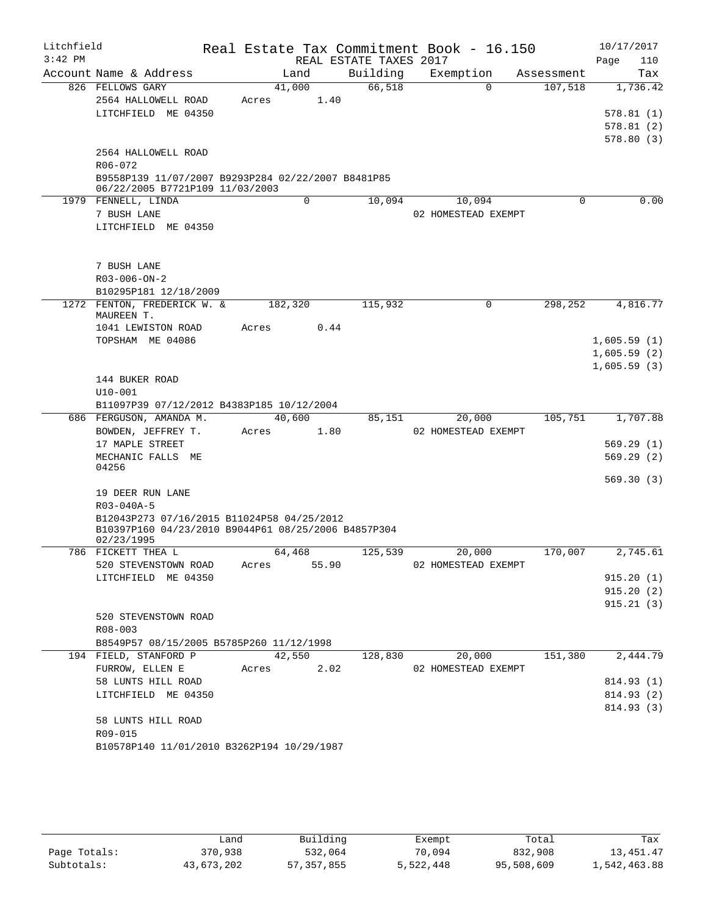Litchfield
3:42 PM

Real Estate Tax Commitment Book - 16.150
REAL ESTATE TAXES 2017

10/17/2017

| Account Name & Address | Land | Building | Exemption | Assessment | Tax |
|---|---|---|---|---|---|
| 826 FELLOWS GARY | 41,000 | 66,518 | 0 | 107,518 | 1,736.42 |
| 2564 HALLOWELL ROAD | Acres 1.40 | | | | |
| LITCHFIELD ME 04350 | | | | | 578.81 (1) |
| | | | | | 578.81 (2) |
| | | | | | 578.80 (3) |
| 2564 HALLOWELL ROAD | | | | | |
| R06-072 | | | | | |
| B9558P139 11/07/2007 B9293P284 02/22/2007 B8481P85 06/22/2005 B7721P109 11/03/2003 | | | | | |
| 1979 FENNELL, LINDA | 0 | 10,094 | 10,094 | 0 | 0.00 |
| 7 BUSH LANE | | | 02 HOMESTEAD EXEMPT | | |
| LITCHFIELD ME 04350 | | | | | |
| 7 BUSH LANE | | | | | |
| R03-006-ON-2 | | | | | |
| B10295P181 12/18/2009 | | | | | |
| 1272 FENTON, FREDERICK W. & MAUREEN T. | 182,320 | 115,932 | 0 | 298,252 | 4,816.77 |
| 1041 LEWISTON ROAD | Acres 0.44 | | | | |
| TOPSHAM ME 04086 | | | | | 1,605.59 (1) |
| | | | | | 1,605.59 (2) |
| | | | | | 1,605.59 (3) |
| 144 BUKER ROAD | | | | | |
| U10-001 | | | | | |
| B11097P39 07/12/2012 B4383P185 10/12/2004 | | | | | |
| 686 FERGUSON, AMANDA M. | 40,600 | 85,151 | 20,000 | 105,751 | 1,707.88 |
| BOWDEN, JEFFREY T. | Acres 1.80 | | 02 HOMESTEAD EXEMPT | | |
| 17 MAPLE STREET | | | | | 569.29 (1) |
| MECHANIC FALLS ME 04256 | | | | | 569.29 (2) |
| | | | | | 569.30 (3) |
| 19 DEER RUN LANE | | | | | |
| R03-040A-5 | | | | | |
| B12043P273 07/16/2015 B11024P58 04/25/2012 B10397P160 04/23/2010 B9044P61 08/25/2006 B4857P304 02/23/1995 | | | | | |
| 786 FICKETT THEA L | 64,468 | 125,539 | 20,000 | 170,007 | 2,745.61 |
| 520 STEVENSTOWN ROAD | Acres 55.90 | | 02 HOMESTEAD EXEMPT | | |
| LITCHFIELD ME 04350 | | | | | 915.20 (1) |
| | | | | | 915.20 (2) |
| | | | | | 915.21 (3) |
| 520 STEVENSTOWN ROAD | | | | | |
| R08-003 | | | | | |
| B8549P57 08/15/2005 B5785P260 11/12/1998 | | | | | |
| 194 FIELD, STANFORD P | 42,550 | 128,830 | 20,000 | 151,380 | 2,444.79 |
| FURROW, ELLEN E | Acres 2.02 | | 02 HOMESTEAD EXEMPT | | |
| 58 LUNTS HILL ROAD | | | | | 814.93 (1) |
| LITCHFIELD ME 04350 | | | | | 814.93 (2) |
| | | | | | 814.93 (3) |
| 58 LUNTS HILL ROAD | | | | | |
| R09-015 | | | | | |
| B10578P140 11/01/2010 B3262P194 10/29/1987 | | | | | |

| | Land | Building | Exempt | Total | Tax |
|---|---|---|---|---|---|
| Page Totals: | 370,938 | 532,064 | 70,094 | 832,908 | 13,451.47 |
| Subtotals: | 43,673,202 | 57,357,855 | 5,522,448 | 95,508,609 | 1,542,463.88 |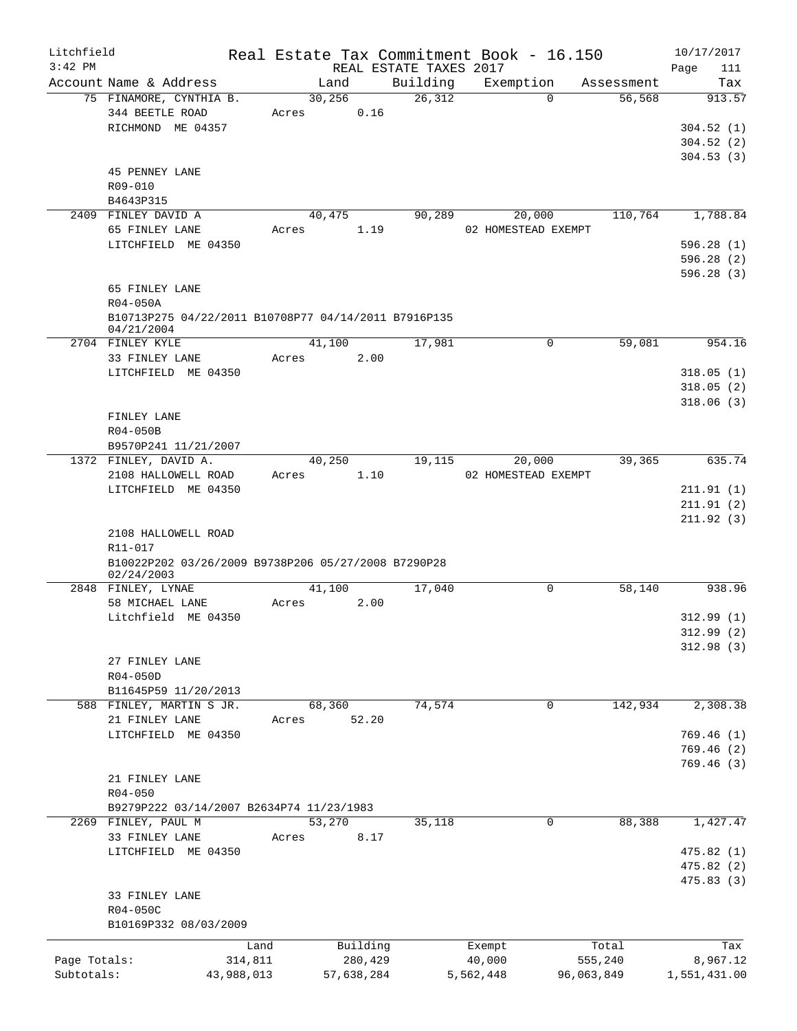Litchfield Real Estate Tax Commitment Book - 16.150 10/17/2017
3:42 PM REAL ESTATE TAXES 2017 Page 111

| Account | Name & Address | Land | Building | Exemption | Assessment | Tax |
|---|---|---|---|---|---|---|
| 75 | FINAMORE, CYNTHIA B.<br>344 BEETLE ROAD<br>RICHMOND ME 04357<br><br>45 PENNEY LANE<br>R09-010<br>B4643P315 | 30,256<br>Acres 0.16 | 26,312 | 0 | 56,568 | 913.57<br><br>304.52 (1)<br>304.52 (2)<br>304.53 (3) |
| 2409 | FINLEY DAVID A<br>65 FINLEY LANE<br>LITCHFIELD ME 04350<br><br>65 FINLEY LANE<br>R04-050A<br>B10713P275 04/22/2011 B10708P77 04/14/2011 B7916P135 04/21/2004 | 40,475<br>Acres 1.19 | 90,289 | 20,000<br>02 HOMESTEAD EXEMPT | 110,764 | 1,788.84<br><br>596.28 (1)<br>596.28 (2)<br>596.28 (3) |
| 2704 | FINLEY KYLE<br>33 FINLEY LANE<br>LITCHFIELD ME 04350<br><br>FINLEY LANE<br>R04-050B<br>B9570P241 11/21/2007 | 41,100<br>Acres 2.00 | 17,981 | 0 | 59,081 | 954.16<br><br>318.05 (1)<br>318.05 (2)<br>318.06 (3) |
| 1372 | FINLEY, DAVID A.<br>2108 HALLOWELL ROAD<br>LITCHFIELD ME 04350<br><br>2108 HALLOWELL ROAD<br>R11-017<br>B10022P202 03/26/2009 B9738P206 05/27/2008 B7290P28 02/24/2003 | 40,250<br>Acres 1.10 | 19,115 | 20,000<br>02 HOMESTEAD EXEMPT | 39,365 | 635.74<br><br>211.91 (1)<br>211.91 (2)<br>211.92 (3) |
| 2848 | FINLEY, LYNAE<br>58 MICHAEL LANE<br>Litchfield ME 04350<br><br>27 FINLEY LANE<br>R04-050D<br>B11645P59 11/20/2013 | 41,100<br>Acres 2.00 | 17,040 | 0 | 58,140 | 938.96<br><br>312.99 (1)<br>312.99 (2)<br>312.98 (3) |
| 588 | FINLEY, MARTIN S JR.<br>21 FINLEY LANE<br>LITCHFIELD ME 04350<br><br>21 FINLEY LANE<br>R04-050<br>B9279P222 03/14/2007 B2634P74 11/23/1983 | 68,360<br>Acres 52.20 | 74,574 | 0 | 142,934 | 2,308.38<br><br>769.46 (1)<br>769.46 (2)<br>769.46 (3) |
| 2269 | FINLEY, PAUL M<br>33 FINLEY LANE<br>LITCHFIELD ME 04350<br><br>33 FINLEY LANE<br>R04-050C<br>B10169P332 08/03/2009 | 53,270<br>Acres 8.17 | 35,118 | 0 | 88,388 | 1,427.47<br><br>475.82 (1)<br>475.82 (2)<br>475.83 (3) |

| | Land | Building | Exempt | Total | Tax |
|---|---|---|---|---|---|
| Page Totals: | 314,811 | 280,429 | 40,000 | 555,240 | 8,967.12 |
| Subtotals: | 43,988,013 | 57,638,284 | 5,562,448 | 96,063,849 | 1,551,431.00 |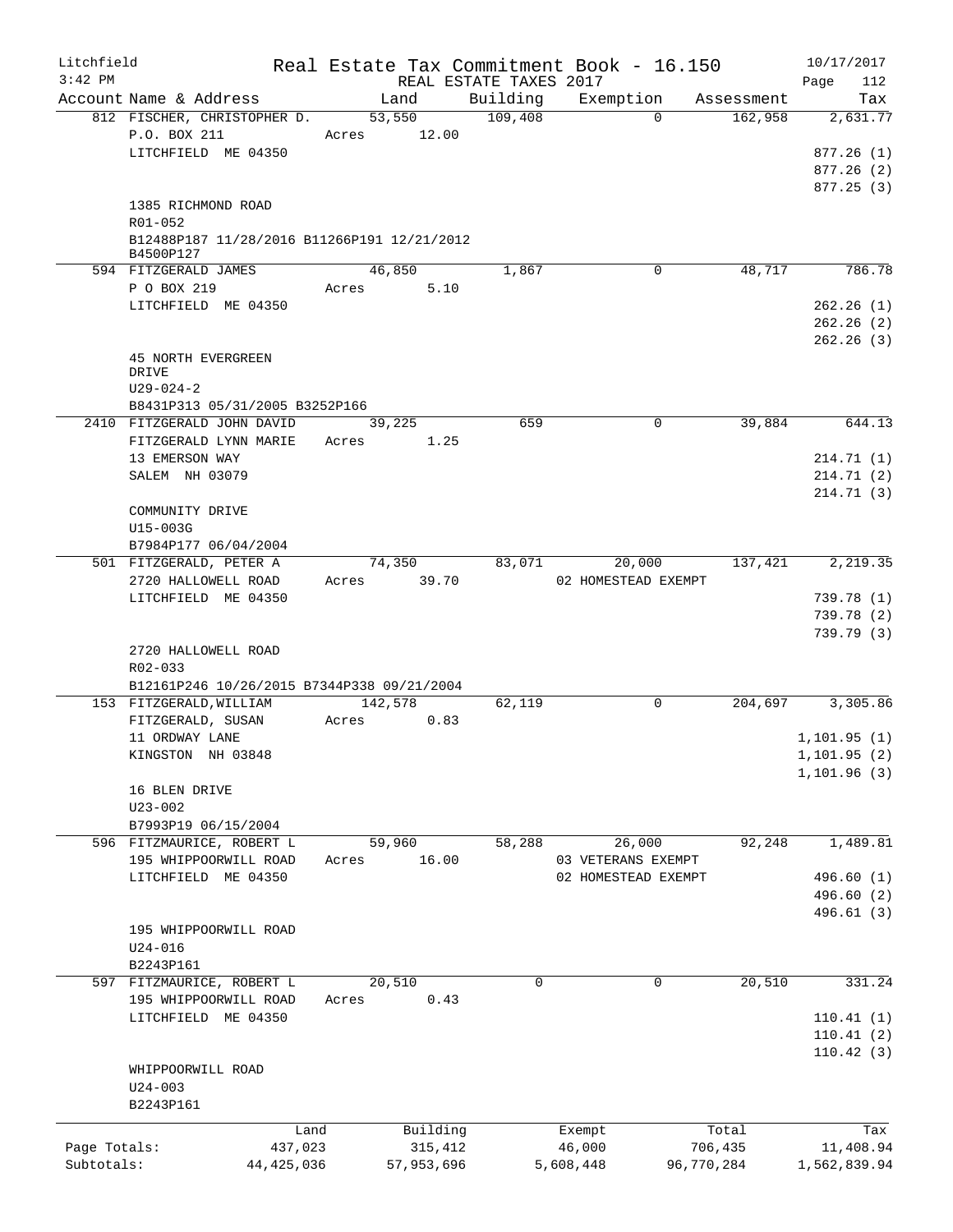Litchfield
3:42 PM

Real Estate Tax Commitment Book - 16.150
REAL ESTATE TAXES 2017

10/17/2017
Page 112

| Account Name & Address | Land | Building | Exemption | Assessment | Tax |
|---|---|---|---|---|---|
| 812 FISCHER, CHRISTOPHER D. | 53,550 | 109,408 | 0 | 162,958 | 2,631.77 |
| P.O. BOX 211 | Acres 12.00 | | | | |
| LITCHFIELD ME 04350 | | | | | 877.26 (1) |
| | | | | | 877.26 (2) |
| | | | | | 877.25 (3) |
| 1385 RICHMOND ROAD | | | | | |
| R01-052 | | | | | |
| B12488P187 11/28/2016 B11266P191 12/21/2012 B4500P127 | | | | | |
| 594 FITZGERALD JAMES | 46,850 | 1,867 | 0 | 48,717 | 786.78 |
| P O BOX 219 | Acres 5.10 | | | | |
| LITCHFIELD ME 04350 | | | | | 262.26 (1) |
| | | | | | 262.26 (2) |
| | | | | | 262.26 (3) |
| 45 NORTH EVERGREEN DRIVE | | | | | |
| U29-024-2 | | | | | |
| B8431P313 05/31/2005 B3252P166 | | | | | |
| 2410 FITZGERALD JOHN DAVID | 39,225 | 659 | 0 | 39,884 | 644.13 |
| FITZGERALD LYNN MARIE | Acres 1.25 | | | | |
| 13 EMERSON WAY | | | | | 214.71 (1) |
| SALEM NH 03079 | | | | | 214.71 (2) |
| | | | | | 214.71 (3) |
| COMMUNITY DRIVE | | | | | |
| U15-003G | | | | | |
| B7984P177 06/04/2004 | | | | | |
| 501 FITZGERALD, PETER A | 74,350 | 83,071 | 20,000 | 137,421 | 2,219.35 |
| 2720 HALLOWELL ROAD | Acres 39.70 | | 02 HOMESTEAD EXEMPT | | |
| LITCHFIELD ME 04350 | | | | | 739.78 (1) |
| | | | | | 739.78 (2) |
| | | | | | 739.79 (3) |
| 2720 HALLOWELL ROAD | | | | | |
| R02-033 | | | | | |
| B12161P246 10/26/2015 B7344P338 09/21/2004 | | | | | |
| 153 FITZGERALD,WILLIAM | 142,578 | 62,119 | 0 | 204,697 | 3,305.86 |
| FITZGERALD, SUSAN | Acres 0.83 | | | | |
| 11 ORDWAY LANE | | | | | 1,101.95 (1) |
| KINGSTON NH 03848 | | | | | 1,101.95 (2) |
| | | | | | 1,101.96 (3) |
| 16 BLEN DRIVE | | | | | |
| U23-002 | | | | | |
| B7993P19 06/15/2004 | | | | | |
| 596 FITZMAURICE, ROBERT L | 59,960 | 58,288 | 26,000 | 92,248 | 1,489.81 |
| 195 WHIPPOORWILL ROAD | Acres 16.00 | | 03 VETERANS EXEMPT | | |
| LITCHFIELD ME 04350 | | | 02 HOMESTEAD EXEMPT | | 496.60 (1) |
| | | | | | 496.60 (2) |
| | | | | | 496.61 (3) |
| 195 WHIPPOORWILL ROAD | | | | | |
| U24-016 | | | | | |
| B2243P161 | | | | | |
| 597 FITZMAURICE, ROBERT L | 20,510 | 0 | 0 | 20,510 | 331.24 |
| 195 WHIPPOORWILL ROAD | Acres 0.43 | | | | |
| LITCHFIELD ME 04350 | | | | | 110.41 (1) |
| | | | | | 110.41 (2) |
| | | | | | 110.42 (3) |
| WHIPPOORWILL ROAD | | | | | |
| U24-003 | | | | | |
| B2243P161 | | | | | |

| | Land | Building | Exempt | Total | Tax |
|---|---|---|---|---|---|
| Page Totals: | 437,023 | 315,412 | 46,000 | 706,435 | 11,408.94 |
| Subtotals: | 44,425,036 | 57,953,696 | 5,608,448 | 96,770,284 | 1,562,839.94 |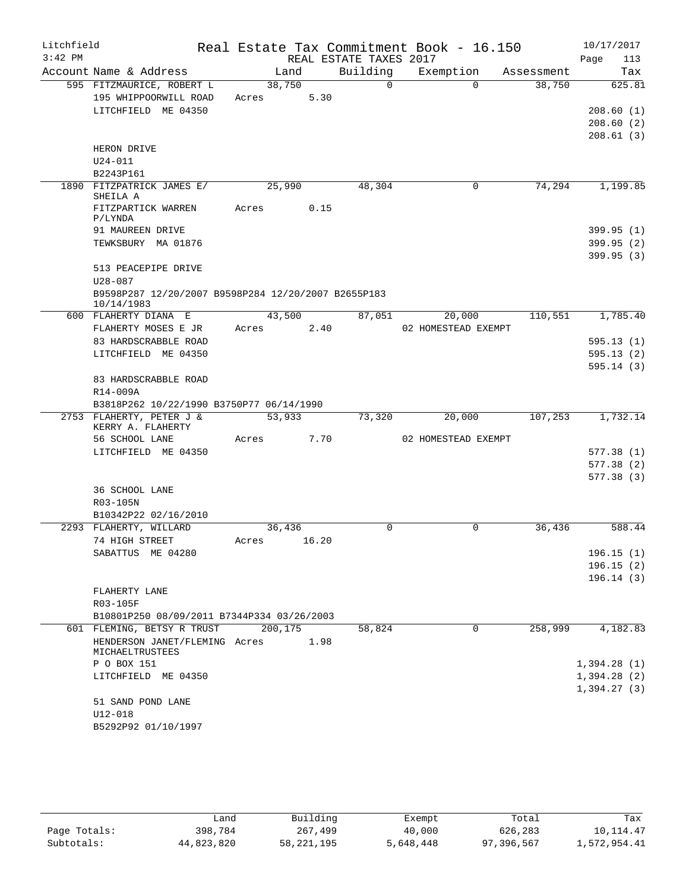Litchfield
3:42 PM

# Real Estate Tax Commitment Book - 16.150

REAL ESTATE TAXES 2017

10/17/2017

| Account | Name & Address | Land | Building | Exemption | Assessment | Tax |
|---|---|---|---|---|---|---|
| 595 | FITZMAURICE, ROBERT L | 38,750 | 0 | 0 | 38,750 | 625.81 |
| | 195 WHIPPOORWILL ROAD | Acres 5.30 | | | | |
| | LITCHFIELD ME 04350 | | | | | 208.60 (1) |
| | | | | | | 208.60 (2) |
| | | | | | | 208.61 (3) |
| | HERON DRIVE | | | | | |
| | U24-011 | | | | | |
| | B2243P161 | | | | | |
| 1890 | FITZPATRICK JAMES E/ SHEILA A | 25,990 | 48,304 | 0 | 74,294 | 1,199.85 |
| | FITZPARTICK WARREN P/LYNDA | Acres 0.15 | | | | |
| | 91 MAUREEN DRIVE | | | | | 399.95 (1) |
| | TEWKSBURY MA 01876 | | | | | 399.95 (2) |
| | | | | | | 399.95 (3) |
| | 513 PEACEPIPE DRIVE | | | | | |
| | U28-087 | | | | | |
| | B9598P287 12/20/2007 B9598P284 12/20/2007 B2655P183 10/14/1983 | | | | | |
| 600 | FLAHERTY DIANA E | 43,500 | 87,051 | 20,000 | 110,551 | 1,785.40 |
| | FLAHERTY MOSES E JR | Acres 2.40 | | 02 HOMESTEAD EXEMPT | | |
| | 83 HARDSCRABBLE ROAD | | | | | 595.13 (1) |
| | LITCHFIELD ME 04350 | | | | | 595.13 (2) |
| | | | | | | 595.14 (3) |
| | 83 HARDSCRABBLE ROAD | | | | | |
| | R14-009A | | | | | |
| | B3818P262 10/22/1990 B3750P77 06/14/1990 | | | | | |
| 2753 | FLAHERTY, PETER J & KERRY A. FLAHERTY | 53,933 | 73,320 | 20,000 | 107,253 | 1,732.14 |
| | 56 SCHOOL LANE | Acres 7.70 | | 02 HOMESTEAD EXEMPT | | |
| | LITCHFIELD ME 04350 | | | | | 577.38 (1) |
| | | | | | | 577.38 (2) |
| | | | | | | 577.38 (3) |
| | 36 SCHOOL LANE | | | | | |
| | R03-105N | | | | | |
| | B10342P22 02/16/2010 | | | | | |
| 2293 | FLAHERTY, WILLARD | 36,436 | 0 | 0 | 36,436 | 588.44 |
| | 74 HIGH STREET | Acres 16.20 | | | | |
| | SABATTUS ME 04280 | | | | | 196.15 (1) |
| | | | | | | 196.15 (2) |
| | | | | | | 196.14 (3) |
| | FLAHERTY LANE | | | | | |
| | R03-105F | | | | | |
| | B10801P250 08/09/2011 B7344P334 03/26/2003 | | | | | |
| 601 | FLEMING, BETSY R TRUST | 200,175 | 58,824 | 0 | 258,999 | 4,182.83 |
| | HENDERSON JANET/FLEMING MICHAELTRUSTEES | Acres 1.98 | | | | |
| | P O BOX 151 | | | | | 1,394.28 (1) |
| | LITCHFIELD ME 04350 | | | | | 1,394.28 (2) |
| | | | | | | 1,394.27 (3) |
| | 51 SAND POND LANE | | | | | |
| | U12-018 | | | | | |
| | B5292P92 01/10/1997 | | | | | |

| | Land | Building | Exempt | Total | Tax |
|---|---|---|---|---|---|
| Page Totals: | 398,784 | 267,499 | 40,000 | 626,283 | 10,114.47 |
| Subtotals: | 44,823,820 | 58,221,195 | 5,648,448 | 97,396,567 | 1,572,954.41 |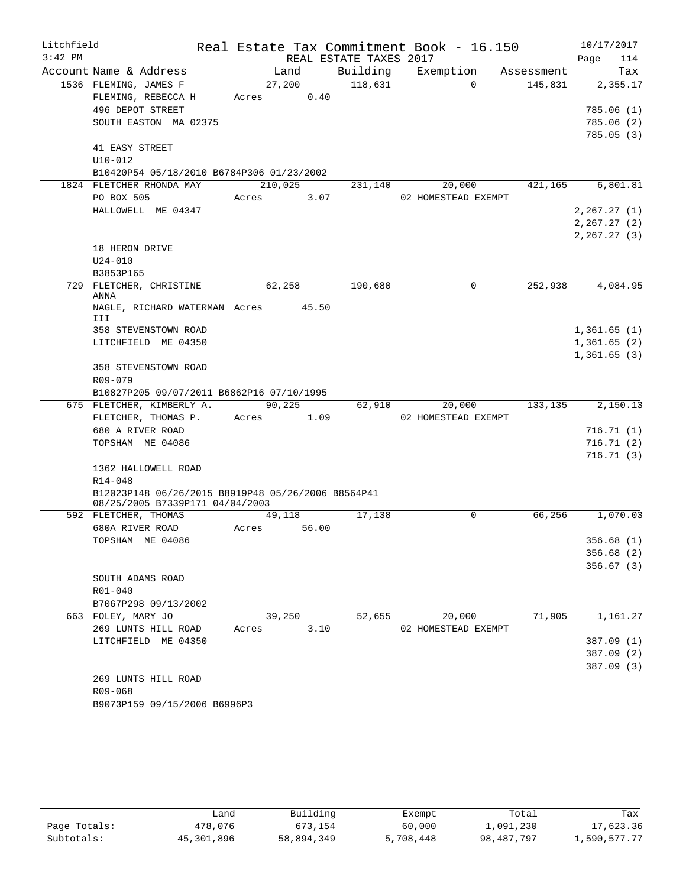Litchfield
3:42 PM

Real Estate Tax Commitment Book - 16.150

REAL ESTATE TAXES 2017

10/17/2017

| Account Name & Address | Land | Building | Exemption | Assessment | Tax |
|---|---|---|---|---|---|
| 1536 FLEMING, JAMES F | 27,200 | 118,631 | 0 | 145,831 | 2,355.17 |
| FLEMING, REBECCA H | Acres 0.40 | | | | |
| 496 DEPOT STREET | | | | | 785.06 (1) |
| SOUTH EASTON MA 02375 | | | | | 785.06 (2) |
| | | | | | 785.05 (3) |
| 41 EASY STREET | | | | | |
| U10-012 | | | | | |
| B10420P54 05/18/2010 B6784P306 01/23/2002 | | | | | |
| 1824 FLETCHER RHONDA MAY | 210,025 | 231,140 | 20,000 | 421,165 | 6,801.81 |
| PO BOX 505 | Acres 3.07 | | 02 HOMESTEAD EXEMPT | | |
| HALLOWELL ME 04347 | | | | | 2,267.27 (1) |
| | | | | | 2,267.27 (2) |
| | | | | | 2,267.27 (3) |
| 18 HERON DRIVE | | | | | |
| U24-010 | | | | | |
| B3853P165 | | | | | |
| 729 FLETCHER, CHRISTINE ANNA | 62,258 | 190,680 | 0 | 252,938 | 4,084.95 |
| NAGLE, RICHARD WATERMAN III | Acres 45.50 | | | | |
| 358 STEVENSTOWN ROAD | | | | | 1,361.65 (1) |
| LITCHFIELD ME 04350 | | | | | 1,361.65 (2) |
| | | | | | 1,361.65 (3) |
| 358 STEVENSTOWN ROAD | | | | | |
| R09-079 | | | | | |
| B10827P205 09/07/2011 B6862P16 07/10/1995 | | | | | |
| 675 FLETCHER, KIMBERLY A. | 90,225 | 62,910 | 20,000 | 133,135 | 2,150.13 |
| FLETCHER, THOMAS P. | Acres 1.09 | | 02 HOMESTEAD EXEMPT | | |
| 680 A RIVER ROAD | | | | | 716.71 (1) |
| TOPSHAM ME 04086 | | | | | 716.71 (2) |
| | | | | | 716.71 (3) |
| 1362 HALLOWELL ROAD | | | | | |
| R14-048 | | | | | |
| B12023P148 06/26/2015 B8919P48 05/26/2006 B8564P41 08/25/2005 B7339P171 04/04/2003 | | | | | |
| 592 FLETCHER, THOMAS | 49,118 | 17,138 | 0 | 66,256 | 1,070.03 |
| 680A RIVER ROAD | Acres 56.00 | | | | |
| TOPSHAM ME 04086 | | | | | 356.68 (1) |
| | | | | | 356.68 (2) |
| | | | | | 356.67 (3) |
| SOUTH ADAMS ROAD | | | | | |
| R01-040 | | | | | |
| B7067P298 09/13/2002 | | | | | |
| 663 FOLEY, MARY JO | 39,250 | 52,655 | 20,000 | 71,905 | 1,161.27 |
| 269 LUNTS HILL ROAD | Acres 3.10 | | 02 HOMESTEAD EXEMPT | | |
| LITCHFIELD ME 04350 | | | | | 387.09 (1) |
| | | | | | 387.09 (2) |
| | | | | | 387.09 (3) |
| 269 LUNTS HILL ROAD | | | | | |
| R09-068 | | | | | |
| B9073P159 09/15/2006 B6996P3 | | | | | |

| | Land | Building | Exempt | Total | Tax |
|---|---|---|---|---|---|
| Page Totals: | 478,076 | 673,154 | 60,000 | 1,091,230 | 17,623.36 |
| Subtotals: | 45,301,896 | 58,894,349 | 5,708,448 | 98,487,797 | 1,590,577.77 |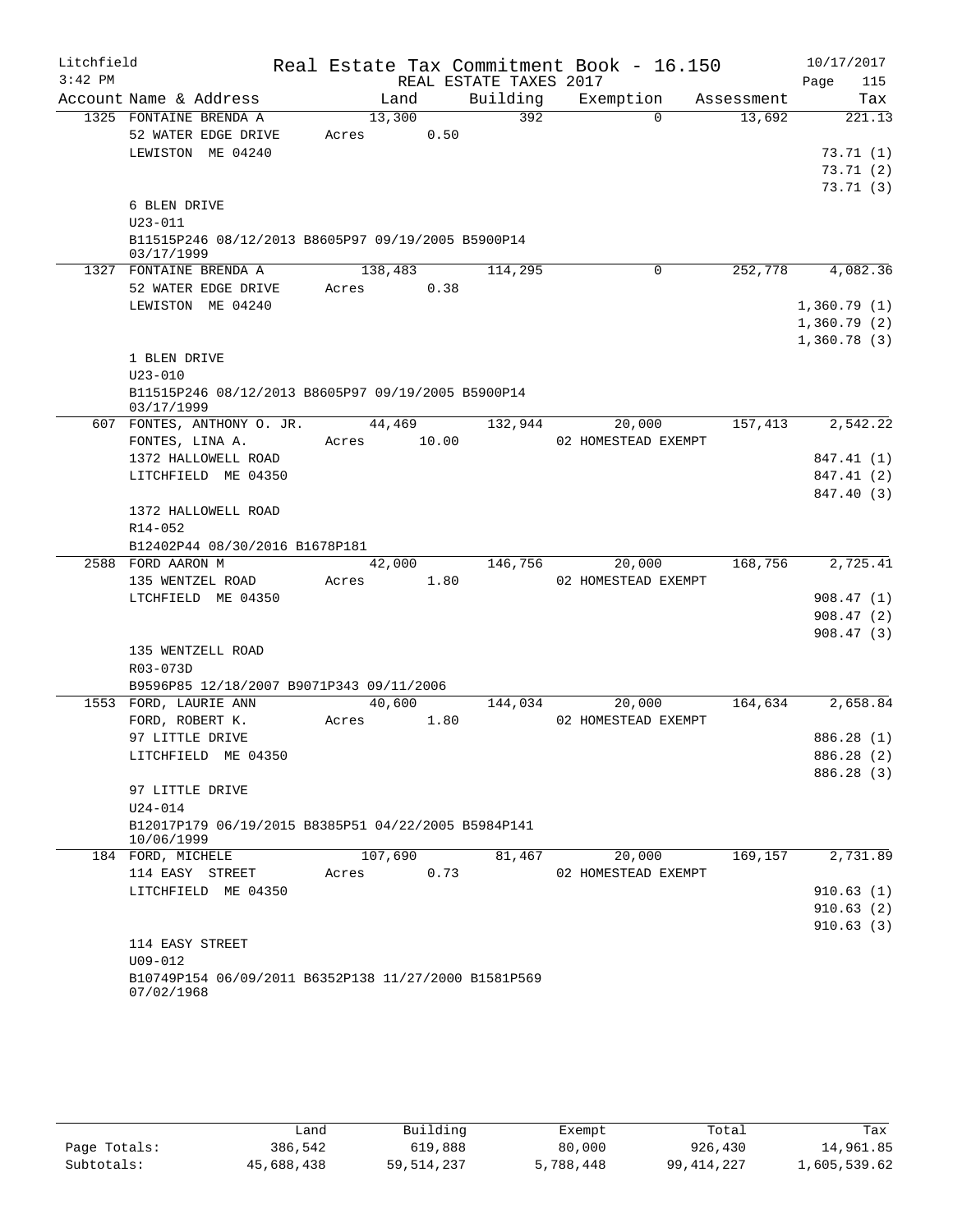Litchfield
3:42 PM

# Real Estate Tax Commitment Book - 16.150

REAL ESTATE TAXES 2017

10/17/2017

| Account | Name & Address | Land | Building | Exemption | Assessment | Tax |
|---|---|---|---|---|---|---|
| 1325 | FONTAINE BRENDA A | 13,300 | 392 | 0 | 13,692 | 221.13 |
| | 52 WATER EDGE DRIVE | Acres 0.50 | | | | |
| | LEWISTON ME 04240 | | | | | 73.71 (1) |
| | | | | | | 73.71 (2) |
| | | | | | | 73.71 (3) |
| | 6 BLEN DRIVE | | | | | |
| | U23-011 | | | | | |
| | B11515P246 08/12/2013 B8605P97 09/19/2005 B5900P14 03/17/1999 | | | | | |
| 1327 | FONTAINE BRENDA A | 138,483 | 114,295 | 0 | 252,778 | 4,082.36 |
| | 52 WATER EDGE DRIVE | Acres 0.38 | | | | |
| | LEWISTON ME 04240 | | | | | 1,360.79 (1) |
| | | | | | | 1,360.79 (2) |
| | | | | | | 1,360.78 (3) |
| | 1 BLEN DRIVE | | | | | |
| | U23-010 | | | | | |
| | B11515P246 08/12/2013 B8605P97 09/19/2005 B5900P14 03/17/1999 | | | | | |
| 607 | FONTES, ANTHONY O. JR. | 44,469 | 132,944 | 20,000 | 157,413 | 2,542.22 |
| | FONTES, LINA A. | Acres 10.00 | | 02 HOMESTEAD EXEMPT | | |
| | 1372 HALLOWELL ROAD | | | | | 847.41 (1) |
| | LITCHFIELD ME 04350 | | | | | 847.41 (2) |
| | | | | | | 847.40 (3) |
| | 1372 HALLOWELL ROAD | | | | | |
| | R14-052 | | | | | |
| | B12402P44 08/30/2016 B1678P181 | | | | | |
| 2588 | FORD AARON M | 42,000 | 146,756 | 20,000 | 168,756 | 2,725.41 |
| | 135 WENTZEL ROAD | Acres 1.80 | | 02 HOMESTEAD EXEMPT | | |
| | LTCHFIELD ME 04350 | | | | | 908.47 (1) |
| | | | | | | 908.47 (2) |
| | | | | | | 908.47 (3) |
| | 135 WENTZELL ROAD | | | | | |
| | R03-073D | | | | | |
| | B9596P85 12/18/2007 B9071P343 09/11/2006 | | | | | |
| 1553 | FORD, LAURIE ANN | 40,600 | 144,034 | 20,000 | 164,634 | 2,658.84 |
| | FORD, ROBERT K. | Acres 1.80 | | 02 HOMESTEAD EXEMPT | | |
| | 97 LITTLE DRIVE | | | | | 886.28 (1) |
| | LITCHFIELD ME 04350 | | | | | 886.28 (2) |
| | | | | | | 886.28 (3) |
| | 97 LITTLE DRIVE | | | | | |
| | U24-014 | | | | | |
| | B12017P179 06/19/2015 B8385P51 04/22/2005 B5984P141 10/06/1999 | | | | | |
| 184 | FORD, MICHELE | 107,690 | 81,467 | 20,000 | 169,157 | 2,731.89 |
| | 114 EASY STREET | Acres 0.73 | | 02 HOMESTEAD EXEMPT | | |
| | LITCHFIELD ME 04350 | | | | | 910.63 (1) |
| | | | | | | 910.63 (2) |
| | | | | | | 910.63 (3) |
| | 114 EASY STREET | | | | | |
| | U09-012 | | | | | |
| | B10749P154 06/09/2011 B6352P138 11/27/2000 B1581P569 07/02/1968 | | | | | |

| | Land | Building | Exempt | Total | Tax |
|---|---|---|---|---|---|
| Page Totals: | 386,542 | 619,888 | 80,000 | 926,430 | 14,961.85 |
| Subtotals: | 45,688,438 | 59,514,237 | 5,788,448 | 99,414,227 | 1,605,539.62 |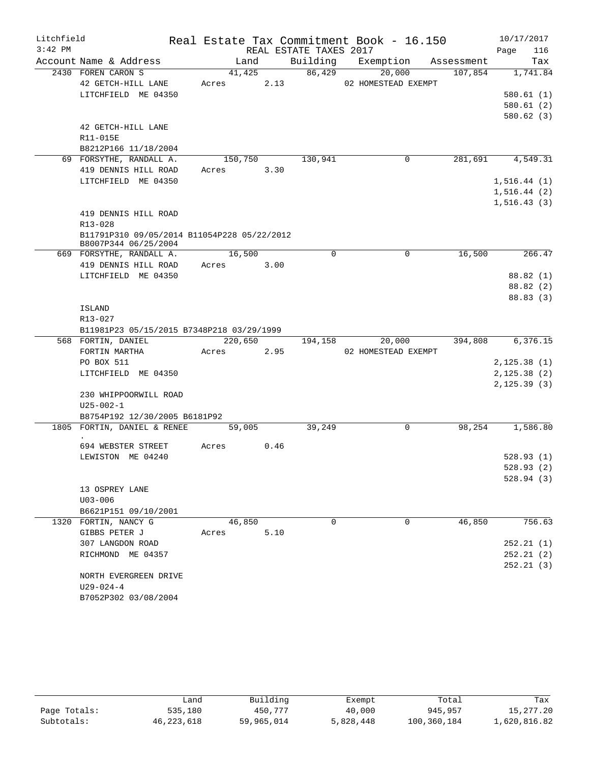Litchfield
3:42 PM

# Real Estate Tax Commitment Book - 16.150

REAL ESTATE TAXES 2017

10/17/2017
Page 116

| Account Name & Address | Land | Building | Exemption | Assessment | Tax |
|---|---|---|---|---|---|
| 2430 FOREN CARON S | 41,425 | 86,429 | 20,000 | 107,854 | 1,741.84 |
| 42 GETCH-HILL LANE | Acres 2.13 | | 02 HOMESTEAD EXEMPT | | |
| LITCHFIELD ME 04350 | | | | | 580.61 (1) |
| | | | | | 580.61 (2) |
| | | | | | 580.62 (3) |
| 42 GETCH-HILL LANE | | | | | |
| R11-015E | | | | | |
| B8212P166 11/18/2004 | | | | | |
| 69 FORSYTHE, RANDALL A. | 150,750 | 130,941 | 0 | 281,691 | 4,549.31 |
| 419 DENNIS HILL ROAD | Acres 3.30 | | | | |
| LITCHFIELD ME 04350 | | | | | 1,516.44 (1) |
| | | | | | 1,516.44 (2) |
| | | | | | 1,516.43 (3) |
| 419 DENNIS HILL ROAD | | | | | |
| R13-028 | | | | | |
| B11791P310 09/05/2014 B11054P228 05/22/2012 | | | | | |
| B8007P344 06/25/2004 | | | | | |
| 669 FORSYTHE, RANDALL A. | 16,500 | 0 | 0 | 16,500 | 266.47 |
| 419 DENNIS HILL ROAD | Acres 3.00 | | | | |
| LITCHFIELD ME 04350 | | | | | 88.82 (1) |
| | | | | | 88.82 (2) |
| | | | | | 88.83 (3) |
| ISLAND | | | | | |
| R13-027 | | | | | |
| B11981P23 05/15/2015 B7348P218 03/29/1999 | | | | | |
| 568 FORTIN, DANIEL | 220,650 | 194,158 | 20,000 | 394,808 | 6,376.15 |
| FORTIN MARTHA | Acres 2.95 | | 02 HOMESTEAD EXEMPT | | |
| PO BOX 511 | | | | | 2,125.38 (1) |
| LITCHFIELD ME 04350 | | | | | 2,125.38 (2) |
| | | | | | 2,125.39 (3) |
| 230 WHIPPOORWILL ROAD | | | | | |
| U25-002-1 | | | | | |
| B8754P192 12/30/2005 B6181P92 | | | | | |
| 1805 FORTIN, DANIEL & RENEE | 59,005 | 39,249 | 0 | 98,254 | 1,586.80 |
| . | | | | | |
| 694 WEBSTER STREET | Acres 0.46 | | | | |
| LEWISTON ME 04240 | | | | | 528.93 (1) |
| | | | | | 528.93 (2) |
| | | | | | 528.94 (3) |
| 13 OSPREY LANE | | | | | |
| U03-006 | | | | | |
| B6621P151 09/10/2001 | | | | | |
| 1320 FORTIN, NANCY G | 46,850 | 0 | 0 | 46,850 | 756.63 |
| GIBBS PETER J | Acres 5.10 | | | | |
| 307 LANGDON ROAD | | | | | 252.21 (1) |
| RICHMOND ME 04357 | | | | | 252.21 (2) |
| | | | | | 252.21 (3) |
| NORTH EVERGREEN DRIVE | | | | | |
| U29-024-4 | | | | | |
| B7052P302 03/08/2004 | | | | | |

| | Land | Building | Exempt | Total | Tax |
|---|---|---|---|---|---|
| Page Totals: | 535,180 | 450,777 | 40,000 | 945,957 | 15,277.20 |
| Subtotals: | 46,223,618 | 59,965,014 | 5,828,448 | 100,360,184 | 1,620,816.82 |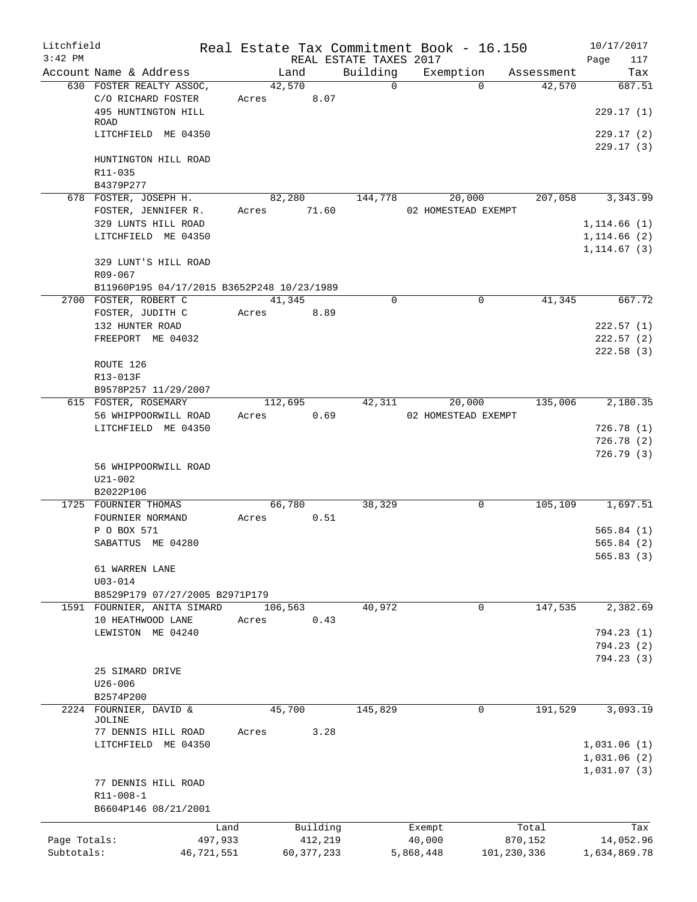Litchfield
3:42 PM

Real Estate Tax Commitment Book - 16.150
REAL ESTATE TAXES 2017

10/17/2017

| Account | Name & Address | Land | Building | Exemption | Assessment | Tax |
|---|---|---|---|---|---|---|
| 630 | FOSTER REALTY ASSOC, | 42,570 | 0 | 0 | 42,570 | 687.51 |
| | C/O RICHARD FOSTER | Acres 8.07 | | | | |
| | 495 HUNTINGTON HILL ROAD | | | | | 229.17 (1) |
| | LITCHFIELD ME 04350 | | | | | 229.17 (2) |
| | | | | | | 229.17 (3) |
| | HUNTINGTON HILL ROAD | | | | | |
| | R11-035 | | | | | |
| | B4379P277 | | | | | |
| 678 | FOSTER, JOSEPH H. | 82,280 | 144,778 | 20,000 | 207,058 | 3,343.99 |
| | FOSTER, JENNIFER R. | Acres 71.60 | | 02 HOMESTEAD EXEMPT | | |
| | 329 LUNTS HILL ROAD | | | | | 1,114.66 (1) |
| | LITCHFIELD ME 04350 | | | | | 1,114.66 (2) |
| | | | | | | 1,114.67 (3) |
| | 329 LUNT'S HILL ROAD | | | | | |
| | R09-067 | | | | | |
| | B11960P195 04/17/2015 B3652P248 10/23/1989 | | | | | |
| 2700 | FOSTER, ROBERT C | 41,345 | 0 | 0 | 41,345 | 667.72 |
| | FOSTER, JUDITH C | Acres 8.89 | | | | |
| | 132 HUNTER ROAD | | | | | 222.57 (1) |
| | FREEPORT ME 04032 | | | | | 222.57 (2) |
| | | | | | | 222.58 (3) |
| | ROUTE 126 | | | | | |
| | R13-013F | | | | | |
| | B9578P257 11/29/2007 | | | | | |
| 615 | FOSTER, ROSEMARY | 112,695 | 42,311 | 20,000 | 135,006 | 2,180.35 |
| | 56 WHIPPOORWILL ROAD | Acres 0.69 | | 02 HOMESTEAD EXEMPT | | |
| | LITCHFIELD ME 04350 | | | | | 726.78 (1) |
| | | | | | | 726.78 (2) |
| | | | | | | 726.79 (3) |
| | 56 WHIPPOORWILL ROAD | | | | | |
| | U21-002 | | | | | |
| | B2022P106 | | | | | |
| 1725 | FOURNIER THOMAS | 66,780 | 38,329 | 0 | 105,109 | 1,697.51 |
| | FOURNIER NORMAND | Acres 0.51 | | | | |
| | P O BOX 571 | | | | | 565.84 (1) |
| | SABATTUS ME 04280 | | | | | 565.84 (2) |
| | | | | | | 565.83 (3) |
| | 61 WARREN LANE | | | | | |
| | U03-014 | | | | | |
| | B8529P179 07/27/2005 B2971P179 | | | | | |
| 1591 | FOURNIER, ANITA SIMARD | 106,563 | 40,972 | 0 | 147,535 | 2,382.69 |
| | 10 HEATHWOOD LANE | Acres 0.43 | | | | |
| | LEWISTON ME 04240 | | | | | 794.23 (1) |
| | | | | | | 794.23 (2) |
| | | | | | | 794.23 (3) |
| | 25 SIMARD DRIVE | | | | | |
| | U26-006 | | | | | |
| | B2574P200 | | | | | |
| 2224 | FOURNIER, DAVID & JOLINE | 45,700 | 145,829 | 0 | 191,529 | 3,093.19 |
| | 77 DENNIS HILL ROAD | Acres 3.28 | | | | |
| | LITCHFIELD ME 04350 | | | | | 1,031.06 (1) |
| | | | | | | 1,031.06 (2) |
| | | | | | | 1,031.07 (3) |
| | 77 DENNIS HILL ROAD | | | | | |
| | R11-008-1 | | | | | |
| | B6604P146 08/21/2001 | | | | | |

| | Land | Building | Exempt | Total | Tax |
|---|---|---|---|---|---|
| Page Totals: | 497,933 | 412,219 | 40,000 | 870,152 | 14,052.96 |
| Subtotals: | 46,721,551 | 60,377,233 | 5,868,448 | 101,230,336 | 1,634,869.78 |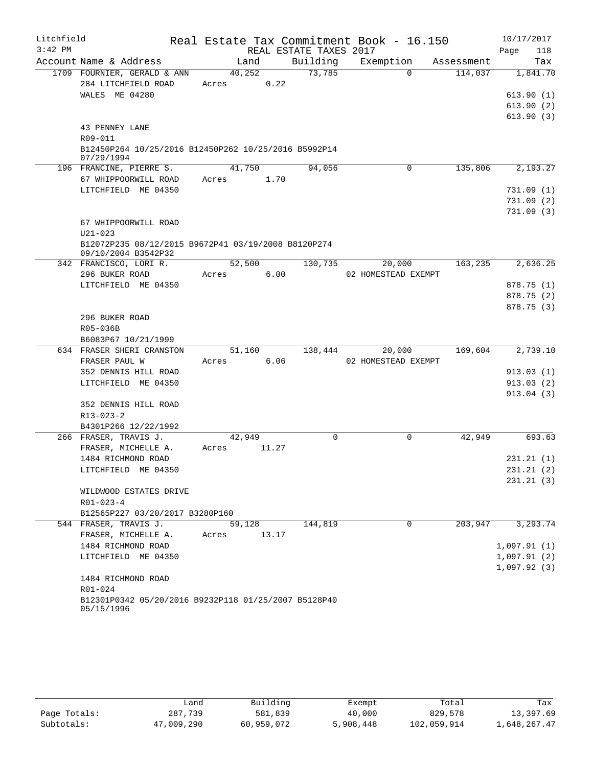Litchfield
3:42 PM

# Real Estate Tax Commitment Book - 16.150

REAL ESTATE TAXES 2017

10/17/2017
Page 118

| Account Name & Address | Land | Building | Exemption | Assessment | Tax |
|---|---|---|---|---|---|
| 1709 FOURNIER, GERALD & ANN | 40,252 | 73,785 | 0 | 114,037 | 1,841.70 |
| 284 LITCHFIELD ROAD | Acres 0.22 | | | | |
| WALES ME 04280 | | | | | 613.90 (1) |
| | | | | | 613.90 (2) |
| | | | | | 613.90 (3) |
| 43 PENNEY LANE | | | | | |
| R09-011 | | | | | |
| B12450P264 10/25/2016 B12450P262 10/25/2016 B5992P14 07/29/1994 | | | | | |
| 196 FRANCINE, PIERRE S. | 41,750 | 94,056 | 0 | 135,806 | 2,193.27 |
| 67 WHIPPOORWILL ROAD | Acres 1.70 | | | | |
| LITCHFIELD ME 04350 | | | | | 731.09 (1) |
| | | | | | 731.09 (2) |
| | | | | | 731.09 (3) |
| 67 WHIPPOORWILL ROAD | | | | | |
| U21-023 | | | | | |
| B12072P235 08/12/2015 B9672P41 03/19/2008 B8120P274 09/10/2004 B3542P32 | | | | | |
| 342 FRANCISCO, LORI R. | 52,500 | 130,735 | 20,000 | 163,235 | 2,636.25 |
| 296 BUKER ROAD | Acres 6.00 | | 02 HOMESTEAD EXEMPT | | |
| LITCHFIELD ME 04350 | | | | | 878.75 (1) |
| | | | | | 878.75 (2) |
| | | | | | 878.75 (3) |
| 296 BUKER ROAD | | | | | |
| R05-036B | | | | | |
| B6083P67 10/21/1999 | | | | | |
| 634 FRASER SHERI CRANSTON | 51,160 | 138,444 | 20,000 | 169,604 | 2,739.10 |
| FRASER PAUL W | Acres 6.06 | | 02 HOMESTEAD EXEMPT | | |
| 352 DENNIS HILL ROAD | | | | | 913.03 (1) |
| LITCHFIELD ME 04350 | | | | | 913.03 (2) |
| | | | | | 913.04 (3) |
| 352 DENNIS HILL ROAD | | | | | |
| R13-023-2 | | | | | |
| B4301P266 12/22/1992 | | | | | |
| 266 FRASER, TRAVIS J. | 42,949 | 0 | 0 | 42,949 | 693.63 |
| FRASER, MICHELLE A. | Acres 11.27 | | | | |
| 1484 RICHMOND ROAD | | | | | 231.21 (1) |
| LITCHFIELD ME 04350 | | | | | 231.21 (2) |
| | | | | | 231.21 (3) |
| WILDWOOD ESTATES DRIVE | | | | | |
| R01-023-4 | | | | | |
| B12565P227 03/20/2017 B3280P160 | | | | | |
| 544 FRASER, TRAVIS J. | 59,128 | 144,819 | 0 | 203,947 | 3,293.74 |
| FRASER, MICHELLE A. | Acres 13.17 | | | | |
| 1484 RICHMOND ROAD | | | | | 1,097.91 (1) |
| LITCHFIELD ME 04350 | | | | | 1,097.91 (2) |
| | | | | | 1,097.92 (3) |
| 1484 RICHMOND ROAD | | | | | |
| R01-024 | | | | | |
| B12301P0342 05/20/2016 B9232P118 01/25/2007 B5128P40 05/15/1996 | | | | | |

| | Land | Building | Exempt | Total | Tax |
|---|---|---|---|---|---|
| Page Totals: | 287,739 | 581,839 | 40,000 | 829,578 | 13,397.69 |
| Subtotals: | 47,009,290 | 60,959,072 | 5,908,448 | 102,059,914 | 1,648,267.47 |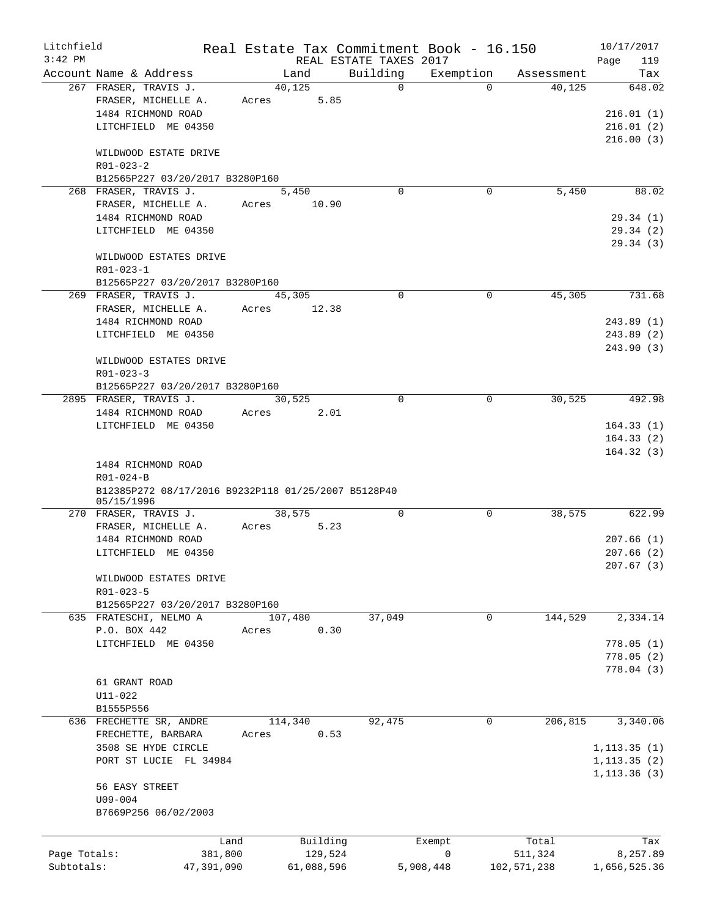Litchfield
3:42 PM

# Real Estate Tax Commitment Book - 16.150

REAL ESTATE TAXES 2017

10/17/2017

| Account | Name & Address | Land | Building | Exemption | Assessment | Tax |
|---|---|---|---|---|---|---|
| 267 | FRASER, TRAVIS J.<br>FRASER, MICHELLE A.<br>1484 RICHMOND ROAD<br>LITCHFIELD ME 04350<br><br>WILDWOOD ESTATE DRIVE<br>R01-023-2<br>B12565P227 03/20/2017 B3280P160 | 40,125<br>Acres 5.85 | 0 | 0 | 40,125 | 648.02<br>216.01 (1)<br>216.01 (2)<br>216.00 (3) |
| 268 | FRASER, TRAVIS J.<br>FRASER, MICHELLE A.<br>1484 RICHMOND ROAD<br>LITCHFIELD ME 04350<br><br>WILDWOOD ESTATES DRIVE<br>R01-023-1<br>B12565P227 03/20/2017 B3280P160 | 5,450<br>Acres 10.90 | 0 | 0 | 5,450 | 88.02<br>29.34 (1)<br>29.34 (2)<br>29.34 (3) |
| 269 | FRASER, TRAVIS J.<br>FRASER, MICHELLE A.<br>1484 RICHMOND ROAD<br>LITCHFIELD ME 04350<br><br>WILDWOOD ESTATES DRIVE<br>R01-023-3<br>B12565P227 03/20/2017 B3280P160 | 45,305<br>Acres 12.38 | 0 | 0 | 45,305 | 731.68<br>243.89 (1)<br>243.89 (2)<br>243.90 (3) |
| 2895 | FRASER, TRAVIS J.<br>1484 RICHMOND ROAD<br>LITCHFIELD ME 04350<br><br>1484 RICHMOND ROAD<br>R01-024-B<br>B12385P272 08/17/2016 B9232P118 01/25/2007 B5128P40 05/15/1996 | 30,525<br>Acres 2.01 | 0 | 0 | 30,525 | 492.98<br>164.33 (1)<br>164.33 (2)<br>164.32 (3) |
| 270 | FRASER, TRAVIS J.<br>FRASER, MICHELLE A.<br>1484 RICHMOND ROAD<br>LITCHFIELD ME 04350<br><br>WILDWOOD ESTATES DRIVE<br>R01-023-5<br>B12565P227 03/20/2017 B3280P160 | 38,575<br>Acres 5.23 | 0 | 0 | 38,575 | 622.99<br>207.66 (1)<br>207.66 (2)<br>207.67 (3) |
| 635 | FRATESCHI, NELMO A<br>P.O. BOX 442<br>LITCHFIELD ME 04350<br><br>61 GRANT ROAD<br>U11-022<br>B1555P556 | 107,480<br>Acres 0.30 | 37,049 | 0 | 144,529 | 2,334.14<br>778.05 (1)<br>778.05 (2)<br>778.04 (3) |
| 636 | FRECHETTE SR, ANDRE<br>FRECHETTE, BARBARA<br>3508 SE HYDE CIRCLE<br>PORT ST LUCIE FL 34984<br><br>56 EASY STREET<br>U09-004<br>B7669P256 06/02/2003 | 114,340<br>Acres 0.53 | 92,475 | 0 | 206,815 | 3,340.06<br>1,113.35 (1)<br>1,113.35 (2)<br>1,113.36 (3) |

| | Land | Building | Exempt | Total | Tax |
|---|---|---|---|---|---|
| Page Totals: | 381,800 | 129,524 | 0 | 511,324 | 8,257.89 |
| Subtotals: | 47,391,090 | 61,088,596 | 5,908,448 | 102,571,238 | 1,656,525.36 |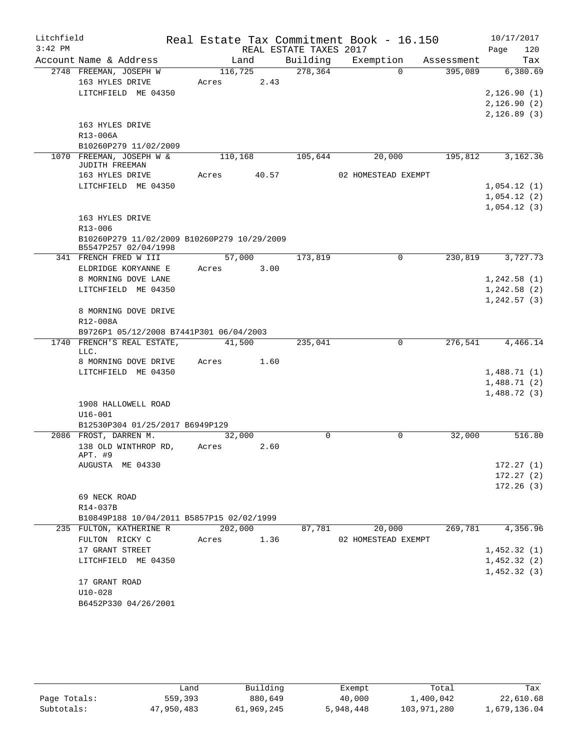Litchfield
3:42 PM

Real Estate Tax Commitment Book - 16.150
REAL ESTATE TAXES 2017

10/17/2017
Page 120

| Account Name & Address | Land | Building | Exemption | Assessment | Tax |
|---|---|---|---|---|---|
| 2748 FREEMAN, JOSEPH W | 116,725 | 278,364 | 0 | 395,089 | 6,380.69 |
| 163 HYLES DRIVE | Acres 2.43 | | | | |
| LITCHFIELD ME 04350 | | | | | 2,126.90 (1) |
| | | | | | 2,126.90 (2) |
| | | | | | 2,126.89 (3) |
| 163 HYLES DRIVE | | | | | |
| R13-006A | | | | | |
| B10260P279 11/02/2009 | | | | | |
| 1070 FREEMAN, JOSEPH W & JUDITH FREEMAN | 110,168 | 105,644 | 20,000 | 195,812 | 3,162.36 |
| 163 HYLES DRIVE | Acres 40.57 | | 02 HOMESTEAD EXEMPT | | |
| LITCHFIELD ME 04350 | | | | | 1,054.12 (1) |
| | | | | | 1,054.12 (2) |
| | | | | | 1,054.12 (3) |
| 163 HYLES DRIVE | | | | | |
| R13-006 | | | | | |
| B10260P279 11/02/2009 B10260P279 10/29/2009 B5547P257 02/04/1998 | | | | | |
| 341 FRENCH FRED W III | 57,000 | 173,819 | 0 | 230,819 | 3,727.73 |
| ELDRIDGE KORYANNE E | Acres 3.00 | | | | |
| 8 MORNING DOVE LANE | | | | | 1,242.58 (1) |
| LITCHFIELD ME 04350 | | | | | 1,242.58 (2) |
| | | | | | 1,242.57 (3) |
| 8 MORNING DOVE DRIVE | | | | | |
| R12-008A | | | | | |
| B9726P1 05/12/2008 B7441P301 06/04/2003 | | | | | |
| 1740 FRENCH'S REAL ESTATE, LLC. | 41,500 | 235,041 | 0 | 276,541 | 4,466.14 |
| 8 MORNING DOVE DRIVE | Acres 1.60 | | | | |
| LITCHFIELD ME 04350 | | | | | 1,488.71 (1) |
| | | | | | 1,488.71 (2) |
| | | | | | 1,488.72 (3) |
| 1908 HALLOWELL ROAD | | | | | |
| U16-001 | | | | | |
| B12530P304 01/25/2017 B6949P129 | | | | | |
| 2086 FROST, DARREN M. | 32,000 | 0 | 0 | 32,000 | 516.80 |
| 138 OLD WINTHROP RD, APT. #9 | Acres 2.60 | | | | |
| AUGUSTA ME 04330 | | | | | 172.27 (1) |
| | | | | | 172.27 (2) |
| | | | | | 172.26 (3) |
| 69 NECK ROAD | | | | | |
| R14-037B | | | | | |
| B10849P188 10/04/2011 B5857P15 02/02/1999 | | | | | |
| 235 FULTON, KATHERINE R | 202,000 | 87,781 | 20,000 | 269,781 | 4,356.96 |
| FULTON RICKY C | Acres 1.36 | | 02 HOMESTEAD EXEMPT | | |
| 17 GRANT STREET | | | | | 1,452.32 (1) |
| LITCHFIELD ME 04350 | | | | | 1,452.32 (2) |
| | | | | | 1,452.32 (3) |
| 17 GRANT ROAD | | | | | |
| U10-028 | | | | | |
| B6452P330 04/26/2001 | | | | | |

| | Land | Building | Exempt | Total | Tax |
|---|---|---|---|---|---|
| Page Totals: | 559,393 | 880,649 | 40,000 | 1,400,042 | 22,610.68 |
| Subtotals: | 47,950,483 | 61,969,245 | 5,948,448 | 103,971,280 | 1,679,136.04 |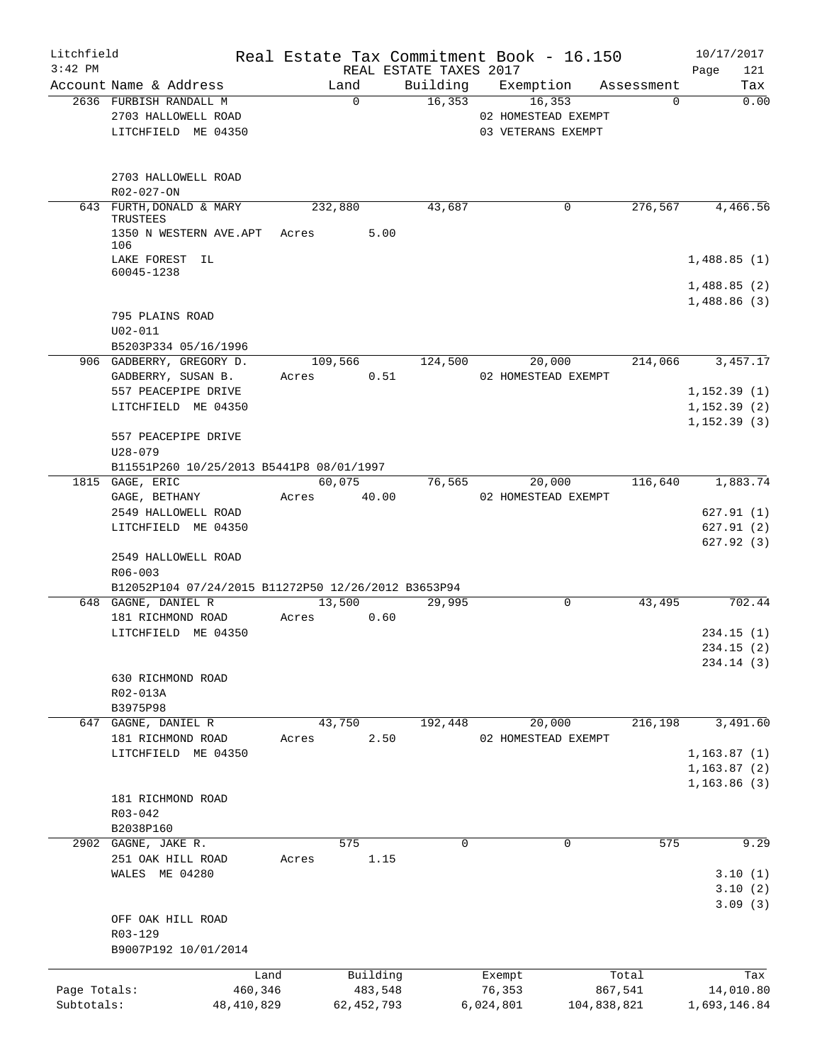Litchfield  Real Estate Tax Commitment Book - 16.150  10/17/2017
3:42 PM  REAL ESTATE TAXES 2017  Page 121

| Account Name & Address | Land | Building | Exemption | Assessment | Tax |
|---|---|---|---|---|---|
| 2636 FURBISH RANDALL M | 0 | 16,353 | 16,353 | 0 | 0.00 |
| 2703 HALLOWELL ROAD | | | 02 HOMESTEAD EXEMPT | | |
| LITCHFIELD ME 04350 | | | 03 VETERANS EXEMPT | | |
| 2703 HALLOWELL ROAD | | | | | |
| R02-027-ON | | | | | |
| 643 FURTH,DONALD & MARY TRUSTEES | 232,880 | 43,687 | 0 | 276,567 | 4,466.56 |
| 1350 N WESTERN AVE.APT 106 | Acres 5.00 | | | | |
| LAKE FOREST IL 60045-1238 | | | | | 1,488.85 (1) |
| | | | | | 1,488.85 (2) |
| | | | | | 1,488.86 (3) |
| 795 PLAINS ROAD | | | | | |
| U02-011 | | | | | |
| B5203P334 05/16/1996 | | | | | |
| 906 GADBERRY, GREGORY D. | 109,566 | 124,500 | 20,000 | 214,066 | 3,457.17 |
| GADBERRY, SUSAN B. | Acres 0.51 | | 02 HOMESTEAD EXEMPT | | |
| 557 PEACEPIPE DRIVE | | | | | 1,152.39 (1) |
| LITCHFIELD ME 04350 | | | | | 1,152.39 (2) |
| | | | | | 1,152.39 (3) |
| 557 PEACEPIPE DRIVE | | | | | |
| U28-079 | | | | | |
| B11551P260 10/25/2013 B5441P8 08/01/1997 | | | | | |
| 1815 GAGE, ERIC | 60,075 | 76,565 | 20,000 | 116,640 | 1,883.74 |
| GAGE, BETHANY | Acres 40.00 | | 02 HOMESTEAD EXEMPT | | |
| 2549 HALLOWELL ROAD | | | | | 627.91 (1) |
| LITCHFIELD ME 04350 | | | | | 627.91 (2) |
| | | | | | 627.92 (3) |
| 2549 HALLOWELL ROAD | | | | | |
| R06-003 | | | | | |
| B12052P104 07/24/2015 B11272P50 12/26/2012 B3653P94 | | | | | |
| 648 GAGNE, DANIEL R | 13,500 | 29,995 | 0 | 43,495 | 702.44 |
| 181 RICHMOND ROAD | Acres 0.60 | | | | |
| LITCHFIELD ME 04350 | | | | | 234.15 (1) |
| | | | | | 234.15 (2) |
| | | | | | 234.14 (3) |
| 630 RICHMOND ROAD | | | | | |
| R02-013A | | | | | |
| B3975P98 | | | | | |
| 647 GAGNE, DANIEL R | 43,750 | 192,448 | 20,000 | 216,198 | 3,491.60 |
| 181 RICHMOND ROAD | Acres 2.50 | | 02 HOMESTEAD EXEMPT | | |
| LITCHFIELD ME 04350 | | | | | 1,163.87 (1) |
| | | | | | 1,163.87 (2) |
| | | | | | 1,163.86 (3) |
| 181 RICHMOND ROAD | | | | | |
| R03-042 | | | | | |
| B2038P160 | | | | | |
| 2902 GAGNE, JAKE R. | 575 | 0 | 0 | 575 | 9.29 |
| 251 OAK HILL ROAD | Acres 1.15 | | | | |
| WALES ME 04280 | | | | | 3.10 (1) |
| | | | | | 3.10 (2) |
| | | | | | 3.09 (3) |
| OFF OAK HILL ROAD | | | | | |
| R03-129 | | | | | |
| B9007P192 10/01/2014 | | | | | |

| | Land | Building | Exempt | Total | Tax |
|---|---|---|---|---|---|
| Page Totals: | 460,346 | 483,548 | 76,353 | 867,541 | 14,010.80 |
| Subtotals: | 48,410,829 | 62,452,793 | 6,024,801 | 104,838,821 | 1,693,146.84 |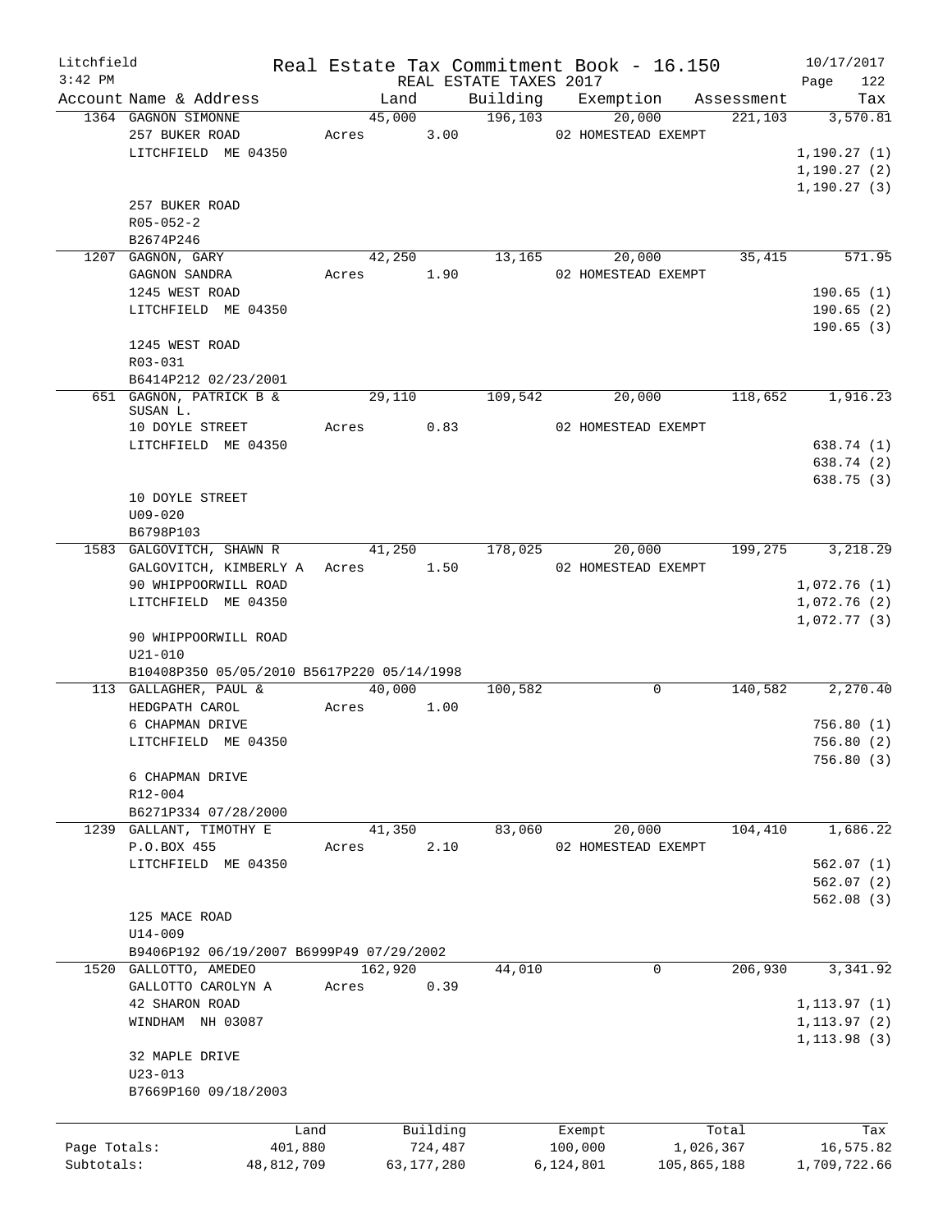Litchfield | Real Estate Tax Commitment Book - 16.150 | 10/17/2017
3:42 PM | REAL ESTATE TAXES 2017 | Page 122

| Account | Name & Address | Land | Building | Exemption | Assessment | Tax |
|---|---|---|---|---|---|---|
| 1364 | GAGNON SIMONNE<br>257 BUKER ROAD<br>LITCHFIELD ME 04350<br><br>257 BUKER ROAD<br>R05-052-2<br>B2674P246 | 45,000<br>Acres 3.00 | 196,103 | 20,000<br>02 HOMESTEAD EXEMPT | 221,103 | 3,570.81<br>1,190.27 (1)<br>1,190.27 (2)<br>1,190.27 (3) |
| 1207 | GAGNON, GARY<br>GAGNON SANDRA<br>1245 WEST ROAD<br>LITCHFIELD ME 04350<br><br>1245 WEST ROAD<br>R03-031<br>B6414P212 02/23/2001 | 42,250<br>Acres 1.90 | 13,165 | 20,000<br>02 HOMESTEAD EXEMPT | 35,415 | 571.95<br>190.65 (1)<br>190.65 (2)<br>190.65 (3) |
| 651 | GAGNON, PATRICK B &<br>SUSAN L.<br>10 DOYLE STREET<br>LITCHFIELD ME 04350<br><br>10 DOYLE STREET<br>U09-020<br>B6798P103 | 29,110<br>Acres 0.83 | 109,542 | 20,000<br>02 HOMESTEAD EXEMPT | 118,652 | 1,916.23<br>638.74 (1)<br>638.74 (2)<br>638.75 (3) |
| 1583 | GALGOVITCH, SHAWN R<br>GALGOVITCH, KIMBERLY A<br>90 WHIPPOORWILL ROAD<br>LITCHFIELD ME 04350<br><br>90 WHIPPOORWILL ROAD<br>U21-010<br>B10408P350 05/05/2010 B5617P220 05/14/1998 | 41,250<br>Acres 1.50 | 178,025 | 20,000<br>02 HOMESTEAD EXEMPT | 199,275 | 3,218.29<br>1,072.76 (1)<br>1,072.76 (2)<br>1,072.77 (3) |
| 113 | GALLAGHER, PAUL &<br>HEDGPATH CAROL<br>6 CHAPMAN DRIVE<br>LITCHFIELD ME 04350<br><br>6 CHAPMAN DRIVE<br>R12-004<br>B6271P334 07/28/2000 | 40,000<br>Acres 1.00 | 100,582 | 0 | 140,582 | 2,270.40<br>756.80 (1)<br>756.80 (2)<br>756.80 (3) |
| 1239 | GALLANT, TIMOTHY E<br>P.O.BOX 455<br>LITCHFIELD ME 04350<br><br>125 MACE ROAD<br>U14-009<br>B9406P192 06/19/2007 B6999P49 07/29/2002 | 41,350<br>Acres 2.10 | 83,060 | 20,000<br>02 HOMESTEAD EXEMPT | 104,410 | 1,686.22<br>562.07 (1)<br>562.07 (2)<br>562.08 (3) |
| 1520 | GALLOTTO, AMEDEO<br>GALLOTTO CAROLYN A<br>42 SHARON ROAD<br>WINDHAM NH 03087<br><br>32 MAPLE DRIVE<br>U23-013<br>B7669P160 09/18/2003 | 162,920<br>Acres 0.39 | 44,010 | 0 | 206,930 | 3,341.92<br>1,113.97 (1)<br>1,113.97 (2)<br>1,113.98 (3) |

| | Land | Building | Exempt | Total | Tax |
|---|---|---|---|---|---|
| Page Totals: | 401,880 | 724,487 | 100,000 | 1,026,367 | 16,575.82 |
| Subtotals: | 48,812,709 | 63,177,280 | 6,124,801 | 105,865,188 | 1,709,722.66 |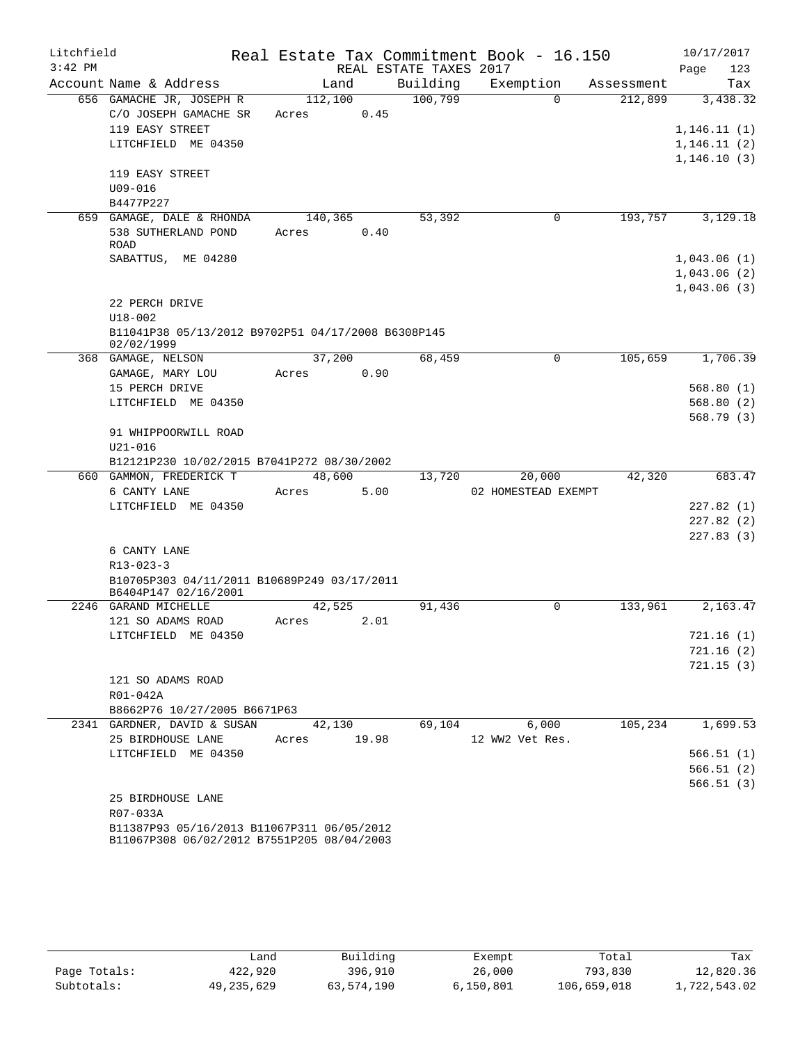Litchfield
3:42 PM

# Real Estate Tax Commitment Book - 16.150

REAL ESTATE TAXES 2017

10/17/2017
Page 123

| Account Name & Address | Land | Building | Exemption | Assessment | Tax |
|---|---|---|---|---|---|
| 656 GAMACHE JR, JOSEPH R | 112,100 | 100,799 | 0 | 212,899 | 3,438.32 |
| C/O JOSEPH GAMACHE SR | Acres 0.45 | | | | |
| 119 EASY STREET | | | | | 1,146.11 (1) |
| LITCHFIELD ME 04350 | | | | | 1,146.11 (2) |
| | | | | | 1,146.10 (3) |
| 119 EASY STREET | | | | | |
| U09-016 | | | | | |
| B4477P227 | | | | | |
| 659 GAMAGE, DALE & RHONDA | 140,365 | 53,392 | 0 | 193,757 | 3,129.18 |
| 538 SUTHERLAND POND ROAD | Acres 0.40 | | | | |
| SABATTUS, ME 04280 | | | | | 1,043.06 (1) |
| | | | | | 1,043.06 (2) |
| | | | | | 1,043.06 (3) |
| 22 PERCH DRIVE | | | | | |
| U18-002 | | | | | |
| B11041P38 05/13/2012 B9702P51 04/17/2008 B6308P145 02/02/1999 | | | | | |
| 368 GAMAGE, NELSON | 37,200 | 68,459 | 0 | 105,659 | 1,706.39 |
| GAMAGE, MARY LOU | Acres 0.90 | | | | |
| 15 PERCH DRIVE | | | | | 568.80 (1) |
| LITCHFIELD ME 04350 | | | | | 568.80 (2) |
| | | | | | 568.79 (3) |
| 91 WHIPPOORWILL ROAD | | | | | |
| U21-016 | | | | | |
| B12121P230 10/02/2015 B7041P272 08/30/2002 | | | | | |
| 660 GAMMON, FREDERICK T | 48,600 | 13,720 | 20,000 | 42,320 | 683.47 |
| 6 CANTY LANE | Acres 5.00 | | 02 HOMESTEAD EXEMPT | | |
| LITCHFIELD ME 04350 | | | | | 227.82 (1) |
| | | | | | 227.82 (2) |
| | | | | | 227.83 (3) |
| 6 CANTY LANE | | | | | |
| R13-023-3 | | | | | |
| B10705P303 04/11/2011 B10689P249 03/17/2011 B6404P147 02/16/2001 | | | | | |
| 2246 GARAND MICHELLE | 42,525 | 91,436 | 0 | 133,961 | 2,163.47 |
| 121 SO ADAMS ROAD | Acres 2.01 | | | | |
| LITCHFIELD ME 04350 | | | | | 721.16 (1) |
| | | | | | 721.16 (2) |
| | | | | | 721.15 (3) |
| 121 SO ADAMS ROAD | | | | | |
| R01-042A | | | | | |
| B8662P76 10/27/2005 B6671P63 | | | | | |
| 2341 GARDNER, DAVID & SUSAN | 42,130 | 69,104 | 6,000 | 105,234 | 1,699.53 |
| 25 BIRDHOUSE LANE | Acres 19.98 | | 12 WW2 Vet Res. | | |
| LITCHFIELD ME 04350 | | | | | 566.51 (1) |
| | | | | | 566.51 (2) |
| | | | | | 566.51 (3) |
| 25 BIRDHOUSE LANE | | | | | |
| R07-033A | | | | | |
| B11387P93 05/16/2013 B11067P311 06/05/2012 B11067P308 06/02/2012 B7551P205 08/04/2003 | | | | | |

| | Land | Building | Exempt | Total | Tax |
|---|---|---|---|---|---|
| Page Totals: | 422,920 | 396,910 | 26,000 | 793,830 | 12,820.36 |
| Subtotals: | 49,235,629 | 63,574,190 | 6,150,801 | 106,659,018 | 1,722,543.02 |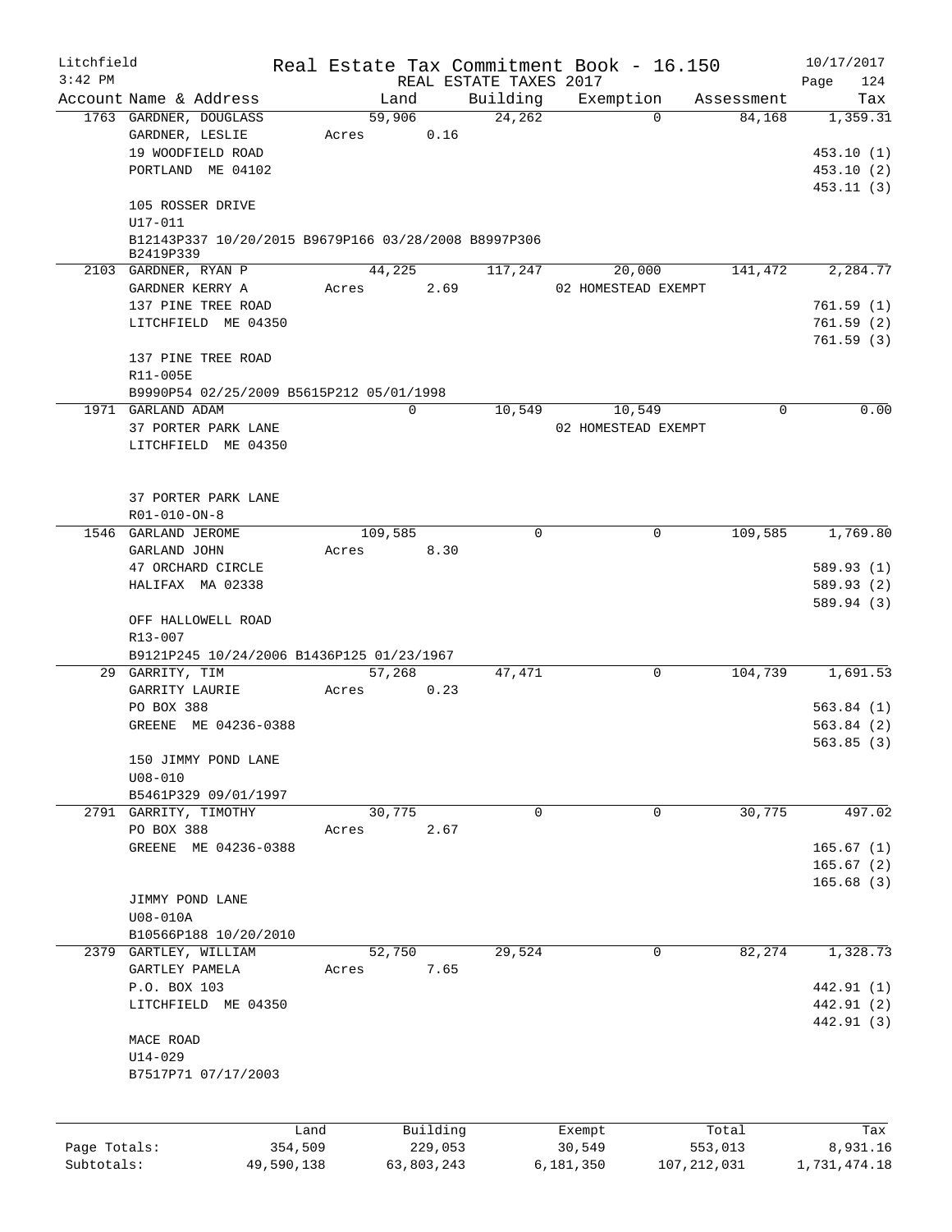Litchfield
3:42 PM

# Real Estate Tax Commitment Book - 16.150

REAL ESTATE TAXES 2017

10/17/2017

| Account Name & Address | Land | Building | Exemption | Assessment | Tax |
|---|---|---|---|---|---|
| 1763 GARDNER, DOUGLASS | 59,906 | 24,262 | 0 | 84,168 | 1,359.31 |
| GARDNER, LESLIE | Acres 0.16 | | | | |
| 19 WOODFIELD ROAD | | | | | 453.10 (1) |
| PORTLAND ME 04102 | | | | | 453.10 (2) |
| | | | | | 453.11 (3) |
| 105 ROSSER DRIVE | | | | | |
| U17-011 | | | | | |
| B12143P337 10/20/2015 B9679P166 03/28/2008 B8997P306 B2419P339 | | | | | |
| 2103 GARDNER, RYAN P | 44,225 | 117,247 | 20,000 | 141,472 | 2,284.77 |
| GARDNER KERRY A | Acres 2.69 | | 02 HOMESTEAD EXEMPT | | |
| 137 PINE TREE ROAD | | | | | 761.59 (1) |
| LITCHFIELD ME 04350 | | | | | 761.59 (2) |
| | | | | | 761.59 (3) |
| 137 PINE TREE ROAD | | | | | |
| R11-005E | | | | | |
| B9990P54 02/25/2009 B5615P212 05/01/1998 | | | | | |
| 1971 GARLAND ADAM | 0 | 10,549 | 10,549 | 0 | 0.00 |
| 37 PORTER PARK LANE | | | 02 HOMESTEAD EXEMPT | | |
| LITCHFIELD ME 04350 | | | | | |
| 37 PORTER PARK LANE | | | | | |
| R01-010-ON-8 | | | | | |
| 1546 GARLAND JEROME | 109,585 | 0 | 0 | 109,585 | 1,769.80 |
| GARLAND JOHN | Acres 8.30 | | | | |
| 47 ORCHARD CIRCLE | | | | | 589.93 (1) |
| HALIFAX MA 02338 | | | | | 589.93 (2) |
| | | | | | 589.94 (3) |
| OFF HALLOWELL ROAD | | | | | |
| R13-007 | | | | | |
| B9121P245 10/24/2006 B1436P125 01/23/1967 | | | | | |
| 29 GARRITY, TIM | 57,268 | 47,471 | 0 | 104,739 | 1,691.53 |
| GARRITY LAURIE | Acres 0.23 | | | | |
| PO BOX 388 | | | | | 563.84 (1) |
| GREENE ME 04236-0388 | | | | | 563.84 (2) |
| | | | | | 563.85 (3) |
| 150 JIMMY POND LANE | | | | | |
| U08-010 | | | | | |
| B5461P329 09/01/1997 | | | | | |
| 2791 GARRITY, TIMOTHY | 30,775 | 0 | 0 | 30,775 | 497.02 |
| PO BOX 388 | Acres 2.67 | | | | |
| GREENE ME 04236-0388 | | | | | 165.67 (1) |
| | | | | | 165.67 (2) |
| | | | | | 165.68 (3) |
| JIMMY POND LANE | | | | | |
| U08-010A | | | | | |
| B10566P188 10/20/2010 | | | | | |
| 2379 GARTLEY, WILLIAM | 52,750 | 29,524 | 0 | 82,274 | 1,328.73 |
| GARTLEY PAMELA | Acres 7.65 | | | | |
| P.O. BOX 103 | | | | | 442.91 (1) |
| LITCHFIELD ME 04350 | | | | | 442.91 (2) |
| | | | | | 442.91 (3) |
| MACE ROAD | | | | | |
| U14-029 | | | | | |
| B7517P71 07/17/2003 | | | | | |

| | Land | Building | Exempt | Total | Tax |
|---|---|---|---|---|---|
| Page Totals: | 354,509 | 229,053 | 30,549 | 553,013 | 8,931.16 |
| Subtotals: | 49,590,138 | 63,803,243 | 6,181,350 | 107,212,031 | 1,731,474.18 |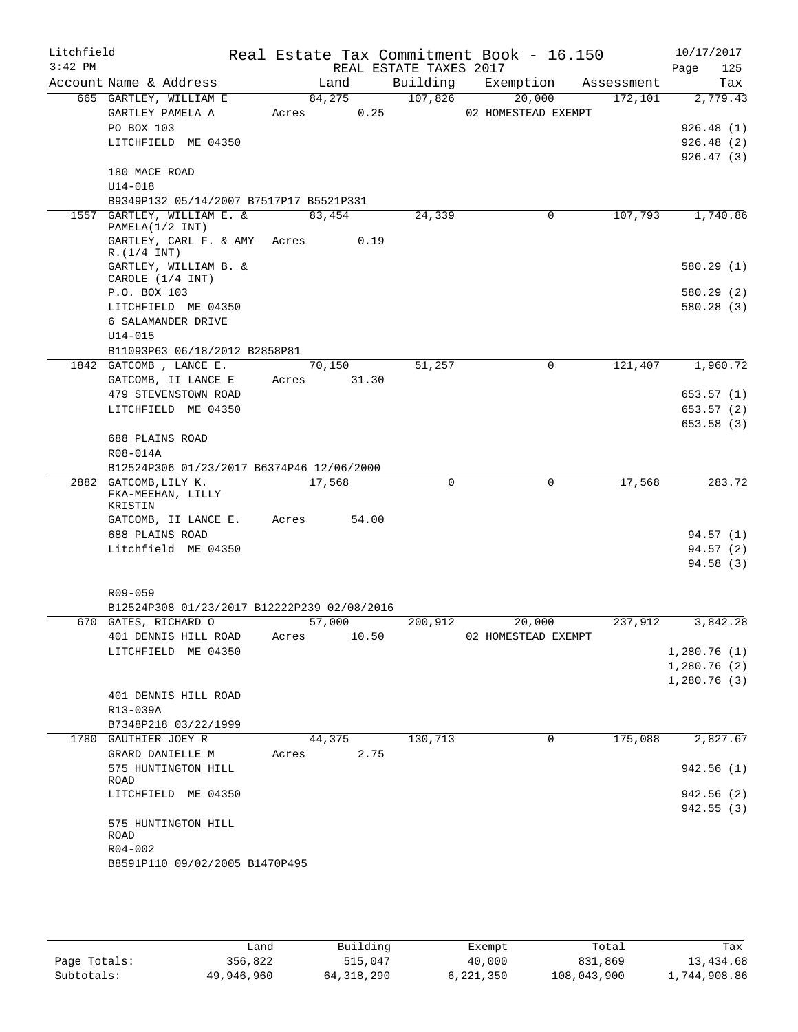Litchfield
3:42 PM

Real Estate Tax Commitment Book - 16.150
REAL ESTATE TAXES 2017

10/17/2017

| Account Name & Address | Land | Building | Exemption | Assessment | Tax |
|---|---|---|---|---|---|
| 665 GARTLEY, WILLIAM E | 84,275 | 107,826 | 20,000 | 172,101 | 2,779.43 |
| GARTLEY PAMELA A | Acres 0.25 | | 02 HOMESTEAD EXEMPT | | |
| PO BOX 103 | | | | | 926.48 (1) |
| LITCHFIELD ME 04350 | | | | | 926.48 (2) |
| | | | | | 926.47 (3) |
| 180 MACE ROAD | | | | | |
| U14-018 | | | | | |
| B9349P132 05/14/2007 B7517P17 B5521P331 | | | | | |
| 1557 GARTLEY, WILLIAM E. & PAMELA(1/2 INT) | 83,454 | 24,339 | 0 | 107,793 | 1,740.86 |
| GARTLEY, CARL F. & AMY R.(1/4 INT) | Acres 0.19 | | | | |
| GARTLEY, WILLIAM B. & CAROLE (1/4 INT) | | | | | 580.29 (1) |
| P.O. BOX 103 | | | | | 580.29 (2) |
| LITCHFIELD ME 04350 | | | | | 580.28 (3) |
| 6 SALAMANDER DRIVE | | | | | |
| U14-015 | | | | | |
| B11093P63 06/18/2012 B2858P81 | | | | | |
| 1842 GATCOMB , LANCE E. | 70,150 | 51,257 | 0 | 121,407 | 1,960.72 |
| GATCOMB, II LANCE E | Acres 31.30 | | | | |
| 479 STEVENSTOWN ROAD | | | | | 653.57 (1) |
| LITCHFIELD ME 04350 | | | | | 653.57 (2) |
| | | | | | 653.58 (3) |
| 688 PLAINS ROAD | | | | | |
| R08-014A | | | | | |
| B12524P306 01/23/2017 B6374P46 12/06/2000 | | | | | |
| 2882 GATCOMB,LILY K. FKA-MEEHAN, LILLY KRISTIN | 17,568 | 0 | 0 | 17,568 | 283.72 |
| GATCOMB, II LANCE E. | Acres 54.00 | | | | |
| 688 PLAINS ROAD | | | | | 94.57 (1) |
| Litchfield ME 04350 | | | | | 94.57 (2) |
| | | | | | 94.58 (3) |
| R09-059 | | | | | |
| B12524P308 01/23/2017 B12222P239 02/08/2016 | | | | | |
| 670 GATES, RICHARD O | 57,000 | 200,912 | 20,000 | 237,912 | 3,842.28 |
| 401 DENNIS HILL ROAD | Acres 10.50 | | 02 HOMESTEAD EXEMPT | | |
| LITCHFIELD ME 04350 | | | | | 1,280.76 (1) |
| | | | | | 1,280.76 (2) |
| | | | | | 1,280.76 (3) |
| 401 DENNIS HILL ROAD | | | | | |
| R13-039A | | | | | |
| B7348P218 03/22/1999 | | | | | |
| 1780 GAUTHIER JOEY R | 44,375 | 130,713 | 0 | 175,088 | 2,827.67 |
| GRARD DANIELLE M | Acres 2.75 | | | | |
| 575 HUNTINGTON HILL ROAD | | | | | 942.56 (1) |
| LITCHFIELD ME 04350 | | | | | 942.56 (2) |
| | | | | | 942.55 (3) |
| 575 HUNTINGTON HILL ROAD | | | | | |
| R04-002 | | | | | |
| B8591P110 09/02/2005 B1470P495 | | | | | |

| | Land | Building | Exempt | Total | Tax |
|---|---|---|---|---|---|
| Page Totals: | 356,822 | 515,047 | 40,000 | 831,869 | 13,434.68 |
| Subtotals: | 49,946,960 | 64,318,290 | 6,221,350 | 108,043,900 | 1,744,908.86 |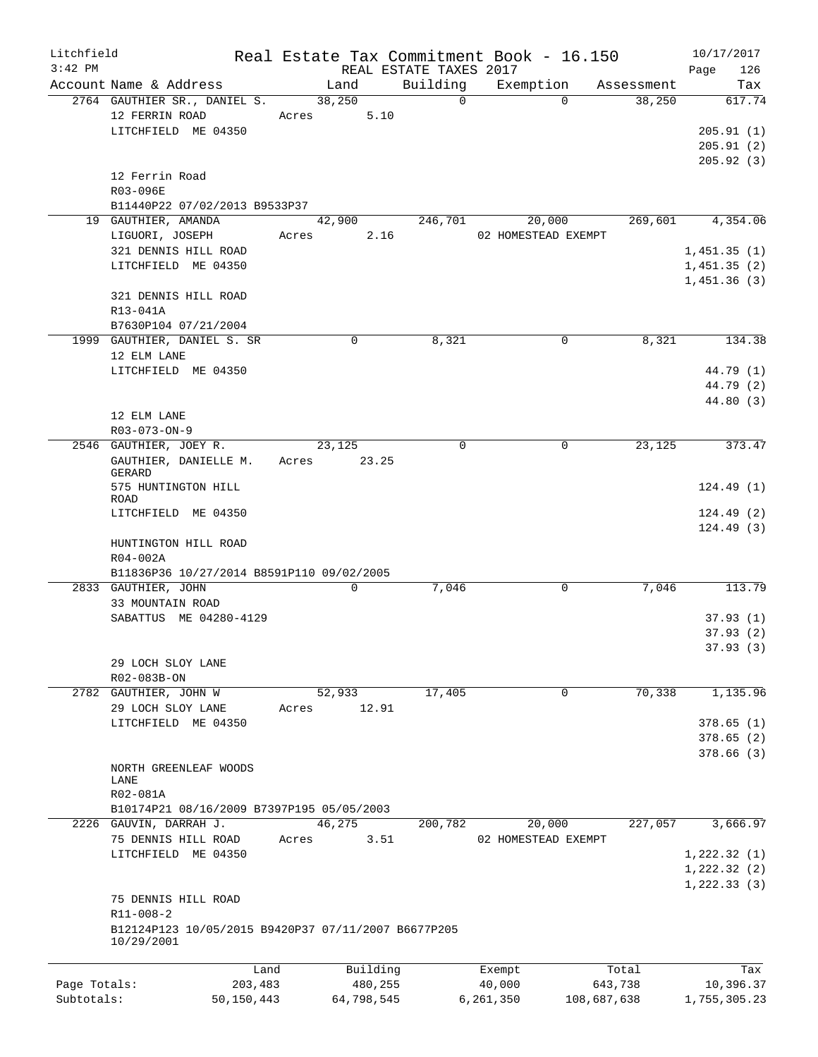Litchfield
3:42 PM

Real Estate Tax Commitment Book - 16.150
REAL ESTATE TAXES 2017

10/17/2017
Page 126

| Account Name & Address | Land | Building | Exemption | Assessment | Tax |
|---|---|---|---|---|---|
| 2764 GAUTHIER SR., DANIEL S. | 38,250 | 0 | 0 | 38,250 | 617.74 |
| 12 FERRIN ROAD | Acres 5.10 | | | | |
| LITCHFIELD ME 04350 | | | | | 205.91 (1) |
| | | | | | 205.91 (2) |
| | | | | | 205.92 (3) |
| 12 Ferrin Road | | | | | |
| R03-096E | | | | | |
| B11440P22 07/02/2013 B9533P37 | | | | | |
| 19 GAUTHIER, AMANDA | 42,900 | 246,701 | 20,000 | 269,601 | 4,354.06 |
| LIGUORI, JOSEPH | Acres 2.16 | | 02 HOMESTEAD EXEMPT | | |
| 321 DENNIS HILL ROAD | | | | | 1,451.35 (1) |
| LITCHFIELD ME 04350 | | | | | 1,451.35 (2) |
| | | | | | 1,451.36 (3) |
| 321 DENNIS HILL ROAD | | | | | |
| R13-041A | | | | | |
| B7630P104 07/21/2004 | | | | | |
| 1999 GAUTHIER, DANIEL S. SR | 0 | 8,321 | 0 | 8,321 | 134.38 |
| 12 ELM LANE | | | | | |
| LITCHFIELD ME 04350 | | | | | 44.79 (1) |
| | | | | | 44.79 (2) |
| | | | | | 44.80 (3) |
| 12 ELM LANE | | | | | |
| R03-073-ON-9 | | | | | |
| 2546 GAUTHIER, JOEY R. | 23,125 | 0 | 0 | 23,125 | 373.47 |
| GAUTHIER, DANIELLE M. GERARD | Acres 23.25 | | | | |
| 575 HUNTINGTON HILL ROAD | | | | | 124.49 (1) |
| LITCHFIELD ME 04350 | | | | | 124.49 (2) |
| | | | | | 124.49 (3) |
| HUNTINGTON HILL ROAD | | | | | |
| R04-002A | | | | | |
| B11836P36 10/27/2014 B8591P110 09/02/2005 | | | | | |
| 2833 GAUTHIER, JOHN | 0 | 7,046 | 0 | 7,046 | 113.79 |
| 33 MOUNTAIN ROAD | | | | | |
| SABATTUS ME 04280-4129 | | | | | 37.93 (1) |
| | | | | | 37.93 (2) |
| | | | | | 37.93 (3) |
| 29 LOCH SLOY LANE | | | | | |
| R02-083B-ON | | | | | |
| 2782 GAUTHIER, JOHN W | 52,933 | 17,405 | 0 | 70,338 | 1,135.96 |
| 29 LOCH SLOY LANE | Acres 12.91 | | | | |
| LITCHFIELD ME 04350 | | | | | 378.65 (1) |
| | | | | | 378.65 (2) |
| | | | | | 378.66 (3) |
| NORTH GREENLEAF WOODS LANE | | | | | |
| R02-081A | | | | | |
| B10174P21 08/16/2009 B7397P195 05/05/2003 | | | | | |
| 2226 GAUVIN, DARRAH J. | 46,275 | 200,782 | 20,000 | 227,057 | 3,666.97 |
| 75 DENNIS HILL ROAD | Acres 3.51 | | 02 HOMESTEAD EXEMPT | | |
| LITCHFIELD ME 04350 | | | | | 1,222.32 (1) |
| | | | | | 1,222.32 (2) |
| | | | | | 1,222.33 (3) |
| 75 DENNIS HILL ROAD | | | | | |
| R11-008-2 | | | | | |
| B12124P123 10/05/2015 B9420P37 07/11/2007 B6677P205 10/29/2001 | | | | | |

| | Land | Building | Exempt | Total | Tax |
|---|---|---|---|---|---|
| Page Totals: | 203,483 | 480,255 | 40,000 | 643,738 | 10,396.37 |
| Subtotals: | 50,150,443 | 64,798,545 | 6,261,350 | 108,687,638 | 1,755,305.23 |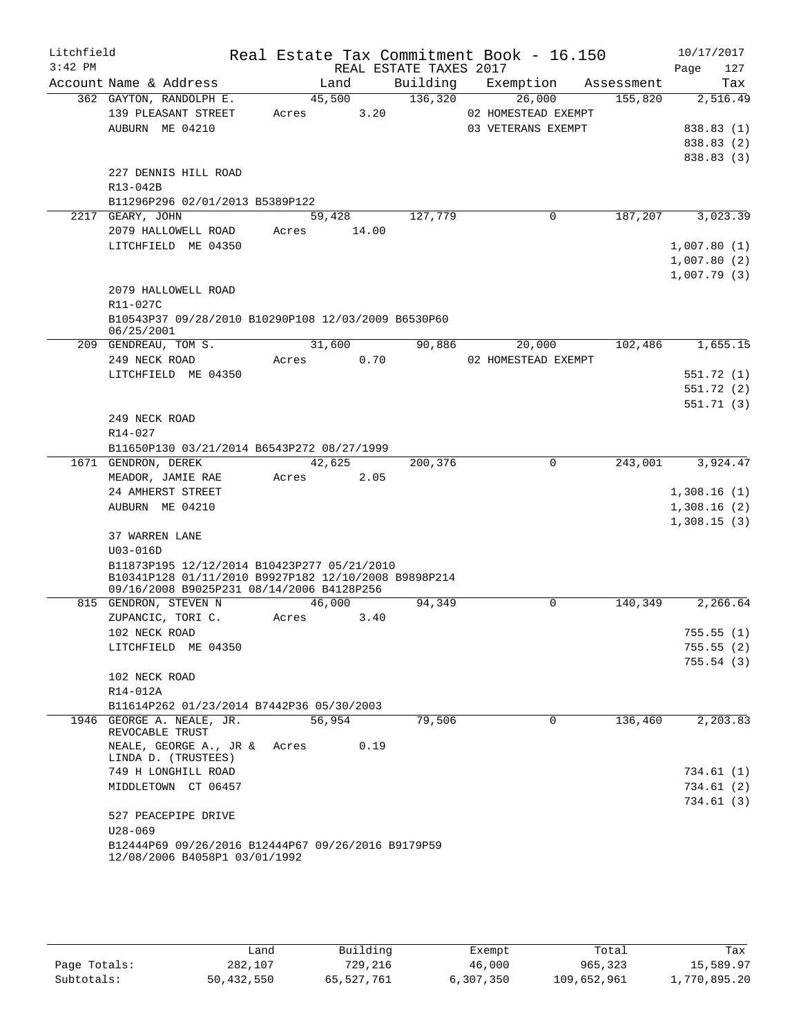Litchfield
3:42 PM

Real Estate Tax Commitment Book - 16.150
REAL ESTATE TAXES 2017

10/17/2017
Page 127

| Account Name & Address | Land | Building | Exemption | Assessment | Tax |
|---|---|---|---|---|---|
| 362 GAYTON, RANDOLPH E. | 45,500 | 136,320 | 26,000 | 155,820 | 2,516.49 |
| 139 PLEASANT STREET | Acres 3.20 | | 02 HOMESTEAD EXEMPT | | |
| AUBURN ME 04210 | | | 03 VETERANS EXEMPT | | 838.83 (1) |
| | | | | | 838.83 (2) |
| | | | | | 838.83 (3) |
| 227 DENNIS HILL ROAD | | | | | |
| R13-042B | | | | | |
| B11296P296 02/01/2013 B5389P122 | | | | | |
| 2217 GEARY, JOHN | 59,428 | 127,779 | 0 | 187,207 | 3,023.39 |
| 2079 HALLOWELL ROAD | Acres 14.00 | | | | |
| LITCHFIELD ME 04350 | | | | | 1,007.80 (1) |
| | | | | | 1,007.80 (2) |
| | | | | | 1,007.79 (3) |
| 2079 HALLOWELL ROAD | | | | | |
| R11-027C | | | | | |
| B10543P37 09/28/2010 B10290P108 12/03/2009 B6530P60 06/25/2001 | | | | | |
| 209 GENDREAU, TOM S. | 31,600 | 90,886 | 20,000 | 102,486 | 1,655.15 |
| 249 NECK ROAD | Acres 0.70 | | 02 HOMESTEAD EXEMPT | | |
| LITCHFIELD ME 04350 | | | | | 551.72 (1) |
| | | | | | 551.72 (2) |
| | | | | | 551.71 (3) |
| 249 NECK ROAD | | | | | |
| R14-027 | | | | | |
| B11650P130 03/21/2014 B6543P272 08/27/1999 | | | | | |
| 1671 GENDRON, DEREK | 42,625 | 200,376 | 0 | 243,001 | 3,924.47 |
| MEADOR, JAMIE RAE | Acres 2.05 | | | | |
| 24 AMHERST STREET | | | | | 1,308.16 (1) |
| AUBURN ME 04210 | | | | | 1,308.16 (2) |
| | | | | | 1,308.15 (3) |
| 37 WARREN LANE | | | | | |
| U03-016D | | | | | |
| B11873P195 12/12/2014 B10423P277 05/21/2010 B10341P128 01/11/2010 B9927P182 12/10/2008 B9898P214 09/16/2008 B9025P231 08/14/2006 B4128P256 | | | | | |
| 815 GENDRON, STEVEN N | 46,000 | 94,349 | 0 | 140,349 | 2,266.64 |
| ZUPANCIC, TORI C. | Acres 3.40 | | | | |
| 102 NECK ROAD | | | | | 755.55 (1) |
| LITCHFIELD ME 04350 | | | | | 755.55 (2) |
| | | | | | 755.54 (3) |
| 102 NECK ROAD | | | | | |
| R14-012A | | | | | |
| B11614P262 01/23/2014 B7442P36 05/30/2003 | | | | | |
| 1946 GEORGE A. NEALE, JR. REVOCABLE TRUST | 56,954 | 79,506 | 0 | 136,460 | 2,203.83 |
| NEALE, GEORGE A., JR & LINDA D. (TRUSTEES) | Acres 0.19 | | | | |
| 749 H LONGHILL ROAD | | | | | 734.61 (1) |
| MIDDLETOWN CT 06457 | | | | | 734.61 (2) |
| | | | | | 734.61 (3) |
| 527 PEACEPIPE DRIVE | | | | | |
| U28-069 | | | | | |
| B12444P69 09/26/2016 B12444P67 09/26/2016 B9179P59 12/08/2006 B4058P1 03/01/1992 | | | | | |

| | Land | Building | Exempt | Total | Tax |
|---|---|---|---|---|---|
| Page Totals: | 282,107 | 729,216 | 46,000 | 965,323 | 15,589.97 |
| Subtotals: | 50,432,550 | 65,527,761 | 6,307,350 | 109,652,961 | 1,770,895.20 |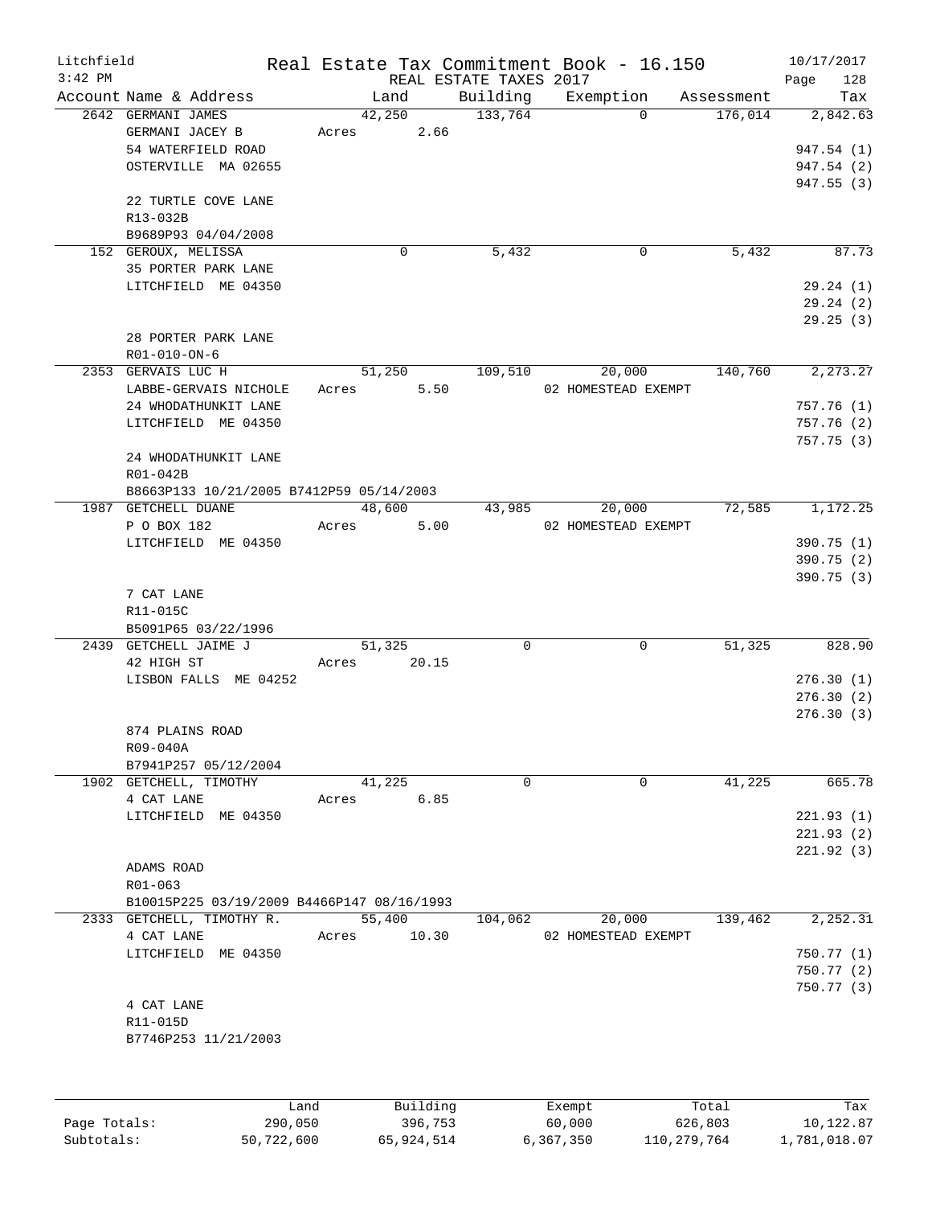Litchfield
3:42 PM

# Real Estate Tax Commitment Book - 16.150

REAL ESTATE TAXES 2017

10/17/2017

| Account | Name & Address | Land | Building | Exemption | Assessment | Tax |
|---|---|---|---|---|---|---|
| 2642 | GERMANI JAMES<br>GERMANI JACEY B<br>54 WATERFIELD ROAD<br>OSTERVILLE MA 02655<br><br>22 TURTLE COVE LANE<br>R13-032B<br>B9689P93 04/04/2008 | 42,250<br>Acres 2.66 | 133,764 | 0 | 176,014 | 2,842.63<br><br>947.54 (1)<br>947.54 (2)<br>947.55 (3) |
| 152 | GEROUX, MELISSA<br>35 PORTER PARK LANE<br>LITCHFIELD ME 04350<br><br>28 PORTER PARK LANE<br>R01-010-ON-6 | 0 | 5,432 | 0 | 5,432 | 87.73<br><br>29.24 (1)<br>29.24 (2)<br>29.25 (3) |
| 2353 | GERVAIS LUC H<br>LABBE-GERVAIS NICHOLE<br>24 WHODATHUNKIT LANE<br>LITCHFIELD ME 04350<br><br>24 WHODATHUNKIT LANE<br>R01-042B<br>B8663P133 10/21/2005 B7412P59 05/14/2003 | 51,250<br>Acres 5.50 | 109,510 | 20,000<br>02 HOMESTEAD EXEMPT | 140,760 | 2,273.27<br><br>757.76 (1)<br>757.76 (2)<br>757.75 (3) |
| 1987 | GETCHELL DUANE<br>P O BOX 182<br>LITCHFIELD ME 04350<br><br>7 CAT LANE<br>R11-015C<br>B5091P65 03/22/1996 | 48,600<br>Acres 5.00 | 43,985 | 20,000<br>02 HOMESTEAD EXEMPT | 72,585 | 1,172.25<br><br>390.75 (1)<br>390.75 (2)<br>390.75 (3) |
| 2439 | GETCHELL JAIME J<br>42 HIGH ST<br>LISBON FALLS ME 04252<br><br>874 PLAINS ROAD<br>R09-040A<br>B7941P257 05/12/2004 | 51,325<br>Acres 20.15 | 0 | 0 | 51,325 | 828.90<br><br>276.30 (1)<br>276.30 (2)<br>276.30 (3) |
| 1902 | GETCHELL, TIMOTHY<br>4 CAT LANE<br>LITCHFIELD ME 04350<br><br>ADAMS ROAD<br>R01-063<br>B10015P225 03/19/2009 B4466P147 08/16/1993 | 41,225<br>Acres 6.85 | 0 | 0 | 41,225 | 665.78<br><br>221.93 (1)<br>221.93 (2)<br>221.92 (3) |
| 2333 | GETCHELL, TIMOTHY R.<br>4 CAT LANE<br>LITCHFIELD ME 04350<br><br>4 CAT LANE<br>R11-015D<br>B7746P253 11/21/2003 | 55,400<br>Acres 10.30 | 104,062 | 20,000<br>02 HOMESTEAD EXEMPT | 139,462 | 2,252.31<br><br>750.77 (1)<br>750.77 (2)<br>750.77 (3) |

| | Land | Building | Exempt | Total | Tax |
|---|---|---|---|---|---|
| Page Totals: | 290,050 | 396,753 | 60,000 | 626,803 | 10,122.87 |
| Subtotals: | 50,722,600 | 65,924,514 | 6,367,350 | 110,279,764 | 1,781,018.07 |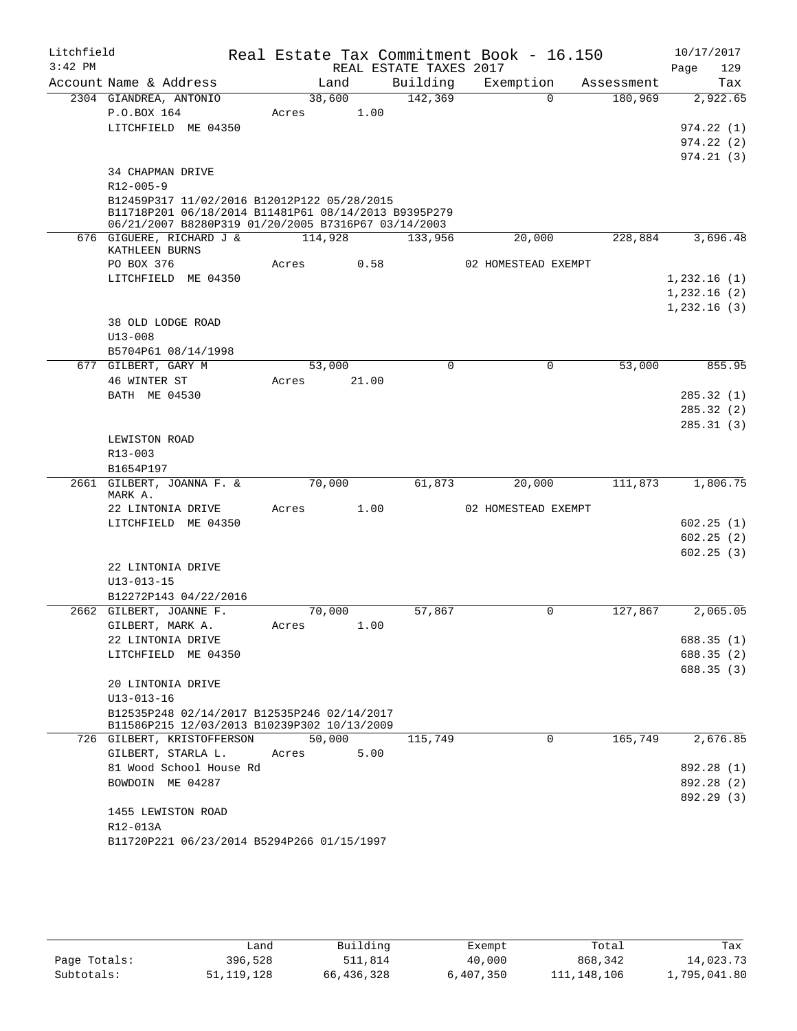Litchfield
3:42 PM

# Real Estate Tax Commitment Book - 16.150

REAL ESTATE TAXES 2017

10/17/2017

| Account | Name & Address | Land | Building | Exemption | Assessment | Tax |
|---|---|---|---|---|---|---|
| 2304 | GIANDREA, ANTONIO | 38,600 | 142,369 | 0 | 180,969 | 2,922.65 |
| | P.O.BOX 164 | Acres 1.00 | | | | |
| | LITCHFIELD ME 04350 | | | | | 974.22 (1) |
| | | | | | | 974.22 (2) |
| | | | | | | 974.21 (3) |
| | 34 CHAPMAN DRIVE | | | | | |
| | R12-005-9 | | | | | |
| | B12459P317 11/02/2016 B12012P122 05/28/2015 B11718P201 06/18/2014 B11481P61 08/14/2013 B9395P279 06/21/2007 B8280P319 01/20/2005 B7316P67 03/14/2003 | | | | | |
| 676 | GIGUERE, RICHARD J & KATHLEEN BURNS | 114,928 | 133,956 | 20,000 | 228,884 | 3,696.48 |
| | PO BOX 376 | Acres 0.58 | | 02 HOMESTEAD EXEMPT | | |
| | LITCHFIELD ME 04350 | | | | | 1,232.16 (1) |
| | | | | | | 1,232.16 (2) |
| | | | | | | 1,232.16 (3) |
| | 38 OLD LODGE ROAD | | | | | |
| | U13-008 | | | | | |
| | B5704P61 08/14/1998 | | | | | |
| 677 | GILBERT, GARY M | 53,000 | 0 | 0 | 53,000 | 855.95 |
| | 46 WINTER ST | Acres 21.00 | | | | |
| | BATH ME 04530 | | | | | 285.32 (1) |
| | | | | | | 285.32 (2) |
| | | | | | | 285.31 (3) |
| | LEWISTON ROAD | | | | | |
| | R13-003 | | | | | |
| | B1654P197 | | | | | |
| 2661 | GILBERT, JOANNA F. & MARK A. | 70,000 | 61,873 | 20,000 | 111,873 | 1,806.75 |
| | 22 LINTONIA DRIVE | Acres 1.00 | | 02 HOMESTEAD EXEMPT | | |
| | LITCHFIELD ME 04350 | | | | | 602.25 (1) |
| | | | | | | 602.25 (2) |
| | | | | | | 602.25 (3) |
| | 22 LINTONIA DRIVE | | | | | |
| | U13-013-15 | | | | | |
| | B12272P143 04/22/2016 | | | | | |
| 2662 | GILBERT, JOANNE F. | 70,000 | 57,867 | 0 | 127,867 | 2,065.05 |
| | GILBERT, MARK A. | Acres 1.00 | | | | |
| | 22 LINTONIA DRIVE | | | | | 688.35 (1) |
| | LITCHFIELD ME 04350 | | | | | 688.35 (2) |
| | | | | | | 688.35 (3) |
| | 20 LINTONIA DRIVE | | | | | |
| | U13-013-16 | | | | | |
| | B12535P248 02/14/2017 B12535P246 02/14/2017 B11586P215 12/03/2013 B10239P302 10/13/2009 | | | | | |
| 726 | GILBERT, KRISTOFFERSON | 50,000 | 115,749 | 0 | 165,749 | 2,676.85 |
| | GILBERT, STARLA L. | Acres 5.00 | | | | |
| | 81 Wood School House Rd | | | | | 892.28 (1) |
| | BOWDOIN ME 04287 | | | | | 892.28 (2) |
| | | | | | | 892.29 (3) |
| | 1455 LEWISTON ROAD | | | | | |
| | R12-013A | | | | | |
| | B11720P221 06/23/2014 B5294P266 01/15/1997 | | | | | |

| | Land | Building | Exempt | Total | Tax |
|---|---|---|---|---|---|
| Page Totals: | 396,528 | 511,814 | 40,000 | 868,342 | 14,023.73 |
| Subtotals: | 51,119,128 | 66,436,328 | 6,407,350 | 111,148,106 | 1,795,041.80 |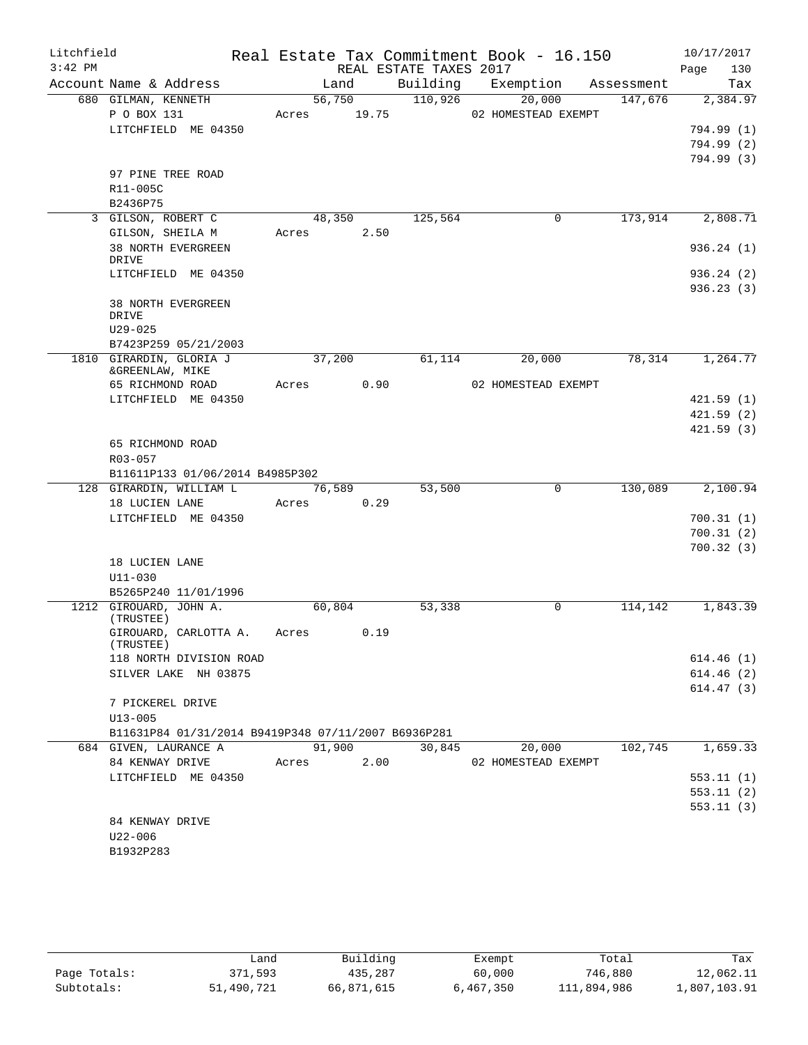Litchfield
3:42 PM

Real Estate Tax Commitment Book - 16.150
REAL ESTATE TAXES 2017

10/17/2017

| Account Name & Address | Land | Building | Exemption | Assessment | Tax |
|---|---|---|---|---|---|
| 680 GILMAN, KENNETH | 56,750 | 110,926 | 20,000 | 147,676 | 2,384.97 |
| P O BOX 131 | Acres 19.75 | | 02 HOMESTEAD EXEMPT | | |
| LITCHFIELD ME 04350 | | | | | 794.99 (1) |
| | | | | | 794.99 (2) |
| | | | | | 794.99 (3) |
| 97 PINE TREE ROAD | | | | | |
| R11-005C | | | | | |
| B2436P75 | | | | | |
| 3 GILSON, ROBERT C | 48,350 | 125,564 | 0 | 173,914 | 2,808.71 |
| GILSON, SHEILA M | Acres 2.50 | | | | |
| 38 NORTH EVERGREEN DRIVE | | | | | 936.24 (1) |
| LITCHFIELD ME 04350 | | | | | 936.24 (2) |
| | | | | | 936.23 (3) |
| 38 NORTH EVERGREEN DRIVE | | | | | |
| U29-025 | | | | | |
| B7423P259 05/21/2003 | | | | | |
| 1810 GIRARDIN, GLORIA J &GREENLAW, MIKE | 37,200 | 61,114 | 20,000 | 78,314 | 1,264.77 |
| 65 RICHMOND ROAD | Acres 0.90 | | 02 HOMESTEAD EXEMPT | | |
| LITCHFIELD ME 04350 | | | | | 421.59 (1) |
| | | | | | 421.59 (2) |
| | | | | | 421.59 (3) |
| 65 RICHMOND ROAD | | | | | |
| R03-057 | | | | | |
| B11611P133 01/06/2014 B4985P302 | | | | | |
| 128 GIRARDIN, WILLIAM L | 76,589 | 53,500 | 0 | 130,089 | 2,100.94 |
| 18 LUCIEN LANE | Acres 0.29 | | | | |
| LITCHFIELD ME 04350 | | | | | 700.31 (1) |
| | | | | | 700.31 (2) |
| | | | | | 700.32 (3) |
| 18 LUCIEN LANE | | | | | |
| U11-030 | | | | | |
| B5265P240 11/01/1996 | | | | | |
| 1212 GIROUARD, JOHN A. (TRUSTEE) | 60,804 | 53,338 | 0 | 114,142 | 1,843.39 |
| GIROUARD, CARLOTTA A. (TRUSTEE) | Acres 0.19 | | | | |
| 118 NORTH DIVISION ROAD | | | | | 614.46 (1) |
| SILVER LAKE NH 03875 | | | | | 614.46 (2) |
| | | | | | 614.47 (3) |
| 7 PICKEREL DRIVE | | | | | |
| U13-005 | | | | | |
| B11631P84 01/31/2014 B9419P348 07/11/2007 B6936P281 | | | | | |
| 684 GIVEN, LAURANCE A | 91,900 | 30,845 | 20,000 | 102,745 | 1,659.33 |
| 84 KENWAY DRIVE | Acres 2.00 | | 02 HOMESTEAD EXEMPT | | |
| LITCHFIELD ME 04350 | | | | | 553.11 (1) |
| | | | | | 553.11 (2) |
| | | | | | 553.11 (3) |
| 84 KENWAY DRIVE | | | | | |
| U22-006 | | | | | |
| B1932P283 | | | | | |

| | Land | Building | Exempt | Total | Tax |
|---|---|---|---|---|---|
| Page Totals: | 371,593 | 435,287 | 60,000 | 746,880 | 12,062.11 |
| Subtotals: | 51,490,721 | 66,871,615 | 6,467,350 | 111,894,986 | 1,807,103.91 |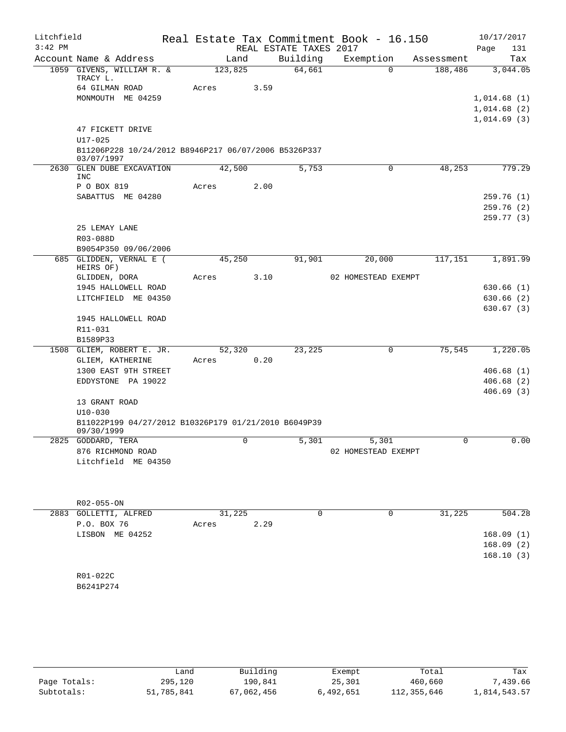Litchfield
3:42 PM

Real Estate Tax Commitment Book - 16.150
REAL ESTATE TAXES 2017

10/17/2017
Page 131

| Account | Name & Address | Land | Building | Exemption | Assessment | Tax |
|---|---|---|---|---|---|---|
| 1059 | GIVENS, WILLIAM R. & TRACY L. | 123,825 | 64,661 | 0 | 188,486 | 3,044.05 |
| | 64 GILMAN ROAD | Acres 3.59 | | | | |
| | MONMOUTH ME 04259 | | | | | 1,014.68 (1) |
| | | | | | | 1,014.68 (2) |
| | | | | | | 1,014.69 (3) |
| | 47 FICKETT DRIVE | | | | | |
| | U17-025 | | | | | |
| | B11206P228 10/24/2012 B8946P217 06/07/2006 B5326P337 03/07/1997 | | | | | |
| 2630 | GLEN DUBE EXCAVATION INC | 42,500 | 5,753 | 0 | 48,253 | 779.29 |
| | P O BOX 819 | Acres 2.00 | | | | |
| | SABATTUS ME 04280 | | | | | 259.76 (1) |
| | | | | | | 259.76 (2) |
| | | | | | | 259.77 (3) |
| | 25 LEMAY LANE | | | | | |
| | R03-088D | | | | | |
| | B9054P350 09/06/2006 | | | | | |
| 685 | GLIDDEN, VERNAL E ( HEIRS OF) | 45,250 | 91,901 | 20,000 | 117,151 | 1,891.99 |
| | GLIDDEN, DORA | Acres 3.10 | | 02 HOMESTEAD EXEMPT | | |
| | 1945 HALLOWELL ROAD | | | | | 630.66 (1) |
| | LITCHFIELD ME 04350 | | | | | 630.66 (2) |
| | | | | | | 630.67 (3) |
| | 1945 HALLOWELL ROAD | | | | | |
| | R11-031 | | | | | |
| | B1589P33 | | | | | |
| 1508 | GLIEM, ROBERT E. JR. | 52,320 | 23,225 | 0 | 75,545 | 1,220.05 |
| | GLIEM, KATHERINE | Acres 0.20 | | | | |
| | 1300 EAST 9TH STREET | | | | | 406.68 (1) |
| | EDDYSTONE PA 19022 | | | | | 406.68 (2) |
| | | | | | | 406.69 (3) |
| | 13 GRANT ROAD | | | | | |
| | U10-030 | | | | | |
| | B11022P199 04/27/2012 B10326P179 01/21/2010 B6049P39 09/30/1999 | | | | | |
| 2825 | GODDARD, TERA | 0 | 5,301 | 5,301 | 0 | 0.00 |
| | 876 RICHMOND ROAD | | | 02 HOMESTEAD EXEMPT | | |
| | Litchfield ME 04350 | | | | | |
| | R02-055-ON | | | | | |
| 2883 | GOLLETTI, ALFRED | 31,225 | 0 | 0 | 31,225 | 504.28 |
| | P.O. BOX 76 | Acres 2.29 | | | | |
| | LISBON ME 04252 | | | | | 168.09 (1) |
| | | | | | | 168.09 (2) |
| | | | | | | 168.10 (3) |
| | R01-022C | | | | | |
| | B6241P274 | | | | | |

| | Land | Building | Exempt | Total | Tax |
|---|---|---|---|---|---|
| Page Totals: | 295,120 | 190,841 | 25,301 | 460,660 | 7,439.66 |
| Subtotals: | 51,785,841 | 67,062,456 | 6,492,651 | 112,355,646 | 1,814,543.57 |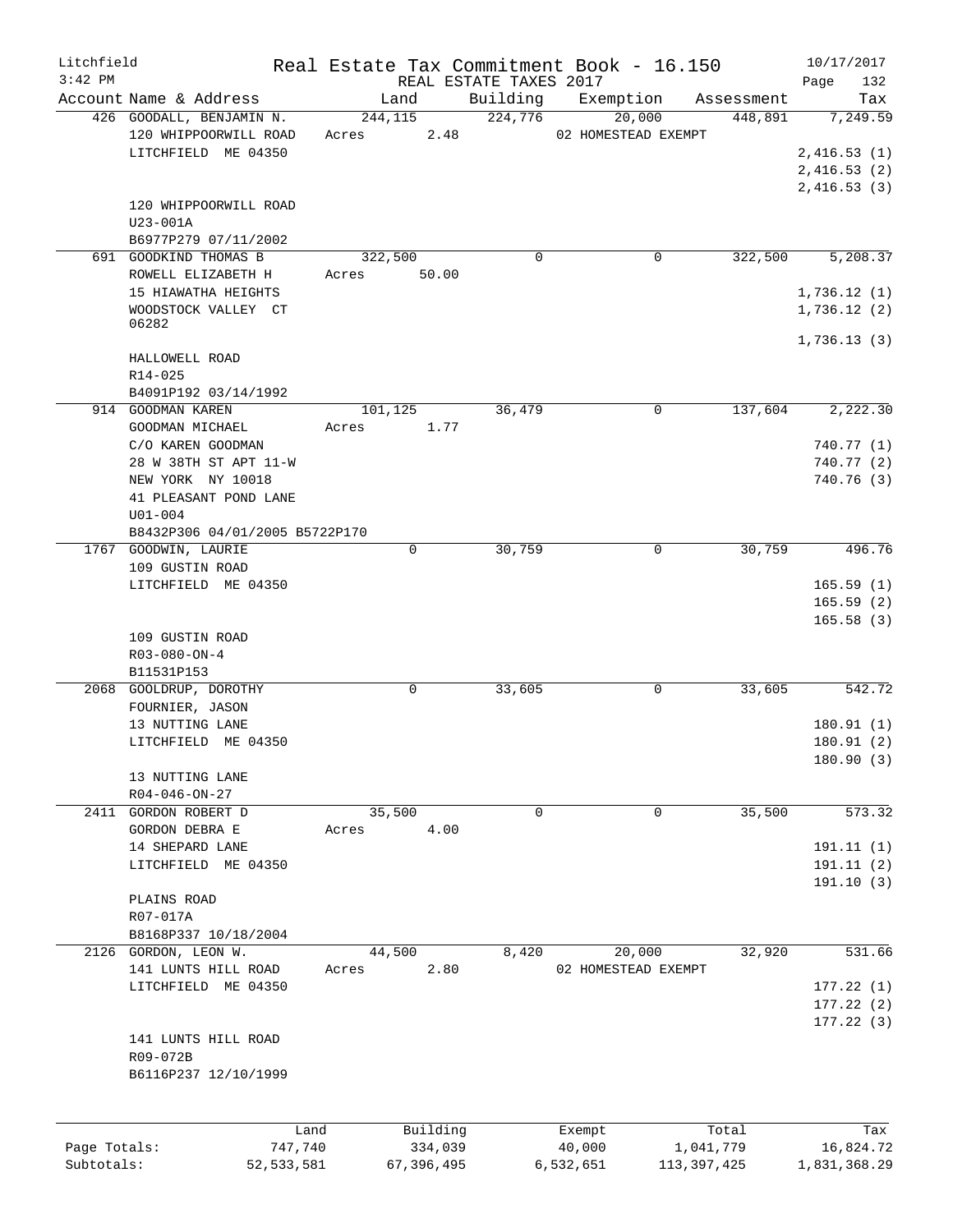Litchfield
3:42 PM

Real Estate Tax Commitment Book - 16.150
REAL ESTATE TAXES 2017

10/17/2017
Page 132

| Account Name & Address | Land | Building | Exemption | Assessment | Tax |
|---|---|---|---|---|---|
| 426 GOODALL, BENJAMIN N.<br>120 WHIPPOORWILL ROAD<br>LITCHFIELD ME 04350<br><br><br>120 WHIPPOORWILL ROAD<br>U23-001A<br>B6977P279 07/11/2002 | 244,115<br>Acres 2.48 | 224,776 | 20,000<br>02 HOMESTEAD EXEMPT | 448,891 | 7,249.59<br><br>2,416.53 (1)<br>2,416.53 (2)<br>2,416.53 (3) |
| 691 GOODKIND THOMAS B<br>ROWELL ELIZABETH H<br>15 HIAWATHA HEIGHTS<br>WOODSTOCK VALLEY CT 06282<br><br>HALLOWELL ROAD<br>R14-025<br>B4091P192 03/14/1992 | 322,500<br>Acres 50.00 | 0 | 0 | 322,500 | 5,208.37<br><br>1,736.12 (1)<br>1,736.12 (2)<br><br>1,736.13 (3) |
| 914 GOODMAN KAREN<br>GOODMAN MICHAEL<br>C/O KAREN GOODMAN<br>28 W 38TH ST APT 11-W<br>NEW YORK NY 10018<br>41 PLEASANT POND LANE<br>U01-004<br>B8432P306 04/01/2005 B5722P170 | 101,125<br>Acres 1.77 | 36,479 | 0 | 137,604 | 2,222.30<br><br>740.77 (1)<br>740.77 (2)<br>740.76 (3) |
| 1767 GOODWIN, LAURIE<br>109 GUSTIN ROAD<br>LITCHFIELD ME 04350<br><br><br>109 GUSTIN ROAD<br>R03-080-ON-4<br>B11531P153 | 0 | 30,759 | 0 | 30,759 | 496.76<br><br>165.59 (1)<br>165.59 (2)<br>165.58 (3) |
| 2068 GOOLDRUP, DOROTHY<br>FOURNIER, JASON<br>13 NUTTING LANE<br>LITCHFIELD ME 04350<br><br>13 NUTTING LANE<br>R04-046-ON-27 | 0 | 33,605 | 0 | 33,605 | 542.72<br><br>180.91 (1)<br>180.91 (2)<br>180.90 (3) |
| 2411 GORDON ROBERT D<br>GORDON DEBRA E<br>14 SHEPARD LANE<br>LITCHFIELD ME 04350<br><br>PLAINS ROAD<br>R07-017A<br>B8168P337 10/18/2004 | 35,500<br>Acres 4.00 | 0 | 0 | 35,500 | 573.32<br><br>191.11 (1)<br>191.11 (2)<br>191.10 (3) |
| 2126 GORDON, LEON W.<br>141 LUNTS HILL ROAD<br>LITCHFIELD ME 04350<br><br><br>141 LUNTS HILL ROAD<br>R09-072B<br>B6116P237 12/10/1999 | 44,500<br>Acres 2.80 | 8,420 | 20,000<br>02 HOMESTEAD EXEMPT | 32,920 | 531.66<br><br>177.22 (1)<br>177.22 (2)<br>177.22 (3) |

| | Land | Building | Exempt | Total | Tax |
|---|---|---|---|---|---|
| Page Totals: | 747,740 | 334,039 | 40,000 | 1,041,779 | 16,824.72 |
| Subtotals: | 52,533,581 | 67,396,495 | 6,532,651 | 113,397,425 | 1,831,368.29 |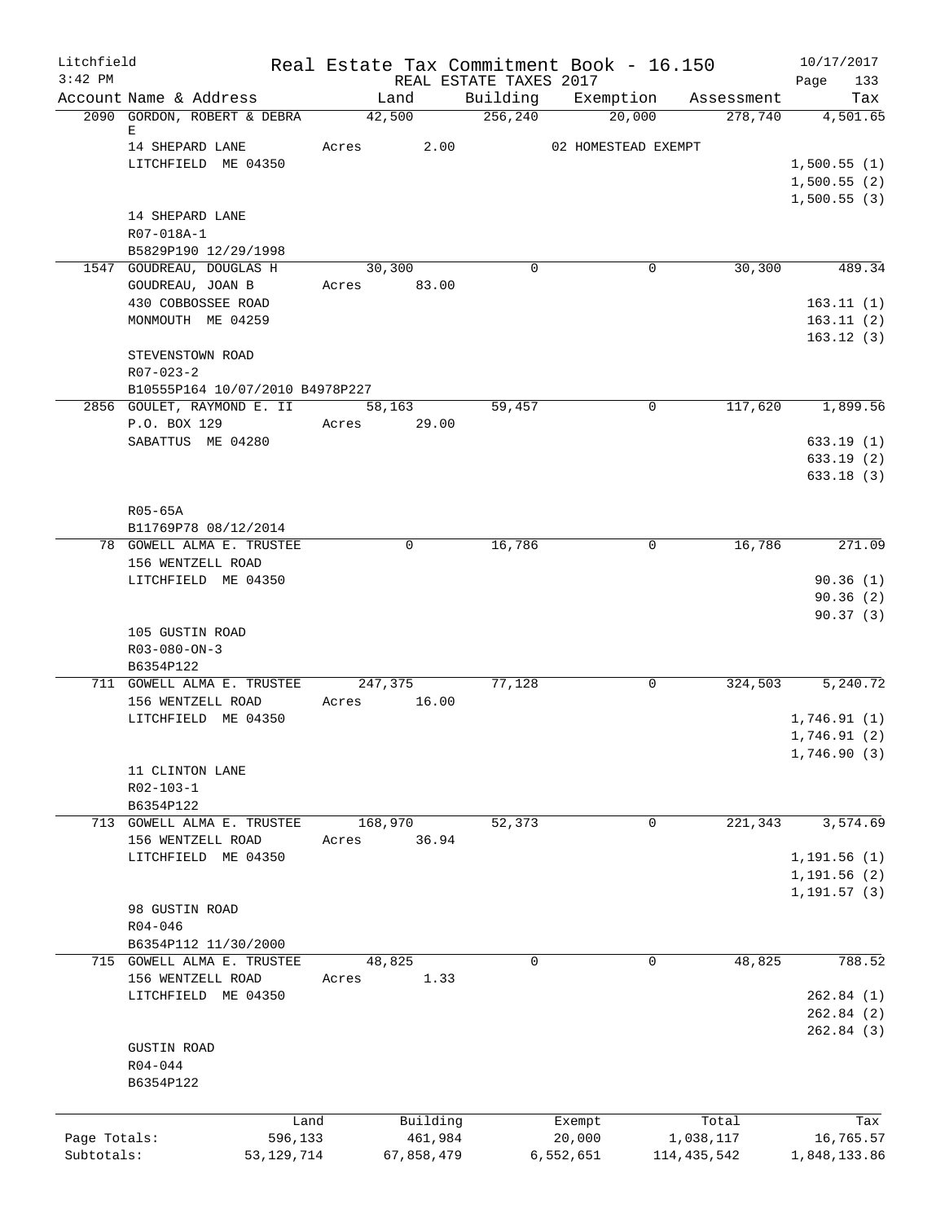Litchfield
3:42 PM

# Real Estate Tax Commitment Book - 16.150

REAL ESTATE TAXES 2017

10/17/2017

| Account | Name & Address | Land | Building | Exemption | Assessment | Tax |
|---|---|---|---|---|---|---|
| 2090 | GORDON, ROBERT & DEBRA E | 42,500 | 256,240 | 20,000 | 278,740 | 4,501.65 |
| | 14 SHEPARD LANE | Acres 2.00 | | 02 HOMESTEAD EXEMPT | | |
| | LITCHFIELD ME 04350 | | | | | 1,500.55 (1) |
| | | | | | | 1,500.55 (2) |
| | | | | | | 1,500.55 (3) |
| | 14 SHEPARD LANE | | | | | |
| | R07-018A-1 | | | | | |
| | B5829P190 12/29/1998 | | | | | |
| 1547 | GOUDREAU, DOUGLAS H | 30,300 | 0 | 0 | 30,300 | 489.34 |
| | GOUDREAU, JOAN B | Acres 83.00 | | | | |
| | 430 COBBOSSEE ROAD | | | | | 163.11 (1) |
| | MONMOUTH ME 04259 | | | | | 163.11 (2) |
| | | | | | | 163.12 (3) |
| | STEVENSTOWN ROAD | | | | | |
| | R07-023-2 | | | | | |
| | B10555P164 10/07/2010 B4978P227 | | | | | |
| 2856 | GOULET, RAYMOND E. II | 58,163 | 59,457 | 0 | 117,620 | 1,899.56 |
| | P.O. BOX 129 | Acres 29.00 | | | | |
| | SABATTUS ME 04280 | | | | | 633.19 (1) |
| | | | | | | 633.19 (2) |
| | | | | | | 633.18 (3) |
| | R05-65A | | | | | |
| | B11769P78 08/12/2014 | | | | | |
| 78 | GOWELL ALMA E. TRUSTEE | 0 | 16,786 | 0 | 16,786 | 271.09 |
| | 156 WENTZELL ROAD | | | | | |
| | LITCHFIELD ME 04350 | | | | | 90.36 (1) |
| | | | | | | 90.36 (2) |
| | | | | | | 90.37 (3) |
| | 105 GUSTIN ROAD | | | | | |
| | R03-080-ON-3 | | | | | |
| | B6354P122 | | | | | |
| 711 | GOWELL ALMA E. TRUSTEE | 247,375 | 77,128 | 0 | 324,503 | 5,240.72 |
| | 156 WENTZELL ROAD | Acres 16.00 | | | | |
| | LITCHFIELD ME 04350 | | | | | 1,746.91 (1) |
| | | | | | | 1,746.91 (2) |
| | | | | | | 1,746.90 (3) |
| | 11 CLINTON LANE | | | | | |
| | R02-103-1 | | | | | |
| | B6354P122 | | | | | |
| 713 | GOWELL ALMA E. TRUSTEE | 168,970 | 52,373 | 0 | 221,343 | 3,574.69 |
| | 156 WENTZELL ROAD | Acres 36.94 | | | | |
| | LITCHFIELD ME 04350 | | | | | 1,191.56 (1) |
| | | | | | | 1,191.56 (2) |
| | | | | | | 1,191.57 (3) |
| | 98 GUSTIN ROAD | | | | | |
| | R04-046 | | | | | |
| | B6354P112 11/30/2000 | | | | | |
| 715 | GOWELL ALMA E. TRUSTEE | 48,825 | 0 | 0 | 48,825 | 788.52 |
| | 156 WENTZELL ROAD | Acres 1.33 | | | | |
| | LITCHFIELD ME 04350 | | | | | 262.84 (1) |
| | | | | | | 262.84 (2) |
| | | | | | | 262.84 (3) |
| | GUSTIN ROAD | | | | | |
| | R04-044 | | | | | |
| | B6354P122 | | | | | |

| | Land | Building | Exempt | Total | Tax |
|---|---|---|---|---|---|
| Page Totals: | 596,133 | 461,984 | 20,000 | 1,038,117 | 16,765.57 |
| Subtotals: | 53,129,714 | 67,858,479 | 6,552,651 | 114,435,542 | 1,848,133.86 |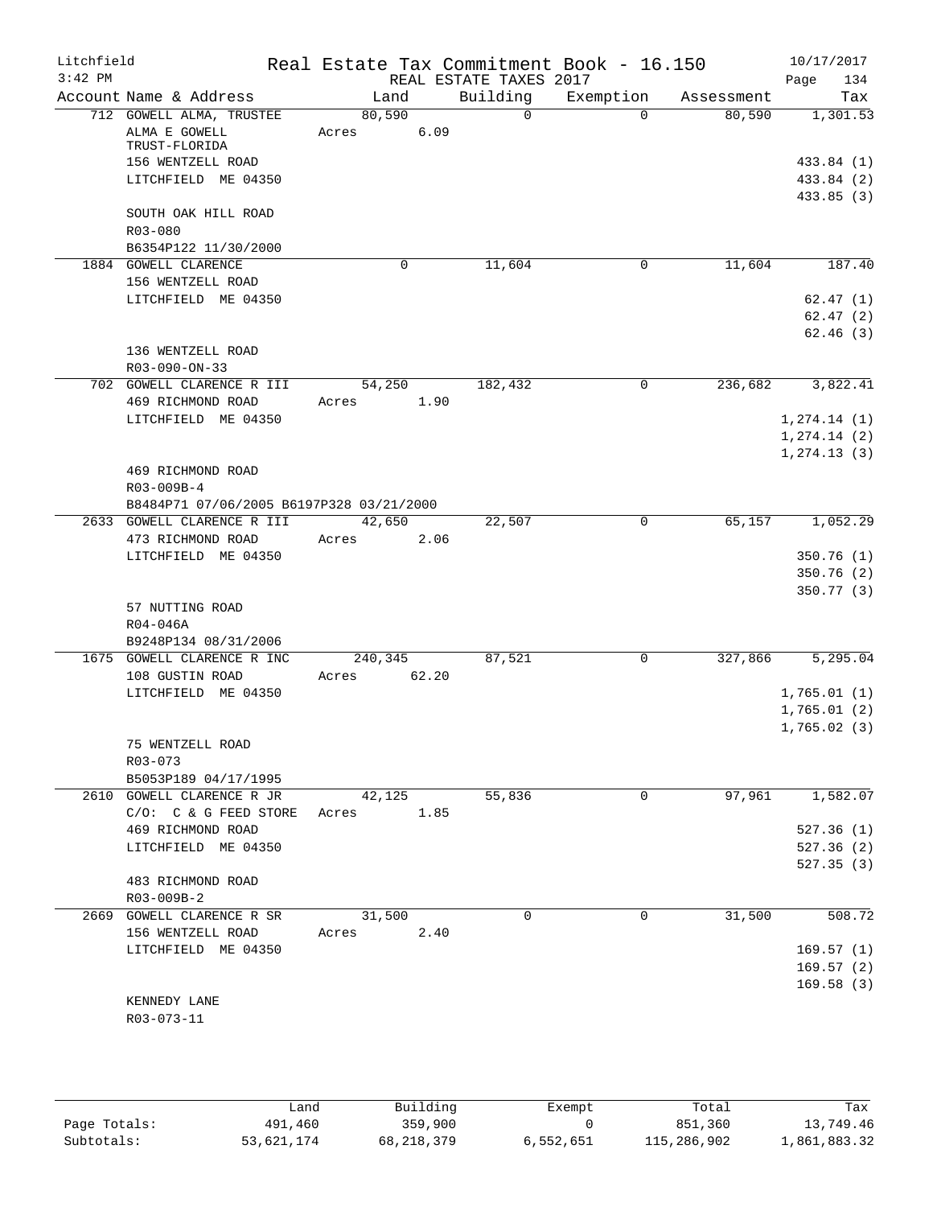Litchfield
3:42 PM

# Real Estate Tax Commitment Book - 16.150

REAL ESTATE TAXES 2017

10/17/2017

| Account | Name & Address | Land | Building | Exemption | Assessment | Tax |
|---|---|---|---|---|---|---|
| 712 | GOWELL ALMA, TRUSTEE | 80,590 | 0 | 0 | 80,590 | 1,301.53 |
| | ALMA E GOWELL TRUST-FLORIDA | Acres 6.09 | | | | |
| | 156 WENTZELL ROAD | | | | | 433.84 (1) |
| | LITCHFIELD ME 04350 | | | | | 433.84 (2) |
| | | | | | | 433.85 (3) |
| | SOUTH OAK HILL ROAD | | | | | |
| | R03-080 | | | | | |
| | B6354P122 11/30/2000 | | | | | |
| 1884 | GOWELL CLARENCE | 0 | 11,604 | 0 | 11,604 | 187.40 |
| | 156 WENTZELL ROAD | | | | | |
| | LITCHFIELD ME 04350 | | | | | 62.47 (1) |
| | | | | | | 62.47 (2) |
| | | | | | | 62.46 (3) |
| | 136 WENTZELL ROAD | | | | | |
| | R03-090-ON-33 | | | | | |
| 702 | GOWELL CLARENCE R III | 54,250 | 182,432 | 0 | 236,682 | 3,822.41 |
| | 469 RICHMOND ROAD | Acres 1.90 | | | | |
| | LITCHFIELD ME 04350 | | | | | 1,274.14 (1) |
| | | | | | | 1,274.14 (2) |
| | | | | | | 1,274.13 (3) |
| | 469 RICHMOND ROAD | | | | | |
| | R03-009B-4 | | | | | |
| | B8484P71 07/06/2005 B6197P328 03/21/2000 | | | | | |
| 2633 | GOWELL CLARENCE R III | 42,650 | 22,507 | 0 | 65,157 | 1,052.29 |
| | 473 RICHMOND ROAD | Acres 2.06 | | | | |
| | LITCHFIELD ME 04350 | | | | | 350.76 (1) |
| | | | | | | 350.76 (2) |
| | | | | | | 350.77 (3) |
| | 57 NUTTING ROAD | | | | | |
| | R04-046A | | | | | |
| | B9248P134 08/31/2006 | | | | | |
| 1675 | GOWELL CLARENCE R INC | 240,345 | 87,521 | 0 | 327,866 | 5,295.04 |
| | 108 GUSTIN ROAD | Acres 62.20 | | | | |
| | LITCHFIELD ME 04350 | | | | | 1,765.01 (1) |
| | | | | | | 1,765.01 (2) |
| | | | | | | 1,765.02 (3) |
| | 75 WENTZELL ROAD | | | | | |
| | R03-073 | | | | | |
| | B5053P189 04/17/1995 | | | | | |
| 2610 | GOWELL CLARENCE R JR | 42,125 | 55,836 | 0 | 97,961 | 1,582.07 |
| | C/O: C & G FEED STORE | Acres 1.85 | | | | |
| | 469 RICHMOND ROAD | | | | | 527.36 (1) |
| | LITCHFIELD ME 04350 | | | | | 527.36 (2) |
| | | | | | | 527.35 (3) |
| | 483 RICHMOND ROAD | | | | | |
| | R03-009B-2 | | | | | |
| 2669 | GOWELL CLARENCE R SR | 31,500 | 0 | 0 | 31,500 | 508.72 |
| | 156 WENTZELL ROAD | Acres 2.40 | | | | |
| | LITCHFIELD ME 04350 | | | | | 169.57 (1) |
| | | | | | | 169.57 (2) |
| | | | | | | 169.58 (3) |
| | KENNEDY LANE | | | | | |
| | R03-073-11 | | | | | |

| | Land | Building | Exempt | Total | Tax |
|---|---|---|---|---|---|
| Page Totals: | 491,460 | 359,900 | 0 | 851,360 | 13,749.46 |
| Subtotals: | 53,621,174 | 68,218,379 | 6,552,651 | 115,286,902 | 1,861,883.32 |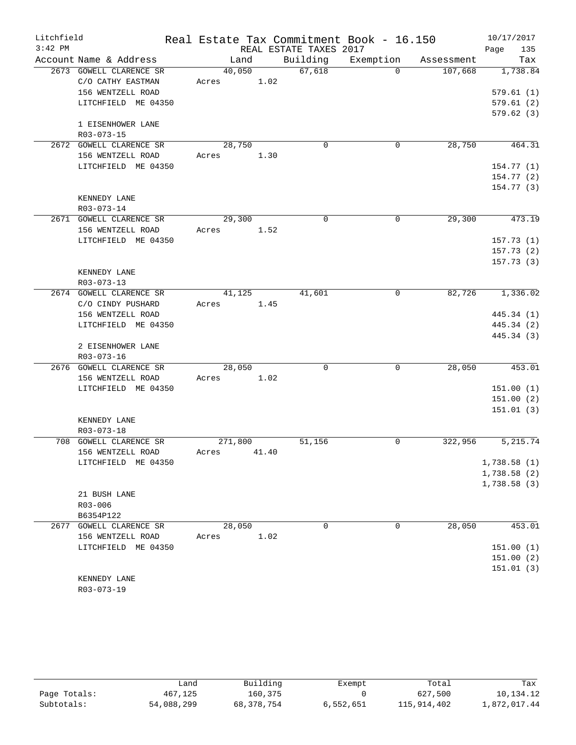Litchfield
3:42 PM

Real Estate Tax Commitment Book - 16.150
REAL ESTATE TAXES 2017

10/17/2017

| Account | Name & Address | Land | Building | Exemption | Assessment | Tax |
|---|---|---|---|---|---|---|
| 2673 | GOWELL CLARENCE SR<br>C/O CATHY EASTMAN<br>156 WENTZELL ROAD<br>LITCHFIELD ME 04350<br><br>1 EISENHOWER LANE<br>R03-073-15 | 40,050<br>Acres 1.02 | 67,618 | 0 | 107,668 | 1,738.84<br><br>579.61 (1)<br>579.61 (2)<br>579.62 (3) |
| 2672 | GOWELL CLARENCE SR<br>156 WENTZELL ROAD<br>LITCHFIELD ME 04350<br><br>KENNEDY LANE<br>R03-073-14 | 28,750<br>Acres 1.30 | 0 | 0 | 28,750 | 464.31<br><br>154.77 (1)<br>154.77 (2)<br>154.77 (3) |
| 2671 | GOWELL CLARENCE SR<br>156 WENTZELL ROAD<br>LITCHFIELD ME 04350<br><br>KENNEDY LANE<br>R03-073-13 | 29,300<br>Acres 1.52 | 0 | 0 | 29,300 | 473.19<br><br>157.73 (1)<br>157.73 (2)<br>157.73 (3) |
| 2674 | GOWELL CLARENCE SR<br>C/O CINDY PUSHARD<br>156 WENTZELL ROAD<br>LITCHFIELD ME 04350<br><br>2 EISENHOWER LANE<br>R03-073-16 | 41,125<br>Acres 1.45 | 41,601 | 0 | 82,726 | 1,336.02<br><br>445.34 (1)<br>445.34 (2)<br>445.34 (3) |
| 2676 | GOWELL CLARENCE SR<br>156 WENTZELL ROAD<br>LITCHFIELD ME 04350<br><br>KENNEDY LANE<br>R03-073-18 | 28,050<br>Acres 1.02 | 0 | 0 | 28,050 | 453.01<br><br>151.00 (1)<br>151.00 (2)<br>151.01 (3) |
| 708 | GOWELL CLARENCE SR<br>156 WENTZELL ROAD<br>LITCHFIELD ME 04350<br><br>21 BUSH LANE<br>R03-006<br>B6354P122 | 271,800<br>Acres 41.40 | 51,156 | 0 | 322,956 | 5,215.74<br><br>1,738.58 (1)<br>1,738.58 (2)<br>1,738.58 (3) |
| 2677 | GOWELL CLARENCE SR<br>156 WENTZELL ROAD<br>LITCHFIELD ME 04350<br><br>KENNEDY LANE<br>R03-073-19 | 28,050<br>Acres 1.02 | 0 | 0 | 28,050 | 453.01<br><br>151.00 (1)<br>151.00 (2)<br>151.01 (3) |

| | Land | Building | Exempt | Total | Tax |
|---|---|---|---|---|---|
| Page Totals: | 467,125 | 160,375 | 0 | 627,500 | 10,134.12 |
| Subtotals: | 54,088,299 | 68,378,754 | 6,552,651 | 115,914,402 | 1,872,017.44 |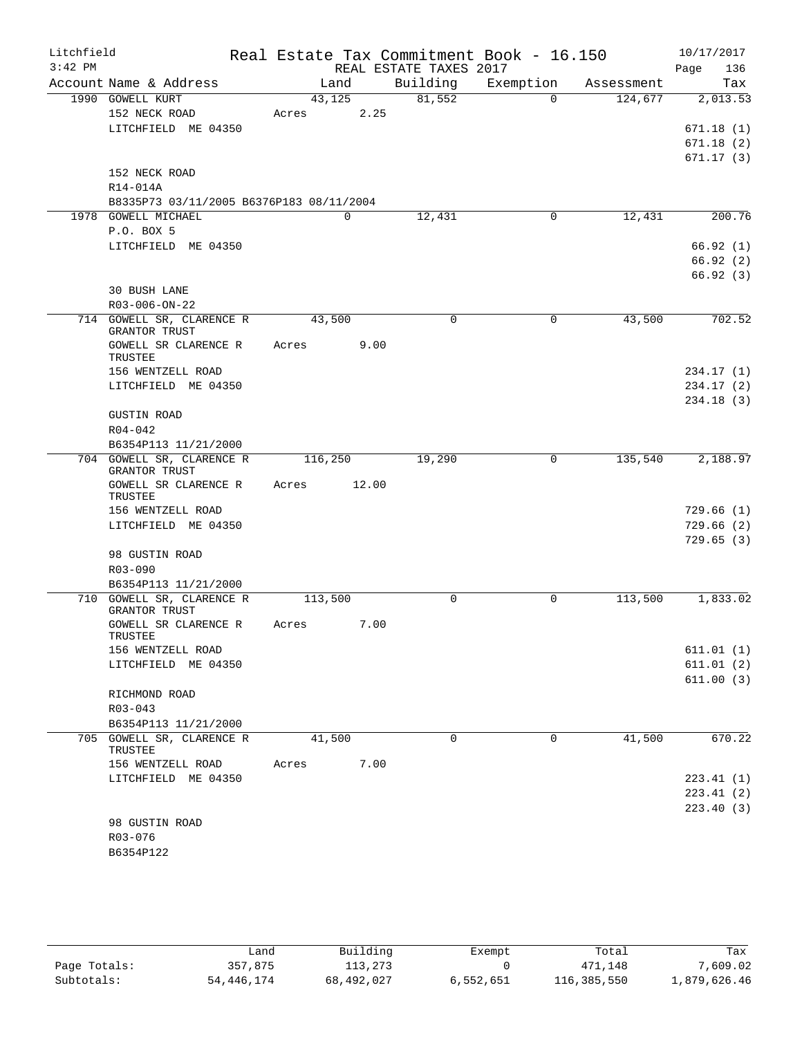Litchfield Real Estate Tax Commitment Book - 16.150 10/17/2017
3:42 PM REAL ESTATE TAXES 2017

| Account | Name & Address | Land | Building | Exemption | Assessment | Tax |
|---|---|---|---|---|---|---|
| 1990 | GOWELL KURT | 43,125 | 81,552 | 0 | 124,677 | 2,013.53 |
| | 152 NECK ROAD | Acres 2.25 | | | | |
| | LITCHFIELD ME 04350 | | | | | 671.18 (1) |
| | | | | | | 671.18 (2) |
| | | | | | | 671.17 (3) |
| | 152 NECK ROAD | | | | | |
| | R14-014A | | | | | |
| | B8335P73 03/11/2005 B6376P183 08/11/2004 | | | | | |
| 1978 | GOWELL MICHAEL | 0 | 12,431 | 0 | 12,431 | 200.76 |
| | P.O. BOX 5 | | | | | |
| | LITCHFIELD ME 04350 | | | | | 66.92 (1) |
| | | | | | | 66.92 (2) |
| | | | | | | 66.92 (3) |
| | 30 BUSH LANE | | | | | |
| | R03-006-ON-22 | | | | | |
| 714 | GOWELL SR, CLARENCE R GRANTOR TRUST | 43,500 | 0 | 0 | 43,500 | 702.52 |
| | GOWELL SR CLARENCE R TRUSTEE | Acres 9.00 | | | | |
| | 156 WENTZELL ROAD | | | | | 234.17 (1) |
| | LITCHFIELD ME 04350 | | | | | 234.17 (2) |
| | | | | | | 234.18 (3) |
| | GUSTIN ROAD | | | | | |
| | R04-042 | | | | | |
| | B6354P113 11/21/2000 | | | | | |
| 704 | GOWELL SR, CLARENCE R GRANTOR TRUST | 116,250 | 19,290 | 0 | 135,540 | 2,188.97 |
| | GOWELL SR CLARENCE R TRUSTEE | Acres 12.00 | | | | |
| | 156 WENTZELL ROAD | | | | | 729.66 (1) |
| | LITCHFIELD ME 04350 | | | | | 729.66 (2) |
| | | | | | | 729.65 (3) |
| | 98 GUSTIN ROAD | | | | | |
| | R03-090 | | | | | |
| | B6354P113 11/21/2000 | | | | | |
| 710 | GOWELL SR, CLARENCE R GRANTOR TRUST | 113,500 | 0 | 0 | 113,500 | 1,833.02 |
| | GOWELL SR CLARENCE R TRUSTEE | Acres 7.00 | | | | |
| | 156 WENTZELL ROAD | | | | | 611.01 (1) |
| | LITCHFIELD ME 04350 | | | | | 611.01 (2) |
| | | | | | | 611.00 (3) |
| | RICHMOND ROAD | | | | | |
| | R03-043 | | | | | |
| | B6354P113 11/21/2000 | | | | | |
| 705 | GOWELL SR, CLARENCE R TRUSTEE | 41,500 | 0 | 0 | 41,500 | 670.22 |
| | 156 WENTZELL ROAD | Acres 7.00 | | | | |
| | LITCHFIELD ME 04350 | | | | | 223.41 (1) |
| | | | | | | 223.41 (2) |
| | | | | | | 223.40 (3) |
| | 98 GUSTIN ROAD | | | | | |
| | R03-076 | | | | | |
| | B6354P122 | | | | | |

| | Land | Building | Exempt | Total | Tax |
|---|---|---|---|---|---|
| Page Totals: | 357,875 | 113,273 | 0 | 471,148 | 7,609.02 |
| Subtotals: | 54,446,174 | 68,492,027 | 6,552,651 | 116,385,550 | 1,879,626.46 |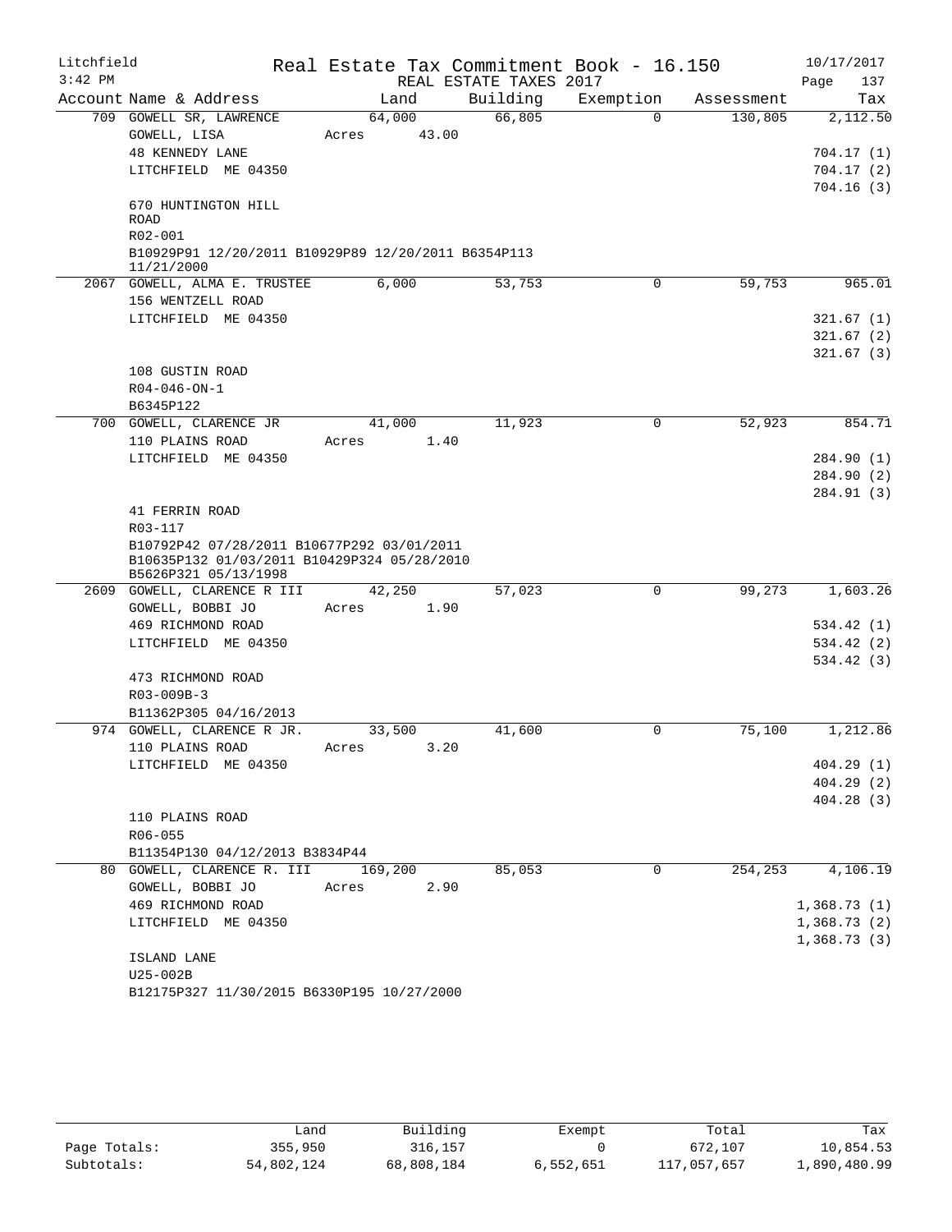Litchfield  Real Estate Tax Commitment Book - 16.150  10/17/2017
3:42 PM  REAL ESTATE TAXES 2017  Page 137

| Account | Name & Address | Land | Building | Exemption | Assessment | Tax |
|---|---|---|---|---|---|---|
| 709 | GOWELL SR, LAWRENCE | 64,000 | 66,805 | 0 | 130,805 | 2,112.50 |
| | GOWELL, LISA | Acres 43.00 | | | | |
| | 48 KENNEDY LANE | | | | | 704.17 (1) |
| | LITCHFIELD ME 04350 | | | | | 704.17 (2) |
| | | | | | | 704.16 (3) |
| | 670 HUNTINGTON HILL ROAD | | | | | |
| | R02-001 | | | | | |
| | B10929P91 12/20/2011 B10929P89 12/20/2011 B6354P113 11/21/2000 | | | | | |
| 2067 | GOWELL, ALMA E. TRUSTEE | 6,000 | 53,753 | 0 | 59,753 | 965.01 |
| | 156 WENTZELL ROAD | | | | | |
| | LITCHFIELD ME 04350 | | | | | 321.67 (1) |
| | | | | | | 321.67 (2) |
| | | | | | | 321.67 (3) |
| | 108 GUSTIN ROAD | | | | | |
| | R04-046-ON-1 | | | | | |
| | B6345P122 | | | | | |
| 700 | GOWELL, CLARENCE JR | 41,000 | 11,923 | 0 | 52,923 | 854.71 |
| | 110 PLAINS ROAD | Acres 1.40 | | | | |
| | LITCHFIELD ME 04350 | | | | | 284.90 (1) |
| | | | | | | 284.90 (2) |
| | | | | | | 284.91 (3) |
| | 41 FERRIN ROAD | | | | | |
| | R03-117 | | | | | |
| | B10792P42 07/28/2011 B10677P292 03/01/2011 B10635P132 01/03/2011 B10429P324 05/28/2010 B5626P321 05/13/1998 | | | | | |
| 2609 | GOWELL, CLARENCE R III | 42,250 | 57,023 | 0 | 99,273 | 1,603.26 |
| | GOWELL, BOBBI JO | Acres 1.90 | | | | |
| | 469 RICHMOND ROAD | | | | | 534.42 (1) |
| | LITCHFIELD ME 04350 | | | | | 534.42 (2) |
| | | | | | | 534.42 (3) |
| | 473 RICHMOND ROAD | | | | | |
| | R03-009B-3 | | | | | |
| | B11362P305 04/16/2013 | | | | | |
| 974 | GOWELL, CLARENCE R JR. | 33,500 | 41,600 | 0 | 75,100 | 1,212.86 |
| | 110 PLAINS ROAD | Acres 3.20 | | | | |
| | LITCHFIELD ME 04350 | | | | | 404.29 (1) |
| | | | | | | 404.29 (2) |
| | | | | | | 404.28 (3) |
| | 110 PLAINS ROAD | | | | | |
| | R06-055 | | | | | |
| | B11354P130 04/12/2013 B3834P44 | | | | | |
| 80 | GOWELL, CLARENCE R. III | 169,200 | 85,053 | 0 | 254,253 | 4,106.19 |
| | GOWELL, BOBBI JO | Acres 2.90 | | | | |
| | 469 RICHMOND ROAD | | | | | 1,368.73 (1) |
| | LITCHFIELD ME 04350 | | | | | 1,368.73 (2) |
| | | | | | | 1,368.73 (3) |
| | ISLAND LANE | | | | | |
| | U25-002B | | | | | |
| | B12175P327 11/30/2015 B6330P195 10/27/2000 | | | | | |

| | Land | Building | Exempt | Total | Tax |
|---|---|---|---|---|---|
| Page Totals: | 355,950 | 316,157 | 0 | 672,107 | 10,854.53 |
| Subtotals: | 54,802,124 | 68,808,184 | 6,552,651 | 117,057,657 | 1,890,480.99 |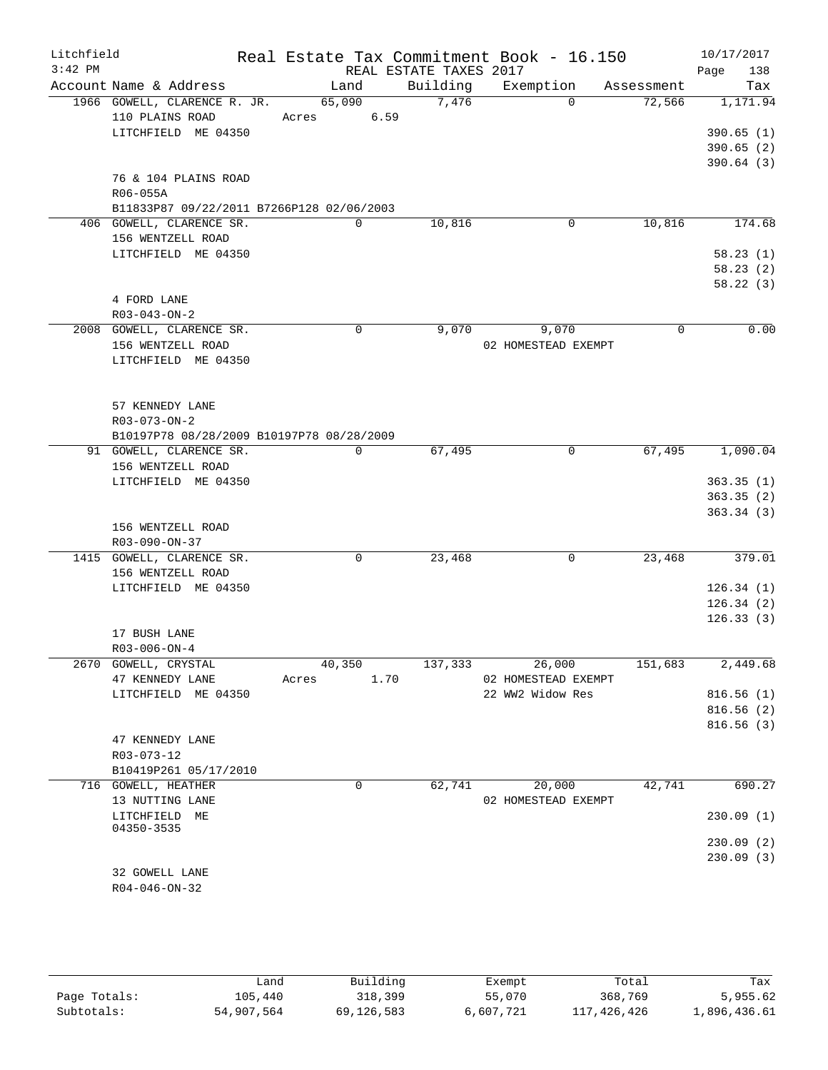Litchfield
3:42 PM

# Real Estate Tax Commitment Book - 16.150

REAL ESTATE TAXES 2017

10/17/2017
Page 138

| Account | Name & Address | Land | Building | Exemption | Assessment | Tax |
|---|---|---|---|---|---|---|
| 1966 | GOWELL, CLARENCE R. JR. | 65,090 | 7,476 | 0 | 72,566 | 1,171.94 |
| | 110 PLAINS ROAD | Acres 6.59 | | | | |
| | LITCHFIELD ME 04350 | | | | | 390.65 (1) |
| | | | | | | 390.65 (2) |
| | | | | | | 390.64 (3) |
| | 76 & 104 PLAINS ROAD | | | | | |
| | R06-055A | | | | | |
| | B11833P87 09/22/2011 B7266P128 02/06/2003 | | | | | |
| 406 | GOWELL, CLARENCE SR. | 0 | 10,816 | 0 | 10,816 | 174.68 |
| | 156 WENTZELL ROAD | | | | | |
| | LITCHFIELD ME 04350 | | | | | 58.23 (1) |
| | | | | | | 58.23 (2) |
| | | | | | | 58.22 (3) |
| | 4 FORD LANE | | | | | |
| | R03-043-ON-2 | | | | | |
| 2008 | GOWELL, CLARENCE SR. | 0 | 9,070 | 9,070 | 0 | 0.00 |
| | 156 WENTZELL ROAD | | | 02 HOMESTEAD EXEMPT | | |
| | LITCHFIELD ME 04350 | | | | | |
| | 57 KENNEDY LANE | | | | | |
| | R03-073-ON-2 | | | | | |
| | B10197P78 08/28/2009 B10197P78 08/28/2009 | | | | | |
| 91 | GOWELL, CLARENCE SR. | 0 | 67,495 | 0 | 67,495 | 1,090.04 |
| | 156 WENTZELL ROAD | | | | | |
| | LITCHFIELD ME 04350 | | | | | 363.35 (1) |
| | | | | | | 363.35 (2) |
| | | | | | | 363.34 (3) |
| | 156 WENTZELL ROAD | | | | | |
| | R03-090-ON-37 | | | | | |
| 1415 | GOWELL, CLARENCE SR. | 0 | 23,468 | 0 | 23,468 | 379.01 |
| | 156 WENTZELL ROAD | | | | | |
| | LITCHFIELD ME 04350 | | | | | 126.34 (1) |
| | | | | | | 126.34 (2) |
| | | | | | | 126.33 (3) |
| | 17 BUSH LANE | | | | | |
| | R03-006-ON-4 | | | | | |
| 2670 | GOWELL, CRYSTAL | 40,350 | 137,333 | 26,000 | 151,683 | 2,449.68 |
| | 47 KENNEDY LANE | Acres 1.70 | | 02 HOMESTEAD EXEMPT | | |
| | LITCHFIELD ME 04350 | | | 22 WW2 Widow Res | | 816.56 (1) |
| | | | | | | 816.56 (2) |
| | | | | | | 816.56 (3) |
| | 47 KENNEDY LANE | | | | | |
| | R03-073-12 | | | | | |
| | B10419P261 05/17/2010 | | | | | |
| 716 | GOWELL, HEATHER | 0 | 62,741 | 20,000 | 42,741 | 690.27 |
| | 13 NUTTING LANE | | | 02 HOMESTEAD EXEMPT | | |
| | LITCHFIELD ME 04350-3535 | | | | | 230.09 (1) |
| | | | | | | 230.09 (2) |
| | | | | | | 230.09 (3) |
| | 32 GOWELL LANE | | | | | |
| | R04-046-ON-32 | | | | | |

| | Land | Building | Exempt | Total | Tax |
|---|---|---|---|---|---|
| Page Totals: | 105,440 | 318,399 | 55,070 | 368,769 | 5,955.62 |
| Subtotals: | 54,907,564 | 69,126,583 | 6,607,721 | 117,426,426 | 1,896,436.61 |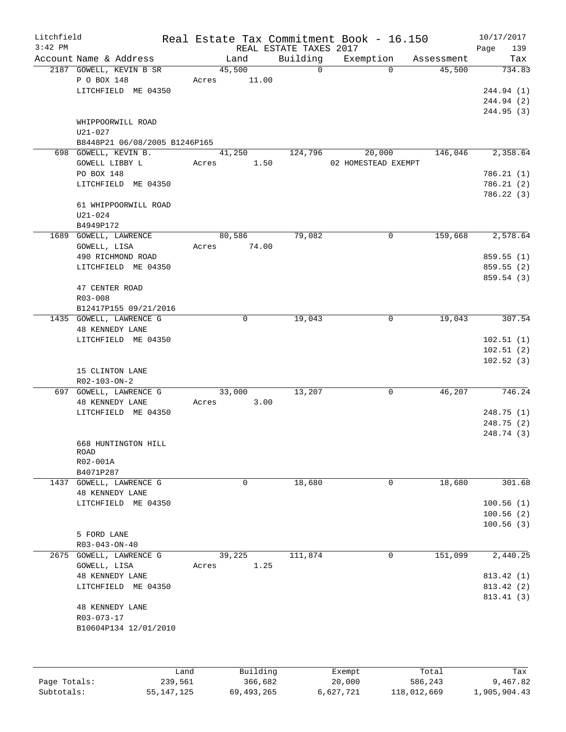Litchfield 3:42 PM

# Real Estate Tax Commitment Book - 16.150

REAL ESTATE TAXES 2017

10/17/2017

| Account Name & Address | Land | Building | Exemption | Assessment | Tax |
|---|---|---|---|---|---|
| 2187 GOWELL, KEVIN B SR | 45,500 | 0 | 0 | 45,500 | 734.83 |
| P O BOX 148 | Acres 11.00 | | | | |
| LITCHFIELD ME 04350 | | | | | 244.94 (1) |
| | | | | | 244.94 (2) |
| | | | | | 244.95 (3) |
| WHIPPOORWILL ROAD | | | | | |
| U21-027 | | | | | |
| B8448P21 06/08/2005 B1246P165 | | | | | |
| 698 GOWELL, KEVIN B. | 41,250 | 124,796 | 20,000 | 146,046 | 2,358.64 |
| GOWELL LIBBY L | Acres 1.50 | | 02 HOMESTEAD EXEMPT | | |
| PO BOX 148 | | | | | 786.21 (1) |
| LITCHFIELD ME 04350 | | | | | 786.21 (2) |
| | | | | | 786.22 (3) |
| 61 WHIPPOORWILL ROAD | | | | | |
| U21-024 | | | | | |
| B4949P172 | | | | | |
| 1689 GOWELL, LAWRENCE | 80,586 | 79,082 | 0 | 159,668 | 2,578.64 |
| GOWELL, LISA | Acres 74.00 | | | | |
| 490 RICHMOND ROAD | | | | | 859.55 (1) |
| LITCHFIELD ME 04350 | | | | | 859.55 (2) |
| | | | | | 859.54 (3) |
| 47 CENTER ROAD | | | | | |
| R03-008 | | | | | |
| B12417P155 09/21/2016 | | | | | |
| 1435 GOWELL, LAWRENCE G | 0 | 19,043 | 0 | 19,043 | 307.54 |
| 48 KENNEDY LANE | | | | | |
| LITCHFIELD ME 04350 | | | | | 102.51 (1) |
| | | | | | 102.51 (2) |
| | | | | | 102.52 (3) |
| 15 CLINTON LANE | | | | | |
| R02-103-ON-2 | | | | | |
| 697 GOWELL, LAWRENCE G | 33,000 | 13,207 | 0 | 46,207 | 746.24 |
| 48 KENNEDY LANE | Acres 3.00 | | | | |
| LITCHFIELD ME 04350 | | | | | 248.75 (1) |
| | | | | | 248.75 (2) |
| | | | | | 248.74 (3) |
| 668 HUNTINGTON HILL ROAD | | | | | |
| R02-001A | | | | | |
| B4071P287 | | | | | |
| 1437 GOWELL, LAWRENCE G | 0 | 18,680 | 0 | 18,680 | 301.68 |
| 48 KENNEDY LANE | | | | | |
| LITCHFIELD ME 04350 | | | | | 100.56 (1) |
| | | | | | 100.56 (2) |
| | | | | | 100.56 (3) |
| 5 FORD LANE | | | | | |
| R03-043-ON-40 | | | | | |
| 2675 GOWELL, LAWRENCE G | 39,225 | 111,874 | 0 | 151,099 | 2,440.25 |
| GOWELL, LISA | Acres 1.25 | | | | |
| 48 KENNEDY LANE | | | | | 813.42 (1) |
| LITCHFIELD ME 04350 | | | | | 813.42 (2) |
| | | | | | 813.41 (3) |
| 48 KENNEDY LANE | | | | | |
| R03-073-17 | | | | | |
| B10604P134 12/01/2010 | | | | | |

| | Land | Building | Exempt | Total | Tax |
|---|---|---|---|---|---|
| Page Totals: | 239,561 | 366,682 | 20,000 | 586,243 | 9,467.82 |
| Subtotals: | 55,147,125 | 69,493,265 | 6,627,721 | 118,012,669 | 1,905,904.43 |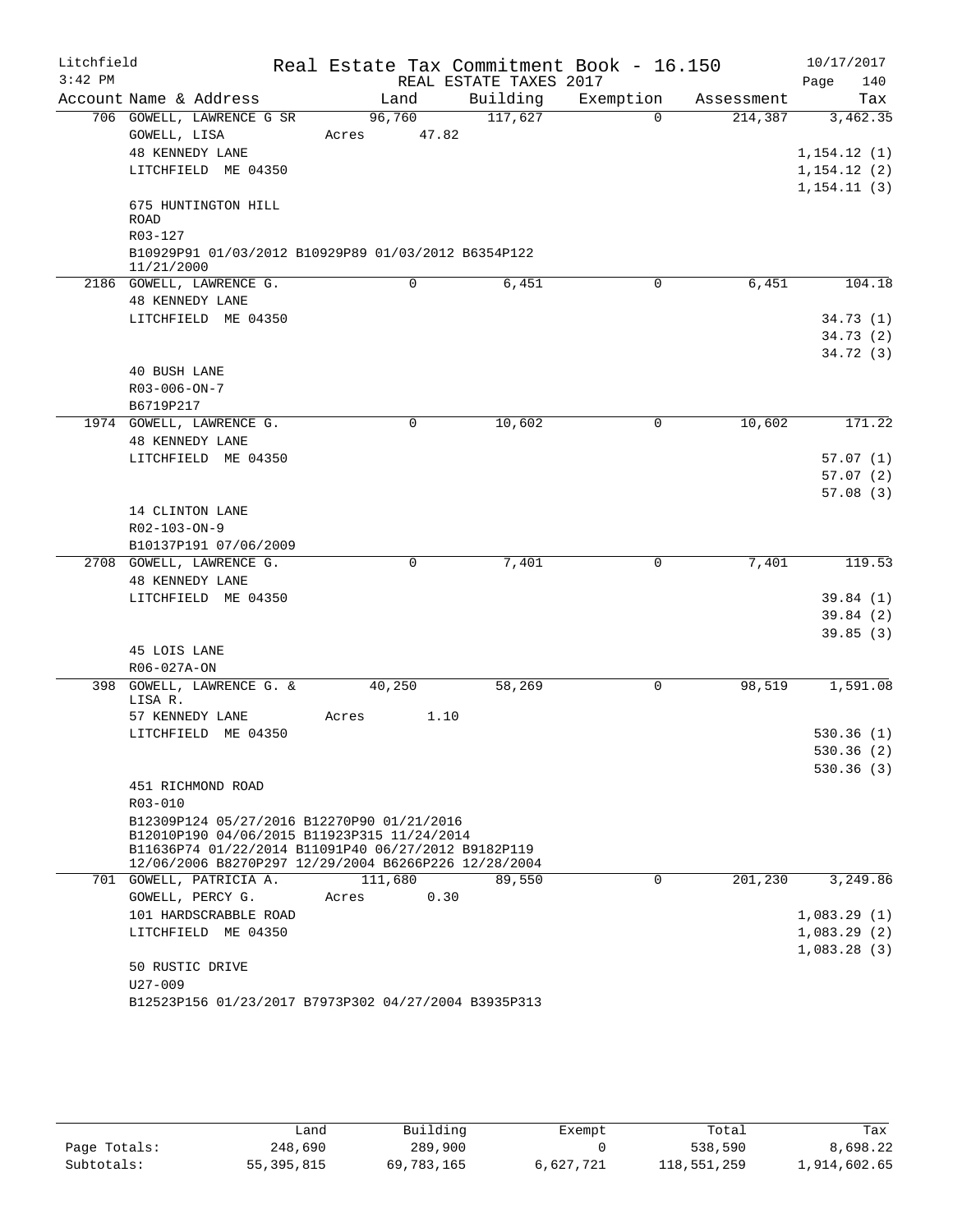Litchfield Real Estate Tax Commitment Book - 16.150 10/17/2017
3:42 PM REAL ESTATE TAXES 2017 Page 140

| Account | Name & Address | Land | Building | Exemption | Assessment | Tax |
|---|---|---|---|---|---|---|
| 706 | GOWELL, LAWRENCE G SR | 96,760 | 117,627 | 0 | 214,387 | 3,462.35 |
| | GOWELL, LISA | Acres 47.82 | | | | |
| | 48 KENNEDY LANE | | | | | 1,154.12 (1) |
| | LITCHFIELD ME 04350 | | | | | 1,154.12 (2) |
| | | | | | | 1,154.11 (3) |
| | 675 HUNTINGTON HILL ROAD | | | | | |
| | R03-127 | | | | | |
| | B10929P91 01/03/2012 B10929P89 01/03/2012 B6354P122 11/21/2000 | | | | | |
| 2186 | GOWELL, LAWRENCE G. | 0 | 6,451 | 0 | 6,451 | 104.18 |
| | 48 KENNEDY LANE | | | | | |
| | LITCHFIELD ME 04350 | | | | | 34.73 (1) |
| | | | | | | 34.73 (2) |
| | | | | | | 34.72 (3) |
| | 40 BUSH LANE | | | | | |
| | R03-006-ON-7 | | | | | |
| | B6719P217 | | | | | |
| 1974 | GOWELL, LAWRENCE G. | 0 | 10,602 | 0 | 10,602 | 171.22 |
| | 48 KENNEDY LANE | | | | | |
| | LITCHFIELD ME 04350 | | | | | 57.07 (1) |
| | | | | | | 57.07 (2) |
| | | | | | | 57.08 (3) |
| | 14 CLINTON LANE | | | | | |
| | R02-103-ON-9 | | | | | |
| | B10137P191 07/06/2009 | | | | | |
| 2708 | GOWELL, LAWRENCE G. | 0 | 7,401 | 0 | 7,401 | 119.53 |
| | 48 KENNEDY LANE | | | | | |
| | LITCHFIELD ME 04350 | | | | | 39.84 (1) |
| | | | | | | 39.84 (2) |
| | | | | | | 39.85 (3) |
| | 45 LOIS LANE | | | | | |
| | R06-027A-ON | | | | | |
| 398 | GOWELL, LAWRENCE G. & LISA R. | 40,250 | 58,269 | 0 | 98,519 | 1,591.08 |
| | 57 KENNEDY LANE | Acres 1.10 | | | | |
| | LITCHFIELD ME 04350 | | | | | 530.36 (1) |
| | | | | | | 530.36 (2) |
| | | | | | | 530.36 (3) |
| | 451 RICHMOND ROAD | | | | | |
| | R03-010 | | | | | |
| | B12309P124 05/27/2016 B12270P90 01/21/2016 B12010P190 04/06/2015 B11923P315 11/24/2014 B11636P74 01/22/2014 B11091P40 06/27/2012 B9182P119 12/06/2006 B8270P297 12/29/2004 B6266P226 12/28/2004 | | | | | |
| 701 | GOWELL, PATRICIA A. | 111,680 | 89,550 | 0 | 201,230 | 3,249.86 |
| | GOWELL, PERCY G. | Acres 0.30 | | | | |
| | 101 HARDSCRABBLE ROAD | | | | | 1,083.29 (1) |
| | LITCHFIELD ME 04350 | | | | | 1,083.29 (2) |
| | | | | | | 1,083.28 (3) |
| | 50 RUSTIC DRIVE | | | | | |
| | U27-009 | | | | | |
| | B12523P156 01/23/2017 B7973P302 04/27/2004 B3935P313 | | | | | |

| | Land | Building | Exempt | Total | Tax |
|---|---|---|---|---|---|
| Page Totals: | 248,690 | 289,900 | 0 | 538,590 | 8,698.22 |
| Subtotals: | 55,395,815 | 69,783,165 | 6,627,721 | 118,551,259 | 1,914,602.65 |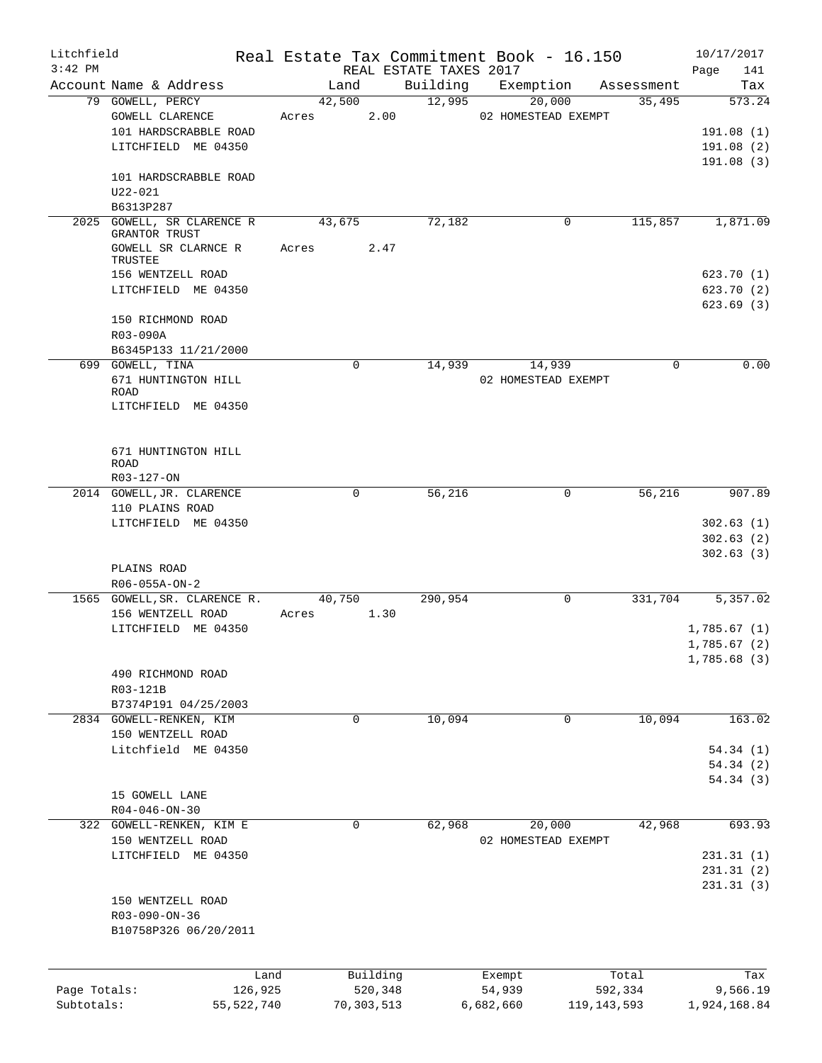Litchfield
3:42 PM

# Real Estate Tax Commitment Book - 16.150

REAL ESTATE TAXES 2017

10/17/2017
Page 141

| Account | Name & Address | Land | Building | Exemption | Assessment | Tax |
|---|---|---|---|---|---|---|
| 79 | GOWELL, PERCY<br>GOWELL CLARENCE<br>101 HARDSCRABBLE ROAD<br>LITCHFIELD ME 04350<br><br>101 HARDSCRABBLE ROAD<br>U22-021<br>B6313P287 | 42,500<br>Acres 2.00 | 12,995 | 20,000<br>02 HOMESTEAD EXEMPT | 35,495 | 573.24<br><br>191.08 (1)<br>191.08 (2)<br>191.08 (3) |
| 2025 | GOWELL, SR CLARENCE R GRANTOR TRUST<br>GOWELL SR CLARNCE R TRUSTEE<br>156 WENTZELL ROAD<br>LITCHFIELD ME 04350<br><br>150 RICHMOND ROAD<br>R03-090A<br>B6345P133 11/21/2000 | 43,675<br>Acres 2.47 | 72,182 | 0 | 115,857 | 1,871.09<br><br>623.70 (1)<br>623.70 (2)<br>623.69 (3) |
| 699 | GOWELL, TINA<br>671 HUNTINGTON HILL ROAD<br>LITCHFIELD ME 04350<br><br>671 HUNTINGTON HILL ROAD<br>R03-127-ON | 0 | 14,939 | 14,939<br>02 HOMESTEAD EXEMPT | 0 | 0.00 |
| 2014 | GOWELL,JR. CLARENCE<br>110 PLAINS ROAD<br>LITCHFIELD ME 04350<br><br>PLAINS ROAD<br>R06-055A-ON-2 | 0 | 56,216 | 0 | 56,216 | 907.89<br><br>302.63 (1)<br>302.63 (2)<br>302.63 (3) |
| 1565 | GOWELL,SR. CLARENCE R.<br>156 WENTZELL ROAD<br>LITCHFIELD ME 04350<br><br>490 RICHMOND ROAD<br>R03-121B<br>B7374P191 04/25/2003 | 40,750<br>Acres 1.30 | 290,954 | 0 | 331,704 | 5,357.02<br><br>1,785.67 (1)<br>1,785.67 (2)<br>1,785.68 (3) |
| 2834 | GOWELL-RENKEN, KIM<br>150 WENTZELL ROAD<br>Litchfield ME 04350<br><br>15 GOWELL LANE<br>R04-046-ON-30 | 0 | 10,094 | 0 | 10,094 | 163.02<br><br>54.34 (1)<br>54.34 (2)<br>54.34 (3) |
| 322 | GOWELL-RENKEN, KIM E<br>150 WENTZELL ROAD<br>LITCHFIELD ME 04350<br><br>150 WENTZELL ROAD<br>R03-090-ON-36<br>B10758P326 06/20/2011 | 0 | 62,968 | 20,000<br>02 HOMESTEAD EXEMPT | 42,968 | 693.93<br><br>231.31 (1)<br>231.31 (2)<br>231.31 (3) |

| | Land | Building | Exempt | Total | Tax |
|---|---|---|---|---|---|
| Page Totals: | 126,925 | 520,348 | 54,939 | 592,334 | 9,566.19 |
| Subtotals: | 55,522,740 | 70,303,513 | 6,682,660 | 119,143,593 | 1,924,168.84 |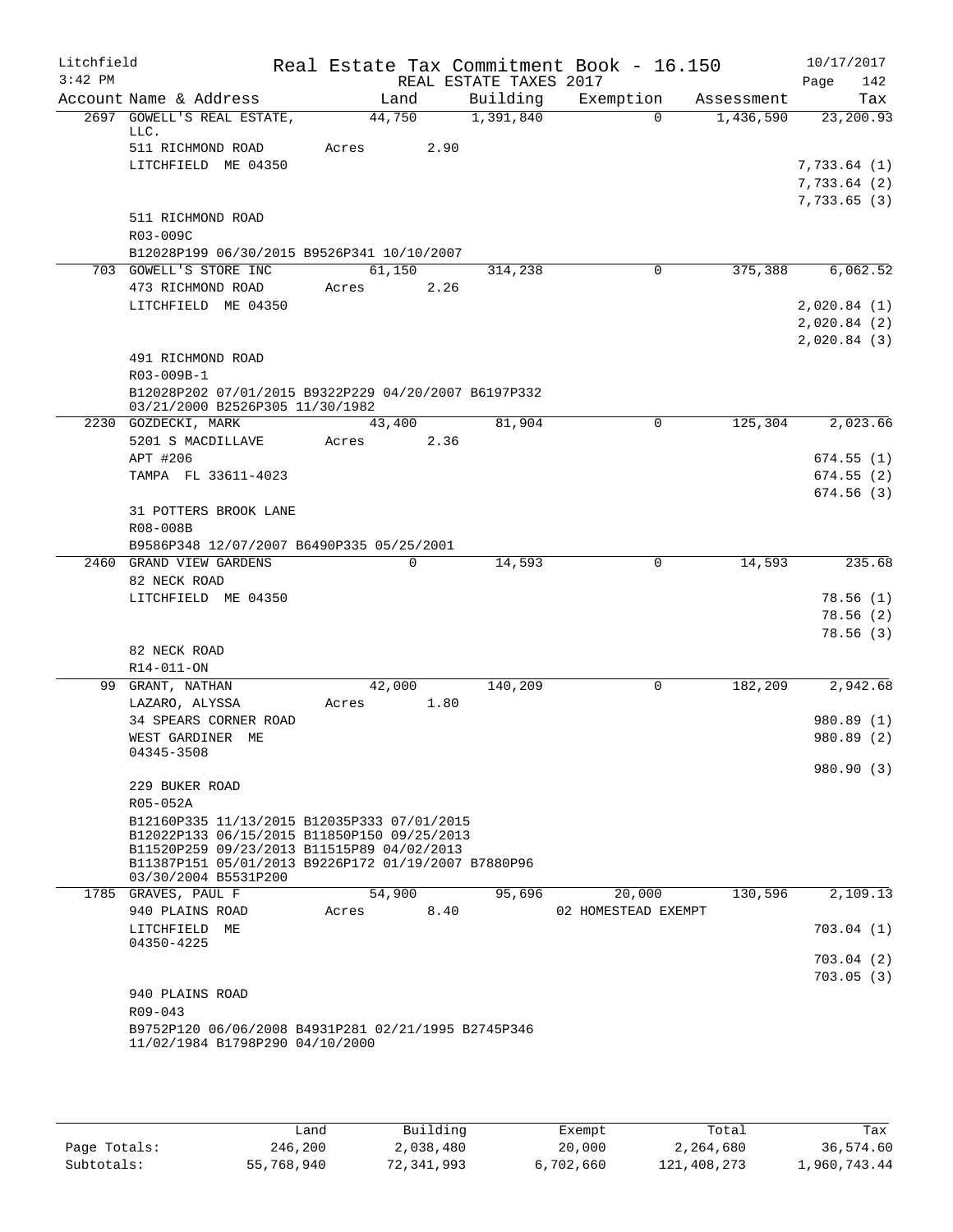Litchfield
3:42 PM

# Real Estate Tax Commitment Book - 16.150

REAL ESTATE TAXES 2017

10/17/2017
Page 142

| Account Name & Address | Land | Building | Exemption | Assessment | Tax |
|---|---|---|---|---|---|
| 2697 GOWELL'S REAL ESTATE, LLC. | 44,750 | 1,391,840 | 0 | 1,436,590 | 23,200.93 |
| 511 RICHMOND ROAD | Acres 2.90 | | | | |
| LITCHFIELD ME 04350 | | | | | 7,733.64 (1) |
| | | | | | 7,733.64 (2) |
| | | | | | 7,733.65 (3) |
| 511 RICHMOND ROAD | | | | | |
| R03-009C | | | | | |
| B12028P199 06/30/2015 B9526P341 10/10/2007 | | | | | |
| 703 GOWELL'S STORE INC | 61,150 | 314,238 | 0 | 375,388 | 6,062.52 |
| 473 RICHMOND ROAD | Acres 2.26 | | | | |
| LITCHFIELD ME 04350 | | | | | 2,020.84 (1) |
| | | | | | 2,020.84 (2) |
| | | | | | 2,020.84 (3) |
| 491 RICHMOND ROAD | | | | | |
| R03-009B-1 | | | | | |
| B12028P202 07/01/2015 B9322P229 04/20/2007 B6197P332 03/21/2000 B2526P305 11/30/1982 | | | | | |
| 2230 GOZDECKI, MARK | 43,400 | 81,904 | 0 | 125,304 | 2,023.66 |
| 5201 S MACDILLAVE | Acres 2.36 | | | | |
| APT #206 | | | | | 674.55 (1) |
| TAMPA FL 33611-4023 | | | | | 674.55 (2) |
| | | | | | 674.56 (3) |
| 31 POTTERS BROOK LANE | | | | | |
| R08-008B | | | | | |
| B9586P348 12/07/2007 B6490P335 05/25/2001 | | | | | |
| 2460 GRAND VIEW GARDENS | 0 | 14,593 | 0 | 14,593 | 235.68 |
| 82 NECK ROAD | | | | | |
| LITCHFIELD ME 04350 | | | | | 78.56 (1) |
| | | | | | 78.56 (2) |
| | | | | | 78.56 (3) |
| 82 NECK ROAD | | | | | |
| R14-011-ON | | | | | |
| 99 GRANT, NATHAN | 42,000 | 140,209 | 0 | 182,209 | 2,942.68 |
| LAZARO, ALYSSA | Acres 1.80 | | | | |
| 34 SPEARS CORNER ROAD | | | | | 980.89 (1) |
| WEST GARDINER ME 04345-3508 | | | | | 980.89 (2) |
| | | | | | 980.90 (3) |
| 229 BUKER ROAD | | | | | |
| R05-052A | | | | | |
| B12160P335 11/13/2015 B12035P333 07/01/2015 B12022P133 06/15/2015 B11850P150 09/25/2013 B11520P259 09/23/2013 B11515P89 04/02/2013 B11387P151 05/01/2013 B9226P172 01/19/2007 B7880P96 03/30/2004 B5531P200 | | | | | |
| 1785 GRAVES, PAUL F | 54,900 | 95,696 | 20,000 | 130,596 | 2,109.13 |
| 940 PLAINS ROAD | Acres 8.40 | | 02 HOMESTEAD EXEMPT | | |
| LITCHFIELD ME 04350-4225 | | | | | 703.04 (1) |
| | | | | | 703.04 (2) |
| | | | | | 703.05 (3) |
| 940 PLAINS ROAD | | | | | |
| R09-043 | | | | | |
| B9752P120 06/06/2008 B4931P281 02/21/1995 B2745P346 11/02/1984 B1798P290 04/10/2000 | | | | | |

| | Land | Building | Exempt | Total | Tax |
|---|---|---|---|---|---|
| Page Totals: | 246,200 | 2,038,480 | 20,000 | 2,264,680 | 36,574.60 |
| Subtotals: | 55,768,940 | 72,341,993 | 6,702,660 | 121,408,273 | 1,960,743.44 |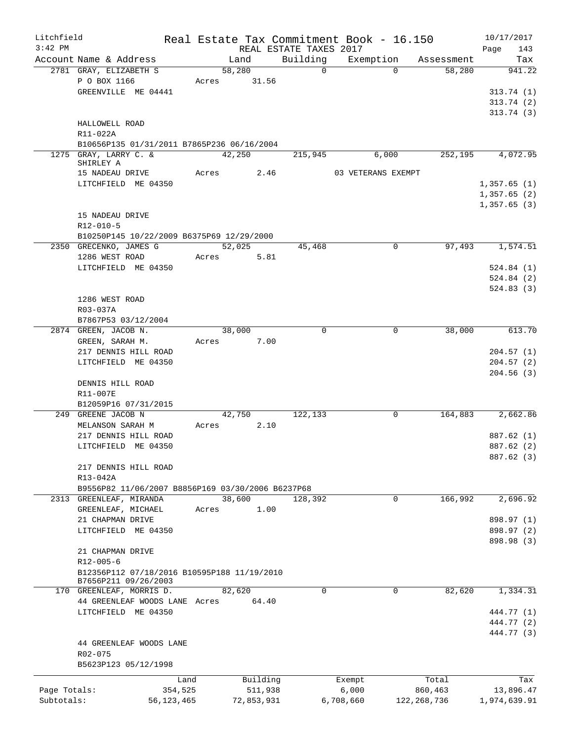Litchfield
3:42 PM

Real Estate Tax Commitment Book - 16.150
REAL ESTATE TAXES 2017

10/17/2017
Page 143

| Account | Name & Address | Land | Building | Exemption | Assessment | Tax |
|---|---|---|---|---|---|---|
| 2781 | GRAY, ELIZABETH S | 58,280 | 0 | 0 | 58,280 | 941.22 |
| | P O BOX 1166 | Acres 31.56 | | | | |
| | GREENVILLE ME 04441 | | | | | 313.74 (1) |
| | | | | | | 313.74 (2) |
| | | | | | | 313.74 (3) |
| | HALLOWELL ROAD | | | | | |
| | R11-022A | | | | | |
| | B10656P135 01/31/2011 B7865P236 06/16/2004 | | | | | |
| 1275 | GRAY, LARRY C. & SHIRLEY A | 42,250 | 215,945 | 6,000 | 252,195 | 4,072.95 |
| | 15 NADEAU DRIVE | Acres 2.46 | | 03 VETERANS EXEMPT | | |
| | LITCHFIELD ME 04350 | | | | | 1,357.65 (1) |
| | | | | | | 1,357.65 (2) |
| | | | | | | 1,357.65 (3) |
| | 15 NADEAU DRIVE | | | | | |
| | R12-010-5 | | | | | |
| | B10250P145 10/22/2009 B6375P69 12/29/2000 | | | | | |
| 2350 | GRECENKO, JAMES G | 52,025 | 45,468 | 0 | 97,493 | 1,574.51 |
| | 1286 WEST ROAD | Acres 5.81 | | | | |
| | LITCHFIELD ME 04350 | | | | | 524.84 (1) |
| | | | | | | 524.84 (2) |
| | | | | | | 524.83 (3) |
| | 1286 WEST ROAD | | | | | |
| | R03-037A | | | | | |
| | B7867P53 03/12/2004 | | | | | |
| 2874 | GREEN, JACOB N. | 38,000 | 0 | 0 | 38,000 | 613.70 |
| | GREEN, SARAH M. | Acres 7.00 | | | | |
| | 217 DENNIS HILL ROAD | | | | | 204.57 (1) |
| | LITCHFIELD ME 04350 | | | | | 204.57 (2) |
| | | | | | | 204.56 (3) |
| | DENNIS HILL ROAD | | | | | |
| | R11-007E | | | | | |
| | B12059P16 07/31/2015 | | | | | |
| 249 | GREENE JACOB N | 42,750 | 122,133 | 0 | 164,883 | 2,662.86 |
| | MELANSON SARAH M | Acres 2.10 | | | | |
| | 217 DENNIS HILL ROAD | | | | | 887.62 (1) |
| | LITCHFIELD ME 04350 | | | | | 887.62 (2) |
| | | | | | | 887.62 (3) |
| | 217 DENNIS HILL ROAD | | | | | |
| | R13-042A | | | | | |
| | B9556P82 11/06/2007 B8856P169 03/30/2006 B6237P68 | | | | | |
| 2313 | GREENLEAF, MIRANDA | 38,600 | 128,392 | 0 | 166,992 | 2,696.92 |
| | GREENLEAF, MICHAEL | Acres 1.00 | | | | |
| | 21 CHAPMAN DRIVE | | | | | 898.97 (1) |
| | LITCHFIELD ME 04350 | | | | | 898.97 (2) |
| | | | | | | 898.98 (3) |
| | 21 CHAPMAN DRIVE | | | | | |
| | R12-005-6 | | | | | |
| | B12356P112 07/18/2016 B10595P188 11/19/2010 B7656P211 09/26/2003 | | | | | |
| 170 | GREENLEAF, MORRIS D. | 82,620 | 0 | 0 | 82,620 | 1,334.31 |
| | 44 GREENLEAF WOODS LANE | Acres 64.40 | | | | |
| | LITCHFIELD ME 04350 | | | | | 444.77 (1) |
| | | | | | | 444.77 (2) |
| | | | | | | 444.77 (3) |
| | 44 GREENLEAF WOODS LANE | | | | | |
| | R02-075 | | | | | |
| | B5623P123 05/12/1998 | | | | | |

| | Land | Building | Exempt | Total | Tax |
|---|---|---|---|---|---|
| Page Totals: | 354,525 | 511,938 | 6,000 | 860,463 | 13,896.47 |
| Subtotals: | 56,123,465 | 72,853,931 | 6,708,660 | 122,268,736 | 1,974,639.91 |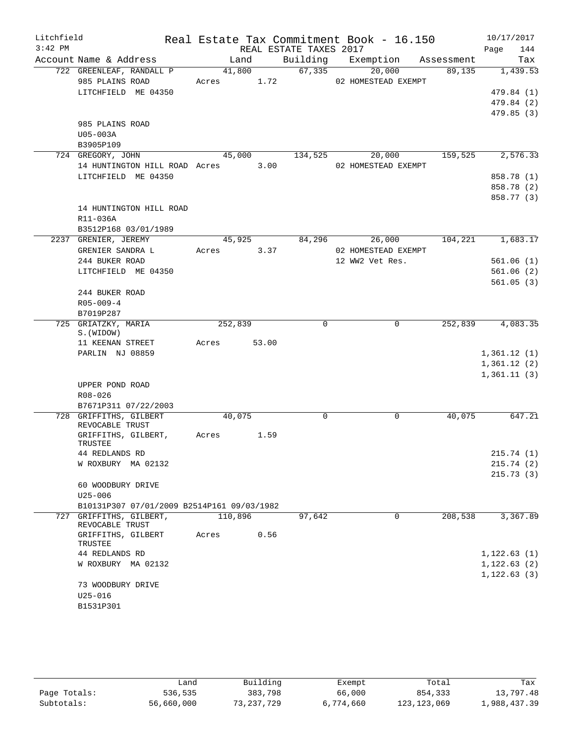Litchfield
3:42 PM

Real Estate Tax Commitment Book - 16.150
REAL ESTATE TAXES 2017

10/17/2017

| Account Name & Address | Land | Building | Exemption | Assessment | Tax |
|---|---|---|---|---|---|
| 722 GREENLEAF, RANDALL P | 41,800 | 67,335 | 20,000 | 89,135 | 1,439.53 |
| 985 PLAINS ROAD | Acres 1.72 | | 02 HOMESTEAD EXEMPT | | |
| LITCHFIELD ME 04350 | | | | | 479.84 (1) |
| | | | | | 479.84 (2) |
| | | | | | 479.85 (3) |
| 985 PLAINS ROAD | | | | | |
| U05-003A | | | | | |
| B3905P109 | | | | | |
| 724 GREGORY, JOHN | 45,000 | 134,525 | 20,000 | 159,525 | 2,576.33 |
| 14 HUNTINGTON HILL ROAD | Acres 3.00 | | 02 HOMESTEAD EXEMPT | | |
| LITCHFIELD ME 04350 | | | | | 858.78 (1) |
| | | | | | 858.78 (2) |
| | | | | | 858.77 (3) |
| 14 HUNTINGTON HILL ROAD | | | | | |
| R11-036A | | | | | |
| B3512P168 03/01/1989 | | | | | |
| 2237 GRENIER, JEREMY | 45,925 | 84,296 | 26,000 | 104,221 | 1,683.17 |
| GRENIER SANDRA L | Acres 3.37 | | 02 HOMESTEAD EXEMPT | | |
| 244 BUKER ROAD | | | 12 WW2 Vet Res. | | 561.06 (1) |
| LITCHFIELD ME 04350 | | | | | 561.06 (2) |
| | | | | | 561.05 (3) |
| 244 BUKER ROAD | | | | | |
| R05-009-4 | | | | | |
| B7019P287 | | | | | |
| 725 GRIATZKY, MARIA S.(WIDOW) | 252,839 | 0 | 0 | 252,839 | 4,083.35 |
| 11 KEENAN STREET | Acres 53.00 | | | | |
| PARLIN NJ 08859 | | | | | 1,361.12 (1) |
| | | | | | 1,361.12 (2) |
| | | | | | 1,361.11 (3) |
| UPPER POND ROAD | | | | | |
| R08-026 | | | | | |
| B7671P311 07/22/2003 | | | | | |
| 728 GRIFFITHS, GILBERT REVOCABLE TRUST | 40,075 | 0 | 0 | 40,075 | 647.21 |
| GRIFFITHS, GILBERT, TRUSTEE | Acres 1.59 | | | | |
| 44 REDLANDS RD | | | | | 215.74 (1) |
| W ROXBURY MA 02132 | | | | | 215.74 (2) |
| | | | | | 215.73 (3) |
| 60 WOODBURY DRIVE | | | | | |
| U25-006 | | | | | |
| B10131P307 07/01/2009 B2514P161 09/03/1982 | | | | | |
| 727 GRIFFITHS, GILBERT, REVOCABLE TRUST | 110,896 | 97,642 | 0 | 208,538 | 3,367.89 |
| GRIFFITHS, GILBERT TRUSTEE | Acres 0.56 | | | | |
| 44 REDLANDS RD | | | | | 1,122.63 (1) |
| W ROXBURY MA 02132 | | | | | 1,122.63 (2) |
| | | | | | 1,122.63 (3) |
| 73 WOODBURY DRIVE | | | | | |
| U25-016 | | | | | |
| B1531P301 | | | | | |

| | Land | Building | Exempt | Total | Tax |
|---|---|---|---|---|---|
| Page Totals: | 536,535 | 383,798 | 66,000 | 854,333 | 13,797.48 |
| Subtotals: | 56,660,000 | 73,237,729 | 6,774,660 | 123,123,069 | 1,988,437.39 |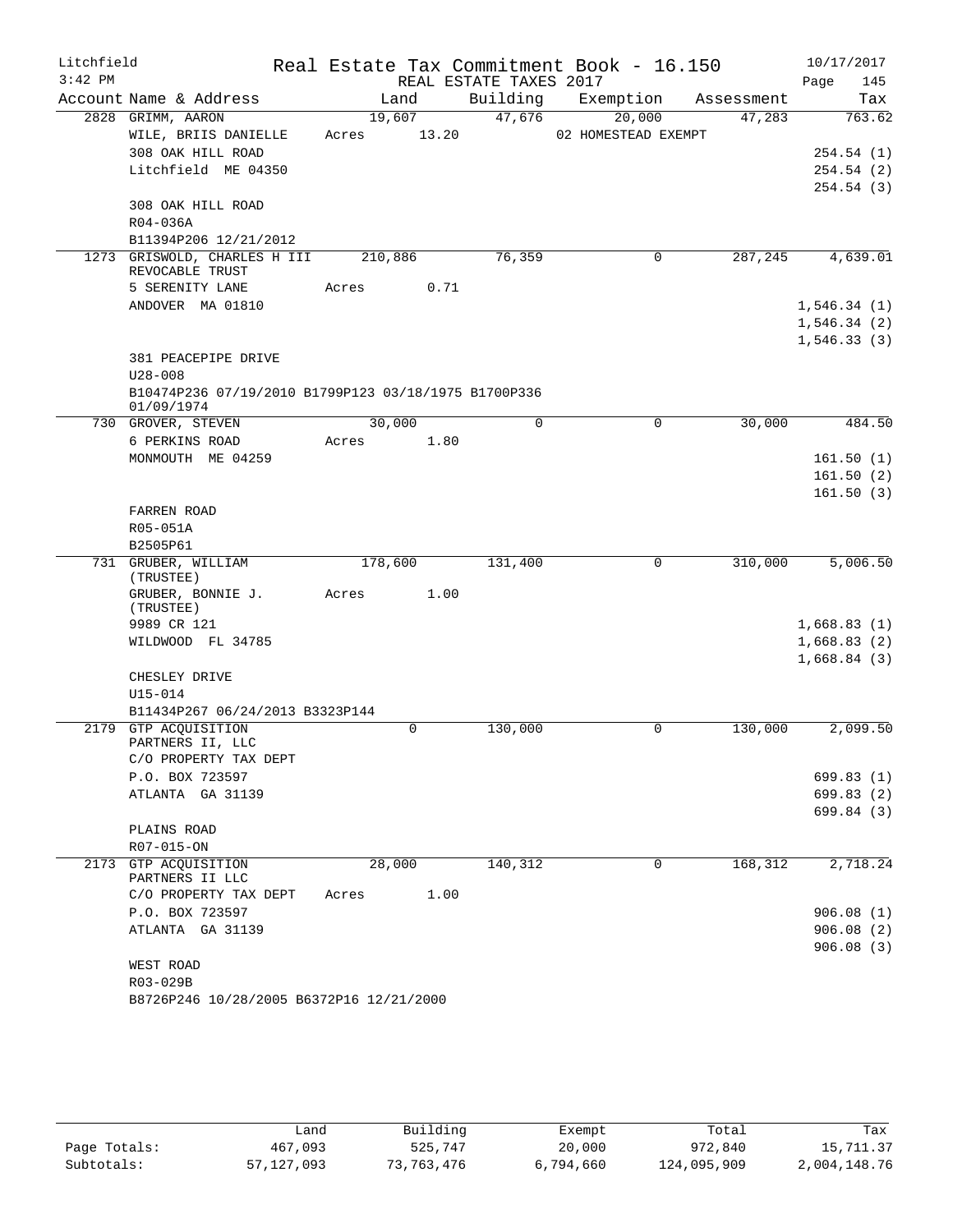Litchfield Real Estate Tax Commitment Book - 16.150 10/17/2017
3:42 PM REAL ESTATE TAXES 2017 Page 145

| Account Name & Address | Land | Building | Exemption | Assessment | Tax |
|---|---|---|---|---|---|
| 2828 GRIMM, AARON | 19,607 | 47,676 | 20,000 | 47,283 | 763.62 |
| WILE, BRIIS DANIELLE | Acres 13.20 | | 02 HOMESTEAD EXEMPT | | |
| 308 OAK HILL ROAD | | | | | 254.54 (1) |
| Litchfield ME 04350 | | | | | 254.54 (2) |
| | | | | | 254.54 (3) |
| 308 OAK HILL ROAD | | | | | |
| R04-036A | | | | | |
| B11394P206 12/21/2012 | | | | | |
| 1273 GRISWOLD, CHARLES H III REVOCABLE TRUST | 210,886 | 76,359 | 0 | 287,245 | 4,639.01 |
| 5 SERENITY LANE | Acres 0.71 | | | | |
| ANDOVER MA 01810 | | | | | 1,546.34 (1) |
| | | | | | 1,546.34 (2) |
| | | | | | 1,546.33 (3) |
| 381 PEACEPIPE DRIVE | | | | | |
| U28-008 | | | | | |
| B10474P236 07/19/2010 B1799P123 03/18/1975 B1700P336 01/09/1974 | | | | | |
| 730 GROVER, STEVEN | 30,000 | 0 | 0 | 30,000 | 484.50 |
| 6 PERKINS ROAD | Acres 1.80 | | | | |
| MONMOUTH ME 04259 | | | | | 161.50 (1) |
| | | | | | 161.50 (2) |
| | | | | | 161.50 (3) |
| FARREN ROAD | | | | | |
| R05-051A | | | | | |
| B2505P61 | | | | | |
| 731 GRUBER, WILLIAM (TRUSTEE) | 178,600 | 131,400 | 0 | 310,000 | 5,006.50 |
| GRUBER, BONNIE J. (TRUSTEE) | Acres 1.00 | | | | |
| 9989 CR 121 | | | | | 1,668.83 (1) |
| WILDWOOD FL 34785 | | | | | 1,668.83 (2) |
| | | | | | 1,668.84 (3) |
| CHESLEY DRIVE | | | | | |
| U15-014 | | | | | |
| B11434P267 06/24/2013 B3323P144 | | | | | |
| 2179 GTP ACQUISITION PARTNERS II, LLC | 0 | 130,000 | 0 | 130,000 | 2,099.50 |
| C/O PROPERTY TAX DEPT | | | | | |
| P.O. BOX 723597 | | | | | 699.83 (1) |
| ATLANTA GA 31139 | | | | | 699.83 (2) |
| | | | | | 699.84 (3) |
| PLAINS ROAD | | | | | |
| R07-015-ON | | | | | |
| 2173 GTP ACQUISITION PARTNERS II LLC | 28,000 | 140,312 | 0 | 168,312 | 2,718.24 |
| C/O PROPERTY TAX DEPT | Acres 1.00 | | | | |
| P.O. BOX 723597 | | | | | 906.08 (1) |
| ATLANTA GA 31139 | | | | | 906.08 (2) |
| | | | | | 906.08 (3) |
| WEST ROAD | | | | | |
| R03-029B | | | | | |
| B8726P246 10/28/2005 B6372P16 12/21/2000 | | | | | |

| | Land | Building | Exempt | Total | Tax |
|---|---|---|---|---|---|
| Page Totals: | 467,093 | 525,747 | 20,000 | 972,840 | 15,711.37 |
| Subtotals: | 57,127,093 | 73,763,476 | 6,794,660 | 124,095,909 | 2,004,148.76 |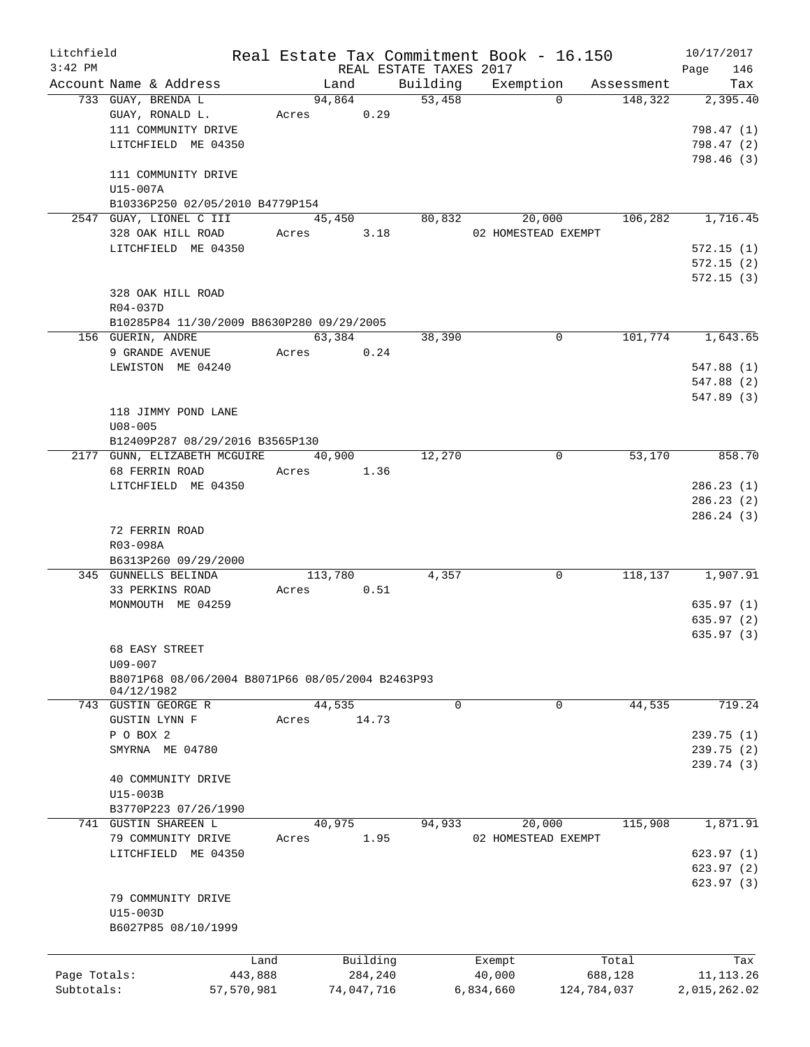Litchfield 3:42 PM

# Real Estate Tax Commitment Book - 16.150

REAL ESTATE TAXES 2017

10/17/2017 Page 146

| Account | Name & Address | Land | Building | Exemption | Assessment | Tax |
|---|---|---|---|---|---|---|
| 733 | GUAY, BRENDA L<br>GUAY, RONALD L.<br>111 COMMUNITY DRIVE<br>LITCHFIELD ME 04350<br><br>111 COMMUNITY DRIVE<br>U15-007A<br>B10336P250 02/05/2010 B4779P154 | 94,864<br>Acres 0.29 | 53,458 | 0 | 148,322 | 2,395.40<br><br>798.47 (1)<br>798.47 (2)<br>798.46 (3) |
| 2547 | GUAY, LIONEL C III<br>328 OAK HILL ROAD<br>LITCHFIELD ME 04350<br><br>328 OAK HILL ROAD<br>R04-037D<br>B10285P84 11/30/2009 B8630P280 09/29/2005 | 45,450<br>Acres 3.18 | 80,832 | 20,000<br>02 HOMESTEAD EXEMPT | 106,282 | 1,716.45<br><br>572.15 (1)<br>572.15 (2)<br>572.15 (3) |
| 156 | GUERIN, ANDRE<br>9 GRANDE AVENUE<br>LEWISTON ME 04240<br><br>118 JIMMY POND LANE<br>U08-005<br>B12409P287 08/29/2016 B3565P130 | 63,384<br>Acres 0.24 | 38,390 | 0 | 101,774 | 1,643.65<br><br>547.88 (1)<br>547.88 (2)<br>547.89 (3) |
| 2177 | GUNN, ELIZABETH MCGUIRE<br>68 FERRIN ROAD<br>LITCHFIELD ME 04350<br><br>72 FERRIN ROAD<br>R03-098A<br>B6313P260 09/29/2000 | 40,900<br>Acres 1.36 | 12,270 | 0 | 53,170 | 858.70<br><br>286.23 (1)<br>286.23 (2)<br>286.24 (3) |
| 345 | GUNNELLS BELINDA<br>33 PERKINS ROAD<br>MONMOUTH ME 04259<br><br>68 EASY STREET<br>U09-007<br>B8071P68 08/06/2004 B8071P66 08/05/2004 B2463P93 04/12/1982 | 113,780<br>Acres 0.51 | 4,357 | 0 | 118,137 | 1,907.91<br><br>635.97 (1)<br>635.97 (2)<br>635.97 (3) |
| 743 | GUSTIN GEORGE R<br>GUSTIN LYNN F<br>P O BOX 2<br>SMYRNA ME 04780<br><br>40 COMMUNITY DRIVE<br>U15-003B<br>B3770P223 07/26/1990 | 44,535<br>Acres 14.73 | 0 | 0 | 44,535 | 719.24<br><br>239.75 (1)<br>239.75 (2)<br>239.74 (3) |
| 741 | GUSTIN SHAREEN L<br>79 COMMUNITY DRIVE<br>LITCHFIELD ME 04350<br><br>79 COMMUNITY DRIVE<br>U15-003D<br>B6027P85 08/10/1999 | 40,975<br>Acres 1.95 | 94,933 | 20,000<br>02 HOMESTEAD EXEMPT | 115,908 | 1,871.91<br><br>623.97 (1)<br>623.97 (2)<br>623.97 (3) |

| | Land | Building | Exempt | Total | Tax |
|---|---|---|---|---|---|
| Page Totals: | 443,888 | 284,240 | 40,000 | 688,128 | 11,113.26 |
| Subtotals: | 57,570,981 | 74,047,716 | 6,834,660 | 124,784,037 | 2,015,262.02 |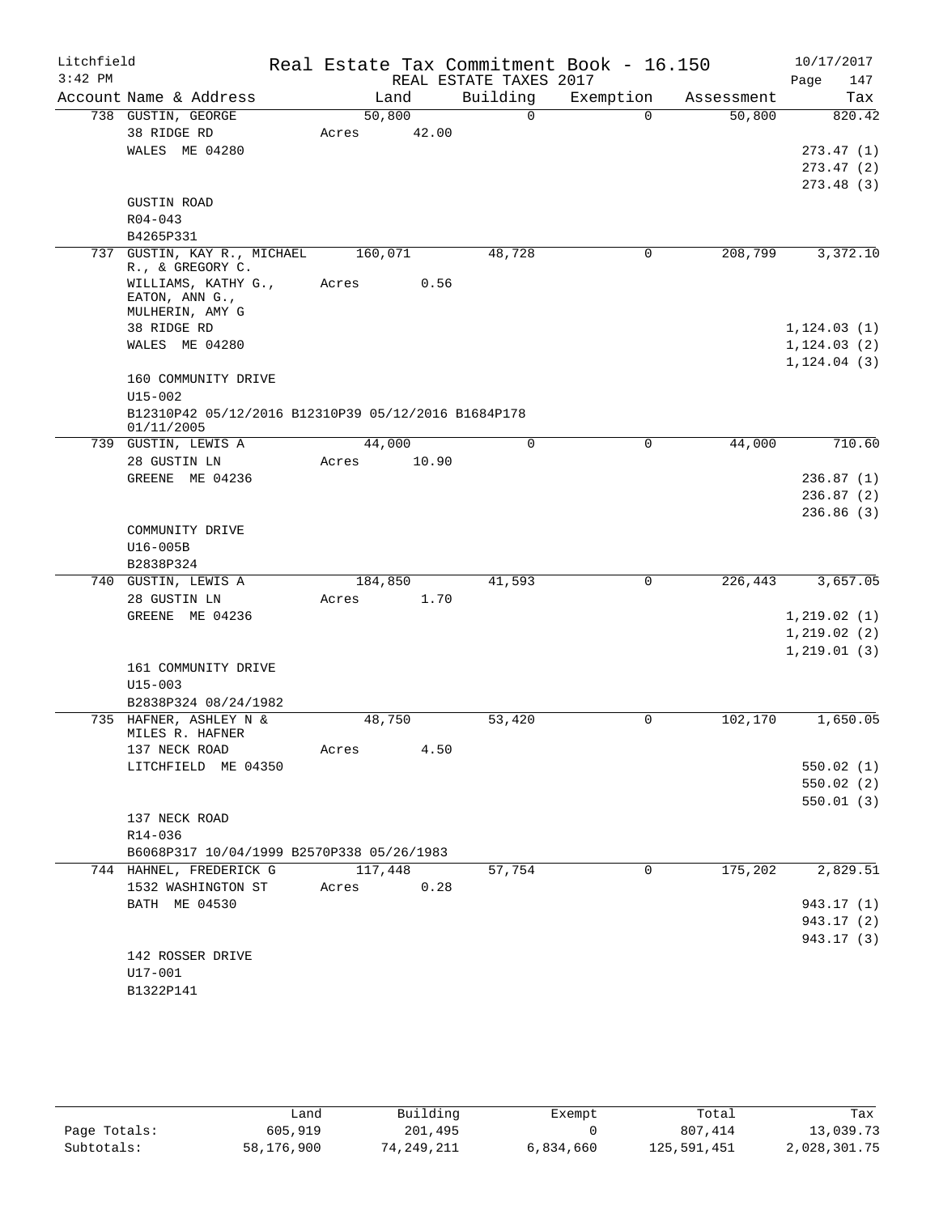Litchfield
3:42 PM

Real Estate Tax Commitment Book - 16.150
REAL ESTATE TAXES 2017

10/17/2017
Page 147

| Account Name & Address | Land | Building | Exemption | Assessment | Tax |
|---|---|---|---|---|---|
| 738 GUSTIN, GEORGE | 50,800 | 0 | 0 | 50,800 | 820.42 |
| 38 RIDGE RD | Acres 42.00 | | | | |
| WALES ME 04280 | | | | | 273.47 (1) |
| | | | | | 273.47 (2) |
| | | | | | 273.48 (3) |
| GUSTIN ROAD | | | | | |
| R04-043 | | | | | |
| B4265P331 | | | | | |
| 737 GUSTIN, KAY R., MICHAEL R., & GREGORY C. | 160,071 | 48,728 | 0 | 208,799 | 3,372.10 |
| WILLIAMS, KATHY G., EATON, ANN G., MULHERIN, AMY G | Acres 0.56 | | | | |
| 38 RIDGE RD | | | | | 1,124.03 (1) |
| WALES ME 04280 | | | | | 1,124.03 (2) |
| | | | | | 1,124.04 (3) |
| 160 COMMUNITY DRIVE | | | | | |
| U15-002 | | | | | |
| B12310P42 05/12/2016 B12310P39 05/12/2016 B1684P178 01/11/2005 | | | | | |
| 739 GUSTIN, LEWIS A | 44,000 | 0 | 0 | 44,000 | 710.60 |
| 28 GUSTIN LN | Acres 10.90 | | | | |
| GREENE ME 04236 | | | | | 236.87 (1) |
| | | | | | 236.87 (2) |
| | | | | | 236.86 (3) |
| COMMUNITY DRIVE | | | | | |
| U16-005B | | | | | |
| B2838P324 | | | | | |
| 740 GUSTIN, LEWIS A | 184,850 | 41,593 | 0 | 226,443 | 3,657.05 |
| 28 GUSTIN LN | Acres 1.70 | | | | |
| GREENE ME 04236 | | | | | 1,219.02 (1) |
| | | | | | 1,219.02 (2) |
| | | | | | 1,219.01 (3) |
| 161 COMMUNITY DRIVE | | | | | |
| U15-003 | | | | | |
| B2838P324 08/24/1982 | | | | | |
| 735 HAFNER, ASHLEY N & MILES R. HAFNER | 48,750 | 53,420 | 0 | 102,170 | 1,650.05 |
| 137 NECK ROAD | Acres 4.50 | | | | |
| LITCHFIELD ME 04350 | | | | | 550.02 (1) |
| | | | | | 550.02 (2) |
| | | | | | 550.01 (3) |
| 137 NECK ROAD | | | | | |
| R14-036 | | | | | |
| B6068P317 10/04/1999 B2570P338 05/26/1983 | | | | | |
| 744 HAHNEL, FREDERICK G | 117,448 | 57,754 | 0 | 175,202 | 2,829.51 |
| 1532 WASHINGTON ST | Acres 0.28 | | | | |
| BATH ME 04530 | | | | | 943.17 (1) |
| | | | | | 943.17 (2) |
| | | | | | 943.17 (3) |
| 142 ROSSER DRIVE | | | | | |
| U17-001 | | | | | |
| B1322P141 | | | | | |

| | Land | Building | Exempt | Total | Tax |
|---|---|---|---|---|---|
| Page Totals: | 605,919 | 201,495 | 0 | 807,414 | 13,039.73 |
| Subtotals: | 58,176,900 | 74,249,211 | 6,834,660 | 125,591,451 | 2,028,301.75 |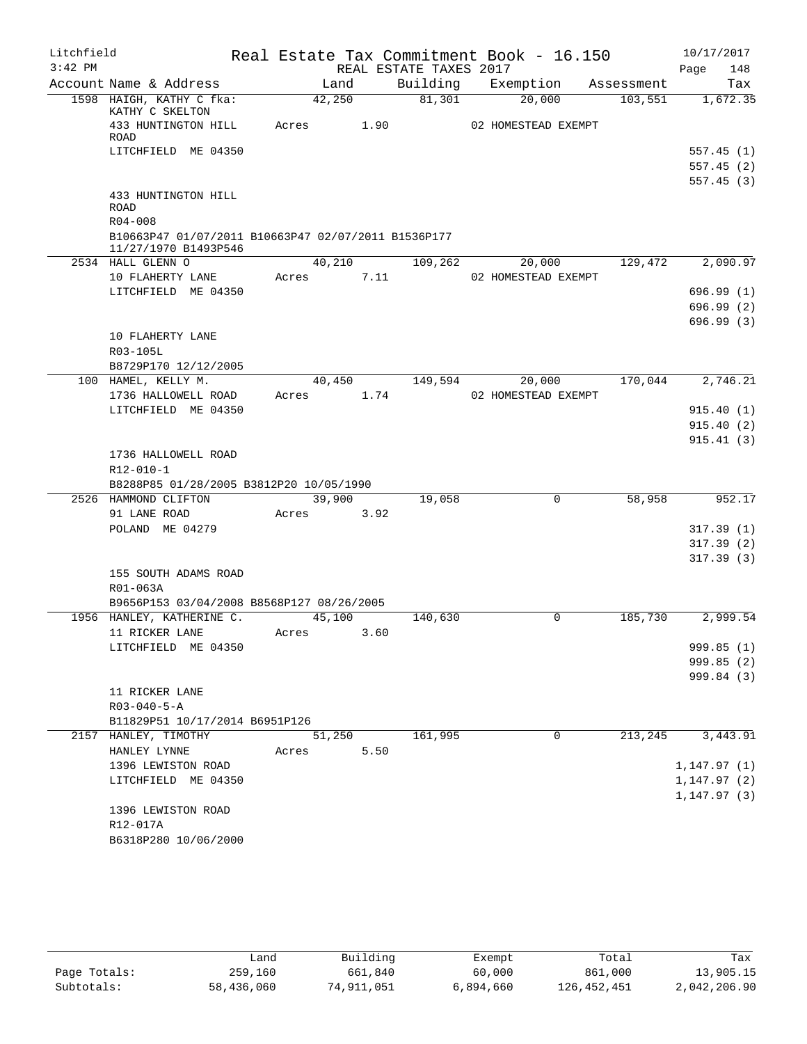Litchfield Real Estate Tax Commitment Book - 16.150 10/17/2017
3:42 PM REAL ESTATE TAXES 2017 Page 148

| Account Name & Address | Land | Building | Exemption | Assessment | Tax |
|---|---|---|---|---|---|
| 1598 HAIGH, KATHY C fka: KATHY C SKELTON | 42,250 | 81,301 | 20,000 | 103,551 | 1,672.35 |
| 433 HUNTINGTON HILL ROAD | Acres 1.90 | | 02 HOMESTEAD EXEMPT | | |
| LITCHFIELD ME 04350 | | | | | 557.45 (1) |
| | | | | | 557.45 (2) |
| | | | | | 557.45 (3) |
| 433 HUNTINGTON HILL ROAD | | | | | |
| R04-008 | | | | | |
| B10663P47 01/07/2011 B10663P47 02/07/2011 B1536P177 11/27/1970 B1493P546 | | | | | |
| 2534 HALL GLENN O | 40,210 | 109,262 | 20,000 | 129,472 | 2,090.97 |
| 10 FLAHERTY LANE | Acres 7.11 | | 02 HOMESTEAD EXEMPT | | |
| LITCHFIELD ME 04350 | | | | | 696.99 (1) |
| | | | | | 696.99 (2) |
| | | | | | 696.99 (3) |
| 10 FLAHERTY LANE | | | | | |
| R03-105L | | | | | |
| B8729P170 12/12/2005 | | | | | |
| 100 HAMEL, KELLY M. | 40,450 | 149,594 | 20,000 | 170,044 | 2,746.21 |
| 1736 HALLOWELL ROAD | Acres 1.74 | | 02 HOMESTEAD EXEMPT | | |
| LITCHFIELD ME 04350 | | | | | 915.40 (1) |
| | | | | | 915.40 (2) |
| | | | | | 915.41 (3) |
| 1736 HALLOWELL ROAD | | | | | |
| R12-010-1 | | | | | |
| B8288P85 01/28/2005 B3812P20 10/05/1990 | | | | | |
| 2526 HAMMOND CLIFTON | 39,900 | 19,058 | 0 | 58,958 | 952.17 |
| 91 LANE ROAD | Acres 3.92 | | | | |
| POLAND ME 04279 | | | | | 317.39 (1) |
| | | | | | 317.39 (2) |
| | | | | | 317.39 (3) |
| 155 SOUTH ADAMS ROAD | | | | | |
| R01-063A | | | | | |
| B9656P153 03/04/2008 B8568P127 08/26/2005 | | | | | |
| 1956 HANLEY, KATHERINE C. | 45,100 | 140,630 | 0 | 185,730 | 2,999.54 |
| 11 RICKER LANE | Acres 3.60 | | | | |
| LITCHFIELD ME 04350 | | | | | 999.85 (1) |
| | | | | | 999.85 (2) |
| | | | | | 999.84 (3) |
| 11 RICKER LANE | | | | | |
| R03-040-5-A | | | | | |
| B11829P51 10/17/2014 B6951P126 | | | | | |
| 2157 HANLEY, TIMOTHY | 51,250 | 161,995 | 0 | 213,245 | 3,443.91 |
| HANLEY LYNNE | Acres 5.50 | | | | |
| 1396 LEWISTON ROAD | | | | | 1,147.97 (1) |
| LITCHFIELD ME 04350 | | | | | 1,147.97 (2) |
| | | | | | 1,147.97 (3) |
| 1396 LEWISTON ROAD | | | | | |
| R12-017A | | | | | |
| B6318P280 10/06/2000 | | | | | |

| | Land | Building | Exempt | Total | Tax |
|---|---|---|---|---|---|
| Page Totals: | 259,160 | 661,840 | 60,000 | 861,000 | 13,905.15 |
| Subtotals: | 58,436,060 | 74,911,051 | 6,894,660 | 126,452,451 | 2,042,206.90 |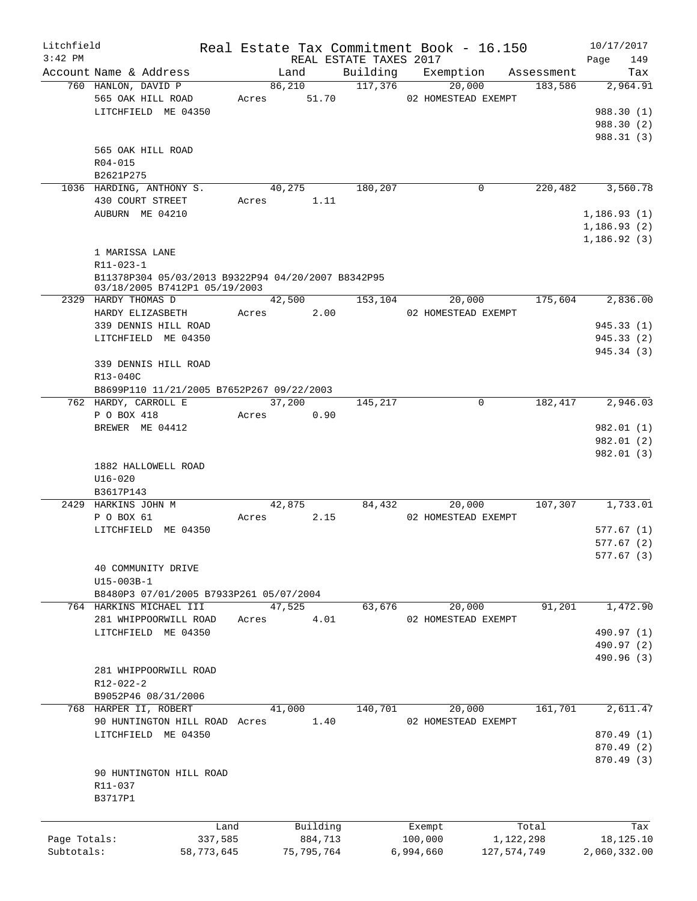Litchfield
3:42 PM

Real Estate Tax Commitment Book - 16.150
REAL ESTATE TAXES 2017

10/17/2017

| Account | Name & Address | Land | Building | Exemption | Assessment | Tax |
|---|---|---|---|---|---|---|
| 760 | HANLON, DAVID P | 86,210 | 117,376 | 20,000 | 183,586 | 2,964.91 |
| | 565 OAK HILL ROAD | Acres 51.70 | | 02 HOMESTEAD EXEMPT | | |
| | LITCHFIELD ME 04350 | | | | | 988.30 (1) |
| | | | | | | 988.30 (2) |
| | | | | | | 988.31 (3) |
| | 565 OAK HILL ROAD | | | | | |
| | R04-015 | | | | | |
| | B2621P275 | | | | | |
| 1036 | HARDING, ANTHONY S. | 40,275 | 180,207 | 0 | 220,482 | 3,560.78 |
| | 430 COURT STREET | Acres 1.11 | | | | |
| | AUBURN ME 04210 | | | | | 1,186.93 (1) |
| | | | | | | 1,186.93 (2) |
| | | | | | | 1,186.92 (3) |
| | 1 MARISSA LANE | | | | | |
| | R11-023-1 | | | | | |
| | B11378P304 05/03/2013 B9322P94 04/20/2007 B8342P95 03/18/2005 B7412P1 05/19/2003 | | | | | |
| 2329 | HARDY THOMAS D | 42,500 | 153,104 | 20,000 | 175,604 | 2,836.00 |
| | HARDY ELIZASBETH | Acres 2.00 | | 02 HOMESTEAD EXEMPT | | |
| | 339 DENNIS HILL ROAD | | | | | 945.33 (1) |
| | LITCHFIELD ME 04350 | | | | | 945.33 (2) |
| | | | | | | 945.34 (3) |
| | 339 DENNIS HILL ROAD | | | | | |
| | R13-040C | | | | | |
| | B8699P110 11/21/2005 B7652P267 09/22/2003 | | | | | |
| 762 | HARDY, CARROLL E | 37,200 | 145,217 | 0 | 182,417 | 2,946.03 |
| | P O BOX 418 | Acres 0.90 | | | | |
| | BREWER ME 04412 | | | | | 982.01 (1) |
| | | | | | | 982.01 (2) |
| | | | | | | 982.01 (3) |
| | 1882 HALLOWELL ROAD | | | | | |
| | U16-020 | | | | | |
| | B3617P143 | | | | | |
| 2429 | HARKINS JOHN M | 42,875 | 84,432 | 20,000 | 107,307 | 1,733.01 |
| | P O BOX 61 | Acres 2.15 | | 02 HOMESTEAD EXEMPT | | |
| | LITCHFIELD ME 04350 | | | | | 577.67 (1) |
| | | | | | | 577.67 (2) |
| | | | | | | 577.67 (3) |
| | 40 COMMUNITY DRIVE | | | | | |
| | U15-003B-1 | | | | | |
| | B8480P3 07/01/2005 B7933P261 05/07/2004 | | | | | |
| 764 | HARKINS MICHAEL III | 47,525 | 63,676 | 20,000 | 91,201 | 1,472.90 |
| | 281 WHIPPOORWILL ROAD | Acres 4.01 | | 02 HOMESTEAD EXEMPT | | |
| | LITCHFIELD ME 04350 | | | | | 490.97 (1) |
| | | | | | | 490.97 (2) |
| | | | | | | 490.96 (3) |
| | 281 WHIPPOORWILL ROAD | | | | | |
| | R12-022-2 | | | | | |
| | B9052P46 08/31/2006 | | | | | |
| 768 | HARPER II, ROBERT | 41,000 | 140,701 | 20,000 | 161,701 | 2,611.47 |
| | 90 HUNTINGTON HILL ROAD | Acres 1.40 | | 02 HOMESTEAD EXEMPT | | |
| | LITCHFIELD ME 04350 | | | | | 870.49 (1) |
| | | | | | | 870.49 (2) |
| | | | | | | 870.49 (3) |
| | 90 HUNTINGTON HILL ROAD | | | | | |
| | R11-037 | | | | | |
| | B3717P1 | | | | | |

| | Land | Building | Exempt | Total | Tax |
|---|---|---|---|---|---|
| Page Totals: | 337,585 | 884,713 | 100,000 | 1,122,298 | 18,125.10 |
| Subtotals: | 58,773,645 | 75,795,764 | 6,994,660 | 127,574,749 | 2,060,332.00 |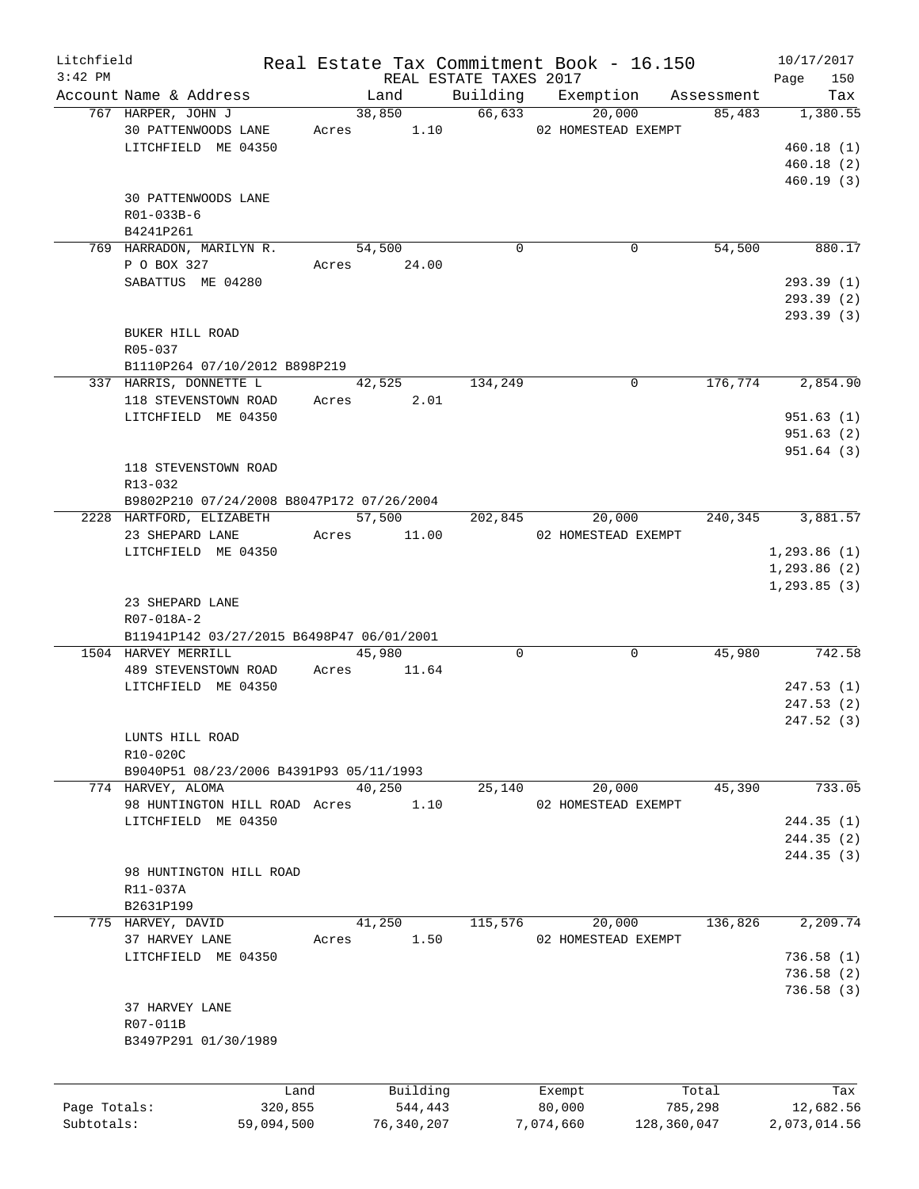Litchfield
3:42 PM

Real Estate Tax Commitment Book - 16.150
REAL ESTATE TAXES 2017

10/17/2017
Page 150

| Account Name & Address | Land | Building | Exemption | Assessment | Tax |
|---|---|---|---|---|---|
| 767 HARPER, JOHN J | 38,850 | 66,633 | 20,000 | 85,483 | 1,380.55 |
| 30 PATTENWOODS LANE | Acres 1.10 | | 02 HOMESTEAD EXEMPT | | |
| LITCHFIELD ME 04350 | | | | | 460.18 (1) |
| | | | | | 460.18 (2) |
| | | | | | 460.19 (3) |
| 30 PATTENWOODS LANE | | | | | |
| R01-033B-6 | | | | | |
| B4241P261 | | | | | |
| 769 HARRADON, MARILYN R. | 54,500 | 0 | 0 | 54,500 | 880.17 |
| P O BOX 327 | Acres 24.00 | | | | |
| SABATTUS ME 04280 | | | | | 293.39 (1) |
| | | | | | 293.39 (2) |
| | | | | | 293.39 (3) |
| BUKER HILL ROAD | | | | | |
| R05-037 | | | | | |
| B1110P264 07/10/2012 B898P219 | | | | | |
| 337 HARRIS, DONNETTE L | 42,525 | 134,249 | 0 | 176,774 | 2,854.90 |
| 118 STEVENSTOWN ROAD | Acres 2.01 | | | | |
| LITCHFIELD ME 04350 | | | | | 951.63 (1) |
| | | | | | 951.63 (2) |
| | | | | | 951.64 (3) |
| 118 STEVENSTOWN ROAD | | | | | |
| R13-032 | | | | | |
| B9802P210 07/24/2008 B8047P172 07/26/2004 | | | | | |
| 2228 HARTFORD, ELIZABETH | 57,500 | 202,845 | 20,000 | 240,345 | 3,881.57 |
| 23 SHEPARD LANE | Acres 11.00 | | 02 HOMESTEAD EXEMPT | | |
| LITCHFIELD ME 04350 | | | | | 1,293.86 (1) |
| | | | | | 1,293.86 (2) |
| | | | | | 1,293.85 (3) |
| 23 SHEPARD LANE | | | | | |
| R07-018A-2 | | | | | |
| B11941P142 03/27/2015 B6498P47 06/01/2001 | | | | | |
| 1504 HARVEY MERRILL | 45,980 | 0 | 0 | 45,980 | 742.58 |
| 489 STEVENSTOWN ROAD | Acres 11.64 | | | | |
| LITCHFIELD ME 04350 | | | | | 247.53 (1) |
| | | | | | 247.53 (2) |
| | | | | | 247.52 (3) |
| LUNTS HILL ROAD | | | | | |
| R10-020C | | | | | |
| B9040P51 08/23/2006 B4391P93 05/11/1993 | | | | | |
| 774 HARVEY, ALOMA | 40,250 | 25,140 | 20,000 | 45,390 | 733.05 |
| 98 HUNTINGTON HILL ROAD | Acres 1.10 | | 02 HOMESTEAD EXEMPT | | |
| LITCHFIELD ME 04350 | | | | | 244.35 (1) |
| | | | | | 244.35 (2) |
| | | | | | 244.35 (3) |
| 98 HUNTINGTON HILL ROAD | | | | | |
| R11-037A | | | | | |
| B2631P199 | | | | | |
| 775 HARVEY, DAVID | 41,250 | 115,576 | 20,000 | 136,826 | 2,209.74 |
| 37 HARVEY LANE | Acres 1.50 | | 02 HOMESTEAD EXEMPT | | |
| LITCHFIELD ME 04350 | | | | | 736.58 (1) |
| | | | | | 736.58 (2) |
| | | | | | 736.58 (3) |
| 37 HARVEY LANE | | | | | |
| R07-011B | | | | | |
| B3497P291 01/30/1989 | | | | | |

| | Land | Building | Exempt | Total | Tax |
|---|---|---|---|---|---|
| Page Totals: | 320,855 | 544,443 | 80,000 | 785,298 | 12,682.56 |
| Subtotals: | 59,094,500 | 76,340,207 | 7,074,660 | 128,360,047 | 2,073,014.56 |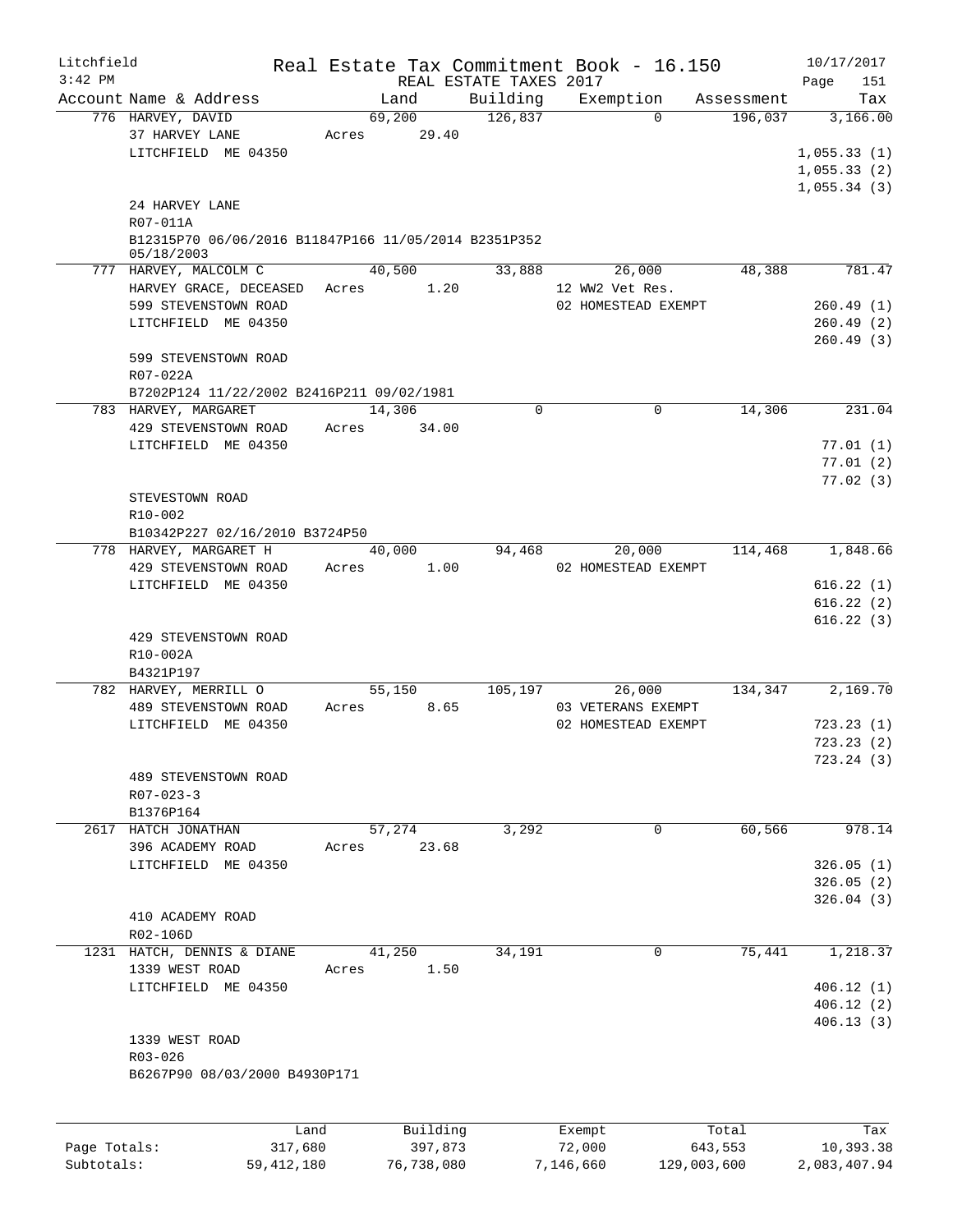Litchfield
3:42 PM

Real Estate Tax Commitment Book - 16.150
REAL ESTATE TAXES 2017

10/17/2017

| Account Name & Address | Land | Building | Exemption | Assessment | Tax |
|---|---|---|---|---|---|
| 776 HARVEY, DAVID | 69,200 | 126,837 | 0 | 196,037 | 3,166.00 |
| 37 HARVEY LANE | Acres 29.40 | | | | |
| LITCHFIELD ME 04350 | | | | | 1,055.33 (1) |
| | | | | | 1,055.33 (2) |
| | | | | | 1,055.34 (3) |
| 24 HARVEY LANE | | | | | |
| R07-011A | | | | | |
| B12315P70 06/06/2016 B11847P166 11/05/2014 B2351P352 05/18/2003 | | | | | |
| 777 HARVEY, MALCOLM C | 40,500 | 33,888 | 26,000 | 48,388 | 781.47 |
| HARVEY GRACE, DECEASED | Acres 1.20 | | 12 WW2 Vet Res. | | |
| 599 STEVENSTOWN ROAD | | | 02 HOMESTEAD EXEMPT | | 260.49 (1) |
| LITCHFIELD ME 04350 | | | | | 260.49 (2) |
| | | | | | 260.49 (3) |
| 599 STEVENSTOWN ROAD | | | | | |
| R07-022A | | | | | |
| B7202P124 11/22/2002 B2416P211 09/02/1981 | | | | | |
| 783 HARVEY, MARGARET | 14,306 | 0 | 0 | 14,306 | 231.04 |
| 429 STEVENSTOWN ROAD | Acres 34.00 | | | | |
| LITCHFIELD ME 04350 | | | | | 77.01 (1) |
| | | | | | 77.01 (2) |
| | | | | | 77.02 (3) |
| STEVESTOWN ROAD | | | | | |
| R10-002 | | | | | |
| B10342P227 02/16/2010 B3724P50 | | | | | |
| 778 HARVEY, MARGARET H | 40,000 | 94,468 | 20,000 | 114,468 | 1,848.66 |
| 429 STEVENSTOWN ROAD | Acres 1.00 | | 02 HOMESTEAD EXEMPT | | |
| LITCHFIELD ME 04350 | | | | | 616.22 (1) |
| | | | | | 616.22 (2) |
| | | | | | 616.22 (3) |
| 429 STEVENSTOWN ROAD | | | | | |
| R10-002A | | | | | |
| B4321P197 | | | | | |
| 782 HARVEY, MERRILL O | 55,150 | 105,197 | 26,000 | 134,347 | 2,169.70 |
| 489 STEVENSTOWN ROAD | Acres 8.65 | | 03 VETERANS EXEMPT | | |
| LITCHFIELD ME 04350 | | | 02 HOMESTEAD EXEMPT | | 723.23 (1) |
| | | | | | 723.23 (2) |
| | | | | | 723.24 (3) |
| 489 STEVENSTOWN ROAD | | | | | |
| R07-023-3 | | | | | |
| B1376P164 | | | | | |
| 2617 HATCH JONATHAN | 57,274 | 3,292 | 0 | 60,566 | 978.14 |
| 396 ACADEMY ROAD | Acres 23.68 | | | | |
| LITCHFIELD ME 04350 | | | | | 326.05 (1) |
| | | | | | 326.05 (2) |
| | | | | | 326.04 (3) |
| 410 ACADEMY ROAD | | | | | |
| R02-106D | | | | | |
| 1231 HATCH, DENNIS & DIANE | 41,250 | 34,191 | 0 | 75,441 | 1,218.37 |
| 1339 WEST ROAD | Acres 1.50 | | | | |
| LITCHFIELD ME 04350 | | | | | 406.12 (1) |
| | | | | | 406.12 (2) |
| | | | | | 406.13 (3) |
| 1339 WEST ROAD | | | | | |
| R03-026 | | | | | |
| B6267P90 08/03/2000 B4930P171 | | | | | |

| | Land | Building | Exempt | Total | Tax |
|---|---|---|---|---|---|
| Page Totals: | 317,680 | 397,873 | 72,000 | 643,553 | 10,393.38 |
| Subtotals: | 59,412,180 | 76,738,080 | 7,146,660 | 129,003,600 | 2,083,407.94 |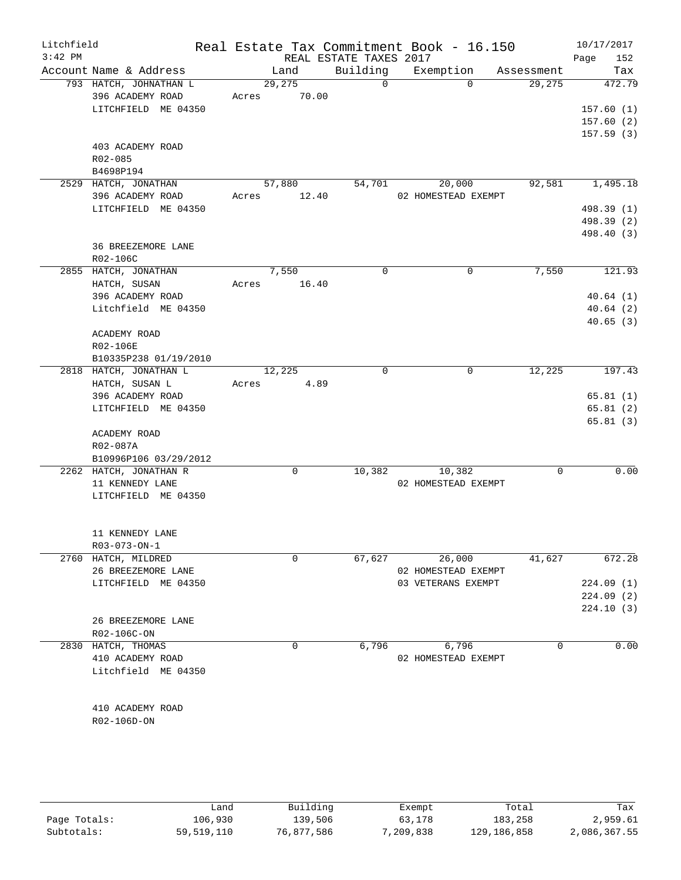Litchfield
3:42 PM

# Real Estate Tax Commitment Book - 16.150

REAL ESTATE TAXES 2017

10/17/2017
Page 152

| Account | Name & Address | Land | Building | Exemption | Assessment | Tax |
|---|---|---|---|---|---|---|
| 793 | HATCH, JOHNATHAN L | 29,275 | 0 | 0 | 29,275 | 472.79 |
| | 396 ACADEMY ROAD | Acres 70.00 | | | | |
| | LITCHFIELD ME 04350 | | | | | 157.60 (1) |
| | | | | | | 157.60 (2) |
| | | | | | | 157.59 (3) |
| | 403 ACADEMY ROAD | | | | | |
| | R02-085 | | | | | |
| | B4698P194 | | | | | |
| 2529 | HATCH, JONATHAN | 57,880 | 54,701 | 20,000 | 92,581 | 1,495.18 |
| | 396 ACADEMY ROAD | Acres 12.40 | | 02 HOMESTEAD EXEMPT | | |
| | LITCHFIELD ME 04350 | | | | | 498.39 (1) |
| | | | | | | 498.39 (2) |
| | | | | | | 498.40 (3) |
| | 36 BREEZEMORE LANE | | | | | |
| | R02-106C | | | | | |
| 2855 | HATCH, JONATHAN | 7,550 | 0 | 0 | 7,550 | 121.93 |
| | HATCH, SUSAN | Acres 16.40 | | | | |
| | 396 ACADEMY ROAD | | | | | 40.64 (1) |
| | Litchfield ME 04350 | | | | | 40.64 (2) |
| | | | | | | 40.65 (3) |
| | ACADEMY ROAD | | | | | |
| | R02-106E | | | | | |
| | B10335P238 01/19/2010 | | | | | |
| 2818 | HATCH, JONATHAN L | 12,225 | 0 | 0 | 12,225 | 197.43 |
| | HATCH, SUSAN L | Acres 4.89 | | | | |
| | 396 ACADEMY ROAD | | | | | 65.81 (1) |
| | LITCHFIELD ME 04350 | | | | | 65.81 (2) |
| | | | | | | 65.81 (3) |
| | ACADEMY ROAD | | | | | |
| | R02-087A | | | | | |
| | B10996P106 03/29/2012 | | | | | |
| 2262 | HATCH, JONATHAN R | 0 | 10,382 | 10,382 | 0 | 0.00 |
| | 11 KENNEDY LANE | | | 02 HOMESTEAD EXEMPT | | |
| | LITCHFIELD ME 04350 | | | | | |
| | 11 KENNEDY LANE | | | | | |
| | R03-073-ON-1 | | | | | |
| 2760 | HATCH, MILDRED | 0 | 67,627 | 26,000 | 41,627 | 672.28 |
| | 26 BREEZEMORE LANE | | | 02 HOMESTEAD EXEMPT | | |
| | LITCHFIELD ME 04350 | | | 03 VETERANS EXEMPT | | 224.09 (1) |
| | | | | | | 224.09 (2) |
| | | | | | | 224.10 (3) |
| | 26 BREEZEMORE LANE | | | | | |
| | R02-106C-ON | | | | | |
| 2830 | HATCH, THOMAS | 0 | 6,796 | 6,796 | 0 | 0.00 |
| | 410 ACADEMY ROAD | | | 02 HOMESTEAD EXEMPT | | |
| | Litchfield ME 04350 | | | | | |
| | 410 ACADEMY ROAD | | | | | |
| | R02-106D-ON | | | | | |

| | Land | Building | Exempt | Total | Tax |
|---|---|---|---|---|---|
| Page Totals: | 106,930 | 139,506 | 63,178 | 183,258 | 2,959.61 |
| Subtotals: | 59,519,110 | 76,877,586 | 7,209,838 | 129,186,858 | 2,086,367.55 |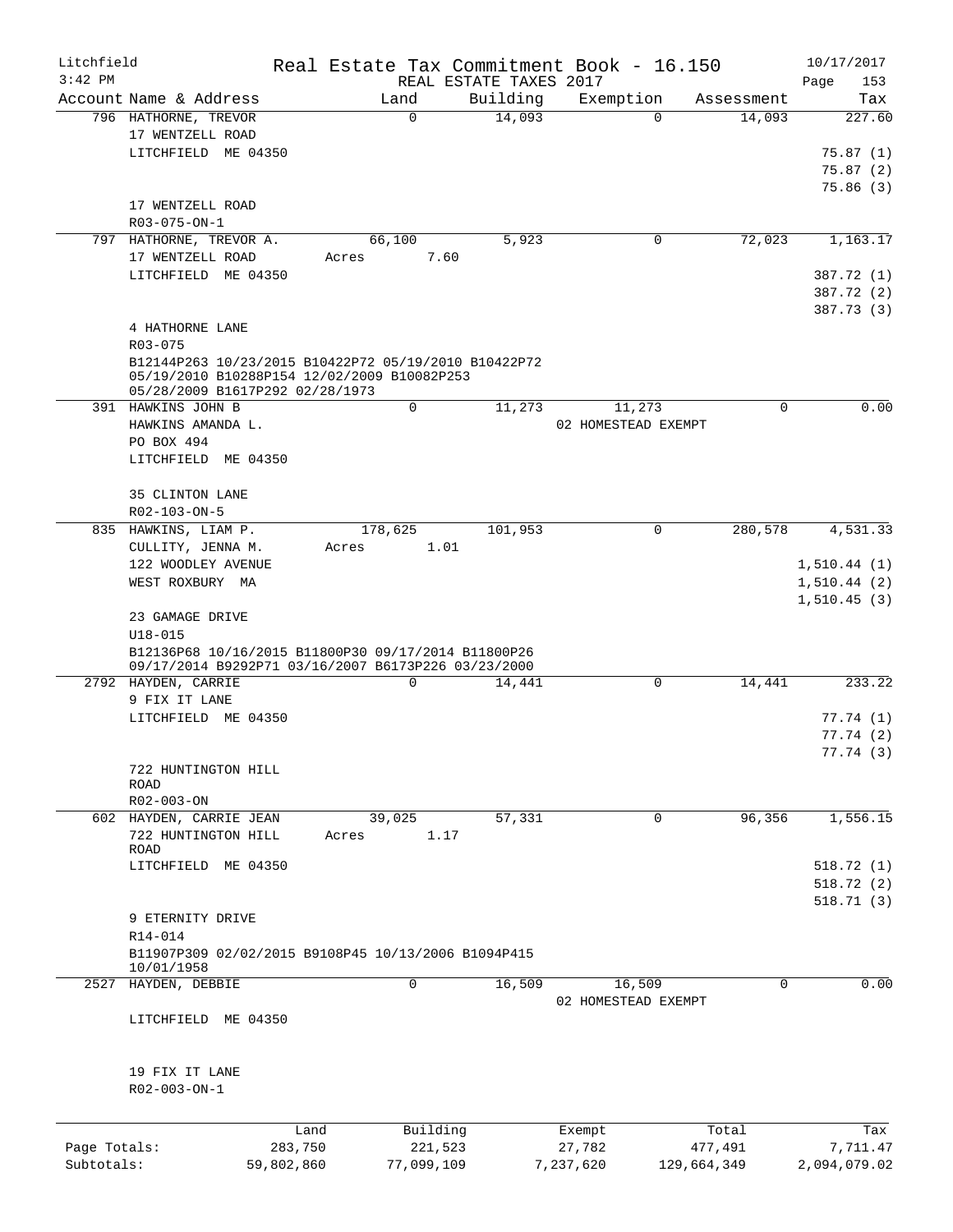Litchfield
3:42 PM

# Real Estate Tax Commitment Book - 16.150

REAL ESTATE TAXES 2017

10/17/2017

| Account Name & Address | Land | Building | Exemption | Assessment | Tax |
|---|---|---|---|---|---|
| 796 HATHORNE, TREVOR<br>17 WENTZELL ROAD<br>LITCHFIELD ME 04350<br><br>17 WENTZELL ROAD<br>R03-075-ON-1 | 0 | 14,093 | 0 | 14,093 | 227.60<br><br>75.87 (1)<br>75.87 (2)<br>75.86 (3) |
| 797 HATHORNE, TREVOR A.<br>17 WENTZELL ROAD<br>LITCHFIELD ME 04350<br><br>4 HATHORNE LANE<br>R03-075<br>B12144P263 10/23/2015 B10422P72 05/19/2010 B10422P72 05/19/2010 B10288P154 12/02/2009 B10082P253 05/28/2009 B1617P292 02/28/1973 | 66,100<br>Acres 7.60 | 5,923 | 0 | 72,023 | 1,163.17<br><br>387.72 (1)<br>387.72 (2)<br>387.73 (3) |
| 391 HAWKINS JOHN B<br>HAWKINS AMANDA L.<br>PO BOX 494<br>LITCHFIELD ME 04350<br><br>35 CLINTON LANE<br>R02-103-ON-5 | 0 | 11,273 | 11,273<br>02 HOMESTEAD EXEMPT | 0 | 0.00 |
| 835 HAWKINS, LIAM P.<br>CULLITY, JENNA M.<br>122 WOODLEY AVENUE<br>WEST ROXBURY MA<br><br>23 GAMAGE DRIVE<br>U18-015<br>B12136P68 10/16/2015 B11800P30 09/17/2014 B11800P26 09/17/2014 B9292P71 03/16/2007 B6173P226 03/23/2000 | 178,625<br>Acres 1.01 | 101,953 | 0 | 280,578 | 4,531.33<br><br>1,510.44 (1)<br>1,510.44 (2)<br>1,510.45 (3) |
| 2792 HAYDEN, CARRIE<br>9 FIX IT LANE<br>LITCHFIELD ME 04350<br><br>722 HUNTINGTON HILL ROAD<br>R02-003-ON | 0 | 14,441 | 0 | 14,441 | 233.22<br><br>77.74 (1)<br>77.74 (2)<br>77.74 (3) |
| 602 HAYDEN, CARRIE JEAN<br>722 HUNTINGTON HILL ROAD<br>LITCHFIELD ME 04350<br><br>9 ETERNITY DRIVE<br>R14-014<br>B11907P309 02/02/2015 B9108P45 10/13/2006 B1094P415 10/01/1958 | 39,025<br>Acres 1.17 | 57,331 | 0 | 96,356 | 1,556.15<br><br>518.72 (1)<br>518.72 (2)<br>518.71 (3) |
| 2527 HAYDEN, DEBBIE<br><br>LITCHFIELD ME 04350<br><br>19 FIX IT LANE<br>R02-003-ON-1 | 0 | 16,509 | 16,509<br>02 HOMESTEAD EXEMPT | 0 | 0.00 |

| | Land | Building | Exempt | Total | Tax |
|---|---|---|---|---|---|
| Page Totals: | 283,750 | 221,523 | 27,782 | 477,491 | 7,711.47 |
| Subtotals: | 59,802,860 | 77,099,109 | 7,237,620 | 129,664,349 | 2,094,079.02 |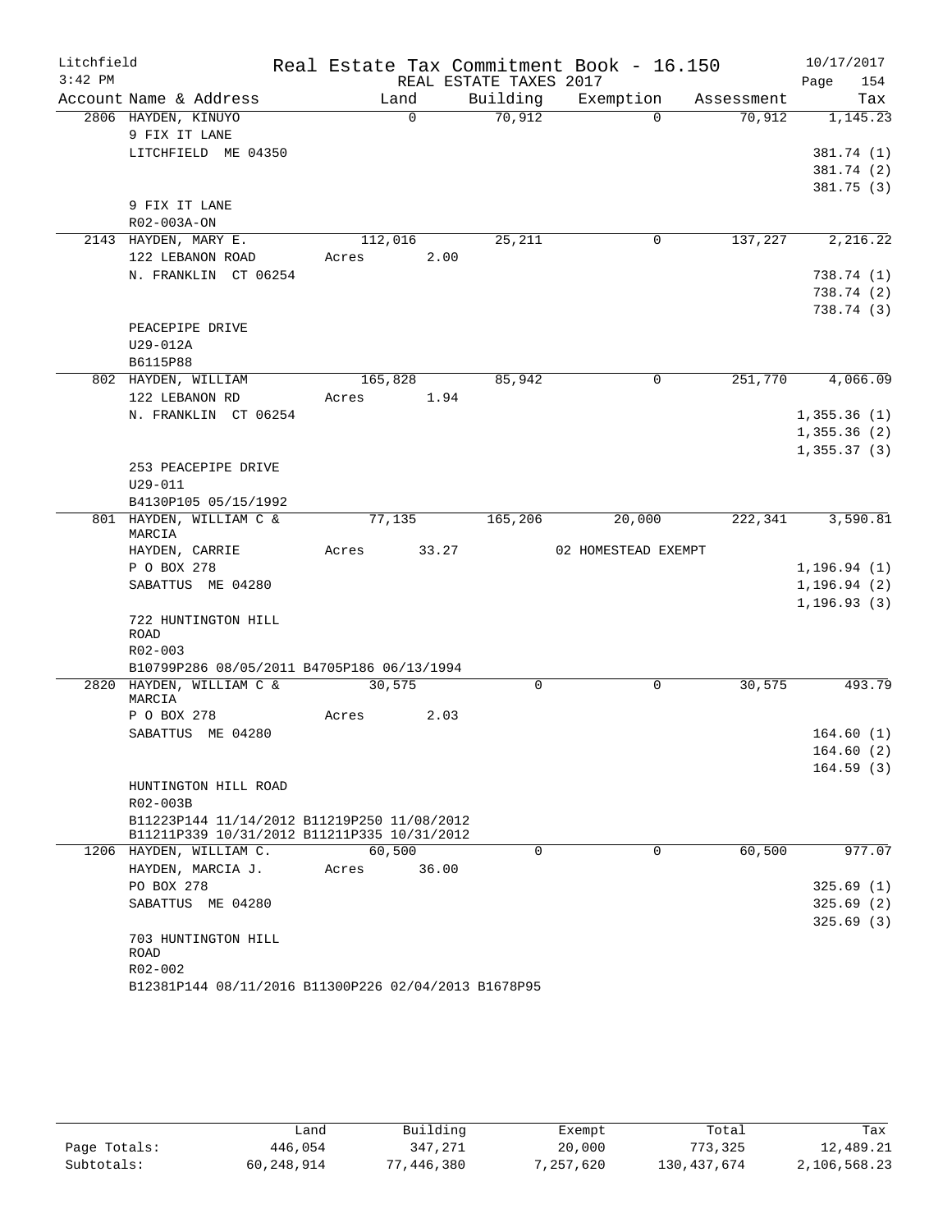Litchfield
3:42 PM

# Real Estate Tax Commitment Book - 16.150

REAL ESTATE TAXES 2017

10/17/2017

| Account Name & Address | Land | Building | Exemption | Assessment | Tax |
|---|---|---|---|---|---|
| 2806 HAYDEN, KINUYO<br>9 FIX IT LANE<br>LITCHFIELD ME 04350<br><br>9 FIX IT LANE<br>R02-003A-ON | 0 | 70,912 | 0 | 70,912 | 1,145.23<br>381.74 (1)<br>381.74 (2)<br>381.75 (3) |
| 2143 HAYDEN, MARY E.<br>122 LEBANON ROAD<br>N. FRANKLIN CT 06254<br><br>PEACEPIPE DRIVE<br>U29-012A<br>B6115P88 | 112,016<br>Acres 2.00 | 25,211 | 0 | 137,227 | 2,216.22<br>738.74 (1)<br>738.74 (2)<br>738.74 (3) |
| 802 HAYDEN, WILLIAM<br>122 LEBANON RD<br>N. FRANKLIN CT 06254<br><br>253 PEACEPIPE DRIVE<br>U29-011<br>B4130P105 05/15/1992 | 165,828<br>Acres 1.94 | 85,942 | 0 | 251,770 | 4,066.09<br>1,355.36 (1)<br>1,355.36 (2)<br>1,355.37 (3) |
| 801 HAYDEN, WILLIAM C & MARCIA<br>HAYDEN, CARRIE<br>P O BOX 278<br>SABATTUS ME 04280<br><br>722 HUNTINGTON HILL ROAD<br>R02-003<br>B10799P286 08/05/2011 B4705P186 06/13/1994 | 77,135<br>Acres 33.27 | 165,206 | 20,000<br>02 HOMESTEAD EXEMPT | 222,341 | 3,590.81<br>1,196.94 (1)<br>1,196.94 (2)<br>1,196.93 (3) |
| 2820 HAYDEN, WILLIAM C & MARCIA<br>P O BOX 278<br>SABATTUS ME 04280<br><br>HUNTINGTON HILL ROAD<br>R02-003B<br>B11223P144 11/14/2012 B11219P250 11/08/2012 B11211P339 10/31/2012 B11211P335 10/31/2012 | 30,575<br>Acres 2.03 | 0 | 0 | 30,575 | 493.79<br>164.60 (1)<br>164.60 (2)<br>164.59 (3) |
| 1206 HAYDEN, WILLIAM C.<br>HAYDEN, MARCIA J.<br>PO BOX 278<br>SABATTUS ME 04280<br><br>703 HUNTINGTON HILL ROAD<br>R02-002<br>B12381P144 08/11/2016 B11300P226 02/04/2013 B1678P95 | 60,500<br>Acres 36.00 | 0 | 0 | 60,500 | 977.07<br>325.69 (1)<br>325.69 (2)<br>325.69 (3) |

| | Land | Building | Exempt | Total | Tax |
|---|---|---|---|---|---|
| Page Totals: | 446,054 | 347,271 | 20,000 | 773,325 | 12,489.21 |
| Subtotals: | 60,248,914 | 77,446,380 | 7,257,620 | 130,437,674 | 2,106,568.23 |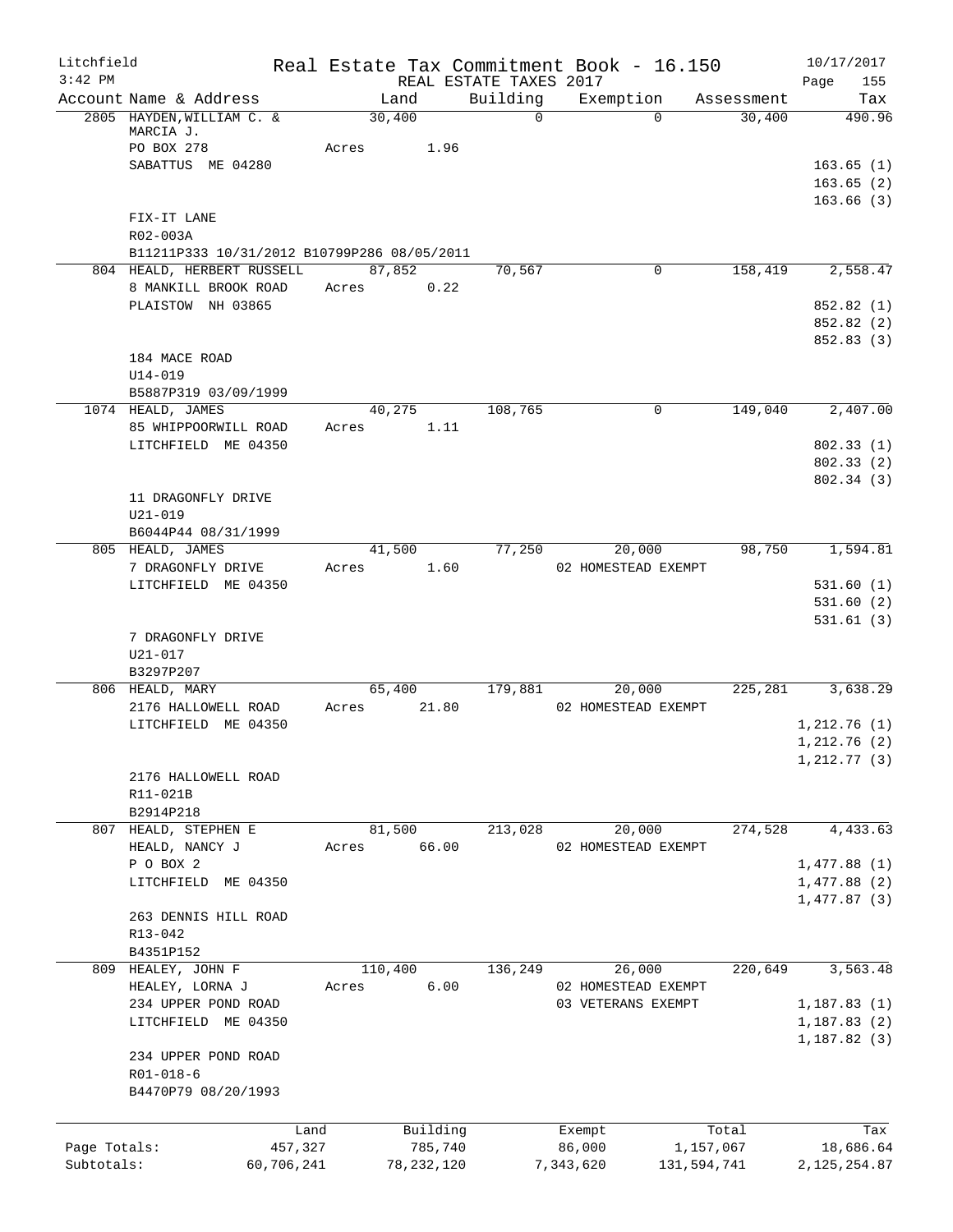Litchfield 3:42 PM

# Real Estate Tax Commitment Book - 16.150

REAL ESTATE TAXES 2017

10/17/2017 Page 155

| Account | Name & Address | Land | Building | Exemption | Assessment | Tax |
|---|---|---|---|---|---|---|
| 2805 | HAYDEN, WILLIAM C. & MARCIA J. | 30,400 | 0 | 0 | 30,400 | 490.96 |
| | PO BOX 278 | Acres 1.96 | | | | |
| | SABATTUS ME 04280 | | | | | 163.65 (1) |
| | | | | | | 163.65 (2) |
| | | | | | | 163.66 (3) |
| | FIX-IT LANE | | | | | |
| | R02-003A | | | | | |
| | B11211P333 10/31/2012 B10799P286 08/05/2011 | | | | | |
| 804 | HEALD, HERBERT RUSSELL | 87,852 | 70,567 | 0 | 158,419 | 2,558.47 |
| | 8 MANKILL BROOK ROAD | Acres 0.22 | | | | |
| | PLAISTOW NH 03865 | | | | | 852.82 (1) |
| | | | | | | 852.82 (2) |
| | | | | | | 852.83 (3) |
| | 184 MACE ROAD | | | | | |
| | U14-019 | | | | | |
| | B5887P319 03/09/1999 | | | | | |
| 1074 | HEALD, JAMES | 40,275 | 108,765 | 0 | 149,040 | 2,407.00 |
| | 85 WHIPPOORWILL ROAD | Acres 1.11 | | | | |
| | LITCHFIELD ME 04350 | | | | | 802.33 (1) |
| | | | | | | 802.33 (2) |
| | | | | | | 802.34 (3) |
| | 11 DRAGONFLY DRIVE | | | | | |
| | U21-019 | | | | | |
| | B6044P44 08/31/1999 | | | | | |
| 805 | HEALD, JAMES | 41,500 | 77,250 | 20,000 | 98,750 | 1,594.81 |
| | 7 DRAGONFLY DRIVE | Acres 1.60 | | 02 HOMESTEAD EXEMPT | | |
| | LITCHFIELD ME 04350 | | | | | 531.60 (1) |
| | | | | | | 531.60 (2) |
| | | | | | | 531.61 (3) |
| | 7 DRAGONFLY DRIVE | | | | | |
| | U21-017 | | | | | |
| | B3297P207 | | | | | |
| 806 | HEALD, MARY | 65,400 | 179,881 | 20,000 | 225,281 | 3,638.29 |
| | 2176 HALLOWELL ROAD | Acres 21.80 | | 02 HOMESTEAD EXEMPT | | |
| | LITCHFIELD ME 04350 | | | | | 1,212.76 (1) |
| | | | | | | 1,212.76 (2) |
| | | | | | | 1,212.77 (3) |
| | 2176 HALLOWELL ROAD | | | | | |
| | R11-021B | | | | | |
| | B2914P218 | | | | | |
| 807 | HEALD, STEPHEN E | 81,500 | 213,028 | 20,000 | 274,528 | 4,433.63 |
| | HEALD, NANCY J | Acres 66.00 | | 02 HOMESTEAD EXEMPT | | |
| | P O BOX 2 | | | | | 1,477.88 (1) |
| | LITCHFIELD ME 04350 | | | | | 1,477.88 (2) |
| | | | | | | 1,477.87 (3) |
| | 263 DENNIS HILL ROAD | | | | | |
| | R13-042 | | | | | |
| | B4351P152 | | | | | |
| 809 | HEALEY, JOHN F | 110,400 | 136,249 | 26,000 | 220,649 | 3,563.48 |
| | HEALEY, LORNA J | Acres 6.00 | | 02 HOMESTEAD EXEMPT | | |
| | 234 UPPER POND ROAD | | | 03 VETERANS EXEMPT | | 1,187.83 (1) |
| | LITCHFIELD ME 04350 | | | | | 1,187.83 (2) |
| | | | | | | 1,187.82 (3) |
| | 234 UPPER POND ROAD | | | | | |
| | R01-018-6 | | | | | |
| | B4470P79 08/20/1993 | | | | | |

| | Land | Building | Exempt | Total | Tax |
|---|---|---|---|---|---|
| Page Totals: | 457,327 | 785,740 | 86,000 | 1,157,067 | 18,686.64 |
| Subtotals: | 60,706,241 | 78,232,120 | 7,343,620 | 131,594,741 | 2,125,254.87 |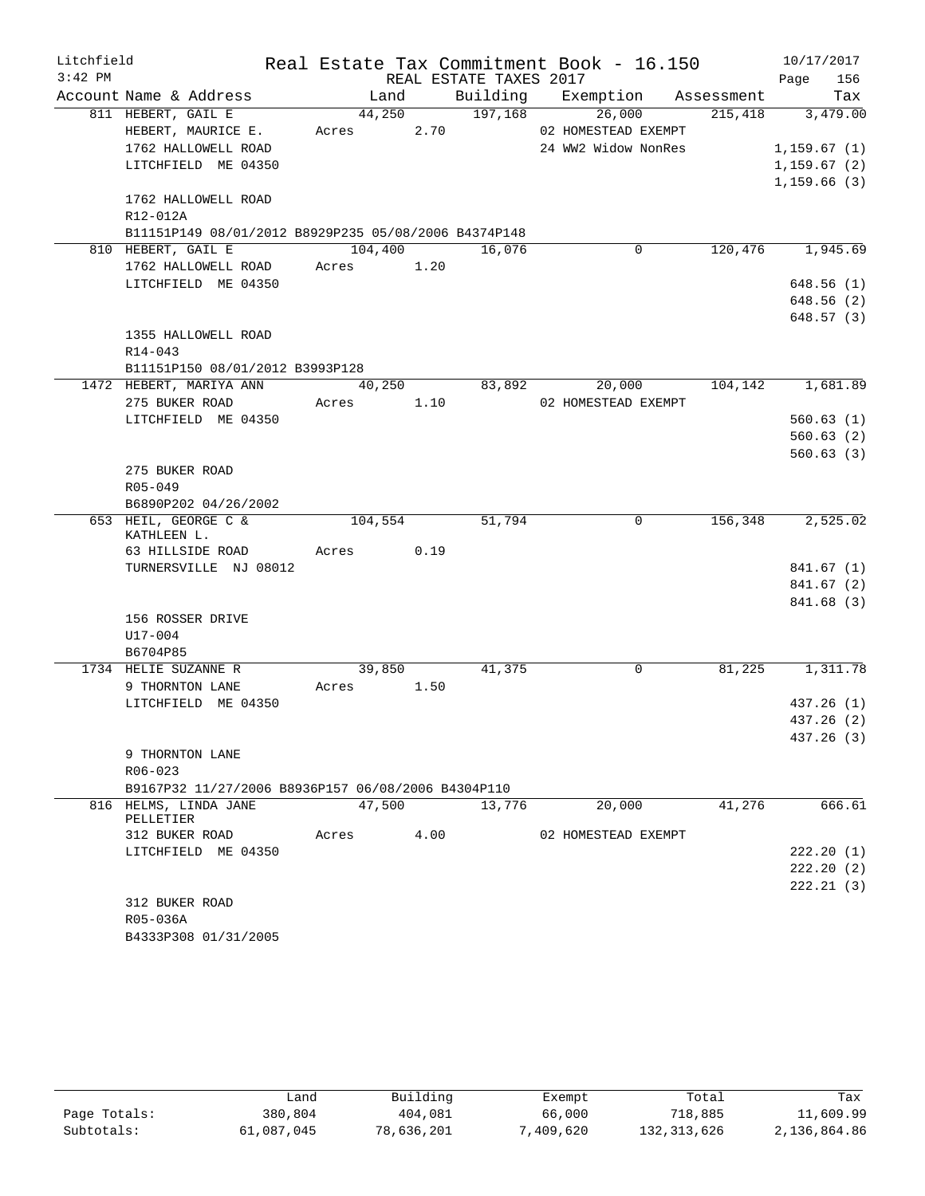Litchfield
3:42 PM

# Real Estate Tax Commitment Book - 16.150

REAL ESTATE TAXES 2017

10/17/2017

| Account | Name & Address | Land | Building | Exemption | Assessment | Tax |
|---|---|---|---|---|---|---|
| 811 | HEBERT, GAIL E | 44,250 | 197,168 | 26,000 | 215,418 | 3,479.00 |
| | HEBERT, MAURICE E. | Acres 2.70 | | 02 HOMESTEAD EXEMPT | | |
| | 1762 HALLOWELL ROAD | | | 24 WW2 Widow NonRes | | 1,159.67 (1) |
| | LITCHFIELD ME 04350 | | | | | 1,159.67 (2) |
| | | | | | | 1,159.66 (3) |
| | 1762 HALLOWELL ROAD | | | | | |
| | R12-012A | | | | | |
| | B11151P149 08/01/2012 B8929P235 05/08/2006 B4374P148 | | | | | |
| 810 | HEBERT, GAIL E | 104,400 | 16,076 | 0 | 120,476 | 1,945.69 |
| | 1762 HALLOWELL ROAD | Acres 1.20 | | | | |
| | LITCHFIELD ME 04350 | | | | | 648.56 (1) |
| | | | | | | 648.56 (2) |
| | | | | | | 648.57 (3) |
| | 1355 HALLOWELL ROAD | | | | | |
| | R14-043 | | | | | |
| | B11151P150 08/01/2012 B3993P128 | | | | | |
| 1472 | HEBERT, MARIYA ANN | 40,250 | 83,892 | 20,000 | 104,142 | 1,681.89 |
| | 275 BUKER ROAD | Acres 1.10 | | 02 HOMESTEAD EXEMPT | | |
| | LITCHFIELD ME 04350 | | | | | 560.63 (1) |
| | | | | | | 560.63 (2) |
| | | | | | | 560.63 (3) |
| | 275 BUKER ROAD | | | | | |
| | R05-049 | | | | | |
| | B6890P202 04/26/2002 | | | | | |
| 653 | HEIL, GEORGE C & KATHLEEN L. | 104,554 | 51,794 | 0 | 156,348 | 2,525.02 |
| | 63 HILLSIDE ROAD | Acres 0.19 | | | | |
| | TURNERSVILLE NJ 08012 | | | | | 841.67 (1) |
| | | | | | | 841.67 (2) |
| | | | | | | 841.68 (3) |
| | 156 ROSSER DRIVE | | | | | |
| | U17-004 | | | | | |
| | B6704P85 | | | | | |
| 1734 | HELIE SUZANNE R | 39,850 | 41,375 | 0 | 81,225 | 1,311.78 |
| | 9 THORNTON LANE | Acres 1.50 | | | | |
| | LITCHFIELD ME 04350 | | | | | 437.26 (1) |
| | | | | | | 437.26 (2) |
| | | | | | | 437.26 (3) |
| | 9 THORNTON LANE | | | | | |
| | R06-023 | | | | | |
| | B9167P32 11/27/2006 B8936P157 06/08/2006 B4304P110 | | | | | |
| 816 | HELMS, LINDA JANE PELLETIER | 47,500 | 13,776 | 20,000 | 41,276 | 666.61 |
| | 312 BUKER ROAD | Acres 4.00 | | 02 HOMESTEAD EXEMPT | | |
| | LITCHFIELD ME 04350 | | | | | 222.20 (1) |
| | | | | | | 222.20 (2) |
| | | | | | | 222.21 (3) |
| | 312 BUKER ROAD | | | | | |
| | R05-036A | | | | | |
| | B4333P308 01/31/2005 | | | | | |

| | Land | Building | Exempt | Total | Tax |
|---|---|---|---|---|---|
| Page Totals: | 380,804 | 404,081 | 66,000 | 718,885 | 11,609.99 |
| Subtotals: | 61,087,045 | 78,636,201 | 7,409,620 | 132,313,626 | 2,136,864.86 |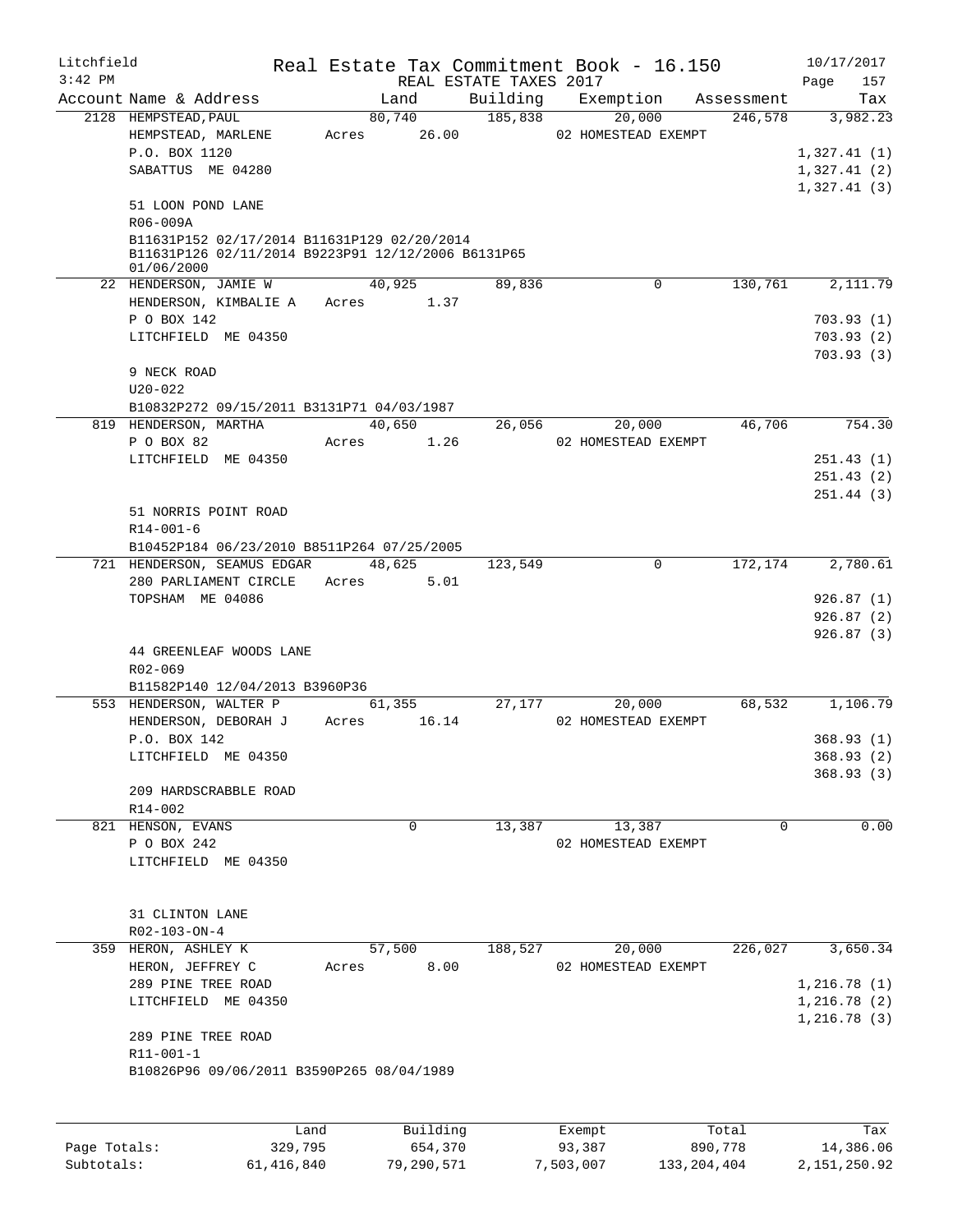Litchfield — Real Estate Tax Commitment Book - 16.150 — 10/17/2017
3:42 PM — REAL ESTATE TAXES 2017 — Page 157

| Account | Name & Address | Land | Building | Exemption | Assessment | Tax |
|---|---|---|---|---|---|---|
| 2128 | HEMPSTEAD, PAUL | 80,740 | 185,838 | 20,000 | 246,578 | 3,982.23 |
| | HEMPSTEAD, MARLENE | Acres 26.00 | | 02 HOMESTEAD EXEMPT | | |
| | P.O. BOX 1120 | | | | | 1,327.41 (1) |
| | SABATTUS ME 04280 | | | | | 1,327.41 (2) |
| | | | | | | 1,327.41 (3) |
| | 51 LOON POND LANE | | | | | |
| | R06-009A | | | | | |
| | B11631P152 02/17/2014 B11631P129 02/20/2014 B11631P126 02/11/2014 B9223P91 12/12/2006 B6131P65 01/06/2000 | | | | | |
| 22 | HENDERSON, JAMIE W | 40,925 | 89,836 | 0 | 130,761 | 2,111.79 |
| | HENDERSON, KIMBALIE A | Acres 1.37 | | | | |
| | P O BOX 142 | | | | | 703.93 (1) |
| | LITCHFIELD ME 04350 | | | | | 703.93 (2) |
| | | | | | | 703.93 (3) |
| | 9 NECK ROAD | | | | | |
| | U20-022 | | | | | |
| | B10832P272 09/15/2011 B3131P71 04/03/1987 | | | | | |
| 819 | HENDERSON, MARTHA | 40,650 | 26,056 | 20,000 | 46,706 | 754.30 |
| | P O BOX 82 | Acres 1.26 | | 02 HOMESTEAD EXEMPT | | |
| | LITCHFIELD ME 04350 | | | | | 251.43 (1) |
| | | | | | | 251.43 (2) |
| | | | | | | 251.44 (3) |
| | 51 NORRIS POINT ROAD | | | | | |
| | R14-001-6 | | | | | |
| | B10452P184 06/23/2010 B8511P264 07/25/2005 | | | | | |
| 721 | HENDERSON, SEAMUS EDGAR | 48,625 | 123,549 | 0 | 172,174 | 2,780.61 |
| | 280 PARLIAMENT CIRCLE | Acres 5.01 | | | | |
| | TOPSHAM ME 04086 | | | | | 926.87 (1) |
| | | | | | | 926.87 (2) |
| | | | | | | 926.87 (3) |
| | 44 GREENLEAF WOODS LANE | | | | | |
| | R02-069 | | | | | |
| | B11582P140 12/04/2013 B3960P36 | | | | | |
| 553 | HENDERSON, WALTER P | 61,355 | 27,177 | 20,000 | 68,532 | 1,106.79 |
| | HENDERSON, DEBORAH J | Acres 16.14 | | 02 HOMESTEAD EXEMPT | | |
| | P.O. BOX 142 | | | | | 368.93 (1) |
| | LITCHFIELD ME 04350 | | | | | 368.93 (2) |
| | | | | | | 368.93 (3) |
| | 209 HARDSCRABBLE ROAD | | | | | |
| | R14-002 | | | | | |
| 821 | HENSON, EVANS | 0 | 13,387 | 13,387 | 0 | 0.00 |
| | P O BOX 242 | | | 02 HOMESTEAD EXEMPT | | |
| | LITCHFIELD ME 04350 | | | | | |
| | 31 CLINTON LANE | | | | | |
| | R02-103-ON-4 | | | | | |
| 359 | HERON, ASHLEY K | 57,500 | 188,527 | 20,000 | 226,027 | 3,650.34 |
| | HERON, JEFFREY C | Acres 8.00 | | 02 HOMESTEAD EXEMPT | | |
| | 289 PINE TREE ROAD | | | | | 1,216.78 (1) |
| | LITCHFIELD ME 04350 | | | | | 1,216.78 (2) |
| | | | | | | 1,216.78 (3) |
| | 289 PINE TREE ROAD | | | | | |
| | R11-001-1 | | | | | |
| | B10826P96 09/06/2011 B3590P265 08/04/1989 | | | | | |

| | Land | Building | Exempt | Total | Tax |
|---|---|---|---|---|---|
| Page Totals: | 329,795 | 654,370 | 93,387 | 890,778 | 14,386.06 |
| Subtotals: | 61,416,840 | 79,290,571 | 7,503,007 | 133,204,404 | 2,151,250.92 |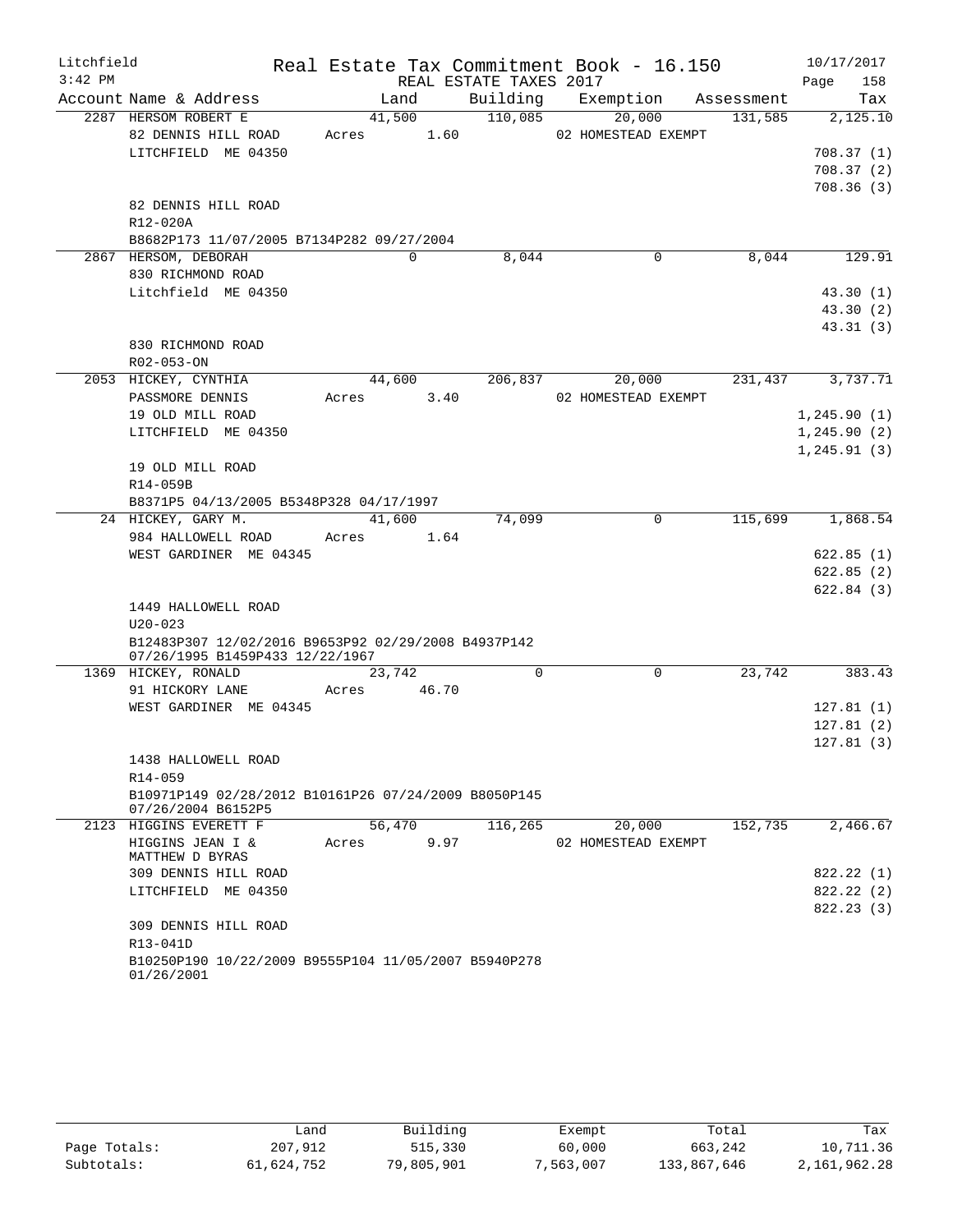Litchfield 3:42 PM

# Real Estate Tax Commitment Book - 16.150

REAL ESTATE TAXES 2017

10/17/2017

| Account Name & Address | Land | Building | Exemption | Assessment | Tax |
|---|---|---|---|---|---|
| 2287 HERSOM ROBERT E | 41,500 | 110,085 | 20,000 | 131,585 | 2,125.10 |
| 82 DENNIS HILL ROAD | Acres 1.60 | | 02 HOMESTEAD EXEMPT | | |
| LITCHFIELD ME 04350 | | | | | 708.37 (1) |
| | | | | | 708.37 (2) |
| | | | | | 708.36 (3) |
| 82 DENNIS HILL ROAD | | | | | |
| R12-020A | | | | | |
| B8682P173 11/07/2005 B7134P282 09/27/2004 | | | | | |
| 2867 HERSOM, DEBORAH | 0 | 8,044 | 0 | 8,044 | 129.91 |
| 830 RICHMOND ROAD | | | | | |
| Litchfield ME 04350 | | | | | 43.30 (1) |
| | | | | | 43.30 (2) |
| | | | | | 43.31 (3) |
| 830 RICHMOND ROAD | | | | | |
| R02-053-ON | | | | | |
| 2053 HICKEY, CYNTHIA | 44,600 | 206,837 | 20,000 | 231,437 | 3,737.71 |
| PASSMORE DENNIS | Acres 3.40 | | 02 HOMESTEAD EXEMPT | | |
| 19 OLD MILL ROAD | | | | | 1,245.90 (1) |
| LITCHFIELD ME 04350 | | | | | 1,245.90 (2) |
| | | | | | 1,245.91 (3) |
| 19 OLD MILL ROAD | | | | | |
| R14-059B | | | | | |
| B8371P5 04/13/2005 B5348P328 04/17/1997 | | | | | |
| 24 HICKEY, GARY M. | 41,600 | 74,099 | 0 | 115,699 | 1,868.54 |
| 984 HALLOWELL ROAD | Acres 1.64 | | | | |
| WEST GARDINER ME 04345 | | | | | 622.85 (1) |
| | | | | | 622.85 (2) |
| | | | | | 622.84 (3) |
| 1449 HALLOWELL ROAD | | | | | |
| U20-023 | | | | | |
| B12483P307 12/02/2016 B9653P92 02/29/2008 B4937P142 07/26/1995 B1459P433 12/22/1967 | | | | | |
| 1369 HICKEY, RONALD | 23,742 | 0 | 0 | 23,742 | 383.43 |
| 91 HICKORY LANE | Acres 46.70 | | | | |
| WEST GARDINER ME 04345 | | | | | 127.81 (1) |
| | | | | | 127.81 (2) |
| | | | | | 127.81 (3) |
| 1438 HALLOWELL ROAD | | | | | |
| R14-059 | | | | | |
| B10971P149 02/28/2012 B10161P26 07/24/2009 B8050P145 07/26/2004 B6152P5 | | | | | |
| 2123 HIGGINS EVERETT F | 56,470 | 116,265 | 20,000 | 152,735 | 2,466.67 |
| HIGGINS JEAN I & MATTHEW D BYRAS | Acres 9.97 | | 02 HOMESTEAD EXEMPT | | |
| 309 DENNIS HILL ROAD | | | | | 822.22 (1) |
| LITCHFIELD ME 04350 | | | | | 822.22 (2) |
| | | | | | 822.23 (3) |
| 309 DENNIS HILL ROAD | | | | | |
| R13-041D | | | | | |
| B10250P190 10/22/2009 B9555P104 11/05/2007 B5940P278 01/26/2001 | | | | | |

| | Land | Building | Exempt | Total | Tax |
|---|---|---|---|---|---|
| Page Totals: | 207,912 | 515,330 | 60,000 | 663,242 | 10,711.36 |
| Subtotals: | 61,624,752 | 79,805,901 | 7,563,007 | 133,867,646 | 2,161,962.28 |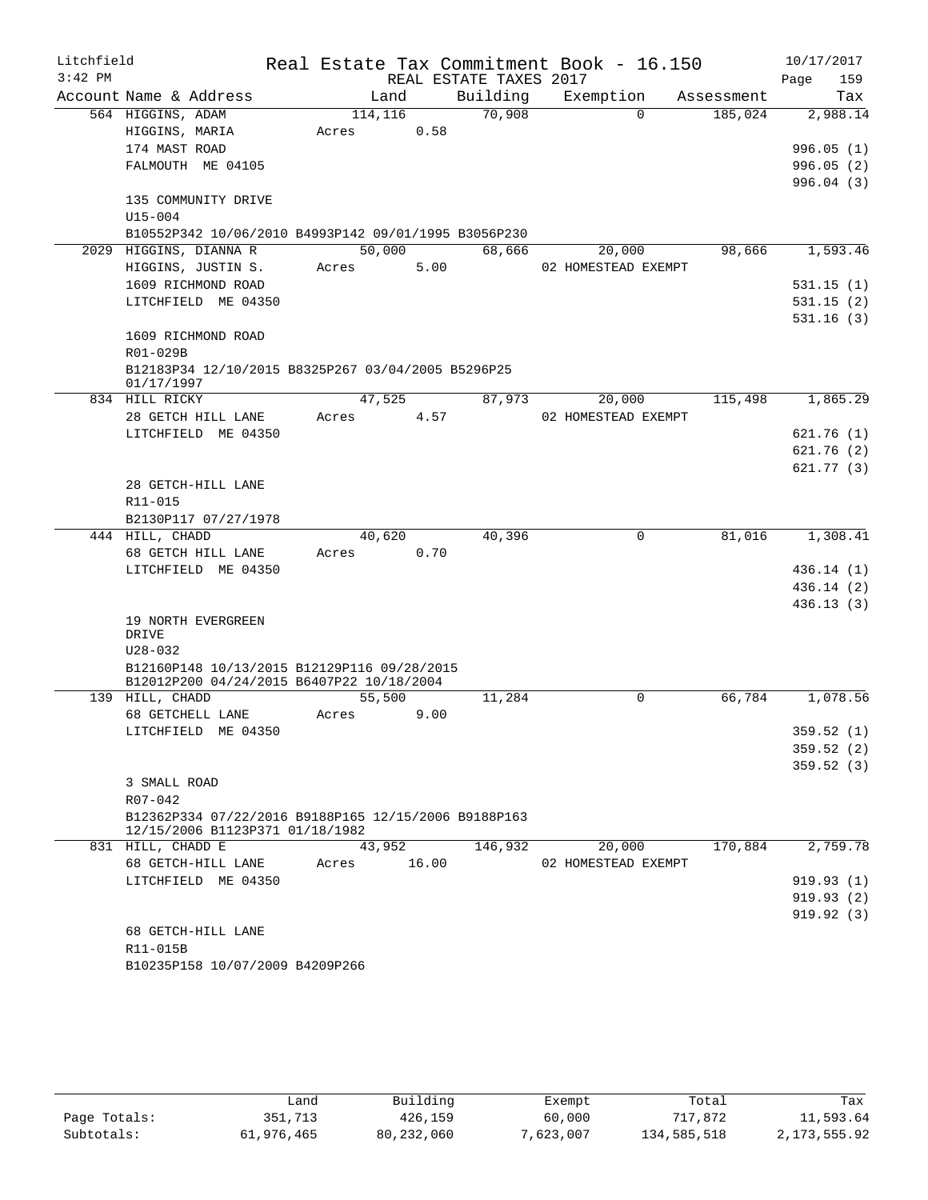Litchfield Real Estate Tax Commitment Book - 16.150 10/17/2017
3:42 PM REAL ESTATE TAXES 2017 Page 159

| Account Name & Address | Land | Building | Exemption | Assessment | Tax |
|---|---|---|---|---|---|
| 564 HIGGINS, ADAM | 114,116 | 70,908 | 0 | 185,024 | 2,988.14 |
| HIGGINS, MARIA | Acres 0.58 | | | | |
| 174 MAST ROAD | | | | | 996.05 (1) |
| FALMOUTH ME 04105 | | | | | 996.05 (2) |
| | | | | | 996.04 (3) |
| 135 COMMUNITY DRIVE | | | | | |
| U15-004 | | | | | |
| B10552P342 10/06/2010 B4993P142 09/01/1995 B3056P230 | | | | | |
| 2029 HIGGINS, DIANNA R | 50,000 | 68,666 | 20,000 | 98,666 | 1,593.46 |
| HIGGINS, JUSTIN S. | Acres 5.00 | | 02 HOMESTEAD EXEMPT | | |
| 1609 RICHMOND ROAD | | | | | 531.15 (1) |
| LITCHFIELD ME 04350 | | | | | 531.15 (2) |
| | | | | | 531.16 (3) |
| 1609 RICHMOND ROAD | | | | | |
| R01-029B | | | | | |
| B12183P34 12/10/2015 B8325P267 03/04/2005 B5296P25 01/17/1997 | | | | | |
| 834 HILL RICKY | 47,525 | 87,973 | 20,000 | 115,498 | 1,865.29 |
| 28 GETCH HILL LANE | Acres 4.57 | | 02 HOMESTEAD EXEMPT | | |
| LITCHFIELD ME 04350 | | | | | 621.76 (1) |
| | | | | | 621.76 (2) |
| | | | | | 621.77 (3) |
| 28 GETCH-HILL LANE | | | | | |
| R11-015 | | | | | |
| B2130P117 07/27/1978 | | | | | |
| 444 HILL, CHADD | 40,620 | 40,396 | 0 | 81,016 | 1,308.41 |
| 68 GETCH HILL LANE | Acres 0.70 | | | | |
| LITCHFIELD ME 04350 | | | | | 436.14 (1) |
| | | | | | 436.14 (2) |
| | | | | | 436.13 (3) |
| 19 NORTH EVERGREEN DRIVE | | | | | |
| U28-032 | | | | | |
| B12160P148 10/13/2015 B12129P116 09/28/2015 B12012P200 04/24/2015 B6407P22 10/18/2004 | | | | | |
| 139 HILL, CHADD | 55,500 | 11,284 | 0 | 66,784 | 1,078.56 |
| 68 GETCHELL LANE | Acres 9.00 | | | | |
| LITCHFIELD ME 04350 | | | | | 359.52 (1) |
| | | | | | 359.52 (2) |
| | | | | | 359.52 (3) |
| 3 SMALL ROAD | | | | | |
| R07-042 | | | | | |
| B12362P334 07/22/2016 B9188P165 12/15/2006 B9188P163 12/15/2006 B1123P371 01/18/1982 | | | | | |
| 831 HILL, CHADD E | 43,952 | 146,932 | 20,000 | 170,884 | 2,759.78 |
| 68 GETCH-HILL LANE | Acres 16.00 | | 02 HOMESTEAD EXEMPT | | |
| LITCHFIELD ME 04350 | | | | | 919.93 (1) |
| | | | | | 919.93 (2) |
| | | | | | 919.92 (3) |
| 68 GETCH-HILL LANE | | | | | |
| R11-015B | | | | | |
| B10235P158 10/07/2009 B4209P266 | | | | | |

| | Land | Building | Exempt | Total | Tax |
|---|---|---|---|---|---|
| Page Totals: | 351,713 | 426,159 | 60,000 | 717,872 | 11,593.64 |
| Subtotals: | 61,976,465 | 80,232,060 | 7,623,007 | 134,585,518 | 2,173,555.92 |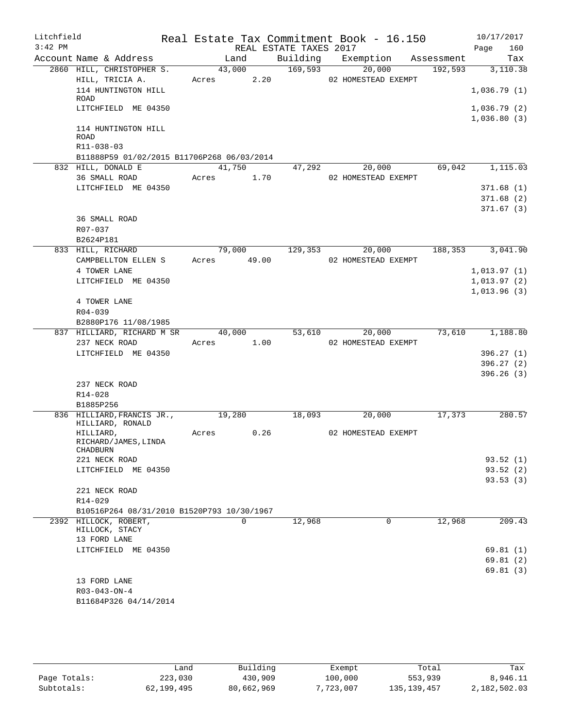Litchfield
3:42 PM

Real Estate Tax Commitment Book - 16.150
REAL ESTATE TAXES 2017

10/17/2017

| Account Name & Address | Land | Building | Exemption | Assessment | Tax |
|---|---|---|---|---|---|
| 2860 HILL, CHRISTOPHER S. | 43,000 | 169,593 | 20,000 | 192,593 | 3,110.38 |
| HILL, TRICIA A. | Acres 2.20 | | 02 HOMESTEAD EXEMPT | | |
| 114 HUNTINGTON HILL ROAD | | | | | 1,036.79 (1) |
| LITCHFIELD ME 04350 | | | | | 1,036.79 (2) |
| | | | | | 1,036.80 (3) |
| 114 HUNTINGTON HILL ROAD | | | | | |
| R11-038-03 | | | | | |
| B11888P59 01/02/2015 B11706P268 06/03/2014 | | | | | |
| 832 HILL, DONALD E | 41,750 | 47,292 | 20,000 | 69,042 | 1,115.03 |
| 36 SMALL ROAD | Acres 1.70 | | 02 HOMESTEAD EXEMPT | | |
| LITCHFIELD ME 04350 | | | | | 371.68 (1) |
| | | | | | 371.68 (2) |
| | | | | | 371.67 (3) |
| 36 SMALL ROAD | | | | | |
| R07-037 | | | | | |
| B2624P181 | | | | | |
| 833 HILL, RICHARD | 79,000 | 129,353 | 20,000 | 188,353 | 3,041.90 |
| CAMPBELLTON ELLEN S | Acres 49.00 | | 02 HOMESTEAD EXEMPT | | |
| 4 TOWER LANE | | | | | 1,013.97 (1) |
| LITCHFIELD ME 04350 | | | | | 1,013.97 (2) |
| | | | | | 1,013.96 (3) |
| 4 TOWER LANE | | | | | |
| R04-039 | | | | | |
| B2880P176 11/08/1985 | | | | | |
| 837 HILLIARD, RICHARD M SR | 40,000 | 53,610 | 20,000 | 73,610 | 1,188.80 |
| 237 NECK ROAD | Acres 1.00 | | 02 HOMESTEAD EXEMPT | | |
| LITCHFIELD ME 04350 | | | | | 396.27 (1) |
| | | | | | 396.27 (2) |
| | | | | | 396.26 (3) |
| 237 NECK ROAD | | | | | |
| R14-028 | | | | | |
| B1885P256 | | | | | |
| 836 HILLIARD, FRANCIS JR., HILLIARD, RONALD | 19,280 | 18,093 | 20,000 | 17,373 | 280.57 |
| HILLIARD, RICHARD/JAMES, LINDA CHADBURN | Acres 0.26 | | 02 HOMESTEAD EXEMPT | | |
| 221 NECK ROAD | | | | | 93.52 (1) |
| LITCHFIELD ME 04350 | | | | | 93.52 (2) |
| | | | | | 93.53 (3) |
| 221 NECK ROAD | | | | | |
| R14-029 | | | | | |
| B10516P264 08/31/2010 B1520P793 10/30/1967 | | | | | |
| 2392 HILLOCK, ROBERT, HILLOCK, STACY | 0 | 12,968 | 0 | 12,968 | 209.43 |
| 13 FORD LANE | | | | | |
| LITCHFIELD ME 04350 | | | | | 69.81 (1) |
| | | | | | 69.81 (2) |
| | | | | | 69.81 (3) |
| 13 FORD LANE | | | | | |
| R03-043-ON-4 | | | | | |
| B11684P326 04/14/2014 | | | | | |

| | Land | Building | Exempt | Total | Tax |
|---|---|---|---|---|---|
| Page Totals: | 223,030 | 430,909 | 100,000 | 553,939 | 8,946.11 |
| Subtotals: | 62,199,495 | 80,662,969 | 7,723,007 | 135,139,457 | 2,182,502.03 |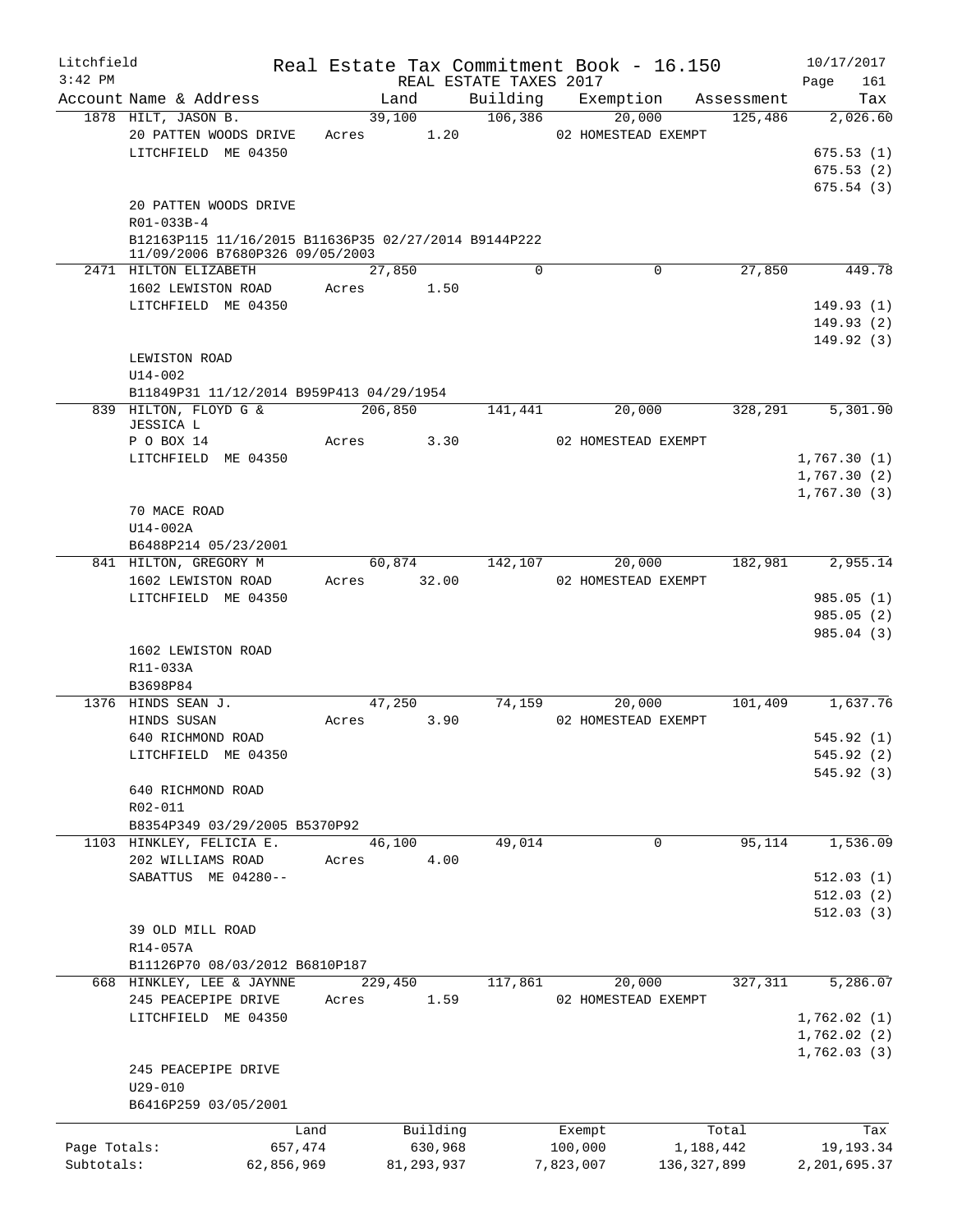Litchfield
3:42 PM

Real Estate Tax Commitment Book - 16.150
REAL ESTATE TAXES 2017

10/17/2017

| Account Name & Address | Land | Building | Exemption | Assessment | Tax |
|---|---|---|---|---|---|
| 1878 HILT, JASON B. | 39,100 | 106,386 | 20,000 | 125,486 | 2,026.60 |
| 20 PATTEN WOODS DRIVE | Acres 1.20 | | 02 HOMESTEAD EXEMPT | | |
| LITCHFIELD ME 04350 | | | | | 675.53 (1) |
| | | | | | 675.53 (2) |
| | | | | | 675.54 (3) |
| 20 PATTEN WOODS DRIVE | | | | | |
| R01-033B-4 | | | | | |
| B12163P115 11/16/2015 B11636P35 02/27/2014 B9144P222 11/09/2006 B7680P326 09/05/2003 | | | | | |
| 2471 HILTON ELIZABETH | 27,850 | 0 | 0 | 27,850 | 449.78 |
| 1602 LEWISTON ROAD | Acres 1.50 | | | | |
| LITCHFIELD ME 04350 | | | | | 149.93 (1) |
| | | | | | 149.93 (2) |
| | | | | | 149.92 (3) |
| LEWISTON ROAD | | | | | |
| U14-002 | | | | | |
| B11849P31 11/12/2014 B959P413 04/29/1954 | | | | | |
| 839 HILTON, FLOYD G & JESSICA L | 206,850 | 141,441 | 20,000 | 328,291 | 5,301.90 |
| P O BOX 14 | Acres 3.30 | | 02 HOMESTEAD EXEMPT | | |
| LITCHFIELD ME 04350 | | | | | 1,767.30 (1) |
| | | | | | 1,767.30 (2) |
| | | | | | 1,767.30 (3) |
| 70 MACE ROAD | | | | | |
| U14-002A | | | | | |
| B6488P214 05/23/2001 | | | | | |
| 841 HILTON, GREGORY M | 60,874 | 142,107 | 20,000 | 182,981 | 2,955.14 |
| 1602 LEWISTON ROAD | Acres 32.00 | | 02 HOMESTEAD EXEMPT | | |
| LITCHFIELD ME 04350 | | | | | 985.05 (1) |
| | | | | | 985.05 (2) |
| | | | | | 985.04 (3) |
| 1602 LEWISTON ROAD | | | | | |
| R11-033A | | | | | |
| B3698P84 | | | | | |
| 1376 HINDS SEAN J. | 47,250 | 74,159 | 20,000 | 101,409 | 1,637.76 |
| HINDS SUSAN | Acres 3.90 | | 02 HOMESTEAD EXEMPT | | |
| 640 RICHMOND ROAD | | | | | 545.92 (1) |
| LITCHFIELD ME 04350 | | | | | 545.92 (2) |
| | | | | | 545.92 (3) |
| 640 RICHMOND ROAD | | | | | |
| R02-011 | | | | | |
| B8354P349 03/29/2005 B5370P92 | | | | | |
| 1103 HINKLEY, FELICIA E. | 46,100 | 49,014 | 0 | 95,114 | 1,536.09 |
| 202 WILLIAMS ROAD | Acres 4.00 | | | | |
| SABATTUS ME 04280-- | | | | | 512.03 (1) |
| | | | | | 512.03 (2) |
| | | | | | 512.03 (3) |
| 39 OLD MILL ROAD | | | | | |
| R14-057A | | | | | |
| B11126P70 08/03/2012 B6810P187 | | | | | |
| 668 HINKLEY, LEE & JAYNNE | 229,450 | 117,861 | 20,000 | 327,311 | 5,286.07 |
| 245 PEACEPIPE DRIVE | Acres 1.59 | | 02 HOMESTEAD EXEMPT | | |
| LITCHFIELD ME 04350 | | | | | 1,762.02 (1) |
| | | | | | 1,762.02 (2) |
| | | | | | 1,762.03 (3) |
| 245 PEACEPIPE DRIVE | | | | | |
| U29-010 | | | | | |
| B6416P259 03/05/2001 | | | | | |

| | Land | Building | Exempt | Total | Tax |
|---|---|---|---|---|---|
| Page Totals: | 657,474 | 630,968 | 100,000 | 1,188,442 | 19,193.34 |
| Subtotals: | 62,856,969 | 81,293,937 | 7,823,007 | 136,327,899 | 2,201,695.37 |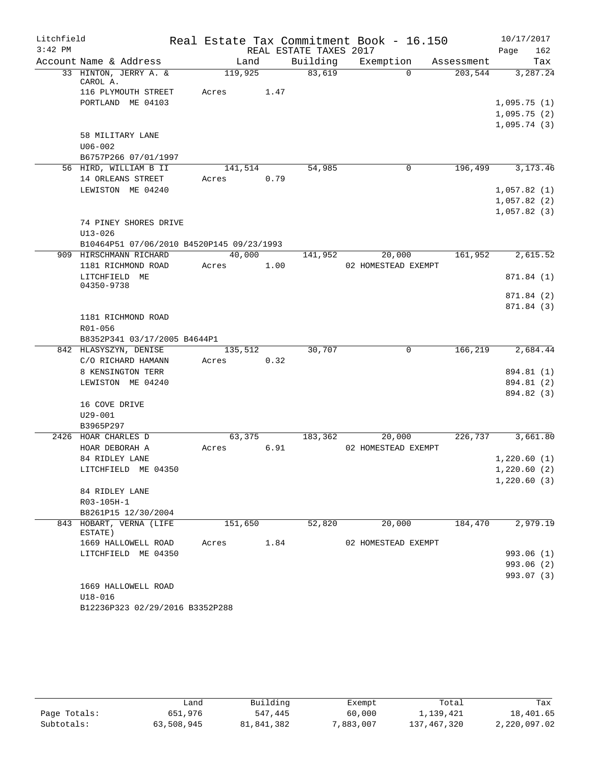Litchfield
3:42 PM

Real Estate Tax Commitment Book - 16.150
REAL ESTATE TAXES 2017

10/17/2017

| Account | Name & Address | Land | Building | Exemption | Assessment | Tax |
|---|---|---|---|---|---|---|
| 33 | HINTON, JERRY A. & CAROL A. | 119,925 | 83,619 | 0 | 203,544 | 3,287.24 |
| | 116 PLYMOUTH STREET | Acres 1.47 | | | | |
| | PORTLAND ME 04103 | | | | | 1,095.75 (1) |
| | | | | | | 1,095.75 (2) |
| | | | | | | 1,095.74 (3) |
| | 58 MILITARY LANE | | | | | |
| | U06-002 | | | | | |
| | B6757P266 07/01/1997 | | | | | |
| 56 | HIRD, WILLIAM B II | 141,514 | 54,985 | 0 | 196,499 | 3,173.46 |
| | 14 ORLEANS STREET | Acres 0.79 | | | | |
| | LEWISTON ME 04240 | | | | | 1,057.82 (1) |
| | | | | | | 1,057.82 (2) |
| | | | | | | 1,057.82 (3) |
| | 74 PINEY SHORES DRIVE | | | | | |
| | U13-026 | | | | | |
| | B10464P51 07/06/2010 B4520P145 09/23/1993 | | | | | |
| 909 | HIRSCHMANN RICHARD | 40,000 | 141,952 | 20,000 | 161,952 | 2,615.52 |
| | 1181 RICHMOND ROAD | Acres 1.00 | | 02 HOMESTEAD EXEMPT | | |
| | LITCHFIELD ME 04350-9738 | | | | | 871.84 (1) |
| | | | | | | 871.84 (2) |
| | | | | | | 871.84 (3) |
| | 1181 RICHMOND ROAD | | | | | |
| | R01-056 | | | | | |
| | B8352P341 03/17/2005 B4644P1 | | | | | |
| 842 | HLASYSZYN, DENISE | 135,512 | 30,707 | 0 | 166,219 | 2,684.44 |
| | C/O RICHARD HAMANN | Acres 0.32 | | | | |
| | 8 KENSINGTON TERR | | | | | 894.81 (1) |
| | LEWISTON ME 04240 | | | | | 894.81 (2) |
| | | | | | | 894.82 (3) |
| | 16 COVE DRIVE | | | | | |
| | U29-001 | | | | | |
| | B3965P297 | | | | | |
| 2426 | HOAR CHARLES D | 63,375 | 183,362 | 20,000 | 226,737 | 3,661.80 |
| | HOAR DEBORAH A | Acres 6.91 | | 02 HOMESTEAD EXEMPT | | |
| | 84 RIDLEY LANE | | | | | 1,220.60 (1) |
| | LITCHFIELD ME 04350 | | | | | 1,220.60 (2) |
| | | | | | | 1,220.60 (3) |
| | 84 RIDLEY LANE | | | | | |
| | R03-105H-1 | | | | | |
| | B8261P15 12/30/2004 | | | | | |
| 843 | HOBART, VERNA (LIFE ESTATE) | 151,650 | 52,820 | 20,000 | 184,470 | 2,979.19 |
| | 1669 HALLOWELL ROAD | Acres 1.84 | | 02 HOMESTEAD EXEMPT | | |
| | LITCHFIELD ME 04350 | | | | | 993.06 (1) |
| | | | | | | 993.06 (2) |
| | | | | | | 993.07 (3) |
| | 1669 HALLOWELL ROAD | | | | | |
| | U18-016 | | | | | |
| | B12236P323 02/29/2016 B3352P288 | | | | | |

| | Land | Building | Exempt | Total | Tax |
|---|---|---|---|---|---|
| Page Totals: | 651,976 | 547,445 | 60,000 | 1,139,421 | 18,401.65 |
| Subtotals: | 63,508,945 | 81,841,382 | 7,883,007 | 137,467,320 | 2,220,097.02 |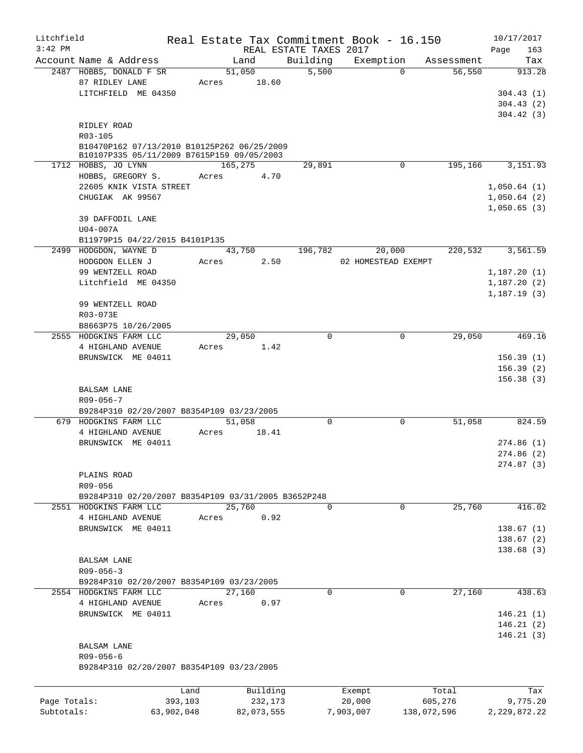Litchfield
3:42 PM

Real Estate Tax Commitment Book - 16.150
REAL ESTATE TAXES 2017

10/17/2017
Page 163

| Account Name & Address | Land | Building | Exemption | Assessment | Tax |
|---|---|---|---|---|---|
| 2487 HOBBS, DONALD F SR | 51,050 | 5,500 | 0 | 56,550 | 913.28 |
| 87 RIDLEY LANE | Acres 18.60 | | | | |
| LITCHFIELD ME 04350 | | | | | 304.43 (1) |
| | | | | | 304.43 (2) |
| | | | | | 304.42 (3) |
| RIDLEY ROAD | | | | | |
| R03-105 | | | | | |
| B10470P162 07/13/2010 B10125P262 06/25/2009 | | | | | |
| B10107P335 05/11/2009 B7615P159 09/05/2003 | | | | | |
| 1712 HOBBS, JO LYNN | 165,275 | 29,891 | 0 | 195,166 | 3,151.93 |
| HOBBS, GREGORY S. | Acres 4.70 | | | | |
| 22605 KNIK VISTA STREET | | | | | 1,050.64 (1) |
| CHUGIAK AK 99567 | | | | | 1,050.64 (2) |
| | | | | | 1,050.65 (3) |
| 39 DAFFODIL LANE | | | | | |
| U04-007A | | | | | |
| B11979P15 04/22/2015 B4101P135 | | | | | |
| 2499 HODGDON, WAYNE D | 43,750 | 196,782 | 20,000 | 220,532 | 3,561.59 |
| HODGDON ELLEN J | Acres 2.50 | | 02 HOMESTEAD EXEMPT | | |
| 99 WENTZELL ROAD | | | | | 1,187.20 (1) |
| Litchfield ME 04350 | | | | | 1,187.20 (2) |
| | | | | | 1,187.19 (3) |
| 99 WENTZELL ROAD | | | | | |
| R03-073E | | | | | |
| B8663P75 10/26/2005 | | | | | |
| 2555 HODGKINS FARM LLC | 29,050 | 0 | 0 | 29,050 | 469.16 |
| 4 HIGHLAND AVENUE | Acres 1.42 | | | | |
| BRUNSWICK ME 04011 | | | | | 156.39 (1) |
| | | | | | 156.39 (2) |
| | | | | | 156.38 (3) |
| BALSAM LANE | | | | | |
| R09-056-7 | | | | | |
| B9284P310 02/20/2007 B8354P109 03/23/2005 | | | | | |
| 679 HODGKINS FARM LLC | 51,058 | 0 | 0 | 51,058 | 824.59 |
| 4 HIGHLAND AVENUE | Acres 18.41 | | | | |
| BRUNSWICK ME 04011 | | | | | 274.86 (1) |
| | | | | | 274.86 (2) |
| | | | | | 274.87 (3) |
| PLAINS ROAD | | | | | |
| R09-056 | | | | | |
| B9284P310 02/20/2007 B8354P109 03/31/2005 B3652P248 | | | | | |
| 2551 HODGKINS FARM LLC | 25,760 | 0 | 0 | 25,760 | 416.02 |
| 4 HIGHLAND AVENUE | Acres 0.92 | | | | |
| BRUNSWICK ME 04011 | | | | | 138.67 (1) |
| | | | | | 138.67 (2) |
| | | | | | 138.68 (3) |
| BALSAM LANE | | | | | |
| R09-056-3 | | | | | |
| B9284P310 02/20/2007 B8354P109 03/23/2005 | | | | | |
| 2554 HODGKINS FARM LLC | 27,160 | 0 | 0 | 27,160 | 438.63 |
| 4 HIGHLAND AVENUE | Acres 0.97 | | | | |
| BRUNSWICK ME 04011 | | | | | 146.21 (1) |
| | | | | | 146.21 (2) |
| | | | | | 146.21 (3) |
| BALSAM LANE | | | | | |
| R09-056-6 | | | | | |
| B9284P310 02/20/2007 B8354P109 03/23/2005 | | | | | |

| | Land | Building | Exempt | Total | Tax |
|---|---|---|---|---|---|
| Page Totals: | 393,103 | 232,173 | 20,000 | 605,276 | 9,775.20 |
| Subtotals: | 63,902,048 | 82,073,555 | 7,903,007 | 138,072,596 | 2,229,872.22 |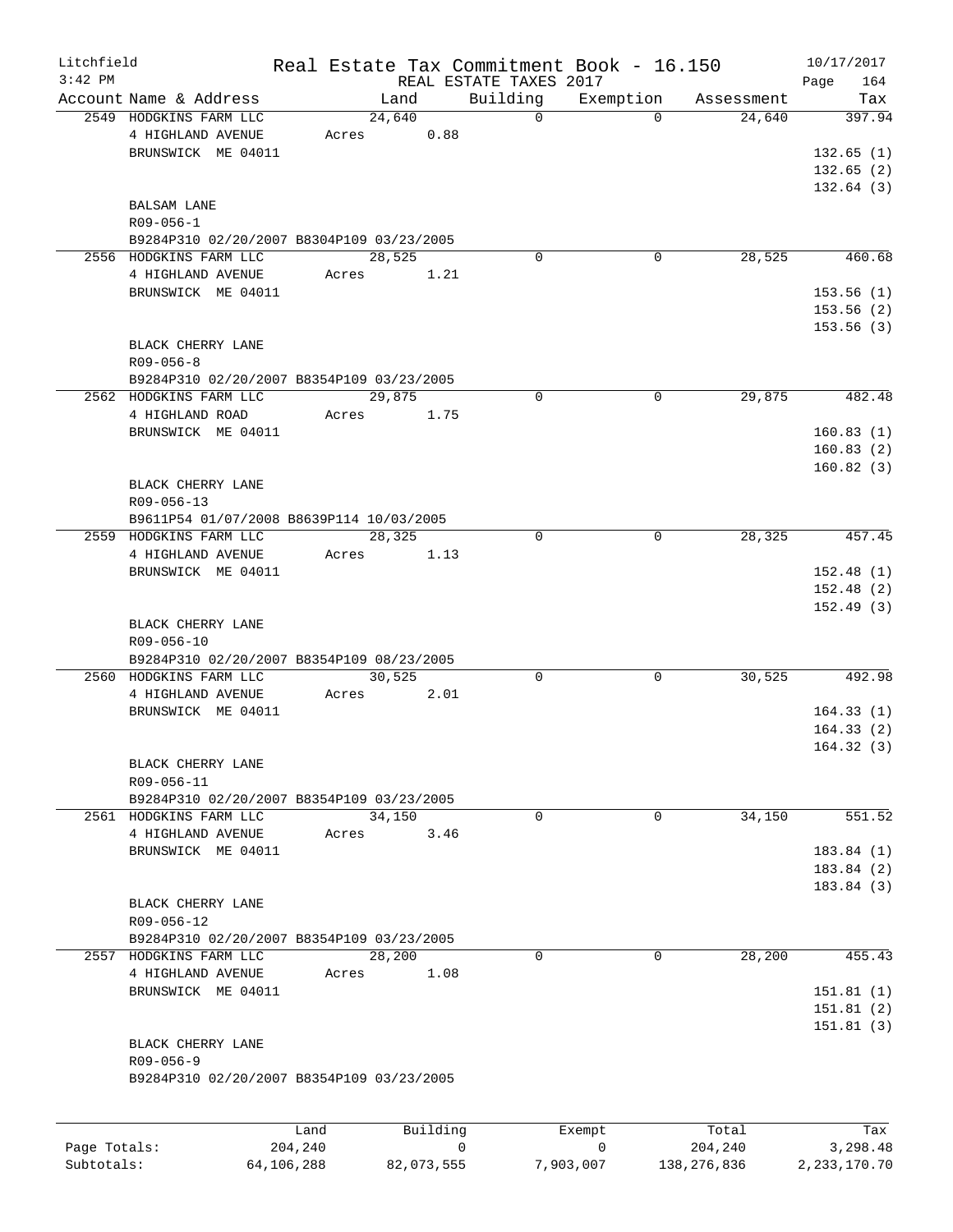Litchfield
3:42 PM

# Real Estate Tax Commitment Book - 16.150

REAL ESTATE TAXES 2017

10/17/2017

| Account Name & Address | Land | Building | Exemption | Assessment | Tax |
|---|---|---|---|---|---|
| 2549 HODGKINS FARM LLC | 24,640 | 0 | 0 | 24,640 | 397.94 |
| 4 HIGHLAND AVENUE | Acres 0.88 | | | | |
| BRUNSWICK ME 04011 | | | | | 132.65 (1) |
| | | | | | 132.65 (2) |
| | | | | | 132.64 (3) |
| BALSAM LANE | | | | | |
| R09-056-1 | | | | | |
| B9284P310 02/20/2007 B8304P109 03/23/2005 | | | | | |
| 2556 HODGKINS FARM LLC | 28,525 | 0 | 0 | 28,525 | 460.68 |
| 4 HIGHLAND AVENUE | Acres 1.21 | | | | |
| BRUNSWICK ME 04011 | | | | | 153.56 (1) |
| | | | | | 153.56 (2) |
| | | | | | 153.56 (3) |
| BLACK CHERRY LANE | | | | | |
| R09-056-8 | | | | | |
| B9284P310 02/20/2007 B8354P109 03/23/2005 | | | | | |
| 2562 HODGKINS FARM LLC | 29,875 | 0 | 0 | 29,875 | 482.48 |
| 4 HIGHLAND ROAD | Acres 1.75 | | | | |
| BRUNSWICK ME 04011 | | | | | 160.83 (1) |
| | | | | | 160.83 (2) |
| | | | | | 160.82 (3) |
| BLACK CHERRY LANE | | | | | |
| R09-056-13 | | | | | |
| B9611P54 01/07/2008 B8639P114 10/03/2005 | | | | | |
| 2559 HODGKINS FARM LLC | 28,325 | 0 | 0 | 28,325 | 457.45 |
| 4 HIGHLAND AVENUE | Acres 1.13 | | | | |
| BRUNSWICK ME 04011 | | | | | 152.48 (1) |
| | | | | | 152.48 (2) |
| | | | | | 152.49 (3) |
| BLACK CHERRY LANE | | | | | |
| R09-056-10 | | | | | |
| B9284P310 02/20/2007 B8354P109 08/23/2005 | | | | | |
| 2560 HODGKINS FARM LLC | 30,525 | 0 | 0 | 30,525 | 492.98 |
| 4 HIGHLAND AVENUE | Acres 2.01 | | | | |
| BRUNSWICK ME 04011 | | | | | 164.33 (1) |
| | | | | | 164.33 (2) |
| | | | | | 164.32 (3) |
| BLACK CHERRY LANE | | | | | |
| R09-056-11 | | | | | |
| B9284P310 02/20/2007 B8354P109 03/23/2005 | | | | | |
| 2561 HODGKINS FARM LLC | 34,150 | 0 | 0 | 34,150 | 551.52 |
| 4 HIGHLAND AVENUE | Acres 3.46 | | | | |
| BRUNSWICK ME 04011 | | | | | 183.84 (1) |
| | | | | | 183.84 (2) |
| | | | | | 183.84 (3) |
| BLACK CHERRY LANE | | | | | |
| R09-056-12 | | | | | |
| B9284P310 02/20/2007 B8354P109 03/23/2005 | | | | | |
| 2557 HODGKINS FARM LLC | 28,200 | 0 | 0 | 28,200 | 455.43 |
| 4 HIGHLAND AVENUE | Acres 1.08 | | | | |
| BRUNSWICK ME 04011 | | | | | 151.81 (1) |
| | | | | | 151.81 (2) |
| | | | | | 151.81 (3) |
| BLACK CHERRY LANE | | | | | |
| R09-056-9 | | | | | |
| B9284P310 02/20/2007 B8354P109 03/23/2005 | | | | | |

| | Land | Building | Exempt | Total | Tax |
|---|---|---|---|---|---|
| Page Totals: | 204,240 | 0 | 0 | 204,240 | 3,298.48 |
| Subtotals: | 64,106,288 | 82,073,555 | 7,903,007 | 138,276,836 | 2,233,170.70 |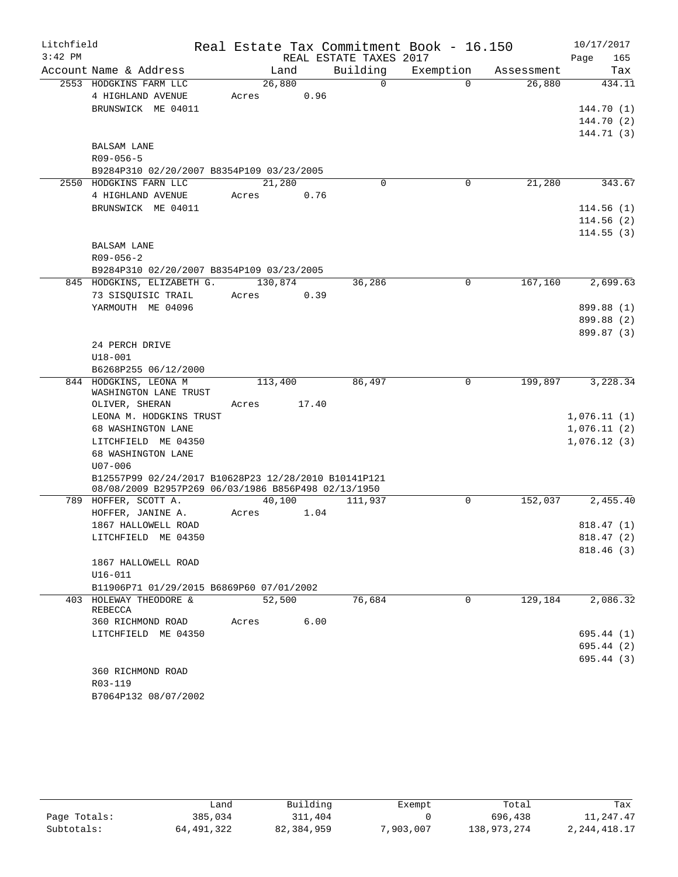Litchfield Real Estate Tax Commitment Book - 16.150 10/17/2017
3:42 PM REAL ESTATE TAXES 2017

| Account Name & Address | Land | Building | Exemption | Assessment | Tax |
|---|---|---|---|---|---|
| 2553 HODGKINS FARM LLC | 26,880 | 0 | 0 | 26,880 | 434.11 |
| 4 HIGHLAND AVENUE | Acres 0.96 | | | | |
| BRUNSWICK ME 04011 | | | | | 144.70 (1) |
| | | | | | 144.70 (2) |
| | | | | | 144.71 (3) |
| BALSAM LANE | | | | | |
| R09-056-5 | | | | | |
| B9284P310 02/20/2007 B8354P109 03/23/2005 | | | | | |
| 2550 HODGKINS FARN LLC | 21,280 | 0 | 0 | 21,280 | 343.67 |
| 4 HIGHLAND AVENUE | Acres 0.76 | | | | |
| BRUNSWICK ME 04011 | | | | | 114.56 (1) |
| | | | | | 114.56 (2) |
| | | | | | 114.55 (3) |
| BALSAM LANE | | | | | |
| R09-056-2 | | | | | |
| B9284P310 02/20/2007 B8354P109 03/23/2005 | | | | | |
| 845 HODGKINS, ELIZABETH G. | 130,874 | 36,286 | 0 | 167,160 | 2,699.63 |
| 73 SISQUISIC TRAIL | Acres 0.39 | | | | |
| YARMOUTH ME 04096 | | | | | 899.88 (1) |
| | | | | | 899.88 (2) |
| | | | | | 899.87 (3) |
| 24 PERCH DRIVE | | | | | |
| U18-001 | | | | | |
| B6268P255 06/12/2000 | | | | | |
| 844 HODGKINS, LEONA M WASHINGTON LANE TRUST | 113,400 | 86,497 | 0 | 199,897 | 3,228.34 |
| OLIVER, SHERAN | Acres 17.40 | | | | |
| LEONA M. HODGKINS TRUST | | | | | 1,076.11 (1) |
| 68 WASHINGTON LANE | | | | | 1,076.11 (2) |
| LITCHFIELD ME 04350 | | | | | 1,076.12 (3) |
| 68 WASHINGTON LANE | | | | | |
| U07-006 | | | | | |
| B12557P99 02/24/2017 B10628P23 12/28/2010 B10141P121 08/08/2009 B2957P269 06/03/1986 B856P498 02/13/1950 | | | | | |
| 789 HOFFER, SCOTT A. | 40,100 | 111,937 | 0 | 152,037 | 2,455.40 |
| HOFFER, JANINE A. | Acres 1.04 | | | | |
| 1867 HALLOWELL ROAD | | | | | 818.47 (1) |
| LITCHFIELD ME 04350 | | | | | 818.47 (2) |
| | | | | | 818.46 (3) |
| 1867 HALLOWELL ROAD | | | | | |
| U16-011 | | | | | |
| B11906P71 01/29/2015 B6869P60 07/01/2002 | | | | | |
| 403 HOLEWAY THEODORE & REBECCA | 52,500 | 76,684 | 0 | 129,184 | 2,086.32 |
| 360 RICHMOND ROAD | Acres 6.00 | | | | |
| LITCHFIELD ME 04350 | | | | | 695.44 (1) |
| | | | | | 695.44 (2) |
| | | | | | 695.44 (3) |
| 360 RICHMOND ROAD | | | | | |
| R03-119 | | | | | |
| B7064P132 08/07/2002 | | | | | |

| | Land | Building | Exempt | Total | Tax |
|---|---|---|---|---|---|
| Page Totals: | 385,034 | 311,404 | 0 | 696,438 | 11,247.47 |
| Subtotals: | 64,491,322 | 82,384,959 | 7,903,007 | 138,973,274 | 2,244,418.17 |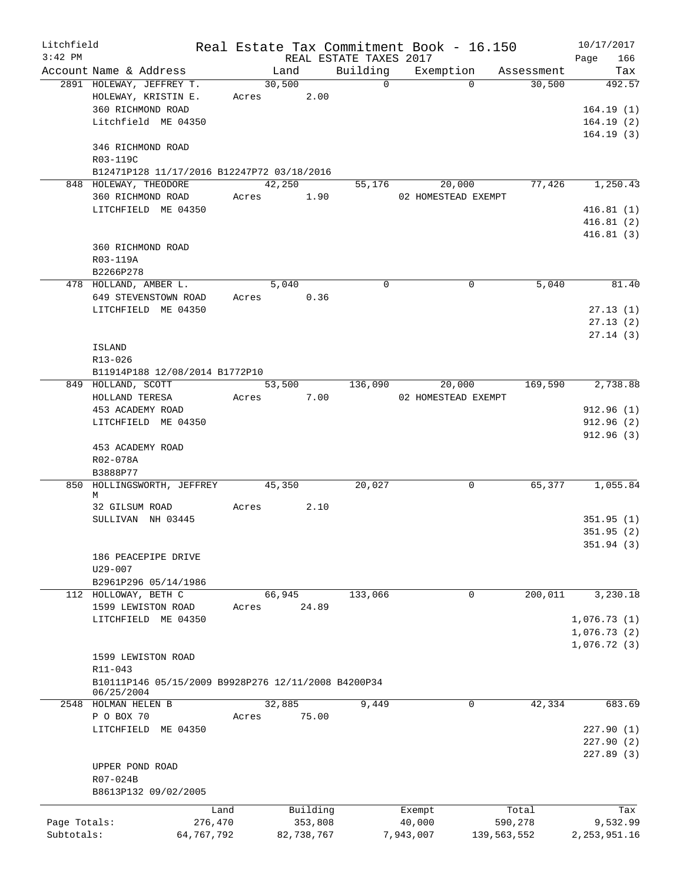Litchfield
3:42 PM

Real Estate Tax Commitment Book - 16.150
REAL ESTATE TAXES 2017

10/17/2017

| Account Name & Address | Land | Building | Exemption | Assessment | Tax |
|---|---|---|---|---|---|
| 2891 HOLEWAY, JEFFREY T. | 30,500 | 0 | 0 | 30,500 | 492.57 |
| HOLEWAY, KRISTIN E. | Acres 2.00 | | | | |
| 360 RICHMOND ROAD | | | | | 164.19 (1) |
| Litchfield ME 04350 | | | | | 164.19 (2) |
| | | | | | 164.19 (3) |
| 346 RICHMOND ROAD | | | | | |
| R03-119C | | | | | |
| B12471P128 11/17/2016 B12247P72 03/18/2016 | | | | | |
| 848 HOLEWAY, THEODORE | 42,250 | 55,176 | 20,000 | 77,426 | 1,250.43 |
| 360 RICHMOND ROAD | Acres 1.90 | | 02 HOMESTEAD EXEMPT | | |
| LITCHFIELD ME 04350 | | | | | 416.81 (1) |
| | | | | | 416.81 (2) |
| | | | | | 416.81 (3) |
| 360 RICHMOND ROAD | | | | | |
| R03-119A | | | | | |
| B2266P278 | | | | | |
| 478 HOLLAND, AMBER L. | 5,040 | 0 | 0 | 5,040 | 81.40 |
| 649 STEVENSTOWN ROAD | Acres 0.36 | | | | |
| LITCHFIELD ME 04350 | | | | | 27.13 (1) |
| | | | | | 27.13 (2) |
| | | | | | 27.14 (3) |
| ISLAND | | | | | |
| R13-026 | | | | | |
| B11914P188 12/08/2014 B1772P10 | | | | | |
| 849 HOLLAND, SCOTT | 53,500 | 136,090 | 20,000 | 169,590 | 2,738.88 |
| HOLLAND TERESA | Acres 7.00 | | 02 HOMESTEAD EXEMPT | | |
| 453 ACADEMY ROAD | | | | | 912.96 (1) |
| LITCHFIELD ME 04350 | | | | | 912.96 (2) |
| | | | | | 912.96 (3) |
| 453 ACADEMY ROAD | | | | | |
| R02-078A | | | | | |
| B3888P77 | | | | | |
| 850 HOLLINGSWORTH, JEFFREY M | 45,350 | 20,027 | 0 | 65,377 | 1,055.84 |
| 32 GILSUM ROAD | Acres 2.10 | | | | |
| SULLIVAN NH 03445 | | | | | 351.95 (1) |
| | | | | | 351.95 (2) |
| | | | | | 351.94 (3) |
| 186 PEACEPIPE DRIVE | | | | | |
| U29-007 | | | | | |
| B2961P296 05/14/1986 | | | | | |
| 112 HOLLOWAY, BETH C | 66,945 | 133,066 | 0 | 200,011 | 3,230.18 |
| 1599 LEWISTON ROAD | Acres 24.89 | | | | |
| LITCHFIELD ME 04350 | | | | | 1,076.73 (1) |
| | | | | | 1,076.73 (2) |
| | | | | | 1,076.72 (3) |
| 1599 LEWISTON ROAD | | | | | |
| R11-043 | | | | | |
| B10111P146 05/15/2009 B9928P276 12/11/2008 B4200P34 06/25/2004 | | | | | |
| 2548 HOLMAN HELEN B | 32,885 | 9,449 | 0 | 42,334 | 683.69 |
| P O BOX 70 | Acres 75.00 | | | | |
| LITCHFIELD ME 04350 | | | | | 227.90 (1) |
| | | | | | 227.90 (2) |
| | | | | | 227.89 (3) |
| UPPER POND ROAD | | | | | |
| R07-024B | | | | | |
| B8613P132 09/02/2005 | | | | | |

| | Land | Building | Exempt | Total | Tax |
|---|---|---|---|---|---|
| Page Totals: | 276,470 | 353,808 | 40,000 | 590,278 | 9,532.99 |
| Subtotals: | 64,767,792 | 82,738,767 | 7,943,007 | 139,563,552 | 2,253,951.16 |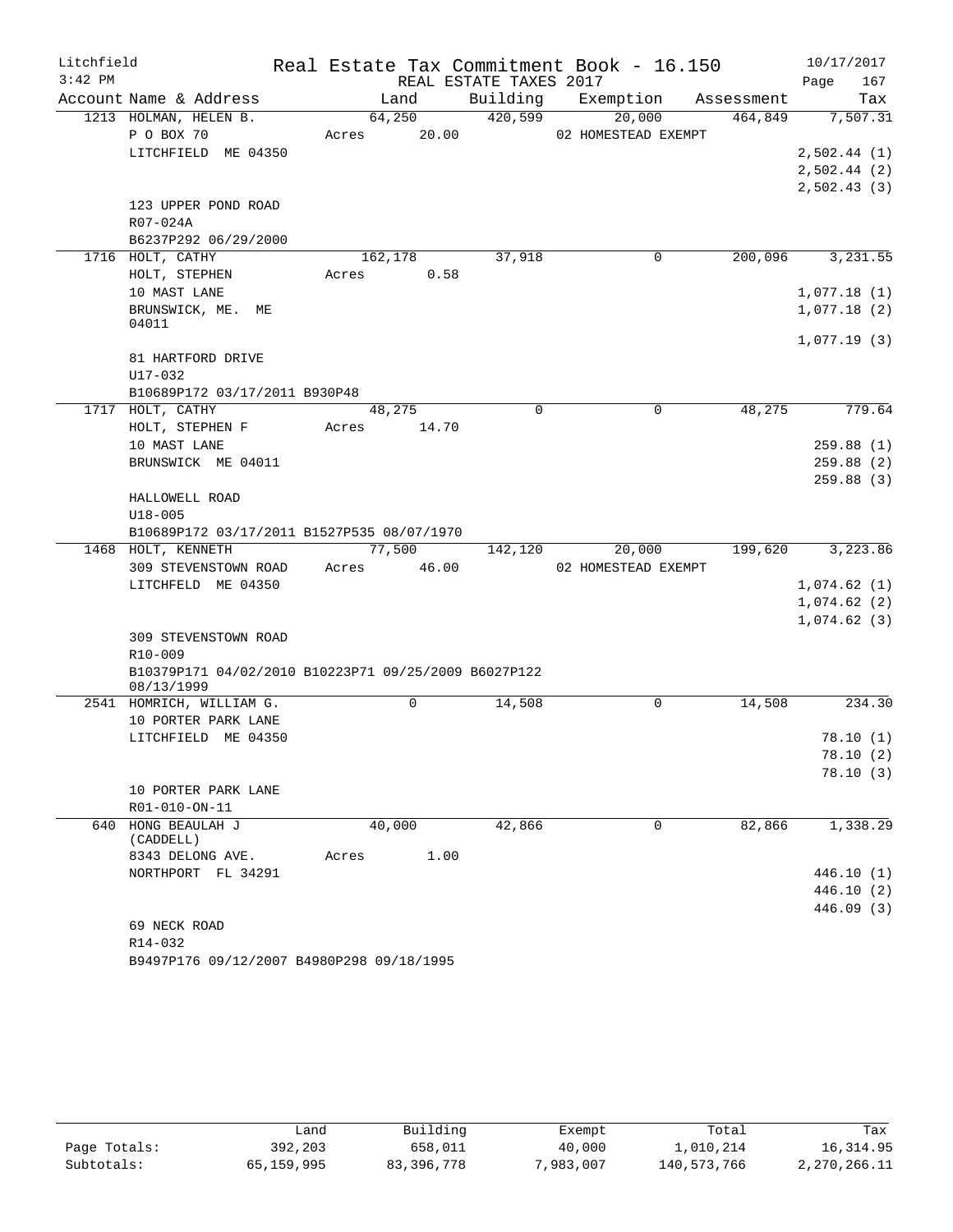Litchfield	Real Estate Tax Commitment Book - 16.150	10/17/2017
3:42 PM	REAL ESTATE TAXES 2017	Page 167

| Account Name & Address | Land | Building | Exemption | Assessment | Tax |
|---|---|---|---|---|---|
| 1213 HOLMAN, HELEN B. | 64,250 | 420,599 | 20,000 | 464,849 | 7,507.31 |
| P O BOX 70 | Acres 20.00 | | 02 HOMESTEAD EXEMPT | | |
| LITCHFIELD ME 04350 | | | | | 2,502.44 (1) |
| | | | | | 2,502.44 (2) |
| | | | | | 2,502.43 (3) |
| 123 UPPER POND ROAD | | | | | |
| R07-024A | | | | | |
| B6237P292 06/29/2000 | | | | | |
| 1716 HOLT, CATHY | 162,178 | 37,918 | 0 | 200,096 | 3,231.55 |
| HOLT, STEPHEN | Acres 0.58 | | | | |
| 10 MAST LANE | | | | | 1,077.18 (1) |
| BRUNSWICK, ME. ME 04011 | | | | | 1,077.18 (2) |
| | | | | | 1,077.19 (3) |
| 81 HARTFORD DRIVE | | | | | |
| U17-032 | | | | | |
| B10689P172 03/17/2011 B930P48 | | | | | |
| 1717 HOLT, CATHY | 48,275 | 0 | 0 | 48,275 | 779.64 |
| HOLT, STEPHEN F | Acres 14.70 | | | | |
| 10 MAST LANE | | | | | 259.88 (1) |
| BRUNSWICK ME 04011 | | | | | 259.88 (2) |
| | | | | | 259.88 (3) |
| HALLOWELL ROAD | | | | | |
| U18-005 | | | | | |
| B10689P172 03/17/2011 B1527P535 08/07/1970 | | | | | |
| 1468 HOLT, KENNETH | 77,500 | 142,120 | 20,000 | 199,620 | 3,223.86 |
| 309 STEVENSTOWN ROAD | Acres 46.00 | | 02 HOMESTEAD EXEMPT | | |
| LITCHFELD ME 04350 | | | | | 1,074.62 (1) |
| | | | | | 1,074.62 (2) |
| | | | | | 1,074.62 (3) |
| 309 STEVENSTOWN ROAD | | | | | |
| R10-009 | | | | | |
| B10379P171 04/02/2010 B10223P71 09/25/2009 B6027P122 08/13/1999 | | | | | |
| 2541 HOMRICH, WILLIAM G. | 0 | 14,508 | 0 | 14,508 | 234.30 |
| 10 PORTER PARK LANE | | | | | |
| LITCHFIELD ME 04350 | | | | | 78.10 (1) |
| | | | | | 78.10 (2) |
| | | | | | 78.10 (3) |
| 10 PORTER PARK LANE | | | | | |
| R01-010-ON-11 | | | | | |
| 640 HONG BEAULAH J (CADDELL) | 40,000 | 42,866 | 0 | 82,866 | 1,338.29 |
| 8343 DELONG AVE. | Acres 1.00 | | | | |
| NORTHPORT FL 34291 | | | | | 446.10 (1) |
| | | | | | 446.10 (2) |
| | | | | | 446.09 (3) |
| 69 NECK ROAD | | | | | |
| R14-032 | | | | | |
| B9497P176 09/12/2007 B4980P298 09/18/1995 | | | | | |

| | Land | Building | Exempt | Total | Tax |
|---|---|---|---|---|---|
| Page Totals: | 392,203 | 658,011 | 40,000 | 1,010,214 | 16,314.95 |
| Subtotals: | 65,159,995 | 83,396,778 | 7,983,007 | 140,573,766 | 2,270,266.11 |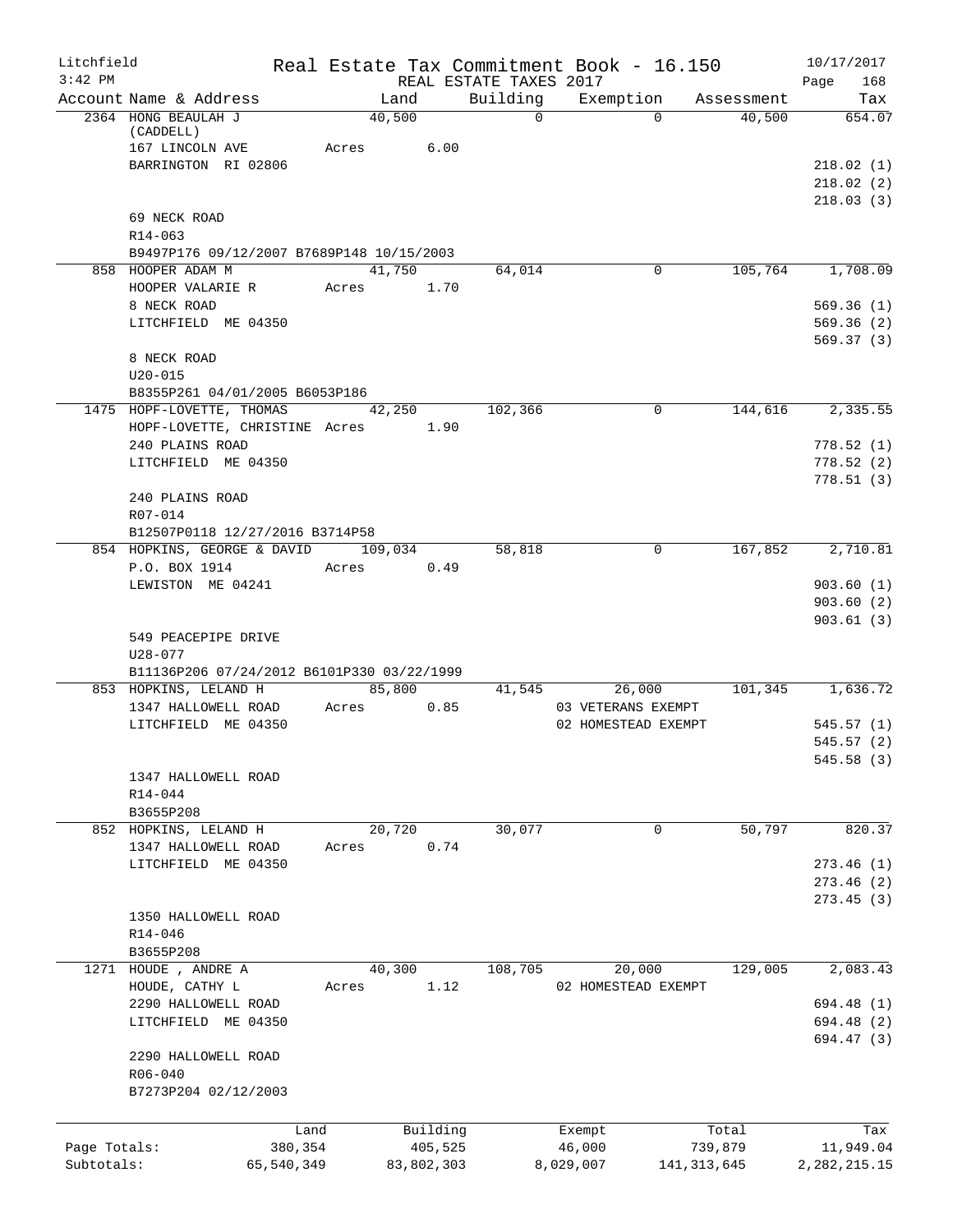Litchfield
3:42 PM

# Real Estate Tax Commitment Book - 16.150
REAL ESTATE TAXES 2017

10/17/2017
Page 168

| Account Name & Address | Land | Building | Exemption | Assessment | Tax |
|---|---|---|---|---|---|
| 2364 HONG BEAULAH J (CADDELL) | 40,500 | 0 | 0 | 40,500 | 654.07 |
| 167 LINCOLN AVE | Acres 6.00 | | | | |
| BARRINGTON RI 02806 | | | | | 218.02 (1) |
| | | | | | 218.02 (2) |
| | | | | | 218.03 (3) |
| 69 NECK ROAD | | | | | |
| R14-063 | | | | | |
| B9497P176 09/12/2007 B7689P148 10/15/2003 | | | | | |
| 858 HOOPER ADAM M | 41,750 | 64,014 | 0 | 105,764 | 1,708.09 |
| HOOPER VALARIE R | Acres 1.70 | | | | |
| 8 NECK ROAD | | | | | 569.36 (1) |
| LITCHFIELD ME 04350 | | | | | 569.36 (2) |
| | | | | | 569.37 (3) |
| 8 NECK ROAD | | | | | |
| U20-015 | | | | | |
| B8355P261 04/01/2005 B6053P186 | | | | | |
| 1475 HOPF-LOVETTE, THOMAS | 42,250 | 102,366 | 0 | 144,616 | 2,335.55 |
| HOPF-LOVETTE, CHRISTINE | Acres 1.90 | | | | |
| 240 PLAINS ROAD | | | | | 778.52 (1) |
| LITCHFIELD ME 04350 | | | | | 778.52 (2) |
| | | | | | 778.51 (3) |
| 240 PLAINS ROAD | | | | | |
| R07-014 | | | | | |
| B12507P0118 12/27/2016 B3714P58 | | | | | |
| 854 HOPKINS, GEORGE & DAVID | 109,034 | 58,818 | 0 | 167,852 | 2,710.81 |
| P.O. BOX 1914 | Acres 0.49 | | | | |
| LEWISTON ME 04241 | | | | | 903.60 (1) |
| | | | | | 903.60 (2) |
| | | | | | 903.61 (3) |
| 549 PEACEPIPE DRIVE | | | | | |
| U28-077 | | | | | |
| B11136P206 07/24/2012 B6101P330 03/22/1999 | | | | | |
| 853 HOPKINS, LELAND H | 85,800 | 41,545 | 26,000 | 101,345 | 1,636.72 |
| 1347 HALLOWELL ROAD | Acres 0.85 | | 03 VETERANS EXEMPT | | |
| LITCHFIELD ME 04350 | | | 02 HOMESTEAD EXEMPT | | 545.57 (1) |
| | | | | | 545.57 (2) |
| | | | | | 545.58 (3) |
| 1347 HALLOWELL ROAD | | | | | |
| R14-044 | | | | | |
| B3655P208 | | | | | |
| 852 HOPKINS, LELAND H | 20,720 | 30,077 | 0 | 50,797 | 820.37 |
| 1347 HALLOWELL ROAD | Acres 0.74 | | | | |
| LITCHFIELD ME 04350 | | | | | 273.46 (1) |
| | | | | | 273.46 (2) |
| | | | | | 273.45 (3) |
| 1350 HALLOWELL ROAD | | | | | |
| R14-046 | | | | | |
| B3655P208 | | | | | |
| 1271 HOUDE , ANDRE A | 40,300 | 108,705 | 20,000 | 129,005 | 2,083.43 |
| HOUDE, CATHY L | Acres 1.12 | | 02 HOMESTEAD EXEMPT | | |
| 2290 HALLOWELL ROAD | | | | | 694.48 (1) |
| LITCHFIELD ME 04350 | | | | | 694.48 (2) |
| | | | | | 694.47 (3) |
| 2290 HALLOWELL ROAD | | | | | |
| R06-040 | | | | | |
| B7273P204 02/12/2003 | | | | | |

| | Land | Building | Exempt | Total | Tax |
|---|---|---|---|---|---|
| Page Totals: | 380,354 | 405,525 | 46,000 | 739,879 | 11,949.04 |
| Subtotals: | 65,540,349 | 83,802,303 | 8,029,007 | 141,313,645 | 2,282,215.15 |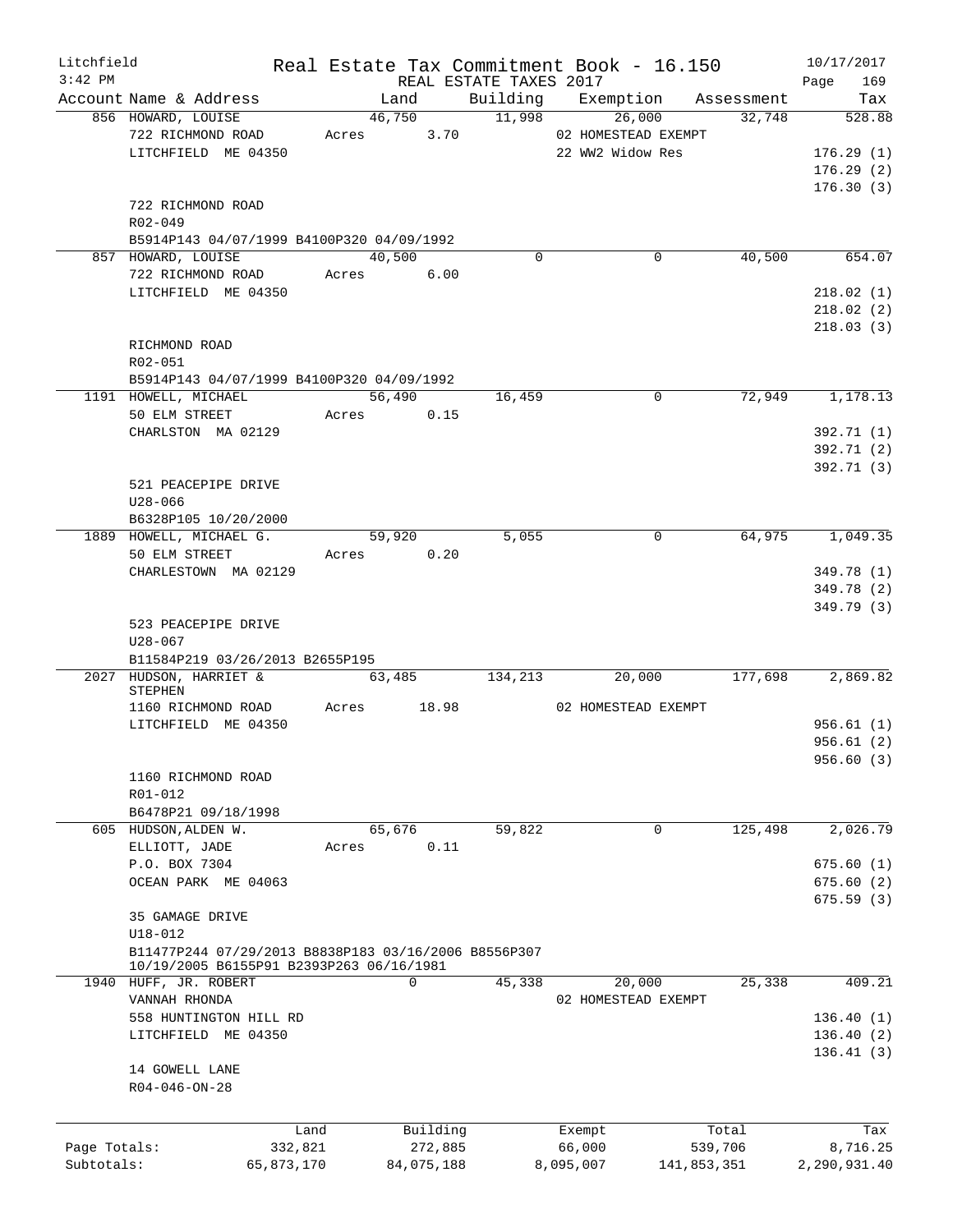Litchfield
3:42 PM

# Real Estate Tax Commitment Book - 16.150

REAL ESTATE TAXES 2017

10/17/2017
Page 169

| Account Name & Address | Land | Building | Exemption | Assessment | Tax |
|---|---|---|---|---|---|
| 856 HOWARD, LOUISE | 46,750 | 11,998 | 26,000 | 32,748 | 528.88 |
| 722 RICHMOND ROAD | Acres 3.70 | | 02 HOMESTEAD EXEMPT | | |
| LITCHFIELD ME 04350 | | | 22 WW2 Widow Res | | 176.29 (1) |
| | | | | | 176.29 (2) |
| | | | | | 176.30 (3) |
| 722 RICHMOND ROAD | | | | | |
| R02-049 | | | | | |
| B5914P143 04/07/1999 B4100P320 04/09/1992 | | | | | |
| 857 HOWARD, LOUISE | 40,500 | 0 | 0 | 40,500 | 654.07 |
| 722 RICHMOND ROAD | Acres 6.00 | | | | |
| LITCHFIELD ME 04350 | | | | | 218.02 (1) |
| | | | | | 218.02 (2) |
| | | | | | 218.03 (3) |
| RICHMOND ROAD | | | | | |
| R02-051 | | | | | |
| B5914P143 04/07/1999 B4100P320 04/09/1992 | | | | | |
| 1191 HOWELL, MICHAEL | 56,490 | 16,459 | 0 | 72,949 | 1,178.13 |
| 50 ELM STREET | Acres 0.15 | | | | |
| CHARLSTON MA 02129 | | | | | 392.71 (1) |
| | | | | | 392.71 (2) |
| | | | | | 392.71 (3) |
| 521 PEACEPIPE DRIVE | | | | | |
| U28-066 | | | | | |
| B6328P105 10/20/2000 | | | | | |
| 1889 HOWELL, MICHAEL G. | 59,920 | 5,055 | 0 | 64,975 | 1,049.35 |
| 50 ELM STREET | Acres 0.20 | | | | |
| CHARLESTOWN MA 02129 | | | | | 349.78 (1) |
| | | | | | 349.78 (2) |
| | | | | | 349.79 (3) |
| 523 PEACEPIPE DRIVE | | | | | |
| U28-067 | | | | | |
| B11584P219 03/26/2013 B2655P195 | | | | | |
| 2027 HUDSON, HARRIET & STEPHEN | 63,485 | 134,213 | 20,000 | 177,698 | 2,869.82 |
| 1160 RICHMOND ROAD | Acres 18.98 | | 02 HOMESTEAD EXEMPT | | |
| LITCHFIELD ME 04350 | | | | | 956.61 (1) |
| | | | | | 956.61 (2) |
| | | | | | 956.60 (3) |
| 1160 RICHMOND ROAD | | | | | |
| R01-012 | | | | | |
| B6478P21 09/18/1998 | | | | | |
| 605 HUDSON, ALDEN W. | 65,676 | 59,822 | 0 | 125,498 | 2,026.79 |
| ELLIOTT, JADE | Acres 0.11 | | | | |
| P.O. BOX 7304 | | | | | 675.60 (1) |
| OCEAN PARK ME 04063 | | | | | 675.60 (2) |
| | | | | | 675.59 (3) |
| 35 GAMAGE DRIVE | | | | | |
| U18-012 | | | | | |
| B11477P244 07/29/2013 B8838P183 03/16/2006 B8556P307 10/19/2005 B6155P91 B2393P263 06/16/1981 | | | | | |
| 1940 HUFF, JR. ROBERT | 0 | 45,338 | 20,000 | 25,338 | 409.21 |
| VANNAH RHONDA | | | 02 HOMESTEAD EXEMPT | | |
| 558 HUNTINGTON HILL RD | | | | | 136.40 (1) |
| LITCHFIELD ME 04350 | | | | | 136.40 (2) |
| | | | | | 136.41 (3) |
| 14 GOWELL LANE | | | | | |
| R04-046-ON-28 | | | | | |

| | Land | Building | Exempt | Total | Tax |
|---|---|---|---|---|---|
| Page Totals: | 332,821 | 272,885 | 66,000 | 539,706 | 8,716.25 |
| Subtotals: | 65,873,170 | 84,075,188 | 8,095,007 | 141,853,351 | 2,290,931.40 |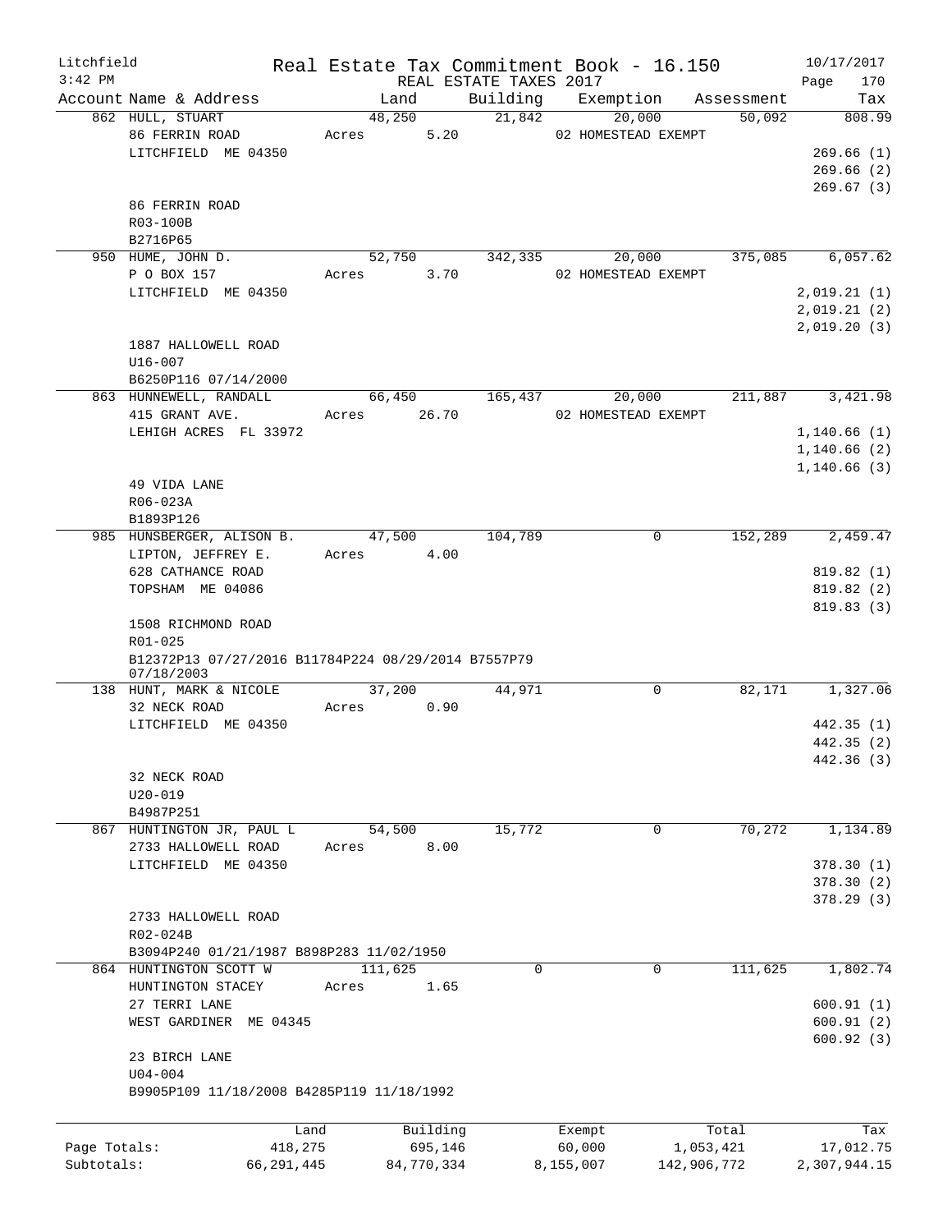Litchfield
3:42 PM

# Real Estate Tax Commitment Book - 16.150

REAL ESTATE TAXES 2017

10/17/2017

| Account Name & Address | Land | Building | Exemption | Assessment | Tax |
|---|---|---|---|---|---|
| 862 HULL, STUART | 48,250 | 21,842 | 20,000 | 50,092 | 808.99 |
| 86 FERRIN ROAD | Acres 5.20 | | 02 HOMESTEAD EXEMPT | | |
| LITCHFIELD ME 04350 | | | | | 269.66 (1) |
| | | | | | 269.66 (2) |
| | | | | | 269.67 (3) |
| 86 FERRIN ROAD | | | | | |
| R03-100B | | | | | |
| B2716P65 | | | | | |
| 950 HUME, JOHN D. | 52,750 | 342,335 | 20,000 | 375,085 | 6,057.62 |
| P O BOX 157 | Acres 3.70 | | 02 HOMESTEAD EXEMPT | | |
| LITCHFIELD ME 04350 | | | | | 2,019.21 (1) |
| | | | | | 2,019.21 (2) |
| | | | | | 2,019.20 (3) |
| 1887 HALLOWELL ROAD | | | | | |
| U16-007 | | | | | |
| B6250P116 07/14/2000 | | | | | |
| 863 HUNNEWELL, RANDALL | 66,450 | 165,437 | 20,000 | 211,887 | 3,421.98 |
| 415 GRANT AVE. | Acres 26.70 | | 02 HOMESTEAD EXEMPT | | |
| LEHIGH ACRES FL 33972 | | | | | 1,140.66 (1) |
| | | | | | 1,140.66 (2) |
| | | | | | 1,140.66 (3) |
| 49 VIDA LANE | | | | | |
| R06-023A | | | | | |
| B1893P126 | | | | | |
| 985 HUNSBERGER, ALISON B. | 47,500 | 104,789 | 0 | 152,289 | 2,459.47 |
| LIPTON, JEFFREY E. | Acres 4.00 | | | | |
| 628 CATHANCE ROAD | | | | | 819.82 (1) |
| TOPSHAM ME 04086 | | | | | 819.82 (2) |
| | | | | | 819.83 (3) |
| 1508 RICHMOND ROAD | | | | | |
| R01-025 | | | | | |
| B12372P13 07/27/2016 B11784P224 08/29/2014 B7557P79 07/18/2003 | | | | | |
| 138 HUNT, MARK & NICOLE | 37,200 | 44,971 | 0 | 82,171 | 1,327.06 |
| 32 NECK ROAD | Acres 0.90 | | | | |
| LITCHFIELD ME 04350 | | | | | 442.35 (1) |
| | | | | | 442.35 (2) |
| | | | | | 442.36 (3) |
| 32 NECK ROAD | | | | | |
| U20-019 | | | | | |
| B4987P251 | | | | | |
| 867 HUNTINGTON JR, PAUL L | 54,500 | 15,772 | 0 | 70,272 | 1,134.89 |
| 2733 HALLOWELL ROAD | Acres 8.00 | | | | |
| LITCHFIELD ME 04350 | | | | | 378.30 (1) |
| | | | | | 378.30 (2) |
| | | | | | 378.29 (3) |
| 2733 HALLOWELL ROAD | | | | | |
| R02-024B | | | | | |
| B3094P240 01/21/1987 B898P283 11/02/1950 | | | | | |
| 864 HUNTINGTON SCOTT W | 111,625 | 0 | 0 | 111,625 | 1,802.74 |
| HUNTINGTON STACEY | Acres 1.65 | | | | |
| 27 TERRI LANE | | | | | 600.91 (1) |
| WEST GARDINER ME 04345 | | | | | 600.91 (2) |
| | | | | | 600.92 (3) |
| 23 BIRCH LANE | | | | | |
| U04-004 | | | | | |
| B9905P109 11/18/2008 B4285P119 11/18/1992 | | | | | |

| | Land | Building | Exempt | Total | Tax |
|---|---|---|---|---|---|
| Page Totals: | 418,275 | 695,146 | 60,000 | 1,053,421 | 17,012.75 |
| Subtotals: | 66,291,445 | 84,770,334 | 8,155,007 | 142,906,772 | 2,307,944.15 |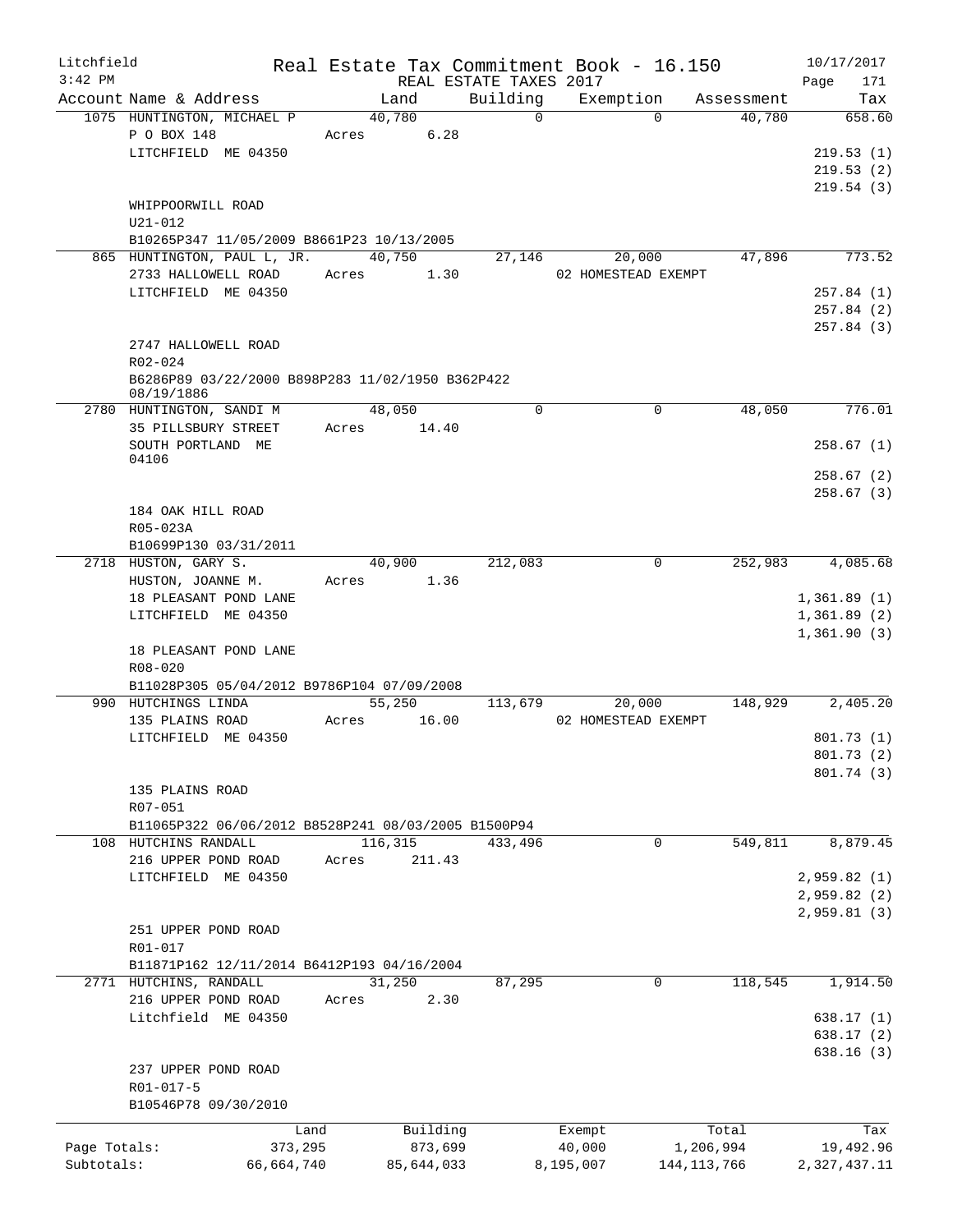Litchfield
3:42 PM

Real Estate Tax Commitment Book - 16.150
REAL ESTATE TAXES 2017

10/17/2017

| Account Name & Address | Land | Building | Exemption | Assessment | Tax |
|---|---|---|---|---|---|
| 1075 HUNTINGTON, MICHAEL P | 40,780 | 0 | 0 | 40,780 | 658.60 |
| P O BOX 148 | Acres 6.28 | | | | |
| LITCHFIELD ME 04350 | | | | | 219.53 (1) |
| | | | | | 219.53 (2) |
| | | | | | 219.54 (3) |
| WHIPPOORWILL ROAD | | | | | |
| U21-012 | | | | | |
| B10265P347 11/05/2009 B8661P23 10/13/2005 | | | | | |
| 865 HUNTINGTON, PAUL L, JR. | 40,750 | 27,146 | 20,000 | 47,896 | 773.52 |
| 2733 HALLOWELL ROAD | Acres 1.30 | | 02 HOMESTEAD EXEMPT | | |
| LITCHFIELD ME 04350 | | | | | 257.84 (1) |
| | | | | | 257.84 (2) |
| | | | | | 257.84 (3) |
| 2747 HALLOWELL ROAD | | | | | |
| R02-024 | | | | | |
| B6286P89 03/22/2000 B898P283 11/02/1950 B362P422 08/19/1886 | | | | | |
| 2780 HUNTINGTON, SANDI M | 48,050 | 0 | 0 | 48,050 | 776.01 |
| 35 PILLSBURY STREET | Acres 14.40 | | | | |
| SOUTH PORTLAND ME 04106 | | | | | 258.67 (1) |
| | | | | | 258.67 (2) |
| | | | | | 258.67 (3) |
| 184 OAK HILL ROAD | | | | | |
| R05-023A | | | | | |
| B10699P130 03/31/2011 | | | | | |
| 2718 HUSTON, GARY S. | 40,900 | 212,083 | 0 | 252,983 | 4,085.68 |
| HUSTON, JOANNE M. | Acres 1.36 | | | | |
| 18 PLEASANT POND LANE | | | | | 1,361.89 (1) |
| LITCHFIELD ME 04350 | | | | | 1,361.89 (2) |
| | | | | | 1,361.90 (3) |
| 18 PLEASANT POND LANE | | | | | |
| R08-020 | | | | | |
| B11028P305 05/04/2012 B9786P104 07/09/2008 | | | | | |
| 990 HUTCHINGS LINDA | 55,250 | 113,679 | 20,000 | 148,929 | 2,405.20 |
| 135 PLAINS ROAD | Acres 16.00 | | 02 HOMESTEAD EXEMPT | | |
| LITCHFIELD ME 04350 | | | | | 801.73 (1) |
| | | | | | 801.73 (2) |
| | | | | | 801.74 (3) |
| 135 PLAINS ROAD | | | | | |
| R07-051 | | | | | |
| B11065P322 06/06/2012 B8528P241 08/03/2005 B1500P94 | | | | | |
| 108 HUTCHINS RANDALL | 116,315 | 433,496 | 0 | 549,811 | 8,879.45 |
| 216 UPPER POND ROAD | Acres 211.43 | | | | |
| LITCHFIELD ME 04350 | | | | | 2,959.82 (1) |
| | | | | | 2,959.82 (2) |
| | | | | | 2,959.81 (3) |
| 251 UPPER POND ROAD | | | | | |
| R01-017 | | | | | |
| B11871P162 12/11/2014 B6412P193 04/16/2004 | | | | | |
| 2771 HUTCHINS, RANDALL | 31,250 | 87,295 | 0 | 118,545 | 1,914.50 |
| 216 UPPER POND ROAD | Acres 2.30 | | | | |
| Litchfield ME 04350 | | | | | 638.17 (1) |
| | | | | | 638.17 (2) |
| | | | | | 638.16 (3) |
| 237 UPPER POND ROAD | | | | | |
| R01-017-5 | | | | | |
| B10546P78 09/30/2010 | | | | | |

| | Land | Building | Exempt | Total | Tax |
|---|---|---|---|---|---|
| Page Totals: | 373,295 | 873,699 | 40,000 | 1,206,994 | 19,492.96 |
| Subtotals: | 66,664,740 | 85,644,033 | 8,195,007 | 144,113,766 | 2,327,437.11 |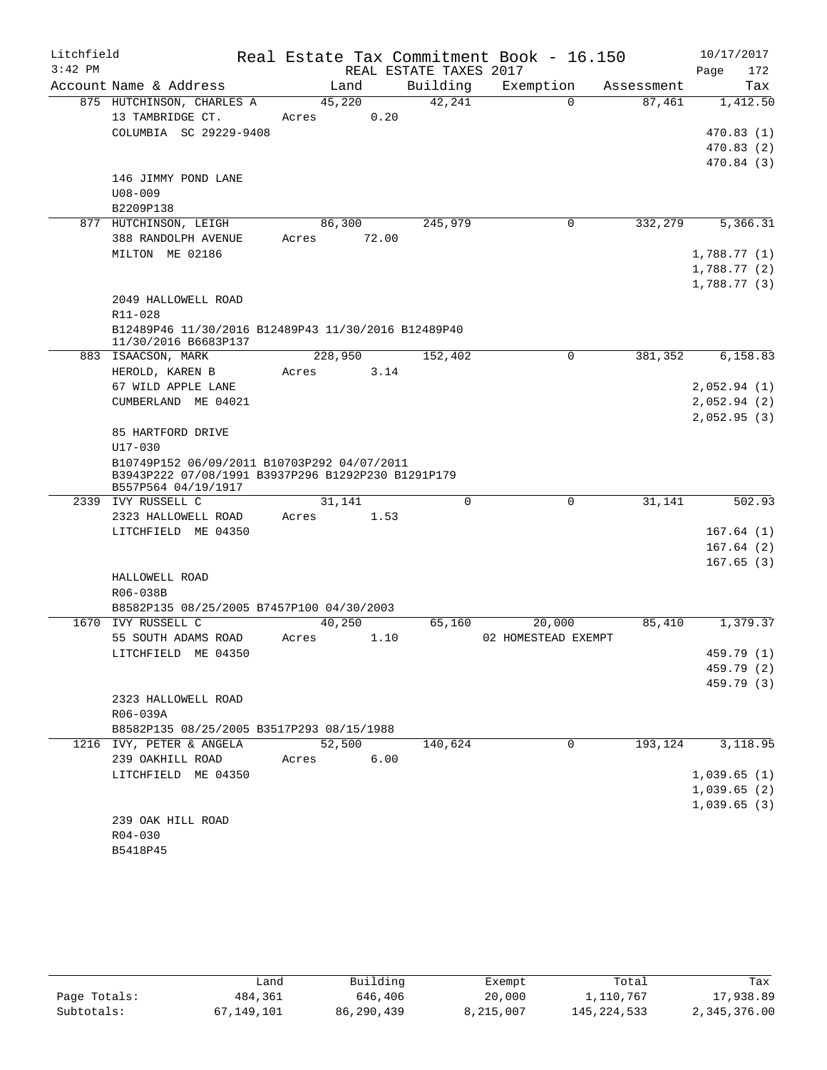Litchfield Real Estate Tax Commitment Book - 16.150 10/17/2017
3:42 PM REAL ESTATE TAXES 2017

| Account Name & Address | Land | Building | Exemption | Assessment | Tax |
|---|---|---|---|---|---|
| 875 HUTCHINSON, CHARLES A | 45,220 | 42,241 | 0 | 87,461 | 1,412.50 |
| 13 TAMBRIDGE CT. | Acres 0.20 | | | | |
| COLUMBIA SC 29229-9408 | | | | | 470.83 (1) |
| | | | | | 470.83 (2) |
| | | | | | 470.84 (3) |
| 146 JIMMY POND LANE | | | | | |
| U08-009 | | | | | |
| B2209P138 | | | | | |
| 877 HUTCHINSON, LEIGH | 86,300 | 245,979 | 0 | 332,279 | 5,366.31 |
| 388 RANDOLPH AVENUE | Acres 72.00 | | | | |
| MILTON ME 02186 | | | | | 1,788.77 (1) |
| | | | | | 1,788.77 (2) |
| | | | | | 1,788.77 (3) |
| 2049 HALLOWELL ROAD | | | | | |
| R11-028 | | | | | |
| B12489P46 11/30/2016 B12489P43 11/30/2016 B12489P40 11/30/2016 B6683P137 | | | | | |
| 883 ISAACSON, MARK | 228,950 | 152,402 | 0 | 381,352 | 6,158.83 |
| HEROLD, KAREN B | Acres 3.14 | | | | |
| 67 WILD APPLE LANE | | | | | 2,052.94 (1) |
| CUMBERLAND ME 04021 | | | | | 2,052.94 (2) |
| | | | | | 2,052.95 (3) |
| 85 HARTFORD DRIVE | | | | | |
| U17-030 | | | | | |
| B10749P152 06/09/2011 B10703P292 04/07/2011 B3943P222 07/08/1991 B3937P296 B1292P230 B1291P179 B557P564 04/19/1917 | | | | | |
| 2339 IVY RUSSELL C | 31,141 | 0 | 0 | 31,141 | 502.93 |
| 2323 HALLOWELL ROAD | Acres 1.53 | | | | |
| LITCHFIELD ME 04350 | | | | | 167.64 (1) |
| | | | | | 167.64 (2) |
| | | | | | 167.65 (3) |
| HALLOWELL ROAD | | | | | |
| R06-038B | | | | | |
| B8582P135 08/25/2005 B7457P100 04/30/2003 | | | | | |
| 1670 IVY RUSSELL C | 40,250 | 65,160 | 20,000 | 85,410 | 1,379.37 |
| 55 SOUTH ADAMS ROAD | Acres 1.10 | | 02 HOMESTEAD EXEMPT | | |
| LITCHFIELD ME 04350 | | | | | 459.79 (1) |
| | | | | | 459.79 (2) |
| | | | | | 459.79 (3) |
| 2323 HALLOWELL ROAD | | | | | |
| R06-039A | | | | | |
| B8582P135 08/25/2005 B3517P293 08/15/1988 | | | | | |
| 1216 IVY, PETER & ANGELA | 52,500 | 140,624 | 0 | 193,124 | 3,118.95 |
| 239 OAKHILL ROAD | Acres 6.00 | | | | |
| LITCHFIELD ME 04350 | | | | | 1,039.65 (1) |
| | | | | | 1,039.65 (2) |
| | | | | | 1,039.65 (3) |
| 239 OAK HILL ROAD | | | | | |
| R04-030 | | | | | |
| B5418P45 | | | | | |

| | Land | Building | Exempt | Total | Tax |
|---|---|---|---|---|---|
| Page Totals: | 484,361 | 646,406 | 20,000 | 1,110,767 | 17,938.89 |
| Subtotals: | 67,149,101 | 86,290,439 | 8,215,007 | 145,224,533 | 2,345,376.00 |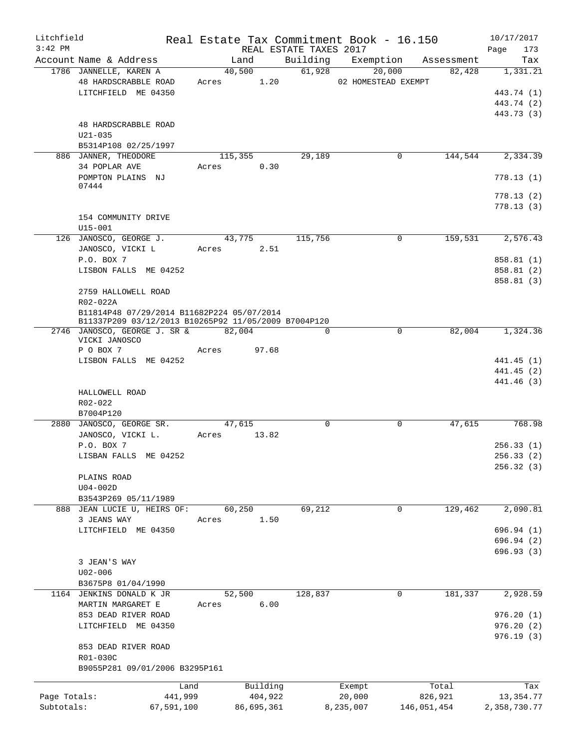Litchfield
3:42 PM

# Real Estate Tax Commitment Book - 16.150

REAL ESTATE TAXES 2017

10/17/2017

| Account | Name & Address | Land | Building | Exemption | Assessment | Tax |
|---|---|---|---|---|---|---|
| 1786 | JANNELLE, KAREN A | 40,500 | 61,928 | 20,000 | 82,428 | 1,331.21 |
| | 48 HARDSCRABBLE ROAD | Acres 1.20 | | 02 HOMESTEAD EXEMPT | | |
| | LITCHFIELD ME 04350 | | | | | 443.74 (1) |
| | | | | | | 443.74 (2) |
| | | | | | | 443.73 (3) |
| | 48 HARDSCRABBLE ROAD | | | | | |
| | U21-035 | | | | | |
| | B5314P108 02/25/1997 | | | | | |
| 886 | JANNER, THEODORE | 115,355 | 29,189 | 0 | 144,544 | 2,334.39 |
| | 34 POPLAR AVE | Acres 0.30 | | | | |
| | POMPTON PLAINS NJ 07444 | | | | | 778.13 (1) |
| | | | | | | 778.13 (2) |
| | | | | | | 778.13 (3) |
| | 154 COMMUNITY DRIVE | | | | | |
| | U15-001 | | | | | |
| 126 | JANOSCO, GEORGE J. | 43,775 | 115,756 | 0 | 159,531 | 2,576.43 |
| | JANOSCO, VICKI L | Acres 2.51 | | | | |
| | P.O. BOX 7 | | | | | 858.81 (1) |
| | LISBON FALLS ME 04252 | | | | | 858.81 (2) |
| | | | | | | 858.81 (3) |
| | 2759 HALLOWELL ROAD | | | | | |
| | R02-022A | | | | | |
| | B11814P48 07/29/2014 B11682P224 05/07/2014 | | | | | |
| | B11337P209 03/12/2013 B10265P92 11/05/2009 B7004P120 | | | | | |
| 2746 | JANOSCO, GEORGE J. SR & VICKI JANOSCO | 82,004 | 0 | 0 | 82,004 | 1,324.36 |
| | P O BOX 7 | Acres 97.68 | | | | |
| | LISBON FALLS ME 04252 | | | | | 441.45 (1) |
| | | | | | | 441.45 (2) |
| | | | | | | 441.46 (3) |
| | HALLOWELL ROAD | | | | | |
| | R02-022 | | | | | |
| | B7004P120 | | | | | |
| 2880 | JANOSCO, GEORGE SR. | 47,615 | 0 | 0 | 47,615 | 768.98 |
| | JANOSCO, VICKI L. | Acres 13.82 | | | | |
| | P.O. BOX 7 | | | | | 256.33 (1) |
| | LISBAN FALLS ME 04252 | | | | | 256.33 (2) |
| | | | | | | 256.32 (3) |
| | PLAINS ROAD | | | | | |
| | U04-002D | | | | | |
| | B3543P269 05/11/1989 | | | | | |
| 888 | JEAN LUCIE U, HEIRS OF: | 60,250 | 69,212 | 0 | 129,462 | 2,090.81 |
| | 3 JEANS WAY | Acres 1.50 | | | | |
| | LITCHFIELD ME 04350 | | | | | 696.94 (1) |
| | | | | | | 696.94 (2) |
| | | | | | | 696.93 (3) |
| | 3 JEAN'S WAY | | | | | |
| | U02-006 | | | | | |
| | B3675P8 01/04/1990 | | | | | |
| 1164 | JENKINS DONALD K JR | 52,500 | 128,837 | 0 | 181,337 | 2,928.59 |
| | MARTIN MARGARET E | Acres 6.00 | | | | |
| | 853 DEAD RIVER ROAD | | | | | 976.20 (1) |
| | LITCHFIELD ME 04350 | | | | | 976.20 (2) |
| | | | | | | 976.19 (3) |
| | 853 DEAD RIVER ROAD | | | | | |
| | R01-030C | | | | | |
| | B9055P281 09/01/2006 B3295P161 | | | | | |

| | Land | Building | Exempt | Total | Tax |
|---|---|---|---|---|---|
| Page Totals: | 441,999 | 404,922 | 20,000 | 826,921 | 13,354.77 |
| Subtotals: | 67,591,100 | 86,695,361 | 8,235,007 | 146,051,454 | 2,358,730.77 |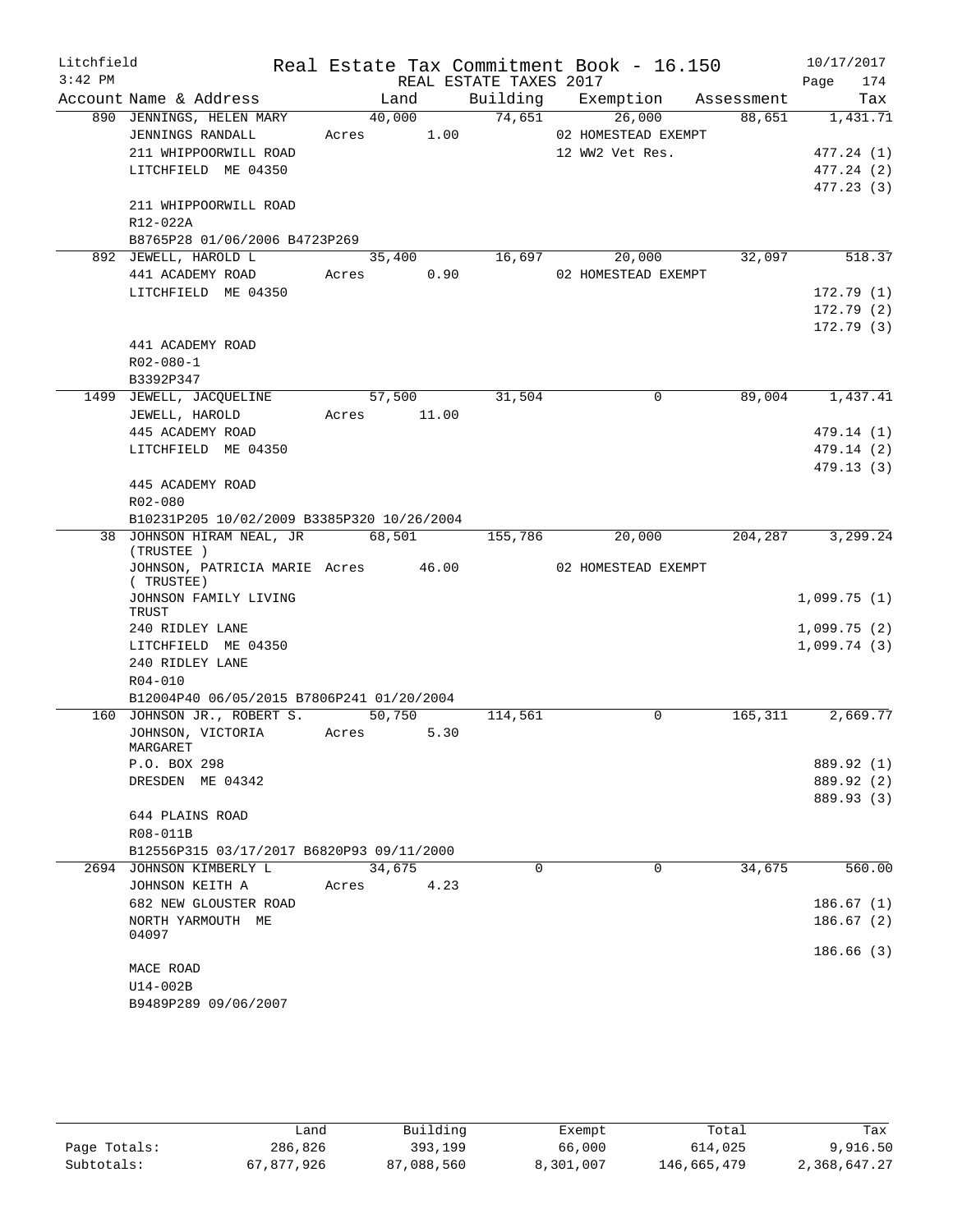Litchfield
3:42 PM

# Real Estate Tax Commitment Book - 16.150

REAL ESTATE TAXES 2017

10/17/2017

| Account Name & Address | Land | Building | Exemption | Assessment | Tax |
|---|---|---|---|---|---|
| 890 JENNINGS, HELEN MARY | 40,000 | 74,651 | 26,000 | 88,651 | 1,431.71 |
| JENNINGS RANDALL | Acres 1.00 | | 02 HOMESTEAD EXEMPT | | |
| 211 WHIPPOORWILL ROAD | | | 12 WW2 Vet Res. | | 477.24 (1) |
| LITCHFIELD ME 04350 | | | | | 477.24 (2) |
| | | | | | 477.23 (3) |
| 211 WHIPPOORWILL ROAD | | | | | |
| R12-022A | | | | | |
| B8765P28 01/06/2006 B4723P269 | | | | | |
| 892 JEWELL, HAROLD L | 35,400 | 16,697 | 20,000 | 32,097 | 518.37 |
| 441 ACADEMY ROAD | Acres 0.90 | | 02 HOMESTEAD EXEMPT | | |
| LITCHFIELD ME 04350 | | | | | 172.79 (1) |
| | | | | | 172.79 (2) |
| | | | | | 172.79 (3) |
| 441 ACADEMY ROAD | | | | | |
| R02-080-1 | | | | | |
| B3392P347 | | | | | |
| 1499 JEWELL, JACQUELINE | 57,500 | 31,504 | 0 | 89,004 | 1,437.41 |
| JEWELL, HAROLD | Acres 11.00 | | | | |
| 445 ACADEMY ROAD | | | | | 479.14 (1) |
| LITCHFIELD ME 04350 | | | | | 479.14 (2) |
| | | | | | 479.13 (3) |
| 445 ACADEMY ROAD | | | | | |
| R02-080 | | | | | |
| B10231P205 10/02/2009 B3385P320 10/26/2004 | | | | | |
| 38 JOHNSON HIRAM NEAL, JR (TRUSTEE ) | 68,501 | 155,786 | 20,000 | 204,287 | 3,299.24 |
| JOHNSON, PATRICIA MARIE ( TRUSTEE) | Acres 46.00 | | 02 HOMESTEAD EXEMPT | | |
| JOHNSON FAMILY LIVING TRUST | | | | | 1,099.75 (1) |
| 240 RIDLEY LANE | | | | | 1,099.75 (2) |
| LITCHFIELD ME 04350 | | | | | 1,099.74 (3) |
| 240 RIDLEY LANE | | | | | |
| R04-010 | | | | | |
| B12004P40 06/05/2015 B7806P241 01/20/2004 | | | | | |
| 160 JOHNSON JR., ROBERT S. | 50,750 | 114,561 | 0 | 165,311 | 2,669.77 |
| JOHNSON, VICTORIA MARGARET | Acres 5.30 | | | | |
| P.O. BOX 298 | | | | | 889.92 (1) |
| DRESDEN ME 04342 | | | | | 889.92 (2) |
| | | | | | 889.93 (3) |
| 644 PLAINS ROAD | | | | | |
| R08-011B | | | | | |
| B12556P315 03/17/2017 B6820P93 09/11/2000 | | | | | |
| 2694 JOHNSON KIMBERLY L | 34,675 | 0 | 0 | 34,675 | 560.00 |
| JOHNSON KEITH A | Acres 4.23 | | | | |
| 682 NEW GLOUSTER ROAD | | | | | 186.67 (1) |
| NORTH YARMOUTH ME 04097 | | | | | 186.67 (2) |
| | | | | | 186.66 (3) |
| MACE ROAD | | | | | |
| U14-002B | | | | | |
| B9489P289 09/06/2007 | | | | | |

| | Land | Building | Exempt | Total | Tax |
|---|---|---|---|---|---|
| Page Totals: | 286,826 | 393,199 | 66,000 | 614,025 | 9,916.50 |
| Subtotals: | 67,877,926 | 87,088,560 | 8,301,007 | 146,665,479 | 2,368,647.27 |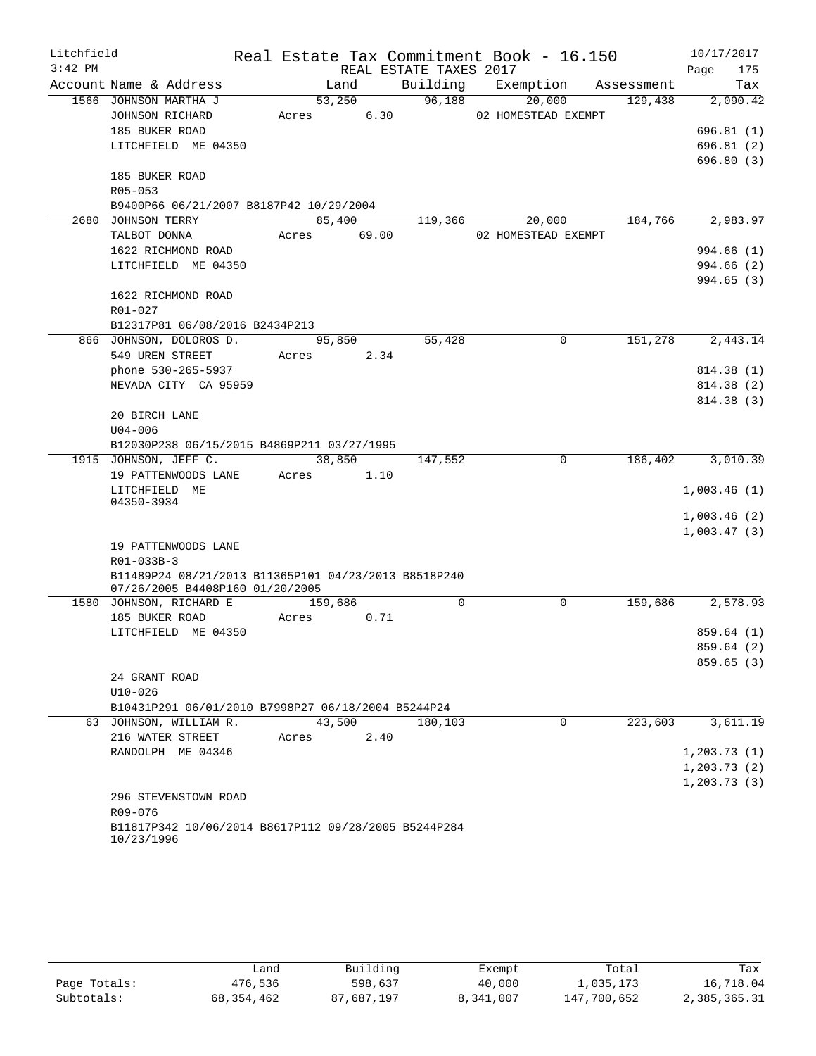Litchfield 3:42 PM

# Real Estate Tax Commitment Book - 16.150

REAL ESTATE TAXES 2017

10/17/2017

| Account Name & Address | Land | Building | Exemption | Assessment | Tax |
|---|---|---|---|---|---|
| 1566 JOHNSON MARTHA J | 53,250 | 96,188 | 20,000 | 129,438 | 2,090.42 |
| JOHNSON RICHARD | Acres 6.30 | | 02 HOMESTEAD EXEMPT | | |
| 185 BUKER ROAD | | | | | 696.81 (1) |
| LITCHFIELD ME 04350 | | | | | 696.81 (2) |
| | | | | | 696.80 (3) |
| 185 BUKER ROAD | | | | | |
| R05-053 | | | | | |
| B9400P66 06/21/2007 B8187P42 10/29/2004 | | | | | |
| 2680 JOHNSON TERRY | 85,400 | 119,366 | 20,000 | 184,766 | 2,983.97 |
| TALBOT DONNA | Acres 69.00 | | 02 HOMESTEAD EXEMPT | | |
| 1622 RICHMOND ROAD | | | | | 994.66 (1) |
| LITCHFIELD ME 04350 | | | | | 994.66 (2) |
| | | | | | 994.65 (3) |
| 1622 RICHMOND ROAD | | | | | |
| R01-027 | | | | | |
| B12317P81 06/08/2016 B2434P213 | | | | | |
| 866 JOHNSON, DOLOROS D. | 95,850 | 55,428 | 0 | 151,278 | 2,443.14 |
| 549 UREN STREET | Acres 2.34 | | | | |
| phone 530-265-5937 | | | | | 814.38 (1) |
| NEVADA CITY CA 95959 | | | | | 814.38 (2) |
| | | | | | 814.38 (3) |
| 20 BIRCH LANE | | | | | |
| U04-006 | | | | | |
| B12030P238 06/15/2015 B4869P211 03/27/1995 | | | | | |
| 1915 JOHNSON, JEFF C. | 38,850 | 147,552 | 0 | 186,402 | 3,010.39 |
| 19 PATTENWOODS LANE | Acres 1.10 | | | | |
| LITCHFIELD ME 04350-3934 | | | | | 1,003.46 (1) |
| | | | | | 1,003.46 (2) |
| | | | | | 1,003.47 (3) |
| 19 PATTENWOODS LANE | | | | | |
| R01-033B-3 | | | | | |
| B11489P24 08/21/2013 B11365P101 04/23/2013 B8518P240 07/26/2005 B4408P160 01/20/2005 | | | | | |
| 1580 JOHNSON, RICHARD E | 159,686 | 0 | 0 | 159,686 | 2,578.93 |
| 185 BUKER ROAD | Acres 0.71 | | | | |
| LITCHFIELD ME 04350 | | | | | 859.64 (1) |
| | | | | | 859.64 (2) |
| | | | | | 859.65 (3) |
| 24 GRANT ROAD | | | | | |
| U10-026 | | | | | |
| B10431P291 06/01/2010 B7998P27 06/18/2004 B5244P24 | | | | | |
| 63 JOHNSON, WILLIAM R. | 43,500 | 180,103 | 0 | 223,603 | 3,611.19 |
| 216 WATER STREET | Acres 2.40 | | | | |
| RANDOLPH ME 04346 | | | | | 1,203.73 (1) |
| | | | | | 1,203.73 (2) |
| | | | | | 1,203.73 (3) |
| 296 STEVENSTOWN ROAD | | | | | |
| R09-076 | | | | | |
| B11817P342 10/06/2014 B8617P112 09/28/2005 B5244P284 10/23/1996 | | | | | |

| | Land | Building | Exempt | Total | Tax |
|---|---|---|---|---|---|
| Page Totals: | 476,536 | 598,637 | 40,000 | 1,035,173 | 16,718.04 |
| Subtotals: | 68,354,462 | 87,687,197 | 8,341,007 | 147,700,652 | 2,385,365.31 |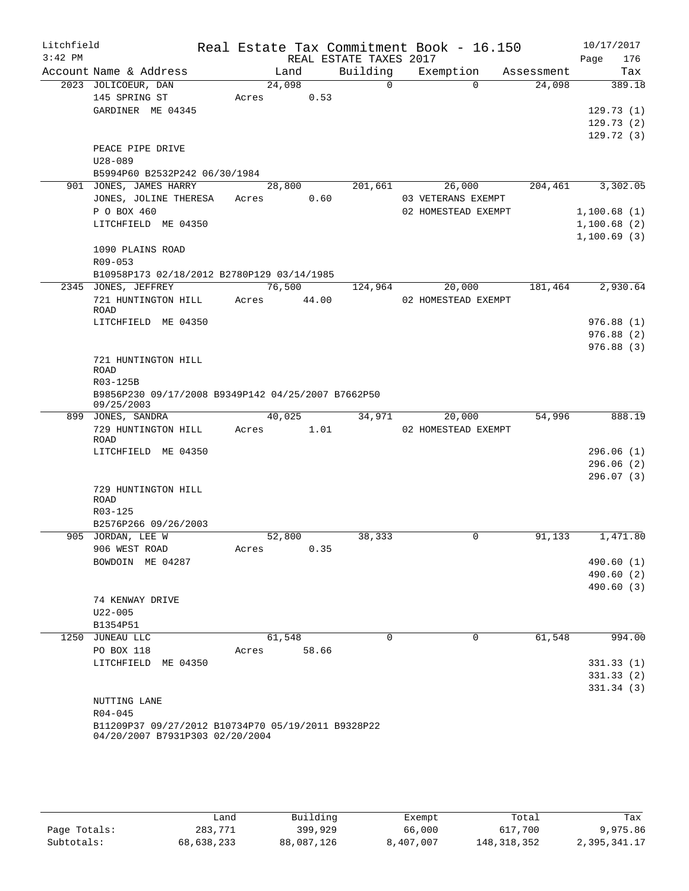Litchfield Real Estate Tax Commitment Book - 16.150 10/17/2017
3:42 PM REAL ESTATE TAXES 2017

| Account | Name & Address | Land | Building | Exemption | Assessment | Tax |
|---|---|---|---|---|---|---|
| 2023 | JOLICOEUR, DAN<br>145 SPRING ST<br>GARDINER ME 04345<br><br>PEACE PIPE DRIVE<br>U28-089<br>B5994P60 B2532P242 06/30/1984 | 24,098<br>Acres 0.53 | 0 | 0 | 24,098 | 389.18<br><br>129.73 (1)<br>129.73 (2)<br>129.72 (3) |
| 901 | JONES, JAMES HARRY<br>JONES, JOLINE THERESA<br>P O BOX 460<br>LITCHFIELD ME 04350<br><br>1090 PLAINS ROAD<br>R09-053<br>B10958P173 02/18/2012 B2780P129 03/14/1985 | 28,800<br>Acres 0.60 | 201,661 | 26,000<br>03 VETERANS EXEMPT<br>02 HOMESTEAD EXEMPT | 204,461 | 3,302.05<br><br>1,100.68 (1)<br>1,100.68 (2)<br>1,100.69 (3) |
| 2345 | JONES, JEFFREY<br>721 HUNTINGTON HILL ROAD<br>LITCHFIELD ME 04350<br><br>721 HUNTINGTON HILL ROAD<br>R03-125B<br>B9856P230 09/17/2008 B9349P142 04/25/2007 B7662P50 09/25/2003 | 76,500<br>Acres 44.00 | 124,964 | 20,000<br>02 HOMESTEAD EXEMPT | 181,464 | 2,930.64<br><br>976.88 (1)<br>976.88 (2)<br>976.88 (3) |
| 899 | JONES, SANDRA<br>729 HUNTINGTON HILL ROAD<br>LITCHFIELD ME 04350<br><br>729 HUNTINGTON HILL ROAD<br>R03-125<br>B2576P266 09/26/2003 | 40,025<br>Acres 1.01 | 34,971 | 20,000<br>02 HOMESTEAD EXEMPT | 54,996 | 888.19<br><br>296.06 (1)<br>296.06 (2)<br>296.07 (3) |
| 905 | JORDAN, LEE W<br>906 WEST ROAD<br>BOWDOIN ME 04287<br><br>74 KENWAY DRIVE<br>U22-005<br>B1354P51 | 52,800<br>Acres 0.35 | 38,333 | 0 | 91,133 | 1,471.80<br><br>490.60 (1)<br>490.60 (2)<br>490.60 (3) |
| 1250 | JUNEAU LLC<br>PO BOX 118<br>LITCHFIELD ME 04350<br><br>NUTTING LANE<br>R04-045<br>B11209P37 09/27/2012 B10734P70 05/19/2011 B9328P22 04/20/2007 B7931P303 02/20/2004 | 61,548<br>Acres 58.66 | 0 | 0 | 61,548 | 994.00<br><br>331.33 (1)<br>331.33 (2)<br>331.34 (3) |

| | Land | Building | Exempt | Total | Tax |
|---|---|---|---|---|---|
| Page Totals: | 283,771 | 399,929 | 66,000 | 617,700 | 9,975.86 |
| Subtotals: | 68,638,233 | 88,087,126 | 8,407,007 | 148,318,352 | 2,395,341.17 |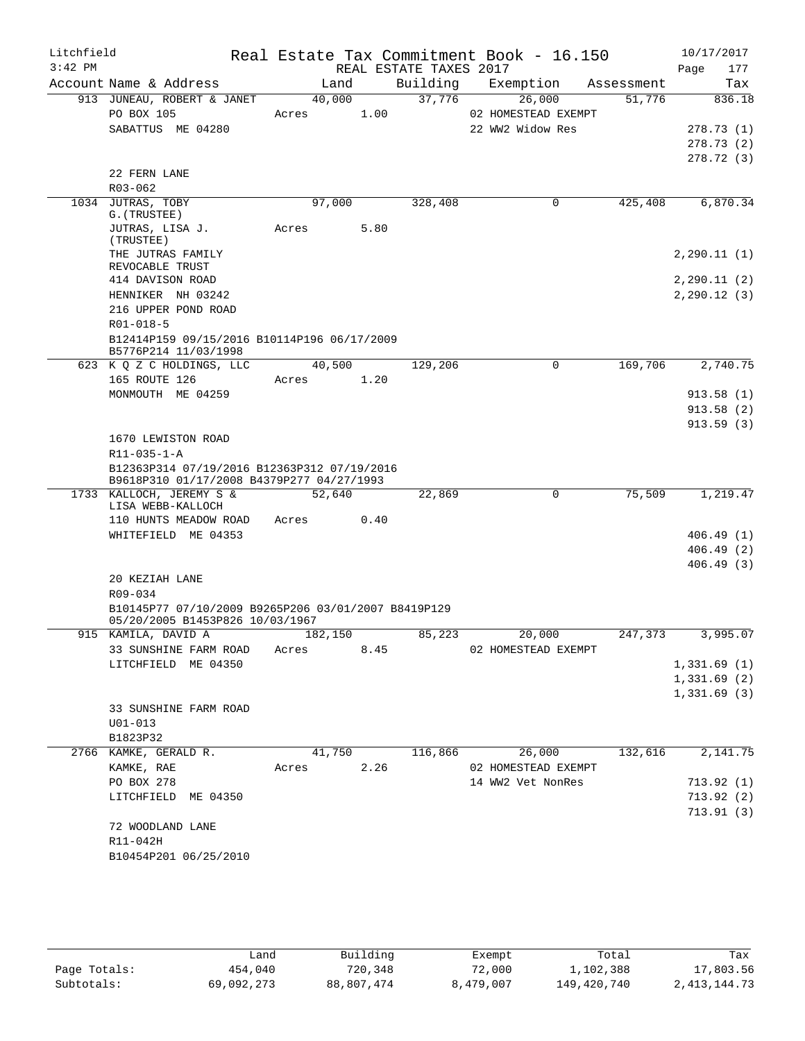Litchfield Real Estate Tax Commitment Book - 16.150 10/17/2017
3:42 PM REAL ESTATE TAXES 2017 Page 177

| Account | Name & Address | Land | Building | Exemption | Assessment | Tax |
|---|---|---|---|---|---|---|
| 913 | JUNEAU, ROBERT & JANET | 40,000 | 37,776 | 26,000 | 51,776 | 836.18 |
| | PO BOX 105 | Acres 1.00 | | 02 HOMESTEAD EXEMPT | | |
| | SABATTUS ME 04280 | | | 22 WW2 Widow Res | | 278.73 (1) |
| | | | | | | 278.73 (2) |
| | | | | | | 278.72 (3) |
| | 22 FERN LANE | | | | | |
| | R03-062 | | | | | |
| 1034 | JUTRAS, TOBY G.(TRUSTEE) | 97,000 | 328,408 | 0 | 425,408 | 6,870.34 |
| | JUTRAS, LISA J. (TRUSTEE) | Acres 5.80 | | | | |
| | THE JUTRAS FAMILY REVOCABLE TRUST | | | | | 2,290.11 (1) |
| | 414 DAVISON ROAD | | | | | 2,290.11 (2) |
| | HENNIKER NH 03242 | | | | | 2,290.12 (3) |
| | 216 UPPER POND ROAD | | | | | |
| | R01-018-5 | | | | | |
| | B12414P159 09/15/2016 B10114P196 06/17/2009 B5776P214 11/03/1998 | | | | | |
| 623 | K Q Z C HOLDINGS, LLC | 40,500 | 129,206 | 0 | 169,706 | 2,740.75 |
| | 165 ROUTE 126 | Acres 1.20 | | | | |
| | MONMOUTH ME 04259 | | | | | 913.58 (1) |
| | | | | | | 913.58 (2) |
| | | | | | | 913.59 (3) |
| | 1670 LEWISTON ROAD | | | | | |
| | R11-035-1-A | | | | | |
| | B12363P314 07/19/2016 B12363P312 07/19/2016 B9618P310 01/17/2008 B4379P277 04/27/1993 | | | | | |
| 1733 | KALLOCH, JEREMY S & LISA WEBB-KALLOCH | 52,640 | 22,869 | 0 | 75,509 | 1,219.47 |
| | 110 HUNTS MEADOW ROAD | Acres 0.40 | | | | |
| | WHITEFIELD ME 04353 | | | | | 406.49 (1) |
| | | | | | | 406.49 (2) |
| | | | | | | 406.49 (3) |
| | 20 KEZIAH LANE | | | | | |
| | R09-034 | | | | | |
| | B10145P77 07/10/2009 B9265P206 03/01/2007 B8419P129 05/20/2005 B1453P826 10/03/1967 | | | | | |
| 915 | KAMILA, DAVID A | 182,150 | 85,223 | 20,000 | 247,373 | 3,995.07 |
| | 33 SUNSHINE FARM ROAD | Acres 8.45 | | 02 HOMESTEAD EXEMPT | | |
| | LITCHFIELD ME 04350 | | | | | 1,331.69 (1) |
| | | | | | | 1,331.69 (2) |
| | | | | | | 1,331.69 (3) |
| | 33 SUNSHINE FARM ROAD | | | | | |
| | U01-013 | | | | | |
| | B1823P32 | | | | | |
| 2766 | KAMKE, GERALD R. | 41,750 | 116,866 | 26,000 | 132,616 | 2,141.75 |
| | KAMKE, RAE | Acres 2.26 | | 02 HOMESTEAD EXEMPT | | |
| | PO BOX 278 | | | 14 WW2 Vet NonRes | | 713.92 (1) |
| | LITCHFIELD ME 04350 | | | | | 713.92 (2) |
| | | | | | | 713.91 (3) |
| | 72 WOODLAND LANE | | | | | |
| | R11-042H | | | | | |
| | B10454P201 06/25/2010 | | | | | |

| | Land | Building | Exempt | Total | Tax |
|---|---|---|---|---|---|
| Page Totals: | 454,040 | 720,348 | 72,000 | 1,102,388 | 17,803.56 |
| Subtotals: | 69,092,273 | 88,807,474 | 8,479,007 | 149,420,740 | 2,413,144.73 |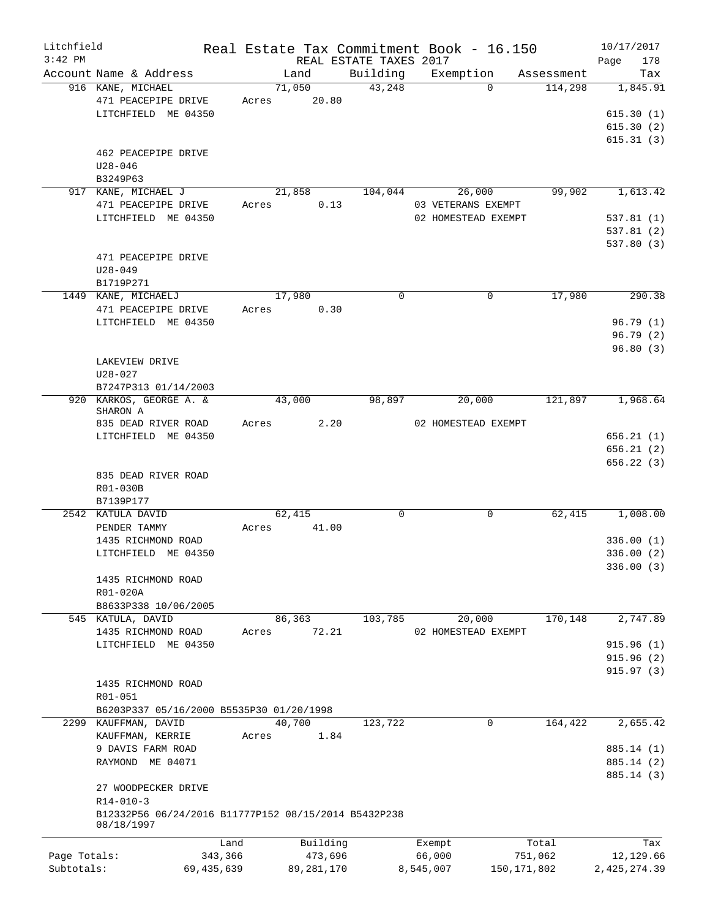Litchfield
3:42 PM

Real Estate Tax Commitment Book - 16.150
REAL ESTATE TAXES 2017

10/17/2017

| Account | Name & Address | Land | Building | Exemption | Assessment | Tax |
|---|---|---|---|---|---|---|
| 916 | KANE, MICHAEL<br>471 PEACEPIPE DRIVE<br>LITCHFIELD ME 04350<br><br>462 PEACEPIPE DRIVE<br>U28-046<br>B3249P63 | 71,050<br>Acres 20.80 | 43,248 | 0 | 114,298 | 1,845.91<br><br>615.30 (1)<br>615.30 (2)<br>615.31 (3) |
| 917 | KANE, MICHAEL J<br>471 PEACEPIPE DRIVE<br>LITCHFIELD ME 04350<br><br>471 PEACEPIPE DRIVE<br>U28-049<br>B1719P271 | 21,858<br>Acres 0.13 | 104,044 | 26,000<br>03 VETERANS EXEMPT<br>02 HOMESTEAD EXEMPT | 99,902 | 1,613.42<br><br>537.81 (1)<br>537.81 (2)<br>537.80 (3) |
| 1449 | KANE, MICHAELJ<br>471 PEACEPIPE DRIVE<br>LITCHFIELD ME 04350<br><br>LAKEVIEW DRIVE<br>U28-027<br>B7247P313 01/14/2003 | 17,980<br>Acres 0.30 | 0 | 0 | 17,980 | 290.38<br><br>96.79 (1)<br>96.79 (2)<br>96.80 (3) |
| 920 | KARKOS, GEORGE A. &<br>SHARON A<br>835 DEAD RIVER ROAD<br>LITCHFIELD ME 04350<br><br>835 DEAD RIVER ROAD<br>R01-030B<br>B7139P177 | 43,000<br>Acres 2.20 | 98,897 | 20,000<br>02 HOMESTEAD EXEMPT | 121,897 | 1,968.64<br><br>656.21 (1)<br>656.21 (2)<br>656.22 (3) |
| 2542 | KATULA DAVID<br>PENDER TAMMY<br>1435 RICHMOND ROAD<br>LITCHFIELD ME 04350<br><br>1435 RICHMOND ROAD<br>R01-020A<br>B8633P338 10/06/2005 | 62,415<br>Acres 41.00 | 0 | 0 | 62,415 | 1,008.00<br><br>336.00 (1)<br>336.00 (2)<br>336.00 (3) |
| 545 | KATULA, DAVID<br>1435 RICHMOND ROAD<br>LITCHFIELD ME 04350<br><br>1435 RICHMOND ROAD<br>R01-051<br>B6203P337 05/16/2000 B5535P30 01/20/1998 | 86,363<br>Acres 72.21 | 103,785 | 20,000<br>02 HOMESTEAD EXEMPT | 170,148 | 2,747.89<br><br>915.96 (1)<br>915.96 (2)<br>915.97 (3) |
| 2299 | KAUFFMAN, DAVID<br>KAUFFMAN, KERRIE<br>9 DAVIS FARM ROAD<br>RAYMOND ME 04071<br><br>27 WOODPECKER DRIVE<br>R14-010-3<br>B12332P56 06/24/2016 B11777P152 08/15/2014 B5432P238 08/18/1997 | 40,700<br>Acres 1.84 | 123,722 | 0 | 164,422 | 2,655.42<br><br>885.14 (1)<br>885.14 (2)<br>885.14 (3) |

| | Land | Building | Exempt | Total | Tax |
|---|---|---|---|---|---|
| Page Totals: | 343,366 | 473,696 | 66,000 | 751,062 | 12,129.66 |
| Subtotals: | 69,435,639 | 89,281,170 | 8,545,007 | 150,171,802 | 2,425,274.39 |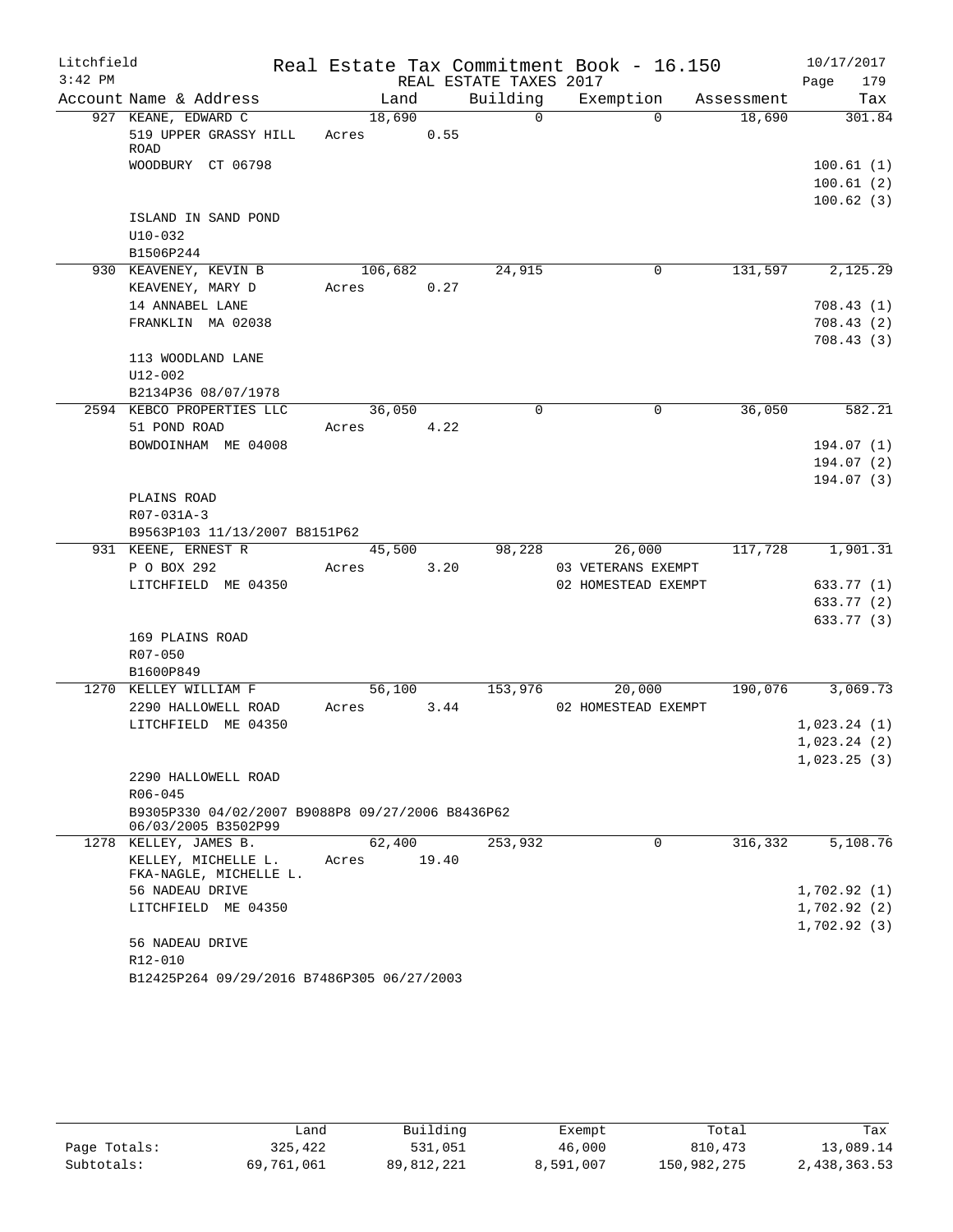Litchfield
3:42 PM

# Real Estate Tax Commitment Book - 16.150

REAL ESTATE TAXES 2017

10/17/2017
Page 179

| Account Name & Address | Land | Building | Exemption | Assessment | Tax |
|---|---|---|---|---|---|
| 927 KEANE, EDWARD C | 18,690 | 0 | 0 | 18,690 | 301.84 |
| 519 UPPER GRASSY HILL ROAD | Acres 0.55 | | | | |
| WOODBURY CT 06798 | | | | | 100.61 (1) |
| | | | | | 100.61 (2) |
| | | | | | 100.62 (3) |
| ISLAND IN SAND POND | | | | | |
| U10-032 | | | | | |
| B1506P244 | | | | | |
| 930 KEAVENEY, KEVIN B | 106,682 | 24,915 | 0 | 131,597 | 2,125.29 |
| KEAVENEY, MARY D | Acres 0.27 | | | | |
| 14 ANNABEL LANE | | | | | 708.43 (1) |
| FRANKLIN MA 02038 | | | | | 708.43 (2) |
| | | | | | 708.43 (3) |
| 113 WOODLAND LANE | | | | | |
| U12-002 | | | | | |
| B2134P36 08/07/1978 | | | | | |
| 2594 KEBCO PROPERTIES LLC | 36,050 | 0 | 0 | 36,050 | 582.21 |
| 51 POND ROAD | Acres 4.22 | | | | |
| BOWDOINHAM ME 04008 | | | | | 194.07 (1) |
| | | | | | 194.07 (2) |
| | | | | | 194.07 (3) |
| PLAINS ROAD | | | | | |
| R07-031A-3 | | | | | |
| B9563P103 11/13/2007 B8151P62 | | | | | |
| 931 KEENE, ERNEST R | 45,500 | 98,228 | 26,000 | 117,728 | 1,901.31 |
| P O BOX 292 | Acres 3.20 | | 03 VETERANS EXEMPT | | |
| LITCHFIELD ME 04350 | | | 02 HOMESTEAD EXEMPT | | 633.77 (1) |
| | | | | | 633.77 (2) |
| | | | | | 633.77 (3) |
| 169 PLAINS ROAD | | | | | |
| R07-050 | | | | | |
| B1600P849 | | | | | |
| 1270 KELLEY WILLIAM F | 56,100 | 153,976 | 20,000 | 190,076 | 3,069.73 |
| 2290 HALLOWELL ROAD | Acres 3.44 | | 02 HOMESTEAD EXEMPT | | |
| LITCHFIELD ME 04350 | | | | | 1,023.24 (1) |
| | | | | | 1,023.24 (2) |
| | | | | | 1,023.25 (3) |
| 2290 HALLOWELL ROAD | | | | | |
| R06-045 | | | | | |
| B9305P330 04/02/2007 B9088P8 09/27/2006 B8436P62 06/03/2005 B3502P99 | | | | | |
| 1278 KELLEY, JAMES B. | 62,400 | 253,932 | 0 | 316,332 | 5,108.76 |
| KELLEY, MICHELLE L. FKA-NAGLE, MICHELLE L. | Acres 19.40 | | | | |
| 56 NADEAU DRIVE | | | | | 1,702.92 (1) |
| LITCHFIELD ME 04350 | | | | | 1,702.92 (2) |
| | | | | | 1,702.92 (3) |
| 56 NADEAU DRIVE | | | | | |
| R12-010 | | | | | |
| B12425P264 09/29/2016 B7486P305 06/27/2003 | | | | | |

| | Land | Building | Exempt | Total | Tax |
|---|---|---|---|---|---|
| Page Totals: | 325,422 | 531,051 | 46,000 | 810,473 | 13,089.14 |
| Subtotals: | 69,761,061 | 89,812,221 | 8,591,007 | 150,982,275 | 2,438,363.53 |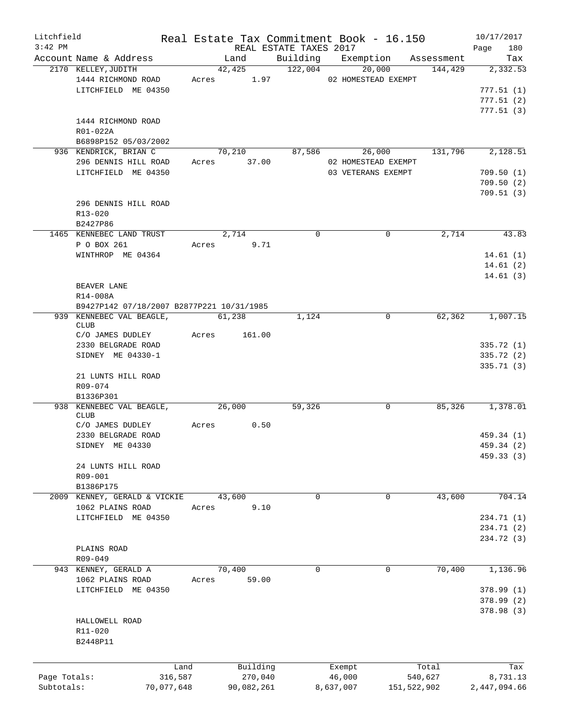Litchfield
3:42 PM

Real Estate Tax Commitment Book - 16.150
REAL ESTATE TAXES 2017

10/17/2017
Page 180

| Account Name & Address | Land | Building | Exemption | Assessment | Tax |
|---|---|---|---|---|---|
| 2170 KELLEY, JUDITH | 42,425 | 122,004 | 20,000 | 144,429 | 2,332.53 |
| 1444 RICHMOND ROAD | Acres 1.97 | | 02 HOMESTEAD EXEMPT | | |
| LITCHFIELD ME 04350 | | | | | 777.51 (1) |
| | | | | | 777.51 (2) |
| | | | | | 777.51 (3) |
| 1444 RICHMOND ROAD | | | | | |
| R01-022A | | | | | |
| B6898P152 05/03/2002 | | | | | |
| 936 KENDRICK, BRIAN C | 70,210 | 87,586 | 26,000 | 131,796 | 2,128.51 |
| 296 DENNIS HILL ROAD | Acres 37.00 | | 02 HOMESTEAD EXEMPT | | |
| LITCHFIELD ME 04350 | | | 03 VETERANS EXEMPT | | 709.50 (1) |
| | | | | | 709.50 (2) |
| | | | | | 709.51 (3) |
| 296 DENNIS HILL ROAD | | | | | |
| R13-020 | | | | | |
| B2427P86 | | | | | |
| 1465 KENNEBEC LAND TRUST | 2,714 | 0 | 0 | 2,714 | 43.83 |
| P O BOX 261 | Acres 9.71 | | | | |
| WINTHROP ME 04364 | | | | | 14.61 (1) |
| | | | | | 14.61 (2) |
| | | | | | 14.61 (3) |
| BEAVER LANE | | | | | |
| R14-008A | | | | | |
| B9427P142 07/18/2007 B2877P221 10/31/1985 | | | | | |
| 939 KENNEBEC VAL BEAGLE, CLUB | 61,238 | 1,124 | 0 | 62,362 | 1,007.15 |
| C/O JAMES DUDLEY | Acres 161.00 | | | | |
| 2330 BELGRADE ROAD | | | | | 335.72 (1) |
| SIDNEY ME 04330-1 | | | | | 335.72 (2) |
| | | | | | 335.71 (3) |
| 21 LUNTS HILL ROAD | | | | | |
| R09-074 | | | | | |
| B1336P301 | | | | | |
| 938 KENNEBEC VAL BEAGLE, CLUB | 26,000 | 59,326 | 0 | 85,326 | 1,378.01 |
| C/O JAMES DUDLEY | Acres 0.50 | | | | |
| 2330 BELGRADE ROAD | | | | | 459.34 (1) |
| SIDNEY ME 04330 | | | | | 459.34 (2) |
| | | | | | 459.33 (3) |
| 24 LUNTS HILL ROAD | | | | | |
| R09-001 | | | | | |
| B1386P175 | | | | | |
| 2009 KENNEY, GERALD & VICKIE | 43,600 | 0 | 0 | 43,600 | 704.14 |
| 1062 PLAINS ROAD | Acres 9.10 | | | | |
| LITCHFIELD ME 04350 | | | | | 234.71 (1) |
| | | | | | 234.71 (2) |
| | | | | | 234.72 (3) |
| PLAINS ROAD | | | | | |
| R09-049 | | | | | |
| 943 KENNEY, GERALD A | 70,400 | 0 | 0 | 70,400 | 1,136.96 |
| 1062 PLAINS ROAD | Acres 59.00 | | | | |
| LITCHFIELD ME 04350 | | | | | 378.99 (1) |
| | | | | | 378.99 (2) |
| | | | | | 378.98 (3) |
| HALLOWELL ROAD | | | | | |
| R11-020 | | | | | |
| B2448P11 | | | | | |

| | Land | Building | Exempt | Total | Tax |
|---|---|---|---|---|---|
| Page Totals: | 316,587 | 270,040 | 46,000 | 540,627 | 8,731.13 |
| Subtotals: | 70,077,648 | 90,082,261 | 8,637,007 | 151,522,902 | 2,447,094.66 |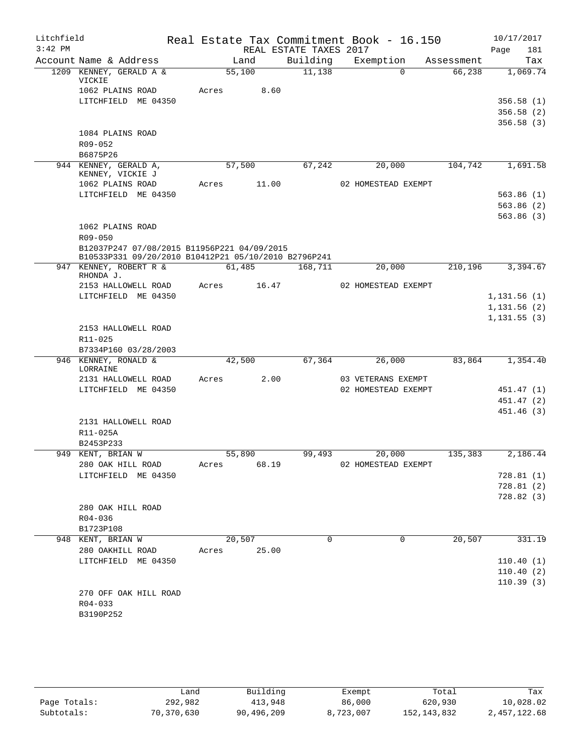Litchfield
3:42 PM

Real Estate Tax Commitment Book - 16.150
REAL ESTATE TAXES 2017

10/17/2017
Page 181

| Account Name & Address | Land | Building | Exemption | Assessment | Tax |
|---|---|---|---|---|---|
| 1209 KENNEY, GERALD A & VICKIE | 55,100 | 11,138 | 0 | 66,238 | 1,069.74 |
| 1062 PLAINS ROAD | Acres 8.60 | | | | |
| LITCHFIELD ME 04350 | | | | | 356.58 (1) |
| | | | | | 356.58 (2) |
| | | | | | 356.58 (3) |
| 1084 PLAINS ROAD | | | | | |
| R09-052 | | | | | |
| B6875P26 | | | | | |
| 944 KENNEY, GERALD A, KENNEY, VICKIE J | 57,500 | 67,242 | 20,000 | 104,742 | 1,691.58 |
| 1062 PLAINS ROAD | Acres 11.00 | | 02 HOMESTEAD EXEMPT | | |
| LITCHFIELD ME 04350 | | | | | 563.86 (1) |
| | | | | | 563.86 (2) |
| | | | | | 563.86 (3) |
| 1062 PLAINS ROAD | | | | | |
| R09-050 | | | | | |
| B12037P247 07/08/2015 B11956P221 04/09/2015 B10533P331 09/20/2010 B10412P21 05/10/2010 B2796P241 | | | | | |
| 947 KENNEY, ROBERT R & RHONDA J. | 61,485 | 168,711 | 20,000 | 210,196 | 3,394.67 |
| 2153 HALLOWELL ROAD | Acres 16.47 | | 02 HOMESTEAD EXEMPT | | |
| LITCHFIELD ME 04350 | | | | | 1,131.56 (1) |
| | | | | | 1,131.56 (2) |
| | | | | | 1,131.55 (3) |
| 2153 HALLOWELL ROAD | | | | | |
| R11-025 | | | | | |
| B7334P160 03/28/2003 | | | | | |
| 946 KENNEY, RONALD & LORRAINE | 42,500 | 67,364 | 26,000 | 83,864 | 1,354.40 |
| 2131 HALLOWELL ROAD | Acres 2.00 | | 03 VETERANS EXEMPT | | |
| LITCHFIELD ME 04350 | | | 02 HOMESTEAD EXEMPT | | 451.47 (1) |
| | | | | | 451.47 (2) |
| | | | | | 451.46 (3) |
| 2131 HALLOWELL ROAD | | | | | |
| R11-025A | | | | | |
| B2453P233 | | | | | |
| 949 KENT, BRIAN W | 55,890 | 99,493 | 20,000 | 135,383 | 2,186.44 |
| 280 OAK HILL ROAD | Acres 68.19 | | 02 HOMESTEAD EXEMPT | | |
| LITCHFIELD ME 04350 | | | | | 728.81 (1) |
| | | | | | 728.81 (2) |
| | | | | | 728.82 (3) |
| 280 OAK HILL ROAD | | | | | |
| R04-036 | | | | | |
| B1723P108 | | | | | |
| 948 KENT, BRIAN W | 20,507 | 0 | 0 | 20,507 | 331.19 |
| 280 OAKHILL ROAD | Acres 25.00 | | | | |
| LITCHFIELD ME 04350 | | | | | 110.40 (1) |
| | | | | | 110.40 (2) |
| | | | | | 110.39 (3) |
| 270 OFF OAK HILL ROAD | | | | | |
| R04-033 | | | | | |
| B3190P252 | | | | | |

| | Land | Building | Exempt | Total | Tax |
|---|---|---|---|---|---|
| Page Totals: | 292,982 | 413,948 | 86,000 | 620,930 | 10,028.02 |
| Subtotals: | 70,370,630 | 90,496,209 | 8,723,007 | 152,143,832 | 2,457,122.68 |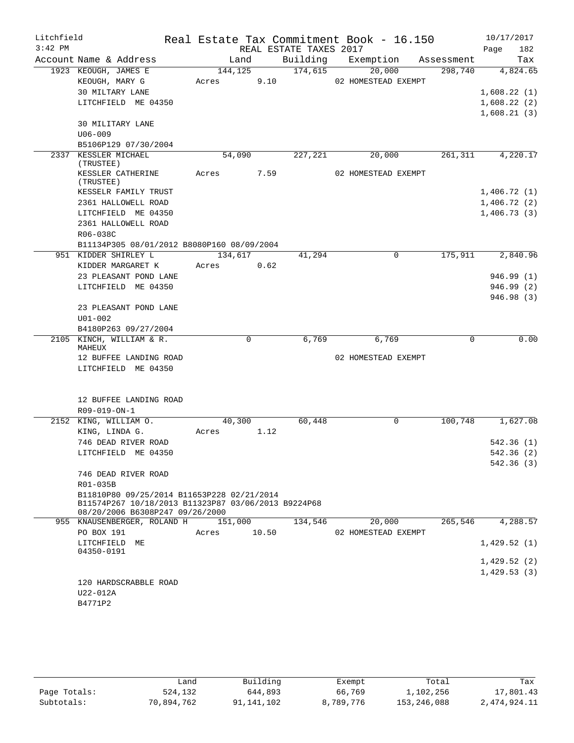Litchfield
3:42 PM

Real Estate Tax Commitment Book - 16.150
REAL ESTATE TAXES 2017

10/17/2017
Page 182

| Account | Name & Address | Land | Building | Exemption | Assessment | Tax |
|---|---|---|---|---|---|---|
| 1923 | KEOUGH, JAMES E | 144,125 | 174,615 | 20,000 | 298,740 | 4,824.65 |
| | KEOUGH, MARY G | Acres 9.10 | | 02 HOMESTEAD EXEMPT | | |
| | 30 MILTARY LANE | | | | | 1,608.22 (1) |
| | LITCHFIELD ME 04350 | | | | | 1,608.22 (2) |
| | | | | | | 1,608.21 (3) |
| | 30 MILITARY LANE | | | | | |
| | U06-009 | | | | | |
| | B5106P129 07/30/2004 | | | | | |
| 2337 | KESSLER MICHAEL (TRUSTEE) | 54,090 | 227,221 | 20,000 | 261,311 | 4,220.17 |
| | KESSLER CATHERINE (TRUSTEE) | Acres 7.59 | | 02 HOMESTEAD EXEMPT | | |
| | KESSELR FAMILY TRUST | | | | | 1,406.72 (1) |
| | 2361 HALLOWELL ROAD | | | | | 1,406.72 (2) |
| | LITCHFIELD ME 04350 | | | | | 1,406.73 (3) |
| | 2361 HALLOWELL ROAD | | | | | |
| | R06-038C | | | | | |
| | B11134P305 08/01/2012 B8080P160 08/09/2004 | | | | | |
| 951 | KIDDER SHIRLEY L | 134,617 | 41,294 | 0 | 175,911 | 2,840.96 |
| | KIDDER MARGARET K | Acres 0.62 | | | | |
| | 23 PLEASANT POND LANE | | | | | 946.99 (1) |
| | LITCHFIELD ME 04350 | | | | | 946.99 (2) |
| | | | | | | 946.98 (3) |
| | 23 PLEASANT POND LANE | | | | | |
| | U01-002 | | | | | |
| | B4180P263 09/27/2004 | | | | | |
| 2105 | KINCH, WILLIAM & R. MAHEUX | 0 | 6,769 | 6,769 | 0 | 0.00 |
| | 12 BUFFEE LANDING ROAD | | | 02 HOMESTEAD EXEMPT | | |
| | LITCHFIELD ME 04350 | | | | | |
| | 12 BUFFEE LANDING ROAD | | | | | |
| | R09-019-ON-1 | | | | | |
| 2152 | KING, WILLIAM O. | 40,300 | 60,448 | 0 | 100,748 | 1,627.08 |
| | KING, LINDA G. | Acres 1.12 | | | | |
| | 746 DEAD RIVER ROAD | | | | | 542.36 (1) |
| | LITCHFIELD ME 04350 | | | | | 542.36 (2) |
| | | | | | | 542.36 (3) |
| | 746 DEAD RIVER ROAD | | | | | |
| | R01-035B | | | | | |
| | B11810P80 09/25/2014 B11653P228 02/21/2014 B11574P267 10/18/2013 B11323P87 03/06/2013 B9224P68 08/20/2006 B6308P247 09/26/2000 | | | | | |
| 955 | KNAUSENBERGER, ROLAND H | 151,000 | 134,546 | 20,000 | 265,546 | 4,288.57 |
| | PO BOX 191 | Acres 10.50 | | 02 HOMESTEAD EXEMPT | | |
| | LITCHFIELD ME 04350-0191 | | | | | 1,429.52 (1) |
| | | | | | | 1,429.52 (2) |
| | | | | | | 1,429.53 (3) |
| | 120 HARDSCRABBLE ROAD | | | | | |
| | U22-012A | | | | | |
| | B4771P2 | | | | | |

| | Land | Building | Exempt | Total | Tax |
|---|---|---|---|---|---|
| Page Totals: | 524,132 | 644,893 | 66,769 | 1,102,256 | 17,801.43 |
| Subtotals: | 70,894,762 | 91,141,102 | 8,789,776 | 153,246,088 | 2,474,924.11 |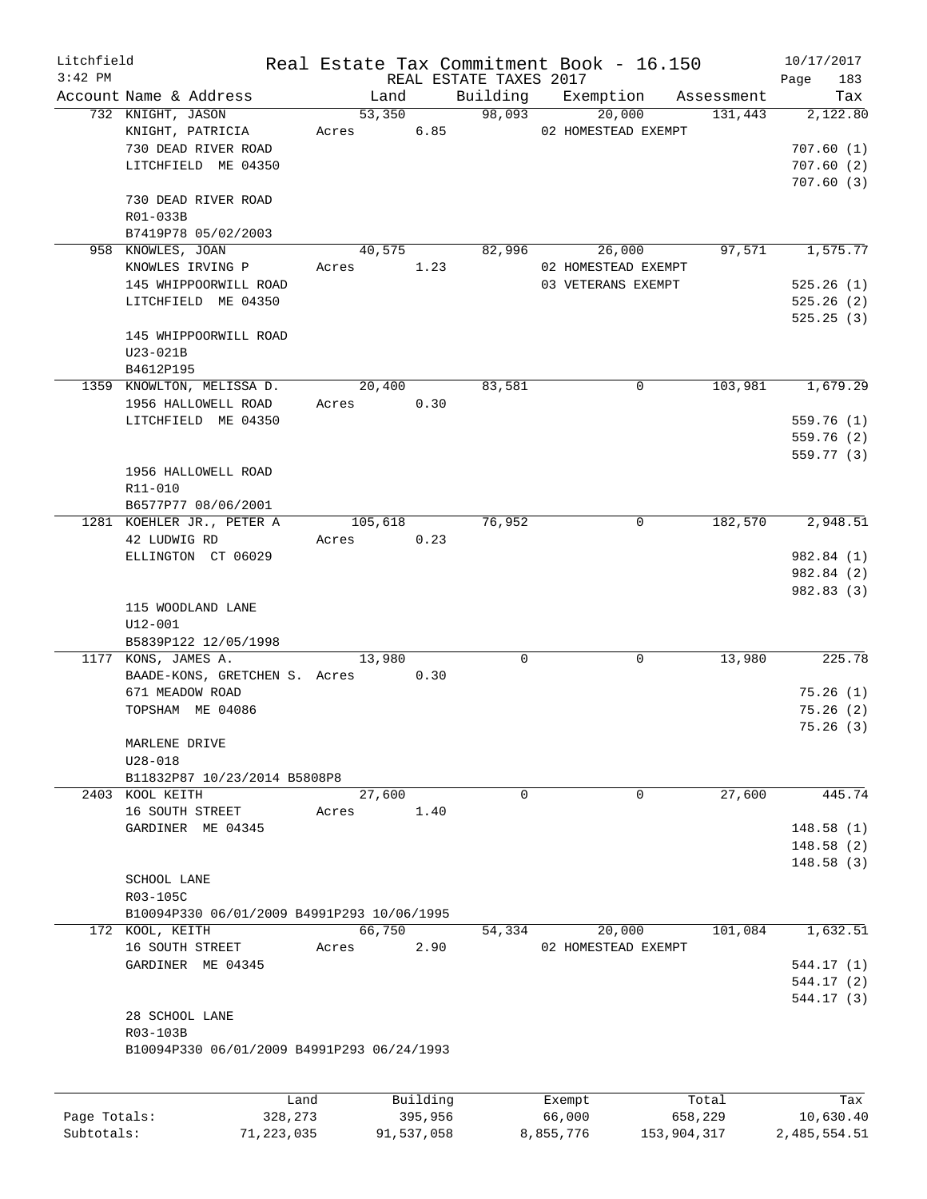Litchfield
3:42 PM

Real Estate Tax Commitment Book - 16.150
REAL ESTATE TAXES 2017

10/17/2017

| Account | Name & Address | Land | Building | Exemption | Assessment | Tax |
|---|---|---|---|---|---|---|
| 732 | KNIGHT, JASON | 53,350 | 98,093 | 20,000 | 131,443 | 2,122.80 |
| | KNIGHT, PATRICIA | Acres 6.85 | | 02 HOMESTEAD EXEMPT | | |
| | 730 DEAD RIVER ROAD | | | | | 707.60 (1) |
| | LITCHFIELD ME 04350 | | | | | 707.60 (2) |
| | | | | | | 707.60 (3) |
| | 730 DEAD RIVER ROAD | | | | | |
| | R01-033B | | | | | |
| | B7419P78 05/02/2003 | | | | | |
| 958 | KNOWLES, JOAN | 40,575 | 82,996 | 26,000 | 97,571 | 1,575.77 |
| | KNOWLES IRVING P | Acres 1.23 | | 02 HOMESTEAD EXEMPT | | |
| | 145 WHIPPOORWILL ROAD | | | 03 VETERANS EXEMPT | | 525.26 (1) |
| | LITCHFIELD ME 04350 | | | | | 525.26 (2) |
| | | | | | | 525.25 (3) |
| | 145 WHIPPOORWILL ROAD | | | | | |
| | U23-021B | | | | | |
| | B4612P195 | | | | | |
| 1359 | KNOWLTON, MELISSA D. | 20,400 | 83,581 | 0 | 103,981 | 1,679.29 |
| | 1956 HALLOWELL ROAD | Acres 0.30 | | | | |
| | LITCHFIELD ME 04350 | | | | | 559.76 (1) |
| | | | | | | 559.76 (2) |
| | | | | | | 559.77 (3) |
| | 1956 HALLOWELL ROAD | | | | | |
| | R11-010 | | | | | |
| | B6577P77 08/06/2001 | | | | | |
| 1281 | KOEHLER JR., PETER A | 105,618 | 76,952 | 0 | 182,570 | 2,948.51 |
| | 42 LUDWIG RD | Acres 0.23 | | | | |
| | ELLINGTON CT 06029 | | | | | 982.84 (1) |
| | | | | | | 982.84 (2) |
| | | | | | | 982.83 (3) |
| | 115 WOODLAND LANE | | | | | |
| | U12-001 | | | | | |
| | B5839P122 12/05/1998 | | | | | |
| 1177 | KONS, JAMES A. | 13,980 | 0 | 0 | 13,980 | 225.78 |
| | BAADE-KONS, GRETCHEN S. | Acres 0.30 | | | | |
| | 671 MEADOW ROAD | | | | | 75.26 (1) |
| | TOPSHAM ME 04086 | | | | | 75.26 (2) |
| | | | | | | 75.26 (3) |
| | MARLENE DRIVE | | | | | |
| | U28-018 | | | | | |
| | B11832P87 10/23/2014 B5808P8 | | | | | |
| 2403 | KOOL KEITH | 27,600 | 0 | 0 | 27,600 | 445.74 |
| | 16 SOUTH STREET | Acres 1.40 | | | | |
| | GARDINER ME 04345 | | | | | 148.58 (1) |
| | | | | | | 148.58 (2) |
| | | | | | | 148.58 (3) |
| | SCHOOL LANE | | | | | |
| | R03-105C | | | | | |
| | B10094P330 06/01/2009 B4991P293 10/06/1995 | | | | | |
| 172 | KOOL, KEITH | 66,750 | 54,334 | 20,000 | 101,084 | 1,632.51 |
| | 16 SOUTH STREET | Acres 2.90 | | 02 HOMESTEAD EXEMPT | | |
| | GARDINER ME 04345 | | | | | 544.17 (1) |
| | | | | | | 544.17 (2) |
| | | | | | | 544.17 (3) |
| | 28 SCHOOL LANE | | | | | |
| | R03-103B | | | | | |
| | B10094P330 06/01/2009 B4991P293 06/24/1993 | | | | | |

| | Land | Building | Exempt | Total | Tax |
|---|---|---|---|---|---|
| Page Totals: | 328,273 | 395,956 | 66,000 | 658,229 | 10,630.40 |
| Subtotals: | 71,223,035 | 91,537,058 | 8,855,776 | 153,904,317 | 2,485,554.51 |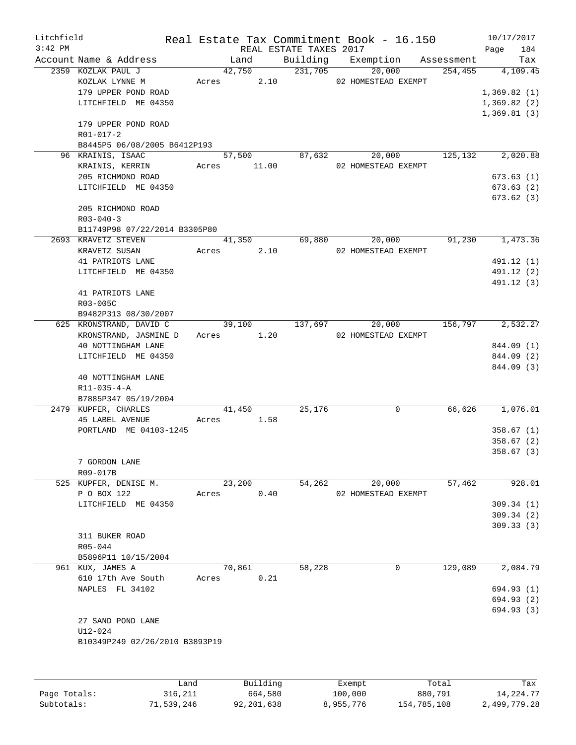Litchfield Real Estate Tax Commitment Book - 16.150 10/17/2017
3:42 PM REAL ESTATE TAXES 2017

| Account Name & Address | Land | Building | Exemption | Assessment | Tax |
|---|---|---|---|---|---|
| 2359 KOZLAK PAUL J | 42,750 | 231,705 | 20,000 | 254,455 | 4,109.45 |
| KOZLAK LYNNE M | Acres 2.10 | | 02 HOMESTEAD EXEMPT | | |
| 179 UPPER POND ROAD | | | | | 1,369.82 (1) |
| LITCHFIELD ME 04350 | | | | | 1,369.82 (2) |
| | | | | | 1,369.81 (3) |
| 179 UPPER POND ROAD | | | | | |
| R01-017-2 | | | | | |
| B8445P5 06/08/2005 B6412P193 | | | | | |
| 96 KRAINIS, ISAAC | 57,500 | 87,632 | 20,000 | 125,132 | 2,020.88 |
| KRAINIS, KERRIN | Acres 11.00 | | 02 HOMESTEAD EXEMPT | | |
| 205 RICHMOND ROAD | | | | | 673.63 (1) |
| LITCHFIELD ME 04350 | | | | | 673.63 (2) |
| | | | | | 673.62 (3) |
| 205 RICHMOND ROAD | | | | | |
| R03-040-3 | | | | | |
| B11749P98 07/22/2014 B3305P80 | | | | | |
| 2693 KRAVETZ STEVEN | 41,350 | 69,880 | 20,000 | 91,230 | 1,473.36 |
| KRAVETZ SUSAN | Acres 2.10 | | 02 HOMESTEAD EXEMPT | | |
| 41 PATRIOTS LANE | | | | | 491.12 (1) |
| LITCHFIELD ME 04350 | | | | | 491.12 (2) |
| | | | | | 491.12 (3) |
| 41 PATRIOTS LANE | | | | | |
| R03-005C | | | | | |
| B9482P313 08/30/2007 | | | | | |
| 625 KRONSTRAND, DAVID C | 39,100 | 137,697 | 20,000 | 156,797 | 2,532.27 |
| KRONSTRAND, JASMINE D | Acres 1.20 | | 02 HOMESTEAD EXEMPT | | |
| 40 NOTTINGHAM LANE | | | | | 844.09 (1) |
| LITCHFIELD ME 04350 | | | | | 844.09 (2) |
| | | | | | 844.09 (3) |
| 40 NOTTINGHAM LANE | | | | | |
| R11-035-4-A | | | | | |
| B7885P347 05/19/2004 | | | | | |
| 2479 KUPFER, CHARLES | 41,450 | 25,176 | 0 | 66,626 | 1,076.01 |
| 45 LABEL AVENUE | Acres 1.58 | | | | |
| PORTLAND ME 04103-1245 | | | | | 358.67 (1) |
| | | | | | 358.67 (2) |
| | | | | | 358.67 (3) |
| 7 GORDON LANE | | | | | |
| R09-017B | | | | | |
| 525 KUPFER, DENISE M. | 23,200 | 54,262 | 20,000 | 57,462 | 928.01 |
| P O BOX 122 | Acres 0.40 | | 02 HOMESTEAD EXEMPT | | |
| LITCHFIELD ME 04350 | | | | | 309.34 (1) |
| | | | | | 309.34 (2) |
| | | | | | 309.33 (3) |
| 311 BUKER ROAD | | | | | |
| R05-044 | | | | | |
| B5896P11 10/15/2004 | | | | | |
| 961 KUX, JAMES A | 70,861 | 58,228 | 0 | 129,089 | 2,084.79 |
| 610 17th Ave South | Acres 0.21 | | | | |
| NAPLES FL 34102 | | | | | 694.93 (1) |
| | | | | | 694.93 (2) |
| | | | | | 694.93 (3) |
| 27 SAND POND LANE | | | | | |
| U12-024 | | | | | |
| B10349P249 02/26/2010 B3893P19 | | | | | |

| | Land | Building | Exempt | Total | Tax |
|---|---|---|---|---|---|
| Page Totals: | 316,211 | 664,580 | 100,000 | 880,791 | 14,224.77 |
| Subtotals: | 71,539,246 | 92,201,638 | 8,955,776 | 154,785,108 | 2,499,779.28 |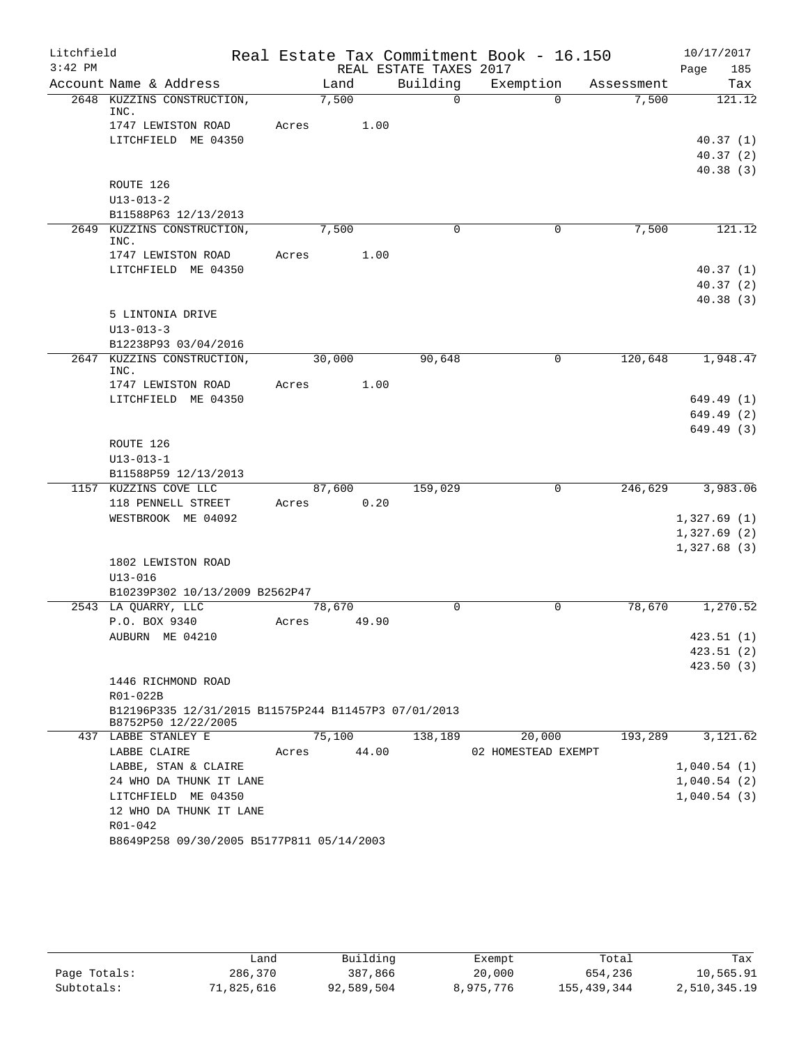Litchfield
3:42 PM

Real Estate Tax Commitment Book - 16.150
REAL ESTATE TAXES 2017

10/17/2017
Page 185

| Account | Name & Address | Land | Building | Exemption | Assessment | Tax |
|---|---|---|---|---|---|---|
| 2648 | KUZZINS CONSTRUCTION, INC. | 7,500 | 0 | 0 | 7,500 | 121.12 |
| | 1747 LEWISTON ROAD | Acres 1.00 | | | | |
| | LITCHFIELD ME 04350 | | | | | 40.37 (1) |
| | | | | | | 40.37 (2) |
| | | | | | | 40.38 (3) |
| | ROUTE 126 | | | | | |
| | U13-013-2 | | | | | |
| | B11588P63 12/13/2013 | | | | | |
| 2649 | KUZZINS CONSTRUCTION, INC. | 7,500 | 0 | 0 | 7,500 | 121.12 |
| | 1747 LEWISTON ROAD | Acres 1.00 | | | | |
| | LITCHFIELD ME 04350 | | | | | 40.37 (1) |
| | | | | | | 40.37 (2) |
| | | | | | | 40.38 (3) |
| | 5 LINTONIA DRIVE | | | | | |
| | U13-013-3 | | | | | |
| | B12238P93 03/04/2016 | | | | | |
| 2647 | KUZZINS CONSTRUCTION, INC. | 30,000 | 90,648 | 0 | 120,648 | 1,948.47 |
| | 1747 LEWISTON ROAD | Acres 1.00 | | | | |
| | LITCHFIELD ME 04350 | | | | | 649.49 (1) |
| | | | | | | 649.49 (2) |
| | | | | | | 649.49 (3) |
| | ROUTE 126 | | | | | |
| | U13-013-1 | | | | | |
| | B11588P59 12/13/2013 | | | | | |
| 1157 | KUZZINS COVE LLC | 87,600 | 159,029 | 0 | 246,629 | 3,983.06 |
| | 118 PENNELL STREET | Acres 0.20 | | | | |
| | WESTBROOK ME 04092 | | | | | 1,327.69 (1) |
| | | | | | | 1,327.69 (2) |
| | | | | | | 1,327.68 (3) |
| | 1802 LEWISTON ROAD | | | | | |
| | U13-016 | | | | | |
| | B10239P302 10/13/2009 B2562P47 | | | | | |
| 2543 | LA QUARRY, LLC | 78,670 | 0 | 0 | 78,670 | 1,270.52 |
| | P.O. BOX 9340 | Acres 49.90 | | | | |
| | AUBURN ME 04210 | | | | | 423.51 (1) |
| | | | | | | 423.51 (2) |
| | | | | | | 423.50 (3) |
| | 1446 RICHMOND ROAD | | | | | |
| | R01-022B | | | | | |
| | B12196P335 12/31/2015 B11575P244 B11457P3 07/01/2013 B8752P50 12/22/2005 | | | | | |
| 437 | LABBE STANLEY E | 75,100 | 138,189 | 20,000 | 193,289 | 3,121.62 |
| | LABBE CLAIRE | Acres 44.00 | | 02 HOMESTEAD EXEMPT | | |
| | LABBE, STAN & CLAIRE | | | | | 1,040.54 (1) |
| | 24 WHO DA THUNK IT LANE | | | | | 1,040.54 (2) |
| | LITCHFIELD ME 04350 | | | | | 1,040.54 (3) |
| | 12 WHO DA THUNK IT LANE | | | | | |
| | R01-042 | | | | | |
| | B8649P258 09/30/2005 B5177P811 05/14/2003 | | | | | |

| | Land | Building | Exempt | Total | Tax |
|---|---|---|---|---|---|
| Page Totals: | 286,370 | 387,866 | 20,000 | 654,236 | 10,565.91 |
| Subtotals: | 71,825,616 | 92,589,504 | 8,975,776 | 155,439,344 | 2,510,345.19 |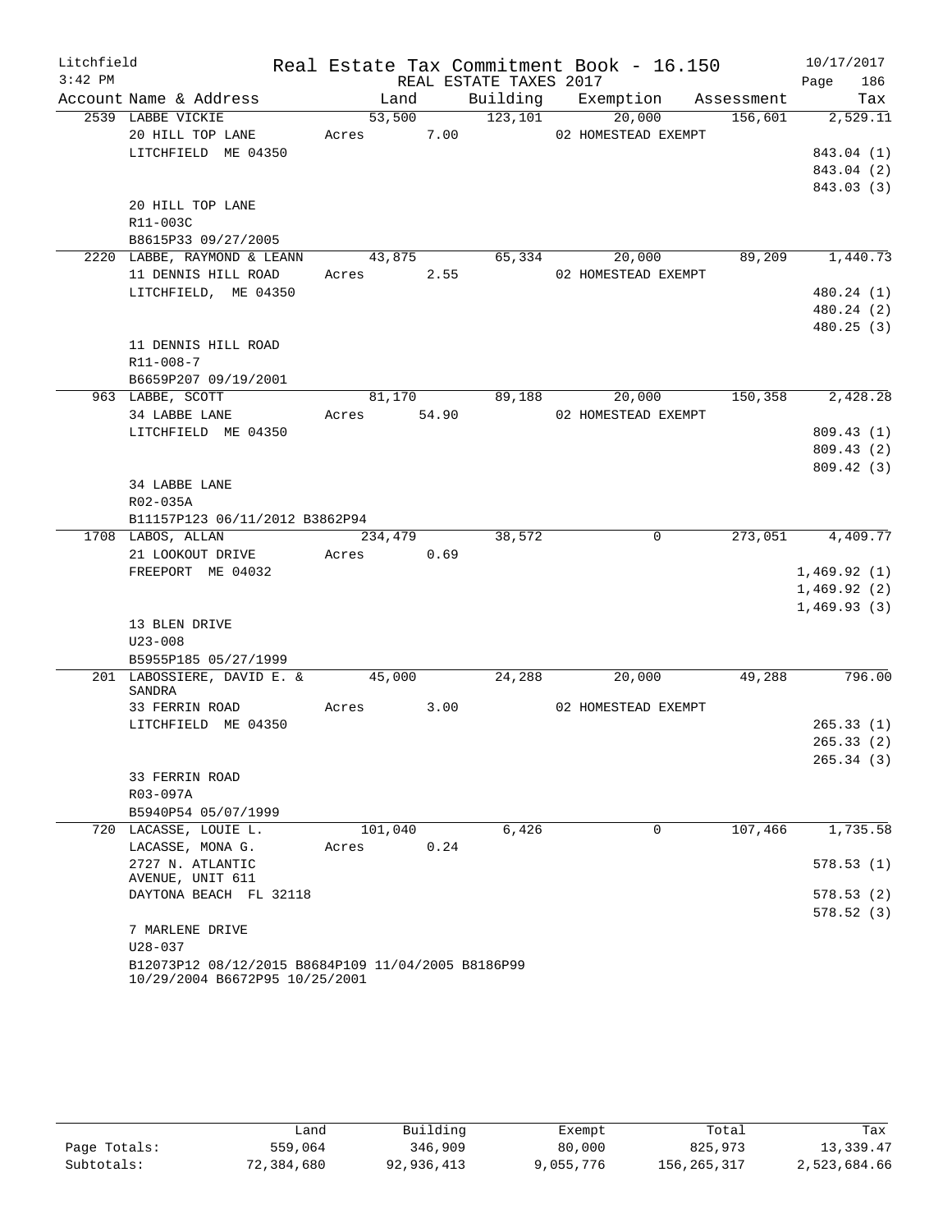Litchfield — Real Estate Tax Commitment Book - 16.150 — 10/17/2017
3:42 PM — REAL ESTATE TAXES 2017

| Account | Name & Address | Land | Building | Exemption | Assessment | Tax |
|---|---|---|---|---|---|---|
| 2539 | LABBE VICKIE | 53,500 | 123,101 | 20,000 | 156,601 | 2,529.11 |
| | 20 HILL TOP LANE | Acres 7.00 | | 02 HOMESTEAD EXEMPT | | |
| | LITCHFIELD ME 04350 | | | | | 843.04 (1) |
| | | | | | | 843.04 (2) |
| | | | | | | 843.03 (3) |
| | 20 HILL TOP LANE | | | | | |
| | R11-003C | | | | | |
| | B8615P33 09/27/2005 | | | | | |
| 2220 | LABBE, RAYMOND & LEANN | 43,875 | 65,334 | 20,000 | 89,209 | 1,440.73 |
| | 11 DENNIS HILL ROAD | Acres 2.55 | | 02 HOMESTEAD EXEMPT | | |
| | LITCHFIELD, ME 04350 | | | | | 480.24 (1) |
| | | | | | | 480.24 (2) |
| | | | | | | 480.25 (3) |
| | 11 DENNIS HILL ROAD | | | | | |
| | R11-008-7 | | | | | |
| | B6659P207 09/19/2001 | | | | | |
| 963 | LABBE, SCOTT | 81,170 | 89,188 | 20,000 | 150,358 | 2,428.28 |
| | 34 LABBE LANE | Acres 54.90 | | 02 HOMESTEAD EXEMPT | | |
| | LITCHFIELD ME 04350 | | | | | 809.43 (1) |
| | | | | | | 809.43 (2) |
| | | | | | | 809.42 (3) |
| | 34 LABBE LANE | | | | | |
| | R02-035A | | | | | |
| | B11157P123 06/11/2012 B3862P94 | | | | | |
| 1708 | LABOS, ALLAN | 234,479 | 38,572 | 0 | 273,051 | 4,409.77 |
| | 21 LOOKOUT DRIVE | Acres 0.69 | | | | |
| | FREEPORT ME 04032 | | | | | 1,469.92 (1) |
| | | | | | | 1,469.92 (2) |
| | | | | | | 1,469.93 (3) |
| | 13 BLEN DRIVE | | | | | |
| | U23-008 | | | | | |
| | B5955P185 05/27/1999 | | | | | |
| 201 | LABOSSIERE, DAVID E. & SANDRA | 45,000 | 24,288 | 20,000 | 49,288 | 796.00 |
| | 33 FERRIN ROAD | Acres 3.00 | | 02 HOMESTEAD EXEMPT | | |
| | LITCHFIELD ME 04350 | | | | | 265.33 (1) |
| | | | | | | 265.33 (2) |
| | | | | | | 265.34 (3) |
| | 33 FERRIN ROAD | | | | | |
| | R03-097A | | | | | |
| | B5940P54 05/07/1999 | | | | | |
| 720 | LACASSE, LOUIE L. | 101,040 | 6,426 | 0 | 107,466 | 1,735.58 |
| | LACASSE, MONA G. | Acres 0.24 | | | | |
| | 2727 N. ATLANTIC AVENUE, UNIT 611 | | | | | 578.53 (1) |
| | DAYTONA BEACH FL 32118 | | | | | 578.53 (2) |
| | | | | | | 578.52 (3) |
| | 7 MARLENE DRIVE | | | | | |
| | U28-037 | | | | | |
| | B12073P12 08/12/2015 B8684P109 11/04/2005 B8186P99 10/29/2004 B6672P95 10/25/2001 | | | | | |

| | Land | Building | Exempt | Total | Tax |
|---|---|---|---|---|---|
| Page Totals: | 559,064 | 346,909 | 80,000 | 825,973 | 13,339.47 |
| Subtotals: | 72,384,680 | 92,936,413 | 9,055,776 | 156,265,317 | 2,523,684.66 |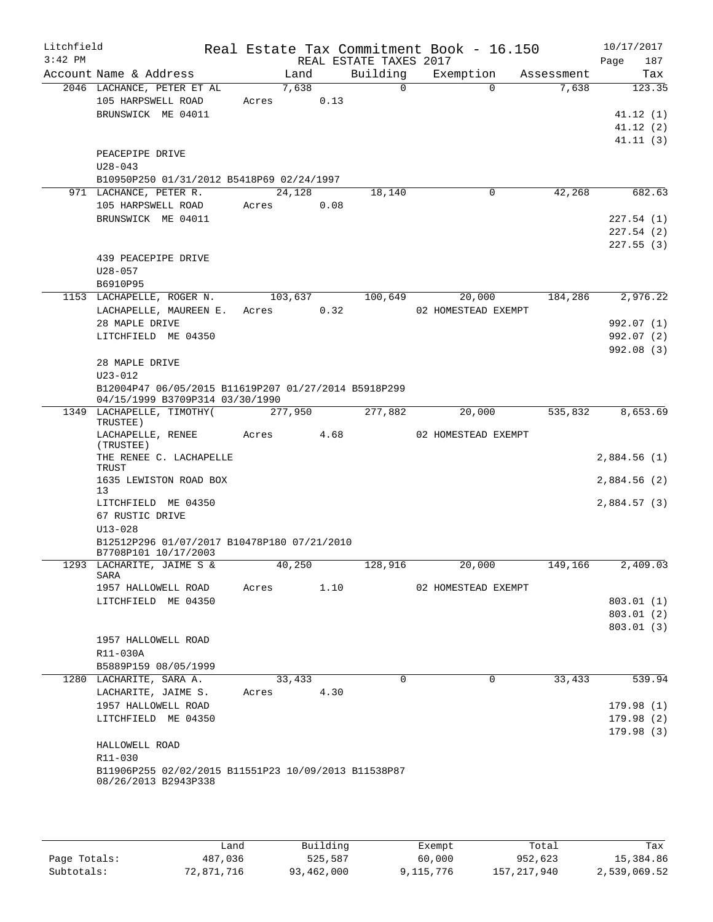Litchfield | Real Estate Tax Commitment Book - 16.150 | 10/17/2017
3:42 PM | REAL ESTATE TAXES 2017 | Page 187

| Account Name & Address | Land | Building | Exemption | Assessment | Tax |
|---|---|---|---|---|---|
| 2046 LACHANCE, PETER ET AL | 7,638 | 0 | 0 | 7,638 | 123.35 |
| 105 HARPSWELL ROAD | Acres 0.13 | | | | |
| BRUNSWICK ME 04011 | | | | | 41.12 (1) |
| | | | | | 41.12 (2) |
| | | | | | 41.11 (3) |
| PEACEPIPE DRIVE | | | | | |
| U28-043 | | | | | |
| B10950P250 01/31/2012 B5418P69 02/24/1997 | | | | | |
| 971 LACHANCE, PETER R. | 24,128 | 18,140 | 0 | 42,268 | 682.63 |
| 105 HARPSWELL ROAD | Acres 0.08 | | | | |
| BRUNSWICK ME 04011 | | | | | 227.54 (1) |
| | | | | | 227.54 (2) |
| | | | | | 227.55 (3) |
| 439 PEACEPIPE DRIVE | | | | | |
| U28-057 | | | | | |
| B6910P95 | | | | | |
| 1153 LACHAPELLE, ROGER N. | 103,637 | 100,649 | 20,000 | 184,286 | 2,976.22 |
| LACHAPELLE, MAUREEN E. | Acres 0.32 | | 02 HOMESTEAD EXEMPT | | |
| 28 MAPLE DRIVE | | | | | 992.07 (1) |
| LITCHFIELD ME 04350 | | | | | 992.07 (2) |
| | | | | | 992.08 (3) |
| 28 MAPLE DRIVE | | | | | |
| U23-012 | | | | | |
| B12004P47 06/05/2015 B11619P207 01/27/2014 B5918P299 04/15/1999 B3709P314 03/30/1990 | | | | | |
| 1349 LACHAPELLE, TIMOTHY( TRUSTEE) | 277,950 | 277,882 | 20,000 | 535,832 | 8,653.69 |
| LACHAPELLE, RENEE (TRUSTEE) | Acres 4.68 | | 02 HOMESTEAD EXEMPT | | |
| THE RENEE C. LACHAPELLE TRUST | | | | | 2,884.56 (1) |
| 1635 LEWISTON ROAD BOX 13 | | | | | 2,884.56 (2) |
| LITCHFIELD ME 04350 | | | | | 2,884.57 (3) |
| 67 RUSTIC DRIVE | | | | | |
| U13-028 | | | | | |
| B12512P296 01/07/2017 B10478P180 07/21/2010 B7708P101 10/17/2003 | | | | | |
| 1293 LACHARITE, JAIME S & SARA | 40,250 | 128,916 | 20,000 | 149,166 | 2,409.03 |
| 1957 HALLOWELL ROAD | Acres 1.10 | | 02 HOMESTEAD EXEMPT | | |
| LITCHFIELD ME 04350 | | | | | 803.01 (1) |
| | | | | | 803.01 (2) |
| | | | | | 803.01 (3) |
| 1957 HALLOWELL ROAD | | | | | |
| R11-030A | | | | | |
| B5889P159 08/05/1999 | | | | | |
| 1280 LACHARITE, SARA A. | 33,433 | 0 | 0 | 33,433 | 539.94 |
| LACHARITE, JAIME S. | Acres 4.30 | | | | |
| 1957 HALLOWELL ROAD | | | | | 179.98 (1) |
| LITCHFIELD ME 04350 | | | | | 179.98 (2) |
| | | | | | 179.98 (3) |
| HALLOWELL ROAD | | | | | |
| R11-030 | | | | | |
| B11906P255 02/02/2015 B11551P23 10/09/2013 B11538P87 08/26/2013 B2943P338 | | | | | |

| | Land | Building | Exempt | Total | Tax |
|---|---|---|---|---|---|
| Page Totals: | 487,036 | 525,587 | 60,000 | 952,623 | 15,384.86 |
| Subtotals: | 72,871,716 | 93,462,000 | 9,115,776 | 157,217,940 | 2,539,069.52 |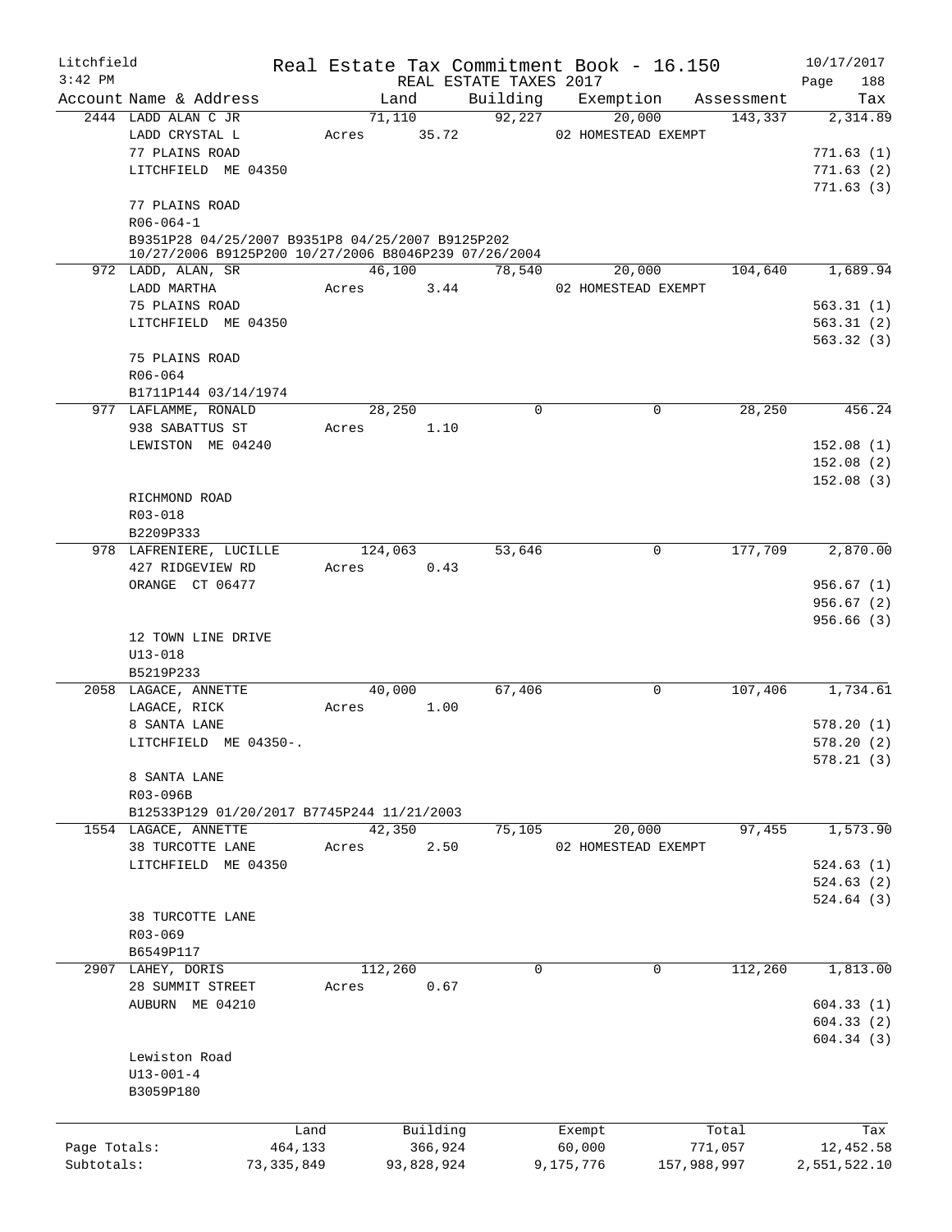Litchfield | Real Estate Tax Commitment Book - 16.150 | 10/17/2017
3:42 PM | REAL ESTATE TAXES 2017 | Page 188

| Account Name & Address | Land | Building | Exemption | Assessment | Tax |
|---|---|---|---|---|---|
| 2444 LADD ALAN C JR | 71,110 | 92,227 | 20,000 | 143,337 | 2,314.89 |
| LADD CRYSTAL L | Acres 35.72 | | 02 HOMESTEAD EXEMPT | | |
| 77 PLAINS ROAD | | | | | 771.63 (1) |
| LITCHFIELD ME 04350 | | | | | 771.63 (2) |
| | | | | | 771.63 (3) |
| 77 PLAINS ROAD | | | | | |
| R06-064-1 | | | | | |
| B9351P28 04/25/2007 B9351P8 04/25/2007 B9125P202 10/27/2006 B9125P200 10/27/2006 B8046P239 07/26/2004 | | | | | |
| 972 LADD, ALAN, SR | 46,100 | 78,540 | 20,000 | 104,640 | 1,689.94 |
| LADD MARTHA | Acres 3.44 | | 02 HOMESTEAD EXEMPT | | |
| 75 PLAINS ROAD | | | | | 563.31 (1) |
| LITCHFIELD ME 04350 | | | | | 563.31 (2) |
| | | | | | 563.32 (3) |
| 75 PLAINS ROAD | | | | | |
| R06-064 | | | | | |
| B1711P144 03/14/1974 | | | | | |
| 977 LAFLAMME, RONALD | 28,250 | 0 | 0 | 28,250 | 456.24 |
| 938 SABATTUS ST | Acres 1.10 | | | | |
| LEWISTON ME 04240 | | | | | 152.08 (1) |
| | | | | | 152.08 (2) |
| | | | | | 152.08 (3) |
| RICHMOND ROAD | | | | | |
| R03-018 | | | | | |
| B2209P333 | | | | | |
| 978 LAFRENIERE, LUCILLE | 124,063 | 53,646 | 0 | 177,709 | 2,870.00 |
| 427 RIDGEVIEW RD | Acres 0.43 | | | | |
| ORANGE CT 06477 | | | | | 956.67 (1) |
| | | | | | 956.67 (2) |
| | | | | | 956.66 (3) |
| 12 TOWN LINE DRIVE | | | | | |
| U13-018 | | | | | |
| B5219P233 | | | | | |
| 2058 LAGACE, ANNETTE | 40,000 | 67,406 | 0 | 107,406 | 1,734.61 |
| LAGACE, RICK | Acres 1.00 | | | | |
| 8 SANTA LANE | | | | | 578.20 (1) |
| LITCHFIELD ME 04350-. | | | | | 578.20 (2) |
| | | | | | 578.21 (3) |
| 8 SANTA LANE | | | | | |
| R03-096B | | | | | |
| B12533P129 01/20/2017 B7745P244 11/21/2003 | | | | | |
| 1554 LAGACE, ANNETTE | 42,350 | 75,105 | 20,000 | 97,455 | 1,573.90 |
| 38 TURCOTTE LANE | Acres 2.50 | | 02 HOMESTEAD EXEMPT | | |
| LITCHFIELD ME 04350 | | | | | 524.63 (1) |
| | | | | | 524.63 (2) |
| | | | | | 524.64 (3) |
| 38 TURCOTTE LANE | | | | | |
| R03-069 | | | | | |
| B6549P117 | | | | | |
| 2907 LAHEY, DORIS | 112,260 | 0 | 0 | 112,260 | 1,813.00 |
| 28 SUMMIT STREET | Acres 0.67 | | | | |
| AUBURN ME 04210 | | | | | 604.33 (1) |
| | | | | | 604.33 (2) |
| | | | | | 604.34 (3) |
| Lewiston Road | | | | | |
| U13-001-4 | | | | | |
| B3059P180 | | | | | |

| | Land | Building | Exempt | Total | Tax |
|---|---|---|---|---|---|
| Page Totals: | 464,133 | 366,924 | 60,000 | 771,057 | 12,452.58 |
| Subtotals: | 73,335,849 | 93,828,924 | 9,175,776 | 157,988,997 | 2,551,522.10 |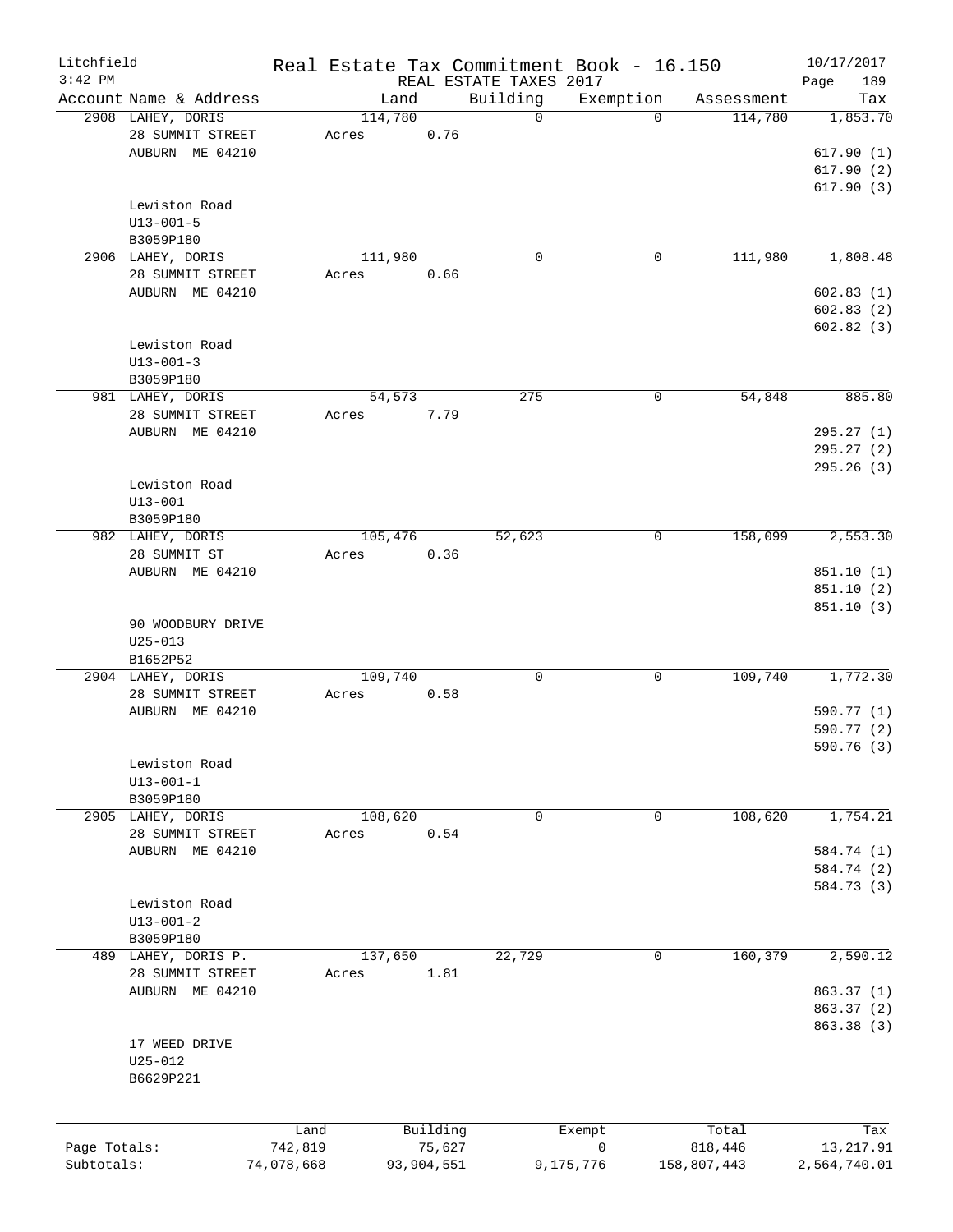Litchfield
3:42 PM

# Real Estate Tax Commitment Book - 16.150

REAL ESTATE TAXES 2017

10/17/2017

| Account Name & Address | Land | Building | Exemption | Assessment | Tax |
|---|---|---|---|---|---|
| 2908 LAHEY, DORIS | 114,780 | 0 | 0 | 114,780 | 1,853.70 |
| 28 SUMMIT STREET | Acres 0.76 | | | | |
| AUBURN ME 04210 | | | | | 617.90 (1) |
| | | | | | 617.90 (2) |
| | | | | | 617.90 (3) |
| Lewiston Road | | | | | |
| U13-001-5 | | | | | |
| B3059P180 | | | | | |
| 2906 LAHEY, DORIS | 111,980 | 0 | 0 | 111,980 | 1,808.48 |
| 28 SUMMIT STREET | Acres 0.66 | | | | |
| AUBURN ME 04210 | | | | | 602.83 (1) |
| | | | | | 602.83 (2) |
| | | | | | 602.82 (3) |
| Lewiston Road | | | | | |
| U13-001-3 | | | | | |
| B3059P180 | | | | | |
| 981 LAHEY, DORIS | 54,573 | 275 | 0 | 54,848 | 885.80 |
| 28 SUMMIT STREET | Acres 7.79 | | | | |
| AUBURN ME 04210 | | | | | 295.27 (1) |
| | | | | | 295.27 (2) |
| | | | | | 295.26 (3) |
| Lewiston Road | | | | | |
| U13-001 | | | | | |
| B3059P180 | | | | | |
| 982 LAHEY, DORIS | 105,476 | 52,623 | 0 | 158,099 | 2,553.30 |
| 28 SUMMIT ST | Acres 0.36 | | | | |
| AUBURN ME 04210 | | | | | 851.10 (1) |
| | | | | | 851.10 (2) |
| | | | | | 851.10 (3) |
| 90 WOODBURY DRIVE | | | | | |
| U25-013 | | | | | |
| B1652P52 | | | | | |
| 2904 LAHEY, DORIS | 109,740 | 0 | 0 | 109,740 | 1,772.30 |
| 28 SUMMIT STREET | Acres 0.58 | | | | |
| AUBURN ME 04210 | | | | | 590.77 (1) |
| | | | | | 590.77 (2) |
| | | | | | 590.76 (3) |
| Lewiston Road | | | | | |
| U13-001-1 | | | | | |
| B3059P180 | | | | | |
| 2905 LAHEY, DORIS | 108,620 | 0 | 0 | 108,620 | 1,754.21 |
| 28 SUMMIT STREET | Acres 0.54 | | | | |
| AUBURN ME 04210 | | | | | 584.74 (1) |
| | | | | | 584.74 (2) |
| | | | | | 584.73 (3) |
| Lewiston Road | | | | | |
| U13-001-2 | | | | | |
| B3059P180 | | | | | |
| 489 LAHEY, DORIS P. | 137,650 | 22,729 | 0 | 160,379 | 2,590.12 |
| 28 SUMMIT STREET | Acres 1.81 | | | | |
| AUBURN ME 04210 | | | | | 863.37 (1) |
| | | | | | 863.37 (2) |
| | | | | | 863.38 (3) |
| 17 WEED DRIVE | | | | | |
| U25-012 | | | | | |
| B6629P221 | | | | | |

| | Land | Building | Exempt | Total | Tax |
|---|---|---|---|---|---|
| Page Totals: | 742,819 | 75,627 | 0 | 818,446 | 13,217.91 |
| Subtotals: | 74,078,668 | 93,904,551 | 9,175,776 | 158,807,443 | 2,564,740.01 |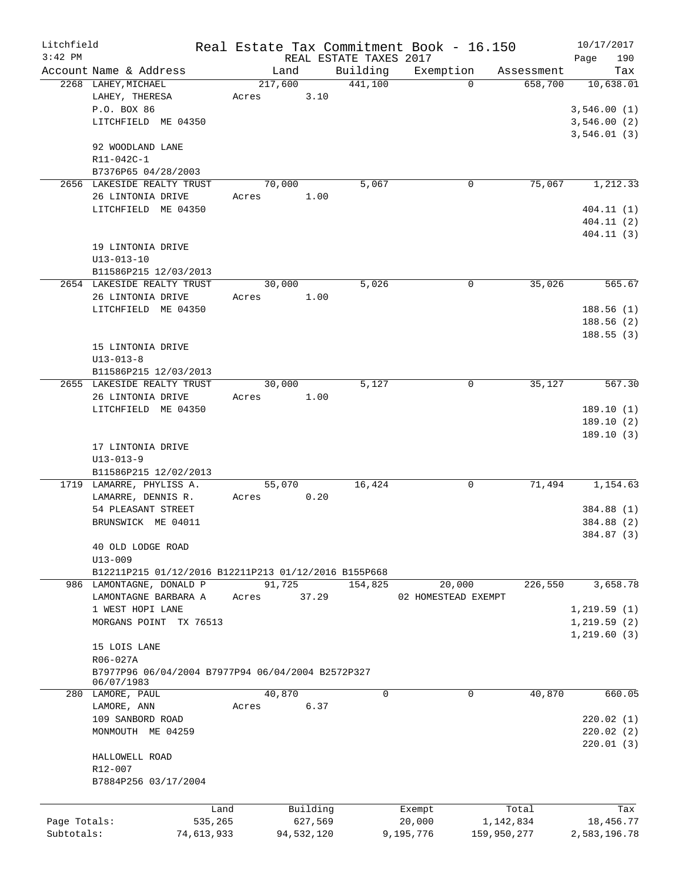Litchfield
3:42 PM

Real Estate Tax Commitment Book - 16.150
REAL ESTATE TAXES 2017

10/17/2017

| Account Name & Address | Land | Building | Exemption | Assessment | Tax |
|---|---|---|---|---|---|
| 2268 LAHEY,MICHAEL | 217,600 | 441,100 | 0 | 658,700 | 10,638.01 |
| LAHEY, THERESA | Acres 3.10 | | | | |
| P.O. BOX 86 | | | | | 3,546.00 (1) |
| LITCHFIELD ME 04350 | | | | | 3,546.00 (2) |
| | | | | | 3,546.01 (3) |
| 92 WOODLAND LANE | | | | | |
| R11-042C-1 | | | | | |
| B7376P65 04/28/2003 | | | | | |
| 2656 LAKESIDE REALTY TRUST | 70,000 | 5,067 | 0 | 75,067 | 1,212.33 |
| 26 LINTONIA DRIVE | Acres 1.00 | | | | |
| LITCHFIELD ME 04350 | | | | | 404.11 (1) |
| | | | | | 404.11 (2) |
| | | | | | 404.11 (3) |
| 19 LINTONIA DRIVE | | | | | |
| U13-013-10 | | | | | |
| B11586P215 12/03/2013 | | | | | |
| 2654 LAKESIDE REALTY TRUST | 30,000 | 5,026 | 0 | 35,026 | 565.67 |
| 26 LINTONIA DRIVE | Acres 1.00 | | | | |
| LITCHFIELD ME 04350 | | | | | 188.56 (1) |
| | | | | | 188.56 (2) |
| | | | | | 188.55 (3) |
| 15 LINTONIA DRIVE | | | | | |
| U13-013-8 | | | | | |
| B11586P215 12/03/2013 | | | | | |
| 2655 LAKESIDE REALTY TRUST | 30,000 | 5,127 | 0 | 35,127 | 567.30 |
| 26 LINTONIA DRIVE | Acres 1.00 | | | | |
| LITCHFIELD ME 04350 | | | | | 189.10 (1) |
| | | | | | 189.10 (2) |
| | | | | | 189.10 (3) |
| 17 LINTONIA DRIVE | | | | | |
| U13-013-9 | | | | | |
| B11586P215 12/02/2013 | | | | | |
| 1719 LAMARRE, PHYLISS A. | 55,070 | 16,424 | 0 | 71,494 | 1,154.63 |
| LAMARRE, DENNIS R. | Acres 0.20 | | | | |
| 54 PLEASANT STREET | | | | | 384.88 (1) |
| BRUNSWICK ME 04011 | | | | | 384.88 (2) |
| | | | | | 384.87 (3) |
| 40 OLD LODGE ROAD | | | | | |
| U13-009 | | | | | |
| B12211P215 01/12/2016 B12211P213 01/12/2016 B155P668 | | | | | |
| 986 LAMONTAGNE, DONALD P | 91,725 | 154,825 | 20,000 | 226,550 | 3,658.78 |
| LAMONTAGNE BARBARA A | Acres 37.29 | | 02 HOMESTEAD EXEMPT | | |
| 1 WEST HOPI LANE | | | | | 1,219.59 (1) |
| MORGANS POINT TX 76513 | | | | | 1,219.59 (2) |
| | | | | | 1,219.60 (3) |
| 15 LOIS LANE | | | | | |
| R06-027A | | | | | |
| B7977P96 06/04/2004 B7977P94 06/04/2004 B2572P327 06/07/1983 | | | | | |
| 280 LAMORE, PAUL | 40,870 | 0 | 0 | 40,870 | 660.05 |
| LAMORE, ANN | Acres 6.37 | | | | |
| 109 SANBORD ROAD | | | | | 220.02 (1) |
| MONMOUTH ME 04259 | | | | | 220.02 (2) |
| | | | | | 220.01 (3) |
| HALLOWELL ROAD | | | | | |
| R12-007 | | | | | |
| B7884P256 03/17/2004 | | | | | |

| | Land | Building | Exempt | Total | Tax |
|---|---|---|---|---|---|
| Page Totals: | 535,265 | 627,569 | 20,000 | 1,142,834 | 18,456.77 |
| Subtotals: | 74,613,933 | 94,532,120 | 9,195,776 | 159,950,277 | 2,583,196.78 |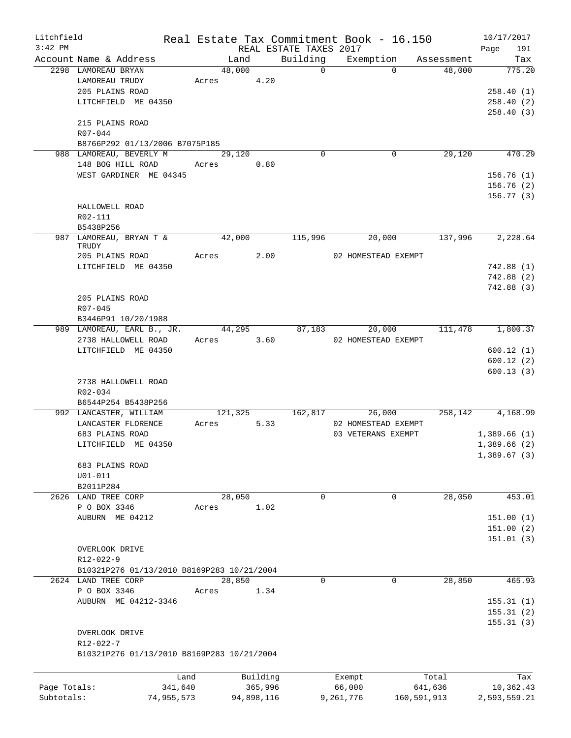# Real Estate Tax Commitment Book - 16.150

Litchfield — 3:42 PM — REAL ESTATE TAXES 2017 — 10/17/2017

| Account | Name & Address | Land | Building | Exemption | Assessment | Tax |
|---|---|---|---|---|---|---|
| 2298 | LAMOREAU BRYAN | 48,000 | 0 | 0 | 48,000 | 775.20 |
| | LAMOREAU TRUDY | Acres 4.20 | | | | |
| | 205 PLAINS ROAD | | | | | 258.40 (1) |
| | LITCHFIELD ME 04350 | | | | | 258.40 (2) |
| | | | | | | 258.40 (3) |
| | 215 PLAINS ROAD | | | | | |
| | R07-044 | | | | | |
| | B8766P292 01/13/2006 B7075P185 | | | | | |
| 988 | LAMOREAU, BEVERLY M | 29,120 | 0 | 0 | 29,120 | 470.29 |
| | 148 BOG HILL ROAD | Acres 0.80 | | | | |
| | WEST GARDINER ME 04345 | | | | | 156.76 (1) |
| | | | | | | 156.76 (2) |
| | | | | | | 156.77 (3) |
| | HALLOWELL ROAD | | | | | |
| | R02-111 | | | | | |
| | B5438P256 | | | | | |
| 987 | LAMOREAU, BRYAN T & TRUDY | 42,000 | 115,996 | 20,000 | 137,996 | 2,228.64 |
| | 205 PLAINS ROAD | Acres 2.00 | | 02 HOMESTEAD EXEMPT | | |
| | LITCHFIELD ME 04350 | | | | | 742.88 (1) |
| | | | | | | 742.88 (2) |
| | | | | | | 742.88 (3) |
| | 205 PLAINS ROAD | | | | | |
| | R07-045 | | | | | |
| | B3446P91 10/20/1988 | | | | | |
| 989 | LAMOREAU, EARL B., JR. | 44,295 | 87,183 | 20,000 | 111,478 | 1,800.37 |
| | 2738 HALLOWELL ROAD | Acres 3.60 | | 02 HOMESTEAD EXEMPT | | |
| | LITCHFIELD ME 04350 | | | | | 600.12 (1) |
| | | | | | | 600.12 (2) |
| | | | | | | 600.13 (3) |
| | 2738 HALLOWELL ROAD | | | | | |
| | R02-034 | | | | | |
| | B6544P254 B5438P256 | | | | | |
| 992 | LANCASTER, WILLIAM | 121,325 | 162,817 | 26,000 | 258,142 | 4,168.99 |
| | LANCASTER FLORENCE | Acres 5.33 | | 02 HOMESTEAD EXEMPT | | |
| | 683 PLAINS ROAD | | | 03 VETERANS EXEMPT | | 1,389.66 (1) |
| | LITCHFIELD ME 04350 | | | | | 1,389.66 (2) |
| | | | | | | 1,389.67 (3) |
| | 683 PLAINS ROAD | | | | | |
| | U01-011 | | | | | |
| | B2011P284 | | | | | |
| 2626 | LAND TREE CORP | 28,050 | 0 | 0 | 28,050 | 453.01 |
| | P O BOX 3346 | Acres 1.02 | | | | |
| | AUBURN ME 04212 | | | | | 151.00 (1) |
| | | | | | | 151.00 (2) |
| | | | | | | 151.01 (3) |
| | OVERLOOK DRIVE | | | | | |
| | R12-022-9 | | | | | |
| | B10321P276 01/13/2010 B8169P283 10/21/2004 | | | | | |
| 2624 | LAND TREE CORP | 28,850 | 0 | 0 | 28,850 | 465.93 |
| | P O BOX 3346 | Acres 1.34 | | | | |
| | AUBURN ME 04212-3346 | | | | | 155.31 (1) |
| | | | | | | 155.31 (2) |
| | | | | | | 155.31 (3) |
| | OVERLOOK DRIVE | | | | | |
| | R12-022-7 | | | | | |
| | B10321P276 01/13/2010 B8169P283 10/21/2004 | | | | | |

| | Land | Building | Exempt | Total | Tax |
|---|---|---|---|---|---|
| Page Totals: | 341,640 | 365,996 | 66,000 | 641,636 | 10,362.43 |
| Subtotals: | 74,955,573 | 94,898,116 | 9,261,776 | 160,591,913 | 2,593,559.21 |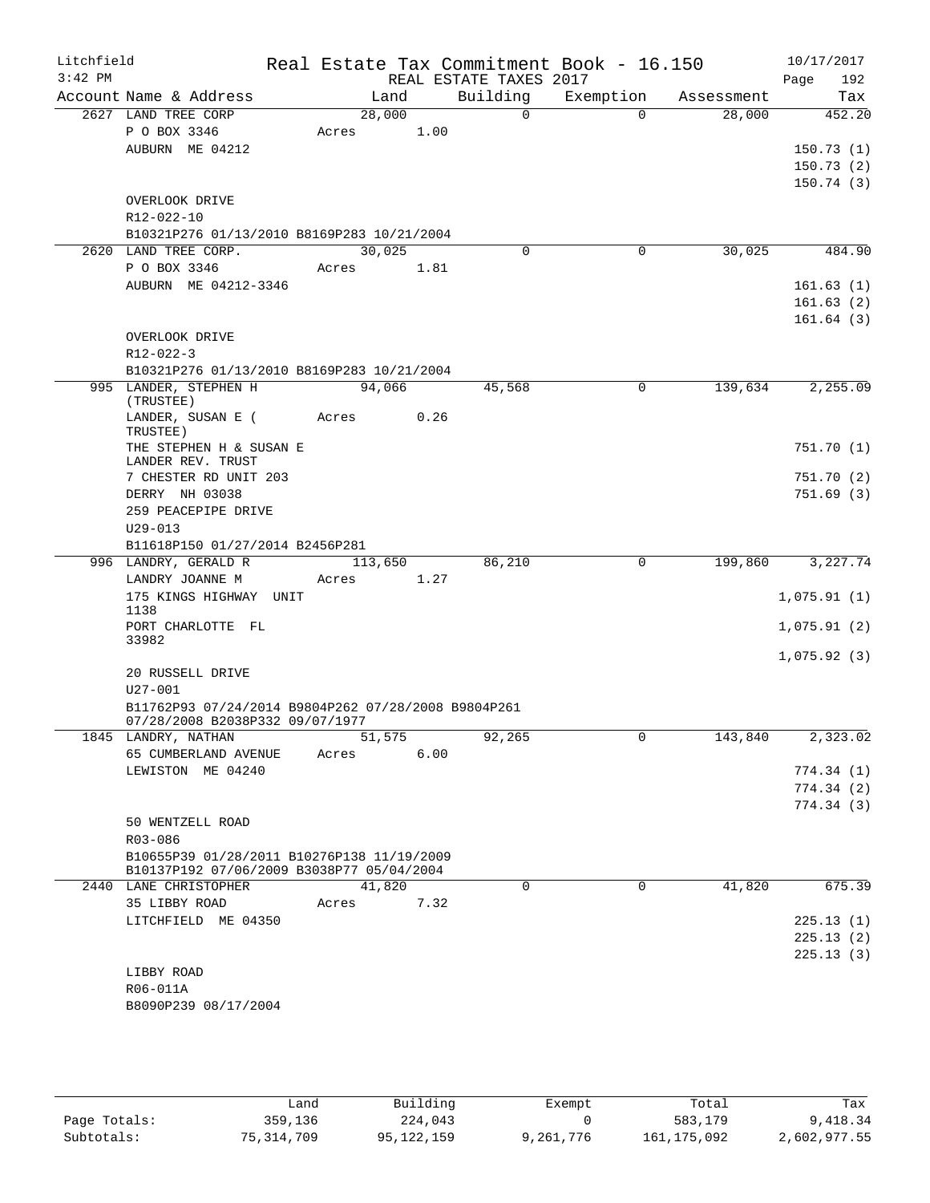Litchfield — Real Estate Tax Commitment Book - 16.150 — 10/17/2017
3:42 PM — REAL ESTATE TAXES 2017

| Account Name & Address | Land | Building | Exemption | Assessment | Tax |
|---|---|---|---|---|---|
| 2627 LAND TREE CORP | 28,000 | 0 | 0 | 28,000 | 452.20 |
| P O BOX 3346 | Acres 1.00 | | | | |
| AUBURN ME 04212 | | | | | 150.73 (1) |
| | | | | | 150.73 (2) |
| | | | | | 150.74 (3) |
| OVERLOOK DRIVE | | | | | |
| R12-022-10 | | | | | |
| B10321P276 01/13/2010 B8169P283 10/21/2004 | | | | | |
| 2620 LAND TREE CORP. | 30,025 | 0 | 0 | 30,025 | 484.90 |
| P O BOX 3346 | Acres 1.81 | | | | |
| AUBURN ME 04212-3346 | | | | | 161.63 (1) |
| | | | | | 161.63 (2) |
| | | | | | 161.64 (3) |
| OVERLOOK DRIVE | | | | | |
| R12-022-3 | | | | | |
| B10321P276 01/13/2010 B8169P283 10/21/2004 | | | | | |
| 995 LANDER, STEPHEN H (TRUSTEE) | 94,066 | 45,568 | 0 | 139,634 | 2,255.09 |
| LANDER, SUSAN E ( TRUSTEE) | Acres 0.26 | | | | |
| THE STEPHEN H & SUSAN E LANDER REV. TRUST | | | | | 751.70 (1) |
| 7 CHESTER RD UNIT 203 | | | | | 751.70 (2) |
| DERRY NH 03038 | | | | | 751.69 (3) |
| 259 PEACEPIPE DRIVE | | | | | |
| U29-013 | | | | | |
| B11618P150 01/27/2014 B2456P281 | | | | | |
| 996 LANDRY, GERALD R | 113,650 | 86,210 | 0 | 199,860 | 3,227.74 |
| LANDRY JOANNE M | Acres 1.27 | | | | |
| 175 KINGS HIGHWAY UNIT 1138 | | | | | 1,075.91 (1) |
| PORT CHARLOTTE FL 33982 | | | | | 1,075.91 (2) |
| | | | | | 1,075.92 (3) |
| 20 RUSSELL DRIVE | | | | | |
| U27-001 | | | | | |
| B11762P93 07/24/2014 B9804P262 07/28/2008 B9804P261 07/28/2008 B2038P332 09/07/1977 | | | | | |
| 1845 LANDRY, NATHAN | 51,575 | 92,265 | 0 | 143,840 | 2,323.02 |
| 65 CUMBERLAND AVENUE | Acres 6.00 | | | | |
| LEWISTON ME 04240 | | | | | 774.34 (1) |
| | | | | | 774.34 (2) |
| | | | | | 774.34 (3) |
| 50 WENTZELL ROAD | | | | | |
| R03-086 | | | | | |
| B10655P39 01/28/2011 B10276P138 11/19/2009 B10137P192 07/06/2009 B3038P77 05/04/2004 | | | | | |
| 2440 LANE CHRISTOPHER | 41,820 | 0 | 0 | 41,820 | 675.39 |
| 35 LIBBY ROAD | Acres 7.32 | | | | |
| LITCHFIELD ME 04350 | | | | | 225.13 (1) |
| | | | | | 225.13 (2) |
| | | | | | 225.13 (3) |
| LIBBY ROAD | | | | | |
| R06-011A | | | | | |
| B8090P239 08/17/2004 | | | | | |

| | Land | Building | Exempt | Total | Tax |
|---|---|---|---|---|---|
| Page Totals: | 359,136 | 224,043 | 0 | 583,179 | 9,418.34 |
| Subtotals: | 75,314,709 | 95,122,159 | 9,261,776 | 161,175,092 | 2,602,977.55 |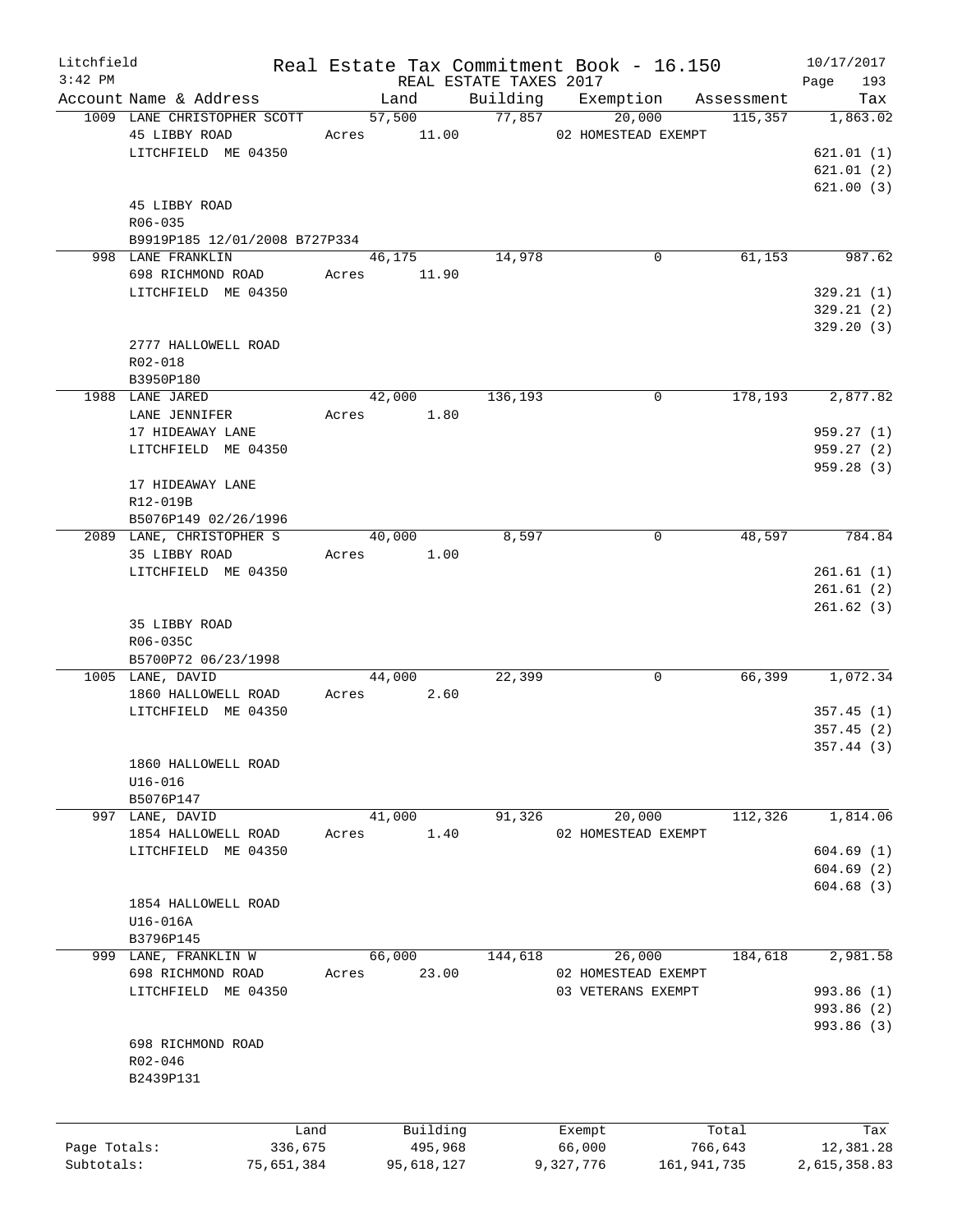Litchfield
3:42 PM

Real Estate Tax Commitment Book - 16.150
REAL ESTATE TAXES 2017

10/17/2017

| Account Name & Address | Land | Building | Exemption | Assessment | Tax |
|---|---|---|---|---|---|
| 1009 LANE CHRISTOPHER SCOTT | 57,500 | 77,857 | 20,000 | 115,357 | 1,863.02 |
| 45 LIBBY ROAD | Acres 11.00 | | 02 HOMESTEAD EXEMPT | | |
| LITCHFIELD ME 04350 | | | | | 621.01 (1) |
| | | | | | 621.01 (2) |
| | | | | | 621.00 (3) |
| 45 LIBBY ROAD | | | | | |
| R06-035 | | | | | |
| B9919P185 12/01/2008 B727P334 | | | | | |
| 998 LANE FRANKLIN | 46,175 | 14,978 | 0 | 61,153 | 987.62 |
| 698 RICHMOND ROAD | Acres 11.90 | | | | |
| LITCHFIELD ME 04350 | | | | | 329.21 (1) |
| | | | | | 329.21 (2) |
| | | | | | 329.20 (3) |
| 2777 HALLOWELL ROAD | | | | | |
| R02-018 | | | | | |
| B3950P180 | | | | | |
| 1988 LANE JARED | 42,000 | 136,193 | 0 | 178,193 | 2,877.82 |
| LANE JENNIFER | Acres 1.80 | | | | |
| 17 HIDEAWAY LANE | | | | | 959.27 (1) |
| LITCHFIELD ME 04350 | | | | | 959.27 (2) |
| | | | | | 959.28 (3) |
| 17 HIDEAWAY LANE | | | | | |
| R12-019B | | | | | |
| B5076P149 02/26/1996 | | | | | |
| 2089 LANE, CHRISTOPHER S | 40,000 | 8,597 | 0 | 48,597 | 784.84 |
| 35 LIBBY ROAD | Acres 1.00 | | | | |
| LITCHFIELD ME 04350 | | | | | 261.61 (1) |
| | | | | | 261.61 (2) |
| | | | | | 261.62 (3) |
| 35 LIBBY ROAD | | | | | |
| R06-035C | | | | | |
| B5700P72 06/23/1998 | | | | | |
| 1005 LANE, DAVID | 44,000 | 22,399 | 0 | 66,399 | 1,072.34 |
| 1860 HALLOWELL ROAD | Acres 2.60 | | | | |
| LITCHFIELD ME 04350 | | | | | 357.45 (1) |
| | | | | | 357.45 (2) |
| | | | | | 357.44 (3) |
| 1860 HALLOWELL ROAD | | | | | |
| U16-016 | | | | | |
| B5076P147 | | | | | |
| 997 LANE, DAVID | 41,000 | 91,326 | 20,000 | 112,326 | 1,814.06 |
| 1854 HALLOWELL ROAD | Acres 1.40 | | 02 HOMESTEAD EXEMPT | | |
| LITCHFIELD ME 04350 | | | | | 604.69 (1) |
| | | | | | 604.69 (2) |
| | | | | | 604.68 (3) |
| 1854 HALLOWELL ROAD | | | | | |
| U16-016A | | | | | |
| B3796P145 | | | | | |
| 999 LANE, FRANKLIN W | 66,000 | 144,618 | 26,000 | 184,618 | 2,981.58 |
| 698 RICHMOND ROAD | Acres 23.00 | | 02 HOMESTEAD EXEMPT | | |
| LITCHFIELD ME 04350 | | | 03 VETERANS EXEMPT | | 993.86 (1) |
| | | | | | 993.86 (2) |
| | | | | | 993.86 (3) |
| 698 RICHMOND ROAD | | | | | |
| R02-046 | | | | | |
| B2439P131 | | | | | |

| | Land | Building | Exempt | Total | Tax |
|---|---|---|---|---|---|
| Page Totals: | 336,675 | 495,968 | 66,000 | 766,643 | 12,381.28 |
| Subtotals: | 75,651,384 | 95,618,127 | 9,327,776 | 161,941,735 | 2,615,358.83 |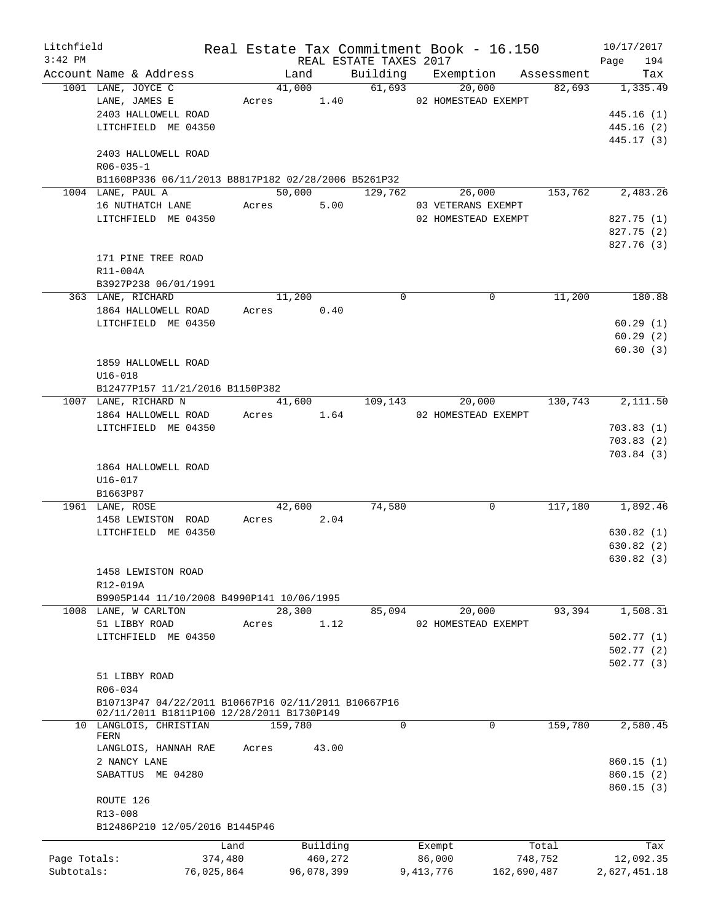Litchfield
3:42 PM

# Real Estate Tax Commitment Book - 16.150

REAL ESTATE TAXES 2017

10/17/2017

| Account | Name & Address | Land | Building | Exemption | Assessment | Tax |
|---|---|---|---|---|---|---|
| 1001 | LANE, JOYCE C | 41,000 | 61,693 | 20,000 | 82,693 | 1,335.49 |
| | LANE, JAMES E | Acres 1.40 | | 02 HOMESTEAD EXEMPT | | |
| | 2403 HALLOWELL ROAD | | | | | 445.16 (1) |
| | LITCHFIELD ME 04350 | | | | | 445.16 (2) |
| | | | | | | 445.17 (3) |
| | 2403 HALLOWELL ROAD | | | | | |
| | R06-035-1 | | | | | |
| | B11608P336 06/11/2013 B8817P182 02/28/2006 B5261P32 | | | | | |
| 1004 | LANE, PAUL A | 50,000 | 129,762 | 26,000 | 153,762 | 2,483.26 |
| | 16 NUTHATCH LANE | Acres 5.00 | | 03 VETERANS EXEMPT | | |
| | LITCHFIELD ME 04350 | | | 02 HOMESTEAD EXEMPT | | 827.75 (1) |
| | | | | | | 827.75 (2) |
| | | | | | | 827.76 (3) |
| | 171 PINE TREE ROAD | | | | | |
| | R11-004A | | | | | |
| | B3927P238 06/01/1991 | | | | | |
| 363 | LANE, RICHARD | 11,200 | 0 | 0 | 11,200 | 180.88 |
| | 1864 HALLOWELL ROAD | Acres 0.40 | | | | |
| | LITCHFIELD ME 04350 | | | | | 60.29 (1) |
| | | | | | | 60.29 (2) |
| | | | | | | 60.30 (3) |
| | 1859 HALLOWELL ROAD | | | | | |
| | U16-018 | | | | | |
| | B12477P157 11/21/2016 B1150P382 | | | | | |
| 1007 | LANE, RICHARD N | 41,600 | 109,143 | 20,000 | 130,743 | 2,111.50 |
| | 1864 HALLOWELL ROAD | Acres 1.64 | | 02 HOMESTEAD EXEMPT | | |
| | LITCHFIELD ME 04350 | | | | | 703.83 (1) |
| | | | | | | 703.83 (2) |
| | | | | | | 703.84 (3) |
| | 1864 HALLOWELL ROAD | | | | | |
| | U16-017 | | | | | |
| | B1663P87 | | | | | |
| 1961 | LANE, ROSE | 42,600 | 74,580 | 0 | 117,180 | 1,892.46 |
| | 1458 LEWISTON ROAD | Acres 2.04 | | | | |
| | LITCHFIELD ME 04350 | | | | | 630.82 (1) |
| | | | | | | 630.82 (2) |
| | | | | | | 630.82 (3) |
| | 1458 LEWISTON ROAD | | | | | |
| | R12-019A | | | | | |
| | B9905P144 11/10/2008 B4990P141 10/06/1995 | | | | | |
| 1008 | LANE, W CARLTON | 28,300 | 85,094 | 20,000 | 93,394 | 1,508.31 |
| | 51 LIBBY ROAD | Acres 1.12 | | 02 HOMESTEAD EXEMPT | | |
| | LITCHFIELD ME 04350 | | | | | 502.77 (1) |
| | | | | | | 502.77 (2) |
| | | | | | | 502.77 (3) |
| | 51 LIBBY ROAD | | | | | |
| | R06-034 | | | | | |
| | B10713P47 04/22/2011 B10667P16 02/11/2011 B10667P16 02/11/2011 B1811P100 12/28/2011 B1730P149 | | | | | |
| 10 | LANGLOIS, CHRISTIAN FERN | 159,780 | 0 | 0 | 159,780 | 2,580.45 |
| | LANGLOIS, HANNAH RAE | Acres 43.00 | | | | |
| | 2 NANCY LANE | | | | | 860.15 (1) |
| | SABATTUS ME 04280 | | | | | 860.15 (2) |
| | | | | | | 860.15 (3) |
| | ROUTE 126 | | | | | |
| | R13-008 | | | | | |
| | B12486P210 12/05/2016 B1445P46 | | | | | |

| | Land | Building | Exempt | Total | Tax |
|---|---|---|---|---|---|
| Page Totals: | 374,480 | 460,272 | 86,000 | 748,752 | 12,092.35 |
| Subtotals: | 76,025,864 | 96,078,399 | 9,413,776 | 162,690,487 | 2,627,451.18 |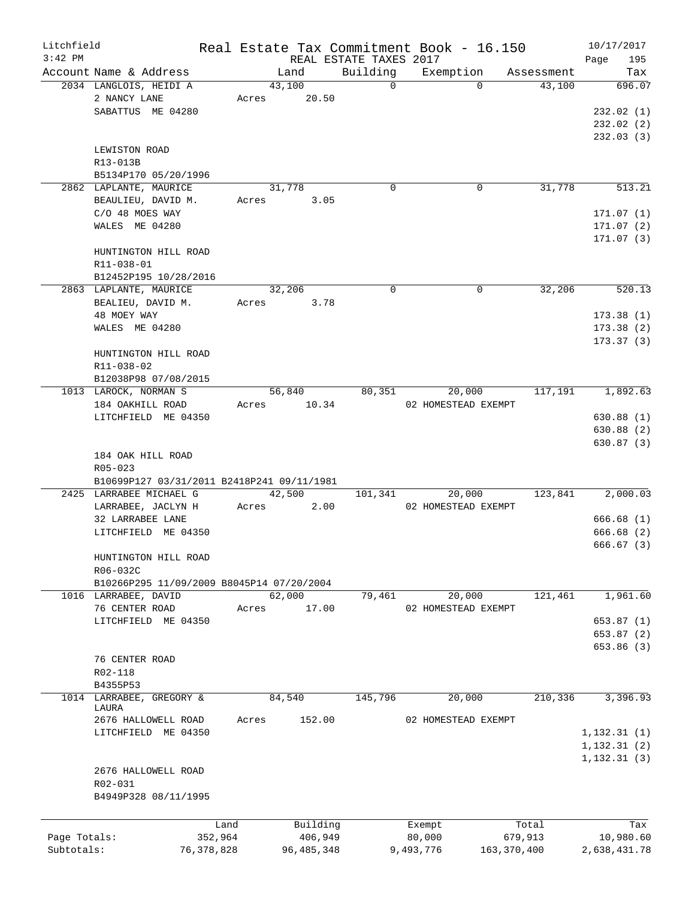Litchfield 3:42 PM

Real Estate Tax Commitment Book - 16.150

REAL ESTATE TAXES 2017

10/17/2017

| Account Name & Address | Land | Building | Exemption | Assessment | Tax |
|---|---|---|---|---|---|
| 2034 LANGLOIS, HEIDI A<br>2 NANCY LANE<br>SABATTUS ME 04280<br><br>LEWISTON ROAD<br>R13-013B<br>B5134P170 05/20/1996 | 43,100<br>Acres 20.50 | 0 | 0 | 43,100 | 696.07<br><br>232.02 (1)<br>232.02 (2)<br>232.03 (3) |
| 2862 LAPLANTE, MAURICE<br>BEAULIEU, DAVID M.<br>C/O 48 MOES WAY<br>WALES ME 04280<br><br>HUNTINGTON HILL ROAD<br>R11-038-01<br>B12452P195 10/28/2016 | 31,778<br>Acres 3.05 | 0 | 0 | 31,778 | 513.21<br><br>171.07 (1)<br>171.07 (2)<br>171.07 (3) |
| 2863 LAPLANTE, MAURICE<br>BEALIEU, DAVID M.<br>48 MOEY WAY<br>WALES ME 04280<br><br>HUNTINGTON HILL ROAD<br>R11-038-02<br>B12038P98 07/08/2015 | 32,206<br>Acres 3.78 | 0 | 0 | 32,206 | 520.13<br><br>173.38 (1)<br>173.38 (2)<br>173.37 (3) |
| 1013 LAROCK, NORMAN S<br>184 OAKHILL ROAD<br>LITCHFIELD ME 04350<br><br>184 OAK HILL ROAD<br>R05-023<br>B10699P127 03/31/2011 B2418P241 09/11/1981 | 56,840<br>Acres 10.34 | 80,351 | 20,000<br>02 HOMESTEAD EXEMPT | 117,191 | 1,892.63<br><br>630.88 (1)<br>630.88 (2)<br>630.87 (3) |
| 2425 LARRABEE MICHAEL G<br>LARRABEE, JACLYN H<br>32 LARRABEE LANE<br>LITCHFIELD ME 04350<br><br>HUNTINGTON HILL ROAD<br>R06-032C<br>B10266P295 11/09/2009 B8045P14 07/20/2004 | 42,500<br>Acres 2.00 | 101,341 | 20,000<br>02 HOMESTEAD EXEMPT | 123,841 | 2,000.03<br><br>666.68 (1)<br>666.68 (2)<br>666.67 (3) |
| 1016 LARRABEE, DAVID<br>76 CENTER ROAD<br>LITCHFIELD ME 04350<br><br>76 CENTER ROAD<br>R02-118<br>B4355P53 | 62,000<br>Acres 17.00 | 79,461 | 20,000<br>02 HOMESTEAD EXEMPT | 121,461 | 1,961.60<br><br>653.87 (1)<br>653.87 (2)<br>653.86 (3) |
| 1014 LARRABEE, GREGORY & LAURA<br>2676 HALLOWELL ROAD<br>LITCHFIELD ME 04350<br><br>2676 HALLOWELL ROAD<br>R02-031<br>B4949P328 08/11/1995 | 84,540<br>Acres 152.00 | 145,796 | 20,000<br>02 HOMESTEAD EXEMPT | 210,336 | 3,396.93<br><br>1,132.31 (1)<br>1,132.31 (2)<br>1,132.31 (3) |

| | Land | Building | Exempt | Total | Tax |
|---|---|---|---|---|---|
| Page Totals: | 352,964 | 406,949 | 80,000 | 679,913 | 10,980.60 |
| Subtotals: | 76,378,828 | 96,485,348 | 9,493,776 | 163,370,400 | 2,638,431.78 |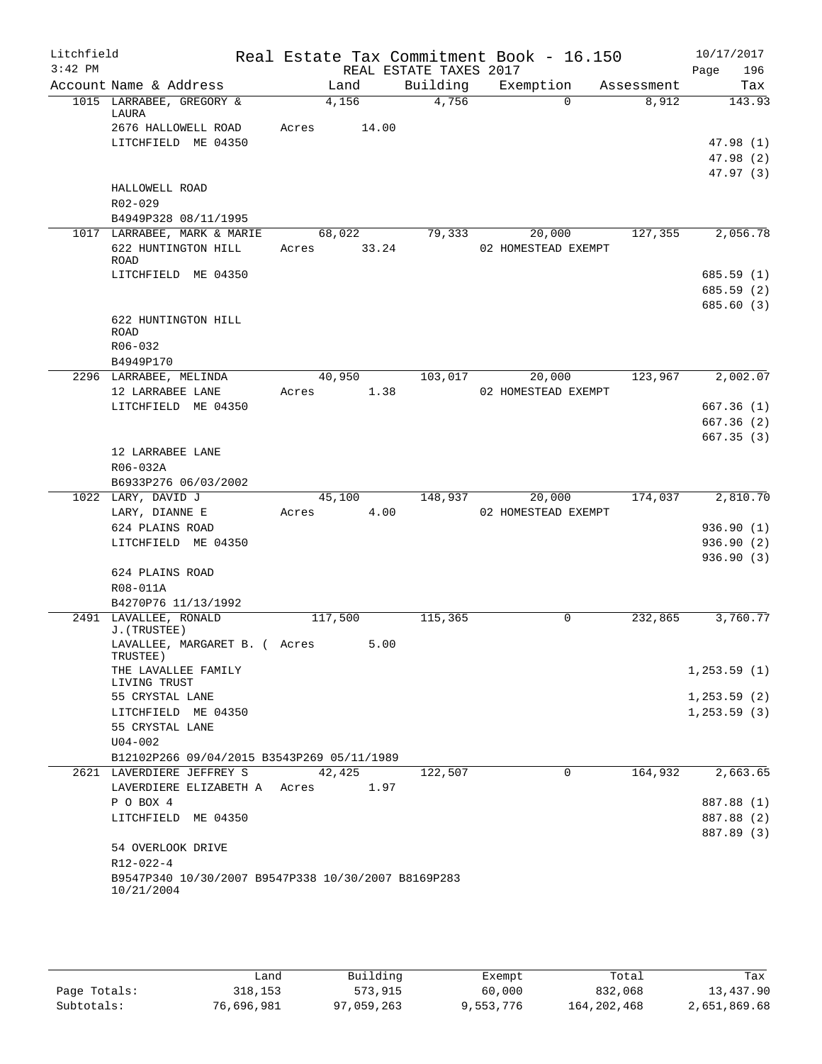Litchfield Real Estate Tax Commitment Book - 16.150 10/17/2017
3:42 PM REAL ESTATE TAXES 2017

| Account | Name & Address | Land | Building | Exemption | Assessment | Tax |
|---|---|---|---|---|---|---|
| 1015 | LARRABEE, GREGORY & LAURA | 4,156 | 4,756 | 0 | 8,912 | 143.93 |
| | 2676 HALLOWELL ROAD | Acres 14.00 | | | | |
| | LITCHFIELD ME 04350 | | | | | 47.98 (1) |
| | | | | | | 47.98 (2) |
| | | | | | | 47.97 (3) |
| | HALLOWELL ROAD | | | | | |
| | R02-029 | | | | | |
| | B4949P328 08/11/1995 | | | | | |
| 1017 | LARRABEE, MARK & MARIE | 68,022 | 79,333 | 20,000 | 127,355 | 2,056.78 |
| | 622 HUNTINGTON HILL ROAD | Acres 33.24 | | 02 HOMESTEAD EXEMPT | | |
| | LITCHFIELD ME 04350 | | | | | 685.59 (1) |
| | | | | | | 685.59 (2) |
| | | | | | | 685.60 (3) |
| | 622 HUNTINGTON HILL ROAD | | | | | |
| | R06-032 | | | | | |
| | B4949P170 | | | | | |
| 2296 | LARRABEE, MELINDA | 40,950 | 103,017 | 20,000 | 123,967 | 2,002.07 |
| | 12 LARRABEE LANE | Acres 1.38 | | 02 HOMESTEAD EXEMPT | | |
| | LITCHFIELD ME 04350 | | | | | 667.36 (1) |
| | | | | | | 667.36 (2) |
| | | | | | | 667.35 (3) |
| | 12 LARRABEE LANE | | | | | |
| | R06-032A | | | | | |
| | B6933P276 06/03/2002 | | | | | |
| 1022 | LARY, DAVID J | 45,100 | 148,937 | 20,000 | 174,037 | 2,810.70 |
| | LARY, DIANNE E | Acres 4.00 | | 02 HOMESTEAD EXEMPT | | |
| | 624 PLAINS ROAD | | | | | 936.90 (1) |
| | LITCHFIELD ME 04350 | | | | | 936.90 (2) |
| | | | | | | 936.90 (3) |
| | 624 PLAINS ROAD | | | | | |
| | R08-011A | | | | | |
| | B4270P76 11/13/1992 | | | | | |
| 2491 | LAVALLEE, RONALD J.(TRUSTEE) | 117,500 | 115,365 | 0 | 232,865 | 3,760.77 |
| | LAVALLEE, MARGARET B. ( TRUSTEE) | Acres 5.00 | | | | |
| | THE LAVALLEE FAMILY LIVING TRUST | | | | | 1,253.59 (1) |
| | 55 CRYSTAL LANE | | | | | 1,253.59 (2) |
| | LITCHFIELD ME 04350 | | | | | 1,253.59 (3) |
| | 55 CRYSTAL LANE | | | | | |
| | U04-002 | | | | | |
| | B12102P266 09/04/2015 B3543P269 05/11/1989 | | | | | |
| 2621 | LAVERDIERE JEFFREY S | 42,425 | 122,507 | 0 | 164,932 | 2,663.65 |
| | LAVERDIERE ELIZABETH A | Acres 1.97 | | | | |
| | P O BOX 4 | | | | | 887.88 (1) |
| | LITCHFIELD ME 04350 | | | | | 887.88 (2) |
| | | | | | | 887.89 (3) |
| | 54 OVERLOOK DRIVE | | | | | |
| | R12-022-4 | | | | | |
| | B9547P340 10/30/2007 B9547P338 10/30/2007 B8169P283 10/21/2004 | | | | | |

| | Land | Building | Exempt | Total | Tax |
|---|---|---|---|---|---|
| Page Totals: | 318,153 | 573,915 | 60,000 | 832,068 | 13,437.90 |
| Subtotals: | 76,696,981 | 97,059,263 | 9,553,776 | 164,202,468 | 2,651,869.68 |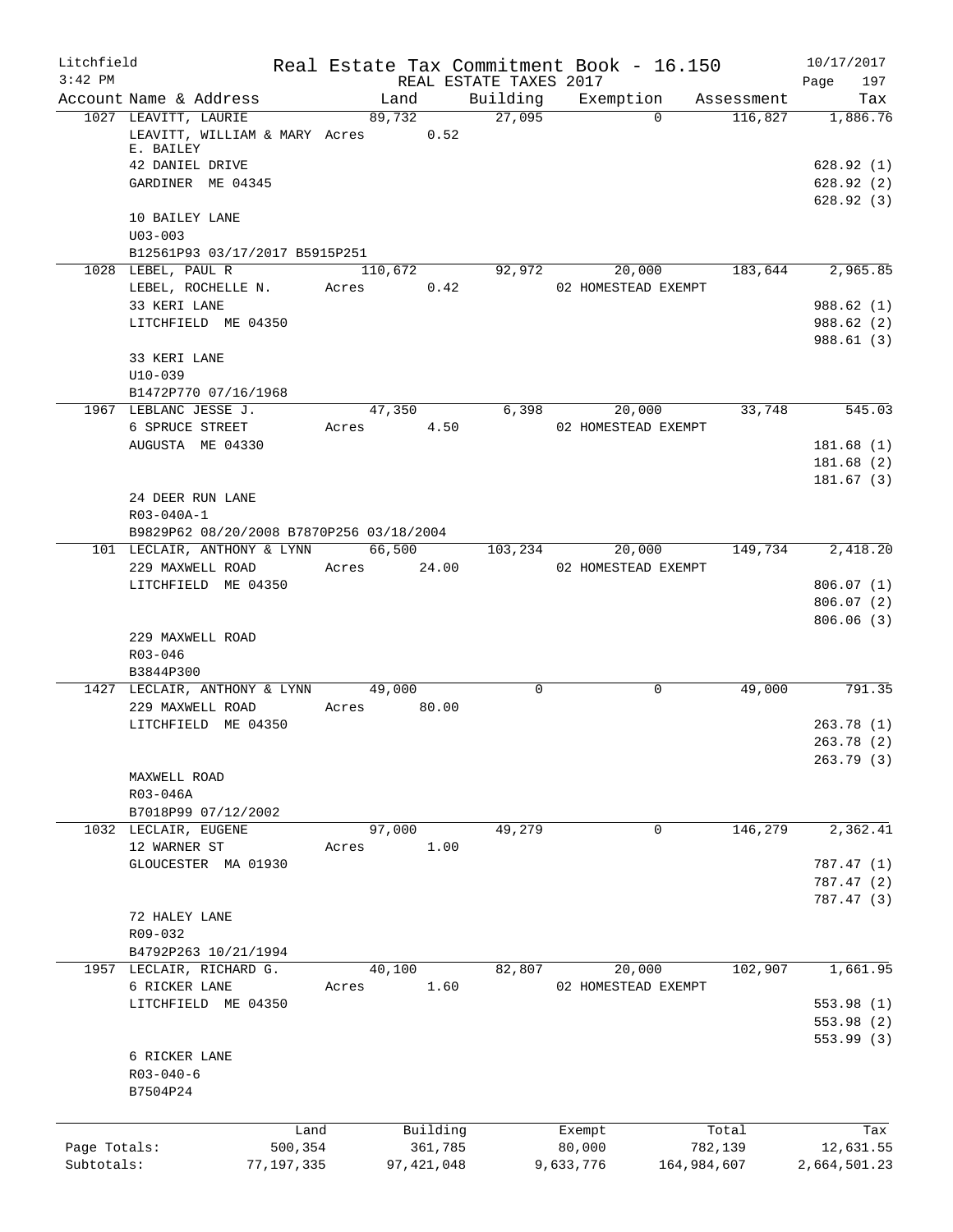Litchfield
3:42 PM

Real Estate Tax Commitment Book - 16.150
REAL ESTATE TAXES 2017

10/17/2017

| Account | Name & Address | Land | Building | Exemption | Assessment | Tax |
|---|---|---|---|---|---|---|
| 1027 | LEAVITT, LAURIE | 89,732 | 27,095 | 0 | 116,827 | 1,886.76 |
| | LEAVITT, WILLIAM & MARY E. BAILEY | Acres 0.52 | | | | |
| | 42 DANIEL DRIVE | | | | | 628.92 (1) |
| | GARDINER ME 04345 | | | | | 628.92 (2) |
| | | | | | | 628.92 (3) |
| | 10 BAILEY LANE | | | | | |
| | U03-003 | | | | | |
| | B12561P93 03/17/2017 B5915P251 | | | | | |
| 1028 | LEBEL, PAUL R | 110,672 | 92,972 | 20,000 | 183,644 | 2,965.85 |
| | LEBEL, ROCHELLE N. | Acres 0.42 | | 02 HOMESTEAD EXEMPT | | |
| | 33 KERI LANE | | | | | 988.62 (1) |
| | LITCHFIELD ME 04350 | | | | | 988.62 (2) |
| | | | | | | 988.61 (3) |
| | 33 KERI LANE | | | | | |
| | U10-039 | | | | | |
| | B1472P770 07/16/1968 | | | | | |
| 1967 | LEBLANC JESSE J. | 47,350 | 6,398 | 20,000 | 33,748 | 545.03 |
| | 6 SPRUCE STREET | Acres 4.50 | | 02 HOMESTEAD EXEMPT | | |
| | AUGUSTA ME 04330 | | | | | 181.68 (1) |
| | | | | | | 181.68 (2) |
| | | | | | | 181.67 (3) |
| | 24 DEER RUN LANE | | | | | |
| | R03-040A-1 | | | | | |
| | B9829P62 08/20/2008 B7870P256 03/18/2004 | | | | | |
| 101 | LECLAIR, ANTHONY & LYNN | 66,500 | 103,234 | 20,000 | 149,734 | 2,418.20 |
| | 229 MAXWELL ROAD | Acres 24.00 | | 02 HOMESTEAD EXEMPT | | |
| | LITCHFIELD ME 04350 | | | | | 806.07 (1) |
| | | | | | | 806.07 (2) |
| | | | | | | 806.06 (3) |
| | 229 MAXWELL ROAD | | | | | |
| | R03-046 | | | | | |
| | B3844P300 | | | | | |
| 1427 | LECLAIR, ANTHONY & LYNN | 49,000 | 0 | 0 | 49,000 | 791.35 |
| | 229 MAXWELL ROAD | Acres 80.00 | | | | |
| | LITCHFIELD ME 04350 | | | | | 263.78 (1) |
| | | | | | | 263.78 (2) |
| | | | | | | 263.79 (3) |
| | MAXWELL ROAD | | | | | |
| | R03-046A | | | | | |
| | B7018P99 07/12/2002 | | | | | |
| 1032 | LECLAIR, EUGENE | 97,000 | 49,279 | 0 | 146,279 | 2,362.41 |
| | 12 WARNER ST | Acres 1.00 | | | | |
| | GLOUCESTER MA 01930 | | | | | 787.47 (1) |
| | | | | | | 787.47 (2) |
| | | | | | | 787.47 (3) |
| | 72 HALEY LANE | | | | | |
| | R09-032 | | | | | |
| | B4792P263 10/21/1994 | | | | | |
| 1957 | LECLAIR, RICHARD G. | 40,100 | 82,807 | 20,000 | 102,907 | 1,661.95 |
| | 6 RICKER LANE | Acres 1.60 | | 02 HOMESTEAD EXEMPT | | |
| | LITCHFIELD ME 04350 | | | | | 553.98 (1) |
| | | | | | | 553.98 (2) |
| | | | | | | 553.99 (3) |
| | 6 RICKER LANE | | | | | |
| | R03-040-6 | | | | | |
| | B7504P24 | | | | | |

| | Land | Building | Exempt | Total | Tax |
|---|---|---|---|---|---|
| Page Totals: | 500,354 | 361,785 | 80,000 | 782,139 | 12,631.55 |
| Subtotals: | 77,197,335 | 97,421,048 | 9,633,776 | 164,984,607 | 2,664,501.23 |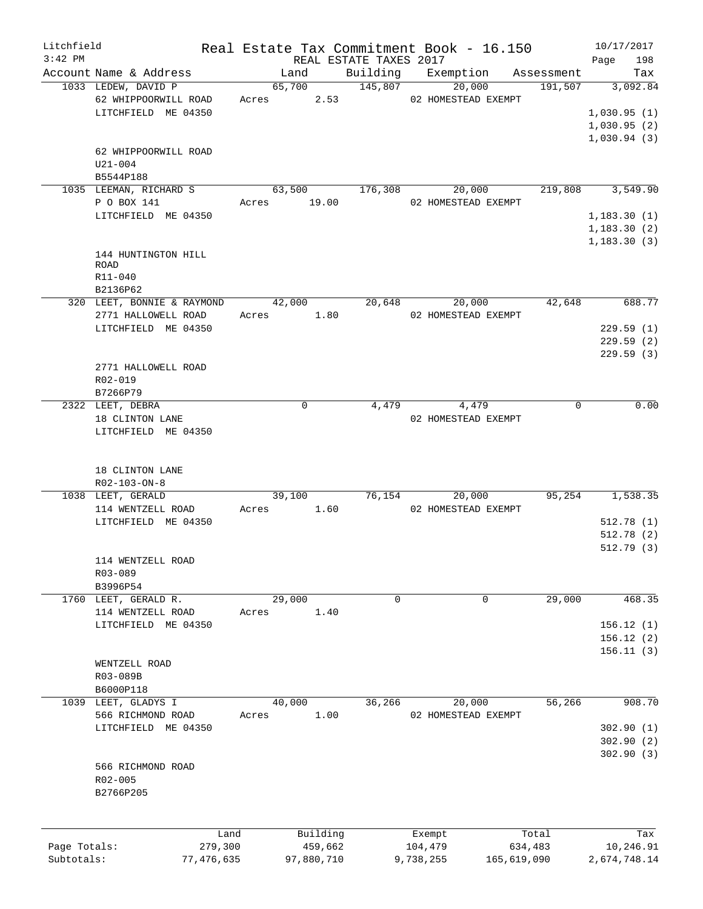Litchfield — Real Estate Tax Commitment Book - 16.150 — 10/17/2017
3:42 PM — REAL ESTATE TAXES 2017 — Page 198

| Account | Name & Address | Land | Building | Exemption | Assessment | Tax |
|---|---|---|---|---|---|---|
| 1033 | LEDEW, DAVID P | 65,700 | 145,807 | 20,000 | 191,507 | 3,092.84 |
| | 62 WHIPPOORWILL ROAD | Acres 2.53 | | 02 HOMESTEAD EXEMPT | | |
| | LITCHFIELD ME 04350 | | | | | 1,030.95 (1) |
| | | | | | | 1,030.95 (2) |
| | | | | | | 1,030.94 (3) |
| | 62 WHIPPOORWILL ROAD | | | | | |
| | U21-004 | | | | | |
| | B5544P188 | | | | | |
| 1035 | LEEMAN, RICHARD S | 63,500 | 176,308 | 20,000 | 219,808 | 3,549.90 |
| | P O BOX 141 | Acres 19.00 | | 02 HOMESTEAD EXEMPT | | |
| | LITCHFIELD ME 04350 | | | | | 1,183.30 (1) |
| | | | | | | 1,183.30 (2) |
| | | | | | | 1,183.30 (3) |
| | 144 HUNTINGTON HILL ROAD | | | | | |
| | R11-040 | | | | | |
| | B2136P62 | | | | | |
| 320 | LEET, BONNIE & RAYMOND | 42,000 | 20,648 | 20,000 | 42,648 | 688.77 |
| | 2771 HALLOWELL ROAD | Acres 1.80 | | 02 HOMESTEAD EXEMPT | | |
| | LITCHFIELD ME 04350 | | | | | 229.59 (1) |
| | | | | | | 229.59 (2) |
| | | | | | | 229.59 (3) |
| | 2771 HALLOWELL ROAD | | | | | |
| | R02-019 | | | | | |
| | B7266P79 | | | | | |
| 2322 | LEET, DEBRA | 0 | 4,479 | 4,479 | 0 | 0.00 |
| | 18 CLINTON LANE | | | 02 HOMESTEAD EXEMPT | | |
| | LITCHFIELD ME 04350 | | | | | |
| | 18 CLINTON LANE | | | | | |
| | R02-103-ON-8 | | | | | |
| 1038 | LEET, GERALD | 39,100 | 76,154 | 20,000 | 95,254 | 1,538.35 |
| | 114 WENTZELL ROAD | Acres 1.60 | | 02 HOMESTEAD EXEMPT | | |
| | LITCHFIELD ME 04350 | | | | | 512.78 (1) |
| | | | | | | 512.78 (2) |
| | | | | | | 512.79 (3) |
| | 114 WENTZELL ROAD | | | | | |
| | R03-089 | | | | | |
| | B3996P54 | | | | | |
| 1760 | LEET, GERALD R. | 29,000 | 0 | 0 | 29,000 | 468.35 |
| | 114 WENTZELL ROAD | Acres 1.40 | | | | |
| | LITCHFIELD ME 04350 | | | | | 156.12 (1) |
| | | | | | | 156.12 (2) |
| | | | | | | 156.11 (3) |
| | WENTZELL ROAD | | | | | |
| | R03-089B | | | | | |
| | B6000P118 | | | | | |
| 1039 | LEET, GLADYS I | 40,000 | 36,266 | 20,000 | 56,266 | 908.70 |
| | 566 RICHMOND ROAD | Acres 1.00 | | 02 HOMESTEAD EXEMPT | | |
| | LITCHFIELD ME 04350 | | | | | 302.90 (1) |
| | | | | | | 302.90 (2) |
| | | | | | | 302.90 (3) |
| | 566 RICHMOND ROAD | | | | | |
| | R02-005 | | | | | |
| | B2766P205 | | | | | |

| | Land | Building | Exempt | Total | Tax |
|---|---|---|---|---|---|
| Page Totals: | 279,300 | 459,662 | 104,479 | 634,483 | 10,246.91 |
| Subtotals: | 77,476,635 | 97,880,710 | 9,738,255 | 165,619,090 | 2,674,748.14 |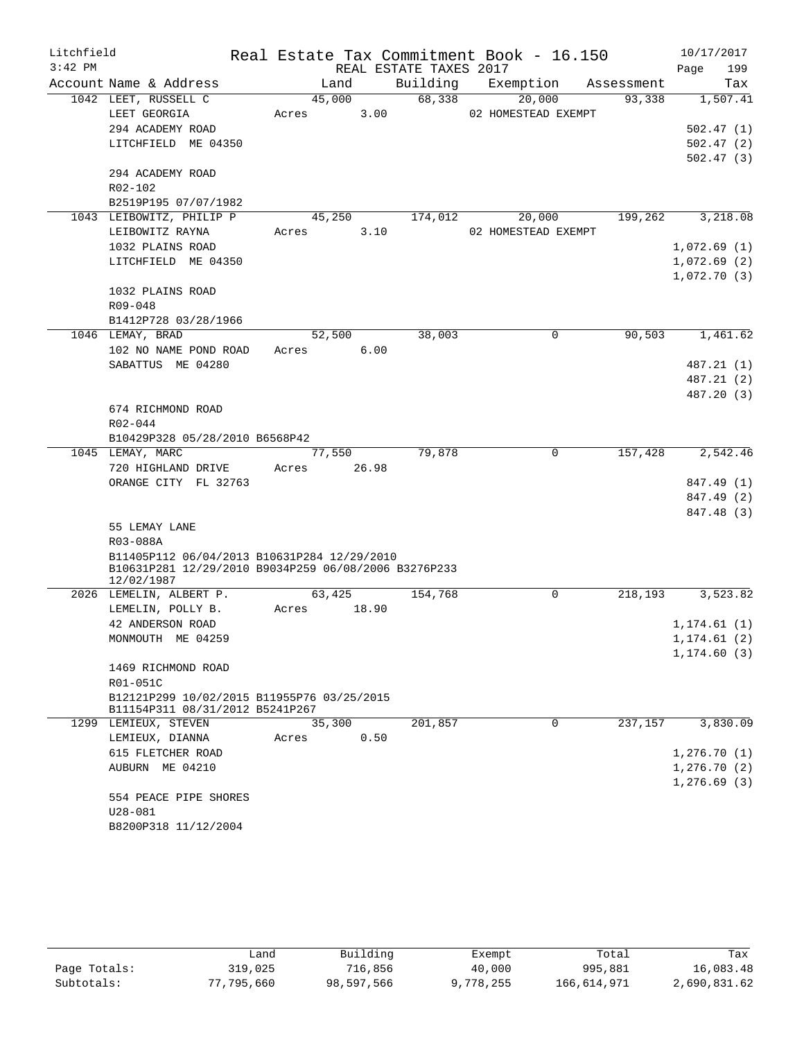Litchfield
3:42 PM

Real Estate Tax Commitment Book - 16.150
REAL ESTATE TAXES 2017

10/17/2017

| Account | Name & Address | Land | Building | Exemption | Assessment | Tax |
|---|---|---|---|---|---|---|
| 1042 | LEET, RUSSELL C | 45,000 | 68,338 | 20,000 | 93,338 | 1,507.41 |
| | LEET GEORGIA | Acres 3.00 | | 02 HOMESTEAD EXEMPT | | |
| | 294 ACADEMY ROAD | | | | | 502.47 (1) |
| | LITCHFIELD ME 04350 | | | | | 502.47 (2) |
| | | | | | | 502.47 (3) |
| | 294 ACADEMY ROAD | | | | | |
| | R02-102 | | | | | |
| | B2519P195 07/07/1982 | | | | | |
| 1043 | LEIBOWITZ, PHILIP P | 45,250 | 174,012 | 20,000 | 199,262 | 3,218.08 |
| | LEIBOWITZ RAYNA | Acres 3.10 | | 02 HOMESTEAD EXEMPT | | |
| | 1032 PLAINS ROAD | | | | | 1,072.69 (1) |
| | LITCHFIELD ME 04350 | | | | | 1,072.69 (2) |
| | | | | | | 1,072.70 (3) |
| | 1032 PLAINS ROAD | | | | | |
| | R09-048 | | | | | |
| | B1412P728 03/28/1966 | | | | | |
| 1046 | LEMAY, BRAD | 52,500 | 38,003 | 0 | 90,503 | 1,461.62 |
| | 102 NO NAME POND ROAD | Acres 6.00 | | | | |
| | SABATTUS ME 04280 | | | | | 487.21 (1) |
| | | | | | | 487.21 (2) |
| | | | | | | 487.20 (3) |
| | 674 RICHMOND ROAD | | | | | |
| | R02-044 | | | | | |
| | B10429P328 05/28/2010 B6568P42 | | | | | |
| 1045 | LEMAY, MARC | 77,550 | 79,878 | 0 | 157,428 | 2,542.46 |
| | 720 HIGHLAND DRIVE | Acres 26.98 | | | | |
| | ORANGE CITY FL 32763 | | | | | 847.49 (1) |
| | | | | | | 847.49 (2) |
| | | | | | | 847.48 (3) |
| | 55 LEMAY LANE | | | | | |
| | R03-088A | | | | | |
| | B11405P112 06/04/2013 B10631P284 12/29/2010 B10631P281 12/29/2010 B9034P259 06/08/2006 B3276P233 12/02/1987 | | | | | |
| 2026 | LEMELIN, ALBERT P. | 63,425 | 154,768 | 0 | 218,193 | 3,523.82 |
| | LEMELIN, POLLY B. | Acres 18.90 | | | | |
| | 42 ANDERSON ROAD | | | | | 1,174.61 (1) |
| | MONMOUTH ME 04259 | | | | | 1,174.61 (2) |
| | | | | | | 1,174.60 (3) |
| | 1469 RICHMOND ROAD | | | | | |
| | R01-051C | | | | | |
| | B12121P299 10/02/2015 B11955P76 03/25/2015 B11154P311 08/31/2012 B5241P267 | | | | | |
| 1299 | LEMIEUX, STEVEN | 35,300 | 201,857 | 0 | 237,157 | 3,830.09 |
| | LEMIEUX, DIANNA | Acres 0.50 | | | | |
| | 615 FLETCHER ROAD | | | | | 1,276.70 (1) |
| | AUBURN ME 04210 | | | | | 1,276.70 (2) |
| | | | | | | 1,276.69 (3) |
| | 554 PEACE PIPE SHORES | | | | | |
| | U28-081 | | | | | |
| | B8200P318 11/12/2004 | | | | | |

| | Land | Building | Exempt | Total | Tax |
|---|---|---|---|---|---|
| Page Totals: | 319,025 | 716,856 | 40,000 | 995,881 | 16,083.48 |
| Subtotals: | 77,795,660 | 98,597,566 | 9,778,255 | 166,614,971 | 2,690,831.62 |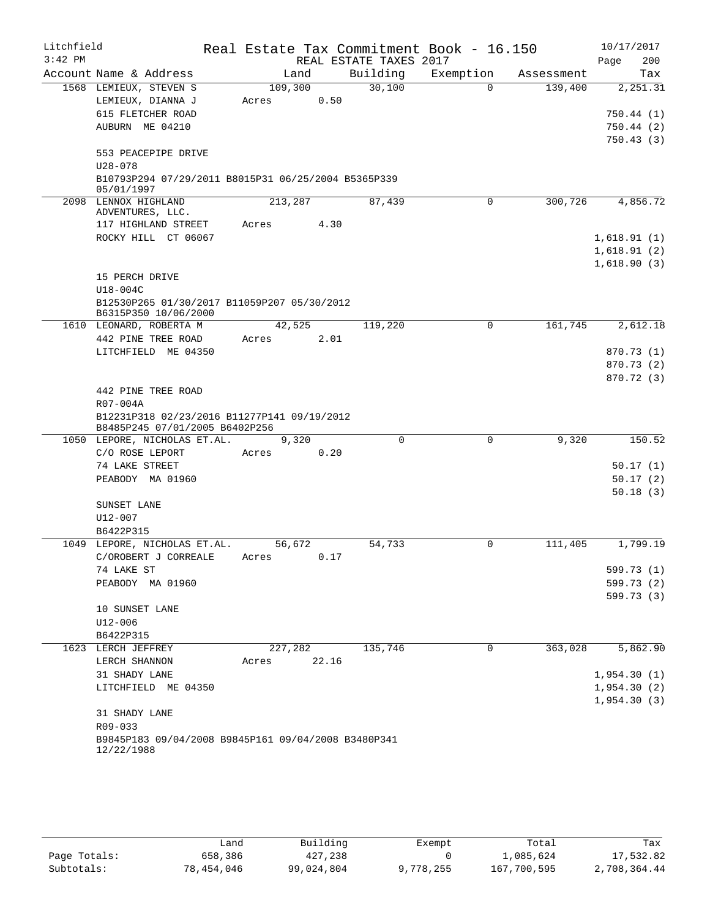Litchfield | Real Estate Tax Commitment Book - 16.150 | 10/17/2017
3:42 PM | REAL ESTATE TAXES 2017 | Page 200

| Account | Name & Address | Land | Building | Exemption | Assessment | Tax |
|---|---|---|---|---|---|---|
| 1568 | LEMIEUX, STEVEN S | 109,300 | 30,100 | 0 | 139,400 | 2,251.31 |
| | LEMIEUX, DIANNA J | Acres 0.50 | | | | |
| | 615 FLETCHER ROAD | | | | | 750.44 (1) |
| | AUBURN ME 04210 | | | | | 750.44 (2) |
| | | | | | | 750.43 (3) |
| | 553 PEACEPIPE DRIVE | | | | | |
| | U28-078 | | | | | |
| | B10793P294 07/29/2011 B8015P31 06/25/2004 B5365P339 05/01/1997 | | | | | |
| 2098 | LENNOX HIGHLAND ADVENTURES, LLC. | 213,287 | 87,439 | 0 | 300,726 | 4,856.72 |
| | 117 HIGHLAND STREET | Acres 4.30 | | | | |
| | ROCKY HILL CT 06067 | | | | | 1,618.91 (1) |
| | | | | | | 1,618.91 (2) |
| | | | | | | 1,618.90 (3) |
| | 15 PERCH DRIVE | | | | | |
| | U18-004C | | | | | |
| | B12530P265 01/30/2017 B11059P207 05/30/2012 B6315P350 10/06/2000 | | | | | |
| 1610 | LEONARD, ROBERTA M | 42,525 | 119,220 | 0 | 161,745 | 2,612.18 |
| | 442 PINE TREE ROAD | Acres 2.01 | | | | |
| | LITCHFIELD ME 04350 | | | | | 870.73 (1) |
| | | | | | | 870.73 (2) |
| | | | | | | 870.72 (3) |
| | 442 PINE TREE ROAD | | | | | |
| | R07-004A | | | | | |
| | B12231P318 02/23/2016 B11277P141 09/19/2012 B8485P245 07/01/2005 B6402P256 | | | | | |
| 1050 | LEPORE, NICHOLAS ET.AL. | 9,320 | 0 | 0 | 9,320 | 150.52 |
| | C/O ROSE LEPORT | Acres 0.20 | | | | |
| | 74 LAKE STREET | | | | | 50.17 (1) |
| | PEABODY MA 01960 | | | | | 50.17 (2) |
| | | | | | | 50.18 (3) |
| | SUNSET LANE | | | | | |
| | U12-007 | | | | | |
| | B6422P315 | | | | | |
| 1049 | LEPORE, NICHOLAS ET.AL. | 56,672 | 54,733 | 0 | 111,405 | 1,799.19 |
| | C/OROBERT J CORREALE | Acres 0.17 | | | | |
| | 74 LAKE ST | | | | | 599.73 (1) |
| | PEABODY MA 01960 | | | | | 599.73 (2) |
| | | | | | | 599.73 (3) |
| | 10 SUNSET LANE | | | | | |
| | U12-006 | | | | | |
| | B6422P315 | | | | | |
| 1623 | LERCH JEFFREY | 227,282 | 135,746 | 0 | 363,028 | 5,862.90 |
| | LERCH SHANNON | Acres 22.16 | | | | |
| | 31 SHADY LANE | | | | | 1,954.30 (1) |
| | LITCHFIELD ME 04350 | | | | | 1,954.30 (2) |
| | | | | | | 1,954.30 (3) |
| | 31 SHADY LANE | | | | | |
| | R09-033 | | | | | |
| | B9845P183 09/04/2008 B9845P161 09/04/2008 B3480P341 12/22/1988 | | | | | |

| | Land | Building | Exempt | Total | Tax |
|---|---|---|---|---|---|
| Page Totals: | 658,386 | 427,238 | 0 | 1,085,624 | 17,532.82 |
| Subtotals: | 78,454,046 | 99,024,804 | 9,778,255 | 167,700,595 | 2,708,364.44 |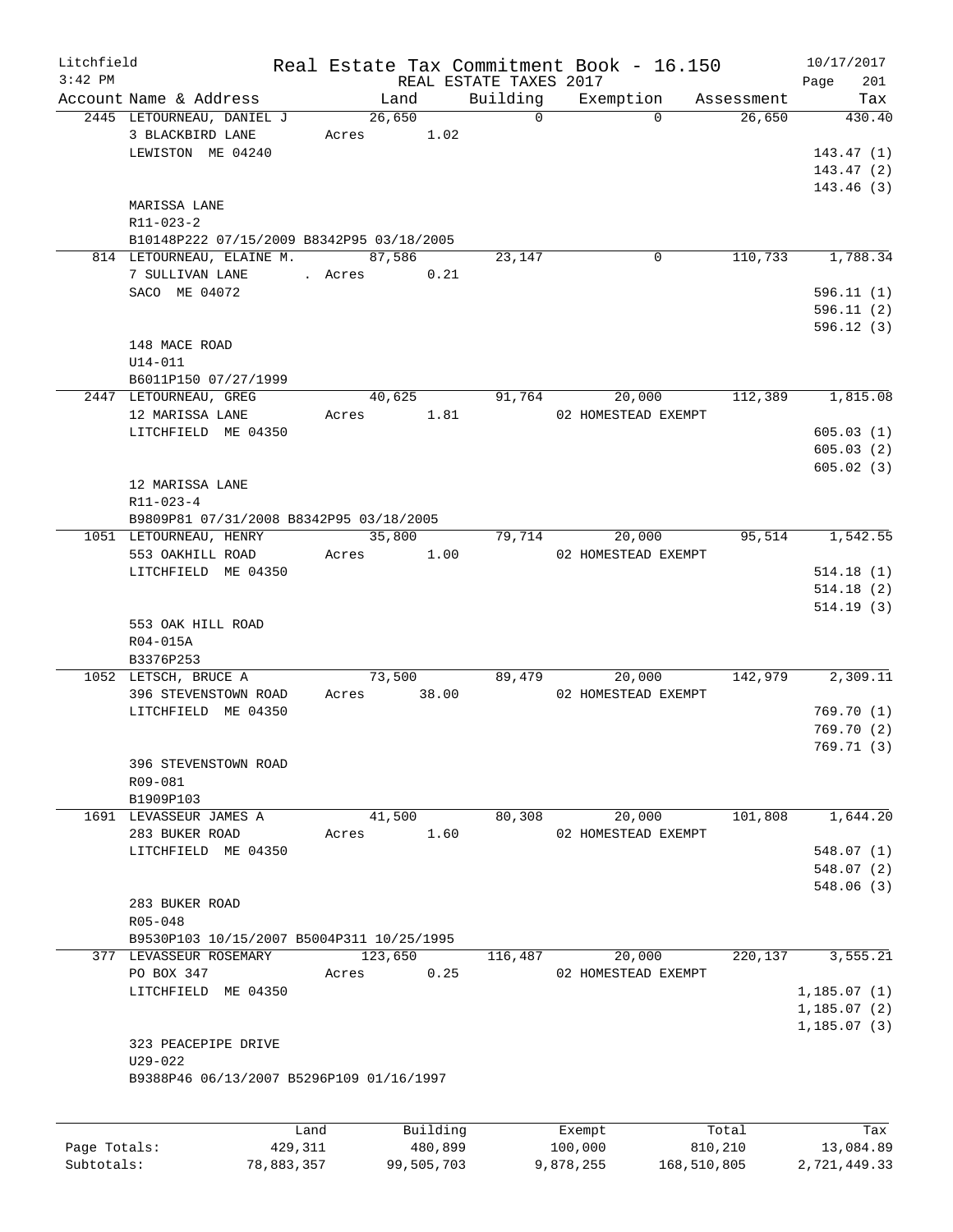Litchfield
3:42 PM

# Real Estate Tax Commitment Book - 16.150

REAL ESTATE TAXES 2017

10/17/2017

| Account Name & Address | Land | Building | Exemption | Assessment | Tax |
|---|---|---|---|---|---|
| 2445 LETOURNEAU, DANIEL J | 26,650 | 0 | 0 | 26,650 | 430.40 |
| 3 BLACKBIRD LANE | Acres 1.02 | | | | |
| LEWISTON ME 04240 | | | | | 143.47 (1) |
| | | | | | 143.47 (2) |
| | | | | | 143.46 (3) |
| MARISSA LANE | | | | | |
| R11-023-2 | | | | | |
| B10148P222 07/15/2009 B8342P95 03/18/2005 | | | | | |
| 814 LETOURNEAU, ELAINE M. | 87,586 | 23,147 | 0 | 110,733 | 1,788.34 |
| 7 SULLIVAN LANE | . Acres 0.21 | | | | |
| SACO ME 04072 | | | | | 596.11 (1) |
| | | | | | 596.11 (2) |
| | | | | | 596.12 (3) |
| 148 MACE ROAD | | | | | |
| U14-011 | | | | | |
| B6011P150 07/27/1999 | | | | | |
| 2447 LETOURNEAU, GREG | 40,625 | 91,764 | 20,000 | 112,389 | 1,815.08 |
| 12 MARISSA LANE | Acres 1.81 | | 02 HOMESTEAD EXEMPT | | |
| LITCHFIELD ME 04350 | | | | | 605.03 (1) |
| | | | | | 605.03 (2) |
| | | | | | 605.02 (3) |
| 12 MARISSA LANE | | | | | |
| R11-023-4 | | | | | |
| B9809P81 07/31/2008 B8342P95 03/18/2005 | | | | | |
| 1051 LETOURNEAU, HENRY | 35,800 | 79,714 | 20,000 | 95,514 | 1,542.55 |
| 553 OAKHILL ROAD | Acres 1.00 | | 02 HOMESTEAD EXEMPT | | |
| LITCHFIELD ME 04350 | | | | | 514.18 (1) |
| | | | | | 514.18 (2) |
| | | | | | 514.19 (3) |
| 553 OAK HILL ROAD | | | | | |
| R04-015A | | | | | |
| B3376P253 | | | | | |
| 1052 LETSCH, BRUCE A | 73,500 | 89,479 | 20,000 | 142,979 | 2,309.11 |
| 396 STEVENSTOWN ROAD | Acres 38.00 | | 02 HOMESTEAD EXEMPT | | |
| LITCHFIELD ME 04350 | | | | | 769.70 (1) |
| | | | | | 769.70 (2) |
| | | | | | 769.71 (3) |
| 396 STEVENSTOWN ROAD | | | | | |
| R09-081 | | | | | |
| B1909P103 | | | | | |
| 1691 LEVASSEUR JAMES A | 41,500 | 80,308 | 20,000 | 101,808 | 1,644.20 |
| 283 BUKER ROAD | Acres 1.60 | | 02 HOMESTEAD EXEMPT | | |
| LITCHFIELD ME 04350 | | | | | 548.07 (1) |
| | | | | | 548.07 (2) |
| | | | | | 548.06 (3) |
| 283 BUKER ROAD | | | | | |
| R05-048 | | | | | |
| B9530P103 10/15/2007 B5004P311 10/25/1995 | | | | | |
| 377 LEVASSEUR ROSEMARY | 123,650 | 116,487 | 20,000 | 220,137 | 3,555.21 |
| PO BOX 347 | Acres 0.25 | | 02 HOMESTEAD EXEMPT | | |
| LITCHFIELD ME 04350 | | | | | 1,185.07 (1) |
| | | | | | 1,185.07 (2) |
| | | | | | 1,185.07 (3) |
| 323 PEACEPIPE DRIVE | | | | | |
| U29-022 | | | | | |
| B9388P46 06/13/2007 B5296P109 01/16/1997 | | | | | |

| | Land | Building | Exempt | Total | Tax |
|---|---|---|---|---|---|
| Page Totals: | 429,311 | 480,899 | 100,000 | 810,210 | 13,084.89 |
| Subtotals: | 78,883,357 | 99,505,703 | 9,878,255 | 168,510,805 | 2,721,449.33 |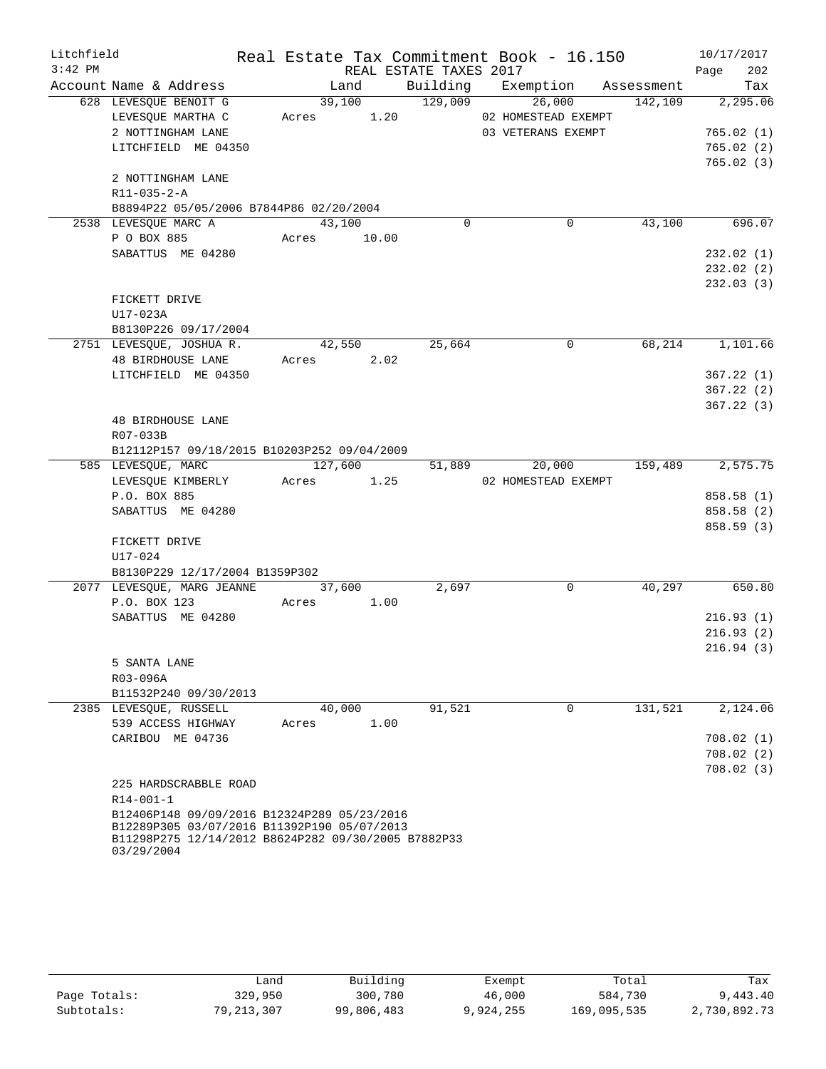Litchfield
3:42 PM

Real Estate Tax Commitment Book - 16.150
REAL ESTATE TAXES 2017

10/17/2017

| Account Name & Address | Land | Building | Exemption | Assessment | Tax |
|---|---|---|---|---|---|
| 628 LEVESQUE BENOIT G | 39,100 | 129,009 | 26,000 | 142,109 | 2,295.06 |
| LEVESQUE MARTHA C | Acres 1.20 | | 02 HOMESTEAD EXEMPT | | |
| 2 NOTTINGHAM LANE | | | 03 VETERANS EXEMPT | | 765.02 (1) |
| LITCHFIELD ME 04350 | | | | | 765.02 (2) |
| | | | | | 765.02 (3) |
| 2 NOTTINGHAM LANE | | | | | |
| R11-035-2-A | | | | | |
| B8894P22 05/05/2006 B7844P86 02/20/2004 | | | | | |
| 2538 LEVESQUE MARC A | 43,100 | 0 | 0 | 43,100 | 696.07 |
| P O BOX 885 | Acres 10.00 | | | | |
| SABATTUS ME 04280 | | | | | 232.02 (1) |
| | | | | | 232.02 (2) |
| | | | | | 232.03 (3) |
| FICKETT DRIVE | | | | | |
| U17-023A | | | | | |
| B8130P226 09/17/2004 | | | | | |
| 2751 LEVESQUE, JOSHUA R. | 42,550 | 25,664 | 0 | 68,214 | 1,101.66 |
| 48 BIRDHOUSE LANE | Acres 2.02 | | | | |
| LITCHFIELD ME 04350 | | | | | 367.22 (1) |
| | | | | | 367.22 (2) |
| | | | | | 367.22 (3) |
| 48 BIRDHOUSE LANE | | | | | |
| R07-033B | | | | | |
| B12112P157 09/18/2015 B10203P252 09/04/2009 | | | | | |
| 585 LEVESQUE, MARC | 127,600 | 51,889 | 20,000 | 159,489 | 2,575.75 |
| LEVESQUE KIMBERLY | Acres 1.25 | | 02 HOMESTEAD EXEMPT | | |
| P.O. BOX 885 | | | | | 858.58 (1) |
| SABATTUS ME 04280 | | | | | 858.58 (2) |
| | | | | | 858.59 (3) |
| FICKETT DRIVE | | | | | |
| U17-024 | | | | | |
| B8130P229 12/17/2004 B1359P302 | | | | | |
| 2077 LEVESQUE, MARG JEANNE | 37,600 | 2,697 | 0 | 40,297 | 650.80 |
| P.O. BOX 123 | Acres 1.00 | | | | |
| SABATTUS ME 04280 | | | | | 216.93 (1) |
| | | | | | 216.93 (2) |
| | | | | | 216.94 (3) |
| 5 SANTA LANE | | | | | |
| R03-096A | | | | | |
| B11532P240 09/30/2013 | | | | | |
| 2385 LEVESQUE, RUSSELL | 40,000 | 91,521 | 0 | 131,521 | 2,124.06 |
| 539 ACCESS HIGHWAY | Acres 1.00 | | | | |
| CARIBOU ME 04736 | | | | | 708.02 (1) |
| | | | | | 708.02 (2) |
| | | | | | 708.02 (3) |
| 225 HARDSCRABBLE ROAD | | | | | |
| R14-001-1 | | | | | |
| B12406P148 09/09/2016 B12324P289 05/23/2016 B12289P305 03/07/2016 B11392P190 05/07/2013 B11298P275 12/14/2012 B8624P282 09/30/2005 B7882P33 03/29/2004 | | | | | |

| | Land | Building | Exempt | Total | Tax |
|---|---|---|---|---|---|
| Page Totals: | 329,950 | 300,780 | 46,000 | 584,730 | 9,443.40 |
| Subtotals: | 79,213,307 | 99,806,483 | 9,924,255 | 169,095,535 | 2,730,892.73 |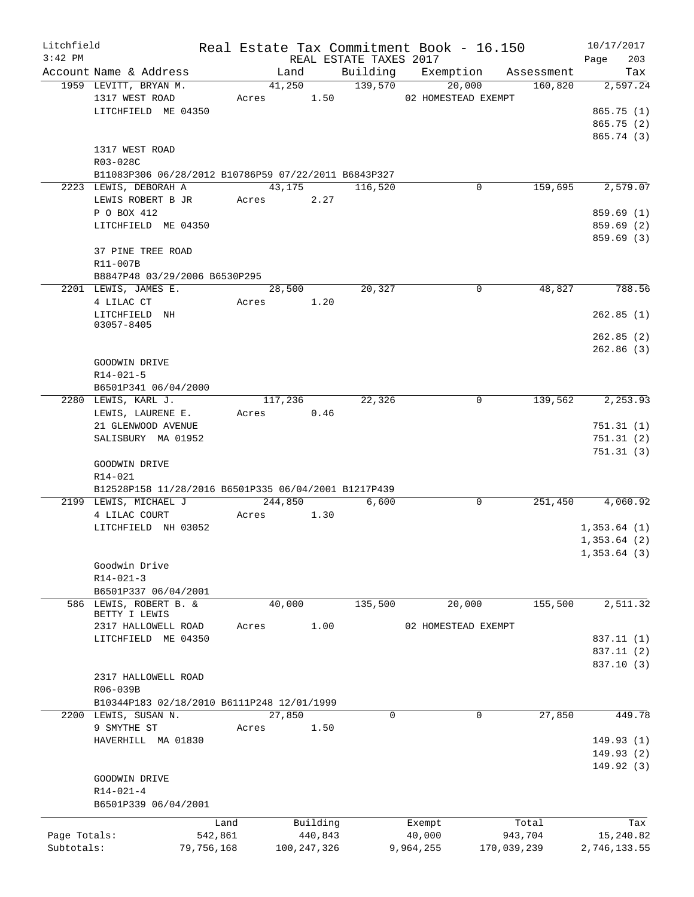Litchfield
3:42 PM

Real Estate Tax Commitment Book - 16.150
REAL ESTATE TAXES 2017

10/17/2017

| Account Name & Address | Land | Building | Exemption | Assessment | Tax |
|---|---|---|---|---|---|
| 1959 LEVITT, BRYAN M. | 41,250 | 139,570 | 20,000 | 160,820 | 2,597.24 |
| 1317 WEST ROAD | Acres 1.50 | | 02 HOMESTEAD EXEMPT | | |
| LITCHFIELD ME 04350 | | | | | 865.75 (1) |
| | | | | | 865.75 (2) |
| | | | | | 865.74 (3) |
| 1317 WEST ROAD | | | | | |
| R03-028C | | | | | |
| B11083P306 06/28/2012 B10786P59 07/22/2011 B6843P327 | | | | | |
| 2223 LEWIS, DEBORAH A | 43,175 | 116,520 | 0 | 159,695 | 2,579.07 |
| LEWIS ROBERT B JR | Acres 2.27 | | | | |
| P O BOX 412 | | | | | 859.69 (1) |
| LITCHFIELD ME 04350 | | | | | 859.69 (2) |
| | | | | | 859.69 (3) |
| 37 PINE TREE ROAD | | | | | |
| R11-007B | | | | | |
| B8847P48 03/29/2006 B6530P295 | | | | | |
| 2201 LEWIS, JAMES E. | 28,500 | 20,327 | 0 | 48,827 | 788.56 |
| 4 LILAC CT | Acres 1.20 | | | | |
| LITCHFIELD NH 03057-8405 | | | | | 262.85 (1) |
| | | | | | 262.85 (2) |
| | | | | | 262.86 (3) |
| GOODWIN DRIVE | | | | | |
| R14-021-5 | | | | | |
| B6501P341 06/04/2000 | | | | | |
| 2280 LEWIS, KARL J. | 117,236 | 22,326 | 0 | 139,562 | 2,253.93 |
| LEWIS, LAURENE E. | Acres 0.46 | | | | |
| 21 GLENWOOD AVENUE | | | | | 751.31 (1) |
| SALISBURY MA 01952 | | | | | 751.31 (2) |
| | | | | | 751.31 (3) |
| GOODWIN DRIVE | | | | | |
| R14-021 | | | | | |
| B12528P158 11/28/2016 B6501P335 06/04/2001 B1217P439 | | | | | |
| 2199 LEWIS, MICHAEL J | 244,850 | 6,600 | 0 | 251,450 | 4,060.92 |
| 4 LILAC COURT | Acres 1.30 | | | | |
| LITCHFIELD NH 03052 | | | | | 1,353.64 (1) |
| | | | | | 1,353.64 (2) |
| | | | | | 1,353.64 (3) |
| Goodwin Drive | | | | | |
| R14-021-3 | | | | | |
| B6501P337 06/04/2001 | | | | | |
| 586 LEWIS, ROBERT B. & BETTY I LEWIS | 40,000 | 135,500 | 20,000 | 155,500 | 2,511.32 |
| 2317 HALLOWELL ROAD | Acres 1.00 | | 02 HOMESTEAD EXEMPT | | |
| LITCHFIELD ME 04350 | | | | | 837.11 (1) |
| | | | | | 837.11 (2) |
| | | | | | 837.10 (3) |
| 2317 HALLOWELL ROAD | | | | | |
| R06-039B | | | | | |
| B10344P183 02/18/2010 B6111P248 12/01/1999 | | | | | |
| 2200 LEWIS, SUSAN N. | 27,850 | 0 | 0 | 27,850 | 449.78 |
| 9 SMYTHE ST | Acres 1.50 | | | | |
| HAVERHILL MA 01830 | | | | | 149.93 (1) |
| | | | | | 149.93 (2) |
| | | | | | 149.92 (3) |
| GOODWIN DRIVE | | | | | |
| R14-021-4 | | | | | |
| B6501P339 06/04/2001 | | | | | |

| | Land | Building | Exempt | Total | Tax |
|---|---|---|---|---|---|
| Page Totals: | 542,861 | 440,843 | 40,000 | 943,704 | 15,240.82 |
| Subtotals: | 79,756,168 | 100,247,326 | 9,964,255 | 170,039,239 | 2,746,133.55 |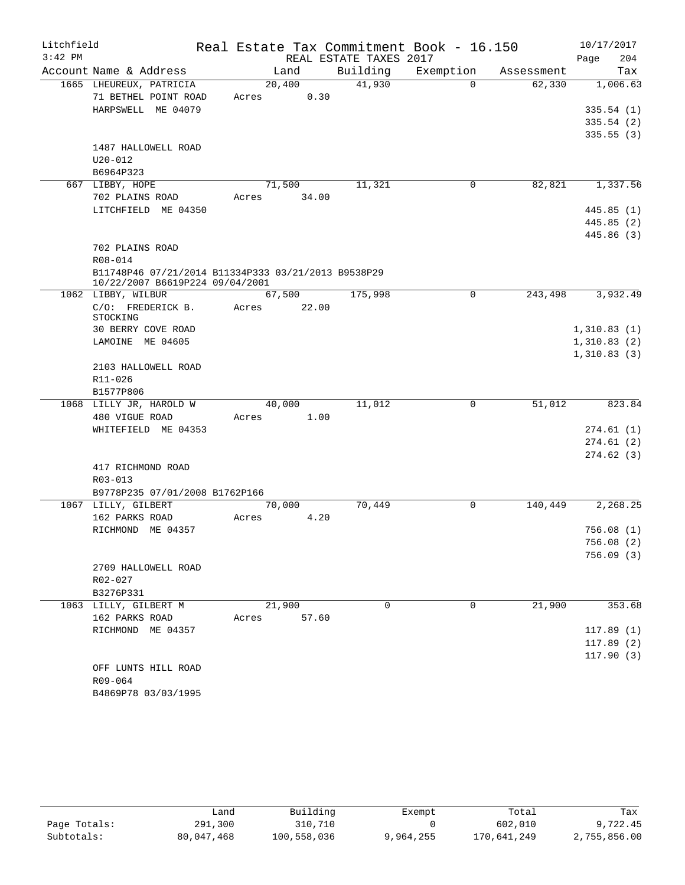Litchfield
3:42 PM

# Real Estate Tax Commitment Book - 16.150

REAL ESTATE TAXES 2017

10/17/2017

| Account Name & Address | Land | Building | Exemption | Assessment | Tax |
|---|---|---|---|---|---|
| 1665 LHEUREUX, PATRICIA | 20,400 | 41,930 | 0 | 62,330 | 1,006.63 |
| 71 BETHEL POINT ROAD | Acres 0.30 | | | | |
| HARPSWELL ME 04079 | | | | | 335.54 (1) |
| | | | | | 335.54 (2) |
| | | | | | 335.55 (3) |
| 1487 HALLOWELL ROAD | | | | | |
| U20-012 | | | | | |
| B6964P323 | | | | | |
| 667 LIBBY, HOPE | 71,500 | 11,321 | 0 | 82,821 | 1,337.56 |
| 702 PLAINS ROAD | Acres 34.00 | | | | |
| LITCHFIELD ME 04350 | | | | | 445.85 (1) |
| | | | | | 445.85 (2) |
| | | | | | 445.86 (3) |
| 702 PLAINS ROAD | | | | | |
| R08-014 | | | | | |
| B11748P46 07/21/2014 B11334P333 03/21/2013 B9538P29 10/22/2007 B6619P224 09/04/2001 | | | | | |
| 1062 LIBBY, WILBUR | 67,500 | 175,998 | 0 | 243,498 | 3,932.49 |
| C/O: FREDERICK B. STOCKING | Acres 22.00 | | | | |
| 30 BERRY COVE ROAD | | | | | 1,310.83 (1) |
| LAMOINE ME 04605 | | | | | 1,310.83 (2) |
| | | | | | 1,310.83 (3) |
| 2103 HALLOWELL ROAD | | | | | |
| R11-026 | | | | | |
| B1577P806 | | | | | |
| 1068 LILLY JR, HAROLD W | 40,000 | 11,012 | 0 | 51,012 | 823.84 |
| 480 VIGUE ROAD | Acres 1.00 | | | | |
| WHITEFIELD ME 04353 | | | | | 274.61 (1) |
| | | | | | 274.61 (2) |
| | | | | | 274.62 (3) |
| 417 RICHMOND ROAD | | | | | |
| R03-013 | | | | | |
| B9778P235 07/01/2008 B1762P166 | | | | | |
| 1067 LILLY, GILBERT | 70,000 | 70,449 | 0 | 140,449 | 2,268.25 |
| 162 PARKS ROAD | Acres 4.20 | | | | |
| RICHMOND ME 04357 | | | | | 756.08 (1) |
| | | | | | 756.08 (2) |
| | | | | | 756.09 (3) |
| 2709 HALLOWELL ROAD | | | | | |
| R02-027 | | | | | |
| B3276P331 | | | | | |
| 1063 LILLY, GILBERT M | 21,900 | 0 | 0 | 21,900 | 353.68 |
| 162 PARKS ROAD | Acres 57.60 | | | | |
| RICHMOND ME 04357 | | | | | 117.89 (1) |
| | | | | | 117.89 (2) |
| | | | | | 117.90 (3) |
| OFF LUNTS HILL ROAD | | | | | |
| R09-064 | | | | | |
| B4869P78 03/03/1995 | | | | | |

| | Land | Building | Exempt | Total | Tax |
|---|---|---|---|---|---|
| Page Totals: | 291,300 | 310,710 | 0 | 602,010 | 9,722.45 |
| Subtotals: | 80,047,468 | 100,558,036 | 9,964,255 | 170,641,249 | 2,755,856.00 |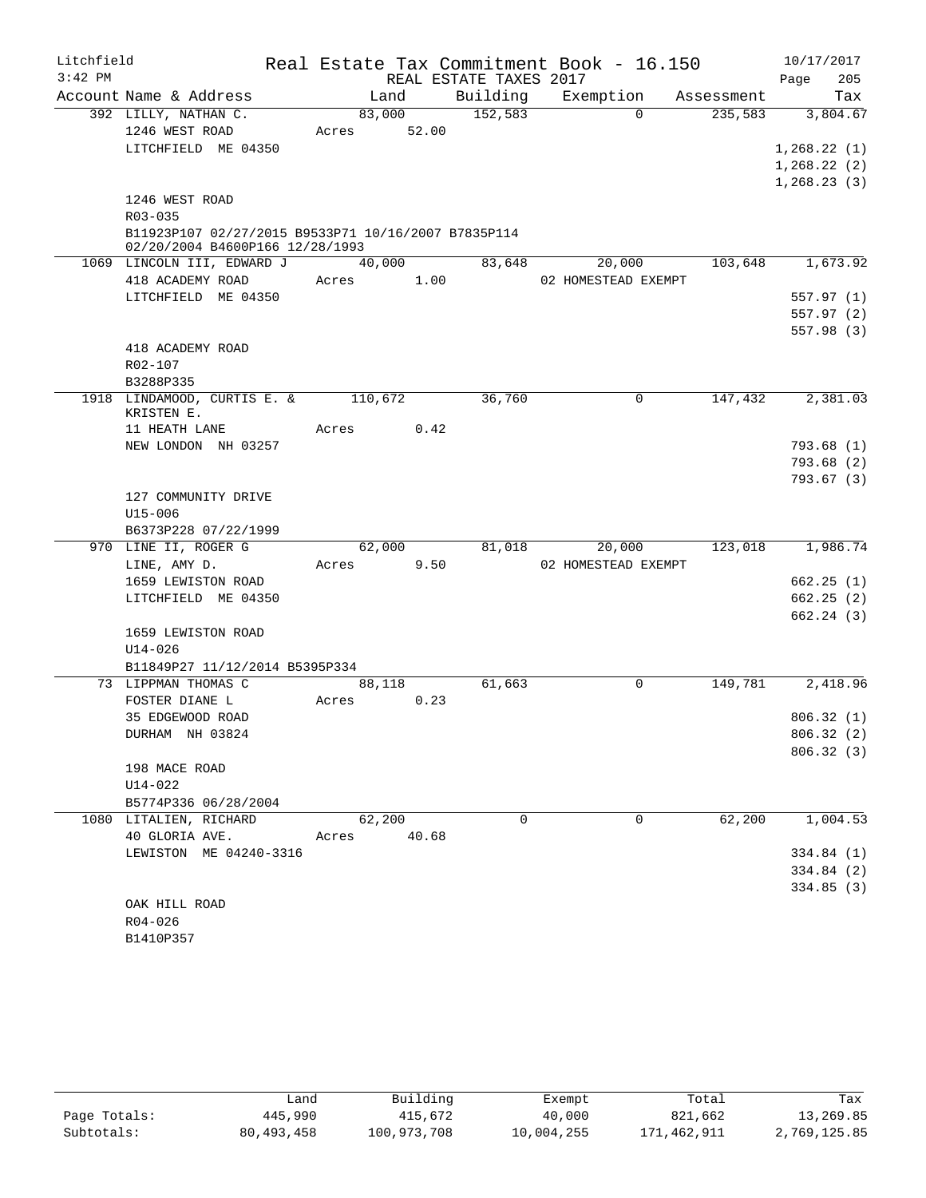Litchfield 3:42 PM — Real Estate Tax Commitment Book - 16.150 — REAL ESTATE TAXES 2017 — 10/17/2017

| Account | Name & Address | Land | Building | Exemption | Assessment | Tax |
|---|---|---|---|---|---|---|
| 392 | LILLY, NATHAN C. | 83,000 | 152,583 | 0 | 235,583 | 3,804.67 |
| | 1246 WEST ROAD | Acres 52.00 | | | | |
| | LITCHFIELD ME 04350 | | | | | 1,268.22 (1) |
| | | | | | | 1,268.22 (2) |
| | | | | | | 1,268.23 (3) |
| | 1246 WEST ROAD | | | | | |
| | R03-035 | | | | | |
| | B11923P107 02/27/2015 B9533P71 10/16/2007 B7835P114 02/20/2004 B4600P166 12/28/1993 | | | | | |
| 1069 | LINCOLN III, EDWARD J | 40,000 | 83,648 | 20,000 | 103,648 | 1,673.92 |
| | 418 ACADEMY ROAD | Acres 1.00 | | 02 HOMESTEAD EXEMPT | | |
| | LITCHFIELD ME 04350 | | | | | 557.97 (1) |
| | | | | | | 557.97 (2) |
| | | | | | | 557.98 (3) |
| | 418 ACADEMY ROAD | | | | | |
| | R02-107 | | | | | |
| | B3288P335 | | | | | |
| 1918 | LINDAMOOD, CURTIS E. & KRISTEN E. | 110,672 | 36,760 | 0 | 147,432 | 2,381.03 |
| | 11 HEATH LANE | Acres 0.42 | | | | |
| | NEW LONDON NH 03257 | | | | | 793.68 (1) |
| | | | | | | 793.68 (2) |
| | | | | | | 793.67 (3) |
| | 127 COMMUNITY DRIVE | | | | | |
| | U15-006 | | | | | |
| | B6373P228 07/22/1999 | | | | | |
| 970 | LINE II, ROGER G | 62,000 | 81,018 | 20,000 | 123,018 | 1,986.74 |
| | LINE, AMY D. | Acres 9.50 | | 02 HOMESTEAD EXEMPT | | |
| | 1659 LEWISTON ROAD | | | | | 662.25 (1) |
| | LITCHFIELD ME 04350 | | | | | 662.25 (2) |
| | | | | | | 662.24 (3) |
| | 1659 LEWISTON ROAD | | | | | |
| | U14-026 | | | | | |
| | B11849P27 11/12/2014 B5395P334 | | | | | |
| 73 | LIPPMAN THOMAS C | 88,118 | 61,663 | 0 | 149,781 | 2,418.96 |
| | FOSTER DIANE L | Acres 0.23 | | | | |
| | 35 EDGEWOOD ROAD | | | | | 806.32 (1) |
| | DURHAM NH 03824 | | | | | 806.32 (2) |
| | | | | | | 806.32 (3) |
| | 198 MACE ROAD | | | | | |
| | U14-022 | | | | | |
| | B5774P336 06/28/2004 | | | | | |
| 1080 | LITALIEN, RICHARD | 62,200 | 0 | 0 | 62,200 | 1,004.53 |
| | 40 GLORIA AVE. | Acres 40.68 | | | | |
| | LEWISTON ME 04240-3316 | | | | | 334.84 (1) |
| | | | | | | 334.84 (2) |
| | | | | | | 334.85 (3) |
| | OAK HILL ROAD | | | | | |
| | R04-026 | | | | | |
| | B1410P357 | | | | | |

| | Land | Building | Exempt | Total | Tax |
|---|---|---|---|---|---|
| Page Totals: | 445,990 | 415,672 | 40,000 | 821,662 | 13,269.85 |
| Subtotals: | 80,493,458 | 100,973,708 | 10,004,255 | 171,462,911 | 2,769,125.85 |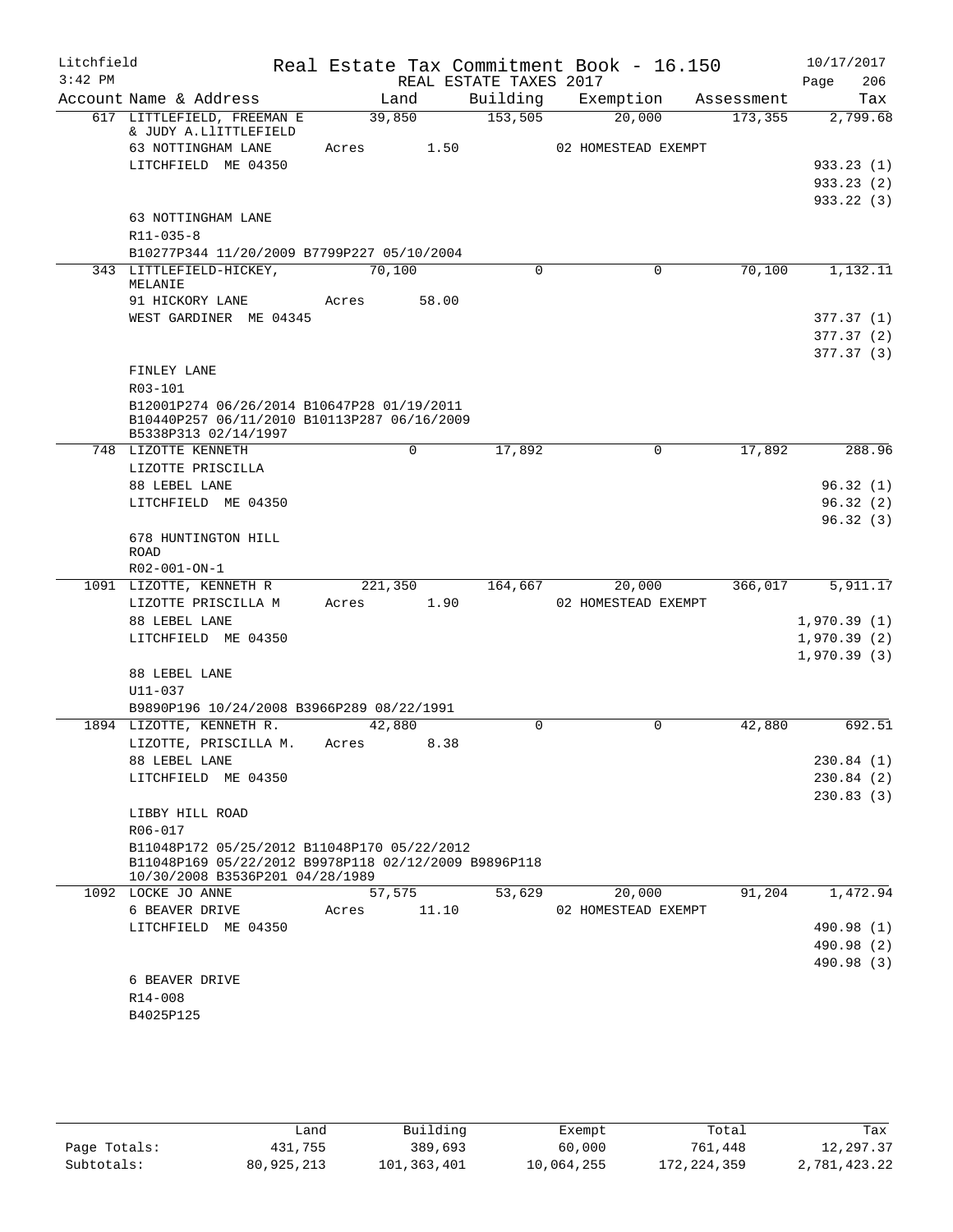Litchfield                Real Estate Tax Commitment Book - 16.150                10/17/2017
3:42 PM                        REAL ESTATE TAXES 2017

| Account Name & Address | Land | Building | Exemption | Assessment | Tax |
|---|---|---|---|---|---|
| 617 LITTLEFIELD, FREEMAN E & JUDY A.LlITTLEFIELD | 39,850 | 153,505 | 20,000 | 173,355 | 2,799.68 |
| 63 NOTTINGHAM LANE | Acres 1.50 | | 02 HOMESTEAD EXEMPT | | |
| LITCHFIELD ME 04350 | | | | | 933.23 (1) |
| | | | | | 933.23 (2) |
| | | | | | 933.22 (3) |
| 63 NOTTINGHAM LANE | | | | | |
| R11-035-8 | | | | | |
| B10277P344 11/20/2009 B7799P227 05/10/2004 | | | | | |
| 343 LITTLEFIELD-HICKEY, MELANIE | 70,100 | 0 | 0 | 70,100 | 1,132.11 |
| 91 HICKORY LANE | Acres 58.00 | | | | |
| WEST GARDINER ME 04345 | | | | | 377.37 (1) |
| | | | | | 377.37 (2) |
| | | | | | 377.37 (3) |
| FINLEY LANE | | | | | |
| R03-101 | | | | | |
| B12001P274 06/26/2014 B10647P28 01/19/2011 B10440P257 06/11/2010 B10113P287 06/16/2009 B5338P313 02/14/1997 | | | | | |
| 748 LIZOTTE KENNETH | 0 | 17,892 | 0 | 17,892 | 288.96 |
| LIZOTTE PRISCILLA | | | | | |
| 88 LEBEL LANE | | | | | 96.32 (1) |
| LITCHFIELD ME 04350 | | | | | 96.32 (2) |
| | | | | | 96.32 (3) |
| 678 HUNTINGTON HILL ROAD | | | | | |
| R02-001-ON-1 | | | | | |
| 1091 LIZOTTE, KENNETH R | 221,350 | 164,667 | 20,000 | 366,017 | 5,911.17 |
| LIZOTTE PRISCILLA M | Acres 1.90 | | 02 HOMESTEAD EXEMPT | | |
| 88 LEBEL LANE | | | | | 1,970.39 (1) |
| LITCHFIELD ME 04350 | | | | | 1,970.39 (2) |
| | | | | | 1,970.39 (3) |
| 88 LEBEL LANE | | | | | |
| U11-037 | | | | | |
| B9890P196 10/24/2008 B3966P289 08/22/1991 | | | | | |
| 1894 LIZOTTE, KENNETH R. | 42,880 | 0 | 0 | 42,880 | 692.51 |
| LIZOTTE, PRISCILLA M. | Acres 8.38 | | | | |
| 88 LEBEL LANE | | | | | 230.84 (1) |
| LITCHFIELD ME 04350 | | | | | 230.84 (2) |
| | | | | | 230.83 (3) |
| LIBBY HILL ROAD | | | | | |
| R06-017 | | | | | |
| B11048P172 05/25/2012 B11048P170 05/22/2012 B11048P169 05/22/2012 B9978P118 02/12/2009 B9896P118 10/30/2008 B3536P201 04/28/1989 | | | | | |
| 1092 LOCKE JO ANNE | 57,575 | 53,629 | 20,000 | 91,204 | 1,472.94 |
| 6 BEAVER DRIVE | Acres 11.10 | | 02 HOMESTEAD EXEMPT | | |
| LITCHFIELD ME 04350 | | | | | 490.98 (1) |
| | | | | | 490.98 (2) |
| | | | | | 490.98 (3) |
| 6 BEAVER DRIVE | | | | | |
| R14-008 | | | | | |
| B4025P125 | | | | | |

| | Land | Building | Exempt | Total | Tax |
|---|---|---|---|---|---|
| Page Totals: | 431,755 | 389,693 | 60,000 | 761,448 | 12,297.37 |
| Subtotals: | 80,925,213 | 101,363,401 | 10,064,255 | 172,224,359 | 2,781,423.22 |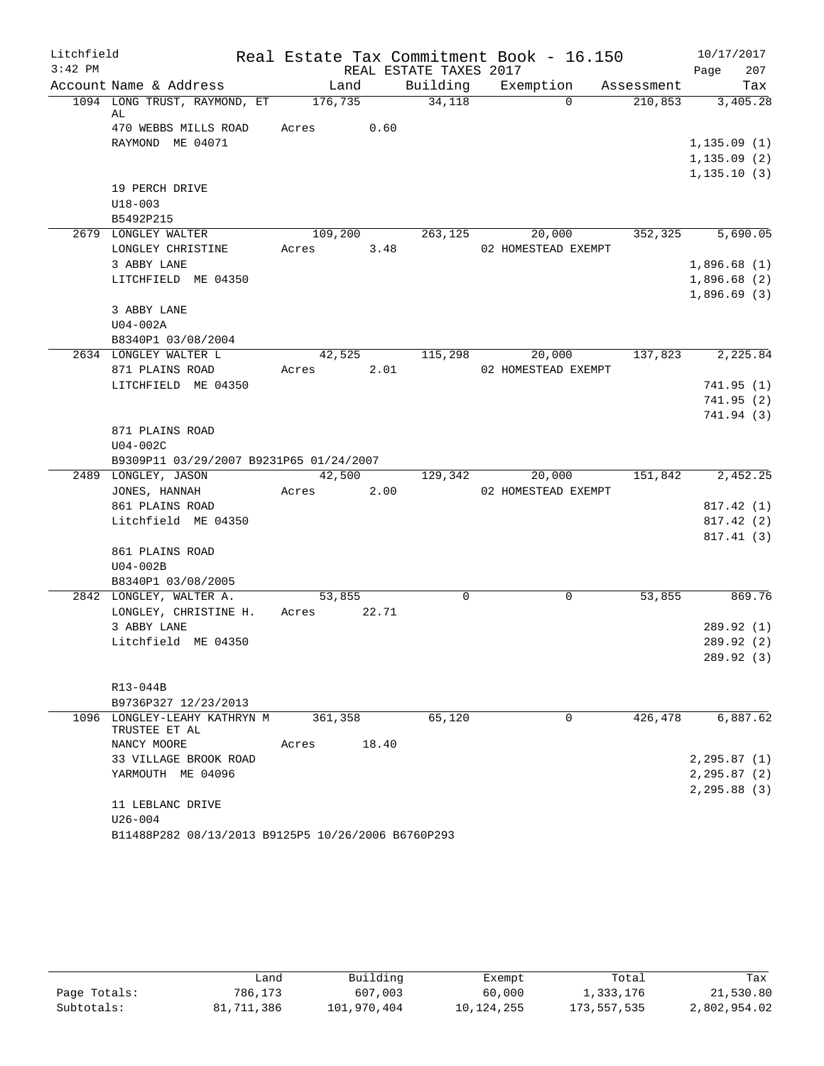Litchfield Real Estate Tax Commitment Book - 16.150 10/17/2017
3:42 PM REAL ESTATE TAXES 2017 Page 207

| Account | Name & Address | Land | Building | Exemption | Assessment | Tax |
|---|---|---|---|---|---|---|
| 1094 | LONG TRUST, RAYMOND, ET AL | 176,735 | 34,118 | 0 | 210,853 | 3,405.28 |
| | 470 WEBBS MILLS ROAD | Acres 0.60 | | | | |
| | RAYMOND ME 04071 | | | | | 1,135.09 (1) |
| | | | | | | 1,135.09 (2) |
| | | | | | | 1,135.10 (3) |
| | 19 PERCH DRIVE | | | | | |
| | U18-003 | | | | | |
| | B5492P215 | | | | | |
| 2679 | LONGLEY WALTER | 109,200 | 263,125 | 20,000 | 352,325 | 5,690.05 |
| | LONGLEY CHRISTINE | Acres 3.48 | | 02 HOMESTEAD EXEMPT | | |
| | 3 ABBY LANE | | | | | 1,896.68 (1) |
| | LITCHFIELD ME 04350 | | | | | 1,896.68 (2) |
| | | | | | | 1,896.69 (3) |
| | 3 ABBY LANE | | | | | |
| | U04-002A | | | | | |
| | B8340P1 03/08/2004 | | | | | |
| 2634 | LONGLEY WALTER L | 42,525 | 115,298 | 20,000 | 137,823 | 2,225.84 |
| | 871 PLAINS ROAD | Acres 2.01 | | 02 HOMESTEAD EXEMPT | | |
| | LITCHFIELD ME 04350 | | | | | 741.95 (1) |
| | | | | | | 741.95 (2) |
| | | | | | | 741.94 (3) |
| | 871 PLAINS ROAD | | | | | |
| | U04-002C | | | | | |
| | B9309P11 03/29/2007 B9231P65 01/24/2007 | | | | | |
| 2489 | LONGLEY, JASON | 42,500 | 129,342 | 20,000 | 151,842 | 2,452.25 |
| | JONES, HANNAH | Acres 2.00 | | 02 HOMESTEAD EXEMPT | | |
| | 861 PLAINS ROAD | | | | | 817.42 (1) |
| | Litchfield ME 04350 | | | | | 817.42 (2) |
| | | | | | | 817.41 (3) |
| | 861 PLAINS ROAD | | | | | |
| | U04-002B | | | | | |
| | B8340P1 03/08/2005 | | | | | |
| 2842 | LONGLEY, WALTER A. | 53,855 | 0 | 0 | 53,855 | 869.76 |
| | LONGLEY, CHRISTINE H. | Acres 22.71 | | | | |
| | 3 ABBY LANE | | | | | 289.92 (1) |
| | Litchfield ME 04350 | | | | | 289.92 (2) |
| | | | | | | 289.92 (3) |
| | R13-044B | | | | | |
| | B9736P327 12/23/2013 | | | | | |
| 1096 | LONGLEY-LEAHY KATHRYN M TRUSTEE ET AL | 361,358 | 65,120 | 0 | 426,478 | 6,887.62 |
| | NANCY MOORE | Acres 18.40 | | | | |
| | 33 VILLAGE BROOK ROAD | | | | | 2,295.87 (1) |
| | YARMOUTH ME 04096 | | | | | 2,295.87 (2) |
| | | | | | | 2,295.88 (3) |
| | 11 LEBLANC DRIVE | | | | | |
| | U26-004 | | | | | |
| | B11488P282 08/13/2013 B9125P5 10/26/2006 B6760P293 | | | | | |

| | Land | Building | Exempt | Total | Tax |
|---|---|---|---|---|---|
| Page Totals: | 786,173 | 607,003 | 60,000 | 1,333,176 | 21,530.80 |
| Subtotals: | 81,711,386 | 101,970,404 | 10,124,255 | 173,557,535 | 2,802,954.02 |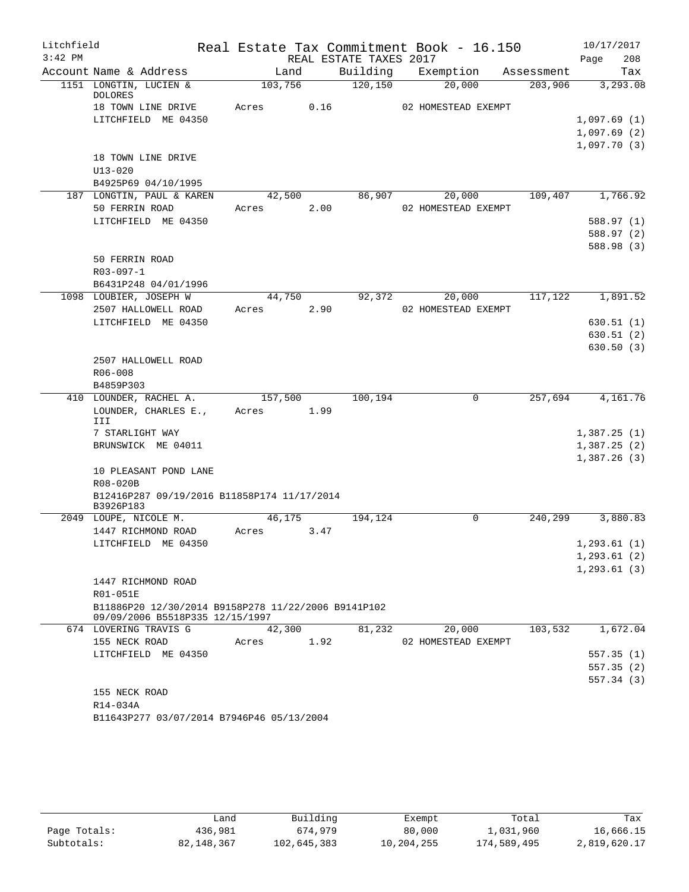Litchfield
3:42 PM

Real Estate Tax Commitment Book - 16.150
REAL ESTATE TAXES 2017

10/17/2017
Page 208

| Account Name & Address | Land | Building | Exemption | Assessment | Tax |
|---|---|---|---|---|---|
| 1151 LONGTIN, LUCIEN & DOLORES | 103,756 | 120,150 | 20,000 | 203,906 | 3,293.08 |
| 18 TOWN LINE DRIVE | Acres 0.16 | | 02 HOMESTEAD EXEMPT | | |
| LITCHFIELD ME 04350 | | | | | 1,097.69 (1) |
| | | | | | 1,097.69 (2) |
| | | | | | 1,097.70 (3) |
| 18 TOWN LINE DRIVE | | | | | |
| U13-020 | | | | | |
| B4925P69 04/10/1995 | | | | | |
| 187 LONGTIN, PAUL & KAREN | 42,500 | 86,907 | 20,000 | 109,407 | 1,766.92 |
| 50 FERRIN ROAD | Acres 2.00 | | 02 HOMESTEAD EXEMPT | | |
| LITCHFIELD ME 04350 | | | | | 588.97 (1) |
| | | | | | 588.97 (2) |
| | | | | | 588.98 (3) |
| 50 FERRIN ROAD | | | | | |
| R03-097-1 | | | | | |
| B6431P248 04/01/1996 | | | | | |
| 1098 LOUBIER, JOSEPH W | 44,750 | 92,372 | 20,000 | 117,122 | 1,891.52 |
| 2507 HALLOWELL ROAD | Acres 2.90 | | 02 HOMESTEAD EXEMPT | | |
| LITCHFIELD ME 04350 | | | | | 630.51 (1) |
| | | | | | 630.51 (2) |
| | | | | | 630.50 (3) |
| 2507 HALLOWELL ROAD | | | | | |
| R06-008 | | | | | |
| B4859P303 | | | | | |
| 410 LOUNDER, RACHEL A. | 157,500 | 100,194 | 0 | 257,694 | 4,161.76 |
| LOUNDER, CHARLES E., III | Acres 1.99 | | | | |
| 7 STARLIGHT WAY | | | | | 1,387.25 (1) |
| BRUNSWICK ME 04011 | | | | | 1,387.25 (2) |
| | | | | | 1,387.26 (3) |
| 10 PLEASANT POND LANE | | | | | |
| R08-020B | | | | | |
| B12416P287 09/19/2016 B11858P174 11/17/2014 B3926P183 | | | | | |
| 2049 LOUPE, NICOLE M. | 46,175 | 194,124 | 0 | 240,299 | 3,880.83 |
| 1447 RICHMOND ROAD | Acres 3.47 | | | | |
| LITCHFIELD ME 04350 | | | | | 1,293.61 (1) |
| | | | | | 1,293.61 (2) |
| | | | | | 1,293.61 (3) |
| 1447 RICHMOND ROAD | | | | | |
| R01-051E | | | | | |
| B11886P20 12/30/2014 B9158P278 11/22/2006 B9141P102 09/09/2006 B5518P335 12/15/1997 | | | | | |
| 674 LOVERING TRAVIS G | 42,300 | 81,232 | 20,000 | 103,532 | 1,672.04 |
| 155 NECK ROAD | Acres 1.92 | | 02 HOMESTEAD EXEMPT | | |
| LITCHFIELD ME 04350 | | | | | 557.35 (1) |
| | | | | | 557.35 (2) |
| | | | | | 557.34 (3) |
| 155 NECK ROAD | | | | | |
| R14-034A | | | | | |
| B11643P277 03/07/2014 B7946P46 05/13/2004 | | | | | |

| | Land | Building | Exempt | Total | Tax |
|---|---|---|---|---|---|
| Page Totals: | 436,981 | 674,979 | 80,000 | 1,031,960 | 16,666.15 |
| Subtotals: | 82,148,367 | 102,645,383 | 10,204,255 | 174,589,495 | 2,819,620.17 |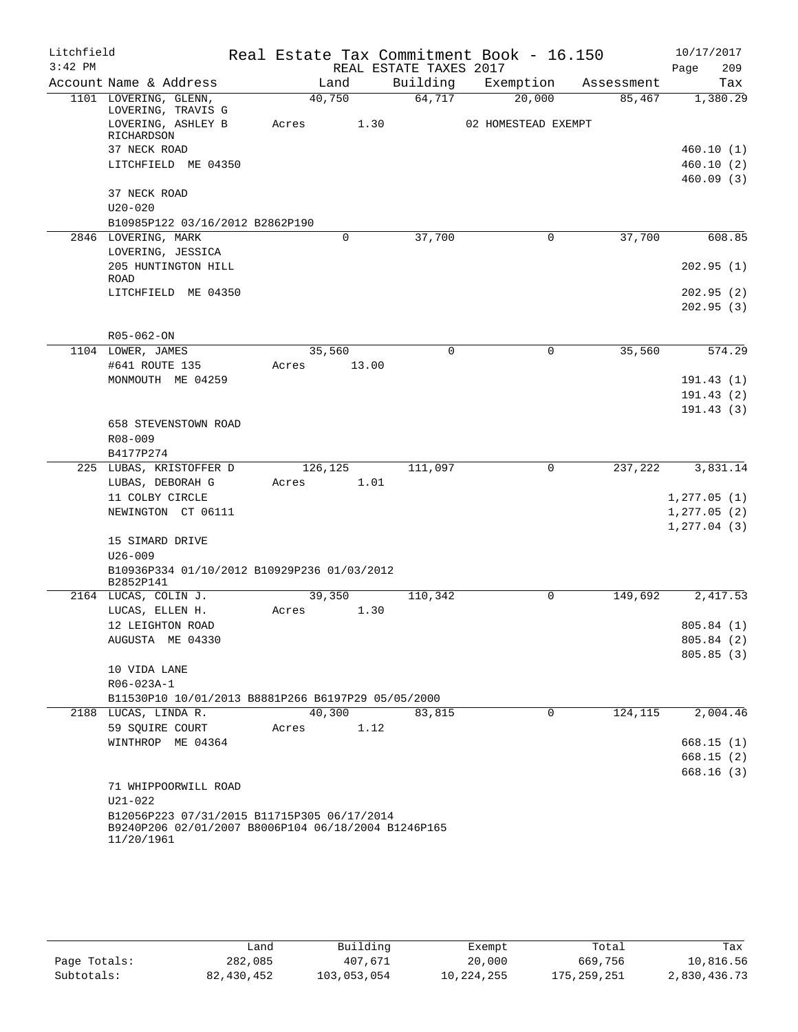Litchfield  Real Estate Tax Commitment Book - 16.150  10/17/2017
3:42 PM  REAL ESTATE TAXES 2017  Page 209

| Account Name & Address | Land | Building | Exemption | Assessment | Tax |
|---|---|---|---|---|---|
| 1101 LOVERING, GLENN, | 40,750 | 64,717 | 20,000 | 85,467 | 1,380.29 |
| LOVERING, TRAVIS G | | | | | |
| LOVERING, ASHLEY B RICHARDSON | Acres 1.30 | | 02 HOMESTEAD EXEMPT | | |
| 37 NECK ROAD | | | | | 460.10 (1) |
| LITCHFIELD ME 04350 | | | | | 460.10 (2) |
| | | | | | 460.09 (3) |
| 37 NECK ROAD | | | | | |
| U20-020 | | | | | |
| B10985P122 03/16/2012 B2862P190 | | | | | |
| 2846 LOVERING, MARK | 0 | 37,700 | 0 | 37,700 | 608.85 |
| LOVERING, JESSICA | | | | | |
| 205 HUNTINGTON HILL ROAD | | | | | 202.95 (1) |
| LITCHFIELD ME 04350 | | | | | 202.95 (2) |
| | | | | | 202.95 (3) |
| R05-062-ON | | | | | |
| 1104 LOWER, JAMES | 35,560 | 0 | 0 | 35,560 | 574.29 |
| #641 ROUTE 135 | Acres 13.00 | | | | |
| MONMOUTH ME 04259 | | | | | 191.43 (1) |
| | | | | | 191.43 (2) |
| | | | | | 191.43 (3) |
| 658 STEVENSTOWN ROAD | | | | | |
| R08-009 | | | | | |
| B4177P274 | | | | | |
| 225 LUBAS, KRISTOFFER D | 126,125 | 111,097 | 0 | 237,222 | 3,831.14 |
| LUBAS, DEBORAH G | Acres 1.01 | | | | |
| 11 COLBY CIRCLE | | | | | 1,277.05 (1) |
| NEWINGTON CT 06111 | | | | | 1,277.05 (2) |
| | | | | | 1,277.04 (3) |
| 15 SIMARD DRIVE | | | | | |
| U26-009 | | | | | |
| B10936P334 01/10/2012 B10929P236 01/03/2012 B2852P141 | | | | | |
| 2164 LUCAS, COLIN J. | 39,350 | 110,342 | 0 | 149,692 | 2,417.53 |
| LUCAS, ELLEN H. | Acres 1.30 | | | | |
| 12 LEIGHTON ROAD | | | | | 805.84 (1) |
| AUGUSTA ME 04330 | | | | | 805.84 (2) |
| | | | | | 805.85 (3) |
| 10 VIDA LANE | | | | | |
| R06-023A-1 | | | | | |
| B11530P10 10/01/2013 B8881P266 B6197P29 05/05/2000 | | | | | |
| 2188 LUCAS, LINDA R. | 40,300 | 83,815 | 0 | 124,115 | 2,004.46 |
| 59 SQUIRE COURT | Acres 1.12 | | | | |
| WINTHROP ME 04364 | | | | | 668.15 (1) |
| | | | | | 668.15 (2) |
| | | | | | 668.16 (3) |
| 71 WHIPPOORWILL ROAD | | | | | |
| U21-022 | | | | | |
| B12056P223 07/31/2015 B11715P305 06/17/2014 B9240P206 02/01/2007 B8006P104 06/18/2004 B1246P165 11/20/1961 | | | | | |

| | Land | Building | Exempt | Total | Tax |
|---|---|---|---|---|---|
| Page Totals: | 282,085 | 407,671 | 20,000 | 669,756 | 10,816.56 |
| Subtotals: | 82,430,452 | 103,053,054 | 10,224,255 | 175,259,251 | 2,830,436.73 |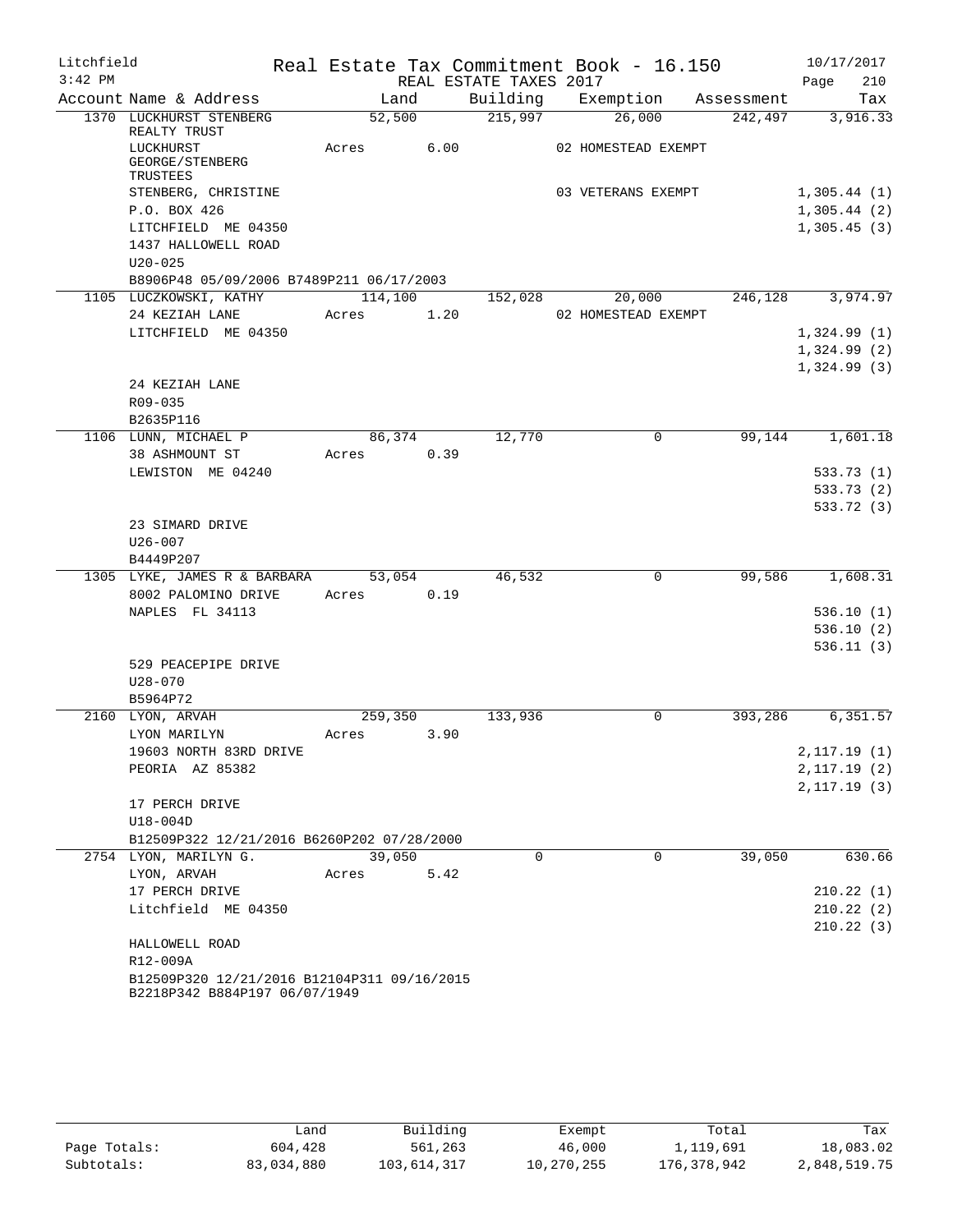Litchfield

3:42 PM

# Real Estate Tax Commitment Book - 16.150

REAL ESTATE TAXES 2017

10/17/2017

| Account | Name & Address | Land | Building | Exemption | Assessment | Tax |
|---|---|---|---|---|---|---|
| 1370 | LUCKHURST STENBERG REALTY TRUST | 52,500 | 215,997 | 26,000 | 242,497 | 3,916.33 |
| | LUCKHURST GEORGE/STENBERG TRUSTEES | Acres 6.00 | | 02 HOMESTEAD EXEMPT | | |
| | STENBERG, CHRISTINE | | | 03 VETERANS EXEMPT | | 1,305.44 (1) |
| | P.O. BOX 426 | | | | | 1,305.44 (2) |
| | LITCHFIELD ME 04350 | | | | | 1,305.45 (3) |
| | 1437 HALLOWELL ROAD | | | | | |
| | U20-025 | | | | | |
| | B8906P48 05/09/2006 B7489P211 06/17/2003 | | | | | |
| 1105 | LUCZKOWSKI, KATHY | 114,100 | 152,028 | 20,000 | 246,128 | 3,974.97 |
| | 24 KEZIAH LANE | Acres 1.20 | | 02 HOMESTEAD EXEMPT | | |
| | LITCHFIELD ME 04350 | | | | | 1,324.99 (1) |
| | | | | | | 1,324.99 (2) |
| | | | | | | 1,324.99 (3) |
| | 24 KEZIAH LANE | | | | | |
| | R09-035 | | | | | |
| | B2635P116 | | | | | |
| 1106 | LUNN, MICHAEL P | 86,374 | 12,770 | 0 | 99,144 | 1,601.18 |
| | 38 ASHMOUNT ST | Acres 0.39 | | | | |
| | LEWISTON ME 04240 | | | | | 533.73 (1) |
| | | | | | | 533.73 (2) |
| | | | | | | 533.72 (3) |
| | 23 SIMARD DRIVE | | | | | |
| | U26-007 | | | | | |
| | B4449P207 | | | | | |
| 1305 | LYKE, JAMES R & BARBARA | 53,054 | 46,532 | 0 | 99,586 | 1,608.31 |
| | 8002 PALOMINO DRIVE | Acres 0.19 | | | | |
| | NAPLES FL 34113 | | | | | 536.10 (1) |
| | | | | | | 536.10 (2) |
| | | | | | | 536.11 (3) |
| | 529 PEACEPIPE DRIVE | | | | | |
| | U28-070 | | | | | |
| | B5964P72 | | | | | |
| 2160 | LYON, ARVAH | 259,350 | 133,936 | 0 | 393,286 | 6,351.57 |
| | LYON MARILYN | Acres 3.90 | | | | |
| | 19603 NORTH 83RD DRIVE | | | | | 2,117.19 (1) |
| | PEORIA AZ 85382 | | | | | 2,117.19 (2) |
| | | | | | | 2,117.19 (3) |
| | 17 PERCH DRIVE | | | | | |
| | U18-004D | | | | | |
| | B12509P322 12/21/2016 B6260P202 07/28/2000 | | | | | |
| 2754 | LYON, MARILYN G. | 39,050 | 0 | 0 | 39,050 | 630.66 |
| | LYON, ARVAH | Acres 5.42 | | | | |
| | 17 PERCH DRIVE | | | | | 210.22 (1) |
| | Litchfield ME 04350 | | | | | 210.22 (2) |
| | | | | | | 210.22 (3) |
| | HALLOWELL ROAD | | | | | |
| | R12-009A | | | | | |
| | B12509P320 12/21/2016 B12104P311 09/16/2015 B2218P342 B884P197 06/07/1949 | | | | | |

| | Land | Building | Exempt | Total | Tax |
|---|---|---|---|---|---|
| Page Totals: | 604,428 | 561,263 | 46,000 | 1,119,691 | 18,083.02 |
| Subtotals: | 83,034,880 | 103,614,317 | 10,270,255 | 176,378,942 | 2,848,519.75 |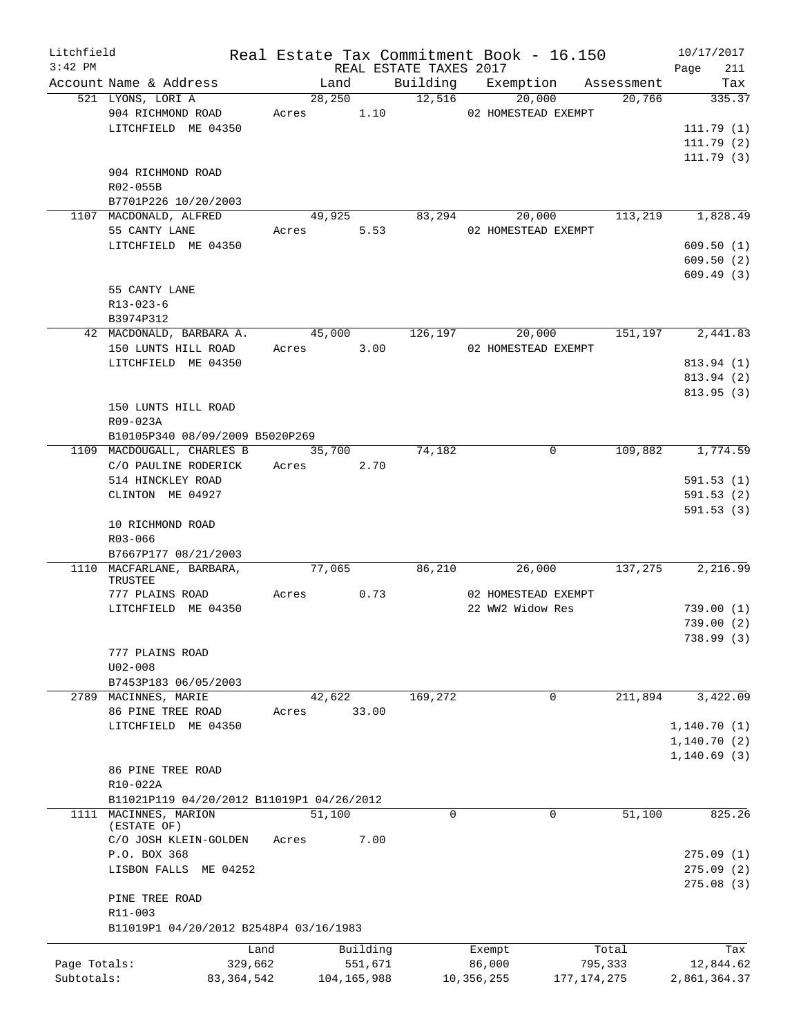Litchfield
3:42 PM

Real Estate Tax Commitment Book - 16.150

REAL ESTATE TAXES 2017

10/17/2017
Page 211

| Account Name & Address | Land | Building | Exemption | Assessment | Tax |
|---|---|---|---|---|---|
| 521 LYONS, LORI A | 28,250 | 12,516 | 20,000 | 20,766 | 335.37 |
| 904 RICHMOND ROAD | Acres 1.10 | | 02 HOMESTEAD EXEMPT | | |
| LITCHFIELD ME 04350 | | | | | 111.79 (1) |
| | | | | | 111.79 (2) |
| | | | | | 111.79 (3) |
| 904 RICHMOND ROAD | | | | | |
| R02-055B | | | | | |
| B7701P226 10/20/2003 | | | | | |
| 1107 MACDONALD, ALFRED | 49,925 | 83,294 | 20,000 | 113,219 | 1,828.49 |
| 55 CANTY LANE | Acres 5.53 | | 02 HOMESTEAD EXEMPT | | |
| LITCHFIELD ME 04350 | | | | | 609.50 (1) |
| | | | | | 609.50 (2) |
| | | | | | 609.49 (3) |
| 55 CANTY LANE | | | | | |
| R13-023-6 | | | | | |
| B3974P312 | | | | | |
| 42 MACDONALD, BARBARA A. | 45,000 | 126,197 | 20,000 | 151,197 | 2,441.83 |
| 150 LUNTS HILL ROAD | Acres 3.00 | | 02 HOMESTEAD EXEMPT | | |
| LITCHFIELD ME 04350 | | | | | 813.94 (1) |
| | | | | | 813.94 (2) |
| | | | | | 813.95 (3) |
| 150 LUNTS HILL ROAD | | | | | |
| R09-023A | | | | | |
| B10105P340 08/09/2009 B5020P269 | | | | | |
| 1109 MACDOUGALL, CHARLES B | 35,700 | 74,182 | 0 | 109,882 | 1,774.59 |
| C/O PAULINE RODERICK | Acres 2.70 | | | | |
| 514 HINCKLEY ROAD | | | | | 591.53 (1) |
| CLINTON ME 04927 | | | | | 591.53 (2) |
| | | | | | 591.53 (3) |
| 10 RICHMOND ROAD | | | | | |
| R03-066 | | | | | |
| B7667P177 08/21/2003 | | | | | |
| 1110 MACFARLANE, BARBARA, TRUSTEE | 77,065 | 86,210 | 26,000 | 137,275 | 2,216.99 |
| 777 PLAINS ROAD | Acres 0.73 | | 02 HOMESTEAD EXEMPT | | |
| LITCHFIELD ME 04350 | | | 22 WW2 Widow Res | | 739.00 (1) |
| | | | | | 739.00 (2) |
| | | | | | 738.99 (3) |
| 777 PLAINS ROAD | | | | | |
| U02-008 | | | | | |
| B7453P183 06/05/2003 | | | | | |
| 2789 MACINNES, MARIE | 42,622 | 169,272 | 0 | 211,894 | 3,422.09 |
| 86 PINE TREE ROAD | Acres 33.00 | | | | |
| LITCHFIELD ME 04350 | | | | | 1,140.70 (1) |
| | | | | | 1,140.70 (2) |
| | | | | | 1,140.69 (3) |
| 86 PINE TREE ROAD | | | | | |
| R10-022A | | | | | |
| B11021P119 04/20/2012 B11019P1 04/26/2012 | | | | | |
| 1111 MACINNES, MARION (ESTATE OF) | 51,100 | 0 | 0 | 51,100 | 825.26 |
| C/O JOSH KLEIN-GOLDEN | Acres 7.00 | | | | |
| P.O. BOX 368 | | | | | 275.09 (1) |
| LISBON FALLS ME 04252 | | | | | 275.09 (2) |
| | | | | | 275.08 (3) |
| PINE TREE ROAD | | | | | |
| R11-003 | | | | | |
| B11019P1 04/20/2012 B2548P4 03/16/1983 | | | | | |

| | Land | Building | Exempt | Total | Tax |
|---|---|---|---|---|---|
| Page Totals: | 329,662 | 551,671 | 86,000 | 795,333 | 12,844.62 |
| Subtotals: | 83,364,542 | 104,165,988 | 10,356,255 | 177,174,275 | 2,861,364.37 |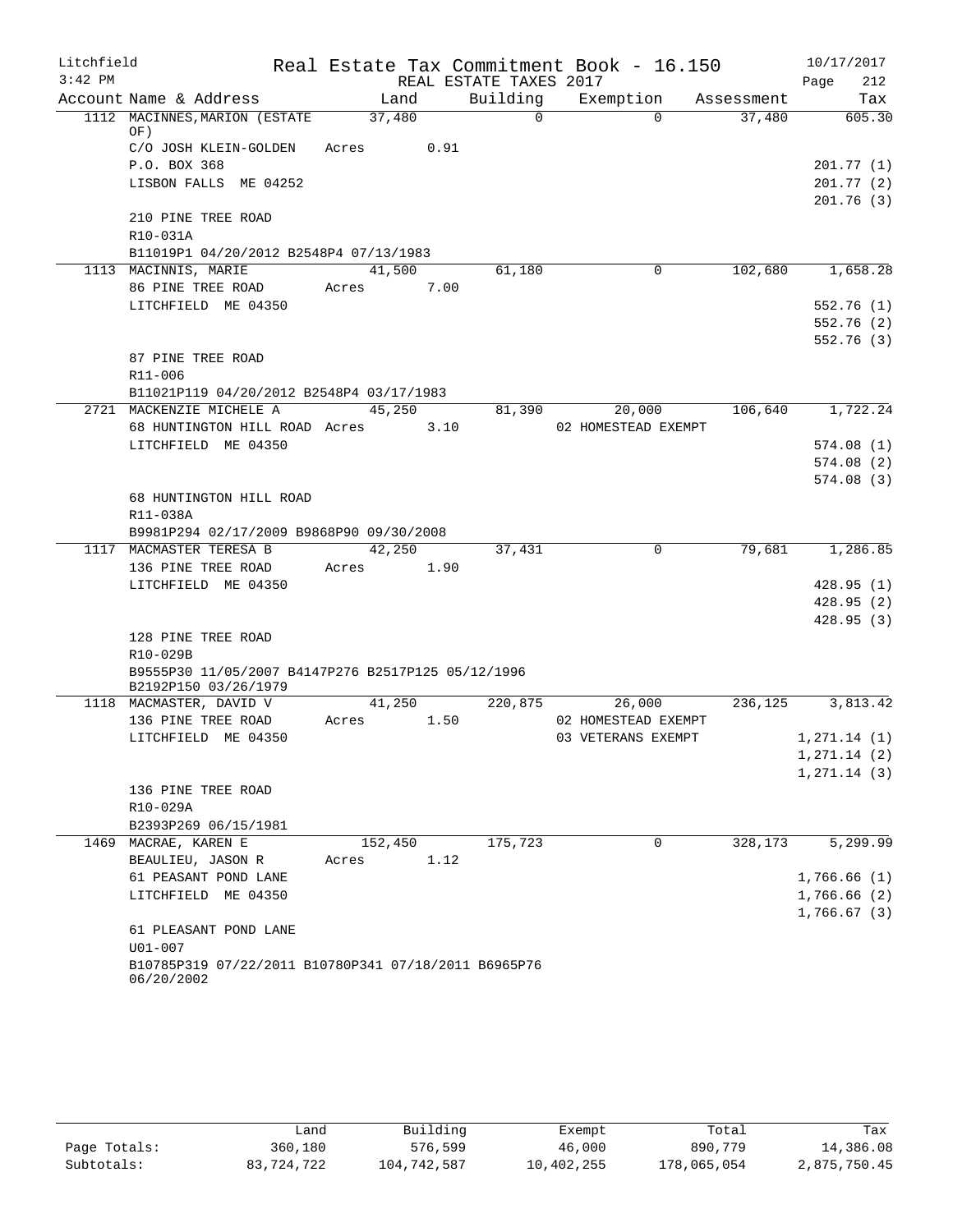Litchfield
3:42 PM

Real Estate Tax Commitment Book - 16.150
REAL ESTATE TAXES 2017

10/17/2017

| Account Name & Address | Land | Building | Exemption | Assessment | Tax |
|---|---|---|---|---|---|
| 1112 MACINNES,MARION (ESTATE OF) | 37,480 | 0 | 0 | 37,480 | 605.30 |
| C/O JOSH KLEIN-GOLDEN | Acres 0.91 | | | | |
| P.O. BOX 368 | | | | | 201.77 (1) |
| LISBON FALLS ME 04252 | | | | | 201.77 (2) |
| | | | | | 201.76 (3) |
| 210 PINE TREE ROAD | | | | | |
| R10-031A | | | | | |
| B11019P1 04/20/2012 B2548P4 07/13/1983 | | | | | |
| 1113 MACINNIS, MARIE | 41,500 | 61,180 | 0 | 102,680 | 1,658.28 |
| 86 PINE TREE ROAD | Acres 7.00 | | | | |
| LITCHFIELD ME 04350 | | | | | 552.76 (1) |
| | | | | | 552.76 (2) |
| | | | | | 552.76 (3) |
| 87 PINE TREE ROAD | | | | | |
| R11-006 | | | | | |
| B11021P119 04/20/2012 B2548P4 03/17/1983 | | | | | |
| 2721 MACKENZIE MICHELE A | 45,250 | 81,390 | 20,000 | 106,640 | 1,722.24 |
| 68 HUNTINGTON HILL ROAD | Acres 3.10 | | 02 HOMESTEAD EXEMPT | | |
| LITCHFIELD ME 04350 | | | | | 574.08 (1) |
| | | | | | 574.08 (2) |
| | | | | | 574.08 (3) |
| 68 HUNTINGTON HILL ROAD | | | | | |
| R11-038A | | | | | |
| B9981P294 02/17/2009 B9868P90 09/30/2008 | | | | | |
| 1117 MACMASTER TERESA B | 42,250 | 37,431 | 0 | 79,681 | 1,286.85 |
| 136 PINE TREE ROAD | Acres 1.90 | | | | |
| LITCHFIELD ME 04350 | | | | | 428.95 (1) |
| | | | | | 428.95 (2) |
| | | | | | 428.95 (3) |
| 128 PINE TREE ROAD | | | | | |
| R10-029B | | | | | |
| B9555P30 11/05/2007 B4147P276 B2517P125 05/12/1996 B2192P150 03/26/1979 | | | | | |
| 1118 MACMASTER, DAVID V | 41,250 | 220,875 | 26,000 | 236,125 | 3,813.42 |
| 136 PINE TREE ROAD | Acres 1.50 | | 02 HOMESTEAD EXEMPT | | |
| LITCHFIELD ME 04350 | | | 03 VETERANS EXEMPT | | 1,271.14 (1) |
| | | | | | 1,271.14 (2) |
| | | | | | 1,271.14 (3) |
| 136 PINE TREE ROAD | | | | | |
| R10-029A | | | | | |
| B2393P269 06/15/1981 | | | | | |
| 1469 MACRAE, KAREN E | 152,450 | 175,723 | 0 | 328,173 | 5,299.99 |
| BEAULIEU, JASON R | Acres 1.12 | | | | |
| 61 PEASANT POND LANE | | | | | 1,766.66 (1) |
| LITCHFIELD ME 04350 | | | | | 1,766.66 (2) |
| | | | | | 1,766.67 (3) |
| 61 PLEASANT POND LANE | | | | | |
| U01-007 | | | | | |
| B10785P319 07/22/2011 B10780P341 07/18/2011 B6965P76 06/20/2002 | | | | | |

| | Land | Building | Exempt | Total | Tax |
|---|---|---|---|---|---|
| Page Totals: | 360,180 | 576,599 | 46,000 | 890,779 | 14,386.08 |
| Subtotals: | 83,724,722 | 104,742,587 | 10,402,255 | 178,065,054 | 2,875,750.45 |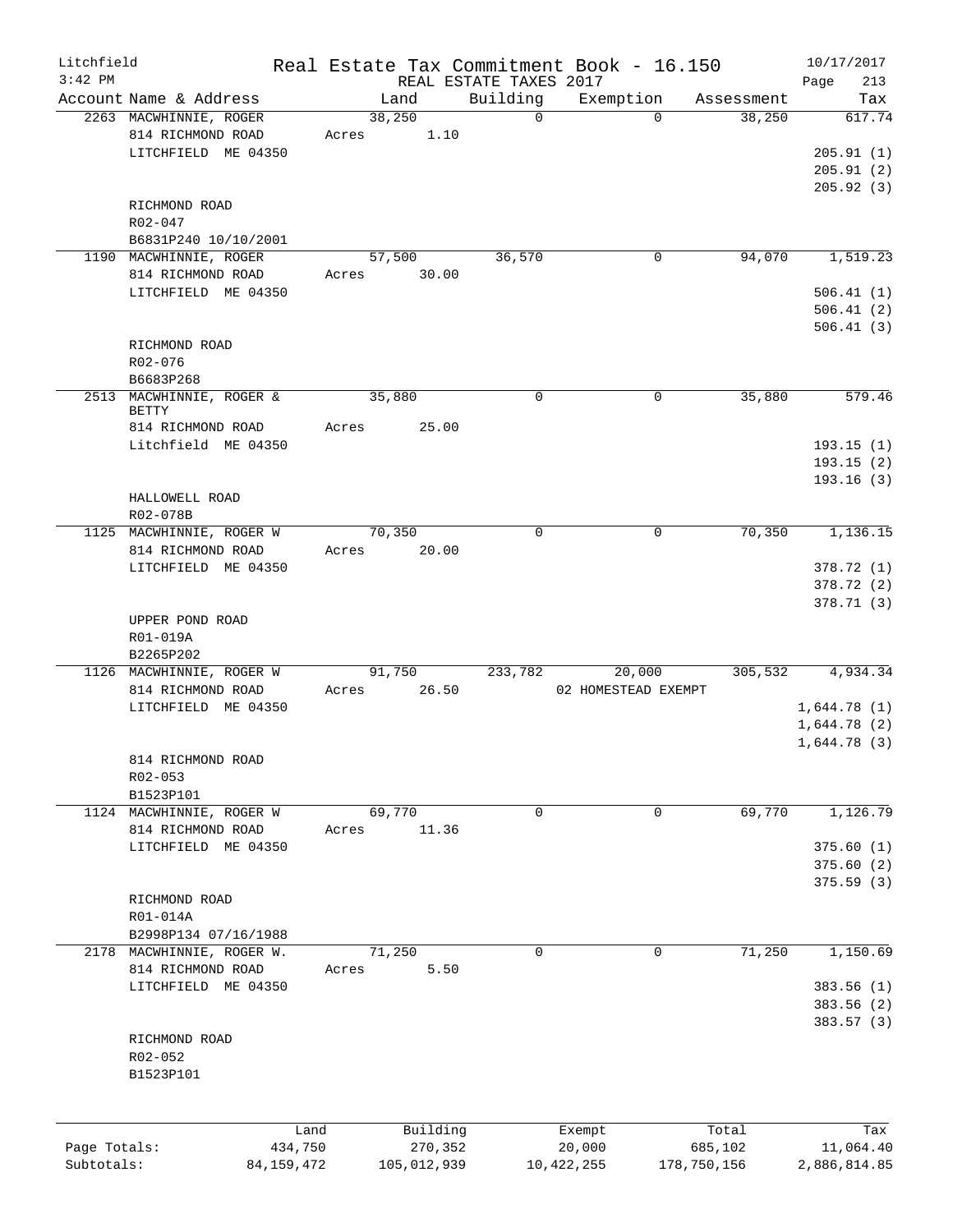Litchfield
3:42 PM

# Real Estate Tax Commitment Book - 16.150

REAL ESTATE TAXES 2017

10/17/2017
Page 213

| Account | Name & Address | Land | Building | Exemption | Assessment | Tax |
|---|---|---|---|---|---|---|
| 2263 | MACWHINNIE, ROGER<br>814 RICHMOND ROAD<br>LITCHFIELD ME 04350<br><br>RICHMOND ROAD<br>R02-047<br>B6831P240 10/10/2001 | 38,250<br>Acres 1.10 | 0 | 0 | 38,250 | 617.74<br>205.91 (1)<br>205.91 (2)<br>205.92 (3) |
| 1190 | MACWHINNIE, ROGER<br>814 RICHMOND ROAD<br>LITCHFIELD ME 04350<br><br>RICHMOND ROAD<br>R02-076<br>B6683P268 | 57,500<br>Acres 30.00 | 36,570 | 0 | 94,070 | 1,519.23<br>506.41 (1)<br>506.41 (2)<br>506.41 (3) |
| 2513 | MACWHINNIE, ROGER & BETTY<br>814 RICHMOND ROAD<br>Litchfield ME 04350<br><br>HALLOWELL ROAD<br>R02-078B | 35,880<br>Acres 25.00 | 0 | 0 | 35,880 | 579.46<br>193.15 (1)<br>193.15 (2)<br>193.16 (3) |
| 1125 | MACWHINNIE, ROGER W<br>814 RICHMOND ROAD<br>LITCHFIELD ME 04350<br><br>UPPER POND ROAD<br>R01-019A<br>B2265P202 | 70,350<br>Acres 20.00 | 0 | 0 | 70,350 | 1,136.15<br>378.72 (1)<br>378.72 (2)<br>378.71 (3) |
| 1126 | MACWHINNIE, ROGER W<br>814 RICHMOND ROAD<br>LITCHFIELD ME 04350<br><br>814 RICHMOND ROAD<br>R02-053<br>B1523P101 | 91,750<br>Acres 26.50 | 233,782 | 20,000<br>02 HOMESTEAD EXEMPT | 305,532 | 4,934.34<br>1,644.78 (1)<br>1,644.78 (2)<br>1,644.78 (3) |
| 1124 | MACWHINNIE, ROGER W<br>814 RICHMOND ROAD<br>LITCHFIELD ME 04350<br><br>RICHMOND ROAD<br>R01-014A<br>B2998P134 07/16/1988 | 69,770<br>Acres 11.36 | 0 | 0 | 69,770 | 1,126.79<br>375.60 (1)<br>375.60 (2)<br>375.59 (3) |
| 2178 | MACWHINNIE, ROGER W.<br>814 RICHMOND ROAD<br>LITCHFIELD ME 04350<br><br>RICHMOND ROAD<br>R02-052<br>B1523P101 | 71,250<br>Acres 5.50 | 0 | 0 | 71,250 | 1,150.69<br>383.56 (1)<br>383.56 (2)<br>383.57 (3) |

| | Land | Building | Exempt | Total | Tax |
|---|---|---|---|---|---|
| Page Totals: | 434,750 | 270,352 | 20,000 | 685,102 | 11,064.40 |
| Subtotals: | 84,159,472 | 105,012,939 | 10,422,255 | 178,750,156 | 2,886,814.85 |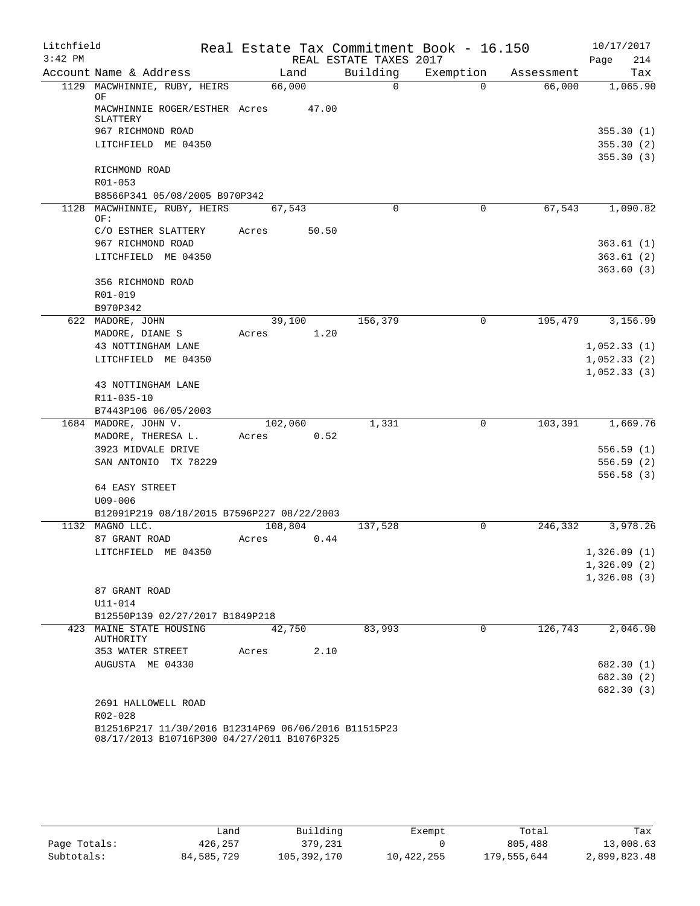Litchfield  
3:42 PM

# Real Estate Tax Commitment Book - 16.150

REAL ESTATE TAXES 2017

10/17/2017  
Page 214

| Account Name & Address | Land | Building | Exemption | Assessment | Tax |
|---|---|---|---|---|---|
| 1129 MACWHINNIE, RUBY, HEIRS OF | 66,000 | 0 | 0 | 66,000 | 1,065.90 |
| MACWHINNIE ROGER/ESTHER SLATTERY | Acres 47.00 | | | | |
| 967 RICHMOND ROAD | | | | | 355.30 (1) |
| LITCHFIELD ME 04350 | | | | | 355.30 (2) |
| | | | | | 355.30 (3) |
| RICHMOND ROAD | | | | | |
| R01-053 | | | | | |
| B8566P341 05/08/2005 B970P342 | | | | | |
| 1128 MACWHINNIE, RUBY, HEIRS OF: | 67,543 | 0 | 0 | 67,543 | 1,090.82 |
| C/O ESTHER SLATTERY | Acres 50.50 | | | | |
| 967 RICHMOND ROAD | | | | | 363.61 (1) |
| LITCHFIELD ME 04350 | | | | | 363.61 (2) |
| | | | | | 363.60 (3) |
| 356 RICHMOND ROAD | | | | | |
| R01-019 | | | | | |
| B970P342 | | | | | |
| 622 MADORE, JOHN | 39,100 | 156,379 | 0 | 195,479 | 3,156.99 |
| MADORE, DIANE S | Acres 1.20 | | | | |
| 43 NOTTINGHAM LANE | | | | | 1,052.33 (1) |
| LITCHFIELD ME 04350 | | | | | 1,052.33 (2) |
| | | | | | 1,052.33 (3) |
| 43 NOTTINGHAM LANE | | | | | |
| R11-035-10 | | | | | |
| B7443P106 06/05/2003 | | | | | |
| 1684 MADORE, JOHN V. | 102,060 | 1,331 | 0 | 103,391 | 1,669.76 |
| MADORE, THERESA L. | Acres 0.52 | | | | |
| 3923 MIDVALE DRIVE | | | | | 556.59 (1) |
| SAN ANTONIO TX 78229 | | | | | 556.59 (2) |
| | | | | | 556.58 (3) |
| 64 EASY STREET | | | | | |
| U09-006 | | | | | |
| B12091P219 08/18/2015 B7596P227 08/22/2003 | | | | | |
| 1132 MAGNO LLC. | 108,804 | 137,528 | 0 | 246,332 | 3,978.26 |
| 87 GRANT ROAD | Acres 0.44 | | | | |
| LITCHFIELD ME 04350 | | | | | 1,326.09 (1) |
| | | | | | 1,326.09 (2) |
| | | | | | 1,326.08 (3) |
| 87 GRANT ROAD | | | | | |
| U11-014 | | | | | |
| B12550P139 02/27/2017 B1849P218 | | | | | |
| 423 MAINE STATE HOUSING AUTHORITY | 42,750 | 83,993 | 0 | 126,743 | 2,046.90 |
| 353 WATER STREET | Acres 2.10 | | | | |
| AUGUSTA ME 04330 | | | | | 682.30 (1) |
| | | | | | 682.30 (2) |
| | | | | | 682.30 (3) |
| 2691 HALLOWELL ROAD | | | | | |
| R02-028 | | | | | |
| B12516P217 11/30/2016 B12314P69 06/06/2016 B11515P23 08/17/2013 B10716P300 04/27/2011 B1076P325 | | | | | |

| | Land | Building | Exempt | Total | Tax |
|---|---|---|---|---|---|
| Page Totals: | 426,257 | 379,231 | 0 | 805,488 | 13,008.63 |
| Subtotals: | 84,585,729 | 105,392,170 | 10,422,255 | 179,555,644 | 2,899,823.48 |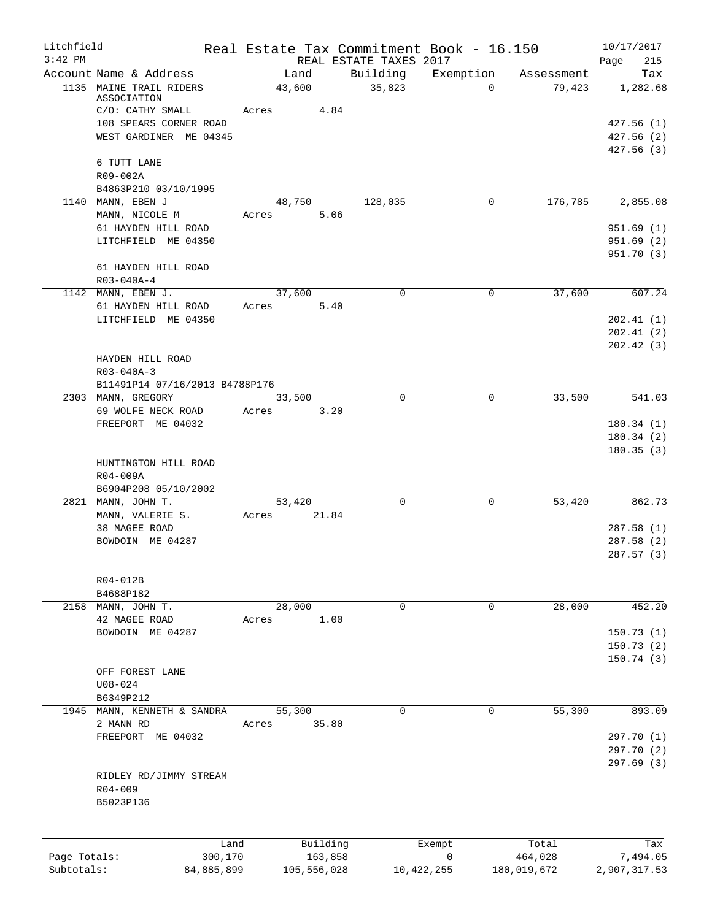Litchfield
3:42 PM

# Real Estate Tax Commitment Book - 16.150

REAL ESTATE TAXES 2017

10/17/2017
Page 215

| Account | Name & Address | Land | Building | Exemption | Assessment | Tax |
|---|---|---|---|---|---|---|
| 1135 | MAINE TRAIL RIDERS ASSOCIATION | 43,600 | 35,823 | 0 | 79,423 | 1,282.68 |
| | C/O: CATHY SMALL | Acres 4.84 | | | | |
| | 108 SPEARS CORNER ROAD | | | | | 427.56 (1) |
| | WEST GARDINER ME 04345 | | | | | 427.56 (2) |
| | | | | | | 427.56 (3) |
| | 6 TUTT LANE | | | | | |
| | R09-002A | | | | | |
| | B4863P210 03/10/1995 | | | | | |
| 1140 | MANN, EBEN J | 48,750 | 128,035 | 0 | 176,785 | 2,855.08 |
| | MANN, NICOLE M | Acres 5.06 | | | | |
| | 61 HAYDEN HILL ROAD | | | | | 951.69 (1) |
| | LITCHFIELD ME 04350 | | | | | 951.69 (2) |
| | | | | | | 951.70 (3) |
| | 61 HAYDEN HILL ROAD | | | | | |
| | R03-040A-4 | | | | | |
| 1142 | MANN, EBEN J. | 37,600 | 0 | 0 | 37,600 | 607.24 |
| | 61 HAYDEN HILL ROAD | Acres 5.40 | | | | |
| | LITCHFIELD ME 04350 | | | | | 202.41 (1) |
| | | | | | | 202.41 (2) |
| | | | | | | 202.42 (3) |
| | HAYDEN HILL ROAD | | | | | |
| | R03-040A-3 | | | | | |
| | B11491P14 07/16/2013 B4788P176 | | | | | |
| 2303 | MANN, GREGORY | 33,500 | 0 | 0 | 33,500 | 541.03 |
| | 69 WOLFE NECK ROAD | Acres 3.20 | | | | |
| | FREEPORT ME 04032 | | | | | 180.34 (1) |
| | | | | | | 180.34 (2) |
| | | | | | | 180.35 (3) |
| | HUNTINGTON HILL ROAD | | | | | |
| | R04-009A | | | | | |
| | B6904P208 05/10/2002 | | | | | |
| 2821 | MANN, JOHN T. | 53,420 | 0 | 0 | 53,420 | 862.73 |
| | MANN, VALERIE S. | Acres 21.84 | | | | |
| | 38 MAGEE ROAD | | | | | 287.58 (1) |
| | BOWDOIN ME 04287 | | | | | 287.58 (2) |
| | | | | | | 287.57 (3) |
| | R04-012B | | | | | |
| | B4688P182 | | | | | |
| 2158 | MANN, JOHN T. | 28,000 | 0 | 0 | 28,000 | 452.20 |
| | 42 MAGEE ROAD | Acres 1.00 | | | | |
| | BOWDOIN ME 04287 | | | | | 150.73 (1) |
| | | | | | | 150.73 (2) |
| | | | | | | 150.74 (3) |
| | OFF FOREST LANE | | | | | |
| | U08-024 | | | | | |
| | B6349P212 | | | | | |
| 1945 | MANN, KENNETH & SANDRA | 55,300 | 0 | 0 | 55,300 | 893.09 |
| | 2 MANN RD | Acres 35.80 | | | | |
| | FREEPORT ME 04032 | | | | | 297.70 (1) |
| | | | | | | 297.70 (2) |
| | | | | | | 297.69 (3) |
| | RIDLEY RD/JIMMY STREAM | | | | | |
| | R04-009 | | | | | |
| | B5023P136 | | | | | |

| | Land | Building | Exempt | Total | Tax |
|---|---|---|---|---|---|
| Page Totals: | 300,170 | 163,858 | 0 | 464,028 | 7,494.05 |
| Subtotals: | 84,885,899 | 105,556,028 | 10,422,255 | 180,019,672 | 2,907,317.53 |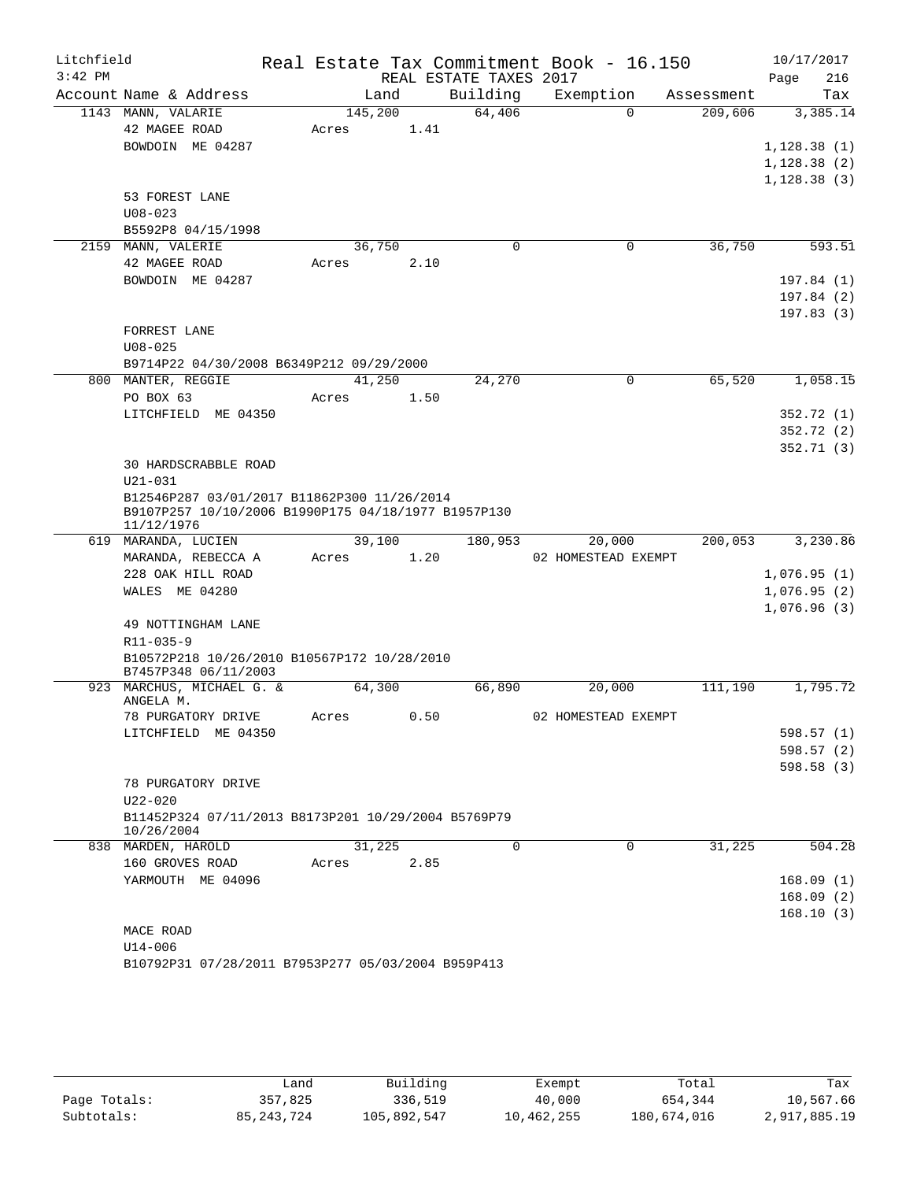Real Estate Tax Commitment Book - 16.150

REAL ESTATE TAXES 2017

Litchfield 3:42 PM — 10/17/2017 — Page 216

| Account Name & Address | Land | Building | Exemption | Assessment | Tax |
|---|---|---|---|---|---|
| 1143 MANN, VALARIE | 145,200 | 64,406 | 0 | 209,606 | 3,385.14 |
| 42 MAGEE ROAD | Acres 1.41 | | | | |
| BOWDOIN ME 04287 | | | | | 1,128.38 (1) |
| | | | | | 1,128.38 (2) |
| | | | | | 1,128.38 (3) |
| 53 FOREST LANE | | | | | |
| U08-023 | | | | | |
| B5592P8 04/15/1998 | | | | | |
| 2159 MANN, VALERIE | 36,750 | 0 | 0 | 36,750 | 593.51 |
| 42 MAGEE ROAD | Acres 2.10 | | | | |
| BOWDOIN ME 04287 | | | | | 197.84 (1) |
| | | | | | 197.84 (2) |
| | | | | | 197.83 (3) |
| FORREST LANE | | | | | |
| U08-025 | | | | | |
| B9714P22 04/30/2008 B6349P212 09/29/2000 | | | | | |
| 800 MANTER, REGGIE | 41,250 | 24,270 | 0 | 65,520 | 1,058.15 |
| PO BOX 63 | Acres 1.50 | | | | |
| LITCHFIELD ME 04350 | | | | | 352.72 (1) |
| | | | | | 352.72 (2) |
| | | | | | 352.71 (3) |
| 30 HARDSCRABBLE ROAD | | | | | |
| U21-031 | | | | | |
| B12546P287 03/01/2017 B11862P300 11/26/2014 B9107P257 10/10/2006 B1990P175 04/18/1977 B1957P130 11/12/1976 | | | | | |
| 619 MARANDA, LUCIEN | 39,100 | 180,953 | 20,000 | 200,053 | 3,230.86 |
| MARANDA, REBECCA A | Acres 1.20 | | 02 HOMESTEAD EXEMPT | | |
| 228 OAK HILL ROAD | | | | | 1,076.95 (1) |
| WALES ME 04280 | | | | | 1,076.95 (2) |
| | | | | | 1,076.96 (3) |
| 49 NOTTINGHAM LANE | | | | | |
| R11-035-9 | | | | | |
| B10572P218 10/26/2010 B10567P172 10/28/2010 B7457P348 06/11/2003 | | | | | |
| 923 MARCHUS, MICHAEL G. & ANGELA M. | 64,300 | 66,890 | 20,000 | 111,190 | 1,795.72 |
| 78 PURGATORY DRIVE | Acres 0.50 | | 02 HOMESTEAD EXEMPT | | |
| LITCHFIELD ME 04350 | | | | | 598.57 (1) |
| | | | | | 598.57 (2) |
| | | | | | 598.58 (3) |
| 78 PURGATORY DRIVE | | | | | |
| U22-020 | | | | | |
| B11452P324 07/11/2013 B8173P201 10/29/2004 B5769P79 10/26/2004 | | | | | |
| 838 MARDEN, HAROLD | 31,225 | 0 | 0 | 31,225 | 504.28 |
| 160 GROVES ROAD | Acres 2.85 | | | | |
| YARMOUTH ME 04096 | | | | | 168.09 (1) |
| | | | | | 168.09 (2) |
| | | | | | 168.10 (3) |
| MACE ROAD | | | | | |
| U14-006 | | | | | |
| B10792P31 07/28/2011 B7953P277 05/03/2004 B959P413 | | | | | |

| | Land | Building | Exempt | Total | Tax |
|---|---|---|---|---|---|
| Page Totals: | 357,825 | 336,519 | 40,000 | 654,344 | 10,567.66 |
| Subtotals: | 85,243,724 | 105,892,547 | 10,462,255 | 180,674,016 | 2,917,885.19 |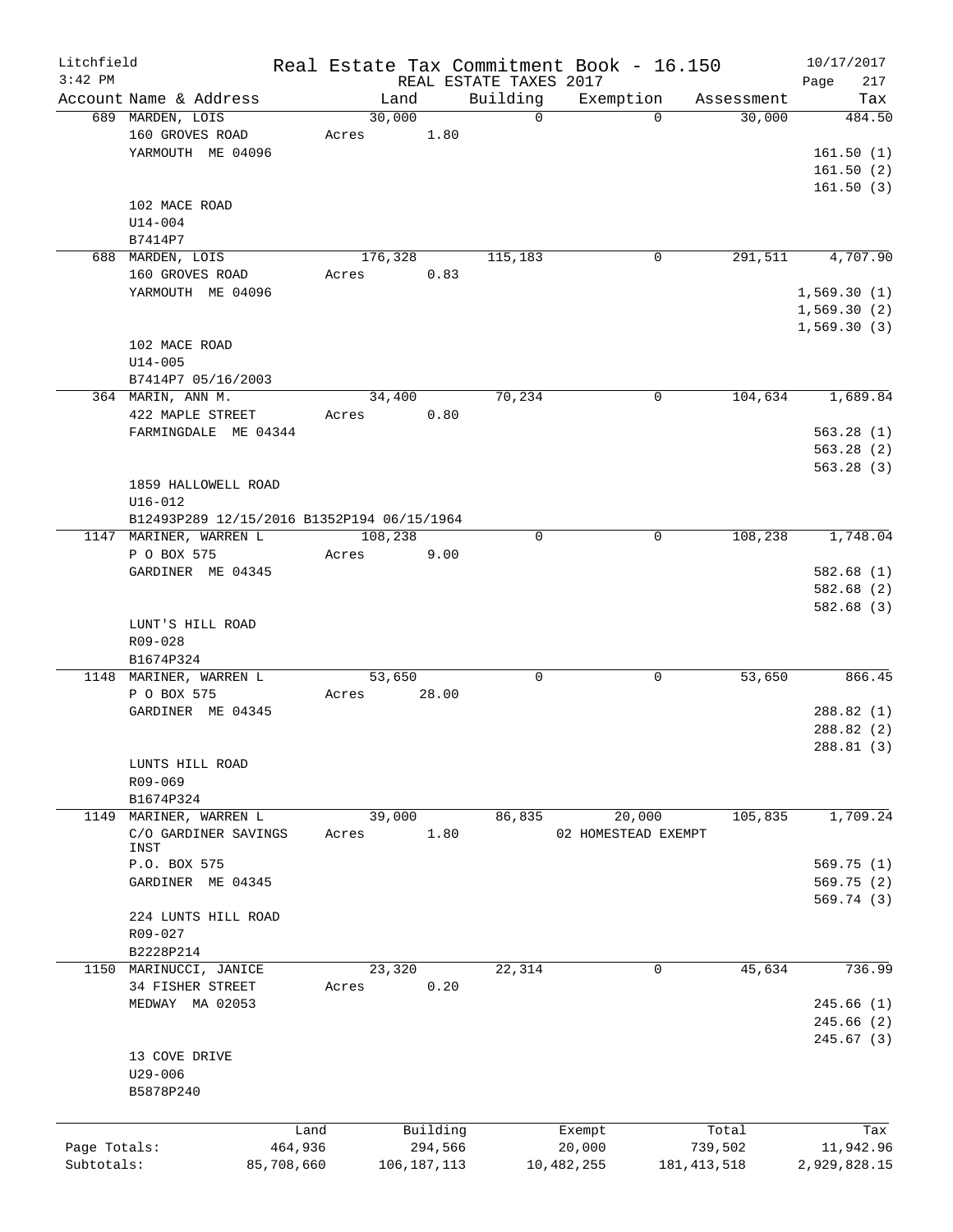Litchfield  Real Estate Tax Commitment Book - 16.150  10/17/2017
3:42 PM  REAL ESTATE TAXES 2017  Page 217

| Account Name & Address | Land | Building | Exemption | Assessment | Tax |
|---|---|---|---|---|---|
| 689 MARDEN, LOIS | 30,000 | 0 | 0 | 30,000 | 484.50 |
| 160 GROVES ROAD | Acres 1.80 | | | | |
| YARMOUTH ME 04096 | | | | | 161.50 (1) |
| | | | | | 161.50 (2) |
| | | | | | 161.50 (3) |
| 102 MACE ROAD | | | | | |
| U14-004 | | | | | |
| B7414P7 | | | | | |
| 688 MARDEN, LOIS | 176,328 | 115,183 | 0 | 291,511 | 4,707.90 |
| 160 GROVES ROAD | Acres 0.83 | | | | |
| YARMOUTH ME 04096 | | | | | 1,569.30 (1) |
| | | | | | 1,569.30 (2) |
| | | | | | 1,569.30 (3) |
| 102 MACE ROAD | | | | | |
| U14-005 | | | | | |
| B7414P7 05/16/2003 | | | | | |
| 364 MARIN, ANN M. | 34,400 | 70,234 | 0 | 104,634 | 1,689.84 |
| 422 MAPLE STREET | Acres 0.80 | | | | |
| FARMINGDALE ME 04344 | | | | | 563.28 (1) |
| | | | | | 563.28 (2) |
| | | | | | 563.28 (3) |
| 1859 HALLOWELL ROAD | | | | | |
| U16-012 | | | | | |
| B12493P289 12/15/2016 B1352P194 06/15/1964 | | | | | |
| 1147 MARINER, WARREN L | 108,238 | 0 | 0 | 108,238 | 1,748.04 |
| P O BOX 575 | Acres 9.00 | | | | |
| GARDINER ME 04345 | | | | | 582.68 (1) |
| | | | | | 582.68 (2) |
| | | | | | 582.68 (3) |
| LUNT'S HILL ROAD | | | | | |
| R09-028 | | | | | |
| B1674P324 | | | | | |
| 1148 MARINER, WARREN L | 53,650 | 0 | 0 | 53,650 | 866.45 |
| P O BOX 575 | Acres 28.00 | | | | |
| GARDINER ME 04345 | | | | | 288.82 (1) |
| | | | | | 288.82 (2) |
| | | | | | 288.81 (3) |
| LUNTS HILL ROAD | | | | | |
| R09-069 | | | | | |
| B1674P324 | | | | | |
| 1149 MARINER, WARREN L | 39,000 | 86,835 | 20,000 | 105,835 | 1,709.24 |
| C/O GARDINER SAVINGS INST | Acres 1.80 | | 02 HOMESTEAD EXEMPT | | |
| P.O. BOX 575 | | | | | 569.75 (1) |
| GARDINER ME 04345 | | | | | 569.75 (2) |
| | | | | | 569.74 (3) |
| 224 LUNTS HILL ROAD | | | | | |
| R09-027 | | | | | |
| B2228P214 | | | | | |
| 1150 MARINUCCI, JANICE | 23,320 | 22,314 | 0 | 45,634 | 736.99 |
| 34 FISHER STREET | Acres 0.20 | | | | |
| MEDWAY MA 02053 | | | | | 245.66 (1) |
| | | | | | 245.66 (2) |
| | | | | | 245.67 (3) |
| 13 COVE DRIVE | | | | | |
| U29-006 | | | | | |
| B5878P240 | | | | | |

| | Land | Building | Exempt | Total | Tax |
|---|---|---|---|---|---|
| Page Totals: | 464,936 | 294,566 | 20,000 | 739,502 | 11,942.96 |
| Subtotals: | 85,708,660 | 106,187,113 | 10,482,255 | 181,413,518 | 2,929,828.15 |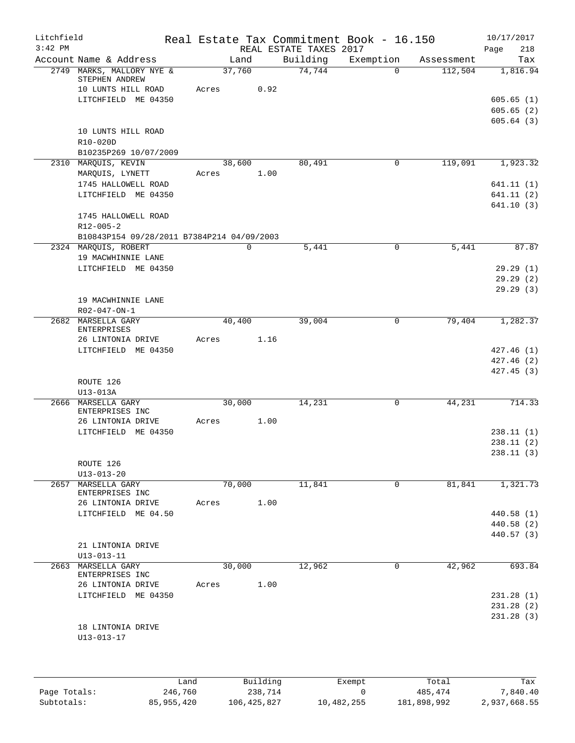Litchfield
3:42 PM

Real Estate Tax Commitment Book - 16.150
REAL ESTATE TAXES 2017

10/17/2017

| Account Name & Address | Land | Building | Exemption | Assessment | Tax |
|---|---|---|---|---|---|
| 2749 MARKS, MALLORY NYE & STEPHEN ANDREW | 37,760 | 74,744 | 0 | 112,504 | 1,816.94 |
| 10 LUNTS HILL ROAD | Acres 0.92 | | | | |
| LITCHFIELD ME 04350 | | | | | 605.65 (1) |
| | | | | | 605.65 (2) |
| | | | | | 605.64 (3) |
| 10 LUNTS HILL ROAD | | | | | |
| R10-020D | | | | | |
| B10235P269 10/07/2009 | | | | | |
| 2310 MARQUIS, KEVIN | 38,600 | 80,491 | 0 | 119,091 | 1,923.32 |
| MARQUIS, LYNETT | Acres 1.00 | | | | |
| 1745 HALLOWELL ROAD | | | | | 641.11 (1) |
| LITCHFIELD ME 04350 | | | | | 641.11 (2) |
| | | | | | 641.10 (3) |
| 1745 HALLOWELL ROAD | | | | | |
| R12-005-2 | | | | | |
| B10843P154 09/28/2011 B7384P214 04/09/2003 | | | | | |
| 2324 MARQUIS, ROBERT | 0 | 5,441 | 0 | 5,441 | 87.87 |
| 19 MACWHINNIE LANE | | | | | |
| LITCHFIELD ME 04350 | | | | | 29.29 (1) |
| | | | | | 29.29 (2) |
| | | | | | 29.29 (3) |
| 19 MACWHINNIE LANE | | | | | |
| R02-047-ON-1 | | | | | |
| 2682 MARSELLA GARY ENTERPRISES | 40,400 | 39,004 | 0 | 79,404 | 1,282.37 |
| 26 LINTONIA DRIVE | Acres 1.16 | | | | |
| LITCHFIELD ME 04350 | | | | | 427.46 (1) |
| | | | | | 427.46 (2) |
| | | | | | 427.45 (3) |
| ROUTE 126 | | | | | |
| U13-013A | | | | | |
| 2666 MARSELLA GARY ENTERPRISES INC | 30,000 | 14,231 | 0 | 44,231 | 714.33 |
| 26 LINTONIA DRIVE | Acres 1.00 | | | | |
| LITCHFIELD ME 04350 | | | | | 238.11 (1) |
| | | | | | 238.11 (2) |
| | | | | | 238.11 (3) |
| ROUTE 126 | | | | | |
| U13-013-20 | | | | | |
| 2657 MARSELLA GARY ENTERPRISES INC | 70,000 | 11,841 | 0 | 81,841 | 1,321.73 |
| 26 LINTONIA DRIVE | Acres 1.00 | | | | |
| LITCHFIELD ME 04.50 | | | | | 440.58 (1) |
| | | | | | 440.58 (2) |
| | | | | | 440.57 (3) |
| 21 LINTONIA DRIVE | | | | | |
| U13-013-11 | | | | | |
| 2663 MARSELLA GARY ENTERPRISES INC | 30,000 | 12,962 | 0 | 42,962 | 693.84 |
| 26 LINTONIA DRIVE | Acres 1.00 | | | | |
| LITCHFIELD ME 04350 | | | | | 231.28 (1) |
| | | | | | 231.28 (2) |
| | | | | | 231.28 (3) |
| 18 LINTONIA DRIVE | | | | | |
| U13-013-17 | | | | | |

| | Land | Building | Exempt | Total | Tax |
|---|---|---|---|---|---|
| Page Totals: | 246,760 | 238,714 | 0 | 485,474 | 7,840.40 |
| Subtotals: | 85,955,420 | 106,425,827 | 10,482,255 | 181,898,992 | 2,937,668.55 |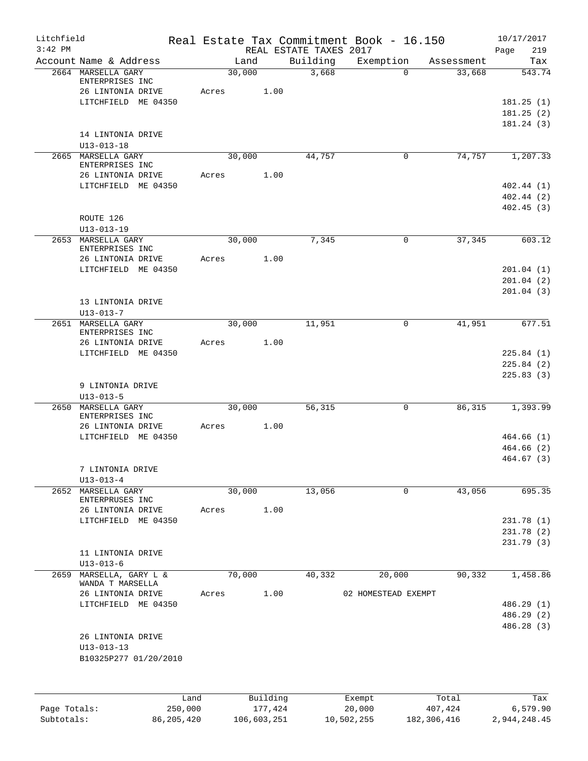# Real Estate Tax Commitment Book - 16.150

Litchfield 3:42 PM — REAL ESTATE TAXES 2017 — 10/17/2017

| Account | Name & Address | Land | Building | Exemption | Assessment | Tax |
|---|---|---|---|---|---|---|
| 2664 | MARSELLA GARY ENTERPRISES INC<br>26 LINTONIA DRIVE<br>LITCHFIELD ME 04350<br>14 LINTONIA DRIVE<br>U13-013-18 | 30,000<br>Acres 1.00 | 3,668 | 0 | 33,668 | 543.74<br>181.25 (1)<br>181.25 (2)<br>181.24 (3) |
| 2665 | MARSELLA GARY ENTERPRISES INC<br>26 LINTONIA DRIVE<br>LITCHFIELD ME 04350<br>ROUTE 126<br>U13-013-19 | 30,000<br>Acres 1.00 | 44,757 | 0 | 74,757 | 1,207.33<br>402.44 (1)<br>402.44 (2)<br>402.45 (3) |
| 2653 | MARSELLA GARY ENTERPRISES INC<br>26 LINTONIA DRIVE<br>LITCHFIELD ME 04350<br>13 LINTONIA DRIVE<br>U13-013-7 | 30,000<br>Acres 1.00 | 7,345 | 0 | 37,345 | 603.12<br>201.04 (1)<br>201.04 (2)<br>201.04 (3) |
| 2651 | MARSELLA GARY ENTERPRISES INC<br>26 LINTONIA DRIVE<br>LITCHFIELD ME 04350<br>9 LINTONIA DRIVE<br>U13-013-5 | 30,000<br>Acres 1.00 | 11,951 | 0 | 41,951 | 677.51<br>225.84 (1)<br>225.84 (2)<br>225.83 (3) |
| 2650 | MARSELLA GARY ENTERPRISES INC<br>26 LINTONIA DRIVE<br>LITCHFIELD ME 04350<br>7 LINTONIA DRIVE<br>U13-013-4 | 30,000<br>Acres 1.00 | 56,315 | 0 | 86,315 | 1,393.99<br>464.66 (1)<br>464.66 (2)<br>464.67 (3) |
| 2652 | MARSELLA GARY ENTERPRUSES INC<br>26 LINTONIA DRIVE<br>LITCHFIELD ME 04350<br>11 LINTONIA DRIVE<br>U13-013-6 | 30,000<br>Acres 1.00 | 13,056 | 0 | 43,056 | 695.35<br>231.78 (1)<br>231.78 (2)<br>231.79 (3) |
| 2659 | MARSELLA, GARY L & WANDA T MARSELLA<br>26 LINTONIA DRIVE<br>LITCHFIELD ME 04350<br>26 LINTONIA DRIVE<br>U13-013-13<br>B10325P277 01/20/2010 | 70,000<br>Acres 1.00 | 40,332 | 20,000<br>02 HOMESTEAD EXEMPT | 90,332 | 1,458.86<br>486.29 (1)<br>486.29 (2)<br>486.28 (3) |

| | Land | Building | Exempt | Total | Tax |
|---|---|---|---|---|---|
| Page Totals: | 250,000 | 177,424 | 20,000 | 407,424 | 6,579.90 |
| Subtotals: | 86,205,420 | 106,603,251 | 10,502,255 | 182,306,416 | 2,944,248.45 |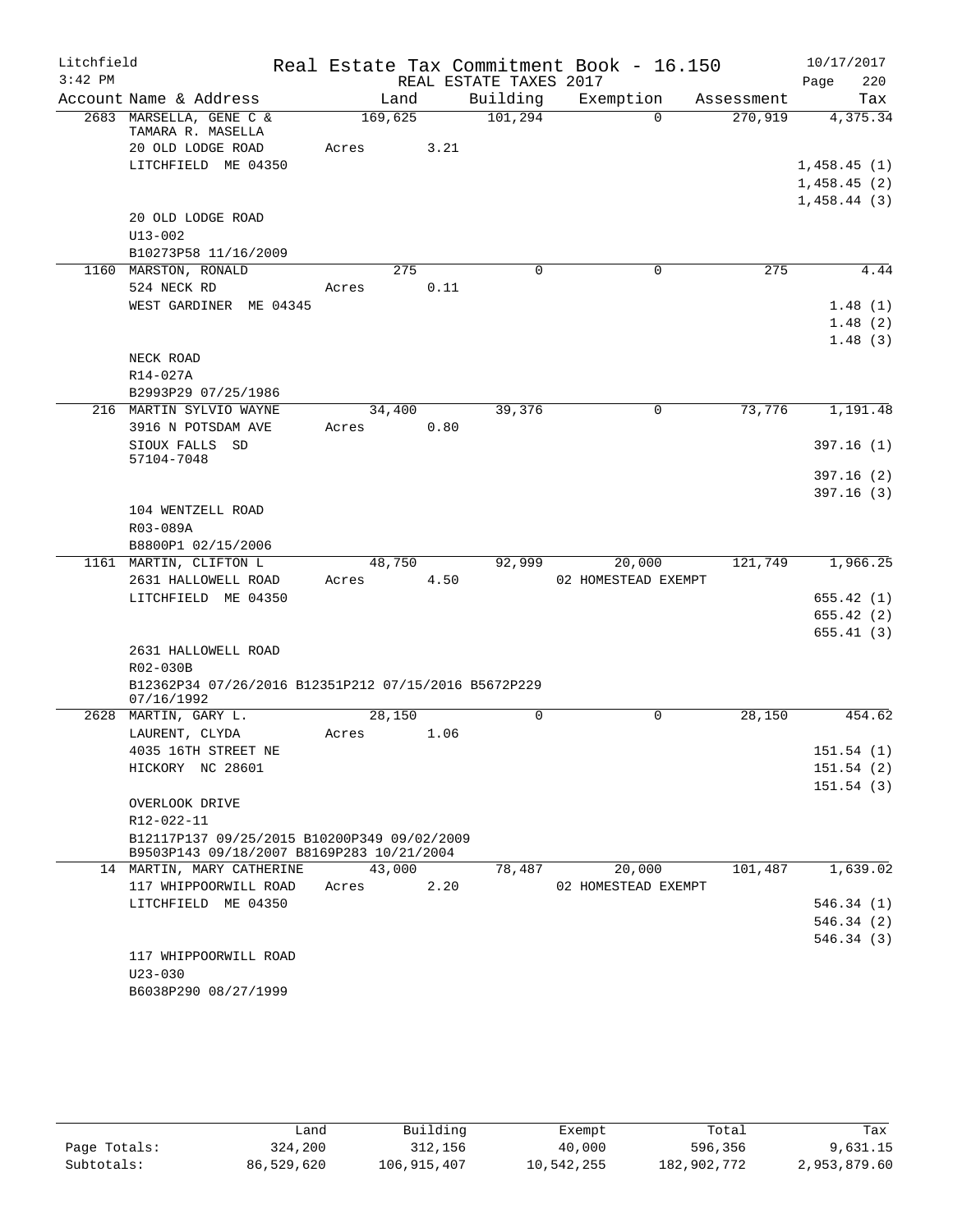Litchfield 3:42 PM

# Real Estate Tax Commitment Book - 16.150

REAL ESTATE TAXES 2017

10/17/2017

| Account Name & Address | Land | Building | Exemption | Assessment | Tax |
|---|---|---|---|---|---|
| 2683 MARSELLA, GENE C & TAMARA R. MASELLA | 169,625 | 101,294 | 0 | 270,919 | 4,375.34 |
| 20 OLD LODGE ROAD | Acres 3.21 | | | | |
| LITCHFIELD ME 04350 | | | | | 1,458.45 (1) |
| | | | | | 1,458.45 (2) |
| | | | | | 1,458.44 (3) |
| 20 OLD LODGE ROAD | | | | | |
| U13-002 | | | | | |
| B10273P58 11/16/2009 | | | | | |
| 1160 MARSTON, RONALD | 275 | 0 | 0 | 275 | 4.44 |
| 524 NECK RD | Acres 0.11 | | | | |
| WEST GARDINER ME 04345 | | | | | 1.48 (1) |
| | | | | | 1.48 (2) |
| | | | | | 1.48 (3) |
| NECK ROAD | | | | | |
| R14-027A | | | | | |
| B2993P29 07/25/1986 | | | | | |
| 216 MARTIN SYLVIO WAYNE | 34,400 | 39,376 | 0 | 73,776 | 1,191.48 |
| 3916 N POTSDAM AVE | Acres 0.80 | | | | |
| SIOUX FALLS SD 57104-7048 | | | | | 397.16 (1) |
| | | | | | 397.16 (2) |
| | | | | | 397.16 (3) |
| 104 WENTZELL ROAD | | | | | |
| R03-089A | | | | | |
| B8800P1 02/15/2006 | | | | | |
| 1161 MARTIN, CLIFTON L | 48,750 | 92,999 | 20,000 | 121,749 | 1,966.25 |
| 2631 HALLOWELL ROAD | Acres 4.50 | | 02 HOMESTEAD EXEMPT | | |
| LITCHFIELD ME 04350 | | | | | 655.42 (1) |
| | | | | | 655.42 (2) |
| | | | | | 655.41 (3) |
| 2631 HALLOWELL ROAD | | | | | |
| R02-030B | | | | | |
| B12362P34 07/26/2016 B12351P212 07/15/2016 B5672P229 07/16/1992 | | | | | |
| 2628 MARTIN, GARY L. | 28,150 | 0 | 0 | 28,150 | 454.62 |
| LAURENT, CLYDA | Acres 1.06 | | | | |
| 4035 16TH STREET NE | | | | | 151.54 (1) |
| HICKORY NC 28601 | | | | | 151.54 (2) |
| | | | | | 151.54 (3) |
| OVERLOOK DRIVE | | | | | |
| R12-022-11 | | | | | |
| B12117P137 09/25/2015 B10200P349 09/02/2009 B9503P143 09/18/2007 B8169P283 10/21/2004 | | | | | |
| 14 MARTIN, MARY CATHERINE | 43,000 | 78,487 | 20,000 | 101,487 | 1,639.02 |
| 117 WHIPPOORWILL ROAD | Acres 2.20 | | 02 HOMESTEAD EXEMPT | | |
| LITCHFIELD ME 04350 | | | | | 546.34 (1) |
| | | | | | 546.34 (2) |
| | | | | | 546.34 (3) |
| 117 WHIPPOORWILL ROAD | | | | | |
| U23-030 | | | | | |
| B6038P290 08/27/1999 | | | | | |

| | Land | Building | Exempt | Total | Tax |
|---|---|---|---|---|---|
| Page Totals: | 324,200 | 312,156 | 40,000 | 596,356 | 9,631.15 |
| Subtotals: | 86,529,620 | 106,915,407 | 10,542,255 | 182,902,772 | 2,953,879.60 |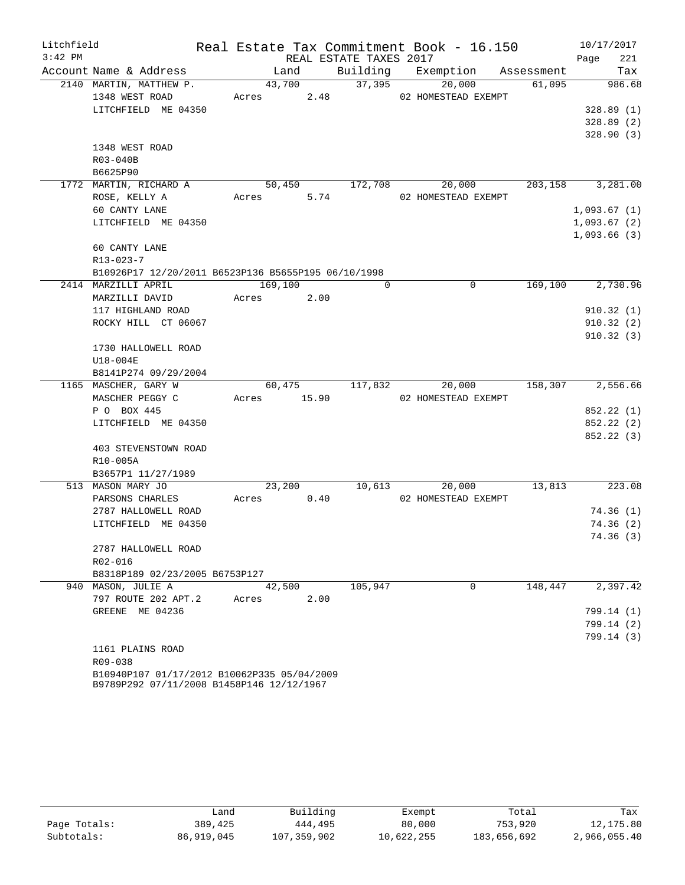Litchfield
3:42 PM

Real Estate Tax Commitment Book - 16.150
REAL ESTATE TAXES 2017

10/17/2017

| Account | Name & Address | Land | Building | Exemption | Assessment | Tax |
|---|---|---|---|---|---|---|
| 2140 | MARTIN, MATTHEW P.<br>1348 WEST ROAD<br>LITCHFIELD ME 04350<br><br>1348 WEST ROAD<br>R03-040B<br>B6625P90 | 43,700<br>Acres 2.48 | 37,395 | 20,000<br>02 HOMESTEAD EXEMPT | 61,095 | 986.68<br>328.89 (1)<br>328.89 (2)<br>328.90 (3) |
| 1772 | MARTIN, RICHARD A<br>ROSE, KELLY A<br>60 CANTY LANE<br>LITCHFIELD ME 04350<br><br>60 CANTY LANE<br>R13-023-7<br>B10926P17 12/20/2011 B6523P136 B5655P195 06/10/1998 | 50,450<br>Acres 5.74 | 172,708 | 20,000<br>02 HOMESTEAD EXEMPT | 203,158 | 3,281.00<br>1,093.67 (1)<br>1,093.67 (2)<br>1,093.66 (3) |
| 2414 | MARZILLI APRIL<br>MARZILLI DAVID<br>117 HIGHLAND ROAD<br>ROCKY HILL CT 06067<br><br>1730 HALLOWELL ROAD<br>U18-004E<br>B8141P274 09/29/2004 | 169,100<br>Acres 2.00 | 0 | 0 | 169,100 | 2,730.96<br>910.32 (1)<br>910.32 (2)<br>910.32 (3) |
| 1165 | MASCHER, GARY W<br>MASCHER PEGGY C<br>P O BOX 445<br>LITCHFIELD ME 04350<br><br>403 STEVENSTOWN ROAD<br>R10-005A<br>B3657P1 11/27/1989 | 60,475<br>Acres 15.90 | 117,832 | 20,000<br>02 HOMESTEAD EXEMPT | 158,307 | 2,556.66<br>852.22 (1)<br>852.22 (2)<br>852.22 (3) |
| 513 | MASON MARY JO<br>PARSONS CHARLES<br>2787 HALLOWELL ROAD<br>LITCHFIELD ME 04350<br><br>2787 HALLOWELL ROAD<br>R02-016<br>B8318P189 02/23/2005 B6753P127 | 23,200<br>Acres 0.40 | 10,613 | 20,000<br>02 HOMESTEAD EXEMPT | 13,813 | 223.08<br>74.36 (1)<br>74.36 (2)<br>74.36 (3) |
| 940 | MASON, JULIE A<br>797 ROUTE 202 APT.2<br>GREENE ME 04236<br><br>1161 PLAINS ROAD<br>R09-038<br>B10940P107 01/17/2012 B10062P335 05/04/2009<br>B9789P292 07/11/2008 B1458P146 12/12/1967 | 42,500<br>Acres 2.00 | 105,947 | 0 | 148,447 | 2,397.42<br>799.14 (1)<br>799.14 (2)<br>799.14 (3) |

| | Land | Building | Exempt | Total | Tax |
|---|---|---|---|---|---|
| Page Totals: | 389,425 | 444,495 | 80,000 | 753,920 | 12,175.80 |
| Subtotals: | 86,919,045 | 107,359,902 | 10,622,255 | 183,656,692 | 2,966,055.40 |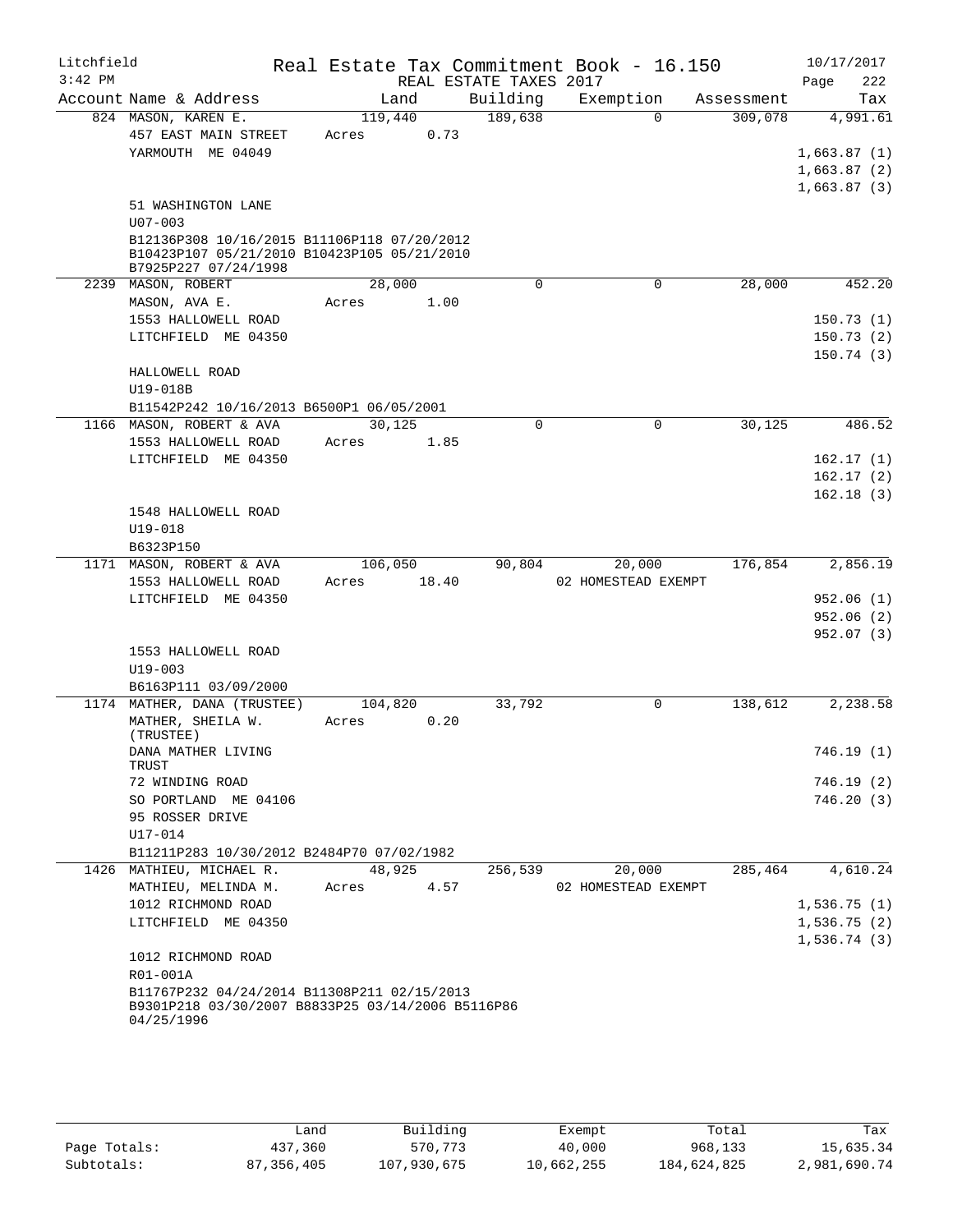Litchfield
3:42 PM

Real Estate Tax Commitment Book - 16.150
REAL ESTATE TAXES 2017

10/17/2017

| Account Name & Address | Land | Building | Exemption | Assessment | Tax |
|---|---|---|---|---|---|
| 824 MASON, KAREN E. | 119,440 | 189,638 | 0 | 309,078 | 4,991.61 |
| 457 EAST MAIN STREET | Acres 0.73 | | | | |
| YARMOUTH ME 04049 | | | | | 1,663.87 (1) |
| | | | | | 1,663.87 (2) |
| | | | | | 1,663.87 (3) |
| 51 WASHINGTON LANE | | | | | |
| U07-003 | | | | | |
| B12136P308 10/16/2015 B11106P118 07/20/2012 B10423P107 05/21/2010 B10423P105 05/21/2010 B7925P227 07/24/1998 | | | | | |
| 2239 MASON, ROBERT | 28,000 | 0 | 0 | 28,000 | 452.20 |
| MASON, AVA E. | Acres 1.00 | | | | |
| 1553 HALLOWELL ROAD | | | | | 150.73 (1) |
| LITCHFIELD ME 04350 | | | | | 150.73 (2) |
| | | | | | 150.74 (3) |
| HALLOWELL ROAD | | | | | |
| U19-018B | | | | | |
| B11542P242 10/16/2013 B6500P1 06/05/2001 | | | | | |
| 1166 MASON, ROBERT & AVA | 30,125 | 0 | 0 | 30,125 | 486.52 |
| 1553 HALLOWELL ROAD | Acres 1.85 | | | | |
| LITCHFIELD ME 04350 | | | | | 162.17 (1) |
| | | | | | 162.17 (2) |
| | | | | | 162.18 (3) |
| 1548 HALLOWELL ROAD | | | | | |
| U19-018 | | | | | |
| B6323P150 | | | | | |
| 1171 MASON, ROBERT & AVA | 106,050 | 90,804 | 20,000 | 176,854 | 2,856.19 |
| 1553 HALLOWELL ROAD | Acres 18.40 | | 02 HOMESTEAD EXEMPT | | |
| LITCHFIELD ME 04350 | | | | | 952.06 (1) |
| | | | | | 952.06 (2) |
| | | | | | 952.07 (3) |
| 1553 HALLOWELL ROAD | | | | | |
| U19-003 | | | | | |
| B6163P111 03/09/2000 | | | | | |
| 1174 MATHER, DANA (TRUSTEE) | 104,820 | 33,792 | 0 | 138,612 | 2,238.58 |
| MATHER, SHEILA W. (TRUSTEE) | Acres 0.20 | | | | |
| DANA MATHER LIVING TRUST | | | | | 746.19 (1) |
| 72 WINDING ROAD | | | | | 746.19 (2) |
| SO PORTLAND ME 04106 | | | | | 746.20 (3) |
| 95 ROSSER DRIVE | | | | | |
| U17-014 | | | | | |
| B11211P283 10/30/2012 B2484P70 07/02/1982 | | | | | |
| 1426 MATHIEU, MICHAEL R. | 48,925 | 256,539 | 20,000 | 285,464 | 4,610.24 |
| MATHIEU, MELINDA M. | Acres 4.57 | | 02 HOMESTEAD EXEMPT | | |
| 1012 RICHMOND ROAD | | | | | 1,536.75 (1) |
| LITCHFIELD ME 04350 | | | | | 1,536.75 (2) |
| | | | | | 1,536.74 (3) |
| 1012 RICHMOND ROAD | | | | | |
| R01-001A | | | | | |
| B11767P232 04/24/2014 B11308P211 02/15/2013 B9301P218 03/30/2007 B8833P25 03/14/2006 B5116P86 04/25/1996 | | | | | |

| | Land | Building | Exempt | Total | Tax |
|---|---|---|---|---|---|
| Page Totals: | 437,360 | 570,773 | 40,000 | 968,133 | 15,635.34 |
| Subtotals: | 87,356,405 | 107,930,675 | 10,662,255 | 184,624,825 | 2,981,690.74 |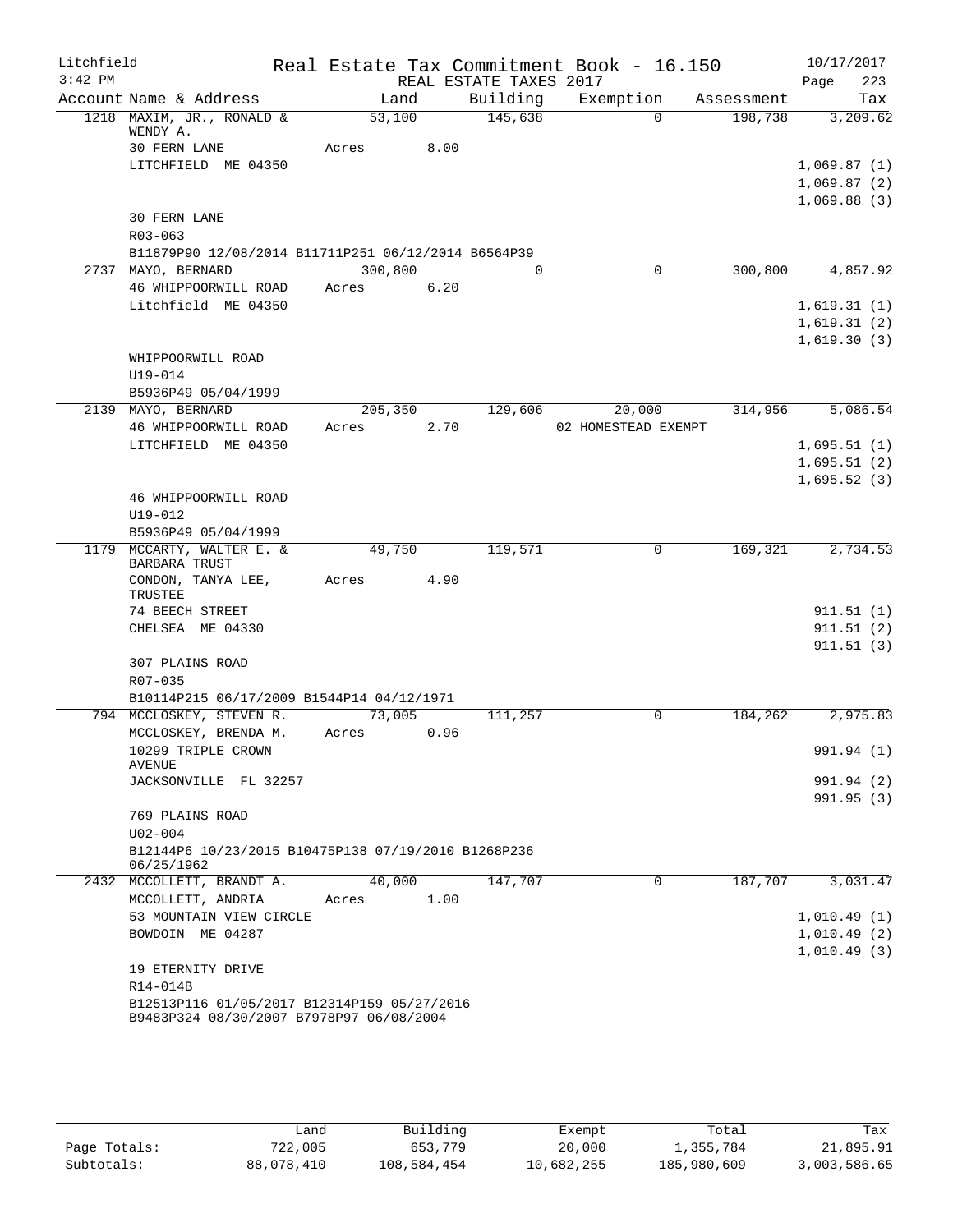Litchfield
3:42 PM

Real Estate Tax Commitment Book - 16.150
REAL ESTATE TAXES 2017

10/17/2017
Page 223

| Account Name & Address | Land | Building | Exemption | Assessment | Tax |
|---|---|---|---|---|---|
| 1218 MAXIM, JR., RONALD & WENDY A. | 53,100 | 145,638 | 0 | 198,738 | 3,209.62 |
| 30 FERN LANE | Acres 8.00 | | | | |
| LITCHFIELD ME 04350 | | | | | 1,069.87 (1) |
| | | | | | 1,069.87 (2) |
| | | | | | 1,069.88 (3) |
| 30 FERN LANE | | | | | |
| R03-063 | | | | | |
| B11879P90 12/08/2014 B11711P251 06/12/2014 B6564P39 | | | | | |
| 2737 MAYO, BERNARD | 300,800 | 0 | 0 | 300,800 | 4,857.92 |
| 46 WHIPPOORWILL ROAD | Acres 6.20 | | | | |
| Litchfield ME 04350 | | | | | 1,619.31 (1) |
| | | | | | 1,619.31 (2) |
| | | | | | 1,619.30 (3) |
| WHIPPOORWILL ROAD | | | | | |
| U19-014 | | | | | |
| B5936P49 05/04/1999 | | | | | |
| 2139 MAYO, BERNARD | 205,350 | 129,606 | 20,000 | 314,956 | 5,086.54 |
| 46 WHIPPOORWILL ROAD | Acres 2.70 | | 02 HOMESTEAD EXEMPT | | |
| LITCHFIELD ME 04350 | | | | | 1,695.51 (1) |
| | | | | | 1,695.51 (2) |
| | | | | | 1,695.52 (3) |
| 46 WHIPPOORWILL ROAD | | | | | |
| U19-012 | | | | | |
| B5936P49 05/04/1999 | | | | | |
| 1179 MCCARTY, WALTER E. & BARBARA TRUST | 49,750 | 119,571 | 0 | 169,321 | 2,734.53 |
| CONDON, TANYA LEE, TRUSTEE | Acres 4.90 | | | | |
| 74 BEECH STREET | | | | | 911.51 (1) |
| CHELSEA ME 04330 | | | | | 911.51 (2) |
| | | | | | 911.51 (3) |
| 307 PLAINS ROAD | | | | | |
| R07-035 | | | | | |
| B10114P215 06/17/2009 B1544P14 04/12/1971 | | | | | |
| 794 MCCLOSKEY, STEVEN R. | 73,005 | 111,257 | 0 | 184,262 | 2,975.83 |
| MCCLOSKEY, BRENDA M. | Acres 0.96 | | | | |
| 10299 TRIPLE CROWN AVENUE | | | | | 991.94 (1) |
| JACKSONVILLE FL 32257 | | | | | 991.94 (2) |
| | | | | | 991.95 (3) |
| 769 PLAINS ROAD | | | | | |
| U02-004 | | | | | |
| B12144P6 10/23/2015 B10475P138 07/19/2010 B1268P236 06/25/1962 | | | | | |
| 2432 MCCOLLETT, BRANDT A. | 40,000 | 147,707 | 0 | 187,707 | 3,031.47 |
| MCCOLLETT, ANDRIA | Acres 1.00 | | | | |
| 53 MOUNTAIN VIEW CIRCLE | | | | | 1,010.49 (1) |
| BOWDOIN ME 04287 | | | | | 1,010.49 (2) |
| | | | | | 1,010.49 (3) |
| 19 ETERNITY DRIVE | | | | | |
| R14-014B | | | | | |
| B12513P116 01/05/2017 B12314P159 05/27/2016 B9483P324 08/30/2007 B7978P97 06/08/2004 | | | | | |

| | Land | Building | Exempt | Total | Tax |
|---|---|---|---|---|---|
| Page Totals: | 722,005 | 653,779 | 20,000 | 1,355,784 | 21,895.91 |
| Subtotals: | 88,078,410 | 108,584,454 | 10,682,255 | 185,980,609 | 3,003,586.65 |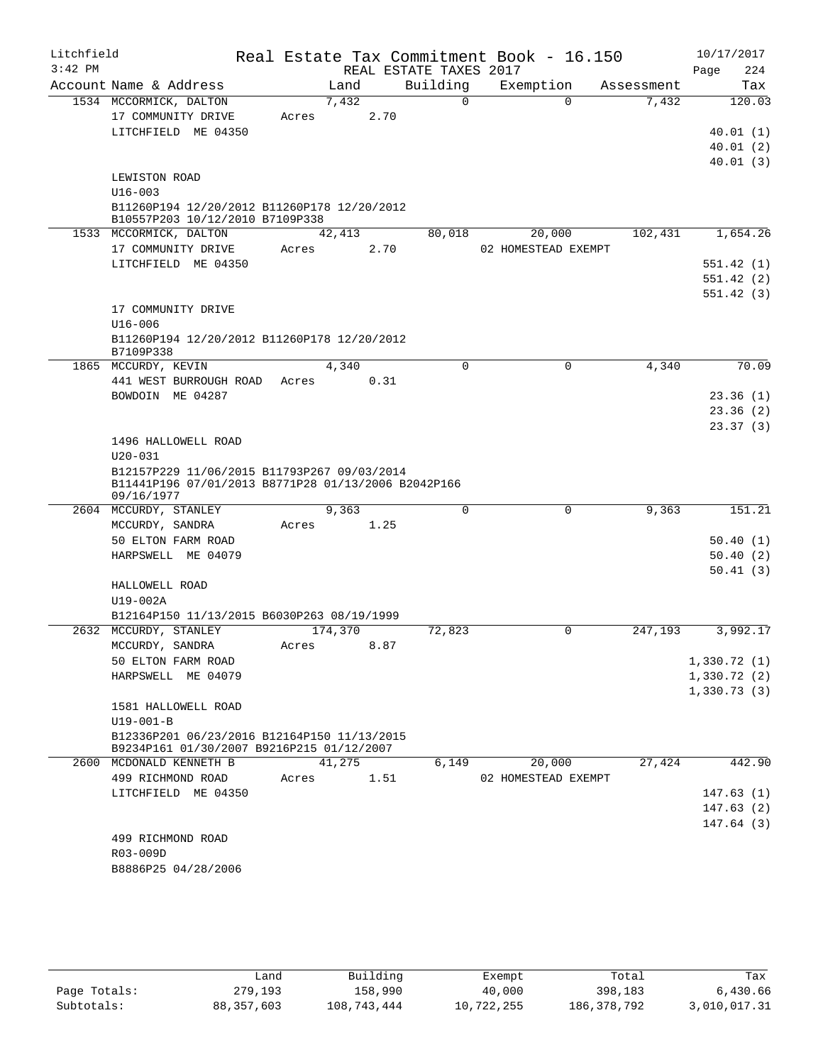Litchfield 3:42 PM

# Real Estate Tax Commitment Book - 16.150

REAL ESTATE TAXES 2017

10/17/2017 Page 224

| Account Name & Address | Land | Building | Exemption | Assessment | Tax |
|---|---|---|---|---|---|
| 1534 MCCORMICK, DALTON | 7,432 | 0 | 0 | 7,432 | 120.03 |
| 17 COMMUNITY DRIVE | Acres 2.70 | | | | |
| LITCHFIELD ME 04350 | | | | | 40.01 (1) |
| | | | | | 40.01 (2) |
| | | | | | 40.01 (3) |
| LEWISTON ROAD | | | | | |
| U16-003 | | | | | |
| B11260P194 12/20/2012 B11260P178 12/20/2012 B10557P203 10/12/2010 B7109P338 | | | | | |
| 1533 MCCORMICK, DALTON | 42,413 | 80,018 | 20,000 | 102,431 | 1,654.26 |
| 17 COMMUNITY DRIVE | Acres 2.70 | | 02 HOMESTEAD EXEMPT | | |
| LITCHFIELD ME 04350 | | | | | 551.42 (1) |
| | | | | | 551.42 (2) |
| | | | | | 551.42 (3) |
| 17 COMMUNITY DRIVE | | | | | |
| U16-006 | | | | | |
| B11260P194 12/20/2012 B11260P178 12/20/2012 B7109P338 | | | | | |
| 1865 MCCURDY, KEVIN | 4,340 | 0 | 0 | 4,340 | 70.09 |
| 441 WEST BURROUGH ROAD | Acres 0.31 | | | | |
| BOWDOIN ME 04287 | | | | | 23.36 (1) |
| | | | | | 23.36 (2) |
| | | | | | 23.37 (3) |
| 1496 HALLOWELL ROAD | | | | | |
| U20-031 | | | | | |
| B12157P229 11/06/2015 B11793P267 09/03/2014 B11441P196 07/01/2013 B8771P28 01/13/2006 B2042P166 09/16/1977 | | | | | |
| 2604 MCCURDY, STANLEY | 9,363 | 0 | 0 | 9,363 | 151.21 |
| MCCURDY, SANDRA | Acres 1.25 | | | | |
| 50 ELTON FARM ROAD | | | | | 50.40 (1) |
| HARPSWELL ME 04079 | | | | | 50.40 (2) |
| | | | | | 50.41 (3) |
| HALLOWELL ROAD | | | | | |
| U19-002A | | | | | |
| B12164P150 11/13/2015 B6030P263 08/19/1999 | | | | | |
| 2632 MCCURDY, STANLEY | 174,370 | 72,823 | 0 | 247,193 | 3,992.17 |
| MCCURDY, SANDRA | Acres 8.87 | | | | |
| 50 ELTON FARM ROAD | | | | | 1,330.72 (1) |
| HARPSWELL ME 04079 | | | | | 1,330.72 (2) |
| | | | | | 1,330.73 (3) |
| 1581 HALLOWELL ROAD | | | | | |
| U19-001-B | | | | | |
| B12336P201 06/23/2016 B12164P150 11/13/2015 B9234P161 01/30/2007 B9216P215 01/12/2007 | | | | | |
| 2600 MCDONALD KENNETH B | 41,275 | 6,149 | 20,000 | 27,424 | 442.90 |
| 499 RICHMOND ROAD | Acres 1.51 | | 02 HOMESTEAD EXEMPT | | |
| LITCHFIELD ME 04350 | | | | | 147.63 (1) |
| | | | | | 147.63 (2) |
| | | | | | 147.64 (3) |
| 499 RICHMOND ROAD | | | | | |
| R03-009D | | | | | |
| B8886P25 04/28/2006 | | | | | |

| | Land | Building | Exempt | Total | Tax |
|---|---|---|---|---|---|
| Page Totals: | 279,193 | 158,990 | 40,000 | 398,183 | 6,430.66 |
| Subtotals: | 88,357,603 | 108,743,444 | 10,722,255 | 186,378,792 | 3,010,017.31 |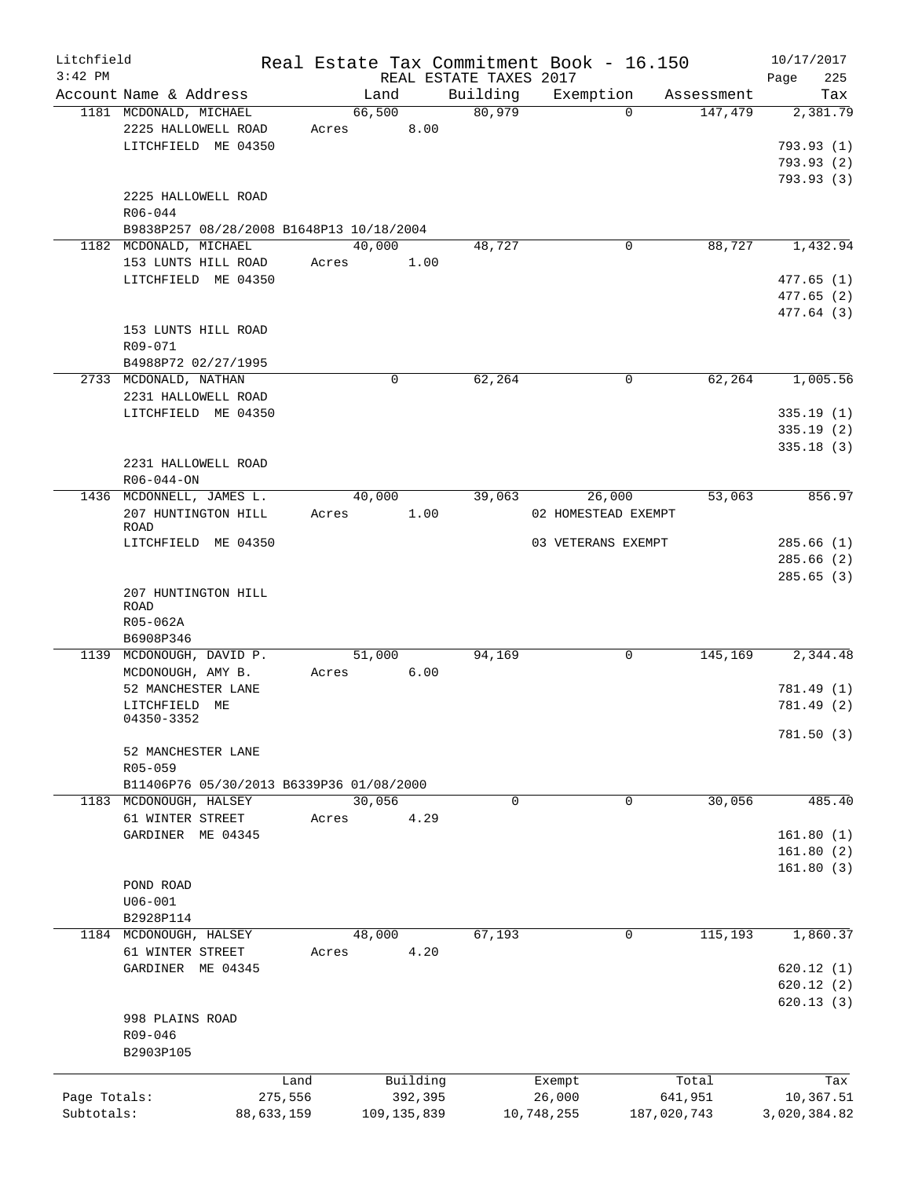Litchfield
3:42 PM

Real Estate Tax Commitment Book - 16.150
REAL ESTATE TAXES 2017

10/17/2017

| Account | Name & Address | Land | Building | Exemption | Assessment | Tax |
|---|---|---|---|---|---|---|
| 1181 | MCDONALD, MICHAEL<br>2225 HALLOWELL ROAD<br>LITCHFIELD ME 04350<br><br>2225 HALLOWELL ROAD<br>R06-044<br>B9838P257 08/28/2008 B1648P13 10/18/2004 | 66,500<br>Acres 8.00 | 80,979 | 0 | 147,479 | 2,381.79<br><br>793.93 (1)<br>793.93 (2)<br>793.93 (3) |
| 1182 | MCDONALD, MICHAEL<br>153 LUNTS HILL ROAD<br>LITCHFIELD ME 04350<br><br>153 LUNTS HILL ROAD<br>R09-071<br>B4988P72 02/27/1995 | 40,000<br>Acres 1.00 | 48,727 | 0 | 88,727 | 1,432.94<br><br>477.65 (1)<br>477.65 (2)<br>477.64 (3) |
| 2733 | MCDONALD, NATHAN<br>2231 HALLOWELL ROAD<br>LITCHFIELD ME 04350<br><br>2231 HALLOWELL ROAD<br>R06-044-ON | 0 | 62,264 | 0 | 62,264 | 1,005.56<br><br>335.19 (1)<br>335.19 (2)<br>335.18 (3) |
| 1436 | MCDONNELL, JAMES L.<br>207 HUNTINGTON HILL ROAD<br>LITCHFIELD ME 04350<br><br>207 HUNTINGTON HILL ROAD<br>R05-062A<br>B6908P346 | 40,000<br>Acres 1.00 | 39,063 | 26,000<br>02 HOMESTEAD EXEMPT<br>03 VETERANS EXEMPT | 53,063 | 856.97<br><br>285.66 (1)<br>285.66 (2)<br>285.65 (3) |
| 1139 | MCDONOUGH, DAVID P.<br>MCDONOUGH, AMY B.<br>52 MANCHESTER LANE<br>LITCHFIELD ME 04350-3352<br><br>52 MANCHESTER LANE<br>R05-059<br>B11406P76 05/30/2013 B6339P36 01/08/2000 | 51,000<br>Acres 6.00 | 94,169 | 0 | 145,169 | 2,344.48<br><br>781.49 (1)<br>781.49 (2)<br>781.50 (3) |
| 1183 | MCDONOUGH, HALSEY<br>61 WINTER STREET<br>GARDINER ME 04345<br><br>POND ROAD<br>U06-001<br>B2928P114 | 30,056<br>Acres 4.29 | 0 | 0 | 30,056 | 485.40<br><br>161.80 (1)<br>161.80 (2)<br>161.80 (3) |
| 1184 | MCDONOUGH, HALSEY<br>61 WINTER STREET<br>GARDINER ME 04345<br><br>998 PLAINS ROAD<br>R09-046<br>B2903P105 | 48,000<br>Acres 4.20 | 67,193 | 0 | 115,193 | 1,860.37<br><br>620.12 (1)<br>620.12 (2)<br>620.13 (3) |

| | Land | Building | Exempt | Total | Tax |
|---|---|---|---|---|---|
| Page Totals: | 275,556 | 392,395 | 26,000 | 641,951 | 10,367.51 |
| Subtotals: | 88,633,159 | 109,135,839 | 10,748,255 | 187,020,743 | 3,020,384.82 |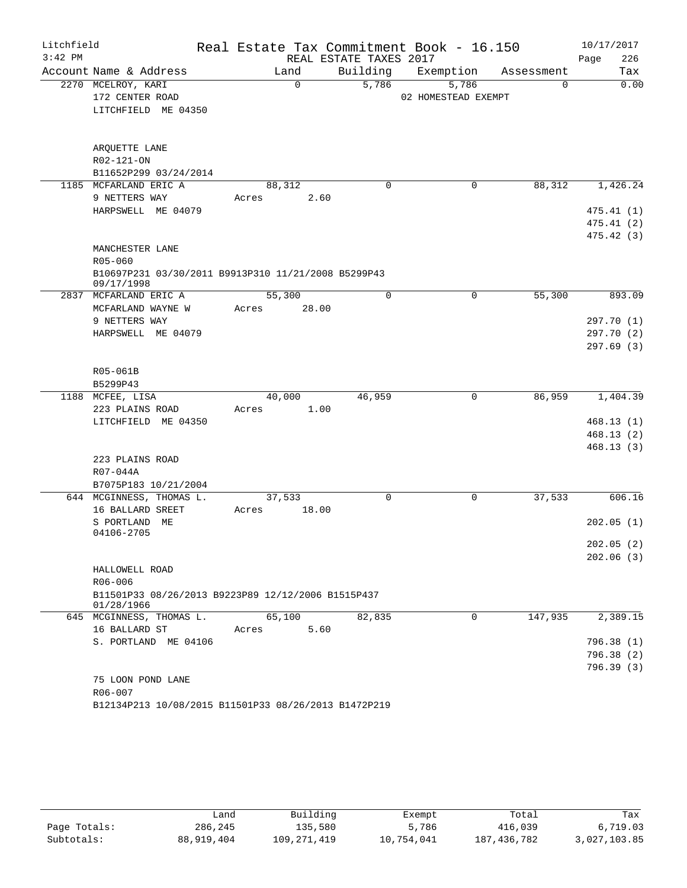Litchfield
3:42 PM

# Real Estate Tax Commitment Book - 16.150

REAL ESTATE TAXES 2017

10/17/2017

| Account Name & Address | Land | Building | Exemption | Assessment | Tax |
|---|---|---|---|---|---|
| 2270 MCELROY, KARI<br>172 CENTER ROAD<br>LITCHFIELD ME 04350<br><br>ARQUETTE LANE<br>R02-121-ON<br>B11652P299 03/24/2014 | 0 | 5,786 | 5,786<br>02 HOMESTEAD EXEMPT | 0 | 0.00 |
| 1185 MCFARLAND ERIC A<br>9 NETTERS WAY<br>HARPSWELL ME 04079<br><br>MANCHESTER LANE<br>R05-060<br>B10697P231 03/30/2011 B9913P310 11/21/2008 B5299P43 09/17/1998 | 88,312<br>Acres 2.60 | 0 | 0 | 88,312 | 1,426.24<br>475.41 (1)<br>475.41 (2)<br>475.42 (3) |
| 2837 MCFARLAND ERIC A<br>MCFARLAND WAYNE W<br>9 NETTERS WAY<br>HARPSWELL ME 04079<br><br>R05-061B<br>B5299P43 | 55,300<br>Acres 28.00 | 0 | 0 | 55,300 | 893.09<br>297.70 (1)<br>297.70 (2)<br>297.69 (3) |
| 1188 MCFEE, LISA<br>223 PLAINS ROAD<br>LITCHFIELD ME 04350<br><br>223 PLAINS ROAD<br>R07-044A<br>B7075P183 10/21/2004 | 40,000<br>Acres 1.00 | 46,959 | 0 | 86,959 | 1,404.39<br>468.13 (1)<br>468.13 (2)<br>468.13 (3) |
| 644 MCGINNESS, THOMAS L.<br>16 BALLARD SREET<br>S PORTLAND ME 04106-2705<br><br>HALLOWELL ROAD<br>R06-006<br>B11501P33 08/26/2013 B9223P89 12/12/2006 B1515P437 01/28/1966 | 37,533<br>Acres 18.00 | 0 | 0 | 37,533 | 606.16<br>202.05 (1)<br>202.05 (2)<br>202.06 (3) |
| 645 MCGINNESS, THOMAS L.<br>16 BALLARD ST<br>S. PORTLAND ME 04106<br><br>75 LOON POND LANE<br>R06-007<br>B12134P213 10/08/2015 B11501P33 08/26/2013 B1472P219 | 65,100<br>Acres 5.60 | 82,835 | 0 | 147,935 | 2,389.15<br>796.38 (1)<br>796.38 (2)<br>796.39 (3) |

| | Land | Building | Exempt | Total | Tax |
|---|---|---|---|---|---|
| Page Totals: | 286,245 | 135,580 | 5,786 | 416,039 | 6,719.03 |
| Subtotals: | 88,919,404 | 109,271,419 | 10,754,041 | 187,436,782 | 3,027,103.85 |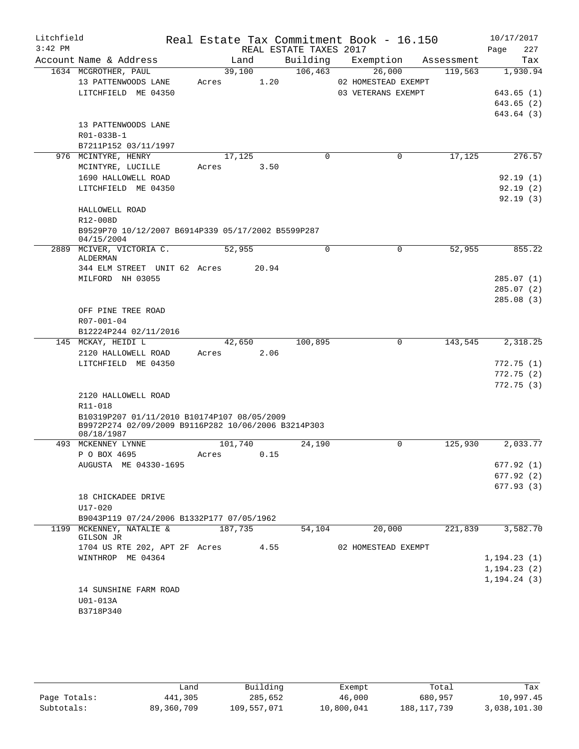Litchfield | Real Estate Tax Commitment Book - 16.150 | 10/17/2017
3:42 PM | REAL ESTATE TAXES 2017 | Page 227

| Account Name & Address | Land | Building | Exemption | Assessment | Tax |
|---|---|---|---|---|---|
| 1634 MCGROTHER, PAUL | 39,100 | 106,463 | 26,000 | 119,563 | 1,930.94 |
| 13 PATTENWOODS LANE | Acres 1.20 | | 02 HOMESTEAD EXEMPT | | |
| LITCHFIELD ME 04350 | | | 03 VETERANS EXEMPT | | 643.65 (1) |
| | | | | | 643.65 (2) |
| | | | | | 643.64 (3) |
| 13 PATTENWOODS LANE | | | | | |
| R01-033B-1 | | | | | |
| B7211P152 03/11/1997 | | | | | |
| 976 MCINTYRE, HENRY | 17,125 | 0 | 0 | 17,125 | 276.57 |
| MCINTYRE, LUCILLE | Acres 3.50 | | | | |
| 1690 HALLOWELL ROAD | | | | | 92.19 (1) |
| LITCHFIELD ME 04350 | | | | | 92.19 (2) |
| | | | | | 92.19 (3) |
| HALLOWELL ROAD | | | | | |
| R12-008D | | | | | |
| B9529P70 10/12/2007 B6914P339 05/17/2002 B5599P287 04/15/2004 | | | | | |
| 2889 MCIVER, VICTORIA C. ALDERMAN | 52,955 | 0 | 0 | 52,955 | 855.22 |
| 344 ELM STREET UNIT 62 | Acres 20.94 | | | | |
| MILFORD NH 03055 | | | | | 285.07 (1) |
| | | | | | 285.07 (2) |
| | | | | | 285.08 (3) |
| OFF PINE TREE ROAD | | | | | |
| R07-001-04 | | | | | |
| B12224P244 02/11/2016 | | | | | |
| 145 MCKAY, HEIDI L | 42,650 | 100,895 | 0 | 143,545 | 2,318.25 |
| 2120 HALLOWELL ROAD | Acres 2.06 | | | | |
| LITCHFIELD ME 04350 | | | | | 772.75 (1) |
| | | | | | 772.75 (2) |
| | | | | | 772.75 (3) |
| 2120 HALLOWELL ROAD | | | | | |
| R11-018 | | | | | |
| B10319P207 01/11/2010 B10174P107 08/05/2009 B9972P274 02/09/2009 B9116P282 10/06/2006 B3214P303 08/18/1987 | | | | | |
| 493 MCKENNEY LYNNE | 101,740 | 24,190 | 0 | 125,930 | 2,033.77 |
| P O BOX 4695 | Acres 0.15 | | | | |
| AUGUSTA ME 04330-1695 | | | | | 677.92 (1) |
| | | | | | 677.92 (2) |
| | | | | | 677.93 (3) |
| 18 CHICKADEE DRIVE | | | | | |
| U17-020 | | | | | |
| B9043P119 07/24/2006 B1332P177 07/05/1962 | | | | | |
| 1199 MCKENNEY, NATALIE & GILSON JR | 187,735 | 54,104 | 20,000 | 221,839 | 3,582.70 |
| 1704 US RTE 202, APT 2F | Acres 4.55 | | 02 HOMESTEAD EXEMPT | | |
| WINTHROP ME 04364 | | | | | 1,194.23 (1) |
| | | | | | 1,194.23 (2) |
| | | | | | 1,194.24 (3) |
| 14 SUNSHINE FARM ROAD | | | | | |
| U01-013A | | | | | |
| B3718P340 | | | | | |

| | Land | Building | Exempt | Total | Tax |
|---|---|---|---|---|---|
| Page Totals: | 441,305 | 285,652 | 46,000 | 680,957 | 10,997.45 |
| Subtotals: | 89,360,709 | 109,557,071 | 10,800,041 | 188,117,739 | 3,038,101.30 |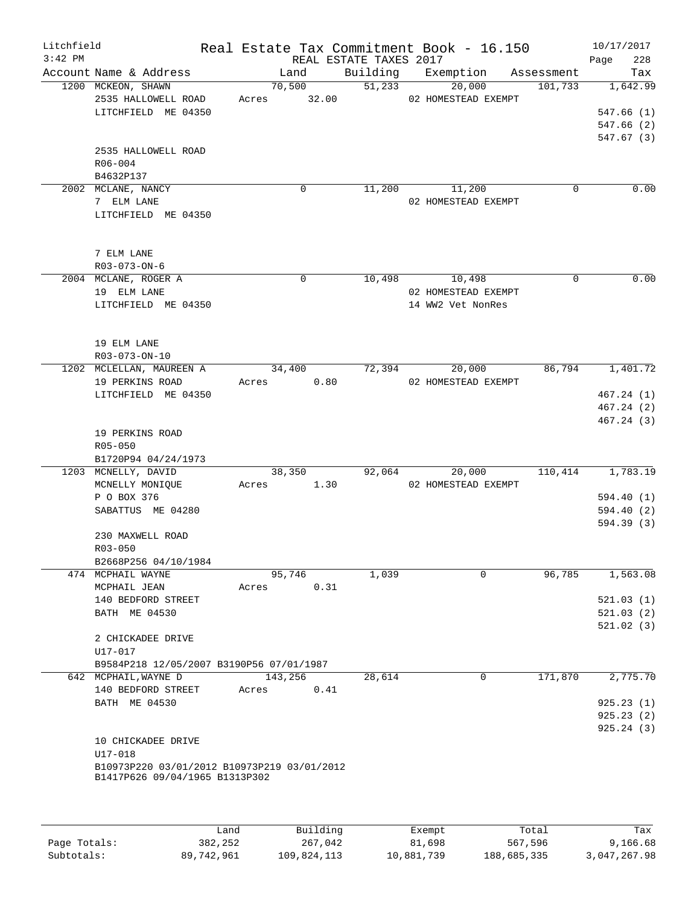Litchfield
3:42 PM

# Real Estate Tax Commitment Book - 16.150
REAL ESTATE TAXES 2017

10/17/2017

| Account | Name & Address | Land | Building | Exemption | Assessment | Tax |
|---|---|---|---|---|---|---|
| 1200 | MCKEON, SHAWN<br>2535 HALLOWELL ROAD<br>LITCHFIELD ME 04350<br><br>2535 HALLOWELL ROAD<br>R06-004<br>B4632P137 | 70,500<br>Acres 32.00 | 51,233 | 20,000<br>02 HOMESTEAD EXEMPT | 101,733 | 1,642.99<br>547.66 (1)<br>547.66 (2)<br>547.67 (3) |
| 2002 | MCLANE, NANCY<br>7 ELM LANE<br>LITCHFIELD ME 04350<br><br>7 ELM LANE<br>R03-073-ON-6 | 0 | 11,200 | 11,200<br>02 HOMESTEAD EXEMPT | 0 | 0.00 |
| 2004 | MCLANE, ROGER A<br>19 ELM LANE<br>LITCHFIELD ME 04350<br><br>19 ELM LANE<br>R03-073-ON-10 | 0 | 10,498 | 10,498<br>02 HOMESTEAD EXEMPT<br>14 WW2 Vet NonRes | 0 | 0.00 |
| 1202 | MCLELLAN, MAUREEN A<br>19 PERKINS ROAD<br>LITCHFIELD ME 04350<br><br>19 PERKINS ROAD<br>R05-050<br>B1720P94 04/24/1973 | 34,400<br>Acres 0.80 | 72,394 | 20,000<br>02 HOMESTEAD EXEMPT | 86,794 | 1,401.72<br>467.24 (1)<br>467.24 (2)<br>467.24 (3) |
| 1203 | MCNELLY, DAVID<br>MCNELLY MONIQUE<br>P O BOX 376<br>SABATTUS ME 04280<br><br>230 MAXWELL ROAD<br>R03-050<br>B2668P256 04/10/1984 | 38,350<br>Acres 1.30 | 92,064 | 20,000<br>02 HOMESTEAD EXEMPT | 110,414 | 1,783.19<br>594.40 (1)<br>594.40 (2)<br>594.39 (3) |
| 474 | MCPHAIL WAYNE<br>MCPHAIL JEAN<br>140 BEDFORD STREET<br>BATH ME 04530<br><br>2 CHICKADEE DRIVE<br>U17-017<br>B9584P218 12/05/2007 B3190P56 07/01/1987 | 95,746<br>Acres 0.31 | 1,039 | 0 | 96,785 | 1,563.08<br>521.03 (1)<br>521.03 (2)<br>521.02 (3) |
| 642 | MCPHAIL,WAYNE D<br>140 BEDFORD STREET<br>BATH ME 04530<br><br>10 CHICKADEE DRIVE<br>U17-018<br>B10973P220 03/01/2012 B10973P219 03/01/2012<br>B1417P626 09/04/1965 B1313P302 | 143,256<br>Acres 0.41 | 28,614 | 0 | 171,870 | 2,775.70<br>925.23 (1)<br>925.23 (2)<br>925.24 (3) |

| | Land | Building | Exempt | Total | Tax |
|---|---|---|---|---|---|
| Page Totals: | 382,252 | 267,042 | 81,698 | 567,596 | 9,166.68 |
| Subtotals: | 89,742,961 | 109,824,113 | 10,881,739 | 188,685,335 | 3,047,267.98 |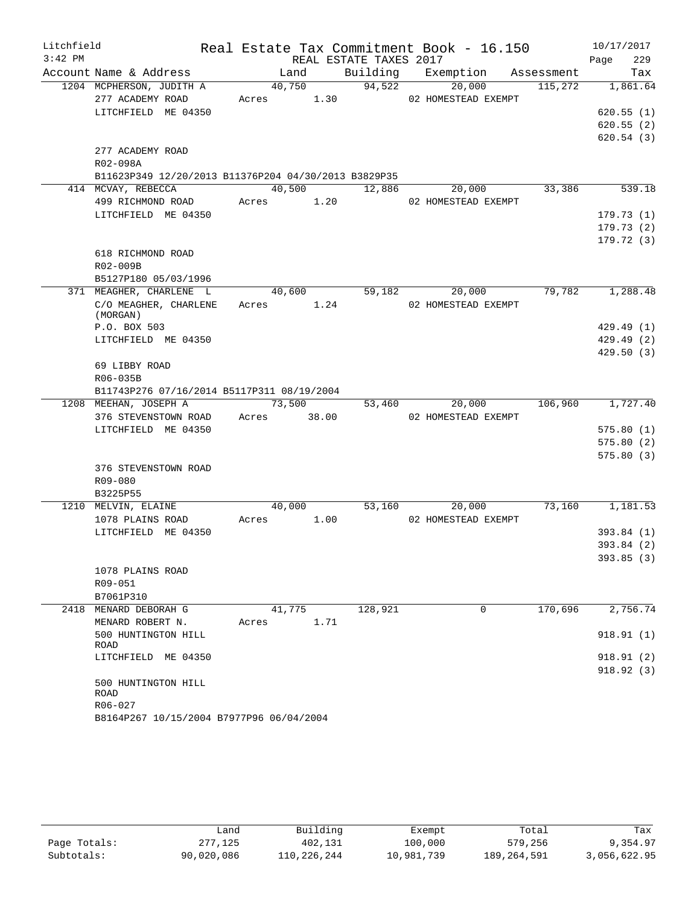Litchfield | Real Estate Tax Commitment Book - 16.150 | 10/17/2017
3:42 PM | REAL ESTATE TAXES 2017 | Page 229

| Account Name & Address | Land | Building | Exemption | Assessment | Tax |
|---|---|---|---|---|---|
| 1204 MCPHERSON, JUDITH A | 40,750 | 94,522 | 20,000 | 115,272 | 1,861.64 |
| 277 ACADEMY ROAD | Acres 1.30 | | 02 HOMESTEAD EXEMPT | | |
| LITCHFIELD ME 04350 | | | | | 620.55 (1) |
| | | | | | 620.55 (2) |
| | | | | | 620.54 (3) |
| 277 ACADEMY ROAD | | | | | |
| R02-098A | | | | | |
| B11623P349 12/20/2013 B11376P204 04/30/2013 B3829P35 | | | | | |
| 414 MCVAY, REBECCA | 40,500 | 12,886 | 20,000 | 33,386 | 539.18 |
| 499 RICHMOND ROAD | Acres 1.20 | | 02 HOMESTEAD EXEMPT | | |
| LITCHFIELD ME 04350 | | | | | 179.73 (1) |
| | | | | | 179.73 (2) |
| | | | | | 179.72 (3) |
| 618 RICHMOND ROAD | | | | | |
| R02-009B | | | | | |
| B5127P180 05/03/1996 | | | | | |
| 371 MEAGHER, CHARLENE L | 40,600 | 59,182 | 20,000 | 79,782 | 1,288.48 |
| C/O MEAGHER, CHARLENE (MORGAN) | Acres 1.24 | | 02 HOMESTEAD EXEMPT | | |
| P.O. BOX 503 | | | | | 429.49 (1) |
| LITCHFIELD ME 04350 | | | | | 429.49 (2) |
| | | | | | 429.50 (3) |
| 69 LIBBY ROAD | | | | | |
| R06-035B | | | | | |
| B11743P276 07/16/2014 B5117P311 08/19/2004 | | | | | |
| 1208 MEEHAN, JOSEPH A | 73,500 | 53,460 | 20,000 | 106,960 | 1,727.40 |
| 376 STEVENSTOWN ROAD | Acres 38.00 | | 02 HOMESTEAD EXEMPT | | |
| LITCHFIELD ME 04350 | | | | | 575.80 (1) |
| | | | | | 575.80 (2) |
| | | | | | 575.80 (3) |
| 376 STEVENSTOWN ROAD | | | | | |
| R09-080 | | | | | |
| B3225P55 | | | | | |
| 1210 MELVIN, ELAINE | 40,000 | 53,160 | 20,000 | 73,160 | 1,181.53 |
| 1078 PLAINS ROAD | Acres 1.00 | | 02 HOMESTEAD EXEMPT | | |
| LITCHFIELD ME 04350 | | | | | 393.84 (1) |
| | | | | | 393.84 (2) |
| | | | | | 393.85 (3) |
| 1078 PLAINS ROAD | | | | | |
| R09-051 | | | | | |
| B7061P310 | | | | | |
| 2418 MENARD DEBORAH G | 41,775 | 128,921 | 0 | 170,696 | 2,756.74 |
| MENARD ROBERT N. | Acres 1.71 | | | | |
| 500 HUNTINGTON HILL ROAD | | | | | 918.91 (1) |
| LITCHFIELD ME 04350 | | | | | 918.91 (2) |
| | | | | | 918.92 (3) |
| 500 HUNTINGTON HILL ROAD | | | | | |
| R06-027 | | | | | |
| B8164P267 10/15/2004 B7977P96 06/04/2004 | | | | | |

| | Land | Building | Exempt | Total | Tax |
|---|---|---|---|---|---|
| Page Totals: | 277,125 | 402,131 | 100,000 | 579,256 | 9,354.97 |
| Subtotals: | 90,020,086 | 110,226,244 | 10,981,739 | 189,264,591 | 3,056,622.95 |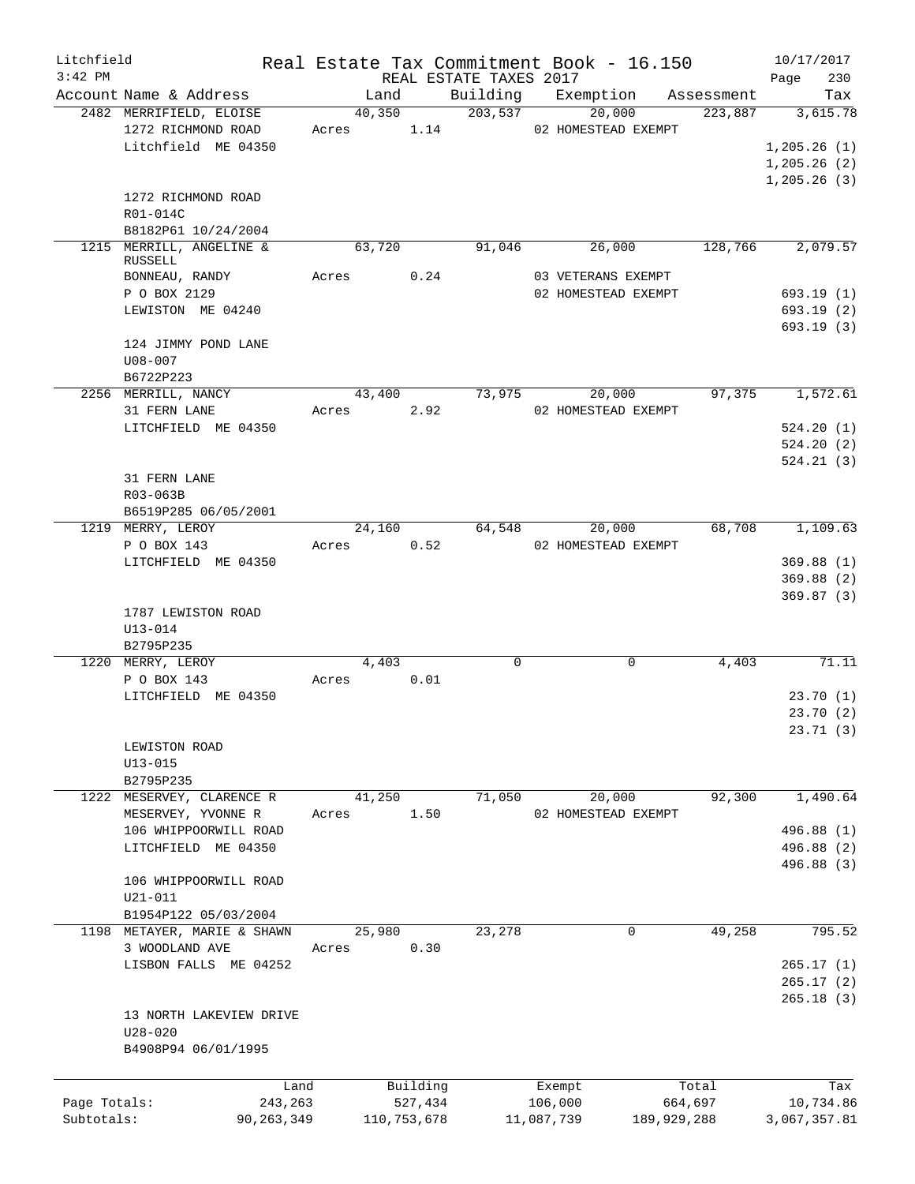Litchfield | Real Estate Tax Commitment Book - 16.150 | 10/17/2017
3:42 PM | REAL ESTATE TAXES 2017 | Page 230

| Account | Name & Address | Land | Building | Exemption | Assessment | Tax |
|---|---|---|---|---|---|---|
| 2482 | MERRIFIELD, ELOISE | 40,350 | 203,537 | 20,000 | 223,887 | 3,615.78 |
| | 1272 RICHMOND ROAD | Acres 1.14 | | 02 HOMESTEAD EXEMPT | | |
| | Litchfield ME 04350 | | | | | 1,205.26 (1) |
| | | | | | | 1,205.26 (2) |
| | | | | | | 1,205.26 (3) |
| | 1272 RICHMOND ROAD | | | | | |
| | R01-014C | | | | | |
| | B8182P61 10/24/2004 | | | | | |
| 1215 | MERRILL, ANGELINE & RUSSELL | 63,720 | 91,046 | 26,000 | 128,766 | 2,079.57 |
| | BONNEAU, RANDY | Acres 0.24 | | 03 VETERANS EXEMPT | | |
| | P O BOX 2129 | | | 02 HOMESTEAD EXEMPT | | 693.19 (1) |
| | LEWISTON ME 04240 | | | | | 693.19 (2) |
| | | | | | | 693.19 (3) |
| | 124 JIMMY POND LANE | | | | | |
| | U08-007 | | | | | |
| | B6722P223 | | | | | |
| 2256 | MERRILL, NANCY | 43,400 | 73,975 | 20,000 | 97,375 | 1,572.61 |
| | 31 FERN LANE | Acres 2.92 | | 02 HOMESTEAD EXEMPT | | |
| | LITCHFIELD ME 04350 | | | | | 524.20 (1) |
| | | | | | | 524.20 (2) |
| | | | | | | 524.21 (3) |
| | 31 FERN LANE | | | | | |
| | R03-063B | | | | | |
| | B6519P285 06/05/2001 | | | | | |
| 1219 | MERRY, LEROY | 24,160 | 64,548 | 20,000 | 68,708 | 1,109.63 |
| | P O BOX 143 | Acres 0.52 | | 02 HOMESTEAD EXEMPT | | |
| | LITCHFIELD ME 04350 | | | | | 369.88 (1) |
| | | | | | | 369.88 (2) |
| | | | | | | 369.87 (3) |
| | 1787 LEWISTON ROAD | | | | | |
| | U13-014 | | | | | |
| | B2795P235 | | | | | |
| 1220 | MERRY, LEROY | 4,403 | 0 | 0 | 4,403 | 71.11 |
| | P O BOX 143 | Acres 0.01 | | | | |
| | LITCHFIELD ME 04350 | | | | | 23.70 (1) |
| | | | | | | 23.70 (2) |
| | | | | | | 23.71 (3) |
| | LEWISTON ROAD | | | | | |
| | U13-015 | | | | | |
| | B2795P235 | | | | | |
| 1222 | MESERVEY, CLARENCE R | 41,250 | 71,050 | 20,000 | 92,300 | 1,490.64 |
| | MESERVEY, YVONNE R | Acres 1.50 | | 02 HOMESTEAD EXEMPT | | |
| | 106 WHIPPOORWILL ROAD | | | | | 496.88 (1) |
| | LITCHFIELD ME 04350 | | | | | 496.88 (2) |
| | | | | | | 496.88 (3) |
| | 106 WHIPPOORWILL ROAD | | | | | |
| | U21-011 | | | | | |
| | B1954P122 05/03/2004 | | | | | |
| 1198 | METAYER, MARIE & SHAWN | 25,980 | 23,278 | 0 | 49,258 | 795.52 |
| | 3 WOODLAND AVE | Acres 0.30 | | | | |
| | LISBON FALLS ME 04252 | | | | | 265.17 (1) |
| | | | | | | 265.17 (2) |
| | | | | | | 265.18 (3) |
| | 13 NORTH LAKEVIEW DRIVE | | | | | |
| | U28-020 | | | | | |
| | B4908P94 06/01/1995 | | | | | |

| | Land | Building | Exempt | Total | Tax |
|---|---|---|---|---|---|
| Page Totals: | 243,263 | 527,434 | 106,000 | 664,697 | 10,734.86 |
| Subtotals: | 90,263,349 | 110,753,678 | 11,087,739 | 189,929,288 | 3,067,357.81 |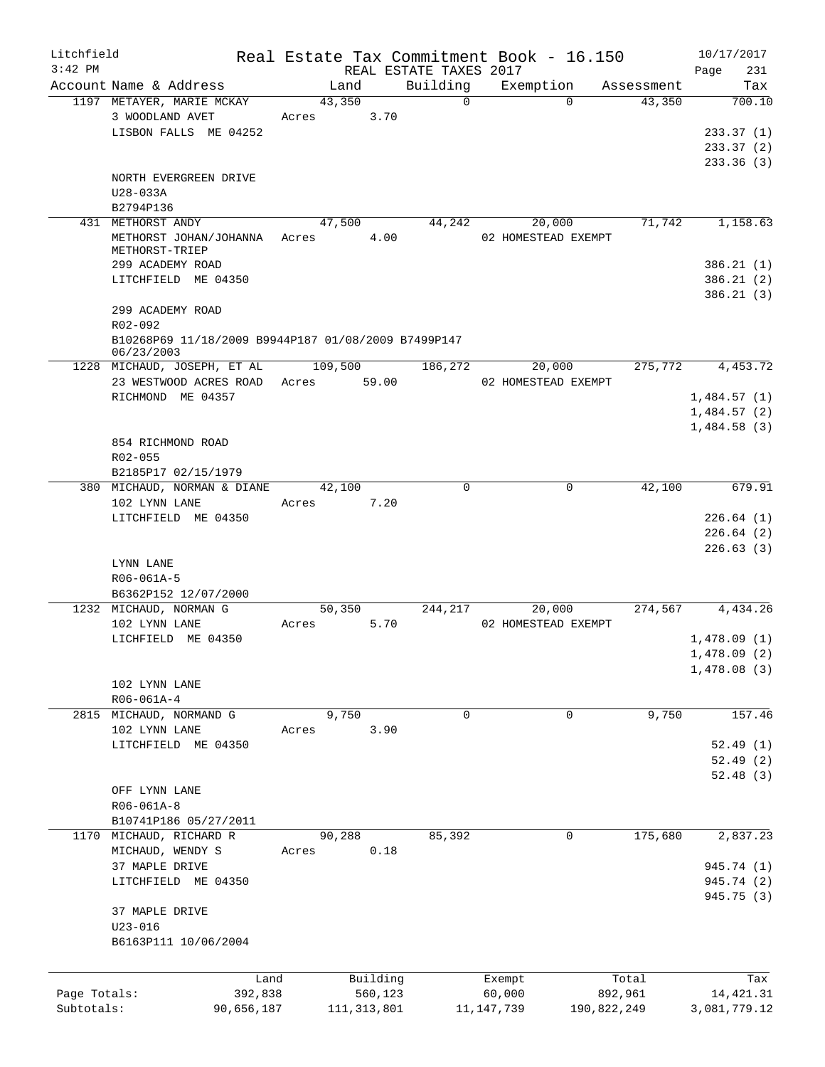Litchfield
3:42 PM

Real Estate Tax Commitment Book - 16.150
REAL ESTATE TAXES 2017

10/17/2017
Page 231

| Account Name & Address | Land | Building | Exemption | Assessment | Tax |
|---|---|---|---|---|---|
| 1197 METAYER, MARIE MCKAY | 43,350 | 0 | 0 | 43,350 | 700.10 |
| 3 WOODLAND AVET | Acres 3.70 | | | | |
| LISBON FALLS ME 04252 | | | | | 233.37 (1) |
| | | | | | 233.37 (2) |
| | | | | | 233.36 (3) |
| NORTH EVERGREEN DRIVE | | | | | |
| U28-033A | | | | | |
| B2794P136 | | | | | |
| 431 METHORST ANDY | 47,500 | 44,242 | 20,000 | 71,742 | 1,158.63 |
| METHORST JOHAN/JOHANNA METHORST-TRIEP | Acres 4.00 | | 02 HOMESTEAD EXEMPT | | |
| 299 ACADEMY ROAD | | | | | 386.21 (1) |
| LITCHFIELD ME 04350 | | | | | 386.21 (2) |
| | | | | | 386.21 (3) |
| 299 ACADEMY ROAD | | | | | |
| R02-092 | | | | | |
| B10268P69 11/18/2009 B9944P187 01/08/2009 B7499P147 06/23/2003 | | | | | |
| 1228 MICHAUD, JOSEPH, ET AL | 109,500 | 186,272 | 20,000 | 275,772 | 4,453.72 |
| 23 WESTWOOD ACRES ROAD | Acres 59.00 | | 02 HOMESTEAD EXEMPT | | |
| RICHMOND ME 04357 | | | | | 1,484.57 (1) |
| | | | | | 1,484.57 (2) |
| | | | | | 1,484.58 (3) |
| 854 RICHMOND ROAD | | | | | |
| R02-055 | | | | | |
| B2185P17 02/15/1979 | | | | | |
| 380 MICHAUD, NORMAN & DIANE | 42,100 | 0 | 0 | 42,100 | 679.91 |
| 102 LYNN LANE | Acres 7.20 | | | | |
| LITCHFIELD ME 04350 | | | | | 226.64 (1) |
| | | | | | 226.64 (2) |
| | | | | | 226.63 (3) |
| LYNN LANE | | | | | |
| R06-061A-5 | | | | | |
| B6362P152 12/07/2000 | | | | | |
| 1232 MICHAUD, NORMAN G | 50,350 | 244,217 | 20,000 | 274,567 | 4,434.26 |
| 102 LYNN LANE | Acres 5.70 | | 02 HOMESTEAD EXEMPT | | |
| LICHFIELD ME 04350 | | | | | 1,478.09 (1) |
| | | | | | 1,478.09 (2) |
| | | | | | 1,478.08 (3) |
| 102 LYNN LANE | | | | | |
| R06-061A-4 | | | | | |
| 2815 MICHAUD, NORMAND G | 9,750 | 0 | 0 | 9,750 | 157.46 |
| 102 LYNN LANE | Acres 3.90 | | | | |
| LITCHFIELD ME 04350 | | | | | 52.49 (1) |
| | | | | | 52.49 (2) |
| | | | | | 52.48 (3) |
| OFF LYNN LANE | | | | | |
| R06-061A-8 | | | | | |
| B10741P186 05/27/2011 | | | | | |
| 1170 MICHAUD, RICHARD R | 90,288 | 85,392 | 0 | 175,680 | 2,837.23 |
| MICHAUD, WENDY S | Acres 0.18 | | | | |
| 37 MAPLE DRIVE | | | | | 945.74 (1) |
| LITCHFIELD ME 04350 | | | | | 945.74 (2) |
| | | | | | 945.75 (3) |
| 37 MAPLE DRIVE | | | | | |
| U23-016 | | | | | |
| B6163P111 10/06/2004 | | | | | |

| | Land | Building | Exempt | Total | Tax |
|---|---|---|---|---|---|
| Page Totals: | 392,838 | 560,123 | 60,000 | 892,961 | 14,421.31 |
| Subtotals: | 90,656,187 | 111,313,801 | 11,147,739 | 190,822,249 | 3,081,779.12 |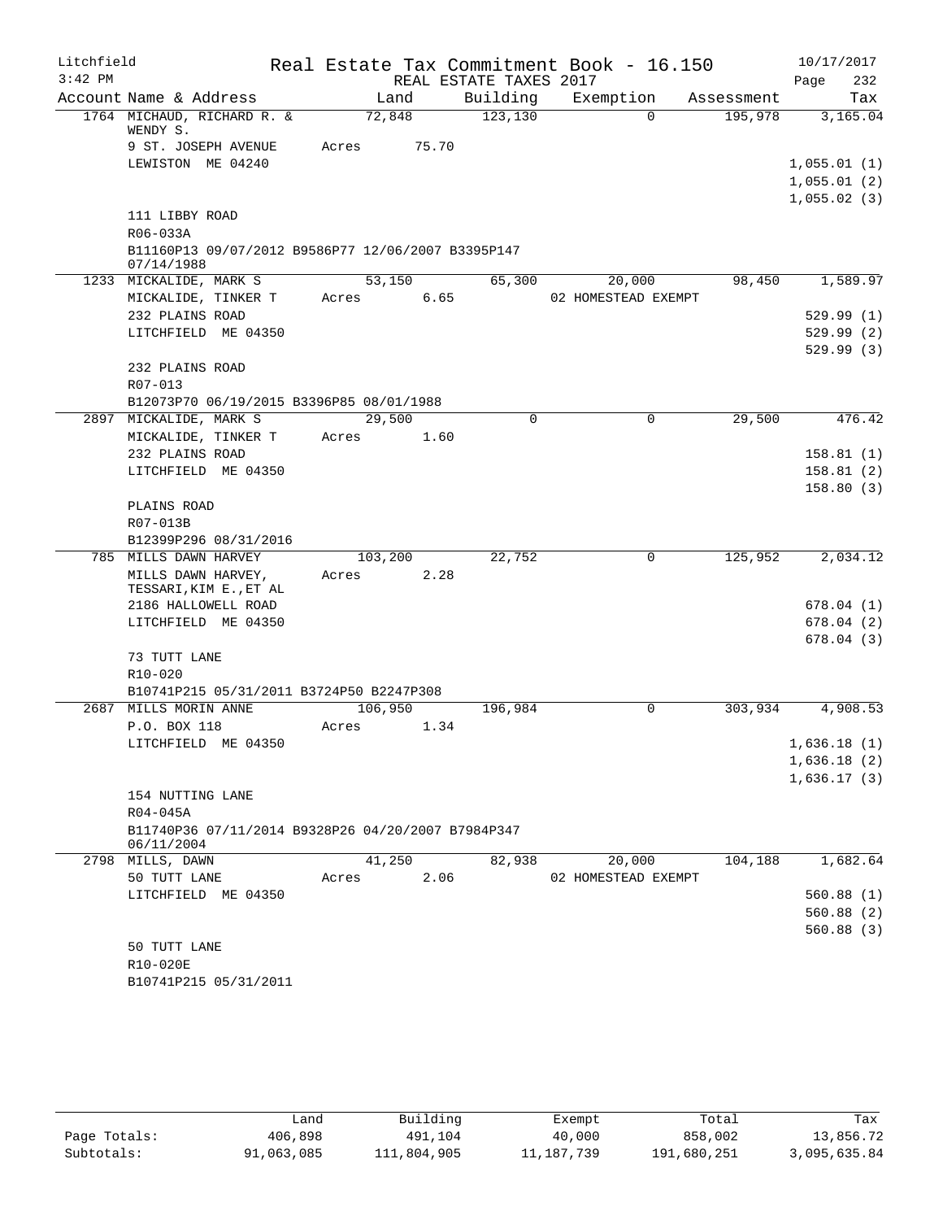Litchfield
3:42 PM

Real Estate Tax Commitment Book - 16.150
REAL ESTATE TAXES 2017

10/17/2017

| Account Name & Address | Land | Building | Exemption | Assessment | Tax |
|---|---|---|---|---|---|
| 1764 MICHAUD, RICHARD R. & WENDY S. | 72,848 | 123,130 | 0 | 195,978 | 3,165.04 |
| 9 ST. JOSEPH AVENUE | Acres 75.70 | | | | |
| LEWISTON ME 04240 | | | | | 1,055.01 (1) |
| | | | | | 1,055.01 (2) |
| | | | | | 1,055.02 (3) |
| 111 LIBBY ROAD | | | | | |
| R06-033A | | | | | |
| B11160P13 09/07/2012 B9586P77 12/06/2007 B3395P147 07/14/1988 | | | | | |
| 1233 MICKALIDE, MARK S | 53,150 | 65,300 | 20,000 | 98,450 | 1,589.97 |
| MICKALIDE, TINKER T | Acres 6.65 | | 02 HOMESTEAD EXEMPT | | |
| 232 PLAINS ROAD | | | | | 529.99 (1) |
| LITCHFIELD ME 04350 | | | | | 529.99 (2) |
| | | | | | 529.99 (3) |
| 232 PLAINS ROAD | | | | | |
| R07-013 | | | | | |
| B12073P70 06/19/2015 B3396P85 08/01/1988 | | | | | |
| 2897 MICKALIDE, MARK S | 29,500 | 0 | 0 | 29,500 | 476.42 |
| MICKALIDE, TINKER T | Acres 1.60 | | | | |
| 232 PLAINS ROAD | | | | | 158.81 (1) |
| LITCHFIELD ME 04350 | | | | | 158.81 (2) |
| | | | | | 158.80 (3) |
| PLAINS ROAD | | | | | |
| R07-013B | | | | | |
| B12399P296 08/31/2016 | | | | | |
| 785 MILLS DAWN HARVEY | 103,200 | 22,752 | 0 | 125,952 | 2,034.12 |
| MILLS DAWN HARVEY, TESSARI, KIM E., ET AL | Acres 2.28 | | | | |
| 2186 HALLOWELL ROAD | | | | | 678.04 (1) |
| LITCHFIELD ME 04350 | | | | | 678.04 (2) |
| | | | | | 678.04 (3) |
| 73 TUTT LANE | | | | | |
| R10-020 | | | | | |
| B10741P215 05/31/2011 B3724P50 B2247P308 | | | | | |
| 2687 MILLS MORIN ANNE | 106,950 | 196,984 | 0 | 303,934 | 4,908.53 |
| P.O. BOX 118 | Acres 1.34 | | | | |
| LITCHFIELD ME 04350 | | | | | 1,636.18 (1) |
| | | | | | 1,636.18 (2) |
| | | | | | 1,636.17 (3) |
| 154 NUTTING LANE | | | | | |
| R04-045A | | | | | |
| B11740P36 07/11/2014 B9328P26 04/20/2007 B7984P347 06/11/2004 | | | | | |
| 2798 MILLS, DAWN | 41,250 | 82,938 | 20,000 | 104,188 | 1,682.64 |
| 50 TUTT LANE | Acres 2.06 | | 02 HOMESTEAD EXEMPT | | |
| LITCHFIELD ME 04350 | | | | | 560.88 (1) |
| | | | | | 560.88 (2) |
| | | | | | 560.88 (3) |
| 50 TUTT LANE | | | | | |
| R10-020E | | | | | |
| B10741P215 05/31/2011 | | | | | |

| | Land | Building | Exempt | Total | Tax |
|---|---|---|---|---|---|
| Page Totals: | 406,898 | 491,104 | 40,000 | 858,002 | 13,856.72 |
| Subtotals: | 91,063,085 | 111,804,905 | 11,187,739 | 191,680,251 | 3,095,635.84 |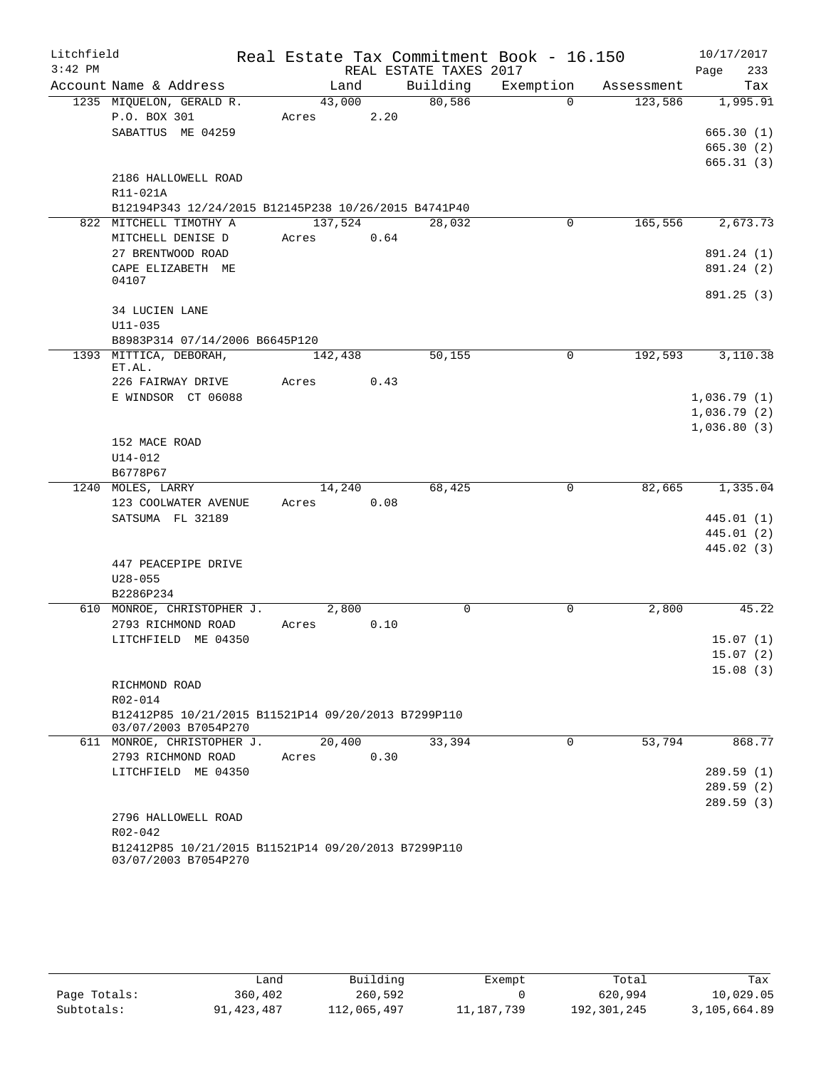Litchfield
3:42 PM

# Real Estate Tax Commitment Book - 16.150

REAL ESTATE TAXES 2017

10/17/2017
Page 233

| Account Name & Address | Land | Building | Exemption | Assessment | Tax |
|---|---|---|---|---|---|
| 1235 MIQUELON, GERALD R. | 43,000 | 80,586 | 0 | 123,586 | 1,995.91 |
| P.O. BOX 301 | Acres 2.20 | | | | |
| SABATTUS ME 04259 | | | | | 665.30 (1) |
| | | | | | 665.30 (2) |
| | | | | | 665.31 (3) |
| 2186 HALLOWELL ROAD | | | | | |
| R11-021A | | | | | |
| B12194P343 12/24/2015 B12145P238 10/26/2015 B4741P40 | | | | | |
| 822 MITCHELL TIMOTHY A | 137,524 | 28,032 | 0 | 165,556 | 2,673.73 |
| MITCHELL DENISE D | Acres 0.64 | | | | |
| 27 BRENTWOOD ROAD | | | | | 891.24 (1) |
| CAPE ELIZABETH ME 04107 | | | | | 891.24 (2) |
| | | | | | 891.25 (3) |
| 34 LUCIEN LANE | | | | | |
| U11-035 | | | | | |
| B8983P314 07/14/2006 B6645P120 | | | | | |
| 1393 MITTICA, DEBORAH, ET.AL. | 142,438 | 50,155 | 0 | 192,593 | 3,110.38 |
| 226 FAIRWAY DRIVE | Acres 0.43 | | | | |
| E WINDSOR CT 06088 | | | | | 1,036.79 (1) |
| | | | | | 1,036.79 (2) |
| | | | | | 1,036.80 (3) |
| 152 MACE ROAD | | | | | |
| U14-012 | | | | | |
| B6778P67 | | | | | |
| 1240 MOLES, LARRY | 14,240 | 68,425 | 0 | 82,665 | 1,335.04 |
| 123 COOLWATER AVENUE | Acres 0.08 | | | | |
| SATSUMA FL 32189 | | | | | 445.01 (1) |
| | | | | | 445.01 (2) |
| | | | | | 445.02 (3) |
| 447 PEACEPIPE DRIVE | | | | | |
| U28-055 | | | | | |
| B2286P234 | | | | | |
| 610 MONROE, CHRISTOPHER J. | 2,800 | 0 | 0 | 2,800 | 45.22 |
| 2793 RICHMOND ROAD | Acres 0.10 | | | | |
| LITCHFIELD ME 04350 | | | | | 15.07 (1) |
| | | | | | 15.07 (2) |
| | | | | | 15.08 (3) |
| RICHMOND ROAD | | | | | |
| R02-014 | | | | | |
| B12412P85 10/21/2015 B11521P14 09/20/2013 B7299P110 03/07/2003 B7054P270 | | | | | |
| 611 MONROE, CHRISTOPHER J. | 20,400 | 33,394 | 0 | 53,794 | 868.77 |
| 2793 RICHMOND ROAD | Acres 0.30 | | | | |
| LITCHFIELD ME 04350 | | | | | 289.59 (1) |
| | | | | | 289.59 (2) |
| | | | | | 289.59 (3) |
| 2796 HALLOWELL ROAD | | | | | |
| R02-042 | | | | | |
| B12412P85 10/21/2015 B11521P14 09/20/2013 B7299P110 03/07/2003 B7054P270 | | | | | |

| | Land | Building | Exempt | Total | Tax |
|---|---|---|---|---|---|
| Page Totals: | 360,402 | 260,592 | 0 | 620,994 | 10,029.05 |
| Subtotals: | 91,423,487 | 112,065,497 | 11,187,739 | 192,301,245 | 3,105,664.89 |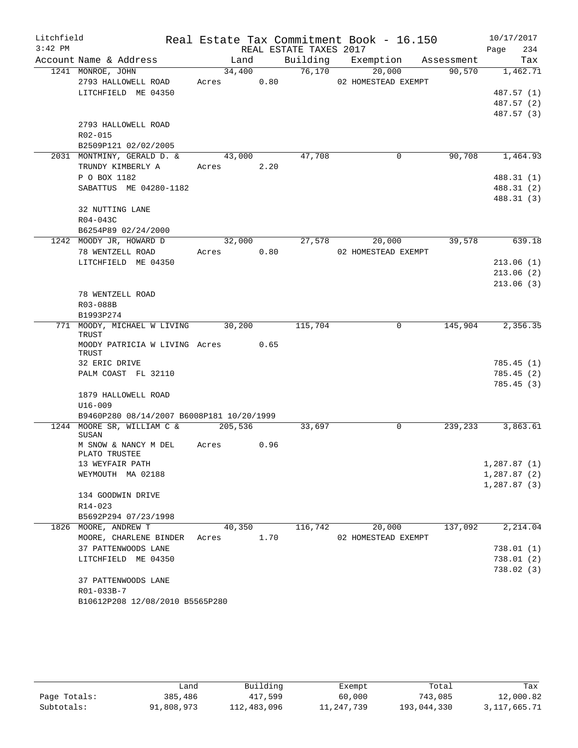Litchfield
3:42 PM

Real Estate Tax Commitment Book - 16.150
REAL ESTATE TAXES 2017

10/17/2017

| Account | Name & Address | Land | Building | Exemption | Assessment | Tax |
|---|---|---|---|---|---|---|
| 1241 | MONROE, JOHN | 34,400 | 76,170 | 20,000 | 90,570 | 1,462.71 |
| | 2793 HALLOWELL ROAD | Acres 0.80 | | 02 HOMESTEAD EXEMPT | | |
| | LITCHFIELD ME 04350 | | | | | 487.57 (1) |
| | | | | | | 487.57 (2) |
| | | | | | | 487.57 (3) |
| | 2793 HALLOWELL ROAD | | | | | |
| | R02-015 | | | | | |
| | B2509P121 02/02/2005 | | | | | |
| 2031 | MONTMINY, GERALD D. & | 43,000 | 47,708 | 0 | 90,708 | 1,464.93 |
| | TRUNDY KIMBERLY A | Acres 2.20 | | | | |
| | P O BOX 1182 | | | | | 488.31 (1) |
| | SABATTUS ME 04280-1182 | | | | | 488.31 (2) |
| | | | | | | 488.31 (3) |
| | 32 NUTTING LANE | | | | | |
| | R04-043C | | | | | |
| | B6254P89 02/24/2000 | | | | | |
| 1242 | MOODY JR, HOWARD D | 32,000 | 27,578 | 20,000 | 39,578 | 639.18 |
| | 78 WENTZELL ROAD | Acres 0.80 | | 02 HOMESTEAD EXEMPT | | |
| | LITCHFIELD ME 04350 | | | | | 213.06 (1) |
| | | | | | | 213.06 (2) |
| | | | | | | 213.06 (3) |
| | 78 WENTZELL ROAD | | | | | |
| | R03-088B | | | | | |
| | B1993P274 | | | | | |
| 771 | MOODY, MICHAEL W LIVING TRUST | 30,200 | 115,704 | 0 | 145,904 | 2,356.35 |
| | MOODY PATRICIA W LIVING TRUST | Acres 0.65 | | | | |
| | 32 ERIC DRIVE | | | | | 785.45 (1) |
| | PALM COAST FL 32110 | | | | | 785.45 (2) |
| | | | | | | 785.45 (3) |
| | 1879 HALLOWELL ROAD | | | | | |
| | U16-009 | | | | | |
| | B9460P280 08/14/2007 B6008P181 10/20/1999 | | | | | |
| 1244 | MOORE SR, WILLIAM C & SUSAN | 205,536 | 33,697 | 0 | 239,233 | 3,863.61 |
| | M SNOW & NANCY M DEL PLATO TRUSTEE | Acres 0.96 | | | | |
| | 13 WEYFAIR PATH | | | | | 1,287.87 (1) |
| | WEYMOUTH MA 02188 | | | | | 1,287.87 (2) |
| | | | | | | 1,287.87 (3) |
| | 134 GOODWIN DRIVE | | | | | |
| | R14-023 | | | | | |
| | B5692P294 07/23/1998 | | | | | |
| 1826 | MOORE, ANDREW T | 40,350 | 116,742 | 20,000 | 137,092 | 2,214.04 |
| | MOORE, CHARLENE BINDER | Acres 1.70 | | 02 HOMESTEAD EXEMPT | | |
| | 37 PATTENWOODS LANE | | | | | 738.01 (1) |
| | LITCHFIELD ME 04350 | | | | | 738.01 (2) |
| | | | | | | 738.02 (3) |
| | 37 PATTENWOODS LANE | | | | | |
| | R01-033B-7 | | | | | |
| | B10612P208 12/08/2010 B5565P280 | | | | | |

| | Land | Building | Exempt | Total | Tax |
|---|---|---|---|---|---|
| Page Totals: | 385,486 | 417,599 | 60,000 | 743,085 | 12,000.82 |
| Subtotals: | 91,808,973 | 112,483,096 | 11,247,739 | 193,044,330 | 3,117,665.71 |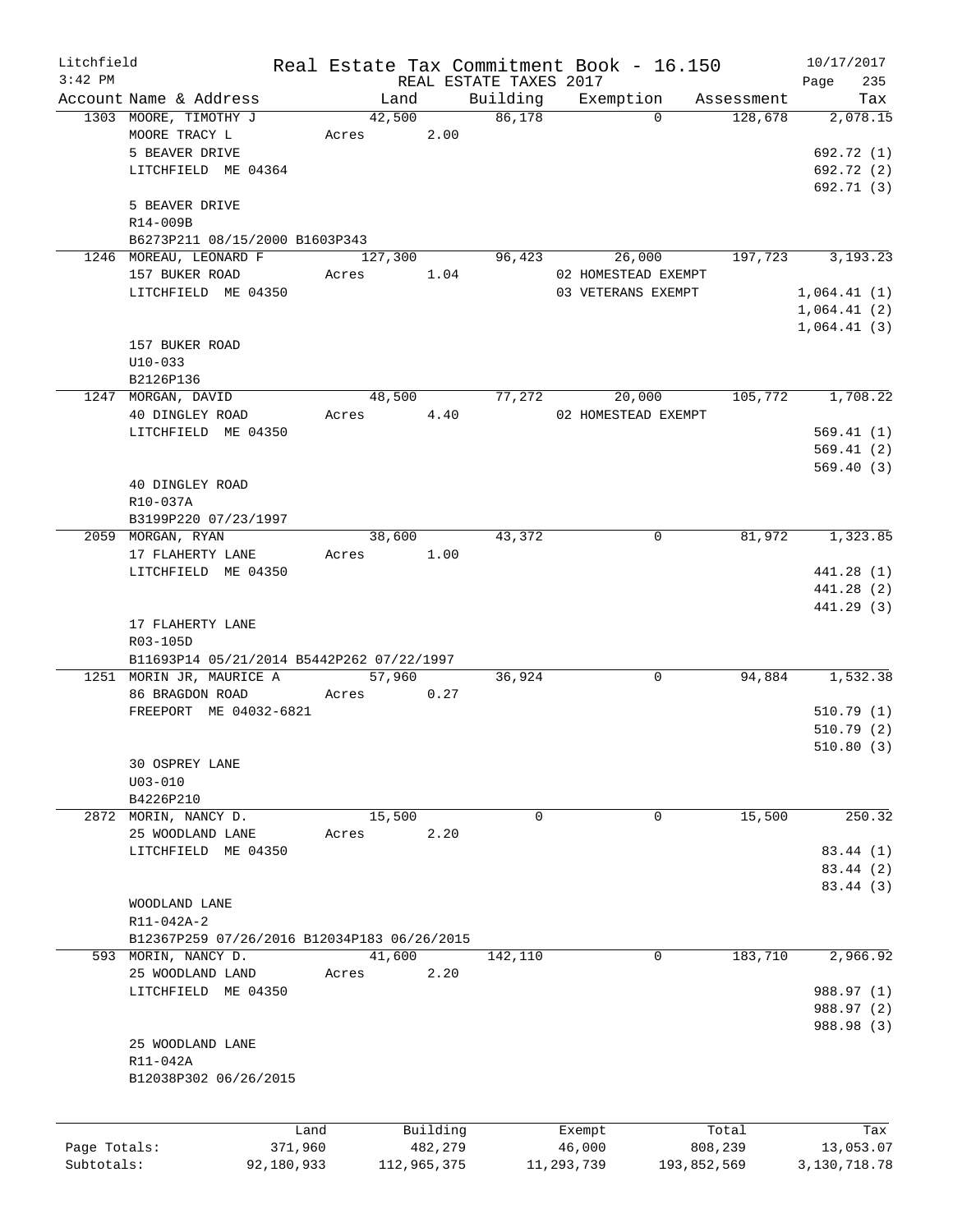Litchfield Real Estate Tax Commitment Book - 16.150 10/17/2017
3:42 PM REAL ESTATE TAXES 2017

| Account Name & Address | Land | Building | Exemption | Assessment | Tax |
|---|---|---|---|---|---|
| 1303 MOORE, TIMOTHY J | 42,500 | 86,178 | 0 | 128,678 | 2,078.15 |
| MOORE TRACY L | Acres 2.00 | | | | |
| 5 BEAVER DRIVE | | | | | 692.72 (1) |
| LITCHFIELD ME 04364 | | | | | 692.72 (2) |
| | | | | | 692.71 (3) |
| 5 BEAVER DRIVE | | | | | |
| R14-009B | | | | | |
| B6273P211 08/15/2000 B1603P343 | | | | | |
| 1246 MOREAU, LEONARD F | 127,300 | 96,423 | 26,000 | 197,723 | 3,193.23 |
| 157 BUKER ROAD | Acres 1.04 | | 02 HOMESTEAD EXEMPT | | |
| LITCHFIELD ME 04350 | | | 03 VETERANS EXEMPT | | 1,064.41 (1) |
| | | | | | 1,064.41 (2) |
| | | | | | 1,064.41 (3) |
| 157 BUKER ROAD | | | | | |
| U10-033 | | | | | |
| B2126P136 | | | | | |
| 1247 MORGAN, DAVID | 48,500 | 77,272 | 20,000 | 105,772 | 1,708.22 |
| 40 DINGLEY ROAD | Acres 4.40 | | 02 HOMESTEAD EXEMPT | | |
| LITCHFIELD ME 04350 | | | | | 569.41 (1) |
| | | | | | 569.41 (2) |
| | | | | | 569.40 (3) |
| 40 DINGLEY ROAD | | | | | |
| R10-037A | | | | | |
| B3199P220 07/23/1997 | | | | | |
| 2059 MORGAN, RYAN | 38,600 | 43,372 | 0 | 81,972 | 1,323.85 |
| 17 FLAHERTY LANE | Acres 1.00 | | | | |
| LITCHFIELD ME 04350 | | | | | 441.28 (1) |
| | | | | | 441.28 (2) |
| | | | | | 441.29 (3) |
| 17 FLAHERTY LANE | | | | | |
| R03-105D | | | | | |
| B11693P14 05/21/2014 B5442P262 07/22/1997 | | | | | |
| 1251 MORIN JR, MAURICE A | 57,960 | 36,924 | 0 | 94,884 | 1,532.38 |
| 86 BRAGDON ROAD | Acres 0.27 | | | | |
| FREEPORT ME 04032-6821 | | | | | 510.79 (1) |
| | | | | | 510.79 (2) |
| | | | | | 510.80 (3) |
| 30 OSPREY LANE | | | | | |
| U03-010 | | | | | |
| B4226P210 | | | | | |
| 2872 MORIN, NANCY D. | 15,500 | 0 | 0 | 15,500 | 250.32 |
| 25 WOODLAND LANE | Acres 2.20 | | | | |
| LITCHFIELD ME 04350 | | | | | 83.44 (1) |
| | | | | | 83.44 (2) |
| | | | | | 83.44 (3) |
| WOODLAND LANE | | | | | |
| R11-042A-2 | | | | | |
| B12367P259 07/26/2016 B12034P183 06/26/2015 | | | | | |
| 593 MORIN, NANCY D. | 41,600 | 142,110 | 0 | 183,710 | 2,966.92 |
| 25 WOODLAND LAND | Acres 2.20 | | | | |
| LITCHFIELD ME 04350 | | | | | 988.97 (1) |
| | | | | | 988.97 (2) |
| | | | | | 988.98 (3) |
| 25 WOODLAND LANE | | | | | |
| R11-042A | | | | | |
| B12038P302 06/26/2015 | | | | | |

| | Land | Building | Exempt | Total | Tax |
|---|---|---|---|---|---|
| Page Totals: | 371,960 | 482,279 | 46,000 | 808,239 | 13,053.07 |
| Subtotals: | 92,180,933 | 112,965,375 | 11,293,739 | 193,852,569 | 3,130,718.78 |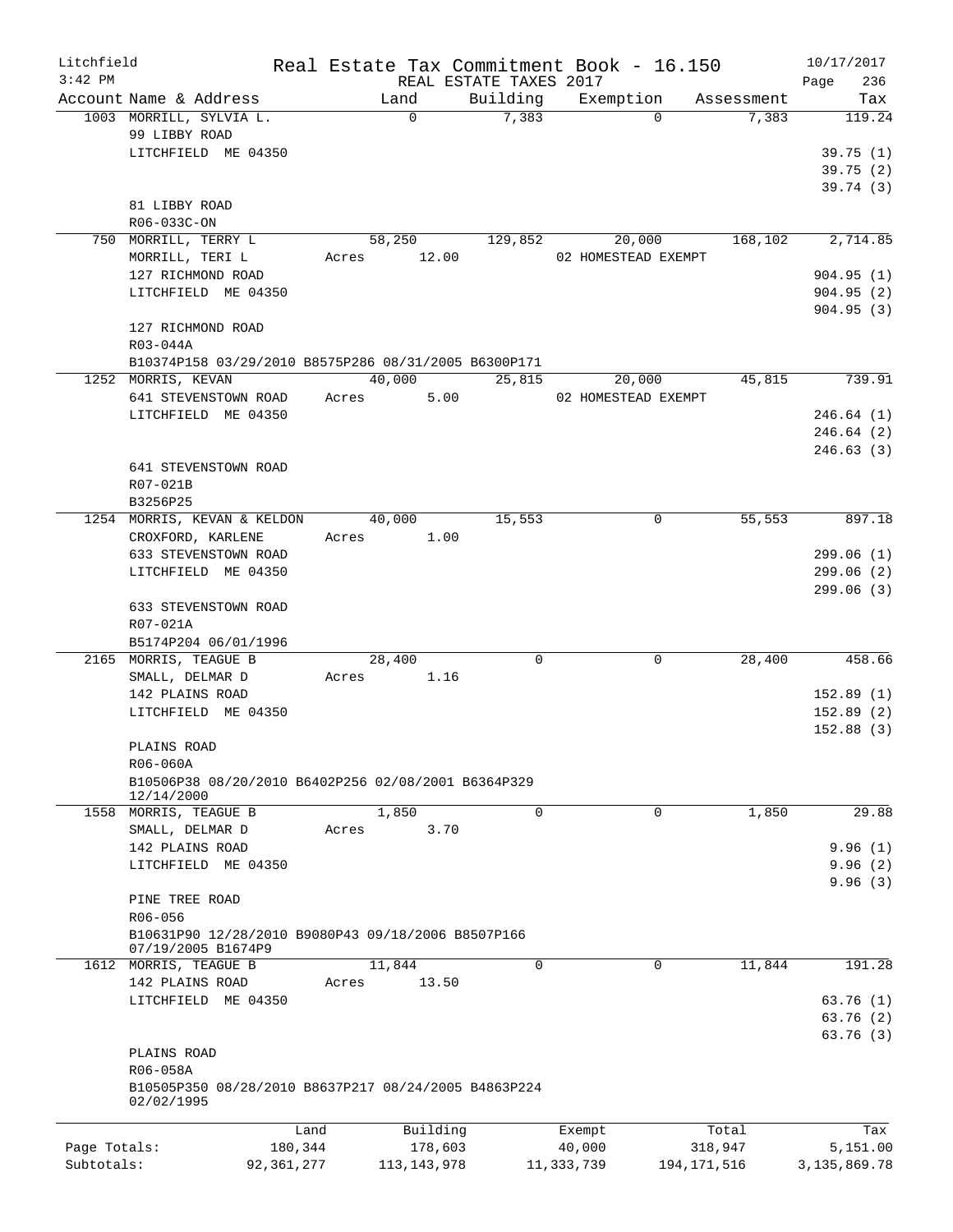Litchfield 3:42 PM

# Real Estate Tax Commitment Book - 16.150

REAL ESTATE TAXES 2017

10/17/2017

| Account | Name & Address | Land | Building | Exemption | Assessment | Tax |
|---|---|---|---|---|---|---|
| 1003 | MORRILL, SYLVIA L. | 0 | 7,383 | 0 | 7,383 | 119.24 |
| | 99 LIBBY ROAD | | | | | |
| | LITCHFIELD ME 04350 | | | | | 39.75 (1) |
| | | | | | | 39.75 (2) |
| | | | | | | 39.74 (3) |
| | 81 LIBBY ROAD | | | | | |
| | R06-033C-ON | | | | | |
| 750 | MORRILL, TERRY L | 58,250 | 129,852 | 20,000 | 168,102 | 2,714.85 |
| | MORRILL, TERI L | Acres 12.00 | | 02 HOMESTEAD EXEMPT | | |
| | 127 RICHMOND ROAD | | | | | 904.95 (1) |
| | LITCHFIELD ME 04350 | | | | | 904.95 (2) |
| | | | | | | 904.95 (3) |
| | 127 RICHMOND ROAD | | | | | |
| | R03-044A | | | | | |
| | B10374P158 03/29/2010 B8575P286 08/31/2005 B6300P171 | | | | | |
| 1252 | MORRIS, KEVAN | 40,000 | 25,815 | 20,000 | 45,815 | 739.91 |
| | 641 STEVENSTOWN ROAD | Acres 5.00 | | 02 HOMESTEAD EXEMPT | | |
| | LITCHFIELD ME 04350 | | | | | 246.64 (1) |
| | | | | | | 246.64 (2) |
| | | | | | | 246.63 (3) |
| | 641 STEVENSTOWN ROAD | | | | | |
| | R07-021B | | | | | |
| | B3256P25 | | | | | |
| 1254 | MORRIS, KEVAN & KELDON | 40,000 | 15,553 | 0 | 55,553 | 897.18 |
| | CROXFORD, KARLENE | Acres 1.00 | | | | |
| | 633 STEVENSTOWN ROAD | | | | | 299.06 (1) |
| | LITCHFIELD ME 04350 | | | | | 299.06 (2) |
| | | | | | | 299.06 (3) |
| | 633 STEVENSTOWN ROAD | | | | | |
| | R07-021A | | | | | |
| | B5174P204 06/01/1996 | | | | | |
| 2165 | MORRIS, TEAGUE B | 28,400 | 0 | 0 | 28,400 | 458.66 |
| | SMALL, DELMAR D | Acres 1.16 | | | | |
| | 142 PLAINS ROAD | | | | | 152.89 (1) |
| | LITCHFIELD ME 04350 | | | | | 152.89 (2) |
| | | | | | | 152.88 (3) |
| | PLAINS ROAD | | | | | |
| | R06-060A | | | | | |
| | B10506P38 08/20/2010 B6402P256 02/08/2001 B6364P329 12/14/2000 | | | | | |
| 1558 | MORRIS, TEAGUE B | 1,850 | 0 | 0 | 1,850 | 29.88 |
| | SMALL, DELMAR D | Acres 3.70 | | | | |
| | 142 PLAINS ROAD | | | | | 9.96 (1) |
| | LITCHFIELD ME 04350 | | | | | 9.96 (2) |
| | | | | | | 9.96 (3) |
| | PINE TREE ROAD | | | | | |
| | R06-056 | | | | | |
| | B10631P90 12/28/2010 B9080P43 09/18/2006 B8507P166 07/19/2005 B1674P9 | | | | | |
| 1612 | MORRIS, TEAGUE B | 11,844 | 0 | 0 | 11,844 | 191.28 |
| | 142 PLAINS ROAD | Acres 13.50 | | | | |
| | LITCHFIELD ME 04350 | | | | | 63.76 (1) |
| | | | | | | 63.76 (2) |
| | | | | | | 63.76 (3) |
| | PLAINS ROAD | | | | | |
| | R06-058A | | | | | |
| | B10505P350 08/28/2010 B8637P217 08/24/2005 B4863P224 02/02/1995 | | | | | |

| | Land | Building | Exempt | Total | Tax |
|---|---|---|---|---|---|
| Page Totals: | 180,344 | 178,603 | 40,000 | 318,947 | 5,151.00 |
| Subtotals: | 92,361,277 | 113,143,978 | 11,333,739 | 194,171,516 | 3,135,869.78 |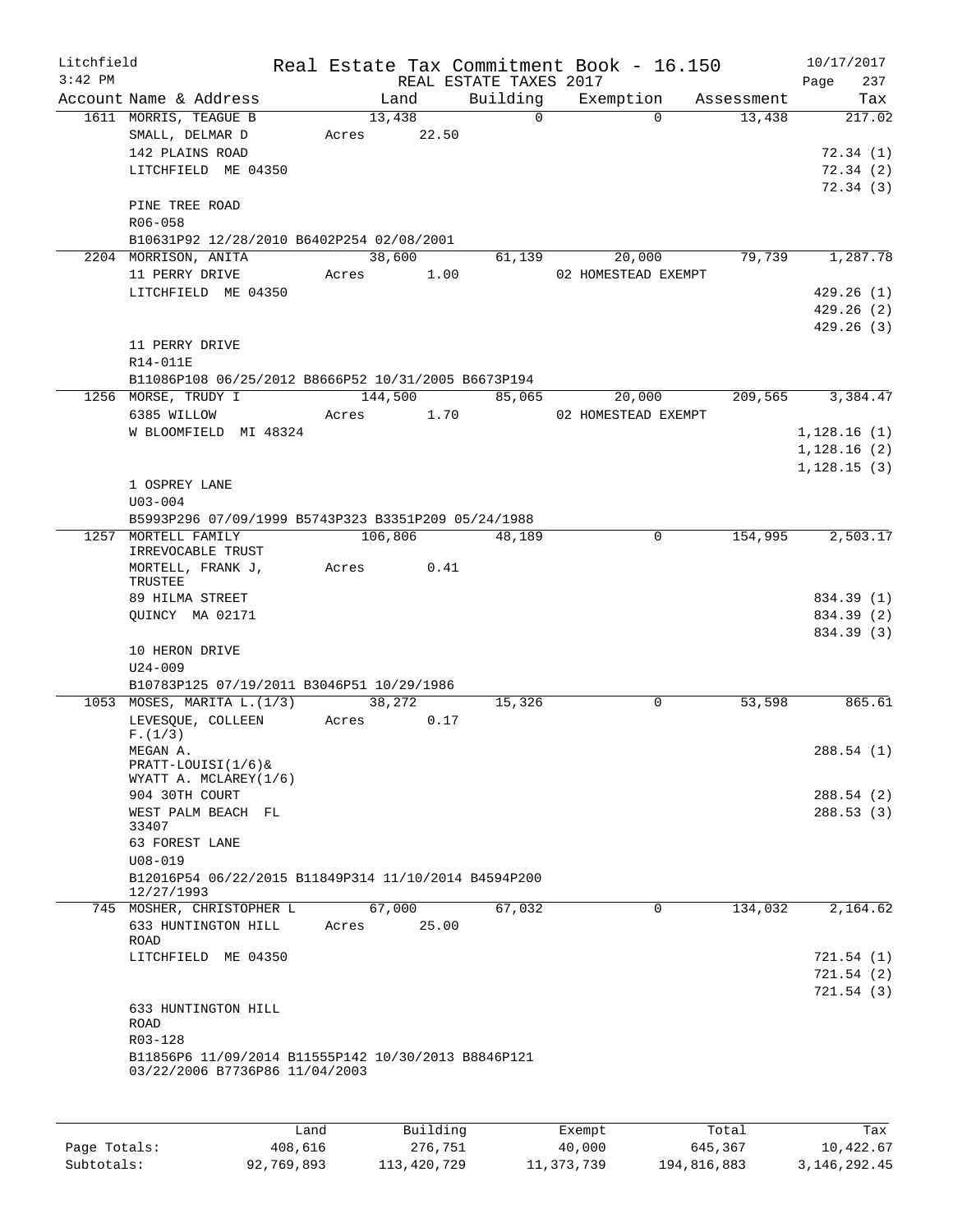Litchfield
3:42 PM

# Real Estate Tax Commitment Book - 16.150

REAL ESTATE TAXES 2017

10/17/2017

| Account Name & Address | Land | Building | Exemption | Assessment | Tax |
|---|---|---|---|---|---|
| 1611 MORRIS, TEAGUE B | 13,438 | 0 | 0 | 13,438 | 217.02 |
| SMALL, DELMAR D | Acres 22.50 | | | | |
| 142 PLAINS ROAD | | | | | 72.34 (1) |
| LITCHFIELD ME 04350 | | | | | 72.34 (2) |
| | | | | | 72.34 (3) |
| PINE TREE ROAD | | | | | |
| R06-058 | | | | | |
| B10631P92 12/28/2010 B6402P254 02/08/2001 | | | | | |
| 2204 MORRISON, ANITA | 38,600 | 61,139 | 20,000 | 79,739 | 1,287.78 |
| 11 PERRY DRIVE | Acres 1.00 | | 02 HOMESTEAD EXEMPT | | |
| LITCHFIELD ME 04350 | | | | | 429.26 (1) |
| | | | | | 429.26 (2) |
| | | | | | 429.26 (3) |
| 11 PERRY DRIVE | | | | | |
| R14-011E | | | | | |
| B11086P108 06/25/2012 B8666P52 10/31/2005 B6673P194 | | | | | |
| 1256 MORSE, TRUDY I | 144,500 | 85,065 | 20,000 | 209,565 | 3,384.47 |
| 6385 WILLOW | Acres 1.70 | | 02 HOMESTEAD EXEMPT | | |
| W BLOOMFIELD MI 48324 | | | | | 1,128.16 (1) |
| | | | | | 1,128.16 (2) |
| | | | | | 1,128.15 (3) |
| 1 OSPREY LANE | | | | | |
| U03-004 | | | | | |
| B5993P296 07/09/1999 B5743P323 B3351P209 05/24/1988 | | | | | |
| 1257 MORTELL FAMILY IRREVOCABLE TRUST | 106,806 | 48,189 | 0 | 154,995 | 2,503.17 |
| MORTELL, FRANK J, TRUSTEE | Acres 0.41 | | | | |
| 89 HILMA STREET | | | | | 834.39 (1) |
| QUINCY MA 02171 | | | | | 834.39 (2) |
| | | | | | 834.39 (3) |
| 10 HERON DRIVE | | | | | |
| U24-009 | | | | | |
| B10783P125 07/19/2011 B3046P51 10/29/1986 | | | | | |
| 1053 MOSES, MARITA L.(1/3) | 38,272 | 15,326 | 0 | 53,598 | 865.61 |
| LEVESQUE, COLLEEN F.(1/3) | Acres 0.17 | | | | |
| MEGAN A. PRATT-LOUISI(1/6)& WYATT A. MCLAREY(1/6) | | | | | 288.54 (1) |
| 904 30TH COURT | | | | | 288.54 (2) |
| WEST PALM BEACH FL 33407 | | | | | 288.53 (3) |
| 63 FOREST LANE | | | | | |
| U08-019 | | | | | |
| B12016P54 06/22/2015 B11849P314 11/10/2014 B4594P200 12/27/1993 | | | | | |
| 745 MOSHER, CHRISTOPHER L | 67,000 | 67,032 | 0 | 134,032 | 2,164.62 |
| 633 HUNTINGTON HILL ROAD | Acres 25.00 | | | | |
| LITCHFIELD ME 04350 | | | | | 721.54 (1) |
| | | | | | 721.54 (2) |
| | | | | | 721.54 (3) |
| 633 HUNTINGTON HILL ROAD | | | | | |
| R03-128 | | | | | |
| B11856P6 11/09/2014 B11555P142 10/30/2013 B8846P121 03/22/2006 B7736P86 11/04/2003 | | | | | |

| | Land | Building | Exempt | Total | Tax |
|---|---|---|---|---|---|
| Page Totals: | 408,616 | 276,751 | 40,000 | 645,367 | 10,422.67 |
| Subtotals: | 92,769,893 | 113,420,729 | 11,373,739 | 194,816,883 | 3,146,292.45 |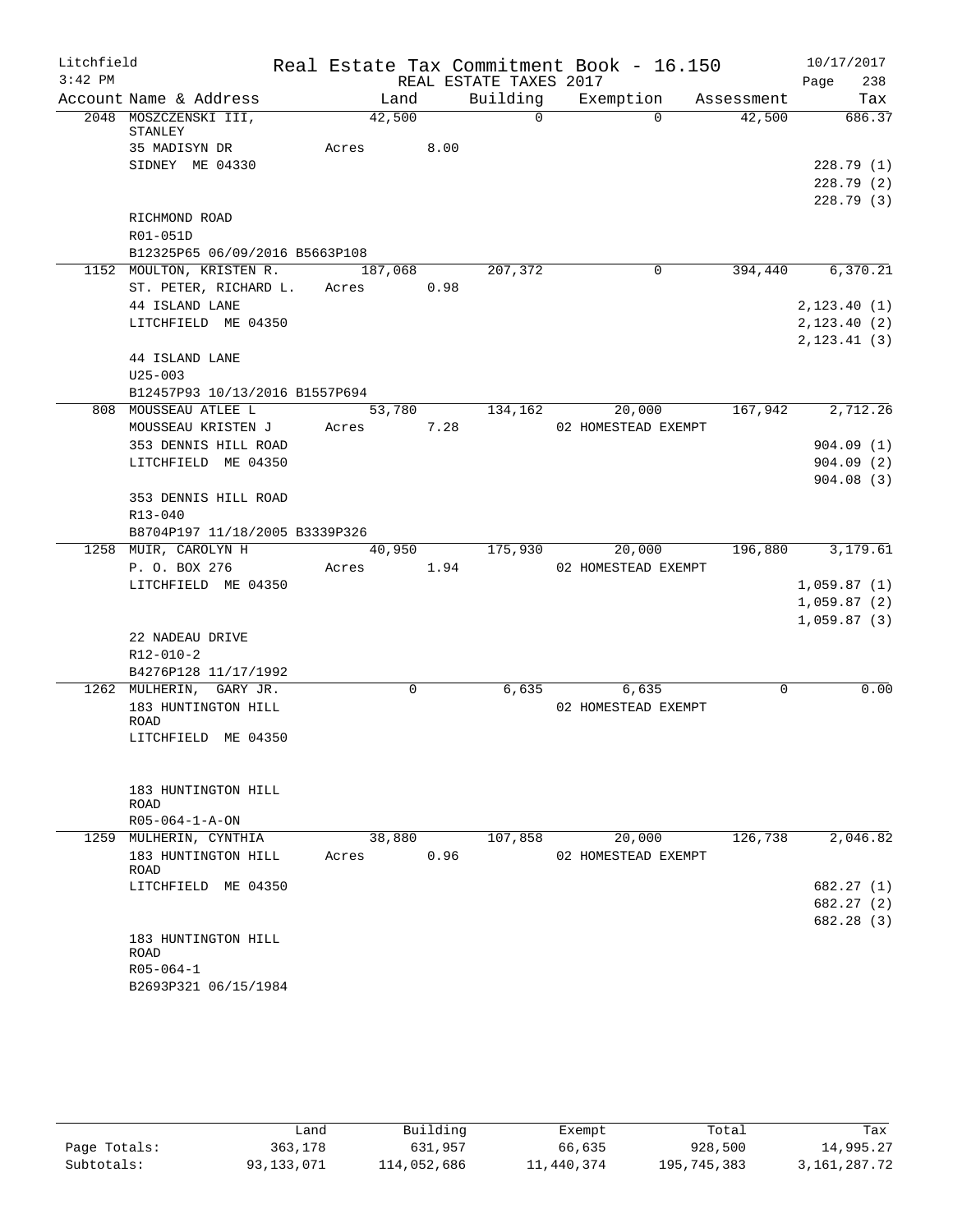Litchfield | Real Estate Tax Commitment Book - 16.150 | 10/17/2017
3:42 PM | REAL ESTATE TAXES 2017

| Account Name & Address | Land | Building | Exemption | Assessment | Tax |
|---|---|---|---|---|---|
| 2048 MOSZCZENSKI III, STANLEY | 42,500 | 0 | 0 | 42,500 | 686.37 |
| 35 MADISYN DR | Acres 8.00 | | | | |
| SIDNEY ME 04330 | | | | | 228.79 (1) |
| | | | | | 228.79 (2) |
| | | | | | 228.79 (3) |
| RICHMOND ROAD | | | | | |
| R01-051D | | | | | |
| B12325P65 06/09/2016 B5663P108 | | | | | |
| 1152 MOULTON, KRISTEN R. | 187,068 | 207,372 | 0 | 394,440 | 6,370.21 |
| ST. PETER, RICHARD L. | Acres 0.98 | | | | |
| 44 ISLAND LANE | | | | | 2,123.40 (1) |
| LITCHFIELD ME 04350 | | | | | 2,123.40 (2) |
| | | | | | 2,123.41 (3) |
| 44 ISLAND LANE | | | | | |
| U25-003 | | | | | |
| B12457P93 10/13/2016 B1557P694 | | | | | |
| 808 MOUSSEAU ATLEE L | 53,780 | 134,162 | 20,000 | 167,942 | 2,712.26 |
| MOUSSEAU KRISTEN J | Acres 7.28 | | 02 HOMESTEAD EXEMPT | | |
| 353 DENNIS HILL ROAD | | | | | 904.09 (1) |
| LITCHFIELD ME 04350 | | | | | 904.09 (2) |
| | | | | | 904.08 (3) |
| 353 DENNIS HILL ROAD | | | | | |
| R13-040 | | | | | |
| B8704P197 11/18/2005 B3339P326 | | | | | |
| 1258 MUIR, CAROLYN H | 40,950 | 175,930 | 20,000 | 196,880 | 3,179.61 |
| P. O. BOX 276 | Acres 1.94 | | 02 HOMESTEAD EXEMPT | | |
| LITCHFIELD ME 04350 | | | | | 1,059.87 (1) |
| | | | | | 1,059.87 (2) |
| | | | | | 1,059.87 (3) |
| 22 NADEAU DRIVE | | | | | |
| R12-010-2 | | | | | |
| B4276P128 11/17/1992 | | | | | |
| 1262 MULHERIN, GARY JR. | 0 | 6,635 | 6,635 | 0 | 0.00 |
| 183 HUNTINGTON HILL ROAD | | | 02 HOMESTEAD EXEMPT | | |
| LITCHFIELD ME 04350 | | | | | |
| 183 HUNTINGTON HILL ROAD | | | | | |
| R05-064-1-A-ON | | | | | |
| 1259 MULHERIN, CYNTHIA | 38,880 | 107,858 | 20,000 | 126,738 | 2,046.82 |
| 183 HUNTINGTON HILL ROAD | Acres 0.96 | | 02 HOMESTEAD EXEMPT | | |
| LITCHFIELD ME 04350 | | | | | 682.27 (1) |
| | | | | | 682.27 (2) |
| | | | | | 682.28 (3) |
| 183 HUNTINGTON HILL ROAD | | | | | |
| R05-064-1 | | | | | |
| B2693P321 06/15/1984 | | | | | |

| | Land | Building | Exempt | Total | Tax |
|---|---|---|---|---|---|
| Page Totals: | 363,178 | 631,957 | 66,635 | 928,500 | 14,995.27 |
| Subtotals: | 93,133,071 | 114,052,686 | 11,440,374 | 195,745,383 | 3,161,287.72 |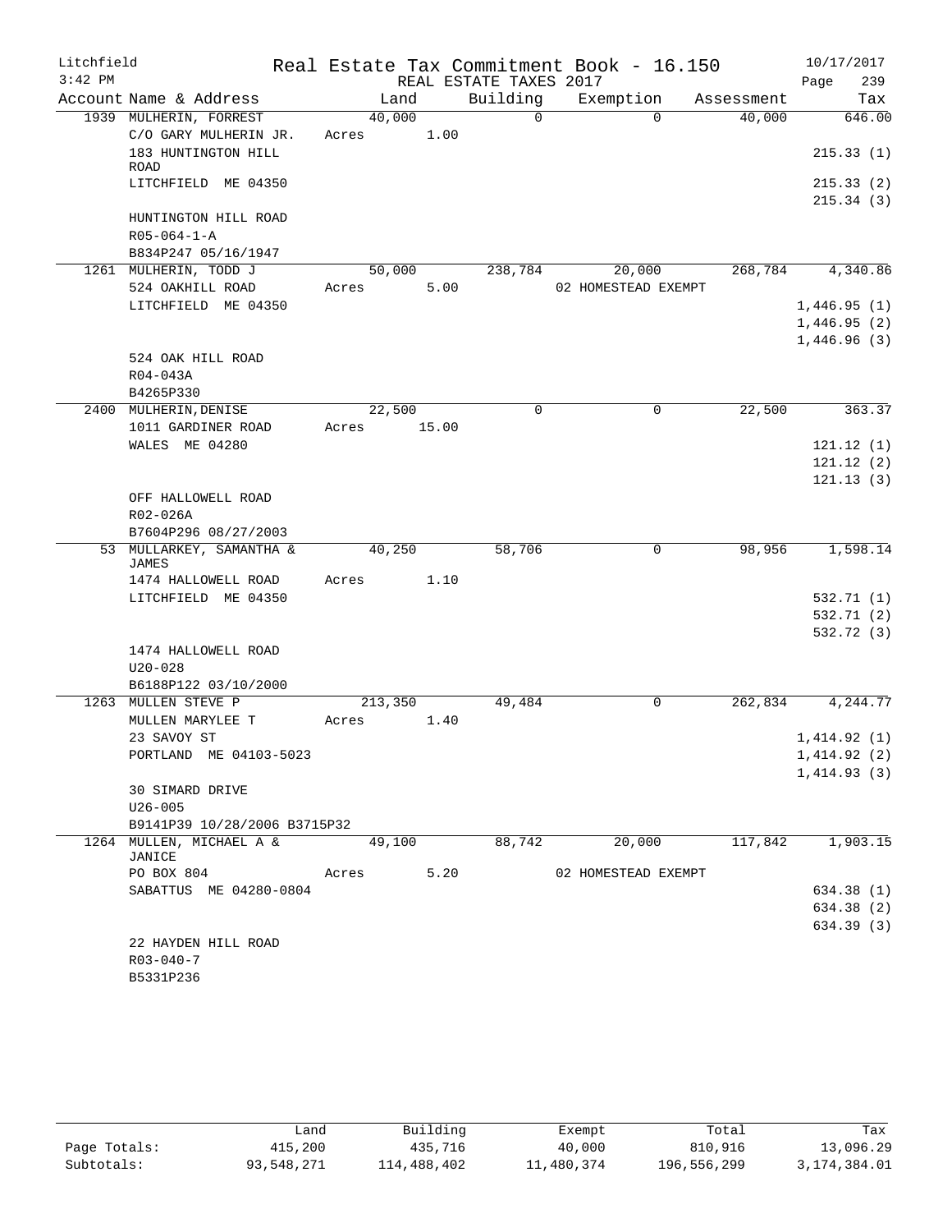Litchfield
3:42 PM

Real Estate Tax Commitment Book - 16.150

REAL ESTATE TAXES 2017

10/17/2017

| Account Name & Address | Land | Building | Exemption | Assessment | Tax |
|---|---|---|---|---|---|
| 1939 MULHERIN, FORREST | 40,000 | 0 | 0 | 40,000 | 646.00 |
| C/O GARY MULHERIN JR. | Acres 1.00 | | | | |
| 183 HUNTINGTON HILL ROAD | | | | | 215.33 (1) |
| LITCHFIELD ME 04350 | | | | | 215.33 (2) |
| | | | | | 215.34 (3) |
| HUNTINGTON HILL ROAD | | | | | |
| R05-064-1-A | | | | | |
| B834P247 05/16/1947 | | | | | |
| 1261 MULHERIN, TODD J | 50,000 | 238,784 | 20,000 | 268,784 | 4,340.86 |
| 524 OAKHILL ROAD | Acres 5.00 | | 02 HOMESTEAD EXEMPT | | |
| LITCHFIELD ME 04350 | | | | | 1,446.95 (1) |
| | | | | | 1,446.95 (2) |
| | | | | | 1,446.96 (3) |
| 524 OAK HILL ROAD | | | | | |
| R04-043A | | | | | |
| B4265P330 | | | | | |
| 2400 MULHERIN, DENISE | 22,500 | 0 | 0 | 22,500 | 363.37 |
| 1011 GARDINER ROAD | Acres 15.00 | | | | |
| WALES ME 04280 | | | | | 121.12 (1) |
| | | | | | 121.12 (2) |
| | | | | | 121.13 (3) |
| OFF HALLOWELL ROAD | | | | | |
| R02-026A | | | | | |
| B7604P296 08/27/2003 | | | | | |
| 53 MULLARKEY, SAMANTHA & JAMES | 40,250 | 58,706 | 0 | 98,956 | 1,598.14 |
| 1474 HALLOWELL ROAD | Acres 1.10 | | | | |
| LITCHFIELD ME 04350 | | | | | 532.71 (1) |
| | | | | | 532.71 (2) |
| | | | | | 532.72 (3) |
| 1474 HALLOWELL ROAD | | | | | |
| U20-028 | | | | | |
| B6188P122 03/10/2000 | | | | | |
| 1263 MULLEN STEVE P | 213,350 | 49,484 | 0 | 262,834 | 4,244.77 |
| MULLEN MARYLEE T | Acres 1.40 | | | | |
| 23 SAVOY ST | | | | | 1,414.92 (1) |
| PORTLAND ME 04103-5023 | | | | | 1,414.92 (2) |
| | | | | | 1,414.93 (3) |
| 30 SIMARD DRIVE | | | | | |
| U26-005 | | | | | |
| B9141P39 10/28/2006 B3715P32 | | | | | |
| 1264 MULLEN, MICHAEL A & JANICE | 49,100 | 88,742 | 20,000 | 117,842 | 1,903.15 |
| PO BOX 804 | Acres 5.20 | | 02 HOMESTEAD EXEMPT | | |
| SABATTUS ME 04280-0804 | | | | | 634.38 (1) |
| | | | | | 634.38 (2) |
| | | | | | 634.39 (3) |
| 22 HAYDEN HILL ROAD | | | | | |
| R03-040-7 | | | | | |
| B5331P236 | | | | | |

| | Land | Building | Exempt | Total | Tax |
|---|---|---|---|---|---|
| Page Totals: | 415,200 | 435,716 | 40,000 | 810,916 | 13,096.29 |
| Subtotals: | 93,548,271 | 114,488,402 | 11,480,374 | 196,556,299 | 3,174,384.01 |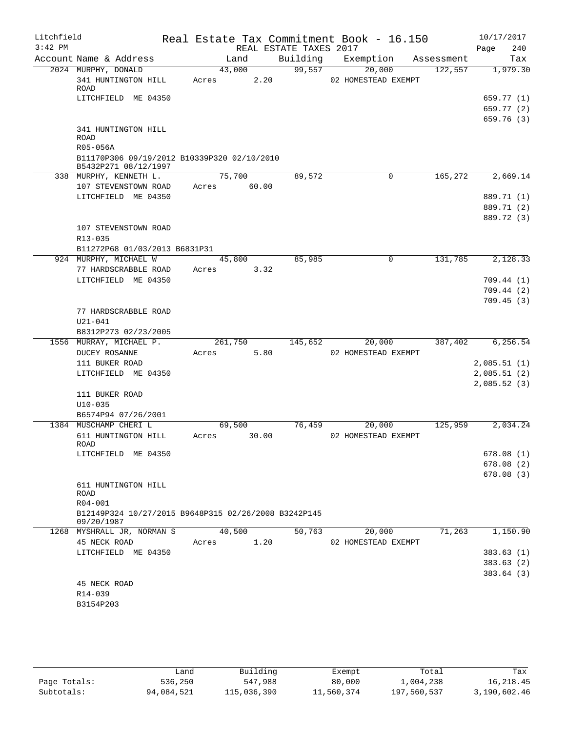Litchfield
3:42 PM

Real Estate Tax Commitment Book - 16.150
REAL ESTATE TAXES 2017

10/17/2017

| Account Name & Address | Land | Building | Exemption | Assessment | Tax |
|---|---|---|---|---|---|
| 2024 MURPHY, DONALD | 43,000 | 99,557 | 20,000 | 122,557 | 1,979.30 |
| 341 HUNTINGTON HILL ROAD | Acres 2.20 | | 02 HOMESTEAD EXEMPT | | |
| LITCHFIELD ME 04350 | | | | | 659.77 (1) |
| | | | | | 659.77 (2) |
| | | | | | 659.76 (3) |
| 341 HUNTINGTON HILL ROAD | | | | | |
| R05-056A | | | | | |
| B11170P306 09/19/2012 B10339P320 02/10/2010 B5432P271 08/12/1997 | | | | | |
| 338 MURPHY, KENNETH L. | 75,700 | 89,572 | 0 | 165,272 | 2,669.14 |
| 107 STEVENSTOWN ROAD | Acres 60.00 | | | | |
| LITCHFIELD ME 04350 | | | | | 889.71 (1) |
| | | | | | 889.71 (2) |
| | | | | | 889.72 (3) |
| 107 STEVENSTOWN ROAD | | | | | |
| R13-035 | | | | | |
| B11272P68 01/03/2013 B6831P31 | | | | | |
| 924 MURPHY, MICHAEL W | 45,800 | 85,985 | 0 | 131,785 | 2,128.33 |
| 77 HARDSCRABBLE ROAD | Acres 3.32 | | | | |
| LITCHFIELD ME 04350 | | | | | 709.44 (1) |
| | | | | | 709.44 (2) |
| | | | | | 709.45 (3) |
| 77 HARDSCRABBLE ROAD | | | | | |
| U21-041 | | | | | |
| B8312P273 02/23/2005 | | | | | |
| 1556 MURRAY, MICHAEL P. | 261,750 | 145,652 | 20,000 | 387,402 | 6,256.54 |
| DUCEY ROSANNE | Acres 5.80 | | 02 HOMESTEAD EXEMPT | | |
| 111 BUKER ROAD | | | | | 2,085.51 (1) |
| LITCHFIELD ME 04350 | | | | | 2,085.51 (2) |
| | | | | | 2,085.52 (3) |
| 111 BUKER ROAD | | | | | |
| U10-035 | | | | | |
| B6574P94 07/26/2001 | | | | | |
| 1384 MUSCHAMP CHERI L | 69,500 | 76,459 | 20,000 | 125,959 | 2,034.24 |
| 611 HUNTINGTON HILL ROAD | Acres 30.00 | | 02 HOMESTEAD EXEMPT | | |
| LITCHFIELD ME 04350 | | | | | 678.08 (1) |
| | | | | | 678.08 (2) |
| | | | | | 678.08 (3) |
| 611 HUNTINGTON HILL ROAD | | | | | |
| R04-001 | | | | | |
| B12149P324 10/27/2015 B9648P315 02/26/2008 B3242P145 09/20/1987 | | | | | |
| 1268 MYSHRALL JR, NORMAN S | 40,500 | 50,763 | 20,000 | 71,263 | 1,150.90 |
| 45 NECK ROAD | Acres 1.20 | | 02 HOMESTEAD EXEMPT | | |
| LITCHFIELD ME 04350 | | | | | 383.63 (1) |
| | | | | | 383.63 (2) |
| | | | | | 383.64 (3) |
| 45 NECK ROAD | | | | | |
| R14-039 | | | | | |
| B3154P203 | | | | | |

| | Land | Building | Exempt | Total | Tax |
|---|---|---|---|---|---|
| Page Totals: | 536,250 | 547,988 | 80,000 | 1,004,238 | 16,218.45 |
| Subtotals: | 94,084,521 | 115,036,390 | 11,560,374 | 197,560,537 | 3,190,602.46 |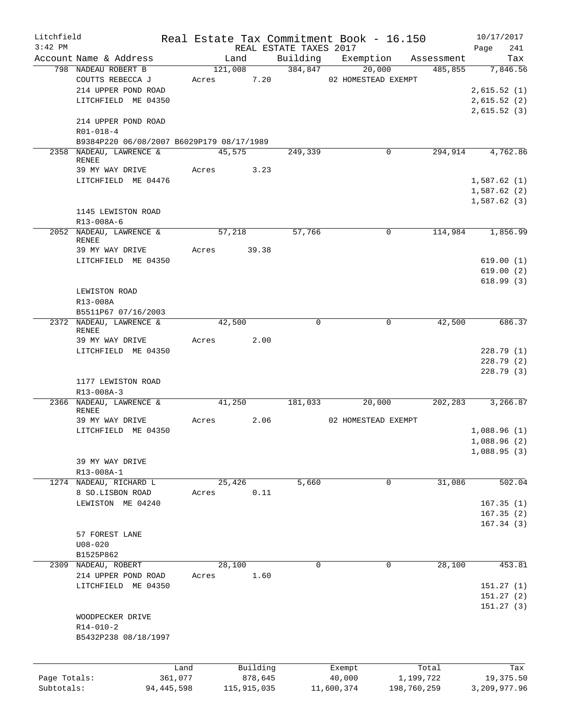Litchfield
3:42 PM

Real Estate Tax Commitment Book - 16.150
REAL ESTATE TAXES 2017

10/17/2017
Page 241

| Account Name & Address | Land | Building | Exemption | Assessment | Tax |
|---|---|---|---|---|---|
| 798 NADEAU ROBERT B | 121,008 | 384,847 | 20,000 | 485,855 | 7,846.56 |
| COUTTS REBECCA J | Acres 7.20 | | 02 HOMESTEAD EXEMPT | | |
| 214 UPPER POND ROAD | | | | | 2,615.52 (1) |
| LITCHFIELD ME 04350 | | | | | 2,615.52 (2) |
| | | | | | 2,615.52 (3) |
| 214 UPPER POND ROAD | | | | | |
| R01-018-4 | | | | | |
| B9384P220 06/08/2007 B6029P179 08/17/1989 | | | | | |
| 2358 NADEAU, LAWRENCE & RENEE | 45,575 | 249,339 | 0 | 294,914 | 4,762.86 |
| 39 MY WAY DRIVE | Acres 3.23 | | | | |
| LITCHFIELD ME 04476 | | | | | 1,587.62 (1) |
| | | | | | 1,587.62 (2) |
| | | | | | 1,587.62 (3) |
| 1145 LEWISTON ROAD | | | | | |
| R13-008A-6 | | | | | |
| 2052 NADEAU, LAWRENCE & RENEE | 57,218 | 57,766 | 0 | 114,984 | 1,856.99 |
| 39 MY WAY DRIVE | Acres 39.38 | | | | |
| LITCHFIELD ME 04350 | | | | | 619.00 (1) |
| | | | | | 619.00 (2) |
| | | | | | 618.99 (3) |
| LEWISTON ROAD | | | | | |
| R13-008A | | | | | |
| B5511P67 07/16/2003 | | | | | |
| 2372 NADEAU, LAWRENCE & RENEE | 42,500 | 0 | 0 | 42,500 | 686.37 |
| 39 MY WAY DRIVE | Acres 2.00 | | | | |
| LITCHFIELD ME 04350 | | | | | 228.79 (1) |
| | | | | | 228.79 (2) |
| | | | | | 228.79 (3) |
| 1177 LEWISTON ROAD | | | | | |
| R13-008A-3 | | | | | |
| 2366 NADEAU, LAWRENCE & RENEE | 41,250 | 181,033 | 20,000 | 202,283 | 3,266.87 |
| 39 MY WAY DRIVE | Acres 2.06 | | 02 HOMESTEAD EXEMPT | | |
| LITCHFIELD ME 04350 | | | | | 1,088.96 (1) |
| | | | | | 1,088.96 (2) |
| | | | | | 1,088.95 (3) |
| 39 MY WAY DRIVE | | | | | |
| R13-008A-1 | | | | | |
| 1274 NADEAU, RICHARD L | 25,426 | 5,660 | 0 | 31,086 | 502.04 |
| 8 SO.LISBON ROAD | Acres 0.11 | | | | |
| LEWISTON ME 04240 | | | | | 167.35 (1) |
| | | | | | 167.35 (2) |
| | | | | | 167.34 (3) |
| 57 FOREST LANE | | | | | |
| U08-020 | | | | | |
| B1525P862 | | | | | |
| 2309 NADEAU, ROBERT | 28,100 | 0 | 0 | 28,100 | 453.81 |
| 214 UPPER POND ROAD | Acres 1.60 | | | | |
| LITCHFIELD ME 04350 | | | | | 151.27 (1) |
| | | | | | 151.27 (2) |
| | | | | | 151.27 (3) |
| WOODPECKER DRIVE | | | | | |
| R14-010-2 | | | | | |
| B5432P238 08/18/1997 | | | | | |

| | Land | Building | Exempt | Total | Tax |
|---|---|---|---|---|---|
| Page Totals: | 361,077 | 878,645 | 40,000 | 1,199,722 | 19,375.50 |
| Subtotals: | 94,445,598 | 115,915,035 | 11,600,374 | 198,760,259 | 3,209,977.96 |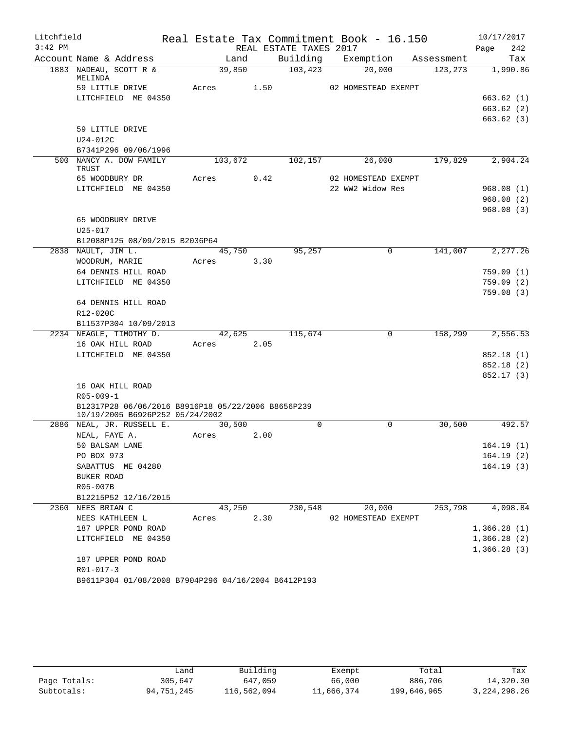Litchfield
3:42 PM

# Real Estate Tax Commitment Book - 16.150

REAL ESTATE TAXES 2017

10/17/2017
Page 242

| Account Name & Address | Land | Building | Exemption | Assessment | Tax |
|---|---|---|---|---|---|
| 1883 NADEAU, SCOTT R & MELINDA | 39,850 | 103,423 | 20,000 | 123,273 | 1,990.86 |
| 59 LITTLE DRIVE | Acres 1.50 | | 02 HOMESTEAD EXEMPT | | |
| LITCHFIELD ME 04350 | | | | | 663.62 (1) |
| | | | | | 663.62 (2) |
| | | | | | 663.62 (3) |
| 59 LITTLE DRIVE | | | | | |
| U24-012C | | | | | |
| B7341P296 09/06/1996 | | | | | |
| 500 NANCY A. DOW FAMILY TRUST | 103,672 | 102,157 | 26,000 | 179,829 | 2,904.24 |
| 65 WOODBURY DR | Acres 0.42 | | 02 HOMESTEAD EXEMPT | | |
| LITCHFIELD ME 04350 | | | 22 WW2 Widow Res | | 968.08 (1) |
| | | | | | 968.08 (2) |
| | | | | | 968.08 (3) |
| 65 WOODBURY DRIVE | | | | | |
| U25-017 | | | | | |
| B12088P125 08/09/2015 B2036P64 | | | | | |
| 2838 NAULT, JIM L. | 45,750 | 95,257 | 0 | 141,007 | 2,277.26 |
| WOODRUM, MARIE | Acres 3.30 | | | | |
| 64 DENNIS HILL ROAD | | | | | 759.09 (1) |
| LITCHFIELD ME 04350 | | | | | 759.09 (2) |
| | | | | | 759.08 (3) |
| 64 DENNIS HILL ROAD | | | | | |
| R12-020C | | | | | |
| B11537P304 10/09/2013 | | | | | |
| 2234 NEAGLE, TIMOTHY D. | 42,625 | 115,674 | 0 | 158,299 | 2,556.53 |
| 16 OAK HILL ROAD | Acres 2.05 | | | | |
| LITCHFIELD ME 04350 | | | | | 852.18 (1) |
| | | | | | 852.18 (2) |
| | | | | | 852.17 (3) |
| 16 OAK HILL ROAD | | | | | |
| R05-009-1 | | | | | |
| B12317P28 06/06/2016 B8916P18 05/22/2006 B8656P239 10/19/2005 B6926P252 05/24/2002 | | | | | |
| 2886 NEAL, JR. RUSSELL E. | 30,500 | 0 | 0 | 30,500 | 492.57 |
| NEAL, FAYE A. | Acres 2.00 | | | | |
| 50 BALSAM LANE | | | | | 164.19 (1) |
| PO BOX 973 | | | | | 164.19 (2) |
| SABATTUS ME 04280 | | | | | 164.19 (3) |
| BUKER ROAD | | | | | |
| R05-007B | | | | | |
| B12215P52 12/16/2015 | | | | | |
| 2360 NEES BRIAN C | 43,250 | 230,548 | 20,000 | 253,798 | 4,098.84 |
| NEES KATHLEEN L | Acres 2.30 | | 02 HOMESTEAD EXEMPT | | |
| 187 UPPER POND ROAD | | | | | 1,366.28 (1) |
| LITCHFIELD ME 04350 | | | | | 1,366.28 (2) |
| | | | | | 1,366.28 (3) |
| 187 UPPER POND ROAD | | | | | |
| R01-017-3 | | | | | |
| B9611P304 01/08/2008 B7904P296 04/16/2004 B6412P193 | | | | | |

| | Land | Building | Exempt | Total | Tax |
|---|---|---|---|---|---|
| Page Totals: | 305,647 | 647,059 | 66,000 | 886,706 | 14,320.30 |
| Subtotals: | 94,751,245 | 116,562,094 | 11,666,374 | 199,646,965 | 3,224,298.26 |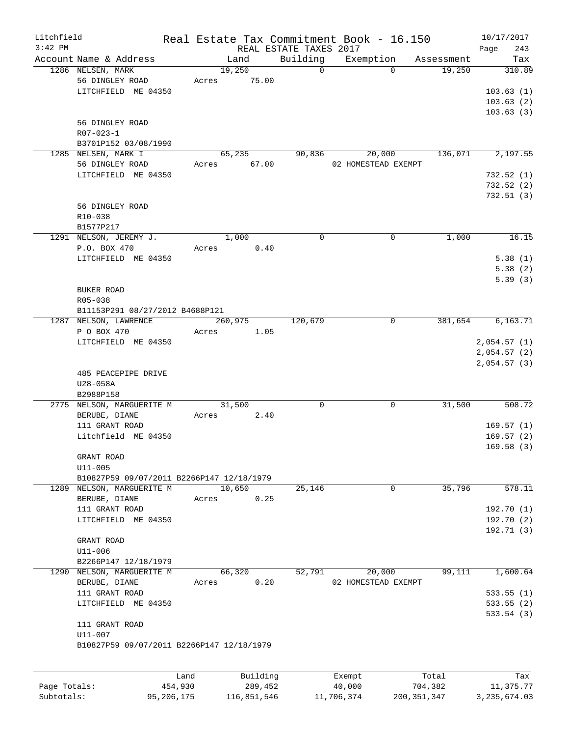Litchfield
3:42 PM

Real Estate Tax Commitment Book - 16.150
REAL ESTATE TAXES 2017

10/17/2017

| Account Name & Address | Land | Building | Exemption | Assessment | Tax |
|---|---|---|---|---|---|
| 1286 NELSEN, MARK | 19,250 | 0 | 0 | 19,250 | 310.89 |
| 56 DINGLEY ROAD | Acres 75.00 | | | | |
| LITCHFIELD ME 04350 | | | | | 103.63 (1) |
| | | | | | 103.63 (2) |
| | | | | | 103.63 (3) |
| 56 DINGLEY ROAD | | | | | |
| R07-023-1 | | | | | |
| B3701P152 03/08/1990 | | | | | |
| 1285 NELSEN, MARK I | 65,235 | 90,836 | 20,000 | 136,071 | 2,197.55 |
| 56 DINGLEY ROAD | Acres 67.00 | | 02 HOMESTEAD EXEMPT | | |
| LITCHFIELD ME 04350 | | | | | 732.52 (1) |
| | | | | | 732.52 (2) |
| | | | | | 732.51 (3) |
| 56 DINGLEY ROAD | | | | | |
| R10-038 | | | | | |
| B1577P217 | | | | | |
| 1291 NELSON, JEREMY J. | 1,000 | 0 | 0 | 1,000 | 16.15 |
| P.O. BOX 470 | Acres 0.40 | | | | |
| LITCHFIELD ME 04350 | | | | | 5.38 (1) |
| | | | | | 5.38 (2) |
| | | | | | 5.39 (3) |
| BUKER ROAD | | | | | |
| R05-038 | | | | | |
| B11153P291 08/27/2012 B4688P121 | | | | | |
| 1287 NELSON, LAWRENCE | 260,975 | 120,679 | 0 | 381,654 | 6,163.71 |
| P O BOX 470 | Acres 1.05 | | | | |
| LITCHFIELD ME 04350 | | | | | 2,054.57 (1) |
| | | | | | 2,054.57 (2) |
| | | | | | 2,054.57 (3) |
| 485 PEACEPIPE DRIVE | | | | | |
| U28-058A | | | | | |
| B2988P158 | | | | | |
| 2775 NELSON, MARGUERITE M | 31,500 | 0 | 0 | 31,500 | 508.72 |
| BERUBE, DIANE | Acres 2.40 | | | | |
| 111 GRANT ROAD | | | | | 169.57 (1) |
| Litchfield ME 04350 | | | | | 169.57 (2) |
| | | | | | 169.58 (3) |
| GRANT ROAD | | | | | |
| U11-005 | | | | | |
| B10827P59 09/07/2011 B2266P147 12/18/1979 | | | | | |
| 1289 NELSON, MARGUERITE M | 10,650 | 25,146 | 0 | 35,796 | 578.11 |
| BERUBE, DIANE | Acres 0.25 | | | | |
| 111 GRANT ROAD | | | | | 192.70 (1) |
| LITCHFIELD ME 04350 | | | | | 192.70 (2) |
| | | | | | 192.71 (3) |
| GRANT ROAD | | | | | |
| U11-006 | | | | | |
| B2266P147 12/18/1979 | | | | | |
| 1290 NELSON, MARGUERITE M | 66,320 | 52,791 | 20,000 | 99,111 | 1,600.64 |
| BERUBE, DIANE | Acres 0.20 | | 02 HOMESTEAD EXEMPT | | |
| 111 GRANT ROAD | | | | | 533.55 (1) |
| LITCHFIELD ME 04350 | | | | | 533.55 (2) |
| | | | | | 533.54 (3) |
| 111 GRANT ROAD | | | | | |
| U11-007 | | | | | |
| B10827P59 09/07/2011 B2266P147 12/18/1979 | | | | | |

| | Land | Building | Exempt | Total | Tax |
|---|---|---|---|---|---|
| Page Totals: | 454,930 | 289,452 | 40,000 | 704,382 | 11,375.77 |
| Subtotals: | 95,206,175 | 116,851,546 | 11,706,374 | 200,351,347 | 3,235,674.03 |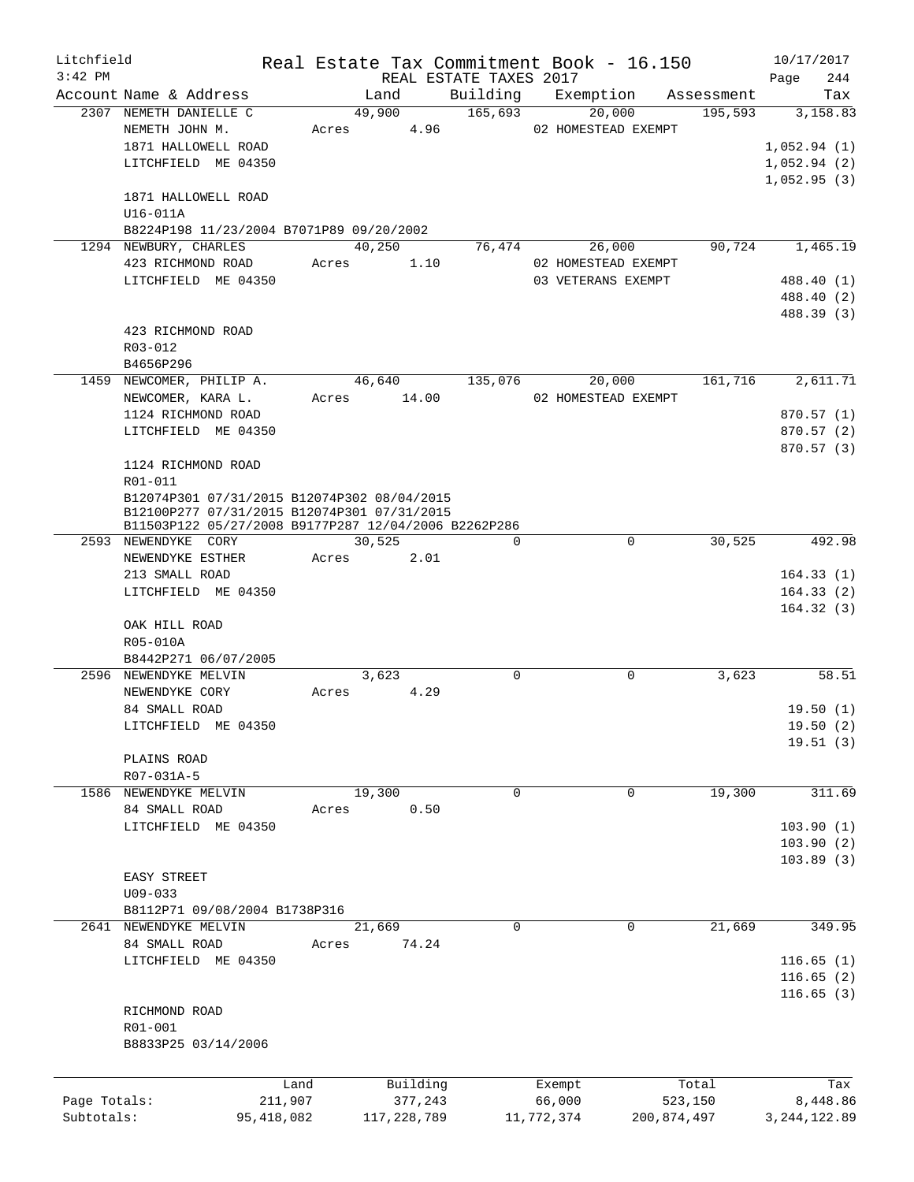Litchfield
3:42 PM

Real Estate Tax Commitment Book - 16.150
REAL ESTATE TAXES 2017

10/17/2017

| Account | Name & Address | Land | Building | Exemption | Assessment | Tax |
|---|---|---|---|---|---|---|
| 2307 | NEMETH DANIELLE C | 49,900 | 165,693 | 20,000 | 195,593 | 3,158.83 |
| | NEMETH JOHN M. | Acres 4.96 | | 02 HOMESTEAD EXEMPT | | |
| | 1871 HALLOWELL ROAD | | | | | 1,052.94 (1) |
| | LITCHFIELD ME 04350 | | | | | 1,052.94 (2) |
| | | | | | | 1,052.95 (3) |
| | 1871 HALLOWELL ROAD | | | | | |
| | U16-011A | | | | | |
| | B8224P198 11/23/2004 B7071P89 09/20/2002 | | | | | |
| 1294 | NEWBURY, CHARLES | 40,250 | 76,474 | 26,000 | 90,724 | 1,465.19 |
| | 423 RICHMOND ROAD | Acres 1.10 | | 02 HOMESTEAD EXEMPT | | |
| | LITCHFIELD ME 04350 | | | 03 VETERANS EXEMPT | | 488.40 (1) |
| | | | | | | 488.40 (2) |
| | | | | | | 488.39 (3) |
| | 423 RICHMOND ROAD | | | | | |
| | R03-012 | | | | | |
| | B4656P296 | | | | | |
| 1459 | NEWCOMER, PHILIP A. | 46,640 | 135,076 | 20,000 | 161,716 | 2,611.71 |
| | NEWCOMER, KARA L. | Acres 14.00 | | 02 HOMESTEAD EXEMPT | | |
| | 1124 RICHMOND ROAD | | | | | 870.57 (1) |
| | LITCHFIELD ME 04350 | | | | | 870.57 (2) |
| | | | | | | 870.57 (3) |
| | 1124 RICHMOND ROAD | | | | | |
| | R01-011 | | | | | |
| | B12074P301 07/31/2015 B12074P302 08/04/2015 | | | | | |
| | B12100P277 07/31/2015 B12074P301 07/31/2015 | | | | | |
| | B11503P122 05/27/2008 B9177P287 12/04/2006 B2262P286 | | | | | |
| 2593 | NEWENDYKE CORY | 30,525 | 0 | 0 | 30,525 | 492.98 |
| | NEWENDYKE ESTHER | Acres 2.01 | | | | |
| | 213 SMALL ROAD | | | | | 164.33 (1) |
| | LITCHFIELD ME 04350 | | | | | 164.33 (2) |
| | | | | | | 164.32 (3) |
| | OAK HILL ROAD | | | | | |
| | R05-010A | | | | | |
| | B8442P271 06/07/2005 | | | | | |
| 2596 | NEWENDYKE MELVIN | 3,623 | 0 | 0 | 3,623 | 58.51 |
| | NEWENDYKE CORY | Acres 4.29 | | | | |
| | 84 SMALL ROAD | | | | | 19.50 (1) |
| | LITCHFIELD ME 04350 | | | | | 19.50 (2) |
| | | | | | | 19.51 (3) |
| | PLAINS ROAD | | | | | |
| | R07-031A-5 | | | | | |
| 1586 | NEWENDYKE MELVIN | 19,300 | 0 | 0 | 19,300 | 311.69 |
| | 84 SMALL ROAD | Acres 0.50 | | | | |
| | LITCHFIELD ME 04350 | | | | | 103.90 (1) |
| | | | | | | 103.90 (2) |
| | | | | | | 103.89 (3) |
| | EASY STREET | | | | | |
| | U09-033 | | | | | |
| | B8112P71 09/08/2004 B1738P316 | | | | | |
| 2641 | NEWENDYKE MELVIN | 21,669 | 0 | 0 | 21,669 | 349.95 |
| | 84 SMALL ROAD | Acres 74.24 | | | | |
| | LITCHFIELD ME 04350 | | | | | 116.65 (1) |
| | | | | | | 116.65 (2) |
| | | | | | | 116.65 (3) |
| | RICHMOND ROAD | | | | | |
| | R01-001 | | | | | |
| | B8833P25 03/14/2006 | | | | | |

| | Land | Building | Exempt | Total | Tax |
|---|---|---|---|---|---|
| Page Totals: | 211,907 | 377,243 | 66,000 | 523,150 | 8,448.86 |
| Subtotals: | 95,418,082 | 117,228,789 | 11,772,374 | 200,874,497 | 3,244,122.89 |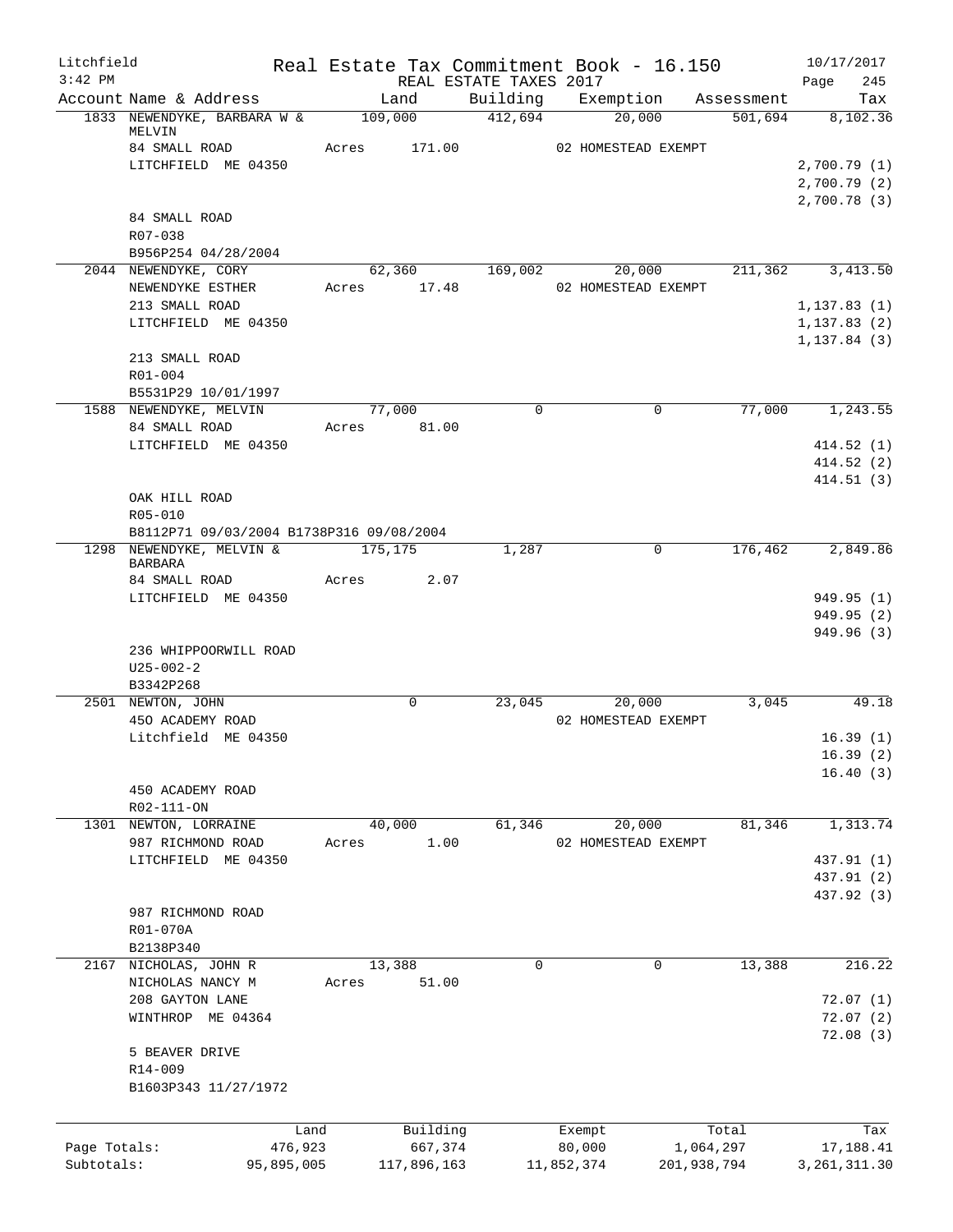Litchfield
3:42 PM

Real Estate Tax Commitment Book - 16.150
REAL ESTATE TAXES 2017

10/17/2017
Page 245

| Account Name & Address | Land | Building | Exemption | Assessment | Tax |
|---|---|---|---|---|---|
| 1833 NEWENDYKE, BARBARA W & MELVIN | 109,000 | 412,694 | 20,000 | 501,694 | 8,102.36 |
| 84 SMALL ROAD | Acres 171.00 | | 02 HOMESTEAD EXEMPT | | |
| LITCHFIELD ME 04350 | | | | | 2,700.79 (1) |
| | | | | | 2,700.79 (2) |
| | | | | | 2,700.78 (3) |
| 84 SMALL ROAD | | | | | |
| R07-038 | | | | | |
| B956P254 04/28/2004 | | | | | |
| 2044 NEWENDYKE, CORY | 62,360 | 169,002 | 20,000 | 211,362 | 3,413.50 |
| NEWENDYKE ESTHER | Acres 17.48 | | 02 HOMESTEAD EXEMPT | | |
| 213 SMALL ROAD | | | | | 1,137.83 (1) |
| LITCHFIELD ME 04350 | | | | | 1,137.83 (2) |
| | | | | | 1,137.84 (3) |
| 213 SMALL ROAD | | | | | |
| R01-004 | | | | | |
| B5531P29 10/01/1997 | | | | | |
| 1588 NEWENDYKE, MELVIN | 77,000 | 0 | 0 | 77,000 | 1,243.55 |
| 84 SMALL ROAD | Acres 81.00 | | | | |
| LITCHFIELD ME 04350 | | | | | 414.52 (1) |
| | | | | | 414.52 (2) |
| | | | | | 414.51 (3) |
| OAK HILL ROAD | | | | | |
| R05-010 | | | | | |
| B8112P71 09/03/2004 B1738P316 09/08/2004 | | | | | |
| 1298 NEWENDYKE, MELVIN & BARBARA | 175,175 | 1,287 | 0 | 176,462 | 2,849.86 |
| 84 SMALL ROAD | Acres 2.07 | | | | |
| LITCHFIELD ME 04350 | | | | | 949.95 (1) |
| | | | | | 949.95 (2) |
| | | | | | 949.96 (3) |
| 236 WHIPPOORWILL ROAD | | | | | |
| U25-002-2 | | | | | |
| B3342P268 | | | | | |
| 2501 NEWTON, JOHN | 0 | 23,045 | 20,000 | 3,045 | 49.18 |
| 450 ACADEMY ROAD | | | 02 HOMESTEAD EXEMPT | | |
| Litchfield ME 04350 | | | | | 16.39 (1) |
| | | | | | 16.39 (2) |
| | | | | | 16.40 (3) |
| 450 ACADEMY ROAD | | | | | |
| R02-111-ON | | | | | |
| 1301 NEWTON, LORRAINE | 40,000 | 61,346 | 20,000 | 81,346 | 1,313.74 |
| 987 RICHMOND ROAD | Acres 1.00 | | 02 HOMESTEAD EXEMPT | | |
| LITCHFIELD ME 04350 | | | | | 437.91 (1) |
| | | | | | 437.91 (2) |
| | | | | | 437.92 (3) |
| 987 RICHMOND ROAD | | | | | |
| R01-070A | | | | | |
| B2138P340 | | | | | |
| 2167 NICHOLAS, JOHN R | 13,388 | 0 | 0 | 13,388 | 216.22 |
| NICHOLAS NANCY M | Acres 51.00 | | | | |
| 208 GAYTON LANE | | | | | 72.07 (1) |
| WINTHROP ME 04364 | | | | | 72.07 (2) |
| | | | | | 72.08 (3) |
| 5 BEAVER DRIVE | | | | | |
| R14-009 | | | | | |
| B1603P343 11/27/1972 | | | | | |

| | Land | Building | Exempt | Total | Tax |
|---|---|---|---|---|---|
| Page Totals: | 476,923 | 667,374 | 80,000 | 1,064,297 | 17,188.41 |
| Subtotals: | 95,895,005 | 117,896,163 | 11,852,374 | 201,938,794 | 3,261,311.30 |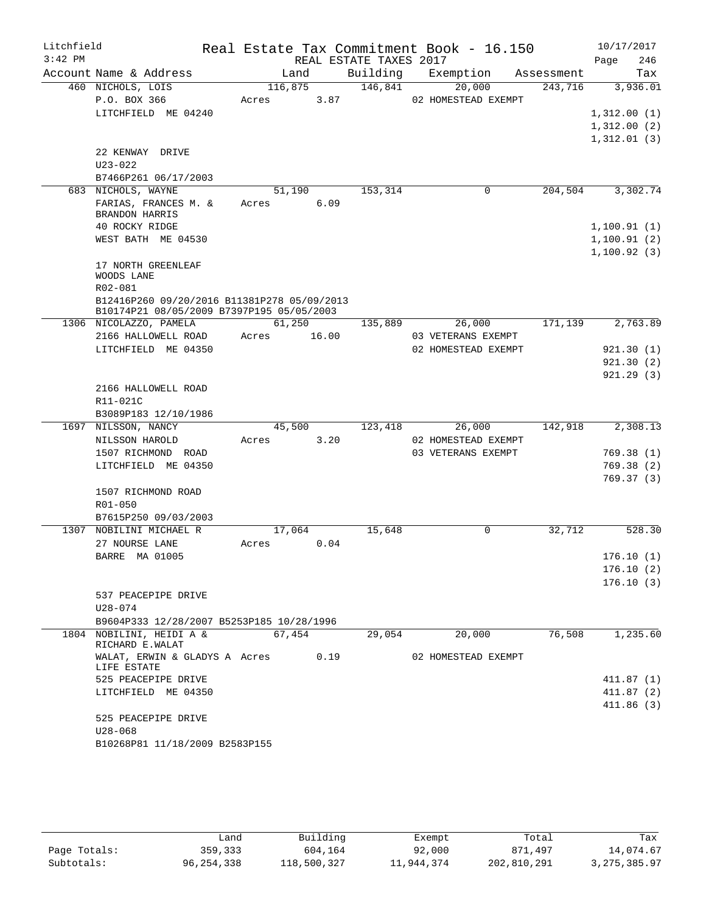Litchfield Real Estate Tax Commitment Book - 16.150 10/17/2017
3:42 PM REAL ESTATE TAXES 2017 Page 246

| Account Name & Address | Land | Building | Exemption | Assessment | Tax |
|---|---|---|---|---|---|
| 460 NICHOLS, LOIS | 116,875 | 146,841 | 20,000 | 243,716 | 3,936.01 |
| P.O. BOX 366 | Acres 3.87 | | 02 HOMESTEAD EXEMPT | | |
| LITCHFIELD ME 04240 | | | | | 1,312.00 (1) |
| | | | | | 1,312.00 (2) |
| | | | | | 1,312.01 (3) |
| 22 KENWAY DRIVE | | | | | |
| U23-022 | | | | | |
| B7466P261 06/17/2003 | | | | | |
| 683 NICHOLS, WAYNE | 51,190 | 153,314 | 0 | 204,504 | 3,302.74 |
| FARIAS, FRANCES M. & BRANDON HARRIS | Acres 6.09 | | | | |
| 40 ROCKY RIDGE | | | | | 1,100.91 (1) |
| WEST BATH ME 04530 | | | | | 1,100.91 (2) |
| | | | | | 1,100.92 (3) |
| 17 NORTH GREENLEAF WOODS LANE | | | | | |
| R02-081 | | | | | |
| B12416P260 09/20/2016 B11381P278 05/09/2013 B10174P21 08/05/2009 B7397P195 05/05/2003 | | | | | |
| 1306 NICOLAZZO, PAMELA | 61,250 | 135,889 | 26,000 | 171,139 | 2,763.89 |
| 2166 HALLOWELL ROAD | Acres 16.00 | | 03 VETERANS EXEMPT | | |
| LITCHFIELD ME 04350 | | | 02 HOMESTEAD EXEMPT | | 921.30 (1) |
| | | | | | 921.30 (2) |
| | | | | | 921.29 (3) |
| 2166 HALLOWELL ROAD | | | | | |
| R11-021C | | | | | |
| B3089P183 12/10/1986 | | | | | |
| 1697 NILSSON, NANCY | 45,500 | 123,418 | 26,000 | 142,918 | 2,308.13 |
| NILSSON HAROLD | Acres 3.20 | | 02 HOMESTEAD EXEMPT | | |
| 1507 RICHMOND ROAD | | | 03 VETERANS EXEMPT | | 769.38 (1) |
| LITCHFIELD ME 04350 | | | | | 769.38 (2) |
| | | | | | 769.37 (3) |
| 1507 RICHMOND ROAD | | | | | |
| R01-050 | | | | | |
| B7615P250 09/03/2003 | | | | | |
| 1307 NOBILINI MICHAEL R | 17,064 | 15,648 | 0 | 32,712 | 528.30 |
| 27 NOURSE LANE | Acres 0.04 | | | | |
| BARRE MA 01005 | | | | | 176.10 (1) |
| | | | | | 176.10 (2) |
| | | | | | 176.10 (3) |
| 537 PEACEPIPE DRIVE | | | | | |
| U28-074 | | | | | |
| B9604P333 12/28/2007 B5253P185 10/28/1996 | | | | | |
| 1804 NOBILINI, HEIDI A & RICHARD E.WALAT | 67,454 | 29,054 | 20,000 | 76,508 | 1,235.60 |
| WALAT, ERWIN & GLADYS A LIFE ESTATE | Acres 0.19 | | 02 HOMESTEAD EXEMPT | | |
| 525 PEACEPIPE DRIVE | | | | | 411.87 (1) |
| LITCHFIELD ME 04350 | | | | | 411.87 (2) |
| | | | | | 411.86 (3) |
| 525 PEACEPIPE DRIVE | | | | | |
| U28-068 | | | | | |
| B10268P81 11/18/2009 B2583P155 | | | | | |

| | Land | Building | Exempt | Total | Tax |
|---|---|---|---|---|---|
| Page Totals: | 359,333 | 604,164 | 92,000 | 871,497 | 14,074.67 |
| Subtotals: | 96,254,338 | 118,500,327 | 11,944,374 | 202,810,291 | 3,275,385.97 |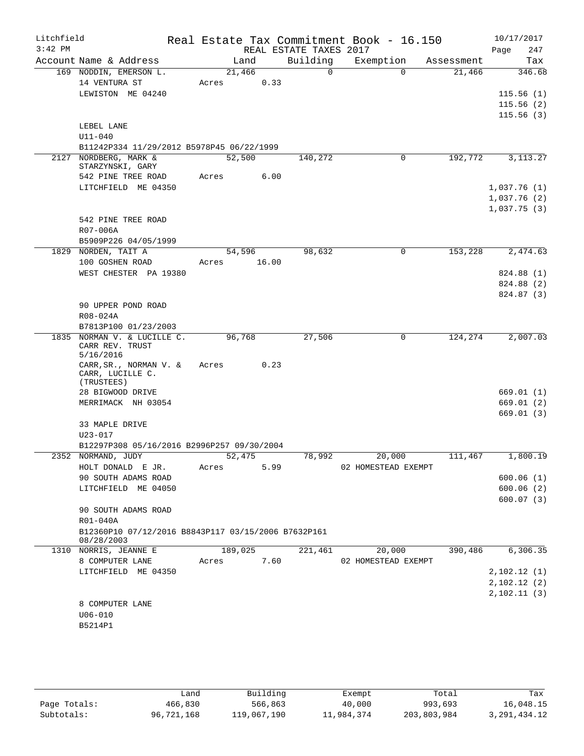Litchfield
3:42 PM

Real Estate Tax Commitment Book - 16.150
REAL ESTATE TAXES 2017

10/17/2017

| Account Name & Address | Land | Building | Exemption | Assessment | Tax |
|---|---|---|---|---|---|
| 169 NODDIN, EMERSON L. | 21,466 | 0 | 0 | 21,466 | 346.68 |
| 14 VENTURA ST | Acres 0.33 | | | | |
| LEWISTON ME 04240 | | | | | 115.56 (1) |
| | | | | | 115.56 (2) |
| | | | | | 115.56 (3) |
| LEBEL LANE | | | | | |
| U11-040 | | | | | |
| B11242P334 11/29/2012 B5978P45 06/22/1999 | | | | | |
| 2127 NORDBERG, MARK & STARZYNSKI, GARY | 52,500 | 140,272 | 0 | 192,772 | 3,113.27 |
| 542 PINE TREE ROAD | Acres 6.00 | | | | |
| LITCHFIELD ME 04350 | | | | | 1,037.76 (1) |
| | | | | | 1,037.76 (2) |
| | | | | | 1,037.75 (3) |
| 542 PINE TREE ROAD | | | | | |
| R07-006A | | | | | |
| B5909P226 04/05/1999 | | | | | |
| 1829 NORDEN, TAIT A | 54,596 | 98,632 | 0 | 153,228 | 2,474.63 |
| 100 GOSHEN ROAD | Acres 16.00 | | | | |
| WEST CHESTER PA 19380 | | | | | 824.88 (1) |
| | | | | | 824.88 (2) |
| | | | | | 824.87 (3) |
| 90 UPPER POND ROAD | | | | | |
| R08-024A | | | | | |
| B7813P100 01/23/2003 | | | | | |
| 1835 NORMAN V. & LUCILLE C. CARR REV. TRUST 5/16/2016 | 96,768 | 27,506 | 0 | 124,274 | 2,007.03 |
| CARR,SR., NORMAN V. & CARR, LUCILLE C. (TRUSTEES) | Acres 0.23 | | | | |
| 28 BIGWOOD DRIVE | | | | | 669.01 (1) |
| MERRIMACK NH 03054 | | | | | 669.01 (2) |
| | | | | | 669.01 (3) |
| 33 MAPLE DRIVE | | | | | |
| U23-017 | | | | | |
| B12297P308 05/16/2016 B2996P257 09/30/2004 | | | | | |
| 2352 NORMAND, JUDY | 52,475 | 78,992 | 20,000 | 111,467 | 1,800.19 |
| HOLT DONALD E JR. | Acres 5.99 | | 02 HOMESTEAD EXEMPT | | |
| 90 SOUTH ADAMS ROAD | | | | | 600.06 (1) |
| LITCHFIELD ME 04050 | | | | | 600.06 (2) |
| | | | | | 600.07 (3) |
| 90 SOUTH ADAMS ROAD | | | | | |
| R01-040A | | | | | |
| B12360P10 07/12/2016 B8843P117 03/15/2006 B7632P161 08/28/2003 | | | | | |
| 1310 NORRIS, JEANNE E | 189,025 | 221,461 | 20,000 | 390,486 | 6,306.35 |
| 8 COMPUTER LANE | Acres 7.60 | | 02 HOMESTEAD EXEMPT | | |
| LITCHFIELD ME 04350 | | | | | 2,102.12 (1) |
| | | | | | 2,102.12 (2) |
| | | | | | 2,102.11 (3) |
| 8 COMPUTER LANE | | | | | |
| U06-010 | | | | | |
| B5214P1 | | | | | |

| | Land | Building | Exempt | Total | Tax |
|---|---|---|---|---|---|
| Page Totals: | 466,830 | 566,863 | 40,000 | 993,693 | 16,048.15 |
| Subtotals: | 96,721,168 | 119,067,190 | 11,984,374 | 203,803,984 | 3,291,434.12 |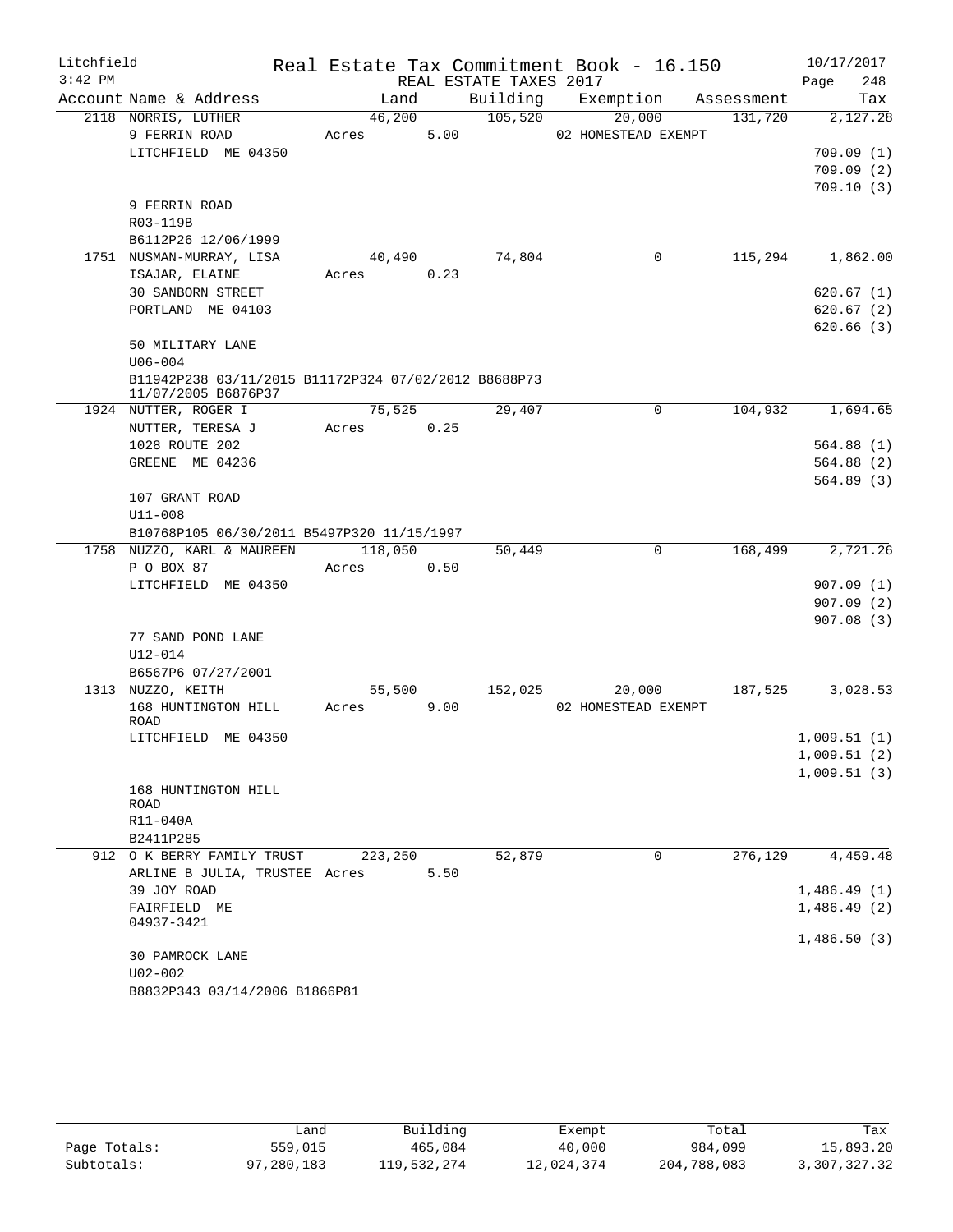Litchfield
3:42 PM

Real Estate Tax Commitment Book - 16.150
REAL ESTATE TAXES 2017

10/17/2017

| Account | Name & Address | Land | Building | Exemption | Assessment | Tax |
|---|---|---|---|---|---|---|
| 2118 | NORRIS, LUTHER | 46,200 | 105,520 | 20,000 | 131,720 | 2,127.28 |
| | 9 FERRIN ROAD | Acres 5.00 | | 02 HOMESTEAD EXEMPT | | |
| | LITCHFIELD ME 04350 | | | | | 709.09 (1) |
| | | | | | | 709.09 (2) |
| | | | | | | 709.10 (3) |
| | 9 FERRIN ROAD | | | | | |
| | R03-119B | | | | | |
| | B6112P26 12/06/1999 | | | | | |
| 1751 | NUSMAN-MURRAY, LISA | 40,490 | 74,804 | 0 | 115,294 | 1,862.00 |
| | ISAJAR, ELAINE | Acres 0.23 | | | | |
| | 30 SANBORN STREET | | | | | 620.67 (1) |
| | PORTLAND ME 04103 | | | | | 620.67 (2) |
| | | | | | | 620.66 (3) |
| | 50 MILITARY LANE | | | | | |
| | U06-004 | | | | | |
| | B11942P238 03/11/2015 B11172P324 07/02/2012 B8688P73 11/07/2005 B6876P37 | | | | | |
| 1924 | NUTTER, ROGER I | 75,525 | 29,407 | 0 | 104,932 | 1,694.65 |
| | NUTTER, TERESA J | Acres 0.25 | | | | |
| | 1028 ROUTE 202 | | | | | 564.88 (1) |
| | GREENE ME 04236 | | | | | 564.88 (2) |
| | | | | | | 564.89 (3) |
| | 107 GRANT ROAD | | | | | |
| | U11-008 | | | | | |
| | B10768P105 06/30/2011 B5497P320 11/15/1997 | | | | | |
| 1758 | NUZZO, KARL & MAUREEN | 118,050 | 50,449 | 0 | 168,499 | 2,721.26 |
| | P O BOX 87 | Acres 0.50 | | | | |
| | LITCHFIELD ME 04350 | | | | | 907.09 (1) |
| | | | | | | 907.09 (2) |
| | | | | | | 907.08 (3) |
| | 77 SAND POND LANE | | | | | |
| | U12-014 | | | | | |
| | B6567P6 07/27/2001 | | | | | |
| 1313 | NUZZO, KEITH | 55,500 | 152,025 | 20,000 | 187,525 | 3,028.53 |
| | 168 HUNTINGTON HILL ROAD | Acres 9.00 | | 02 HOMESTEAD EXEMPT | | |
| | LITCHFIELD ME 04350 | | | | | 1,009.51 (1) |
| | | | | | | 1,009.51 (2) |
| | | | | | | 1,009.51 (3) |
| | 168 HUNTINGTON HILL ROAD | | | | | |
| | R11-040A | | | | | |
| | B2411P285 | | | | | |
| 912 | O K BERRY FAMILY TRUST | 223,250 | 52,879 | 0 | 276,129 | 4,459.48 |
| | ARLINE B JULIA, TRUSTEE | Acres 5.50 | | | | |
| | 39 JOY ROAD | | | | | 1,486.49 (1) |
| | FAIRFIELD ME 04937-3421 | | | | | 1,486.49 (2) |
| | | | | | | 1,486.50 (3) |
| | 30 PAMROCK LANE | | | | | |
| | U02-002 | | | | | |
| | B8832P343 03/14/2006 B1866P81 | | | | | |

| | Land | Building | Exempt | Total | Tax |
|---|---|---|---|---|---|
| Page Totals: | 559,015 | 465,084 | 40,000 | 984,099 | 15,893.20 |
| Subtotals: | 97,280,183 | 119,532,274 | 12,024,374 | 204,788,083 | 3,307,327.32 |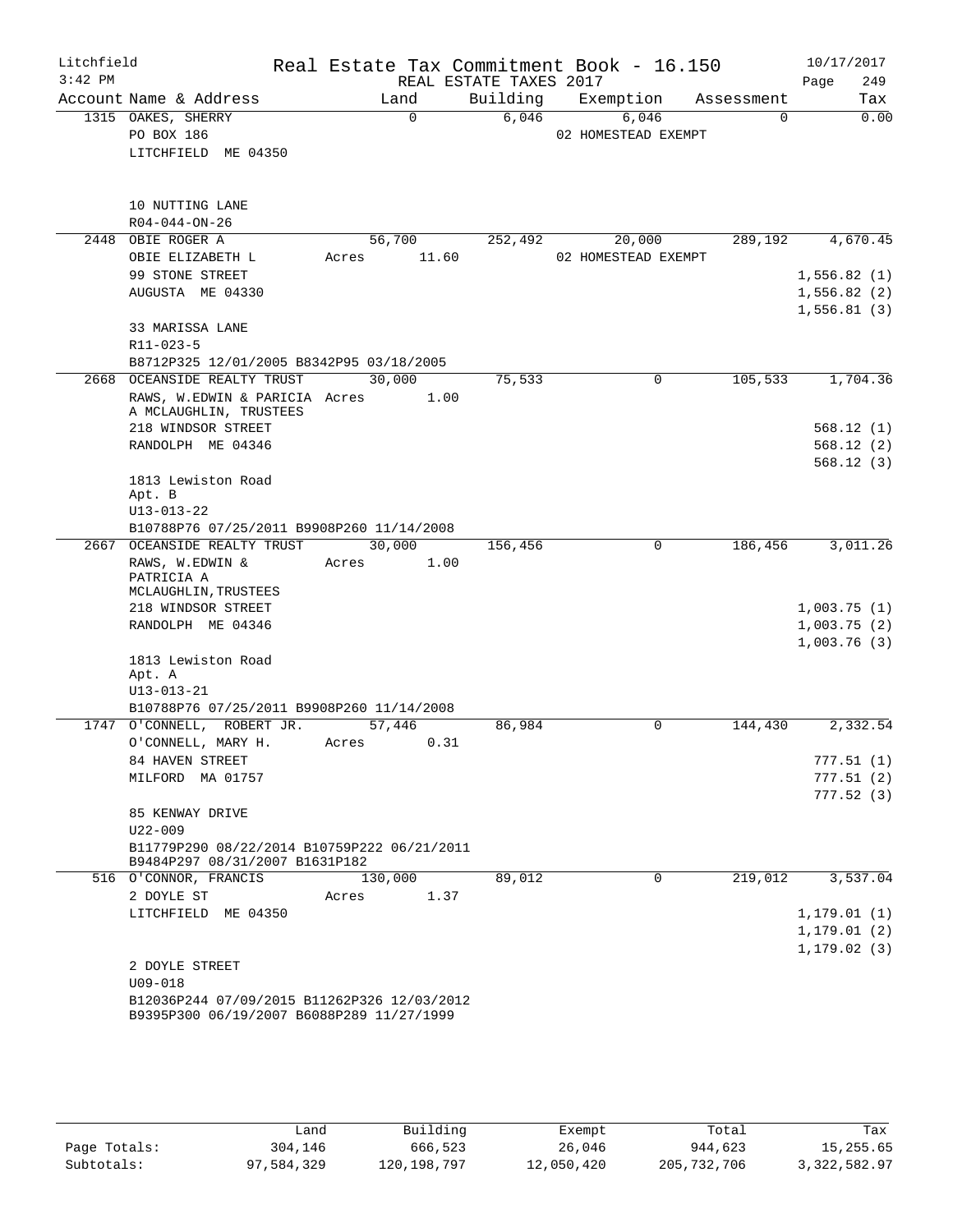Litchfield
3:42 PM

# Real Estate Tax Commitment Book - 16.150

REAL ESTATE TAXES 2017

10/17/2017

| Account Name & Address | Land | Building | Exemption | Assessment | Tax |
|---|---|---|---|---|---|
| 1315 OAKES, SHERRY | 0 | 6,046 | 6,046 | 0 | 0.00 |
| PO BOX 186 | | | 02 HOMESTEAD EXEMPT | | |
| LITCHFIELD ME 04350 | | | | | |
| 10 NUTTING LANE | | | | | |
| R04-044-ON-26 | | | | | |
| 2448 OBIE ROGER A | 56,700 | 252,492 | 20,000 | 289,192 | 4,670.45 |
| OBIE ELIZABETH L | Acres 11.60 | | 02 HOMESTEAD EXEMPT | | |
| 99 STONE STREET | | | | | 1,556.82 (1) |
| AUGUSTA ME 04330 | | | | | 1,556.82 (2) |
| | | | | | 1,556.81 (3) |
| 33 MARISSA LANE | | | | | |
| R11-023-5 | | | | | |
| B8712P325 12/01/2005 B8342P95 03/18/2005 | | | | | |
| 2668 OCEANSIDE REALTY TRUST | 30,000 | 75,533 | 0 | 105,533 | 1,704.36 |
| RAWS, W.EDWIN & PARICIA A MCLAUGHLIN, TRUSTEES | Acres 1.00 | | | | |
| 218 WINDSOR STREET | | | | | 568.12 (1) |
| RANDOLPH ME 04346 | | | | | 568.12 (2) |
| | | | | | 568.12 (3) |
| 1813 Lewiston Road | | | | | |
| Apt. B | | | | | |
| U13-013-22 | | | | | |
| B10788P76 07/25/2011 B9908P260 11/14/2008 | | | | | |
| 2667 OCEANSIDE REALTY TRUST | 30,000 | 156,456 | 0 | 186,456 | 3,011.26 |
| RAWS, W.EDWIN & PATRICIA A MCLAUGHLIN,TRUSTEES | Acres 1.00 | | | | |
| 218 WINDSOR STREET | | | | | 1,003.75 (1) |
| RANDOLPH ME 04346 | | | | | 1,003.75 (2) |
| | | | | | 1,003.76 (3) |
| 1813 Lewiston Road | | | | | |
| Apt. A | | | | | |
| U13-013-21 | | | | | |
| B10788P76 07/25/2011 B9908P260 11/14/2008 | | | | | |
| 1747 O'CONNELL, ROBERT JR. | 57,446 | 86,984 | 0 | 144,430 | 2,332.54 |
| O'CONNELL, MARY H. | Acres 0.31 | | | | |
| 84 HAVEN STREET | | | | | 777.51 (1) |
| MILFORD MA 01757 | | | | | 777.51 (2) |
| | | | | | 777.52 (3) |
| 85 KENWAY DRIVE | | | | | |
| U22-009 | | | | | |
| B11779P290 08/22/2014 B10759P222 06/21/2011 B9484P297 08/31/2007 B1631P182 | | | | | |
| 516 O'CONNOR, FRANCIS | 130,000 | 89,012 | 0 | 219,012 | 3,537.04 |
| 2 DOYLE ST | Acres 1.37 | | | | |
| LITCHFIELD ME 04350 | | | | | 1,179.01 (1) |
| | | | | | 1,179.01 (2) |
| | | | | | 1,179.02 (3) |
| 2 DOYLE STREET | | | | | |
| U09-018 | | | | | |
| B12036P244 07/09/2015 B11262P326 12/03/2012 B9395P300 06/19/2007 B6088P289 11/27/1999 | | | | | |

| | Land | Building | Exempt | Total | Tax |
|---|---|---|---|---|---|
| Page Totals: | 304,146 | 666,523 | 26,046 | 944,623 | 15,255.65 |
| Subtotals: | 97,584,329 | 120,198,797 | 12,050,420 | 205,732,706 | 3,322,582.97 |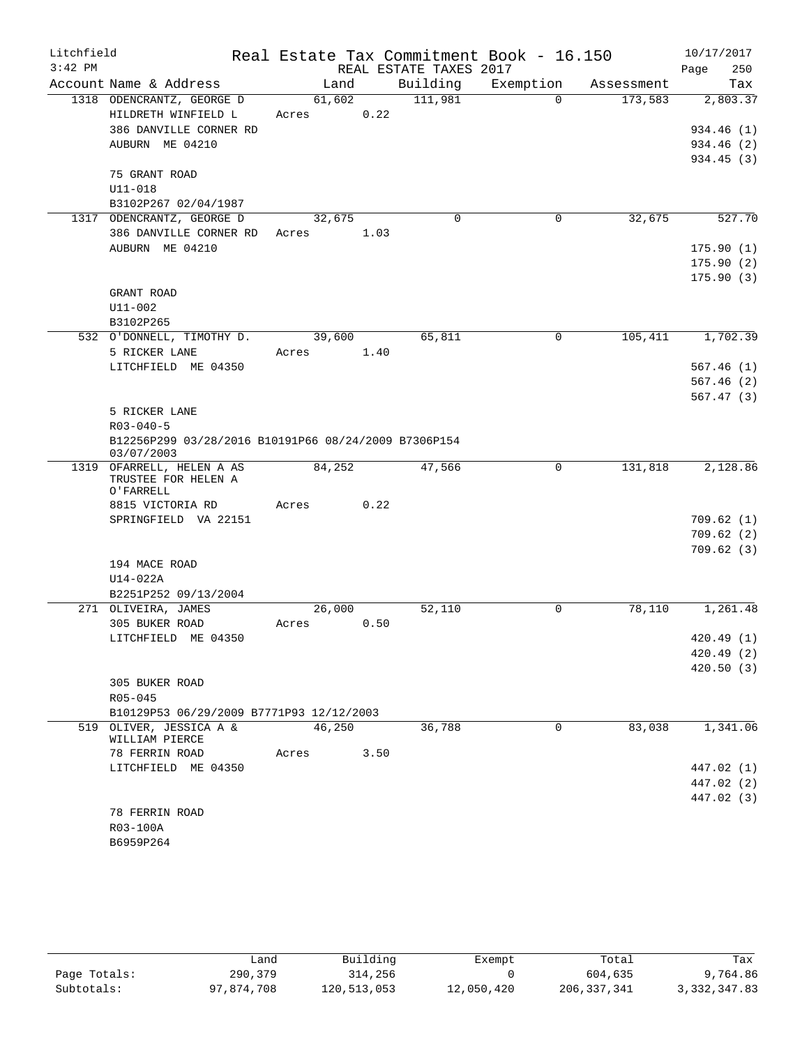Litchfield 3:42 PM — Real Estate Tax Commitment Book - 16.150 — 10/17/2017

REAL ESTATE TAXES 2017 — Page 250

| Account Name & Address | Land | Building | Exemption | Assessment | Tax |
|---|---|---|---|---|---|
| 1318 ODENCRANTZ, GEORGE D | 61,602 | 111,981 | 0 | 173,583 | 2,803.37 |
| HILDRETH WINFIELD L | Acres 0.22 | | | | |
| 386 DANVILLE CORNER RD | | | | | 934.46 (1) |
| AUBURN ME 04210 | | | | | 934.46 (2) |
| | | | | | 934.45 (3) |
| 75 GRANT ROAD | | | | | |
| U11-018 | | | | | |
| B3102P267 02/04/1987 | | | | | |
| 1317 ODENCRANTZ, GEORGE D | 32,675 | 0 | 0 | 32,675 | 527.70 |
| 386 DANVILLE CORNER RD | Acres 1.03 | | | | |
| AUBURN ME 04210 | | | | | 175.90 (1) |
| | | | | | 175.90 (2) |
| | | | | | 175.90 (3) |
| GRANT ROAD | | | | | |
| U11-002 | | | | | |
| B3102P265 | | | | | |
| 532 O'DONNELL, TIMOTHY D. | 39,600 | 65,811 | 0 | 105,411 | 1,702.39 |
| 5 RICKER LANE | Acres 1.40 | | | | |
| LITCHFIELD ME 04350 | | | | | 567.46 (1) |
| | | | | | 567.46 (2) |
| | | | | | 567.47 (3) |
| 5 RICKER LANE | | | | | |
| R03-040-5 | | | | | |
| B12256P299 03/28/2016 B10191P66 08/24/2009 B7306P154 03/07/2003 | | | | | |
| 1319 OFARRELL, HELEN A AS TRUSTEE FOR HELEN A O'FARRELL | 84,252 | 47,566 | 0 | 131,818 | 2,128.86 |
| 8815 VICTORIA RD | Acres 0.22 | | | | |
| SPRINGFIELD VA 22151 | | | | | 709.62 (1) |
| | | | | | 709.62 (2) |
| | | | | | 709.62 (3) |
| 194 MACE ROAD | | | | | |
| U14-022A | | | | | |
| B2251P252 09/13/2004 | | | | | |
| 271 OLIVEIRA, JAMES | 26,000 | 52,110 | 0 | 78,110 | 1,261.48 |
| 305 BUKER ROAD | Acres 0.50 | | | | |
| LITCHFIELD ME 04350 | | | | | 420.49 (1) |
| | | | | | 420.49 (2) |
| | | | | | 420.50 (3) |
| 305 BUKER ROAD | | | | | |
| R05-045 | | | | | |
| B10129P53 06/29/2009 B7771P93 12/12/2003 | | | | | |
| 519 OLIVER, JESSICA A & WILLIAM PIERCE | 46,250 | 36,788 | 0 | 83,038 | 1,341.06 |
| 78 FERRIN ROAD | Acres 3.50 | | | | |
| LITCHFIELD ME 04350 | | | | | 447.02 (1) |
| | | | | | 447.02 (2) |
| | | | | | 447.02 (3) |
| 78 FERRIN ROAD | | | | | |
| R03-100A | | | | | |
| B6959P264 | | | | | |

| | Land | Building | Exempt | Total | Tax |
|---|---|---|---|---|---|
| Page Totals: | 290,379 | 314,256 | 0 | 604,635 | 9,764.86 |
| Subtotals: | 97,874,708 | 120,513,053 | 12,050,420 | 206,337,341 | 3,332,347.83 |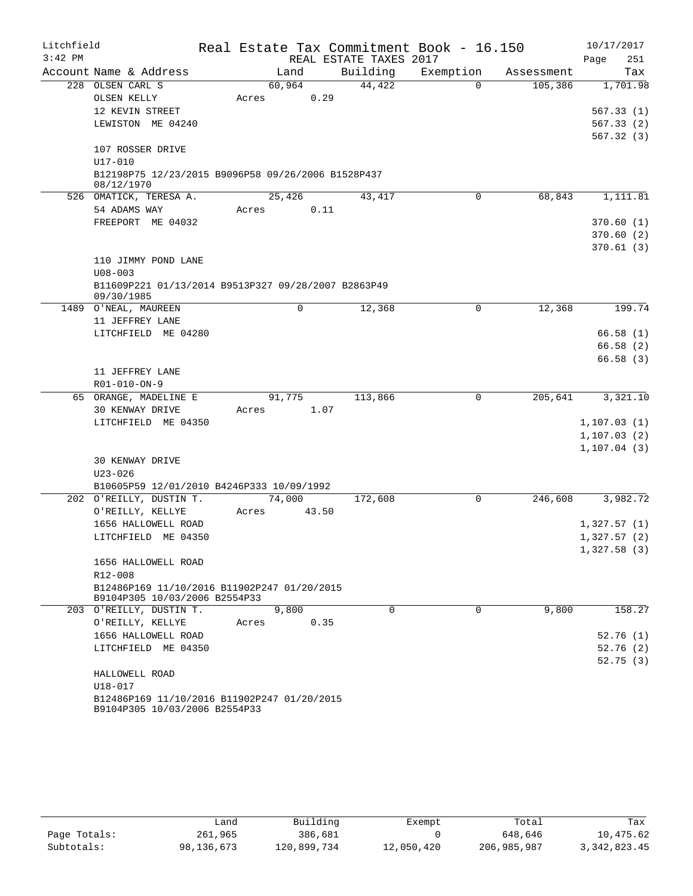Litchfield
3:42 PM

# Real Estate Tax Commitment Book - 16.150

REAL ESTATE TAXES 2017

10/17/2017

| Account | Name & Address | Land | Building | Exemption | Assessment | Tax |
|---|---|---|---|---|---|---|
| 228 | OLSEN CARL S<br>OLSEN KELLY<br>12 KEVIN STREET<br>LEWISTON ME 04240<br><br>107 ROSSER DRIVE<br>U17-010<br>B12198P75 12/23/2015 B9096P58 09/26/2006 B1528P437 08/12/1970 | 60,964<br>Acres 0.29 | 44,422 | 0 | 105,386 | 1,701.98<br><br>567.33 (1)<br>567.33 (2)<br>567.32 (3) |
| 526 | OMATICK, TERESA A.<br>54 ADAMS WAY<br>FREEPORT ME 04032<br><br>110 JIMMY POND LANE<br>U08-003<br>B11609P221 01/13/2014 B9513P327 09/28/2007 B2863P49 09/30/1985 | 25,426<br>Acres 0.11 | 43,417 | 0 | 68,843 | 1,111.81<br><br>370.60 (1)<br>370.60 (2)<br>370.61 (3) |
| 1489 | O'NEAL, MAUREEN<br>11 JEFFREY LANE<br>LITCHFIELD ME 04280<br><br>11 JEFFREY LANE<br>R01-010-ON-9 | 0 | 12,368 | 0 | 12,368 | 199.74<br><br>66.58 (1)<br>66.58 (2)<br>66.58 (3) |
| 65 | ORANGE, MADELINE E<br>30 KENWAY DRIVE<br>LITCHFIELD ME 04350<br><br>30 KENWAY DRIVE<br>U23-026<br>B10605P59 12/01/2010 B4246P333 10/09/1992 | 91,775<br>Acres 1.07 | 113,866 | 0 | 205,641 | 3,321.10<br><br>1,107.03 (1)<br>1,107.03 (2)<br>1,107.04 (3) |
| 202 | O'REILLY, DUSTIN T.<br>O'REILLY, KELLYE<br>1656 HALLOWELL ROAD<br>LITCHFIELD ME 04350<br><br>1656 HALLOWELL ROAD<br>R12-008<br>B12486P169 11/10/2016 B11902P247 01/20/2015 B9104P305 10/03/2006 B2554P33 | 74,000<br>Acres 43.50 | 172,608 | 0 | 246,608 | 3,982.72<br><br>1,327.57 (1)<br>1,327.57 (2)<br>1,327.58 (3) |
| 203 | O'REILLY, DUSTIN T.<br>O'REILLY, KELLYE<br>1656 HALLOWELL ROAD<br>LITCHFIELD ME 04350<br><br>HALLOWELL ROAD<br>U18-017<br>B12486P169 11/10/2016 B11902P247 01/20/2015 B9104P305 10/03/2006 B2554P33 | 9,800<br>Acres 0.35 | 0 | 0 | 9,800 | 158.27<br><br>52.76 (1)<br>52.76 (2)<br>52.75 (3) |

| | Land | Building | Exempt | Total | Tax |
|---|---|---|---|---|---|
| Page Totals: | 261,965 | 386,681 | 0 | 648,646 | 10,475.62 |
| Subtotals: | 98,136,673 | 120,899,734 | 12,050,420 | 206,985,987 | 3,342,823.45 |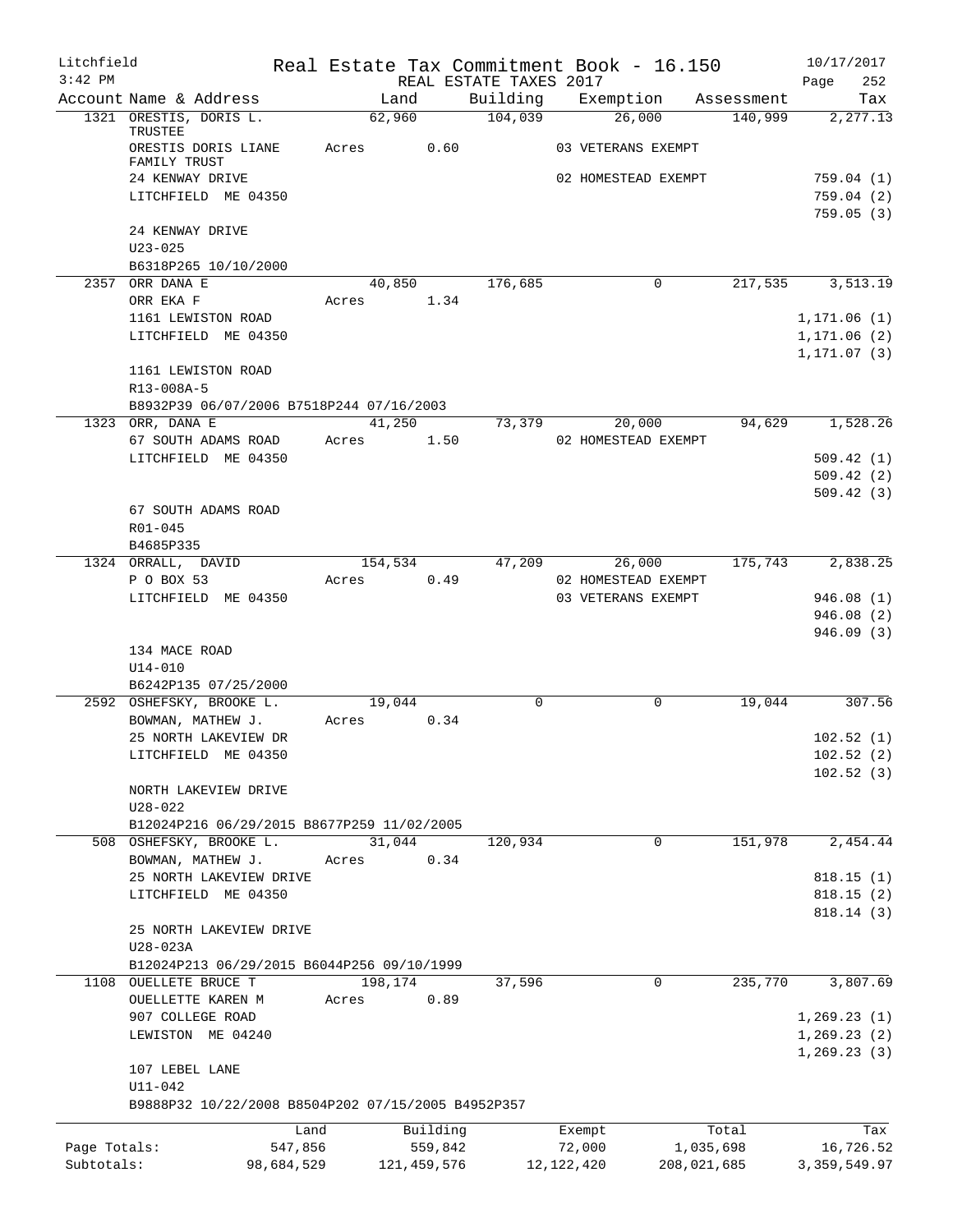Litchfield                    Real Estate Tax Commitment Book - 16.150                    10/17/2017
3:42 PM                                REAL ESTATE TAXES 2017

| Account Name & Address | Land | Building | Exemption | Assessment | Tax |
|---|---|---|---|---|---|
| 1321 ORESTIS, DORIS L. TRUSTEE | 62,960 | 104,039 | 26,000 | 140,999 | 2,277.13 |
| ORESTIS DORIS LIANE FAMILY TRUST | Acres 0.60 | | 03 VETERANS EXEMPT | | |
| 24 KENWAY DRIVE | | | 02 HOMESTEAD EXEMPT | | 759.04 (1) |
| LITCHFIELD ME 04350 | | | | | 759.04 (2) |
| | | | | | 759.05 (3) |
| 24 KENWAY DRIVE | | | | | |
| U23-025 | | | | | |
| B6318P265 10/10/2000 | | | | | |
| 2357 ORR DANA E | 40,850 | 176,685 | 0 | 217,535 | 3,513.19 |
| ORR EKA F | Acres 1.34 | | | | |
| 1161 LEWISTON ROAD | | | | | 1,171.06 (1) |
| LITCHFIELD ME 04350 | | | | | 1,171.06 (2) |
| | | | | | 1,171.07 (3) |
| 1161 LEWISTON ROAD | | | | | |
| R13-008A-5 | | | | | |
| B8932P39 06/07/2006 B7518P244 07/16/2003 | | | | | |
| 1323 ORR, DANA E | 41,250 | 73,379 | 20,000 | 94,629 | 1,528.26 |
| 67 SOUTH ADAMS ROAD | Acres 1.50 | | 02 HOMESTEAD EXEMPT | | |
| LITCHFIELD ME 04350 | | | | | 509.42 (1) |
| | | | | | 509.42 (2) |
| | | | | | 509.42 (3) |
| 67 SOUTH ADAMS ROAD | | | | | |
| R01-045 | | | | | |
| B4685P335 | | | | | |
| 1324 ORRALL, DAVID | 154,534 | 47,209 | 26,000 | 175,743 | 2,838.25 |
| P O BOX 53 | Acres 0.49 | | 02 HOMESTEAD EXEMPT | | |
| LITCHFIELD ME 04350 | | | 03 VETERANS EXEMPT | | 946.08 (1) |
| | | | | | 946.08 (2) |
| | | | | | 946.09 (3) |
| 134 MACE ROAD | | | | | |
| U14-010 | | | | | |
| B6242P135 07/25/2000 | | | | | |
| 2592 OSHEFSKY, BROOKE L. | 19,044 | 0 | 0 | 19,044 | 307.56 |
| BOWMAN, MATHEW J. | Acres 0.34 | | | | |
| 25 NORTH LAKEVIEW DR | | | | | 102.52 (1) |
| LITCHFIELD ME 04350 | | | | | 102.52 (2) |
| | | | | | 102.52 (3) |
| NORTH LAKEVIEW DRIVE | | | | | |
| U28-022 | | | | | |
| B12024P216 06/29/2015 B8677P259 11/02/2005 | | | | | |
| 508 OSHEFSKY, BROOKE L. | 31,044 | 120,934 | 0 | 151,978 | 2,454.44 |
| BOWMAN, MATHEW J. | Acres 0.34 | | | | |
| 25 NORTH LAKEVIEW DRIVE | | | | | 818.15 (1) |
| LITCHFIELD ME 04350 | | | | | 818.15 (2) |
| | | | | | 818.14 (3) |
| 25 NORTH LAKEVIEW DRIVE | | | | | |
| U28-023A | | | | | |
| B12024P213 06/29/2015 B6044P256 09/10/1999 | | | | | |
| 1108 OUELLETE BRUCE T | 198,174 | 37,596 | 0 | 235,770 | 3,807.69 |
| OUELLETTE KAREN M | Acres 0.89 | | | | |
| 907 COLLEGE ROAD | | | | | 1,269.23 (1) |
| LEWISTON ME 04240 | | | | | 1,269.23 (2) |
| | | | | | 1,269.23 (3) |
| 107 LEBEL LANE | | | | | |
| U11-042 | | | | | |
| B9888P32 10/22/2008 B8504P202 07/15/2005 B4952P357 | | | | | |

| | Land | Building | Exempt | Total | Tax |
|---|---|---|---|---|---|
| Page Totals: | 547,856 | 559,842 | 72,000 | 1,035,698 | 16,726.52 |
| Subtotals: | 98,684,529 | 121,459,576 | 12,122,420 | 208,021,685 | 3,359,549.97 |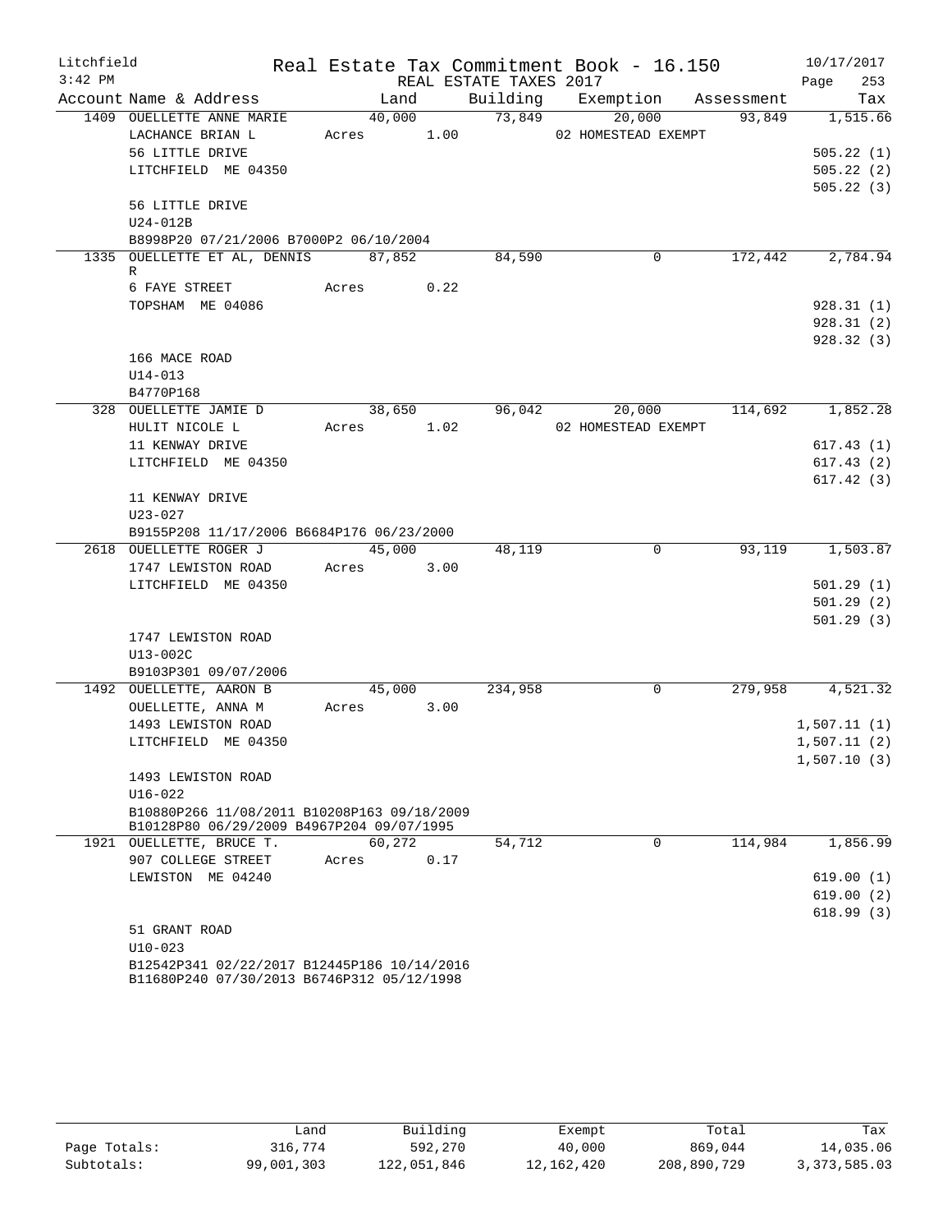Litchfield  
3:42 PM

# Real Estate Tax Commitment Book - 16.150

REAL ESTATE TAXES 2017

10/17/2017  
Page 253

| Account | Name & Address | Land | Building | Exemption | Assessment | Tax |
|---|---|---|---|---|---|---|
| 1409 | OUELLETTE ANNE MARIE | 40,000 | 73,849 | 20,000 | 93,849 | 1,515.66 |
| | LACHANCE BRIAN L | Acres 1.00 | | 02 HOMESTEAD EXEMPT | | |
| | 56 LITTLE DRIVE | | | | | 505.22 (1) |
| | LITCHFIELD ME 04350 | | | | | 505.22 (2) |
| | | | | | | 505.22 (3) |
| | 56 LITTLE DRIVE | | | | | |
| | U24-012B | | | | | |
| | B8998P20 07/21/2006 B7000P2 06/10/2004 | | | | | |
| 1335 | OUELLETTE ET AL, DENNIS R | 87,852 | 84,590 | 0 | 172,442 | 2,784.94 |
| | 6 FAYE STREET | Acres 0.22 | | | | |
| | TOPSHAM ME 04086 | | | | | 928.31 (1) |
| | | | | | | 928.31 (2) |
| | | | | | | 928.32 (3) |
| | 166 MACE ROAD | | | | | |
| | U14-013 | | | | | |
| | B4770P168 | | | | | |
| 328 | OUELLETTE JAMIE D | 38,650 | 96,042 | 20,000 | 114,692 | 1,852.28 |
| | HULIT NICOLE L | Acres 1.02 | | 02 HOMESTEAD EXEMPT | | |
| | 11 KENWAY DRIVE | | | | | 617.43 (1) |
| | LITCHFIELD ME 04350 | | | | | 617.43 (2) |
| | | | | | | 617.42 (3) |
| | 11 KENWAY DRIVE | | | | | |
| | U23-027 | | | | | |
| | B9155P208 11/17/2006 B6684P176 06/23/2000 | | | | | |
| 2618 | OUELLETTE ROGER J | 45,000 | 48,119 | 0 | 93,119 | 1,503.87 |
| | 1747 LEWISTON ROAD | Acres 3.00 | | | | |
| | LITCHFIELD ME 04350 | | | | | 501.29 (1) |
| | | | | | | 501.29 (2) |
| | | | | | | 501.29 (3) |
| | 1747 LEWISTON ROAD | | | | | |
| | U13-002C | | | | | |
| | B9103P301 09/07/2006 | | | | | |
| 1492 | OUELLETTE, AARON B | 45,000 | 234,958 | 0 | 279,958 | 4,521.32 |
| | OUELLETTE, ANNA M | Acres 3.00 | | | | |
| | 1493 LEWISTON ROAD | | | | | 1,507.11 (1) |
| | LITCHFIELD ME 04350 | | | | | 1,507.11 (2) |
| | | | | | | 1,507.10 (3) |
| | 1493 LEWISTON ROAD | | | | | |
| | U16-022 | | | | | |
| | B10880P266 11/08/2011 B10208P163 09/18/2009 B10128P80 06/29/2009 B4967P204 09/07/1995 | | | | | |
| 1921 | OUELLETTE, BRUCE T. | 60,272 | 54,712 | 0 | 114,984 | 1,856.99 |
| | 907 COLLEGE STREET | Acres 0.17 | | | | |
| | LEWISTON ME 04240 | | | | | 619.00 (1) |
| | | | | | | 619.00 (2) |
| | | | | | | 618.99 (3) |
| | 51 GRANT ROAD | | | | | |
| | U10-023 | | | | | |
| | B12542P341 02/22/2017 B12445P186 10/14/2016 B11680P240 07/30/2013 B6746P312 05/12/1998 | | | | | |

| | Land | Building | Exempt | Total | Tax |
|---|---|---|---|---|---|
| Page Totals: | 316,774 | 592,270 | 40,000 | 869,044 | 14,035.06 |
| Subtotals: | 99,001,303 | 122,051,846 | 12,162,420 | 208,890,729 | 3,373,585.03 |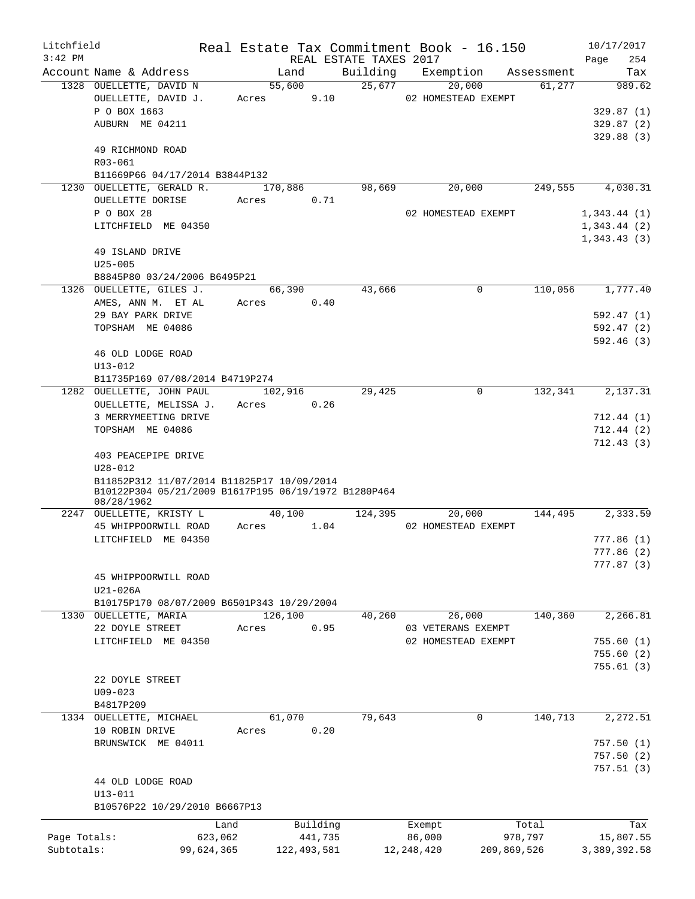Litchfield
3:42 PM

# Real Estate Tax Commitment Book - 16.150

REAL ESTATE TAXES 2017

10/17/2017

| Account | Name & Address | Land | Building | Exemption | Assessment | Tax |
|---|---|---|---|---|---|---|
| 1328 | OUELLETTE, DAVID N<br>OUELLETTE, DAVID J.<br>P O BOX 1663<br>AUBURN ME 04211<br><br>49 RICHMOND ROAD<br>R03-061<br>B11669P66 04/17/2014 B3844P132 | 55,600<br>Acres 9.10 | 25,677 | 20,000<br>02 HOMESTEAD EXEMPT | 61,277 | 989.62<br><br>329.87 (1)<br>329.87 (2)<br>329.88 (3) |
| 1230 | OUELLETTE, GERALD R.<br>OUELLETTE DORISE<br>P O BOX 28<br>LITCHFIELD ME 04350<br><br>49 ISLAND DRIVE<br>U25-005<br>B8845P80 03/24/2006 B6495P21 | 170,886<br>Acres 0.71 | 98,669 | 20,000<br><br>02 HOMESTEAD EXEMPT | 249,555 | 4,030.31<br><br>1,343.44 (1)<br>1,343.44 (2)<br>1,343.43 (3) |
| 1326 | OUELLETTE, GILES J.<br>AMES, ANN M. ET AL<br>29 BAY PARK DRIVE<br>TOPSHAM ME 04086<br><br>46 OLD LODGE ROAD<br>U13-012<br>B11735P169 07/08/2014 B4719P274 | 66,390<br>Acres 0.40 | 43,666 | 0 | 110,056 | 1,777.40<br><br>592.47 (1)<br>592.47 (2)<br>592.46 (3) |
| 1282 | OUELLETTE, JOHN PAUL<br>OUELLETTE, MELISSA J.<br>3 MERRYMEETING DRIVE<br>TOPSHAM ME 04086<br><br>403 PEACEPIPE DRIVE<br>U28-012<br>B11852P312 11/07/2014 B11825P17 10/09/2014<br>B10122P304 05/21/2009 B1617P195 06/19/1972 B1280P464 08/28/1962 | 102,916<br>Acres 0.26 | 29,425 | 0 | 132,341 | 2,137.31<br><br>712.44 (1)<br>712.44 (2)<br>712.43 (3) |
| 2247 | OUELLETTE, KRISTY L<br>45 WHIPPOORWILL ROAD<br>LITCHFIELD ME 04350<br><br>45 WHIPPOORWILL ROAD<br>U21-026A<br>B10175P170 08/07/2009 B6501P343 10/29/2004 | 40,100<br>Acres 1.04 | 124,395 | 20,000<br>02 HOMESTEAD EXEMPT | 144,495 | 2,333.59<br><br>777.86 (1)<br>777.86 (2)<br>777.87 (3) |
| 1330 | OUELLETTE, MARIA<br>22 DOYLE STREET<br>LITCHFIELD ME 04350<br><br>22 DOYLE STREET<br>U09-023<br>B4817P209 | 126,100<br>Acres 0.95 | 40,260 | 26,000<br>03 VETERANS EXEMPT<br>02 HOMESTEAD EXEMPT | 140,360 | 2,266.81<br><br>755.60 (1)<br>755.60 (2)<br>755.61 (3) |
| 1334 | OUELLETTE, MICHAEL<br>10 ROBIN DRIVE<br>BRUNSWICK ME 04011<br><br>44 OLD LODGE ROAD<br>U13-011<br>B10576P22 10/29/2010 B6667P13 | 61,070<br>Acres 0.20 | 79,643 | 0 | 140,713 | 2,272.51<br><br>757.50 (1)<br>757.50 (2)<br>757.51 (3) |

| | Land | Building | Exempt | Total | Tax |
|---|---|---|---|---|---|
| Page Totals: | 623,062 | 441,735 | 86,000 | 978,797 | 15,807.55 |
| Subtotals: | 99,624,365 | 122,493,581 | 12,248,420 | 209,869,526 | 3,389,392.58 |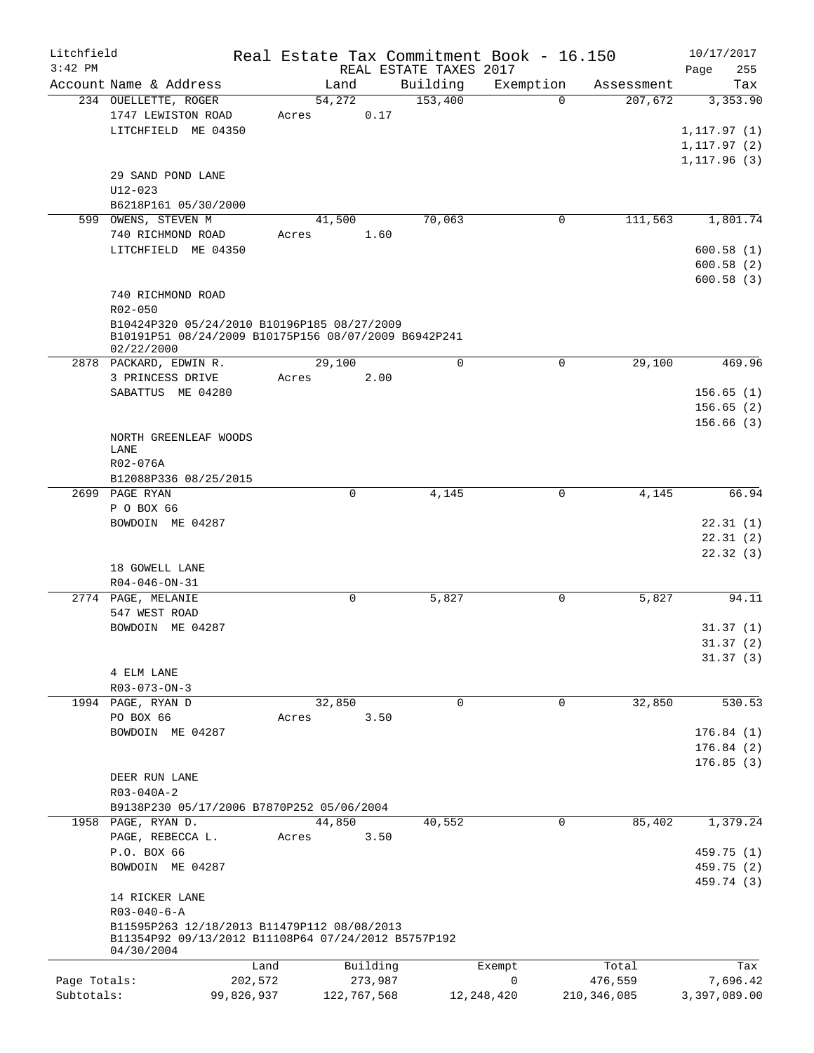Litchfield
3:42 PM

Real Estate Tax Commitment Book - 16.150
REAL ESTATE TAXES 2017

10/17/2017

| Account Name & Address | Land | Building | Exemption | Assessment | Tax |
|---|---|---|---|---|---|
| 234 OUELLETTE, ROGER | 54,272 | 153,400 | 0 | 207,672 | 3,353.90 |
| 1747 LEWISTON ROAD | Acres 0.17 | | | | |
| LITCHFIELD ME 04350 | | | | | 1,117.97 (1) |
| | | | | | 1,117.97 (2) |
| | | | | | 1,117.96 (3) |
| 29 SAND POND LANE | | | | | |
| U12-023 | | | | | |
| B6218P161 05/30/2000 | | | | | |
| 599 OWENS, STEVEN M | 41,500 | 70,063 | 0 | 111,563 | 1,801.74 |
| 740 RICHMOND ROAD | Acres 1.60 | | | | |
| LITCHFIELD ME 04350 | | | | | 600.58 (1) |
| | | | | | 600.58 (2) |
| | | | | | 600.58 (3) |
| 740 RICHMOND ROAD | | | | | |
| R02-050 | | | | | |
| B10424P320 05/24/2010 B10196P185 08/27/2009 B10191P51 08/24/2009 B10175P156 08/07/2009 B6942P241 02/22/2000 | | | | | |
| 2878 PACKARD, EDWIN R. | 29,100 | 0 | 0 | 29,100 | 469.96 |
| 3 PRINCESS DRIVE | Acres 2.00 | | | | |
| SABATTUS ME 04280 | | | | | 156.65 (1) |
| | | | | | 156.65 (2) |
| | | | | | 156.66 (3) |
| NORTH GREENLEAF WOODS LANE | | | | | |
| R02-076A | | | | | |
| B12088P336 08/25/2015 | | | | | |
| 2699 PAGE RYAN | 0 | 4,145 | 0 | 4,145 | 66.94 |
| P O BOX 66 | | | | | |
| BOWDOIN ME 04287 | | | | | 22.31 (1) |
| | | | | | 22.31 (2) |
| | | | | | 22.32 (3) |
| 18 GOWELL LANE | | | | | |
| R04-046-ON-31 | | | | | |
| 2774 PAGE, MELANIE | 0 | 5,827 | 0 | 5,827 | 94.11 |
| 547 WEST ROAD | | | | | |
| BOWDOIN ME 04287 | | | | | 31.37 (1) |
| | | | | | 31.37 (2) |
| | | | | | 31.37 (3) |
| 4 ELM LANE | | | | | |
| R03-073-ON-3 | | | | | |
| 1994 PAGE, RYAN D | 32,850 | 0 | 0 | 32,850 | 530.53 |
| PO BOX 66 | Acres 3.50 | | | | |
| BOWDOIN ME 04287 | | | | | 176.84 (1) |
| | | | | | 176.84 (2) |
| | | | | | 176.85 (3) |
| DEER RUN LANE | | | | | |
| R03-040A-2 | | | | | |
| B9138P230 05/17/2006 B7870P252 05/06/2004 | | | | | |
| 1958 PAGE, RYAN D. | 44,850 | 40,552 | 0 | 85,402 | 1,379.24 |
| PAGE, REBECCA L. | Acres 3.50 | | | | |
| P.O. BOX 66 | | | | | 459.75 (1) |
| BOWDOIN ME 04287 | | | | | 459.75 (2) |
| | | | | | 459.74 (3) |
| 14 RICKER LANE | | | | | |
| R03-040-6-A | | | | | |
| B11595P263 12/18/2013 B11479P112 08/08/2013 B11354P92 09/13/2012 B11108P64 07/24/2012 B5757P192 04/30/2004 | | | | | |

| | Land | Building | Exempt | Total | Tax |
|---|---|---|---|---|---|
| Page Totals: | 202,572 | 273,987 | 0 | 476,559 | 7,696.42 |
| Subtotals: | 99,826,937 | 122,767,568 | 12,248,420 | 210,346,085 | 3,397,089.00 |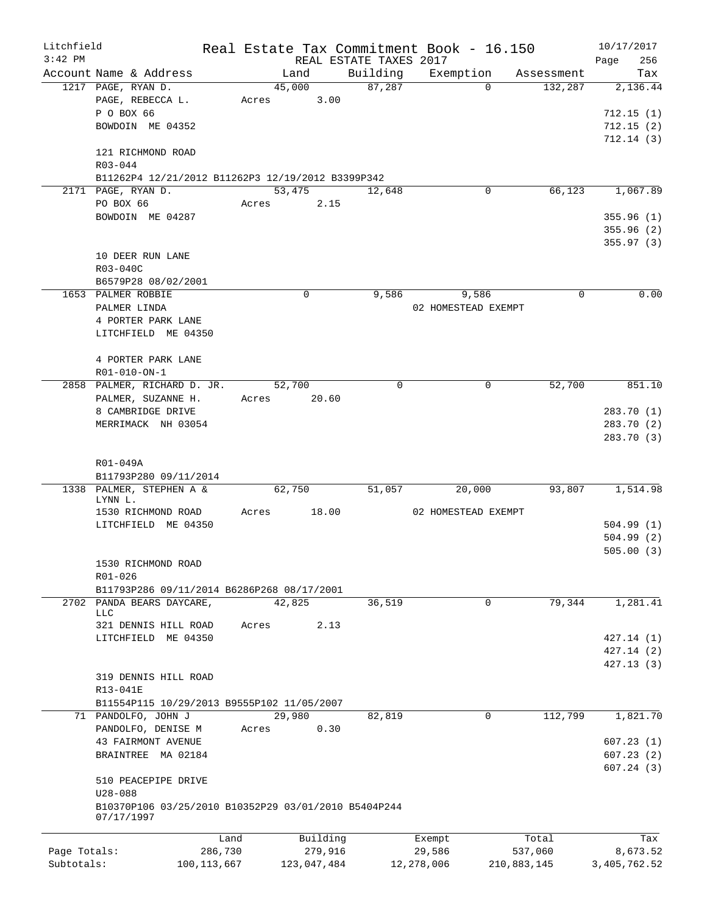Litchfield 3:42 PM

Real Estate Tax Commitment Book - 16.150
REAL ESTATE TAXES 2017

10/17/2017

| Account | Name & Address | Land | Building | Exemption | Assessment | Tax |
|---|---|---|---|---|---|---|
| 1217 | PAGE, RYAN D. | 45,000 | 87,287 | 0 | 132,287 | 2,136.44 |
| | PAGE, REBECCA L. | Acres 3.00 | | | | |
| | P O BOX 66 | | | | | 712.15 (1) |
| | BOWDOIN ME 04352 | | | | | 712.15 (2) |
| | | | | | | 712.14 (3) |
| | 121 RICHMOND ROAD | | | | | |
| | R03-044 | | | | | |
| | B11262P4 12/21/2012 B11262P3 12/19/2012 B3399P342 | | | | | |
| 2171 | PAGE, RYAN D. | 53,475 | 12,648 | 0 | 66,123 | 1,067.89 |
| | PO BOX 66 | Acres 2.15 | | | | |
| | BOWDOIN ME 04287 | | | | | 355.96 (1) |
| | | | | | | 355.96 (2) |
| | | | | | | 355.97 (3) |
| | 10 DEER RUN LANE | | | | | |
| | R03-040C | | | | | |
| | B6579P28 08/02/2001 | | | | | |
| 1653 | PALMER ROBBIE | 0 | 9,586 | 9,586 | 0 | 0.00 |
| | PALMER LINDA | | | 02 HOMESTEAD EXEMPT | | |
| | 4 PORTER PARK LANE | | | | | |
| | LITCHFIELD ME 04350 | | | | | |
| | 4 PORTER PARK LANE | | | | | |
| | R01-010-ON-1 | | | | | |
| 2858 | PALMER, RICHARD D. JR. | 52,700 | 0 | 0 | 52,700 | 851.10 |
| | PALMER, SUZANNE H. | Acres 20.60 | | | | |
| | 8 CAMBRIDGE DRIVE | | | | | 283.70 (1) |
| | MERRIMACK NH 03054 | | | | | 283.70 (2) |
| | | | | | | 283.70 (3) |
| | R01-049A | | | | | |
| | B11793P280 09/11/2014 | | | | | |
| 1338 | PALMER, STEPHEN A & LYNN L. | 62,750 | 51,057 | 20,000 | 93,807 | 1,514.98 |
| | 1530 RICHMOND ROAD | Acres 18.00 | | 02 HOMESTEAD EXEMPT | | |
| | LITCHFIELD ME 04350 | | | | | 504.99 (1) |
| | | | | | | 504.99 (2) |
| | | | | | | 505.00 (3) |
| | 1530 RICHMOND ROAD | | | | | |
| | R01-026 | | | | | |
| | B11793P286 09/11/2014 B6286P268 08/17/2001 | | | | | |
| 2702 | PANDA BEARS DAYCARE, LLC | 42,825 | 36,519 | 0 | 79,344 | 1,281.41 |
| | 321 DENNIS HILL ROAD | Acres 2.13 | | | | |
| | LITCHFIELD ME 04350 | | | | | 427.14 (1) |
| | | | | | | 427.14 (2) |
| | | | | | | 427.13 (3) |
| | 319 DENNIS HILL ROAD | | | | | |
| | R13-041E | | | | | |
| | B11554P115 10/29/2013 B9555P102 11/05/2007 | | | | | |
| 71 | PANDOLFO, JOHN J | 29,980 | 82,819 | 0 | 112,799 | 1,821.70 |
| | PANDOLFO, DENISE M | Acres 0.30 | | | | |
| | 43 FAIRMONT AVENUE | | | | | 607.23 (1) |
| | BRAINTREE MA 02184 | | | | | 607.23 (2) |
| | | | | | | 607.24 (3) |
| | 510 PEACEPIPE DRIVE | | | | | |
| | U28-088 | | | | | |
| | B10370P106 03/25/2010 B10352P29 03/01/2010 B5404P244 07/17/1997 | | | | | |

| | Land | Building | Exempt | Total | Tax |
|---|---|---|---|---|---|
| Page Totals: | 286,730 | 279,916 | 29,586 | 537,060 | 8,673.52 |
| Subtotals: | 100,113,667 | 123,047,484 | 12,278,006 | 210,883,145 | 3,405,762.52 |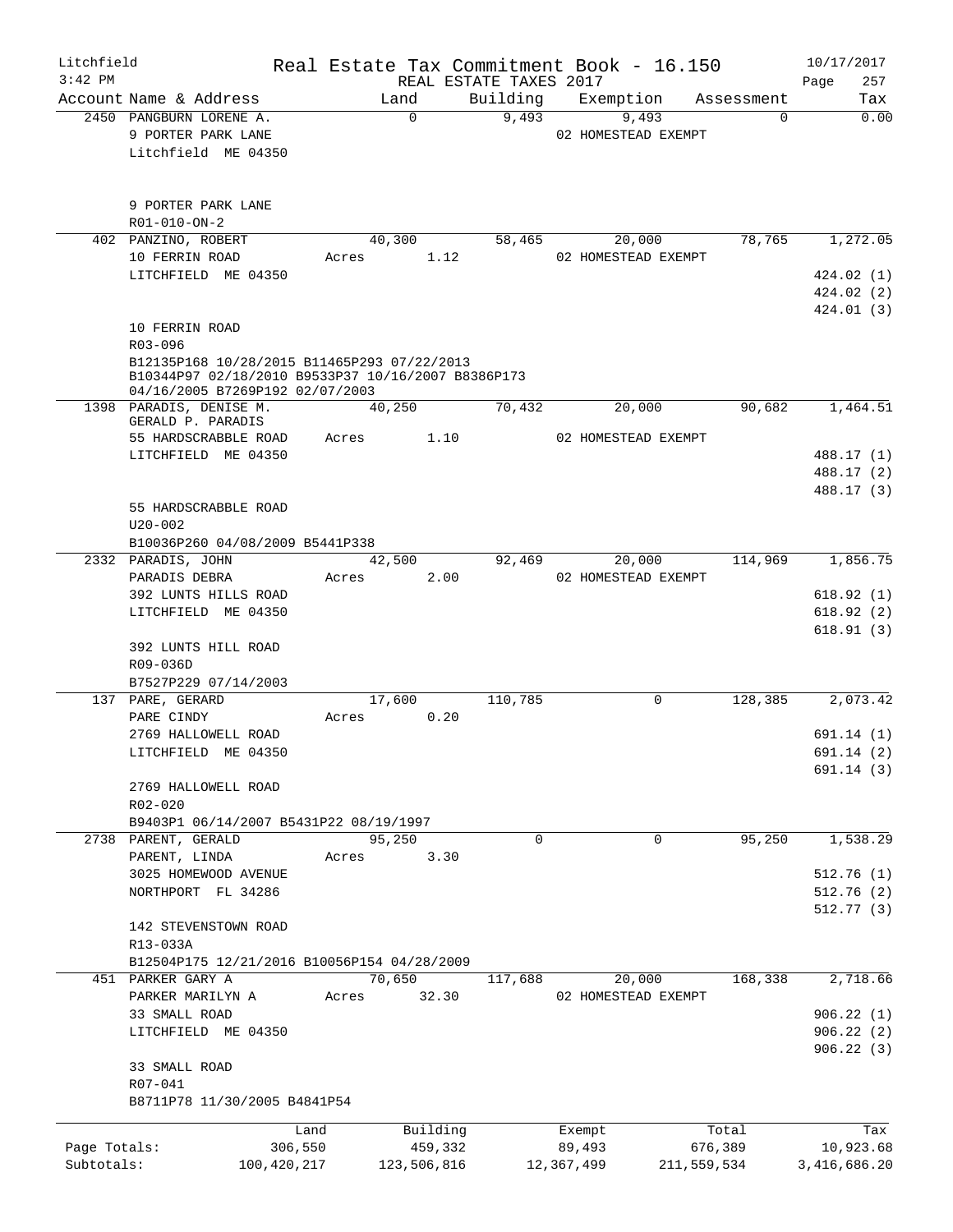Litchfield
3:42 PM

# Real Estate Tax Commitment Book - 16.150

REAL ESTATE TAXES 2017

10/17/2017

| Account | Name & Address | Land | Building | Exemption | Assessment | Tax |
|---|---|---|---|---|---|---|
| 2450 | PANGBURN LORENE A.<br>9 PORTER PARK LANE<br>Litchfield ME 04350<br><br>9 PORTER PARK LANE<br>R01-010-ON-2 | 0 | 9,493 | 9,493<br>02 HOMESTEAD EXEMPT | 0 | 0.00 |
| 402 | PANZINO, ROBERT<br>10 FERRIN ROAD<br>LITCHFIELD ME 04350<br><br>10 FERRIN ROAD<br>R03-096<br>B12135P168 10/28/2015 B11465P293 07/22/2013 B10344P97 02/18/2010 B9533P37 10/16/2007 B8386P173 04/16/2005 B7269P192 02/07/2003 | 40,300<br>Acres 1.12 | 58,465 | 20,000<br>02 HOMESTEAD EXEMPT | 78,765 | 1,272.05<br>424.02 (1)<br>424.02 (2)<br>424.01 (3) |
| 1398 | PARADIS, DENISE M.<br>GERALD P. PARADIS<br>55 HARDSCRABBLE ROAD<br>LITCHFIELD ME 04350<br><br>55 HARDSCRABBLE ROAD<br>U20-002<br>B10036P260 04/08/2009 B5441P338 | 40,250<br>Acres 1.10 | 70,432 | 20,000<br>02 HOMESTEAD EXEMPT | 90,682 | 1,464.51<br>488.17 (1)<br>488.17 (2)<br>488.17 (3) |
| 2332 | PARADIS, JOHN<br>PARADIS DEBRA<br>392 LUNTS HILLS ROAD<br>LITCHFIELD ME 04350<br><br>392 LUNTS HILL ROAD<br>R09-036D<br>B7527P229 07/14/2003 | 42,500<br>Acres 2.00 | 92,469 | 20,000<br>02 HOMESTEAD EXEMPT | 114,969 | 1,856.75<br>618.92 (1)<br>618.92 (2)<br>618.91 (3) |
| 137 | PARE, GERARD<br>PARE CINDY<br>2769 HALLOWELL ROAD<br>LITCHFIELD ME 04350<br><br>2769 HALLOWELL ROAD<br>R02-020<br>B9403P1 06/14/2007 B5431P22 08/19/1997 | 17,600<br>Acres 0.20 | 110,785 | 0 | 128,385 | 2,073.42<br>691.14 (1)<br>691.14 (2)<br>691.14 (3) |
| 2738 | PARENT, GERALD<br>PARENT, LINDA<br>3025 HOMEWOOD AVENUE<br>NORTHPORT FL 34286<br><br>142 STEVENSTOWN ROAD<br>R13-033A<br>B12504P175 12/21/2016 B10056P154 04/28/2009 | 95,250<br>Acres 3.30 | 0 | 0 | 95,250 | 1,538.29<br>512.76 (1)<br>512.76 (2)<br>512.77 (3) |
| 451 | PARKER GARY A<br>PARKER MARILYN A<br>33 SMALL ROAD<br>LITCHFIELD ME 04350<br><br>33 SMALL ROAD<br>R07-041<br>B8711P78 11/30/2005 B4841P54 | 70,650<br>Acres 32.30 | 117,688 | 20,000<br>02 HOMESTEAD EXEMPT | 168,338 | 2,718.66<br>906.22 (1)<br>906.22 (2)<br>906.22 (3) |

| | Land | Building | Exempt | Total | Tax |
|---|---|---|---|---|---|
| Page Totals: | 306,550 | 459,332 | 89,493 | 676,389 | 10,923.68 |
| Subtotals: | 100,420,217 | 123,506,816 | 12,367,499 | 211,559,534 | 3,416,686.20 |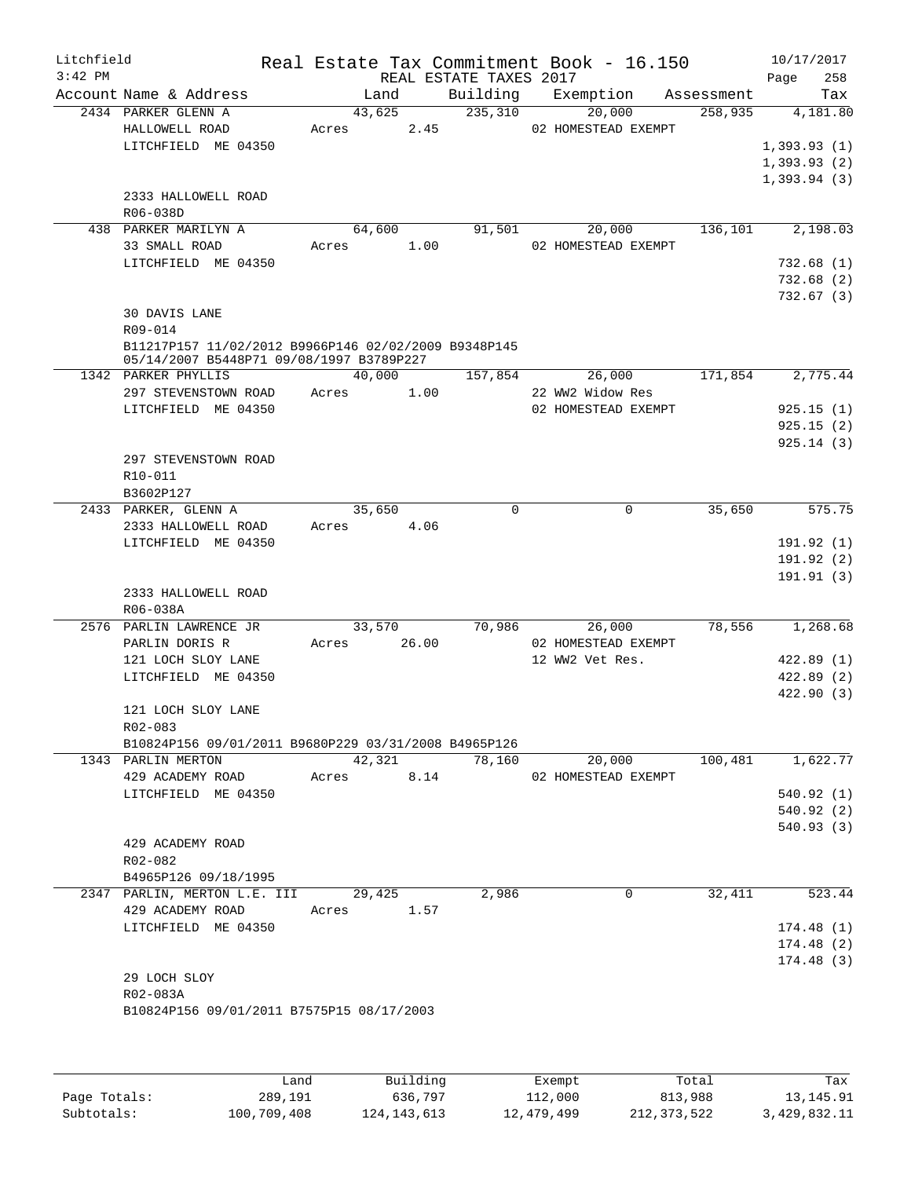Litchfield
3:42 PM

Real Estate Tax Commitment Book - 16.150
REAL ESTATE TAXES 2017

10/17/2017

| Account Name & Address | Land | Building | Exemption | Assessment | Tax |
|---|---|---|---|---|---|
| 2434 PARKER GLENN A | 43,625 | 235,310 | 20,000 | 258,935 | 4,181.80 |
| HALLOWELL ROAD | Acres 2.45 | | 02 HOMESTEAD EXEMPT | | |
| LITCHFIELD ME 04350 | | | | | 1,393.93 (1) |
| | | | | | 1,393.93 (2) |
| | | | | | 1,393.94 (3) |
| 2333 HALLOWELL ROAD | | | | | |
| R06-038D | | | | | |
| 438 PARKER MARILYN A | 64,600 | 91,501 | 20,000 | 136,101 | 2,198.03 |
| 33 SMALL ROAD | Acres 1.00 | | 02 HOMESTEAD EXEMPT | | |
| LITCHFIELD ME 04350 | | | | | 732.68 (1) |
| | | | | | 732.68 (2) |
| | | | | | 732.67 (3) |
| 30 DAVIS LANE | | | | | |
| R09-014 | | | | | |
| B11217P157 11/02/2012 B9966P146 02/02/2009 B9348P145 05/14/2007 B5448P71 09/08/1997 B3789P227 | | | | | |
| 1342 PARKER PHYLLIS | 40,000 | 157,854 | 26,000 | 171,854 | 2,775.44 |
| 297 STEVENSTOWN ROAD | Acres 1.00 | | 22 WW2 Widow Res | | |
| LITCHFIELD ME 04350 | | | 02 HOMESTEAD EXEMPT | | 925.15 (1) |
| | | | | | 925.15 (2) |
| | | | | | 925.14 (3) |
| 297 STEVENSTOWN ROAD | | | | | |
| R10-011 | | | | | |
| B3602P127 | | | | | |
| 2433 PARKER, GLENN A | 35,650 | 0 | 0 | 35,650 | 575.75 |
| 2333 HALLOWELL ROAD | Acres 4.06 | | | | |
| LITCHFIELD ME 04350 | | | | | 191.92 (1) |
| | | | | | 191.92 (2) |
| | | | | | 191.91 (3) |
| 2333 HALLOWELL ROAD | | | | | |
| R06-038A | | | | | |
| 2576 PARLIN LAWRENCE JR | 33,570 | 70,986 | 26,000 | 78,556 | 1,268.68 |
| PARLIN DORIS R | Acres 26.00 | | 02 HOMESTEAD EXEMPT | | |
| 121 LOCH SLOY LANE | | | 12 WW2 Vet Res. | | 422.89 (1) |
| LITCHFIELD ME 04350 | | | | | 422.89 (2) |
| | | | | | 422.90 (3) |
| 121 LOCH SLOY LANE | | | | | |
| R02-083 | | | | | |
| B10824P156 09/01/2011 B9680P229 03/31/2008 B4965P126 | | | | | |
| 1343 PARLIN MERTON | 42,321 | 78,160 | 20,000 | 100,481 | 1,622.77 |
| 429 ACADEMY ROAD | Acres 8.14 | | 02 HOMESTEAD EXEMPT | | |
| LITCHFIELD ME 04350 | | | | | 540.92 (1) |
| | | | | | 540.92 (2) |
| | | | | | 540.93 (3) |
| 429 ACADEMY ROAD | | | | | |
| R02-082 | | | | | |
| B4965P126 09/18/1995 | | | | | |
| 2347 PARLIN, MERTON L.E. III | 29,425 | 2,986 | 0 | 32,411 | 523.44 |
| 429 ACADEMY ROAD | Acres 1.57 | | | | |
| LITCHFIELD ME 04350 | | | | | 174.48 (1) |
| | | | | | 174.48 (2) |
| | | | | | 174.48 (3) |
| 29 LOCH SLOY | | | | | |
| R02-083A | | | | | |
| B10824P156 09/01/2011 B7575P15 08/17/2003 | | | | | |

| | Land | Building | Exempt | Total | Tax |
|---|---|---|---|---|---|
| Page Totals: | 289,191 | 636,797 | 112,000 | 813,988 | 13,145.91 |
| Subtotals: | 100,709,408 | 124,143,613 | 12,479,499 | 212,373,522 | 3,429,832.11 |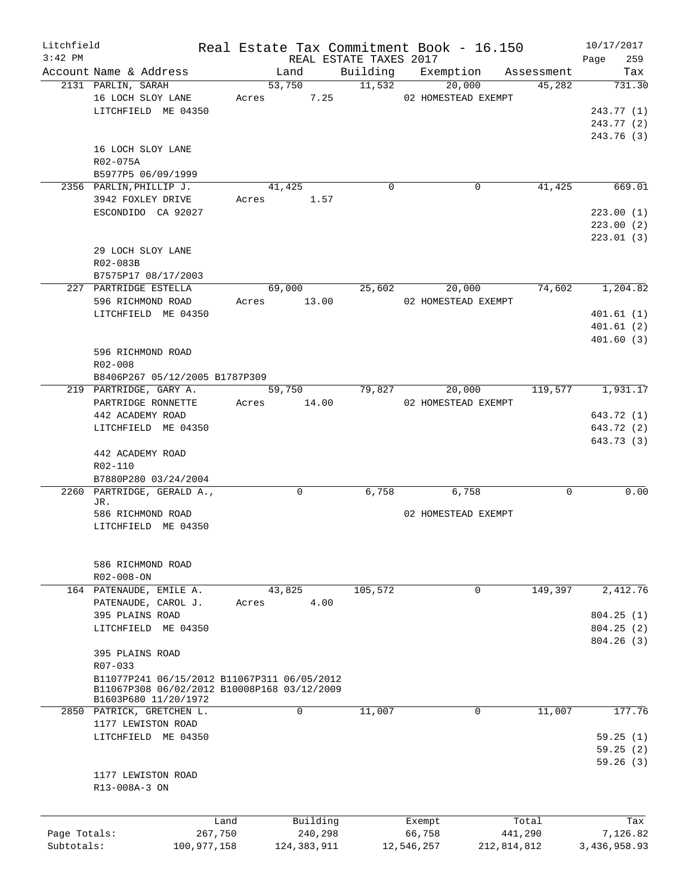Litchfield Real Estate Tax Commitment Book - 16.150 10/17/2017
3:42 PM REAL ESTATE TAXES 2017 Page 259

| Account Name & Address | Land | Building | Exemption | Assessment | Tax |
|---|---|---|---|---|---|
| 2131 PARLIN, SARAH | 53,750 | 11,532 | 20,000 | 45,282 | 731.30 |
| 16 LOCH SLOY LANE | Acres 7.25 | | 02 HOMESTEAD EXEMPT | | |
| LITCHFIELD ME 04350 | | | | | 243.77 (1) |
| | | | | | 243.77 (2) |
| | | | | | 243.76 (3) |
| 16 LOCH SLOY LANE | | | | | |
| R02-075A | | | | | |
| B5977P5 06/09/1999 | | | | | |
| 2356 PARLIN,PHILLIP J. | 41,425 | 0 | 0 | 41,425 | 669.01 |
| 3942 FOXLEY DRIVE | Acres 1.57 | | | | |
| ESCONDIDO CA 92027 | | | | | 223.00 (1) |
| | | | | | 223.00 (2) |
| | | | | | 223.01 (3) |
| 29 LOCH SLOY LANE | | | | | |
| R02-083B | | | | | |
| B7575P17 08/17/2003 | | | | | |
| 227 PARTRIDGE ESTELLA | 69,000 | 25,602 | 20,000 | 74,602 | 1,204.82 |
| 596 RICHMOND ROAD | Acres 13.00 | | 02 HOMESTEAD EXEMPT | | |
| LITCHFIELD ME 04350 | | | | | 401.61 (1) |
| | | | | | 401.61 (2) |
| | | | | | 401.60 (3) |
| 596 RICHMOND ROAD | | | | | |
| R02-008 | | | | | |
| B8406P267 05/12/2005 B1787P309 | | | | | |
| 219 PARTRIDGE, GARY A. | 59,750 | 79,827 | 20,000 | 119,577 | 1,931.17 |
| PARTRIDGE RONNETTE | Acres 14.00 | | 02 HOMESTEAD EXEMPT | | |
| 442 ACADEMY ROAD | | | | | 643.72 (1) |
| LITCHFIELD ME 04350 | | | | | 643.72 (2) |
| | | | | | 643.73 (3) |
| 442 ACADEMY ROAD | | | | | |
| R02-110 | | | | | |
| B7880P280 03/24/2004 | | | | | |
| 2260 PARTRIDGE, GERALD A., JR. | 0 | 6,758 | 6,758 | 0 | 0.00 |
| 586 RICHMOND ROAD | | | 02 HOMESTEAD EXEMPT | | |
| LITCHFIELD ME 04350 | | | | | |
| 586 RICHMOND ROAD | | | | | |
| R02-008-ON | | | | | |
| 164 PATENAUDE, EMILE A. | 43,825 | 105,572 | 0 | 149,397 | 2,412.76 |
| PATENAUDE, CAROL J. | Acres 4.00 | | | | |
| 395 PLAINS ROAD | | | | | 804.25 (1) |
| LITCHFIELD ME 04350 | | | | | 804.25 (2) |
| | | | | | 804.26 (3) |
| 395 PLAINS ROAD | | | | | |
| R07-033 | | | | | |
| B11077P241 06/15/2012 B11067P311 06/05/2012 B11067P308 06/02/2012 B10008P168 03/12/2009 B1603P680 11/20/1972 | | | | | |
| 2850 PATRICK, GRETCHEN L. | 0 | 11,007 | 0 | 11,007 | 177.76 |
| 1177 LEWISTON ROAD | | | | | |
| LITCHFIELD ME 04350 | | | | | 59.25 (1) |
| | | | | | 59.25 (2) |
| | | | | | 59.26 (3) |
| 1177 LEWISTON ROAD | | | | | |
| R13-008A-3 ON | | | | | |

| | Land | Building | Exempt | Total | Tax |
|---|---|---|---|---|---|
| Page Totals: | 267,750 | 240,298 | 66,758 | 441,290 | 7,126.82 |
| Subtotals: | 100,977,158 | 124,383,911 | 12,546,257 | 212,814,812 | 3,436,958.93 |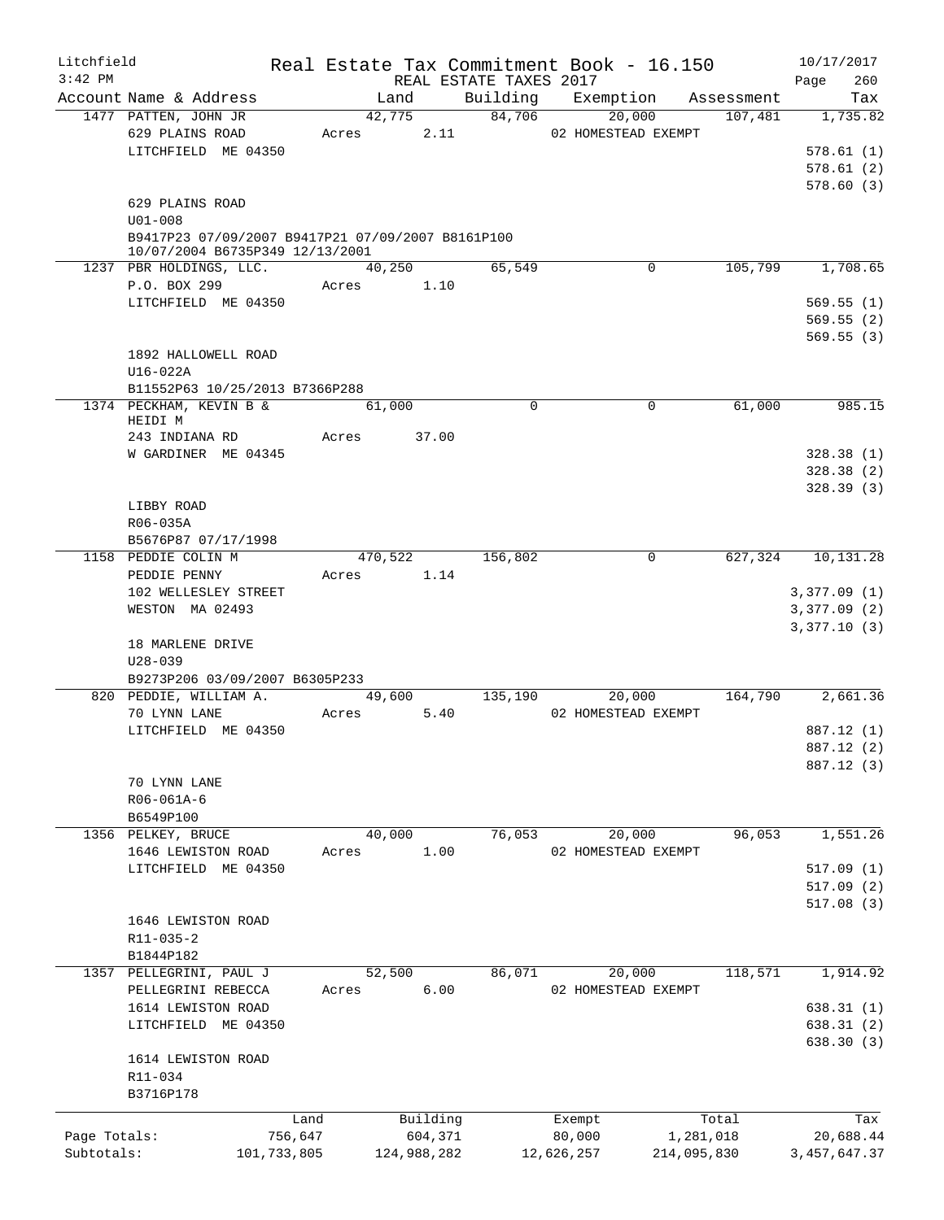Litchfield Real Estate Tax Commitment Book - 16.150 10/17/2017
3:42 PM REAL ESTATE TAXES 2017 Page 260

| Account Name & Address | Land | Building | Exemption | Assessment | Tax |
|---|---|---|---|---|---|
| 1477 PATTEN, JOHN JR | 42,775 | 84,706 | 20,000 | 107,481 | 1,735.82 |
| 629 PLAINS ROAD | Acres 2.11 | | 02 HOMESTEAD EXEMPT | | |
| LITCHFIELD ME 04350 | | | | | 578.61 (1) |
| | | | | | 578.61 (2) |
| | | | | | 578.60 (3) |
| 629 PLAINS ROAD | | | | | |
| U01-008 | | | | | |
| B9417P23 07/09/2007 B9417P21 07/09/2007 B8161P100 10/07/2004 B6735P349 12/13/2001 | | | | | |
| 1237 PBR HOLDINGS, LLC. | 40,250 | 65,549 | 0 | 105,799 | 1,708.65 |
| P.O. BOX 299 | Acres 1.10 | | | | |
| LITCHFIELD ME 04350 | | | | | 569.55 (1) |
| | | | | | 569.55 (2) |
| | | | | | 569.55 (3) |
| 1892 HALLOWELL ROAD | | | | | |
| U16-022A | | | | | |
| B11552P63 10/25/2013 B7366P288 | | | | | |
| 1374 PECKHAM, KEVIN B & HEIDI M | 61,000 | 0 | 0 | 61,000 | 985.15 |
| 243 INDIANA RD | Acres 37.00 | | | | |
| W GARDINER ME 04345 | | | | | 328.38 (1) |
| | | | | | 328.38 (2) |
| | | | | | 328.39 (3) |
| LIBBY ROAD | | | | | |
| R06-035A | | | | | |
| B5676P87 07/17/1998 | | | | | |
| 1158 PEDDIE COLIN M | 470,522 | 156,802 | 0 | 627,324 | 10,131.28 |
| PEDDIE PENNY | Acres 1.14 | | | | |
| 102 WELLESLEY STREET | | | | | 3,377.09 (1) |
| WESTON MA 02493 | | | | | 3,377.09 (2) |
| | | | | | 3,377.10 (3) |
| 18 MARLENE DRIVE | | | | | |
| U28-039 | | | | | |
| B9273P206 03/09/2007 B6305P233 | | | | | |
| 820 PEDDIE, WILLIAM A. | 49,600 | 135,190 | 20,000 | 164,790 | 2,661.36 |
| 70 LYNN LANE | Acres 5.40 | | 02 HOMESTEAD EXEMPT | | |
| LITCHFIELD ME 04350 | | | | | 887.12 (1) |
| | | | | | 887.12 (2) |
| | | | | | 887.12 (3) |
| 70 LYNN LANE | | | | | |
| R06-061A-6 | | | | | |
| B6549P100 | | | | | |
| 1356 PELKEY, BRUCE | 40,000 | 76,053 | 20,000 | 96,053 | 1,551.26 |
| 1646 LEWISTON ROAD | Acres 1.00 | | 02 HOMESTEAD EXEMPT | | |
| LITCHFIELD ME 04350 | | | | | 517.09 (1) |
| | | | | | 517.09 (2) |
| | | | | | 517.08 (3) |
| 1646 LEWISTON ROAD | | | | | |
| R11-035-2 | | | | | |
| B1844P182 | | | | | |
| 1357 PELLEGRINI, PAUL J | 52,500 | 86,071 | 20,000 | 118,571 | 1,914.92 |
| PELLEGRINI REBECCA | Acres 6.00 | | 02 HOMESTEAD EXEMPT | | |
| 1614 LEWISTON ROAD | | | | | 638.31 (1) |
| LITCHFIELD ME 04350 | | | | | 638.31 (2) |
| | | | | | 638.30 (3) |
| 1614 LEWISTON ROAD | | | | | |
| R11-034 | | | | | |
| B3716P178 | | | | | |

| | Land | Building | Exempt | Total | Tax |
|---|---|---|---|---|---|
| Page Totals: | 756,647 | 604,371 | 80,000 | 1,281,018 | 20,688.44 |
| Subtotals: | 101,733,805 | 124,988,282 | 12,626,257 | 214,095,830 | 3,457,647.37 |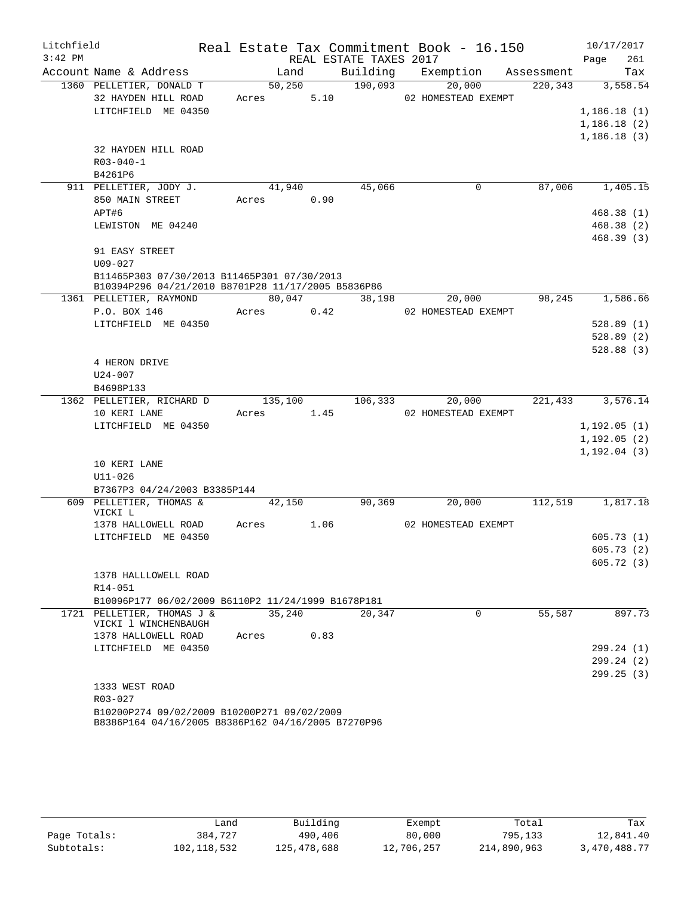Litchfield 3:42 PM

Real Estate Tax Commitment Book - 16.150

REAL ESTATE TAXES 2017

10/17/2017 Page 261

| Account Name & Address | Land | Building | Exemption | Assessment | Tax |
|---|---|---|---|---|---|
| 1360 PELLETIER, DONALD T | 50,250 | 190,093 | 20,000 | 220,343 | 3,558.54 |
| 32 HAYDEN HILL ROAD | Acres 5.10 | | 02 HOMESTEAD EXEMPT | | |
| LITCHFIELD ME 04350 | | | | | 1,186.18 (1) |
| | | | | | 1,186.18 (2) |
| | | | | | 1,186.18 (3) |
| 32 HAYDEN HILL ROAD | | | | | |
| R03-040-1 | | | | | |
| B4261P6 | | | | | |
| 911 PELLETIER, JODY J. | 41,940 | 45,066 | 0 | 87,006 | 1,405.15 |
| 850 MAIN STREET | Acres 0.90 | | | | |
| APT#6 | | | | | 468.38 (1) |
| LEWISTON ME 04240 | | | | | 468.38 (2) |
| | | | | | 468.39 (3) |
| 91 EASY STREET | | | | | |
| U09-027 | | | | | |
| B11465P303 07/30/2013 B11465P301 07/30/2013 B10394P296 04/21/2010 B8701P28 11/17/2005 B5836P86 | | | | | |
| 1361 PELLETIER, RAYMOND | 80,047 | 38,198 | 20,000 | 98,245 | 1,586.66 |
| P.O. BOX 146 | Acres 0.42 | | 02 HOMESTEAD EXEMPT | | |
| LITCHFIELD ME 04350 | | | | | 528.89 (1) |
| | | | | | 528.89 (2) |
| | | | | | 528.88 (3) |
| 4 HERON DRIVE | | | | | |
| U24-007 | | | | | |
| B4698P133 | | | | | |
| 1362 PELLETIER, RICHARD D | 135,100 | 106,333 | 20,000 | 221,433 | 3,576.14 |
| 10 KERI LANE | Acres 1.45 | | 02 HOMESTEAD EXEMPT | | |
| LITCHFIELD ME 04350 | | | | | 1,192.05 (1) |
| | | | | | 1,192.05 (2) |
| | | | | | 1,192.04 (3) |
| 10 KERI LANE | | | | | |
| U11-026 | | | | | |
| B7367P3 04/24/2003 B3385P144 | | | | | |
| 609 PELLETIER, THOMAS & VICKI L | 42,150 | 90,369 | 20,000 | 112,519 | 1,817.18 |
| 1378 HALLOWELL ROAD | Acres 1.06 | | 02 HOMESTEAD EXEMPT | | |
| LITCHFIELD ME 04350 | | | | | 605.73 (1) |
| | | | | | 605.73 (2) |
| | | | | | 605.72 (3) |
| 1378 HALLLOWELL ROAD | | | | | |
| R14-051 | | | | | |
| B10096P177 06/02/2009 B6110P2 11/24/1999 B1678P181 | | | | | |
| 1721 PELLETIER, THOMAS J & VICKI l WINCHENBAUGH | 35,240 | 20,347 | 0 | 55,587 | 897.73 |
| 1378 HALLOWELL ROAD | Acres 0.83 | | | | |
| LITCHFIELD ME 04350 | | | | | 299.24 (1) |
| | | | | | 299.24 (2) |
| | | | | | 299.25 (3) |
| 1333 WEST ROAD | | | | | |
| R03-027 | | | | | |
| B10200P274 09/02/2009 B10200P271 09/02/2009 B8386P164 04/16/2005 B8386P162 04/16/2005 B7270P96 | | | | | |

| | Land | Building | Exempt | Total | Tax |
|---|---|---|---|---|---|
| Page Totals: | 384,727 | 490,406 | 80,000 | 795,133 | 12,841.40 |
| Subtotals: | 102,118,532 | 125,478,688 | 12,706,257 | 214,890,963 | 3,470,488.77 |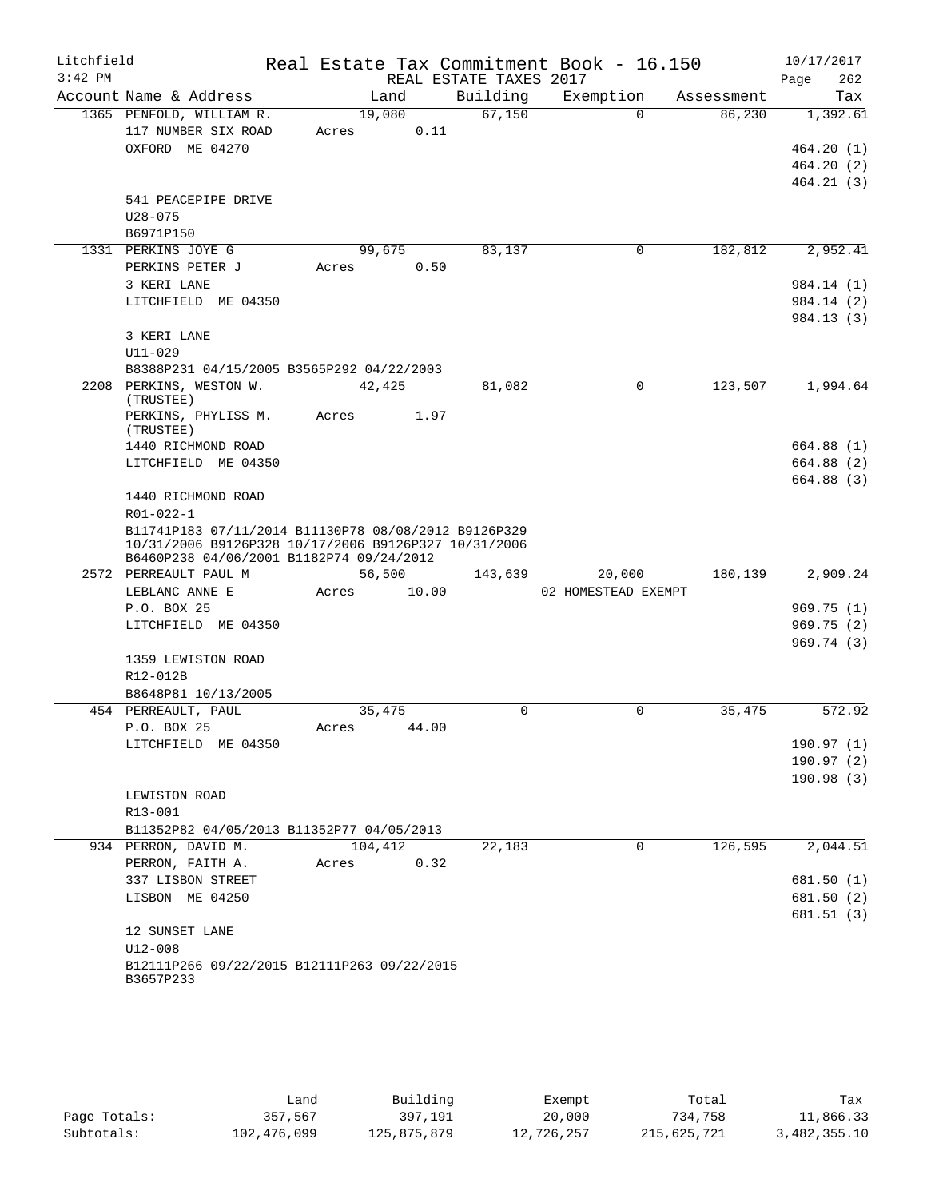Litchfield
3:42 PM

# Real Estate Tax Commitment Book - 16.150
REAL ESTATE TAXES 2017

10/17/2017

| Account Name & Address | Land | Building | Exemption | Assessment | Tax |
|---|---|---|---|---|---|
| 1365 PENFOLD, WILLIAM R. | 19,080 | 67,150 | 0 | 86,230 | 1,392.61 |
| 117 NUMBER SIX ROAD | Acres 0.11 | | | | |
| OXFORD ME 04270 | | | | | 464.20 (1) |
| | | | | | 464.20 (2) |
| | | | | | 464.21 (3) |
| 541 PEACEPIPE DRIVE | | | | | |
| U28-075 | | | | | |
| B6971P150 | | | | | |
| 1331 PERKINS JOYE G | 99,675 | 83,137 | 0 | 182,812 | 2,952.41 |
| PERKINS PETER J | Acres 0.50 | | | | |
| 3 KERI LANE | | | | | 984.14 (1) |
| LITCHFIELD ME 04350 | | | | | 984.14 (2) |
| | | | | | 984.13 (3) |
| 3 KERI LANE | | | | | |
| U11-029 | | | | | |
| B8388P231 04/15/2005 B3565P292 04/22/2003 | | | | | |
| 2208 PERKINS, WESTON W. (TRUSTEE) | 42,425 | 81,082 | 0 | 123,507 | 1,994.64 |
| PERKINS, PHYLISS M. (TRUSTEE) | Acres 1.97 | | | | |
| 1440 RICHMOND ROAD | | | | | 664.88 (1) |
| LITCHFIELD ME 04350 | | | | | 664.88 (2) |
| | | | | | 664.88 (3) |
| 1440 RICHMOND ROAD | | | | | |
| R01-022-1 | | | | | |
| B11741P183 07/11/2014 B11130P78 08/08/2012 B9126P329 10/31/2006 B9126P328 10/17/2006 B9126P327 10/31/2006 B6460P238 04/06/2001 B1182P74 09/24/2012 | | | | | |
| 2572 PERREAULT PAUL M | 56,500 | 143,639 | 20,000 | 180,139 | 2,909.24 |
| LEBLANC ANNE E | Acres 10.00 | | 02 HOMESTEAD EXEMPT | | |
| P.O. BOX 25 | | | | | 969.75 (1) |
| LITCHFIELD ME 04350 | | | | | 969.75 (2) |
| | | | | | 969.74 (3) |
| 1359 LEWISTON ROAD | | | | | |
| R12-012B | | | | | |
| B8648P81 10/13/2005 | | | | | |
| 454 PERREAULT, PAUL | 35,475 | 0 | 0 | 35,475 | 572.92 |
| P.O. BOX 25 | Acres 44.00 | | | | |
| LITCHFIELD ME 04350 | | | | | 190.97 (1) |
| | | | | | 190.97 (2) |
| | | | | | 190.98 (3) |
| LEWISTON ROAD | | | | | |
| R13-001 | | | | | |
| B11352P82 04/05/2013 B11352P77 04/05/2013 | | | | | |
| 934 PERRON, DAVID M. | 104,412 | 22,183 | 0 | 126,595 | 2,044.51 |
| PERRON, FAITH A. | Acres 0.32 | | | | |
| 337 LISBON STREET | | | | | 681.50 (1) |
| LISBON ME 04250 | | | | | 681.50 (2) |
| | | | | | 681.51 (3) |
| 12 SUNSET LANE | | | | | |
| U12-008 | | | | | |
| B12111P266 09/22/2015 B12111P263 09/22/2015 B3657P233 | | | | | |

| | Land | Building | Exempt | Total | Tax |
|---|---|---|---|---|---|
| Page Totals: | 357,567 | 397,191 | 20,000 | 734,758 | 11,866.33 |
| Subtotals: | 102,476,099 | 125,875,879 | 12,726,257 | 215,625,721 | 3,482,355.10 |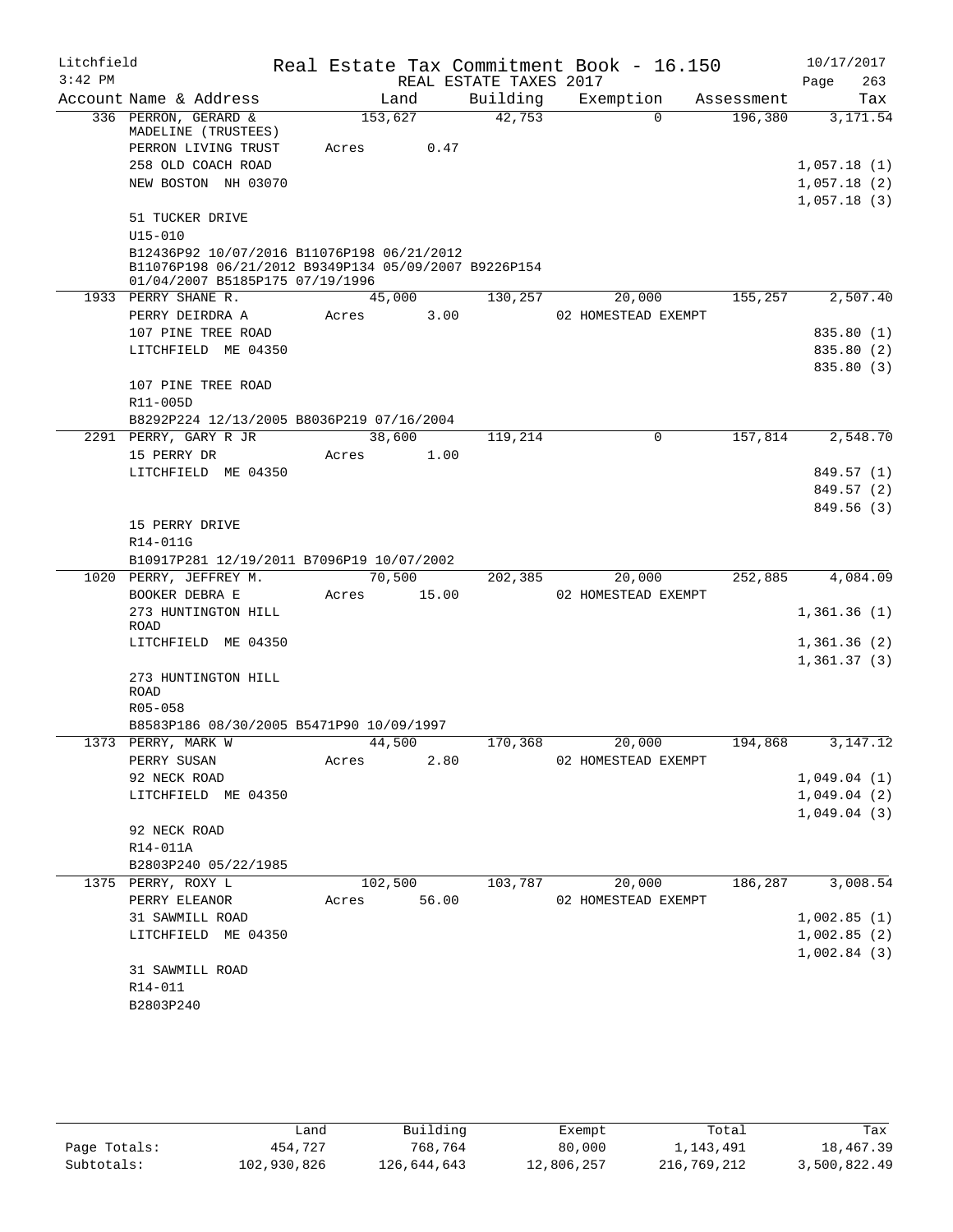Litchfield · Real Estate Tax Commitment Book - 16.150 · 10/17/2017
3:42 PM · REAL ESTATE TAXES 2017

| Account Name & Address | Land | Building | Exemption | Assessment | Tax |
|---|---|---|---|---|---|
| 336 PERRON, GERARD & MADELINE (TRUSTEES) | 153,627 | 42,753 | 0 | 196,380 | 3,171.54 |
| PERRON LIVING TRUST | Acres 0.47 | | | | |
| 258 OLD COACH ROAD | | | | | 1,057.18 (1) |
| NEW BOSTON NH 03070 | | | | | 1,057.18 (2) |
| | | | | | 1,057.18 (3) |
| 51 TUCKER DRIVE | | | | | |
| U15-010 | | | | | |
| B12436P92 10/07/2016 B11076P198 06/21/2012 B11076P198 06/21/2012 B9349P134 05/09/2007 B9226P154 01/04/2007 B5185P175 07/19/1996 | | | | | |
| 1933 PERRY SHANE R. | 45,000 | 130,257 | 20,000 | 155,257 | 2,507.40 |
| PERRY DEIRDRA A | Acres 3.00 | | 02 HOMESTEAD EXEMPT | | |
| 107 PINE TREE ROAD | | | | | 835.80 (1) |
| LITCHFIELD ME 04350 | | | | | 835.80 (2) |
| | | | | | 835.80 (3) |
| 107 PINE TREE ROAD | | | | | |
| R11-005D | | | | | |
| B8292P224 12/13/2005 B8036P219 07/16/2004 | | | | | |
| 2291 PERRY, GARY R JR | 38,600 | 119,214 | 0 | 157,814 | 2,548.70 |
| 15 PERRY DR | Acres 1.00 | | | | |
| LITCHFIELD ME 04350 | | | | | 849.57 (1) |
| | | | | | 849.57 (2) |
| | | | | | 849.56 (3) |
| 15 PERRY DRIVE | | | | | |
| R14-011G | | | | | |
| B10917P281 12/19/2011 B7096P19 10/07/2002 | | | | | |
| 1020 PERRY, JEFFREY M. | 70,500 | 202,385 | 20,000 | 252,885 | 4,084.09 |
| BOOKER DEBRA E | Acres 15.00 | | 02 HOMESTEAD EXEMPT | | |
| 273 HUNTINGTON HILL ROAD | | | | | 1,361.36 (1) |
| LITCHFIELD ME 04350 | | | | | 1,361.36 (2) |
| | | | | | 1,361.37 (3) |
| 273 HUNTINGTON HILL ROAD | | | | | |
| R05-058 | | | | | |
| B8583P186 08/30/2005 B5471P90 10/09/1997 | | | | | |
| 1373 PERRY, MARK W | 44,500 | 170,368 | 20,000 | 194,868 | 3,147.12 |
| PERRY SUSAN | Acres 2.80 | | 02 HOMESTEAD EXEMPT | | |
| 92 NECK ROAD | | | | | 1,049.04 (1) |
| LITCHFIELD ME 04350 | | | | | 1,049.04 (2) |
| | | | | | 1,049.04 (3) |
| 92 NECK ROAD | | | | | |
| R14-011A | | | | | |
| B2803P240 05/22/1985 | | | | | |
| 1375 PERRY, ROXY L | 102,500 | 103,787 | 20,000 | 186,287 | 3,008.54 |
| PERRY ELEANOR | Acres 56.00 | | 02 HOMESTEAD EXEMPT | | |
| 31 SAWMILL ROAD | | | | | 1,002.85 (1) |
| LITCHFIELD ME 04350 | | | | | 1,002.85 (2) |
| | | | | | 1,002.84 (3) |
| 31 SAWMILL ROAD | | | | | |
| R14-011 | | | | | |
| B2803P240 | | | | | |

| | Land | Building | Exempt | Total | Tax |
|---|---|---|---|---|---|
| Page Totals: | 454,727 | 768,764 | 80,000 | 1,143,491 | 18,467.39 |
| Subtotals: | 102,930,826 | 126,644,643 | 12,806,257 | 216,769,212 | 3,500,822.49 |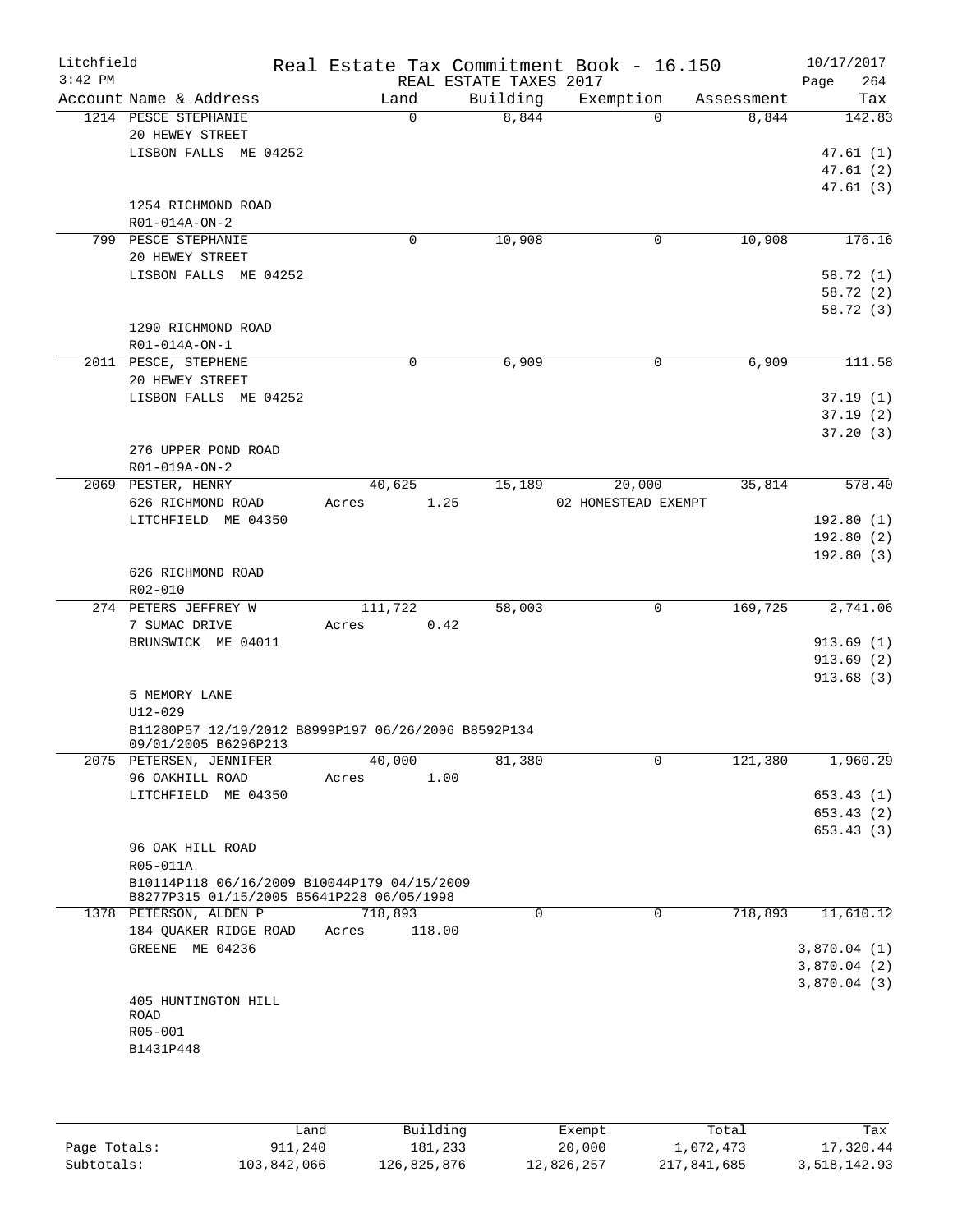Litchfield
3:42 PM

Real Estate Tax Commitment Book - 16.150
REAL ESTATE TAXES 2017

10/17/2017

| Account Name & Address | Land | Building | Exemption | Assessment | Tax |
|---|---|---|---|---|---|
| 1214 PESCE STEPHANIE | 0 | 8,844 | 0 | 8,844 | 142.83 |
| 20 HEWEY STREET | | | | | |
| LISBON FALLS ME 04252 | | | | | 47.61 (1) |
| | | | | | 47.61 (2) |
| | | | | | 47.61 (3) |
| 1254 RICHMOND ROAD | | | | | |
| R01-014A-ON-2 | | | | | |
| 799 PESCE STEPHANIE | 0 | 10,908 | 0 | 10,908 | 176.16 |
| 20 HEWEY STREET | | | | | |
| LISBON FALLS ME 04252 | | | | | 58.72 (1) |
| | | | | | 58.72 (2) |
| | | | | | 58.72 (3) |
| 1290 RICHMOND ROAD | | | | | |
| R01-014A-ON-1 | | | | | |
| 2011 PESCE, STEPHENE | 0 | 6,909 | 0 | 6,909 | 111.58 |
| 20 HEWEY STREET | | | | | |
| LISBON FALLS ME 04252 | | | | | 37.19 (1) |
| | | | | | 37.19 (2) |
| | | | | | 37.20 (3) |
| 276 UPPER POND ROAD | | | | | |
| R01-019A-ON-2 | | | | | |
| 2069 PESTER, HENRY | 40,625 | 15,189 | 20,000 | 35,814 | 578.40 |
| 626 RICHMOND ROAD | Acres 1.25 | | 02 HOMESTEAD EXEMPT | | |
| LITCHFIELD ME 04350 | | | | | 192.80 (1) |
| | | | | | 192.80 (2) |
| | | | | | 192.80 (3) |
| 626 RICHMOND ROAD | | | | | |
| R02-010 | | | | | |
| 274 PETERS JEFFREY W | 111,722 | 58,003 | 0 | 169,725 | 2,741.06 |
| 7 SUMAC DRIVE | Acres 0.42 | | | | |
| BRUNSWICK ME 04011 | | | | | 913.69 (1) |
| | | | | | 913.69 (2) |
| | | | | | 913.68 (3) |
| 5 MEMORY LANE | | | | | |
| U12-029 | | | | | |
| B11280P57 12/19/2012 B8999P197 06/26/2006 B8592P134 09/01/2005 B6296P213 | | | | | |
| 2075 PETERSEN, JENNIFER | 40,000 | 81,380 | 0 | 121,380 | 1,960.29 |
| 96 OAKHILL ROAD | Acres 1.00 | | | | |
| LITCHFIELD ME 04350 | | | | | 653.43 (1) |
| | | | | | 653.43 (2) |
| | | | | | 653.43 (3) |
| 96 OAK HILL ROAD | | | | | |
| R05-011A | | | | | |
| B10114P118 06/16/2009 B10044P179 04/15/2009 B8277P315 01/15/2005 B5641P228 06/05/1998 | | | | | |
| 1378 PETERSON, ALDEN P | 718,893 | 0 | 0 | 718,893 | 11,610.12 |
| 184 QUAKER RIDGE ROAD | Acres 118.00 | | | | |
| GREENE ME 04236 | | | | | 3,870.04 (1) |
| | | | | | 3,870.04 (2) |
| | | | | | 3,870.04 (3) |
| 405 HUNTINGTON HILL ROAD | | | | | |
| R05-001 | | | | | |
| B1431P448 | | | | | |

| | Land | Building | Exempt | Total | Tax |
|---|---|---|---|---|---|
| Page Totals: | 911,240 | 181,233 | 20,000 | 1,072,473 | 17,320.44 |
| Subtotals: | 103,842,066 | 126,825,876 | 12,826,257 | 217,841,685 | 3,518,142.93 |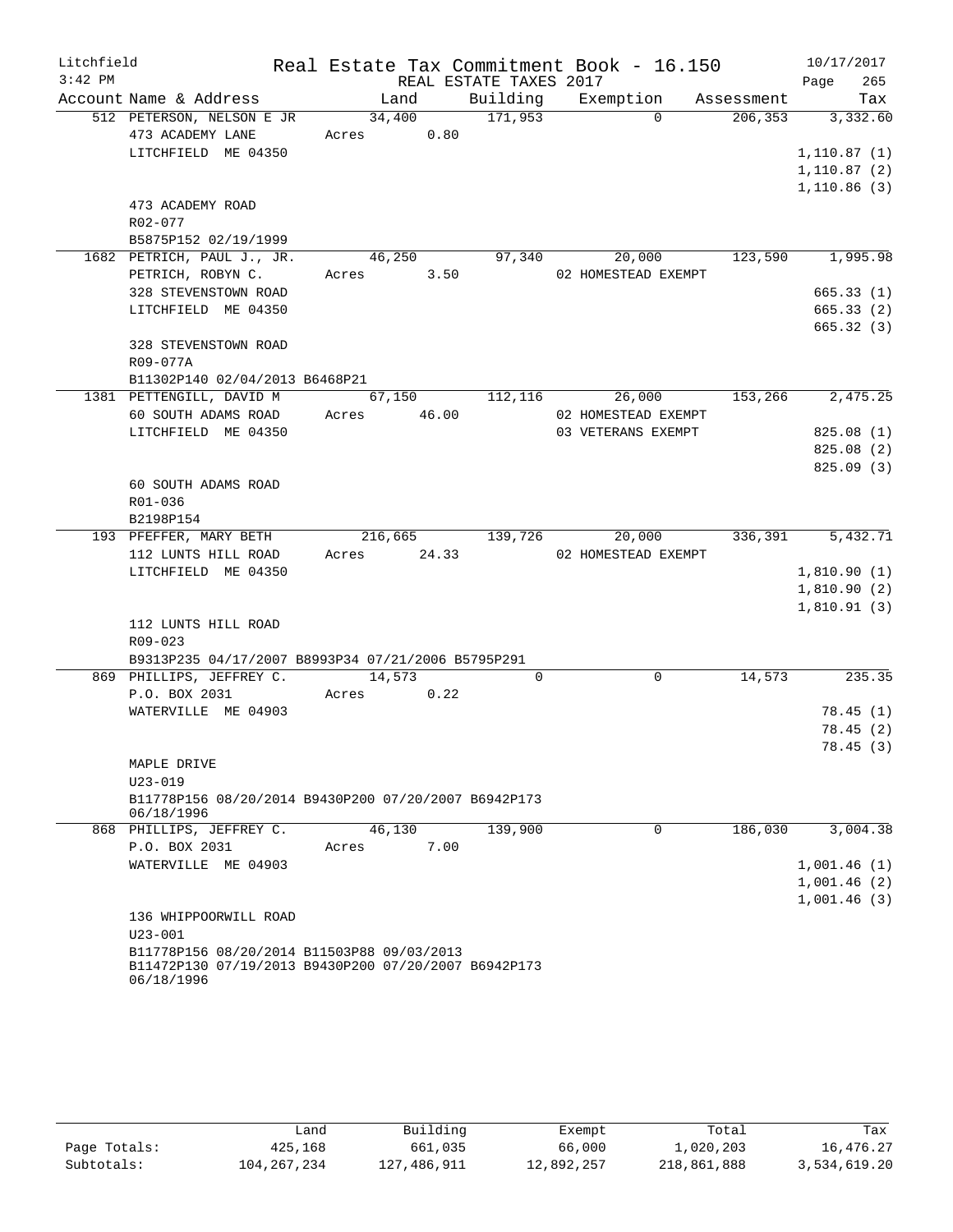Litchfield Real Estate Tax Commitment Book - 16.150 10/17/2017
3:42 PM REAL ESTATE TAXES 2017

| Account Name & Address | Land | Building | Exemption | Assessment | Tax |
|---|---|---|---|---|---|
| 512 PETERSON, NELSON E JR | 34,400 | 171,953 | 0 | 206,353 | 3,332.60 |
| 473 ACADEMY LANE | Acres 0.80 | | | | |
| LITCHFIELD ME 04350 | | | | | 1,110.87 (1) |
| | | | | | 1,110.87 (2) |
| | | | | | 1,110.86 (3) |
| 473 ACADEMY ROAD | | | | | |
| R02-077 | | | | | |
| B5875P152 02/19/1999 | | | | | |
| 1682 PETRICH, PAUL J., JR. | 46,250 | 97,340 | 20,000 | 123,590 | 1,995.98 |
| PETRICH, ROBYN C. | Acres 3.50 | | 02 HOMESTEAD EXEMPT | | |
| 328 STEVENSTOWN ROAD | | | | | 665.33 (1) |
| LITCHFIELD ME 04350 | | | | | 665.33 (2) |
| | | | | | 665.32 (3) |
| 328 STEVENSTOWN ROAD | | | | | |
| R09-077A | | | | | |
| B11302P140 02/04/2013 B6468P21 | | | | | |
| 1381 PETTENGILL, DAVID M | 67,150 | 112,116 | 26,000 | 153,266 | 2,475.25 |
| 60 SOUTH ADAMS ROAD | Acres 46.00 | | 02 HOMESTEAD EXEMPT | | |
| LITCHFIELD ME 04350 | | | 03 VETERANS EXEMPT | | 825.08 (1) |
| | | | | | 825.08 (2) |
| | | | | | 825.09 (3) |
| 60 SOUTH ADAMS ROAD | | | | | |
| R01-036 | | | | | |
| B2198P154 | | | | | |
| 193 PFEFFER, MARY BETH | 216,665 | 139,726 | 20,000 | 336,391 | 5,432.71 |
| 112 LUNTS HILL ROAD | Acres 24.33 | | 02 HOMESTEAD EXEMPT | | |
| LITCHFIELD ME 04350 | | | | | 1,810.90 (1) |
| | | | | | 1,810.90 (2) |
| | | | | | 1,810.91 (3) |
| 112 LUNTS HILL ROAD | | | | | |
| R09-023 | | | | | |
| B9313P235 04/17/2007 B8993P34 07/21/2006 B5795P291 | | | | | |
| 869 PHILLIPS, JEFFREY C. | 14,573 | 0 | 0 | 14,573 | 235.35 |
| P.O. BOX 2031 | Acres 0.22 | | | | |
| WATERVILLE ME 04903 | | | | | 78.45 (1) |
| | | | | | 78.45 (2) |
| | | | | | 78.45 (3) |
| MAPLE DRIVE | | | | | |
| U23-019 | | | | | |
| B11778P156 08/20/2014 B9430P200 07/20/2007 B6942P173 06/18/1996 | | | | | |
| 868 PHILLIPS, JEFFREY C. | 46,130 | 139,900 | 0 | 186,030 | 3,004.38 |
| P.O. BOX 2031 | Acres 7.00 | | | | |
| WATERVILLE ME 04903 | | | | | 1,001.46 (1) |
| | | | | | 1,001.46 (2) |
| | | | | | 1,001.46 (3) |
| 136 WHIPPOORWILL ROAD | | | | | |
| U23-001 | | | | | |
| B11778P156 08/20/2014 B11503P88 09/03/2013 B11472P130 07/19/2013 B9430P200 07/20/2007 B6942P173 06/18/1996 | | | | | |

| | Land | Building | Exempt | Total | Tax |
|---|---|---|---|---|---|
| Page Totals: | 425,168 | 661,035 | 66,000 | 1,020,203 | 16,476.27 |
| Subtotals: | 104,267,234 | 127,486,911 | 12,892,257 | 218,861,888 | 3,534,619.20 |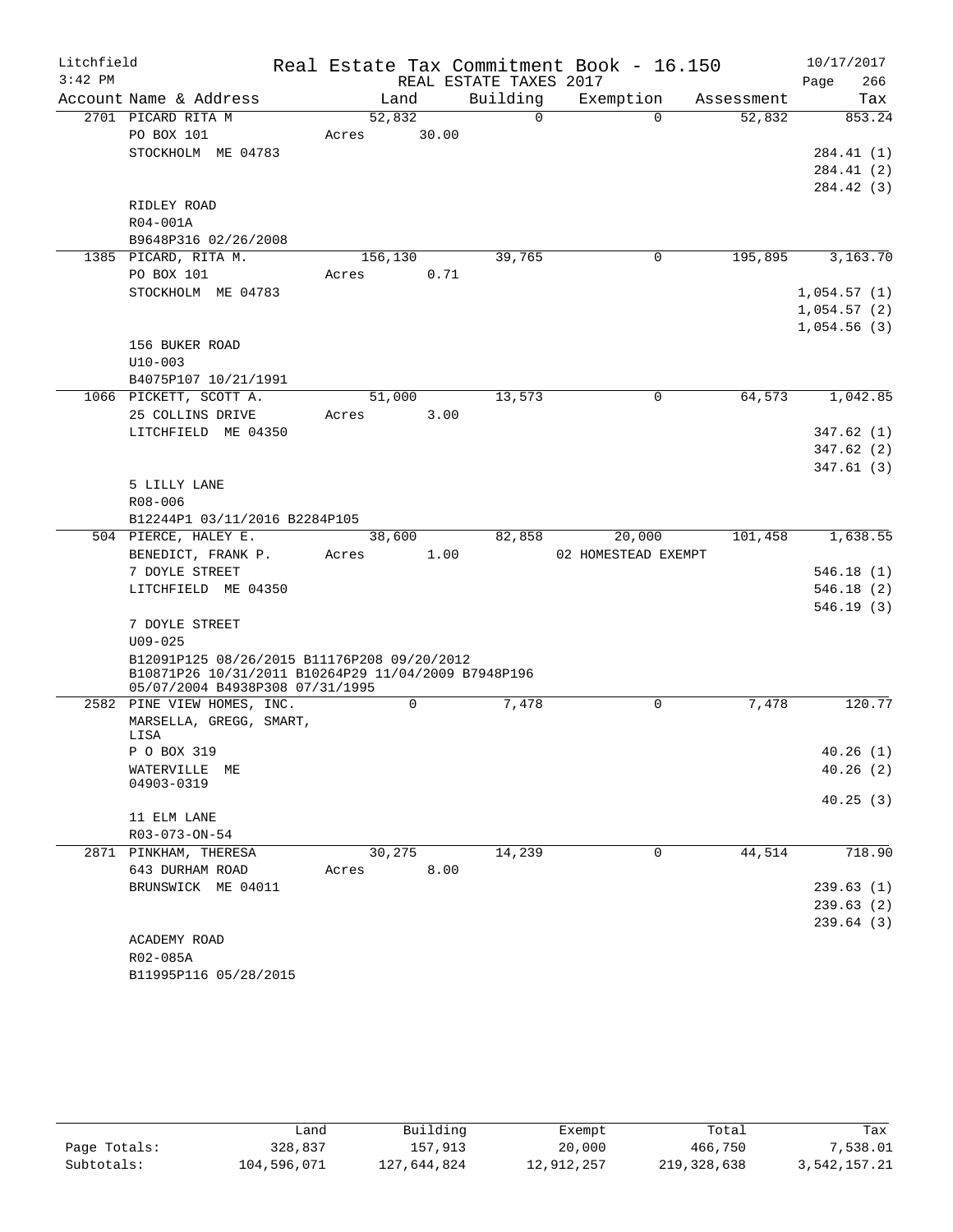Litchfield
3:42 PM

# Real Estate Tax Commitment Book - 16.150

REAL ESTATE TAXES 2017

10/17/2017
Page 266

| Account Name & Address | Land | Building | Exemption | Assessment | Tax |
|---|---|---|---|---|---|
| 2701 PICARD RITA M | 52,832 | 0 | 0 | 52,832 | 853.24 |
| PO BOX 101 | Acres 30.00 | | | | |
| STOCKHOLM ME 04783 | | | | | 284.41 (1) |
| | | | | | 284.41 (2) |
| | | | | | 284.42 (3) |
| RIDLEY ROAD | | | | | |
| R04-001A | | | | | |
| B9648P316 02/26/2008 | | | | | |
| 1385 PICARD, RITA M. | 156,130 | 39,765 | 0 | 195,895 | 3,163.70 |
| PO BOX 101 | Acres 0.71 | | | | |
| STOCKHOLM ME 04783 | | | | | 1,054.57 (1) |
| | | | | | 1,054.57 (2) |
| | | | | | 1,054.56 (3) |
| 156 BUKER ROAD | | | | | |
| U10-003 | | | | | |
| B4075P107 10/21/1991 | | | | | |
| 1066 PICKETT, SCOTT A. | 51,000 | 13,573 | 0 | 64,573 | 1,042.85 |
| 25 COLLINS DRIVE | Acres 3.00 | | | | |
| LITCHFIELD ME 04350 | | | | | 347.62 (1) |
| | | | | | 347.62 (2) |
| | | | | | 347.61 (3) |
| 5 LILLY LANE | | | | | |
| R08-006 | | | | | |
| B12244P1 03/11/2016 B2284P105 | | | | | |
| 504 PIERCE, HALEY E. | 38,600 | 82,858 | 20,000 | 101,458 | 1,638.55 |
| BENEDICT, FRANK P. | Acres 1.00 | | 02 HOMESTEAD EXEMPT | | |
| 7 DOYLE STREET | | | | | 546.18 (1) |
| LITCHFIELD ME 04350 | | | | | 546.18 (2) |
| | | | | | 546.19 (3) |
| 7 DOYLE STREET | | | | | |
| U09-025 | | | | | |
| B12091P125 08/26/2015 B11176P208 09/20/2012 B10871P26 10/31/2011 B10264P29 11/04/2009 B7948P196 05/07/2004 B4938P308 07/31/1995 | | | | | |
| 2582 PINE VIEW HOMES, INC. | 0 | 7,478 | 0 | 7,478 | 120.77 |
| MARSELLA, GREGG, SMART, LISA | | | | | |
| P O BOX 319 | | | | | 40.26 (1) |
| WATERVILLE ME 04903-0319 | | | | | 40.26 (2) |
| | | | | | 40.25 (3) |
| 11 ELM LANE | | | | | |
| R03-073-ON-54 | | | | | |
| 2871 PINKHAM, THERESA | 30,275 | 14,239 | 0 | 44,514 | 718.90 |
| 643 DURHAM ROAD | Acres 8.00 | | | | |
| BRUNSWICK ME 04011 | | | | | 239.63 (1) |
| | | | | | 239.63 (2) |
| | | | | | 239.64 (3) |
| ACADEMY ROAD | | | | | |
| R02-085A | | | | | |
| B11995P116 05/28/2015 | | | | | |

| | Land | Building | Exempt | Total | Tax |
|---|---|---|---|---|---|
| Page Totals: | 328,837 | 157,913 | 20,000 | 466,750 | 7,538.01 |
| Subtotals: | 104,596,071 | 127,644,824 | 12,912,257 | 219,328,638 | 3,542,157.21 |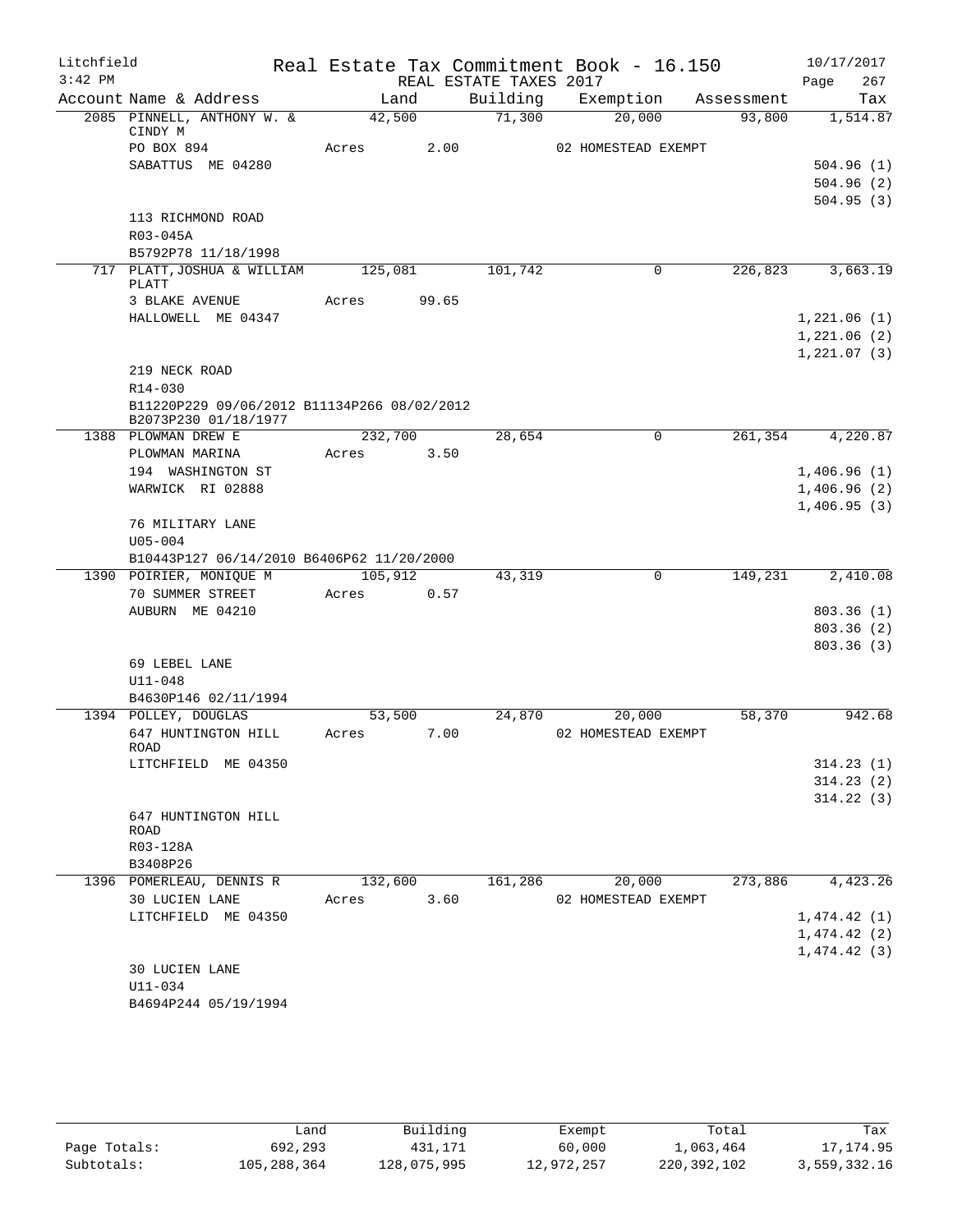Litchfield Real Estate Tax Commitment Book - 16.150 10/17/2017
3:42 PM REAL ESTATE TAXES 2017

| Account | Name & Address | Land | Building | Exemption | Assessment | Tax |
|---|---|---|---|---|---|---|
| 2085 | PINNELL, ANTHONY W. & CINDY M | 42,500 | 71,300 | 20,000 | 93,800 | 1,514.87 |
| | PO BOX 894 | Acres 2.00 | | 02 HOMESTEAD EXEMPT | | |
| | SABATTUS ME 04280 | | | | | 504.96 (1) |
| | | | | | | 504.96 (2) |
| | | | | | | 504.95 (3) |
| | 113 RICHMOND ROAD | | | | | |
| | R03-045A | | | | | |
| | B5792P78 11/18/1998 | | | | | |
| 717 | PLATT,JOSHUA & WILLIAM PLATT | 125,081 | 101,742 | 0 | 226,823 | 3,663.19 |
| | 3 BLAKE AVENUE | Acres 99.65 | | | | |
| | HALLOWELL ME 04347 | | | | | 1,221.06 (1) |
| | | | | | | 1,221.06 (2) |
| | | | | | | 1,221.07 (3) |
| | 219 NECK ROAD | | | | | |
| | R14-030 | | | | | |
| | B11220P229 09/06/2012 B11134P266 08/02/2012 B2073P230 01/18/1977 | | | | | |
| 1388 | PLOWMAN DREW E | 232,700 | 28,654 | 0 | 261,354 | 4,220.87 |
| | PLOWMAN MARINA | Acres 3.50 | | | | |
| | 194 WASHINGTON ST | | | | | 1,406.96 (1) |
| | WARWICK RI 02888 | | | | | 1,406.96 (2) |
| | | | | | | 1,406.95 (3) |
| | 76 MILITARY LANE | | | | | |
| | U05-004 | | | | | |
| | B10443P127 06/14/2010 B6406P62 11/20/2000 | | | | | |
| 1390 | POIRIER, MONIQUE M | 105,912 | 43,319 | 0 | 149,231 | 2,410.08 |
| | 70 SUMMER STREET | Acres 0.57 | | | | |
| | AUBURN ME 04210 | | | | | 803.36 (1) |
| | | | | | | 803.36 (2) |
| | | | | | | 803.36 (3) |
| | 69 LEBEL LANE | | | | | |
| | U11-048 | | | | | |
| | B4630P146 02/11/1994 | | | | | |
| 1394 | POLLEY, DOUGLAS | 53,500 | 24,870 | 20,000 | 58,370 | 942.68 |
| | 647 HUNTINGTON HILL ROAD | Acres 7.00 | | 02 HOMESTEAD EXEMPT | | |
| | LITCHFIELD ME 04350 | | | | | 314.23 (1) |
| | | | | | | 314.23 (2) |
| | | | | | | 314.22 (3) |
| | 647 HUNTINGTON HILL ROAD | | | | | |
| | R03-128A | | | | | |
| | B3408P26 | | | | | |
| 1396 | POMERLEAU, DENNIS R | 132,600 | 161,286 | 20,000 | 273,886 | 4,423.26 |
| | 30 LUCIEN LANE | Acres 3.60 | | 02 HOMESTEAD EXEMPT | | |
| | LITCHFIELD ME 04350 | | | | | 1,474.42 (1) |
| | | | | | | 1,474.42 (2) |
| | | | | | | 1,474.42 (3) |
| | 30 LUCIEN LANE | | | | | |
| | U11-034 | | | | | |
| | B4694P244 05/19/1994 | | | | | |

| | Land | Building | Exempt | Total | Tax |
|---|---|---|---|---|---|
| Page Totals: | 692,293 | 431,171 | 60,000 | 1,063,464 | 17,174.95 |
| Subtotals: | 105,288,364 | 128,075,995 | 12,972,257 | 220,392,102 | 3,559,332.16 |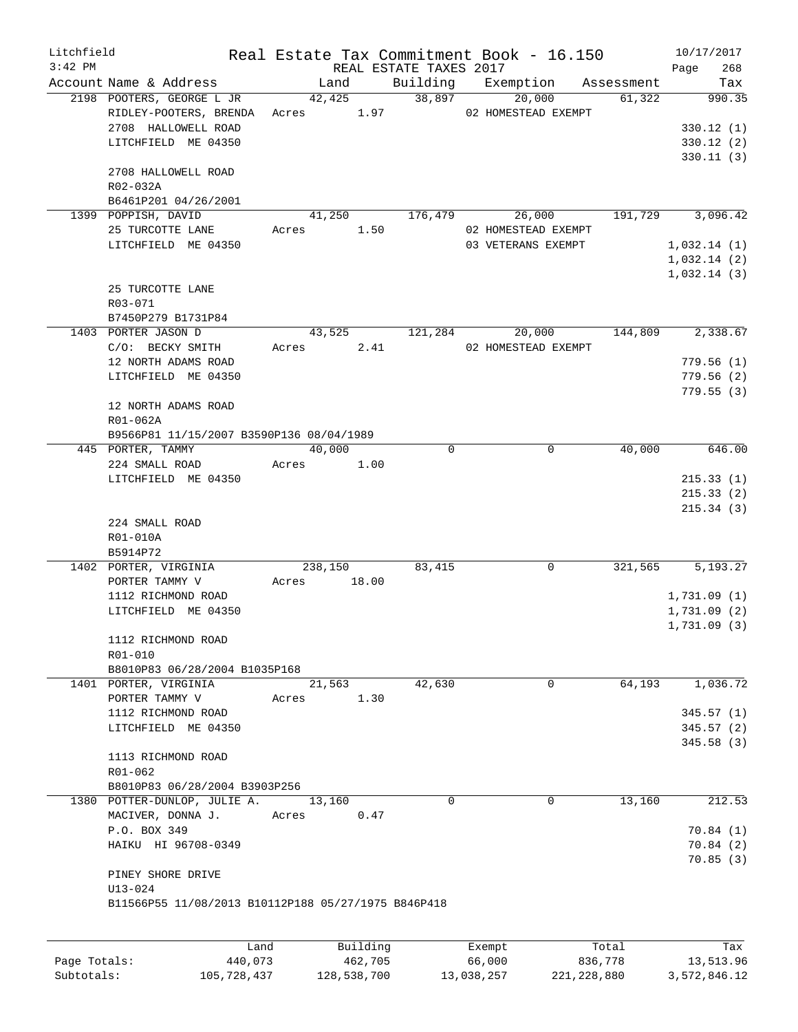# Real Estate Tax Commitment Book - 16.150

Litchfield 3:42 PM — REAL ESTATE TAXES 2017 — 10/17/2017

| Account Name & Address | Land | Building | Exemption | Assessment | Tax |
|---|---|---|---|---|---|
| 2198 POOTERS, GEORGE L JR | 42,425 | 38,897 | 20,000 | 61,322 | 990.35 |
| RIDLEY-POOTERS, BRENDA | Acres 1.97 | | 02 HOMESTEAD EXEMPT | | |
| 2708 HALLOWELL ROAD | | | | | 330.12 (1) |
| LITCHFIELD ME 04350 | | | | | 330.12 (2) |
| | | | | | 330.11 (3) |
| 2708 HALLOWELL ROAD | | | | | |
| R02-032A | | | | | |
| B6461P201 04/26/2001 | | | | | |
| 1399 POPPISH, DAVID | 41,250 | 176,479 | 26,000 | 191,729 | 3,096.42 |
| 25 TURCOTTE LANE | Acres 1.50 | | 02 HOMESTEAD EXEMPT | | |
| LITCHFIELD ME 04350 | | | 03 VETERANS EXEMPT | | 1,032.14 (1) |
| | | | | | 1,032.14 (2) |
| | | | | | 1,032.14 (3) |
| 25 TURCOTTE LANE | | | | | |
| R03-071 | | | | | |
| B7450P279 B1731P84 | | | | | |
| 1403 PORTER JASON D | 43,525 | 121,284 | 20,000 | 144,809 | 2,338.67 |
| C/O: BECKY SMITH | Acres 2.41 | | 02 HOMESTEAD EXEMPT | | |
| 12 NORTH ADAMS ROAD | | | | | 779.56 (1) |
| LITCHFIELD ME 04350 | | | | | 779.56 (2) |
| | | | | | 779.55 (3) |
| 12 NORTH ADAMS ROAD | | | | | |
| R01-062A | | | | | |
| B9566P81 11/15/2007 B3590P136 08/04/1989 | | | | | |
| 445 PORTER, TAMMY | 40,000 | 0 | 0 | 40,000 | 646.00 |
| 224 SMALL ROAD | Acres 1.00 | | | | |
| LITCHFIELD ME 04350 | | | | | 215.33 (1) |
| | | | | | 215.33 (2) |
| | | | | | 215.34 (3) |
| 224 SMALL ROAD | | | | | |
| R01-010A | | | | | |
| B5914P72 | | | | | |
| 1402 PORTER, VIRGINIA | 238,150 | 83,415 | 0 | 321,565 | 5,193.27 |
| PORTER TAMMY V | Acres 18.00 | | | | |
| 1112 RICHMOND ROAD | | | | | 1,731.09 (1) |
| LITCHFIELD ME 04350 | | | | | 1,731.09 (2) |
| | | | | | 1,731.09 (3) |
| 1112 RICHMOND ROAD | | | | | |
| R01-010 | | | | | |
| B8010P83 06/28/2004 B1035P168 | | | | | |
| 1401 PORTER, VIRGINIA | 21,563 | 42,630 | 0 | 64,193 | 1,036.72 |
| PORTER TAMMY V | Acres 1.30 | | | | |
| 1112 RICHMOND ROAD | | | | | 345.57 (1) |
| LITCHFIELD ME 04350 | | | | | 345.57 (2) |
| | | | | | 345.58 (3) |
| 1113 RICHMOND ROAD | | | | | |
| R01-062 | | | | | |
| B8010P83 06/28/2004 B3903P256 | | | | | |
| 1380 POTTER-DUNLOP, JULIE A. | 13,160 | 0 | 0 | 13,160 | 212.53 |
| MACIVER, DONNA J. | Acres 0.47 | | | | |
| P.O. BOX 349 | | | | | 70.84 (1) |
| HAIKU HI 96708-0349 | | | | | 70.84 (2) |
| | | | | | 70.85 (3) |
| PINEY SHORE DRIVE | | | | | |
| U13-024 | | | | | |
| B11566P55 11/08/2013 B10112P188 05/27/1975 B846P418 | | | | | |

| | Land | Building | Exempt | Total | Tax |
|---|---|---|---|---|---|
| Page Totals: | 440,073 | 462,705 | 66,000 | 836,778 | 13,513.96 |
| Subtotals: | 105,728,437 | 128,538,700 | 13,038,257 | 221,228,880 | 3,572,846.12 |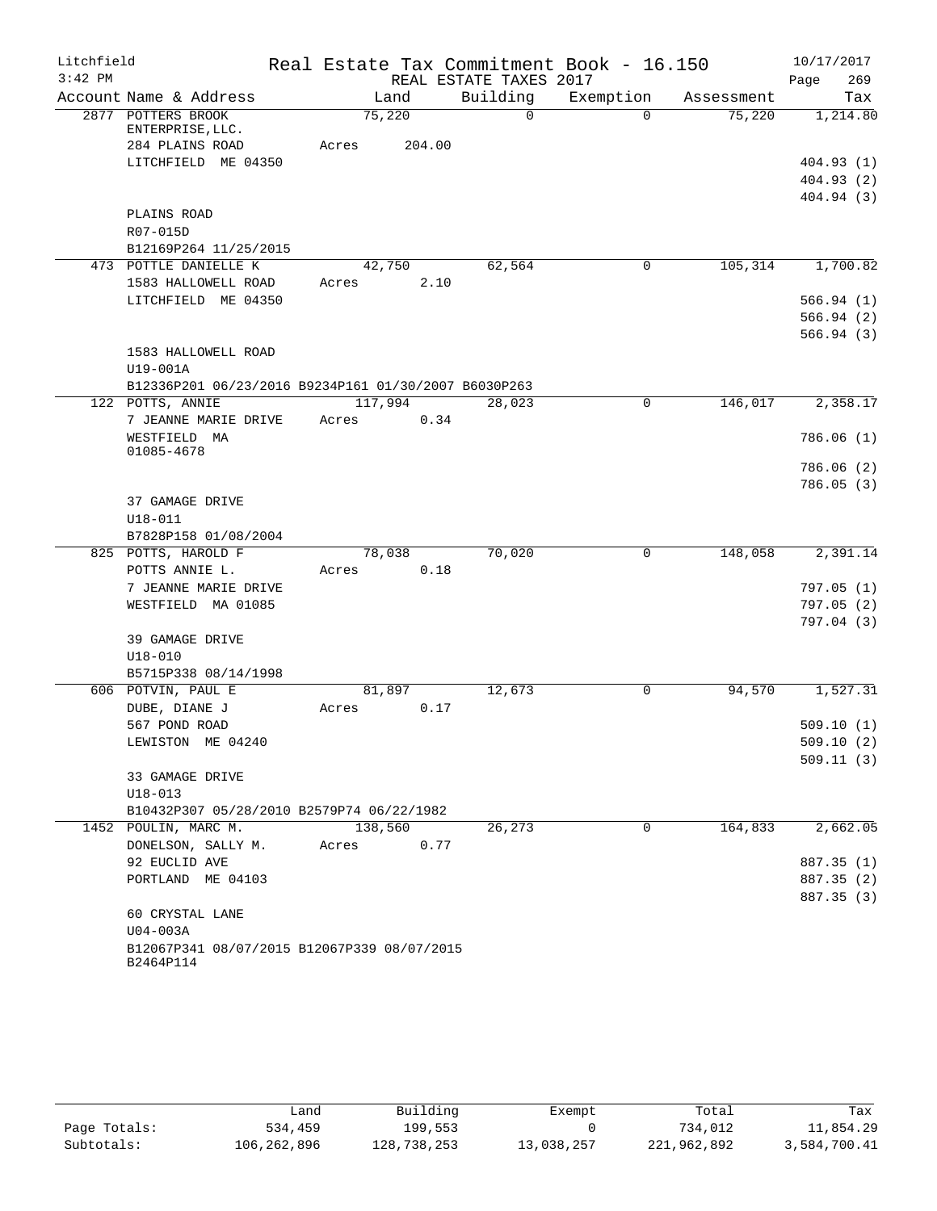Litchfield  
3:42 PM

Real Estate Tax Commitment Book - 16.150  
REAL ESTATE TAXES 2017

10/17/2017

| Account | Name & Address | Land | Building | Exemption | Assessment | Tax |
|---|---|---|---|---|---|---|
| 2877 | POTTERS BROOK ENTERPRISE,LLC. | 75,220 | 0 | 0 | 75,220 | 1,214.80 |
| | 284 PLAINS ROAD | Acres 204.00 | | | | |
| | LITCHFIELD ME 04350 | | | | | 404.93 (1) |
| | | | | | | 404.93 (2) |
| | | | | | | 404.94 (3) |
| | PLAINS ROAD | | | | | |
| | R07-015D | | | | | |
| | B12169P264 11/25/2015 | | | | | |
| 473 | POTTLE DANIELLE K | 42,750 | 62,564 | 0 | 105,314 | 1,700.82 |
| | 1583 HALLOWELL ROAD | Acres 2.10 | | | | |
| | LITCHFIELD ME 04350 | | | | | 566.94 (1) |
| | | | | | | 566.94 (2) |
| | | | | | | 566.94 (3) |
| | 1583 HALLOWELL ROAD | | | | | |
| | U19-001A | | | | | |
| | B12336P201 06/23/2016 B9234P161 01/30/2007 B6030P263 | | | | | |
| 122 | POTTS, ANNIE | 117,994 | 28,023 | 0 | 146,017 | 2,358.17 |
| | 7 JEANNE MARIE DRIVE | Acres 0.34 | | | | |
| | WESTFIELD MA 01085-4678 | | | | | 786.06 (1) |
| | | | | | | 786.06 (2) |
| | | | | | | 786.05 (3) |
| | 37 GAMAGE DRIVE | | | | | |
| | U18-011 | | | | | |
| | B7828P158 01/08/2004 | | | | | |
| 825 | POTTS, HAROLD F | 78,038 | 70,020 | 0 | 148,058 | 2,391.14 |
| | POTTS ANNIE L. | Acres 0.18 | | | | |
| | 7 JEANNE MARIE DRIVE | | | | | 797.05 (1) |
| | WESTFIELD MA 01085 | | | | | 797.05 (2) |
| | | | | | | 797.04 (3) |
| | 39 GAMAGE DRIVE | | | | | |
| | U18-010 | | | | | |
| | B5715P338 08/14/1998 | | | | | |
| 606 | POTVIN, PAUL E | 81,897 | 12,673 | 0 | 94,570 | 1,527.31 |
| | DUBE, DIANE J | Acres 0.17 | | | | |
| | 567 POND ROAD | | | | | 509.10 (1) |
| | LEWISTON ME 04240 | | | | | 509.10 (2) |
| | | | | | | 509.11 (3) |
| | 33 GAMAGE DRIVE | | | | | |
| | U18-013 | | | | | |
| | B10432P307 05/28/2010 B2579P74 06/22/1982 | | | | | |
| 1452 | POULIN, MARC M. | 138,560 | 26,273 | 0 | 164,833 | 2,662.05 |
| | DONELSON, SALLY M. | Acres 0.77 | | | | |
| | 92 EUCLID AVE | | | | | 887.35 (1) |
| | PORTLAND ME 04103 | | | | | 887.35 (2) |
| | | | | | | 887.35 (3) |
| | 60 CRYSTAL LANE | | | | | |
| | U04-003A | | | | | |
| | B12067P341 08/07/2015 B12067P339 08/07/2015 B2464P114 | | | | | |

| | Land | Building | Exempt | Total | Tax |
|---|---|---|---|---|---|
| Page Totals: | 534,459 | 199,553 | 0 | 734,012 | 11,854.29 |
| Subtotals: | 106,262,896 | 128,738,253 | 13,038,257 | 221,962,892 | 3,584,700.41 |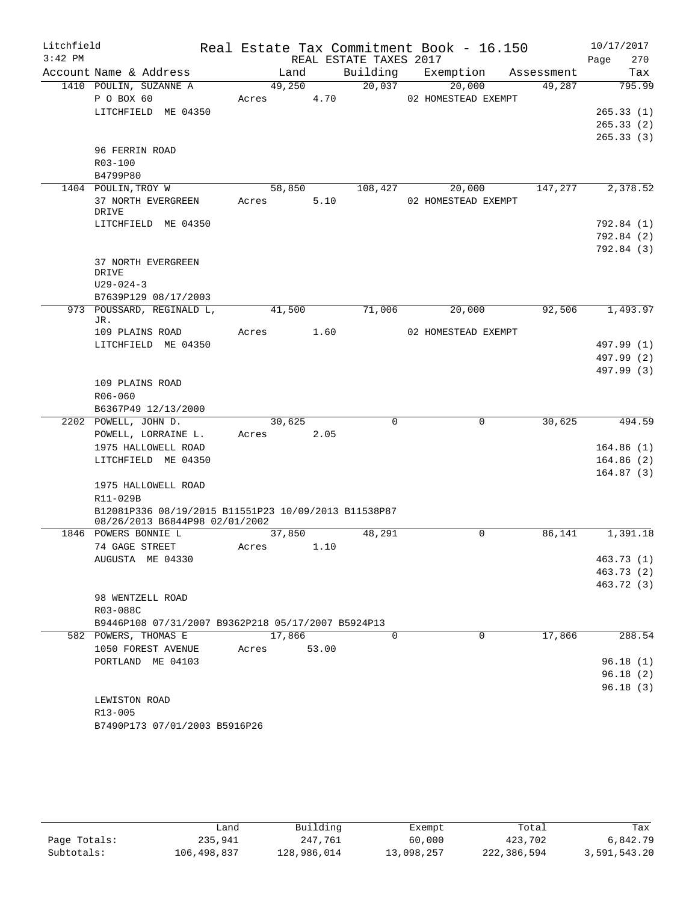Litchfield · Real Estate Tax Commitment Book - 16.150 · 10/17/2017
3:42 PM · REAL ESTATE TAXES 2017

| Account | Name & Address | Land | Building | Exemption | Assessment | Tax |
|---|---|---|---|---|---|---|
| 1410 | POULIN, SUZANNE A | 49,250 | 20,037 | 20,000 | 49,287 | 795.99 |
| | P O BOX 60 | Acres 4.70 | | 02 HOMESTEAD EXEMPT | | |
| | LITCHFIELD ME 04350 | | | | | 265.33 (1) |
| | | | | | | 265.33 (2) |
| | | | | | | 265.33 (3) |
| | 96 FERRIN ROAD | | | | | |
| | R03-100 | | | | | |
| | B4799P80 | | | | | |
| 1404 | POULIN, TROY W | 58,850 | 108,427 | 20,000 | 147,277 | 2,378.52 |
| | 37 NORTH EVERGREEN DRIVE | Acres 5.10 | | 02 HOMESTEAD EXEMPT | | |
| | LITCHFIELD ME 04350 | | | | | 792.84 (1) |
| | | | | | | 792.84 (2) |
| | | | | | | 792.84 (3) |
| | 37 NORTH EVERGREEN DRIVE | | | | | |
| | U29-024-3 | | | | | |
| | B7639P129 08/17/2003 | | | | | |
| 973 | POUSSARD, REGINALD L, JR. | 41,500 | 71,006 | 20,000 | 92,506 | 1,493.97 |
| | 109 PLAINS ROAD | Acres 1.60 | | 02 HOMESTEAD EXEMPT | | |
| | LITCHFIELD ME 04350 | | | | | 497.99 (1) |
| | | | | | | 497.99 (2) |
| | | | | | | 497.99 (3) |
| | 109 PLAINS ROAD | | | | | |
| | R06-060 | | | | | |
| | B6367P49 12/13/2000 | | | | | |
| 2202 | POWELL, JOHN D. | 30,625 | 0 | 0 | 30,625 | 494.59 |
| | POWELL, LORRAINE L. | Acres 2.05 | | | | |
| | 1975 HALLOWELL ROAD | | | | | 164.86 (1) |
| | LITCHFIELD ME 04350 | | | | | 164.86 (2) |
| | | | | | | 164.87 (3) |
| | 1975 HALLOWELL ROAD | | | | | |
| | R11-029B | | | | | |
| | B12081P336 08/19/2015 B11551P23 10/09/2013 B11538P87 08/26/2013 B6844P98 02/01/2002 | | | | | |
| 1846 | POWERS BONNIE L | 37,850 | 48,291 | 0 | 86,141 | 1,391.18 |
| | 74 GAGE STREET | Acres 1.10 | | | | |
| | AUGUSTA ME 04330 | | | | | 463.73 (1) |
| | | | | | | 463.73 (2) |
| | | | | | | 463.72 (3) |
| | 98 WENTZELL ROAD | | | | | |
| | R03-088C | | | | | |
| | B9446P108 07/31/2007 B9362P218 05/17/2007 B5924P13 | | | | | |
| 582 | POWERS, THOMAS E | 17,866 | 0 | 0 | 17,866 | 288.54 |
| | 1050 FOREST AVENUE | Acres 53.00 | | | | |
| | PORTLAND ME 04103 | | | | | 96.18 (1) |
| | | | | | | 96.18 (2) |
| | | | | | | 96.18 (3) |
| | LEWISTON ROAD | | | | | |
| | R13-005 | | | | | |
| | B7490P173 07/01/2003 B5916P26 | | | | | |

| | Land | Building | Exempt | Total | Tax |
|---|---|---|---|---|---|
| Page Totals: | 235,941 | 247,761 | 60,000 | 423,702 | 6,842.79 |
| Subtotals: | 106,498,837 | 128,986,014 | 13,098,257 | 222,386,594 | 3,591,543.20 |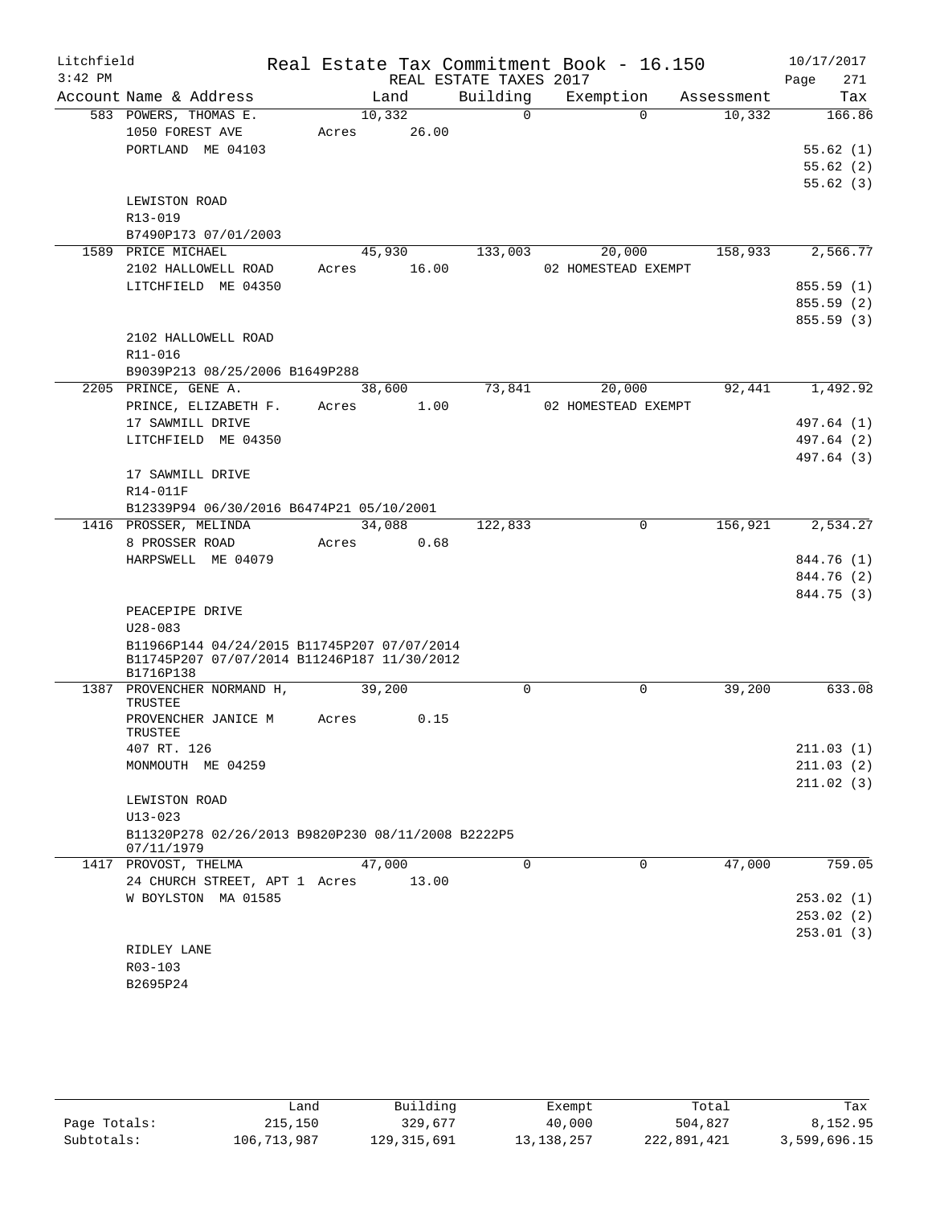Litchfield  
3:42 PM

# Real Estate Tax Commitment Book - 16.150

REAL ESTATE TAXES 2017

10/17/2017  
Page 271

| Account Name & Address | Land | Building | Exemption | Assessment | Tax |
|---|---|---|---|---|---|
| 583 POWERS, THOMAS E. | 10,332 | 0 | 0 | 10,332 | 166.86 |
| 1050 FOREST AVE | Acres 26.00 | | | | |
| PORTLAND ME 04103 | | | | | 55.62 (1) |
| | | | | | 55.62 (2) |
| | | | | | 55.62 (3) |
| LEWISTON ROAD | | | | | |
| R13-019 | | | | | |
| B7490P173 07/01/2003 | | | | | |
| 1589 PRICE MICHAEL | 45,930 | 133,003 | 20,000 | 158,933 | 2,566.77 |
| 2102 HALLOWELL ROAD | Acres 16.00 | | 02 HOMESTEAD EXEMPT | | |
| LITCHFIELD ME 04350 | | | | | 855.59 (1) |
| | | | | | 855.59 (2) |
| | | | | | 855.59 (3) |
| 2102 HALLOWELL ROAD | | | | | |
| R11-016 | | | | | |
| B9039P213 08/25/2006 B1649P288 | | | | | |
| 2205 PRINCE, GENE A. | 38,600 | 73,841 | 20,000 | 92,441 | 1,492.92 |
| PRINCE, ELIZABETH F. | Acres 1.00 | | 02 HOMESTEAD EXEMPT | | |
| 17 SAWMILL DRIVE | | | | | 497.64 (1) |
| LITCHFIELD ME 04350 | | | | | 497.64 (2) |
| | | | | | 497.64 (3) |
| 17 SAWMILL DRIVE | | | | | |
| R14-011F | | | | | |
| B12339P94 06/30/2016 B6474P21 05/10/2001 | | | | | |
| 1416 PROSSER, MELINDA | 34,088 | 122,833 | 0 | 156,921 | 2,534.27 |
| 8 PROSSER ROAD | Acres 0.68 | | | | |
| HARPSWELL ME 04079 | | | | | 844.76 (1) |
| | | | | | 844.76 (2) |
| | | | | | 844.75 (3) |
| PEACEPIPE DRIVE | | | | | |
| U28-083 | | | | | |
| B11966P144 04/24/2015 B11745P207 07/07/2014 B11745P207 07/07/2014 B11246P187 11/30/2012 B1716P138 | | | | | |
| 1387 PROVENCHER NORMAND H, TRUSTEE | 39,200 | 0 | 0 | 39,200 | 633.08 |
| PROVENCHER JANICE M TRUSTEE | Acres 0.15 | | | | |
| 407 RT. 126 | | | | | 211.03 (1) |
| MONMOUTH ME 04259 | | | | | 211.03 (2) |
| | | | | | 211.02 (3) |
| LEWISTON ROAD | | | | | |
| U13-023 | | | | | |
| B11320P278 02/26/2013 B9820P230 08/11/2008 B2222P5 07/11/1979 | | | | | |
| 1417 PROVOST, THELMA | 47,000 | 0 | 0 | 47,000 | 759.05 |
| 24 CHURCH STREET, APT 1 | Acres 13.00 | | | | |
| W BOYLSTON MA 01585 | | | | | 253.02 (1) |
| | | | | | 253.02 (2) |
| | | | | | 253.01 (3) |
| RIDLEY LANE | | | | | |
| R03-103 | | | | | |
| B2695P24 | | | | | |

| | Land | Building | Exempt | Total | Tax |
|---|---|---|---|---|---|
| Page Totals: | 215,150 | 329,677 | 40,000 | 504,827 | 8,152.95 |
| Subtotals: | 106,713,987 | 129,315,691 | 13,138,257 | 222,891,421 | 3,599,696.15 |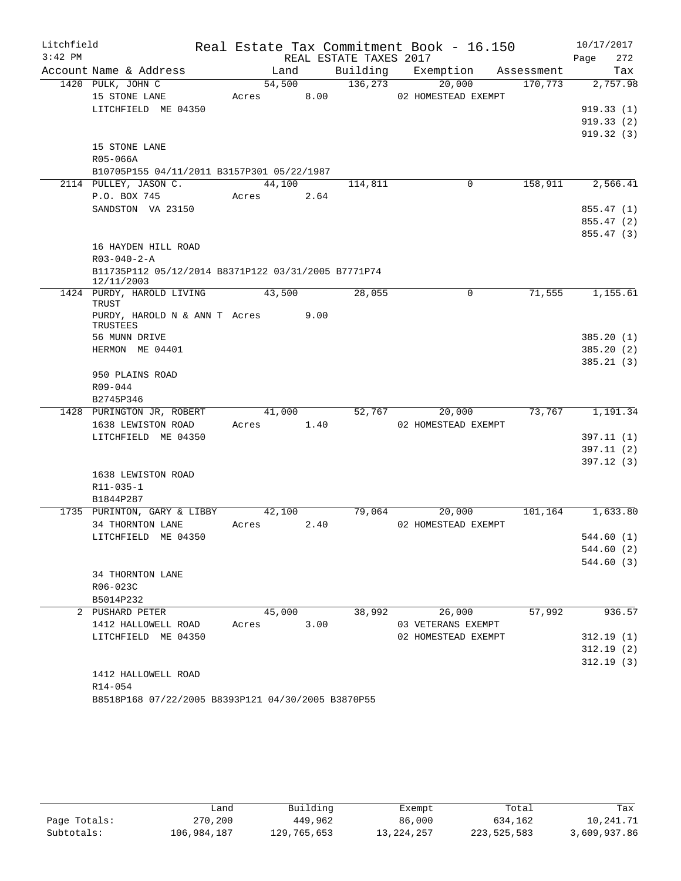Litchfield Real Estate Tax Commitment Book - 16.150 10/17/2017
3:42 PM REAL ESTATE TAXES 2017

| Account | Name & Address | Land | Building | Exemption | Assessment | Tax |
|---|---|---|---|---|---|---|
| 1420 | PULK, JOHN C | 54,500 | 136,273 | 20,000 | 170,773 | 2,757.98 |
| | 15 STONE LANE | Acres 8.00 | | 02 HOMESTEAD EXEMPT | | |
| | LITCHFIELD ME 04350 | | | | | 919.33 (1) |
| | | | | | | 919.33 (2) |
| | | | | | | 919.32 (3) |
| | 15 STONE LANE | | | | | |
| | R05-066A | | | | | |
| | B10705P155 04/11/2011 B3157P301 05/22/1987 | | | | | |
| 2114 | PULLEY, JASON C. | 44,100 | 114,811 | 0 | 158,911 | 2,566.41 |
| | P.O. BOX 745 | Acres 2.64 | | | | |
| | SANDSTON VA 23150 | | | | | 855.47 (1) |
| | | | | | | 855.47 (2) |
| | | | | | | 855.47 (3) |
| | 16 HAYDEN HILL ROAD | | | | | |
| | R03-040-2-A | | | | | |
| | B11735P112 05/12/2014 B8371P122 03/31/2005 B7771P74 12/11/2003 | | | | | |
| 1424 | PURDY, HAROLD LIVING TRUST | 43,500 | 28,055 | 0 | 71,555 | 1,155.61 |
| | PURDY, HAROLD N & ANN T TRUSTEES | Acres 9.00 | | | | |
| | 56 MUNN DRIVE | | | | | 385.20 (1) |
| | HERMON ME 04401 | | | | | 385.20 (2) |
| | | | | | | 385.21 (3) |
| | 950 PLAINS ROAD | | | | | |
| | R09-044 | | | | | |
| | B2745P346 | | | | | |
| 1428 | PURINGTON JR, ROBERT | 41,000 | 52,767 | 20,000 | 73,767 | 1,191.34 |
| | 1638 LEWISTON ROAD | Acres 1.40 | | 02 HOMESTEAD EXEMPT | | |
| | LITCHFIELD ME 04350 | | | | | 397.11 (1) |
| | | | | | | 397.11 (2) |
| | | | | | | 397.12 (3) |
| | 1638 LEWISTON ROAD | | | | | |
| | R11-035-1 | | | | | |
| | B1844P287 | | | | | |
| 1735 | PURINTON, GARY & LIBBY | 42,100 | 79,064 | 20,000 | 101,164 | 1,633.80 |
| | 34 THORNTON LANE | Acres 2.40 | | 02 HOMESTEAD EXEMPT | | |
| | LITCHFIELD ME 04350 | | | | | 544.60 (1) |
| | | | | | | 544.60 (2) |
| | | | | | | 544.60 (3) |
| | 34 THORNTON LANE | | | | | |
| | R06-023C | | | | | |
| | B5014P232 | | | | | |
| 2 | PUSHARD PETER | 45,000 | 38,992 | 26,000 | 57,992 | 936.57 |
| | 1412 HALLOWELL ROAD | Acres 3.00 | | 03 VETERANS EXEMPT | | |
| | LITCHFIELD ME 04350 | | | 02 HOMESTEAD EXEMPT | | 312.19 (1) |
| | | | | | | 312.19 (2) |
| | | | | | | 312.19 (3) |
| | 1412 HALLOWELL ROAD | | | | | |
| | R14-054 | | | | | |
| | B8518P168 07/22/2005 B8393P121 04/30/2005 B3870P55 | | | | | |

| | Land | Building | Exempt | Total | Tax |
|---|---|---|---|---|---|
| Page Totals: | 270,200 | 449,962 | 86,000 | 634,162 | 10,241.71 |
| Subtotals: | 106,984,187 | 129,765,653 | 13,224,257 | 223,525,583 | 3,609,937.86 |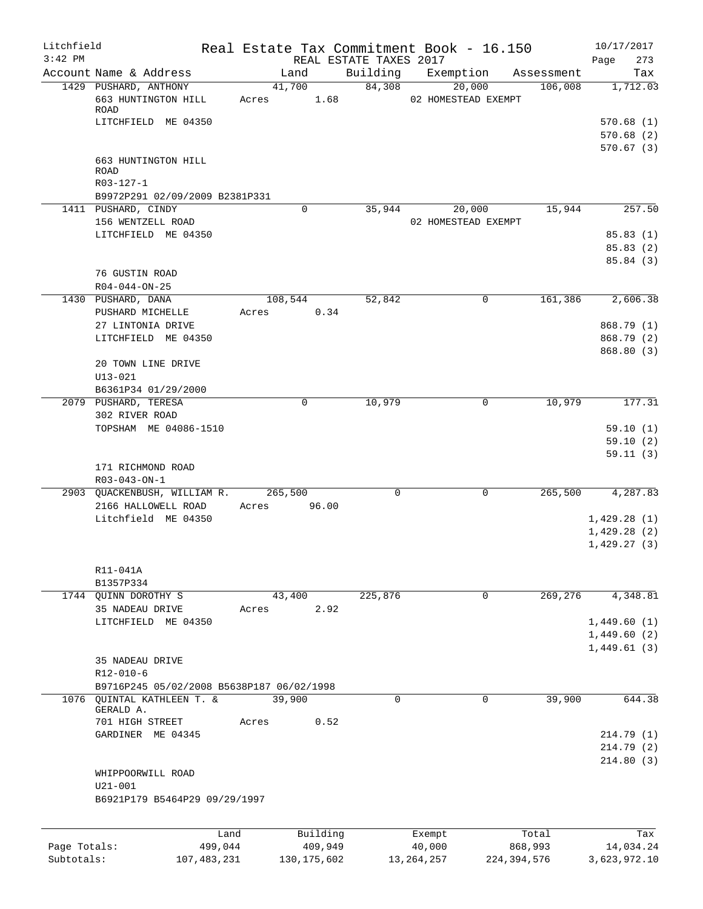Litchfield
3:42 PM

Real Estate Tax Commitment Book - 16.150
REAL ESTATE TAXES 2017

10/17/2017

| Account Name & Address | Land | Building | Exemption | Assessment | Tax |
|---|---|---|---|---|---|
| 1429 PUSHARD, ANTHONY | 41,700 | 84,308 | 20,000 | 106,008 | 1,712.03 |
| 663 HUNTINGTON HILL ROAD | Acres 1.68 | | 02 HOMESTEAD EXEMPT | | |
| LITCHFIELD ME 04350 | | | | | 570.68 (1) |
| | | | | | 570.68 (2) |
| | | | | | 570.67 (3) |
| 663 HUNTINGTON HILL ROAD | | | | | |
| R03-127-1 | | | | | |
| B9972P291 02/09/2009 B2381P331 | | | | | |
| 1411 PUSHARD, CINDY | 0 | 35,944 | 20,000 | 15,944 | 257.50 |
| 156 WENTZELL ROAD | | | 02 HOMESTEAD EXEMPT | | |
| LITCHFIELD ME 04350 | | | | | 85.83 (1) |
| | | | | | 85.83 (2) |
| | | | | | 85.84 (3) |
| 76 GUSTIN ROAD | | | | | |
| R04-044-ON-25 | | | | | |
| 1430 PUSHARD, DANA | 108,544 | 52,842 | 0 | 161,386 | 2,606.38 |
| PUSHARD MICHELLE | Acres 0.34 | | | | |
| 27 LINTONIA DRIVE | | | | | 868.79 (1) |
| LITCHFIELD ME 04350 | | | | | 868.79 (2) |
| | | | | | 868.80 (3) |
| 20 TOWN LINE DRIVE | | | | | |
| U13-021 | | | | | |
| B6361P34 01/29/2000 | | | | | |
| 2079 PUSHARD, TERESA | 0 | 10,979 | 0 | 10,979 | 177.31 |
| 302 RIVER ROAD | | | | | |
| TOPSHAM ME 04086-1510 | | | | | 59.10 (1) |
| | | | | | 59.10 (2) |
| | | | | | 59.11 (3) |
| 171 RICHMOND ROAD | | | | | |
| R03-043-ON-1 | | | | | |
| 2903 QUACKENBUSH, WILLIAM R. | 265,500 | 0 | 0 | 265,500 | 4,287.83 |
| 2166 HALLOWELL ROAD | Acres 96.00 | | | | |
| Litchfield ME 04350 | | | | | 1,429.28 (1) |
| | | | | | 1,429.28 (2) |
| | | | | | 1,429.27 (3) |
| R11-041A | | | | | |
| B1357P334 | | | | | |
| 1744 QUINN DOROTHY S | 43,400 | 225,876 | 0 | 269,276 | 4,348.81 |
| 35 NADEAU DRIVE | Acres 2.92 | | | | |
| LITCHFIELD ME 04350 | | | | | 1,449.60 (1) |
| | | | | | 1,449.60 (2) |
| | | | | | 1,449.61 (3) |
| 35 NADEAU DRIVE | | | | | |
| R12-010-6 | | | | | |
| B9716P245 05/02/2008 B5638P187 06/02/1998 | | | | | |
| 1076 QUINTAL KATHLEEN T. & GERALD A. | 39,900 | 0 | 0 | 39,900 | 644.38 |
| 701 HIGH STREET | Acres 0.52 | | | | |
| GARDINER ME 04345 | | | | | 214.79 (1) |
| | | | | | 214.79 (2) |
| | | | | | 214.80 (3) |
| WHIPPOORWILL ROAD | | | | | |
| U21-001 | | | | | |
| B6921P179 B5464P29 09/29/1997 | | | | | |

| | Land | Building | Exempt | Total | Tax |
|---|---|---|---|---|---|
| Page Totals: | 499,044 | 409,949 | 40,000 | 868,993 | 14,034.24 |
| Subtotals: | 107,483,231 | 130,175,602 | 13,264,257 | 224,394,576 | 3,623,972.10 |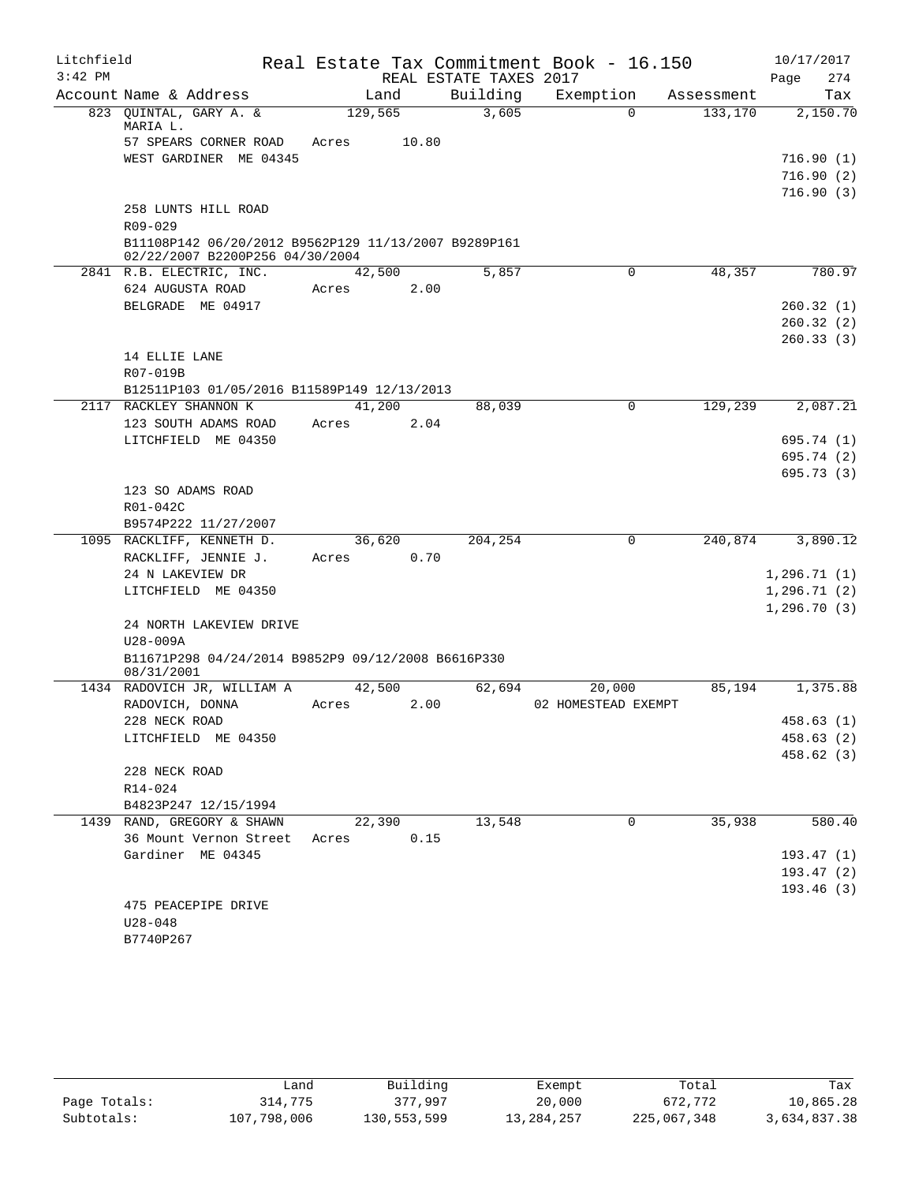Litchfield
3:42 PM

Real Estate Tax Commitment Book - 16.150
REAL ESTATE TAXES 2017

10/17/2017

| Account | Name & Address | Land | Building | Exemption | Assessment | Tax |
|---|---|---|---|---|---|---|
| 823 | QUINTAL, GARY A. & MARIA L. | 129,565 | 3,605 | 0 | 133,170 | 2,150.70 |
| | 57 SPEARS CORNER ROAD | Acres 10.80 | | | | |
| | WEST GARDINER ME 04345 | | | | | 716.90 (1) |
| | | | | | | 716.90 (2) |
| | | | | | | 716.90 (3) |
| | 258 LUNTS HILL ROAD | | | | | |
| | R09-029 | | | | | |
| | B11108P142 06/20/2012 B9562P129 11/13/2007 B9289P161 02/22/2007 B2200P256 04/30/2004 | | | | | |
| 2841 | R.B. ELECTRIC, INC. | 42,500 | 5,857 | 0 | 48,357 | 780.97 |
| | 624 AUGUSTA ROAD | Acres 2.00 | | | | |
| | BELGRADE ME 04917 | | | | | 260.32 (1) |
| | | | | | | 260.32 (2) |
| | | | | | | 260.33 (3) |
| | 14 ELLIE LANE | | | | | |
| | R07-019B | | | | | |
| | B12511P103 01/05/2016 B11589P149 12/13/2013 | | | | | |
| 2117 | RACKLEY SHANNON K | 41,200 | 88,039 | 0 | 129,239 | 2,087.21 |
| | 123 SOUTH ADAMS ROAD | Acres 2.04 | | | | |
| | LITCHFIELD ME 04350 | | | | | 695.74 (1) |
| | | | | | | 695.74 (2) |
| | | | | | | 695.73 (3) |
| | 123 SO ADAMS ROAD | | | | | |
| | R01-042C | | | | | |
| | B9574P222 11/27/2007 | | | | | |
| 1095 | RACKLIFF, KENNETH D. | 36,620 | 204,254 | 0 | 240,874 | 3,890.12 |
| | RACKLIFF, JENNIE J. | Acres 0.70 | | | | |
| | 24 N LAKEVIEW DR | | | | | 1,296.71 (1) |
| | LITCHFIELD ME 04350 | | | | | 1,296.71 (2) |
| | | | | | | 1,296.70 (3) |
| | 24 NORTH LAKEVIEW DRIVE | | | | | |
| | U28-009A | | | | | |
| | B11671P298 04/24/2014 B9852P9 09/12/2008 B6616P330 08/31/2001 | | | | | |
| 1434 | RADOVICH JR, WILLIAM A | 42,500 | 62,694 | 20,000 | 85,194 | 1,375.88 |
| | RADOVICH, DONNA | Acres 2.00 | | 02 HOMESTEAD EXEMPT | | |
| | 228 NECK ROAD | | | | | 458.63 (1) |
| | LITCHFIELD ME 04350 | | | | | 458.63 (2) |
| | | | | | | 458.62 (3) |
| | 228 NECK ROAD | | | | | |
| | R14-024 | | | | | |
| | B4823P247 12/15/1994 | | | | | |
| 1439 | RAND, GREGORY & SHAWN | 22,390 | 13,548 | 0 | 35,938 | 580.40 |
| | 36 Mount Vernon Street | Acres 0.15 | | | | |
| | Gardiner ME 04345 | | | | | 193.47 (1) |
| | | | | | | 193.47 (2) |
| | | | | | | 193.46 (3) |
| | 475 PEACEPIPE DRIVE | | | | | |
| | U28-048 | | | | | |
| | B7740P267 | | | | | |

| | Land | Building | Exempt | Total | Tax |
|---|---|---|---|---|---|
| Page Totals: | 314,775 | 377,997 | 20,000 | 672,772 | 10,865.28 |
| Subtotals: | 107,798,006 | 130,553,599 | 13,284,257 | 225,067,348 | 3,634,837.38 |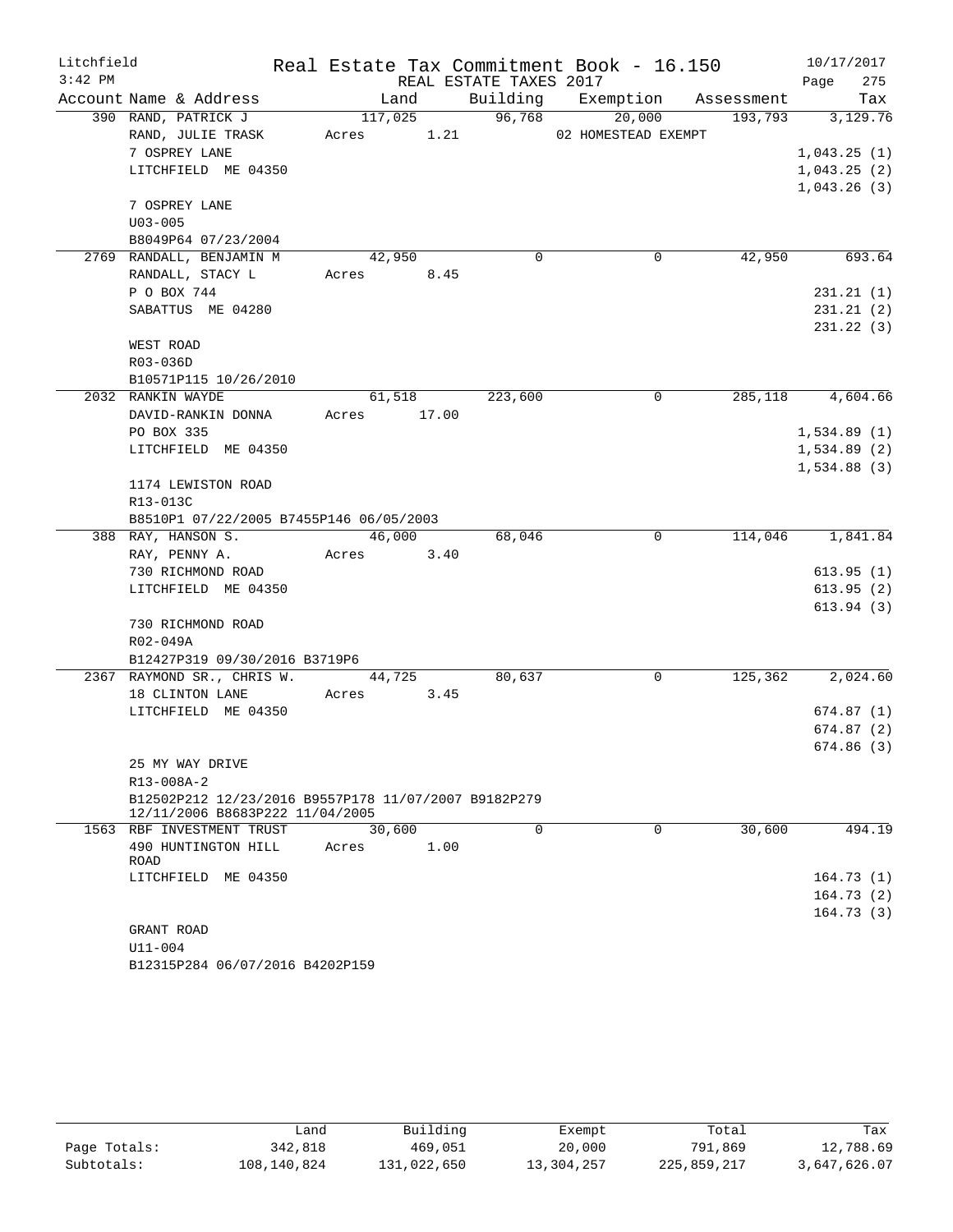Litchfield
3:42 PM

Real Estate Tax Commitment Book - 16.150
REAL ESTATE TAXES 2017

10/17/2017
Page 275

| Account Name & Address | Land | Building | Exemption | Assessment | Tax |
|---|---|---|---|---|---|
| 390 RAND, PATRICK J | 117,025 | 96,768 | 20,000 | 193,793 | 3,129.76 |
| RAND, JULIE TRASK | Acres 1.21 | | 02 HOMESTEAD EXEMPT | | |
| 7 OSPREY LANE | | | | | 1,043.25 (1) |
| LITCHFIELD ME 04350 | | | | | 1,043.25 (2) |
| | | | | | 1,043.26 (3) |
| 7 OSPREY LANE | | | | | |
| U03-005 | | | | | |
| B8049P64 07/23/2004 | | | | | |
| 2769 RANDALL, BENJAMIN M | 42,950 | 0 | 0 | 42,950 | 693.64 |
| RANDALL, STACY L | Acres 8.45 | | | | |
| P O BOX 744 | | | | | 231.21 (1) |
| SABATTUS ME 04280 | | | | | 231.21 (2) |
| | | | | | 231.22 (3) |
| WEST ROAD | | | | | |
| R03-036D | | | | | |
| B10571P115 10/26/2010 | | | | | |
| 2032 RANKIN WAYDE | 61,518 | 223,600 | 0 | 285,118 | 4,604.66 |
| DAVID-RANKIN DONNA | Acres 17.00 | | | | |
| PO BOX 335 | | | | | 1,534.89 (1) |
| LITCHFIELD ME 04350 | | | | | 1,534.89 (2) |
| | | | | | 1,534.88 (3) |
| 1174 LEWISTON ROAD | | | | | |
| R13-013C | | | | | |
| B8510P1 07/22/2005 B7455P146 06/05/2003 | | | | | |
| 388 RAY, HANSON S. | 46,000 | 68,046 | 0 | 114,046 | 1,841.84 |
| RAY, PENNY A. | Acres 3.40 | | | | |
| 730 RICHMOND ROAD | | | | | 613.95 (1) |
| LITCHFIELD ME 04350 | | | | | 613.95 (2) |
| | | | | | 613.94 (3) |
| 730 RICHMOND ROAD | | | | | |
| R02-049A | | | | | |
| B12427P319 09/30/2016 B3719P6 | | | | | |
| 2367 RAYMOND SR., CHRIS W. | 44,725 | 80,637 | 0 | 125,362 | 2,024.60 |
| 18 CLINTON LANE | Acres 3.45 | | | | |
| LITCHFIELD ME 04350 | | | | | 674.87 (1) |
| | | | | | 674.87 (2) |
| | | | | | 674.86 (3) |
| 25 MY WAY DRIVE | | | | | |
| R13-008A-2 | | | | | |
| B12502P212 12/23/2016 B9557P178 11/07/2007 B9182P279 12/11/2006 B8683P222 11/04/2005 | | | | | |
| 1563 RBF INVESTMENT TRUST | 30,600 | 0 | 0 | 30,600 | 494.19 |
| 490 HUNTINGTON HILL ROAD | Acres 1.00 | | | | |
| LITCHFIELD ME 04350 | | | | | 164.73 (1) |
| | | | | | 164.73 (2) |
| | | | | | 164.73 (3) |
| GRANT ROAD | | | | | |
| U11-004 | | | | | |
| B12315P284 06/07/2016 B4202P159 | | | | | |

| | Land | Building | Exempt | Total | Tax |
|---|---|---|---|---|---|
| Page Totals: | 342,818 | 469,051 | 20,000 | 791,869 | 12,788.69 |
| Subtotals: | 108,140,824 | 131,022,650 | 13,304,257 | 225,859,217 | 3,647,626.07 |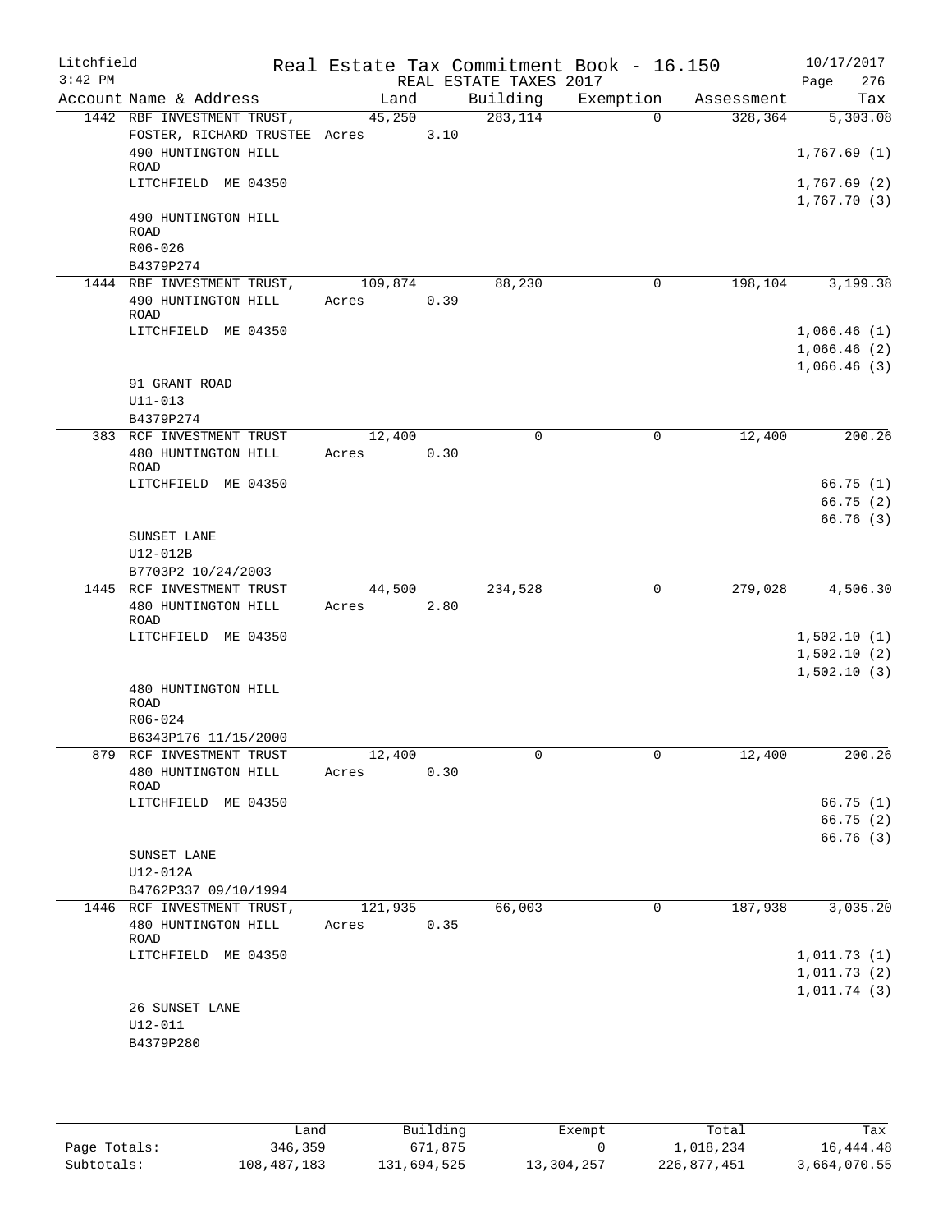Litchfield
3:42 PM

Real Estate Tax Commitment Book - 16.150
REAL ESTATE TAXES 2017

10/17/2017

| Account | Name & Address | Land | Building | Exemption | Assessment | Tax |
|---|---|---|---|---|---|---|
| 1442 | RBF INVESTMENT TRUST, | 45,250 | 283,114 | 0 | 328,364 | 5,303.08 |
| | FOSTER, RICHARD TRUSTEE | Acres 3.10 | | | | |
| | 490 HUNTINGTON HILL ROAD | | | | | 1,767.69 (1) |
| | LITCHFIELD ME 04350 | | | | | 1,767.69 (2) |
| | | | | | | 1,767.70 (3) |
| | 490 HUNTINGTON HILL ROAD | | | | | |
| | R06-026 | | | | | |
| | B4379P274 | | | | | |
| 1444 | RBF INVESTMENT TRUST, | 109,874 | 88,230 | 0 | 198,104 | 3,199.38 |
| | 490 HUNTINGTON HILL ROAD | Acres 0.39 | | | | |
| | LITCHFIELD ME 04350 | | | | | 1,066.46 (1) |
| | | | | | | 1,066.46 (2) |
| | | | | | | 1,066.46 (3) |
| | 91 GRANT ROAD | | | | | |
| | U11-013 | | | | | |
| | B4379P274 | | | | | |
| 383 | RCF INVESTMENT TRUST | 12,400 | 0 | 0 | 12,400 | 200.26 |
| | 480 HUNTINGTON HILL ROAD | Acres 0.30 | | | | |
| | LITCHFIELD ME 04350 | | | | | 66.75 (1) |
| | | | | | | 66.75 (2) |
| | | | | | | 66.76 (3) |
| | SUNSET LANE | | | | | |
| | U12-012B | | | | | |
| | B7703P2 10/24/2003 | | | | | |
| 1445 | RCF INVESTMENT TRUST | 44,500 | 234,528 | 0 | 279,028 | 4,506.30 |
| | 480 HUNTINGTON HILL ROAD | Acres 2.80 | | | | |
| | LITCHFIELD ME 04350 | | | | | 1,502.10 (1) |
| | | | | | | 1,502.10 (2) |
| | | | | | | 1,502.10 (3) |
| | 480 HUNTINGTON HILL ROAD | | | | | |
| | R06-024 | | | | | |
| | B6343P176 11/15/2000 | | | | | |
| 879 | RCF INVESTMENT TRUST | 12,400 | 0 | 0 | 12,400 | 200.26 |
| | 480 HUNTINGTON HILL ROAD | Acres 0.30 | | | | |
| | LITCHFIELD ME 04350 | | | | | 66.75 (1) |
| | | | | | | 66.75 (2) |
| | | | | | | 66.76 (3) |
| | SUNSET LANE | | | | | |
| | U12-012A | | | | | |
| | B4762P337 09/10/1994 | | | | | |
| 1446 | RCF INVESTMENT TRUST, | 121,935 | 66,003 | 0 | 187,938 | 3,035.20 |
| | 480 HUNTINGTON HILL ROAD | Acres 0.35 | | | | |
| | LITCHFIELD ME 04350 | | | | | 1,011.73 (1) |
| | | | | | | 1,011.73 (2) |
| | | | | | | 1,011.74 (3) |
| | 26 SUNSET LANE | | | | | |
| | U12-011 | | | | | |
| | B4379P280 | | | | | |

| | Land | Building | Exempt | Total | Tax |
|---|---|---|---|---|---|
| Page Totals: | 346,359 | 671,875 | 0 | 1,018,234 | 16,444.48 |
| Subtotals: | 108,487,183 | 131,694,525 | 13,304,257 | 226,877,451 | 3,664,070.55 |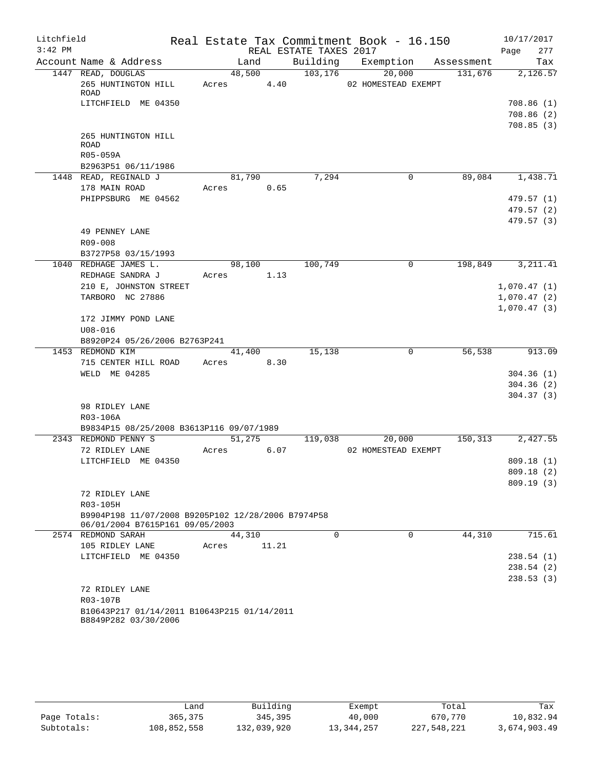Litchfield
3:42 PM

Real Estate Tax Commitment Book - 16.150
REAL ESTATE TAXES 2017

10/17/2017
Page 277

| Account | Name & Address | Land | Building | Exemption | Assessment | Tax |
|---|---|---|---|---|---|---|
| 1447 | READ, DOUGLAS | 48,500 | 103,176 | 20,000 | 131,676 | 2,126.57 |
| | 265 HUNTINGTON HILL ROAD | Acres 4.40 | | 02 HOMESTEAD EXEMPT | | |
| | LITCHFIELD ME 04350 | | | | | 708.86 (1) |
| | | | | | | 708.86 (2) |
| | | | | | | 708.85 (3) |
| | 265 HUNTINGTON HILL ROAD | | | | | |
| | R05-059A | | | | | |
| | B2963P51 06/11/1986 | | | | | |
| 1448 | READ, REGINALD J | 81,790 | 7,294 | 0 | 89,084 | 1,438.71 |
| | 178 MAIN ROAD | Acres 0.65 | | | | |
| | PHIPPSBURG ME 04562 | | | | | 479.57 (1) |
| | | | | | | 479.57 (2) |
| | | | | | | 479.57 (3) |
| | 49 PENNEY LANE | | | | | |
| | R09-008 | | | | | |
| | B3727P58 03/15/1993 | | | | | |
| 1040 | REDHAGE JAMES L. | 98,100 | 100,749 | 0 | 198,849 | 3,211.41 |
| | REDHAGE SANDRA J | Acres 1.13 | | | | |
| | 210 E, JOHNSTON STREET | | | | | 1,070.47 (1) |
| | TARBORO NC 27886 | | | | | 1,070.47 (2) |
| | | | | | | 1,070.47 (3) |
| | 172 JIMMY POND LANE | | | | | |
| | U08-016 | | | | | |
| | B8920P24 05/26/2006 B2763P241 | | | | | |
| 1453 | REDMOND KIM | 41,400 | 15,138 | 0 | 56,538 | 913.09 |
| | 715 CENTER HILL ROAD | Acres 8.30 | | | | |
| | WELD ME 04285 | | | | | 304.36 (1) |
| | | | | | | 304.36 (2) |
| | | | | | | 304.37 (3) |
| | 98 RIDLEY LANE | | | | | |
| | R03-106A | | | | | |
| | B9834P15 08/25/2008 B3613P116 09/07/1989 | | | | | |
| 2343 | REDMOND PENNY S | 51,275 | 119,038 | 20,000 | 150,313 | 2,427.55 |
| | 72 RIDLEY LANE | Acres 6.07 | | 02 HOMESTEAD EXEMPT | | |
| | LITCHFIELD ME 04350 | | | | | 809.18 (1) |
| | | | | | | 809.18 (2) |
| | | | | | | 809.19 (3) |
| | 72 RIDLEY LANE | | | | | |
| | R03-105H | | | | | |
| | B9904P198 11/07/2008 B9205P102 12/28/2006 B7974P58 06/01/2004 B7615P161 09/05/2003 | | | | | |
| 2574 | REDMOND SARAH | 44,310 | 0 | 0 | 44,310 | 715.61 |
| | 105 RIDLEY LANE | Acres 11.21 | | | | |
| | LITCHFIELD ME 04350 | | | | | 238.54 (1) |
| | | | | | | 238.54 (2) |
| | | | | | | 238.53 (3) |
| | 72 RIDLEY LANE | | | | | |
| | R03-107B | | | | | |
| | B10643P217 01/14/2011 B10643P215 01/14/2011 B8849P282 03/30/2006 | | | | | |

| | Land | Building | Exempt | Total | Tax |
|---|---|---|---|---|---|
| Page Totals: | 365,375 | 345,395 | 40,000 | 670,770 | 10,832.94 |
| Subtotals: | 108,852,558 | 132,039,920 | 13,344,257 | 227,548,221 | 3,674,903.49 |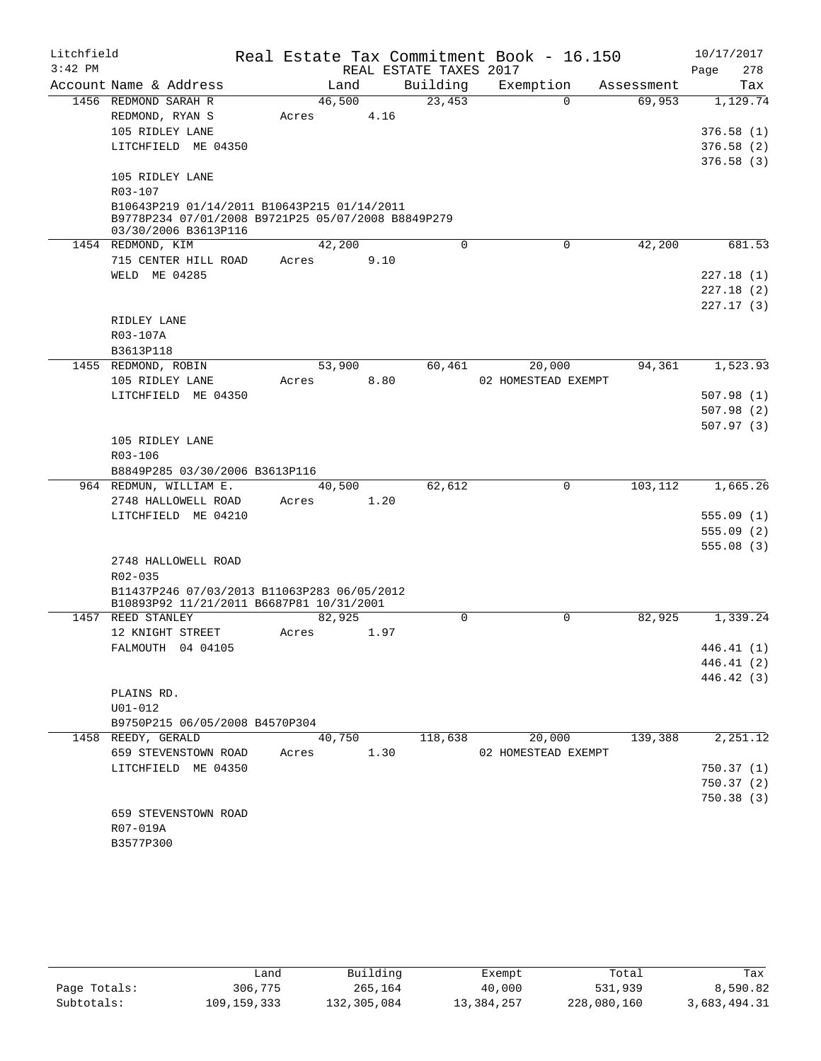Litchfield Real Estate Tax Commitment Book - 16.150 10/17/2017
3:42 PM REAL ESTATE TAXES 2017 Page 278

| Account Name & Address | Land | Building | Exemption | Assessment | Tax |
|---|---|---|---|---|---|
| 1456 REDMOND SARAH R | 46,500 | 23,453 | 0 | 69,953 | 1,129.74 |
| REDMOND, RYAN S | Acres 4.16 | | | | |
| 105 RIDLEY LANE | | | | | 376.58 (1) |
| LITCHFIELD ME 04350 | | | | | 376.58 (2) |
| | | | | | 376.58 (3) |
| 105 RIDLEY LANE | | | | | |
| R03-107 | | | | | |
| B10643P219 01/14/2011 B10643P215 01/14/2011 B9778P234 07/01/2008 B9721P25 05/07/2008 B8849P279 03/30/2006 B3613P116 | | | | | |
| 1454 REDMOND, KIM | 42,200 | 0 | 0 | 42,200 | 681.53 |
| 715 CENTER HILL ROAD | Acres 9.10 | | | | |
| WELD ME 04285 | | | | | 227.18 (1) |
| | | | | | 227.18 (2) |
| | | | | | 227.17 (3) |
| RIDLEY LANE | | | | | |
| R03-107A | | | | | |
| B3613P118 | | | | | |
| 1455 REDMOND, ROBIN | 53,900 | 60,461 | 20,000 | 94,361 | 1,523.93 |
| 105 RIDLEY LANE | Acres 8.80 | | 02 HOMESTEAD EXEMPT | | |
| LITCHFIELD ME 04350 | | | | | 507.98 (1) |
| | | | | | 507.98 (2) |
| | | | | | 507.97 (3) |
| 105 RIDLEY LANE | | | | | |
| R03-106 | | | | | |
| B8849P285 03/30/2006 B3613P116 | | | | | |
| 964 REDMUN, WILLIAM E. | 40,500 | 62,612 | 0 | 103,112 | 1,665.26 |
| 2748 HALLOWELL ROAD | Acres 1.20 | | | | |
| LITCHFIELD ME 04210 | | | | | 555.09 (1) |
| | | | | | 555.09 (2) |
| | | | | | 555.08 (3) |
| 2748 HALLOWELL ROAD | | | | | |
| R02-035 | | | | | |
| B11437P246 07/03/2013 B11063P283 06/05/2012 B10893P92 11/21/2011 B6687P81 10/31/2001 | | | | | |
| 1457 REED STANLEY | 82,925 | 0 | 0 | 82,925 | 1,339.24 |
| 12 KNIGHT STREET | Acres 1.97 | | | | |
| FALMOUTH 04 04105 | | | | | 446.41 (1) |
| | | | | | 446.41 (2) |
| | | | | | 446.42 (3) |
| PLAINS RD. | | | | | |
| U01-012 | | | | | |
| B9750P215 06/05/2008 B4570P304 | | | | | |
| 1458 REEDY, GERALD | 40,750 | 118,638 | 20,000 | 139,388 | 2,251.12 |
| 659 STEVENSTOWN ROAD | Acres 1.30 | | 02 HOMESTEAD EXEMPT | | |
| LITCHFIELD ME 04350 | | | | | 750.37 (1) |
| | | | | | 750.37 (2) |
| | | | | | 750.38 (3) |
| 659 STEVENSTOWN ROAD | | | | | |
| R07-019A | | | | | |
| B3577P300 | | | | | |

| | Land | Building | Exempt | Total | Tax |
|---|---|---|---|---|---|
| Page Totals: | 306,775 | 265,164 | 40,000 | 531,939 | 8,590.82 |
| Subtotals: | 109,159,333 | 132,305,084 | 13,384,257 | 228,080,160 | 3,683,494.31 |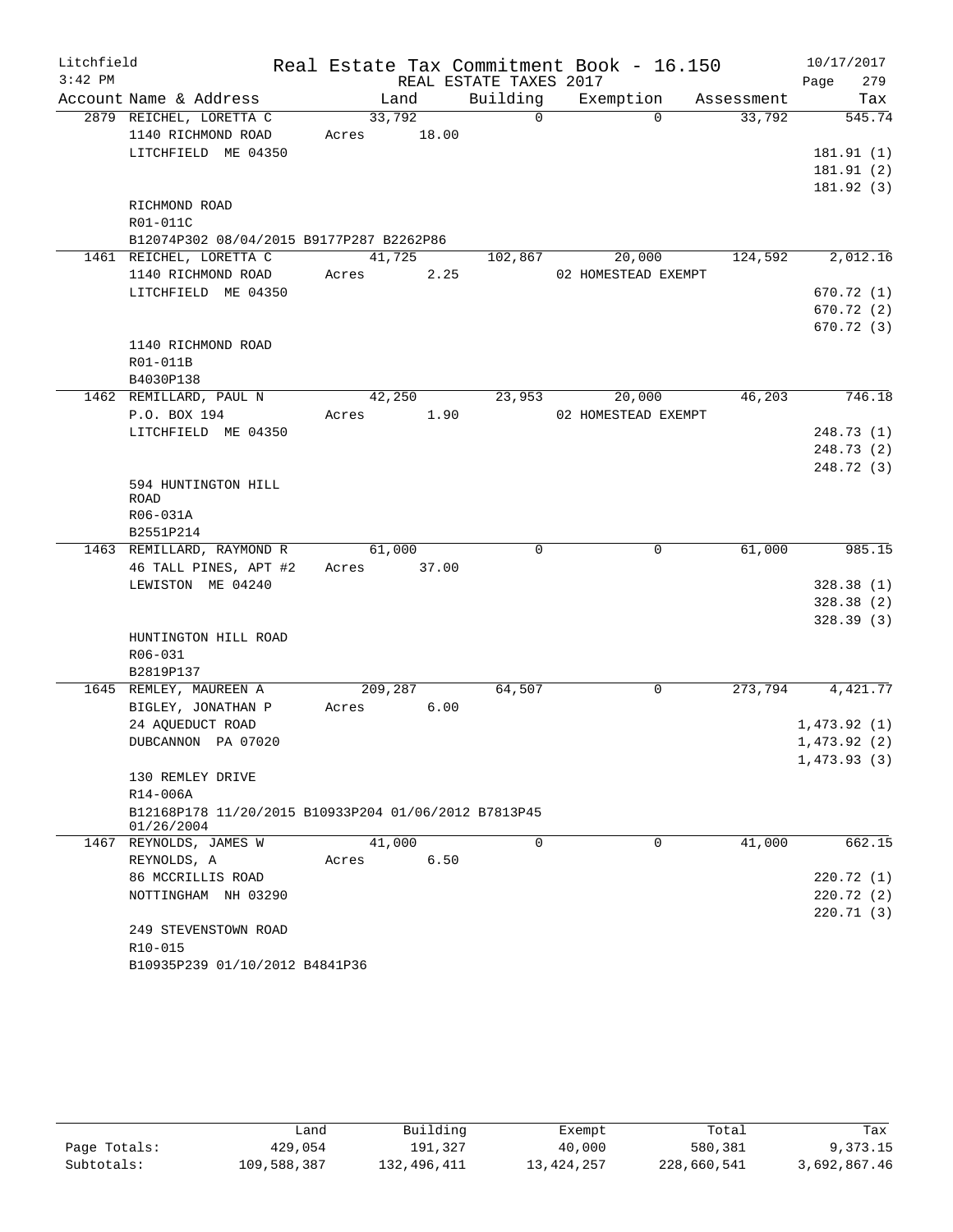Litchfield Real Estate Tax Commitment Book - 16.150 10/17/2017
3:42 PM REAL ESTATE TAXES 2017

| Account | Name & Address | Land | Building | Exemption | Assessment | Tax |
|---|---|---|---|---|---|---|
| 2879 | REICHEL, LORETTA C | 33,792 | 0 | 0 | 33,792 | 545.74 |
| | 1140 RICHMOND ROAD | Acres 18.00 | | | | |
| | LITCHFIELD ME 04350 | | | | | 181.91 (1) |
| | | | | | | 181.91 (2) |
| | | | | | | 181.92 (3) |
| | RICHMOND ROAD | | | | | |
| | R01-011C | | | | | |
| | B12074P302 08/04/2015 B9177P287 B2262P86 | | | | | |
| 1461 | REICHEL, LORETTA C | 41,725 | 102,867 | 20,000 | 124,592 | 2,012.16 |
| | 1140 RICHMOND ROAD | Acres 2.25 | | 02 HOMESTEAD EXEMPT | | |
| | LITCHFIELD ME 04350 | | | | | 670.72 (1) |
| | | | | | | 670.72 (2) |
| | | | | | | 670.72 (3) |
| | 1140 RICHMOND ROAD | | | | | |
| | R01-011B | | | | | |
| | B4030P138 | | | | | |
| 1462 | REMILLARD, PAUL N | 42,250 | 23,953 | 20,000 | 46,203 | 746.18 |
| | P.O. BOX 194 | Acres 1.90 | | 02 HOMESTEAD EXEMPT | | |
| | LITCHFIELD ME 04350 | | | | | 248.73 (1) |
| | | | | | | 248.73 (2) |
| | | | | | | 248.72 (3) |
| | 594 HUNTINGTON HILL ROAD | | | | | |
| | R06-031A | | | | | |
| | B2551P214 | | | | | |
| 1463 | REMILLARD, RAYMOND R | 61,000 | 0 | 0 | 61,000 | 985.15 |
| | 46 TALL PINES, APT #2 | Acres 37.00 | | | | |
| | LEWISTON ME 04240 | | | | | 328.38 (1) |
| | | | | | | 328.38 (2) |
| | | | | | | 328.39 (3) |
| | HUNTINGTON HILL ROAD | | | | | |
| | R06-031 | | | | | |
| | B2819P137 | | | | | |
| 1645 | REMLEY, MAUREEN A | 209,287 | 64,507 | 0 | 273,794 | 4,421.77 |
| | BIGLEY, JONATHAN P | Acres 6.00 | | | | |
| | 24 AQUEDUCT ROAD | | | | | 1,473.92 (1) |
| | DUBCANNON PA 07020 | | | | | 1,473.92 (2) |
| | | | | | | 1,473.93 (3) |
| | 130 REMLEY DRIVE | | | | | |
| | R14-006A | | | | | |
| | B12168P178 11/20/2015 B10933P204 01/06/2012 B7813P45 01/26/2004 | | | | | |
| 1467 | REYNOLDS, JAMES W | 41,000 | 0 | 0 | 41,000 | 662.15 |
| | REYNOLDS, A | Acres 6.50 | | | | |
| | 86 MCCRILLIS ROAD | | | | | 220.72 (1) |
| | NOTTINGHAM NH 03290 | | | | | 220.72 (2) |
| | | | | | | 220.71 (3) |
| | 249 STEVENSTOWN ROAD | | | | | |
| | R10-015 | | | | | |
| | B10935P239 01/10/2012 B4841P36 | | | | | |

| | Land | Building | Exempt | Total | Tax |
|---|---|---|---|---|---|
| Page Totals: | 429,054 | 191,327 | 40,000 | 580,381 | 9,373.15 |
| Subtotals: | 109,588,387 | 132,496,411 | 13,424,257 | 228,660,541 | 3,692,867.46 |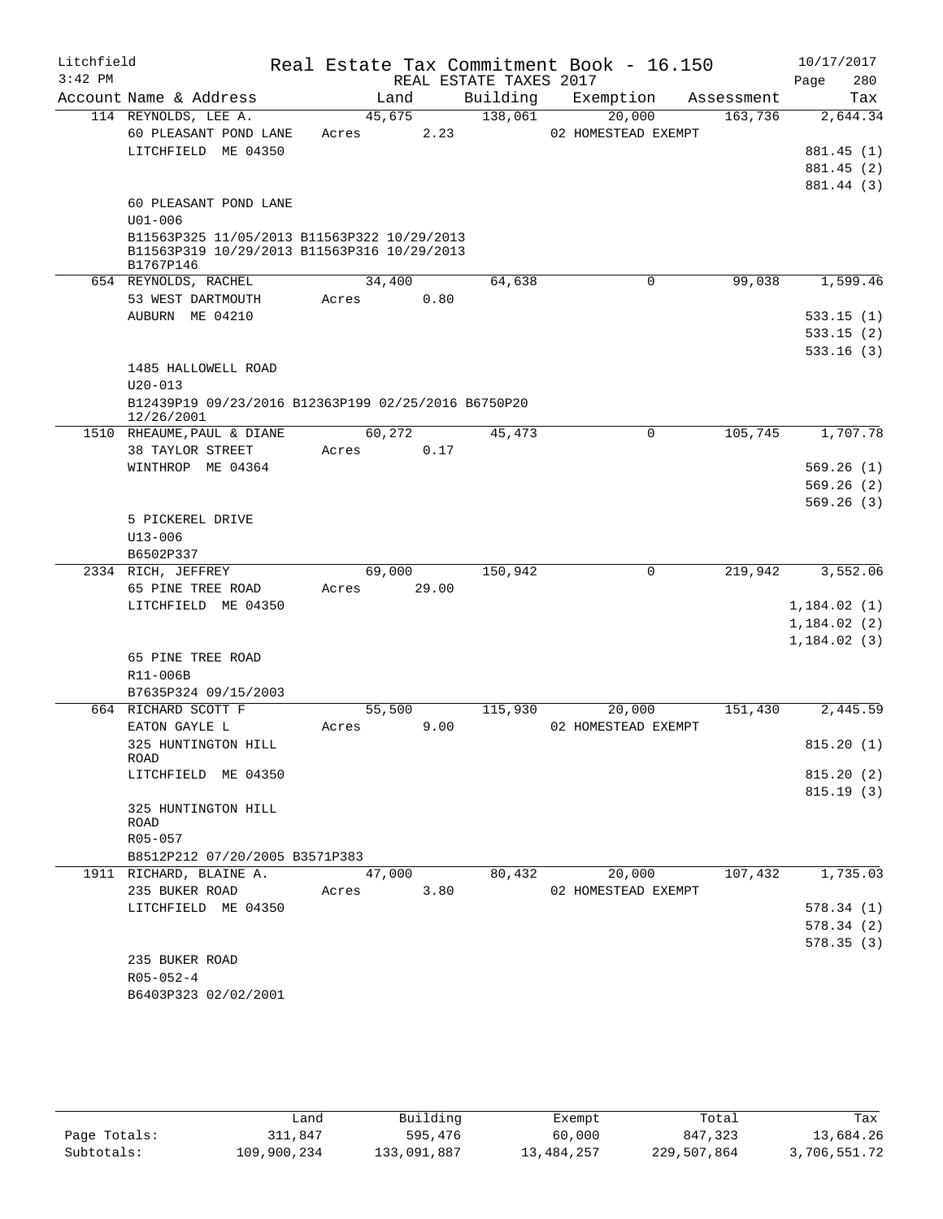Litchfield 3:42 PM

# Real Estate Tax Commitment Book - 16.150

REAL ESTATE TAXES 2017

10/17/2017

| Account | Name & Address | Land | Building | Exemption | Assessment | Tax |
|---|---|---|---|---|---|---|
| 114 | REYNOLDS, LEE A. | 45,675 | 138,061 | 20,000 | 163,736 | 2,644.34 |
| | 60 PLEASANT POND LANE | Acres 2.23 | | 02 HOMESTEAD EXEMPT | | |
| | LITCHFIELD ME 04350 | | | | | 881.45 (1) |
| | | | | | | 881.45 (2) |
| | | | | | | 881.44 (3) |
| | 60 PLEASANT POND LANE | | | | | |
| | U01-006 | | | | | |
| | B11563P325 11/05/2013 B11563P322 10/29/2013 B11563P319 10/29/2013 B11563P316 10/29/2013 B1767P146 | | | | | |
| 654 | REYNOLDS, RACHEL | 34,400 | 64,638 | 0 | 99,038 | 1,599.46 |
| | 53 WEST DARTMOUTH | Acres 0.80 | | | | |
| | AUBURN ME 04210 | | | | | 533.15 (1) |
| | | | | | | 533.15 (2) |
| | | | | | | 533.16 (3) |
| | 1485 HALLOWELL ROAD | | | | | |
| | U20-013 | | | | | |
| | B12439P19 09/23/2016 B12363P199 02/25/2016 B6750P20 12/26/2001 | | | | | |
| 1510 | RHEAUME, PAUL & DIANE | 60,272 | 45,473 | 0 | 105,745 | 1,707.78 |
| | 38 TAYLOR STREET | Acres 0.17 | | | | |
| | WINTHROP ME 04364 | | | | | 569.26 (1) |
| | | | | | | 569.26 (2) |
| | | | | | | 569.26 (3) |
| | 5 PICKEREL DRIVE | | | | | |
| | U13-006 | | | | | |
| | B6502P337 | | | | | |
| 2334 | RICH, JEFFREY | 69,000 | 150,942 | 0 | 219,942 | 3,552.06 |
| | 65 PINE TREE ROAD | Acres 29.00 | | | | |
| | LITCHFIELD ME 04350 | | | | | 1,184.02 (1) |
| | | | | | | 1,184.02 (2) |
| | | | | | | 1,184.02 (3) |
| | 65 PINE TREE ROAD | | | | | |
| | R11-006B | | | | | |
| | B7635P324 09/15/2003 | | | | | |
| 664 | RICHARD SCOTT F | 55,500 | 115,930 | 20,000 | 151,430 | 2,445.59 |
| | EATON GAYLE L | Acres 9.00 | | 02 HOMESTEAD EXEMPT | | |
| | 325 HUNTINGTON HILL ROAD | | | | | 815.20 (1) |
| | LITCHFIELD ME 04350 | | | | | 815.20 (2) |
| | | | | | | 815.19 (3) |
| | 325 HUNTINGTON HILL ROAD | | | | | |
| | R05-057 | | | | | |
| | B8512P212 07/20/2005 B3571P383 | | | | | |
| 1911 | RICHARD, BLAINE A. | 47,000 | 80,432 | 20,000 | 107,432 | 1,735.03 |
| | 235 BUKER ROAD | Acres 3.80 | | 02 HOMESTEAD EXEMPT | | |
| | LITCHFIELD ME 04350 | | | | | 578.34 (1) |
| | | | | | | 578.34 (2) |
| | | | | | | 578.35 (3) |
| | 235 BUKER ROAD | | | | | |
| | R05-052-4 | | | | | |
| | B6403P323 02/02/2001 | | | | | |

| | Land | Building | Exempt | Total | Tax |
|---|---|---|---|---|---|
| Page Totals: | 311,847 | 595,476 | 60,000 | 847,323 | 13,684.26 |
| Subtotals: | 109,900,234 | 133,091,887 | 13,484,257 | 229,507,864 | 3,706,551.72 |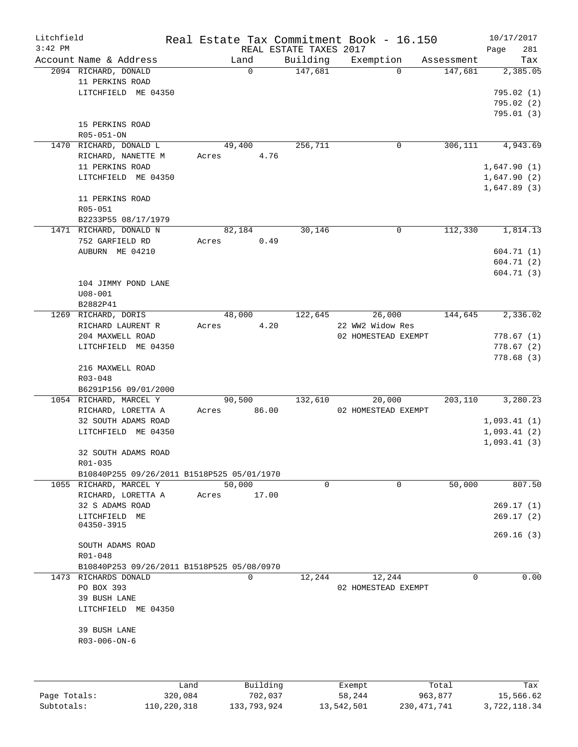Litchfield
3:42 PM

Real Estate Tax Commitment Book - 16.150
REAL ESTATE TAXES 2017

10/17/2017
Page 281

| Account Name & Address | Land | Building | Exemption | Assessment | Tax |
|---|---|---|---|---|---|
| 2094 RICHARD, DONALD<br>11 PERKINS ROAD<br>LITCHFIELD ME 04350<br><br>15 PERKINS ROAD<br>R05-051-ON | 0 | 147,681 | 0 | 147,681 | 2,385.05<br><br>795.02 (1)<br>795.02 (2)<br>795.01 (3) |
| 1470 RICHARD, DONALD L<br>RICHARD, NANETTE M<br>11 PERKINS ROAD<br>LITCHFIELD ME 04350<br><br>11 PERKINS ROAD<br>R05-051<br>B2233P55 08/17/1979 | 49,400<br>Acres 4.76 | 256,711 | 0 | 306,111 | 4,943.69<br><br>1,647.90 (1)<br>1,647.90 (2)<br>1,647.89 (3) |
| 1471 RICHARD, DONALD N<br>752 GARFIELD RD<br>AUBURN ME 04210<br><br>104 JIMMY POND LANE<br>U08-001<br>B2882P41 | 82,184<br>Acres 0.49 | 30,146 | 0 | 112,330 | 1,814.13<br><br>604.71 (1)<br>604.71 (2)<br>604.71 (3) |
| 1269 RICHARD, DORIS<br>RICHARD LAURENT R<br>204 MAXWELL ROAD<br>LITCHFIELD ME 04350<br><br>216 MAXWELL ROAD<br>R03-048<br>B6291P156 09/01/2000 | 48,000<br>Acres 4.20 | 122,645 | 26,000<br>22 WW2 Widow Res<br>02 HOMESTEAD EXEMPT | 144,645 | 2,336.02<br><br>778.67 (1)<br>778.67 (2)<br>778.68 (3) |
| 1054 RICHARD, MARCEL Y<br>RICHARD, LORETTA A<br>32 SOUTH ADAMS ROAD<br>LITCHFIELD ME 04350<br><br>32 SOUTH ADAMS ROAD<br>R01-035<br>B10840P255 09/26/2011 B1518P525 05/01/1970 | 90,500<br>Acres 86.00 | 132,610 | 20,000<br>02 HOMESTEAD EXEMPT | 203,110 | 3,280.23<br><br>1,093.41 (1)<br>1,093.41 (2)<br>1,093.41 (3) |
| 1055 RICHARD, MARCEL Y<br>RICHARD, LORETTA A<br>32 S ADAMS ROAD<br>LITCHFIELD ME<br>04350-3915<br><br>SOUTH ADAMS ROAD<br>R01-048<br>B10840P253 09/26/2011 B1518P525 05/08/0970 | 50,000<br>Acres 17.00 | 0 | 0 | 50,000 | 807.50<br><br>269.17 (1)<br>269.17 (2)<br>269.16 (3) |
| 1473 RICHARDS DONALD<br>PO BOX 393<br>39 BUSH LANE<br>LITCHFIELD ME 04350<br><br>39 BUSH LANE<br>R03-006-ON-6 | 0 | 12,244 | 12,244<br>02 HOMESTEAD EXEMPT | 0 | 0.00 |

| | Land | Building | Exempt | Total | Tax |
|---|---|---|---|---|---|
| Page Totals: | 320,084 | 702,037 | 58,244 | 963,877 | 15,566.62 |
| Subtotals: | 110,220,318 | 133,793,924 | 13,542,501 | 230,471,741 | 3,722,118.34 |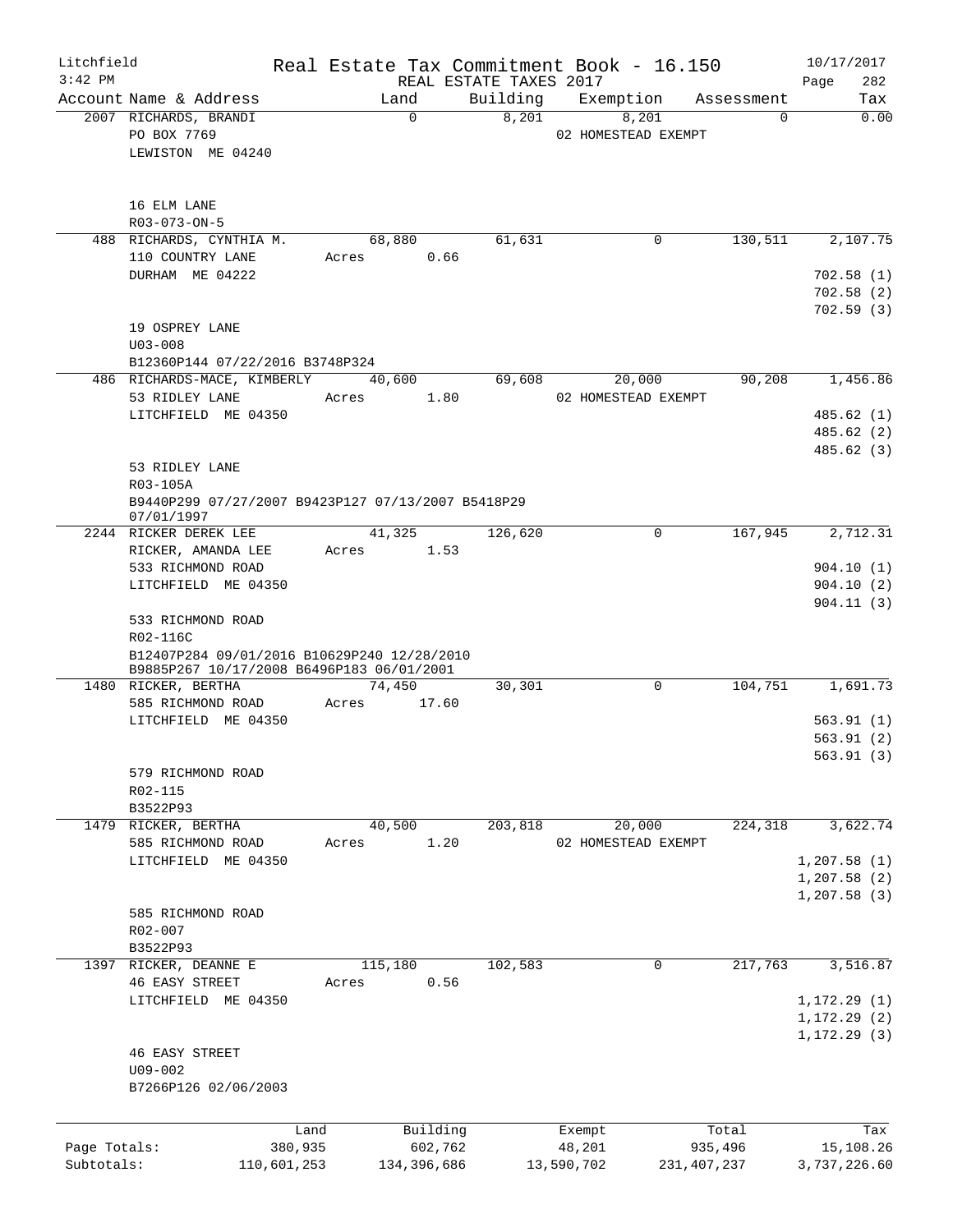Litchfield
3:42 PM

Real Estate Tax Commitment Book - 16.150
REAL ESTATE TAXES 2017

10/17/2017

| Account Name & Address | Land | Building | Exemption | Assessment | Tax |
|---|---|---|---|---|---|
| 2007 RICHARDS, BRANDI<br>PO BOX 7769<br>LEWISTON ME 04240<br><br>16 ELM LANE<br>R03-073-ON-5 | 0 | 8,201 | 8,201<br>02 HOMESTEAD EXEMPT | 0 | 0.00 |
| 488 RICHARDS, CYNTHIA M.<br>110 COUNTRY LANE<br>DURHAM ME 04222<br><br>19 OSPREY LANE<br>U03-008<br>B12360P144 07/22/2016 B3748P324 | 68,880<br>Acres 0.66 | 61,631 | 0 | 130,511 | 2,107.75<br>702.58 (1)<br>702.58 (2)<br>702.59 (3) |
| 486 RICHARDS-MACE, KIMBERLY<br>53 RIDLEY LANE<br>LITCHFIELD ME 04350<br><br>53 RIDLEY LANE<br>R03-105A<br>B9440P299 07/27/2007 B9423P127 07/13/2007 B5418P29 07/01/1997 | 40,600<br>Acres 1.80 | 69,608 | 20,000<br>02 HOMESTEAD EXEMPT | 90,208 | 1,456.86<br>485.62 (1)<br>485.62 (2)<br>485.62 (3) |
| 2244 RICKER DEREK LEE<br>RICKER, AMANDA LEE<br>533 RICHMOND ROAD<br>LITCHFIELD ME 04350<br><br>533 RICHMOND ROAD<br>R02-116C<br>B12407P284 09/01/2016 B10629P240 12/28/2010 B9885P267 10/17/2008 B6496P183 06/01/2001 | 41,325<br>Acres 1.53 | 126,620 | 0 | 167,945 | 2,712.31<br>904.10 (1)<br>904.10 (2)<br>904.11 (3) |
| 1480 RICKER, BERTHA<br>585 RICHMOND ROAD<br>LITCHFIELD ME 04350<br><br>579 RICHMOND ROAD<br>R02-115<br>B3522P93 | 74,450<br>Acres 17.60 | 30,301 | 0 | 104,751 | 1,691.73<br>563.91 (1)<br>563.91 (2)<br>563.91 (3) |
| 1479 RICKER, BERTHA<br>585 RICHMOND ROAD<br>LITCHFIELD ME 04350<br><br>585 RICHMOND ROAD<br>R02-007<br>B3522P93 | 40,500<br>Acres 1.20 | 203,818 | 20,000<br>02 HOMESTEAD EXEMPT | 224,318 | 3,622.74<br>1,207.58 (1)<br>1,207.58 (2)<br>1,207.58 (3) |
| 1397 RICKER, DEANNE E<br>46 EASY STREET<br>LITCHFIELD ME 04350<br><br>46 EASY STREET<br>U09-002<br>B7266P126 02/06/2003 | 115,180<br>Acres 0.56 | 102,583 | 0 | 217,763 | 3,516.87<br>1,172.29 (1)<br>1,172.29 (2)<br>1,172.29 (3) |

| | Land | Building | Exempt | Total | Tax |
|---|---|---|---|---|---|
| Page Totals: | 380,935 | 602,762 | 48,201 | 935,496 | 15,108.26 |
| Subtotals: | 110,601,253 | 134,396,686 | 13,590,702 | 231,407,237 | 3,737,226.60 |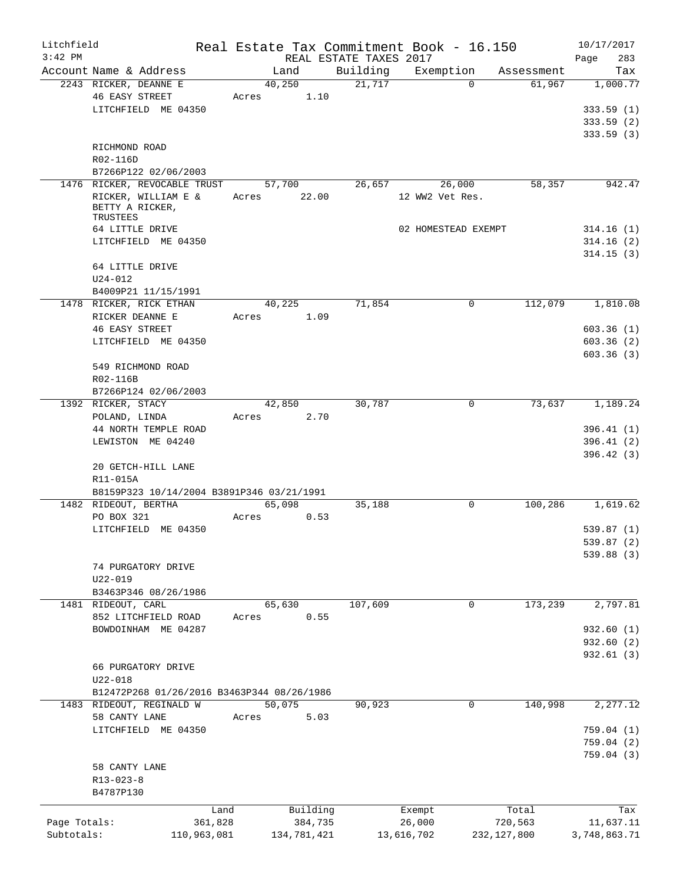Litchfield
3:42 PM

Real Estate Tax Commitment Book - 16.150

REAL ESTATE TAXES 2017

10/17/2017

| Account | Name & Address | Land | Building | Exemption | Assessment | Tax |
|---|---|---|---|---|---|---|
| 2243 | RICKER, DEANNE E | 40,250 | 21,717 | 0 | 61,967 | 1,000.77 |
| | 46 EASY STREET | Acres 1.10 | | | | |
| | LITCHFIELD ME 04350 | | | | | 333.59 (1) |
| | | | | | | 333.59 (2) |
| | | | | | | 333.59 (3) |
| | RICHMOND ROAD | | | | | |
| | R02-116D | | | | | |
| | B7266P122 02/06/2003 | | | | | |
| 1476 | RICKER, REVOCABLE TRUST | 57,700 | 26,657 | 26,000 | 58,357 | 942.47 |
| | RICKER, WILLIAM E & BETTY A RICKER, TRUSTEES | Acres 22.00 | | 12 WW2 Vet Res. | | |
| | 64 LITTLE DRIVE | | | 02 HOMESTEAD EXEMPT | | 314.16 (1) |
| | LITCHFIELD ME 04350 | | | | | 314.16 (2) |
| | | | | | | 314.15 (3) |
| | 64 LITTLE DRIVE | | | | | |
| | U24-012 | | | | | |
| | B4009P21 11/15/1991 | | | | | |
| 1478 | RICKER, RICK ETHAN | 40,225 | 71,854 | 0 | 112,079 | 1,810.08 |
| | RICKER DEANNE E | Acres 1.09 | | | | |
| | 46 EASY STREET | | | | | 603.36 (1) |
| | LITCHFIELD ME 04350 | | | | | 603.36 (2) |
| | | | | | | 603.36 (3) |
| | 549 RICHMOND ROAD | | | | | |
| | R02-116B | | | | | |
| | B7266P124 02/06/2003 | | | | | |
| 1392 | RICKER, STACY | 42,850 | 30,787 | 0 | 73,637 | 1,189.24 |
| | POLAND, LINDA | Acres 2.70 | | | | |
| | 44 NORTH TEMPLE ROAD | | | | | 396.41 (1) |
| | LEWISTON ME 04240 | | | | | 396.41 (2) |
| | | | | | | 396.42 (3) |
| | 20 GETCH-HILL LANE | | | | | |
| | R11-015A | | | | | |
| | B8159P323 10/14/2004 B3891P346 03/21/1991 | | | | | |
| 1482 | RIDEOUT, BERTHA | 65,098 | 35,188 | 0 | 100,286 | 1,619.62 |
| | PO BOX 321 | Acres 0.53 | | | | |
| | LITCHFIELD ME 04350 | | | | | 539.87 (1) |
| | | | | | | 539.87 (2) |
| | | | | | | 539.88 (3) |
| | 74 PURGATORY DRIVE | | | | | |
| | U22-019 | | | | | |
| | B3463P346 08/26/1986 | | | | | |
| 1481 | RIDEOUT, CARL | 65,630 | 107,609 | 0 | 173,239 | 2,797.81 |
| | 852 LITCHFIELD ROAD | Acres 0.55 | | | | |
| | BOWDOINHAM ME 04287 | | | | | 932.60 (1) |
| | | | | | | 932.60 (2) |
| | | | | | | 932.61 (3) |
| | 66 PURGATORY DRIVE | | | | | |
| | U22-018 | | | | | |
| | B12472P268 01/26/2016 B3463P344 08/26/1986 | | | | | |
| 1483 | RIDEOUT, REGINALD W | 50,075 | 90,923 | 0 | 140,998 | 2,277.12 |
| | 58 CANTY LANE | Acres 5.03 | | | | |
| | LITCHFIELD ME 04350 | | | | | 759.04 (1) |
| | | | | | | 759.04 (2) |
| | | | | | | 759.04 (3) |
| | 58 CANTY LANE | | | | | |
| | R13-023-8 | | | | | |
| | B4787P130 | | | | | |

| | Land | Building | Exempt | Total | Tax |
|---|---|---|---|---|---|
| Page Totals: | 361,828 | 384,735 | 26,000 | 720,563 | 11,637.11 |
| Subtotals: | 110,963,081 | 134,781,421 | 13,616,702 | 232,127,800 | 3,748,863.71 |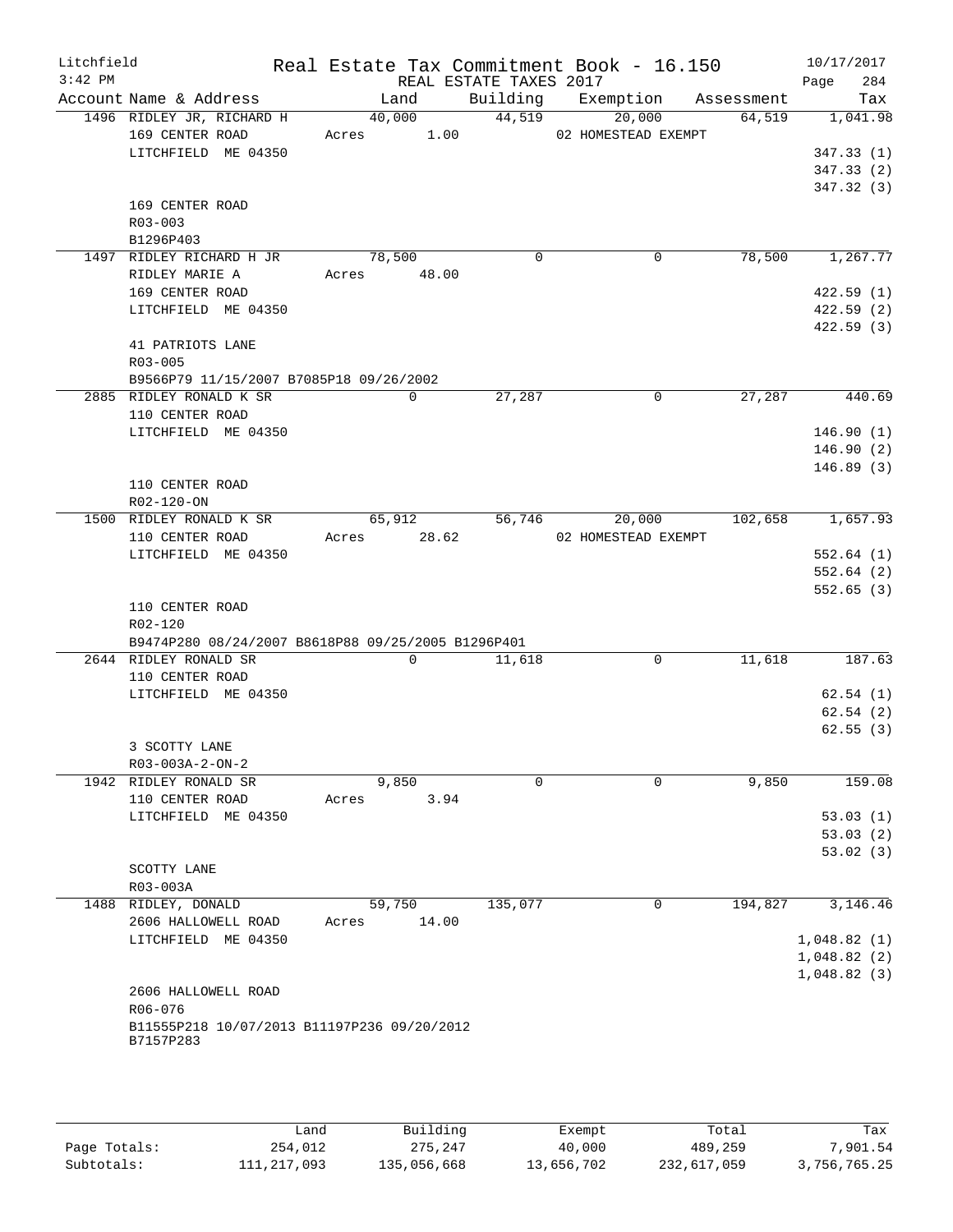Litchfield
3:42 PM

# Real Estate Tax Commitment Book - 16.150

REAL ESTATE TAXES 2017

10/17/2017
Page 284

| Account Name & Address | Land | Building | Exemption | Assessment | Tax |
|---|---|---|---|---|---|
| 1496 RIDLEY JR, RICHARD H | 40,000 | 44,519 | 20,000 | 64,519 | 1,041.98 |
| 169 CENTER ROAD | Acres 1.00 | | 02 HOMESTEAD EXEMPT | | |
| LITCHFIELD ME 04350 | | | | | 347.33 (1) |
| | | | | | 347.33 (2) |
| | | | | | 347.32 (3) |
| 169 CENTER ROAD | | | | | |
| R03-003 | | | | | |
| B1296P403 | | | | | |
| 1497 RIDLEY RICHARD H JR | 78,500 | 0 | 0 | 78,500 | 1,267.77 |
| RIDLEY MARIE A | Acres 48.00 | | | | |
| 169 CENTER ROAD | | | | | 422.59 (1) |
| LITCHFIELD ME 04350 | | | | | 422.59 (2) |
| | | | | | 422.59 (3) |
| 41 PATRIOTS LANE | | | | | |
| R03-005 | | | | | |
| B9566P79 11/15/2007 B7085P18 09/26/2002 | | | | | |
| 2885 RIDLEY RONALD K SR | 0 | 27,287 | 0 | 27,287 | 440.69 |
| 110 CENTER ROAD | | | | | |
| LITCHFIELD ME 04350 | | | | | 146.90 (1) |
| | | | | | 146.90 (2) |
| | | | | | 146.89 (3) |
| 110 CENTER ROAD | | | | | |
| R02-120-ON | | | | | |
| 1500 RIDLEY RONALD K SR | 65,912 | 56,746 | 20,000 | 102,658 | 1,657.93 |
| 110 CENTER ROAD | Acres 28.62 | | 02 HOMESTEAD EXEMPT | | |
| LITCHFIELD ME 04350 | | | | | 552.64 (1) |
| | | | | | 552.64 (2) |
| | | | | | 552.65 (3) |
| 110 CENTER ROAD | | | | | |
| R02-120 | | | | | |
| B9474P280 08/24/2007 B8618P88 09/25/2005 B1296P401 | | | | | |
| 2644 RIDLEY RONALD SR | 0 | 11,618 | 0 | 11,618 | 187.63 |
| 110 CENTER ROAD | | | | | |
| LITCHFIELD ME 04350 | | | | | 62.54 (1) |
| | | | | | 62.54 (2) |
| | | | | | 62.55 (3) |
| 3 SCOTTY LANE | | | | | |
| R03-003A-2-ON-2 | | | | | |
| 1942 RIDLEY RONALD SR | 9,850 | 0 | 0 | 9,850 | 159.08 |
| 110 CENTER ROAD | Acres 3.94 | | | | |
| LITCHFIELD ME 04350 | | | | | 53.03 (1) |
| | | | | | 53.03 (2) |
| | | | | | 53.02 (3) |
| SCOTTY LANE | | | | | |
| R03-003A | | | | | |
| 1488 RIDLEY, DONALD | 59,750 | 135,077 | 0 | 194,827 | 3,146.46 |
| 2606 HALLOWELL ROAD | Acres 14.00 | | | | |
| LITCHFIELD ME 04350 | | | | | 1,048.82 (1) |
| | | | | | 1,048.82 (2) |
| | | | | | 1,048.82 (3) |
| 2606 HALLOWELL ROAD | | | | | |
| R06-076 | | | | | |
| B11555P218 10/07/2013 B11197P236 09/20/2012 B7157P283 | | | | | |

| | Land | Building | Exempt | Total | Tax |
|---|---|---|---|---|---|
| Page Totals: | 254,012 | 275,247 | 40,000 | 489,259 | 7,901.54 |
| Subtotals: | 111,217,093 | 135,056,668 | 13,656,702 | 232,617,059 | 3,756,765.25 |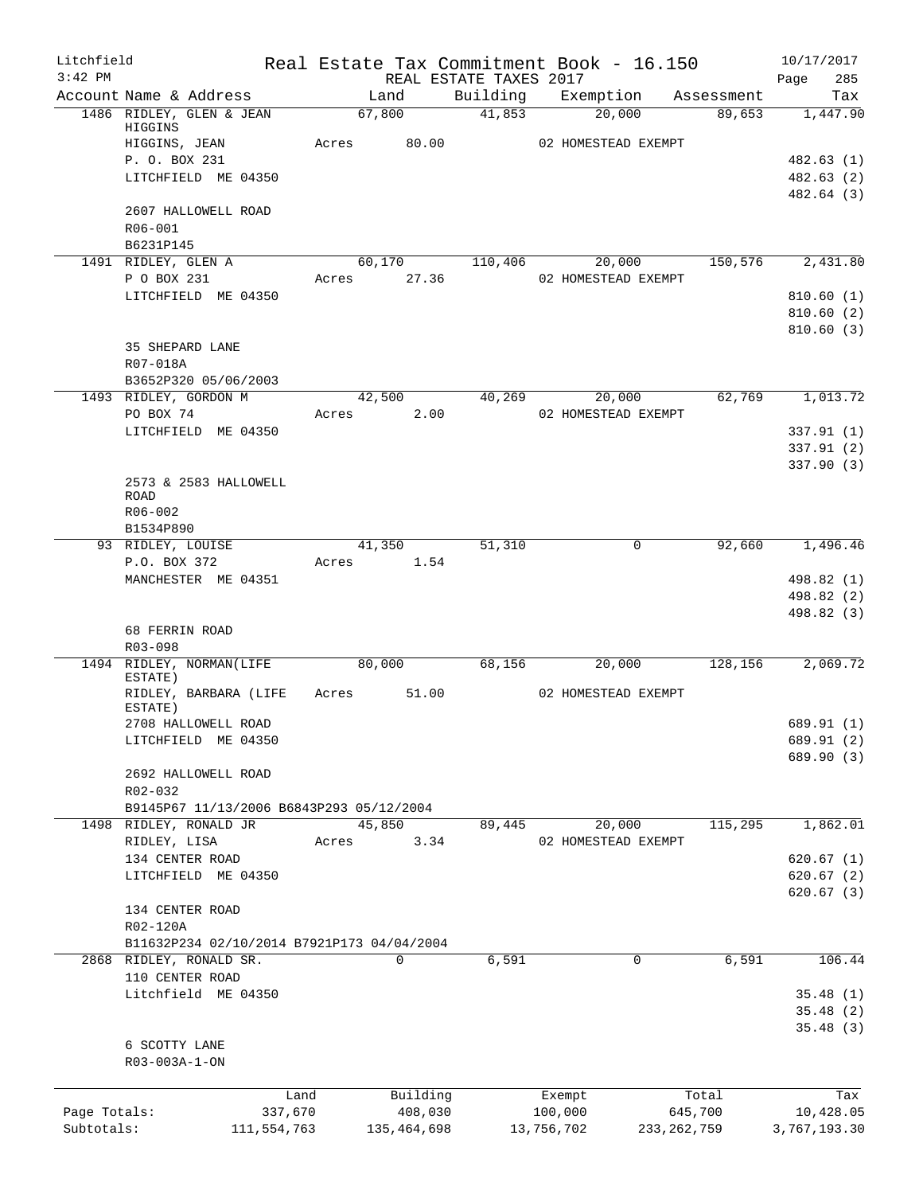Litchfield 3:42 PM

# Real Estate Tax Commitment Book - 16.150

REAL ESTATE TAXES 2017

10/17/2017 Page 285

| Account Name & Address | Land | Building | Exemption | Assessment | Tax |
|---|---|---|---|---|---|
| 1486 RIDLEY, GLEN & JEAN HIGGINS | 67,800 | 41,853 | 20,000 | 89,653 | 1,447.90 |
| HIGGINS, JEAN | Acres 80.00 | | 02 HOMESTEAD EXEMPT | | |
| P. O. BOX 231 | | | | | 482.63 (1) |
| LITCHFIELD ME 04350 | | | | | 482.63 (2) |
| | | | | | 482.64 (3) |
| 2607 HALLOWELL ROAD | | | | | |
| R06-001 | | | | | |
| B6231P145 | | | | | |
| 1491 RIDLEY, GLEN A | 60,170 | 110,406 | 20,000 | 150,576 | 2,431.80 |
| P O BOX 231 | Acres 27.36 | | 02 HOMESTEAD EXEMPT | | |
| LITCHFIELD ME 04350 | | | | | 810.60 (1) |
| | | | | | 810.60 (2) |
| | | | | | 810.60 (3) |
| 35 SHEPARD LANE | | | | | |
| R07-018A | | | | | |
| B3652P320 05/06/2003 | | | | | |
| 1493 RIDLEY, GORDON M | 42,500 | 40,269 | 20,000 | 62,769 | 1,013.72 |
| PO BOX 74 | Acres 2.00 | | 02 HOMESTEAD EXEMPT | | |
| LITCHFIELD ME 04350 | | | | | 337.91 (1) |
| | | | | | 337.91 (2) |
| | | | | | 337.90 (3) |
| 2573 & 2583 HALLOWELL ROAD | | | | | |
| R06-002 | | | | | |
| B1534P890 | | | | | |
| 93 RIDLEY, LOUISE | 41,350 | 51,310 | 0 | 92,660 | 1,496.46 |
| P.O. BOX 372 | Acres 1.54 | | | | |
| MANCHESTER ME 04351 | | | | | 498.82 (1) |
| | | | | | 498.82 (2) |
| | | | | | 498.82 (3) |
| 68 FERRIN ROAD | | | | | |
| R03-098 | | | | | |
| 1494 RIDLEY, NORMAN(LIFE ESTATE) | 80,000 | 68,156 | 20,000 | 128,156 | 2,069.72 |
| RIDLEY, BARBARA (LIFE ESTATE) | Acres 51.00 | | 02 HOMESTEAD EXEMPT | | |
| 2708 HALLOWELL ROAD | | | | | 689.91 (1) |
| LITCHFIELD ME 04350 | | | | | 689.91 (2) |
| | | | | | 689.90 (3) |
| 2692 HALLOWELL ROAD | | | | | |
| R02-032 | | | | | |
| B9145P67 11/13/2006 B6843P293 05/12/2004 | | | | | |
| 1498 RIDLEY, RONALD JR | 45,850 | 89,445 | 20,000 | 115,295 | 1,862.01 |
| RIDLEY, LISA | Acres 3.34 | | 02 HOMESTEAD EXEMPT | | |
| 134 CENTER ROAD | | | | | 620.67 (1) |
| LITCHFIELD ME 04350 | | | | | 620.67 (2) |
| | | | | | 620.67 (3) |
| 134 CENTER ROAD | | | | | |
| R02-120A | | | | | |
| B11632P234 02/10/2014 B7921P173 04/04/2004 | | | | | |
| 2868 RIDLEY, RONALD SR. | 0 | 6,591 | 0 | 6,591 | 106.44 |
| 110 CENTER ROAD | | | | | |
| Litchfield ME 04350 | | | | | 35.48 (1) |
| | | | | | 35.48 (2) |
| | | | | | 35.48 (3) |
| 6 SCOTTY LANE | | | | | |
| R03-003A-1-ON | | | | | |

| | Land | Building | Exempt | Total | Tax |
|---|---|---|---|---|---|
| Page Totals: | 337,670 | 408,030 | 100,000 | 645,700 | 10,428.05 |
| Subtotals: | 111,554,763 | 135,464,698 | 13,756,702 | 233,262,759 | 3,767,193.30 |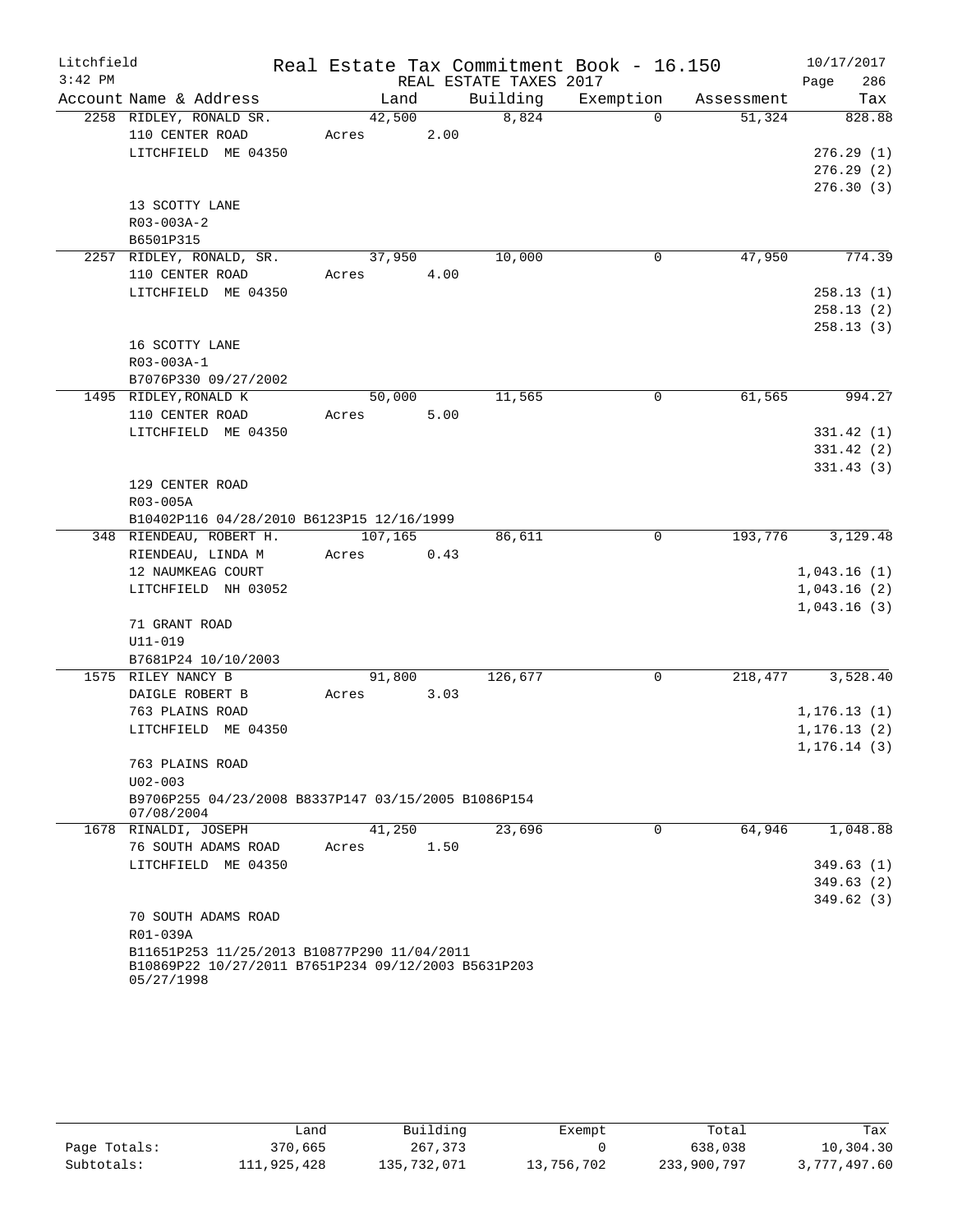Litchfield — Real Estate Tax Commitment Book - 16.150 — 10/17/2017
3:42 PM — REAL ESTATE TAXES 2017

| Account | Name & Address | Land | Building | Exemption | Assessment | Tax |
|---|---|---|---|---|---|---|
| 2258 | RIDLEY, RONALD SR. | 42,500 | 8,824 | 0 | 51,324 | 828.88 |
| | 110 CENTER ROAD | Acres 2.00 | | | | |
| | LITCHFIELD ME 04350 | | | | | 276.29 (1) |
| | | | | | | 276.29 (2) |
| | | | | | | 276.30 (3) |
| | 13 SCOTTY LANE | | | | | |
| | R03-003A-2 | | | | | |
| | B6501P315 | | | | | |
| 2257 | RIDLEY, RONALD, SR. | 37,950 | 10,000 | 0 | 47,950 | 774.39 |
| | 110 CENTER ROAD | Acres 4.00 | | | | |
| | LITCHFIELD ME 04350 | | | | | 258.13 (1) |
| | | | | | | 258.13 (2) |
| | | | | | | 258.13 (3) |
| | 16 SCOTTY LANE | | | | | |
| | R03-003A-1 | | | | | |
| | B7076P330 09/27/2002 | | | | | |
| 1495 | RIDLEY,RONALD K | 50,000 | 11,565 | 0 | 61,565 | 994.27 |
| | 110 CENTER ROAD | Acres 5.00 | | | | |
| | LITCHFIELD ME 04350 | | | | | 331.42 (1) |
| | | | | | | 331.42 (2) |
| | | | | | | 331.43 (3) |
| | 129 CENTER ROAD | | | | | |
| | R03-005A | | | | | |
| | B10402P116 04/28/2010 B6123P15 12/16/1999 | | | | | |
| 348 | RIENDEAU, ROBERT H. | 107,165 | 86,611 | 0 | 193,776 | 3,129.48 |
| | RIENDEAU, LINDA M | Acres 0.43 | | | | |
| | 12 NAUMKEAG COURT | | | | | 1,043.16 (1) |
| | LITCHFIELD NH 03052 | | | | | 1,043.16 (2) |
| | | | | | | 1,043.16 (3) |
| | 71 GRANT ROAD | | | | | |
| | U11-019 | | | | | |
| | B7681P24 10/10/2003 | | | | | |
| 1575 | RILEY NANCY B | 91,800 | 126,677 | 0 | 218,477 | 3,528.40 |
| | DAIGLE ROBERT B | Acres 3.03 | | | | |
| | 763 PLAINS ROAD | | | | | 1,176.13 (1) |
| | LITCHFIELD ME 04350 | | | | | 1,176.13 (2) |
| | | | | | | 1,176.14 (3) |
| | 763 PLAINS ROAD | | | | | |
| | U02-003 | | | | | |
| | B9706P255 04/23/2008 B8337P147 03/15/2005 B1086P154 07/08/2004 | | | | | |
| 1678 | RINALDI, JOSEPH | 41,250 | 23,696 | 0 | 64,946 | 1,048.88 |
| | 76 SOUTH ADAMS ROAD | Acres 1.50 | | | | |
| | LITCHFIELD ME 04350 | | | | | 349.63 (1) |
| | | | | | | 349.63 (2) |
| | | | | | | 349.62 (3) |
| | 70 SOUTH ADAMS ROAD | | | | | |
| | R01-039A | | | | | |
| | B11651P253 11/25/2013 B10877P290 11/04/2011 B10869P22 10/27/2011 B7651P234 09/12/2003 B5631P203 05/27/1998 | | | | | |

| | Land | Building | Exempt | Total | Tax |
|---|---|---|---|---|---|
| Page Totals: | 370,665 | 267,373 | 0 | 638,038 | 10,304.30 |
| Subtotals: | 111,925,428 | 135,732,071 | 13,756,702 | 233,900,797 | 3,777,497.60 |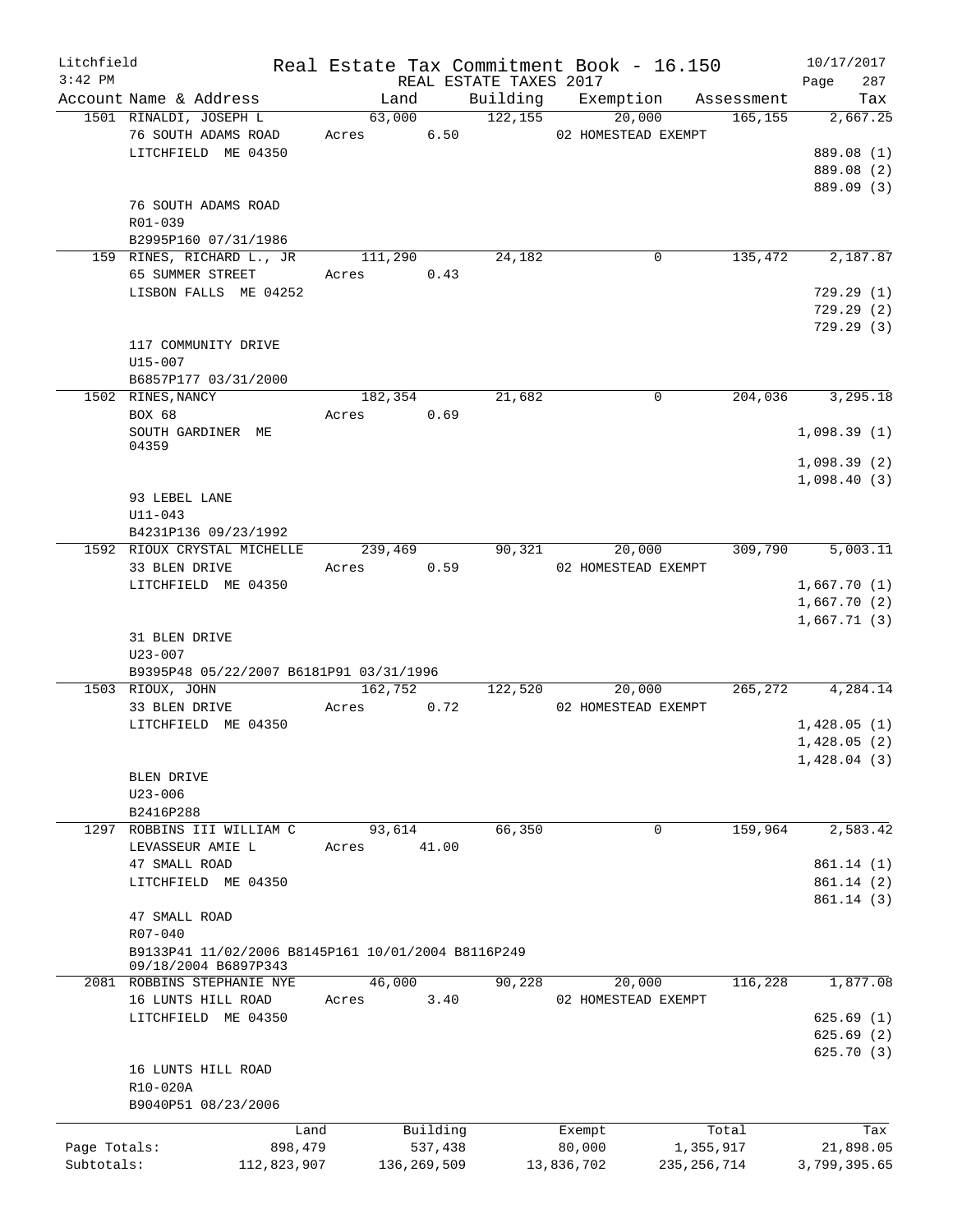Litchfield 3:42 PM

# Real Estate Tax Commitment Book - 16.150

REAL ESTATE TAXES 2017

10/17/2017

| Account | Name & Address | Land | Building | Exemption | Assessment | Tax |
|---|---|---|---|---|---|---|
| 1501 | RINALDI, JOSEPH L<br>76 SOUTH ADAMS ROAD<br>LITCHFIELD ME 04350<br><br>76 SOUTH ADAMS ROAD<br>R01-039<br>B2995P160 07/31/1986 | 63,000<br>Acres 6.50 | 122,155 | 20,000<br>02 HOMESTEAD EXEMPT | 165,155 | 2,667.25<br><br>889.08 (1)<br>889.08 (2)<br>889.09 (3) |
| 159 | RINES, RICHARD L., JR<br>65 SUMMER STREET<br>LISBON FALLS ME 04252<br><br>117 COMMUNITY DRIVE<br>U15-007<br>B6857P177 03/31/2000 | 111,290<br>Acres 0.43 | 24,182 | 0 | 135,472 | 2,187.87<br><br>729.29 (1)<br>729.29 (2)<br>729.29 (3) |
| 1502 | RINES, NANCY<br>BOX 68<br>SOUTH GARDINER ME 04359<br><br>93 LEBEL LANE<br>U11-043<br>B4231P136 09/23/1992 | 182,354<br>Acres 0.69 | 21,682 | 0 | 204,036 | 3,295.18<br><br>1,098.39 (1)<br>1,098.39 (2)<br>1,098.40 (3) |
| 1592 | RIOUX CRYSTAL MICHELLE<br>33 BLEN DRIVE<br>LITCHFIELD ME 04350<br><br>31 BLEN DRIVE<br>U23-007<br>B9395P48 05/22/2007 B6181P91 03/31/1996 | 239,469<br>Acres 0.59 | 90,321 | 20,000<br>02 HOMESTEAD EXEMPT | 309,790 | 5,003.11<br><br>1,667.70 (1)<br>1,667.70 (2)<br>1,667.71 (3) |
| 1503 | RIOUX, JOHN<br>33 BLEN DRIVE<br>LITCHFIELD ME 04350<br><br>BLEN DRIVE<br>U23-006<br>B2416P288 | 162,752<br>Acres 0.72 | 122,520 | 20,000<br>02 HOMESTEAD EXEMPT | 265,272 | 4,284.14<br><br>1,428.05 (1)<br>1,428.05 (2)<br>1,428.04 (3) |
| 1297 | ROBBINS III WILLIAM C<br>LEVASSEUR AMIE L<br>47 SMALL ROAD<br>LITCHFIELD ME 04350<br><br>47 SMALL ROAD<br>R07-040<br>B9133P41 11/02/2006 B8145P161 10/01/2004 B8116P249 09/18/2004 B6897P343 | 93,614<br>Acres 41.00 | 66,350 | 0 | 159,964 | 2,583.42<br><br>861.14 (1)<br>861.14 (2)<br>861.14 (3) |
| 2081 | ROBBINS STEPHANIE NYE<br>16 LUNTS HILL ROAD<br>LITCHFIELD ME 04350<br><br>16 LUNTS HILL ROAD<br>R10-020A<br>B9040P51 08/23/2006 | 46,000<br>Acres 3.40 | 90,228 | 20,000<br>02 HOMESTEAD EXEMPT | 116,228 | 1,877.08<br><br>625.69 (1)<br>625.69 (2)<br>625.70 (3) |

| | Land | Building | Exempt | Total | Tax |
|---|---|---|---|---|---|
| Page Totals: | 898,479 | 537,438 | 80,000 | 1,355,917 | 21,898.05 |
| Subtotals: | 112,823,907 | 136,269,509 | 13,836,702 | 235,256,714 | 3,799,395.65 |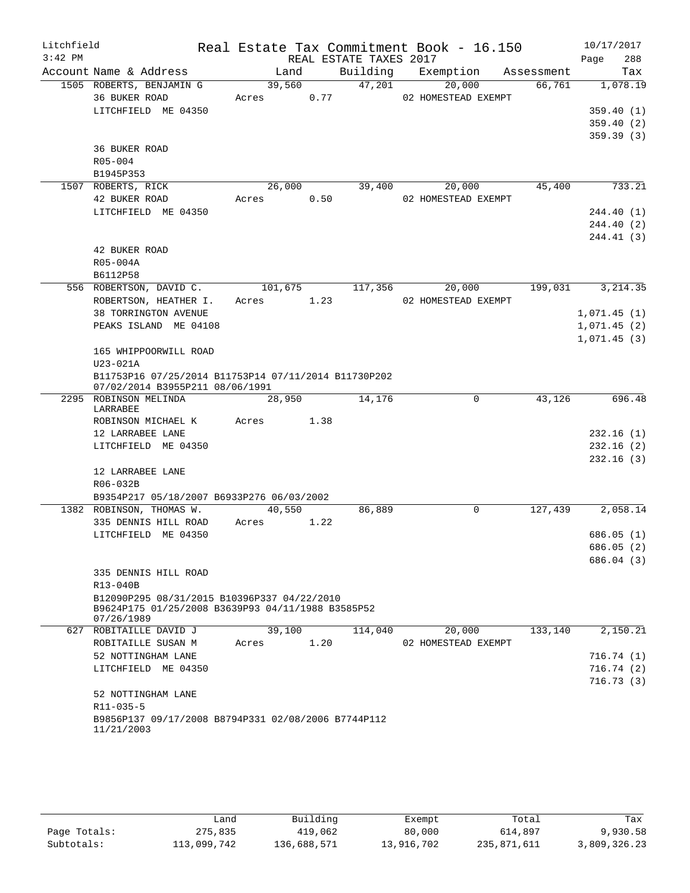Litchfield 3:42 PM

Real Estate Tax Commitment Book - 16.150

REAL ESTATE TAXES 2017

10/17/2017

| Account | Name & Address | Land | Building | Exemption | Assessment | Tax |
|---|---|---|---|---|---|---|
| 1505 | ROBERTS, BENJAMIN G<br>36 BUKER ROAD<br>LITCHFIELD ME 04350<br><br>36 BUKER ROAD<br>R05-004<br>B1945P353 | 39,560<br>Acres 0.77 | 47,201 | 20,000<br>02 HOMESTEAD EXEMPT | 66,761 | 1,078.19<br>359.40 (1)<br>359.40 (2)<br>359.39 (3) |
| 1507 | ROBERTS, RICK<br>42 BUKER ROAD<br>LITCHFIELD ME 04350<br><br>42 BUKER ROAD<br>R05-004A<br>B6112P58 | 26,000<br>Acres 0.50 | 39,400 | 20,000<br>02 HOMESTEAD EXEMPT | 45,400 | 733.21<br>244.40 (1)<br>244.40 (2)<br>244.41 (3) |
| 556 | ROBERTSON, DAVID C.<br>ROBERTSON, HEATHER I.<br>38 TORRINGTON AVENUE<br>PEAKS ISLAND ME 04108<br><br>165 WHIPPOORWILL ROAD<br>U23-021A<br>B11753P16 07/25/2014 B11753P14 07/11/2014 B11730P202 07/02/2014 B3955P211 08/06/1991 | 101,675<br>Acres 1.23 | 117,356 | 20,000<br>02 HOMESTEAD EXEMPT | 199,031 | 3,214.35<br>1,071.45 (1)<br>1,071.45 (2)<br>1,071.45 (3) |
| 2295 | ROBINSON MELINDA LARRABEE<br>ROBINSON MICHAEL K<br>12 LARRABEE LANE<br>LITCHFIELD ME 04350<br><br>12 LARRABEE LANE<br>R06-032B<br>B9354P217 05/18/2007 B6933P276 06/03/2002 | 28,950<br>Acres 1.38 | 14,176 | 0 | 43,126 | 696.48<br>232.16 (1)<br>232.16 (2)<br>232.16 (3) |
| 1382 | ROBINSON, THOMAS W.<br>335 DENNIS HILL ROAD<br>LITCHFIELD ME 04350<br><br>335 DENNIS HILL ROAD<br>R13-040B<br>B12090P295 08/31/2015 B10396P337 04/22/2010 B9624P175 01/25/2008 B3639P93 04/11/1988 B3585P52 07/26/1989 | 40,550<br>Acres 1.22 | 86,889 | 0 | 127,439 | 2,058.14<br>686.05 (1)<br>686.05 (2)<br>686.04 (3) |
| 627 | ROBITAILLE DAVID J<br>ROBITAILLE SUSAN M<br>52 NOTTINGHAM LANE<br>LITCHFIELD ME 04350<br><br>52 NOTTINGHAM LANE<br>R11-035-5<br>B9856P137 09/17/2008 B8794P331 02/08/2006 B7744P112 11/21/2003 | 39,100<br>Acres 1.20 | 114,040 | 20,000<br>02 HOMESTEAD EXEMPT | 133,140 | 2,150.21<br>716.74 (1)<br>716.74 (2)<br>716.73 (3) |

| | Land | Building | Exempt | Total | Tax |
|---|---|---|---|---|---|
| Page Totals: | 275,835 | 419,062 | 80,000 | 614,897 | 9,930.58 |
| Subtotals: | 113,099,742 | 136,688,571 | 13,916,702 | 235,871,611 | 3,809,326.23 |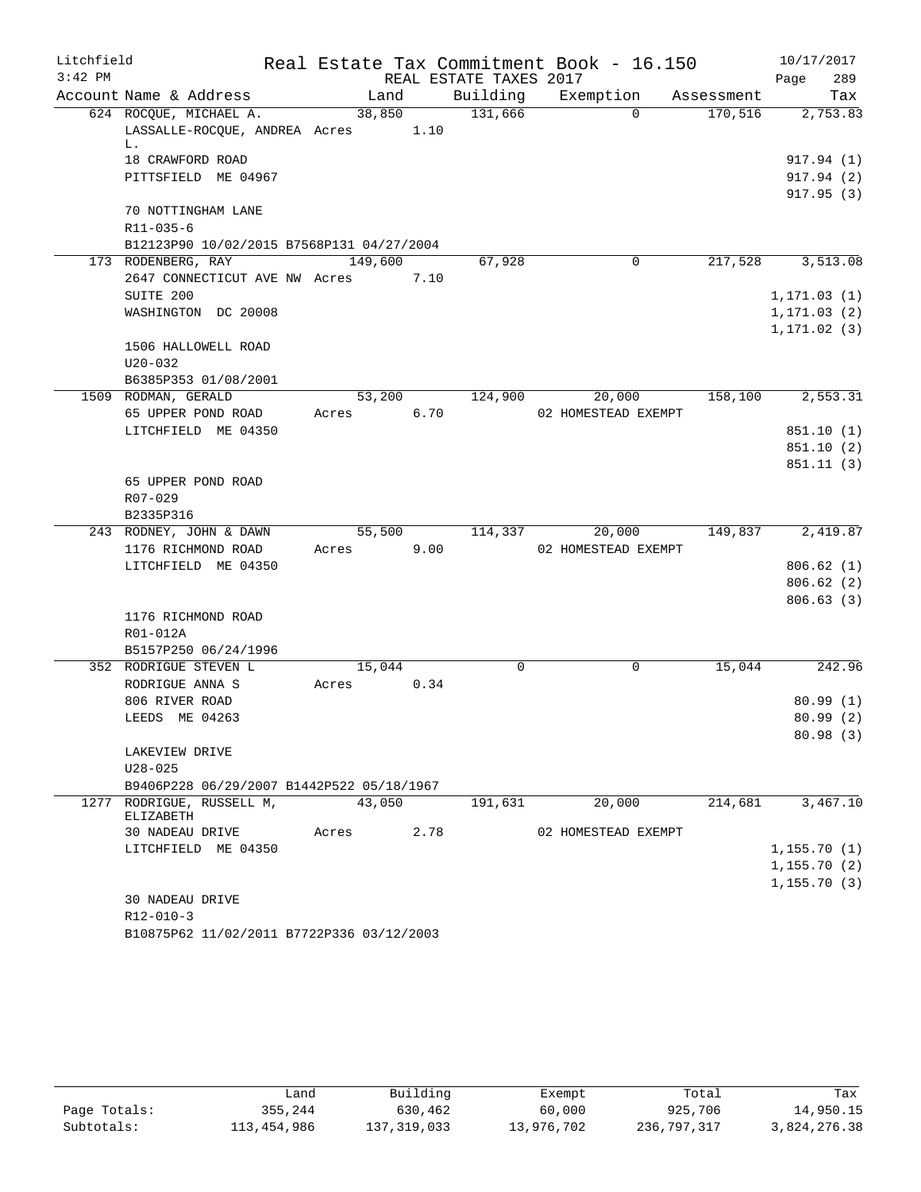Litchfield
3:42 PM

Real Estate Tax Commitment Book - 16.150
REAL ESTATE TAXES 2017

10/17/2017

| Account | Name & Address | Land | Building | Exemption | Assessment | Tax |
|---|---|---|---|---|---|---|
| 624 | ROCQUE, MICHAEL A. | 38,850 | 131,666 | 0 | 170,516 | 2,753.83 |
| | LASSALLE-ROCQUE, ANDREA L. | Acres 1.10 | | | | |
| | 18 CRAWFORD ROAD | | | | | 917.94 (1) |
| | PITTSFIELD ME 04967 | | | | | 917.94 (2) |
| | | | | | | 917.95 (3) |
| | 70 NOTTINGHAM LANE | | | | | |
| | R11-035-6 | | | | | |
| | B12123P90 10/02/2015 B7568P131 04/27/2004 | | | | | |
| 173 | RODENBERG, RAY | 149,600 | 67,928 | 0 | 217,528 | 3,513.08 |
| | 2647 CONNECTICUT AVE NW | Acres 7.10 | | | | |
| | SUITE 200 | | | | | 1,171.03 (1) |
| | WASHINGTON DC 20008 | | | | | 1,171.03 (2) |
| | | | | | | 1,171.02 (3) |
| | 1506 HALLOWELL ROAD | | | | | |
| | U20-032 | | | | | |
| | B6385P353 01/08/2001 | | | | | |
| 1509 | RODMAN, GERALD | 53,200 | 124,900 | 20,000 | 158,100 | 2,553.31 |
| | 65 UPPER POND ROAD | Acres 6.70 | | 02 HOMESTEAD EXEMPT | | |
| | LITCHFIELD ME 04350 | | | | | 851.10 (1) |
| | | | | | | 851.10 (2) |
| | | | | | | 851.11 (3) |
| | 65 UPPER POND ROAD | | | | | |
| | R07-029 | | | | | |
| | B2335P316 | | | | | |
| 243 | RODNEY, JOHN & DAWN | 55,500 | 114,337 | 20,000 | 149,837 | 2,419.87 |
| | 1176 RICHMOND ROAD | Acres 9.00 | | 02 HOMESTEAD EXEMPT | | |
| | LITCHFIELD ME 04350 | | | | | 806.62 (1) |
| | | | | | | 806.62 (2) |
| | | | | | | 806.63 (3) |
| | 1176 RICHMOND ROAD | | | | | |
| | R01-012A | | | | | |
| | B5157P250 06/24/1996 | | | | | |
| 352 | RODRIGUE STEVEN L | 15,044 | 0 | 0 | 15,044 | 242.96 |
| | RODRIGUE ANNA S | Acres 0.34 | | | | |
| | 806 RIVER ROAD | | | | | 80.99 (1) |
| | LEEDS ME 04263 | | | | | 80.99 (2) |
| | | | | | | 80.98 (3) |
| | LAKEVIEW DRIVE | | | | | |
| | U28-025 | | | | | |
| | B9406P228 06/29/2007 B1442P522 05/18/1967 | | | | | |
| 1277 | RODRIGUE, RUSSELL M, ELIZABETH | 43,050 | 191,631 | 20,000 | 214,681 | 3,467.10 |
| | 30 NADEAU DRIVE | Acres 2.78 | | 02 HOMESTEAD EXEMPT | | |
| | LITCHFIELD ME 04350 | | | | | 1,155.70 (1) |
| | | | | | | 1,155.70 (2) |
| | | | | | | 1,155.70 (3) |
| | 30 NADEAU DRIVE | | | | | |
| | R12-010-3 | | | | | |
| | B10875P62 11/02/2011 B7722P336 03/12/2003 | | | | | |

| | Land | Building | Exempt | Total | Tax |
|---|---|---|---|---|---|
| Page Totals: | 355,244 | 630,462 | 60,000 | 925,706 | 14,950.15 |
| Subtotals: | 113,454,986 | 137,319,033 | 13,976,702 | 236,797,317 | 3,824,276.38 |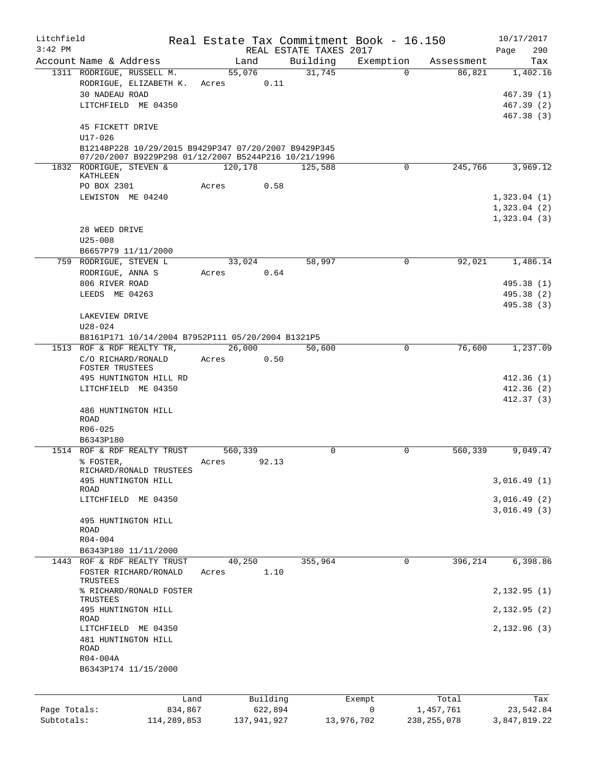Litchfield | Real Estate Tax Commitment Book - 16.150 | 10/17/2017
3:42 PM | REAL ESTATE TAXES 2017

| Account | Name & Address | Land | Building | Exemption | Assessment | Tax |
|---|---|---|---|---|---|---|
| 1311 | RODRIGUE, RUSSELL M. | 55,076 | 31,745 | 0 | 86,821 | 1,402.16 |
| | RODRIGUE, ELIZABETH K. | Acres 0.11 | | | | |
| | 30 NADEAU ROAD | | | | | 467.39 (1) |
| | LITCHFIELD ME 04350 | | | | | 467.39 (2) |
| | | | | | | 467.38 (3) |
| | 45 FICKETT DRIVE | | | | | |
| | U17-026 | | | | | |
| | B12148P228 10/29/2015 B9429P347 07/20/2007 B9429P345 07/20/2007 B9229P298 01/12/2007 B5244P216 10/21/1996 | | | | | |
| 1832 | RODRIGUE, STEVEN & KATHLEEN | 120,178 | 125,588 | 0 | 245,766 | 3,969.12 |
| | PO BOX 2301 | Acres 0.58 | | | | |
| | LEWISTON ME 04240 | | | | | 1,323.04 (1) |
| | | | | | | 1,323.04 (2) |
| | | | | | | 1,323.04 (3) |
| | 28 WEED DRIVE | | | | | |
| | U25-008 | | | | | |
| | B6657P79 11/11/2000 | | | | | |
| 759 | RODRIGUE, STEVEN L | 33,024 | 58,997 | 0 | 92,021 | 1,486.14 |
| | RODRIGUE, ANNA S | Acres 0.64 | | | | |
| | 806 RIVER ROAD | | | | | 495.38 (1) |
| | LEEDS ME 04263 | | | | | 495.38 (2) |
| | | | | | | 495.38 (3) |
| | LAKEVIEW DRIVE | | | | | |
| | U28-024 | | | | | |
| | B8161P171 10/14/2004 B7952P111 05/20/2004 B1321P5 | | | | | |
| 1513 | ROF & RDF REALTY TR, | 26,000 | 50,600 | 0 | 76,600 | 1,237.09 |
| | C/O RICHARD/RONALD FOSTER TRUSTEES | Acres 0.50 | | | | |
| | 495 HUNTINGTON HILL RD | | | | | 412.36 (1) |
| | LITCHFIELD ME 04350 | | | | | 412.36 (2) |
| | | | | | | 412.37 (3) |
| | 486 HUNTINGTON HILL ROAD | | | | | |
| | R06-025 | | | | | |
| | B6343P180 | | | | | |
| 1514 | ROF & RDF REALTY TRUST | 560,339 | 0 | 0 | 560,339 | 9,049.47 |
| | % FOSTER, RICHARD/RONALD TRUSTEES | Acres 92.13 | | | | |
| | 495 HUNTINGTON HILL ROAD | | | | | 3,016.49 (1) |
| | LITCHFIELD ME 04350 | | | | | 3,016.49 (2) |
| | | | | | | 3,016.49 (3) |
| | 495 HUNTINGTON HILL ROAD | | | | | |
| | R04-004 | | | | | |
| | B6343P180 11/11/2000 | | | | | |
| 1443 | ROF & RDF REALTY TRUST | 40,250 | 355,964 | 0 | 396,214 | 6,398.86 |
| | FOSTER RICHARD/RONALD TRUSTEES | Acres 1.10 | | | | |
| | % RICHARD/RONALD FOSTER TRUSTEES | | | | | 2,132.95 (1) |
| | 495 HUNTINGTON HILL ROAD | | | | | 2,132.95 (2) |
| | LITCHFIELD ME 04350 | | | | | 2,132.96 (3) |
| | 481 HUNTINGTON HILL ROAD | | | | | |
| | R04-004A | | | | | |
| | B6343P174 11/15/2000 | | | | | |

| | Land | Building | Exempt | Total | Tax |
|---|---|---|---|---|---|
| Page Totals: | 834,867 | 622,894 | 0 | 1,457,761 | 23,542.84 |
| Subtotals: | 114,289,853 | 137,941,927 | 13,976,702 | 238,255,078 | 3,847,819.22 |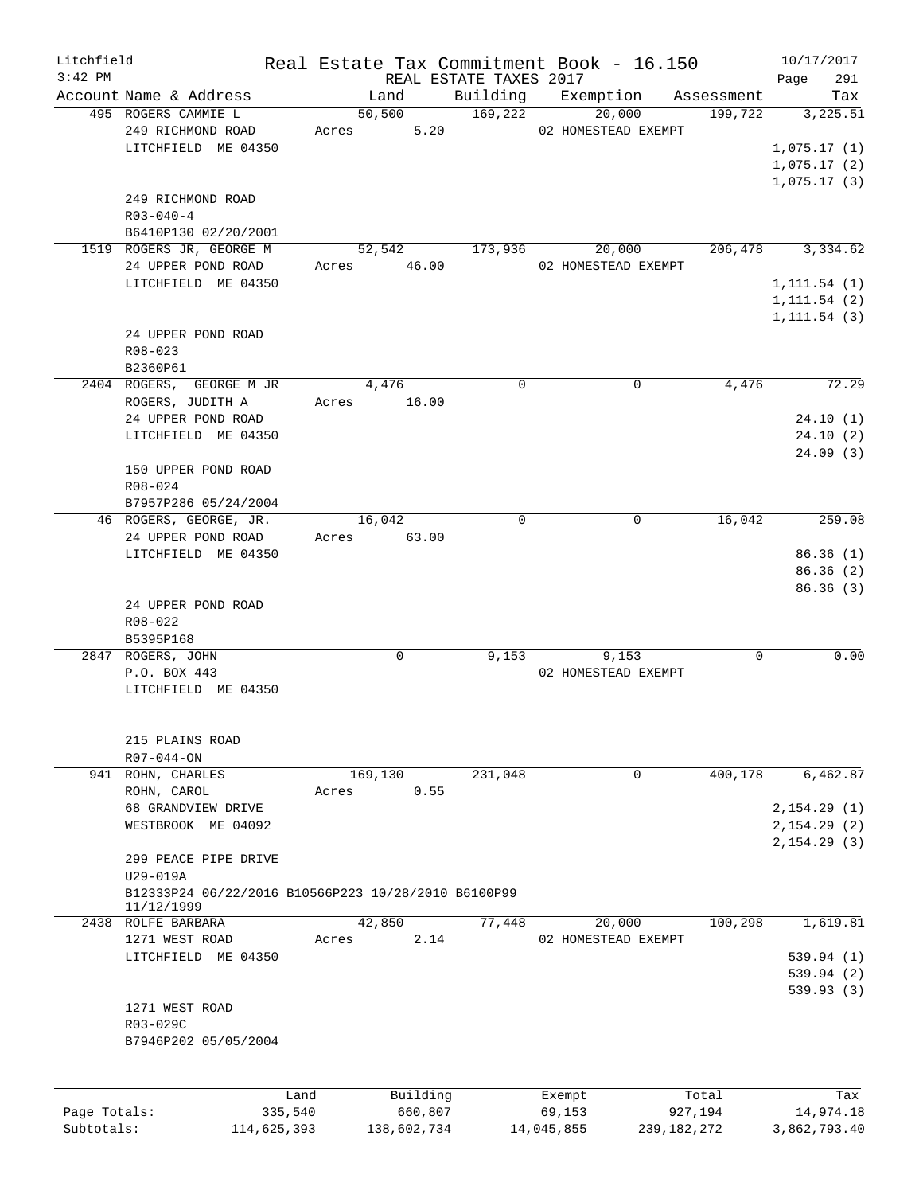Litchfield
3:42 PM

Real Estate Tax Commitment Book - 16.150
REAL ESTATE TAXES 2017

10/17/2017
Page 291

| Account Name & Address | Land | Building | Exemption | Assessment | Tax |
|---|---|---|---|---|---|
| 495 ROGERS CAMMIE L | 50,500 | 169,222 | 20,000 | 199,722 | 3,225.51 |
| 249 RICHMOND ROAD | Acres 5.20 | | 02 HOMESTEAD EXEMPT | | |
| LITCHFIELD ME 04350 | | | | | 1,075.17 (1) |
| | | | | | 1,075.17 (2) |
| | | | | | 1,075.17 (3) |
| 249 RICHMOND ROAD | | | | | |
| R03-040-4 | | | | | |
| B6410P130 02/20/2001 | | | | | |
| 1519 ROGERS JR, GEORGE M | 52,542 | 173,936 | 20,000 | 206,478 | 3,334.62 |
| 24 UPPER POND ROAD | Acres 46.00 | | 02 HOMESTEAD EXEMPT | | |
| LITCHFIELD ME 04350 | | | | | 1,111.54 (1) |
| | | | | | 1,111.54 (2) |
| | | | | | 1,111.54 (3) |
| 24 UPPER POND ROAD | | | | | |
| R08-023 | | | | | |
| B2360P61 | | | | | |
| 2404 ROGERS, GEORGE M JR | 4,476 | 0 | 0 | 4,476 | 72.29 |
| ROGERS, JUDITH A | Acres 16.00 | | | | |
| 24 UPPER POND ROAD | | | | | 24.10 (1) |
| LITCHFIELD ME 04350 | | | | | 24.10 (2) |
| | | | | | 24.09 (3) |
| 150 UPPER POND ROAD | | | | | |
| R08-024 | | | | | |
| B7957P286 05/24/2004 | | | | | |
| 46 ROGERS, GEORGE, JR. | 16,042 | 0 | 0 | 16,042 | 259.08 |
| 24 UPPER POND ROAD | Acres 63.00 | | | | |
| LITCHFIELD ME 04350 | | | | | 86.36 (1) |
| | | | | | 86.36 (2) |
| | | | | | 86.36 (3) |
| 24 UPPER POND ROAD | | | | | |
| R08-022 | | | | | |
| B5395P168 | | | | | |
| 2847 ROGERS, JOHN | 0 | 9,153 | 9,153 | 0 | 0.00 |
| P.O. BOX 443 | | | 02 HOMESTEAD EXEMPT | | |
| LITCHFIELD ME 04350 | | | | | |
| 215 PLAINS ROAD | | | | | |
| R07-044-ON | | | | | |
| 941 ROHN, CHARLES | 169,130 | 231,048 | 0 | 400,178 | 6,462.87 |
| ROHN, CAROL | Acres 0.55 | | | | |
| 68 GRANDVIEW DRIVE | | | | | 2,154.29 (1) |
| WESTBROOK ME 04092 | | | | | 2,154.29 (2) |
| | | | | | 2,154.29 (3) |
| 299 PEACE PIPE DRIVE | | | | | |
| U29-019A | | | | | |
| B12333P24 06/22/2016 B10566P223 10/28/2010 B6100P99 11/12/1999 | | | | | |
| 2438 ROLFE BARBARA | 42,850 | 77,448 | 20,000 | 100,298 | 1,619.81 |
| 1271 WEST ROAD | Acres 2.14 | | 02 HOMESTEAD EXEMPT | | |
| LITCHFIELD ME 04350 | | | | | 539.94 (1) |
| | | | | | 539.94 (2) |
| | | | | | 539.93 (3) |
| 1271 WEST ROAD | | | | | |
| R03-029C | | | | | |
| B7946P202 05/05/2004 | | | | | |

| | Land | Building | Exempt | Total | Tax |
|---|---|---|---|---|---|
| Page Totals: | 335,540 | 660,807 | 69,153 | 927,194 | 14,974.18 |
| Subtotals: | 114,625,393 | 138,602,734 | 14,045,855 | 239,182,272 | 3,862,793.40 |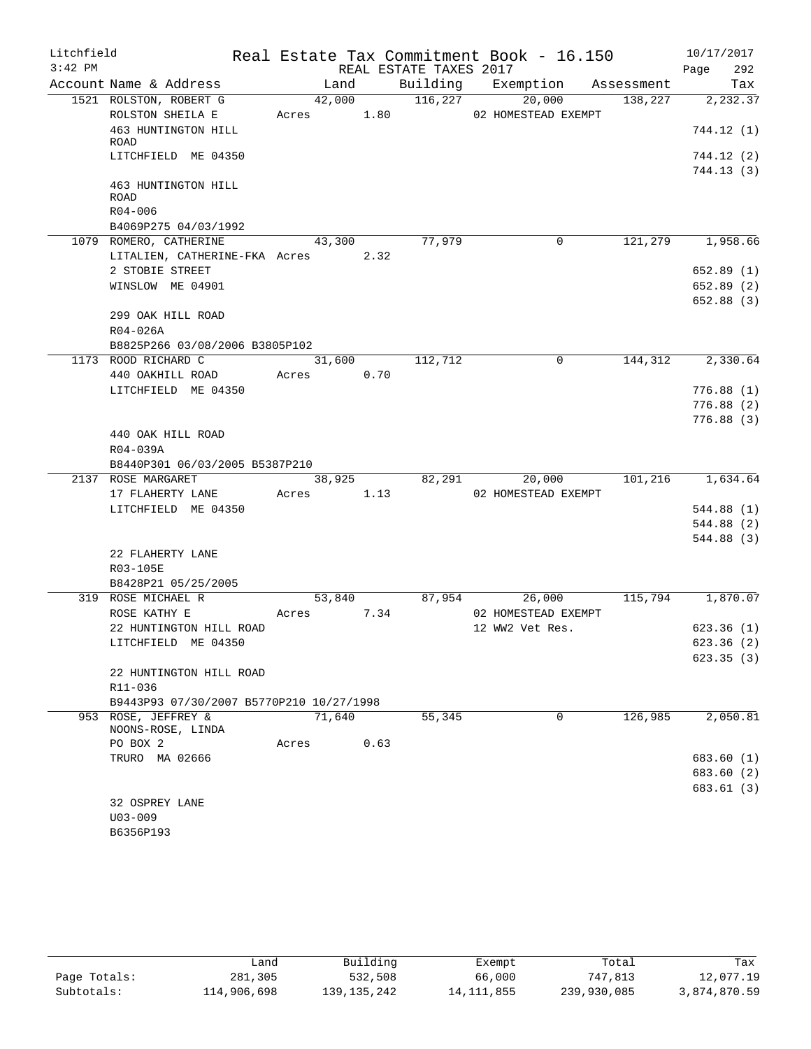Litchfield 3:42 PM

# Real Estate Tax Commitment Book - 16.150

REAL ESTATE TAXES 2017

10/17/2017

| Account | Name & Address | Land | Building | Exemption | Assessment | Tax |
|---|---|---|---|---|---|---|
| 1521 | ROLSTON, ROBERT G | 42,000 | 116,227 | 20,000 | 138,227 | 2,232.37 |
| | ROLSTON SHEILA E | Acres 1.80 | | 02 HOMESTEAD EXEMPT | | |
| | 463 HUNTINGTON HILL ROAD | | | | | 744.12 (1) |
| | LITCHFIELD ME 04350 | | | | | 744.12 (2) |
| | | | | | | 744.13 (3) |
| | 463 HUNTINGTON HILL ROAD | | | | | |
| | R04-006 | | | | | |
| | B4069P275 04/03/1992 | | | | | |
| 1079 | ROMERO, CATHERINE | 43,300 | 77,979 | 0 | 121,279 | 1,958.66 |
| | LITALIEN, CATHERINE-FKA | Acres 2.32 | | | | |
| | 2 STOBIE STREET | | | | | 652.89 (1) |
| | WINSLOW ME 04901 | | | | | 652.89 (2) |
| | | | | | | 652.88 (3) |
| | 299 OAK HILL ROAD | | | | | |
| | R04-026A | | | | | |
| | B8825P266 03/08/2006 B3805P102 | | | | | |
| 1173 | ROOD RICHARD C | 31,600 | 112,712 | 0 | 144,312 | 2,330.64 |
| | 440 OAKHILL ROAD | Acres 0.70 | | | | |
| | LITCHFIELD ME 04350 | | | | | 776.88 (1) |
| | | | | | | 776.88 (2) |
| | | | | | | 776.88 (3) |
| | 440 OAK HILL ROAD | | | | | |
| | R04-039A | | | | | |
| | B8440P301 06/03/2005 B5387P210 | | | | | |
| 2137 | ROSE MARGARET | 38,925 | 82,291 | 20,000 | 101,216 | 1,634.64 |
| | 17 FLAHERTY LANE | Acres 1.13 | | 02 HOMESTEAD EXEMPT | | |
| | LITCHFIELD ME 04350 | | | | | 544.88 (1) |
| | | | | | | 544.88 (2) |
| | | | | | | 544.88 (3) |
| | 22 FLAHERTY LANE | | | | | |
| | R03-105E | | | | | |
| | B8428P21 05/25/2005 | | | | | |
| 319 | ROSE MICHAEL R | 53,840 | 87,954 | 26,000 | 115,794 | 1,870.07 |
| | ROSE KATHY E | Acres 7.34 | | 02 HOMESTEAD EXEMPT | | |
| | 22 HUNTINGTON HILL ROAD | | | 12 WW2 Vet Res. | | 623.36 (1) |
| | LITCHFIELD ME 04350 | | | | | 623.36 (2) |
| | | | | | | 623.35 (3) |
| | 22 HUNTINGTON HILL ROAD | | | | | |
| | R11-036 | | | | | |
| | B9443P93 07/30/2007 B5770P210 10/27/1998 | | | | | |
| 953 | ROSE, JEFFREY & NOONS-ROSE, LINDA | 71,640 | 55,345 | 0 | 126,985 | 2,050.81 |
| | PO BOX 2 | Acres 0.63 | | | | |
| | TRURO MA 02666 | | | | | 683.60 (1) |
| | | | | | | 683.60 (2) |
| | | | | | | 683.61 (3) |
| | 32 OSPREY LANE | | | | | |
| | U03-009 | | | | | |
| | B6356P193 | | | | | |

| | Land | Building | Exempt | Total | Tax |
|---|---|---|---|---|---|
| Page Totals: | 281,305 | 532,508 | 66,000 | 747,813 | 12,077.19 |
| Subtotals: | 114,906,698 | 139,135,242 | 14,111,855 | 239,930,085 | 3,874,870.59 |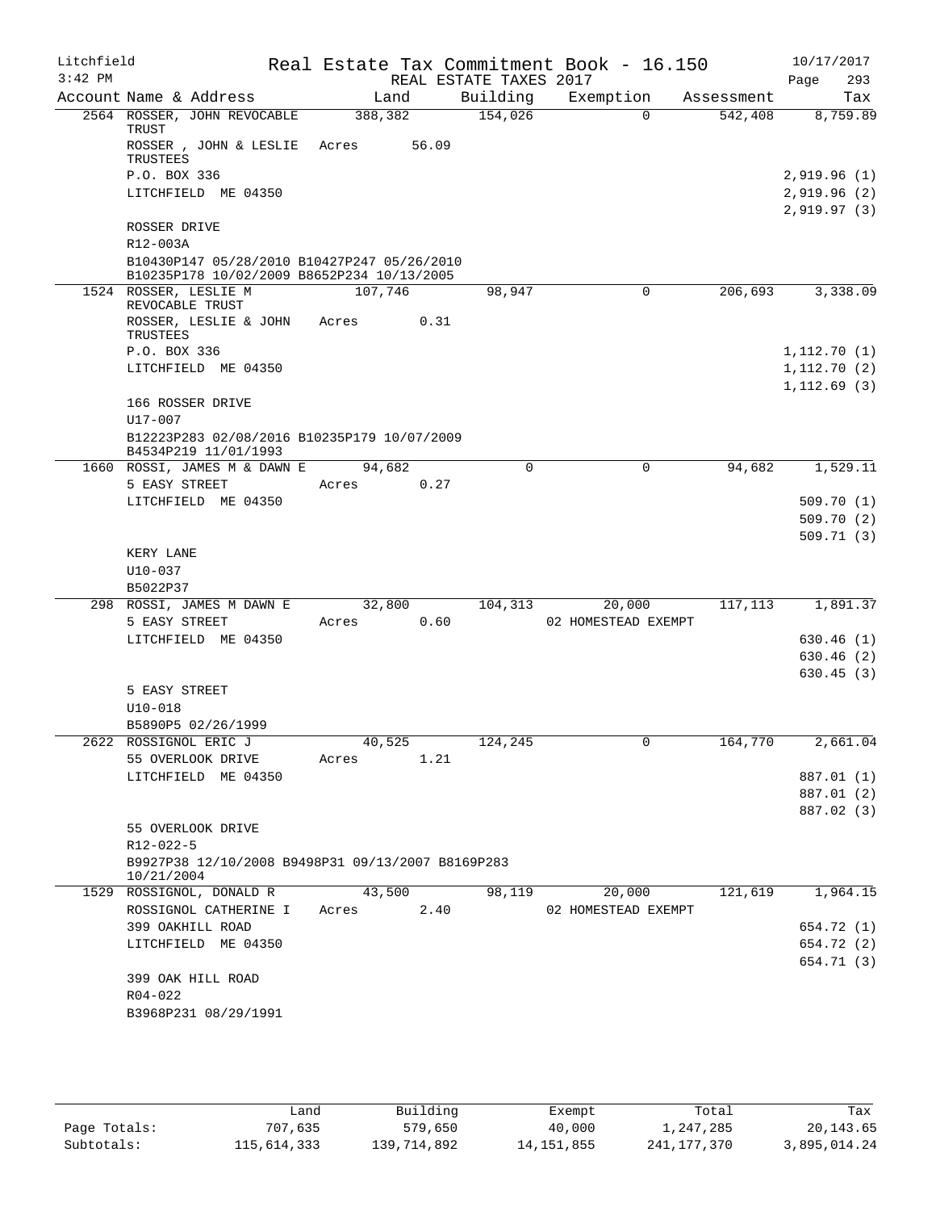Litchfield Real Estate Tax Commitment Book - 16.150 10/17/2017
3:42 PM REAL ESTATE TAXES 2017 Page 293

| Account | Name & Address | Land | Building | Exemption | Assessment | Tax |
|---|---|---|---|---|---|---|
| 2564 | ROSSER, JOHN REVOCABLE TRUST | 388,382 | 154,026 | 0 | 542,408 | 8,759.89 |
| | ROSSER , JOHN & LESLIE TRUSTEES | Acres 56.09 | | | | |
| | P.O. BOX 336 | | | | | 2,919.96 (1) |
| | LITCHFIELD ME 04350 | | | | | 2,919.96 (2) |
| | | | | | | 2,919.97 (3) |
| | ROSSER DRIVE | | | | | |
| | R12-003A | | | | | |
| | B10430P147 05/28/2010 B10427P247 05/26/2010 B10235P178 10/02/2009 B8652P234 10/13/2005 | | | | | |
| 1524 | ROSSER, LESLIE M REVOCABLE TRUST | 107,746 | 98,947 | 0 | 206,693 | 3,338.09 |
| | ROSSER, LESLIE & JOHN TRUSTEES | Acres 0.31 | | | | |
| | P.O. BOX 336 | | | | | 1,112.70 (1) |
| | LITCHFIELD ME 04350 | | | | | 1,112.70 (2) |
| | | | | | | 1,112.69 (3) |
| | 166 ROSSER DRIVE | | | | | |
| | U17-007 | | | | | |
| | B12223P283 02/08/2016 B10235P179 10/07/2009 B4534P219 11/01/1993 | | | | | |
| 1660 | ROSSI, JAMES M & DAWN E | 94,682 | 0 | 0 | 94,682 | 1,529.11 |
| | 5 EASY STREET | Acres 0.27 | | | | |
| | LITCHFIELD ME 04350 | | | | | 509.70 (1) |
| | | | | | | 509.70 (2) |
| | | | | | | 509.71 (3) |
| | KERY LANE | | | | | |
| | U10-037 | | | | | |
| | B5022P37 | | | | | |
| 298 | ROSSI, JAMES M DAWN E | 32,800 | 104,313 | 20,000 | 117,113 | 1,891.37 |
| | 5 EASY STREET | Acres 0.60 | | 02 HOMESTEAD EXEMPT | | |
| | LITCHFIELD ME 04350 | | | | | 630.46 (1) |
| | | | | | | 630.46 (2) |
| | | | | | | 630.45 (3) |
| | 5 EASY STREET | | | | | |
| | U10-018 | | | | | |
| | B5890P5 02/26/1999 | | | | | |
| 2622 | ROSSIGNOL ERIC J | 40,525 | 124,245 | 0 | 164,770 | 2,661.04 |
| | 55 OVERLOOK DRIVE | Acres 1.21 | | | | |
| | LITCHFIELD ME 04350 | | | | | 887.01 (1) |
| | | | | | | 887.01 (2) |
| | | | | | | 887.02 (3) |
| | 55 OVERLOOK DRIVE | | | | | |
| | R12-022-5 | | | | | |
| | B9927P38 12/10/2008 B9498P31 09/13/2007 B8169P283 10/21/2004 | | | | | |
| 1529 | ROSSIGNOL, DONALD R | 43,500 | 98,119 | 20,000 | 121,619 | 1,964.15 |
| | ROSSIGNOL CATHERINE I | Acres 2.40 | | 02 HOMESTEAD EXEMPT | | |
| | 399 OAKHILL ROAD | | | | | 654.72 (1) |
| | LITCHFIELD ME 04350 | | | | | 654.72 (2) |
| | | | | | | 654.71 (3) |
| | 399 OAK HILL ROAD | | | | | |
| | R04-022 | | | | | |
| | B3968P231 08/29/1991 | | | | | |

| | Land | Building | Exempt | Total | Tax |
|---|---|---|---|---|---|
| Page Totals: | 707,635 | 579,650 | 40,000 | 1,247,285 | 20,143.65 |
| Subtotals: | 115,614,333 | 139,714,892 | 14,151,855 | 241,177,370 | 3,895,014.24 |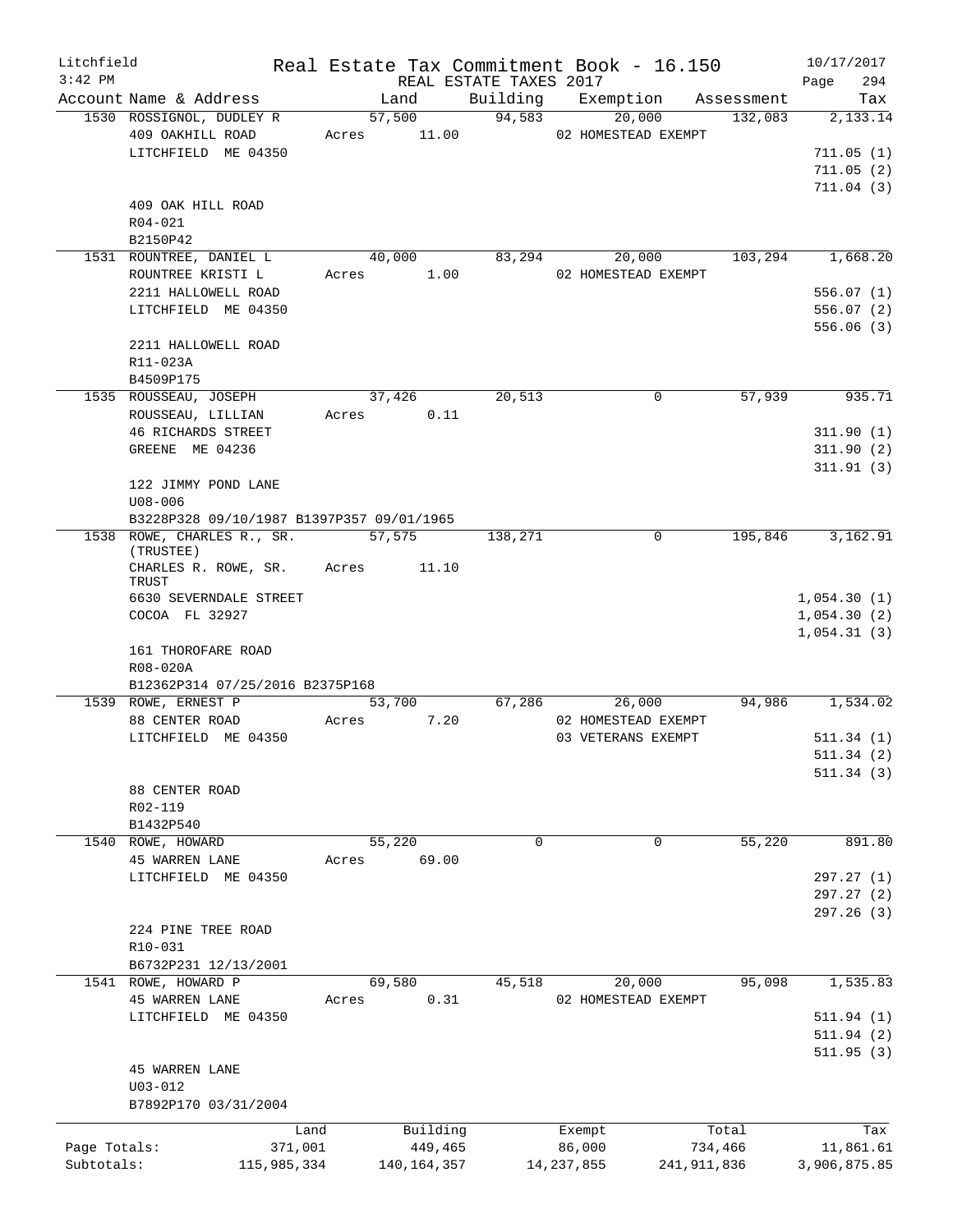Litchfield
3:42 PM

Real Estate Tax Commitment Book - 16.150
REAL ESTATE TAXES 2017

10/17/2017

| Account Name & Address | Land | Building | Exemption | Assessment | Tax |
|---|---|---|---|---|---|
| 1530 ROSSIGNOL, DUDLEY R | 57,500 | 94,583 | 20,000 | 132,083 | 2,133.14 |
| 409 OAKHILL ROAD | Acres 11.00 | | 02 HOMESTEAD EXEMPT | | |
| LITCHFIELD ME 04350 | | | | | 711.05 (1) |
| | | | | | 711.05 (2) |
| | | | | | 711.04 (3) |
| 409 OAK HILL ROAD | | | | | |
| R04-021 | | | | | |
| B2150P42 | | | | | |
| 1531 ROUNTREE, DANIEL L | 40,000 | 83,294 | 20,000 | 103,294 | 1,668.20 |
| ROUNTREE KRISTI L | Acres 1.00 | | 02 HOMESTEAD EXEMPT | | |
| 2211 HALLOWELL ROAD | | | | | 556.07 (1) |
| LITCHFIELD ME 04350 | | | | | 556.07 (2) |
| | | | | | 556.06 (3) |
| 2211 HALLOWELL ROAD | | | | | |
| R11-023A | | | | | |
| B4509P175 | | | | | |
| 1535 ROUSSEAU, JOSEPH | 37,426 | 20,513 | 0 | 57,939 | 935.71 |
| ROUSSEAU, LILLIAN | Acres 0.11 | | | | |
| 46 RICHARDS STREET | | | | | 311.90 (1) |
| GREENE ME 04236 | | | | | 311.90 (2) |
| | | | | | 311.91 (3) |
| 122 JIMMY POND LANE | | | | | |
| U08-006 | | | | | |
| B3228P328 09/10/1987 B1397P357 09/01/1965 | | | | | |
| 1538 ROWE, CHARLES R., SR. (TRUSTEE) | 57,575 | 138,271 | 0 | 195,846 | 3,162.91 |
| CHARLES R. ROWE, SR. TRUST | Acres 11.10 | | | | |
| 6630 SEVERNDALE STREET | | | | | 1,054.30 (1) |
| COCOA FL 32927 | | | | | 1,054.30 (2) |
| | | | | | 1,054.31 (3) |
| 161 THOROFARE ROAD | | | | | |
| R08-020A | | | | | |
| B12362P314 07/25/2016 B2375P168 | | | | | |
| 1539 ROWE, ERNEST P | 53,700 | 67,286 | 26,000 | 94,986 | 1,534.02 |
| 88 CENTER ROAD | Acres 7.20 | | 02 HOMESTEAD EXEMPT | | |
| LITCHFIELD ME 04350 | | | 03 VETERANS EXEMPT | | 511.34 (1) |
| | | | | | 511.34 (2) |
| | | | | | 511.34 (3) |
| 88 CENTER ROAD | | | | | |
| R02-119 | | | | | |
| B1432P540 | | | | | |
| 1540 ROWE, HOWARD | 55,220 | 0 | 0 | 55,220 | 891.80 |
| 45 WARREN LANE | Acres 69.00 | | | | |
| LITCHFIELD ME 04350 | | | | | 297.27 (1) |
| | | | | | 297.27 (2) |
| | | | | | 297.26 (3) |
| 224 PINE TREE ROAD | | | | | |
| R10-031 | | | | | |
| B6732P231 12/13/2001 | | | | | |
| 1541 ROWE, HOWARD P | 69,580 | 45,518 | 20,000 | 95,098 | 1,535.83 |
| 45 WARREN LANE | Acres 0.31 | | 02 HOMESTEAD EXEMPT | | |
| LITCHFIELD ME 04350 | | | | | 511.94 (1) |
| | | | | | 511.94 (2) |
| | | | | | 511.95 (3) |
| 45 WARREN LANE | | | | | |
| U03-012 | | | | | |
| B7892P170 03/31/2004 | | | | | |

| | Land | Building | Exempt | Total | Tax |
|---|---|---|---|---|---|
| Page Totals: | 371,001 | 449,465 | 86,000 | 734,466 | 11,861.61 |
| Subtotals: | 115,985,334 | 140,164,357 | 14,237,855 | 241,911,836 | 3,906,875.85 |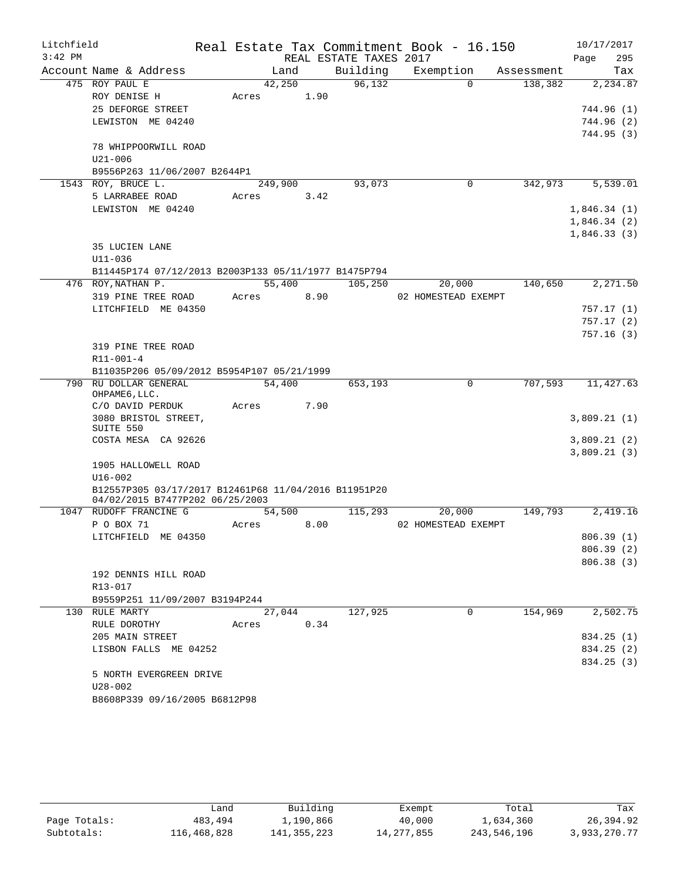Litchfield
3:42 PM

# Real Estate Tax Commitment Book - 16.150

REAL ESTATE TAXES 2017

10/17/2017
Page 295

| Account Name & Address | Land | Building | Exemption | Assessment | Tax |
|---|---|---|---|---|---|
| 475 ROY PAUL E | 42,250 | 96,132 | 0 | 138,382 | 2,234.87 |
| ROY DENISE H | Acres 1.90 | | | | |
| 25 DEFORGE STREET | | | | | 744.96 (1) |
| LEWISTON ME 04240 | | | | | 744.96 (2) |
| | | | | | 744.95 (3) |
| 78 WHIPPOORWILL ROAD | | | | | |
| U21-006 | | | | | |
| B9556P263 11/06/2007 B2644P1 | | | | | |
| 1543 ROY, BRUCE L. | 249,900 | 93,073 | 0 | 342,973 | 5,539.01 |
| 5 LARRABEE ROAD | Acres 3.42 | | | | |
| LEWISTON ME 04240 | | | | | 1,846.34 (1) |
| | | | | | 1,846.34 (2) |
| | | | | | 1,846.33 (3) |
| 35 LUCIEN LANE | | | | | |
| U11-036 | | | | | |
| B11445P174 07/12/2013 B2003P133 05/11/1977 B1475P794 | | | | | |
| 476 ROY,NATHAN P. | 55,400 | 105,250 | 20,000 | 140,650 | 2,271.50 |
| 319 PINE TREE ROAD | Acres 8.90 | | 02 HOMESTEAD EXEMPT | | |
| LITCHFIELD ME 04350 | | | | | 757.17 (1) |
| | | | | | 757.17 (2) |
| | | | | | 757.16 (3) |
| 319 PINE TREE ROAD | | | | | |
| R11-001-4 | | | | | |
| B11035P206 05/09/2012 B5954P107 05/21/1999 | | | | | |
| 790 RU DOLLAR GENERAL OHPAME6,LLC. | 54,400 | 653,193 | 0 | 707,593 | 11,427.63 |
| C/O DAVID PERDUK | Acres 7.90 | | | | |
| 3080 BRISTOL STREET, SUITE 550 | | | | | 3,809.21 (1) |
| COSTA MESA CA 92626 | | | | | 3,809.21 (2) |
| | | | | | 3,809.21 (3) |
| 1905 HALLOWELL ROAD | | | | | |
| U16-002 | | | | | |
| B12557P305 03/17/2017 B12461P68 11/04/2016 B11951P20 04/02/2015 B7477P202 06/25/2003 | | | | | |
| 1047 RUDOFF FRANCINE G | 54,500 | 115,293 | 20,000 | 149,793 | 2,419.16 |
| P O BOX 71 | Acres 8.00 | | 02 HOMESTEAD EXEMPT | | |
| LITCHFIELD ME 04350 | | | | | 806.39 (1) |
| | | | | | 806.39 (2) |
| | | | | | 806.38 (3) |
| 192 DENNIS HILL ROAD | | | | | |
| R13-017 | | | | | |
| B9559P251 11/09/2007 B3194P244 | | | | | |
| 130 RULE MARTY | 27,044 | 127,925 | 0 | 154,969 | 2,502.75 |
| RULE DOROTHY | Acres 0.34 | | | | |
| 205 MAIN STREET | | | | | 834.25 (1) |
| LISBON FALLS ME 04252 | | | | | 834.25 (2) |
| | | | | | 834.25 (3) |
| 5 NORTH EVERGREEN DRIVE | | | | | |
| U28-002 | | | | | |
| B8608P339 09/16/2005 B6812P98 | | | | | |

| | Land | Building | Exempt | Total | Tax |
|---|---|---|---|---|---|
| Page Totals: | 483,494 | 1,190,866 | 40,000 | 1,634,360 | 26,394.92 |
| Subtotals: | 116,468,828 | 141,355,223 | 14,277,855 | 243,546,196 | 3,933,270.77 |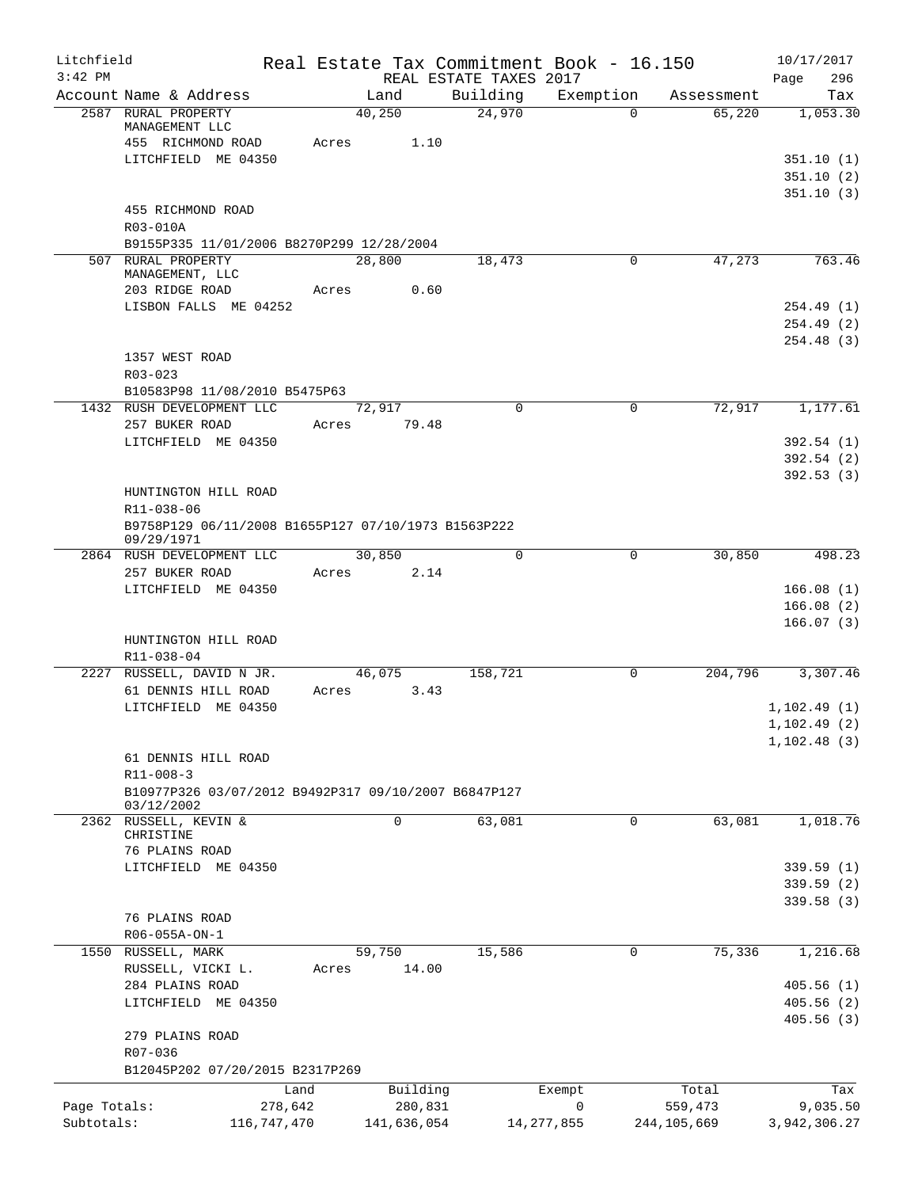Litchfield  
3:42 PM

# Real Estate Tax Commitment Book - 16.150

REAL ESTATE TAXES 2017

10/17/2017  
Page 296

| Account Name & Address | Land | Building | Exemption | Assessment | Tax |
|---|---|---|---|---|---|
| 2587 RURAL PROPERTY MANAGEMENT LLC | 40,250 | 24,970 | 0 | 65,220 | 1,053.30 |
| 455 RICHMOND ROAD | Acres 1.10 | | | | |
| LITCHFIELD ME 04350 | | | | | 351.10 (1) |
| | | | | | 351.10 (2) |
| | | | | | 351.10 (3) |
| 455 RICHMOND ROAD | | | | | |
| R03-010A | | | | | |
| B9155P335 11/01/2006 B8270P299 12/28/2004 | | | | | |
| 507 RURAL PROPERTY MANAGEMENT, LLC | 28,800 | 18,473 | 0 | 47,273 | 763.46 |
| 203 RIDGE ROAD | Acres 0.60 | | | | |
| LISBON FALLS ME 04252 | | | | | 254.49 (1) |
| | | | | | 254.49 (2) |
| | | | | | 254.48 (3) |
| 1357 WEST ROAD | | | | | |
| R03-023 | | | | | |
| B10583P98 11/08/2010 B5475P63 | | | | | |
| 1432 RUSH DEVELOPMENT LLC | 72,917 | 0 | 0 | 72,917 | 1,177.61 |
| 257 BUKER ROAD | Acres 79.48 | | | | |
| LITCHFIELD ME 04350 | | | | | 392.54 (1) |
| | | | | | 392.54 (2) |
| | | | | | 392.53 (3) |
| HUNTINGTON HILL ROAD | | | | | |
| R11-038-06 | | | | | |
| B9758P129 06/11/2008 B1655P127 07/10/1973 B1563P222 09/29/1971 | | | | | |
| 2864 RUSH DEVELOPMENT LLC | 30,850 | 0 | 0 | 30,850 | 498.23 |
| 257 BUKER ROAD | Acres 2.14 | | | | |
| LITCHFIELD ME 04350 | | | | | 166.08 (1) |
| | | | | | 166.08 (2) |
| | | | | | 166.07 (3) |
| HUNTINGTON HILL ROAD | | | | | |
| R11-038-04 | | | | | |
| 2227 RUSSELL, DAVID N JR. | 46,075 | 158,721 | 0 | 204,796 | 3,307.46 |
| 61 DENNIS HILL ROAD | Acres 3.43 | | | | |
| LITCHFIELD ME 04350 | | | | | 1,102.49 (1) |
| | | | | | 1,102.49 (2) |
| | | | | | 1,102.48 (3) |
| 61 DENNIS HILL ROAD | | | | | |
| R11-008-3 | | | | | |
| B10977P326 03/07/2012 B9492P317 09/10/2007 B6847P127 03/12/2002 | | | | | |
| 2362 RUSSELL, KEVIN & CHRISTINE | 0 | 63,081 | 0 | 63,081 | 1,018.76 |
| 76 PLAINS ROAD | | | | | |
| LITCHFIELD ME 04350 | | | | | 339.59 (1) |
| | | | | | 339.59 (2) |
| | | | | | 339.58 (3) |
| 76 PLAINS ROAD | | | | | |
| R06-055A-ON-1 | | | | | |
| 1550 RUSSELL, MARK | 59,750 | 15,586 | 0 | 75,336 | 1,216.68 |
| RUSSELL, VICKI L. | Acres 14.00 | | | | |
| 284 PLAINS ROAD | | | | | 405.56 (1) |
| LITCHFIELD ME 04350 | | | | | 405.56 (2) |
| | | | | | 405.56 (3) |
| 279 PLAINS ROAD | | | | | |
| R07-036 | | | | | |
| B12045P202 07/20/2015 B2317P269 | | | | | |

| | Land | Building | Exempt | Total | Tax |
|---|---|---|---|---|---|
| Page Totals: | 278,642 | 280,831 | 0 | 559,473 | 9,035.50 |
| Subtotals: | 116,747,470 | 141,636,054 | 14,277,855 | 244,105,669 | 3,942,306.27 |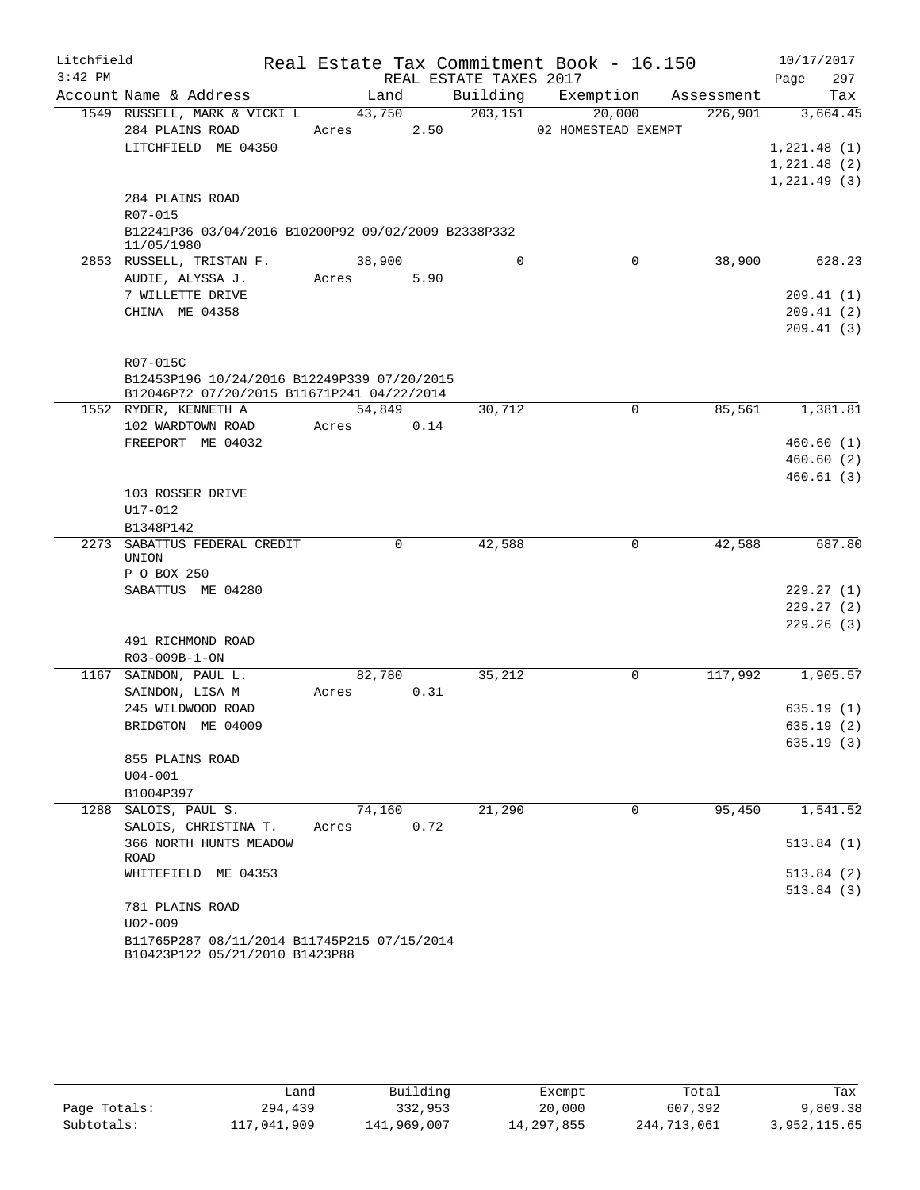Litchfield
3:42 PM

# Real Estate Tax Commitment Book - 16.150

REAL ESTATE TAXES 2017

10/17/2017

| Account | Name & Address | Land | Building | Exemption | Assessment | Tax |
|---|---|---|---|---|---|---|
| 1549 | RUSSELL, MARK & VICKI L<br>284 PLAINS ROAD<br>LITCHFIELD ME 04350<br><br>284 PLAINS ROAD<br>R07-015<br>B12241P36 03/04/2016 B10200P92 09/02/2009 B2338P332 11/05/1980 | 43,750<br>Acres 2.50 | 203,151 | 20,000<br>02 HOMESTEAD EXEMPT | 226,901 | 3,664.45<br><br>1,221.48 (1)<br>1,221.48 (2)<br>1,221.49 (3) |
| 2853 | RUSSELL, TRISTAN F.<br>AUDIE, ALYSSA J.<br>7 WILLETTE DRIVE<br>CHINA ME 04358<br><br>R07-015C<br>B12453P196 10/24/2016 B12249P339 07/20/2015 B12046P72 07/20/2015 B11671P241 04/22/2014 | 38,900<br>Acres 5.90 | 0 | 0 | 38,900 | 628.23<br><br>209.41 (1)<br>209.41 (2)<br>209.41 (3) |
| 1552 | RYDER, KENNETH A<br>102 WARDTOWN ROAD<br>FREEPORT ME 04032<br><br>103 ROSSER DRIVE<br>U17-012<br>B1348P142 | 54,849<br>Acres 0.14 | 30,712 | 0 | 85,561 | 1,381.81<br><br>460.60 (1)<br>460.60 (2)<br>460.61 (3) |
| 2273 | SABATTUS FEDERAL CREDIT UNION<br>P O BOX 250<br>SABATTUS ME 04280<br><br>491 RICHMOND ROAD<br>R03-009B-1-ON | 0 | 42,588 | 0 | 42,588 | 687.80<br><br>229.27 (1)<br>229.27 (2)<br>229.26 (3) |
| 1167 | SAINDON, PAUL L.<br>SAINDON, LISA M<br>245 WILDWOOD ROAD<br>BRIDGTON ME 04009<br><br>855 PLAINS ROAD<br>U04-001<br>B1004P397 | 82,780<br>Acres 0.31 | 35,212 | 0 | 117,992 | 1,905.57<br><br>635.19 (1)<br>635.19 (2)<br>635.19 (3) |
| 1288 | SALOIS, PAUL S.<br>SALOIS, CHRISTINA T.<br>366 NORTH HUNTS MEADOW ROAD<br>WHITEFIELD ME 04353<br><br>781 PLAINS ROAD<br>U02-009<br>B11765P287 08/11/2014 B11745P215 07/15/2014 B10423P122 05/21/2010 B1423P88 | 74,160<br>Acres 0.72 | 21,290 | 0 | 95,450 | 1,541.52<br><br>513.84 (1)<br>513.84 (2)<br>513.84 (3) |

| | Land | Building | Exempt | Total | Tax |
|---|---|---|---|---|---|
| Page Totals: | 294,439 | 332,953 | 20,000 | 607,392 | 9,809.38 |
| Subtotals: | 117,041,909 | 141,969,007 | 14,297,855 | 244,713,061 | 3,952,115.65 |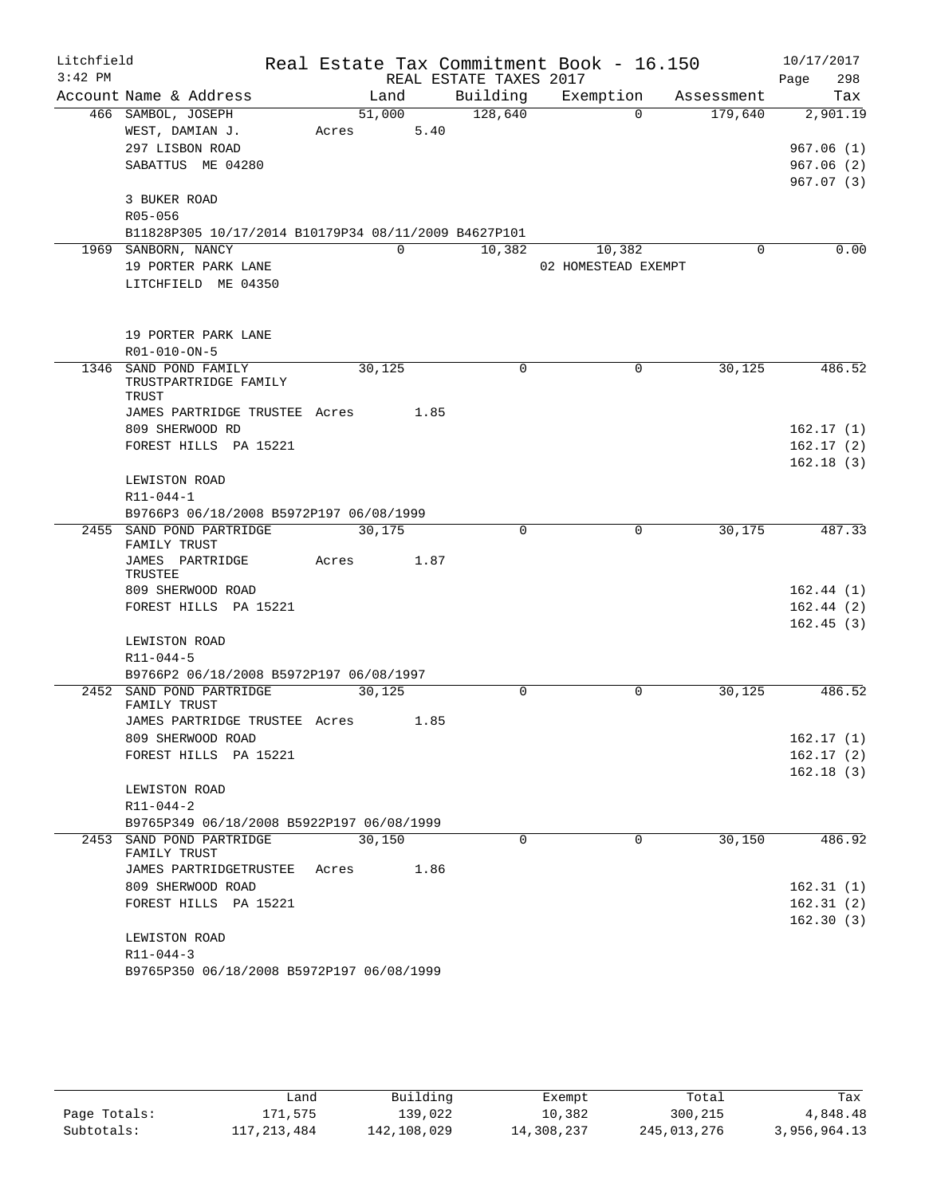Litchfield
3:42 PM

# Real Estate Tax Commitment Book - 16.150

REAL ESTATE TAXES 2017

10/17/2017

| Account Name & Address | Land | Building | Exemption | Assessment | Tax |
|---|---|---|---|---|---|
| 466 SAMBOL, JOSEPH | 51,000 | 128,640 | 0 | 179,640 | 2,901.19 |
| WEST, DAMIAN J. | Acres 5.40 | | | | |
| 297 LISBON ROAD | | | | | 967.06 (1) |
| SABATTUS ME 04280 | | | | | 967.06 (2) |
| | | | | | 967.07 (3) |
| 3 BUKER ROAD | | | | | |
| R05-056 | | | | | |
| B11828P305 10/17/2014 B10179P34 08/11/2009 B4627P101 | | | | | |
| 1969 SANBORN, NANCY | 0 | 10,382 | 10,382 | 0 | 0.00 |
| 19 PORTER PARK LANE | | | 02 HOMESTEAD EXEMPT | | |
| LITCHFIELD ME 04350 | | | | | |
| 19 PORTER PARK LANE | | | | | |
| R01-010-ON-5 | | | | | |
| 1346 SAND POND FAMILY TRUSTPARTRIDGE FAMILY TRUST | 30,125 | 0 | 0 | 30,125 | 486.52 |
| JAMES PARTRIDGE TRUSTEE | Acres 1.85 | | | | |
| 809 SHERWOOD RD | | | | | 162.17 (1) |
| FOREST HILLS PA 15221 | | | | | 162.17 (2) |
| | | | | | 162.18 (3) |
| LEWISTON ROAD | | | | | |
| R11-044-1 | | | | | |
| B9766P3 06/18/2008 B5972P197 06/08/1999 | | | | | |
| 2455 SAND POND PARTRIDGE FAMILY TRUST | 30,175 | 0 | 0 | 30,175 | 487.33 |
| JAMES PARTRIDGE TRUSTEE | Acres 1.87 | | | | |
| 809 SHERWOOD ROAD | | | | | 162.44 (1) |
| FOREST HILLS PA 15221 | | | | | 162.44 (2) |
| | | | | | 162.45 (3) |
| LEWISTON ROAD | | | | | |
| R11-044-5 | | | | | |
| B9766P2 06/18/2008 B5972P197 06/08/1997 | | | | | |
| 2452 SAND POND PARTRIDGE FAMILY TRUST | 30,125 | 0 | 0 | 30,125 | 486.52 |
| JAMES PARTRIDGE TRUSTEE | Acres 1.85 | | | | |
| 809 SHERWOOD ROAD | | | | | 162.17 (1) |
| FOREST HILLS PA 15221 | | | | | 162.17 (2) |
| | | | | | 162.18 (3) |
| LEWISTON ROAD | | | | | |
| R11-044-2 | | | | | |
| B9765P349 06/18/2008 B5922P197 06/08/1999 | | | | | |
| 2453 SAND POND PARTRIDGE FAMILY TRUST | 30,150 | 0 | 0 | 30,150 | 486.92 |
| JAMES PARTRIDGETRUSTEE | Acres 1.86 | | | | |
| 809 SHERWOOD ROAD | | | | | 162.31 (1) |
| FOREST HILLS PA 15221 | | | | | 162.31 (2) |
| | | | | | 162.30 (3) |
| LEWISTON ROAD | | | | | |
| R11-044-3 | | | | | |
| B9765P350 06/18/2008 B5972P197 06/08/1999 | | | | | |

| | Land | Building | Exempt | Total | Tax |
|---|---|---|---|---|---|
| Page Totals: | 171,575 | 139,022 | 10,382 | 300,215 | 4,848.48 |
| Subtotals: | 117,213,484 | 142,108,029 | 14,308,237 | 245,013,276 | 3,956,964.13 |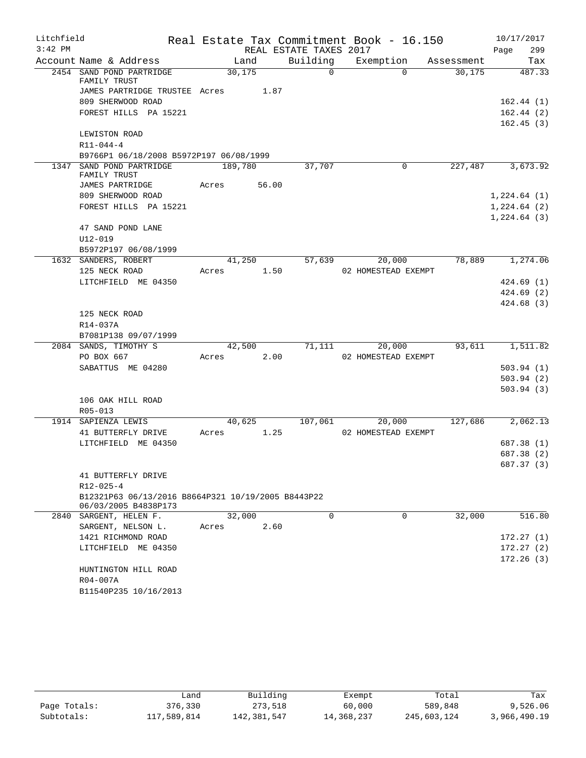Litchfield
3:42 PM

Real Estate Tax Commitment Book - 16.150
REAL ESTATE TAXES 2017

10/17/2017

| Account | Name & Address | Land | Building | Exemption | Assessment | Tax |
|---|---|---|---|---|---|---|
| 2454 | SAND POND PARTRIDGE FAMILY TRUST | 30,175 | 0 | 0 | 30,175 | 487.33 |
| | JAMES PARTRIDGE TRUSTEE | Acres 1.87 | | | | |
| | 809 SHERWOOD ROAD | | | | | 162.44 (1) |
| | FOREST HILLS PA 15221 | | | | | 162.44 (2) |
| | | | | | | 162.45 (3) |
| | LEWISTON ROAD | | | | | |
| | R11-044-4 | | | | | |
| | B9766P1 06/18/2008 B5972P197 06/08/1999 | | | | | |
| 1347 | SAND POND PARTRIDGE FAMILY TRUST | 189,780 | 37,707 | 0 | 227,487 | 3,673.92 |
| | JAMES PARTRIDGE | Acres 56.00 | | | | |
| | 809 SHERWOOD ROAD | | | | | 1,224.64 (1) |
| | FOREST HILLS PA 15221 | | | | | 1,224.64 (2) |
| | | | | | | 1,224.64 (3) |
| | 47 SAND POND LANE | | | | | |
| | U12-019 | | | | | |
| | B5972P197 06/08/1999 | | | | | |
| 1632 | SANDERS, ROBERT | 41,250 | 57,639 | 20,000 | 78,889 | 1,274.06 |
| | 125 NECK ROAD | Acres 1.50 | | 02 HOMESTEAD EXEMPT | | |
| | LITCHFIELD ME 04350 | | | | | 424.69 (1) |
| | | | | | | 424.69 (2) |
| | | | | | | 424.68 (3) |
| | 125 NECK ROAD | | | | | |
| | R14-037A | | | | | |
| | B7081P138 09/07/1999 | | | | | |
| 2084 | SANDS, TIMOTHY S | 42,500 | 71,111 | 20,000 | 93,611 | 1,511.82 |
| | PO BOX 667 | Acres 2.00 | | 02 HOMESTEAD EXEMPT | | |
| | SABATTUS ME 04280 | | | | | 503.94 (1) |
| | | | | | | 503.94 (2) |
| | | | | | | 503.94 (3) |
| | 106 OAK HILL ROAD | | | | | |
| | R05-013 | | | | | |
| 1914 | SAPIENZA LEWIS | 40,625 | 107,061 | 20,000 | 127,686 | 2,062.13 |
| | 41 BUTTERFLY DRIVE | Acres 1.25 | | 02 HOMESTEAD EXEMPT | | |
| | LITCHFIELD ME 04350 | | | | | 687.38 (1) |
| | | | | | | 687.38 (2) |
| | | | | | | 687.37 (3) |
| | 41 BUTTERFLY DRIVE | | | | | |
| | R12-025-4 | | | | | |
| | B12321P63 06/13/2016 B8664P321 10/19/2005 B8443P22 06/03/2005 B4838P173 | | | | | |
| 2840 | SARGENT, HELEN F. | 32,000 | 0 | 0 | 32,000 | 516.80 |
| | SARGENT, NELSON L. | Acres 2.60 | | | | |
| | 1421 RICHMOND ROAD | | | | | 172.27 (1) |
| | LITCHFIELD ME 04350 | | | | | 172.27 (2) |
| | | | | | | 172.26 (3) |
| | HUNTINGTON HILL ROAD | | | | | |
| | R04-007A | | | | | |
| | B11540P235 10/16/2013 | | | | | |

| | Land | Building | Exempt | Total | Tax |
|---|---|---|---|---|---|
| Page Totals: | 376,330 | 273,518 | 60,000 | 589,848 | 9,526.06 |
| Subtotals: | 117,589,814 | 142,381,547 | 14,368,237 | 245,603,124 | 3,966,490.19 |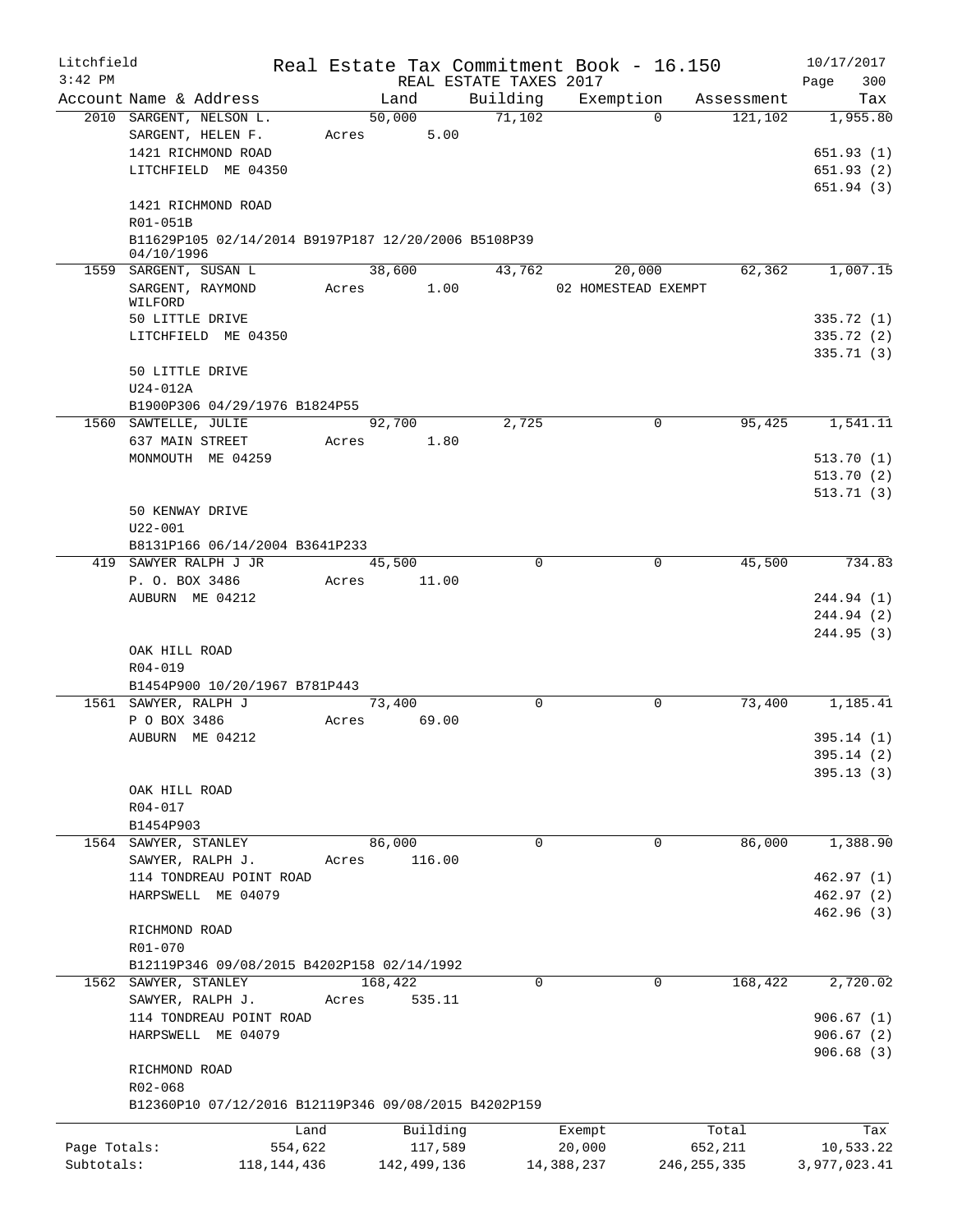Litchfield
3:42 PM

# Real Estate Tax Commitment Book - 16.150

REAL ESTATE TAXES 2017

10/17/2017
Page 300

| Account Name & Address | Land | Building | Exemption | Assessment | Tax |
|---|---|---|---|---|---|
| 2010 SARGENT, NELSON L. | 50,000 | 71,102 | 0 | 121,102 | 1,955.80 |
| SARGENT, HELEN F. | Acres 5.00 | | | | |
| 1421 RICHMOND ROAD | | | | | 651.93 (1) |
| LITCHFIELD ME 04350 | | | | | 651.93 (2) |
| | | | | | 651.94 (3) |
| 1421 RICHMOND ROAD | | | | | |
| R01-051B | | | | | |
| B11629P105 02/14/2014 B9197P187 12/20/2006 B5108P39 04/10/1996 | | | | | |
| 1559 SARGENT, SUSAN L | 38,600 | 43,762 | 20,000 | 62,362 | 1,007.15 |
| SARGENT, RAYMOND WILFORD | Acres 1.00 | | 02 HOMESTEAD EXEMPT | | |
| 50 LITTLE DRIVE | | | | | 335.72 (1) |
| LITCHFIELD ME 04350 | | | | | 335.72 (2) |
| | | | | | 335.71 (3) |
| 50 LITTLE DRIVE | | | | | |
| U24-012A | | | | | |
| B1900P306 04/29/1976 B1824P55 | | | | | |
| 1560 SAWTELLE, JULIE | 92,700 | 2,725 | 0 | 95,425 | 1,541.11 |
| 637 MAIN STREET | Acres 1.80 | | | | |
| MONMOUTH ME 04259 | | | | | 513.70 (1) |
| | | | | | 513.70 (2) |
| | | | | | 513.71 (3) |
| 50 KENWAY DRIVE | | | | | |
| U22-001 | | | | | |
| B8131P166 06/14/2004 B3641P233 | | | | | |
| 419 SAWYER RALPH J JR | 45,500 | 0 | 0 | 45,500 | 734.83 |
| P. O. BOX 3486 | Acres 11.00 | | | | |
| AUBURN ME 04212 | | | | | 244.94 (1) |
| | | | | | 244.94 (2) |
| | | | | | 244.95 (3) |
| OAK HILL ROAD | | | | | |
| R04-019 | | | | | |
| B1454P900 10/20/1967 B781P443 | | | | | |
| 1561 SAWYER, RALPH J | 73,400 | 0 | 0 | 73,400 | 1,185.41 |
| P O BOX 3486 | Acres 69.00 | | | | |
| AUBURN ME 04212 | | | | | 395.14 (1) |
| | | | | | 395.14 (2) |
| | | | | | 395.13 (3) |
| OAK HILL ROAD | | | | | |
| R04-017 | | | | | |
| B1454P903 | | | | | |
| 1564 SAWYER, STANLEY | 86,000 | 0 | 0 | 86,000 | 1,388.90 |
| SAWYER, RALPH J. | Acres 116.00 | | | | |
| 114 TONDREAU POINT ROAD | | | | | 462.97 (1) |
| HARPSWELL ME 04079 | | | | | 462.97 (2) |
| | | | | | 462.96 (3) |
| RICHMOND ROAD | | | | | |
| R01-070 | | | | | |
| B12119P346 09/08/2015 B4202P158 02/14/1992 | | | | | |
| 1562 SAWYER, STANLEY | 168,422 | 0 | 0 | 168,422 | 2,720.02 |
| SAWYER, RALPH J. | Acres 535.11 | | | | |
| 114 TONDREAU POINT ROAD | | | | | 906.67 (1) |
| HARPSWELL ME 04079 | | | | | 906.67 (2) |
| | | | | | 906.68 (3) |
| RICHMOND ROAD | | | | | |
| R02-068 | | | | | |
| B12360P10 07/12/2016 B12119P346 09/08/2015 B4202P159 | | | | | |

| | Land | Building | Exempt | Total | Tax |
|---|---|---|---|---|---|
| Page Totals: | 554,622 | 117,589 | 20,000 | 652,211 | 10,533.22 |
| Subtotals: | 118,144,436 | 142,499,136 | 14,388,237 | 246,255,335 | 3,977,023.41 |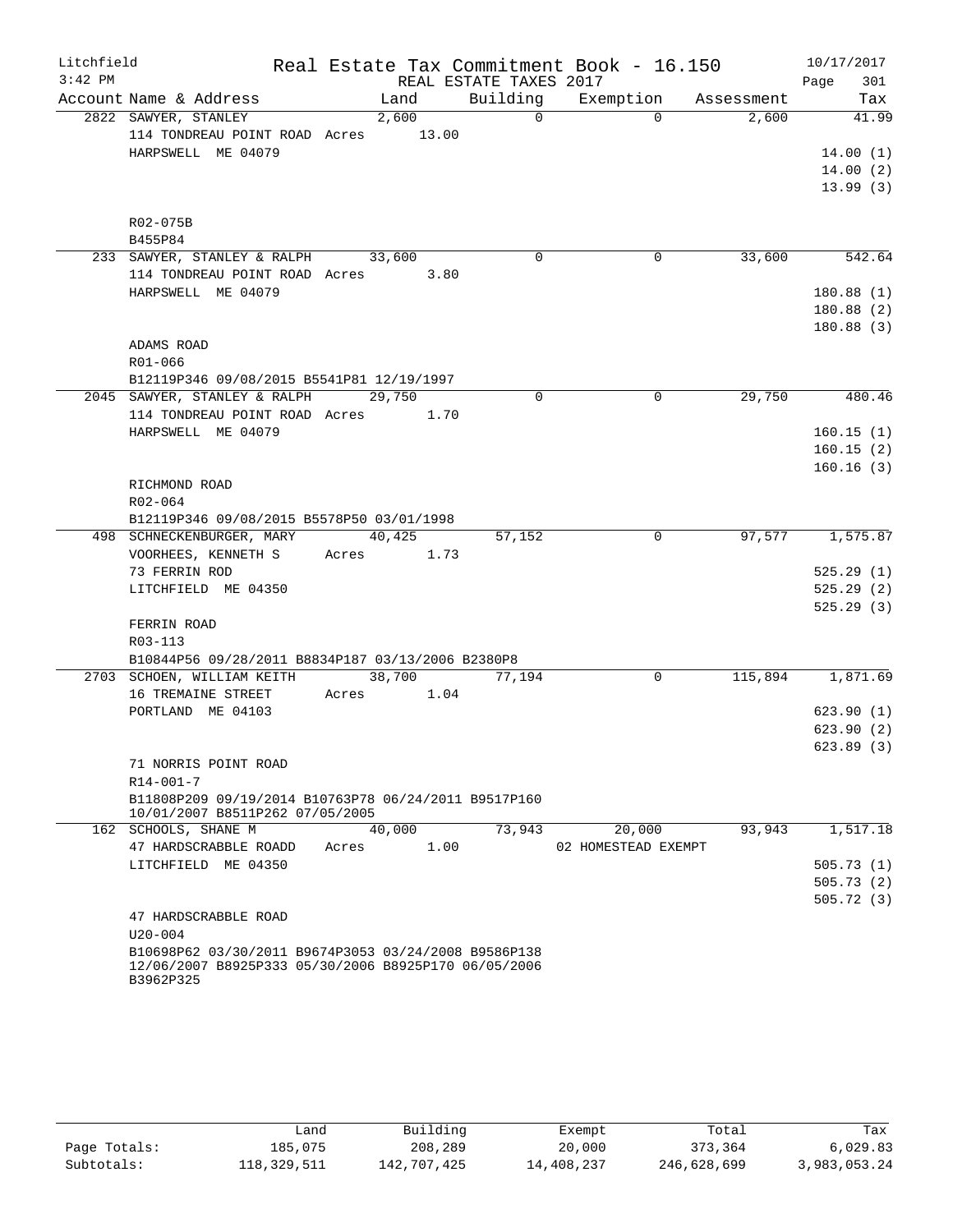Litchfield Real Estate Tax Commitment Book - 16.150 10/17/2017
3:42 PM REAL ESTATE TAXES 2017

| Account | Name & Address | Land | Building | Exemption | Assessment | Tax |
|---|---|---|---|---|---|---|
| 2822 | SAWYER, STANLEY | 2,600 | 0 | 0 | 2,600 | 41.99 |
| | 114 TONDREAU POINT ROAD Acres 13.00 | | | | | |
| | HARPSWELL ME 04079 | | | | | 14.00 (1) |
| | | | | | | 14.00 (2) |
| | | | | | | 13.99 (3) |
| | R02-075B | | | | | |
| | B455P84 | | | | | |
| 233 | SAWYER, STANLEY & RALPH | 33,600 | 0 | 0 | 33,600 | 542.64 |
| | 114 TONDREAU POINT ROAD Acres 3.80 | | | | | |
| | HARPSWELL ME 04079 | | | | | 180.88 (1) |
| | | | | | | 180.88 (2) |
| | | | | | | 180.88 (3) |
| | ADAMS ROAD | | | | | |
| | R01-066 | | | | | |
| | B12119P346 09/08/2015 B5541P81 12/19/1997 | | | | | |
| 2045 | SAWYER, STANLEY & RALPH | 29,750 | 0 | 0 | 29,750 | 480.46 |
| | 114 TONDREAU POINT ROAD Acres 1.70 | | | | | |
| | HARPSWELL ME 04079 | | | | | 160.15 (1) |
| | | | | | | 160.15 (2) |
| | | | | | | 160.16 (3) |
| | RICHMOND ROAD | | | | | |
| | R02-064 | | | | | |
| | B12119P346 09/08/2015 B5578P50 03/01/1998 | | | | | |
| 498 | SCHNECKENBURGER, MARY | 40,425 | 57,152 | 0 | 97,577 | 1,575.87 |
| | VOORHEES, KENNETH S Acres 1.73 | | | | | |
| | 73 FERRIN ROD | | | | | 525.29 (1) |
| | LITCHFIELD ME 04350 | | | | | 525.29 (2) |
| | | | | | | 525.29 (3) |
| | FERRIN ROAD | | | | | |
| | R03-113 | | | | | |
| | B10844P56 09/28/2011 B8834P187 03/13/2006 B2380P8 | | | | | |
| 2703 | SCHOEN, WILLIAM KEITH | 38,700 | 77,194 | 0 | 115,894 | 1,871.69 |
| | 16 TREMAINE STREET Acres 1.04 | | | | | |
| | PORTLAND ME 04103 | | | | | 623.90 (1) |
| | | | | | | 623.90 (2) |
| | | | | | | 623.89 (3) |
| | 71 NORRIS POINT ROAD | | | | | |
| | R14-001-7 | | | | | |
| | B11808P209 09/19/2014 B10763P78 06/24/2011 B9517P160 10/01/2007 B8511P262 07/05/2005 | | | | | |
| 162 | SCHOOLS, SHANE M | 40,000 | 73,943 | 20,000 | 93,943 | 1,517.18 |
| | 47 HARDSCRABBLE ROADD Acres 1.00 | | | 02 HOMESTEAD EXEMPT | | |
| | LITCHFIELD ME 04350 | | | | | 505.73 (1) |
| | | | | | | 505.73 (2) |
| | | | | | | 505.72 (3) |
| | 47 HARDSCRABBLE ROAD | | | | | |
| | U20-004 | | | | | |
| | B10698P62 03/30/2011 B9674P3053 03/24/2008 B9586P138 12/06/2007 B8925P333 05/30/2006 B8925P170 06/05/2006 B3962P325 | | | | | |

| | Land | Building | Exempt | Total | Tax |
|---|---|---|---|---|---|
| Page Totals: | 185,075 | 208,289 | 20,000 | 373,364 | 6,029.83 |
| Subtotals: | 118,329,511 | 142,707,425 | 14,408,237 | 246,628,699 | 3,983,053.24 |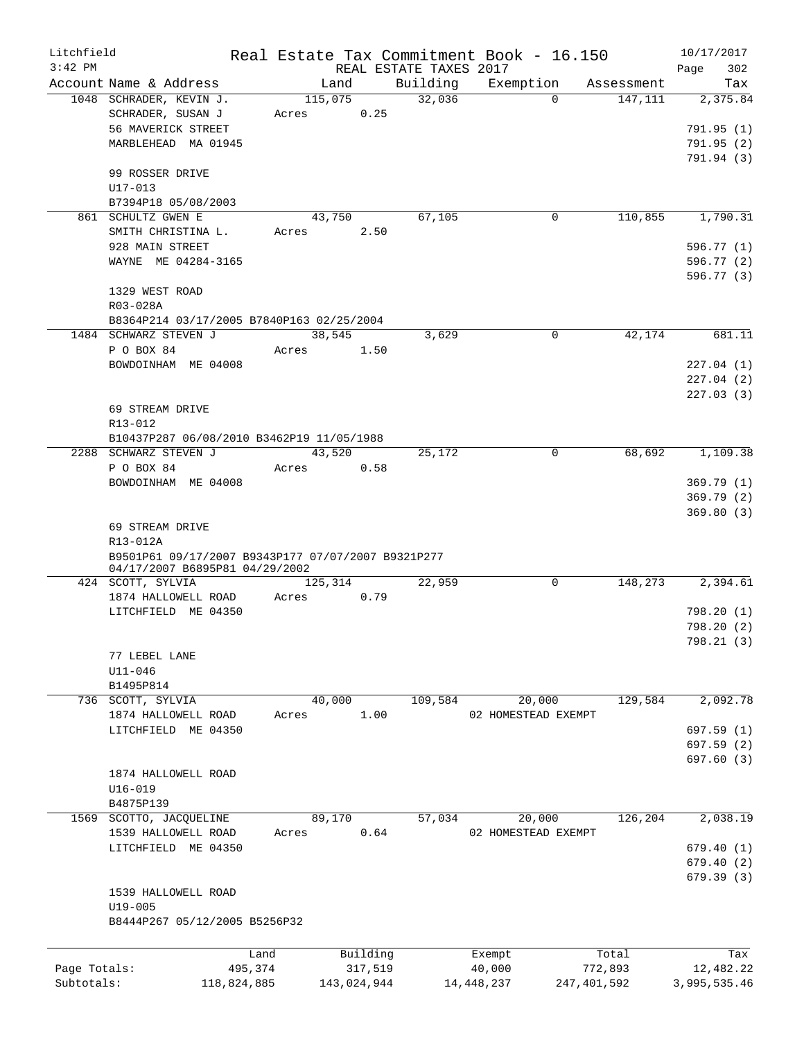Litchfield
3:42 PM

# Real Estate Tax Commitment Book - 16.150

REAL ESTATE TAXES 2017

10/17/2017

| Account | Name & Address | Land | Building | Exemption | Assessment | Tax |
|---|---|---|---|---|---|---|
| 1048 | SCHRADER, KEVIN J.<br>SCHRADER, SUSAN J<br>56 MAVERICK STREET<br>MARBLEHEAD MA 01945<br><br>99 ROSSER DRIVE<br>U17-013<br>B7394P18 05/08/2003 | 115,075<br>Acres 0.25 | 32,036 | 0 | 147,111 | 2,375.84<br>791.95 (1)<br>791.95 (2)<br>791.94 (3) |
| 861 | SCHULTZ GWEN E<br>SMITH CHRISTINA L.<br>928 MAIN STREET<br>WAYNE ME 04284-3165<br><br>1329 WEST ROAD<br>R03-028A<br>B8364P214 03/17/2005 B7840P163 02/25/2004 | 43,750<br>Acres 2.50 | 67,105 | 0 | 110,855 | 1,790.31<br>596.77 (1)<br>596.77 (2)<br>596.77 (3) |
| 1484 | SCHWARZ STEVEN J<br>P O BOX 84<br>BOWDOINHAM ME 04008<br><br>69 STREAM DRIVE<br>R13-012<br>B10437P287 06/08/2010 B3462P19 11/05/1988 | 38,545<br>Acres 1.50 | 3,629 | 0 | 42,174 | 681.11<br>227.04 (1)<br>227.04 (2)<br>227.03 (3) |
| 2288 | SCHWARZ STEVEN J<br>P O BOX 84<br>BOWDOINHAM ME 04008<br><br>69 STREAM DRIVE<br>R13-012A<br>B9501P61 09/17/2007 B9343P177 07/07/2007 B9321P277 04/17/2007 B6895P81 04/29/2002 | 43,520<br>Acres 0.58 | 25,172 | 0 | 68,692 | 1,109.38<br>369.79 (1)<br>369.79 (2)<br>369.80 (3) |
| 424 | SCOTT, SYLVIA<br>1874 HALLOWELL ROAD<br>LITCHFIELD ME 04350<br><br>77 LEBEL LANE<br>U11-046<br>B1495P814 | 125,314<br>Acres 0.79 | 22,959 | 0 | 148,273 | 2,394.61<br>798.20 (1)<br>798.20 (2)<br>798.21 (3) |
| 736 | SCOTT, SYLVIA<br>1874 HALLOWELL ROAD<br>LITCHFIELD ME 04350<br><br>1874 HALLOWELL ROAD<br>U16-019<br>B4875P139 | 40,000<br>Acres 1.00 | 109,584 | 20,000<br>02 HOMESTEAD EXEMPT | 129,584 | 2,092.78<br>697.59 (1)<br>697.59 (2)<br>697.60 (3) |
| 1569 | SCOTTO, JACQUELINE<br>1539 HALLOWELL ROAD<br>LITCHFIELD ME 04350<br><br>1539 HALLOWELL ROAD<br>U19-005<br>B8444P267 05/12/2005 B5256P32 | 89,170<br>Acres 0.64 | 57,034 | 20,000<br>02 HOMESTEAD EXEMPT | 126,204 | 2,038.19<br>679.40 (1)<br>679.40 (2)<br>679.39 (3) |

| | Land | Building | Exempt | Total | Tax |
|---|---|---|---|---|---|
| Page Totals: | 495,374 | 317,519 | 40,000 | 772,893 | 12,482.22 |
| Subtotals: | 118,824,885 | 143,024,944 | 14,448,237 | 247,401,592 | 3,995,535.46 |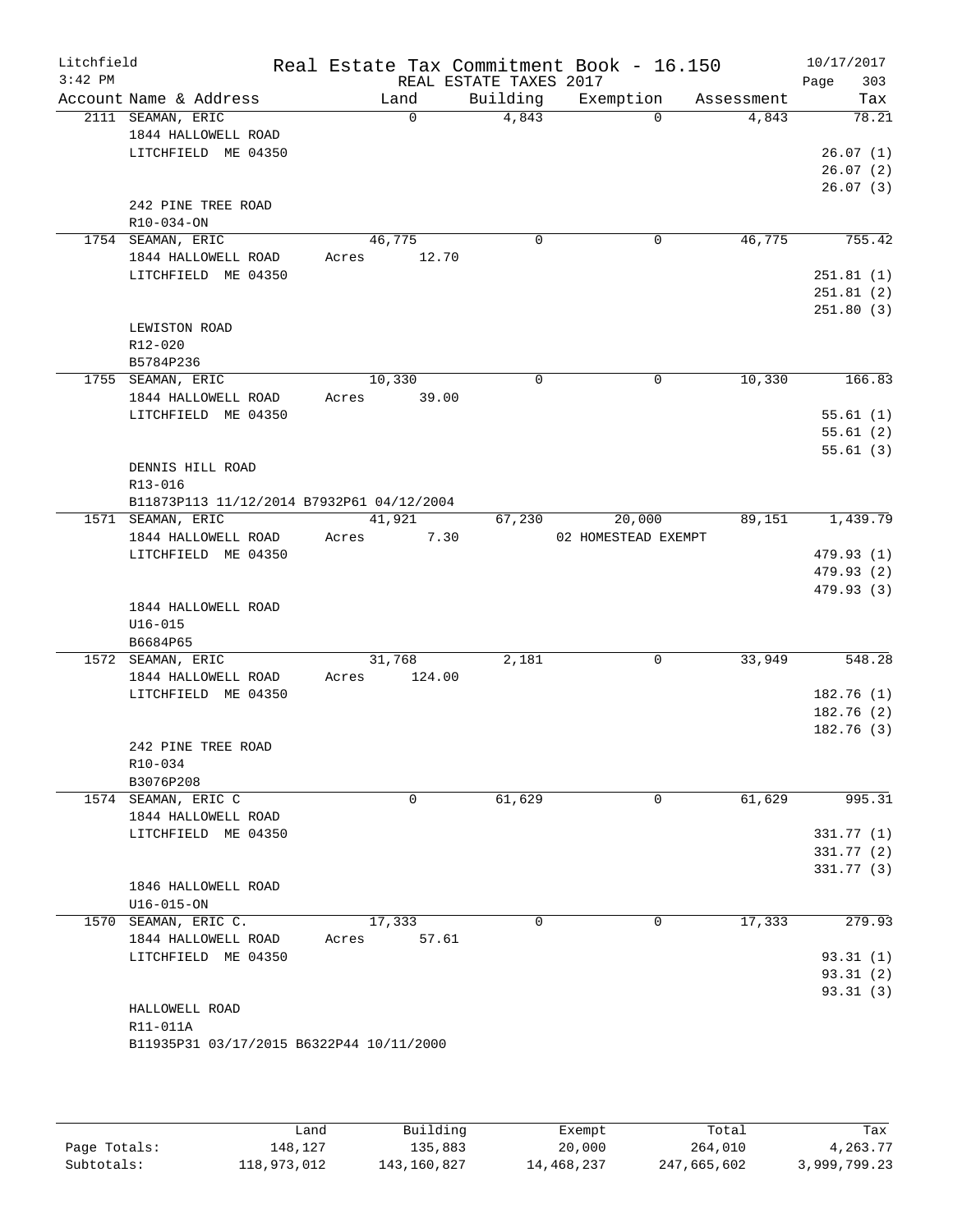Litchfield
3:42 PM

# Real Estate Tax Commitment Book - 16.150

REAL ESTATE TAXES 2017

10/17/2017

| Account Name & Address | Land | Building | Exemption | Assessment | Tax |
|---|---|---|---|---|---|
| 2111 SEAMAN, ERIC | 0 | 4,843 | 0 | 4,843 | 78.21 |
| 1844 HALLOWELL ROAD | | | | | |
| LITCHFIELD ME 04350 | | | | | 26.07 (1) |
| | | | | | 26.07 (2) |
| | | | | | 26.07 (3) |
| 242 PINE TREE ROAD | | | | | |
| R10-034-ON | | | | | |
| 1754 SEAMAN, ERIC | 46,775 | 0 | 0 | 46,775 | 755.42 |
| 1844 HALLOWELL ROAD | Acres 12.70 | | | | |
| LITCHFIELD ME 04350 | | | | | 251.81 (1) |
| | | | | | 251.81 (2) |
| | | | | | 251.80 (3) |
| LEWISTON ROAD | | | | | |
| R12-020 | | | | | |
| B5784P236 | | | | | |
| 1755 SEAMAN, ERIC | 10,330 | 0 | 0 | 10,330 | 166.83 |
| 1844 HALLOWELL ROAD | Acres 39.00 | | | | |
| LITCHFIELD ME 04350 | | | | | 55.61 (1) |
| | | | | | 55.61 (2) |
| | | | | | 55.61 (3) |
| DENNIS HILL ROAD | | | | | |
| R13-016 | | | | | |
| B11873P113 11/12/2014 B7932P61 04/12/2004 | | | | | |
| 1571 SEAMAN, ERIC | 41,921 | 67,230 | 20,000 | 89,151 | 1,439.79 |
| 1844 HALLOWELL ROAD | Acres 7.30 | | 02 HOMESTEAD EXEMPT | | |
| LITCHFIELD ME 04350 | | | | | 479.93 (1) |
| | | | | | 479.93 (2) |
| | | | | | 479.93 (3) |
| 1844 HALLOWELL ROAD | | | | | |
| U16-015 | | | | | |
| B6684P65 | | | | | |
| 1572 SEAMAN, ERIC | 31,768 | 2,181 | 0 | 33,949 | 548.28 |
| 1844 HALLOWELL ROAD | Acres 124.00 | | | | |
| LITCHFIELD ME 04350 | | | | | 182.76 (1) |
| | | | | | 182.76 (2) |
| | | | | | 182.76 (3) |
| 242 PINE TREE ROAD | | | | | |
| R10-034 | | | | | |
| B3076P208 | | | | | |
| 1574 SEAMAN, ERIC C | 0 | 61,629 | 0 | 61,629 | 995.31 |
| 1844 HALLOWELL ROAD | | | | | |
| LITCHFIELD ME 04350 | | | | | 331.77 (1) |
| | | | | | 331.77 (2) |
| | | | | | 331.77 (3) |
| 1846 HALLOWELL ROAD | | | | | |
| U16-015-ON | | | | | |
| 1570 SEAMAN, ERIC C. | 17,333 | 0 | 0 | 17,333 | 279.93 |
| 1844 HALLOWELL ROAD | Acres 57.61 | | | | |
| LITCHFIELD ME 04350 | | | | | 93.31 (1) |
| | | | | | 93.31 (2) |
| | | | | | 93.31 (3) |
| HALLOWELL ROAD | | | | | |
| R11-011A | | | | | |
| B11935P31 03/17/2015 B6322P44 10/11/2000 | | | | | |

| | Land | Building | Exempt | Total | Tax |
|---|---|---|---|---|---|
| Page Totals: | 148,127 | 135,883 | 20,000 | 264,010 | 4,263.77 |
| Subtotals: | 118,973,012 | 143,160,827 | 14,468,237 | 247,665,602 | 3,999,799.23 |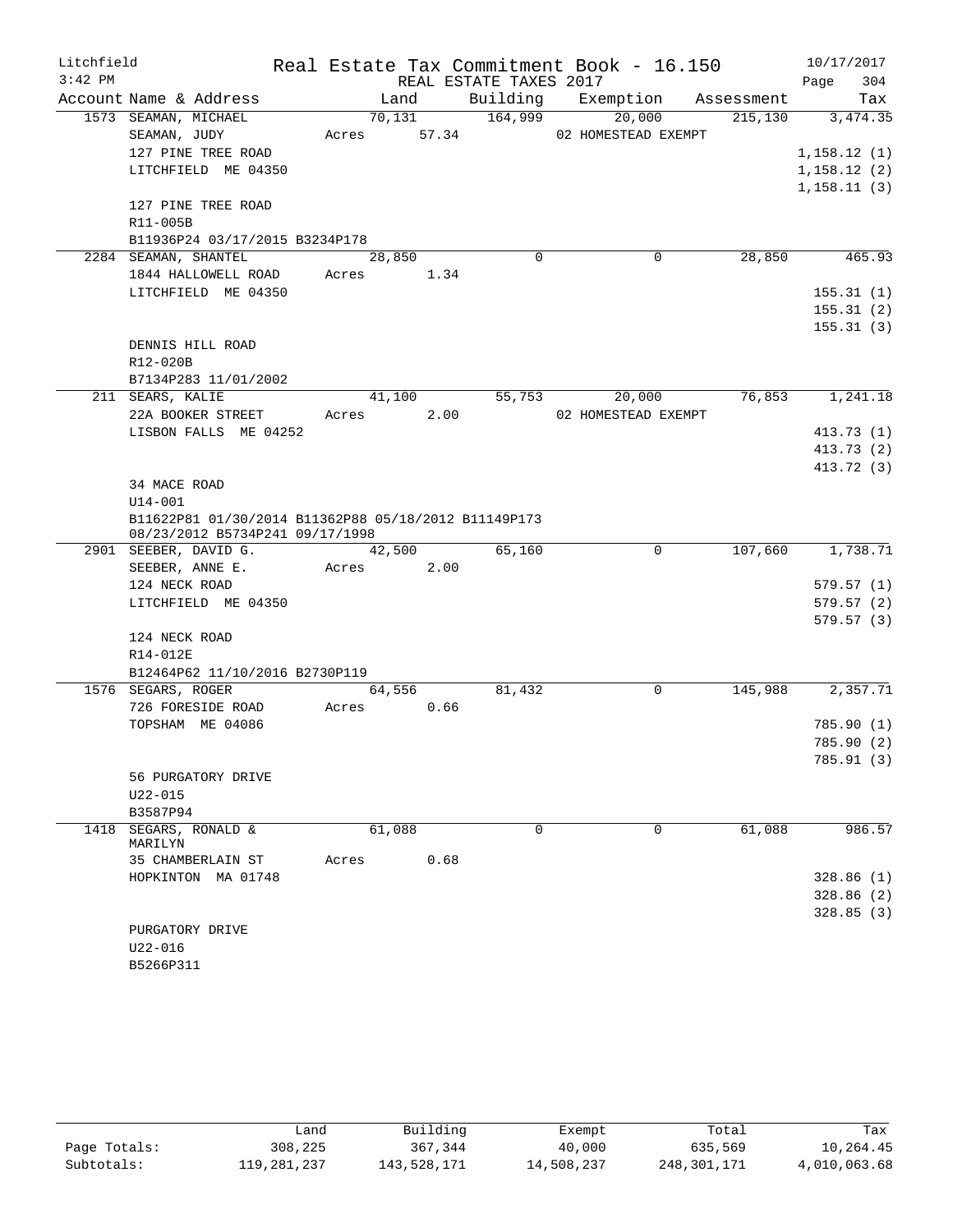Litchfield 3:42 PM

# Real Estate Tax Commitment Book - 16.150

REAL ESTATE TAXES 2017

10/17/2017

| Account Name & Address | Land | Building | Exemption | Assessment | Tax |
|---|---|---|---|---|---|
| 1573 SEAMAN, MICHAEL | 70,131 | 164,999 | 20,000 | 215,130 | 3,474.35 |
| SEAMAN, JUDY | Acres 57.34 | | 02 HOMESTEAD EXEMPT | | |
| 127 PINE TREE ROAD | | | | | 1,158.12 (1) |
| LITCHFIELD ME 04350 | | | | | 1,158.12 (2) |
| | | | | | 1,158.11 (3) |
| 127 PINE TREE ROAD | | | | | |
| R11-005B | | | | | |
| B11936P24 03/17/2015 B3234P178 | | | | | |
| 2284 SEAMAN, SHANTEL | 28,850 | 0 | 0 | 28,850 | 465.93 |
| 1844 HALLOWELL ROAD | Acres 1.34 | | | | |
| LITCHFIELD ME 04350 | | | | | 155.31 (1) |
| | | | | | 155.31 (2) |
| | | | | | 155.31 (3) |
| DENNIS HILL ROAD | | | | | |
| R12-020B | | | | | |
| B7134P283 11/01/2002 | | | | | |
| 211 SEARS, KALIE | 41,100 | 55,753 | 20,000 | 76,853 | 1,241.18 |
| 22A BOOKER STREET | Acres 2.00 | | 02 HOMESTEAD EXEMPT | | |
| LISBON FALLS ME 04252 | | | | | 413.73 (1) |
| | | | | | 413.73 (2) |
| | | | | | 413.72 (3) |
| 34 MACE ROAD | | | | | |
| U14-001 | | | | | |
| B11622P81 01/30/2014 B11362P88 05/18/2012 B11149P173 08/23/2012 B5734P241 09/17/1998 | | | | | |
| 2901 SEEBER, DAVID G. | 42,500 | 65,160 | 0 | 107,660 | 1,738.71 |
| SEEBER, ANNE E. | Acres 2.00 | | | | |
| 124 NECK ROAD | | | | | 579.57 (1) |
| LITCHFIELD ME 04350 | | | | | 579.57 (2) |
| | | | | | 579.57 (3) |
| 124 NECK ROAD | | | | | |
| R14-012E | | | | | |
| B12464P62 11/10/2016 B2730P119 | | | | | |
| 1576 SEGARS, ROGER | 64,556 | 81,432 | 0 | 145,988 | 2,357.71 |
| 726 FORESIDE ROAD | Acres 0.66 | | | | |
| TOPSHAM ME 04086 | | | | | 785.90 (1) |
| | | | | | 785.90 (2) |
| | | | | | 785.91 (3) |
| 56 PURGATORY DRIVE | | | | | |
| U22-015 | | | | | |
| B3587P94 | | | | | |
| 1418 SEGARS, RONALD & MARILYN | 61,088 | 0 | 0 | 61,088 | 986.57 |
| 35 CHAMBERLAIN ST | Acres 0.68 | | | | |
| HOPKINTON MA 01748 | | | | | 328.86 (1) |
| | | | | | 328.86 (2) |
| | | | | | 328.85 (3) |
| PURGATORY DRIVE | | | | | |
| U22-016 | | | | | |
| B5266P311 | | | | | |

| | Land | Building | Exempt | Total | Tax |
|---|---|---|---|---|---|
| Page Totals: | 308,225 | 367,344 | 40,000 | 635,569 | 10,264.45 |
| Subtotals: | 119,281,237 | 143,528,171 | 14,508,237 | 248,301,171 | 4,010,063.68 |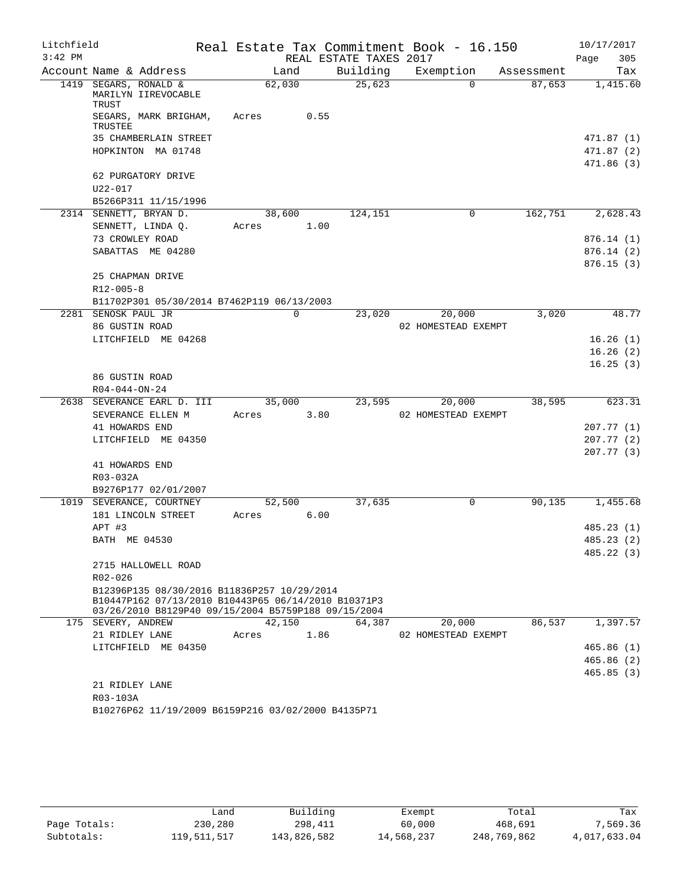Litchfield | Real Estate Tax Commitment Book - 16.150 | 10/17/2017
3:42 PM | REAL ESTATE TAXES 2017 | Page 305

| Account | Name & Address | Land | Building | Exemption | Assessment | Tax |
|---|---|---|---|---|---|---|
| 1419 | SEGARS, RONALD & MARILYN IIREVOCABLE TRUST | 62,030 | 25,623 | 0 | 87,653 | 1,415.60 |
| | SEGARS, MARK BRIGHAM, TRUSTEE | Acres 0.55 | | | | |
| | 35 CHAMBERLAIN STREET | | | | | 471.87 (1) |
| | HOPKINTON MA 01748 | | | | | 471.87 (2) |
| | | | | | | 471.86 (3) |
| | 62 PURGATORY DRIVE | | | | | |
| | U22-017 | | | | | |
| | B5266P311 11/15/1996 | | | | | |
| 2314 | SENNETT, BRYAN D. | 38,600 | 124,151 | 0 | 162,751 | 2,628.43 |
| | SENNETT, LINDA Q. | Acres 1.00 | | | | |
| | 73 CROWLEY ROAD | | | | | 876.14 (1) |
| | SABATTAS ME 04280 | | | | | 876.14 (2) |
| | | | | | | 876.15 (3) |
| | 25 CHAPMAN DRIVE | | | | | |
| | R12-005-8 | | | | | |
| | B11702P301 05/30/2014 B7462P119 06/13/2003 | | | | | |
| 2281 | SENOSK PAUL JR | 0 | 23,020 | 20,000 | 3,020 | 48.77 |
| | 86 GUSTIN ROAD | | | 02 HOMESTEAD EXEMPT | | |
| | LITCHFIELD ME 04268 | | | | | 16.26 (1) |
| | | | | | | 16.26 (2) |
| | | | | | | 16.25 (3) |
| | 86 GUSTIN ROAD | | | | | |
| | R04-044-ON-24 | | | | | |
| 2638 | SEVERANCE EARL D. III | 35,000 | 23,595 | 20,000 | 38,595 | 623.31 |
| | SEVERANCE ELLEN M | Acres 3.80 | | 02 HOMESTEAD EXEMPT | | |
| | 41 HOWARDS END | | | | | 207.77 (1) |
| | LITCHFIELD ME 04350 | | | | | 207.77 (2) |
| | | | | | | 207.77 (3) |
| | 41 HOWARDS END | | | | | |
| | R03-032A | | | | | |
| | B9276P177 02/01/2007 | | | | | |
| 1019 | SEVERANCE, COURTNEY | 52,500 | 37,635 | 0 | 90,135 | 1,455.68 |
| | 181 LINCOLN STREET | Acres 6.00 | | | | |
| | APT #3 | | | | | 485.23 (1) |
| | BATH ME 04530 | | | | | 485.23 (2) |
| | | | | | | 485.22 (3) |
| | 2715 HALLOWELL ROAD | | | | | |
| | R02-026 | | | | | |
| | B12396P135 08/30/2016 B11836P257 10/29/2014 B10447P162 07/13/2010 B10443P65 06/14/2010 B10371P3 03/26/2010 B8129P40 09/15/2004 B5759P188 09/15/2004 | | | | | |
| 175 | SEVERY, ANDREW | 42,150 | 64,387 | 20,000 | 86,537 | 1,397.57 |
| | 21 RIDLEY LANE | Acres 1.86 | | 02 HOMESTEAD EXEMPT | | |
| | LITCHFIELD ME 04350 | | | | | 465.86 (1) |
| | | | | | | 465.86 (2) |
| | | | | | | 465.85 (3) |
| | 21 RIDLEY LANE | | | | | |
| | R03-103A | | | | | |
| | B10276P62 11/19/2009 B6159P216 03/02/2000 B4135P71 | | | | | |

| | Land | Building | Exempt | Total | Tax |
|---|---|---|---|---|---|
| Page Totals: | 230,280 | 298,411 | 60,000 | 468,691 | 7,569.36 |
| Subtotals: | 119,511,517 | 143,826,582 | 14,568,237 | 248,769,862 | 4,017,633.04 |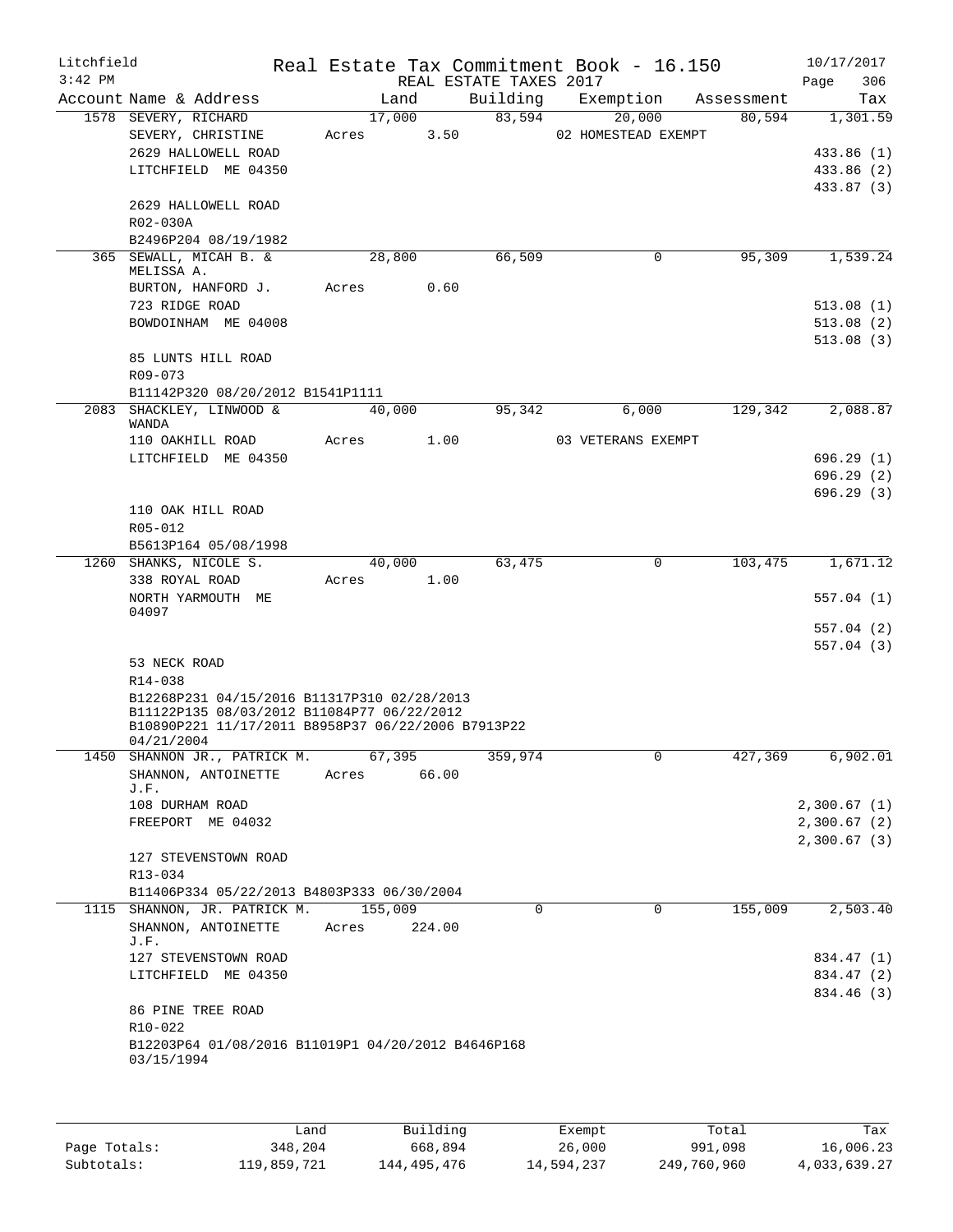Litchfield
3:42 PM

Real Estate Tax Commitment Book - 16.150
REAL ESTATE TAXES 2017

10/17/2017

| Account Name & Address | Land | Building | Exemption | Assessment | Tax |
|---|---|---|---|---|---|
| 1578 SEVERY, RICHARD | 17,000 | 83,594 | 20,000 | 80,594 | 1,301.59 |
| SEVERY, CHRISTINE | Acres 3.50 | | 02 HOMESTEAD EXEMPT | | |
| 2629 HALLOWELL ROAD | | | | | 433.86 (1) |
| LITCHFIELD ME 04350 | | | | | 433.86 (2) |
| | | | | | 433.87 (3) |
| 2629 HALLOWELL ROAD | | | | | |
| R02-030A | | | | | |
| B2496P204 08/19/1982 | | | | | |
| 365 SEWALL, MICAH B. & MELISSA A. | 28,800 | 66,509 | 0 | 95,309 | 1,539.24 |
| BURTON, HANFORD J. | Acres 0.60 | | | | |
| 723 RIDGE ROAD | | | | | 513.08 (1) |
| BOWDOINHAM ME 04008 | | | | | 513.08 (2) |
| | | | | | 513.08 (3) |
| 85 LUNTS HILL ROAD | | | | | |
| R09-073 | | | | | |
| B11142P320 08/20/2012 B1541P1111 | | | | | |
| 2083 SHACKLEY, LINWOOD & WANDA | 40,000 | 95,342 | 6,000 | 129,342 | 2,088.87 |
| 110 OAKHILL ROAD | Acres 1.00 | | 03 VETERANS EXEMPT | | |
| LITCHFIELD ME 04350 | | | | | 696.29 (1) |
| | | | | | 696.29 (2) |
| | | | | | 696.29 (3) |
| 110 OAK HILL ROAD | | | | | |
| R05-012 | | | | | |
| B5613P164 05/08/1998 | | | | | |
| 1260 SHANKS, NICOLE S. | 40,000 | 63,475 | 0 | 103,475 | 1,671.12 |
| 338 ROYAL ROAD | Acres 1.00 | | | | |
| NORTH YARMOUTH ME 04097 | | | | | 557.04 (1) |
| | | | | | 557.04 (2) |
| | | | | | 557.04 (3) |
| 53 NECK ROAD | | | | | |
| R14-038 | | | | | |
| B12268P231 04/15/2016 B11317P310 02/28/2013 B11122P135 08/03/2012 B11084P77 06/22/2012 B10890P221 11/17/2011 B8958P37 06/22/2006 B7913P22 04/21/2004 | | | | | |
| 1450 SHANNON JR., PATRICK M. | 67,395 | 359,974 | 0 | 427,369 | 6,902.01 |
| SHANNON, ANTOINETTE J.F. | Acres 66.00 | | | | |
| 108 DURHAM ROAD | | | | | 2,300.67 (1) |
| FREEPORT ME 04032 | | | | | 2,300.67 (2) |
| | | | | | 2,300.67 (3) |
| 127 STEVENSTOWN ROAD | | | | | |
| R13-034 | | | | | |
| B11406P334 05/22/2013 B4803P333 06/30/2004 | | | | | |
| 1115 SHANNON, JR. PATRICK M. | 155,009 | 0 | 0 | 155,009 | 2,503.40 |
| SHANNON, ANTOINETTE J.F. | Acres 224.00 | | | | |
| 127 STEVENSTOWN ROAD | | | | | 834.47 (1) |
| LITCHFIELD ME 04350 | | | | | 834.47 (2) |
| | | | | | 834.46 (3) |
| 86 PINE TREE ROAD | | | | | |
| R10-022 | | | | | |
| B12203P64 01/08/2016 B11019P1 04/20/2012 B4646P168 03/15/1994 | | | | | |

| | Land | Building | Exempt | Total | Tax |
|---|---|---|---|---|---|
| Page Totals: | 348,204 | 668,894 | 26,000 | 991,098 | 16,006.23 |
| Subtotals: | 119,859,721 | 144,495,476 | 14,594,237 | 249,760,960 | 4,033,639.27 |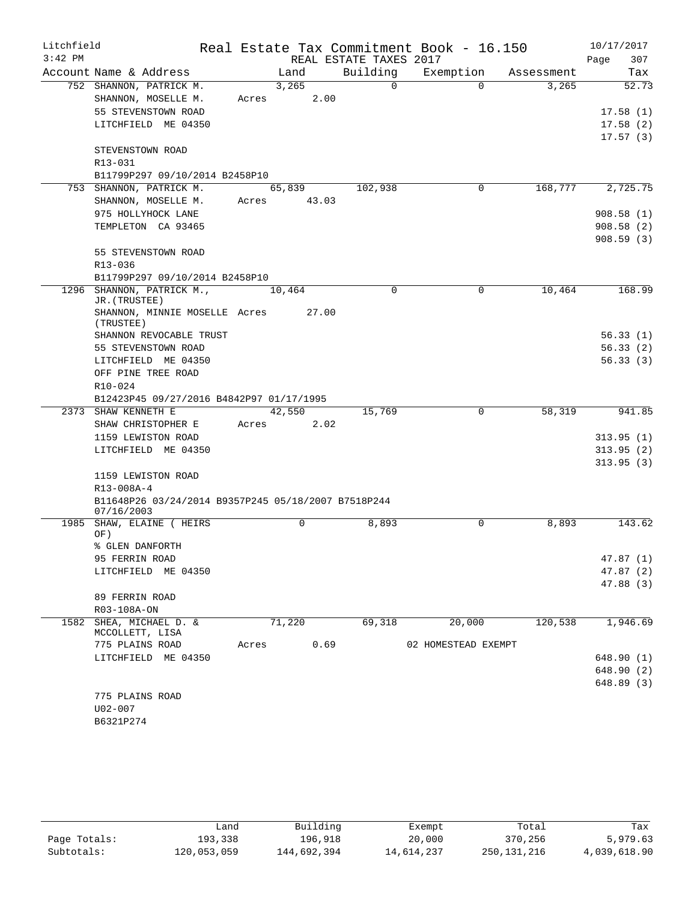Litchfield 3:42 PM

# Real Estate Tax Commitment Book - 16.150

REAL ESTATE TAXES 2017

10/17/2017

| Account | Name & Address | Land | Building | Exemption | Assessment | Tax |
|---|---|---|---|---|---|---|
| 752 | SHANNON, PATRICK M. | 3,265 | 0 | 0 | 3,265 | 52.73 |
| | SHANNON, MOSELLE M. | Acres 2.00 | | | | |
| | 55 STEVENSTOWN ROAD | | | | | 17.58 (1) |
| | LITCHFIELD ME 04350 | | | | | 17.58 (2) |
| | | | | | | 17.57 (3) |
| | STEVENSTOWN ROAD | | | | | |
| | R13-031 | | | | | |
| | B11799P297 09/10/2014 B2458P10 | | | | | |
| 753 | SHANNON, PATRICK M. | 65,839 | 102,938 | 0 | 168,777 | 2,725.75 |
| | SHANNON, MOSELLE M. | Acres 43.03 | | | | |
| | 975 HOLLYHOCK LANE | | | | | 908.58 (1) |
| | TEMPLETON CA 93465 | | | | | 908.58 (2) |
| | | | | | | 908.59 (3) |
| | 55 STEVENSTOWN ROAD | | | | | |
| | R13-036 | | | | | |
| | B11799P297 09/10/2014 B2458P10 | | | | | |
| 1296 | SHANNON, PATRICK M., JR.(TRUSTEE) | 10,464 | 0 | 0 | 10,464 | 168.99 |
| | SHANNON, MINNIE MOSELLE (TRUSTEE) | Acres 27.00 | | | | |
| | SHANNON REVOCABLE TRUST | | | | | 56.33 (1) |
| | 55 STEVENSTOWN ROAD | | | | | 56.33 (2) |
| | LITCHFIELD ME 04350 | | | | | 56.33 (3) |
| | OFF PINE TREE ROAD | | | | | |
| | R10-024 | | | | | |
| | B12423P45 09/27/2016 B4842P97 01/17/1995 | | | | | |
| 2373 | SHAW KENNETH E | 42,550 | 15,769 | 0 | 58,319 | 941.85 |
| | SHAW CHRISTOPHER E | Acres 2.02 | | | | |
| | 1159 LEWISTON ROAD | | | | | 313.95 (1) |
| | LITCHFIELD ME 04350 | | | | | 313.95 (2) |
| | | | | | | 313.95 (3) |
| | 1159 LEWISTON ROAD | | | | | |
| | R13-008A-4 | | | | | |
| | B11648P26 03/24/2014 B9357P245 05/18/2007 B7518P244 07/16/2003 | | | | | |
| 1985 | SHAW, ELAINE ( HEIRS OF) | 0 | 8,893 | 0 | 8,893 | 143.62 |
| | % GLEN DANFORTH | | | | | |
| | 95 FERRIN ROAD | | | | | 47.87 (1) |
| | LITCHFIELD ME 04350 | | | | | 47.87 (2) |
| | | | | | | 47.88 (3) |
| | 89 FERRIN ROAD | | | | | |
| | R03-108A-ON | | | | | |
| 1582 | SHEA, MICHAEL D. & MCCOLLETT, LISA | 71,220 | 69,318 | 20,000 | 120,538 | 1,946.69 |
| | 775 PLAINS ROAD | Acres 0.69 | | 02 HOMESTEAD EXEMPT | | |
| | LITCHFIELD ME 04350 | | | | | 648.90 (1) |
| | | | | | | 648.90 (2) |
| | | | | | | 648.89 (3) |
| | 775 PLAINS ROAD | | | | | |
| | U02-007 | | | | | |
| | B6321P274 | | | | | |

| | Land | Building | Exempt | Total | Tax |
|---|---|---|---|---|---|
| Page Totals: | 193,338 | 196,918 | 20,000 | 370,256 | 5,979.63 |
| Subtotals: | 120,053,059 | 144,692,394 | 14,614,237 | 250,131,216 | 4,039,618.90 |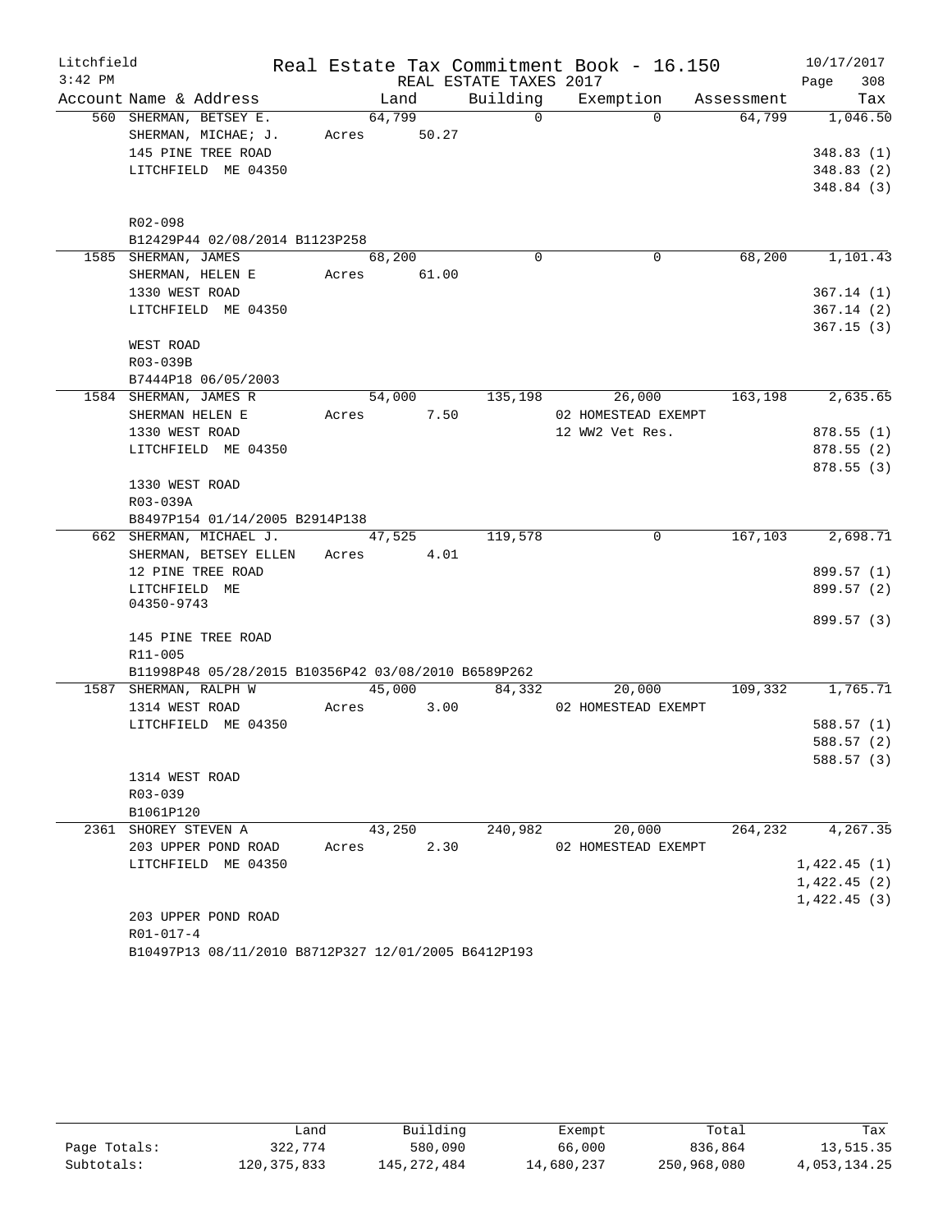Litchfield
3:42 PM

Real Estate Tax Commitment Book - 16.150
REAL ESTATE TAXES 2017

10/17/2017
Page 308

| Account Name & Address | Land | Building | Exemption | Assessment | Tax |
|---|---|---|---|---|---|
| 560 SHERMAN, BETSEY E. | 64,799 | 0 | 0 | 64,799 | 1,046.50 |
| SHERMAN, MICHAE; J. | Acres 50.27 | | | | |
| 145 PINE TREE ROAD | | | | | 348.83 (1) |
| LITCHFIELD ME 04350 | | | | | 348.83 (2) |
| | | | | | 348.84 (3) |
| R02-098 | | | | | |
| B12429P44 02/08/2014 B1123P258 | | | | | |
| 1585 SHERMAN, JAMES | 68,200 | 0 | 0 | 68,200 | 1,101.43 |
| SHERMAN, HELEN E | Acres 61.00 | | | | |
| 1330 WEST ROAD | | | | | 367.14 (1) |
| LITCHFIELD ME 04350 | | | | | 367.14 (2) |
| | | | | | 367.15 (3) |
| WEST ROAD | | | | | |
| R03-039B | | | | | |
| B7444P18 06/05/2003 | | | | | |
| 1584 SHERMAN, JAMES R | 54,000 | 135,198 | 26,000 | 163,198 | 2,635.65 |
| SHERMAN HELEN E | Acres 7.50 | | 02 HOMESTEAD EXEMPT | | |
| 1330 WEST ROAD | | | 12 WW2 Vet Res. | | 878.55 (1) |
| LITCHFIELD ME 04350 | | | | | 878.55 (2) |
| | | | | | 878.55 (3) |
| 1330 WEST ROAD | | | | | |
| R03-039A | | | | | |
| B8497P154 01/14/2005 B2914P138 | | | | | |
| 662 SHERMAN, MICHAEL J. | 47,525 | 119,578 | 0 | 167,103 | 2,698.71 |
| SHERMAN, BETSEY ELLEN | Acres 4.01 | | | | |
| 12 PINE TREE ROAD | | | | | 899.57 (1) |
| LITCHFIELD ME 04350-9743 | | | | | 899.57 (2) |
| | | | | | 899.57 (3) |
| 145 PINE TREE ROAD | | | | | |
| R11-005 | | | | | |
| B11998P48 05/28/2015 B10356P42 03/08/2010 B6589P262 | | | | | |
| 1587 SHERMAN, RALPH W | 45,000 | 84,332 | 20,000 | 109,332 | 1,765.71 |
| 1314 WEST ROAD | Acres 3.00 | | 02 HOMESTEAD EXEMPT | | |
| LITCHFIELD ME 04350 | | | | | 588.57 (1) |
| | | | | | 588.57 (2) |
| | | | | | 588.57 (3) |
| 1314 WEST ROAD | | | | | |
| R03-039 | | | | | |
| B1061P120 | | | | | |
| 2361 SHOREY STEVEN A | 43,250 | 240,982 | 20,000 | 264,232 | 4,267.35 |
| 203 UPPER POND ROAD | Acres 2.30 | | 02 HOMESTEAD EXEMPT | | |
| LITCHFIELD ME 04350 | | | | | 1,422.45 (1) |
| | | | | | 1,422.45 (2) |
| | | | | | 1,422.45 (3) |
| 203 UPPER POND ROAD | | | | | |
| R01-017-4 | | | | | |
| B10497P13 08/11/2010 B8712P327 12/01/2005 B6412P193 | | | | | |

| | Land | Building | Exempt | Total | Tax |
|---|---|---|---|---|---|
| Page Totals: | 322,774 | 580,090 | 66,000 | 836,864 | 13,515.35 |
| Subtotals: | 120,375,833 | 145,272,484 | 14,680,237 | 250,968,080 | 4,053,134.25 |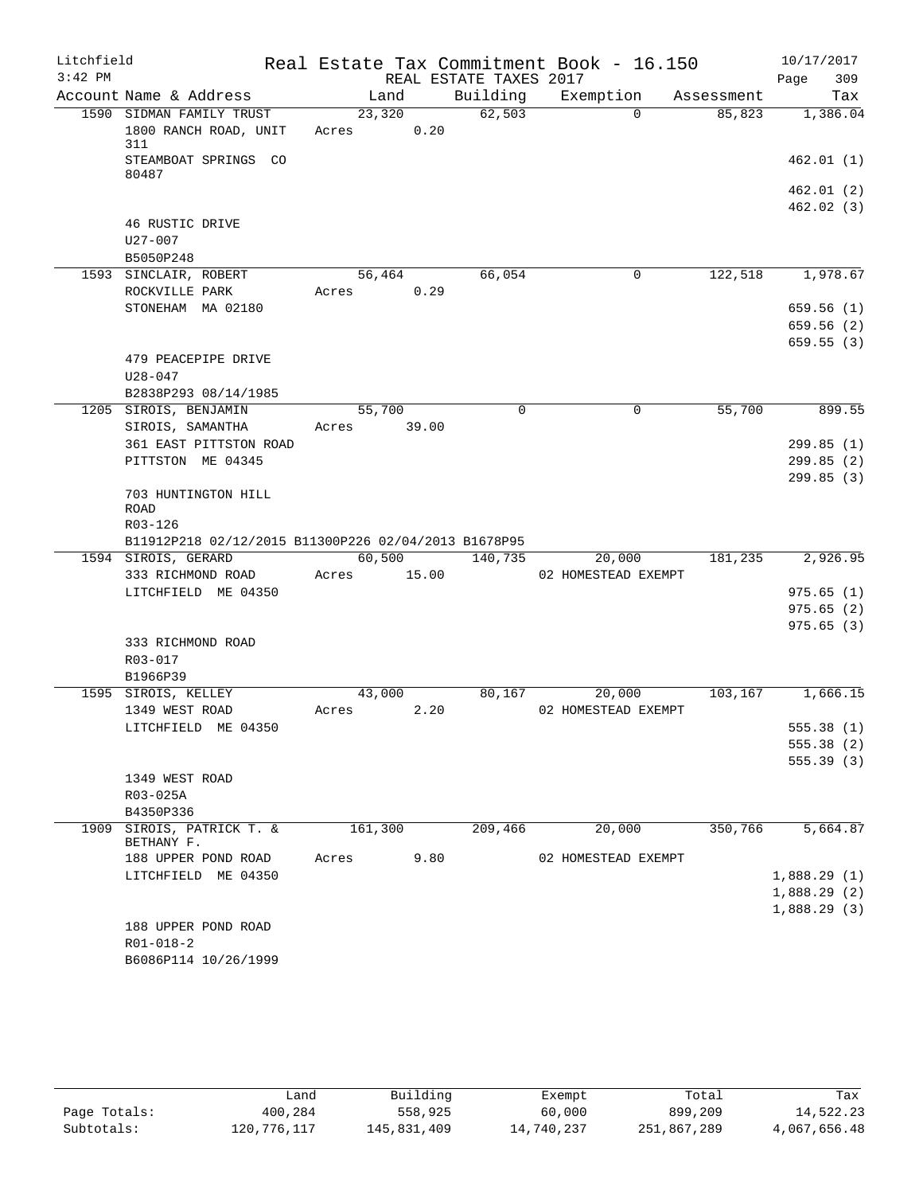Litchfield
3:42 PM

Real Estate Tax Commitment Book - 16.150
REAL ESTATE TAXES 2017

10/17/2017

| Account Name & Address | Land | Building | Exemption | Assessment | Tax |
|---|---|---|---|---|---|
| 1590 SIDMAN FAMILY TRUST | 23,320 | 62,503 | 0 | 85,823 | 1,386.04 |
| 1800 RANCH ROAD, UNIT 311 | Acres 0.20 | | | | |
| STEAMBOAT SPRINGS CO 80487 | | | | | 462.01 (1) |
| | | | | | 462.01 (2) |
| | | | | | 462.02 (3) |
| 46 RUSTIC DRIVE | | | | | |
| U27-007 | | | | | |
| B5050P248 | | | | | |
| 1593 SINCLAIR, ROBERT | 56,464 | 66,054 | 0 | 122,518 | 1,978.67 |
| ROCKVILLE PARK | Acres 0.29 | | | | |
| STONEHAM MA 02180 | | | | | 659.56 (1) |
| | | | | | 659.56 (2) |
| | | | | | 659.55 (3) |
| 479 PEACEPIPE DRIVE | | | | | |
| U28-047 | | | | | |
| B2838P293 08/14/1985 | | | | | |
| 1205 SIROIS, BENJAMIN | 55,700 | 0 | 0 | 55,700 | 899.55 |
| SIROIS, SAMANTHA | Acres 39.00 | | | | |
| 361 EAST PITTSTON ROAD | | | | | 299.85 (1) |
| PITTSTON ME 04345 | | | | | 299.85 (2) |
| | | | | | 299.85 (3) |
| 703 HUNTINGTON HILL ROAD | | | | | |
| R03-126 | | | | | |
| B11912P218 02/12/2015 B11300P226 02/04/2013 B1678P95 | | | | | |
| 1594 SIROIS, GERARD | 60,500 | 140,735 | 20,000 | 181,235 | 2,926.95 |
| 333 RICHMOND ROAD | Acres 15.00 | | 02 HOMESTEAD EXEMPT | | |
| LITCHFIELD ME 04350 | | | | | 975.65 (1) |
| | | | | | 975.65 (2) |
| | | | | | 975.65 (3) |
| 333 RICHMOND ROAD | | | | | |
| R03-017 | | | | | |
| B1966P39 | | | | | |
| 1595 SIROIS, KELLEY | 43,000 | 80,167 | 20,000 | 103,167 | 1,666.15 |
| 1349 WEST ROAD | Acres 2.20 | | 02 HOMESTEAD EXEMPT | | |
| LITCHFIELD ME 04350 | | | | | 555.38 (1) |
| | | | | | 555.38 (2) |
| | | | | | 555.39 (3) |
| 1349 WEST ROAD | | | | | |
| R03-025A | | | | | |
| B4350P336 | | | | | |
| 1909 SIROIS, PATRICK T. & BETHANY F. | 161,300 | 209,466 | 20,000 | 350,766 | 5,664.87 |
| 188 UPPER POND ROAD | Acres 9.80 | | 02 HOMESTEAD EXEMPT | | |
| LITCHFIELD ME 04350 | | | | | 1,888.29 (1) |
| | | | | | 1,888.29 (2) |
| | | | | | 1,888.29 (3) |
| 188 UPPER POND ROAD | | | | | |
| R01-018-2 | | | | | |
| B6086P114 10/26/1999 | | | | | |

| | Land | Building | Exempt | Total | Tax |
|---|---|---|---|---|---|
| Page Totals: | 400,284 | 558,925 | 60,000 | 899,209 | 14,522.23 |
| Subtotals: | 120,776,117 | 145,831,409 | 14,740,237 | 251,867,289 | 4,067,656.48 |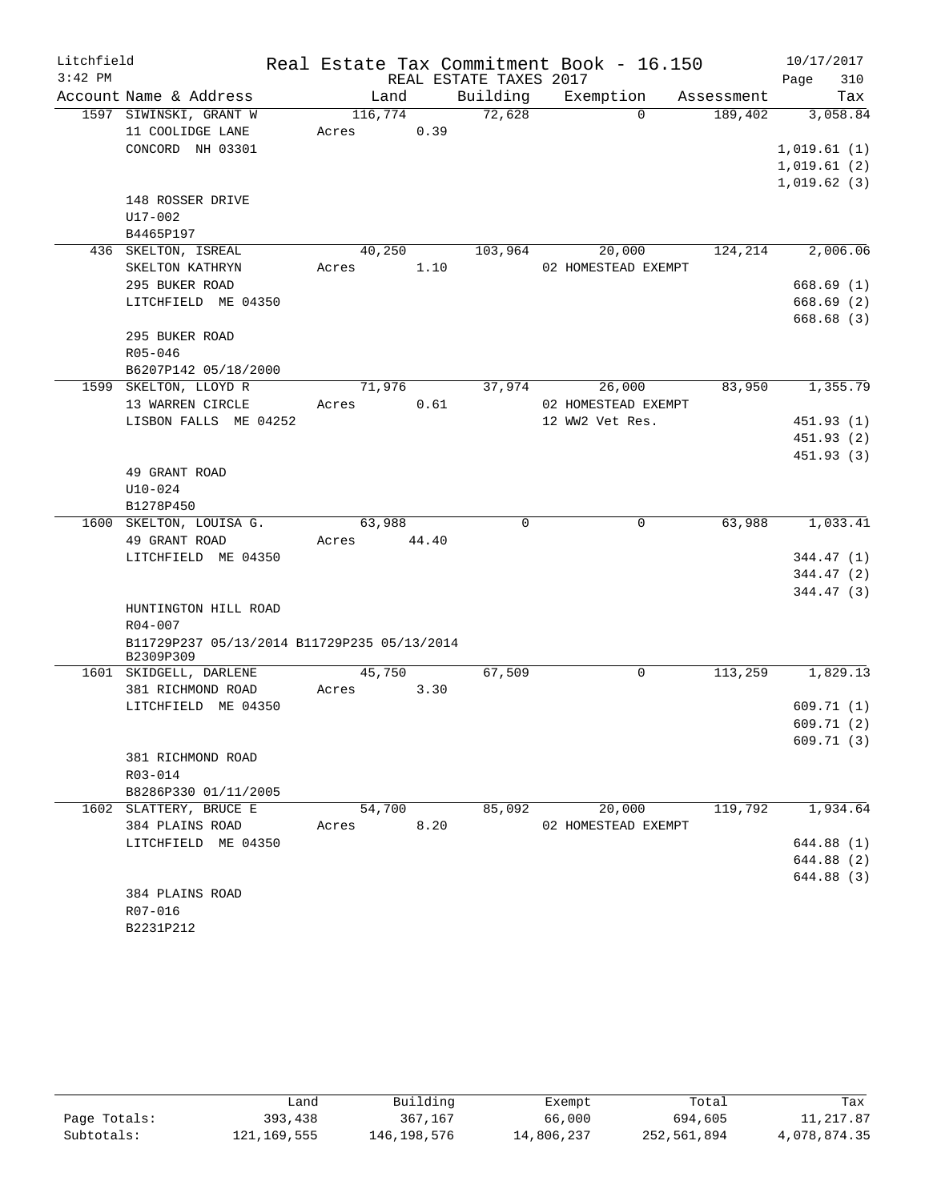Litchfield
3:42 PM

# Real Estate Tax Commitment Book - 16.150

REAL ESTATE TAXES 2017

10/17/2017

| Account Name & Address | Land | Building | Exemption | Assessment | Tax |
|---|---|---|---|---|---|
| 1597 SIWINSKI, GRANT W | 116,774 | 72,628 | 0 | 189,402 | 3,058.84 |
| 11 COOLIDGE LANE | Acres 0.39 | | | | |
| CONCORD NH 03301 | | | | | 1,019.61 (1) |
| | | | | | 1,019.61 (2) |
| | | | | | 1,019.62 (3) |
| 148 ROSSER DRIVE | | | | | |
| U17-002 | | | | | |
| B4465P197 | | | | | |
| 436 SKELTON, ISREAL | 40,250 | 103,964 | 20,000 | 124,214 | 2,006.06 |
| SKELTON KATHRYN | Acres 1.10 | | 02 HOMESTEAD EXEMPT | | |
| 295 BUKER ROAD | | | | | 668.69 (1) |
| LITCHFIELD ME 04350 | | | | | 668.69 (2) |
| | | | | | 668.68 (3) |
| 295 BUKER ROAD | | | | | |
| R05-046 | | | | | |
| B6207P142 05/18/2000 | | | | | |
| 1599 SKELTON, LLOYD R | 71,976 | 37,974 | 26,000 | 83,950 | 1,355.79 |
| 13 WARREN CIRCLE | Acres 0.61 | | 02 HOMESTEAD EXEMPT | | |
| LISBON FALLS ME 04252 | | | 12 WW2 Vet Res. | | 451.93 (1) |
| | | | | | 451.93 (2) |
| | | | | | 451.93 (3) |
| 49 GRANT ROAD | | | | | |
| U10-024 | | | | | |
| B1278P450 | | | | | |
| 1600 SKELTON, LOUISA G. | 63,988 | 0 | 0 | 63,988 | 1,033.41 |
| 49 GRANT ROAD | Acres 44.40 | | | | |
| LITCHFIELD ME 04350 | | | | | 344.47 (1) |
| | | | | | 344.47 (2) |
| | | | | | 344.47 (3) |
| HUNTINGTON HILL ROAD | | | | | |
| R04-007 | | | | | |
| B11729P237 05/13/2014 B11729P235 05/13/2014 B2309P309 | | | | | |
| 1601 SKIDGELL, DARLENE | 45,750 | 67,509 | 0 | 113,259 | 1,829.13 |
| 381 RICHMOND ROAD | Acres 3.30 | | | | |
| LITCHFIELD ME 04350 | | | | | 609.71 (1) |
| | | | | | 609.71 (2) |
| | | | | | 609.71 (3) |
| 381 RICHMOND ROAD | | | | | |
| R03-014 | | | | | |
| B8286P330 01/11/2005 | | | | | |
| 1602 SLATTERY, BRUCE E | 54,700 | 85,092 | 20,000 | 119,792 | 1,934.64 |
| 384 PLAINS ROAD | Acres 8.20 | | 02 HOMESTEAD EXEMPT | | |
| LITCHFIELD ME 04350 | | | | | 644.88 (1) |
| | | | | | 644.88 (2) |
| | | | | | 644.88 (3) |
| 384 PLAINS ROAD | | | | | |
| R07-016 | | | | | |
| B2231P212 | | | | | |

| | Land | Building | Exempt | Total | Tax |
|---|---|---|---|---|---|
| Page Totals: | 393,438 | 367,167 | 66,000 | 694,605 | 11,217.87 |
| Subtotals: | 121,169,555 | 146,198,576 | 14,806,237 | 252,561,894 | 4,078,874.35 |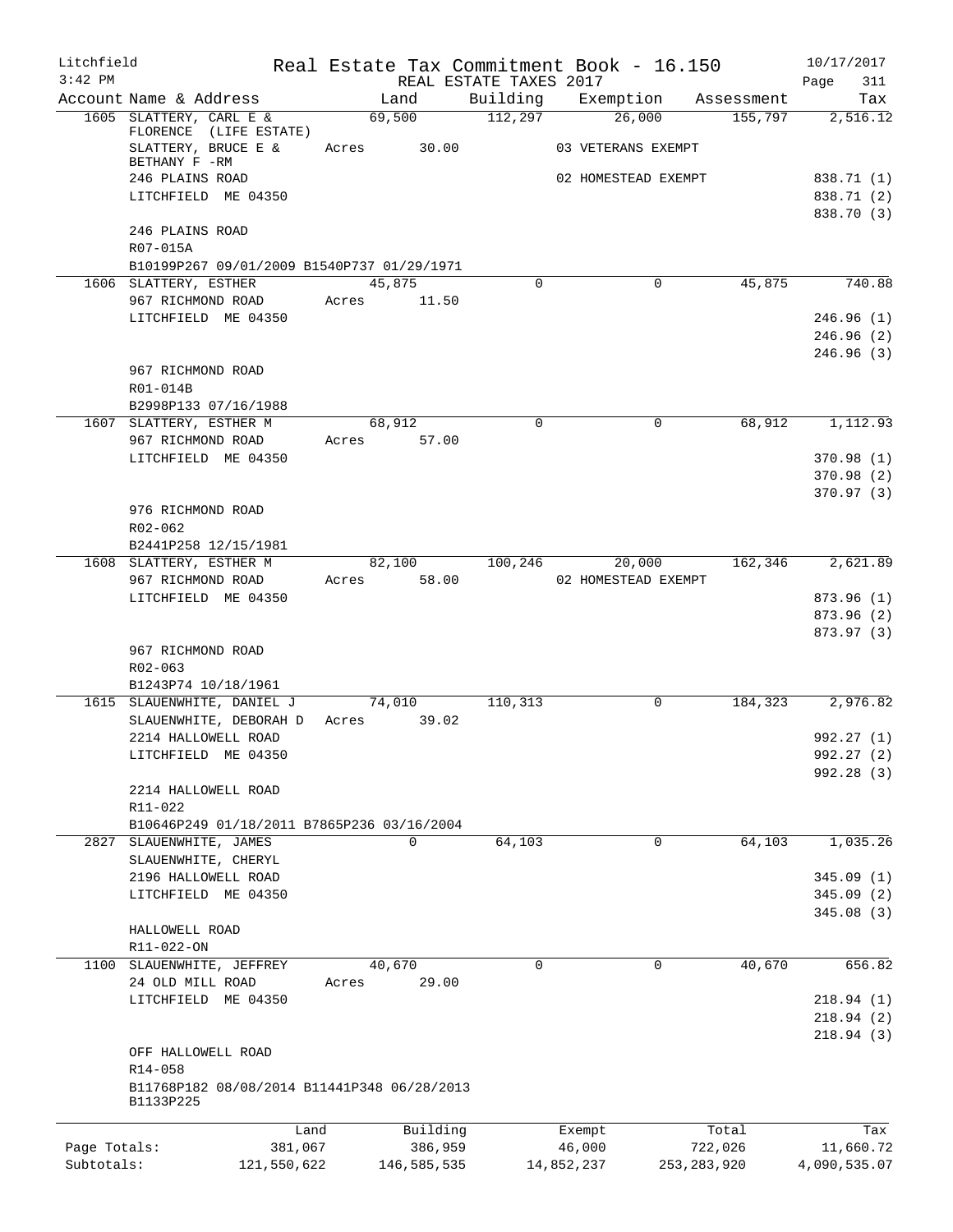# Real Estate Tax Commitment Book - 16.150

Litchfield — 3:42 PM — REAL ESTATE TAXES 2017 — 10/17/2017

| Account Name & Address | Land | Building | Exemption | Assessment | Tax |
|---|---|---|---|---|---|
| 1605 SLATTERY, CARL E & FLORENCE (LIFE ESTATE) | 69,500 | 112,297 | 26,000 | 155,797 | 2,516.12 |
| SLATTERY, BRUCE E & BETHANY F -RM | Acres 30.00 | | 03 VETERANS EXEMPT | | |
| 246 PLAINS ROAD | | | 02 HOMESTEAD EXEMPT | | 838.71 (1) |
| LITCHFIELD ME 04350 | | | | | 838.71 (2) |
| | | | | | 838.70 (3) |
| 246 PLAINS ROAD | | | | | |
| R07-015A | | | | | |
| B10199P267 09/01/2009 B1540P737 01/29/1971 | | | | | |
| 1606 SLATTERY, ESTHER | 45,875 | 0 | 0 | 45,875 | 740.88 |
| 967 RICHMOND ROAD | Acres 11.50 | | | | |
| LITCHFIELD ME 04350 | | | | | 246.96 (1) |
| | | | | | 246.96 (2) |
| | | | | | 246.96 (3) |
| 967 RICHMOND ROAD | | | | | |
| R01-014B | | | | | |
| B2998P133 07/16/1988 | | | | | |
| 1607 SLATTERY, ESTHER M | 68,912 | 0 | 0 | 68,912 | 1,112.93 |
| 967 RICHMOND ROAD | Acres 57.00 | | | | |
| LITCHFIELD ME 04350 | | | | | 370.98 (1) |
| | | | | | 370.98 (2) |
| | | | | | 370.97 (3) |
| 976 RICHMOND ROAD | | | | | |
| R02-062 | | | | | |
| B2441P258 12/15/1981 | | | | | |
| 1608 SLATTERY, ESTHER M | 82,100 | 100,246 | 20,000 | 162,346 | 2,621.89 |
| 967 RICHMOND ROAD | Acres 58.00 | | 02 HOMESTEAD EXEMPT | | |
| LITCHFIELD ME 04350 | | | | | 873.96 (1) |
| | | | | | 873.96 (2) |
| | | | | | 873.97 (3) |
| 967 RICHMOND ROAD | | | | | |
| R02-063 | | | | | |
| B1243P74 10/18/1961 | | | | | |
| 1615 SLAUENWHITE, DANIEL J | 74,010 | 110,313 | 0 | 184,323 | 2,976.82 |
| SLAUENWHITE, DEBORAH D | Acres 39.02 | | | | |
| 2214 HALLOWELL ROAD | | | | | 992.27 (1) |
| LITCHFIELD ME 04350 | | | | | 992.27 (2) |
| | | | | | 992.28 (3) |
| 2214 HALLOWELL ROAD | | | | | |
| R11-022 | | | | | |
| B10646P249 01/18/2011 B7865P236 03/16/2004 | | | | | |
| 2827 SLAUENWHITE, JAMES | 0 | 64,103 | 0 | 64,103 | 1,035.26 |
| SLAUENWHITE, CHERYL | | | | | |
| 2196 HALLOWELL ROAD | | | | | 345.09 (1) |
| LITCHFIELD ME 04350 | | | | | 345.09 (2) |
| | | | | | 345.08 (3) |
| HALLOWELL ROAD | | | | | |
| R11-022-ON | | | | | |
| 1100 SLAUENWHITE, JEFFREY | 40,670 | 0 | 0 | 40,670 | 656.82 |
| 24 OLD MILL ROAD | Acres 29.00 | | | | |
| LITCHFIELD ME 04350 | | | | | 218.94 (1) |
| | | | | | 218.94 (2) |
| | | | | | 218.94 (3) |
| OFF HALLOWELL ROAD | | | | | |
| R14-058 | | | | | |
| B11768P182 08/08/2014 B11441P348 06/28/2013 B1133P225 | | | | | |

| | Land | Building | Exempt | Total | Tax |
|---|---|---|---|---|---|
| Page Totals: | 381,067 | 386,959 | 46,000 | 722,026 | 11,660.72 |
| Subtotals: | 121,550,622 | 146,585,535 | 14,852,237 | 253,283,920 | 4,090,535.07 |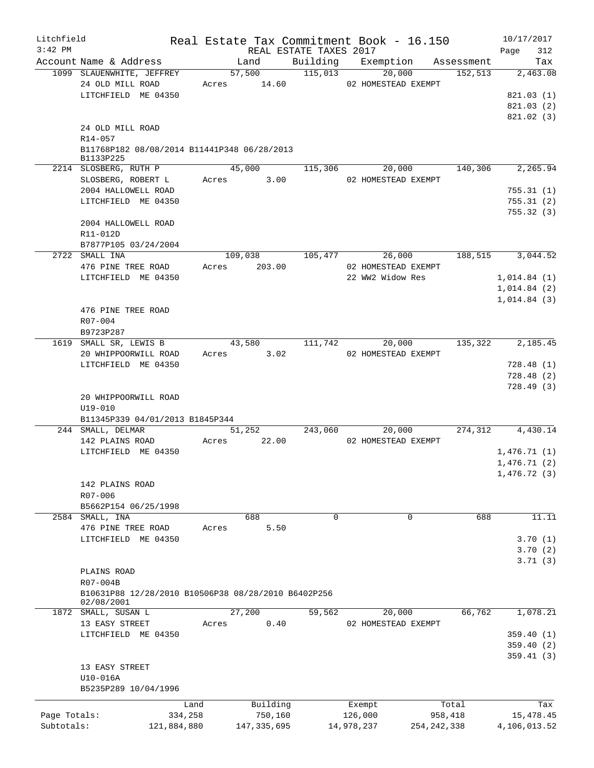Litchfield
3:42 PM

# Real Estate Tax Commitment Book - 16.150

REAL ESTATE TAXES 2017

10/17/2017

| Account | Name & Address | Land | Building | Exemption | Assessment | Tax |
|---|---|---|---|---|---|---|
| 1099 | SLAUENWHITE, JEFFREY<br>24 OLD MILL ROAD<br>LITCHFIELD ME 04350<br><br>24 OLD MILL ROAD<br>R14-057<br>B11768P182 08/08/2014 B11441P348 06/28/2013 B1133P225 | 57,500<br>Acres 14.60 | 115,013 | 20,000<br>02 HOMESTEAD EXEMPT | 152,513 | 2,463.08<br>821.03 (1)<br>821.03 (2)<br>821.02 (3) |
| 2214 | SLOSBERG, RUTH P<br>SLOSBERG, ROBERT L<br>2004 HALLOWELL ROAD<br>LITCHFIELD ME 04350<br><br>2004 HALLOWELL ROAD<br>R11-012D<br>B7877P105 03/24/2004 | 45,000<br>Acres 3.00 | 115,306 | 20,000<br>02 HOMESTEAD EXEMPT | 140,306 | 2,265.94<br>755.31 (1)<br>755.31 (2)<br>755.32 (3) |
| 2722 | SMALL INA<br>476 PINE TREE ROAD<br>LITCHFIELD ME 04350<br><br>476 PINE TREE ROAD<br>R07-004<br>B9723P287 | 109,038<br>Acres 203.00 | 105,477 | 26,000<br>02 HOMESTEAD EXEMPT<br>22 WW2 Widow Res | 188,515 | 3,044.52<br>1,014.84 (1)<br>1,014.84 (2)<br>1,014.84 (3) |
| 1619 | SMALL SR, LEWIS B<br>20 WHIPPOORWILL ROAD<br>LITCHFIELD ME 04350<br><br>20 WHIPPOORWILL ROAD<br>U19-010<br>B11345P339 04/01/2013 B1845P344 | 43,580<br>Acres 3.02 | 111,742 | 20,000<br>02 HOMESTEAD EXEMPT | 135,322 | 2,185.45<br>728.48 (1)<br>728.48 (2)<br>728.49 (3) |
| 244 | SMALL, DELMAR<br>142 PLAINS ROAD<br>LITCHFIELD ME 04350<br><br>142 PLAINS ROAD<br>R07-006<br>B5662P154 06/25/1998 | 51,252<br>Acres 22.00 | 243,060 | 20,000<br>02 HOMESTEAD EXEMPT | 274,312 | 4,430.14<br>1,476.71 (1)<br>1,476.71 (2)<br>1,476.72 (3) |
| 2584 | SMALL, INA<br>476 PINE TREE ROAD<br>LITCHFIELD ME 04350<br><br>PLAINS ROAD<br>R07-004B<br>B10631P88 12/28/2010 B10506P38 08/28/2010 B6402P256 02/08/2001 | 688<br>Acres 5.50 | 0 | 0 | 688 | 11.11<br>3.70 (1)<br>3.70 (2)<br>3.71 (3) |
| 1872 | SMALL, SUSAN L<br>13 EASY STREET<br>LITCHFIELD ME 04350<br><br>13 EASY STREET<br>U10-016A<br>B5235P289 10/04/1996 | 27,200<br>Acres 0.40 | 59,562 | 20,000<br>02 HOMESTEAD EXEMPT | 66,762 | 1,078.21<br>359.40 (1)<br>359.40 (2)<br>359.41 (3) |

| | Land | Building | Exempt | Total | Tax |
|---|---|---|---|---|---|
| Page Totals: | 334,258 | 750,160 | 126,000 | 958,418 | 15,478.45 |
| Subtotals: | 121,884,880 | 147,335,695 | 14,978,237 | 254,242,338 | 4,106,013.52 |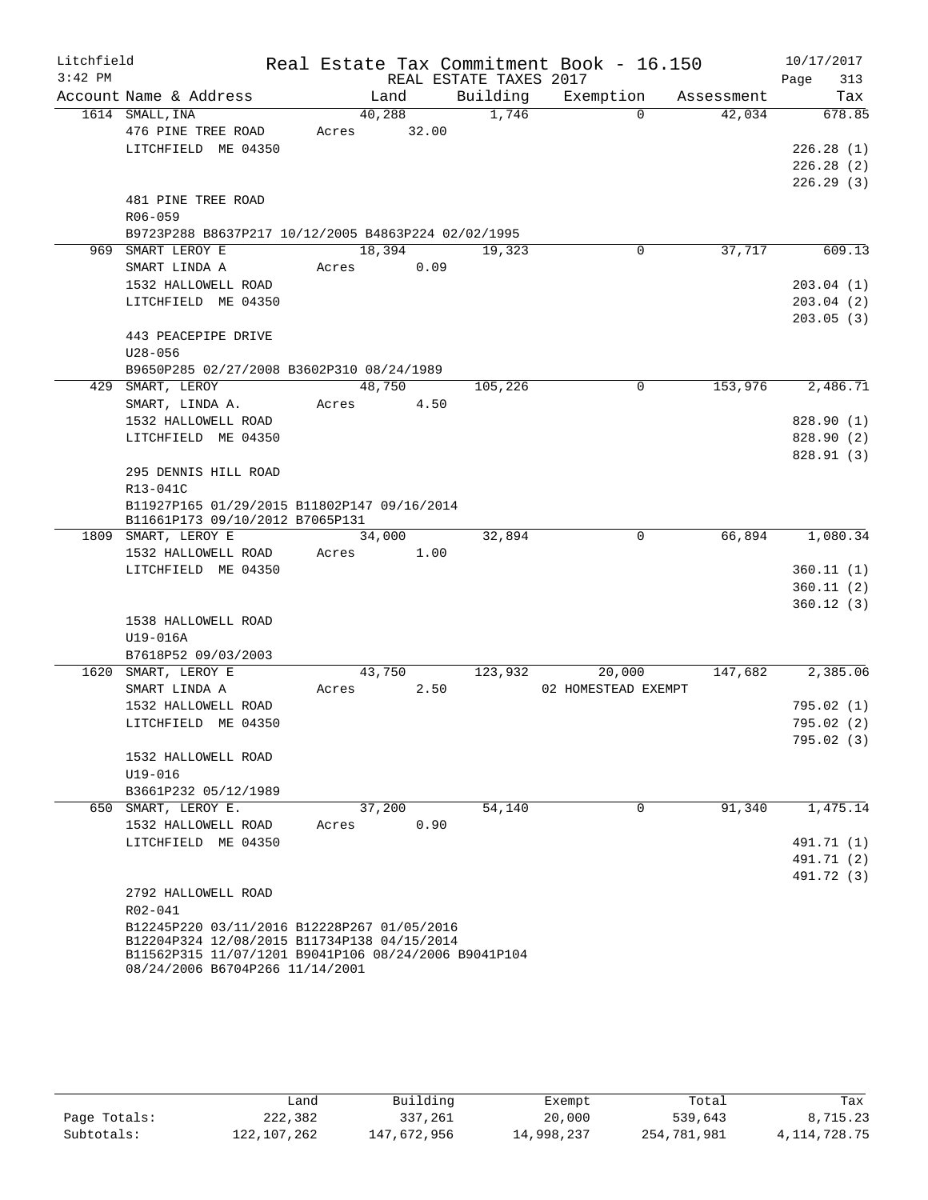Litchfield 3:42 PM

# Real Estate Tax Commitment Book - 16.150

REAL ESTATE TAXES 2017

10/17/2017

| Account | Name & Address | Land | Building | Exemption | Assessment | Tax |
|---|---|---|---|---|---|---|
| 1614 | SMALL, INA<br>476 PINE TREE ROAD<br>LITCHFIELD ME 04350<br><br>481 PINE TREE ROAD<br>R06-059<br>B9723P288 B8637P217 10/12/2005 B4863P224 02/02/1995 | 40,288<br>Acres 32.00 | 1,746 | 0 | 42,034 | 678.85<br><br>226.28 (1)<br>226.28 (2)<br>226.29 (3) |
| 969 | SMART LEROY E<br>SMART LINDA A<br>1532 HALLOWELL ROAD<br>LITCHFIELD ME 04350<br><br>443 PEACEPIPE DRIVE<br>U28-056<br>B9650P285 02/27/2008 B3602P310 08/24/1989 | 18,394<br>Acres 0.09 | 19,323 | 0 | 37,717 | 609.13<br><br>203.04 (1)<br>203.04 (2)<br>203.05 (3) |
| 429 | SMART, LEROY<br>SMART, LINDA A.<br>1532 HALLOWELL ROAD<br>LITCHFIELD ME 04350<br><br>295 DENNIS HILL ROAD<br>R13-041C<br>B11927P165 01/29/2015 B11802P147 09/16/2014<br>B11661P173 09/10/2012 B7065P131 | 48,750<br>Acres 4.50 | 105,226 | 0 | 153,976 | 2,486.71<br><br>828.90 (1)<br>828.90 (2)<br>828.91 (3) |
| 1809 | SMART, LEROY E<br>1532 HALLOWELL ROAD<br>LITCHFIELD ME 04350<br><br>1538 HALLOWELL ROAD<br>U19-016A<br>B7618P52 09/03/2003 | 34,000<br>Acres 1.00 | 32,894 | 0 | 66,894 | 1,080.34<br><br>360.11 (1)<br>360.11 (2)<br>360.12 (3) |
| 1620 | SMART, LEROY E<br>SMART LINDA A<br>1532 HALLOWELL ROAD<br>LITCHFIELD ME 04350<br><br>1532 HALLOWELL ROAD<br>U19-016<br>B3661P232 05/12/1989 | 43,750<br>Acres 2.50 | 123,932 | 20,000<br>02 HOMESTEAD EXEMPT | 147,682 | 2,385.06<br><br>795.02 (1)<br>795.02 (2)<br>795.02 (3) |
| 650 | SMART, LEROY E.<br>1532 HALLOWELL ROAD<br>LITCHFIELD ME 04350<br><br>2792 HALLOWELL ROAD<br>R02-041<br>B12245P220 03/11/2016 B12228P267 01/05/2016<br>B12204P324 12/08/2015 B11734P138 04/15/2014<br>B11562P315 11/07/1201 B9041P106 08/24/2006 B9041P104<br>08/24/2006 B6704P266 11/14/2001 | 37,200<br>Acres 0.90 | 54,140 | 0 | 91,340 | 1,475.14<br><br>491.71 (1)<br>491.71 (2)<br>491.72 (3) |

| | Land | Building | Exempt | Total | Tax |
|---|---|---|---|---|---|
| Page Totals: | 222,382 | 337,261 | 20,000 | 539,643 | 8,715.23 |
| Subtotals: | 122,107,262 | 147,672,956 | 14,998,237 | 254,781,981 | 4,114,728.75 |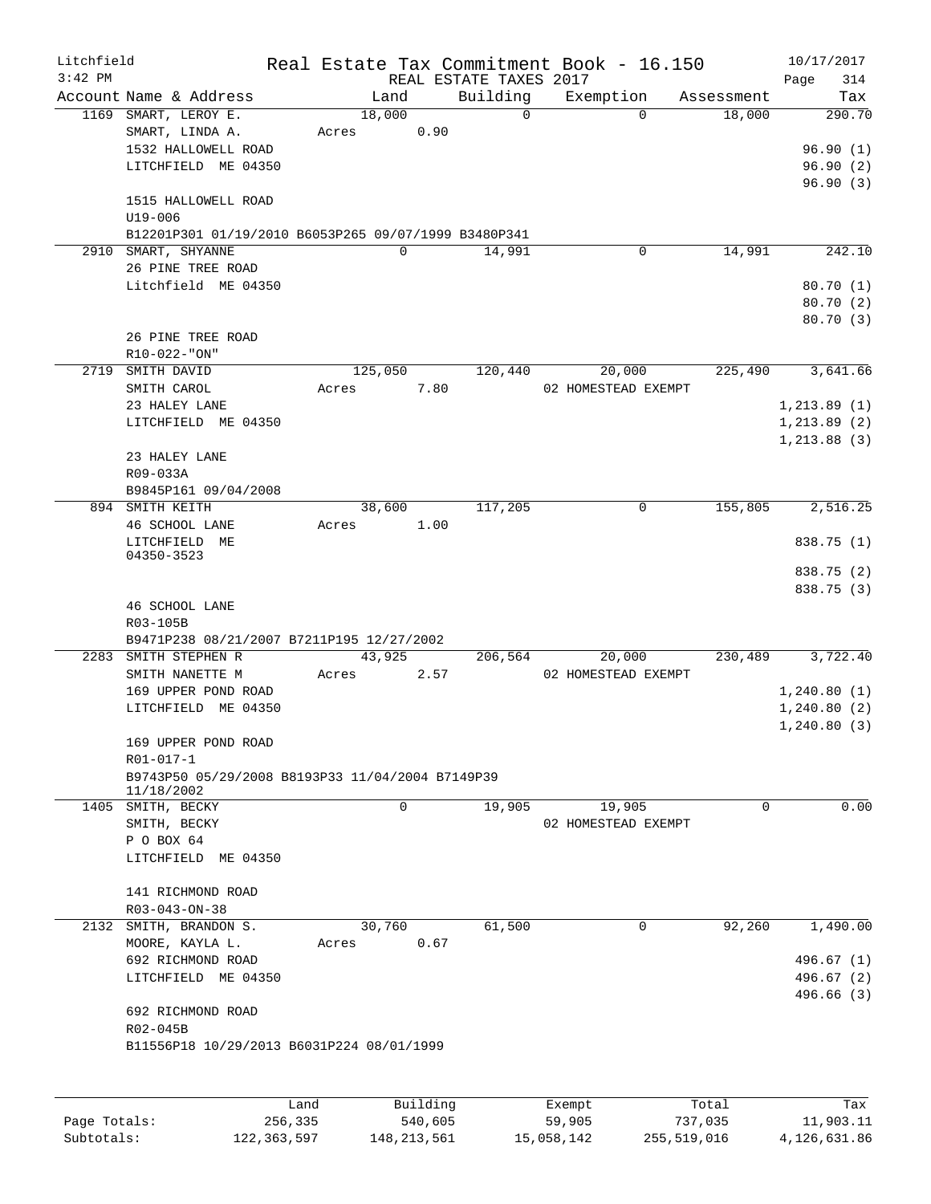Litchfield
3:42 PM

Real Estate Tax Commitment Book - 16.150
REAL ESTATE TAXES 2017

10/17/2017

| Account | Name & Address | Land | Building | Exemption | Assessment | Tax |
|---|---|---|---|---|---|---|
| 1169 | SMART, LEROY E.<br>SMART, LINDA A.<br>1532 HALLOWELL ROAD<br>LITCHFIELD ME 04350<br><br>1515 HALLOWELL ROAD<br>U19-006<br>B12201P301 01/19/2010 B6053P265 09/07/1999 B3480P341 | 18,000<br>Acres 0.90 | 0 | 0 | 18,000 | 290.70<br><br>96.90 (1)<br>96.90 (2)<br>96.90 (3) |
| 2910 | SMART, SHYANNE<br>26 PINE TREE ROAD<br>Litchfield ME 04350<br><br>26 PINE TREE ROAD<br>R10-022-"ON" | 0 | 14,991 | 0 | 14,991 | 242.10<br><br>80.70 (1)<br>80.70 (2)<br>80.70 (3) |
| 2719 | SMITH DAVID<br>SMITH CAROL<br>23 HALEY LANE<br>LITCHFIELD ME 04350<br><br>23 HALEY LANE<br>R09-033A<br>B9845P161 09/04/2008 | 125,050<br>Acres 7.80 | 120,440 | 20,000<br>02 HOMESTEAD EXEMPT | 225,490 | 3,641.66<br><br>1,213.89 (1)<br>1,213.89 (2)<br>1,213.88 (3) |
| 894 | SMITH KEITH<br>46 SCHOOL LANE<br>LITCHFIELD ME<br>04350-3523<br><br>46 SCHOOL LANE<br>R03-105B<br>B9471P238 08/21/2007 B7211P195 12/27/2002 | 38,600<br>Acres 1.00 | 117,205 | 0 | 155,805 | 2,516.25<br><br>838.75 (1)<br>838.75 (2)<br>838.75 (3) |
| 2283 | SMITH STEPHEN R<br>SMITH NANETTE M<br>169 UPPER POND ROAD<br>LITCHFIELD ME 04350<br><br>169 UPPER POND ROAD<br>R01-017-1<br>B9743P50 05/29/2008 B8193P33 11/04/2004 B7149P39 11/18/2002 | 43,925<br>Acres 2.57 | 206,564 | 20,000<br>02 HOMESTEAD EXEMPT | 230,489 | 3,722.40<br><br>1,240.80 (1)<br>1,240.80 (2)<br>1,240.80 (3) |
| 1405 | SMITH, BECKY<br>SMITH, BECKY<br>P O BOX 64<br>LITCHFIELD ME 04350<br><br>141 RICHMOND ROAD<br>R03-043-ON-38 | 0 | 19,905 | 19,905<br>02 HOMESTEAD EXEMPT | 0 | 0.00 |
| 2132 | SMITH, BRANDON S.<br>MOORE, KAYLA L.<br>692 RICHMOND ROAD<br>LITCHFIELD ME 04350<br><br>692 RICHMOND ROAD<br>R02-045B<br>B11556P18 10/29/2013 B6031P224 08/01/1999 | 30,760<br>Acres 0.67 | 61,500 | 0 | 92,260 | 1,490.00<br><br>496.67 (1)<br>496.67 (2)<br>496.66 (3) |

| | Land | Building | Exempt | Total | Tax |
|---|---|---|---|---|---|
| Page Totals: | 256,335 | 540,605 | 59,905 | 737,035 | 11,903.11 |
| Subtotals: | 122,363,597 | 148,213,561 | 15,058,142 | 255,519,016 | 4,126,631.86 |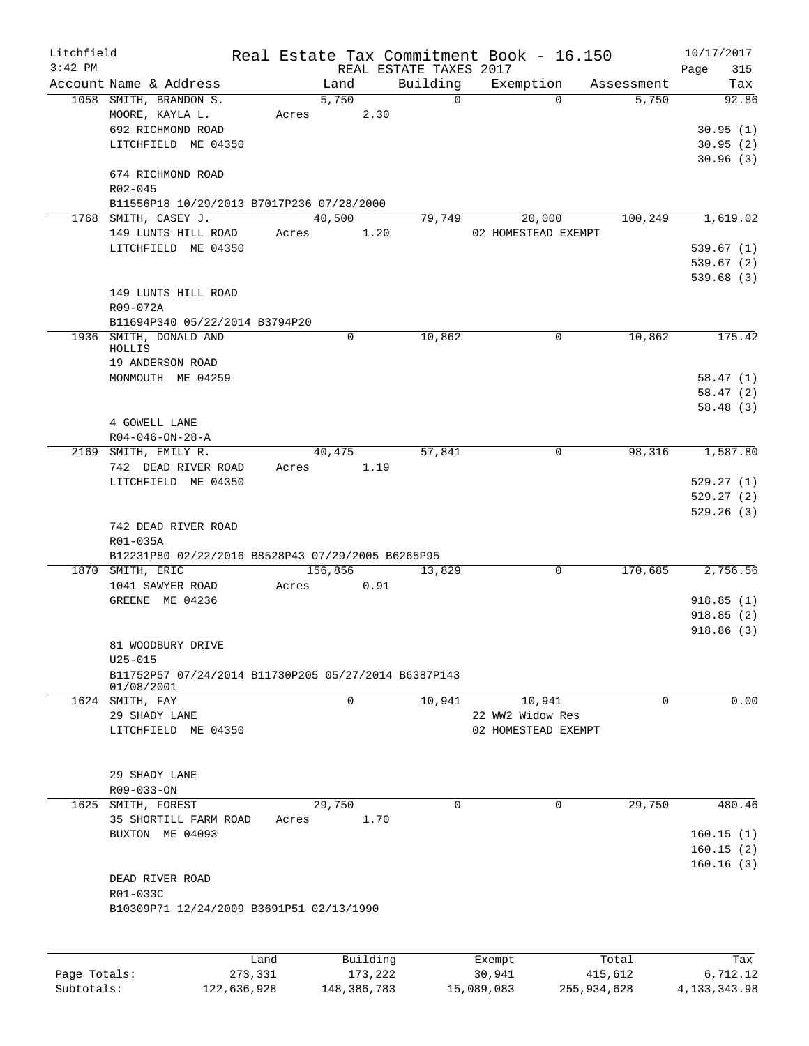Litchfield
3:42 PM

Real Estate Tax Commitment Book - 16.150
REAL ESTATE TAXES 2017

10/17/2017

| Account | Name & Address | Land | Building | Exemption | Assessment | Tax |
|---|---|---|---|---|---|---|
| 1058 | SMITH, BRANDON S. | 5,750 | 0 | 0 | 5,750 | 92.86 |
| | MOORE, KAYLA L. | Acres 2.30 | | | | |
| | 692 RICHMOND ROAD | | | | | 30.95 (1) |
| | LITCHFIELD ME 04350 | | | | | 30.95 (2) |
| | | | | | | 30.96 (3) |
| | 674 RICHMOND ROAD | | | | | |
| | R02-045 | | | | | |
| | B11556P18 10/29/2013 B7017P236 07/28/2000 | | | | | |
| 1768 | SMITH, CASEY J. | 40,500 | 79,749 | 20,000 | 100,249 | 1,619.02 |
| | 149 LUNTS HILL ROAD | Acres 1.20 | | 02 HOMESTEAD EXEMPT | | |
| | LITCHFIELD ME 04350 | | | | | 539.67 (1) |
| | | | | | | 539.67 (2) |
| | | | | | | 539.68 (3) |
| | 149 LUNTS HILL ROAD | | | | | |
| | R09-072A | | | | | |
| | B11694P340 05/22/2014 B3794P20 | | | | | |
| 1936 | SMITH, DONALD AND HOLLIS | 0 | 10,862 | 0 | 10,862 | 175.42 |
| | 19 ANDERSON ROAD | | | | | |
| | MONMOUTH ME 04259 | | | | | 58.47 (1) |
| | | | | | | 58.47 (2) |
| | | | | | | 58.48 (3) |
| | 4 GOWELL LANE | | | | | |
| | R04-046-ON-28-A | | | | | |
| 2169 | SMITH, EMILY R. | 40,475 | 57,841 | 0 | 98,316 | 1,587.80 |
| | 742 DEAD RIVER ROAD | Acres 1.19 | | | | |
| | LITCHFIELD ME 04350 | | | | | 529.27 (1) |
| | | | | | | 529.27 (2) |
| | | | | | | 529.26 (3) |
| | 742 DEAD RIVER ROAD | | | | | |
| | R01-035A | | | | | |
| | B12231P80 02/22/2016 B8528P43 07/29/2005 B6265P95 | | | | | |
| 1870 | SMITH, ERIC | 156,856 | 13,829 | 0 | 170,685 | 2,756.56 |
| | 1041 SAWYER ROAD | Acres 0.91 | | | | |
| | GREENE ME 04236 | | | | | 918.85 (1) |
| | | | | | | 918.85 (2) |
| | | | | | | 918.86 (3) |
| | 81 WOODBURY DRIVE | | | | | |
| | U25-015 | | | | | |
| | B11752P57 07/24/2014 B11730P205 05/27/2014 B6387P143 01/08/2001 | | | | | |
| 1624 | SMITH, FAY | 0 | 10,941 | 10,941 | 0 | 0.00 |
| | 29 SHADY LANE | | | 22 WW2 Widow Res | | |
| | LITCHFIELD ME 04350 | | | 02 HOMESTEAD EXEMPT | | |
| | 29 SHADY LANE | | | | | |
| | R09-033-ON | | | | | |
| 1625 | SMITH, FOREST | 29,750 | 0 | 0 | 29,750 | 480.46 |
| | 35 SHORTILL FARM ROAD | Acres 1.70 | | | | |
| | BUXTON ME 04093 | | | | | 160.15 (1) |
| | | | | | | 160.15 (2) |
| | | | | | | 160.16 (3) |
| | DEAD RIVER ROAD | | | | | |
| | R01-033C | | | | | |
| | B10309P71 12/24/2009 B3691P51 02/13/1990 | | | | | |

| | Land | Building | Exempt | Total | Tax |
|---|---|---|---|---|---|
| Page Totals: | 273,331 | 173,222 | 30,941 | 415,612 | 6,712.12 |
| Subtotals: | 122,636,928 | 148,386,783 | 15,089,083 | 255,934,628 | 4,133,343.98 |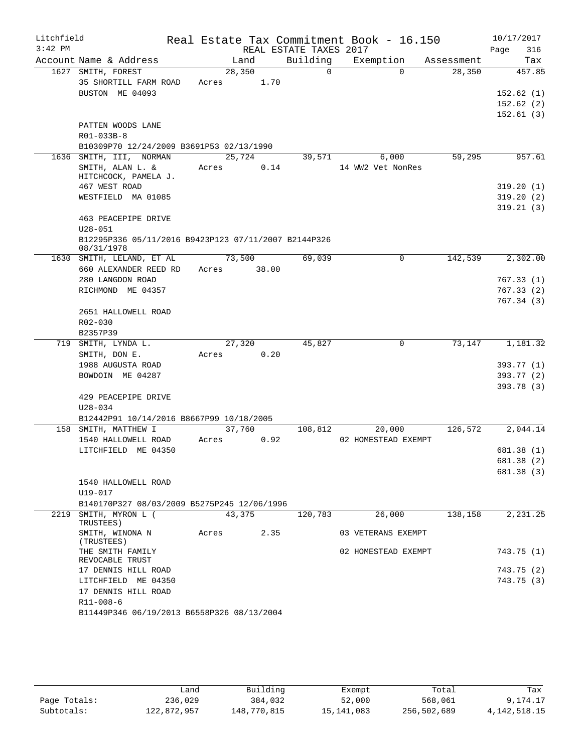Litchfield Real Estate Tax Commitment Book - 16.150 10/17/2017
3:42 PM REAL ESTATE TAXES 2017

| Account | Name & Address | Land | Building | Exemption | Assessment | Tax |
|---|---|---|---|---|---|---|
| 1627 | SMITH, FOREST | 28,350 | 0 | 0 | 28,350 | 457.85 |
| | 35 SHORTILL FARM ROAD | Acres 1.70 | | | | |
| | BUSTON ME 04093 | | | | | 152.62 (1) |
| | | | | | | 152.62 (2) |
| | | | | | | 152.61 (3) |
| | PATTEN WOODS LANE | | | | | |
| | R01-033B-8 | | | | | |
| | B10309P70 12/24/2009 B3691P53 02/13/1990 | | | | | |
| 1636 | SMITH, III, NORMAN | 25,724 | 39,571 | 6,000 | 59,295 | 957.61 |
| | SMITH, ALAN L. & | Acres 0.14 | | 14 WW2 Vet NonRes | | |
| | HITCHCOCK, PAMELA J. | | | | | |
| | 467 WEST ROAD | | | | | 319.20 (1) |
| | WESTFIELD MA 01085 | | | | | 319.20 (2) |
| | | | | | | 319.21 (3) |
| | 463 PEACEPIPE DRIVE | | | | | |
| | U28-051 | | | | | |
| | B12295P336 05/11/2016 B9423P123 07/11/2007 B2144P326 08/31/1978 | | | | | |
| 1630 | SMITH, LELAND, ET AL | 73,500 | 69,039 | 0 | 142,539 | 2,302.00 |
| | 660 ALEXANDER REED RD | Acres 38.00 | | | | |
| | 280 LANGDON ROAD | | | | | 767.33 (1) |
| | RICHMOND ME 04357 | | | | | 767.33 (2) |
| | | | | | | 767.34 (3) |
| | 2651 HALLOWELL ROAD | | | | | |
| | R02-030 | | | | | |
| | B2357P39 | | | | | |
| 719 | SMITH, LYNDA L. | 27,320 | 45,827 | 0 | 73,147 | 1,181.32 |
| | SMITH, DON E. | Acres 0.20 | | | | |
| | 1988 AUGUSTA ROAD | | | | | 393.77 (1) |
| | BOWDOIN ME 04287 | | | | | 393.77 (2) |
| | | | | | | 393.78 (3) |
| | 429 PEACEPIPE DRIVE | | | | | |
| | U28-034 | | | | | |
| | B12442P91 10/14/2016 B8667P99 10/18/2005 | | | | | |
| 158 | SMITH, MATTHEW I | 37,760 | 108,812 | 20,000 | 126,572 | 2,044.14 |
| | 1540 HALLOWELL ROAD | Acres 0.92 | | 02 HOMESTEAD EXEMPT | | |
| | LITCHFIELD ME 04350 | | | | | 681.38 (1) |
| | | | | | | 681.38 (2) |
| | | | | | | 681.38 (3) |
| | 1540 HALLOWELL ROAD | | | | | |
| | U19-017 | | | | | |
| | B140170P327 08/03/2009 B5275P245 12/06/1996 | | | | | |
| 2219 | SMITH, MYRON L (TRUSTEES) | 43,375 | 120,783 | 26,000 | 138,158 | 2,231.25 |
| | SMITH, WINONA N (TRUSTEES) | Acres 2.35 | | 03 VETERANS EXEMPT | | |
| | THE SMITH FAMILY REVOCABLE TRUST | | | 02 HOMESTEAD EXEMPT | | 743.75 (1) |
| | 17 DENNIS HILL ROAD | | | | | 743.75 (2) |
| | LITCHFIELD ME 04350 | | | | | 743.75 (3) |
| | 17 DENNIS HILL ROAD | | | | | |
| | R11-008-6 | | | | | |
| | B11449P346 06/19/2013 B6558P326 08/13/2004 | | | | | |

| | Land | Building | Exempt | Total | Tax |
|---|---|---|---|---|---|
| Page Totals: | 236,029 | 384,032 | 52,000 | 568,061 | 9,174.17 |
| Subtotals: | 122,872,957 | 148,770,815 | 15,141,083 | 256,502,689 | 4,142,518.15 |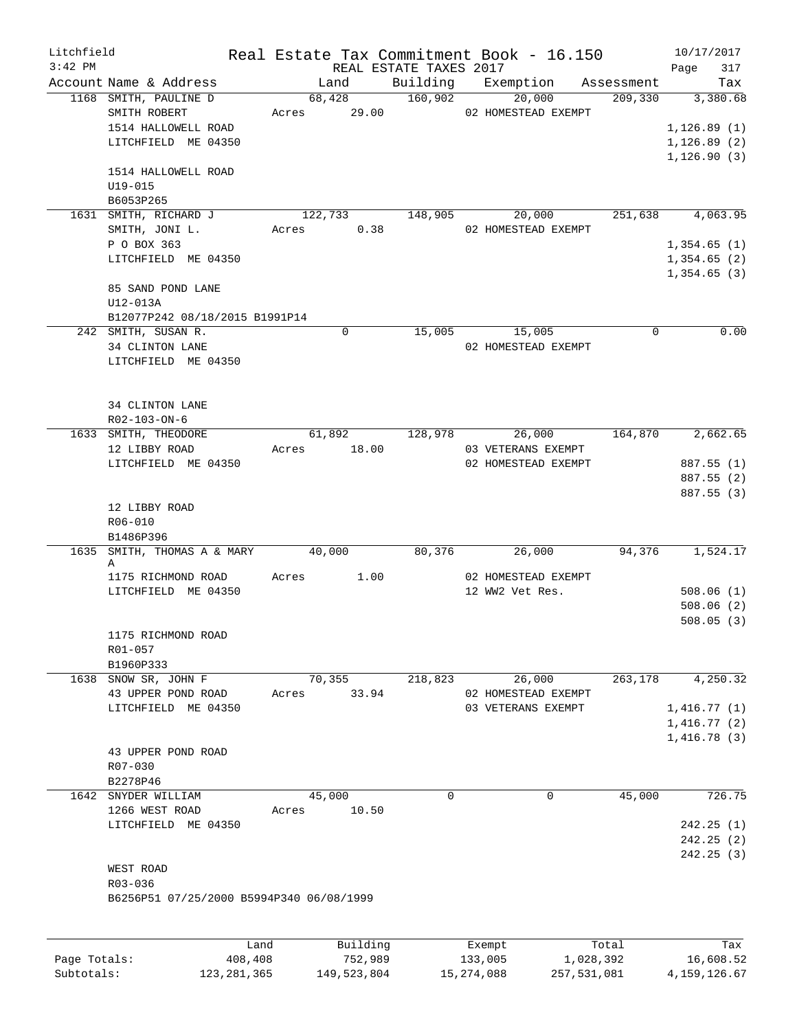Litchfield
3:42 PM

Real Estate Tax Commitment Book - 16.150
REAL ESTATE TAXES 2017

10/17/2017

| Account | Name & Address | Land | Building | Exemption | Assessment | Tax |
|---|---|---|---|---|---|---|
| 1168 | SMITH, PAULINE D<br>SMITH ROBERT<br>1514 HALLOWELL ROAD<br>LITCHFIELD ME 04350<br><br>1514 HALLOWELL ROAD<br>U19-015<br>B6053P265 | 68,428<br>Acres 29.00 | 160,902 | 20,000<br>02 HOMESTEAD EXEMPT | 209,330 | 3,380.68<br><br>1,126.89 (1)<br>1,126.89 (2)<br>1,126.90 (3) |
| 1631 | SMITH, RICHARD J<br>SMITH, JONI L.<br>P O BOX 363<br>LITCHFIELD ME 04350<br><br>85 SAND POND LANE<br>U12-013A<br>B12077P242 08/18/2015 B1991P14 | 122,733<br>Acres 0.38 | 148,905 | 20,000<br>02 HOMESTEAD EXEMPT | 251,638 | 4,063.95<br><br>1,354.65 (1)<br>1,354.65 (2)<br>1,354.65 (3) |
| 242 | SMITH, SUSAN R.<br>34 CLINTON LANE<br>LITCHFIELD ME 04350<br><br>34 CLINTON LANE<br>R02-103-ON-6 | 0 | 15,005 | 15,005<br>02 HOMESTEAD EXEMPT | 0 | 0.00 |
| 1633 | SMITH, THEODORE<br>12 LIBBY ROAD<br>LITCHFIELD ME 04350<br><br>12 LIBBY ROAD<br>R06-010<br>B1486P396 | 61,892<br>Acres 18.00 | 128,978 | 26,000<br>03 VETERANS EXEMPT<br>02 HOMESTEAD EXEMPT | 164,870 | 2,662.65<br><br>887.55 (1)<br>887.55 (2)<br>887.55 (3) |
| 1635 | SMITH, THOMAS A & MARY A<br>1175 RICHMOND ROAD<br>LITCHFIELD ME 04350<br><br>1175 RICHMOND ROAD<br>R01-057<br>B1960P333 | 40,000<br>Acres 1.00 | 80,376 | 26,000<br>02 HOMESTEAD EXEMPT<br>12 WW2 Vet Res. | 94,376 | 1,524.17<br><br>508.06 (1)<br>508.06 (2)<br>508.05 (3) |
| 1638 | SNOW SR, JOHN F<br>43 UPPER POND ROAD<br>LITCHFIELD ME 04350<br><br>43 UPPER POND ROAD<br>R07-030<br>B2278P46 | 70,355<br>Acres 33.94 | 218,823 | 26,000<br>02 HOMESTEAD EXEMPT<br>03 VETERANS EXEMPT | 263,178 | 4,250.32<br><br>1,416.77 (1)<br>1,416.77 (2)<br>1,416.78 (3) |
| 1642 | SNYDER WILLIAM<br>1266 WEST ROAD<br>LITCHFIELD ME 04350<br><br>WEST ROAD<br>R03-036<br>B6256P51 07/25/2000 B5994P340 06/08/1999 | 45,000<br>Acres 10.50 | 0 | 0 | 45,000 | 726.75<br><br>242.25 (1)<br>242.25 (2)<br>242.25 (3) |

| | Land | Building | Exempt | Total | Tax |
|---|---|---|---|---|---|
| Page Totals: | 408,408 | 752,989 | 133,005 | 1,028,392 | 16,608.52 |
| Subtotals: | 123,281,365 | 149,523,804 | 15,274,088 | 257,531,081 | 4,159,126.67 |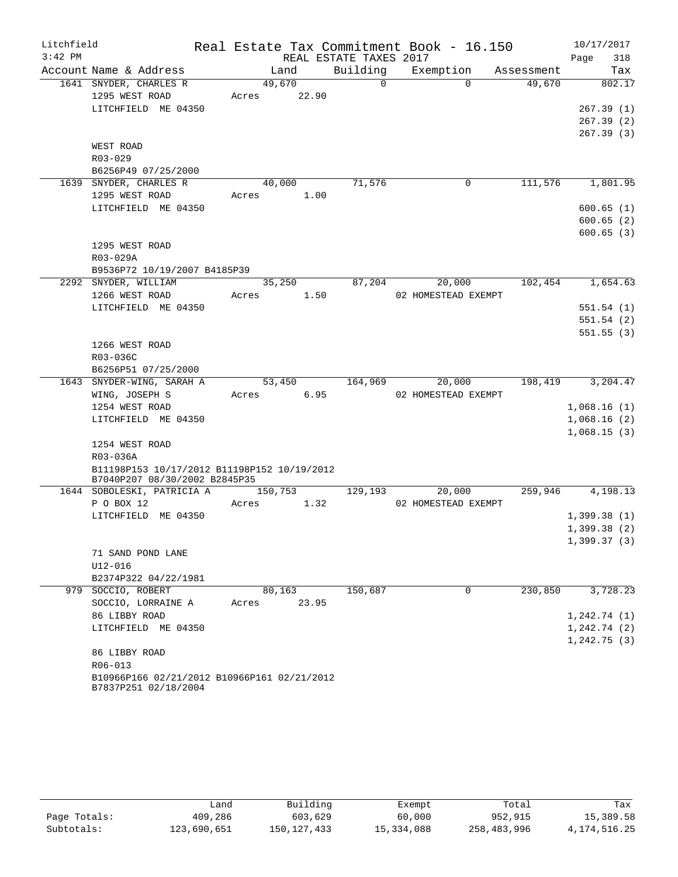Litchfield
3:42 PM

Real Estate Tax Commitment Book - 16.150
REAL ESTATE TAXES 2017

10/17/2017

| Account Name & Address | Land | Building | Exemption | Assessment | Tax |
|---|---|---|---|---|---|
| 1641 SNYDER, CHARLES R | 49,670 | 0 | 0 | 49,670 | 802.17 |
| 1295 WEST ROAD | Acres 22.90 | | | | |
| LITCHFIELD ME 04350 | | | | | 267.39 (1) |
| | | | | | 267.39 (2) |
| | | | | | 267.39 (3) |
| WEST ROAD | | | | | |
| R03-029 | | | | | |
| B6256P49 07/25/2000 | | | | | |
| 1639 SNYDER, CHARLES R | 40,000 | 71,576 | 0 | 111,576 | 1,801.95 |
| 1295 WEST ROAD | Acres 1.00 | | | | |
| LITCHFIELD ME 04350 | | | | | 600.65 (1) |
| | | | | | 600.65 (2) |
| | | | | | 600.65 (3) |
| 1295 WEST ROAD | | | | | |
| R03-029A | | | | | |
| B9536P72 10/19/2007 B4185P39 | | | | | |
| 2292 SNYDER, WILLIAM | 35,250 | 87,204 | 20,000 | 102,454 | 1,654.63 |
| 1266 WEST ROAD | Acres 1.50 | | 02 HOMESTEAD EXEMPT | | |
| LITCHFIELD ME 04350 | | | | | 551.54 (1) |
| | | | | | 551.54 (2) |
| | | | | | 551.55 (3) |
| 1266 WEST ROAD | | | | | |
| R03-036C | | | | | |
| B6256P51 07/25/2000 | | | | | |
| 1643 SNYDER-WING, SARAH A | 53,450 | 164,969 | 20,000 | 198,419 | 3,204.47 |
| WING, JOSEPH S | Acres 6.95 | | 02 HOMESTEAD EXEMPT | | |
| 1254 WEST ROAD | | | | | 1,068.16 (1) |
| LITCHFIELD ME 04350 | | | | | 1,068.16 (2) |
| | | | | | 1,068.15 (3) |
| 1254 WEST ROAD | | | | | |
| R03-036A | | | | | |
| B11198P153 10/17/2012 B11198P152 10/19/2012 B7040P207 08/30/2002 B2845P35 | | | | | |
| 1644 SOBOLESKI, PATRICIA A | 150,753 | 129,193 | 20,000 | 259,946 | 4,198.13 |
| P O BOX 12 | Acres 1.32 | | 02 HOMESTEAD EXEMPT | | |
| LITCHFIELD ME 04350 | | | | | 1,399.38 (1) |
| | | | | | 1,399.38 (2) |
| | | | | | 1,399.37 (3) |
| 71 SAND POND LANE | | | | | |
| U12-016 | | | | | |
| B2374P322 04/22/1981 | | | | | |
| 979 SOCCIO, ROBERT | 80,163 | 150,687 | 0 | 230,850 | 3,728.23 |
| SOCCIO, LORRAINE A | Acres 23.95 | | | | |
| 86 LIBBY ROAD | | | | | 1,242.74 (1) |
| LITCHFIELD ME 04350 | | | | | 1,242.74 (2) |
| | | | | | 1,242.75 (3) |
| 86 LIBBY ROAD | | | | | |
| R06-013 | | | | | |
| B10966P166 02/21/2012 B10966P161 02/21/2012 B7837P251 02/18/2004 | | | | | |

| | Land | Building | Exempt | Total | Tax |
|---|---|---|---|---|---|
| Page Totals: | 409,286 | 603,629 | 60,000 | 952,915 | 15,389.58 |
| Subtotals: | 123,690,651 | 150,127,433 | 15,334,088 | 258,483,996 | 4,174,516.25 |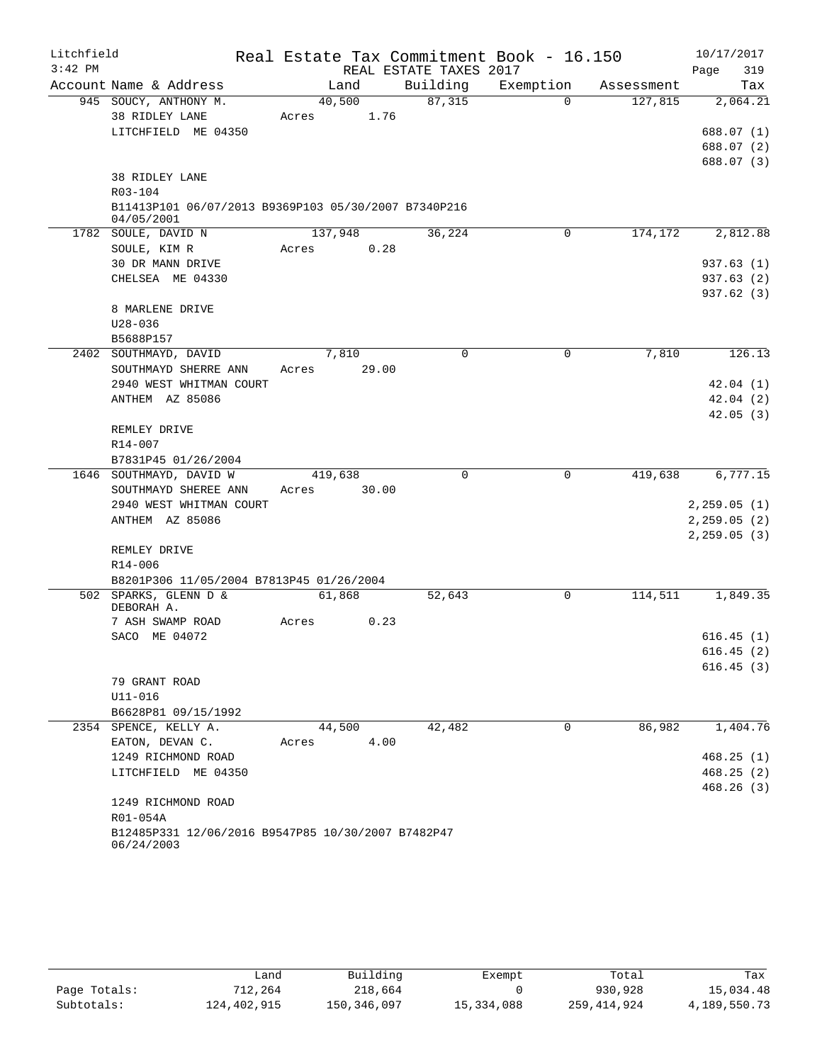Litchfield Real Estate Tax Commitment Book - 16.150 10/17/2017
3:42 PM REAL ESTATE TAXES 2017

| Account Name & Address | Land | Building | Exemption | Assessment | Tax |
|---|---|---|---|---|---|
| 945 SOUCY, ANTHONY M. | 40,500 | 87,315 | 0 | 127,815 | 2,064.21 |
| 38 RIDLEY LANE | Acres 1.76 | | | | |
| LITCHFIELD ME 04350 | | | | | 688.07 (1) |
| | | | | | 688.07 (2) |
| | | | | | 688.07 (3) |
| 38 RIDLEY LANE | | | | | |
| R03-104 | | | | | |
| B11413P101 06/07/2013 B9369P103 05/30/2007 B7340P216 04/05/2001 | | | | | |
| 1782 SOULE, DAVID N | 137,948 | 36,224 | 0 | 174,172 | 2,812.88 |
| SOULE, KIM R | Acres 0.28 | | | | |
| 30 DR MANN DRIVE | | | | | 937.63 (1) |
| CHELSEA ME 04330 | | | | | 937.63 (2) |
| | | | | | 937.62 (3) |
| 8 MARLENE DRIVE | | | | | |
| U28-036 | | | | | |
| B5688P157 | | | | | |
| 2402 SOUTHMAYD, DAVID | 7,810 | 0 | 0 | 7,810 | 126.13 |
| SOUTHMAYD SHERRE ANN | Acres 29.00 | | | | |
| 2940 WEST WHITMAN COURT | | | | | 42.04 (1) |
| ANTHEM AZ 85086 | | | | | 42.04 (2) |
| | | | | | 42.05 (3) |
| REMLEY DRIVE | | | | | |
| R14-007 | | | | | |
| B7831P45 01/26/2004 | | | | | |
| 1646 SOUTHMAYD, DAVID W | 419,638 | 0 | 0 | 419,638 | 6,777.15 |
| SOUTHMAYD SHEREE ANN | Acres 30.00 | | | | |
| 2940 WEST WHITMAN COURT | | | | | 2,259.05 (1) |
| ANTHEM AZ 85086 | | | | | 2,259.05 (2) |
| | | | | | 2,259.05 (3) |
| REMLEY DRIVE | | | | | |
| R14-006 | | | | | |
| B8201P306 11/05/2004 B7813P45 01/26/2004 | | | | | |
| 502 SPARKS, GLENN D & DEBORAH A. | 61,868 | 52,643 | 0 | 114,511 | 1,849.35 |
| 7 ASH SWAMP ROAD | Acres 0.23 | | | | |
| SACO ME 04072 | | | | | 616.45 (1) |
| | | | | | 616.45 (2) |
| | | | | | 616.45 (3) |
| 79 GRANT ROAD | | | | | |
| U11-016 | | | | | |
| B6628P81 09/15/1992 | | | | | |
| 2354 SPENCE, KELLY A. | 44,500 | 42,482 | 0 | 86,982 | 1,404.76 |
| EATON, DEVAN C. | Acres 4.00 | | | | |
| 1249 RICHMOND ROAD | | | | | 468.25 (1) |
| LITCHFIELD ME 04350 | | | | | 468.25 (2) |
| | | | | | 468.26 (3) |
| 1249 RICHMOND ROAD | | | | | |
| R01-054A | | | | | |
| B12485P331 12/06/2016 B9547P85 10/30/2007 B7482P47 06/24/2003 | | | | | |

| | Land | Building | Exempt | Total | Tax |
|---|---|---|---|---|---|
| Page Totals: | 712,264 | 218,664 | 0 | 930,928 | 15,034.48 |
| Subtotals: | 124,402,915 | 150,346,097 | 15,334,088 | 259,414,924 | 4,189,550.73 |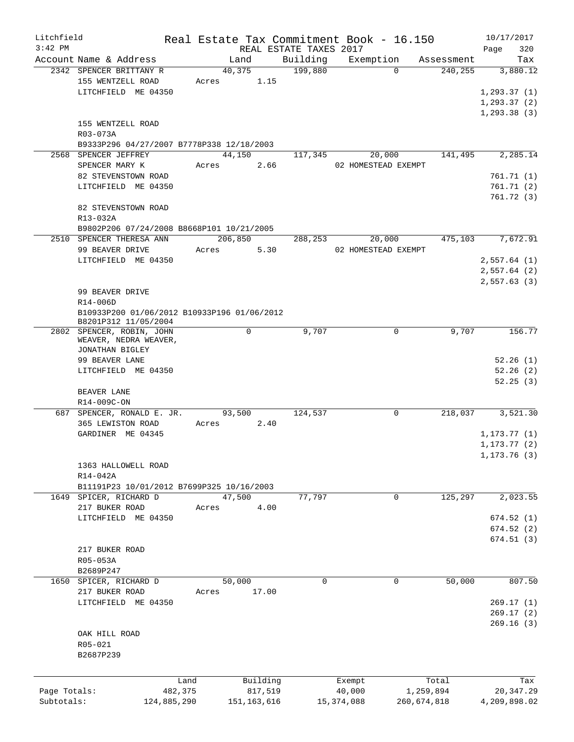Litchfield
3:42 PM

Real Estate Tax Commitment Book - 16.150
REAL ESTATE TAXES 2017

10/17/2017

| Account | Name & Address | Land | Building | Exemption | Assessment | Tax |
|---|---|---|---|---|---|---|
| 2342 | SPENCER BRITTANY R<br>155 WENTZELL ROAD<br>LITCHFIELD ME 04350<br><br>155 WENTZELL ROAD<br>R03-073A<br>B9333P296 04/27/2007 B7778P338 12/18/2003 | 40,375<br>Acres 1.15 | 199,880 | 0 | 240,255 | 3,880.12<br>1,293.37 (1)<br>1,293.37 (2)<br>1,293.38 (3) |
| 2568 | SPENCER JEFFREY<br>SPENCER MARY K<br>82 STEVENSTOWN ROAD<br>LITCHFIELD ME 04350<br><br>82 STEVENSTOWN ROAD<br>R13-032A<br>B9802P206 07/24/2008 B8668P101 10/21/2005 | 44,150<br>Acres 2.66 | 117,345 | 20,000<br>02 HOMESTEAD EXEMPT | 141,495 | 2,285.14<br>761.71 (1)<br>761.71 (2)<br>761.72 (3) |
| 2510 | SPENCER THERESA ANN<br>99 BEAVER DRIVE<br>LITCHFIELD ME 04350<br><br>99 BEAVER DRIVE<br>R14-006D<br>B10933P200 01/06/2012 B10933P196 01/06/2012<br>B8201P312 11/05/2004 | 206,850<br>Acres 5.30 | 288,253 | 20,000<br>02 HOMESTEAD EXEMPT | 475,103 | 7,672.91<br>2,557.64 (1)<br>2,557.64 (2)<br>2,557.63 (3) |
| 2802 | SPENCER, ROBIN, JOHN<br>WEAVER, NEDRA WEAVER,<br>JONATHAN BIGLEY<br>99 BEAVER LANE<br>LITCHFIELD ME 04350<br><br>BEAVER LANE<br>R14-009C-ON | 0 | 9,707 | 0 | 9,707 | 156.77<br>52.26 (1)<br>52.26 (2)<br>52.25 (3) |
| 687 | SPENCER, RONALD E. JR.<br>365 LEWISTON ROAD<br>GARDINER ME 04345<br><br>1363 HALLOWELL ROAD<br>R14-042A<br>B11191P23 10/01/2012 B7699P325 10/16/2003 | 93,500<br>Acres 2.40 | 124,537 | 0 | 218,037 | 3,521.30<br>1,173.77 (1)<br>1,173.77 (2)<br>1,173.76 (3) |
| 1649 | SPICER, RICHARD D<br>217 BUKER ROAD<br>LITCHFIELD ME 04350<br><br>217 BUKER ROAD<br>R05-053A<br>B2689P247 | 47,500<br>Acres 4.00 | 77,797 | 0 | 125,297 | 2,023.55<br>674.52 (1)<br>674.52 (2)<br>674.51 (3) |
| 1650 | SPICER, RICHARD D<br>217 BUKER ROAD<br>LITCHFIELD ME 04350<br><br>OAK HILL ROAD<br>R05-021<br>B2687P239 | 50,000<br>Acres 17.00 | 0 | 0 | 50,000 | 807.50<br>269.17 (1)<br>269.17 (2)<br>269.16 (3) |

| | Land | Building | Exempt | Total | Tax |
|---|---|---|---|---|---|
| Page Totals: | 482,375 | 817,519 | 40,000 | 1,259,894 | 20,347.29 |
| Subtotals: | 124,885,290 | 151,163,616 | 15,374,088 | 260,674,818 | 4,209,898.02 |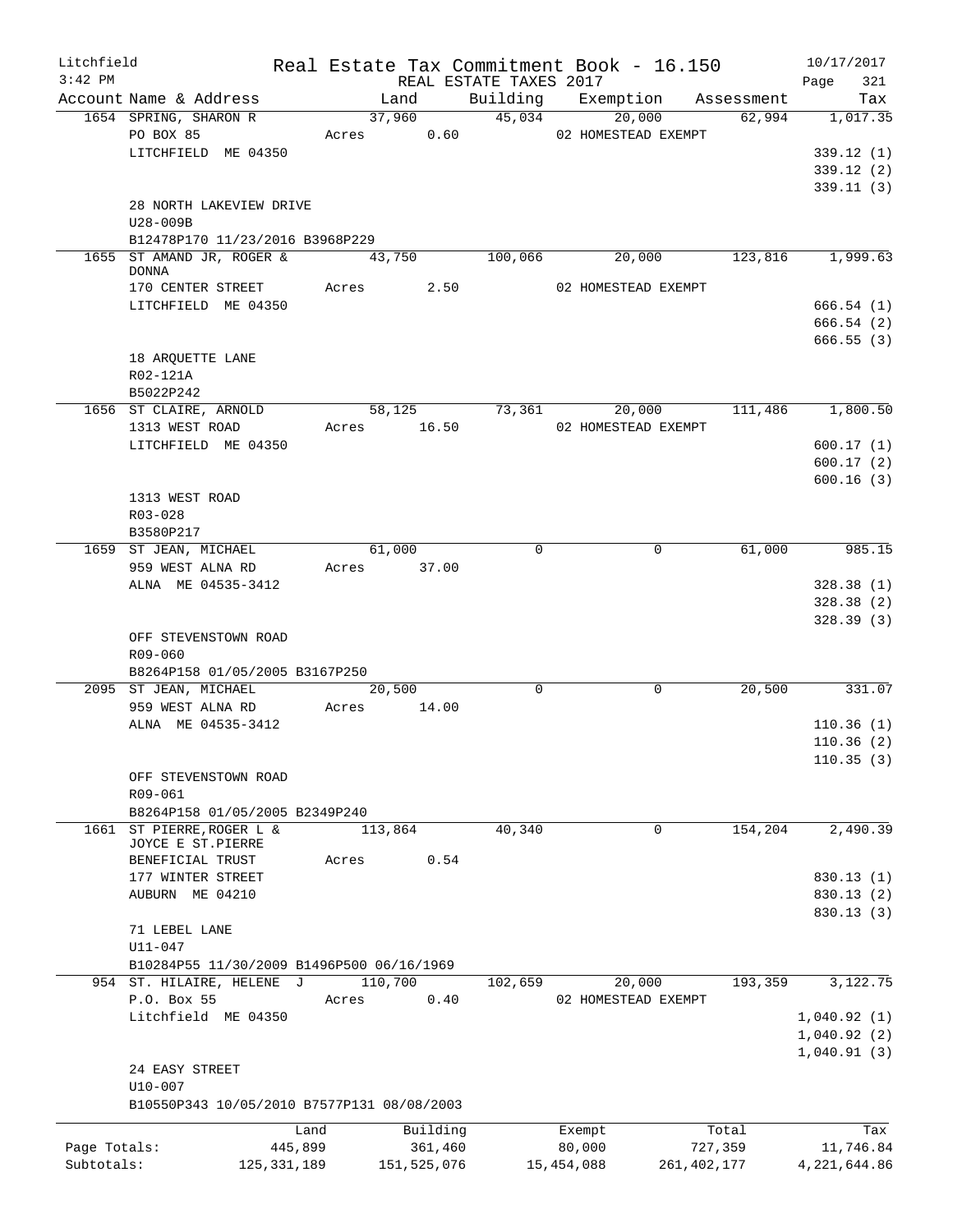Litchfield
3:42 PM

Real Estate Tax Commitment Book - 16.150
REAL ESTATE TAXES 2017

10/17/2017

| Account | Name & Address | Land | Building | Exemption | Assessment | Tax |
|---|---|---|---|---|---|---|
| 1654 | SPRING, SHARON R | 37,960 | 45,034 | 20,000 | 62,994 | 1,017.35 |
| | PO BOX 85 | Acres 0.60 | | 02 HOMESTEAD EXEMPT | | |
| | LITCHFIELD ME 04350 | | | | | 339.12 (1) |
| | | | | | | 339.12 (2) |
| | | | | | | 339.11 (3) |
| | 28 NORTH LAKEVIEW DRIVE | | | | | |
| | U28-009B | | | | | |
| | B12478P170 11/23/2016 B3968P229 | | | | | |
| 1655 | ST AMAND JR, ROGER & DONNA | 43,750 | 100,066 | 20,000 | 123,816 | 1,999.63 |
| | 170 CENTER STREET | Acres 2.50 | | 02 HOMESTEAD EXEMPT | | |
| | LITCHFIELD ME 04350 | | | | | 666.54 (1) |
| | | | | | | 666.54 (2) |
| | | | | | | 666.55 (3) |
| | 18 ARQUETTE LANE | | | | | |
| | R02-121A | | | | | |
| | B5022P242 | | | | | |
| 1656 | ST CLAIRE, ARNOLD | 58,125 | 73,361 | 20,000 | 111,486 | 1,800.50 |
| | 1313 WEST ROAD | Acres 16.50 | | 02 HOMESTEAD EXEMPT | | |
| | LITCHFIELD ME 04350 | | | | | 600.17 (1) |
| | | | | | | 600.17 (2) |
| | | | | | | 600.16 (3) |
| | 1313 WEST ROAD | | | | | |
| | R03-028 | | | | | |
| | B3580P217 | | | | | |
| 1659 | ST JEAN, MICHAEL | 61,000 | 0 | 0 | 61,000 | 985.15 |
| | 959 WEST ALNA RD | Acres 37.00 | | | | |
| | ALNA ME 04535-3412 | | | | | 328.38 (1) |
| | | | | | | 328.38 (2) |
| | | | | | | 328.39 (3) |
| | OFF STEVENSTOWN ROAD | | | | | |
| | R09-060 | | | | | |
| | B8264P158 01/05/2005 B3167P250 | | | | | |
| 2095 | ST JEAN, MICHAEL | 20,500 | 0 | 0 | 20,500 | 331.07 |
| | 959 WEST ALNA RD | Acres 14.00 | | | | |
| | ALNA ME 04535-3412 | | | | | 110.36 (1) |
| | | | | | | 110.36 (2) |
| | | | | | | 110.35 (3) |
| | OFF STEVENSTOWN ROAD | | | | | |
| | R09-061 | | | | | |
| | B8264P158 01/05/2005 B2349P240 | | | | | |
| 1661 | ST PIERRE,ROGER L & JOYCE E ST.PIERRE | 113,864 | 40,340 | 0 | 154,204 | 2,490.39 |
| | BENEFICIAL TRUST | Acres 0.54 | | | | |
| | 177 WINTER STREET | | | | | 830.13 (1) |
| | AUBURN ME 04210 | | | | | 830.13 (2) |
| | | | | | | 830.13 (3) |
| | 71 LEBEL LANE | | | | | |
| | U11-047 | | | | | |
| | B10284P55 11/30/2009 B1496P500 06/16/1969 | | | | | |
| 954 | ST. HILAIRE, HELENE J | 110,700 | 102,659 | 20,000 | 193,359 | 3,122.75 |
| | P.O. Box 55 | Acres 0.40 | | 02 HOMESTEAD EXEMPT | | |
| | Litchfield ME 04350 | | | | | 1,040.92 (1) |
| | | | | | | 1,040.92 (2) |
| | | | | | | 1,040.91 (3) |
| | 24 EASY STREET | | | | | |
| | U10-007 | | | | | |
| | B10550P343 10/05/2010 B7577P131 08/08/2003 | | | | | |

| | Land | Building | Exempt | Total | Tax |
|---|---|---|---|---|---|
| Page Totals: | 445,899 | 361,460 | 80,000 | 727,359 | 11,746.84 |
| Subtotals: | 125,331,189 | 151,525,076 | 15,454,088 | 261,402,177 | 4,221,644.86 |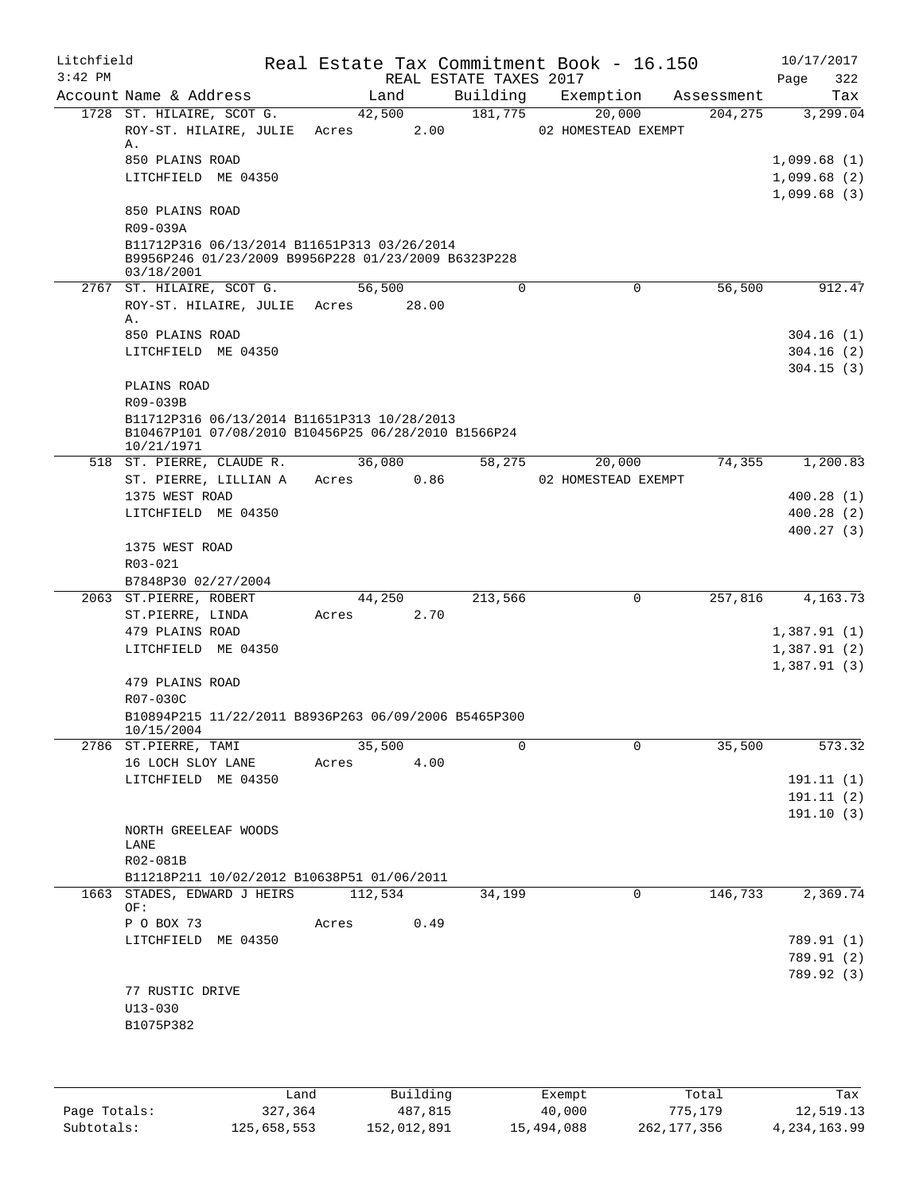Litchfield Real Estate Tax Commitment Book - 16.150 10/17/2017
3:42 PM REAL ESTATE TAXES 2017

| Account | Name & Address | Land | Building | Exemption | Assessment | Tax |
|---|---|---|---|---|---|---|
| 1728 | ST. HILAIRE, SCOT G. | 42,500 | 181,775 | 20,000 | 204,275 | 3,299.04 |
| | ROY-ST. HILAIRE, JULIE A. | Acres 2.00 | | 02 HOMESTEAD EXEMPT | | |
| | 850 PLAINS ROAD | | | | | 1,099.68 (1) |
| | LITCHFIELD ME 04350 | | | | | 1,099.68 (2) |
| | | | | | | 1,099.68 (3) |
| | 850 PLAINS ROAD | | | | | |
| | R09-039A | | | | | |
| | B11712P316 06/13/2014 B11651P313 03/26/2014 B9956P246 01/23/2009 B9956P228 01/23/2009 B6323P228 03/18/2001 | | | | | |
| 2767 | ST. HILAIRE, SCOT G. | 56,500 | 0 | 0 | 56,500 | 912.47 |
| | ROY-ST. HILAIRE, JULIE A. | Acres 28.00 | | | | |
| | 850 PLAINS ROAD | | | | | 304.16 (1) |
| | LITCHFIELD ME 04350 | | | | | 304.16 (2) |
| | | | | | | 304.15 (3) |
| | PLAINS ROAD | | | | | |
| | R09-039B | | | | | |
| | B11712P316 06/13/2014 B11651P313 10/28/2013 B10467P101 07/08/2010 B10456P25 06/28/2010 B1566P24 10/21/1971 | | | | | |
| 518 | ST. PIERRE, CLAUDE R. | 36,080 | 58,275 | 20,000 | 74,355 | 1,200.83 |
| | ST. PIERRE, LILLIAN A | Acres 0.86 | | 02 HOMESTEAD EXEMPT | | |
| | 1375 WEST ROAD | | | | | 400.28 (1) |
| | LITCHFIELD ME 04350 | | | | | 400.28 (2) |
| | | | | | | 400.27 (3) |
| | 1375 WEST ROAD | | | | | |
| | R03-021 | | | | | |
| | B7848P30 02/27/2004 | | | | | |
| 2063 | ST.PIERRE, ROBERT | 44,250 | 213,566 | 0 | 257,816 | 4,163.73 |
| | ST.PIERRE, LINDA | Acres 2.70 | | | | |
| | 479 PLAINS ROAD | | | | | 1,387.91 (1) |
| | LITCHFIELD ME 04350 | | | | | 1,387.91 (2) |
| | | | | | | 1,387.91 (3) |
| | 479 PLAINS ROAD | | | | | |
| | R07-030C | | | | | |
| | B10894P215 11/22/2011 B8936P263 06/09/2006 B5465P300 10/15/2004 | | | | | |
| 2786 | ST.PIERRE, TAMI | 35,500 | 0 | 0 | 35,500 | 573.32 |
| | 16 LOCH SLOY LANE | Acres 4.00 | | | | |
| | LITCHFIELD ME 04350 | | | | | 191.11 (1) |
| | | | | | | 191.11 (2) |
| | | | | | | 191.10 (3) |
| | NORTH GREELEAF WOODS LANE | | | | | |
| | R02-081B | | | | | |
| | B11218P211 10/02/2012 B10638P51 01/06/2011 | | | | | |
| 1663 | STADES, EDWARD J HEIRS OF: | 112,534 | 34,199 | 0 | 146,733 | 2,369.74 |
| | P O BOX 73 | Acres 0.49 | | | | |
| | LITCHFIELD ME 04350 | | | | | 789.91 (1) |
| | | | | | | 789.91 (2) |
| | | | | | | 789.92 (3) |
| | 77 RUSTIC DRIVE | | | | | |
| | U13-030 | | | | | |
| | B1075P382 | | | | | |

| | Land | Building | Exempt | Total | Tax |
|---|---|---|---|---|---|
| Page Totals: | 327,364 | 487,815 | 40,000 | 775,179 | 12,519.13 |
| Subtotals: | 125,658,553 | 152,012,891 | 15,494,088 | 262,177,356 | 4,234,163.99 |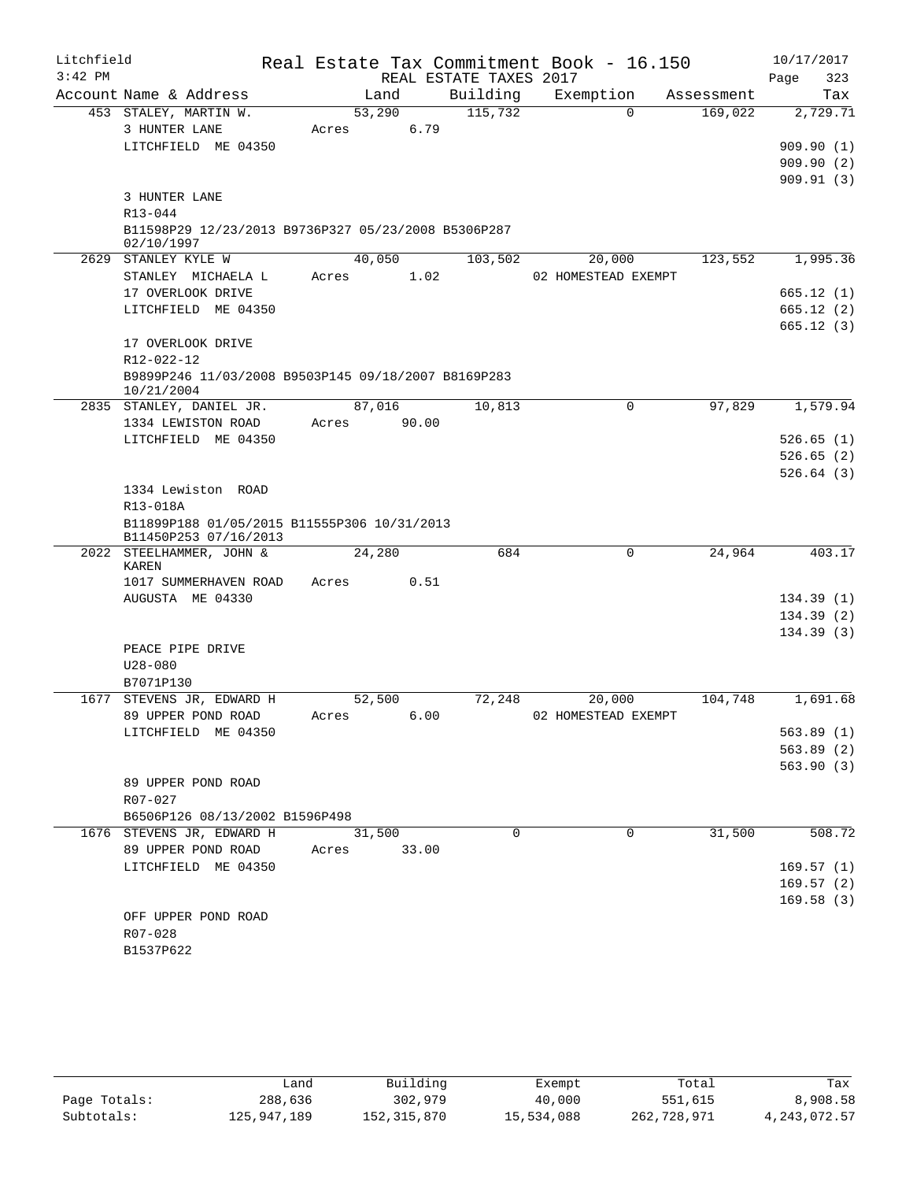Litchfield
3:42 PM

Real Estate Tax Commitment Book - 16.150
REAL ESTATE TAXES 2017

10/17/2017

| Account | Name & Address | Land | Building | Exemption | Assessment | Tax |
|---|---|---|---|---|---|---|
| 453 | STALEY, MARTIN W. | 53,290 | 115,732 | 0 | 169,022 | 2,729.71 |
| | 3 HUNTER LANE | Acres 6.79 | | | | |
| | LITCHFIELD ME 04350 | | | | | 909.90 (1) |
| | | | | | | 909.90 (2) |
| | | | | | | 909.91 (3) |
| | 3 HUNTER LANE | | | | | |
| | R13-044 | | | | | |
| | B11598P29 12/23/2013 B9736P327 05/23/2008 B5306P287 02/10/1997 | | | | | |
| 2629 | STANLEY KYLE W | 40,050 | 103,502 | 20,000 | 123,552 | 1,995.36 |
| | STANLEY MICHAELA L | Acres 1.02 | | 02 HOMESTEAD EXEMPT | | |
| | 17 OVERLOOK DRIVE | | | | | 665.12 (1) |
| | LITCHFIELD ME 04350 | | | | | 665.12 (2) |
| | | | | | | 665.12 (3) |
| | 17 OVERLOOK DRIVE | | | | | |
| | R12-022-12 | | | | | |
| | B9899P246 11/03/2008 B9503P145 09/18/2007 B8169P283 10/21/2004 | | | | | |
| 2835 | STANLEY, DANIEL JR. | 87,016 | 10,813 | 0 | 97,829 | 1,579.94 |
| | 1334 LEWISTON ROAD | Acres 90.00 | | | | |
| | LITCHFIELD ME 04350 | | | | | 526.65 (1) |
| | | | | | | 526.65 (2) |
| | | | | | | 526.64 (3) |
| | 1334 Lewiston ROAD | | | | | |
| | R13-018A | | | | | |
| | B11899P188 01/05/2015 B11555P306 10/31/2013 B11450P253 07/16/2013 | | | | | |
| 2022 | STEELHAMMER, JOHN & KAREN | 24,280 | 684 | 0 | 24,964 | 403.17 |
| | 1017 SUMMERHAVEN ROAD | Acres 0.51 | | | | |
| | AUGUSTA ME 04330 | | | | | 134.39 (1) |
| | | | | | | 134.39 (2) |
| | | | | | | 134.39 (3) |
| | PEACE PIPE DRIVE | | | | | |
| | U28-080 | | | | | |
| | B7071P130 | | | | | |
| 1677 | STEVENS JR, EDWARD H | 52,500 | 72,248 | 20,000 | 104,748 | 1,691.68 |
| | 89 UPPER POND ROAD | Acres 6.00 | | 02 HOMESTEAD EXEMPT | | |
| | LITCHFIELD ME 04350 | | | | | 563.89 (1) |
| | | | | | | 563.89 (2) |
| | | | | | | 563.90 (3) |
| | 89 UPPER POND ROAD | | | | | |
| | R07-027 | | | | | |
| | B6506P126 08/13/2002 B1596P498 | | | | | |
| 1676 | STEVENS JR, EDWARD H | 31,500 | 0 | 0 | 31,500 | 508.72 |
| | 89 UPPER POND ROAD | Acres 33.00 | | | | |
| | LITCHFIELD ME 04350 | | | | | 169.57 (1) |
| | | | | | | 169.57 (2) |
| | | | | | | 169.58 (3) |
| | OFF UPPER POND ROAD | | | | | |
| | R07-028 | | | | | |
| | B1537P622 | | | | | |

| | Land | Building | Exempt | Total | Tax |
|---|---|---|---|---|---|
| Page Totals: | 288,636 | 302,979 | 40,000 | 551,615 | 8,908.58 |
| Subtotals: | 125,947,189 | 152,315,870 | 15,534,088 | 262,728,971 | 4,243,072.57 |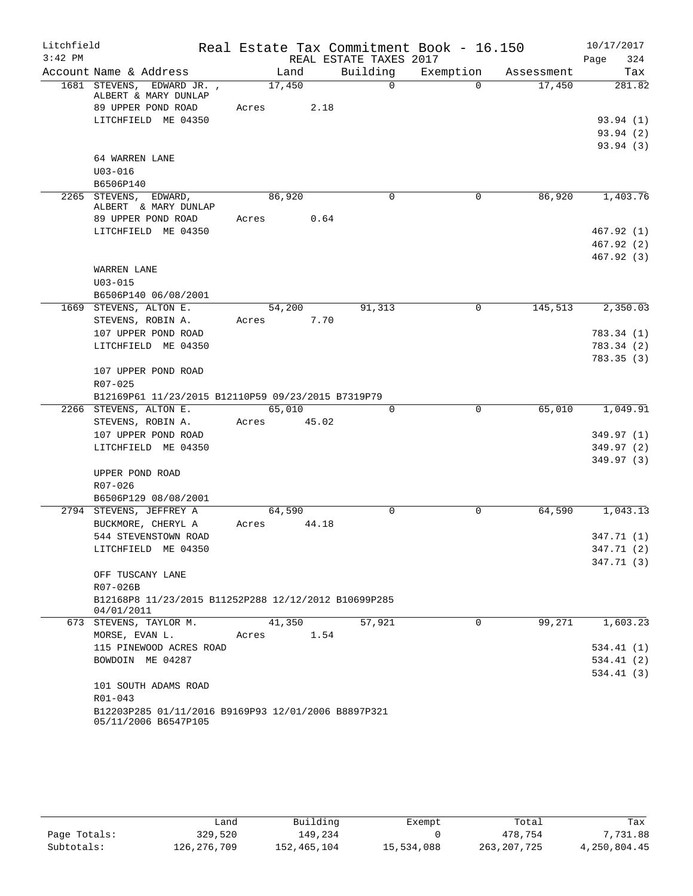Litchfield
3:42 PM

# Real Estate Tax Commitment Book - 16.150

REAL ESTATE TAXES 2017

10/17/2017
Page 324

| Account Name & Address | Land | Building | Exemption | Assessment | Tax |
|---|---|---|---|---|---|
| 1681 STEVENS, EDWARD JR. , ALBERT & MARY DUNLAP | 17,450 | 0 | 0 | 17,450 | 281.82 |
| 89 UPPER POND ROAD | Acres 2.18 | | | | |
| LITCHFIELD ME 04350 | | | | | 93.94 (1) |
| | | | | | 93.94 (2) |
| | | | | | 93.94 (3) |
| 64 WARREN LANE | | | | | |
| U03-016 | | | | | |
| B6506P140 | | | | | |
| 2265 STEVENS, EDWARD, ALBERT & MARY DUNLAP | 86,920 | 0 | 0 | 86,920 | 1,403.76 |
| 89 UPPER POND ROAD | Acres 0.64 | | | | |
| LITCHFIELD ME 04350 | | | | | 467.92 (1) |
| | | | | | 467.92 (2) |
| | | | | | 467.92 (3) |
| WARREN LANE | | | | | |
| U03-015 | | | | | |
| B6506P140 06/08/2001 | | | | | |
| 1669 STEVENS, ALTON E. | 54,200 | 91,313 | 0 | 145,513 | 2,350.03 |
| STEVENS, ROBIN A. | Acres 7.70 | | | | |
| 107 UPPER POND ROAD | | | | | 783.34 (1) |
| LITCHFIELD ME 04350 | | | | | 783.34 (2) |
| | | | | | 783.35 (3) |
| 107 UPPER POND ROAD | | | | | |
| R07-025 | | | | | |
| B12169P61 11/23/2015 B12110P59 09/23/2015 B7319P79 | | | | | |
| 2266 STEVENS, ALTON E. | 65,010 | 0 | 0 | 65,010 | 1,049.91 |
| STEVENS, ROBIN A. | Acres 45.02 | | | | |
| 107 UPPER POND ROAD | | | | | 349.97 (1) |
| LITCHFIELD ME 04350 | | | | | 349.97 (2) |
| | | | | | 349.97 (3) |
| UPPER POND ROAD | | | | | |
| R07-026 | | | | | |
| B6506P129 08/08/2001 | | | | | |
| 2794 STEVENS, JEFFREY A | 64,590 | 0 | 0 | 64,590 | 1,043.13 |
| BUCKMORE, CHERYL A | Acres 44.18 | | | | |
| 544 STEVENSTOWN ROAD | | | | | 347.71 (1) |
| LITCHFIELD ME 04350 | | | | | 347.71 (2) |
| | | | | | 347.71 (3) |
| OFF TUSCANY LANE | | | | | |
| R07-026B | | | | | |
| B12168P8 11/23/2015 B11252P288 12/12/2012 B10699P285 04/01/2011 | | | | | |
| 673 STEVENS, TAYLOR M. | 41,350 | 57,921 | 0 | 99,271 | 1,603.23 |
| MORSE, EVAN L. | Acres 1.54 | | | | |
| 115 PINEWOOD ACRES ROAD | | | | | 534.41 (1) |
| BOWDOIN ME 04287 | | | | | 534.41 (2) |
| | | | | | 534.41 (3) |
| 101 SOUTH ADAMS ROAD | | | | | |
| R01-043 | | | | | |
| B12203P285 01/11/2016 B9169P93 12/01/2006 B8897P321 05/11/2006 B6547P105 | | | | | |

| | Land | Building | Exempt | Total | Tax |
|---|---|---|---|---|---|
| Page Totals: | 329,520 | 149,234 | 0 | 478,754 | 7,731.88 |
| Subtotals: | 126,276,709 | 152,465,104 | 15,534,088 | 263,207,725 | 4,250,804.45 |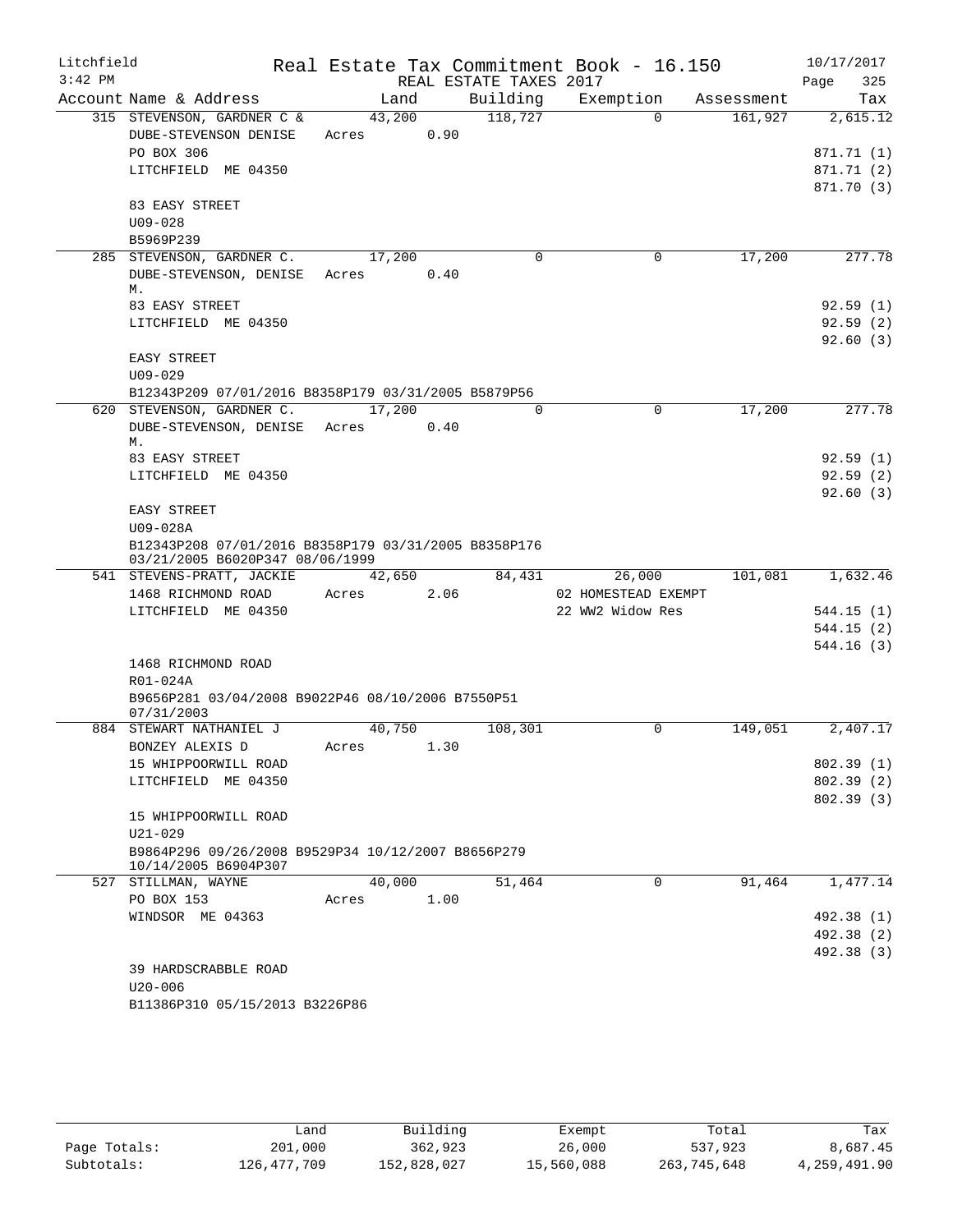Litchfield Real Estate Tax Commitment Book - 16.150 10/17/2017
3:42 PM REAL ESTATE TAXES 2017

| Account Name & Address | Land | Building | Exemption | Assessment | Tax |
|---|---|---|---|---|---|
| 315 STEVENSON, GARDNER C & | 43,200 | 118,727 | 0 | 161,927 | 2,615.12 |
| DUBE-STEVENSON DENISE | Acres 0.90 | | | | |
| PO BOX 306 | | | | | 871.71 (1) |
| LITCHFIELD ME 04350 | | | | | 871.71 (2) |
| | | | | | 871.70 (3) |
| 83 EASY STREET | | | | | |
| U09-028 | | | | | |
| B5969P239 | | | | | |
| 285 STEVENSON, GARDNER C. | 17,200 | 0 | 0 | 17,200 | 277.78 |
| DUBE-STEVENSON, DENISE M. | Acres 0.40 | | | | |
| 83 EASY STREET | | | | | 92.59 (1) |
| LITCHFIELD ME 04350 | | | | | 92.59 (2) |
| | | | | | 92.60 (3) |
| EASY STREET | | | | | |
| U09-029 | | | | | |
| B12343P209 07/01/2016 B8358P179 03/31/2005 B5879P56 | | | | | |
| 620 STEVENSON, GARDNER C. | 17,200 | 0 | 0 | 17,200 | 277.78 |
| DUBE-STEVENSON, DENISE M. | Acres 0.40 | | | | |
| 83 EASY STREET | | | | | 92.59 (1) |
| LITCHFIELD ME 04350 | | | | | 92.59 (2) |
| | | | | | 92.60 (3) |
| EASY STREET | | | | | |
| U09-028A | | | | | |
| B12343P208 07/01/2016 B8358P179 03/31/2005 B8358P176 03/21/2005 B6020P347 08/06/1999 | | | | | |
| 541 STEVENS-PRATT, JACKIE | 42,650 | 84,431 | 26,000 | 101,081 | 1,632.46 |
| 1468 RICHMOND ROAD | Acres 2.06 | | 02 HOMESTEAD EXEMPT | | |
| LITCHFIELD ME 04350 | | | 22 WW2 Widow Res | | 544.15 (1) |
| | | | | | 544.15 (2) |
| | | | | | 544.16 (3) |
| 1468 RICHMOND ROAD | | | | | |
| R01-024A | | | | | |
| B9656P281 03/04/2008 B9022P46 08/10/2006 B7550P51 07/31/2003 | | | | | |
| 884 STEWART NATHANIEL J | 40,750 | 108,301 | 0 | 149,051 | 2,407.17 |
| BONZEY ALEXIS D | Acres 1.30 | | | | |
| 15 WHIPPOORWILL ROAD | | | | | 802.39 (1) |
| LITCHFIELD ME 04350 | | | | | 802.39 (2) |
| | | | | | 802.39 (3) |
| 15 WHIPPOORWILL ROAD | | | | | |
| U21-029 | | | | | |
| B9864P296 09/26/2008 B9529P34 10/12/2007 B8656P279 10/14/2005 B6904P307 | | | | | |
| 527 STILLMAN, WAYNE | 40,000 | 51,464 | 0 | 91,464 | 1,477.14 |
| PO BOX 153 | Acres 1.00 | | | | |
| WINDSOR ME 04363 | | | | | 492.38 (1) |
| | | | | | 492.38 (2) |
| | | | | | 492.38 (3) |
| 39 HARDSCRABBLE ROAD | | | | | |
| U20-006 | | | | | |
| B11386P310 05/15/2013 B3226P86 | | | | | |

| | Land | Building | Exempt | Total | Tax |
|---|---|---|---|---|---|
| Page Totals: | 201,000 | 362,923 | 26,000 | 537,923 | 8,687.45 |
| Subtotals: | 126,477,709 | 152,828,027 | 15,560,088 | 263,745,648 | 4,259,491.90 |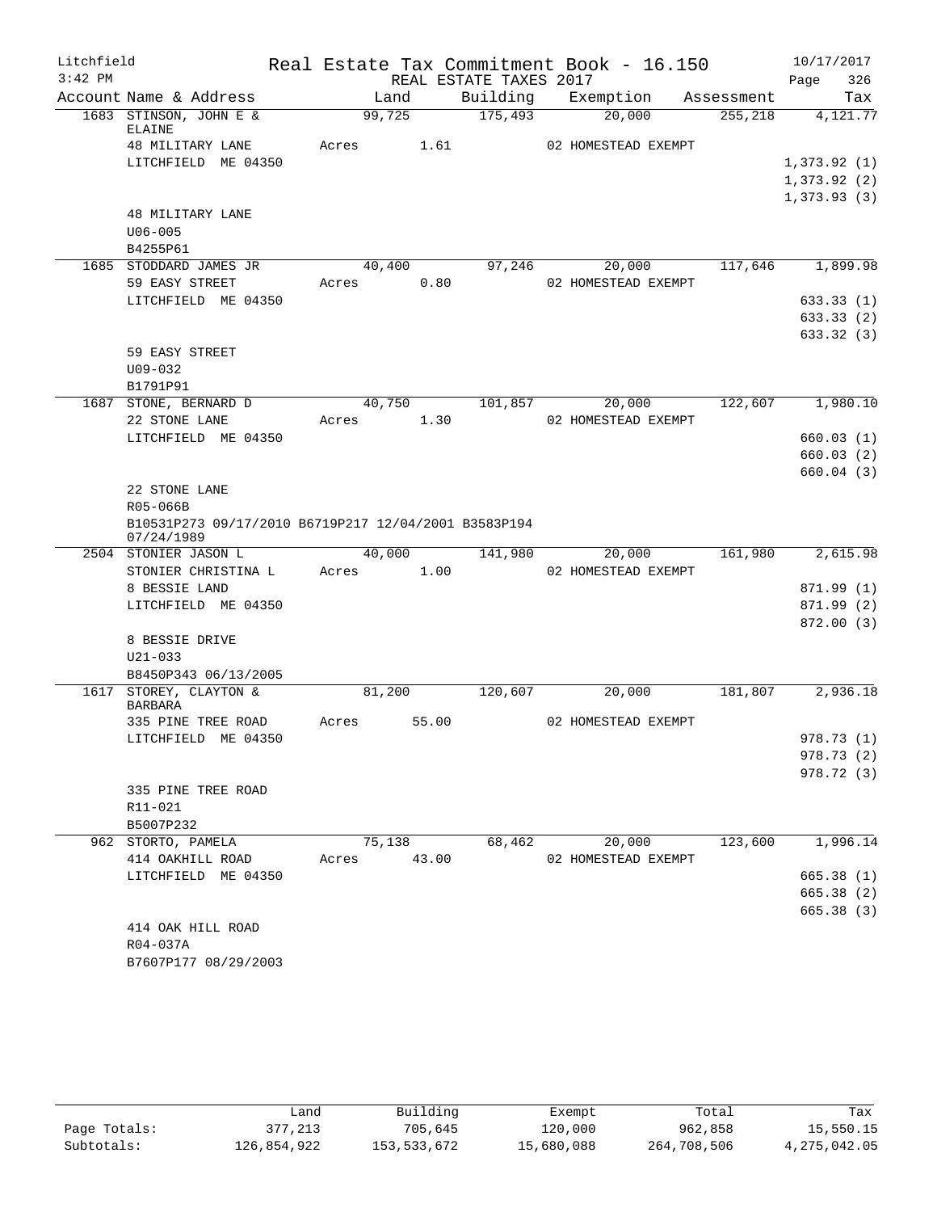Litchfield Real Estate Tax Commitment Book - 16.150 10/17/2017
3:42 PM REAL ESTATE TAXES 2017 Page 326

| Account | Name & Address | Land | Building | Exemption | Assessment | Tax |
|---|---|---|---|---|---|---|
| 1683 | STINSON, JOHN E & ELAINE | 99,725 | 175,493 | 20,000 | 255,218 | 4,121.77 |
| | 48 MILITARY LANE | Acres 1.61 | | 02 HOMESTEAD EXEMPT | | |
| | LITCHFIELD ME 04350 | | | | | 1,373.92 (1) |
| | | | | | | 1,373.92 (2) |
| | | | | | | 1,373.93 (3) |
| | 48 MILITARY LANE | | | | | |
| | U06-005 | | | | | |
| | B4255P61 | | | | | |
| 1685 | STODDARD JAMES JR | 40,400 | 97,246 | 20,000 | 117,646 | 1,899.98 |
| | 59 EASY STREET | Acres 0.80 | | 02 HOMESTEAD EXEMPT | | |
| | LITCHFIELD ME 04350 | | | | | 633.33 (1) |
| | | | | | | 633.33 (2) |
| | | | | | | 633.32 (3) |
| | 59 EASY STREET | | | | | |
| | U09-032 | | | | | |
| | B1791P91 | | | | | |
| 1687 | STONE, BERNARD D | 40,750 | 101,857 | 20,000 | 122,607 | 1,980.10 |
| | 22 STONE LANE | Acres 1.30 | | 02 HOMESTEAD EXEMPT | | |
| | LITCHFIELD ME 04350 | | | | | 660.03 (1) |
| | | | | | | 660.03 (2) |
| | | | | | | 660.04 (3) |
| | 22 STONE LANE | | | | | |
| | R05-066B | | | | | |
| | B10531P273 09/17/2010 B6719P217 12/04/2001 B3583P194 07/24/1989 | | | | | |
| 2504 | STONIER JASON L | 40,000 | 141,980 | 20,000 | 161,980 | 2,615.98 |
| | STONIER CHRISTINA L | Acres 1.00 | | 02 HOMESTEAD EXEMPT | | |
| | 8 BESSIE LAND | | | | | 871.99 (1) |
| | LITCHFIELD ME 04350 | | | | | 871.99 (2) |
| | | | | | | 872.00 (3) |
| | 8 BESSIE DRIVE | | | | | |
| | U21-033 | | | | | |
| | B8450P343 06/13/2005 | | | | | |
| 1617 | STOREY, CLAYTON & BARBARA | 81,200 | 120,607 | 20,000 | 181,807 | 2,936.18 |
| | 335 PINE TREE ROAD | Acres 55.00 | | 02 HOMESTEAD EXEMPT | | |
| | LITCHFIELD ME 04350 | | | | | 978.73 (1) |
| | | | | | | 978.73 (2) |
| | | | | | | 978.72 (3) |
| | 335 PINE TREE ROAD | | | | | |
| | R11-021 | | | | | |
| | B5007P232 | | | | | |
| 962 | STORTO, PAMELA | 75,138 | 68,462 | 20,000 | 123,600 | 1,996.14 |
| | 414 OAKHILL ROAD | Acres 43.00 | | 02 HOMESTEAD EXEMPT | | |
| | LITCHFIELD ME 04350 | | | | | 665.38 (1) |
| | | | | | | 665.38 (2) |
| | | | | | | 665.38 (3) |
| | 414 OAK HILL ROAD | | | | | |
| | R04-037A | | | | | |
| | B7607P177 08/29/2003 | | | | | |

| | Land | Building | Exempt | Total | Tax |
|---|---|---|---|---|---|
| Page Totals: | 377,213 | 705,645 | 120,000 | 962,858 | 15,550.15 |
| Subtotals: | 126,854,922 | 153,533,672 | 15,680,088 | 264,708,506 | 4,275,042.05 |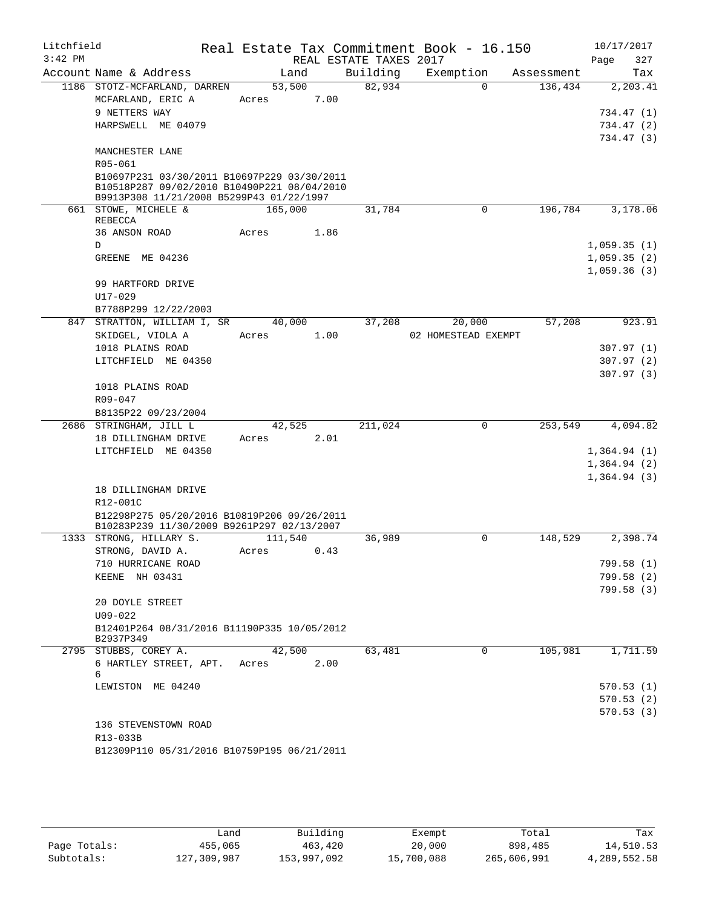Litchfield Real Estate Tax Commitment Book - 16.150 10/17/2017
3:42 PM REAL ESTATE TAXES 2017

| Account Name & Address | Land | Building | Exemption | Assessment | Tax |
|---|---|---|---|---|---|
| 1186 STOTZ-MCFARLAND, DARREN | 53,500 | 82,934 | 0 | 136,434 | 2,203.41 |
| MCFARLAND, ERIC A | Acres 7.00 | | | | |
| 9 NETTERS WAY | | | | | 734.47 (1) |
| HARPSWELL ME 04079 | | | | | 734.47 (2) |
| | | | | | 734.47 (3) |
| MANCHESTER LANE | | | | | |
| R05-061 | | | | | |
| B10697P231 03/30/2011 B10697P229 03/30/2011 B10518P287 09/02/2010 B10490P221 08/04/2010 B9913P308 11/21/2008 B5299P43 01/22/1997 | | | | | |
| 661 STOWE, MICHELE & REBECCA | 165,000 | 31,784 | 0 | 196,784 | 3,178.06 |
| 36 ANSON ROAD D | Acres 1.86 | | | | 1,059.35 (1) |
| GREENE ME 04236 | | | | | 1,059.35 (2) |
| | | | | | 1,059.36 (3) |
| 99 HARTFORD DRIVE | | | | | |
| U17-029 | | | | | |
| B7788P299 12/22/2003 | | | | | |
| 847 STRATTON, WILLIAM I, SR | 40,000 | 37,208 | 20,000 | 57,208 | 923.91 |
| SKIDGEL, VIOLA A | Acres 1.00 | | 02 HOMESTEAD EXEMPT | | |
| 1018 PLAINS ROAD | | | | | 307.97 (1) |
| LITCHFIELD ME 04350 | | | | | 307.97 (2) |
| | | | | | 307.97 (3) |
| 1018 PLAINS ROAD | | | | | |
| R09-047 | | | | | |
| B8135P22 09/23/2004 | | | | | |
| 2686 STRINGHAM, JILL L | 42,525 | 211,024 | 0 | 253,549 | 4,094.82 |
| 18 DILLINGHAM DRIVE | Acres 2.01 | | | | |
| LITCHFIELD ME 04350 | | | | | 1,364.94 (1) |
| | | | | | 1,364.94 (2) |
| | | | | | 1,364.94 (3) |
| 18 DILLINGHAM DRIVE | | | | | |
| R12-001C | | | | | |
| B12298P275 05/20/2016 B10819P206 09/26/2011 B10283P239 11/30/2009 B9261P297 02/13/2007 | | | | | |
| 1333 STRONG, HILLARY S. | 111,540 | 36,989 | 0 | 148,529 | 2,398.74 |
| STRONG, DAVID A. | Acres 0.43 | | | | |
| 710 HURRICANE ROAD | | | | | 799.58 (1) |
| KEENE NH 03431 | | | | | 799.58 (2) |
| | | | | | 799.58 (3) |
| 20 DOYLE STREET | | | | | |
| U09-022 | | | | | |
| B12401P264 08/31/2016 B11190P335 10/05/2012 B2937P349 | | | | | |
| 2795 STUBBS, COREY A. | 42,500 | 63,481 | 0 | 105,981 | 1,711.59 |
| 6 HARTLEY STREET, APT. 6 | Acres 2.00 | | | | |
| LEWISTON ME 04240 | | | | | 570.53 (1) |
| | | | | | 570.53 (2) |
| | | | | | 570.53 (3) |
| 136 STEVENSTOWN ROAD | | | | | |
| R13-033B | | | | | |
| B12309P110 05/31/2016 B10759P195 06/21/2011 | | | | | |

| | Land | Building | Exempt | Total | Tax |
|---|---|---|---|---|---|
| Page Totals: | 455,065 | 463,420 | 20,000 | 898,485 | 14,510.53 |
| Subtotals: | 127,309,987 | 153,997,092 | 15,700,088 | 265,606,991 | 4,289,552.58 |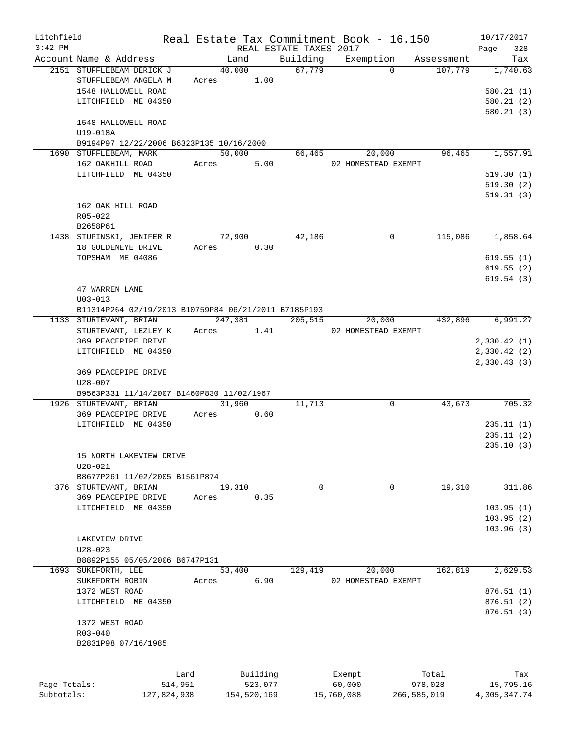Litchfield
3:42 PM

Real Estate Tax Commitment Book - 16.150
REAL ESTATE TAXES 2017

10/17/2017
Page 328

| Account | Name & Address | Land | Building | Exemption | Assessment | Tax |
|---|---|---|---|---|---|---|
| 2151 | STUFFLEBEAM DERICK J | 40,000 | 67,779 | 0 | 107,779 | 1,740.63 |
| | STUFFLEBEAM ANGELA M | Acres 1.00 | | | | |
| | 1548 HALLOWELL ROAD | | | | | 580.21 (1) |
| | LITCHFIELD ME 04350 | | | | | 580.21 (2) |
| | | | | | | 580.21 (3) |
| | 1548 HALLOWELL ROAD | | | | | |
| | U19-018A | | | | | |
| | B9194P97 12/22/2006 B6323P135 10/16/2000 | | | | | |
| 1690 | STUFFLEBEAM, MARK | 50,000 | 66,465 | 20,000 | 96,465 | 1,557.91 |
| | 162 OAKHILL ROAD | Acres 5.00 | | 02 HOMESTEAD EXEMPT | | |
| | LITCHFIELD ME 04350 | | | | | 519.30 (1) |
| | | | | | | 519.30 (2) |
| | | | | | | 519.31 (3) |
| | 162 OAK HILL ROAD | | | | | |
| | R05-022 | | | | | |
| | B2658P61 | | | | | |
| 1438 | STUPINSKI, JENIFER R | 72,900 | 42,186 | 0 | 115,086 | 1,858.64 |
| | 18 GOLDENEYE DRIVE | Acres 0.30 | | | | |
| | TOPSHAM ME 04086 | | | | | 619.55 (1) |
| | | | | | | 619.55 (2) |
| | | | | | | 619.54 (3) |
| | 47 WARREN LANE | | | | | |
| | U03-013 | | | | | |
| | B11314P264 02/19/2013 B10759P84 06/21/2011 B7185P193 | | | | | |
| 1133 | STURTEVANT, BRIAN | 247,381 | 205,515 | 20,000 | 432,896 | 6,991.27 |
| | STURTEVANT, LEZLEY K | Acres 1.41 | | 02 HOMESTEAD EXEMPT | | |
| | 369 PEACEPIPE DRIVE | | | | | 2,330.42 (1) |
| | LITCHFIELD ME 04350 | | | | | 2,330.42 (2) |
| | | | | | | 2,330.43 (3) |
| | 369 PEACEPIPE DRIVE | | | | | |
| | U28-007 | | | | | |
| | B9563P331 11/14/2007 B1460P830 11/02/1967 | | | | | |
| 1926 | STURTEVANT, BRIAN | 31,960 | 11,713 | 0 | 43,673 | 705.32 |
| | 369 PEACEPIPE DRIVE | Acres 0.60 | | | | |
| | LITCHFIELD ME 04350 | | | | | 235.11 (1) |
| | | | | | | 235.11 (2) |
| | | | | | | 235.10 (3) |
| | 15 NORTH LAKEVIEW DRIVE | | | | | |
| | U28-021 | | | | | |
| | B8677P261 11/02/2005 B1561P874 | | | | | |
| 376 | STURTEVANT, BRIAN | 19,310 | 0 | 0 | 19,310 | 311.86 |
| | 369 PEACEPIPE DRIVE | Acres 0.35 | | | | |
| | LITCHFIELD ME 04350 | | | | | 103.95 (1) |
| | | | | | | 103.95 (2) |
| | | | | | | 103.96 (3) |
| | LAKEVIEW DRIVE | | | | | |
| | U28-023 | | | | | |
| | B8892P155 05/05/2006 B6747P131 | | | | | |
| 1693 | SUKEFORTH, LEE | 53,400 | 129,419 | 20,000 | 162,819 | 2,629.53 |
| | SUKEFORTH ROBIN | Acres 6.90 | | 02 HOMESTEAD EXEMPT | | |
| | 1372 WEST ROAD | | | | | 876.51 (1) |
| | LITCHFIELD ME 04350 | | | | | 876.51 (2) |
| | | | | | | 876.51 (3) |
| | 1372 WEST ROAD | | | | | |
| | R03-040 | | | | | |
| | B2831P98 07/16/1985 | | | | | |

| | Land | Building | Exempt | Total | Tax |
|---|---|---|---|---|---|
| Page Totals: | 514,951 | 523,077 | 60,000 | 978,028 | 15,795.16 |
| Subtotals: | 127,824,938 | 154,520,169 | 15,760,088 | 266,585,019 | 4,305,347.74 |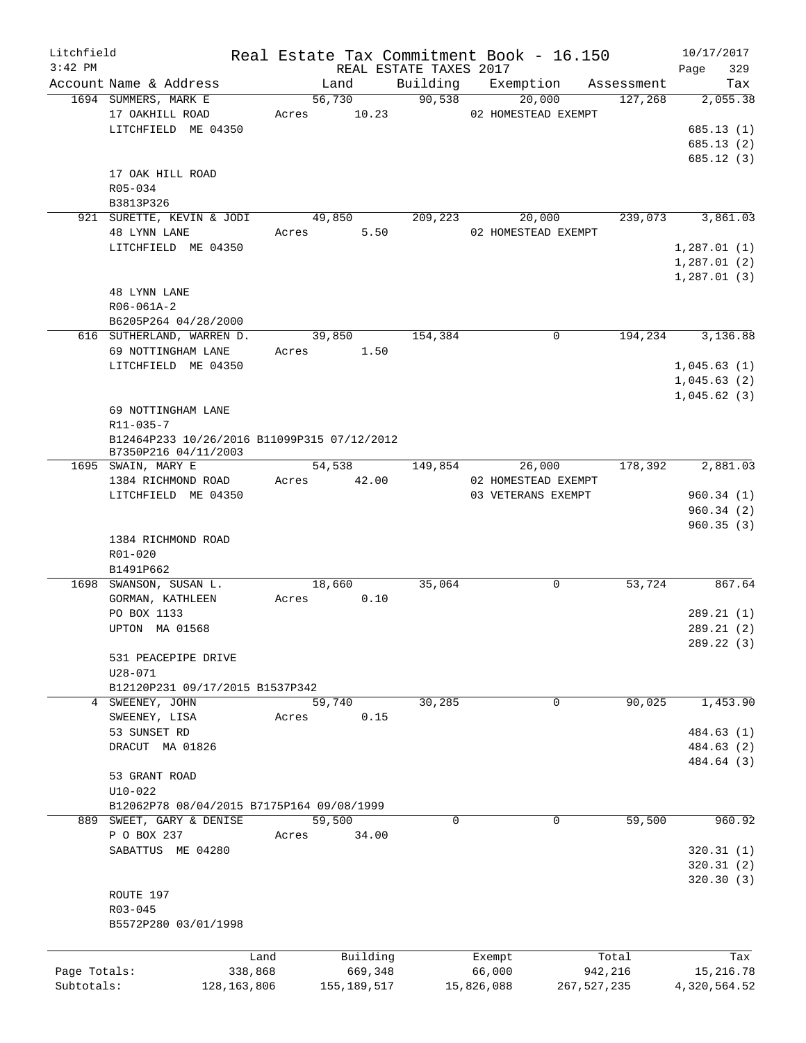Litchfield
3:42 PM

Real Estate Tax Commitment Book - 16.150
REAL ESTATE TAXES 2017

10/17/2017

| Account Name & Address | Land | Building | Exemption | Assessment | Tax |
|---|---|---|---|---|---|
| 1694 SUMMERS, MARK E | 56,730 | 90,538 | 20,000 | 127,268 | 2,055.38 |
| 17 OAKHILL ROAD | Acres 10.23 | | 02 HOMESTEAD EXEMPT | | |
| LITCHFIELD ME 04350 | | | | | 685.13 (1) |
| | | | | | 685.13 (2) |
| | | | | | 685.12 (3) |
| 17 OAK HILL ROAD | | | | | |
| R05-034 | | | | | |
| B3813P326 | | | | | |
| 921 SURETTE, KEVIN & JODI | 49,850 | 209,223 | 20,000 | 239,073 | 3,861.03 |
| 48 LYNN LANE | Acres 5.50 | | 02 HOMESTEAD EXEMPT | | |
| LITCHFIELD ME 04350 | | | | | 1,287.01 (1) |
| | | | | | 1,287.01 (2) |
| | | | | | 1,287.01 (3) |
| 48 LYNN LANE | | | | | |
| R06-061A-2 | | | | | |
| B6205P264 04/28/2000 | | | | | |
| 616 SUTHERLAND, WARREN D. | 39,850 | 154,384 | 0 | 194,234 | 3,136.88 |
| 69 NOTTINGHAM LANE | Acres 1.50 | | | | |
| LITCHFIELD ME 04350 | | | | | 1,045.63 (1) |
| | | | | | 1,045.63 (2) |
| | | | | | 1,045.62 (3) |
| 69 NOTTINGHAM LANE | | | | | |
| R11-035-7 | | | | | |
| B12464P233 10/26/2016 B11099P315 07/12/2012 | | | | | |
| B7350P216 04/11/2003 | | | | | |
| 1695 SWAIN, MARY E | 54,538 | 149,854 | 26,000 | 178,392 | 2,881.03 |
| 1384 RICHMOND ROAD | Acres 42.00 | | 02 HOMESTEAD EXEMPT | | |
| LITCHFIELD ME 04350 | | | 03 VETERANS EXEMPT | | 960.34 (1) |
| | | | | | 960.34 (2) |
| | | | | | 960.35 (3) |
| 1384 RICHMOND ROAD | | | | | |
| R01-020 | | | | | |
| B1491P662 | | | | | |
| 1698 SWANSON, SUSAN L. | 18,660 | 35,064 | 0 | 53,724 | 867.64 |
| GORMAN, KATHLEEN | Acres 0.10 | | | | |
| PO BOX 1133 | | | | | 289.21 (1) |
| UPTON MA 01568 | | | | | 289.21 (2) |
| | | | | | 289.22 (3) |
| 531 PEACEPIPE DRIVE | | | | | |
| U28-071 | | | | | |
| B12120P231 09/17/2015 B1537P342 | | | | | |
| 4 SWEENEY, JOHN | 59,740 | 30,285 | 0 | 90,025 | 1,453.90 |
| SWEENEY, LISA | Acres 0.15 | | | | |
| 53 SUNSET RD | | | | | 484.63 (1) |
| DRACUT MA 01826 | | | | | 484.63 (2) |
| | | | | | 484.64 (3) |
| 53 GRANT ROAD | | | | | |
| U10-022 | | | | | |
| B12062P78 08/04/2015 B7175P164 09/08/1999 | | | | | |
| 889 SWEET, GARY & DENISE | 59,500 | 0 | 0 | 59,500 | 960.92 |
| P O BOX 237 | Acres 34.00 | | | | |
| SABATTUS ME 04280 | | | | | 320.31 (1) |
| | | | | | 320.31 (2) |
| | | | | | 320.30 (3) |
| ROUTE 197 | | | | | |
| R03-045 | | | | | |
| B5572P280 03/01/1998 | | | | | |

| | Land | Building | Exempt | Total | Tax |
|---|---|---|---|---|---|
| Page Totals: | 338,868 | 669,348 | 66,000 | 942,216 | 15,216.78 |
| Subtotals: | 128,163,806 | 155,189,517 | 15,826,088 | 267,527,235 | 4,320,564.52 |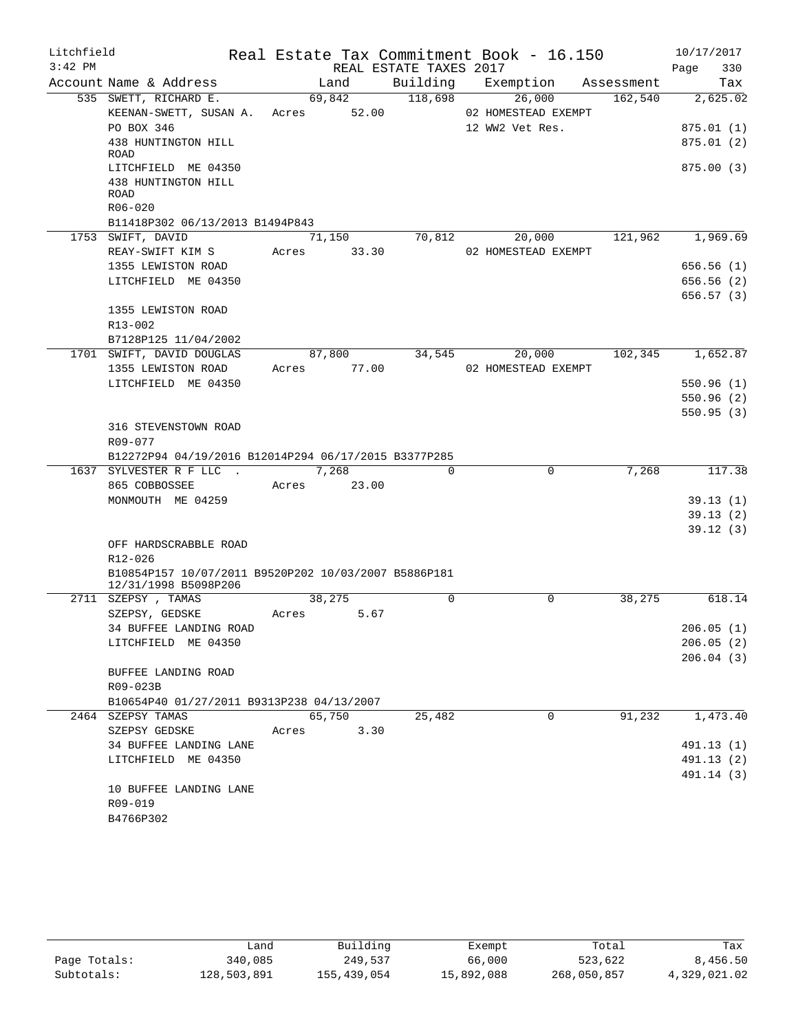Litchfield | Real Estate Tax Commitment Book - 16.150 | 10/17/2017
3:42 PM | REAL ESTATE TAXES 2017

| Account Name & Address | Land | Building | Exemption | Assessment | Tax |
|---|---|---|---|---|---|
| 535 SWETT, RICHARD E. | 69,842 | 118,698 | 26,000 | 162,540 | 2,625.02 |
| KEENAN-SWETT, SUSAN A. | Acres 52.00 | | 02 HOMESTEAD EXEMPT | | |
| PO BOX 346 | | | 12 WW2 Vet Res. | | 875.01 (1) |
| 438 HUNTINGTON HILL ROAD | | | | | 875.01 (2) |
| LITCHFIELD ME 04350 | | | | | 875.00 (3) |
| 438 HUNTINGTON HILL ROAD | | | | | |
| R06-020 | | | | | |
| B11418P302 06/13/2013 B1494P843 | | | | | |
| 1753 SWIFT, DAVID | 71,150 | 70,812 | 20,000 | 121,962 | 1,969.69 |
| REAY-SWIFT KIM S | Acres 33.30 | | 02 HOMESTEAD EXEMPT | | |
| 1355 LEWISTON ROAD | | | | | 656.56 (1) |
| LITCHFIELD ME 04350 | | | | | 656.56 (2) |
| | | | | | 656.57 (3) |
| 1355 LEWISTON ROAD | | | | | |
| R13-002 | | | | | |
| B7128P125 11/04/2002 | | | | | |
| 1701 SWIFT, DAVID DOUGLAS | 87,800 | 34,545 | 20,000 | 102,345 | 1,652.87 |
| 1355 LEWISTON ROAD | Acres 77.00 | | 02 HOMESTEAD EXEMPT | | |
| LITCHFIELD ME 04350 | | | | | 550.96 (1) |
| | | | | | 550.96 (2) |
| | | | | | 550.95 (3) |
| 316 STEVENSTOWN ROAD | | | | | |
| R09-077 | | | | | |
| B12272P94 04/19/2016 B12014P294 06/17/2015 B3377P285 | | | | | |
| 1637 SYLVESTER R F LLC . | 7,268 | 0 | 0 | 7,268 | 117.38 |
| 865 COBBOSSEE | Acres 23.00 | | | | |
| MONMOUTH ME 04259 | | | | | 39.13 (1) |
| | | | | | 39.13 (2) |
| | | | | | 39.12 (3) |
| OFF HARDSCRABBLE ROAD | | | | | |
| R12-026 | | | | | |
| B10854P157 10/07/2011 B9520P202 10/03/2007 B5886P181 12/31/1998 B5098P206 | | | | | |
| 2711 SZEPSY , TAMAS | 38,275 | 0 | 0 | 38,275 | 618.14 |
| SZEPSY, GEDSKE | Acres 5.67 | | | | |
| 34 BUFFEE LANDING ROAD | | | | | 206.05 (1) |
| LITCHFIELD ME 04350 | | | | | 206.05 (2) |
| | | | | | 206.04 (3) |
| BUFFEE LANDING ROAD | | | | | |
| R09-023B | | | | | |
| B10654P40 01/27/2011 B9313P238 04/13/2007 | | | | | |
| 2464 SZEPSY TAMAS | 65,750 | 25,482 | 0 | 91,232 | 1,473.40 |
| SZEPSY GEDSKE | Acres 3.30 | | | | |
| 34 BUFFEE LANDING LANE | | | | | 491.13 (1) |
| LITCHFIELD ME 04350 | | | | | 491.13 (2) |
| | | | | | 491.14 (3) |
| 10 BUFFEE LANDING LANE | | | | | |
| R09-019 | | | | | |
| B4766P302 | | | | | |

| | Land | Building | Exempt | Total | Tax |
|---|---|---|---|---|---|
| Page Totals: | 340,085 | 249,537 | 66,000 | 523,622 | 8,456.50 |
| Subtotals: | 128,503,891 | 155,439,054 | 15,892,088 | 268,050,857 | 4,329,021.02 |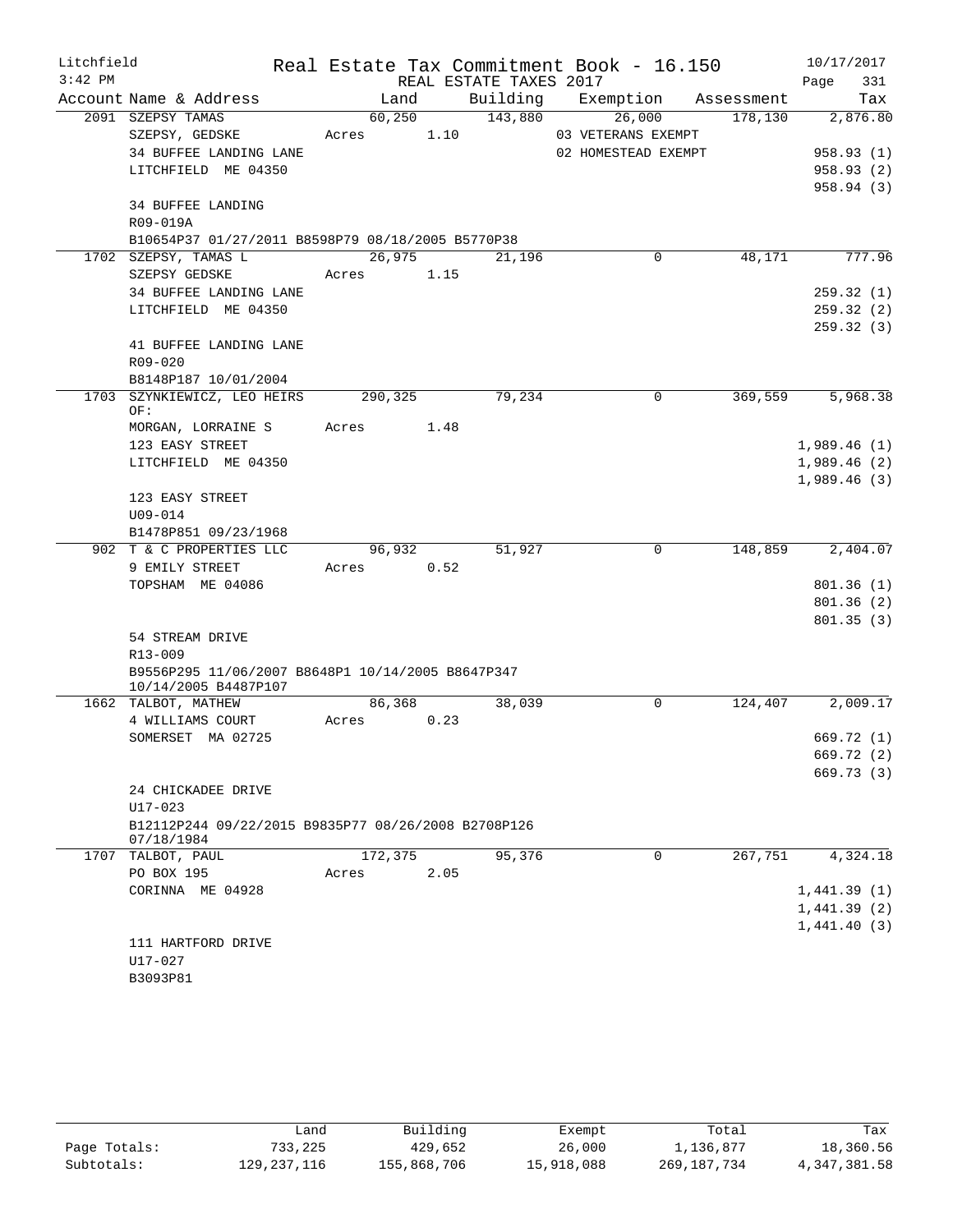Litchfield
3:42 PM

Real Estate Tax Commitment Book - 16.150

REAL ESTATE TAXES 2017

10/17/2017

| Account Name & Address | Land | Building | Exemption | Assessment | Tax |
|---|---|---|---|---|---|
| 2091 SZEPSY TAMAS | 60,250 | 143,880 | 26,000 | 178,130 | 2,876.80 |
| SZEPSY, GEDSKE | Acres 1.10 | | 03 VETERANS EXEMPT | | |
| 34 BUFFEE LANDING LANE | | | 02 HOMESTEAD EXEMPT | | 958.93 (1) |
| LITCHFIELD ME 04350 | | | | | 958.93 (2) |
| | | | | | 958.94 (3) |
| 34 BUFFEE LANDING | | | | | |
| R09-019A | | | | | |
| B10654P37 01/27/2011 B8598P79 08/18/2005 B5770P38 | | | | | |
| 1702 SZEPSY, TAMAS L | 26,975 | 21,196 | 0 | 48,171 | 777.96 |
| SZEPSY GEDSKE | Acres 1.15 | | | | |
| 34 BUFFEE LANDING LANE | | | | | 259.32 (1) |
| LITCHFIELD ME 04350 | | | | | 259.32 (2) |
| | | | | | 259.32 (3) |
| 41 BUFFEE LANDING LANE | | | | | |
| R09-020 | | | | | |
| B8148P187 10/01/2004 | | | | | |
| 1703 SZYNKIEWICZ, LEO HEIRS OF: | 290,325 | 79,234 | 0 | 369,559 | 5,968.38 |
| MORGAN, LORRAINE S | Acres 1.48 | | | | |
| 123 EASY STREET | | | | | 1,989.46 (1) |
| LITCHFIELD ME 04350 | | | | | 1,989.46 (2) |
| | | | | | 1,989.46 (3) |
| 123 EASY STREET | | | | | |
| U09-014 | | | | | |
| B1478P851 09/23/1968 | | | | | |
| 902 T & C PROPERTIES LLC | 96,932 | 51,927 | 0 | 148,859 | 2,404.07 |
| 9 EMILY STREET | Acres 0.52 | | | | |
| TOPSHAM ME 04086 | | | | | 801.36 (1) |
| | | | | | 801.36 (2) |
| | | | | | 801.35 (3) |
| 54 STREAM DRIVE | | | | | |
| R13-009 | | | | | |
| B9556P295 11/06/2007 B8648P1 10/14/2005 B8647P347 10/14/2005 B4487P107 | | | | | |
| 1662 TALBOT, MATHEW | 86,368 | 38,039 | 0 | 124,407 | 2,009.17 |
| 4 WILLIAMS COURT | Acres 0.23 | | | | |
| SOMERSET MA 02725 | | | | | 669.72 (1) |
| | | | | | 669.72 (2) |
| | | | | | 669.73 (3) |
| 24 CHICKADEE DRIVE | | | | | |
| U17-023 | | | | | |
| B12112P244 09/22/2015 B9835P77 08/26/2008 B2708P126 07/18/1984 | | | | | |
| 1707 TALBOT, PAUL | 172,375 | 95,376 | 0 | 267,751 | 4,324.18 |
| PO BOX 195 | Acres 2.05 | | | | |
| CORINNA ME 04928 | | | | | 1,441.39 (1) |
| | | | | | 1,441.39 (2) |
| | | | | | 1,441.40 (3) |
| 111 HARTFORD DRIVE | | | | | |
| U17-027 | | | | | |
| B3093P81 | | | | | |

| | Land | Building | Exempt | Total | Tax |
|---|---|---|---|---|---|
| Page Totals: | 733,225 | 429,652 | 26,000 | 1,136,877 | 18,360.56 |
| Subtotals: | 129,237,116 | 155,868,706 | 15,918,088 | 269,187,734 | 4,347,381.58 |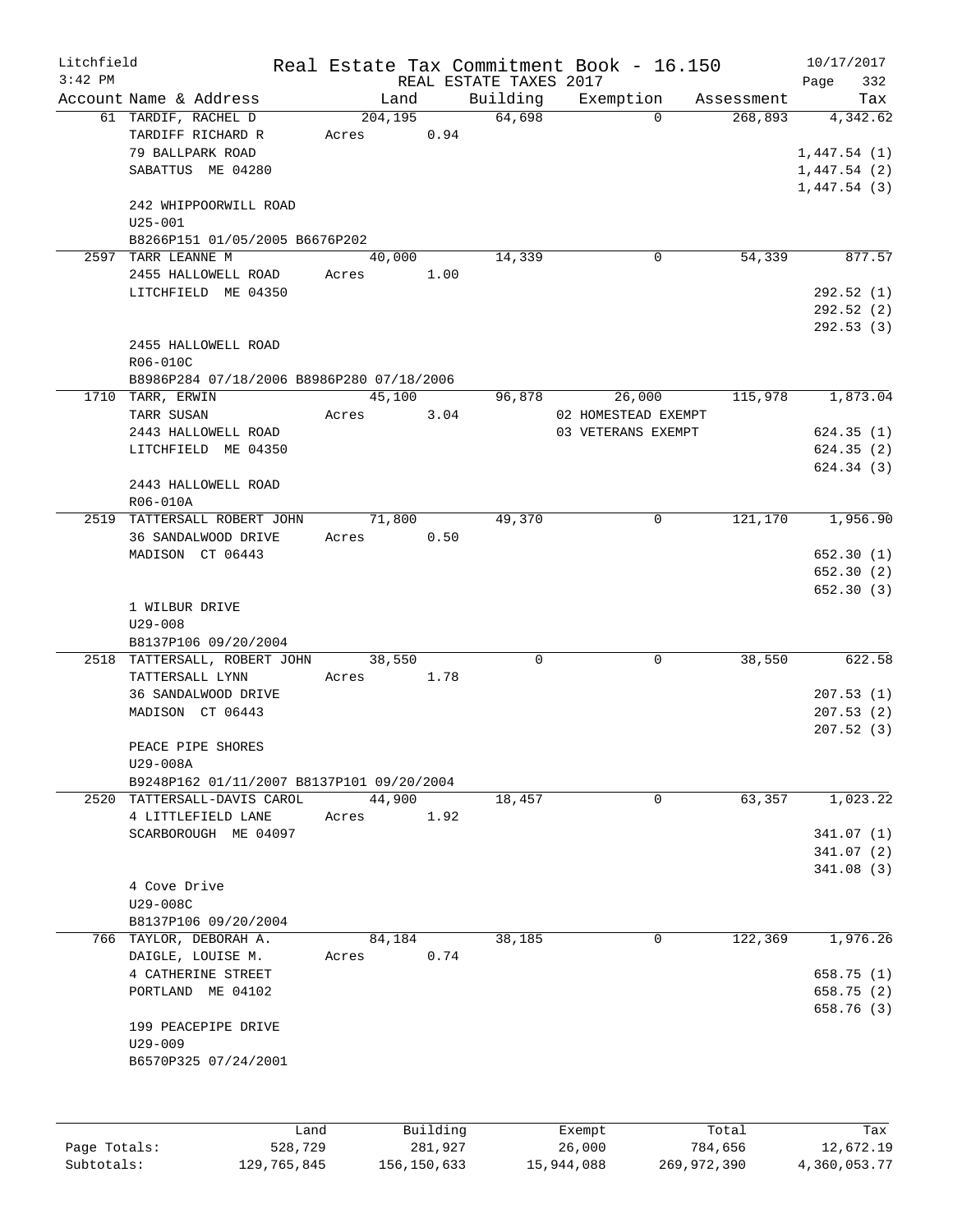Litchfield
3:42 PM

# Real Estate Tax Commitment Book - 16.150

REAL ESTATE TAXES 2017

10/17/2017
Page 332

| Account | Name & Address | Land | Building | Exemption | Assessment | Tax |
|---|---|---|---|---|---|---|
| 61 | TARDIF, RACHEL D | 204,195 | 64,698 | 0 | 268,893 | 4,342.62 |
| | TARDIFF RICHARD R | Acres 0.94 | | | | |
| | 79 BALLPARK ROAD | | | | | 1,447.54 (1) |
| | SABATTUS ME 04280 | | | | | 1,447.54 (2) |
| | | | | | | 1,447.54 (3) |
| | 242 WHIPPOORWILL ROAD | | | | | |
| | U25-001 | | | | | |
| | B8266P151 01/05/2005 B6676P202 | | | | | |
| 2597 | TARR LEANNE M | 40,000 | 14,339 | 0 | 54,339 | 877.57 |
| | 2455 HALLOWELL ROAD | Acres 1.00 | | | | |
| | LITCHFIELD ME 04350 | | | | | 292.52 (1) |
| | | | | | | 292.52 (2) |
| | | | | | | 292.53 (3) |
| | 2455 HALLOWELL ROAD | | | | | |
| | R06-010C | | | | | |
| | B8986P284 07/18/2006 B8986P280 07/18/2006 | | | | | |
| 1710 | TARR, ERWIN | 45,100 | 96,878 | 26,000 | 115,978 | 1,873.04 |
| | TARR SUSAN | Acres 3.04 | | 02 HOMESTEAD EXEMPT | | |
| | 2443 HALLOWELL ROAD | | | 03 VETERANS EXEMPT | | 624.35 (1) |
| | LITCHFIELD ME 04350 | | | | | 624.35 (2) |
| | | | | | | 624.34 (3) |
| | 2443 HALLOWELL ROAD | | | | | |
| | R06-010A | | | | | |
| 2519 | TATTERSALL ROBERT JOHN | 71,800 | 49,370 | 0 | 121,170 | 1,956.90 |
| | 36 SANDALWOOD DRIVE | Acres 0.50 | | | | |
| | MADISON CT 06443 | | | | | 652.30 (1) |
| | | | | | | 652.30 (2) |
| | | | | | | 652.30 (3) |
| | 1 WILBUR DRIVE | | | | | |
| | U29-008 | | | | | |
| | B8137P106 09/20/2004 | | | | | |
| 2518 | TATTERSALL, ROBERT JOHN | 38,550 | 0 | 0 | 38,550 | 622.58 |
| | TATTERSALL LYNN | Acres 1.78 | | | | |
| | 36 SANDALWOOD DRIVE | | | | | 207.53 (1) |
| | MADISON CT 06443 | | | | | 207.53 (2) |
| | | | | | | 207.52 (3) |
| | PEACE PIPE SHORES | | | | | |
| | U29-008A | | | | | |
| | B9248P162 01/11/2007 B8137P101 09/20/2004 | | | | | |
| 2520 | TATTERSALL-DAVIS CAROL | 44,900 | 18,457 | 0 | 63,357 | 1,023.22 |
| | 4 LITTLEFIELD LANE | Acres 1.92 | | | | |
| | SCARBOROUGH ME 04097 | | | | | 341.07 (1) |
| | | | | | | 341.07 (2) |
| | | | | | | 341.08 (3) |
| | 4 Cove Drive | | | | | |
| | U29-008C | | | | | |
| | B8137P106 09/20/2004 | | | | | |
| 766 | TAYLOR, DEBORAH A. | 84,184 | 38,185 | 0 | 122,369 | 1,976.26 |
| | DAIGLE, LOUISE M. | Acres 0.74 | | | | |
| | 4 CATHERINE STREET | | | | | 658.75 (1) |
| | PORTLAND ME 04102 | | | | | 658.75 (2) |
| | | | | | | 658.76 (3) |
| | 199 PEACEPIPE DRIVE | | | | | |
| | U29-009 | | | | | |
| | B6570P325 07/24/2001 | | | | | |

| | Land | Building | Exempt | Total | Tax |
|---|---|---|---|---|---|
| Page Totals: | 528,729 | 281,927 | 26,000 | 784,656 | 12,672.19 |
| Subtotals: | 129,765,845 | 156,150,633 | 15,944,088 | 269,972,390 | 4,360,053.77 |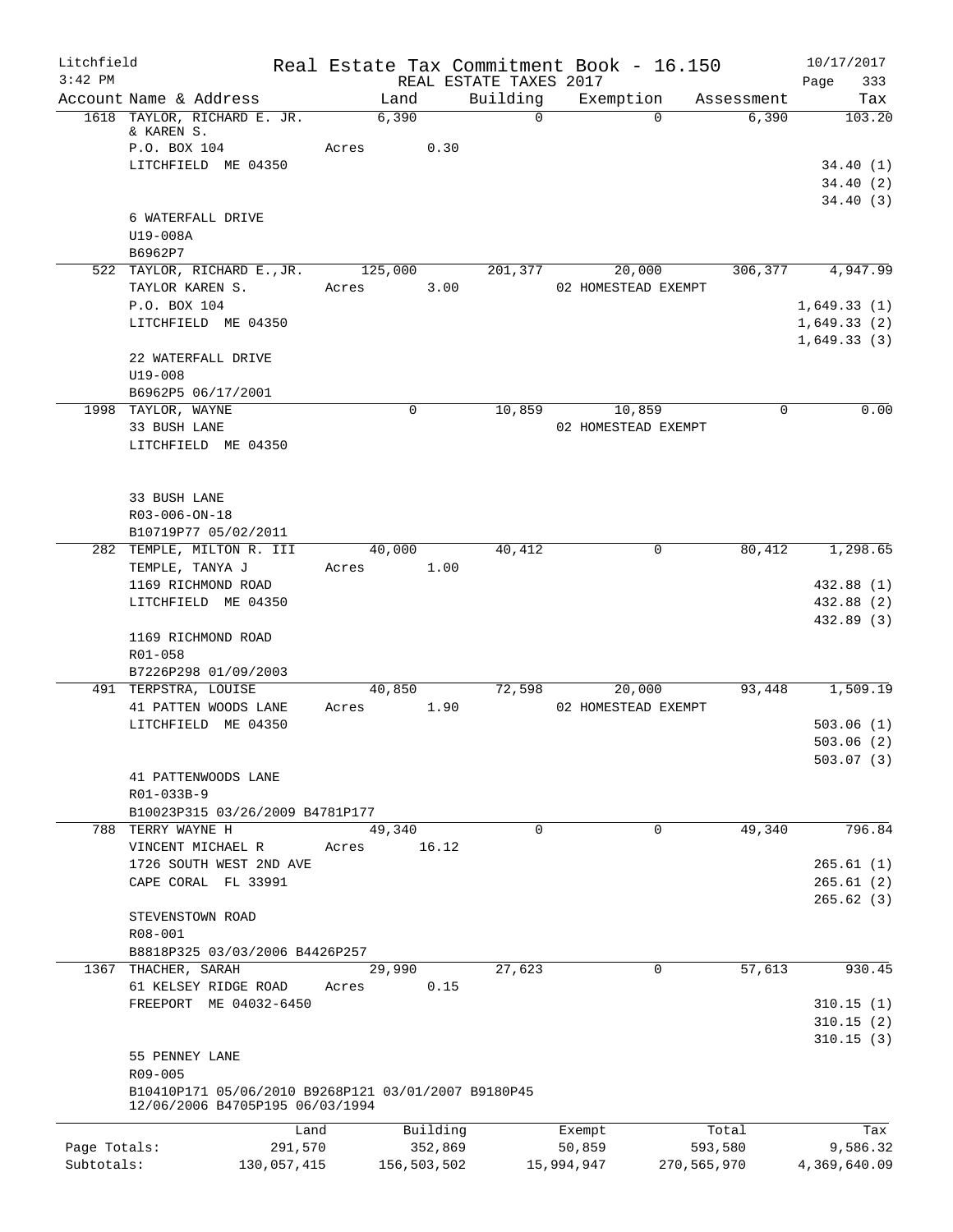Litchfield
3:42 PM

# Real Estate Tax Commitment Book - 16.150

REAL ESTATE TAXES 2017

10/17/2017

| Account | Name & Address | Land | Building | Exemption | Assessment | Tax |
|---|---|---|---|---|---|---|
| 1618 | TAYLOR, RICHARD E. JR. & KAREN S. | 6,390 | 0 | 0 | 6,390 | 103.20 |
| | P.O. BOX 104 | Acres 0.30 | | | | |
| | LITCHFIELD ME 04350 | | | | | 34.40 (1) |
| | | | | | | 34.40 (2) |
| | | | | | | 34.40 (3) |
| | 6 WATERFALL DRIVE | | | | | |
| | U19-008A | | | | | |
| | B6962P7 | | | | | |
| 522 | TAYLOR, RICHARD E.,JR. | 125,000 | 201,377 | 20,000 | 306,377 | 4,947.99 |
| | TAYLOR KAREN S. | Acres 3.00 | | 02 HOMESTEAD EXEMPT | | |
| | P.O. BOX 104 | | | | | 1,649.33 (1) |
| | LITCHFIELD ME 04350 | | | | | 1,649.33 (2) |
| | | | | | | 1,649.33 (3) |
| | 22 WATERFALL DRIVE | | | | | |
| | U19-008 | | | | | |
| | B6962P5 06/17/2001 | | | | | |
| 1998 | TAYLOR, WAYNE | 0 | 10,859 | 10,859 | 0 | 0.00 |
| | 33 BUSH LANE | | | 02 HOMESTEAD EXEMPT | | |
| | LITCHFIELD ME 04350 | | | | | |
| | 33 BUSH LANE | | | | | |
| | R03-006-ON-18 | | | | | |
| | B10719P77 05/02/2011 | | | | | |
| 282 | TEMPLE, MILTON R. III | 40,000 | 40,412 | 0 | 80,412 | 1,298.65 |
| | TEMPLE, TANYA J | Acres 1.00 | | | | |
| | 1169 RICHMOND ROAD | | | | | 432.88 (1) |
| | LITCHFIELD ME 04350 | | | | | 432.88 (2) |
| | | | | | | 432.89 (3) |
| | 1169 RICHMOND ROAD | | | | | |
| | R01-058 | | | | | |
| | B7226P298 01/09/2003 | | | | | |
| 491 | TERPSTRA, LOUISE | 40,850 | 72,598 | 20,000 | 93,448 | 1,509.19 |
| | 41 PATTEN WOODS LANE | Acres 1.90 | | 02 HOMESTEAD EXEMPT | | |
| | LITCHFIELD ME 04350 | | | | | 503.06 (1) |
| | | | | | | 503.06 (2) |
| | | | | | | 503.07 (3) |
| | 41 PATTENWOODS LANE | | | | | |
| | R01-033B-9 | | | | | |
| | B10023P315 03/26/2009 B4781P177 | | | | | |
| 788 | TERRY WAYNE H | 49,340 | 0 | 0 | 49,340 | 796.84 |
| | VINCENT MICHAEL R | Acres 16.12 | | | | |
| | 1726 SOUTH WEST 2ND AVE | | | | | 265.61 (1) |
| | CAPE CORAL FL 33991 | | | | | 265.61 (2) |
| | | | | | | 265.62 (3) |
| | STEVENSTOWN ROAD | | | | | |
| | R08-001 | | | | | |
| | B8818P325 03/03/2006 B4426P257 | | | | | |
| 1367 | THACHER, SARAH | 29,990 | 27,623 | 0 | 57,613 | 930.45 |
| | 61 KELSEY RIDGE ROAD | Acres 0.15 | | | | |
| | FREEPORT ME 04032-6450 | | | | | 310.15 (1) |
| | | | | | | 310.15 (2) |
| | | | | | | 310.15 (3) |
| | 55 PENNEY LANE | | | | | |
| | R09-005 | | | | | |
| | B10410P171 05/06/2010 B9268P121 03/01/2007 B9180P45 12/06/2006 B4705P195 06/03/1994 | | | | | |

| | Land | Building | Exempt | Total | Tax |
|---|---|---|---|---|---|
| Page Totals: | 291,570 | 352,869 | 50,859 | 593,580 | 9,586.32 |
| Subtotals: | 130,057,415 | 156,503,502 | 15,994,947 | 270,565,970 | 4,369,640.09 |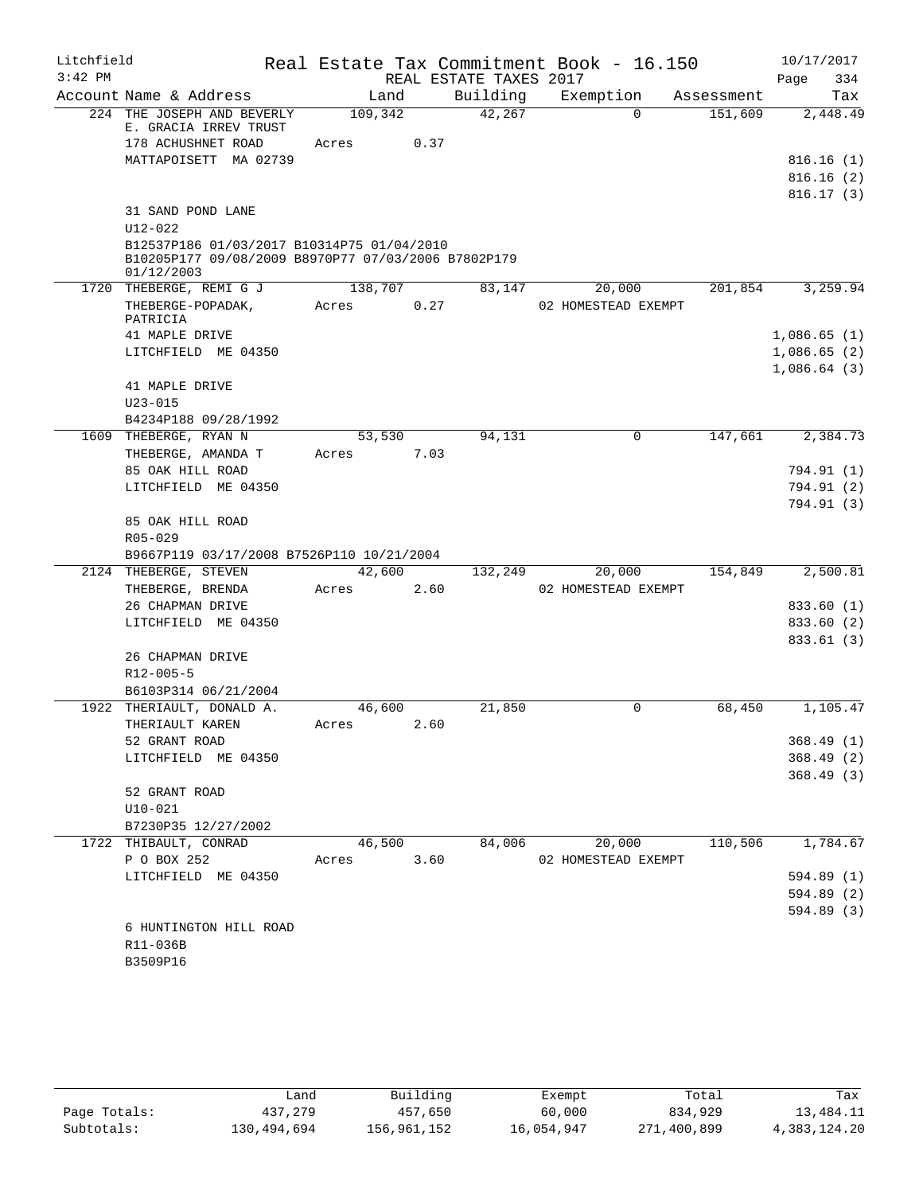Litchfield
3:42 PM

# Real Estate Tax Commitment Book - 16.150

REAL ESTATE TAXES 2017

10/17/2017
Page 334

| Account | Name & Address | Land | Building | Exemption | Assessment | Tax |
|---|---|---|---|---|---|---|
| 224 | THE JOSEPH AND BEVERLY E. GRACIA IRREV TRUST | 109,342 | 42,267 | 0 | 151,609 | 2,448.49 |
| | 178 ACHUSHNET ROAD | Acres 0.37 | | | | |
| | MATTAPOISETT MA 02739 | | | | | 816.16 (1) |
| | | | | | | 816.16 (2) |
| | | | | | | 816.17 (3) |
| | 31 SAND POND LANE | | | | | |
| | U12-022 | | | | | |
| | B12537P186 01/03/2017 B10314P75 01/04/2010 B10205P177 09/08/2009 B8970P77 07/03/2006 B7802P179 01/12/2003 | | | | | |
| 1720 | THEBERGE, REMI G J | 138,707 | 83,147 | 20,000 | 201,854 | 3,259.94 |
| | THEBERGE-POPADAK, PATRICIA | Acres 0.27 | | 02 HOMESTEAD EXEMPT | | |
| | 41 MAPLE DRIVE | | | | | 1,086.65 (1) |
| | LITCHFIELD ME 04350 | | | | | 1,086.65 (2) |
| | | | | | | 1,086.64 (3) |
| | 41 MAPLE DRIVE | | | | | |
| | U23-015 | | | | | |
| | B4234P188 09/28/1992 | | | | | |
| 1609 | THEBERGE, RYAN N | 53,530 | 94,131 | 0 | 147,661 | 2,384.73 |
| | THEBERGE, AMANDA T | Acres 7.03 | | | | |
| | 85 OAK HILL ROAD | | | | | 794.91 (1) |
| | LITCHFIELD ME 04350 | | | | | 794.91 (2) |
| | | | | | | 794.91 (3) |
| | 85 OAK HILL ROAD | | | | | |
| | R05-029 | | | | | |
| | B9667P119 03/17/2008 B7526P110 10/21/2004 | | | | | |
| 2124 | THEBERGE, STEVEN | 42,600 | 132,249 | 20,000 | 154,849 | 2,500.81 |
| | THEBERGE, BRENDA | Acres 2.60 | | 02 HOMESTEAD EXEMPT | | |
| | 26 CHAPMAN DRIVE | | | | | 833.60 (1) |
| | LITCHFIELD ME 04350 | | | | | 833.60 (2) |
| | | | | | | 833.61 (3) |
| | 26 CHAPMAN DRIVE | | | | | |
| | R12-005-5 | | | | | |
| | B6103P314 06/21/2004 | | | | | |
| 1922 | THERIAULT, DONALD A. | 46,600 | 21,850 | 0 | 68,450 | 1,105.47 |
| | THERIAULT KAREN | Acres 2.60 | | | | |
| | 52 GRANT ROAD | | | | | 368.49 (1) |
| | LITCHFIELD ME 04350 | | | | | 368.49 (2) |
| | | | | | | 368.49 (3) |
| | 52 GRANT ROAD | | | | | |
| | U10-021 | | | | | |
| | B7230P35 12/27/2002 | | | | | |
| 1722 | THIBAULT, CONRAD | 46,500 | 84,006 | 20,000 | 110,506 | 1,784.67 |
| | P O BOX 252 | Acres 3.60 | | 02 HOMESTEAD EXEMPT | | |
| | LITCHFIELD ME 04350 | | | | | 594.89 (1) |
| | | | | | | 594.89 (2) |
| | | | | | | 594.89 (3) |
| | 6 HUNTINGTON HILL ROAD | | | | | |
| | R11-036B | | | | | |
| | B3509P16 | | | | | |

| | Land | Building | Exempt | Total | Tax |
|---|---|---|---|---|---|
| Page Totals: | 437,279 | 457,650 | 60,000 | 834,929 | 13,484.11 |
| Subtotals: | 130,494,694 | 156,961,152 | 16,054,947 | 271,400,899 | 4,383,124.20 |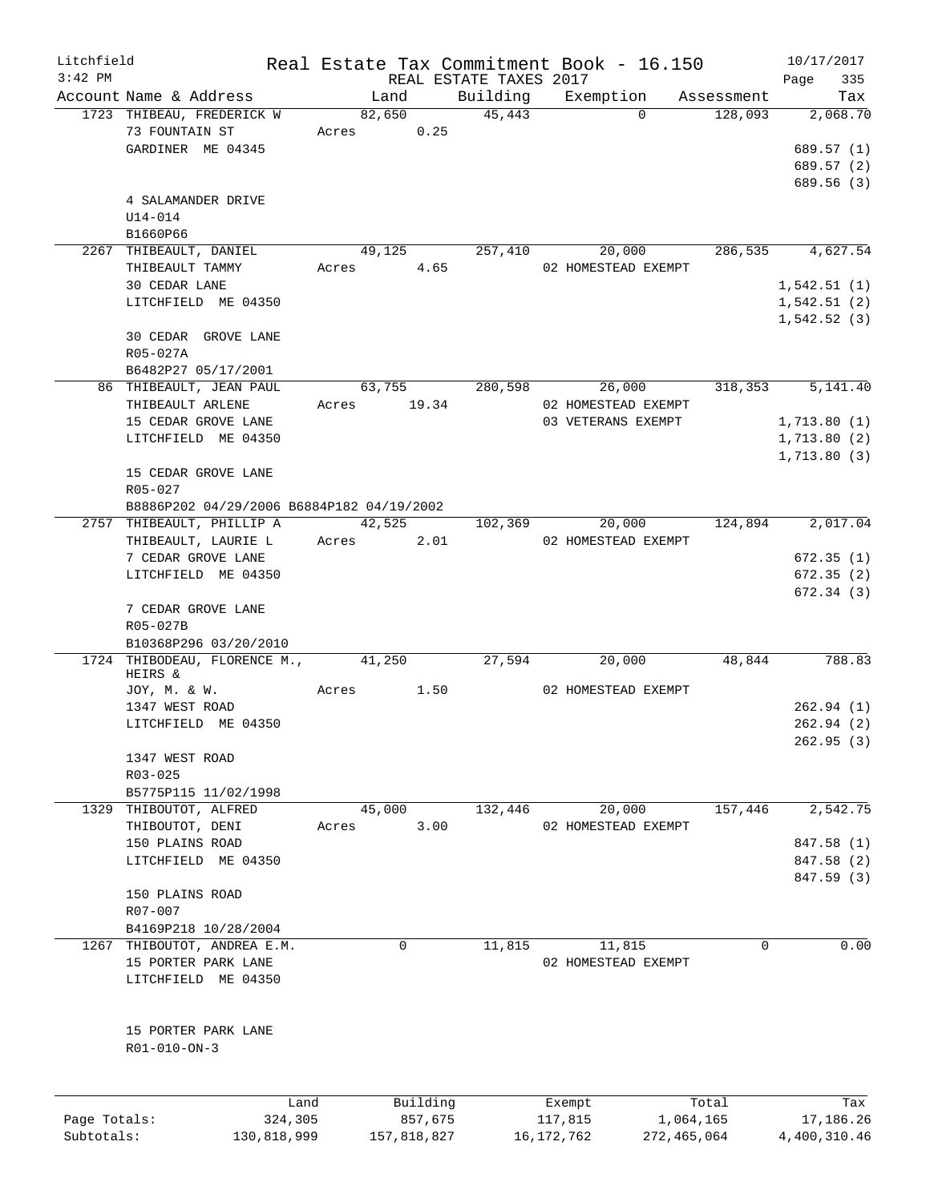Litchfield
3:42 PM

# Real Estate Tax Commitment Book - 16.150

REAL ESTATE TAXES 2017

10/17/2017
Page 335

| Account | Name & Address | Land | Building | Exemption | Assessment | Tax |
|---|---|---|---|---|---|---|
| 1723 | THIBEAU, FREDERICK W | 82,650 | 45,443 | 0 | 128,093 | 2,068.70 |
| | 73 FOUNTAIN ST | Acres 0.25 | | | | |
| | GARDINER ME 04345 | | | | | 689.57 (1) |
| | | | | | | 689.57 (2) |
| | | | | | | 689.56 (3) |
| | 4 SALAMANDER DRIVE | | | | | |
| | U14-014 | | | | | |
| | B1660P66 | | | | | |
| 2267 | THIBEAULT, DANIEL | 49,125 | 257,410 | 20,000 | 286,535 | 4,627.54 |
| | THIBEAULT TAMMY | Acres 4.65 | | 02 HOMESTEAD EXEMPT | | |
| | 30 CEDAR LANE | | | | | 1,542.51 (1) |
| | LITCHFIELD ME 04350 | | | | | 1,542.51 (2) |
| | | | | | | 1,542.52 (3) |
| | 30 CEDAR GROVE LANE | | | | | |
| | R05-027A | | | | | |
| | B6482P27 05/17/2001 | | | | | |
| 86 | THIBEAULT, JEAN PAUL | 63,755 | 280,598 | 26,000 | 318,353 | 5,141.40 |
| | THIBEAULT ARLENE | Acres 19.34 | | 02 HOMESTEAD EXEMPT | | |
| | 15 CEDAR GROVE LANE | | | 03 VETERANS EXEMPT | | 1,713.80 (1) |
| | LITCHFIELD ME 04350 | | | | | 1,713.80 (2) |
| | | | | | | 1,713.80 (3) |
| | 15 CEDAR GROVE LANE | | | | | |
| | R05-027 | | | | | |
| | B8886P202 04/29/2006 B6884P182 04/19/2002 | | | | | |
| 2757 | THIBEAULT, PHILLIP A | 42,525 | 102,369 | 20,000 | 124,894 | 2,017.04 |
| | THIBEAULT, LAURIE L | Acres 2.01 | | 02 HOMESTEAD EXEMPT | | |
| | 7 CEDAR GROVE LANE | | | | | 672.35 (1) |
| | LITCHFIELD ME 04350 | | | | | 672.35 (2) |
| | | | | | | 672.34 (3) |
| | 7 CEDAR GROVE LANE | | | | | |
| | R05-027B | | | | | |
| | B10368P296 03/20/2010 | | | | | |
| 1724 | THIBODEAU, FLORENCE M., HEIRS & | 41,250 | 27,594 | 20,000 | 48,844 | 788.83 |
| | JOY, M. & W. | Acres 1.50 | | 02 HOMESTEAD EXEMPT | | |
| | 1347 WEST ROAD | | | | | 262.94 (1) |
| | LITCHFIELD ME 04350 | | | | | 262.94 (2) |
| | | | | | | 262.95 (3) |
| | 1347 WEST ROAD | | | | | |
| | R03-025 | | | | | |
| | B5775P115 11/02/1998 | | | | | |
| 1329 | THIBOUTOT, ALFRED | 45,000 | 132,446 | 20,000 | 157,446 | 2,542.75 |
| | THIBOUTOT, DENI | Acres 3.00 | | 02 HOMESTEAD EXEMPT | | |
| | 150 PLAINS ROAD | | | | | 847.58 (1) |
| | LITCHFIELD ME 04350 | | | | | 847.58 (2) |
| | | | | | | 847.59 (3) |
| | 150 PLAINS ROAD | | | | | |
| | R07-007 | | | | | |
| | B4169P218 10/28/2004 | | | | | |
| 1267 | THIBOUTOT, ANDREA E.M. | 0 | 11,815 | 11,815 | 0 | 0.00 |
| | 15 PORTER PARK LANE | | | 02 HOMESTEAD EXEMPT | | |
| | LITCHFIELD ME 04350 | | | | | |
| | 15 PORTER PARK LANE | | | | | |
| | R01-010-ON-3 | | | | | |

| | Land | Building | Exempt | Total | Tax |
|---|---|---|---|---|---|
| Page Totals: | 324,305 | 857,675 | 117,815 | 1,064,165 | 17,186.26 |
| Subtotals: | 130,818,999 | 157,818,827 | 16,172,762 | 272,465,064 | 4,400,310.46 |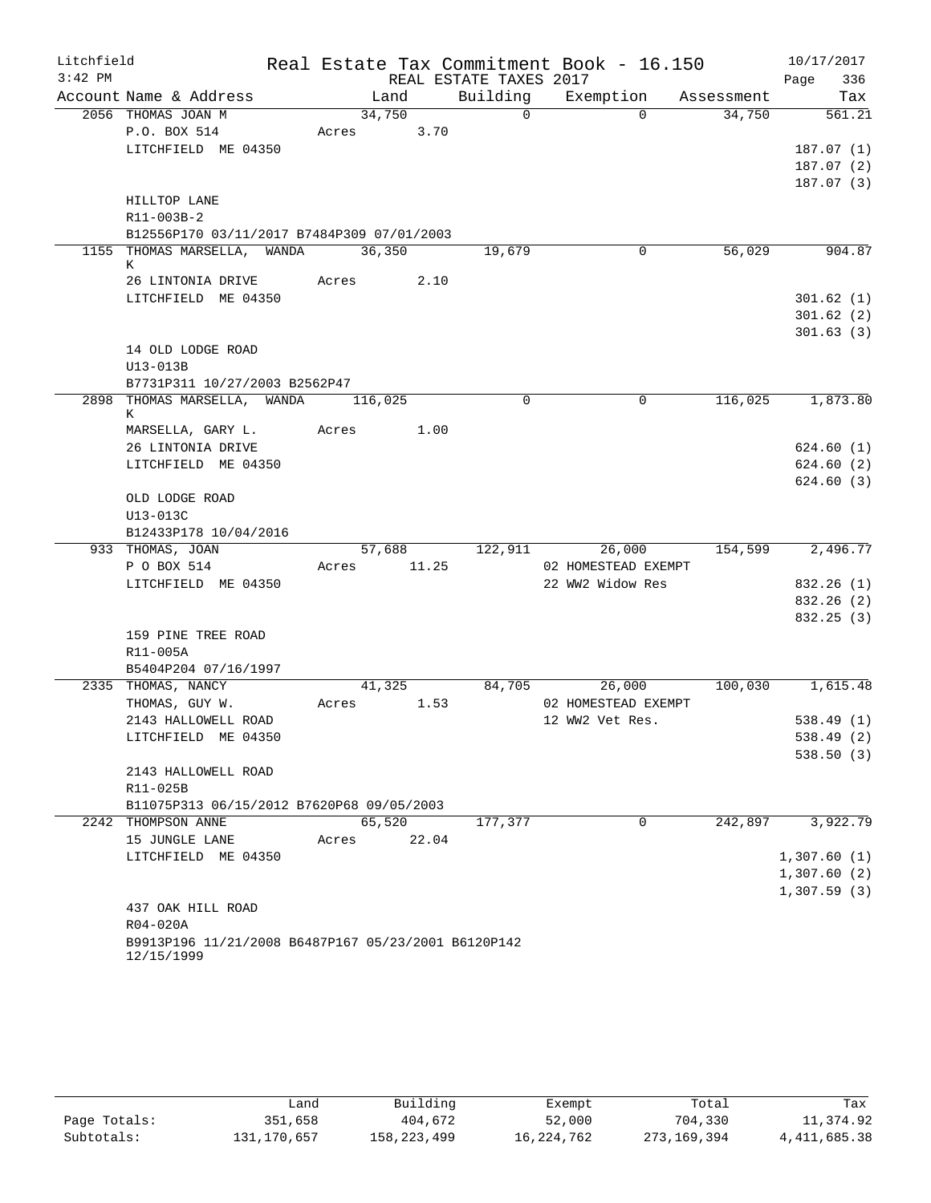Litchfield
3:42 PM

Real Estate Tax Commitment Book - 16.150
REAL ESTATE TAXES 2017

10/17/2017

| Account | Name & Address | Land | Building | Exemption | Assessment | Tax |
|---|---|---|---|---|---|---|
| 2056 | THOMAS JOAN M | 34,750 | 0 | 0 | 34,750 | 561.21 |
| | P.O. BOX 514 | Acres 3.70 | | | | |
| | LITCHFIELD ME 04350 | | | | | 187.07 (1) |
| | | | | | | 187.07 (2) |
| | | | | | | 187.07 (3) |
| | HILLTOP LANE | | | | | |
| | R11-003B-2 | | | | | |
| | B12556P170 03/11/2017 B7484P309 07/01/2003 | | | | | |
| 1155 | THOMAS MARSELLA, WANDA K | 36,350 | 19,679 | 0 | 56,029 | 904.87 |
| | 26 LINTONIA DRIVE | Acres 2.10 | | | | |
| | LITCHFIELD ME 04350 | | | | | 301.62 (1) |
| | | | | | | 301.62 (2) |
| | | | | | | 301.63 (3) |
| | 14 OLD LODGE ROAD | | | | | |
| | U13-013B | | | | | |
| | B7731P311 10/27/2003 B2562P47 | | | | | |
| 2898 | THOMAS MARSELLA, WANDA K | 116,025 | 0 | 0 | 116,025 | 1,873.80 |
| | MARSELLA, GARY L. | Acres 1.00 | | | | |
| | 26 LINTONIA DRIVE | | | | | 624.60 (1) |
| | LITCHFIELD ME 04350 | | | | | 624.60 (2) |
| | | | | | | 624.60 (3) |
| | OLD LODGE ROAD | | | | | |
| | U13-013C | | | | | |
| | B12433P178 10/04/2016 | | | | | |
| 933 | THOMAS, JOAN | 57,688 | 122,911 | 26,000 | 154,599 | 2,496.77 |
| | P O BOX 514 | Acres 11.25 | | 02 HOMESTEAD EXEMPT | | |
| | LITCHFIELD ME 04350 | | | 22 WW2 Widow Res | | 832.26 (1) |
| | | | | | | 832.26 (2) |
| | | | | | | 832.25 (3) |
| | 159 PINE TREE ROAD | | | | | |
| | R11-005A | | | | | |
| | B5404P204 07/16/1997 | | | | | |
| 2335 | THOMAS, NANCY | 41,325 | 84,705 | 26,000 | 100,030 | 1,615.48 |
| | THOMAS, GUY W. | Acres 1.53 | | 02 HOMESTEAD EXEMPT | | |
| | 2143 HALLOWELL ROAD | | | 12 WW2 Vet Res. | | 538.49 (1) |
| | LITCHFIELD ME 04350 | | | | | 538.49 (2) |
| | | | | | | 538.50 (3) |
| | 2143 HALLOWELL ROAD | | | | | |
| | R11-025B | | | | | |
| | B11075P313 06/15/2012 B7620P68 09/05/2003 | | | | | |
| 2242 | THOMPSON ANNE | 65,520 | 177,377 | 0 | 242,897 | 3,922.79 |
| | 15 JUNGLE LANE | Acres 22.04 | | | | |
| | LITCHFIELD ME 04350 | | | | | 1,307.60 (1) |
| | | | | | | 1,307.60 (2) |
| | | | | | | 1,307.59 (3) |
| | 437 OAK HILL ROAD | | | | | |
| | R04-020A | | | | | |
| | B9913P196 11/21/2008 B6487P167 05/23/2001 B6120P142 12/15/1999 | | | | | |

| | Land | Building | Exempt | Total | Tax |
|---|---|---|---|---|---|
| Page Totals: | 351,658 | 404,672 | 52,000 | 704,330 | 11,374.92 |
| Subtotals: | 131,170,657 | 158,223,499 | 16,224,762 | 273,169,394 | 4,411,685.38 |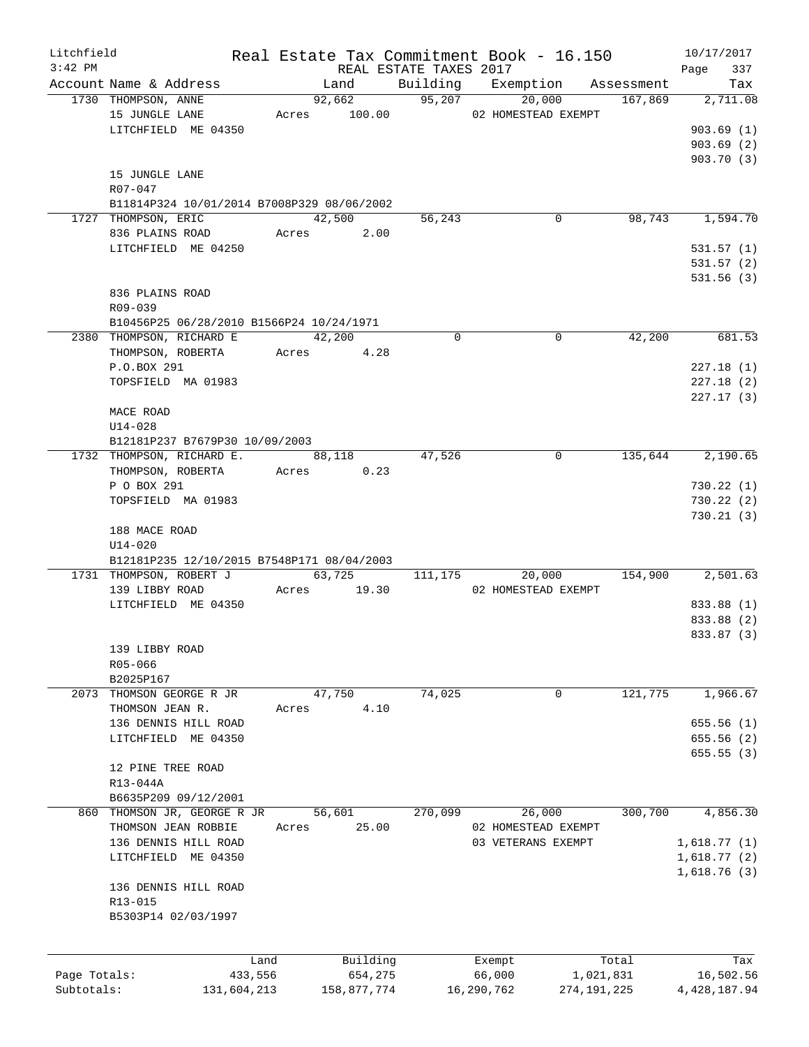Litchfield
3:42 PM

Real Estate Tax Commitment Book - 16.150
REAL ESTATE TAXES 2017

10/17/2017

| Account | Name & Address | Land | Building | Exemption | Assessment | Tax |
|---|---|---|---|---|---|---|
| 1730 | THOMPSON, ANNE<br>15 JUNGLE LANE<br>LITCHFIELD ME 04350<br><br>15 JUNGLE LANE<br>R07-047<br>B11814P324 10/01/2014 B7008P329 08/06/2002 | 92,662<br>Acres 100.00 | 95,207 | 20,000<br>02 HOMESTEAD EXEMPT | 167,869 | 2,711.08<br>903.69 (1)<br>903.69 (2)<br>903.70 (3) |
| 1727 | THOMPSON, ERIC<br>836 PLAINS ROAD<br>LITCHFIELD ME 04250<br><br>836 PLAINS ROAD<br>R09-039<br>B10456P25 06/28/2010 B1566P24 10/24/1971 | 42,500<br>Acres 2.00 | 56,243 | 0 | 98,743 | 1,594.70<br>531.57 (1)<br>531.57 (2)<br>531.56 (3) |
| 2380 | THOMPSON, RICHARD E<br>THOMPSON, ROBERTA<br>P.O.BOX 291<br>TOPSFIELD MA 01983<br><br>MACE ROAD<br>U14-028<br>B12181P237 B7679P30 10/09/2003 | 42,200<br>Acres 4.28 | 0 | 0 | 42,200 | 681.53<br>227.18 (1)<br>227.18 (2)<br>227.17 (3) |
| 1732 | THOMPSON, RICHARD E.<br>THOMPSON, ROBERTA<br>P O BOX 291<br>TOPSFIELD MA 01983<br><br>188 MACE ROAD<br>U14-020<br>B12181P235 12/10/2015 B7548P171 08/04/2003 | 88,118<br>Acres 0.23 | 47,526 | 0 | 135,644 | 2,190.65<br>730.22 (1)<br>730.22 (2)<br>730.21 (3) |
| 1731 | THOMPSON, ROBERT J<br>139 LIBBY ROAD<br>LITCHFIELD ME 04350<br><br>139 LIBBY ROAD<br>R05-066<br>B2025P167 | 63,725<br>Acres 19.30 | 111,175 | 20,000<br>02 HOMESTEAD EXEMPT | 154,900 | 2,501.63<br>833.88 (1)<br>833.88 (2)<br>833.87 (3) |
| 2073 | THOMSON GEORGE R JR<br>THOMSON JEAN R.<br>136 DENNIS HILL ROAD<br>LITCHFIELD ME 04350<br><br>12 PINE TREE ROAD<br>R13-044A<br>B6635P209 09/12/2001 | 47,750<br>Acres 4.10 | 74,025 | 0 | 121,775 | 1,966.67<br>655.56 (1)<br>655.56 (2)<br>655.55 (3) |
| 860 | THOMSON JR, GEORGE R JR<br>THOMSON JEAN ROBBIE<br>136 DENNIS HILL ROAD<br>LITCHFIELD ME 04350<br><br>136 DENNIS HILL ROAD<br>R13-015<br>B5303P14 02/03/1997 | 56,601<br>Acres 25.00 | 270,099 | 26,000<br>02 HOMESTEAD EXEMPT<br>03 VETERANS EXEMPT | 300,700 | 4,856.30<br>1,618.77 (1)<br>1,618.77 (2)<br>1,618.76 (3) |

| | Land | Building | Exempt | Total | Tax |
|---|---|---|---|---|---|
| Page Totals: | 433,556 | 654,275 | 66,000 | 1,021,831 | 16,502.56 |
| Subtotals: | 131,604,213 | 158,877,774 | 16,290,762 | 274,191,225 | 4,428,187.94 |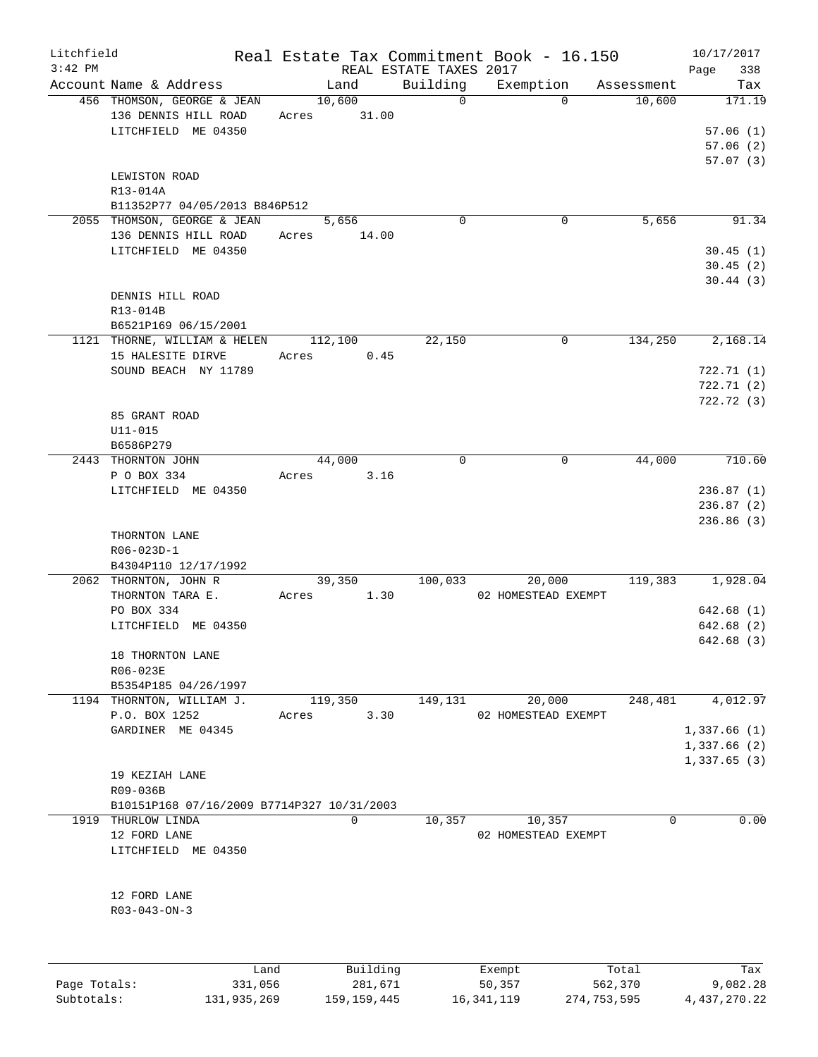Litchfield
3:42 PM

Real Estate Tax Commitment Book - 16.150
REAL ESTATE TAXES 2017

10/17/2017

| Account Name & Address | Land | Building | Exemption | Assessment | Tax |
|---|---|---|---|---|---|
| 456 THOMSON, GEORGE & JEAN | 10,600 | 0 | 0 | 10,600 | 171.19 |
| 136 DENNIS HILL ROAD | Acres 31.00 | | | | |
| LITCHFIELD ME 04350 | | | | | 57.06 (1) |
| | | | | | 57.06 (2) |
| | | | | | 57.07 (3) |
| LEWISTON ROAD | | | | | |
| R13-014A | | | | | |
| B11352P77 04/05/2013 B846P512 | | | | | |
| 2055 THOMSON, GEORGE & JEAN | 5,656 | 0 | 0 | 5,656 | 91.34 |
| 136 DENNIS HILL ROAD | Acres 14.00 | | | | |
| LITCHFIELD ME 04350 | | | | | 30.45 (1) |
| | | | | | 30.45 (2) |
| | | | | | 30.44 (3) |
| DENNIS HILL ROAD | | | | | |
| R13-014B | | | | | |
| B6521P169 06/15/2001 | | | | | |
| 1121 THORNE, WILLIAM & HELEN | 112,100 | 22,150 | 0 | 134,250 | 2,168.14 |
| 15 HALESITE DIRVE | Acres 0.45 | | | | |
| SOUND BEACH NY 11789 | | | | | 722.71 (1) |
| | | | | | 722.71 (2) |
| | | | | | 722.72 (3) |
| 85 GRANT ROAD | | | | | |
| U11-015 | | | | | |
| B6586P279 | | | | | |
| 2443 THORNTON JOHN | 44,000 | 0 | 0 | 44,000 | 710.60 |
| P O BOX 334 | Acres 3.16 | | | | |
| LITCHFIELD ME 04350 | | | | | 236.87 (1) |
| | | | | | 236.87 (2) |
| | | | | | 236.86 (3) |
| THORNTON LANE | | | | | |
| R06-023D-1 | | | | | |
| B4304P110 12/17/1992 | | | | | |
| 2062 THORNTON, JOHN R | 39,350 | 100,033 | 20,000 | 119,383 | 1,928.04 |
| THORNTON TARA E. | Acres 1.30 | | 02 HOMESTEAD EXEMPT | | |
| PO BOX 334 | | | | | 642.68 (1) |
| LITCHFIELD ME 04350 | | | | | 642.68 (2) |
| | | | | | 642.68 (3) |
| 18 THORNTON LANE | | | | | |
| R06-023E | | | | | |
| B5354P185 04/26/1997 | | | | | |
| 1194 THORNTON, WILLIAM J. | 119,350 | 149,131 | 20,000 | 248,481 | 4,012.97 |
| P.O. BOX 1252 | Acres 3.30 | | 02 HOMESTEAD EXEMPT | | |
| GARDINER ME 04345 | | | | | 1,337.66 (1) |
| | | | | | 1,337.66 (2) |
| | | | | | 1,337.65 (3) |
| 19 KEZIAH LANE | | | | | |
| R09-036B | | | | | |
| B10151P168 07/16/2009 B7714P327 10/31/2003 | | | | | |
| 1919 THURLOW LINDA | 0 | 10,357 | 10,357 | 0 | 0.00 |
| 12 FORD LANE | | | 02 HOMESTEAD EXEMPT | | |
| LITCHFIELD ME 04350 | | | | | |
| 12 FORD LANE | | | | | |
| R03-043-ON-3 | | | | | |

| | Land | Building | Exempt | Total | Tax |
|---|---|---|---|---|---|
| Page Totals: | 331,056 | 281,671 | 50,357 | 562,370 | 9,082.28 |
| Subtotals: | 131,935,269 | 159,159,445 | 16,341,119 | 274,753,595 | 4,437,270.22 |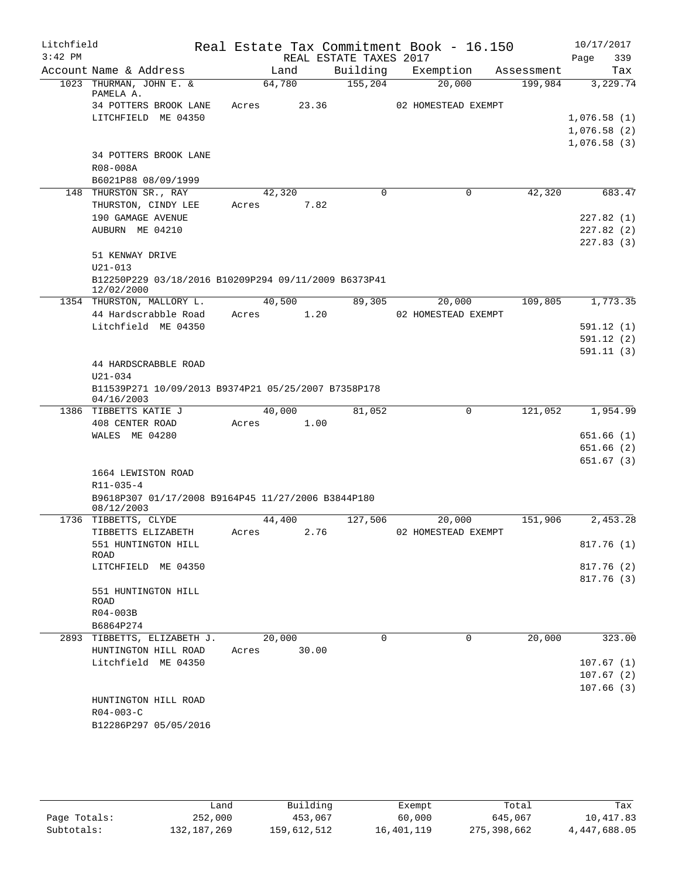Litchfield
3:42 PM

# Real Estate Tax Commitment Book - 16.150

REAL ESTATE TAXES 2017

10/17/2017

| Account | Name & Address | Land | Building | Exemption | Assessment | Tax |
|---|---|---|---|---|---|---|
| 1023 | THURMAN, JOHN E. & PAMELA A. | 64,780 | 155,204 | 20,000 | 199,984 | 3,229.74 |
| | 34 POTTERS BROOK LANE | Acres 23.36 | | 02 HOMESTEAD EXEMPT | | |
| | LITCHFIELD ME 04350 | | | | | 1,076.58 (1) |
| | | | | | | 1,076.58 (2) |
| | | | | | | 1,076.58 (3) |
| | 34 POTTERS BROOK LANE | | | | | |
| | R08-008A | | | | | |
| | B6021P88 08/09/1999 | | | | | |
| 148 | THURSTON SR., RAY | 42,320 | 0 | 0 | 42,320 | 683.47 |
| | THURSTON, CINDY LEE | Acres 7.82 | | | | |
| | 190 GAMAGE AVENUE | | | | | 227.82 (1) |
| | AUBURN ME 04210 | | | | | 227.82 (2) |
| | | | | | | 227.83 (3) |
| | 51 KENWAY DRIVE | | | | | |
| | U21-013 | | | | | |
| | B12250P229 03/18/2016 B10209P294 09/11/2009 B6373P41 12/02/2000 | | | | | |
| 1354 | THURSTON, MALLORY L. | 40,500 | 89,305 | 20,000 | 109,805 | 1,773.35 |
| | 44 Hardscrabble Road | Acres 1.20 | | 02 HOMESTEAD EXEMPT | | |
| | Litchfield ME 04350 | | | | | 591.12 (1) |
| | | | | | | 591.12 (2) |
| | | | | | | 591.11 (3) |
| | 44 HARDSCRABBLE ROAD | | | | | |
| | U21-034 | | | | | |
| | B11539P271 10/09/2013 B9374P21 05/25/2007 B7358P178 04/16/2003 | | | | | |
| 1386 | TIBBETTS KATIE J | 40,000 | 81,052 | 0 | 121,052 | 1,954.99 |
| | 408 CENTER ROAD | Acres 1.00 | | | | |
| | WALES ME 04280 | | | | | 651.66 (1) |
| | | | | | | 651.66 (2) |
| | | | | | | 651.67 (3) |
| | 1664 LEWISTON ROAD | | | | | |
| | R11-035-4 | | | | | |
| | B9618P307 01/17/2008 B9164P45 11/27/2006 B3844P180 08/12/2003 | | | | | |
| 1736 | TIBBETTS, CLYDE | 44,400 | 127,506 | 20,000 | 151,906 | 2,453.28 |
| | TIBBETTS ELIZABETH | Acres 2.76 | | 02 HOMESTEAD EXEMPT | | |
| | 551 HUNTINGTON HILL ROAD | | | | | 817.76 (1) |
| | LITCHFIELD ME 04350 | | | | | 817.76 (2) |
| | | | | | | 817.76 (3) |
| | 551 HUNTINGTON HILL ROAD | | | | | |
| | R04-003B | | | | | |
| | B6864P274 | | | | | |
| 2893 | TIBBETTS, ELIZABETH J. | 20,000 | 0 | 0 | 20,000 | 323.00 |
| | HUNTINGTON HILL ROAD | Acres 30.00 | | | | |
| | Litchfield ME 04350 | | | | | 107.67 (1) |
| | | | | | | 107.67 (2) |
| | | | | | | 107.66 (3) |
| | HUNTINGTON HILL ROAD | | | | | |
| | R04-003-C | | | | | |
| | B12286P297 05/05/2016 | | | | | |

| | Land | Building | Exempt | Total | Tax |
|---|---|---|---|---|---|
| Page Totals: | 252,000 | 453,067 | 60,000 | 645,067 | 10,417.83 |
| Subtotals: | 132,187,269 | 159,612,512 | 16,401,119 | 275,398,662 | 4,447,688.05 |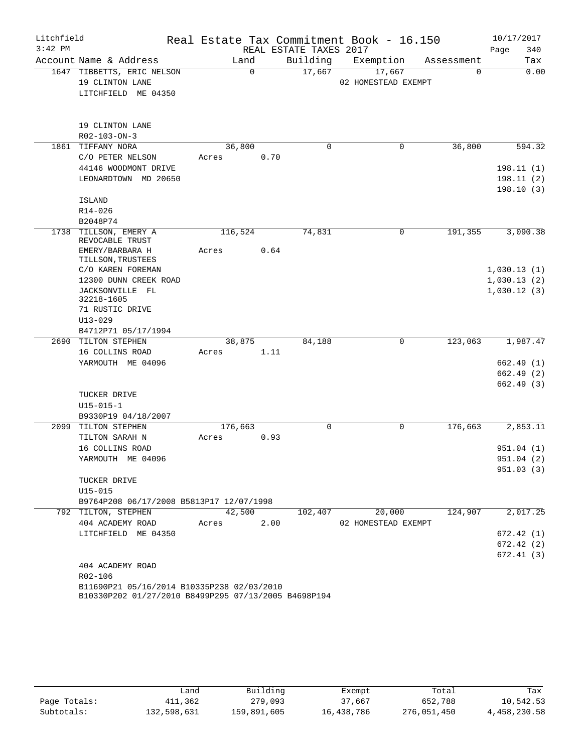Litchfield
3:42 PM

# Real Estate Tax Commitment Book - 16.150

REAL ESTATE TAXES 2017

10/17/2017

| Account | Name & Address | Land | Building | Exemption | Assessment | Tax |
|---|---|---|---|---|---|---|
| 1647 | TIBBETTS, ERIC NELSON<br>19 CLINTON LANE<br>LITCHFIELD ME 04350<br><br>19 CLINTON LANE<br>R02-103-ON-3 | 0 | 17,667 | 17,667<br>02 HOMESTEAD EXEMPT | 0 | 0.00 |
| 1861 | TIFFANY NORA<br>C/O PETER NELSON<br>44146 WOODMONT DRIVE<br>LEONARDTOWN MD 20650<br><br>ISLAND<br>R14-026<br>B2048P74 | 36,800<br>Acres 0.70 | 0 | 0 | 36,800 | 594.32<br><br>198.11 (1)<br>198.11 (2)<br>198.10 (3) |
| 1738 | TILLSON, EMERY A REVOCABLE TRUST<br>EMERY/BARBARA H TILLSON,TRUSTEES<br>C/O KAREN FOREMAN<br>12300 DUNN CREEK ROAD<br>JACKSONVILLE FL 32218-1605<br>71 RUSTIC DRIVE<br>U13-029<br>B4712P71 05/17/1994 | 116,524<br>Acres 0.64 | 74,831 | 0 | 191,355 | 3,090.38<br><br>1,030.13 (1)<br>1,030.13 (2)<br>1,030.12 (3) |
| 2690 | TILTON STEPHEN<br>16 COLLINS ROAD<br>YARMOUTH ME 04096<br><br>TUCKER DRIVE<br>U15-015-1<br>B9330P19 04/18/2007 | 38,875<br>Acres 1.11 | 84,188 | 0 | 123,063 | 1,987.47<br><br>662.49 (1)<br>662.49 (2)<br>662.49 (3) |
| 2099 | TILTON STEPHEN<br>TILTON SARAH N<br>16 COLLINS ROAD<br>YARMOUTH ME 04096<br><br>TUCKER DRIVE<br>U15-015<br>B9764P208 06/17/2008 B5813P17 12/07/1998 | 176,663<br>Acres 0.93 | 0 | 0 | 176,663 | 2,853.11<br><br>951.04 (1)<br>951.04 (2)<br>951.03 (3) |
| 792 | TILTON, STEPHEN<br>404 ACADEMY ROAD<br>LITCHFIELD ME 04350<br><br>404 ACADEMY ROAD<br>R02-106<br>B11690P21 05/16/2014 B10335P238 02/03/2010<br>B10330P202 01/27/2010 B8499P295 07/13/2005 B4698P194 | 42,500<br>Acres 2.00 | 102,407 | 20,000<br>02 HOMESTEAD EXEMPT | 124,907 | 2,017.25<br><br>672.42 (1)<br>672.42 (2)<br>672.41 (3) |

| | Land | Building | Exempt | Total | Tax |
|---|---|---|---|---|---|
| Page Totals: | 411,362 | 279,093 | 37,667 | 652,788 | 10,542.53 |
| Subtotals: | 132,598,631 | 159,891,605 | 16,438,786 | 276,051,450 | 4,458,230.58 |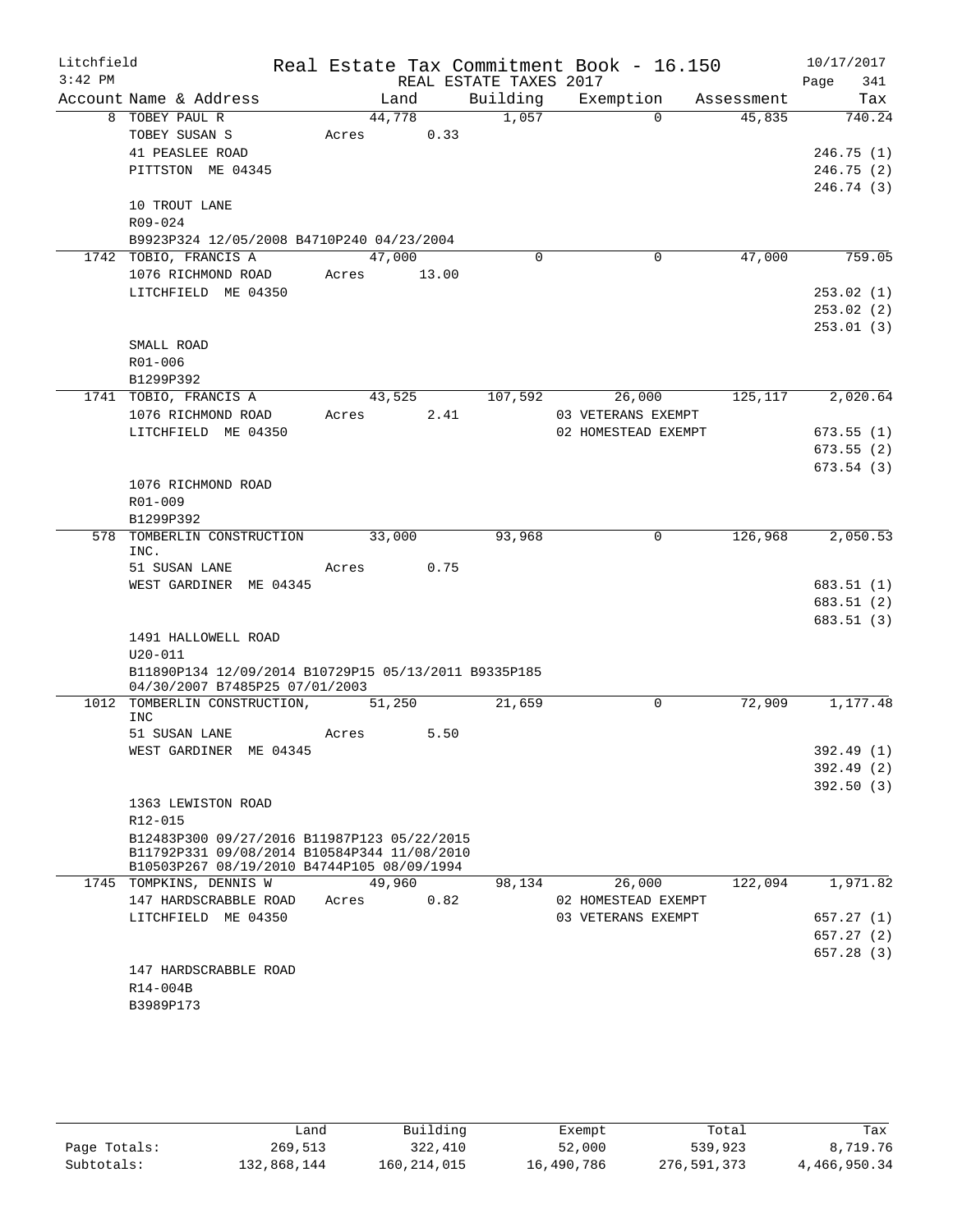Litchfield
3:42 PM

Real Estate Tax Commitment Book - 16.150
REAL ESTATE TAXES 2017

10/17/2017

| Account | Name & Address | Land | Building | Exemption | Assessment | Tax |
|---|---|---|---|---|---|---|
| 8 | TOBEY PAUL R<br>TOBEY SUSAN S<br>41 PEASLEE ROAD<br>PITTSTON ME 04345<br>10 TROUT LANE<br>R09-024<br>B9923P324 12/05/2008 B4710P240 04/23/2004 | 44,778<br>Acres 0.33 | 1,057 | 0 | 45,835 | 740.24<br>246.75 (1)<br>246.75 (2)<br>246.74 (3) |
| 1742 | TOBIO, FRANCIS A<br>1076 RICHMOND ROAD<br>LITCHFIELD ME 04350<br>SMALL ROAD<br>R01-006<br>B1299P392 | 47,000<br>Acres 13.00 | 0 | 0 | 47,000 | 759.05<br>253.02 (1)<br>253.02 (2)<br>253.01 (3) |
| 1741 | TOBIO, FRANCIS A<br>1076 RICHMOND ROAD<br>LITCHFIELD ME 04350<br>1076 RICHMOND ROAD<br>R01-009<br>B1299P392 | 43,525<br>Acres 2.41 | 107,592 | 26,000<br>03 VETERANS EXEMPT<br>02 HOMESTEAD EXEMPT | 125,117 | 2,020.64<br>673.55 (1)<br>673.55 (2)<br>673.54 (3) |
| 578 | TOMBERLIN CONSTRUCTION INC.<br>51 SUSAN LANE<br>WEST GARDINER ME 04345<br>1491 HALLOWELL ROAD<br>U20-011<br>B11890P134 12/09/2014 B10729P15 05/13/2011 B9335P185 04/30/2007 B7485P25 07/01/2003 | 33,000<br>Acres 0.75 | 93,968 | 0 | 126,968 | 2,050.53<br>683.51 (1)<br>683.51 (2)<br>683.51 (3) |
| 1012 | TOMBERLIN CONSTRUCTION, INC<br>51 SUSAN LANE<br>WEST GARDINER ME 04345<br>1363 LEWISTON ROAD<br>R12-015<br>B12483P300 09/27/2016 B11987P123 05/22/2015 B11792P331 09/08/2014 B10584P344 11/08/2010 B10503P267 08/19/2010 B4744P105 08/09/1994 | 51,250<br>Acres 5.50 | 21,659 | 0 | 72,909 | 1,177.48<br>392.49 (1)<br>392.49 (2)<br>392.50 (3) |
| 1745 | TOMPKINS, DENNIS W<br>147 HARDSCRABBLE ROAD<br>LITCHFIELD ME 04350<br>147 HARDSCRABBLE ROAD<br>R14-004B<br>B3989P173 | 49,960<br>Acres 0.82 | 98,134 | 26,000<br>02 HOMESTEAD EXEMPT<br>03 VETERANS EXEMPT | 122,094 | 1,971.82<br>657.27 (1)<br>657.27 (2)<br>657.28 (3) |

| | Land | Building | Exempt | Total | Tax |
|---|---|---|---|---|---|
| Page Totals: | 269,513 | 322,410 | 52,000 | 539,923 | 8,719.76 |
| Subtotals: | 132,868,144 | 160,214,015 | 16,490,786 | 276,591,373 | 4,466,950.34 |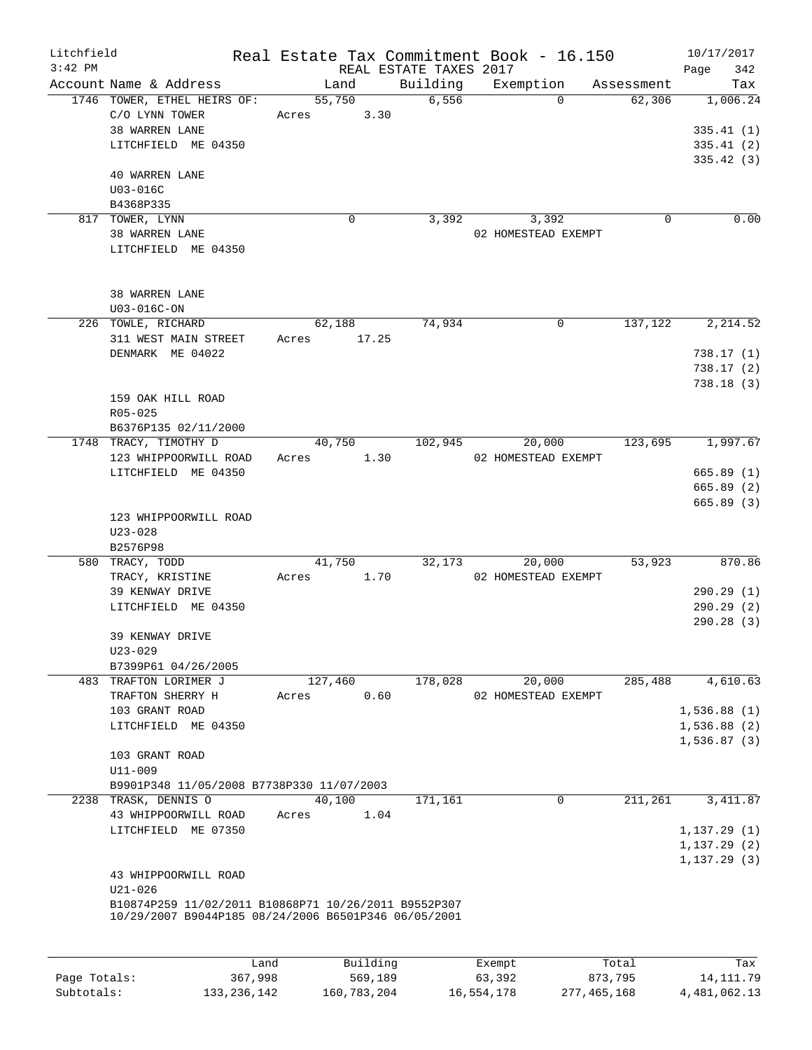Litchfield 3:42 PM

Real Estate Tax Commitment Book - 16.150

REAL ESTATE TAXES 2017

10/17/2017 Page 342

| Account | Name & Address | Land | Building | Exemption | Assessment | Tax |
|---|---|---|---|---|---|---|
| 1746 | TOWER, ETHEL HEIRS OF: | 55,750 | 6,556 | 0 | 62,306 | 1,006.24 |
| | C/O LYNN TOWER | Acres 3.30 | | | | |
| | 38 WARREN LANE | | | | | 335.41 (1) |
| | LITCHFIELD ME 04350 | | | | | 335.41 (2) |
| | | | | | | 335.42 (3) |
| | 40 WARREN LANE | | | | | |
| | U03-016C | | | | | |
| | B4368P335 | | | | | |
| 817 | TOWER, LYNN | 0 | 3,392 | 3,392 | 0 | 0.00 |
| | 38 WARREN LANE | | | 02 HOMESTEAD EXEMPT | | |
| | LITCHFIELD ME 04350 | | | | | |
| | 38 WARREN LANE | | | | | |
| | U03-016C-ON | | | | | |
| 226 | TOWLE, RICHARD | 62,188 | 74,934 | 0 | 137,122 | 2,214.52 |
| | 311 WEST MAIN STREET | Acres 17.25 | | | | |
| | DENMARK ME 04022 | | | | | 738.17 (1) |
| | | | | | | 738.17 (2) |
| | | | | | | 738.18 (3) |
| | 159 OAK HILL ROAD | | | | | |
| | R05-025 | | | | | |
| | B6376P135 02/11/2000 | | | | | |
| 1748 | TRACY, TIMOTHY D | 40,750 | 102,945 | 20,000 | 123,695 | 1,997.67 |
| | 123 WHIPPOORWILL ROAD | Acres 1.30 | | 02 HOMESTEAD EXEMPT | | |
| | LITCHFIELD ME 04350 | | | | | 665.89 (1) |
| | | | | | | 665.89 (2) |
| | | | | | | 665.89 (3) |
| | 123 WHIPPOORWILL ROAD | | | | | |
| | U23-028 | | | | | |
| | B2576P98 | | | | | |
| 580 | TRACY, TODD | 41,750 | 32,173 | 20,000 | 53,923 | 870.86 |
| | TRACY, KRISTINE | Acres 1.70 | | 02 HOMESTEAD EXEMPT | | |
| | 39 KENWAY DRIVE | | | | | 290.29 (1) |
| | LITCHFIELD ME 04350 | | | | | 290.29 (2) |
| | | | | | | 290.28 (3) |
| | 39 KENWAY DRIVE | | | | | |
| | U23-029 | | | | | |
| | B7399P61 04/26/2005 | | | | | |
| 483 | TRAFTON LORIMER J | 127,460 | 178,028 | 20,000 | 285,488 | 4,610.63 |
| | TRAFTON SHERRY H | Acres 0.60 | | 02 HOMESTEAD EXEMPT | | |
| | 103 GRANT ROAD | | | | | 1,536.88 (1) |
| | LITCHFIELD ME 04350 | | | | | 1,536.88 (2) |
| | | | | | | 1,536.87 (3) |
| | 103 GRANT ROAD | | | | | |
| | U11-009 | | | | | |
| | B9901P348 11/05/2008 B7738P330 11/07/2003 | | | | | |
| 2238 | TRASK, DENNIS O | 40,100 | 171,161 | 0 | 211,261 | 3,411.87 |
| | 43 WHIPPOORWILL ROAD | Acres 1.04 | | | | |
| | LITCHFIELD ME 07350 | | | | | 1,137.29 (1) |
| | | | | | | 1,137.29 (2) |
| | | | | | | 1,137.29 (3) |
| | 43 WHIPPOORWILL ROAD | | | | | |
| | U21-026 | | | | | |
| | B10874P259 11/02/2011 B10868P71 10/26/2011 B9552P307 10/29/2007 B9044P185 08/24/2006 B6501P346 06/05/2001 | | | | | |

| | Land | Building | Exempt | Total | Tax |
|---|---|---|---|---|---|
| Page Totals: | 367,998 | 569,189 | 63,392 | 873,795 | 14,111.79 |
| Subtotals: | 133,236,142 | 160,783,204 | 16,554,178 | 277,465,168 | 4,481,062.13 |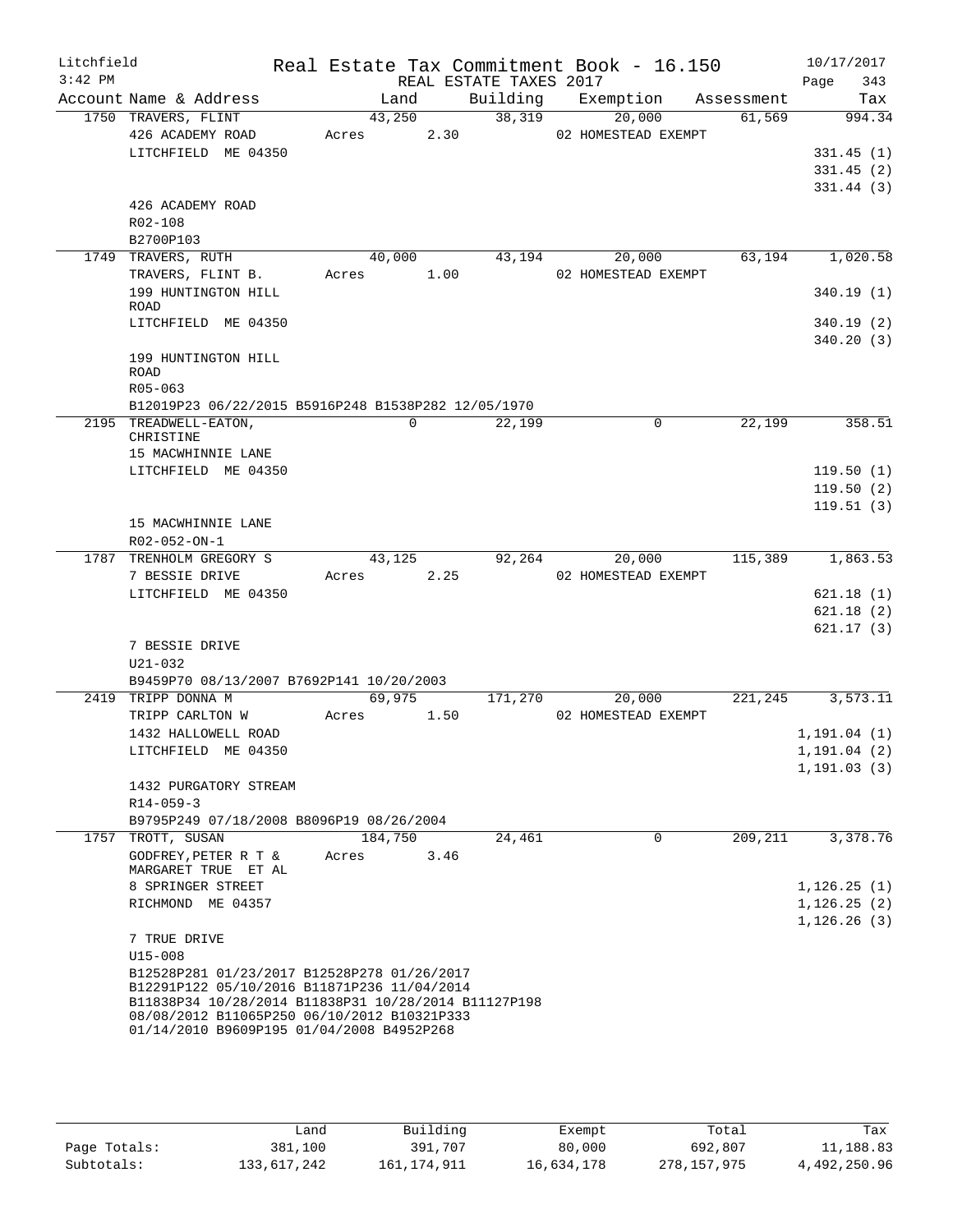Litchfield
3:42 PM

Real Estate Tax Commitment Book - 16.150
REAL ESTATE TAXES 2017

10/17/2017

| Account Name & Address | Land | Building | Exemption | Assessment | Tax |
|---|---|---|---|---|---|
| 1750 TRAVERS, FLINT | 43,250 | 38,319 | 20,000 | 61,569 | 994.34 |
| 426 ACADEMY ROAD | Acres 2.30 | | 02 HOMESTEAD EXEMPT | | |
| LITCHFIELD ME 04350 | | | | | 331.45 (1) |
| | | | | | 331.45 (2) |
| | | | | | 331.44 (3) |
| 426 ACADEMY ROAD | | | | | |
| R02-108 | | | | | |
| B2700P103 | | | | | |
| 1749 TRAVERS, RUTH | 40,000 | 43,194 | 20,000 | 63,194 | 1,020.58 |
| TRAVERS, FLINT B. | Acres 1.00 | | 02 HOMESTEAD EXEMPT | | |
| 199 HUNTINGTON HILL ROAD | | | | | 340.19 (1) |
| LITCHFIELD ME 04350 | | | | | 340.19 (2) |
| | | | | | 340.20 (3) |
| 199 HUNTINGTON HILL ROAD | | | | | |
| R05-063 | | | | | |
| B12019P23 06/22/2015 B5916P248 B1538P282 12/05/1970 | | | | | |
| 2195 TREADWELL-EATON, CHRISTINE | 0 | 22,199 | 0 | 22,199 | 358.51 |
| 15 MACWHINNIE LANE | | | | | |
| LITCHFIELD ME 04350 | | | | | 119.50 (1) |
| | | | | | 119.50 (2) |
| | | | | | 119.51 (3) |
| 15 MACWHINNIE LANE | | | | | |
| R02-052-ON-1 | | | | | |
| 1787 TRENHOLM GREGORY S | 43,125 | 92,264 | 20,000 | 115,389 | 1,863.53 |
| 7 BESSIE DRIVE | Acres 2.25 | | 02 HOMESTEAD EXEMPT | | |
| LITCHFIELD ME 04350 | | | | | 621.18 (1) |
| | | | | | 621.18 (2) |
| | | | | | 621.17 (3) |
| 7 BESSIE DRIVE | | | | | |
| U21-032 | | | | | |
| B9459P70 08/13/2007 B7692P141 10/20/2003 | | | | | |
| 2419 TRIPP DONNA M | 69,975 | 171,270 | 20,000 | 221,245 | 3,573.11 |
| TRIPP CARLTON W | Acres 1.50 | | 02 HOMESTEAD EXEMPT | | |
| 1432 HALLOWELL ROAD | | | | | 1,191.04 (1) |
| LITCHFIELD ME 04350 | | | | | 1,191.04 (2) |
| | | | | | 1,191.03 (3) |
| 1432 PURGATORY STREAM | | | | | |
| R14-059-3 | | | | | |
| B9795P249 07/18/2008 B8096P19 08/26/2004 | | | | | |
| 1757 TROTT, SUSAN | 184,750 | 24,461 | 0 | 209,211 | 3,378.76 |
| GODFREY,PETER R T & MARGARET TRUE ET AL | Acres 3.46 | | | | |
| 8 SPRINGER STREET | | | | | 1,126.25 (1) |
| RICHMOND ME 04357 | | | | | 1,126.25 (2) |
| | | | | | 1,126.26 (3) |
| 7 TRUE DRIVE | | | | | |
| U15-008 | | | | | |
| B12528P281 01/23/2017 B12528P278 01/26/2017 B12291P122 05/10/2016 B11871P236 11/04/2014 B11838P34 10/28/2014 B11838P31 10/28/2014 B11127P198 08/08/2012 B11065P250 06/10/2012 B10321P333 01/14/2010 B9609P195 01/04/2008 B4952P268 | | | | | |

| | Land | Building | Exempt | Total | Tax |
|---|---|---|---|---|---|
| Page Totals: | 381,100 | 391,707 | 80,000 | 692,807 | 11,188.83 |
| Subtotals: | 133,617,242 | 161,174,911 | 16,634,178 | 278,157,975 | 4,492,250.96 |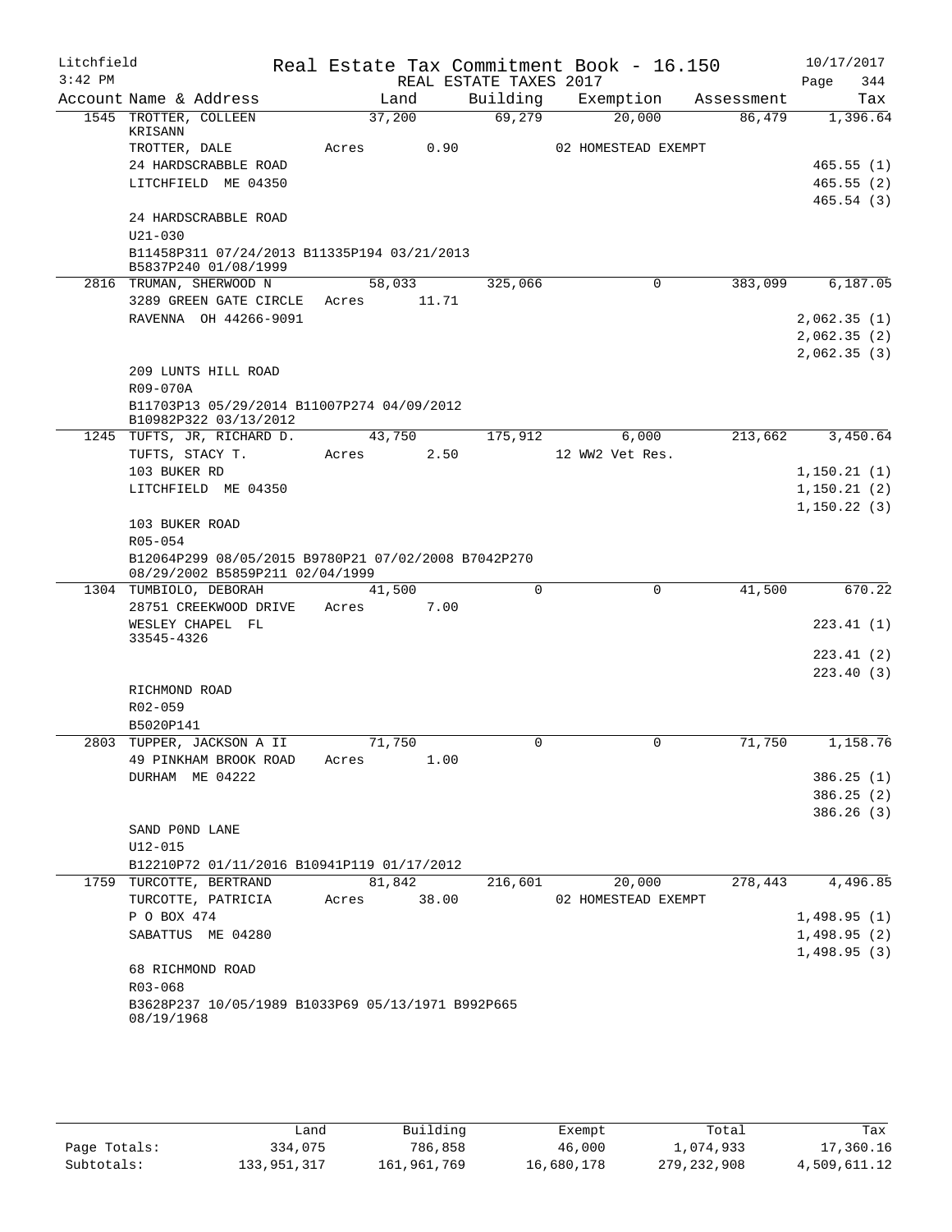Litchfield
3:42 PM

Real Estate Tax Commitment Book - 16.150
REAL ESTATE TAXES 2017

10/17/2017

| Account Name & Address | Land | Building | Exemption | Assessment | Tax |
|---|---|---|---|---|---|
| 1545 TROTTER, COLLEEN KRISANN | 37,200 | 69,279 | 20,000 | 86,479 | 1,396.64 |
| TROTTER, DALE | Acres 0.90 | | 02 HOMESTEAD EXEMPT | | |
| 24 HARDSCRABBLE ROAD | | | | | 465.55 (1) |
| LITCHFIELD ME 04350 | | | | | 465.55 (2) |
| | | | | | 465.54 (3) |
| 24 HARDSCRABBLE ROAD | | | | | |
| U21-030 | | | | | |
| B11458P311 07/24/2013 B11335P194 03/21/2013 B5837P240 01/08/1999 | | | | | |
| 2816 TRUMAN, SHERWOOD N | 58,033 | 325,066 | 0 | 383,099 | 6,187.05 |
| 3289 GREEN GATE CIRCLE | Acres 11.71 | | | | |
| RAVENNA OH 44266-9091 | | | | | 2,062.35 (1) |
| | | | | | 2,062.35 (2) |
| | | | | | 2,062.35 (3) |
| 209 LUNTS HILL ROAD | | | | | |
| R09-070A | | | | | |
| B11703P13 05/29/2014 B11007P274 04/09/2012 B10982P322 03/13/2012 | | | | | |
| 1245 TUFTS, JR, RICHARD D. | 43,750 | 175,912 | 6,000 | 213,662 | 3,450.64 |
| TUFTS, STACY T. | Acres 2.50 | | 12 WW2 Vet Res. | | |
| 103 BUKER RD | | | | | 1,150.21 (1) |
| LITCHFIELD ME 04350 | | | | | 1,150.21 (2) |
| | | | | | 1,150.22 (3) |
| 103 BUKER ROAD | | | | | |
| R05-054 | | | | | |
| B12064P299 08/05/2015 B9780P21 07/02/2008 B7042P270 08/29/2002 B5859P211 02/04/1999 | | | | | |
| 1304 TUMBIOLO, DEBORAH | 41,500 | 0 | 0 | 41,500 | 670.22 |
| 28751 CREEKWOOD DRIVE | Acres 7.00 | | | | |
| WESLEY CHAPEL FL 33545-4326 | | | | | 223.41 (1) |
| | | | | | 223.41 (2) |
| | | | | | 223.40 (3) |
| RICHMOND ROAD | | | | | |
| R02-059 | | | | | |
| B5020P141 | | | | | |
| 2803 TUPPER, JACKSON A II | 71,750 | 0 | 0 | 71,750 | 1,158.76 |
| 49 PINKHAM BROOK ROAD | Acres 1.00 | | | | |
| DURHAM ME 04222 | | | | | 386.25 (1) |
| | | | | | 386.25 (2) |
| | | | | | 386.26 (3) |
| SAND P0ND LANE | | | | | |
| U12-015 | | | | | |
| B12210P72 01/11/2016 B10941P119 01/17/2012 | | | | | |
| 1759 TURCOTTE, BERTRAND | 81,842 | 216,601 | 20,000 | 278,443 | 4,496.85 |
| TURCOTTE, PATRICIA | Acres 38.00 | | 02 HOMESTEAD EXEMPT | | |
| P O BOX 474 | | | | | 1,498.95 (1) |
| SABATTUS ME 04280 | | | | | 1,498.95 (2) |
| | | | | | 1,498.95 (3) |
| 68 RICHMOND ROAD | | | | | |
| R03-068 | | | | | |
| B3628P237 10/05/1989 B1033P69 05/13/1971 B992P665 08/19/1968 | | | | | |

| | Land | Building | Exempt | Total | Tax |
|---|---|---|---|---|---|
| Page Totals: | 334,075 | 786,858 | 46,000 | 1,074,933 | 17,360.16 |
| Subtotals: | 133,951,317 | 161,961,769 | 16,680,178 | 279,232,908 | 4,509,611.12 |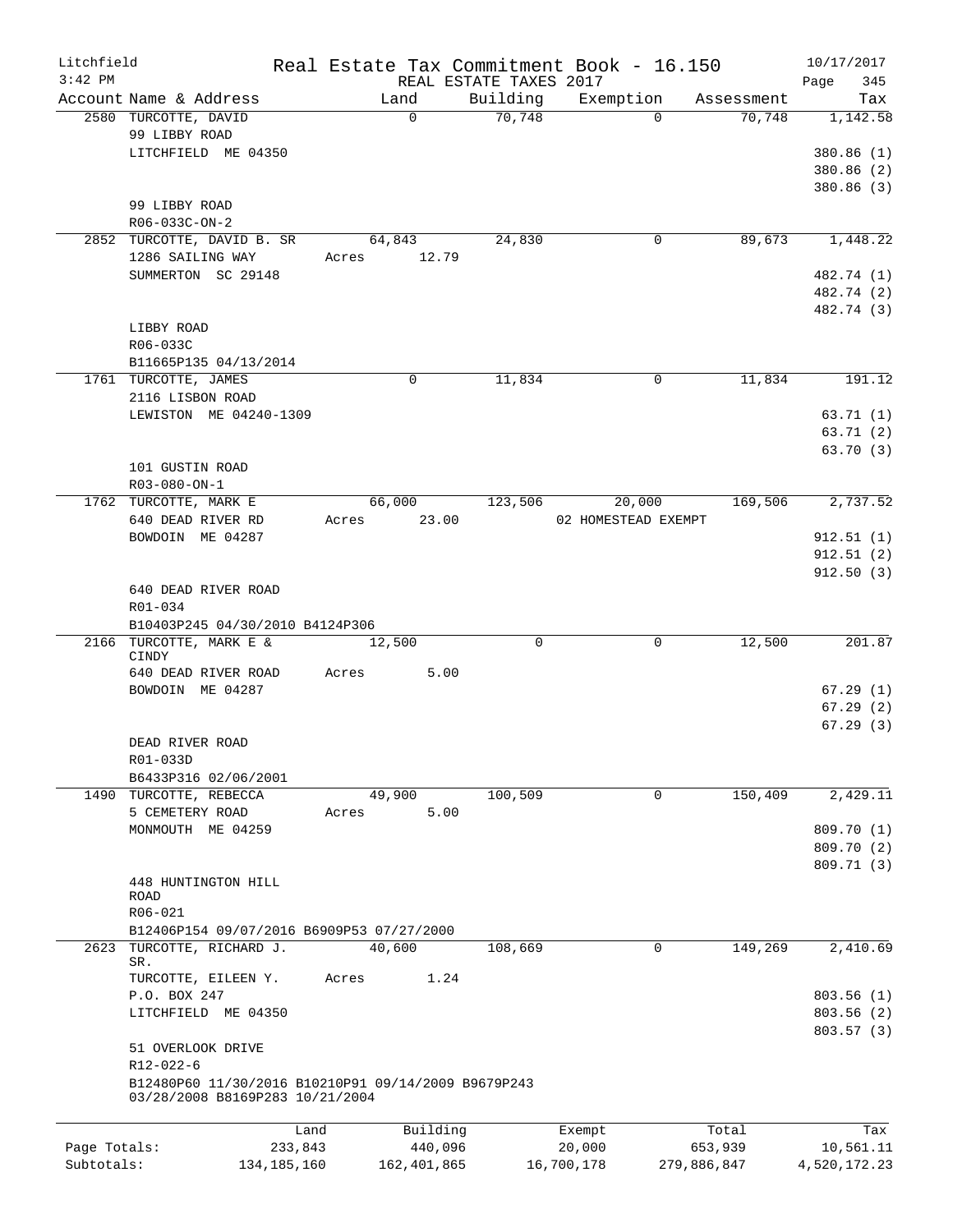Litchfield
3:42 PM

Real Estate Tax Commitment Book - 16.150
REAL ESTATE TAXES 2017

10/17/2017

| Account Name & Address | Land | Building | Exemption | Assessment | Tax |
|---|---|---|---|---|---|
| 2580 TURCOTTE, DAVID | 0 | 70,748 | 0 | 70,748 | 1,142.58 |
| 99 LIBBY ROAD | | | | | |
| LITCHFIELD ME 04350 | | | | | 380.86 (1) |
| | | | | | 380.86 (2) |
| | | | | | 380.86 (3) |
| 99 LIBBY ROAD | | | | | |
| R06-033C-ON-2 | | | | | |
| 2852 TURCOTTE, DAVID B. SR | 64,843 | 24,830 | 0 | 89,673 | 1,448.22 |
| 1286 SAILING WAY | Acres 12.79 | | | | |
| SUMMERTON SC 29148 | | | | | 482.74 (1) |
| | | | | | 482.74 (2) |
| | | | | | 482.74 (3) |
| LIBBY ROAD | | | | | |
| R06-033C | | | | | |
| B11665P135 04/13/2014 | | | | | |
| 1761 TURCOTTE, JAMES | 0 | 11,834 | 0 | 11,834 | 191.12 |
| 2116 LISBON ROAD | | | | | |
| LEWISTON ME 04240-1309 | | | | | 63.71 (1) |
| | | | | | 63.71 (2) |
| | | | | | 63.70 (3) |
| 101 GUSTIN ROAD | | | | | |
| R03-080-ON-1 | | | | | |
| 1762 TURCOTTE, MARK E | 66,000 | 123,506 | 20,000 | 169,506 | 2,737.52 |
| 640 DEAD RIVER RD | Acres 23.00 | | 02 HOMESTEAD EXEMPT | | |
| BOWDOIN ME 04287 | | | | | 912.51 (1) |
| | | | | | 912.51 (2) |
| | | | | | 912.50 (3) |
| 640 DEAD RIVER ROAD | | | | | |
| R01-034 | | | | | |
| B10403P245 04/30/2010 B4124P306 | | | | | |
| 2166 TURCOTTE, MARK E & CINDY | 12,500 | 0 | 0 | 12,500 | 201.87 |
| 640 DEAD RIVER ROAD | Acres 5.00 | | | | |
| BOWDOIN ME 04287 | | | | | 67.29 (1) |
| | | | | | 67.29 (2) |
| | | | | | 67.29 (3) |
| DEAD RIVER ROAD | | | | | |
| R01-033D | | | | | |
| B6433P316 02/06/2001 | | | | | |
| 1490 TURCOTTE, REBECCA | 49,900 | 100,509 | 0 | 150,409 | 2,429.11 |
| 5 CEMETERY ROAD | Acres 5.00 | | | | |
| MONMOUTH ME 04259 | | | | | 809.70 (1) |
| | | | | | 809.70 (2) |
| | | | | | 809.71 (3) |
| 448 HUNTINGTON HILL ROAD | | | | | |
| R06-021 | | | | | |
| B12406P154 09/07/2016 B6909P53 07/27/2000 | | | | | |
| 2623 TURCOTTE, RICHARD J. SR. | 40,600 | 108,669 | 0 | 149,269 | 2,410.69 |
| TURCOTTE, EILEEN Y. | Acres 1.24 | | | | |
| P.O. BOX 247 | | | | | 803.56 (1) |
| LITCHFIELD ME 04350 | | | | | 803.56 (2) |
| | | | | | 803.57 (3) |
| 51 OVERLOOK DRIVE | | | | | |
| R12-022-6 | | | | | |
| B12480P60 11/30/2016 B10210P91 09/14/2009 B9679P243 03/28/2008 B8169P283 10/21/2004 | | | | | |

| | Land | Building | Exempt | Total | Tax |
|---|---|---|---|---|---|
| Page Totals: | 233,843 | 440,096 | 20,000 | 653,939 | 10,561.11 |
| Subtotals: | 134,185,160 | 162,401,865 | 16,700,178 | 279,886,847 | 4,520,172.23 |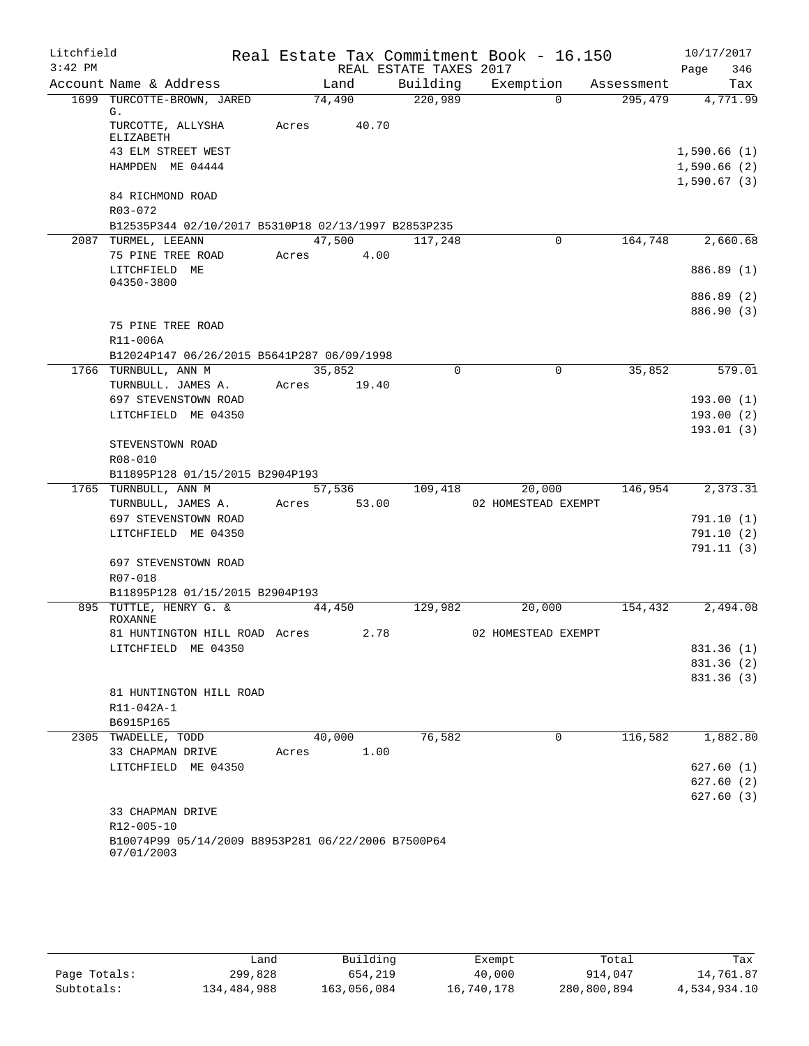Litchfield
3:42 PM

Real Estate Tax Commitment Book - 16.150
REAL ESTATE TAXES 2017

10/17/2017
Page 346

| Account | Name & Address | Land | Building | Exemption | Assessment | Tax |
|---|---|---|---|---|---|---|
| 1699 | TURCOTTE-BROWN, JARED G. | 74,490 | 220,989 | 0 | 295,479 | 4,771.99 |
| | TURCOTTE, ALLYSHA ELIZABETH | Acres 40.70 | | | | |
| | 43 ELM STREET WEST | | | | | 1,590.66 (1) |
| | HAMPDEN ME 04444 | | | | | 1,590.66 (2) |
| | | | | | | 1,590.67 (3) |
| | 84 RICHMOND ROAD | | | | | |
| | R03-072 | | | | | |
| | B12535P344 02/10/2017 B5310P18 02/13/1997 B2853P235 | | | | | |
| 2087 | TURMEL, LEEANN | 47,500 | 117,248 | 0 | 164,748 | 2,660.68 |
| | 75 PINE TREE ROAD | Acres 4.00 | | | | |
| | LITCHFIELD ME 04350-3800 | | | | | 886.89 (1) |
| | | | | | | 886.89 (2) |
| | | | | | | 886.90 (3) |
| | 75 PINE TREE ROAD | | | | | |
| | R11-006A | | | | | |
| | B12024P147 06/26/2015 B5641P287 06/09/1998 | | | | | |
| 1766 | TURNBULL, ANN M | 35,852 | 0 | 0 | 35,852 | 579.01 |
| | TURNBULL. JAMES A. | Acres 19.40 | | | | |
| | 697 STEVENSTOWN ROAD | | | | | 193.00 (1) |
| | LITCHFIELD ME 04350 | | | | | 193.00 (2) |
| | | | | | | 193.01 (3) |
| | STEVENSTOWN ROAD | | | | | |
| | R08-010 | | | | | |
| | B11895P128 01/15/2015 B2904P193 | | | | | |
| 1765 | TURNBULL, ANN M | 57,536 | 109,418 | 20,000 | 146,954 | 2,373.31 |
| | TURNBULL, JAMES A. | Acres 53.00 | | 02 HOMESTEAD EXEMPT | | |
| | 697 STEVENSTOWN ROAD | | | | | 791.10 (1) |
| | LITCHFIELD ME 04350 | | | | | 791.10 (2) |
| | | | | | | 791.11 (3) |
| | 697 STEVENSTOWN ROAD | | | | | |
| | R07-018 | | | | | |
| | B11895P128 01/15/2015 B2904P193 | | | | | |
| 895 | TUTTLE, HENRY G. & ROXANNE | 44,450 | 129,982 | 20,000 | 154,432 | 2,494.08 |
| | 81 HUNTINGTON HILL ROAD | Acres 2.78 | | 02 HOMESTEAD EXEMPT | | |
| | LITCHFIELD ME 04350 | | | | | 831.36 (1) |
| | | | | | | 831.36 (2) |
| | | | | | | 831.36 (3) |
| | 81 HUNTINGTON HILL ROAD | | | | | |
| | R11-042A-1 | | | | | |
| | B6915P165 | | | | | |
| 2305 | TWADELLE, TODD | 40,000 | 76,582 | 0 | 116,582 | 1,882.80 |
| | 33 CHAPMAN DRIVE | Acres 1.00 | | | | |
| | LITCHFIELD ME 04350 | | | | | 627.60 (1) |
| | | | | | | 627.60 (2) |
| | | | | | | 627.60 (3) |
| | 33 CHAPMAN DRIVE | | | | | |
| | R12-005-10 | | | | | |
| | B10074P99 05/14/2009 B8953P281 06/22/2006 B7500P64 07/01/2003 | | | | | |

| | Land | Building | Exempt | Total | Tax |
|---|---|---|---|---|---|
| Page Totals: | 299,828 | 654,219 | 40,000 | 914,047 | 14,761.87 |
| Subtotals: | 134,484,988 | 163,056,084 | 16,740,178 | 280,800,894 | 4,534,934.10 |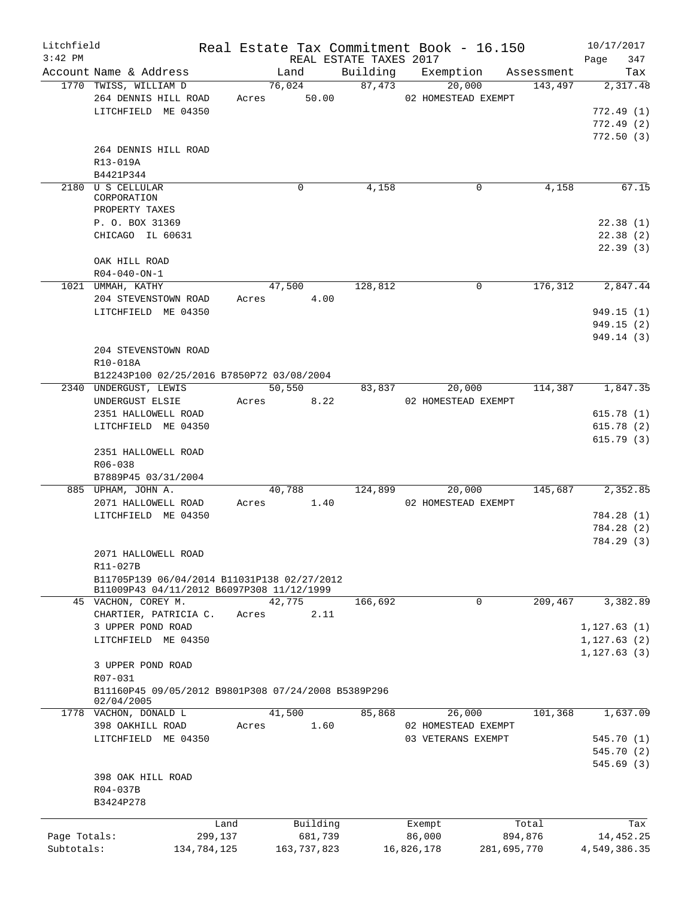Litchfield
3:42 PM

Real Estate Tax Commitment Book - 16.150
REAL ESTATE TAXES 2017

10/17/2017

| Account Name & Address | Land | Building | Exemption | Assessment | Tax |
|---|---|---|---|---|---|
| 1770 TWISS, WILLIAM D | 76,024 | 87,473 | 20,000 | 143,497 | 2,317.48 |
| 264 DENNIS HILL ROAD | Acres 50.00 | | 02 HOMESTEAD EXEMPT | | |
| LITCHFIELD ME 04350 | | | | | 772.49 (1) |
| | | | | | 772.49 (2) |
| | | | | | 772.50 (3) |
| 264 DENNIS HILL ROAD | | | | | |
| R13-019A | | | | | |
| B4421P344 | | | | | |
| 2180 U S CELLULAR CORPORATION | 0 | 4,158 | 0 | 4,158 | 67.15 |
| PROPERTY TAXES | | | | | |
| P. O. BOX 31369 | | | | | 22.38 (1) |
| CHICAGO IL 60631 | | | | | 22.38 (2) |
| | | | | | 22.39 (3) |
| OAK HILL ROAD | | | | | |
| R04-040-ON-1 | | | | | |
| 1021 UMMAH, KATHY | 47,500 | 128,812 | 0 | 176,312 | 2,847.44 |
| 204 STEVENSTOWN ROAD | Acres 4.00 | | | | |
| LITCHFIELD ME 04350 | | | | | 949.15 (1) |
| | | | | | 949.15 (2) |
| | | | | | 949.14 (3) |
| 204 STEVENSTOWN ROAD | | | | | |
| R10-018A | | | | | |
| B12243P100 02/25/2016 B7850P72 03/08/2004 | | | | | |
| 2340 UNDERGUST, LEWIS | 50,550 | 83,837 | 20,000 | 114,387 | 1,847.35 |
| UNDERGUST ELSIE | Acres 8.22 | | 02 HOMESTEAD EXEMPT | | |
| 2351 HALLOWELL ROAD | | | | | 615.78 (1) |
| LITCHFIELD ME 04350 | | | | | 615.78 (2) |
| | | | | | 615.79 (3) |
| 2351 HALLOWELL ROAD | | | | | |
| R06-038 | | | | | |
| B7889P45 03/31/2004 | | | | | |
| 885 UPHAM, JOHN A. | 40,788 | 124,899 | 20,000 | 145,687 | 2,352.85 |
| 2071 HALLOWELL ROAD | Acres 1.40 | | 02 HOMESTEAD EXEMPT | | |
| LITCHFIELD ME 04350 | | | | | 784.28 (1) |
| | | | | | 784.28 (2) |
| | | | | | 784.29 (3) |
| 2071 HALLOWELL ROAD | | | | | |
| R11-027B | | | | | |
| B11705P139 06/04/2014 B11031P138 02/27/2012 B11009P43 04/11/2012 B6097P308 11/12/1999 | | | | | |
| 45 VACHON, COREY M. | 42,775 | 166,692 | 0 | 209,467 | 3,382.89 |
| CHARTIER, PATRICIA C. | Acres 2.11 | | | | |
| 3 UPPER POND ROAD | | | | | 1,127.63 (1) |
| LITCHFIELD ME 04350 | | | | | 1,127.63 (2) |
| | | | | | 1,127.63 (3) |
| 3 UPPER POND ROAD | | | | | |
| R07-031 | | | | | |
| B11160P45 09/05/2012 B9801P308 07/24/2008 B5389P296 02/04/2005 | | | | | |
| 1778 VACHON, DONALD L | 41,500 | 85,868 | 26,000 | 101,368 | 1,637.09 |
| 398 OAKHILL ROAD | Acres 1.60 | | 02 HOMESTEAD EXEMPT | | |
| LITCHFIELD ME 04350 | | | 03 VETERANS EXEMPT | | 545.70 (1) |
| | | | | | 545.70 (2) |
| | | | | | 545.69 (3) |
| 398 OAK HILL ROAD | | | | | |
| R04-037B | | | | | |
| B3424P278 | | | | | |

| | Land | Building | Exempt | Total | Tax |
|---|---|---|---|---|---|
| Page Totals: | 299,137 | 681,739 | 86,000 | 894,876 | 14,452.25 |
| Subtotals: | 134,784,125 | 163,737,823 | 16,826,178 | 281,695,770 | 4,549,386.35 |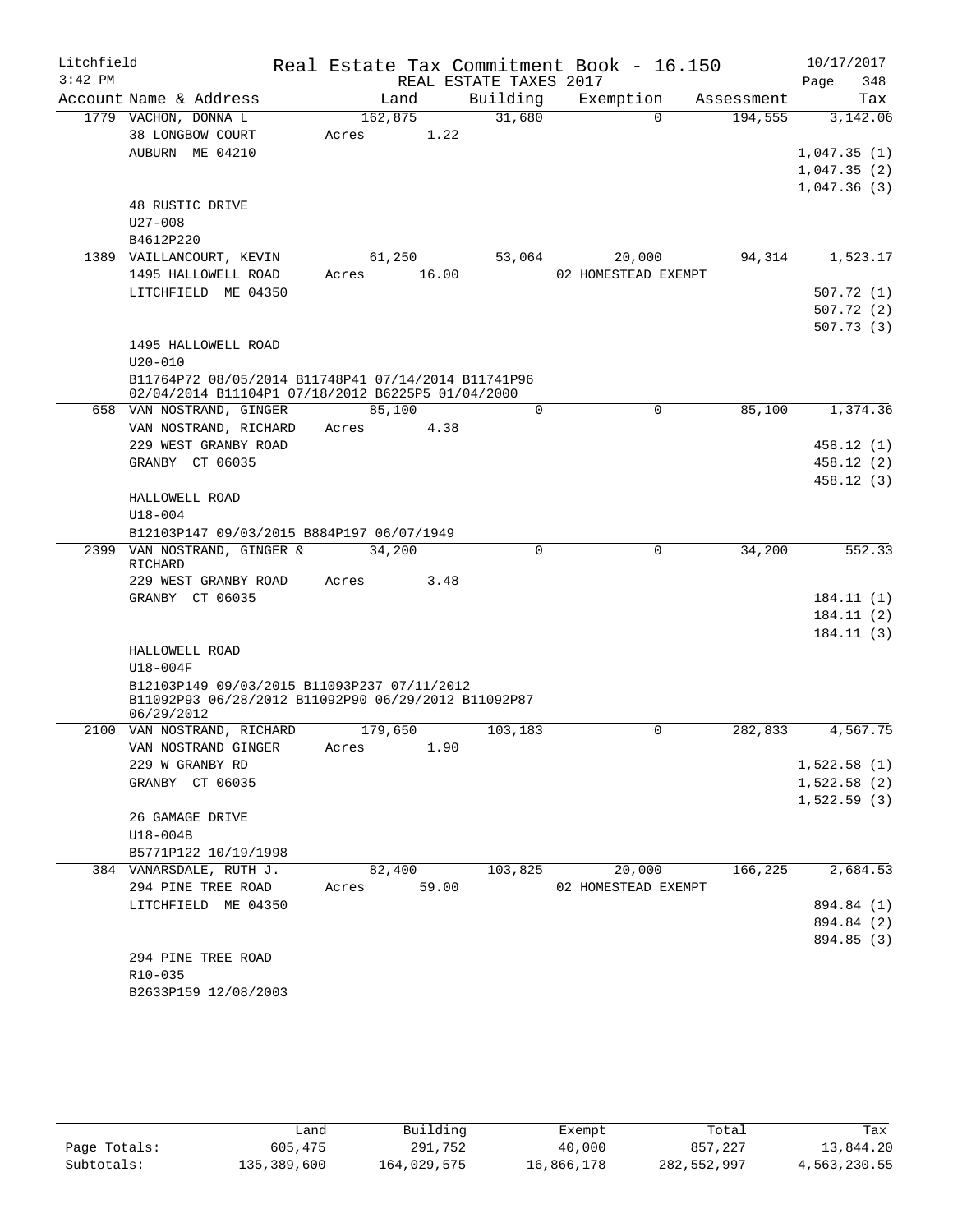Litchfield 3:42 PM — Real Estate Tax Commitment Book - 16.150 — REAL ESTATE TAXES 2017 — 10/17/2017

| Account Name & Address | Land | Building | Exemption | Assessment | Tax |
|---|---|---|---|---|---|
| 1779 VACHON, DONNA L | 162,875 | 31,680 | 0 | 194,555 | 3,142.06 |
| 38 LONGBOW COURT | Acres 1.22 | | | | |
| AUBURN ME 04210 | | | | | 1,047.35 (1) |
| | | | | | 1,047.35 (2) |
| | | | | | 1,047.36 (3) |
| 48 RUSTIC DRIVE | | | | | |
| U27-008 | | | | | |
| B4612P220 | | | | | |
| 1389 VAILLANCOURT, KEVIN | 61,250 | 53,064 | 20,000 | 94,314 | 1,523.17 |
| 1495 HALLOWELL ROAD | Acres 16.00 | | 02 HOMESTEAD EXEMPT | | |
| LITCHFIELD ME 04350 | | | | | 507.72 (1) |
| | | | | | 507.72 (2) |
| | | | | | 507.73 (3) |
| 1495 HALLOWELL ROAD | | | | | |
| U20-010 | | | | | |
| B11764P72 08/05/2014 B11748P41 07/14/2014 B11741P96 02/04/2014 B11104P1 07/18/2012 B6225P5 01/04/2000 | | | | | |
| 658 VAN NOSTRAND, GINGER | 85,100 | 0 | 0 | 85,100 | 1,374.36 |
| VAN NOSTRAND, RICHARD | Acres 4.38 | | | | |
| 229 WEST GRANBY ROAD | | | | | 458.12 (1) |
| GRANBY CT 06035 | | | | | 458.12 (2) |
| | | | | | 458.12 (3) |
| HALLOWELL ROAD | | | | | |
| U18-004 | | | | | |
| B12103P147 09/03/2015 B884P197 06/07/1949 | | | | | |
| 2399 VAN NOSTRAND, GINGER & RICHARD | 34,200 | 0 | 0 | 34,200 | 552.33 |
| 229 WEST GRANBY ROAD | Acres 3.48 | | | | |
| GRANBY CT 06035 | | | | | 184.11 (1) |
| | | | | | 184.11 (2) |
| | | | | | 184.11 (3) |
| HALLOWELL ROAD | | | | | |
| U18-004F | | | | | |
| B12103P149 09/03/2015 B11093P237 07/11/2012 B11092P93 06/28/2012 B11092P90 06/29/2012 B11092P87 06/29/2012 | | | | | |
| 2100 VAN NOSTRAND, RICHARD | 179,650 | 103,183 | 0 | 282,833 | 4,567.75 |
| VAN NOSTRAND GINGER | Acres 1.90 | | | | |
| 229 W GRANBY RD | | | | | 1,522.58 (1) |
| GRANBY CT 06035 | | | | | 1,522.58 (2) |
| | | | | | 1,522.59 (3) |
| 26 GAMAGE DRIVE | | | | | |
| U18-004B | | | | | |
| B5771P122 10/19/1998 | | | | | |
| 384 VANARSDALE, RUTH J. | 82,400 | 103,825 | 20,000 | 166,225 | 2,684.53 |
| 294 PINE TREE ROAD | Acres 59.00 | | 02 HOMESTEAD EXEMPT | | |
| LITCHFIELD ME 04350 | | | | | 894.84 (1) |
| | | | | | 894.84 (2) |
| | | | | | 894.85 (3) |
| 294 PINE TREE ROAD | | | | | |
| R10-035 | | | | | |
| B2633P159 12/08/2003 | | | | | |

| | Land | Building | Exempt | Total | Tax |
|---|---|---|---|---|---|
| Page Totals: | 605,475 | 291,752 | 40,000 | 857,227 | 13,844.20 |
| Subtotals: | 135,389,600 | 164,029,575 | 16,866,178 | 282,552,997 | 4,563,230.55 |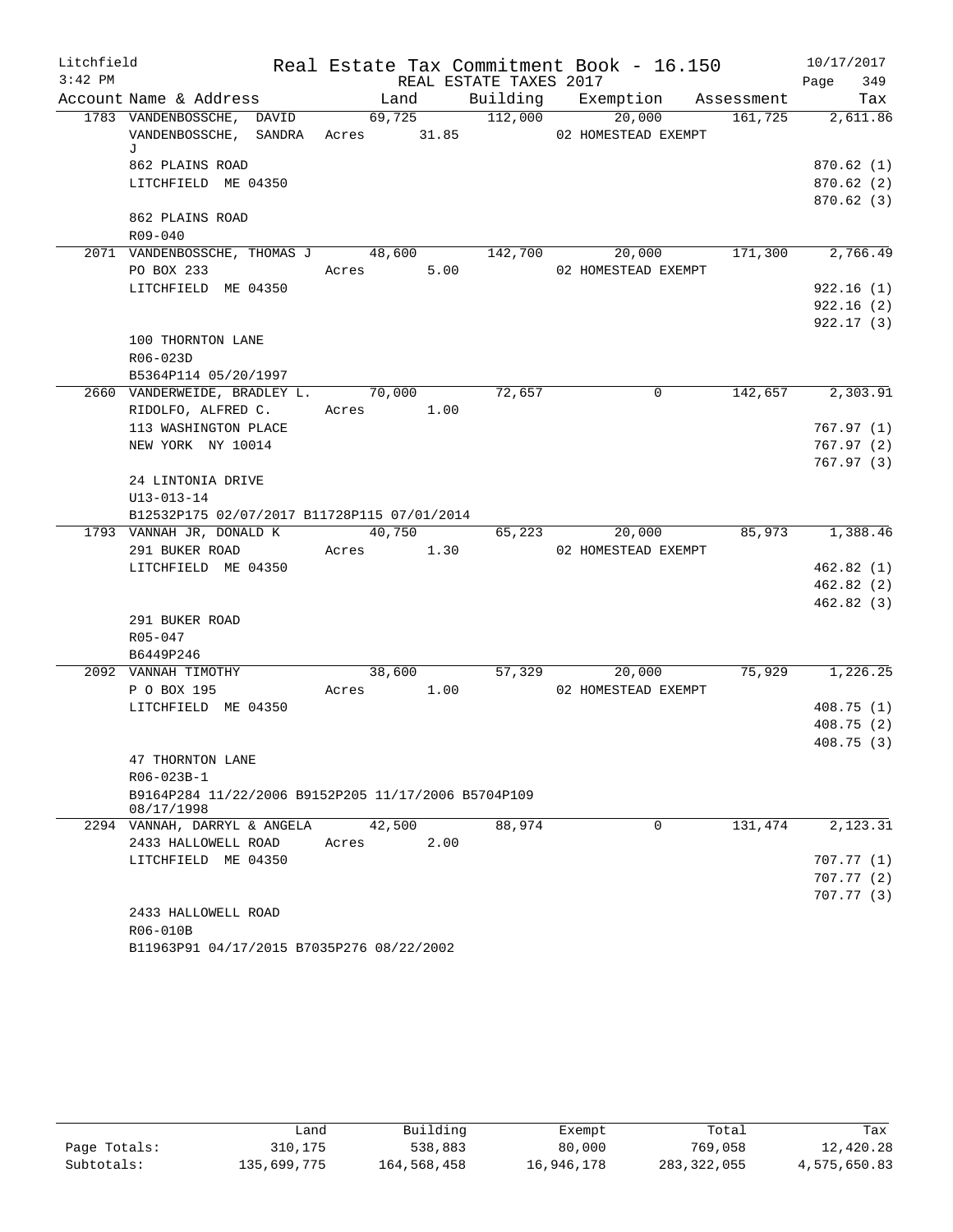Litchfield Real Estate Tax Commitment Book - 16.150 10/17/2017
3:42 PM REAL ESTATE TAXES 2017 Page 349

| Account | Name & Address | Land | Building | Exemption | Assessment | Tax |
|---|---|---|---|---|---|---|
| 1783 | VANDENBOSSCHE, DAVID<br>VANDENBOSSCHE, SANDRA J<br>862 PLAINS ROAD<br>LITCHFIELD ME 04350<br><br>862 PLAINS ROAD<br>R09-040 | 69,725<br>Acres 31.85 | 112,000 | 20,000<br>02 HOMESTEAD EXEMPT | 161,725 | 2,611.86<br><br>870.62 (1)<br>870.62 (2)<br>870.62 (3) |
| 2071 | VANDENBOSSCHE, THOMAS J<br>PO BOX 233<br>LITCHFIELD ME 04350<br><br>100 THORNTON LANE<br>R06-023D<br>B5364P114 05/20/1997 | 48,600<br>Acres 5.00 | 142,700 | 20,000<br>02 HOMESTEAD EXEMPT | 171,300 | 2,766.49<br><br>922.16 (1)<br>922.16 (2)<br>922.17 (3) |
| 2660 | VANDERWEIDE, BRADLEY L.<br>RIDOLFO, ALFRED C.<br>113 WASHINGTON PLACE<br>NEW YORK NY 10014<br><br>24 LINTONIA DRIVE<br>U13-013-14<br>B12532P175 02/07/2017 B11728P115 07/01/2014 | 70,000<br>Acres 1.00 | 72,657 | 0 | 142,657 | 2,303.91<br><br>767.97 (1)<br>767.97 (2)<br>767.97 (3) |
| 1793 | VANNAH JR, DONALD K<br>291 BUKER ROAD<br>LITCHFIELD ME 04350<br><br>291 BUKER ROAD<br>R05-047<br>B6449P246 | 40,750<br>Acres 1.30 | 65,223 | 20,000<br>02 HOMESTEAD EXEMPT | 85,973 | 1,388.46<br><br>462.82 (1)<br>462.82 (2)<br>462.82 (3) |
| 2092 | VANNAH TIMOTHY<br>P O BOX 195<br>LITCHFIELD ME 04350<br><br>47 THORNTON LANE<br>R06-023B-1<br>B9164P284 11/22/2006 B9152P205 11/17/2006 B5704P109 08/17/1998 | 38,600<br>Acres 1.00 | 57,329 | 20,000<br>02 HOMESTEAD EXEMPT | 75,929 | 1,226.25<br><br>408.75 (1)<br>408.75 (2)<br>408.75 (3) |
| 2294 | VANNAH, DARRYL & ANGELA<br>2433 HALLOWELL ROAD<br>LITCHFIELD ME 04350<br><br>2433 HALLOWELL ROAD<br>R06-010B<br>B11963P91 04/17/2015 B7035P276 08/22/2002 | 42,500<br>Acres 2.00 | 88,974 | 0 | 131,474 | 2,123.31<br><br>707.77 (1)<br>707.77 (2)<br>707.77 (3) |

| | Land | Building | Exempt | Total | Tax |
|---|---|---|---|---|---|
| Page Totals: | 310,175 | 538,883 | 80,000 | 769,058 | 12,420.28 |
| Subtotals: | 135,699,775 | 164,568,458 | 16,946,178 | 283,322,055 | 4,575,650.83 |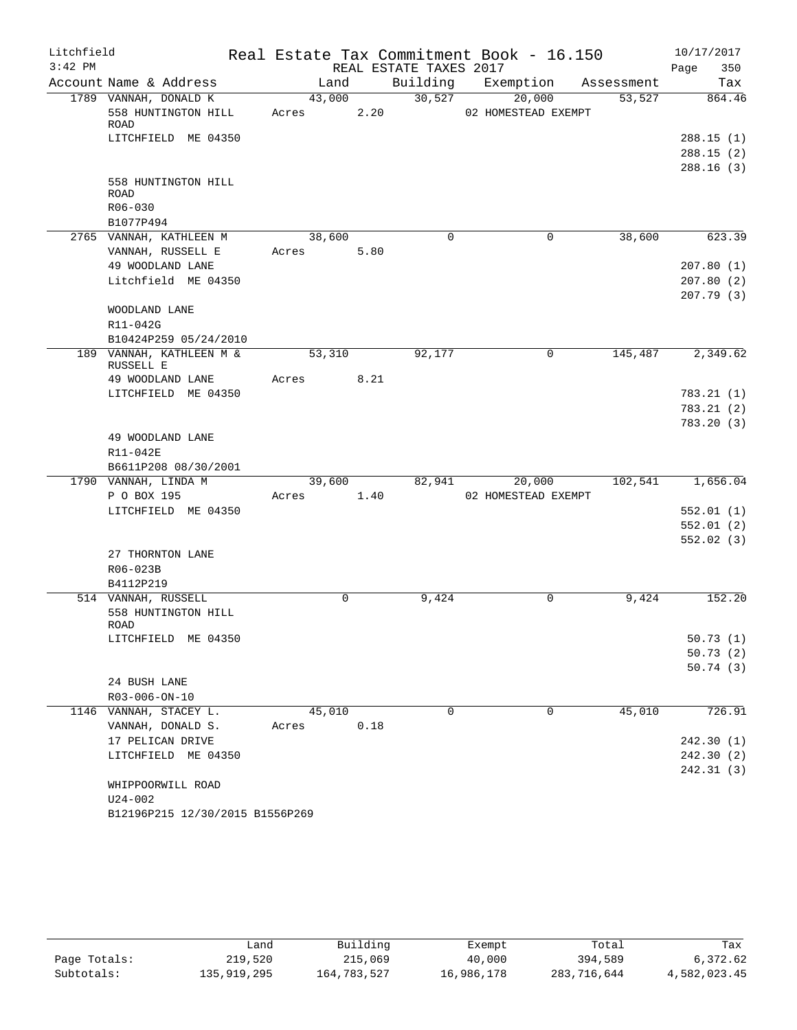# Real Estate Tax Commitment Book - 16.150

Litchfield 3:42 PM — REAL ESTATE TAXES 2017 — 10/17/2017

| Account | Name & Address | Land | Building | Exemption | Assessment | Tax |
|---|---|---|---|---|---|---|
| 1789 | VANNAH, DONALD K | 43,000 | 30,527 | 20,000 | 53,527 | 864.46 |
| | 558 HUNTINGTON HILL ROAD | Acres 2.20 | | 02 HOMESTEAD EXEMPT | | |
| | LITCHFIELD ME 04350 | | | | | 288.15 (1) |
| | | | | | | 288.15 (2) |
| | | | | | | 288.16 (3) |
| | 558 HUNTINGTON HILL ROAD | | | | | |
| | R06-030 | | | | | |
| | B1077P494 | | | | | |
| 2765 | VANNAH, KATHLEEN M | 38,600 | 0 | 0 | 38,600 | 623.39 |
| | VANNAH, RUSSELL E | Acres 5.80 | | | | |
| | 49 WOODLAND LANE | | | | | 207.80 (1) |
| | Litchfield ME 04350 | | | | | 207.80 (2) |
| | | | | | | 207.79 (3) |
| | WOODLAND LANE | | | | | |
| | R11-042G | | | | | |
| | B10424P259 05/24/2010 | | | | | |
| 189 | VANNAH, KATHLEEN M & RUSSELL E | 53,310 | 92,177 | 0 | 145,487 | 2,349.62 |
| | 49 WOODLAND LANE | Acres 8.21 | | | | |
| | LITCHFIELD ME 04350 | | | | | 783.21 (1) |
| | | | | | | 783.21 (2) |
| | | | | | | 783.20 (3) |
| | 49 WOODLAND LANE | | | | | |
| | R11-042E | | | | | |
| | B6611P208 08/30/2001 | | | | | |
| 1790 | VANNAH, LINDA M | 39,600 | 82,941 | 20,000 | 102,541 | 1,656.04 |
| | P O BOX 195 | Acres 1.40 | | 02 HOMESTEAD EXEMPT | | |
| | LITCHFIELD ME 04350 | | | | | 552.01 (1) |
| | | | | | | 552.01 (2) |
| | | | | | | 552.02 (3) |
| | 27 THORNTON LANE | | | | | |
| | R06-023B | | | | | |
| | B4112P219 | | | | | |
| 514 | VANNAH, RUSSELL | 0 | 9,424 | 0 | 9,424 | 152.20 |
| | 558 HUNTINGTON HILL ROAD | | | | | |
| | LITCHFIELD ME 04350 | | | | | 50.73 (1) |
| | | | | | | 50.73 (2) |
| | | | | | | 50.74 (3) |
| | 24 BUSH LANE | | | | | |
| | R03-006-ON-10 | | | | | |
| 1146 | VANNAH, STACEY L. | 45,010 | 0 | 0 | 45,010 | 726.91 |
| | VANNAH, DONALD S. | Acres 0.18 | | | | |
| | 17 PELICAN DRIVE | | | | | 242.30 (1) |
| | LITCHFIELD ME 04350 | | | | | 242.30 (2) |
| | | | | | | 242.31 (3) |
| | WHIPPOORWILL ROAD | | | | | |
| | U24-002 | | | | | |
| | B12196P215 12/30/2015 B1556P269 | | | | | |

| | Land | Building | Exempt | Total | Tax |
|---|---|---|---|---|---|
| Page Totals: | 219,520 | 215,069 | 40,000 | 394,589 | 6,372.62 |
| Subtotals: | 135,919,295 | 164,783,527 | 16,986,178 | 283,716,644 | 4,582,023.45 |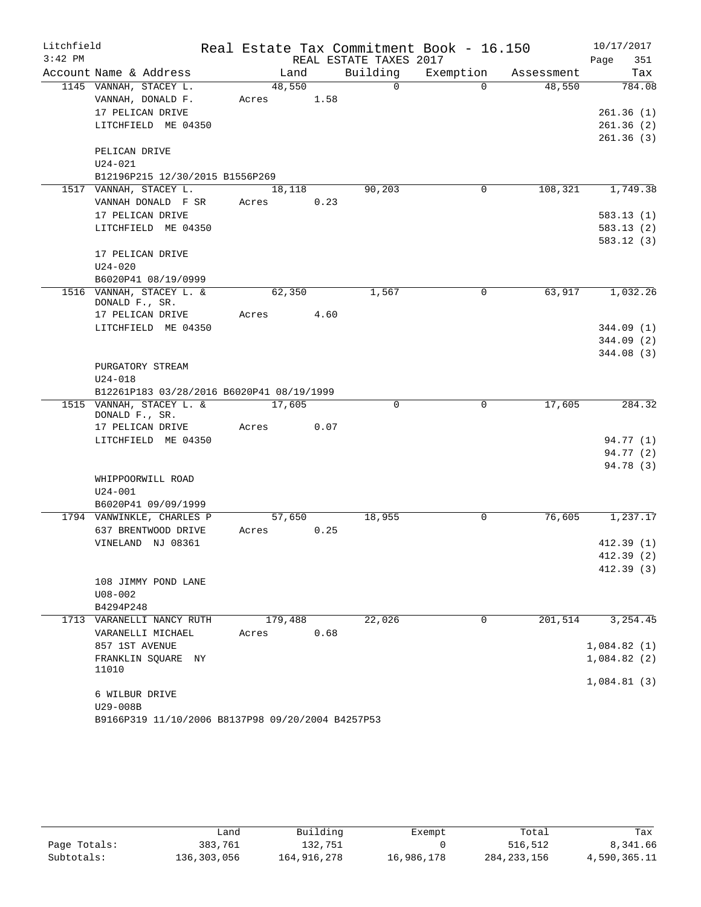# Real Estate Tax Commitment Book - 16.150

Litchfield 3:42 PM — REAL ESTATE TAXES 2017 — 10/17/2017

| Account | Name & Address | Land | Building | Exemption | Assessment | Tax |
|---|---|---|---|---|---|---|
| 1145 | VANNAH, STACEY L.<br>VANNAH, DONALD F.<br>17 PELICAN DRIVE<br>LITCHFIELD ME 04350<br><br>PELICAN DRIVE<br>U24-021<br>B12196P215 12/30/2015 B1556P269 | 48,550<br>Acres 1.58 | 0 | 0 | 48,550 | 784.08<br><br>261.36 (1)<br>261.36 (2)<br>261.36 (3) |
| 1517 | VANNAH, STACEY L.<br>VANNAH DONALD F SR<br>17 PELICAN DRIVE<br>LITCHFIELD ME 04350<br><br>17 PELICAN DRIVE<br>U24-020<br>B6020P41 08/19/0999 | 18,118<br>Acres 0.23 | 90,203 | 0 | 108,321 | 1,749.38<br><br>583.13 (1)<br>583.13 (2)<br>583.12 (3) |
| 1516 | VANNAH, STACEY L. &<br>DONALD F., SR.<br>17 PELICAN DRIVE<br>LITCHFIELD ME 04350<br><br>PURGATORY STREAM<br>U24-018<br>B12261P183 03/28/2016 B6020P41 08/19/1999 | 62,350<br>Acres 4.60 | 1,567 | 0 | 63,917 | 1,032.26<br><br>344.09 (1)<br>344.09 (2)<br>344.08 (3) |
| 1515 | VANNAH, STACEY L. &<br>DONALD F., SR.<br>17 PELICAN DRIVE<br>LITCHFIELD ME 04350<br><br>WHIPPOORWILL ROAD<br>U24-001<br>B6020P41 09/09/1999 | 17,605<br>Acres 0.07 | 0 | 0 | 17,605 | 284.32<br><br>94.77 (1)<br>94.77 (2)<br>94.78 (3) |
| 1794 | VANWINKLE, CHARLES P<br>637 BRENTWOOD DRIVE<br>VINELAND NJ 08361<br><br>108 JIMMY POND LANE<br>U08-002<br>B4294P248 | 57,650<br>Acres 0.25 | 18,955 | 0 | 76,605 | 1,237.17<br><br>412.39 (1)<br>412.39 (2)<br>412.39 (3) |
| 1713 | VARANELLI NANCY RUTH<br>VARANELLI MICHAEL<br>857 1ST AVENUE<br>FRANKLIN SQUARE NY 11010<br><br>6 WILBUR DRIVE<br>U29-008B<br>B9166P319 11/10/2006 B8137P98 09/20/2004 B4257P53 | 179,488<br>Acres 0.68 | 22,026 | 0 | 201,514 | 3,254.45<br><br>1,084.82 (1)<br>1,084.82 (2)<br>1,084.81 (3) |

| | Land | Building | Exempt | Total | Tax |
|---|---|---|---|---|---|
| Page Totals: | 383,761 | 132,751 | 0 | 516,512 | 8,341.66 |
| Subtotals: | 136,303,056 | 164,916,278 | 16,986,178 | 284,233,156 | 4,590,365.11 |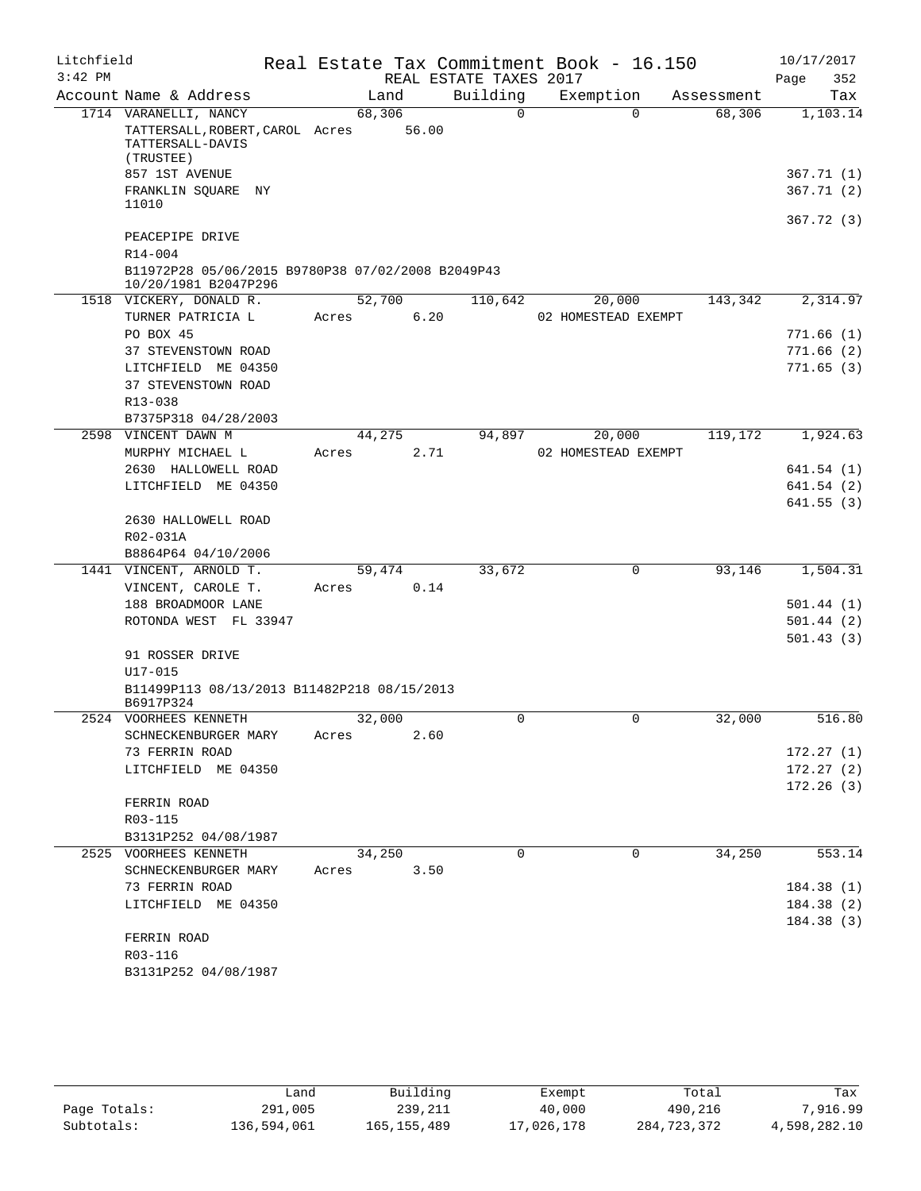# Real Estate Tax Commitment Book - 16.150

Litchfield 3:42 PM — REAL ESTATE TAXES 2017 — 10/17/2017

| Account Name & Address | Land | Building | Exemption | Assessment | Tax |
|---|---|---|---|---|---|
| 1714 VARANELLI, NANCY | 68,306 | 0 | 0 | 68,306 | 1,103.14 |
| TATTERSALL,ROBERT,CAROL TATTERSALL-DAVIS (TRUSTEE) | Acres 56.00 | | | | |
| 857 1ST AVENUE | | | | | 367.71 (1) |
| FRANKLIN SQUARE NY 11010 | | | | | 367.71 (2) |
| | | | | | 367.72 (3) |
| PEACEPIPE DRIVE | | | | | |
| R14-004 | | | | | |
| B11972P28 05/06/2015 B9780P38 07/02/2008 B2049P43 10/20/1981 B2047P296 | | | | | |
| 1518 VICKERY, DONALD R. | 52,700 | 110,642 | 20,000 | 143,342 | 2,314.97 |
| TURNER PATRICIA L | Acres 6.20 | | 02 HOMESTEAD EXEMPT | | |
| PO BOX 45 | | | | | 771.66 (1) |
| 37 STEVENSTOWN ROAD | | | | | 771.66 (2) |
| LITCHFIELD ME 04350 | | | | | 771.65 (3) |
| 37 STEVENSTOWN ROAD | | | | | |
| R13-038 | | | | | |
| B7375P318 04/28/2003 | | | | | |
| 2598 VINCENT DAWN M | 44,275 | 94,897 | 20,000 | 119,172 | 1,924.63 |
| MURPHY MICHAEL L | Acres 2.71 | | 02 HOMESTEAD EXEMPT | | |
| 2630 HALLOWELL ROAD | | | | | 641.54 (1) |
| LITCHFIELD ME 04350 | | | | | 641.54 (2) |
| | | | | | 641.55 (3) |
| 2630 HALLOWELL ROAD | | | | | |
| R02-031A | | | | | |
| B8864P64 04/10/2006 | | | | | |
| 1441 VINCENT, ARNOLD T. | 59,474 | 33,672 | 0 | 93,146 | 1,504.31 |
| VINCENT, CAROLE T. | Acres 0.14 | | | | |
| 188 BROADMOOR LANE | | | | | 501.44 (1) |
| ROTONDA WEST FL 33947 | | | | | 501.44 (2) |
| | | | | | 501.43 (3) |
| 91 ROSSER DRIVE | | | | | |
| U17-015 | | | | | |
| B11499P113 08/13/2013 B11482P218 08/15/2013 B6917P324 | | | | | |
| 2524 VOORHEES KENNETH | 32,000 | 0 | 0 | 32,000 | 516.80 |
| SCHNECKENBURGER MARY | Acres 2.60 | | | | |
| 73 FERRIN ROAD | | | | | 172.27 (1) |
| LITCHFIELD ME 04350 | | | | | 172.27 (2) |
| | | | | | 172.26 (3) |
| FERRIN ROAD | | | | | |
| R03-115 | | | | | |
| B3131P252 04/08/1987 | | | | | |
| 2525 VOORHEES KENNETH | 34,250 | 0 | 0 | 34,250 | 553.14 |
| SCHNECKENBURGER MARY | Acres 3.50 | | | | |
| 73 FERRIN ROAD | | | | | 184.38 (1) |
| LITCHFIELD ME 04350 | | | | | 184.38 (2) |
| | | | | | 184.38 (3) |
| FERRIN ROAD | | | | | |
| R03-116 | | | | | |
| B3131P252 04/08/1987 | | | | | |

| | Land | Building | Exempt | Total | Tax |
|---|---|---|---|---|---|
| Page Totals: | 291,005 | 239,211 | 40,000 | 490,216 | 7,916.99 |
| Subtotals: | 136,594,061 | 165,155,489 | 17,026,178 | 284,723,372 | 4,598,282.10 |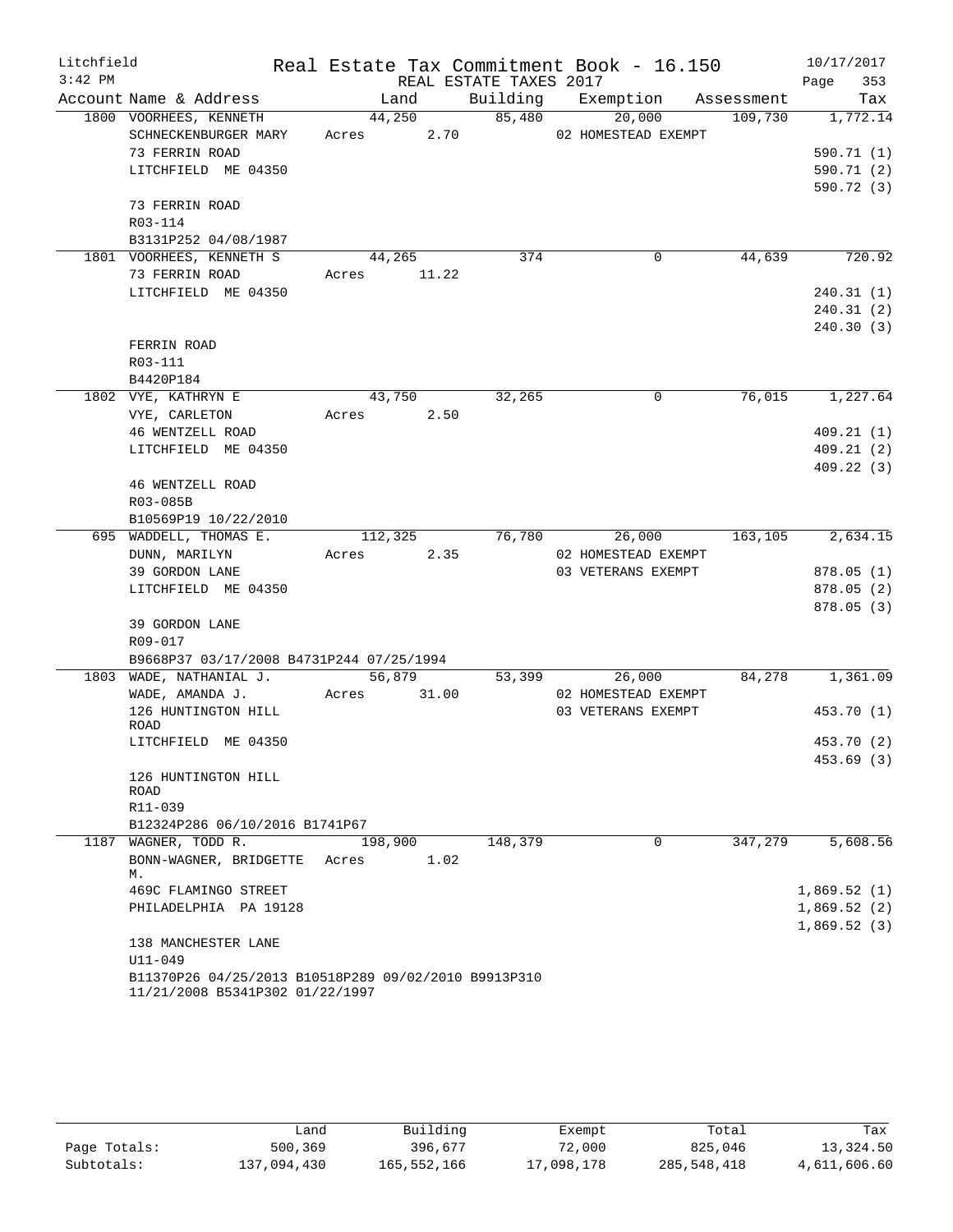Litchfield
3:42 PM

# Real Estate Tax Commitment Book - 16.150

REAL ESTATE TAXES 2017

10/17/2017

| Account Name & Address | Land | Building | Exemption | Assessment | Tax |
|---|---|---|---|---|---|
| 1800 VOORHEES, KENNETH | 44,250 | 85,480 | 20,000 | 109,730 | 1,772.14 |
| SCHNECKENBURGER MARY | Acres 2.70 | | 02 HOMESTEAD EXEMPT | | |
| 73 FERRIN ROAD | | | | | 590.71 (1) |
| LITCHFIELD ME 04350 | | | | | 590.71 (2) |
| | | | | | 590.72 (3) |
| 73 FERRIN ROAD | | | | | |
| R03-114 | | | | | |
| B3131P252 04/08/1987 | | | | | |
| 1801 VOORHEES, KENNETH S | 44,265 | 374 | 0 | 44,639 | 720.92 |
| 73 FERRIN ROAD | Acres 11.22 | | | | |
| LITCHFIELD ME 04350 | | | | | 240.31 (1) |
| | | | | | 240.31 (2) |
| | | | | | 240.30 (3) |
| FERRIN ROAD | | | | | |
| R03-111 | | | | | |
| B4420P184 | | | | | |
| 1802 VYE, KATHRYN E | 43,750 | 32,265 | 0 | 76,015 | 1,227.64 |
| VYE, CARLETON | Acres 2.50 | | | | |
| 46 WENTZELL ROAD | | | | | 409.21 (1) |
| LITCHFIELD ME 04350 | | | | | 409.21 (2) |
| | | | | | 409.22 (3) |
| 46 WENTZELL ROAD | | | | | |
| R03-085B | | | | | |
| B10569P19 10/22/2010 | | | | | |
| 695 WADDELL, THOMAS E. | 112,325 | 76,780 | 26,000 | 163,105 | 2,634.15 |
| DUNN, MARILYN | Acres 2.35 | | 02 HOMESTEAD EXEMPT | | |
| 39 GORDON LANE | | | 03 VETERANS EXEMPT | | 878.05 (1) |
| LITCHFIELD ME 04350 | | | | | 878.05 (2) |
| | | | | | 878.05 (3) |
| 39 GORDON LANE | | | | | |
| R09-017 | | | | | |
| B9668P37 03/17/2008 B4731P244 07/25/1994 | | | | | |
| 1803 WADE, NATHANIAL J. | 56,879 | 53,399 | 26,000 | 84,278 | 1,361.09 |
| WADE, AMANDA J. | Acres 31.00 | | 02 HOMESTEAD EXEMPT | | |
| 126 HUNTINGTON HILL ROAD | | | 03 VETERANS EXEMPT | | 453.70 (1) |
| LITCHFIELD ME 04350 | | | | | 453.70 (2) |
| | | | | | 453.69 (3) |
| 126 HUNTINGTON HILL ROAD | | | | | |
| R11-039 | | | | | |
| B12324P286 06/10/2016 B1741P67 | | | | | |
| 1187 WAGNER, TODD R. | 198,900 | 148,379 | 0 | 347,279 | 5,608.56 |
| BONN-WAGNER, BRIDGETTE M. | Acres 1.02 | | | | |
| 469C FLAMINGO STREET | | | | | 1,869.52 (1) |
| PHILADELPHIA PA 19128 | | | | | 1,869.52 (2) |
| | | | | | 1,869.52 (3) |
| 138 MANCHESTER LANE | | | | | |
| U11-049 | | | | | |
| B11370P26 04/25/2013 B10518P289 09/02/2010 B9913P310 11/21/2008 B5341P302 01/22/1997 | | | | | |

| | Land | Building | Exempt | Total | Tax |
|---|---|---|---|---|---|
| Page Totals: | 500,369 | 396,677 | 72,000 | 825,046 | 13,324.50 |
| Subtotals: | 137,094,430 | 165,552,166 | 17,098,178 | 285,548,418 | 4,611,606.60 |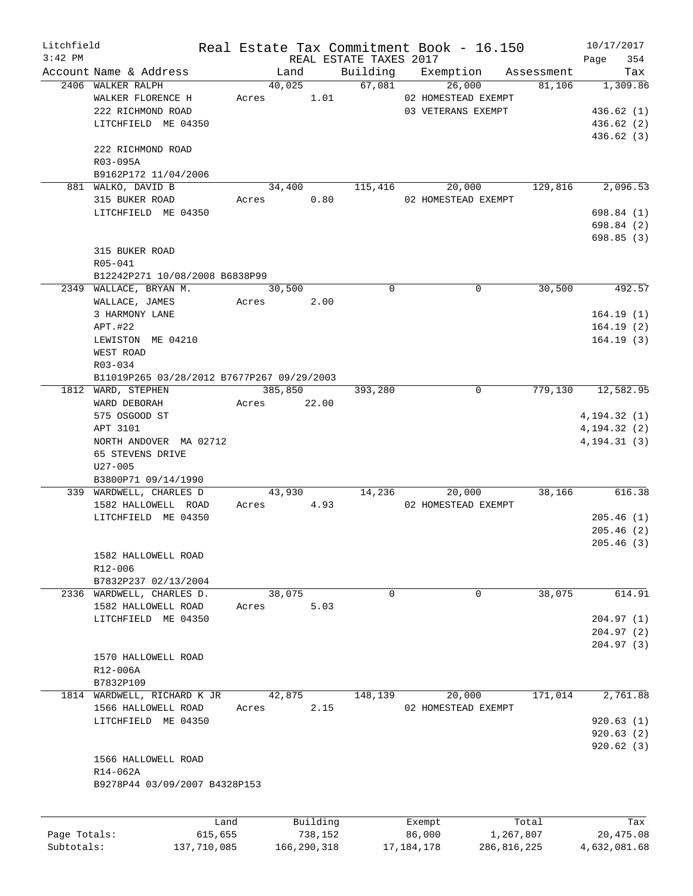Litchfield 3:42 PM

# Real Estate Tax Commitment Book - 16.150

REAL ESTATE TAXES 2017

10/17/2017 Page 354

| Account Name & Address | Land | Building | Exemption | Assessment | Tax |
|---|---|---|---|---|---|
| 2406 WALKER RALPH | 40,025 | 67,081 | 26,000 | 81,106 | 1,309.86 |
| WALKER FLORENCE H | Acres 1.01 | | 02 HOMESTEAD EXEMPT | | |
| 222 RICHMOND ROAD | | | 03 VETERANS EXEMPT | | 436.62 (1) |
| LITCHFIELD ME 04350 | | | | | 436.62 (2) |
| | | | | | 436.62 (3) |
| 222 RICHMOND ROAD | | | | | |
| R03-095A | | | | | |
| B9162P172 11/04/2006 | | | | | |
| 881 WALKO, DAVID B | 34,400 | 115,416 | 20,000 | 129,816 | 2,096.53 |
| 315 BUKER ROAD | Acres 0.80 | | 02 HOMESTEAD EXEMPT | | |
| LITCHFIELD ME 04350 | | | | | 698.84 (1) |
| | | | | | 698.84 (2) |
| | | | | | 698.85 (3) |
| 315 BUKER ROAD | | | | | |
| R05-041 | | | | | |
| B12242P271 10/08/2008 B6838P99 | | | | | |
| 2349 WALLACE, BRYAN M. | 30,500 | 0 | 0 | 30,500 | 492.57 |
| WALLACE, JAMES | Acres 2.00 | | | | |
| 3 HARMONY LANE | | | | | 164.19 (1) |
| APT.#22 | | | | | 164.19 (2) |
| LEWISTON ME 04210 | | | | | 164.19 (3) |
| WEST ROAD | | | | | |
| R03-034 | | | | | |
| B11019P265 03/28/2012 B7677P267 09/29/2003 | | | | | |
| 1812 WARD, STEPHEN | 385,850 | 393,280 | 0 | 779,130 | 12,582.95 |
| WARD DEBORAH | Acres 22.00 | | | | |
| 575 OSGOOD ST | | | | | 4,194.32 (1) |
| APT 3101 | | | | | 4,194.32 (2) |
| NORTH ANDOVER MA 02712 | | | | | 4,194.31 (3) |
| 65 STEVENS DRIVE | | | | | |
| U27-005 | | | | | |
| B3800P71 09/14/1990 | | | | | |
| 339 WARDWELL, CHARLES D | 43,930 | 14,236 | 20,000 | 38,166 | 616.38 |
| 1582 HALLOWELL ROAD | Acres 4.93 | | 02 HOMESTEAD EXEMPT | | |
| LITCHFIELD ME 04350 | | | | | 205.46 (1) |
| | | | | | 205.46 (2) |
| | | | | | 205.46 (3) |
| 1582 HALLOWELL ROAD | | | | | |
| R12-006 | | | | | |
| B7832P237 02/13/2004 | | | | | |
| 2336 WARDWELL, CHARLES D. | 38,075 | 0 | 0 | 38,075 | 614.91 |
| 1582 HALLOWELL ROAD | Acres 5.03 | | | | |
| LITCHFIELD ME 04350 | | | | | 204.97 (1) |
| | | | | | 204.97 (2) |
| | | | | | 204.97 (3) |
| 1570 HALLOWELL ROAD | | | | | |
| R12-006A | | | | | |
| B7832P109 | | | | | |
| 1814 WARDWELL, RICHARD K JR | 42,875 | 148,139 | 20,000 | 171,014 | 2,761.88 |
| 1566 HALLOWELL ROAD | Acres 2.15 | | 02 HOMESTEAD EXEMPT | | |
| LITCHFIELD ME 04350 | | | | | 920.63 (1) |
| | | | | | 920.63 (2) |
| | | | | | 920.62 (3) |
| 1566 HALLOWELL ROAD | | | | | |
| R14-062A | | | | | |
| B9278P44 03/09/2007 B4328P153 | | | | | |

| | Land | Building | Exempt | Total | Tax |
|---|---|---|---|---|---|
| Page Totals: | 615,655 | 738,152 | 86,000 | 1,267,807 | 20,475.08 |
| Subtotals: | 137,710,085 | 166,290,318 | 17,184,178 | 286,816,225 | 4,632,081.68 |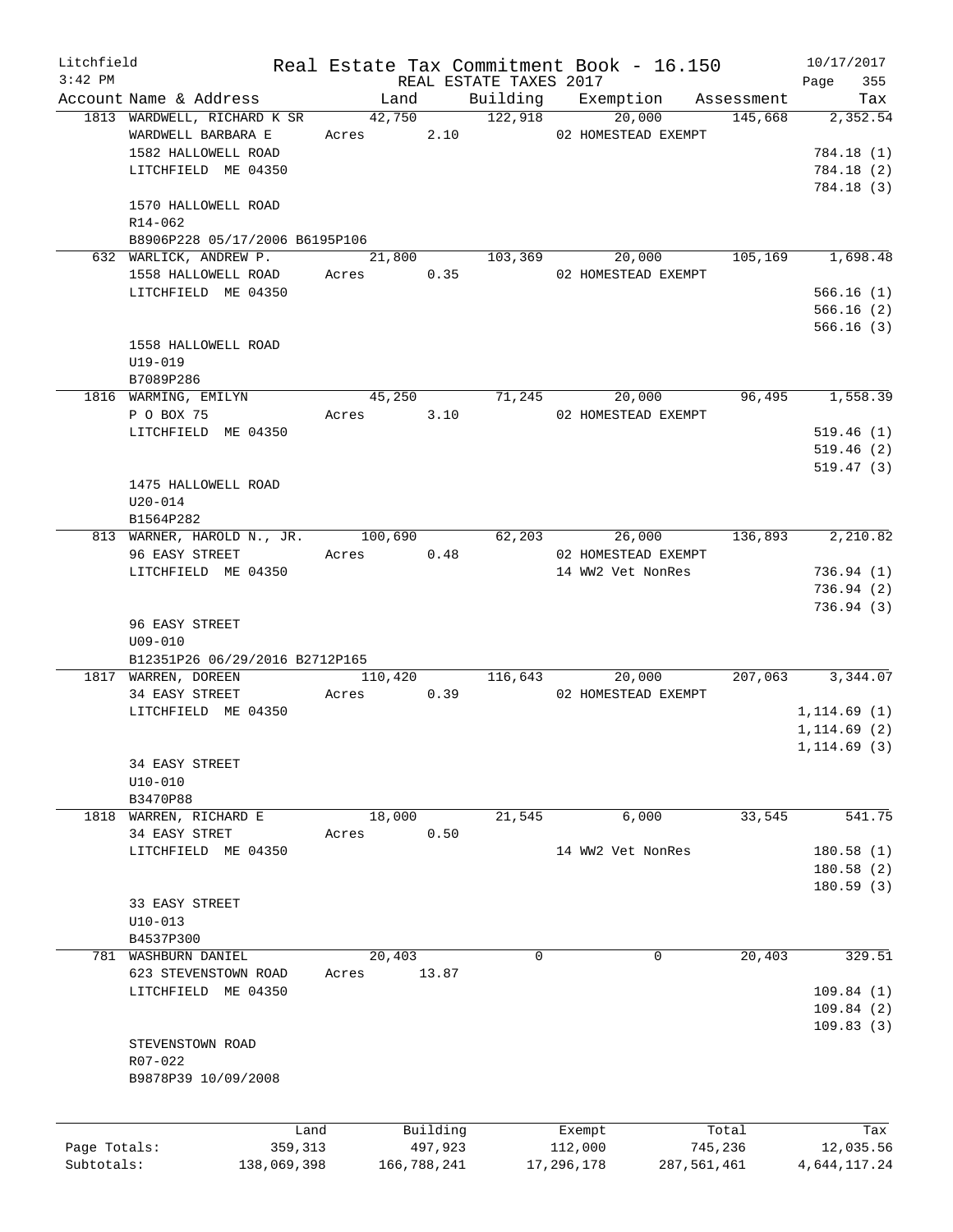Litchfield 3:42 PM — Real Estate Tax Commitment Book - 16.150 — REAL ESTATE TAXES 2017 — 10/17/2017 Page 355

| Account | Name & Address | Land | Building | Exemption | Assessment | Tax |
|---|---|---|---|---|---|---|
| 1813 | WARDWELL, RICHARD K SR | 42,750 | 122,918 | 20,000 | 145,668 | 2,352.54 |
| | WARDWELL BARBARA E | Acres 2.10 | | 02 HOMESTEAD EXEMPT | | |
| | 1582 HALLOWELL ROAD | | | | | 784.18 (1) |
| | LITCHFIELD ME 04350 | | | | | 784.18 (2) |
| | | | | | | 784.18 (3) |
| | 1570 HALLOWELL ROAD | | | | | |
| | R14-062 | | | | | |
| | B8906P228 05/17/2006 B6195P106 | | | | | |
| 632 | WARLICK, ANDREW P. | 21,800 | 103,369 | 20,000 | 105,169 | 1,698.48 |
| | 1558 HALLOWELL ROAD | Acres 0.35 | | 02 HOMESTEAD EXEMPT | | |
| | LITCHFIELD ME 04350 | | | | | 566.16 (1) |
| | | | | | | 566.16 (2) |
| | | | | | | 566.16 (3) |
| | 1558 HALLOWELL ROAD | | | | | |
| | U19-019 | | | | | |
| | B7089P286 | | | | | |
| 1816 | WARMING, EMILYN | 45,250 | 71,245 | 20,000 | 96,495 | 1,558.39 |
| | P O BOX 75 | Acres 3.10 | | 02 HOMESTEAD EXEMPT | | |
| | LITCHFIELD ME 04350 | | | | | 519.46 (1) |
| | | | | | | 519.46 (2) |
| | | | | | | 519.47 (3) |
| | 1475 HALLOWELL ROAD | | | | | |
| | U20-014 | | | | | |
| | B1564P282 | | | | | |
| 813 | WARNER, HAROLD N., JR. | 100,690 | 62,203 | 26,000 | 136,893 | 2,210.82 |
| | 96 EASY STREET | Acres 0.48 | | 02 HOMESTEAD EXEMPT | | |
| | LITCHFIELD ME 04350 | | | 14 WW2 Vet NonRes | | 736.94 (1) |
| | | | | | | 736.94 (2) |
| | | | | | | 736.94 (3) |
| | 96 EASY STREET | | | | | |
| | U09-010 | | | | | |
| | B12351P26 06/29/2016 B2712P165 | | | | | |
| 1817 | WARREN, DOREEN | 110,420 | 116,643 | 20,000 | 207,063 | 3,344.07 |
| | 34 EASY STREET | Acres 0.39 | | 02 HOMESTEAD EXEMPT | | |
| | LITCHFIELD ME 04350 | | | | | 1,114.69 (1) |
| | | | | | | 1,114.69 (2) |
| | | | | | | 1,114.69 (3) |
| | 34 EASY STREET | | | | | |
| | U10-010 | | | | | |
| | B3470P88 | | | | | |
| 1818 | WARREN, RICHARD E | 18,000 | 21,545 | 6,000 | 33,545 | 541.75 |
| | 34 EASY STRET | Acres 0.50 | | | | |
| | LITCHFIELD ME 04350 | | | 14 WW2 Vet NonRes | | 180.58 (1) |
| | | | | | | 180.58 (2) |
| | | | | | | 180.59 (3) |
| | 33 EASY STREET | | | | | |
| | U10-013 | | | | | |
| | B4537P300 | | | | | |
| 781 | WASHBURN DANIEL | 20,403 | 0 | 0 | 20,403 | 329.51 |
| | 623 STEVENSTOWN ROAD | Acres 13.87 | | | | |
| | LITCHFIELD ME 04350 | | | | | 109.84 (1) |
| | | | | | | 109.84 (2) |
| | | | | | | 109.83 (3) |
| | STEVENSTOWN ROAD | | | | | |
| | R07-022 | | | | | |
| | B9878P39 10/09/2008 | | | | | |

| | Land | Building | Exempt | Total | Tax |
|---|---|---|---|---|---|
| Page Totals: | 359,313 | 497,923 | 112,000 | 745,236 | 12,035.56 |
| Subtotals: | 138,069,398 | 166,788,241 | 17,296,178 | 287,561,461 | 4,644,117.24 |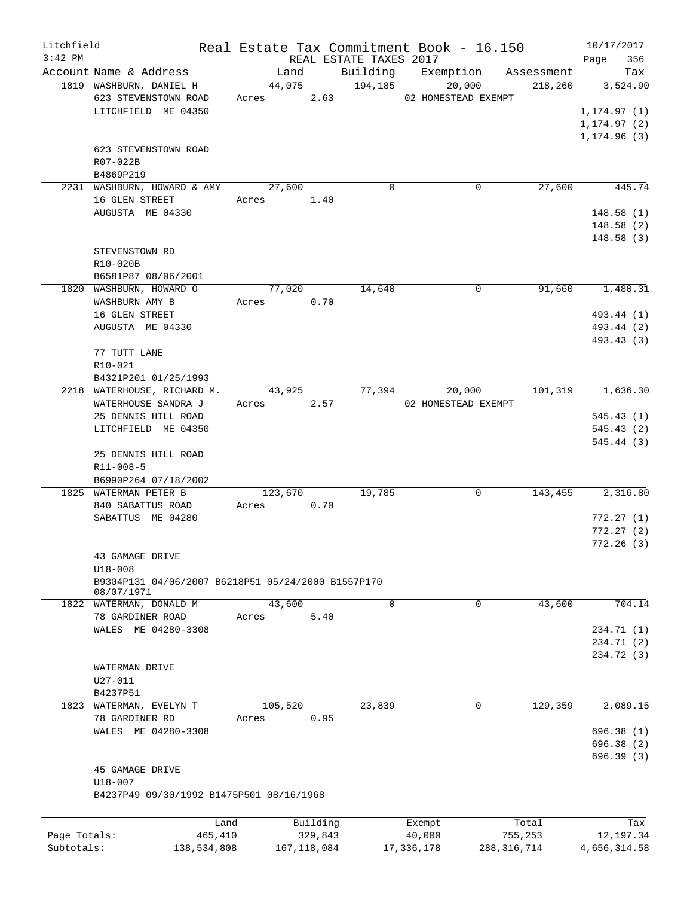Litchfield
3:42 PM

# Real Estate Tax Commitment Book - 16.150

REAL ESTATE TAXES 2017

10/17/2017

| Account | Name & Address | Land | Building | Exemption | Assessment | Tax |
|---|---|---|---|---|---|---|
| 1819 | WASHBURN, DANIEL H<br>623 STEVENSTOWN ROAD<br>LITCHFIELD ME 04350<br><br>623 STEVENSTOWN ROAD<br>R07-022B<br>B4869P219 | 44,075<br>Acres 2.63 | 194,185 | 20,000<br>02 HOMESTEAD EXEMPT | 218,260 | 3,524.90<br><br>1,174.97 (1)<br>1,174.97 (2)<br>1,174.96 (3) |
| 2231 | WASHBURN, HOWARD & AMY<br>16 GLEN STREET<br>AUGUSTA ME 04330<br><br>STEVENSTOWN RD<br>R10-020B<br>B6581P87 08/06/2001 | 27,600<br>Acres 1.40 | 0 | 0 | 27,600 | 445.74<br><br>148.58 (1)<br>148.58 (2)<br>148.58 (3) |
| 1820 | WASHBURN, HOWARD O<br>WASHBURN AMY B<br>16 GLEN STREET<br>AUGUSTA ME 04330<br><br>77 TUTT LANE<br>R10-021<br>B4321P201 01/25/1993 | 77,020<br>Acres 0.70 | 14,640 | 0 | 91,660 | 1,480.31<br><br>493.44 (1)<br>493.44 (2)<br>493.43 (3) |
| 2218 | WATERHOUSE, RICHARD M.<br>WATERHOUSE SANDRA J<br>25 DENNIS HILL ROAD<br>LITCHFIELD ME 04350<br><br>25 DENNIS HILL ROAD<br>R11-008-5<br>B6990P264 07/18/2002 | 43,925<br>Acres 2.57 | 77,394 | 20,000<br>02 HOMESTEAD EXEMPT | 101,319 | 1,636.30<br><br>545.43 (1)<br>545.43 (2)<br>545.44 (3) |
| 1825 | WATERMAN PETER B<br>840 SABATTUS ROAD<br>SABATTUS ME 04280<br><br>43 GAMAGE DRIVE<br>U18-008<br>B9304P131 04/06/2007 B6218P51 05/24/2000 B1557P170 08/07/1971 | 123,670<br>Acres 0.70 | 19,785 | 0 | 143,455 | 2,316.80<br><br>772.27 (1)<br>772.27 (2)<br>772.26 (3) |
| 1822 | WATERMAN, DONALD M<br>78 GARDINER ROAD<br>WALES ME 04280-3308<br><br>WATERMAN DRIVE<br>U27-011<br>B4237P51 | 43,600<br>Acres 5.40 | 0 | 0 | 43,600 | 704.14<br><br>234.71 (1)<br>234.71 (2)<br>234.72 (3) |
| 1823 | WATERMAN, EVELYN T<br>78 GARDINER RD<br>WALES ME 04280-3308<br><br>45 GAMAGE DRIVE<br>U18-007<br>B4237P49 09/30/1992 B1475P501 08/16/1968 | 105,520<br>Acres 0.95 | 23,839 | 0 | 129,359 | 2,089.15<br><br>696.38 (1)<br>696.38 (2)<br>696.39 (3) |

| | Land | Building | Exempt | Total | Tax |
|---|---|---|---|---|---|
| Page Totals: | 465,410 | 329,843 | 40,000 | 755,253 | 12,197.34 |
| Subtotals: | 138,534,808 | 167,118,084 | 17,336,178 | 288,316,714 | 4,656,314.58 |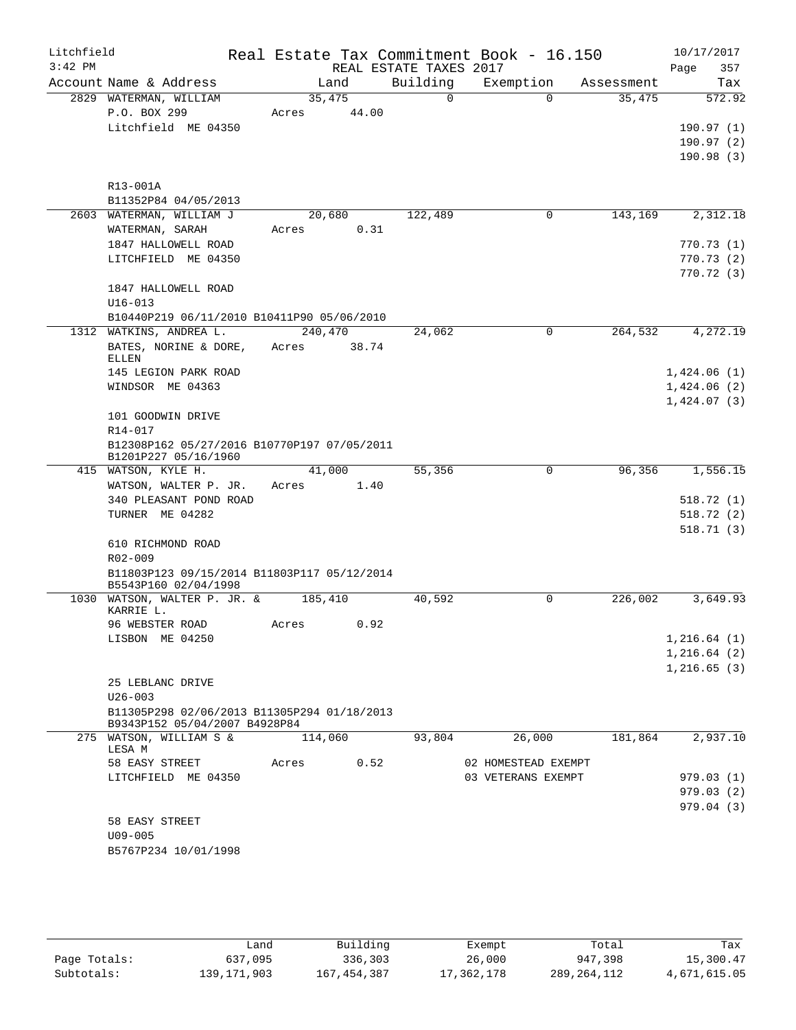Litchfield
3:42 PM

# Real Estate Tax Commitment Book - 16.150

REAL ESTATE TAXES 2017

10/17/2017

| Account | Name & Address | Land | Building | Exemption | Assessment | Tax |
|---|---|---|---|---|---|---|
| 2829 | WATERMAN, WILLIAM | 35,475 | 0 | 0 | 35,475 | 572.92 |
| | P.O. BOX 299 | Acres 44.00 | | | | |
| | Litchfield ME 04350 | | | | | 190.97 (1) |
| | | | | | | 190.97 (2) |
| | | | | | | 190.98 (3) |
| | R13-001A | | | | | |
| | B11352P84 04/05/2013 | | | | | |
| 2603 | WATERMAN, WILLIAM J | 20,680 | 122,489 | 0 | 143,169 | 2,312.18 |
| | WATERMAN, SARAH | Acres 0.31 | | | | |
| | 1847 HALLOWELL ROAD | | | | | 770.73 (1) |
| | LITCHFIELD ME 04350 | | | | | 770.73 (2) |
| | | | | | | 770.72 (3) |
| | 1847 HALLOWELL ROAD | | | | | |
| | U16-013 | | | | | |
| | B10440P219 06/11/2010 B10411P90 05/06/2010 | | | | | |
| 1312 | WATKINS, ANDREA L. | 240,470 | 24,062 | 0 | 264,532 | 4,272.19 |
| | BATES, NORINE & DORE, ELLEN | Acres 38.74 | | | | |
| | 145 LEGION PARK ROAD | | | | | 1,424.06 (1) |
| | WINDSOR ME 04363 | | | | | 1,424.06 (2) |
| | | | | | | 1,424.07 (3) |
| | 101 GOODWIN DRIVE | | | | | |
| | R14-017 | | | | | |
| | B12308P162 05/27/2016 B10770P197 07/05/2011 B1201P227 05/16/1960 | | | | | |
| 415 | WATSON, KYLE H. | 41,000 | 55,356 | 0 | 96,356 | 1,556.15 |
| | WATSON, WALTER P. JR. | Acres 1.40 | | | | |
| | 340 PLEASANT POND ROAD | | | | | 518.72 (1) |
| | TURNER ME 04282 | | | | | 518.72 (2) |
| | | | | | | 518.71 (3) |
| | 610 RICHMOND ROAD | | | | | |
| | R02-009 | | | | | |
| | B11803P123 09/15/2014 B11803P117 05/12/2014 B5543P160 02/04/1998 | | | | | |
| 1030 | WATSON, WALTER P. JR. & KARRIE L. | 185,410 | 40,592 | 0 | 226,002 | 3,649.93 |
| | 96 WEBSTER ROAD | Acres 0.92 | | | | |
| | LISBON ME 04250 | | | | | 1,216.64 (1) |
| | | | | | | 1,216.64 (2) |
| | | | | | | 1,216.65 (3) |
| | 25 LEBLANC DRIVE | | | | | |
| | U26-003 | | | | | |
| | B11305P298 02/06/2013 B11305P294 01/18/2013 B9343P152 05/04/2007 B4928P84 | | | | | |
| 275 | WATSON, WILLIAM S & LESA M | 114,060 | 93,804 | 26,000 | 181,864 | 2,937.10 |
| | 58 EASY STREET | Acres 0.52 | | 02 HOMESTEAD EXEMPT | | |
| | LITCHFIELD ME 04350 | | | 03 VETERANS EXEMPT | | 979.03 (1) |
| | | | | | | 979.03 (2) |
| | | | | | | 979.04 (3) |
| | 58 EASY STREET | | | | | |
| | U09-005 | | | | | |
| | B5767P234 10/01/1998 | | | | | |

| | Land | Building | Exempt | Total | Tax |
|---|---|---|---|---|---|
| Page Totals: | 637,095 | 336,303 | 26,000 | 947,398 | 15,300.47 |
| Subtotals: | 139,171,903 | 167,454,387 | 17,362,178 | 289,264,112 | 4,671,615.05 |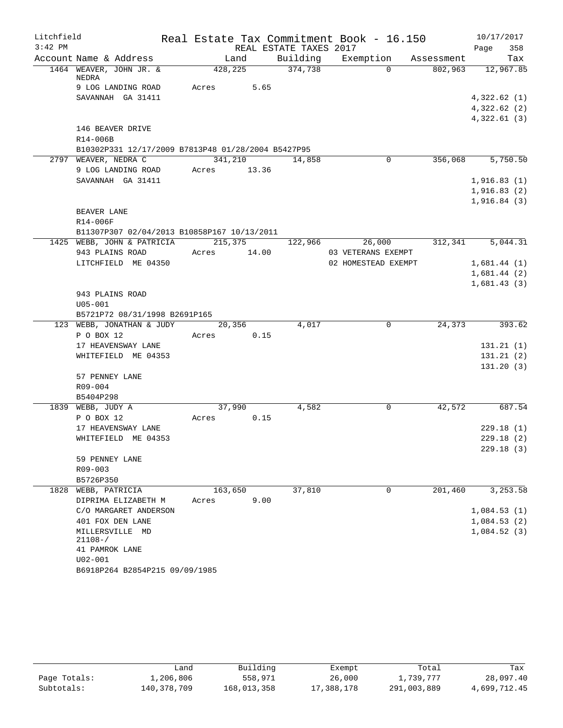Litchfield Real Estate Tax Commitment Book - 16.150 10/17/2017
3:42 PM REAL ESTATE TAXES 2017 Page 358

| Account | Name & Address | Land | Building | Exemption | Assessment | Tax |
|---|---|---|---|---|---|---|
| 1464 | WEAVER, JOHN JR. & NEDRA | 428,225 | 374,738 | 0 | 802,963 | 12,967.85 |
| | 9 LOG LANDING ROAD | Acres 5.65 | | | | |
| | SAVANNAH GA 31411 | | | | | 4,322.62 (1) |
| | | | | | | 4,322.62 (2) |
| | | | | | | 4,322.61 (3) |
| | 146 BEAVER DRIVE | | | | | |
| | R14-006B | | | | | |
| | B10302P331 12/17/2009 B7813P48 01/28/2004 B5427P95 | | | | | |
| 2797 | WEAVER, NEDRA C | 341,210 | 14,858 | 0 | 356,068 | 5,750.50 |
| | 9 LOG LANDING ROAD | Acres 13.36 | | | | |
| | SAVANNAH GA 31411 | | | | | 1,916.83 (1) |
| | | | | | | 1,916.83 (2) |
| | | | | | | 1,916.84 (3) |
| | BEAVER LANE | | | | | |
| | R14-006F | | | | | |
| | B11307P307 02/04/2013 B10858P167 10/13/2011 | | | | | |
| 1425 | WEBB, JOHN & PATRICIA | 215,375 | 122,966 | 26,000 | 312,341 | 5,044.31 |
| | 943 PLAINS ROAD | Acres 14.00 | | 03 VETERANS EXEMPT | | |
| | LITCHFIELD ME 04350 | | | 02 HOMESTEAD EXEMPT | | 1,681.44 (1) |
| | | | | | | 1,681.44 (2) |
| | | | | | | 1,681.43 (3) |
| | 943 PLAINS ROAD | | | | | |
| | U05-001 | | | | | |
| | B5721P72 08/31/1998 B2691P165 | | | | | |
| 123 | WEBB, JONATHAN & JUDY | 20,356 | 4,017 | 0 | 24,373 | 393.62 |
| | P O BOX 12 | Acres 0.15 | | | | |
| | 17 HEAVENSWAY LANE | | | | | 131.21 (1) |
| | WHITEFIELD ME 04353 | | | | | 131.21 (2) |
| | | | | | | 131.20 (3) |
| | 57 PENNEY LANE | | | | | |
| | R09-004 | | | | | |
| | B5404P298 | | | | | |
| 1839 | WEBB, JUDY A | 37,990 | 4,582 | 0 | 42,572 | 687.54 |
| | P O BOX 12 | Acres 0.15 | | | | |
| | 17 HEAVENSWAY LANE | | | | | 229.18 (1) |
| | WHITEFIELD ME 04353 | | | | | 229.18 (2) |
| | | | | | | 229.18 (3) |
| | 59 PENNEY LANE | | | | | |
| | R09-003 | | | | | |
| | B5726P350 | | | | | |
| 1828 | WEBB, PATRICIA | 163,650 | 37,810 | 0 | 201,460 | 3,253.58 |
| | DIPRIMA ELIZABETH M | Acres 9.00 | | | | |
| | C/O MARGARET ANDERSON | | | | | 1,084.53 (1) |
| | 401 FOX DEN LANE | | | | | 1,084.53 (2) |
| | MILLERSVILLE MD 21108-/ | | | | | 1,084.52 (3) |
| | 41 PAMROK LANE | | | | | |
| | U02-001 | | | | | |
| | B6918P264 B2854P215 09/09/1985 | | | | | |

| | Land | Building | Exempt | Total | Tax |
|---|---|---|---|---|---|
| Page Totals: | 1,206,806 | 558,971 | 26,000 | 1,739,777 | 28,097.40 |
| Subtotals: | 140,378,709 | 168,013,358 | 17,388,178 | 291,003,889 | 4,699,712.45 |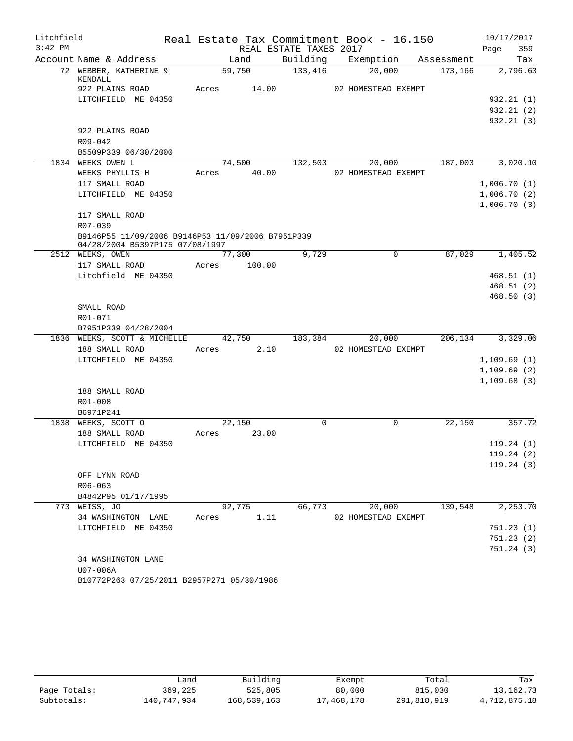Litchfield — Real Estate Tax Commitment Book - 16.150 — 10/17/2017
3:42 PM — REAL ESTATE TAXES 2017 — Page 359

| Account | Name & Address | Land | Building | Exemption | Assessment | Tax |
|---|---|---|---|---|---|---|
| 72 | WEBBER, KATHERINE & KENDALL | 59,750 | 133,416 | 20,000 | 173,166 | 2,796.63 |
| | 922 PLAINS ROAD | Acres 14.00 | | 02 HOMESTEAD EXEMPT | | |
| | LITCHFIELD ME 04350 | | | | | 932.21 (1) |
| | | | | | | 932.21 (2) |
| | | | | | | 932.21 (3) |
| | 922 PLAINS ROAD | | | | | |
| | R09-042 | | | | | |
| | B5509P339 06/30/2000 | | | | | |
| 1834 | WEEKS OWEN L | 74,500 | 132,503 | 20,000 | 187,003 | 3,020.10 |
| | WEEKS PHYLLIS H | Acres 40.00 | | 02 HOMESTEAD EXEMPT | | |
| | 117 SMALL ROAD | | | | | 1,006.70 (1) |
| | LITCHFIELD ME 04350 | | | | | 1,006.70 (2) |
| | | | | | | 1,006.70 (3) |
| | 117 SMALL ROAD | | | | | |
| | R07-039 | | | | | |
| | B9146P55 11/09/2006 B9146P53 11/09/2006 B7951P339 04/28/2004 B5397P175 07/08/1997 | | | | | |
| 2512 | WEEKS, OWEN | 77,300 | 9,729 | 0 | 87,029 | 1,405.52 |
| | 117 SMALL ROAD | Acres 100.00 | | | | |
| | Litchfield ME 04350 | | | | | 468.51 (1) |
| | | | | | | 468.51 (2) |
| | | | | | | 468.50 (3) |
| | SMALL ROAD | | | | | |
| | R01-071 | | | | | |
| | B7951P339 04/28/2004 | | | | | |
| 1836 | WEEKS, SCOTT & MICHELLE | 42,750 | 183,384 | 20,000 | 206,134 | 3,329.06 |
| | 188 SMALL ROAD | Acres 2.10 | | 02 HOMESTEAD EXEMPT | | |
| | LITCHFIELD ME 04350 | | | | | 1,109.69 (1) |
| | | | | | | 1,109.69 (2) |
| | | | | | | 1,109.68 (3) |
| | 188 SMALL ROAD | | | | | |
| | R01-008 | | | | | |
| | B6971P241 | | | | | |
| 1838 | WEEKS, SCOTT O | 22,150 | 0 | 0 | 22,150 | 357.72 |
| | 188 SMALL ROAD | Acres 23.00 | | | | |
| | LITCHFIELD ME 04350 | | | | | 119.24 (1) |
| | | | | | | 119.24 (2) |
| | | | | | | 119.24 (3) |
| | OFF LYNN ROAD | | | | | |
| | R06-063 | | | | | |
| | B4842P95 01/17/1995 | | | | | |
| 773 | WEISS, JO | 92,775 | 66,773 | 20,000 | 139,548 | 2,253.70 |
| | 34 WASHINGTON LANE | Acres 1.11 | | 02 HOMESTEAD EXEMPT | | |
| | LITCHFIELD ME 04350 | | | | | 751.23 (1) |
| | | | | | | 751.23 (2) |
| | | | | | | 751.24 (3) |
| | 34 WASHINGTON LANE | | | | | |
| | U07-006A | | | | | |
| | B10772P263 07/25/2011 B2957P271 05/30/1986 | | | | | |

| | Land | Building | Exempt | Total | Tax |
|---|---|---|---|---|---|
| Page Totals: | 369,225 | 525,805 | 80,000 | 815,030 | 13,162.73 |
| Subtotals: | 140,747,934 | 168,539,163 | 17,468,178 | 291,818,919 | 4,712,875.18 |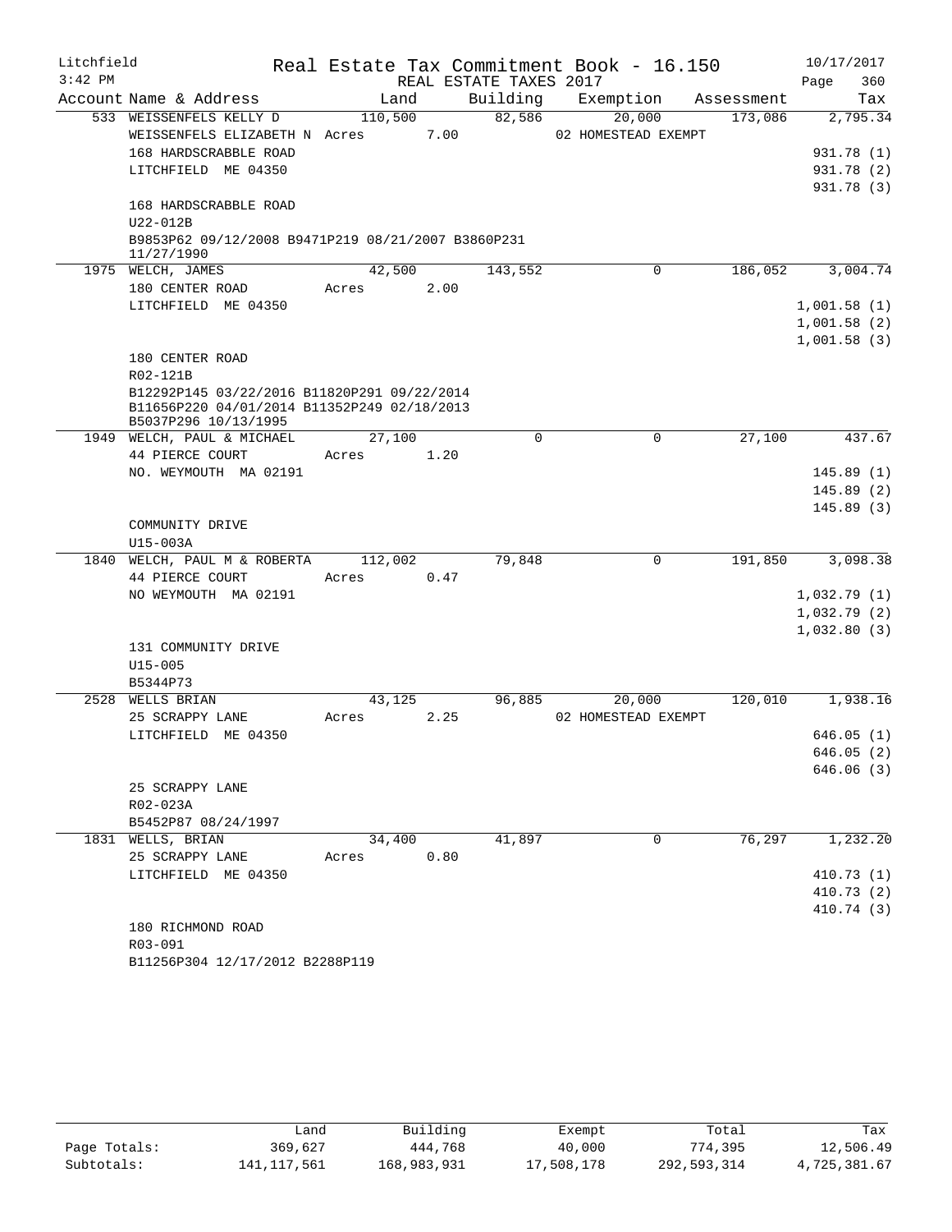Litchfield
3:42 PM

Real Estate Tax Commitment Book - 16.150
REAL ESTATE TAXES 2017

10/17/2017
Page 360

| Account | Name & Address | Land | Building | Exemption | Assessment | Tax |
|---|---|---|---|---|---|---|
| 533 | WEISSENFELS KELLY D | 110,500 | 82,586 | 20,000 | 173,086 | 2,795.34 |
| | WEISSENFELS ELIZABETH N Acres 7.00 | | | 02 HOMESTEAD EXEMPT | | |
| | 168 HARDSCRABBLE ROAD | | | | | 931.78 (1) |
| | LITCHFIELD ME 04350 | | | | | 931.78 (2) |
| | | | | | | 931.78 (3) |
| | 168 HARDSCRABBLE ROAD | | | | | |
| | U22-012B | | | | | |
| | B9853P62 09/12/2008 B9471P219 08/21/2007 B3860P231 11/27/1990 | | | | | |
| 1975 | WELCH, JAMES | 42,500 | 143,552 | 0 | 186,052 | 3,004.74 |
| | 180 CENTER ROAD Acres 2.00 | | | | | |
| | LITCHFIELD ME 04350 | | | | | 1,001.58 (1) |
| | | | | | | 1,001.58 (2) |
| | | | | | | 1,001.58 (3) |
| | 180 CENTER ROAD | | | | | |
| | R02-121B | | | | | |
| | B12292P145 03/22/2016 B11820P291 09/22/2014 B11656P220 04/01/2014 B11352P249 02/18/2013 B5037P296 10/13/1995 | | | | | |
| 1949 | WELCH, PAUL & MICHAEL | 27,100 | 0 | 0 | 27,100 | 437.67 |
| | 44 PIERCE COURT Acres 1.20 | | | | | |
| | NO. WEYMOUTH MA 02191 | | | | | 145.89 (1) |
| | | | | | | 145.89 (2) |
| | | | | | | 145.89 (3) |
| | COMMUNITY DRIVE | | | | | |
| | U15-003A | | | | | |
| 1840 | WELCH, PAUL M & ROBERTA | 112,002 | 79,848 | 0 | 191,850 | 3,098.38 |
| | 44 PIERCE COURT Acres 0.47 | | | | | |
| | NO WEYMOUTH MA 02191 | | | | | 1,032.79 (1) |
| | | | | | | 1,032.79 (2) |
| | | | | | | 1,032.80 (3) |
| | 131 COMMUNITY DRIVE | | | | | |
| | U15-005 | | | | | |
| | B5344P73 | | | | | |
| 2528 | WELLS BRIAN | 43,125 | 96,885 | 20,000 | 120,010 | 1,938.16 |
| | 25 SCRAPPY LANE Acres 2.25 | | | 02 HOMESTEAD EXEMPT | | |
| | LITCHFIELD ME 04350 | | | | | 646.05 (1) |
| | | | | | | 646.05 (2) |
| | | | | | | 646.06 (3) |
| | 25 SCRAPPY LANE | | | | | |
| | R02-023A | | | | | |
| | B5452P87 08/24/1997 | | | | | |
| 1831 | WELLS, BRIAN | 34,400 | 41,897 | 0 | 76,297 | 1,232.20 |
| | 25 SCRAPPY LANE Acres 0.80 | | | | | |
| | LITCHFIELD ME 04350 | | | | | 410.73 (1) |
| | | | | | | 410.73 (2) |
| | | | | | | 410.74 (3) |
| | 180 RICHMOND ROAD | | | | | |
| | R03-091 | | | | | |
| | B11256P304 12/17/2012 B2288P119 | | | | | |

| | Land | Building | Exempt | Total | Tax |
|---|---|---|---|---|---|
| Page Totals: | 369,627 | 444,768 | 40,000 | 774,395 | 12,506.49 |
| Subtotals: | 141,117,561 | 168,983,931 | 17,508,178 | 292,593,314 | 4,725,381.67 |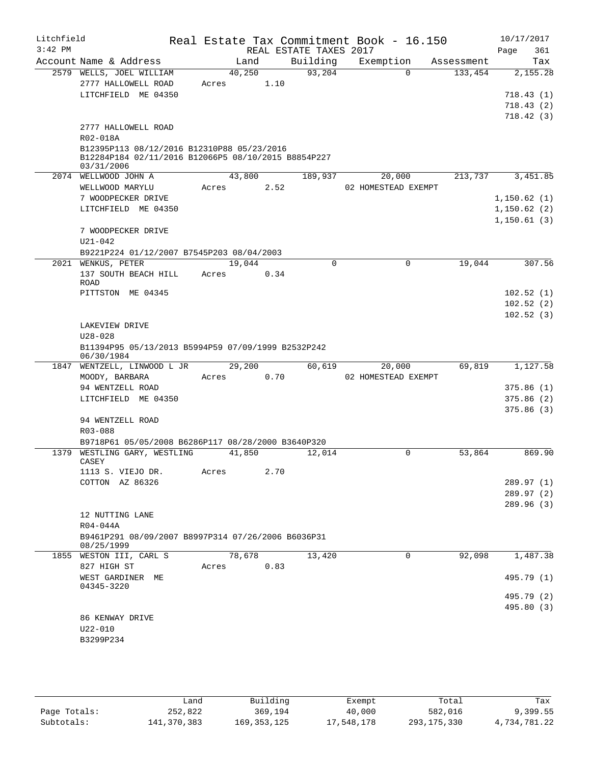Litchfield Real Estate Tax Commitment Book - 16.150 10/17/2017
3:42 PM REAL ESTATE TAXES 2017 Page 361

| Account Name & Address | Land | Building | Exemption | Assessment | Tax |
|---|---|---|---|---|---|
| 2579 WELLS, JOEL WILLIAM | 40,250 | 93,204 | 0 | 133,454 | 2,155.28 |
| 2777 HALLOWELL ROAD | Acres 1.10 | | | | |
| LITCHFIELD ME 04350 | | | | | 718.43 (1) |
| | | | | | 718.43 (2) |
| | | | | | 718.42 (3) |
| 2777 HALLOWELL ROAD | | | | | |
| R02-018A | | | | | |
| B12395P113 08/12/2016 B12310P88 05/23/2016 B12284P184 02/11/2016 B12066P5 08/10/2015 B8854P227 03/31/2006 | | | | | |
| 2074 WELLWOOD JOHN A | 43,800 | 189,937 | 20,000 | 213,737 | 3,451.85 |
| WELLWOOD MARYLU | Acres 2.52 | | 02 HOMESTEAD EXEMPT | | |
| 7 WOODPECKER DRIVE | | | | | 1,150.62 (1) |
| LITCHFIELD ME 04350 | | | | | 1,150.62 (2) |
| | | | | | 1,150.61 (3) |
| 7 WOODPECKER DRIVE | | | | | |
| U21-042 | | | | | |
| B9221P224 01/12/2007 B7545P203 08/04/2003 | | | | | |
| 2021 WENKUS, PETER | 19,044 | 0 | 0 | 19,044 | 307.56 |
| 137 SOUTH BEACH HILL ROAD | Acres 0.34 | | | | |
| PITTSTON ME 04345 | | | | | 102.52 (1) |
| | | | | | 102.52 (2) |
| | | | | | 102.52 (3) |
| LAKEVIEW DRIVE | | | | | |
| U28-028 | | | | | |
| B11394P95 05/13/2013 B5994P59 07/09/1999 B2532P242 06/30/1984 | | | | | |
| 1847 WENTZELL, LINWOOD L JR | 29,200 | 60,619 | 20,000 | 69,819 | 1,127.58 |
| MOODY, BARBARA | Acres 0.70 | | 02 HOMESTEAD EXEMPT | | |
| 94 WENTZELL ROAD | | | | | 375.86 (1) |
| LITCHFIELD ME 04350 | | | | | 375.86 (2) |
| | | | | | 375.86 (3) |
| 94 WENTZELL ROAD | | | | | |
| R03-088 | | | | | |
| B9718P61 05/05/2008 B6286P117 08/28/2000 B3640P320 | | | | | |
| 1379 WESTLING GARY, WESTLING CASEY | 41,850 | 12,014 | 0 | 53,864 | 869.90 |
| 1113 S. VIEJO DR. | Acres 2.70 | | | | |
| COTTON AZ 86326 | | | | | 289.97 (1) |
| | | | | | 289.97 (2) |
| | | | | | 289.96 (3) |
| 12 NUTTING LANE | | | | | |
| R04-044A | | | | | |
| B9461P291 08/09/2007 B8997P314 07/26/2006 B6036P31 08/25/1999 | | | | | |
| 1855 WESTON III, CARL S | 78,678 | 13,420 | 0 | 92,098 | 1,487.38 |
| 827 HIGH ST | Acres 0.83 | | | | |
| WEST GARDINER ME 04345-3220 | | | | | 495.79 (1) |
| | | | | | 495.79 (2) |
| | | | | | 495.80 (3) |
| 86 KENWAY DRIVE | | | | | |
| U22-010 | | | | | |
| B3299P234 | | | | | |

| | Land | Building | Exempt | Total | Tax |
|---|---|---|---|---|---|
| Page Totals: | 252,822 | 369,194 | 40,000 | 582,016 | 9,399.55 |
| Subtotals: | 141,370,383 | 169,353,125 | 17,548,178 | 293,175,330 | 4,734,781.22 |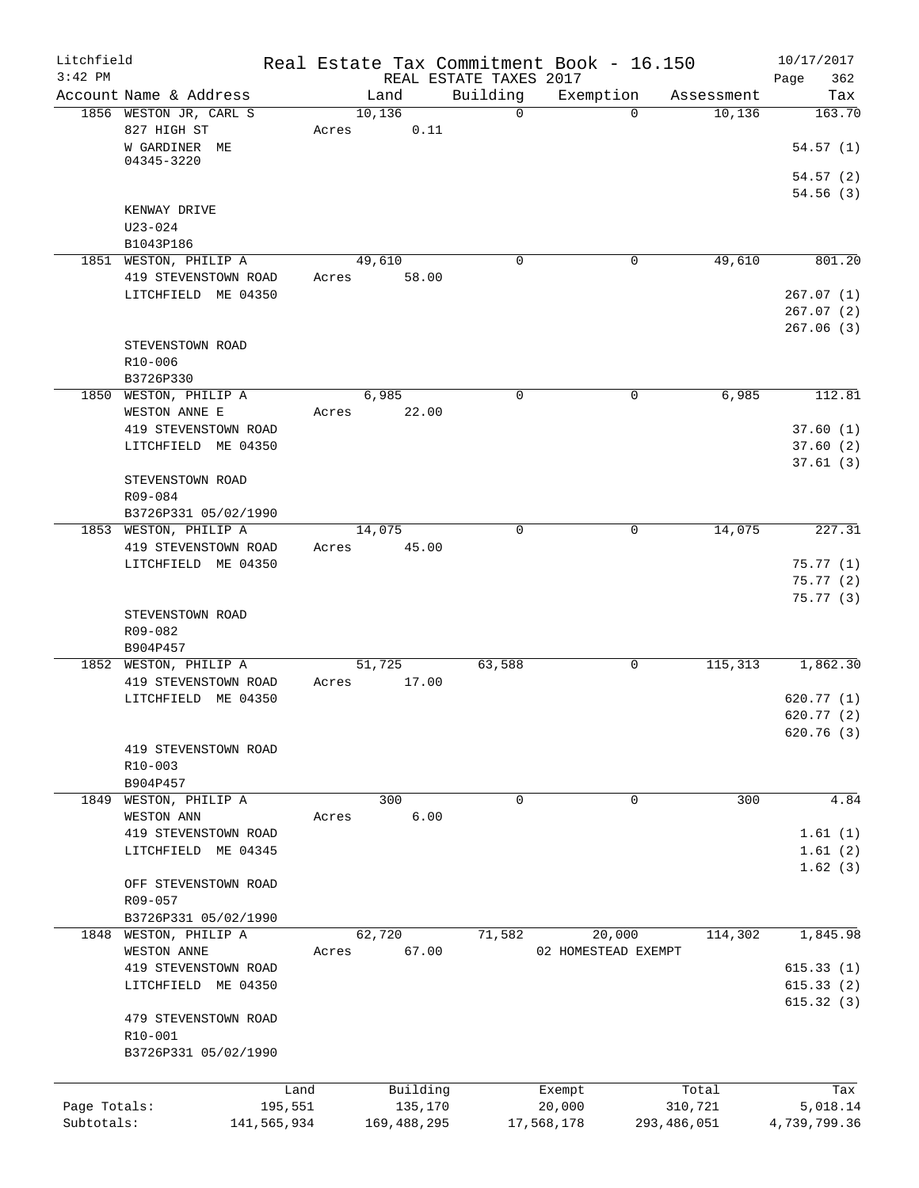Litchfield  
3:42 PM

# Real Estate Tax Commitment Book - 16.150

REAL ESTATE TAXES 2017

10/17/2017

| Account Name & Address | Land | Building | Exemption | Assessment | Tax |
|---|---|---|---|---|---|
| 1856 WESTON JR, CARL S | 10,136 | 0 | 0 | 10,136 | 163.70 |
| 827 HIGH ST | Acres 0.11 | | | | |
| W GARDINER ME 04345-3220 | | | | | 54.57 (1) |
| | | | | | 54.57 (2) |
| | | | | | 54.56 (3) |
| KENWAY DRIVE | | | | | |
| U23-024 | | | | | |
| B1043P186 | | | | | |
| 1851 WESTON, PHILIP A | 49,610 | 0 | 0 | 49,610 | 801.20 |
| 419 STEVENSTOWN ROAD | Acres 58.00 | | | | |
| LITCHFIELD ME 04350 | | | | | 267.07 (1) |
| | | | | | 267.07 (2) |
| | | | | | 267.06 (3) |
| STEVENSTOWN ROAD | | | | | |
| R10-006 | | | | | |
| B3726P330 | | | | | |
| 1850 WESTON, PHILIP A | 6,985 | 0 | 0 | 6,985 | 112.81 |
| WESTON ANNE E | Acres 22.00 | | | | |
| 419 STEVENSTOWN ROAD | | | | | 37.60 (1) |
| LITCHFIELD ME 04350 | | | | | 37.60 (2) |
| | | | | | 37.61 (3) |
| STEVENSTOWN ROAD | | | | | |
| R09-084 | | | | | |
| B3726P331 05/02/1990 | | | | | |
| 1853 WESTON, PHILIP A | 14,075 | 0 | 0 | 14,075 | 227.31 |
| 419 STEVENSTOWN ROAD | Acres 45.00 | | | | |
| LITCHFIELD ME 04350 | | | | | 75.77 (1) |
| | | | | | 75.77 (2) |
| | | | | | 75.77 (3) |
| STEVENSTOWN ROAD | | | | | |
| R09-082 | | | | | |
| B904P457 | | | | | |
| 1852 WESTON, PHILIP A | 51,725 | 63,588 | 0 | 115,313 | 1,862.30 |
| 419 STEVENSTOWN ROAD | Acres 17.00 | | | | |
| LITCHFIELD ME 04350 | | | | | 620.77 (1) |
| | | | | | 620.77 (2) |
| | | | | | 620.76 (3) |
| 419 STEVENSTOWN ROAD | | | | | |
| R10-003 | | | | | |
| B904P457 | | | | | |
| 1849 WESTON, PHILIP A | 300 | 0 | 0 | 300 | 4.84 |
| WESTON ANN | Acres 6.00 | | | | |
| 419 STEVENSTOWN ROAD | | | | | 1.61 (1) |
| LITCHFIELD ME 04345 | | | | | 1.61 (2) |
| | | | | | 1.62 (3) |
| OFF STEVENSTOWN ROAD | | | | | |
| R09-057 | | | | | |
| B3726P331 05/02/1990 | | | | | |
| 1848 WESTON, PHILIP A | 62,720 | 71,582 | 20,000 | 114,302 | 1,845.98 |
| WESTON ANNE | Acres 67.00 | | 02 HOMESTEAD EXEMPT | | |
| 419 STEVENSTOWN ROAD | | | | | 615.33 (1) |
| LITCHFIELD ME 04350 | | | | | 615.33 (2) |
| | | | | | 615.32 (3) |
| 479 STEVENSTOWN ROAD | | | | | |
| R10-001 | | | | | |
| B3726P331 05/02/1990 | | | | | |

| | Land | Building | Exempt | Total | Tax |
|---|---|---|---|---|---|
| Page Totals: | 195,551 | 135,170 | 20,000 | 310,721 | 5,018.14 |
| Subtotals: | 141,565,934 | 169,488,295 | 17,568,178 | 293,486,051 | 4,739,799.36 |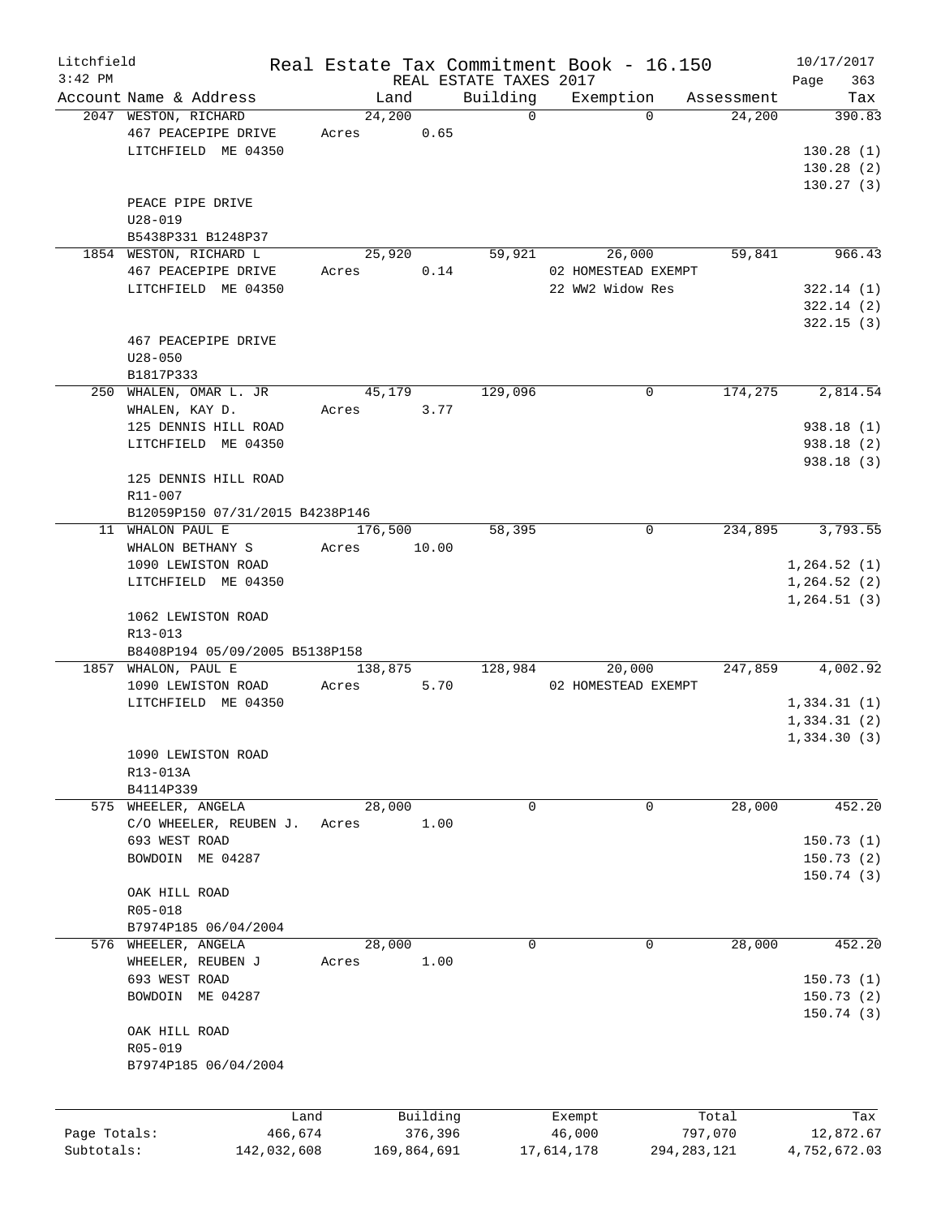Litchfield 3:42 PM

# Real Estate Tax Commitment Book - 16.150

REAL ESTATE TAXES 2017

10/17/2017

| Account | Name & Address | Land | Building | Exemption | Assessment | Tax |
|---|---|---|---|---|---|---|
| 2047 | WESTON, RICHARD<br>467 PEACEPIPE DRIVE<br>LITCHFIELD ME 04350<br><br>PEACE PIPE DRIVE<br>U28-019<br>B5438P331 B1248P37 | 24,200<br>Acres 0.65 | 0 | 0 | 24,200 | 390.83<br><br>130.28 (1)<br>130.28 (2)<br>130.27 (3) |
| 1854 | WESTON, RICHARD L<br>467 PEACEPIPE DRIVE<br>LITCHFIELD ME 04350<br><br>467 PEACEPIPE DRIVE<br>U28-050<br>B1817P333 | 25,920<br>Acres 0.14 | 59,921 | 26,000<br>02 HOMESTEAD EXEMPT<br>22 WW2 Widow Res | 59,841 | 966.43<br><br>322.14 (1)<br>322.14 (2)<br>322.15 (3) |
| 250 | WHALEN, OMAR L. JR<br>WHALEN, KAY D.<br>125 DENNIS HILL ROAD<br>LITCHFIELD ME 04350<br><br>125 DENNIS HILL ROAD<br>R11-007<br>B12059P150 07/31/2015 B4238P146 | 45,179<br>Acres 3.77 | 129,096 | 0 | 174,275 | 2,814.54<br><br>938.18 (1)<br>938.18 (2)<br>938.18 (3) |
| 11 | WHALON PAUL E<br>WHALON BETHANY S<br>1090 LEWISTON ROAD<br>LITCHFIELD ME 04350<br><br>1062 LEWISTON ROAD<br>R13-013<br>B8408P194 05/09/2005 B5138P158 | 176,500<br>Acres 10.00 | 58,395 | 0 | 234,895 | 3,793.55<br><br>1,264.52 (1)<br>1,264.52 (2)<br>1,264.51 (3) |
| 1857 | WHALON, PAUL E<br>1090 LEWISTON ROAD<br>LITCHFIELD ME 04350<br><br>1090 LEWISTON ROAD<br>R13-013A<br>B4114P339 | 138,875<br>Acres 5.70 | 128,984 | 20,000<br>02 HOMESTEAD EXEMPT | 247,859 | 4,002.92<br><br>1,334.31 (1)<br>1,334.31 (2)<br>1,334.30 (3) |
| 575 | WHEELER, ANGELA<br>C/O WHEELER, REUBEN J.<br>693 WEST ROAD<br>BOWDOIN ME 04287<br><br>OAK HILL ROAD<br>R05-018<br>B7974P185 06/04/2004 | 28,000<br>Acres 1.00 | 0 | 0 | 28,000 | 452.20<br><br>150.73 (1)<br>150.73 (2)<br>150.74 (3) |
| 576 | WHEELER, ANGELA<br>WHEELER, REUBEN J<br>693 WEST ROAD<br>BOWDOIN ME 04287<br><br>OAK HILL ROAD<br>R05-019<br>B7974P185 06/04/2004 | 28,000<br>Acres 1.00 | 0 | 0 | 28,000 | 452.20<br><br>150.73 (1)<br>150.73 (2)<br>150.74 (3) |

| | Land | Building | Exempt | Total | Tax |
|---|---|---|---|---|---|
| Page Totals: | 466,674 | 376,396 | 46,000 | 797,070 | 12,872.67 |
| Subtotals: | 142,032,608 | 169,864,691 | 17,614,178 | 294,283,121 | 4,752,672.03 |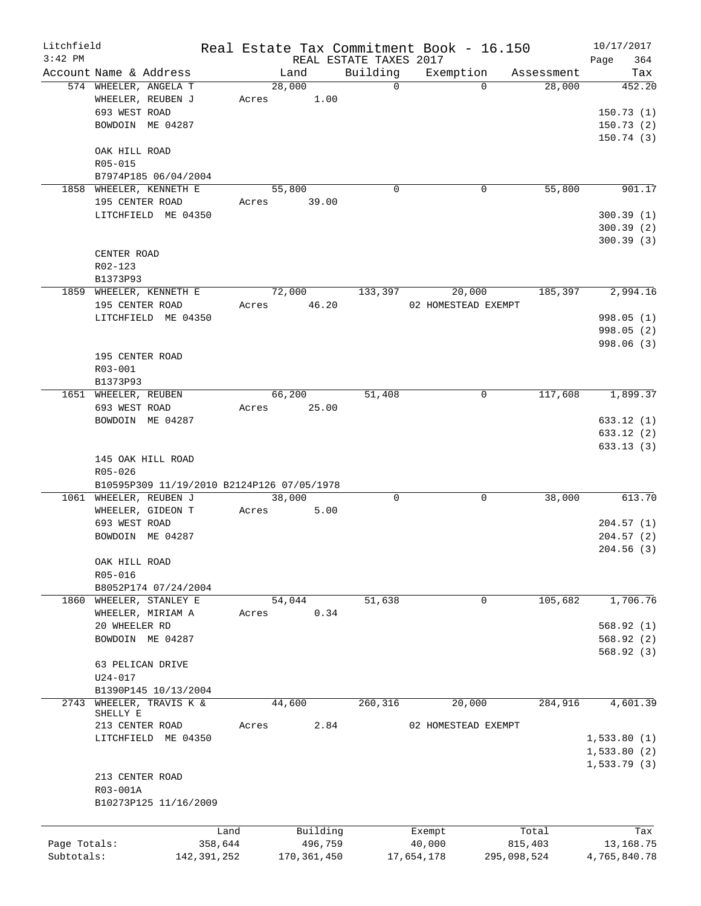Litchfield
3:42 PM

Real Estate Tax Commitment Book - 16.150
REAL ESTATE TAXES 2017

10/17/2017
Page 364

| Account | Name & Address | Land | Building | Exemption | Assessment | Tax |
|---|---|---|---|---|---|---|
| 574 | WHEELER, ANGELA T | 28,000 | 0 | 0 | 28,000 | 452.20 |
| | WHEELER, REUBEN J | Acres 1.00 | | | | |
| | 693 WEST ROAD | | | | | 150.73 (1) |
| | BOWDOIN ME 04287 | | | | | 150.73 (2) |
| | | | | | | 150.74 (3) |
| | OAK HILL ROAD | | | | | |
| | R05-015 | | | | | |
| | B7974P185 06/04/2004 | | | | | |
| 1858 | WHEELER, KENNETH E | 55,800 | 0 | 0 | 55,800 | 901.17 |
| | 195 CENTER ROAD | Acres 39.00 | | | | |
| | LITCHFIELD ME 04350 | | | | | 300.39 (1) |
| | | | | | | 300.39 (2) |
| | | | | | | 300.39 (3) |
| | CENTER ROAD | | | | | |
| | R02-123 | | | | | |
| | B1373P93 | | | | | |
| 1859 | WHEELER, KENNETH E | 72,000 | 133,397 | 20,000 | 185,397 | 2,994.16 |
| | 195 CENTER ROAD | Acres 46.20 | | 02 HOMESTEAD EXEMPT | | |
| | LITCHFIELD ME 04350 | | | | | 998.05 (1) |
| | | | | | | 998.05 (2) |
| | | | | | | 998.06 (3) |
| | 195 CENTER ROAD | | | | | |
| | R03-001 | | | | | |
| | B1373P93 | | | | | |
| 1651 | WHEELER, REUBEN | 66,200 | 51,408 | 0 | 117,608 | 1,899.37 |
| | 693 WEST ROAD | Acres 25.00 | | | | |
| | BOWDOIN ME 04287 | | | | | 633.12 (1) |
| | | | | | | 633.12 (2) |
| | | | | | | 633.13 (3) |
| | 145 OAK HILL ROAD | | | | | |
| | R05-026 | | | | | |
| | B10595P309 11/19/2010 B2124P126 07/05/1978 | | | | | |
| 1061 | WHEELER, REUBEN J | 38,000 | 0 | 0 | 38,000 | 613.70 |
| | WHEELER, GIDEON T | Acres 5.00 | | | | |
| | 693 WEST ROAD | | | | | 204.57 (1) |
| | BOWDOIN ME 04287 | | | | | 204.57 (2) |
| | | | | | | 204.56 (3) |
| | OAK HILL ROAD | | | | | |
| | R05-016 | | | | | |
| | B8052P174 07/24/2004 | | | | | |
| 1860 | WHEELER, STANLEY E | 54,044 | 51,638 | 0 | 105,682 | 1,706.76 |
| | WHEELER, MIRIAM A | Acres 0.34 | | | | |
| | 20 WHEELER RD | | | | | 568.92 (1) |
| | BOWDOIN ME 04287 | | | | | 568.92 (2) |
| | | | | | | 568.92 (3) |
| | 63 PELICAN DRIVE | | | | | |
| | U24-017 | | | | | |
| | B1390P145 10/13/2004 | | | | | |
| 2743 | WHEELER, TRAVIS K & SHELLY E | 44,600 | 260,316 | 20,000 | 284,916 | 4,601.39 |
| | 213 CENTER ROAD | Acres 2.84 | | 02 HOMESTEAD EXEMPT | | |
| | LITCHFIELD ME 04350 | | | | | 1,533.80 (1) |
| | | | | | | 1,533.80 (2) |
| | | | | | | 1,533.79 (3) |
| | 213 CENTER ROAD | | | | | |
| | R03-001A | | | | | |
| | B10273P125 11/16/2009 | | | | | |

| | Land | Building | Exempt | Total | Tax |
|---|---|---|---|---|---|
| Page Totals: | 358,644 | 496,759 | 40,000 | 815,403 | 13,168.75 |
| Subtotals: | 142,391,252 | 170,361,450 | 17,654,178 | 295,098,524 | 4,765,840.78 |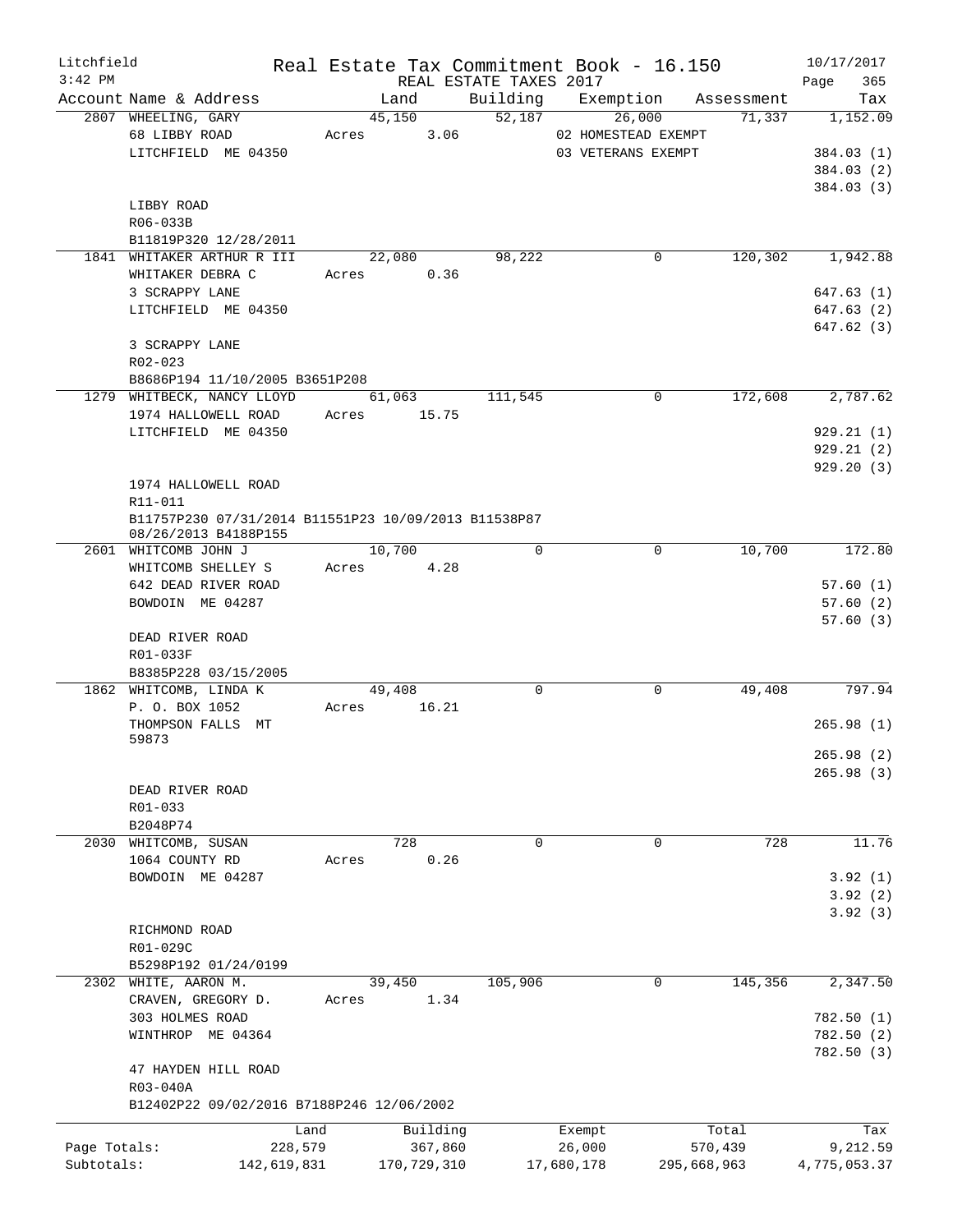Litchfield Real Estate Tax Commitment Book - 16.150 10/17/2017
3:42 PM REAL ESTATE TAXES 2017 Page 365

| Account | Name & Address | Land | Building | Exemption | Assessment | Tax |
|---|---|---|---|---|---|---|
| 2807 | WHEELING, GARY | 45,150 | 52,187 | 26,000 | 71,337 | 1,152.09 |
| | 68 LIBBY ROAD | Acres 3.06 | | 02 HOMESTEAD EXEMPT | | |
| | LITCHFIELD ME 04350 | | | 03 VETERANS EXEMPT | | 384.03 (1) |
| | | | | | | 384.03 (2) |
| | | | | | | 384.03 (3) |
| | LIBBY ROAD | | | | | |
| | R06-033B | | | | | |
| | B11819P320 12/28/2011 | | | | | |
| 1841 | WHITAKER ARTHUR R III | 22,080 | 98,222 | 0 | 120,302 | 1,942.88 |
| | WHITAKER DEBRA C | Acres 0.36 | | | | |
| | 3 SCRAPPY LANE | | | | | 647.63 (1) |
| | LITCHFIELD ME 04350 | | | | | 647.63 (2) |
| | | | | | | 647.62 (3) |
| | 3 SCRAPPY LANE | | | | | |
| | R02-023 | | | | | |
| | B8686P194 11/10/2005 B3651P208 | | | | | |
| 1279 | WHITBECK, NANCY LLOYD | 61,063 | 111,545 | 0 | 172,608 | 2,787.62 |
| | 1974 HALLOWELL ROAD | Acres 15.75 | | | | |
| | LITCHFIELD ME 04350 | | | | | 929.21 (1) |
| | | | | | | 929.21 (2) |
| | | | | | | 929.20 (3) |
| | 1974 HALLOWELL ROAD | | | | | |
| | R11-011 | | | | | |
| | B11757P230 07/31/2014 B11551P23 10/09/2013 B11538P87 08/26/2013 B4188P155 | | | | | |
| 2601 | WHITCOMB JOHN J | 10,700 | 0 | 0 | 10,700 | 172.80 |
| | WHITCOMB SHELLEY S | Acres 4.28 | | | | |
| | 642 DEAD RIVER ROAD | | | | | 57.60 (1) |
| | BOWDOIN ME 04287 | | | | | 57.60 (2) |
| | | | | | | 57.60 (3) |
| | DEAD RIVER ROAD | | | | | |
| | R01-033F | | | | | |
| | B8385P228 03/15/2005 | | | | | |
| 1862 | WHITCOMB, LINDA K | 49,408 | 0 | 0 | 49,408 | 797.94 |
| | P. O. BOX 1052 | Acres 16.21 | | | | |
| | THOMPSON FALLS MT 59873 | | | | | 265.98 (1) |
| | | | | | | 265.98 (2) |
| | | | | | | 265.98 (3) |
| | DEAD RIVER ROAD | | | | | |
| | R01-033 | | | | | |
| | B2048P74 | | | | | |
| 2030 | WHITCOMB, SUSAN | 728 | 0 | 0 | 728 | 11.76 |
| | 1064 COUNTY RD | Acres 0.26 | | | | |
| | BOWDOIN ME 04287 | | | | | 3.92 (1) |
| | | | | | | 3.92 (2) |
| | | | | | | 3.92 (3) |
| | RICHMOND ROAD | | | | | |
| | R01-029C | | | | | |
| | B5298P192 01/24/0199 | | | | | |
| 2302 | WHITE, AARON M. | 39,450 | 105,906 | 0 | 145,356 | 2,347.50 |
| | CRAVEN, GREGORY D. | Acres 1.34 | | | | |
| | 303 HOLMES ROAD | | | | | 782.50 (1) |
| | WINTHROP ME 04364 | | | | | 782.50 (2) |
| | | | | | | 782.50 (3) |
| | 47 HAYDEN HILL ROAD | | | | | |
| | R03-040A | | | | | |
| | B12402P22 09/02/2016 B7188P246 12/06/2002 | | | | | |

| | Land | Building | Exempt | Total | Tax |
|---|---|---|---|---|---|
| Page Totals: | 228,579 | 367,860 | 26,000 | 570,439 | 9,212.59 |
| Subtotals: | 142,619,831 | 170,729,310 | 17,680,178 | 295,668,963 | 4,775,053.37 |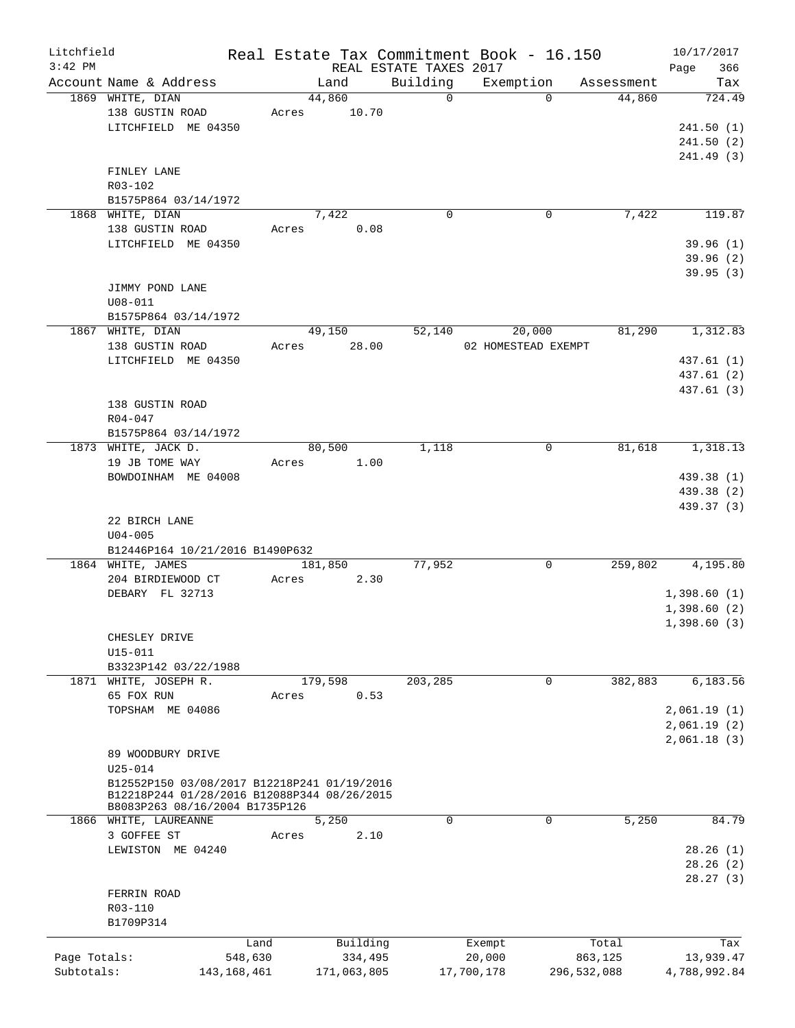Litchfield 3:42 PM

# Real Estate Tax Commitment Book - 16.150

REAL ESTATE TAXES 2017

10/17/2017 Page 366

| Account Name & Address | Land | Building | Exemption | Assessment | Tax |
|---|---|---|---|---|---|
| 1869 WHITE, DIAN | 44,860 | 0 | 0 | 44,860 | 724.49 |
| 138 GUSTIN ROAD | Acres 10.70 | | | | |
| LITCHFIELD ME 04350 | | | | | 241.50 (1) |
| | | | | | 241.50 (2) |
| | | | | | 241.49 (3) |
| FINLEY LANE | | | | | |
| R03-102 | | | | | |
| B1575P864 03/14/1972 | | | | | |
| 1868 WHITE, DIAN | 7,422 | 0 | 0 | 7,422 | 119.87 |
| 138 GUSTIN ROAD | Acres 0.08 | | | | |
| LITCHFIELD ME 04350 | | | | | 39.96 (1) |
| | | | | | 39.96 (2) |
| | | | | | 39.95 (3) |
| JIMMY POND LANE | | | | | |
| U08-011 | | | | | |
| B1575P864 03/14/1972 | | | | | |
| 1867 WHITE, DIAN | 49,150 | 52,140 | 20,000 | 81,290 | 1,312.83 |
| 138 GUSTIN ROAD | Acres 28.00 | | 02 HOMESTEAD EXEMPT | | |
| LITCHFIELD ME 04350 | | | | | 437.61 (1) |
| | | | | | 437.61 (2) |
| | | | | | 437.61 (3) |
| 138 GUSTIN ROAD | | | | | |
| R04-047 | | | | | |
| B1575P864 03/14/1972 | | | | | |
| 1873 WHITE, JACK D. | 80,500 | 1,118 | 0 | 81,618 | 1,318.13 |
| 19 JB TOME WAY | Acres 1.00 | | | | |
| BOWDOINHAM ME 04008 | | | | | 439.38 (1) |
| | | | | | 439.38 (2) |
| | | | | | 439.37 (3) |
| 22 BIRCH LANE | | | | | |
| U04-005 | | | | | |
| B12446P164 10/21/2016 B1490P632 | | | | | |
| 1864 WHITE, JAMES | 181,850 | 77,952 | 0 | 259,802 | 4,195.80 |
| 204 BIRDIEWOOD CT | Acres 2.30 | | | | |
| DEBARY FL 32713 | | | | | 1,398.60 (1) |
| | | | | | 1,398.60 (2) |
| | | | | | 1,398.60 (3) |
| CHESLEY DRIVE | | | | | |
| U15-011 | | | | | |
| B3323P142 03/22/1988 | | | | | |
| 1871 WHITE, JOSEPH R. | 179,598 | 203,285 | 0 | 382,883 | 6,183.56 |
| 65 FOX RUN | Acres 0.53 | | | | |
| TOPSHAM ME 04086 | | | | | 2,061.19 (1) |
| | | | | | 2,061.19 (2) |
| | | | | | 2,061.18 (3) |
| 89 WOODBURY DRIVE | | | | | |
| U25-014 | | | | | |
| B12552P150 03/08/2017 B12218P241 01/19/2016 B12218P244 01/28/2016 B12088P344 08/26/2015 B8083P263 08/16/2004 B1735P126 | | | | | |
| 1866 WHITE, LAUREANNE | 5,250 | 0 | 0 | 5,250 | 84.79 |
| 3 GOFFEE ST | Acres 2.10 | | | | |
| LEWISTON ME 04240 | | | | | 28.26 (1) |
| | | | | | 28.26 (2) |
| | | | | | 28.27 (3) |
| FERRIN ROAD | | | | | |
| R03-110 | | | | | |
| B1709P314 | | | | | |

| | Land | Building | Exempt | Total | Tax |
|---|---|---|---|---|---|
| Page Totals: | 548,630 | 334,495 | 20,000 | 863,125 | 13,939.47 |
| Subtotals: | 143,168,461 | 171,063,805 | 17,700,178 | 296,532,088 | 4,788,992.84 |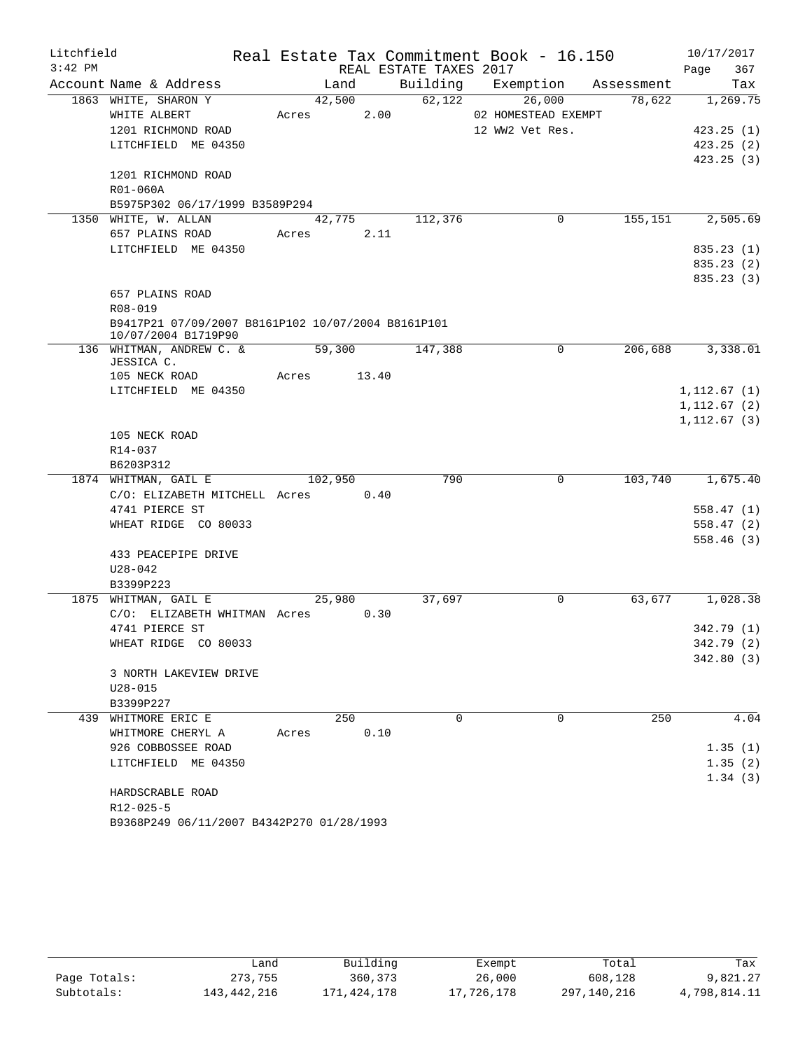Litchfield 3:42 PM

# Real Estate Tax Commitment Book - 16.150

REAL ESTATE TAXES 2017

10/17/2017

| Account | Name & Address | Land | Building | Exemption | Assessment | Tax |
|---|---|---|---|---|---|---|
| 1863 | WHITE, SHARON Y | 42,500 | 62,122 | 26,000 | 78,622 | 1,269.75 |
| | WHITE ALBERT | Acres 2.00 | | 02 HOMESTEAD EXEMPT | | |
| | 1201 RICHMOND ROAD | | | 12 WW2 Vet Res. | | 423.25 (1) |
| | LITCHFIELD ME 04350 | | | | | 423.25 (2) |
| | | | | | | 423.25 (3) |
| | 1201 RICHMOND ROAD | | | | | |
| | R01-060A | | | | | |
| | B5975P302 06/17/1999 B3589P294 | | | | | |
| 1350 | WHITE, W. ALLAN | 42,775 | 112,376 | 0 | 155,151 | 2,505.69 |
| | 657 PLAINS ROAD | Acres 2.11 | | | | |
| | LITCHFIELD ME 04350 | | | | | 835.23 (1) |
| | | | | | | 835.23 (2) |
| | | | | | | 835.23 (3) |
| | 657 PLAINS ROAD | | | | | |
| | R08-019 | | | | | |
| | B9417P21 07/09/2007 B8161P102 10/07/2004 B8161P101 10/07/2004 B1719P90 | | | | | |
| 136 | WHITMAN, ANDREW C. & JESSICA C. | 59,300 | 147,388 | 0 | 206,688 | 3,338.01 |
| | 105 NECK ROAD | Acres 13.40 | | | | |
| | LITCHFIELD ME 04350 | | | | | 1,112.67 (1) |
| | | | | | | 1,112.67 (2) |
| | | | | | | 1,112.67 (3) |
| | 105 NECK ROAD | | | | | |
| | R14-037 | | | | | |
| | B6203P312 | | | | | |
| 1874 | WHITMAN, GAIL E | 102,950 | 790 | 0 | 103,740 | 1,675.40 |
| | C/O: ELIZABETH MITCHELL | Acres 0.40 | | | | |
| | 4741 PIERCE ST | | | | | 558.47 (1) |
| | WHEAT RIDGE CO 80033 | | | | | 558.47 (2) |
| | | | | | | 558.46 (3) |
| | 433 PEACEPIPE DRIVE | | | | | |
| | U28-042 | | | | | |
| | B3399P223 | | | | | |
| 1875 | WHITMAN, GAIL E | 25,980 | 37,697 | 0 | 63,677 | 1,028.38 |
| | C/O: ELIZABETH WHITMAN | Acres 0.30 | | | | |
| | 4741 PIERCE ST | | | | | 342.79 (1) |
| | WHEAT RIDGE CO 80033 | | | | | 342.79 (2) |
| | | | | | | 342.80 (3) |
| | 3 NORTH LAKEVIEW DRIVE | | | | | |
| | U28-015 | | | | | |
| | B3399P227 | | | | | |
| 439 | WHITMORE ERIC E | 250 | 0 | 0 | 250 | 4.04 |
| | WHITMORE CHERYL A | Acres 0.10 | | | | |
| | 926 COBBOSSEE ROAD | | | | | 1.35 (1) |
| | LITCHFIELD ME 04350 | | | | | 1.35 (2) |
| | | | | | | 1.34 (3) |
| | HARDSCRABLE ROAD | | | | | |
| | R12-025-5 | | | | | |
| | B9368P249 06/11/2007 B4342P270 01/28/1993 | | | | | |

| | Land | Building | Exempt | Total | Tax |
|---|---|---|---|---|---|
| Page Totals: | 273,755 | 360,373 | 26,000 | 608,128 | 9,821.27 |
| Subtotals: | 143,442,216 | 171,424,178 | 17,726,178 | 297,140,216 | 4,798,814.11 |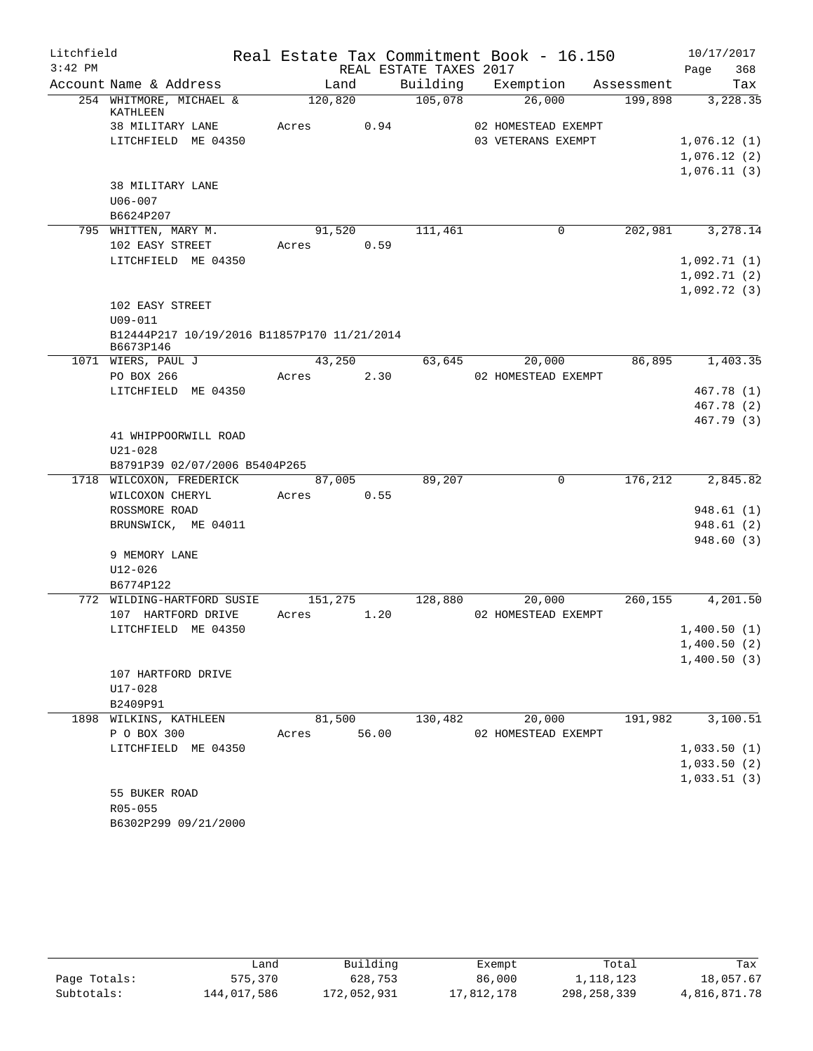Litchfield
3:42 PM

Real Estate Tax Commitment Book - 16.150
REAL ESTATE TAXES 2017

10/17/2017

| Account | Name & Address | Land | Building | Exemption | Assessment | Tax |
|---|---|---|---|---|---|---|
| 254 | WHITMORE, MICHAEL & KATHLEEN | 120,820 | 105,078 | 26,000 | 199,898 | 3,228.35 |
| | 38 MILITARY LANE | Acres 0.94 | | 02 HOMESTEAD EXEMPT | | |
| | LITCHFIELD ME 04350 | | | 03 VETERANS EXEMPT | | 1,076.12 (1) |
| | | | | | | 1,076.12 (2) |
| | | | | | | 1,076.11 (3) |
| | 38 MILITARY LANE | | | | | |
| | U06-007 | | | | | |
| | B6624P207 | | | | | |
| 795 | WHITTEN, MARY M. | 91,520 | 111,461 | 0 | 202,981 | 3,278.14 |
| | 102 EASY STREET | Acres 0.59 | | | | |
| | LITCHFIELD ME 04350 | | | | | 1,092.71 (1) |
| | | | | | | 1,092.71 (2) |
| | | | | | | 1,092.72 (3) |
| | 102 EASY STREET | | | | | |
| | U09-011 | | | | | |
| | B12444P217 10/19/2016 B11857P170 11/21/2014 B6673P146 | | | | | |
| 1071 | WIERS, PAUL J | 43,250 | 63,645 | 20,000 | 86,895 | 1,403.35 |
| | PO BOX 266 | Acres 2.30 | | 02 HOMESTEAD EXEMPT | | |
| | LITCHFIELD ME 04350 | | | | | 467.78 (1) |
| | | | | | | 467.78 (2) |
| | | | | | | 467.79 (3) |
| | 41 WHIPPOORWILL ROAD | | | | | |
| | U21-028 | | | | | |
| | B8791P39 02/07/2006 B5404P265 | | | | | |
| 1718 | WILCOXON, FREDERICK | 87,005 | 89,207 | 0 | 176,212 | 2,845.82 |
| | WILCOXON CHERYL | Acres 0.55 | | | | |
| | ROSSMORE ROAD | | | | | 948.61 (1) |
| | BRUNSWICK, ME 04011 | | | | | 948.61 (2) |
| | | | | | | 948.60 (3) |
| | 9 MEMORY LANE | | | | | |
| | U12-026 | | | | | |
| | B6774P122 | | | | | |
| 772 | WILDING-HARTFORD SUSIE | 151,275 | 128,880 | 20,000 | 260,155 | 4,201.50 |
| | 107 HARTFORD DRIVE | Acres 1.20 | | 02 HOMESTEAD EXEMPT | | |
| | LITCHFIELD ME 04350 | | | | | 1,400.50 (1) |
| | | | | | | 1,400.50 (2) |
| | | | | | | 1,400.50 (3) |
| | 107 HARTFORD DRIVE | | | | | |
| | U17-028 | | | | | |
| | B2409P91 | | | | | |
| 1898 | WILKINS, KATHLEEN | 81,500 | 130,482 | 20,000 | 191,982 | 3,100.51 |
| | P O BOX 300 | Acres 56.00 | | 02 HOMESTEAD EXEMPT | | |
| | LITCHFIELD ME 04350 | | | | | 1,033.50 (1) |
| | | | | | | 1,033.50 (2) |
| | | | | | | 1,033.51 (3) |
| | 55 BUKER ROAD | | | | | |
| | R05-055 | | | | | |
| | B6302P299 09/21/2000 | | | | | |

| | Land | Building | Exempt | Total | Tax |
|---|---|---|---|---|---|
| Page Totals: | 575,370 | 628,753 | 86,000 | 1,118,123 | 18,057.67 |
| Subtotals: | 144,017,586 | 172,052,931 | 17,812,178 | 298,258,339 | 4,816,871.78 |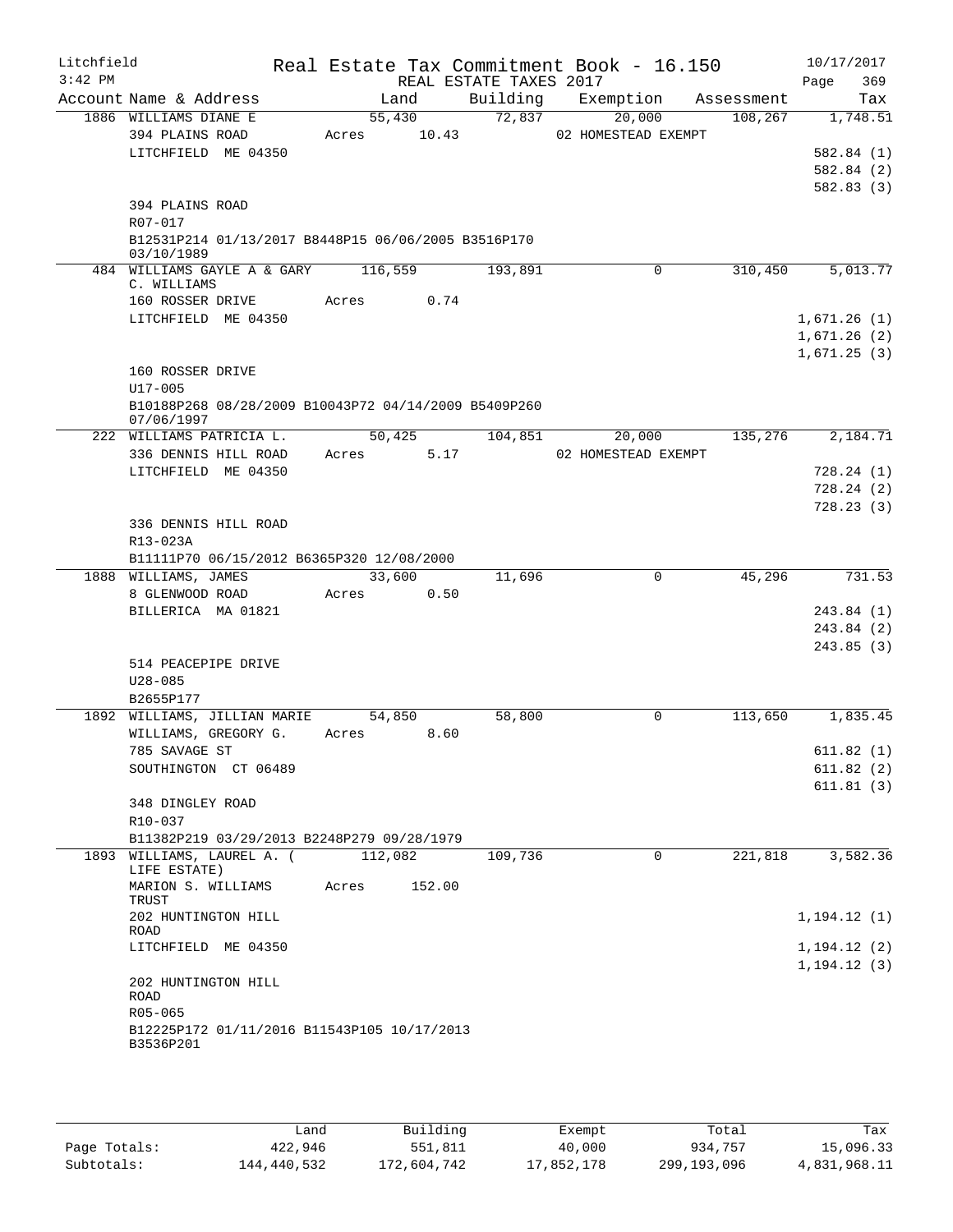Litchfield
3:42 PM

Real Estate Tax Commitment Book - 16.150
REAL ESTATE TAXES 2017

10/17/2017
Page 369

| Account Name & Address | Land | Building | Exemption | Assessment | Tax |
|---|---|---|---|---|---|
| 1886 WILLIAMS DIANE E | 55,430 | 72,837 | 20,000 | 108,267 | 1,748.51 |
| 394 PLAINS ROAD | Acres 10.43 | | 02 HOMESTEAD EXEMPT | | |
| LITCHFIELD ME 04350 | | | | | 582.84 (1) |
| | | | | | 582.84 (2) |
| | | | | | 582.83 (3) |
| 394 PLAINS ROAD | | | | | |
| R07-017 | | | | | |
| B12531P214 01/13/2017 B8448P15 06/06/2005 B3516P170 03/10/1989 | | | | | |
| 484 WILLIAMS GAYLE A & GARY C. WILLIAMS | 116,559 | 193,891 | 0 | 310,450 | 5,013.77 |
| 160 ROSSER DRIVE | Acres 0.74 | | | | |
| LITCHFIELD ME 04350 | | | | | 1,671.26 (1) |
| | | | | | 1,671.26 (2) |
| | | | | | 1,671.25 (3) |
| 160 ROSSER DRIVE | | | | | |
| U17-005 | | | | | |
| B10188P268 08/28/2009 B10043P72 04/14/2009 B5409P260 07/06/1997 | | | | | |
| 222 WILLIAMS PATRICIA L. | 50,425 | 104,851 | 20,000 | 135,276 | 2,184.71 |
| 336 DENNIS HILL ROAD | Acres 5.17 | | 02 HOMESTEAD EXEMPT | | |
| LITCHFIELD ME 04350 | | | | | 728.24 (1) |
| | | | | | 728.24 (2) |
| | | | | | 728.23 (3) |
| 336 DENNIS HILL ROAD | | | | | |
| R13-023A | | | | | |
| B11111P70 06/15/2012 B6365P320 12/08/2000 | | | | | |
| 1888 WILLIAMS, JAMES | 33,600 | 11,696 | 0 | 45,296 | 731.53 |
| 8 GLENWOOD ROAD | Acres 0.50 | | | | |
| BILLERICA MA 01821 | | | | | 243.84 (1) |
| | | | | | 243.84 (2) |
| | | | | | 243.85 (3) |
| 514 PEACEPIPE DRIVE | | | | | |
| U28-085 | | | | | |
| B2655P177 | | | | | |
| 1892 WILLIAMS, JILLIAN MARIE | 54,850 | 58,800 | 0 | 113,650 | 1,835.45 |
| WILLIAMS, GREGORY G. | Acres 8.60 | | | | |
| 785 SAVAGE ST | | | | | 611.82 (1) |
| SOUTHINGTON CT 06489 | | | | | 611.82 (2) |
| | | | | | 611.81 (3) |
| 348 DINGLEY ROAD | | | | | |
| R10-037 | | | | | |
| B11382P219 03/29/2013 B2248P279 09/28/1979 | | | | | |
| 1893 WILLIAMS, LAUREL A. ( LIFE ESTATE) | 112,082 | 109,736 | 0 | 221,818 | 3,582.36 |
| MARION S. WILLIAMS TRUST | Acres 152.00 | | | | |
| 202 HUNTINGTON HILL ROAD | | | | | 1,194.12 (1) |
| LITCHFIELD ME 04350 | | | | | 1,194.12 (2) |
| | | | | | 1,194.12 (3) |
| 202 HUNTINGTON HILL ROAD | | | | | |
| R05-065 | | | | | |
| B12225P172 01/11/2016 B11543P105 10/17/2013 B3536P201 | | | | | |

| | Land | Building | Exempt | Total | Tax |
|---|---|---|---|---|---|
| Page Totals: | 422,946 | 551,811 | 40,000 | 934,757 | 15,096.33 |
| Subtotals: | 144,440,532 | 172,604,742 | 17,852,178 | 299,193,096 | 4,831,968.11 |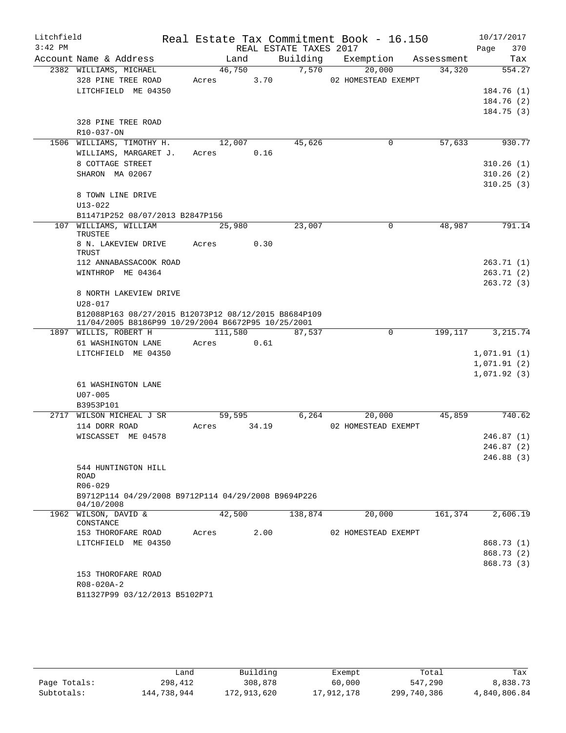Litchfield 3:42 PM

# Real Estate Tax Commitment Book - 16.150

## REAL ESTATE TAXES 2017

10/17/2017

| Account Name & Address | Land | Building | Exemption | Assessment | Tax |
|---|---|---|---|---|---|
| 2382 WILLIAMS, MICHAEL | 46,750 | 7,570 | 20,000 | 34,320 | 554.27 |
| 328 PINE TREE ROAD | Acres 3.70 | | 02 HOMESTEAD EXEMPT | | |
| LITCHFIELD ME 04350 | | | | | 184.76 (1) |
| | | | | | 184.76 (2) |
| | | | | | 184.75 (3) |
| 328 PINE TREE ROAD | | | | | |
| R10-037-ON | | | | | |
| 1506 WILLIAMS, TIMOTHY H. | 12,007 | 45,626 | 0 | 57,633 | 930.77 |
| WILLIAMS, MARGARET J. | Acres 0.16 | | | | |
| 8 COTTAGE STREET | | | | | 310.26 (1) |
| SHARON MA 02067 | | | | | 310.26 (2) |
| | | | | | 310.25 (3) |
| 8 TOWN LINE DRIVE | | | | | |
| U13-022 | | | | | |
| B11471P252 08/07/2013 B2847P156 | | | | | |
| 107 WILLIAMS, WILLIAM TRUSTEE | 25,980 | 23,007 | 0 | 48,987 | 791.14 |
| 8 N. LAKEVIEW DRIVE TRUST | Acres 0.30 | | | | |
| 112 ANNABASSACOOK ROAD | | | | | 263.71 (1) |
| WINTHROP ME 04364 | | | | | 263.71 (2) |
| | | | | | 263.72 (3) |
| 8 NORTH LAKEVIEW DRIVE | | | | | |
| U28-017 | | | | | |
| B12088P163 08/27/2015 B12073P12 08/12/2015 B8684P109 11/04/2005 B8186P99 10/29/2004 B6672P95 10/25/2001 | | | | | |
| 1897 WILLIS, ROBERT H | 111,580 | 87,537 | 0 | 199,117 | 3,215.74 |
| 61 WASHINGTON LANE | Acres 0.61 | | | | |
| LITCHFIELD ME 04350 | | | | | 1,071.91 (1) |
| | | | | | 1,071.91 (2) |
| | | | | | 1,071.92 (3) |
| 61 WASHINGTON LANE | | | | | |
| U07-005 | | | | | |
| B3953P101 | | | | | |
| 2717 WILSON MICHEAL J SR | 59,595 | 6,264 | 20,000 | 45,859 | 740.62 |
| 114 DORR ROAD | Acres 34.19 | | 02 HOMESTEAD EXEMPT | | |
| WISCASSET ME 04578 | | | | | 246.87 (1) |
| | | | | | 246.87 (2) |
| | | | | | 246.88 (3) |
| 544 HUNTINGTON HILL ROAD | | | | | |
| R06-029 | | | | | |
| B9712P114 04/29/2008 B9712P114 04/29/2008 B9694P226 04/10/2008 | | | | | |
| 1962 WILSON, DAVID & CONSTANCE | 42,500 | 138,874 | 20,000 | 161,374 | 2,606.19 |
| 153 THOROFARE ROAD | Acres 2.00 | | 02 HOMESTEAD EXEMPT | | |
| LITCHFIELD ME 04350 | | | | | 868.73 (1) |
| | | | | | 868.73 (2) |
| | | | | | 868.73 (3) |
| 153 THOROFARE ROAD | | | | | |
| R08-020A-2 | | | | | |
| B11327P99 03/12/2013 B5102P71 | | | | | |

| | Land | Building | Exempt | Total | Tax |
|---|---|---|---|---|---|
| Page Totals: | 298,412 | 308,878 | 60,000 | 547,290 | 8,838.73 |
| Subtotals: | 144,738,944 | 172,913,620 | 17,912,178 | 299,740,386 | 4,840,806.84 |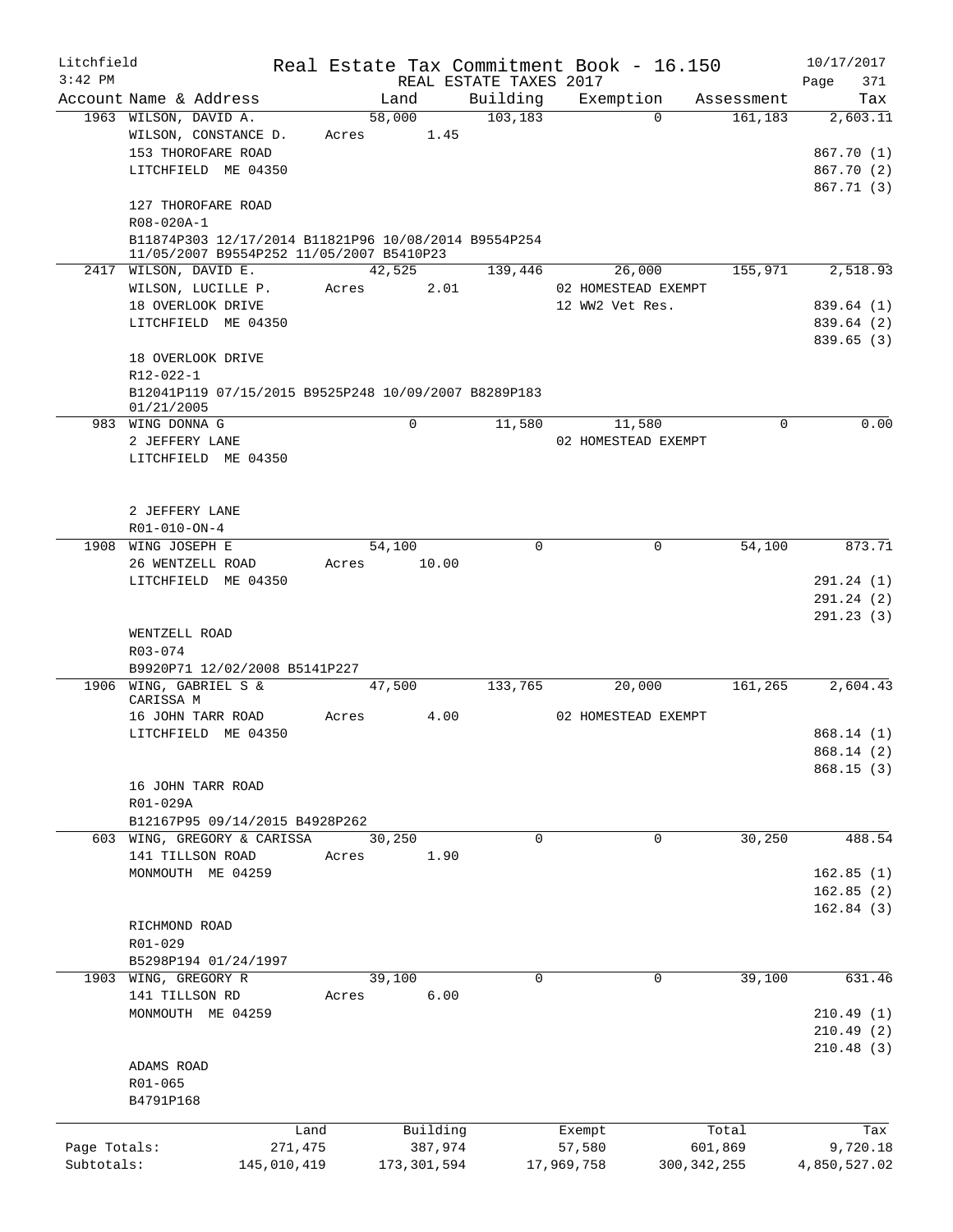Litchfield
3:42 PM

# Real Estate Tax Commitment Book - 16.150

REAL ESTATE TAXES 2017

10/17/2017

| Account | Name & Address | Land | Building | Exemption | Assessment | Tax |
|---|---|---|---|---|---|---|
| 1963 | WILSON, DAVID A.<br>WILSON, CONSTANCE D.<br>153 THOROFARE ROAD<br>LITCHFIELD ME 04350<br><br>127 THOROFARE ROAD<br>R08-020A-1<br>B11874P303 12/17/2014 B11821P96 10/08/2014 B9554P254 11/05/2007 B9554P252 11/05/2007 B5410P23 | 58,000<br>Acres 1.45 | 103,183 | 0 | 161,183 | 2,603.11<br><br>867.70 (1)<br>867.70 (2)<br>867.71 (3) |
| 2417 | WILSON, DAVID E.<br>WILSON, LUCILLE P.<br>18 OVERLOOK DRIVE<br>LITCHFIELD ME 04350<br><br>18 OVERLOOK DRIVE<br>R12-022-1<br>B12041P119 07/15/2015 B9525P248 10/09/2007 B8289P183 01/21/2005 | 42,525<br>Acres 2.01 | 139,446 | 26,000<br>02 HOMESTEAD EXEMPT<br>12 WW2 Vet Res. | 155,971 | 2,518.93<br><br>839.64 (1)<br>839.64 (2)<br>839.65 (3) |
| 983 | WING DONNA G<br>2 JEFFERY LANE<br>LITCHFIELD ME 04350<br><br>2 JEFFERY LANE<br>R01-010-ON-4 | 0 | 11,580 | 11,580<br>02 HOMESTEAD EXEMPT | 0 | 0.00 |
| 1908 | WING JOSEPH E<br>26 WENTZELL ROAD<br>LITCHFIELD ME 04350<br><br>WENTZELL ROAD<br>R03-074<br>B9920P71 12/02/2008 B5141P227 | 54,100<br>Acres 10.00 | 0 | 0 | 54,100 | 873.71<br><br>291.24 (1)<br>291.24 (2)<br>291.23 (3) |
| 1906 | WING, GABRIEL S & CARISSA M<br>16 JOHN TARR ROAD<br>LITCHFIELD ME 04350<br><br>16 JOHN TARR ROAD<br>R01-029A<br>B12167P95 09/14/2015 B4928P262 | 47,500<br>Acres 4.00 | 133,765 | 20,000<br>02 HOMESTEAD EXEMPT | 161,265 | 2,604.43<br><br>868.14 (1)<br>868.14 (2)<br>868.15 (3) |
| 603 | WING, GREGORY & CARISSA<br>141 TILLSON ROAD<br>MONMOUTH ME 04259<br><br>RICHMOND ROAD<br>R01-029<br>B5298P194 01/24/1997 | 30,250<br>Acres 1.90 | 0 | 0 | 30,250 | 488.54<br><br>162.85 (1)<br>162.85 (2)<br>162.84 (3) |
| 1903 | WING, GREGORY R<br>141 TILLSON RD<br>MONMOUTH ME 04259<br><br>ADAMS ROAD<br>R01-065<br>B4791P168 | 39,100<br>Acres 6.00 | 0 | 0 | 39,100 | 631.46<br><br>210.49 (1)<br>210.49 (2)<br>210.48 (3) |

| | Land | Building | Exempt | Total | Tax |
|---|---|---|---|---|---|
| Page Totals: | 271,475 | 387,974 | 57,580 | 601,869 | 9,720.18 |
| Subtotals: | 145,010,419 | 173,301,594 | 17,969,758 | 300,342,255 | 4,850,527.02 |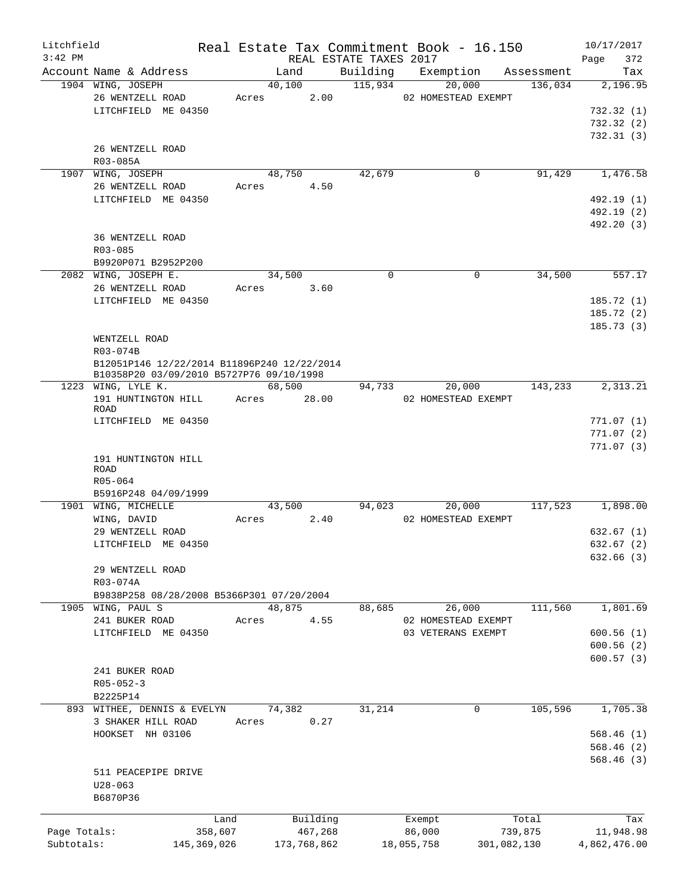Litchfield
3:42 PM

Real Estate Tax Commitment Book - 16.150
REAL ESTATE TAXES 2017

10/17/2017
Page 372

| Account Name & Address | Land | Building | Exemption | Assessment | Tax |
|---|---|---|---|---|---|
| 1904 WING, JOSEPH | 40,100 | 115,934 | 20,000 | 136,034 | 2,196.95 |
| 26 WENTZELL ROAD | Acres 2.00 | | 02 HOMESTEAD EXEMPT | | |
| LITCHFIELD ME 04350 | | | | | 732.32 (1) |
| | | | | | 732.32 (2) |
| | | | | | 732.31 (3) |
| 26 WENTZELL ROAD | | | | | |
| R03-085A | | | | | |
| 1907 WING, JOSEPH | 48,750 | 42,679 | 0 | 91,429 | 1,476.58 |
| 26 WENTZELL ROAD | Acres 4.50 | | | | |
| LITCHFIELD ME 04350 | | | | | 492.19 (1) |
| | | | | | 492.19 (2) |
| | | | | | 492.20 (3) |
| 36 WENTZELL ROAD | | | | | |
| R03-085 | | | | | |
| B9920P071 B2952P200 | | | | | |
| 2082 WING, JOSEPH E. | 34,500 | 0 | 0 | 34,500 | 557.17 |
| 26 WENTZELL ROAD | Acres 3.60 | | | | |
| LITCHFIELD ME 04350 | | | | | 185.72 (1) |
| | | | | | 185.72 (2) |
| | | | | | 185.73 (3) |
| WENTZELL ROAD | | | | | |
| R03-074B | | | | | |
| B12051P146 12/22/2014 B11896P240 12/22/2014 | | | | | |
| B10358P20 03/09/2010 B5727P76 09/10/1998 | | | | | |
| 1223 WING, LYLE K. | 68,500 | 94,733 | 20,000 | 143,233 | 2,313.21 |
| 191 HUNTINGTON HILL ROAD | Acres 28.00 | | 02 HOMESTEAD EXEMPT | | |
| LITCHFIELD ME 04350 | | | | | 771.07 (1) |
| | | | | | 771.07 (2) |
| | | | | | 771.07 (3) |
| 191 HUNTINGTON HILL ROAD | | | | | |
| R05-064 | | | | | |
| B5916P248 04/09/1999 | | | | | |
| 1901 WING, MICHELLE | 43,500 | 94,023 | 20,000 | 117,523 | 1,898.00 |
| WING, DAVID | Acres 2.40 | | 02 HOMESTEAD EXEMPT | | |
| 29 WENTZELL ROAD | | | | | 632.67 (1) |
| LITCHFIELD ME 04350 | | | | | 632.67 (2) |
| | | | | | 632.66 (3) |
| 29 WENTZELL ROAD | | | | | |
| R03-074A | | | | | |
| B9838P258 08/28/2008 B5366P301 07/20/2004 | | | | | |
| 1905 WING, PAUL S | 48,875 | 88,685 | 26,000 | 111,560 | 1,801.69 |
| 241 BUKER ROAD | Acres 4.55 | | 02 HOMESTEAD EXEMPT | | |
| LITCHFIELD ME 04350 | | | 03 VETERANS EXEMPT | | 600.56 (1) |
| | | | | | 600.56 (2) |
| | | | | | 600.57 (3) |
| 241 BUKER ROAD | | | | | |
| R05-052-3 | | | | | |
| B2225P14 | | | | | |
| 893 WITHEE, DENNIS & EVELYN | 74,382 | 31,214 | 0 | 105,596 | 1,705.38 |
| 3 SHAKER HILL ROAD | Acres 0.27 | | | | |
| HOOKSET NH 03106 | | | | | 568.46 (1) |
| | | | | | 568.46 (2) |
| | | | | | 568.46 (3) |
| 511 PEACEPIPE DRIVE | | | | | |
| U28-063 | | | | | |
| B6870P36 | | | | | |

| | Land | Building | Exempt | Total | Tax |
|---|---|---|---|---|---|
| Page Totals: | 358,607 | 467,268 | 86,000 | 739,875 | 11,948.98 |
| Subtotals: | 145,369,026 | 173,768,862 | 18,055,758 | 301,082,130 | 4,862,476.00 |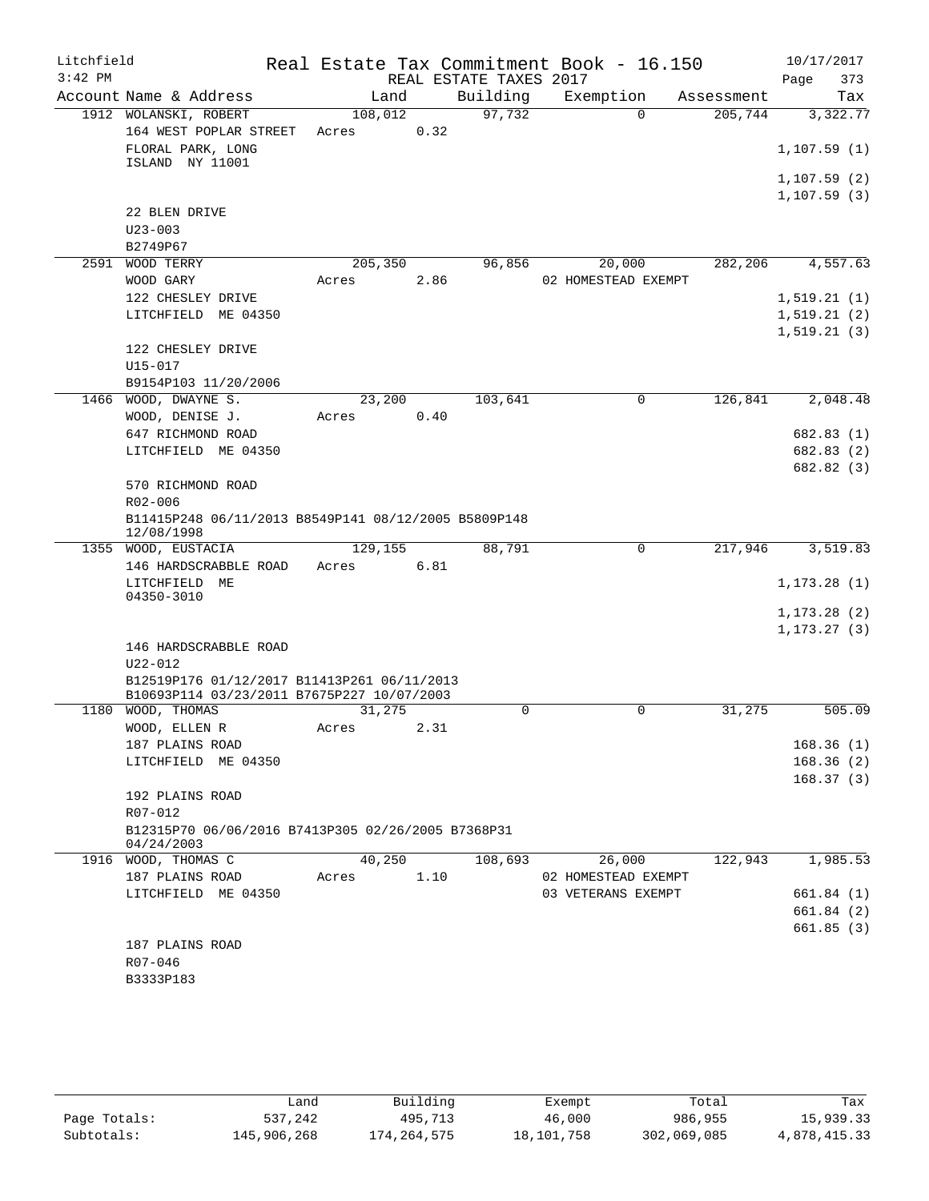Litchfield 3:42 PM

# Real Estate Tax Commitment Book - 16.150

REAL ESTATE TAXES 2017

10/17/2017

| Account | Name & Address | Land | Building | Exemption | Assessment | Tax |
|---|---|---|---|---|---|---|
| 1912 | WOLANSKI, ROBERT | 108,012 | 97,732 | 0 | 205,744 | 3,322.77 |
| | 164 WEST POPLAR STREET | Acres 0.32 | | | | |
| | FLORAL PARK, LONG ISLAND NY 11001 | | | | | 1,107.59 (1) |
| | | | | | | 1,107.59 (2) |
| | | | | | | 1,107.59 (3) |
| | 22 BLEN DRIVE | | | | | |
| | U23-003 | | | | | |
| | B2749P67 | | | | | |
| 2591 | WOOD TERRY | 205,350 | 96,856 | 20,000 | 282,206 | 4,557.63 |
| | WOOD GARY | Acres 2.86 | | 02 HOMESTEAD EXEMPT | | |
| | 122 CHESLEY DRIVE | | | | | 1,519.21 (1) |
| | LITCHFIELD ME 04350 | | | | | 1,519.21 (2) |
| | | | | | | 1,519.21 (3) |
| | 122 CHESLEY DRIVE | | | | | |
| | U15-017 | | | | | |
| | B9154P103 11/20/2006 | | | | | |
| 1466 | WOOD, DWAYNE S. | 23,200 | 103,641 | 0 | 126,841 | 2,048.48 |
| | WOOD, DENISE J. | Acres 0.40 | | | | |
| | 647 RICHMOND ROAD | | | | | 682.83 (1) |
| | LITCHFIELD ME 04350 | | | | | 682.83 (2) |
| | | | | | | 682.82 (3) |
| | 570 RICHMOND ROAD | | | | | |
| | R02-006 | | | | | |
| | B11415P248 06/11/2013 B8549P141 08/12/2005 B5809P148 12/08/1998 | | | | | |
| 1355 | WOOD, EUSTACIA | 129,155 | 88,791 | 0 | 217,946 | 3,519.83 |
| | 146 HARDSCRABBLE ROAD | Acres 6.81 | | | | |
| | LITCHFIELD ME 04350-3010 | | | | | 1,173.28 (1) |
| | | | | | | 1,173.28 (2) |
| | | | | | | 1,173.27 (3) |
| | 146 HARDSCRABBLE ROAD | | | | | |
| | U22-012 | | | | | |
| | B12519P176 01/12/2017 B11413P261 06/11/2013 B10693P114 03/23/2011 B7675P227 10/07/2003 | | | | | |
| 1180 | WOOD, THOMAS | 31,275 | 0 | 0 | 31,275 | 505.09 |
| | WOOD, ELLEN R | Acres 2.31 | | | | |
| | 187 PLAINS ROAD | | | | | 168.36 (1) |
| | LITCHFIELD ME 04350 | | | | | 168.36 (2) |
| | | | | | | 168.37 (3) |
| | 192 PLAINS ROAD | | | | | |
| | R07-012 | | | | | |
| | B12315P70 06/06/2016 B7413P305 02/26/2005 B7368P31 04/24/2003 | | | | | |
| 1916 | WOOD, THOMAS C | 40,250 | 108,693 | 26,000 | 122,943 | 1,985.53 |
| | 187 PLAINS ROAD | Acres 1.10 | | 02 HOMESTEAD EXEMPT | | |
| | LITCHFIELD ME 04350 | | | 03 VETERANS EXEMPT | | 661.84 (1) |
| | | | | | | 661.84 (2) |
| | | | | | | 661.85 (3) |
| | 187 PLAINS ROAD | | | | | |
| | R07-046 | | | | | |
| | B3333P183 | | | | | |

| | Land | Building | Exempt | Total | Tax |
|---|---|---|---|---|---|
| Page Totals: | 537,242 | 495,713 | 46,000 | 986,955 | 15,939.33 |
| Subtotals: | 145,906,268 | 174,264,575 | 18,101,758 | 302,069,085 | 4,878,415.33 |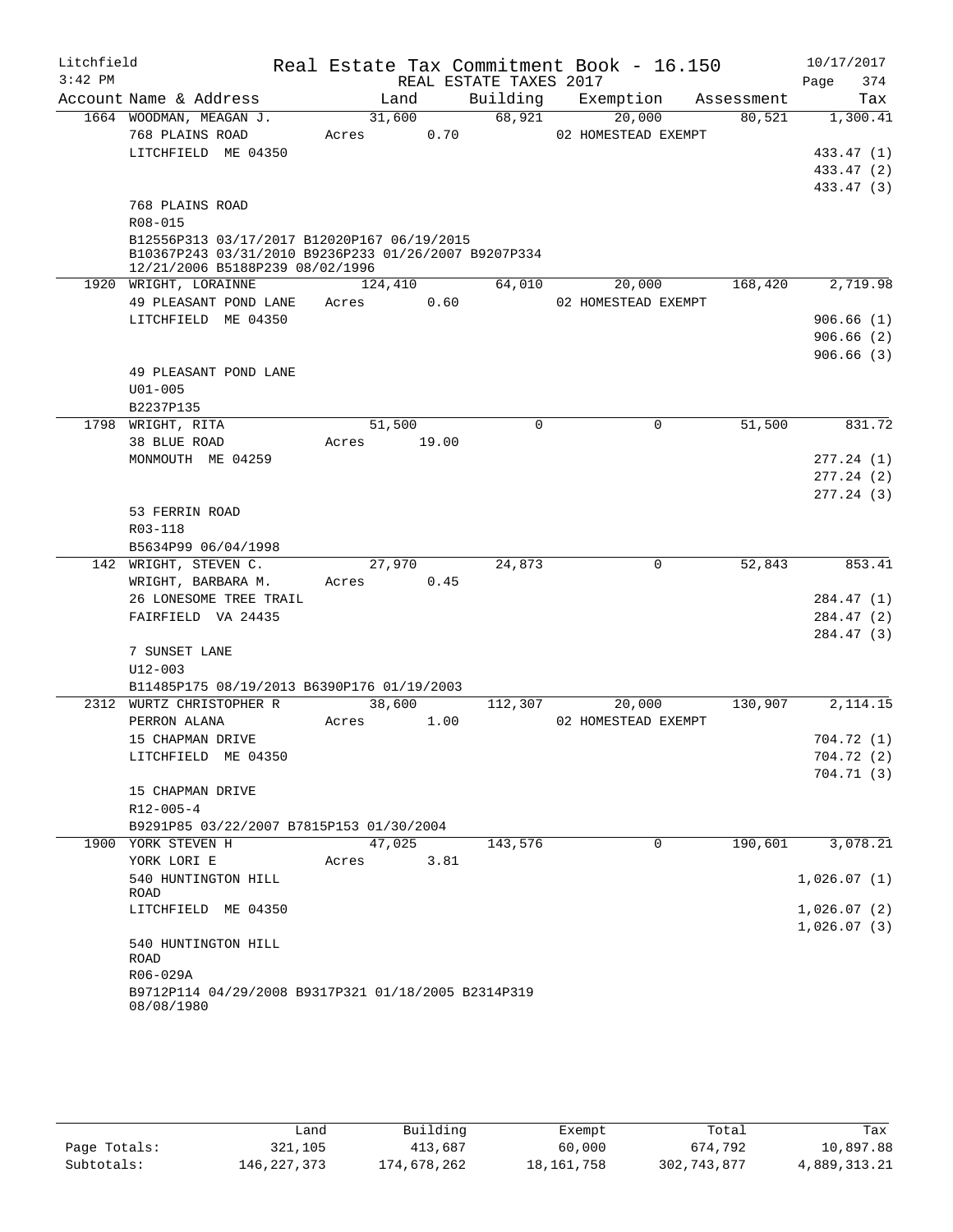Litchfield Real Estate Tax Commitment Book - 16.150 10/17/2017
3:42 PM REAL ESTATE TAXES 2017 Page 374

| Account | Name & Address | Land | Building | Exemption | Assessment | Tax |
|---|---|---|---|---|---|---|
| 1664 | WOODMAN, MEAGAN J. | 31,600 | 68,921 | 20,000 | 80,521 | 1,300.41 |
| | 768 PLAINS ROAD | Acres 0.70 | | 02 HOMESTEAD EXEMPT | | |
| | LITCHFIELD ME 04350 | | | | | 433.47 (1) |
| | | | | | | 433.47 (2) |
| | | | | | | 433.47 (3) |
| | 768 PLAINS ROAD | | | | | |
| | R08-015 | | | | | |
| | B12556P313 03/17/2017 B12020P167 06/19/2015 B10367P243 03/31/2010 B9236P233 01/26/2007 B9207P334 12/21/2006 B5188P239 08/02/1996 | | | | | |
| 1920 | WRIGHT, LORAINNE | 124,410 | 64,010 | 20,000 | 168,420 | 2,719.98 |
| | 49 PLEASANT POND LANE | Acres 0.60 | | 02 HOMESTEAD EXEMPT | | |
| | LITCHFIELD ME 04350 | | | | | 906.66 (1) |
| | | | | | | 906.66 (2) |
| | | | | | | 906.66 (3) |
| | 49 PLEASANT POND LANE | | | | | |
| | U01-005 | | | | | |
| | B2237P135 | | | | | |
| 1798 | WRIGHT, RITA | 51,500 | 0 | 0 | 51,500 | 831.72 |
| | 38 BLUE ROAD | Acres 19.00 | | | | |
| | MONMOUTH ME 04259 | | | | | 277.24 (1) |
| | | | | | | 277.24 (2) |
| | | | | | | 277.24 (3) |
| | 53 FERRIN ROAD | | | | | |
| | R03-118 | | | | | |
| | B5634P99 06/04/1998 | | | | | |
| 142 | WRIGHT, STEVEN C. | 27,970 | 24,873 | 0 | 52,843 | 853.41 |
| | WRIGHT, BARBARA M. | Acres 0.45 | | | | |
| | 26 LONESOME TREE TRAIL | | | | | 284.47 (1) |
| | FAIRFIELD VA 24435 | | | | | 284.47 (2) |
| | | | | | | 284.47 (3) |
| | 7 SUNSET LANE | | | | | |
| | U12-003 | | | | | |
| | B11485P175 08/19/2013 B6390P176 01/19/2003 | | | | | |
| 2312 | WURTZ CHRISTOPHER R | 38,600 | 112,307 | 20,000 | 130,907 | 2,114.15 |
| | PERRON ALANA | Acres 1.00 | | 02 HOMESTEAD EXEMPT | | |
| | 15 CHAPMAN DRIVE | | | | | 704.72 (1) |
| | LITCHFIELD ME 04350 | | | | | 704.72 (2) |
| | | | | | | 704.71 (3) |
| | 15 CHAPMAN DRIVE | | | | | |
| | R12-005-4 | | | | | |
| | B9291P85 03/22/2007 B7815P153 01/30/2004 | | | | | |
| 1900 | YORK STEVEN H | 47,025 | 143,576 | 0 | 190,601 | 3,078.21 |
| | YORK LORI E | Acres 3.81 | | | | |
| | 540 HUNTINGTON HILL ROAD | | | | | 1,026.07 (1) |
| | LITCHFIELD ME 04350 | | | | | 1,026.07 (2) |
| | | | | | | 1,026.07 (3) |
| | 540 HUNTINGTON HILL ROAD | | | | | |
| | R06-029A | | | | | |
| | B9712P114 04/29/2008 B9317P321 01/18/2005 B2314P319 08/08/1980 | | | | | |

| | Land | Building | Exempt | Total | Tax |
|---|---|---|---|---|---|
| Page Totals: | 321,105 | 413,687 | 60,000 | 674,792 | 10,897.88 |
| Subtotals: | 146,227,373 | 174,678,262 | 18,161,758 | 302,743,877 | 4,889,313.21 |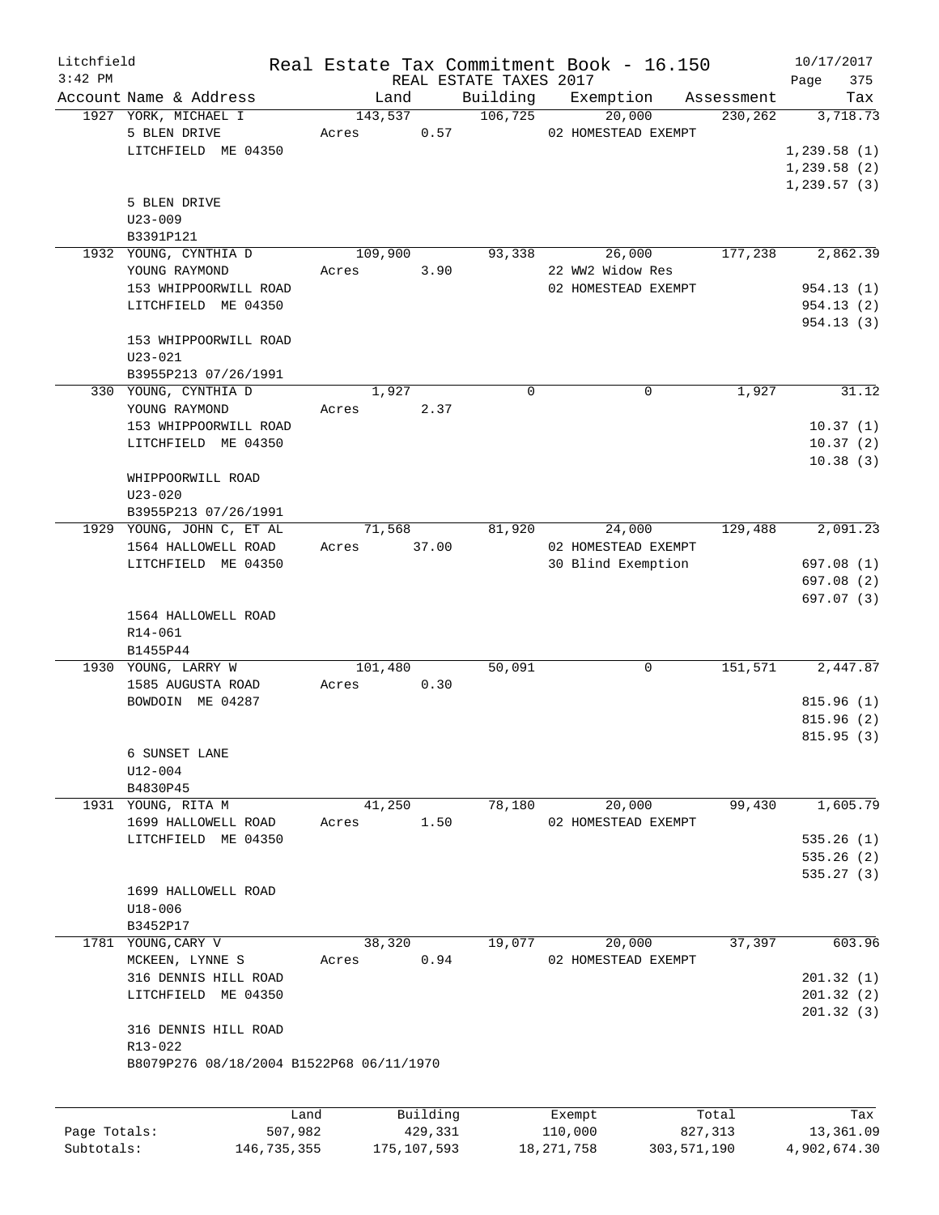Litchfield
3:42 PM

# Real Estate Tax Commitment Book - 16.150

REAL ESTATE TAXES 2017

10/17/2017

| Account | Name & Address | Land | Building | Exemption | Assessment | Tax |
|---|---|---|---|---|---|---|
| 1927 | YORK, MICHAEL I<br>5 BLEN DRIVE<br>LITCHFIELD ME 04350<br><br>5 BLEN DRIVE<br>U23-009<br>B3391P121 | 143,537<br>Acres 0.57 | 106,725 | 20,000<br>02 HOMESTEAD EXEMPT | 230,262 | 3,718.73<br>1,239.58 (1)<br>1,239.58 (2)<br>1,239.57 (3) |
| 1932 | YOUNG, CYNTHIA D<br>YOUNG RAYMOND<br>153 WHIPPOORWILL ROAD<br>LITCHFIELD ME 04350<br><br>153 WHIPPOORWILL ROAD<br>U23-021<br>B3955P213 07/26/1991 | 109,900<br>Acres 3.90 | 93,338 | 26,000<br>22 WW2 Widow Res<br>02 HOMESTEAD EXEMPT | 177,238 | 2,862.39<br>954.13 (1)<br>954.13 (2)<br>954.13 (3) |
| 330 | YOUNG, CYNTHIA D<br>YOUNG RAYMOND<br>153 WHIPPOORWILL ROAD<br>LITCHFIELD ME 04350<br><br>WHIPPOORWILL ROAD<br>U23-020<br>B3955P213 07/26/1991 | 1,927<br>Acres 2.37 | 0 | 0 | 1,927 | 31.12<br>10.37 (1)<br>10.37 (2)<br>10.38 (3) |
| 1929 | YOUNG, JOHN C, ET AL<br>1564 HALLOWELL ROAD<br>LITCHFIELD ME 04350<br><br>1564 HALLOWELL ROAD<br>R14-061<br>B1455P44 | 71,568<br>Acres 37.00 | 81,920 | 24,000<br>02 HOMESTEAD EXEMPT<br>30 Blind Exemption | 129,488 | 2,091.23<br>697.08 (1)<br>697.08 (2)<br>697.07 (3) |
| 1930 | YOUNG, LARRY W<br>1585 AUGUSTA ROAD<br>BOWDOIN ME 04287<br><br>6 SUNSET LANE<br>U12-004<br>B4830P45 | 101,480<br>Acres 0.30 | 50,091 | 0 | 151,571 | 2,447.87<br>815.96 (1)<br>815.96 (2)<br>815.95 (3) |
| 1931 | YOUNG, RITA M<br>1699 HALLOWELL ROAD<br>LITCHFIELD ME 04350<br><br>1699 HALLOWELL ROAD<br>U18-006<br>B3452P17 | 41,250<br>Acres 1.50 | 78,180 | 20,000<br>02 HOMESTEAD EXEMPT | 99,430 | 1,605.79<br>535.26 (1)<br>535.26 (2)<br>535.27 (3) |
| 1781 | YOUNG, CARY V<br>MCKEEN, LYNNE S<br>316 DENNIS HILL ROAD<br>LITCHFIELD ME 04350<br><br>316 DENNIS HILL ROAD<br>R13-022<br>B8079P276 08/18/2004 B1522P68 06/11/1970 | 38,320<br>Acres 0.94 | 19,077 | 20,000<br>02 HOMESTEAD EXEMPT | 37,397 | 603.96<br>201.32 (1)<br>201.32 (2)<br>201.32 (3) |

| | Land | Building | Exempt | Total | Tax |
|---|---|---|---|---|---|
| Page Totals: | 507,982 | 429,331 | 110,000 | 827,313 | 13,361.09 |
| Subtotals: | 146,735,355 | 175,107,593 | 18,271,758 | 303,571,190 | 4,902,674.30 |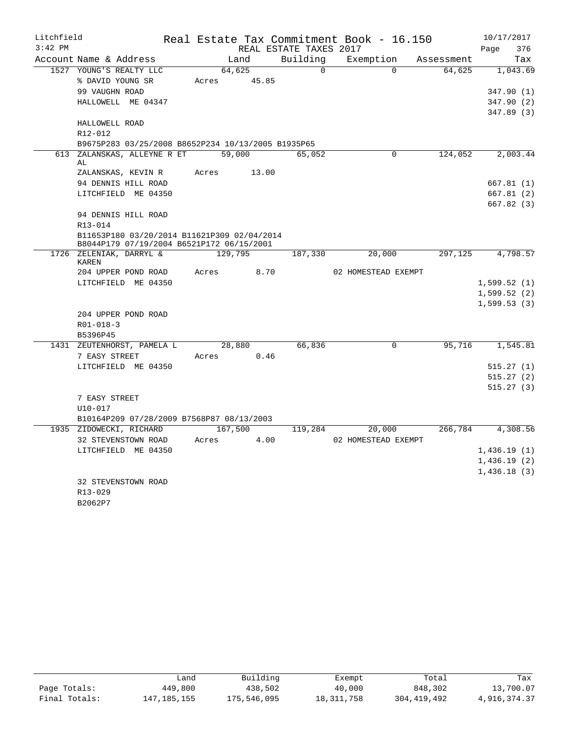Litchfield
3:42 PM

Real Estate Tax Commitment Book - 16.150
REAL ESTATE TAXES 2017

10/17/2017

| Account Name & Address | Land | Building | Exemption | Assessment | Tax |
|---|---|---|---|---|---|
| 1527 YOUNG'S REALTY LLC | 64,625 | 0 | 0 | 64,625 | 1,043.69 |
| % DAVID YOUNG SR | Acres 45.85 | | | | |
| 99 VAUGHN ROAD | | | | | 347.90 (1) |
| HALLOWELL ME 04347 | | | | | 347.90 (2) |
| | | | | | 347.89 (3) |
| HALLOWELL ROAD | | | | | |
| R12-012 | | | | | |
| B9675P283 03/25/2008 B8652P234 10/13/2005 B1935P65 | | | | | |
| 613 ZALANSKAS, ALLEYNE R ET AL | 59,000 | 65,052 | 0 | 124,052 | 2,003.44 |
| ZALANSKAS, KEVIN R | Acres 13.00 | | | | |
| 94 DENNIS HILL ROAD | | | | | 667.81 (1) |
| LITCHFIELD ME 04350 | | | | | 667.81 (2) |
| | | | | | 667.82 (3) |
| 94 DENNIS HILL ROAD | | | | | |
| R13-014 | | | | | |
| B11653P180 03/20/2014 B11621P309 02/04/2014 B8044P179 07/19/2004 B6521P172 06/15/2001 | | | | | |
| 1726 ZELENIAK, DARRYL & KAREN | 129,795 | 187,330 | 20,000 | 297,125 | 4,798.57 |
| 204 UPPER POND ROAD | Acres 8.70 | | 02 HOMESTEAD EXEMPT | | |
| LITCHFIELD ME 04350 | | | | | 1,599.52 (1) |
| | | | | | 1,599.52 (2) |
| | | | | | 1,599.53 (3) |
| 204 UPPER POND ROAD | | | | | |
| R01-018-3 | | | | | |
| B5396P45 | | | | | |
| 1431 ZEUTENHORST, PAMELA L | 28,880 | 66,836 | 0 | 95,716 | 1,545.81 |
| 7 EASY STREET | Acres 0.46 | | | | |
| LITCHFIELD ME 04350 | | | | | 515.27 (1) |
| | | | | | 515.27 (2) |
| | | | | | 515.27 (3) |
| 7 EASY STREET | | | | | |
| U10-017 | | | | | |
| B10164P209 07/28/2009 B7568P87 08/13/2003 | | | | | |
| 1935 ZIDOWECKI, RICHARD | 167,500 | 119,284 | 20,000 | 266,784 | 4,308.56 |
| 32 STEVENSTOWN ROAD | Acres 4.00 | | 02 HOMESTEAD EXEMPT | | |
| LITCHFIELD ME 04350 | | | | | 1,436.19 (1) |
| | | | | | 1,436.19 (2) |
| | | | | | 1,436.18 (3) |
| 32 STEVENSTOWN ROAD | | | | | |
| R13-029 | | | | | |
| B2062P7 | | | | | |

| | Land | Building | Exempt | Total | Tax |
|---|---|---|---|---|---|
| Page Totals: | 449,800 | 438,502 | 40,000 | 848,302 | 13,700.07 |
| Final Totals: | 147,185,155 | 175,546,095 | 18,311,758 | 304,419,492 | 4,916,374.37 |